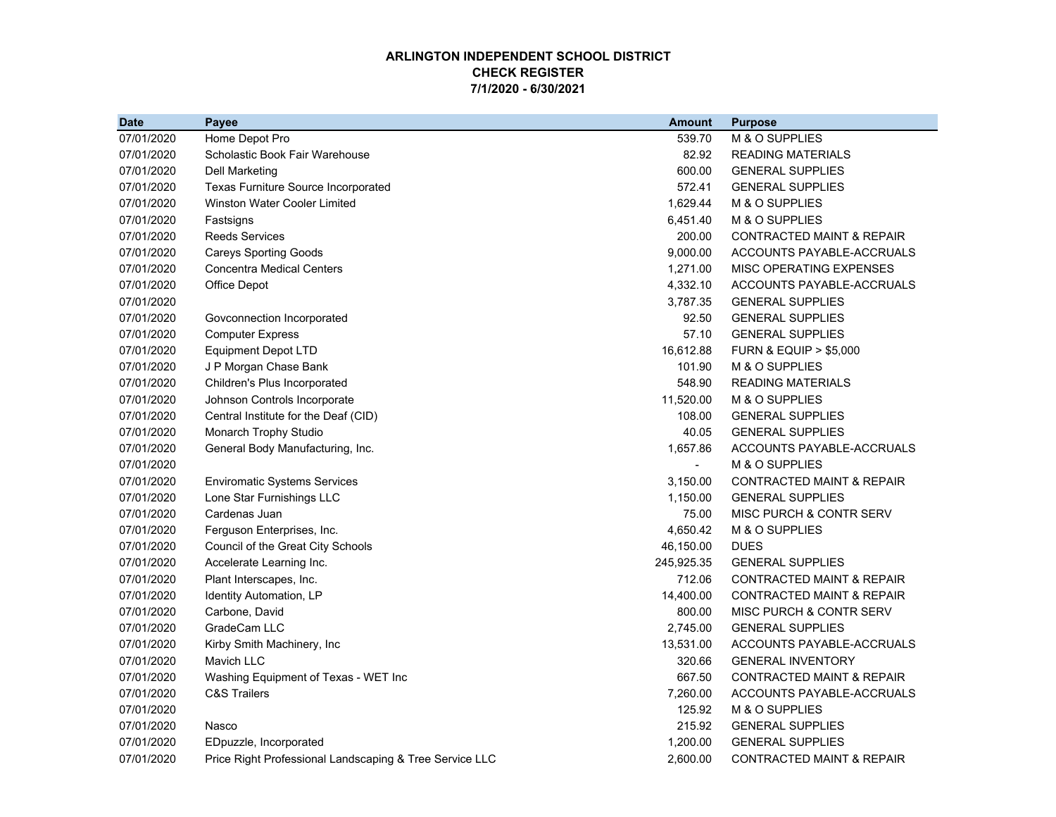**ARLINGTON INDEPENDENT SCHOOL DISTRICT**
**CHECK REGISTER**
**7/1/2020 - 6/30/2021**

| Date | Payee | Amount | Purpose |
|---|---|---|---|
| 07/01/2020 | Home Depot Pro | 539.70 | M & O SUPPLIES |
| 07/01/2020 | Scholastic Book Fair Warehouse | 82.92 | READING MATERIALS |
| 07/01/2020 | Dell Marketing | 600.00 | GENERAL SUPPLIES |
| 07/01/2020 | Texas Furniture Source Incorporated | 572.41 | GENERAL SUPPLIES |
| 07/01/2020 | Winston Water Cooler Limited | 1,629.44 | M & O SUPPLIES |
| 07/01/2020 | Fastsigns | 6,451.40 | M & O SUPPLIES |
| 07/01/2020 | Reeds Services | 200.00 | CONTRACTED MAINT & REPAIR |
| 07/01/2020 | Careys Sporting Goods | 9,000.00 | ACCOUNTS PAYABLE-ACCRUALS |
| 07/01/2020 | Concentra Medical Centers | 1,271.00 | MISC OPERATING EXPENSES |
| 07/01/2020 | Office Depot | 4,332.10 | ACCOUNTS PAYABLE-ACCRUALS |
| 07/01/2020 | | 3,787.35 | GENERAL SUPPLIES |
| 07/01/2020 | Govconnection Incorporated | 92.50 | GENERAL SUPPLIES |
| 07/01/2020 | Computer Express | 57.10 | GENERAL SUPPLIES |
| 07/01/2020 | Equipment Depot LTD | 16,612.88 | FURN & EQUIP > $5,000 |
| 07/01/2020 | J P Morgan Chase Bank | 101.90 | M & O SUPPLIES |
| 07/01/2020 | Children's Plus Incorporated | 548.90 | READING MATERIALS |
| 07/01/2020 | Johnson Controls Incorporate | 11,520.00 | M & O SUPPLIES |
| 07/01/2020 | Central Institute for the Deaf (CID) | 108.00 | GENERAL SUPPLIES |
| 07/01/2020 | Monarch Trophy Studio | 40.05 | GENERAL SUPPLIES |
| 07/01/2020 | General Body Manufacturing, Inc. | 1,657.86 | ACCOUNTS PAYABLE-ACCRUALS |
| 07/01/2020 | | - | M & O SUPPLIES |
| 07/01/2020 | Enviromatic Systems Services | 3,150.00 | CONTRACTED MAINT & REPAIR |
| 07/01/2020 | Lone Star Furnishings LLC | 1,150.00 | GENERAL SUPPLIES |
| 07/01/2020 | Cardenas Juan | 75.00 | MISC PURCH & CONTR SERV |
| 07/01/2020 | Ferguson Enterprises, Inc. | 4,650.42 | M & O SUPPLIES |
| 07/01/2020 | Council of the Great City Schools | 46,150.00 | DUES |
| 07/01/2020 | Accelerate Learning Inc. | 245,925.35 | GENERAL SUPPLIES |
| 07/01/2020 | Plant Interscapes, Inc. | 712.06 | CONTRACTED MAINT & REPAIR |
| 07/01/2020 | Identity Automation, LP | 14,400.00 | CONTRACTED MAINT & REPAIR |
| 07/01/2020 | Carbone, David | 800.00 | MISC PURCH & CONTR SERV |
| 07/01/2020 | GradeCam LLC | 2,745.00 | GENERAL SUPPLIES |
| 07/01/2020 | Kirby Smith Machinery, Inc | 13,531.00 | ACCOUNTS PAYABLE-ACCRUALS |
| 07/01/2020 | Mavich LLC | 320.66 | GENERAL INVENTORY |
| 07/01/2020 | Washing Equipment of Texas - WET Inc | 667.50 | CONTRACTED MAINT & REPAIR |
| 07/01/2020 | C&S Trailers | 7,260.00 | ACCOUNTS PAYABLE-ACCRUALS |
| 07/01/2020 | | 125.92 | M & O SUPPLIES |
| 07/01/2020 | Nasco | 215.92 | GENERAL SUPPLIES |
| 07/01/2020 | EDpuzzle, Incorporated | 1,200.00 | GENERAL SUPPLIES |
| 07/01/2020 | Price Right Professional Landscaping & Tree Service LLC | 2,600.00 | CONTRACTED MAINT & REPAIR |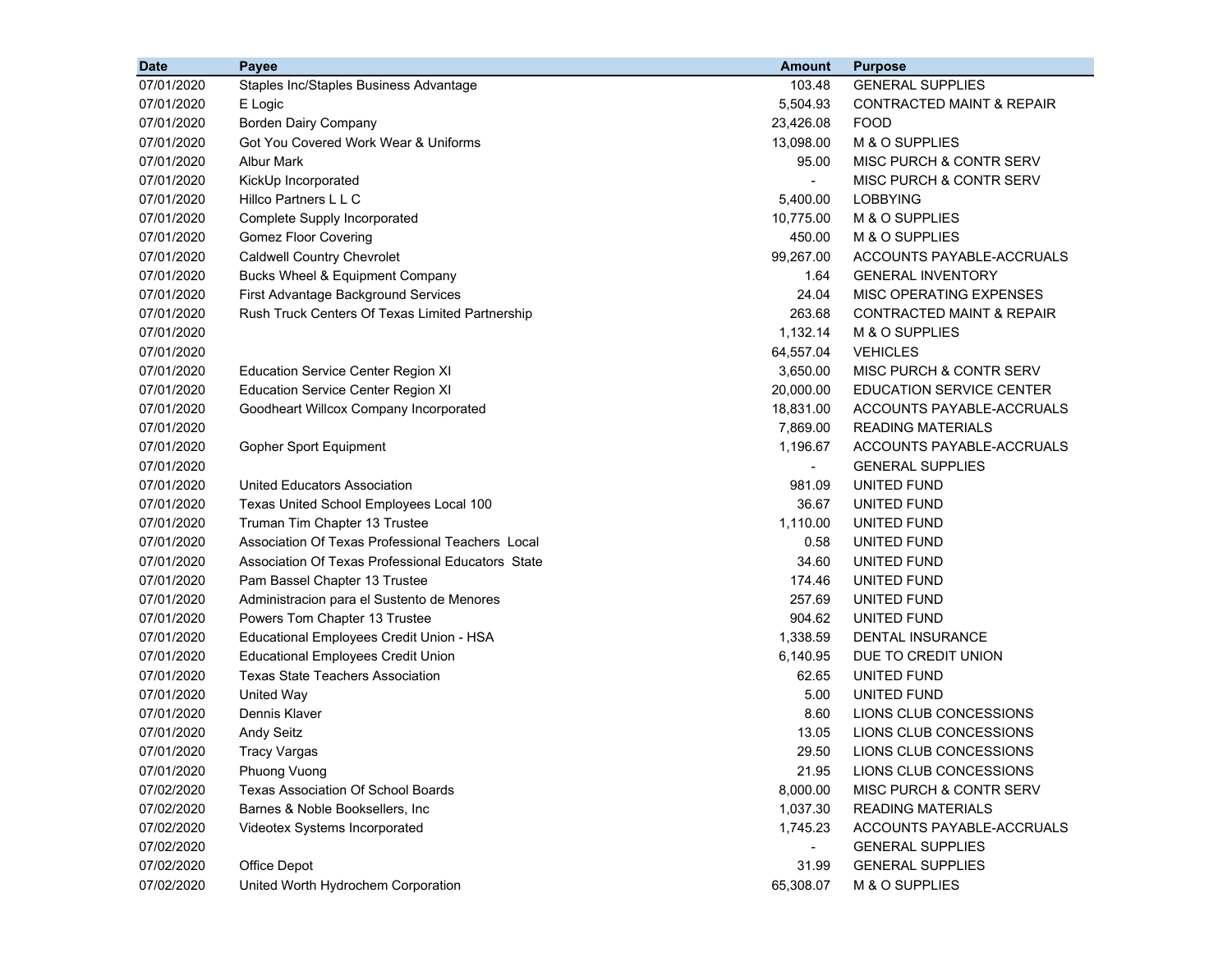| Date | Payee | Amount | Purpose |
|---|---|---|---|
| 07/01/2020 | Staples Inc/Staples Business Advantage | 103.48 | GENERAL SUPPLIES |
| 07/01/2020 | E Logic | 5,504.93 | CONTRACTED MAINT & REPAIR |
| 07/01/2020 | Borden Dairy Company | 23,426.08 | FOOD |
| 07/01/2020 | Got You Covered Work Wear & Uniforms | 13,098.00 | M & O SUPPLIES |
| 07/01/2020 | Albur Mark | 95.00 | MISC PURCH & CONTR SERV |
| 07/01/2020 | KickUp Incorporated | - | MISC PURCH & CONTR SERV |
| 07/01/2020 | Hillco Partners L L C | 5,400.00 | LOBBYING |
| 07/01/2020 | Complete Supply Incorporated | 10,775.00 | M & O SUPPLIES |
| 07/01/2020 | Gomez Floor Covering | 450.00 | M & O SUPPLIES |
| 07/01/2020 | Caldwell Country Chevrolet | 99,267.00 | ACCOUNTS PAYABLE-ACCRUALS |
| 07/01/2020 | Bucks Wheel & Equipment Company | 1.64 | GENERAL INVENTORY |
| 07/01/2020 | First Advantage Background Services | 24.04 | MISC OPERATING EXPENSES |
| 07/01/2020 | Rush Truck Centers Of Texas Limited Partnership | 263.68 | CONTRACTED MAINT & REPAIR |
| 07/01/2020 | | 1,132.14 | M & O SUPPLIES |
| 07/01/2020 | | 64,557.04 | VEHICLES |
| 07/01/2020 | Education Service Center Region XI | 3,650.00 | MISC PURCH & CONTR SERV |
| 07/01/2020 | Education Service Center Region XI | 20,000.00 | EDUCATION SERVICE CENTER |
| 07/01/2020 | Goodheart Willcox Company Incorporated | 18,831.00 | ACCOUNTS PAYABLE-ACCRUALS |
| 07/01/2020 | | 7,869.00 | READING MATERIALS |
| 07/01/2020 | Gopher Sport Equipment | 1,196.67 | ACCOUNTS PAYABLE-ACCRUALS |
| 07/01/2020 | | - | GENERAL SUPPLIES |
| 07/01/2020 | United Educators Association | 981.09 | UNITED FUND |
| 07/01/2020 | Texas United School Employees Local 100 | 36.67 | UNITED FUND |
| 07/01/2020 | Truman Tim Chapter 13 Trustee | 1,110.00 | UNITED FUND |
| 07/01/2020 | Association Of Texas Professional Teachers Local | 0.58 | UNITED FUND |
| 07/01/2020 | Association Of Texas Professional Educators State | 34.60 | UNITED FUND |
| 07/01/2020 | Pam Bassel Chapter 13 Trustee | 174.46 | UNITED FUND |
| 07/01/2020 | Administracion para el Sustento de Menores | 257.69 | UNITED FUND |
| 07/01/2020 | Powers Tom Chapter 13 Trustee | 904.62 | UNITED FUND |
| 07/01/2020 | Educational Employees Credit Union - HSA | 1,338.59 | DENTAL INSURANCE |
| 07/01/2020 | Educational Employees Credit Union | 6,140.95 | DUE TO CREDIT UNION |
| 07/01/2020 | Texas State Teachers Association | 62.65 | UNITED FUND |
| 07/01/2020 | United Way | 5.00 | UNITED FUND |
| 07/01/2020 | Dennis Klaver | 8.60 | LIONS CLUB CONCESSIONS |
| 07/01/2020 | Andy Seitz | 13.05 | LIONS CLUB CONCESSIONS |
| 07/01/2020 | Tracy Vargas | 29.50 | LIONS CLUB CONCESSIONS |
| 07/01/2020 | Phuong Vuong | 21.95 | LIONS CLUB CONCESSIONS |
| 07/02/2020 | Texas Association Of School Boards | 8,000.00 | MISC PURCH & CONTR SERV |
| 07/02/2020 | Barnes & Noble Booksellers, Inc | 1,037.30 | READING MATERIALS |
| 07/02/2020 | Videotex Systems Incorporated | 1,745.23 | ACCOUNTS PAYABLE-ACCRUALS |
| 07/02/2020 | | - | GENERAL SUPPLIES |
| 07/02/2020 | Office Depot | 31.99 | GENERAL SUPPLIES |
| 07/02/2020 | United Worth Hydrochem Corporation | 65,308.07 | M & O SUPPLIES |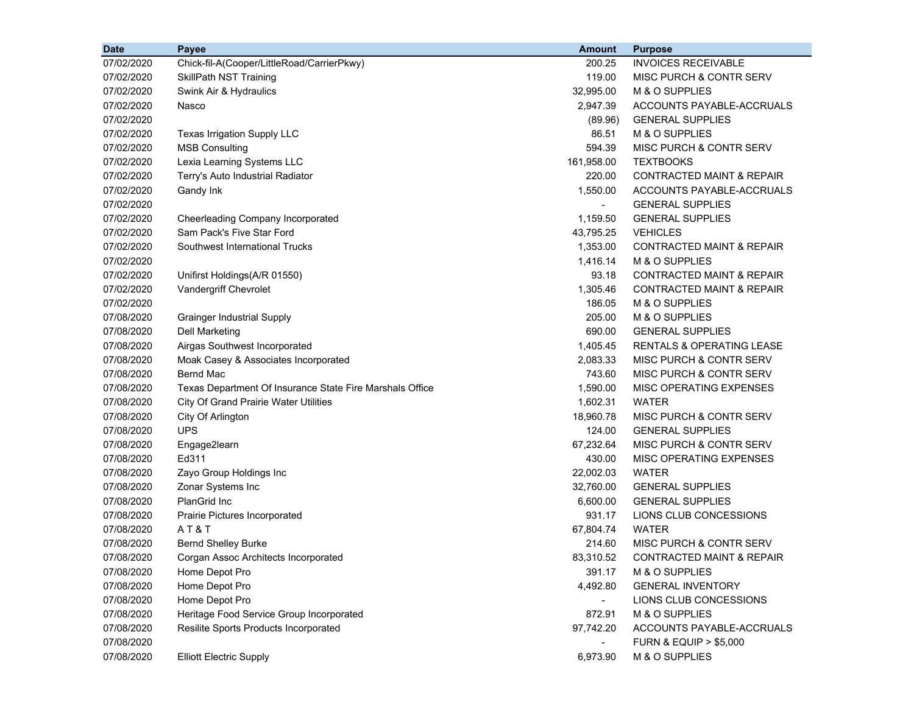| Date | Payee | Amount | Purpose |
|---|---|---|---|
| 07/02/2020 | Chick-fil-A(Cooper/LittleRoad/CarrierPkwy) | 200.25 | INVOICES RECEIVABLE |
| 07/02/2020 | SkillPath NST Training | 119.00 | MISC PURCH & CONTR SERV |
| 07/02/2020 | Swink Air & Hydraulics | 32,995.00 | M & O SUPPLIES |
| 07/02/2020 | Nasco | 2,947.39 | ACCOUNTS PAYABLE-ACCRUALS |
| 07/02/2020 | | (89.96) | GENERAL SUPPLIES |
| 07/02/2020 | Texas Irrigation Supply LLC | 86.51 | M & O SUPPLIES |
| 07/02/2020 | MSB Consulting | 594.39 | MISC PURCH & CONTR SERV |
| 07/02/2020 | Lexia Learning Systems LLC | 161,958.00 | TEXTBOOKS |
| 07/02/2020 | Terry's Auto Industrial Radiator | 220.00 | CONTRACTED MAINT & REPAIR |
| 07/02/2020 | Gandy Ink | 1,550.00 | ACCOUNTS PAYABLE-ACCRUALS |
| 07/02/2020 | | - | GENERAL SUPPLIES |
| 07/02/2020 | Cheerleading Company Incorporated | 1,159.50 | GENERAL SUPPLIES |
| 07/02/2020 | Sam Pack's Five Star Ford | 43,795.25 | VEHICLES |
| 07/02/2020 | Southwest International Trucks | 1,353.00 | CONTRACTED MAINT & REPAIR |
| 07/02/2020 | | 1,416.14 | M & O SUPPLIES |
| 07/02/2020 | Unifirst Holdings(A/R 01550) | 93.18 | CONTRACTED MAINT & REPAIR |
| 07/02/2020 | Vandergriff Chevrolet | 1,305.46 | CONTRACTED MAINT & REPAIR |
| 07/02/2020 | | 186.05 | M & O SUPPLIES |
| 07/08/2020 | Grainger Industrial Supply | 205.00 | M & O SUPPLIES |
| 07/08/2020 | Dell Marketing | 690.00 | GENERAL SUPPLIES |
| 07/08/2020 | Airgas Southwest Incorporated | 1,405.45 | RENTALS & OPERATING LEASE |
| 07/08/2020 | Moak Casey & Associates Incorporated | 2,083.33 | MISC PURCH & CONTR SERV |
| 07/08/2020 | Bernd Mac | 743.60 | MISC PURCH & CONTR SERV |
| 07/08/2020 | Texas Department Of Insurance State Fire Marshals Office | 1,590.00 | MISC OPERATING EXPENSES |
| 07/08/2020 | City Of Grand Prairie Water Utilities | 1,602.31 | WATER |
| 07/08/2020 | City Of Arlington | 18,960.78 | MISC PURCH & CONTR SERV |
| 07/08/2020 | UPS | 124.00 | GENERAL SUPPLIES |
| 07/08/2020 | Engage2learn | 67,232.64 | MISC PURCH & CONTR SERV |
| 07/08/2020 | Ed311 | 430.00 | MISC OPERATING EXPENSES |
| 07/08/2020 | Zayo Group Holdings Inc | 22,002.03 | WATER |
| 07/08/2020 | Zonar Systems Inc | 32,760.00 | GENERAL SUPPLIES |
| 07/08/2020 | PlanGrid Inc | 6,600.00 | GENERAL SUPPLIES |
| 07/08/2020 | Prairie Pictures Incorporated | 931.17 | LIONS CLUB CONCESSIONS |
| 07/08/2020 | A T & T | 67,804.74 | WATER |
| 07/08/2020 | Bernd Shelley Burke | 214.60 | MISC PURCH & CONTR SERV |
| 07/08/2020 | Corgan Assoc Architects Incorporated | 83,310.52 | CONTRACTED MAINT & REPAIR |
| 07/08/2020 | Home Depot Pro | 391.17 | M & O SUPPLIES |
| 07/08/2020 | Home Depot Pro | 4,492.80 | GENERAL INVENTORY |
| 07/08/2020 | Home Depot Pro | - | LIONS CLUB CONCESSIONS |
| 07/08/2020 | Heritage Food Service Group Incorporated | 872.91 | M & O SUPPLIES |
| 07/08/2020 | Resilite Sports Products Incorporated | 97,742.20 | ACCOUNTS PAYABLE-ACCRUALS |
| 07/08/2020 | | - | FURN & EQUIP > $5,000 |
| 07/08/2020 | Elliott Electric Supply | 6,973.90 | M & O SUPPLIES |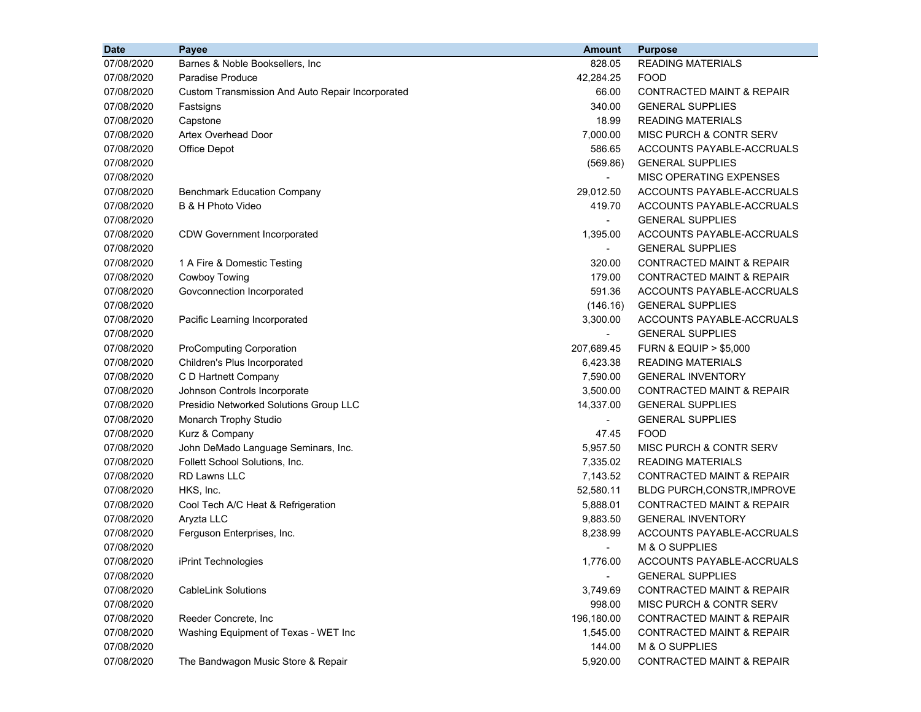| Date | Payee | Amount | Purpose |
|---|---|---|---|
| 07/08/2020 | Barnes & Noble Booksellers, Inc | 828.05 | READING MATERIALS |
| 07/08/2020 | Paradise Produce | 42,284.25 | FOOD |
| 07/08/2020 | Custom Transmission And Auto Repair Incorporated | 66.00 | CONTRACTED MAINT & REPAIR |
| 07/08/2020 | Fastsigns | 340.00 | GENERAL SUPPLIES |
| 07/08/2020 | Capstone | 18.99 | READING MATERIALS |
| 07/08/2020 | Artex Overhead Door | 7,000.00 | MISC PURCH & CONTR SERV |
| 07/08/2020 | Office Depot | 586.65 | ACCOUNTS PAYABLE-ACCRUALS |
| 07/08/2020 | | (569.86) | GENERAL SUPPLIES |
| 07/08/2020 | | - | MISC OPERATING EXPENSES |
| 07/08/2020 | Benchmark Education Company | 29,012.50 | ACCOUNTS PAYABLE-ACCRUALS |
| 07/08/2020 | B & H Photo Video | 419.70 | ACCOUNTS PAYABLE-ACCRUALS |
| 07/08/2020 | | - | GENERAL SUPPLIES |
| 07/08/2020 | CDW Government Incorporated | 1,395.00 | ACCOUNTS PAYABLE-ACCRUALS |
| 07/08/2020 | | - | GENERAL SUPPLIES |
| 07/08/2020 | 1 A Fire & Domestic Testing | 320.00 | CONTRACTED MAINT & REPAIR |
| 07/08/2020 | Cowboy Towing | 179.00 | CONTRACTED MAINT & REPAIR |
| 07/08/2020 | Govconnection Incorporated | 591.36 | ACCOUNTS PAYABLE-ACCRUALS |
| 07/08/2020 | | (146.16) | GENERAL SUPPLIES |
| 07/08/2020 | Pacific Learning Incorporated | 3,300.00 | ACCOUNTS PAYABLE-ACCRUALS |
| 07/08/2020 | | - | GENERAL SUPPLIES |
| 07/08/2020 | ProComputing Corporation | 207,689.45 | FURN & EQUIP > $5,000 |
| 07/08/2020 | Children's Plus Incorporated | 6,423.38 | READING MATERIALS |
| 07/08/2020 | C D Hartnett Company | 7,590.00 | GENERAL INVENTORY |
| 07/08/2020 | Johnson Controls Incorporate | 3,500.00 | CONTRACTED MAINT & REPAIR |
| 07/08/2020 | Presidio Networked Solutions Group LLC | 14,337.00 | GENERAL SUPPLIES |
| 07/08/2020 | Monarch Trophy Studio | - | GENERAL SUPPLIES |
| 07/08/2020 | Kurz & Company | 47.45 | FOOD |
| 07/08/2020 | John DeMado Language Seminars, Inc. | 5,957.50 | MISC PURCH & CONTR SERV |
| 07/08/2020 | Follett School Solutions, Inc. | 7,335.02 | READING MATERIALS |
| 07/08/2020 | RD Lawns LLC | 7,143.52 | CONTRACTED MAINT & REPAIR |
| 07/08/2020 | HKS, Inc. | 52,580.11 | BLDG PURCH,CONSTR,IMPROVE |
| 07/08/2020 | Cool Tech A/C Heat & Refrigeration | 5,888.01 | CONTRACTED MAINT & REPAIR |
| 07/08/2020 | Aryzta LLC | 9,883.50 | GENERAL INVENTORY |
| 07/08/2020 | Ferguson Enterprises, Inc. | 8,238.99 | ACCOUNTS PAYABLE-ACCRUALS |
| 07/08/2020 | | - | M & O SUPPLIES |
| 07/08/2020 | iPrint Technologies | 1,776.00 | ACCOUNTS PAYABLE-ACCRUALS |
| 07/08/2020 | | - | GENERAL SUPPLIES |
| 07/08/2020 | CableLink Solutions | 3,749.69 | CONTRACTED MAINT & REPAIR |
| 07/08/2020 | | 998.00 | MISC PURCH & CONTR SERV |
| 07/08/2020 | Reeder Concrete, Inc | 196,180.00 | CONTRACTED MAINT & REPAIR |
| 07/08/2020 | Washing Equipment of Texas - WET Inc | 1,545.00 | CONTRACTED MAINT & REPAIR |
| 07/08/2020 | | 144.00 | M & O SUPPLIES |
| 07/08/2020 | The Bandwagon Music Store & Repair | 5,920.00 | CONTRACTED MAINT & REPAIR |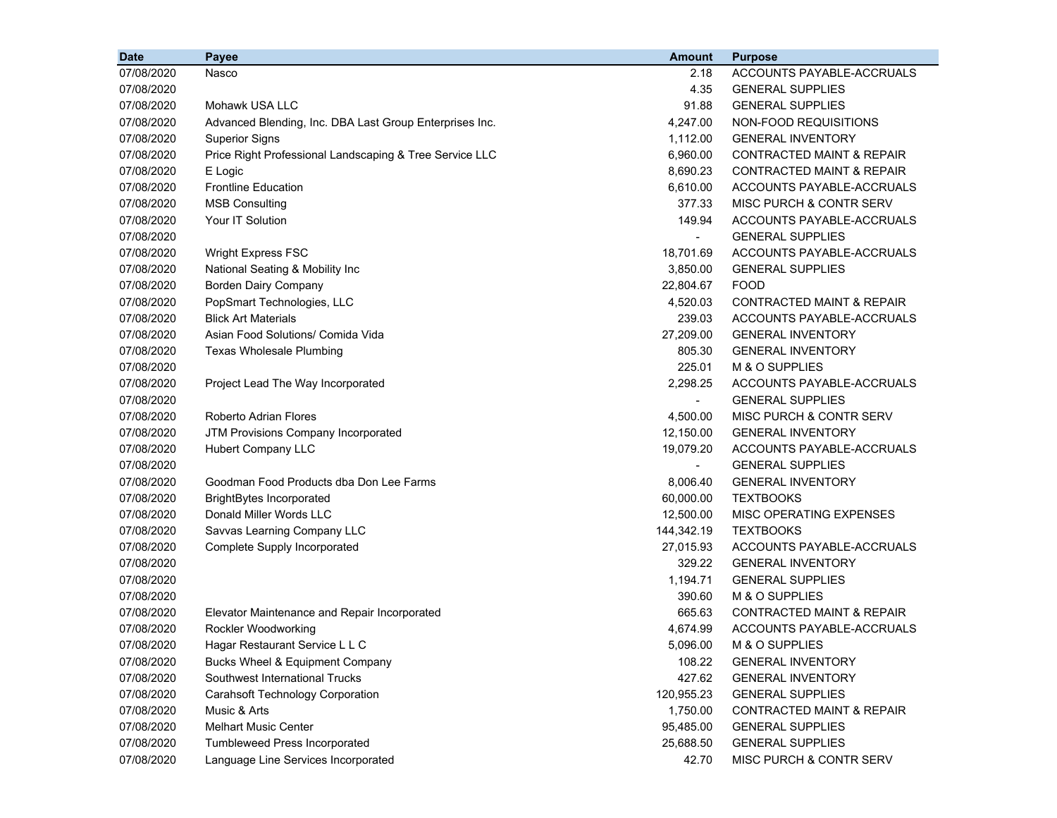| Date | Payee | Amount | Purpose |
|---|---|---|---|
| 07/08/2020 | Nasco | 2.18 | ACCOUNTS PAYABLE-ACCRUALS |
| 07/08/2020 | | 4.35 | GENERAL SUPPLIES |
| 07/08/2020 | Mohawk USA LLC | 91.88 | GENERAL SUPPLIES |
| 07/08/2020 | Advanced Blending, Inc. DBA Last Group Enterprises Inc. | 4,247.00 | NON-FOOD REQUISITIONS |
| 07/08/2020 | Superior Signs | 1,112.00 | GENERAL INVENTORY |
| 07/08/2020 | Price Right Professional Landscaping & Tree Service LLC | 6,960.00 | CONTRACTED MAINT & REPAIR |
| 07/08/2020 | E Logic | 8,690.23 | CONTRACTED MAINT & REPAIR |
| 07/08/2020 | Frontline Education | 6,610.00 | ACCOUNTS PAYABLE-ACCRUALS |
| 07/08/2020 | MSB Consulting | 377.33 | MISC PURCH & CONTR SERV |
| 07/08/2020 | Your IT Solution | 149.94 | ACCOUNTS PAYABLE-ACCRUALS |
| 07/08/2020 | | - | GENERAL SUPPLIES |
| 07/08/2020 | Wright Express FSC | 18,701.69 | ACCOUNTS PAYABLE-ACCRUALS |
| 07/08/2020 | National Seating & Mobility Inc | 3,850.00 | GENERAL SUPPLIES |
| 07/08/2020 | Borden Dairy Company | 22,804.67 | FOOD |
| 07/08/2020 | PopSmart Technologies, LLC | 4,520.03 | CONTRACTED MAINT & REPAIR |
| 07/08/2020 | Blick Art Materials | 239.03 | ACCOUNTS PAYABLE-ACCRUALS |
| 07/08/2020 | Asian Food Solutions/ Comida Vida | 27,209.00 | GENERAL INVENTORY |
| 07/08/2020 | Texas Wholesale Plumbing | 805.30 | GENERAL INVENTORY |
| 07/08/2020 | | 225.01 | M & O SUPPLIES |
| 07/08/2020 | Project Lead The Way Incorporated | 2,298.25 | ACCOUNTS PAYABLE-ACCRUALS |
| 07/08/2020 | | - | GENERAL SUPPLIES |
| 07/08/2020 | Roberto Adrian Flores | 4,500.00 | MISC PURCH & CONTR SERV |
| 07/08/2020 | JTM Provisions Company Incorporated | 12,150.00 | GENERAL INVENTORY |
| 07/08/2020 | Hubert Company LLC | 19,079.20 | ACCOUNTS PAYABLE-ACCRUALS |
| 07/08/2020 | | - | GENERAL SUPPLIES |
| 07/08/2020 | Goodman Food Products dba Don Lee Farms | 8,006.40 | GENERAL INVENTORY |
| 07/08/2020 | BrightBytes Incorporated | 60,000.00 | TEXTBOOKS |
| 07/08/2020 | Donald Miller Words LLC | 12,500.00 | MISC OPERATING EXPENSES |
| 07/08/2020 | Savvas Learning Company LLC | 144,342.19 | TEXTBOOKS |
| 07/08/2020 | Complete Supply Incorporated | 27,015.93 | ACCOUNTS PAYABLE-ACCRUALS |
| 07/08/2020 | | 329.22 | GENERAL INVENTORY |
| 07/08/2020 | | 1,194.71 | GENERAL SUPPLIES |
| 07/08/2020 | | 390.60 | M & O SUPPLIES |
| 07/08/2020 | Elevator Maintenance and Repair Incorporated | 665.63 | CONTRACTED MAINT & REPAIR |
| 07/08/2020 | Rockler Woodworking | 4,674.99 | ACCOUNTS PAYABLE-ACCRUALS |
| 07/08/2020 | Hagar Restaurant Service L L C | 5,096.00 | M & O SUPPLIES |
| 07/08/2020 | Bucks Wheel & Equipment Company | 108.22 | GENERAL INVENTORY |
| 07/08/2020 | Southwest International Trucks | 427.62 | GENERAL INVENTORY |
| 07/08/2020 | Carahsoft Technology Corporation | 120,955.23 | GENERAL SUPPLIES |
| 07/08/2020 | Music & Arts | 1,750.00 | CONTRACTED MAINT & REPAIR |
| 07/08/2020 | Melhart Music Center | 95,485.00 | GENERAL SUPPLIES |
| 07/08/2020 | Tumbleweed Press Incorporated | 25,688.50 | GENERAL SUPPLIES |
| 07/08/2020 | Language Line Services Incorporated | 42.70 | MISC PURCH & CONTR SERV |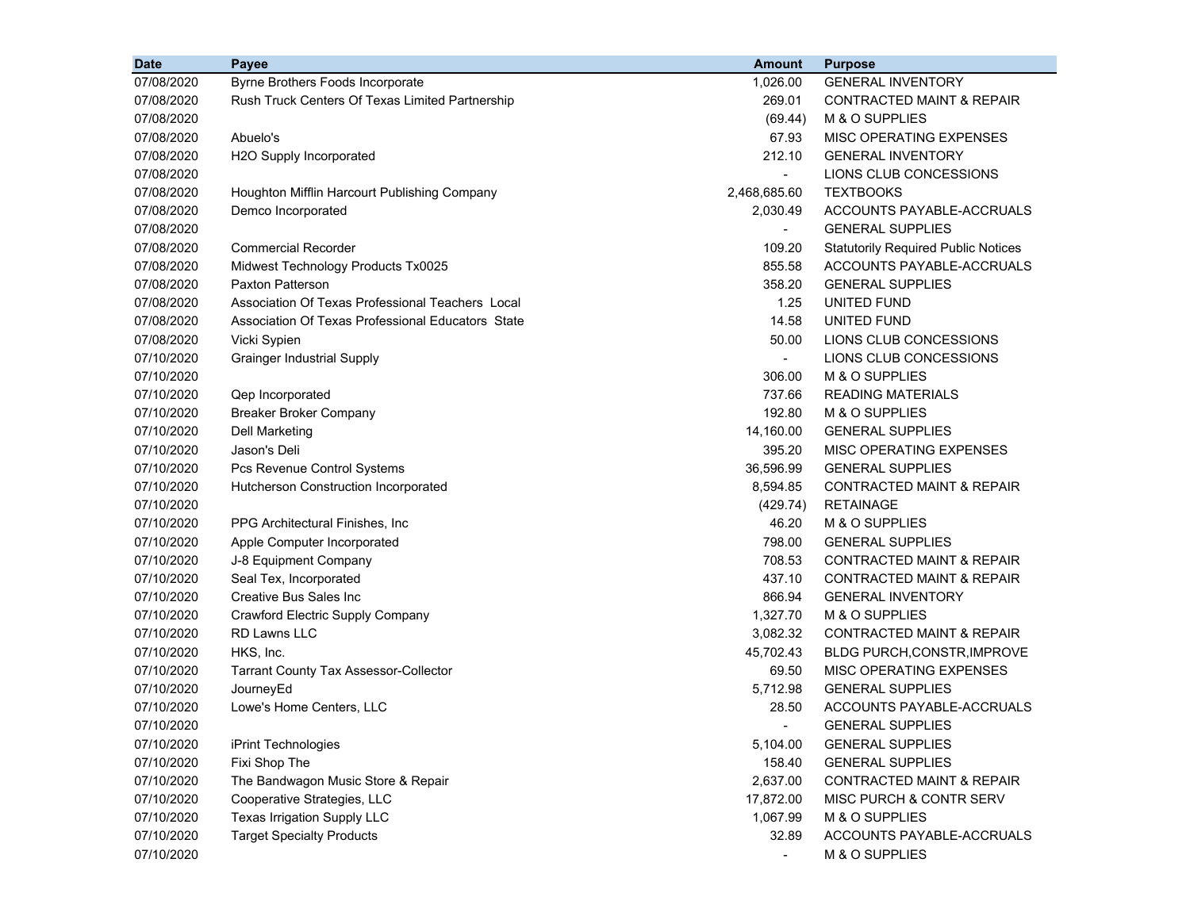| Date | Payee | Amount | Purpose |
|---|---|---|---|
| 07/08/2020 | Byrne Brothers Foods Incorporate | 1,026.00 | GENERAL INVENTORY |
| 07/08/2020 | Rush Truck Centers Of Texas Limited Partnership | 269.01 | CONTRACTED MAINT & REPAIR |
| 07/08/2020 | | (69.44) | M & O SUPPLIES |
| 07/08/2020 | Abuelo's | 67.93 | MISC OPERATING EXPENSES |
| 07/08/2020 | H2O Supply Incorporated | 212.10 | GENERAL INVENTORY |
| 07/08/2020 | | - | LIONS CLUB CONCESSIONS |
| 07/08/2020 | Houghton Mifflin Harcourt Publishing Company | 2,468,685.60 | TEXTBOOKS |
| 07/08/2020 | Demco Incorporated | 2,030.49 | ACCOUNTS PAYABLE-ACCRUALS |
| 07/08/2020 | | - | GENERAL SUPPLIES |
| 07/08/2020 | Commercial Recorder | 109.20 | Statutorily Required Public Notices |
| 07/08/2020 | Midwest Technology Products Tx0025 | 855.58 | ACCOUNTS PAYABLE-ACCRUALS |
| 07/08/2020 | Paxton Patterson | 358.20 | GENERAL SUPPLIES |
| 07/08/2020 | Association Of Texas Professional Teachers Local | 1.25 | UNITED FUND |
| 07/08/2020 | Association Of Texas Professional Educators State | 14.58 | UNITED FUND |
| 07/08/2020 | Vicki Sypien | 50.00 | LIONS CLUB CONCESSIONS |
| 07/10/2020 | Grainger Industrial Supply | - | LIONS CLUB CONCESSIONS |
| 07/10/2020 | | 306.00 | M & O SUPPLIES |
| 07/10/2020 | Qep Incorporated | 737.66 | READING MATERIALS |
| 07/10/2020 | Breaker Broker Company | 192.80 | M & O SUPPLIES |
| 07/10/2020 | Dell Marketing | 14,160.00 | GENERAL SUPPLIES |
| 07/10/2020 | Jason's Deli | 395.20 | MISC OPERATING EXPENSES |
| 07/10/2020 | Pcs Revenue Control Systems | 36,596.99 | GENERAL SUPPLIES |
| 07/10/2020 | Hutcherson Construction Incorporated | 8,594.85 | CONTRACTED MAINT & REPAIR |
| 07/10/2020 | | (429.74) | RETAINAGE |
| 07/10/2020 | PPG Architectural Finishes, Inc | 46.20 | M & O SUPPLIES |
| 07/10/2020 | Apple Computer Incorporated | 798.00 | GENERAL SUPPLIES |
| 07/10/2020 | J-8 Equipment Company | 708.53 | CONTRACTED MAINT & REPAIR |
| 07/10/2020 | Seal Tex, Incorporated | 437.10 | CONTRACTED MAINT & REPAIR |
| 07/10/2020 | Creative Bus Sales Inc | 866.94 | GENERAL INVENTORY |
| 07/10/2020 | Crawford Electric Supply Company | 1,327.70 | M & O SUPPLIES |
| 07/10/2020 | RD Lawns LLC | 3,082.32 | CONTRACTED MAINT & REPAIR |
| 07/10/2020 | HKS, Inc. | 45,702.43 | BLDG PURCH,CONSTR,IMPROVE |
| 07/10/2020 | Tarrant County Tax Assessor-Collector | 69.50 | MISC OPERATING EXPENSES |
| 07/10/2020 | JourneyEd | 5,712.98 | GENERAL SUPPLIES |
| 07/10/2020 | Lowe's Home Centers, LLC | 28.50 | ACCOUNTS PAYABLE-ACCRUALS |
| 07/10/2020 | | - | GENERAL SUPPLIES |
| 07/10/2020 | iPrint Technologies | 5,104.00 | GENERAL SUPPLIES |
| 07/10/2020 | Fixi Shop The | 158.40 | GENERAL SUPPLIES |
| 07/10/2020 | The Bandwagon Music Store & Repair | 2,637.00 | CONTRACTED MAINT & REPAIR |
| 07/10/2020 | Cooperative Strategies, LLC | 17,872.00 | MISC PURCH & CONTR SERV |
| 07/10/2020 | Texas Irrigation Supply LLC | 1,067.99 | M & O SUPPLIES |
| 07/10/2020 | Target Specialty Products | 32.89 | ACCOUNTS PAYABLE-ACCRUALS |
| 07/10/2020 | | - | M & O SUPPLIES |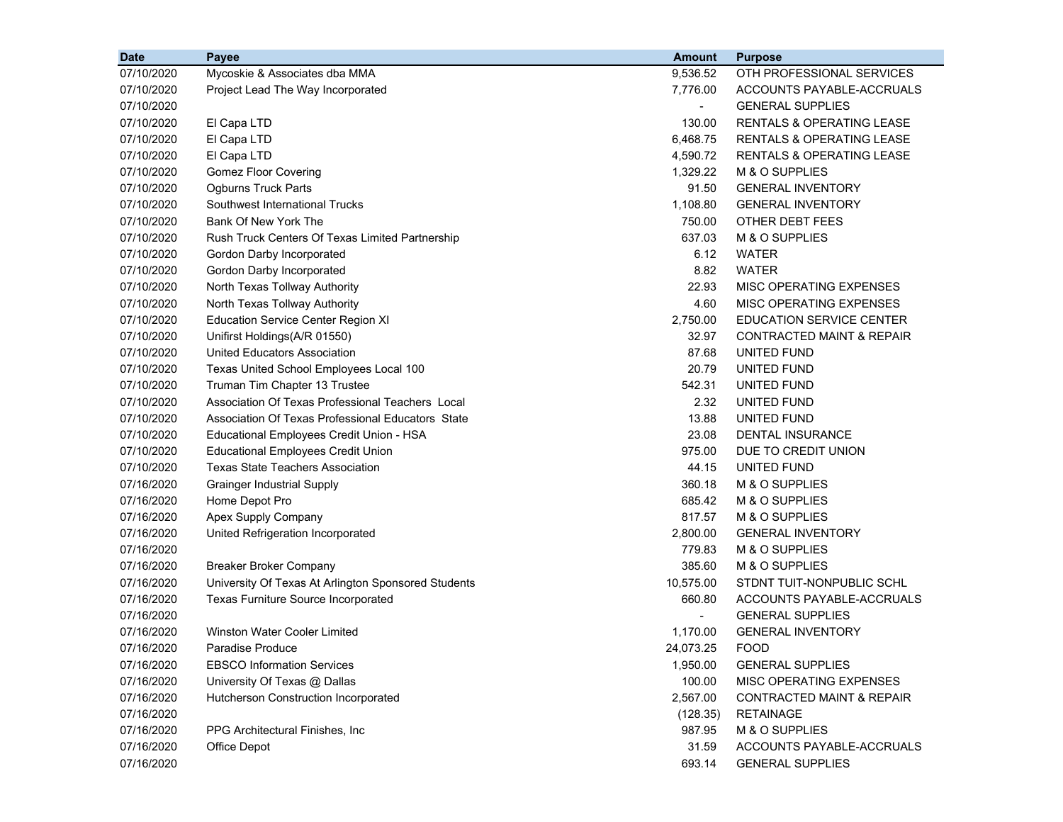| Date | Payee | Amount | Purpose |
| --- | --- | --- | --- |
| 07/10/2020 | Mycoskie & Associates dba MMA | 9,536.52 | OTH PROFESSIONAL SERVICES |
| 07/10/2020 | Project Lead The Way Incorporated | 7,776.00 | ACCOUNTS PAYABLE-ACCRUALS |
| 07/10/2020 | | - | GENERAL SUPPLIES |
| 07/10/2020 | El Capa LTD | 130.00 | RENTALS & OPERATING LEASE |
| 07/10/2020 | El Capa LTD | 6,468.75 | RENTALS & OPERATING LEASE |
| 07/10/2020 | El Capa LTD | 4,590.72 | RENTALS & OPERATING LEASE |
| 07/10/2020 | Gomez Floor Covering | 1,329.22 | M & O SUPPLIES |
| 07/10/2020 | Ogburns Truck Parts | 91.50 | GENERAL INVENTORY |
| 07/10/2020 | Southwest International Trucks | 1,108.80 | GENERAL INVENTORY |
| 07/10/2020 | Bank Of New York The | 750.00 | OTHER DEBT FEES |
| 07/10/2020 | Rush Truck Centers Of Texas Limited Partnership | 637.03 | M & O SUPPLIES |
| 07/10/2020 | Gordon Darby Incorporated | 6.12 | WATER |
| 07/10/2020 | Gordon Darby Incorporated | 8.82 | WATER |
| 07/10/2020 | North Texas Tollway Authority | 22.93 | MISC OPERATING EXPENSES |
| 07/10/2020 | North Texas Tollway Authority | 4.60 | MISC OPERATING EXPENSES |
| 07/10/2020 | Education Service Center Region XI | 2,750.00 | EDUCATION SERVICE CENTER |
| 07/10/2020 | Unifirst Holdings(A/R 01550) | 32.97 | CONTRACTED MAINT & REPAIR |
| 07/10/2020 | United Educators Association | 87.68 | UNITED FUND |
| 07/10/2020 | Texas United School Employees Local 100 | 20.79 | UNITED FUND |
| 07/10/2020 | Truman Tim Chapter 13 Trustee | 542.31 | UNITED FUND |
| 07/10/2020 | Association Of Texas Professional Teachers Local | 2.32 | UNITED FUND |
| 07/10/2020 | Association Of Texas Professional Educators State | 13.88 | UNITED FUND |
| 07/10/2020 | Educational Employees Credit Union - HSA | 23.08 | DENTAL INSURANCE |
| 07/10/2020 | Educational Employees Credit Union | 975.00 | DUE TO CREDIT UNION |
| 07/10/2020 | Texas State Teachers Association | 44.15 | UNITED FUND |
| 07/16/2020 | Grainger Industrial Supply | 360.18 | M & O SUPPLIES |
| 07/16/2020 | Home Depot Pro | 685.42 | M & O SUPPLIES |
| 07/16/2020 | Apex Supply Company | 817.57 | M & O SUPPLIES |
| 07/16/2020 | United Refrigeration Incorporated | 2,800.00 | GENERAL INVENTORY |
| 07/16/2020 | | 779.83 | M & O SUPPLIES |
| 07/16/2020 | Breaker Broker Company | 385.60 | M & O SUPPLIES |
| 07/16/2020 | University Of Texas At Arlington Sponsored Students | 10,575.00 | STDNT TUIT-NONPUBLIC SCHL |
| 07/16/2020 | Texas Furniture Source Incorporated | 660.80 | ACCOUNTS PAYABLE-ACCRUALS |
| 07/16/2020 | | - | GENERAL SUPPLIES |
| 07/16/2020 | Winston Water Cooler Limited | 1,170.00 | GENERAL INVENTORY |
| 07/16/2020 | Paradise Produce | 24,073.25 | FOOD |
| 07/16/2020 | EBSCO Information Services | 1,950.00 | GENERAL SUPPLIES |
| 07/16/2020 | University Of Texas @ Dallas | 100.00 | MISC OPERATING EXPENSES |
| 07/16/2020 | Hutcherson Construction Incorporated | 2,567.00 | CONTRACTED MAINT & REPAIR |
| 07/16/2020 | | (128.35) | RETAINAGE |
| 07/16/2020 | PPG Architectural Finishes, Inc | 987.95 | M & O SUPPLIES |
| 07/16/2020 | Office Depot | 31.59 | ACCOUNTS PAYABLE-ACCRUALS |
| 07/16/2020 | | 693.14 | GENERAL SUPPLIES |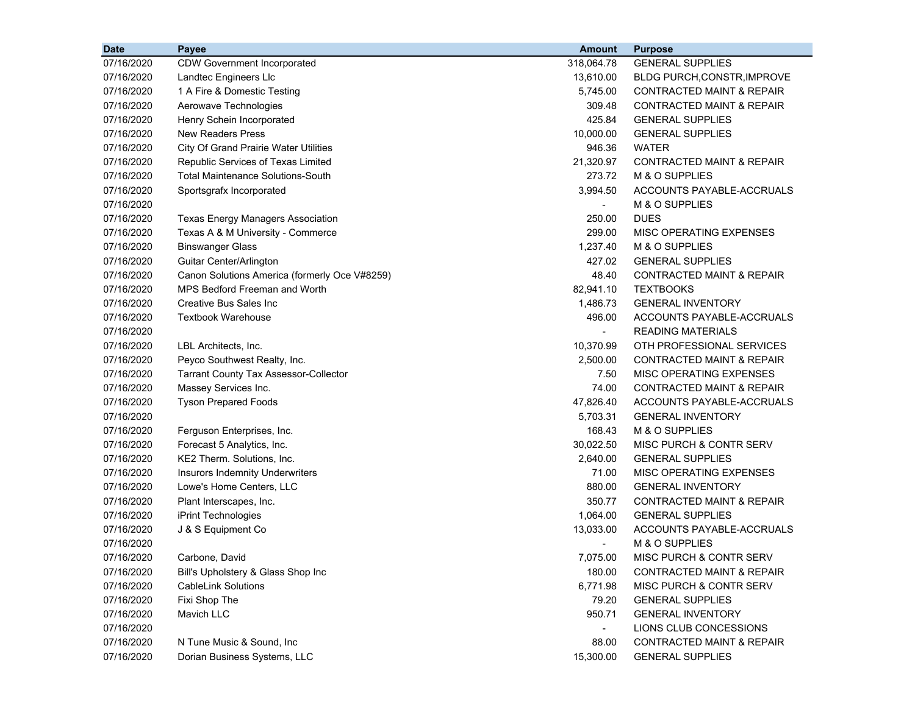| Date | Payee | Amount | Purpose |
|---|---|---|---|
| 07/16/2020 | CDW Government Incorporated | 318,064.78 | GENERAL SUPPLIES |
| 07/16/2020 | Landtec Engineers Llc | 13,610.00 | BLDG PURCH,CONSTR,IMPROVE |
| 07/16/2020 | 1 A Fire & Domestic Testing | 5,745.00 | CONTRACTED MAINT & REPAIR |
| 07/16/2020 | Aerowave Technologies | 309.48 | CONTRACTED MAINT & REPAIR |
| 07/16/2020 | Henry Schein Incorporated | 425.84 | GENERAL SUPPLIES |
| 07/16/2020 | New Readers Press | 10,000.00 | GENERAL SUPPLIES |
| 07/16/2020 | City Of Grand Prairie Water Utilities | 946.36 | WATER |
| 07/16/2020 | Republic Services of Texas Limited | 21,320.97 | CONTRACTED MAINT & REPAIR |
| 07/16/2020 | Total Maintenance Solutions-South | 273.72 | M & O SUPPLIES |
| 07/16/2020 | Sportsgrafx Incorporated | 3,994.50 | ACCOUNTS PAYABLE-ACCRUALS |
| 07/16/2020 | | - | M & O SUPPLIES |
| 07/16/2020 | Texas Energy Managers Association | 250.00 | DUES |
| 07/16/2020 | Texas A & M University - Commerce | 299.00 | MISC OPERATING EXPENSES |
| 07/16/2020 | Binswanger Glass | 1,237.40 | M & O SUPPLIES |
| 07/16/2020 | Guitar Center/Arlington | 427.02 | GENERAL SUPPLIES |
| 07/16/2020 | Canon Solutions America (formerly Oce V#8259) | 48.40 | CONTRACTED MAINT & REPAIR |
| 07/16/2020 | MPS Bedford Freeman and Worth | 82,941.10 | TEXTBOOKS |
| 07/16/2020 | Creative Bus Sales Inc | 1,486.73 | GENERAL INVENTORY |
| 07/16/2020 | Textbook Warehouse | 496.00 | ACCOUNTS PAYABLE-ACCRUALS |
| 07/16/2020 | | - | READING MATERIALS |
| 07/16/2020 | LBL Architects, Inc. | 10,370.99 | OTH PROFESSIONAL SERVICES |
| 07/16/2020 | Peyco Southwest Realty, Inc. | 2,500.00 | CONTRACTED MAINT & REPAIR |
| 07/16/2020 | Tarrant County Tax Assessor-Collector | 7.50 | MISC OPERATING EXPENSES |
| 07/16/2020 | Massey Services Inc. | 74.00 | CONTRACTED MAINT & REPAIR |
| 07/16/2020 | Tyson Prepared Foods | 47,826.40 | ACCOUNTS PAYABLE-ACCRUALS |
| 07/16/2020 | | 5,703.31 | GENERAL INVENTORY |
| 07/16/2020 | Ferguson Enterprises, Inc. | 168.43 | M & O SUPPLIES |
| 07/16/2020 | Forecast 5 Analytics, Inc. | 30,022.50 | MISC PURCH & CONTR SERV |
| 07/16/2020 | KE2 Therm. Solutions, Inc. | 2,640.00 | GENERAL SUPPLIES |
| 07/16/2020 | Insurors Indemnity Underwriters | 71.00 | MISC OPERATING EXPENSES |
| 07/16/2020 | Lowe's Home Centers, LLC | 880.00 | GENERAL INVENTORY |
| 07/16/2020 | Plant Interscapes, Inc. | 350.77 | CONTRACTED MAINT & REPAIR |
| 07/16/2020 | iPrint Technologies | 1,064.00 | GENERAL SUPPLIES |
| 07/16/2020 | J & S Equipment Co | 13,033.00 | ACCOUNTS PAYABLE-ACCRUALS |
| 07/16/2020 | | - | M & O SUPPLIES |
| 07/16/2020 | Carbone, David | 7,075.00 | MISC PURCH & CONTR SERV |
| 07/16/2020 | Bill's Upholstery & Glass Shop Inc | 180.00 | CONTRACTED MAINT & REPAIR |
| 07/16/2020 | CableLink Solutions | 6,771.98 | MISC PURCH & CONTR SERV |
| 07/16/2020 | Fixi Shop The | 79.20 | GENERAL SUPPLIES |
| 07/16/2020 | Mavich LLC | 950.71 | GENERAL INVENTORY |
| 07/16/2020 | | - | LIONS CLUB CONCESSIONS |
| 07/16/2020 | N Tune Music & Sound, Inc | 88.00 | CONTRACTED MAINT & REPAIR |
| 07/16/2020 | Dorian Business Systems, LLC | 15,300.00 | GENERAL SUPPLIES |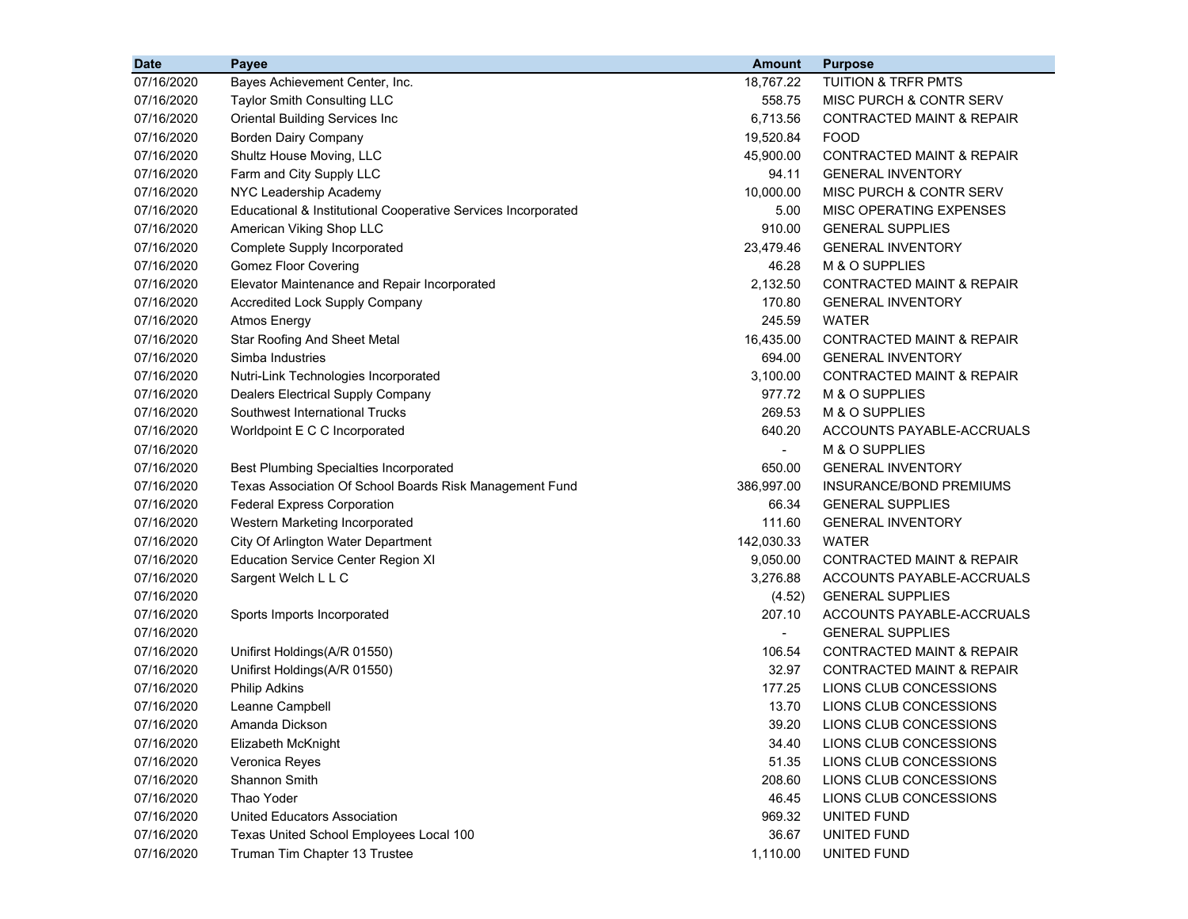| Date | Payee | Amount | Purpose |
|---|---|---|---|
| 07/16/2020 | Bayes Achievement Center, Inc. | 18,767.22 | TUITION & TRFR PMTS |
| 07/16/2020 | Taylor Smith Consulting LLC | 558.75 | MISC PURCH & CONTR SERV |
| 07/16/2020 | Oriental Building Services Inc | 6,713.56 | CONTRACTED MAINT & REPAIR |
| 07/16/2020 | Borden Dairy Company | 19,520.84 | FOOD |
| 07/16/2020 | Shultz House Moving, LLC | 45,900.00 | CONTRACTED MAINT & REPAIR |
| 07/16/2020 | Farm and City Supply LLC | 94.11 | GENERAL INVENTORY |
| 07/16/2020 | NYC Leadership Academy | 10,000.00 | MISC PURCH & CONTR SERV |
| 07/16/2020 | Educational & Institutional Cooperative Services Incorporated | 5.00 | MISC OPERATING EXPENSES |
| 07/16/2020 | American Viking Shop LLC | 910.00 | GENERAL SUPPLIES |
| 07/16/2020 | Complete Supply Incorporated | 23,479.46 | GENERAL INVENTORY |
| 07/16/2020 | Gomez Floor Covering | 46.28 | M & O SUPPLIES |
| 07/16/2020 | Elevator Maintenance and Repair Incorporated | 2,132.50 | CONTRACTED MAINT & REPAIR |
| 07/16/2020 | Accredited Lock Supply Company | 170.80 | GENERAL INVENTORY |
| 07/16/2020 | Atmos Energy | 245.59 | WATER |
| 07/16/2020 | Star Roofing And Sheet Metal | 16,435.00 | CONTRACTED MAINT & REPAIR |
| 07/16/2020 | Simba Industries | 694.00 | GENERAL INVENTORY |
| 07/16/2020 | Nutri-Link Technologies Incorporated | 3,100.00 | CONTRACTED MAINT & REPAIR |
| 07/16/2020 | Dealers Electrical Supply Company | 977.72 | M & O SUPPLIES |
| 07/16/2020 | Southwest International Trucks | 269.53 | M & O SUPPLIES |
| 07/16/2020 | Worldpoint E C C Incorporated | 640.20 | ACCOUNTS PAYABLE-ACCRUALS |
| 07/16/2020 | | - | M & O SUPPLIES |
| 07/16/2020 | Best Plumbing Specialties Incorporated | 650.00 | GENERAL INVENTORY |
| 07/16/2020 | Texas Association Of School Boards Risk Management Fund | 386,997.00 | INSURANCE/BOND PREMIUMS |
| 07/16/2020 | Federal Express Corporation | 66.34 | GENERAL SUPPLIES |
| 07/16/2020 | Western Marketing Incorporated | 111.60 | GENERAL INVENTORY |
| 07/16/2020 | City Of Arlington Water Department | 142,030.33 | WATER |
| 07/16/2020 | Education Service Center Region XI | 9,050.00 | CONTRACTED MAINT & REPAIR |
| 07/16/2020 | Sargent Welch L L C | 3,276.88 | ACCOUNTS PAYABLE-ACCRUALS |
| 07/16/2020 | | (4.52) | GENERAL SUPPLIES |
| 07/16/2020 | Sports Imports Incorporated | 207.10 | ACCOUNTS PAYABLE-ACCRUALS |
| 07/16/2020 | | - | GENERAL SUPPLIES |
| 07/16/2020 | Unifirst Holdings(A/R 01550) | 106.54 | CONTRACTED MAINT & REPAIR |
| 07/16/2020 | Unifirst Holdings(A/R 01550) | 32.97 | CONTRACTED MAINT & REPAIR |
| 07/16/2020 | Philip Adkins | 177.25 | LIONS CLUB CONCESSIONS |
| 07/16/2020 | Leanne Campbell | 13.70 | LIONS CLUB CONCESSIONS |
| 07/16/2020 | Amanda Dickson | 39.20 | LIONS CLUB CONCESSIONS |
| 07/16/2020 | Elizabeth McKnight | 34.40 | LIONS CLUB CONCESSIONS |
| 07/16/2020 | Veronica Reyes | 51.35 | LIONS CLUB CONCESSIONS |
| 07/16/2020 | Shannon Smith | 208.60 | LIONS CLUB CONCESSIONS |
| 07/16/2020 | Thao Yoder | 46.45 | LIONS CLUB CONCESSIONS |
| 07/16/2020 | United Educators Association | 969.32 | UNITED FUND |
| 07/16/2020 | Texas United School Employees Local 100 | 36.67 | UNITED FUND |
| 07/16/2020 | Truman Tim Chapter 13 Trustee | 1,110.00 | UNITED FUND |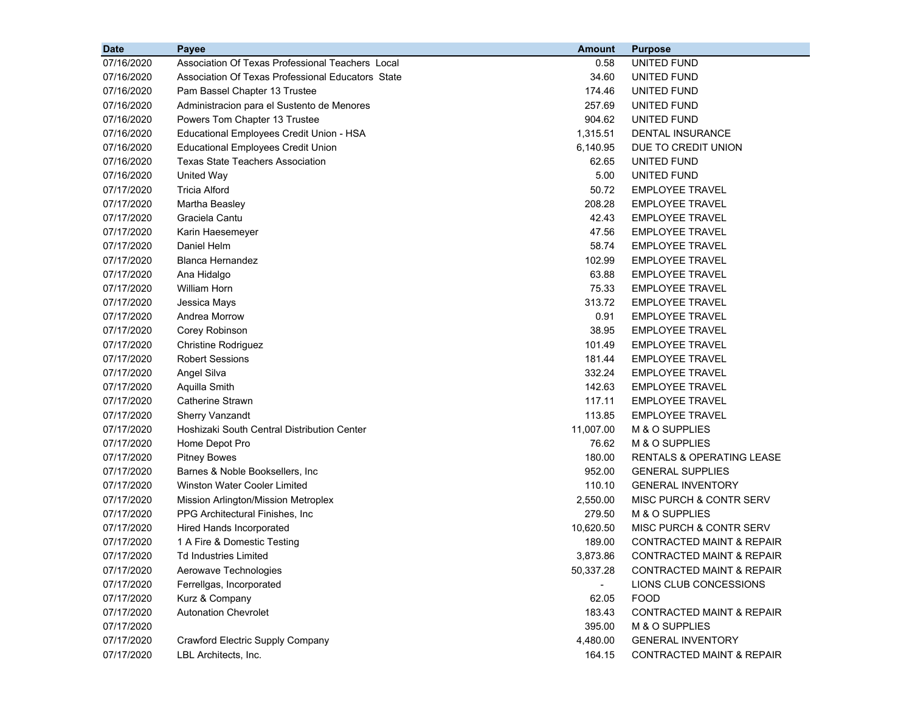| Date | Payee | Amount | Purpose |
|---|---|---|---|
| 07/16/2020 | Association Of Texas Professional Teachers  Local | 0.58 | UNITED FUND |
| 07/16/2020 | Association Of Texas Professional Educators  State | 34.60 | UNITED FUND |
| 07/16/2020 | Pam Bassel Chapter 13 Trustee | 174.46 | UNITED FUND |
| 07/16/2020 | Administracion para el Sustento de Menores | 257.69 | UNITED FUND |
| 07/16/2020 | Powers Tom Chapter 13 Trustee | 904.62 | UNITED FUND |
| 07/16/2020 | Educational Employees Credit Union - HSA | 1,315.51 | DENTAL INSURANCE |
| 07/16/2020 | Educational Employees Credit Union | 6,140.95 | DUE TO CREDIT UNION |
| 07/16/2020 | Texas State Teachers Association | 62.65 | UNITED FUND |
| 07/16/2020 | United Way | 5.00 | UNITED FUND |
| 07/17/2020 | Tricia Alford | 50.72 | EMPLOYEE TRAVEL |
| 07/17/2020 | Martha Beasley | 208.28 | EMPLOYEE TRAVEL |
| 07/17/2020 | Graciela Cantu | 42.43 | EMPLOYEE TRAVEL |
| 07/17/2020 | Karin Haesemeyer | 47.56 | EMPLOYEE TRAVEL |
| 07/17/2020 | Daniel Helm | 58.74 | EMPLOYEE TRAVEL |
| 07/17/2020 | Blanca Hernandez | 102.99 | EMPLOYEE TRAVEL |
| 07/17/2020 | Ana Hidalgo | 63.88 | EMPLOYEE TRAVEL |
| 07/17/2020 | William Horn | 75.33 | EMPLOYEE TRAVEL |
| 07/17/2020 | Jessica Mays | 313.72 | EMPLOYEE TRAVEL |
| 07/17/2020 | Andrea Morrow | 0.91 | EMPLOYEE TRAVEL |
| 07/17/2020 | Corey Robinson | 38.95 | EMPLOYEE TRAVEL |
| 07/17/2020 | Christine Rodriguez | 101.49 | EMPLOYEE TRAVEL |
| 07/17/2020 | Robert Sessions | 181.44 | EMPLOYEE TRAVEL |
| 07/17/2020 | Angel Silva | 332.24 | EMPLOYEE TRAVEL |
| 07/17/2020 | Aquilla Smith | 142.63 | EMPLOYEE TRAVEL |
| 07/17/2020 | Catherine Strawn | 117.11 | EMPLOYEE TRAVEL |
| 07/17/2020 | Sherry Vanzandt | 113.85 | EMPLOYEE TRAVEL |
| 07/17/2020 | Hoshizaki South Central Distribution Center | 11,007.00 | M & O SUPPLIES |
| 07/17/2020 | Home Depot Pro | 76.62 | M & O SUPPLIES |
| 07/17/2020 | Pitney Bowes | 180.00 | RENTALS & OPERATING LEASE |
| 07/17/2020 | Barnes & Noble Booksellers, Inc | 952.00 | GENERAL SUPPLIES |
| 07/17/2020 | Winston Water Cooler Limited | 110.10 | GENERAL INVENTORY |
| 07/17/2020 | Mission Arlington/Mission Metroplex | 2,550.00 | MISC PURCH & CONTR SERV |
| 07/17/2020 | PPG Architectural Finishes, Inc | 279.50 | M & O SUPPLIES |
| 07/17/2020 | Hired Hands Incorporated | 10,620.50 | MISC PURCH & CONTR SERV |
| 07/17/2020 | 1 A Fire & Domestic Testing | 189.00 | CONTRACTED MAINT & REPAIR |
| 07/17/2020 | Td Industries Limited | 3,873.86 | CONTRACTED MAINT & REPAIR |
| 07/17/2020 | Aerowave Technologies | 50,337.28 | CONTRACTED MAINT & REPAIR |
| 07/17/2020 | Ferrellgas, Incorporated | - | LIONS CLUB CONCESSIONS |
| 07/17/2020 | Kurz & Company | 62.05 | FOOD |
| 07/17/2020 | Autonation Chevrolet | 183.43 | CONTRACTED MAINT & REPAIR |
| 07/17/2020 | | 395.00 | M & O SUPPLIES |
| 07/17/2020 | Crawford Electric Supply Company | 4,480.00 | GENERAL INVENTORY |
| 07/17/2020 | LBL Architects, Inc. | 164.15 | CONTRACTED MAINT & REPAIR |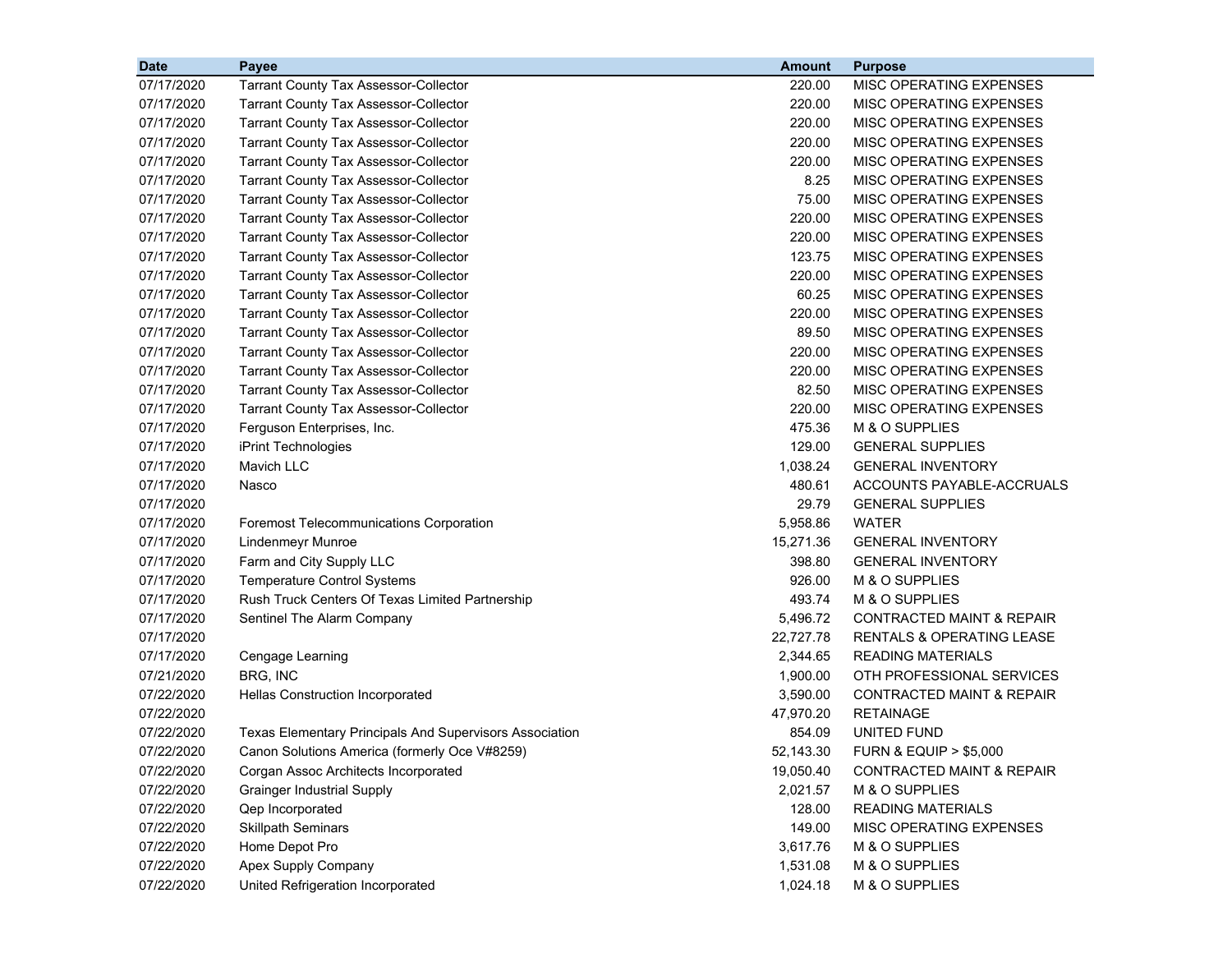| Date | Payee | Amount | Purpose |
|---|---|---|---|
| 07/17/2020 | Tarrant County Tax Assessor-Collector | 220.00 | MISC OPERATING EXPENSES |
| 07/17/2020 | Tarrant County Tax Assessor-Collector | 220.00 | MISC OPERATING EXPENSES |
| 07/17/2020 | Tarrant County Tax Assessor-Collector | 220.00 | MISC OPERATING EXPENSES |
| 07/17/2020 | Tarrant County Tax Assessor-Collector | 220.00 | MISC OPERATING EXPENSES |
| 07/17/2020 | Tarrant County Tax Assessor-Collector | 220.00 | MISC OPERATING EXPENSES |
| 07/17/2020 | Tarrant County Tax Assessor-Collector | 8.25 | MISC OPERATING EXPENSES |
| 07/17/2020 | Tarrant County Tax Assessor-Collector | 75.00 | MISC OPERATING EXPENSES |
| 07/17/2020 | Tarrant County Tax Assessor-Collector | 220.00 | MISC OPERATING EXPENSES |
| 07/17/2020 | Tarrant County Tax Assessor-Collector | 220.00 | MISC OPERATING EXPENSES |
| 07/17/2020 | Tarrant County Tax Assessor-Collector | 123.75 | MISC OPERATING EXPENSES |
| 07/17/2020 | Tarrant County Tax Assessor-Collector | 220.00 | MISC OPERATING EXPENSES |
| 07/17/2020 | Tarrant County Tax Assessor-Collector | 60.25 | MISC OPERATING EXPENSES |
| 07/17/2020 | Tarrant County Tax Assessor-Collector | 220.00 | MISC OPERATING EXPENSES |
| 07/17/2020 | Tarrant County Tax Assessor-Collector | 89.50 | MISC OPERATING EXPENSES |
| 07/17/2020 | Tarrant County Tax Assessor-Collector | 220.00 | MISC OPERATING EXPENSES |
| 07/17/2020 | Tarrant County Tax Assessor-Collector | 220.00 | MISC OPERATING EXPENSES |
| 07/17/2020 | Tarrant County Tax Assessor-Collector | 82.50 | MISC OPERATING EXPENSES |
| 07/17/2020 | Tarrant County Tax Assessor-Collector | 220.00 | MISC OPERATING EXPENSES |
| 07/17/2020 | Ferguson Enterprises, Inc. | 475.36 | M & O SUPPLIES |
| 07/17/2020 | iPrint Technologies | 129.00 | GENERAL SUPPLIES |
| 07/17/2020 | Mavich LLC | 1,038.24 | GENERAL INVENTORY |
| 07/17/2020 | Nasco | 480.61 | ACCOUNTS PAYABLE-ACCRUALS |
| 07/17/2020 | | 29.79 | GENERAL SUPPLIES |
| 07/17/2020 | Foremost Telecommunications Corporation | 5,958.86 | WATER |
| 07/17/2020 | Lindenmeyr Munroe | 15,271.36 | GENERAL INVENTORY |
| 07/17/2020 | Farm and City Supply LLC | 398.80 | GENERAL INVENTORY |
| 07/17/2020 | Temperature Control Systems | 926.00 | M & O SUPPLIES |
| 07/17/2020 | Rush Truck Centers Of Texas Limited Partnership | 493.74 | M & O SUPPLIES |
| 07/17/2020 | Sentinel The Alarm Company | 5,496.72 | CONTRACTED MAINT & REPAIR |
| 07/17/2020 | | 22,727.78 | RENTALS & OPERATING LEASE |
| 07/17/2020 | Cengage Learning | 2,344.65 | READING MATERIALS |
| 07/21/2020 | BRG, INC | 1,900.00 | OTH PROFESSIONAL SERVICES |
| 07/22/2020 | Hellas Construction Incorporated | 3,590.00 | CONTRACTED MAINT & REPAIR |
| 07/22/2020 | | 47,970.20 | RETAINAGE |
| 07/22/2020 | Texas Elementary Principals And Supervisors Association | 854.09 | UNITED FUND |
| 07/22/2020 | Canon Solutions America (formerly Oce V#8259) | 52,143.30 | FURN & EQUIP > $5,000 |
| 07/22/2020 | Corgan Assoc Architects Incorporated | 19,050.40 | CONTRACTED MAINT & REPAIR |
| 07/22/2020 | Grainger Industrial Supply | 2,021.57 | M & O SUPPLIES |
| 07/22/2020 | Qep Incorporated | 128.00 | READING MATERIALS |
| 07/22/2020 | Skillpath Seminars | 149.00 | MISC OPERATING EXPENSES |
| 07/22/2020 | Home Depot Pro | 3,617.76 | M & O SUPPLIES |
| 07/22/2020 | Apex Supply Company | 1,531.08 | M & O SUPPLIES |
| 07/22/2020 | United Refrigeration Incorporated | 1,024.18 | M & O SUPPLIES |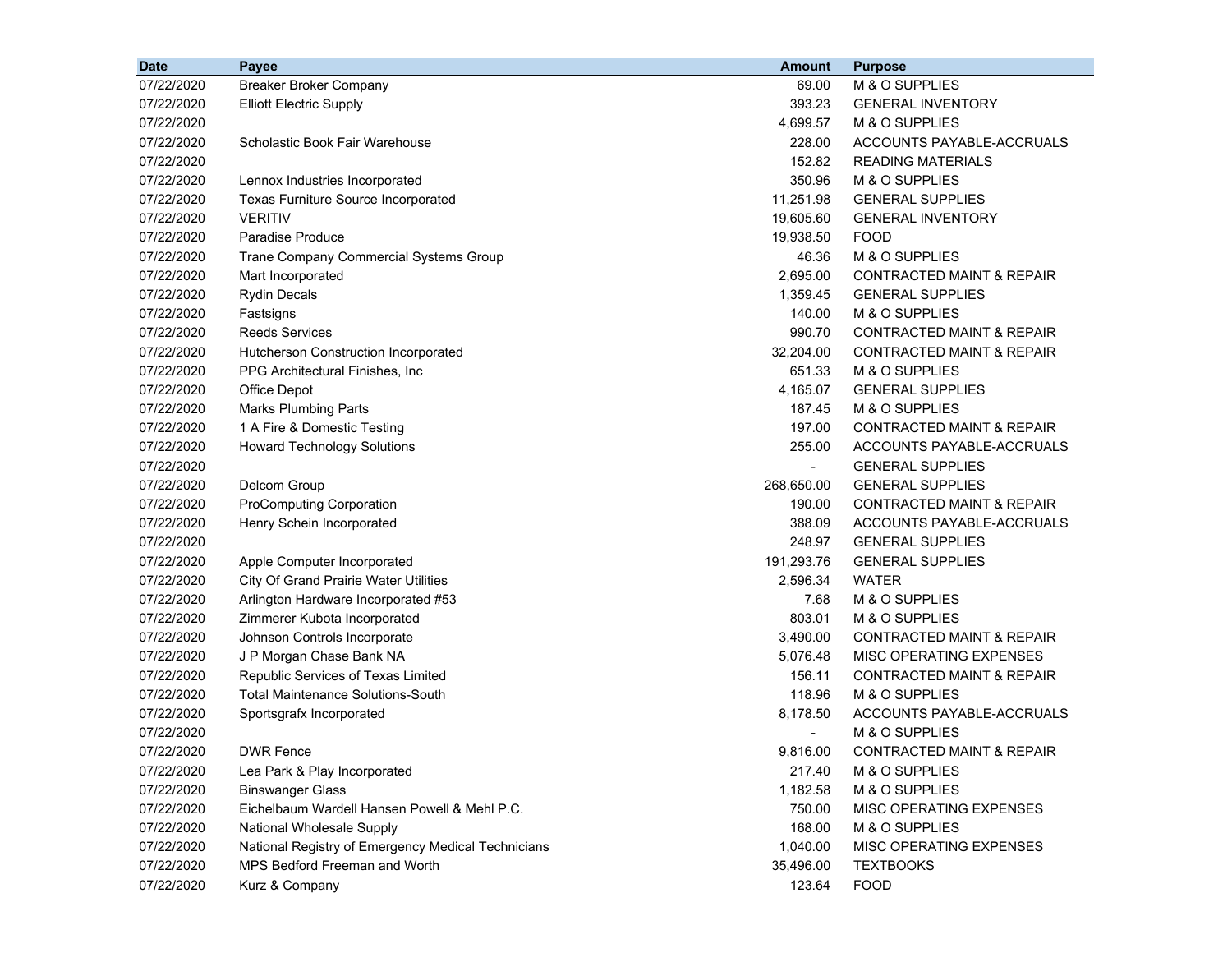| Date | Payee | Amount | Purpose |
|---|---|---|---|
| 07/22/2020 | Breaker Broker Company | 69.00 | M & O SUPPLIES |
| 07/22/2020 | Elliott Electric Supply | 393.23 | GENERAL INVENTORY |
| 07/22/2020 | | 4,699.57 | M & O SUPPLIES |
| 07/22/2020 | Scholastic Book Fair Warehouse | 228.00 | ACCOUNTS PAYABLE-ACCRUALS |
| 07/22/2020 | | 152.82 | READING MATERIALS |
| 07/22/2020 | Lennox Industries Incorporated | 350.96 | M & O SUPPLIES |
| 07/22/2020 | Texas Furniture Source Incorporated | 11,251.98 | GENERAL SUPPLIES |
| 07/22/2020 | VERITIV | 19,605.60 | GENERAL INVENTORY |
| 07/22/2020 | Paradise Produce | 19,938.50 | FOOD |
| 07/22/2020 | Trane Company Commercial Systems Group | 46.36 | M & O SUPPLIES |
| 07/22/2020 | Mart Incorporated | 2,695.00 | CONTRACTED MAINT & REPAIR |
| 07/22/2020 | Rydin Decals | 1,359.45 | GENERAL SUPPLIES |
| 07/22/2020 | Fastsigns | 140.00 | M & O SUPPLIES |
| 07/22/2020 | Reeds Services | 990.70 | CONTRACTED MAINT & REPAIR |
| 07/22/2020 | Hutcherson Construction Incorporated | 32,204.00 | CONTRACTED MAINT & REPAIR |
| 07/22/2020 | PPG Architectural Finishes, Inc | 651.33 | M & O SUPPLIES |
| 07/22/2020 | Office Depot | 4,165.07 | GENERAL SUPPLIES |
| 07/22/2020 | Marks Plumbing Parts | 187.45 | M & O SUPPLIES |
| 07/22/2020 | 1 A Fire & Domestic Testing | 197.00 | CONTRACTED MAINT & REPAIR |
| 07/22/2020 | Howard Technology Solutions | 255.00 | ACCOUNTS PAYABLE-ACCRUALS |
| 07/22/2020 | | - | GENERAL SUPPLIES |
| 07/22/2020 | Delcom Group | 268,650.00 | GENERAL SUPPLIES |
| 07/22/2020 | ProComputing Corporation | 190.00 | CONTRACTED MAINT & REPAIR |
| 07/22/2020 | Henry Schein Incorporated | 388.09 | ACCOUNTS PAYABLE-ACCRUALS |
| 07/22/2020 | | 248.97 | GENERAL SUPPLIES |
| 07/22/2020 | Apple Computer Incorporated | 191,293.76 | GENERAL SUPPLIES |
| 07/22/2020 | City Of Grand Prairie Water Utilities | 2,596.34 | WATER |
| 07/22/2020 | Arlington Hardware Incorporated #53 | 7.68 | M & O SUPPLIES |
| 07/22/2020 | Zimmerer Kubota Incorporated | 803.01 | M & O SUPPLIES |
| 07/22/2020 | Johnson Controls Incorporate | 3,490.00 | CONTRACTED MAINT & REPAIR |
| 07/22/2020 | J P Morgan Chase Bank NA | 5,076.48 | MISC OPERATING EXPENSES |
| 07/22/2020 | Republic Services of Texas Limited | 156.11 | CONTRACTED MAINT & REPAIR |
| 07/22/2020 | Total Maintenance Solutions-South | 118.96 | M & O SUPPLIES |
| 07/22/2020 | Sportsgrafx Incorporated | 8,178.50 | ACCOUNTS PAYABLE-ACCRUALS |
| 07/22/2020 | | - | M & O SUPPLIES |
| 07/22/2020 | DWR Fence | 9,816.00 | CONTRACTED MAINT & REPAIR |
| 07/22/2020 | Lea Park & Play Incorporated | 217.40 | M & O SUPPLIES |
| 07/22/2020 | Binswanger Glass | 1,182.58 | M & O SUPPLIES |
| 07/22/2020 | Eichelbaum Wardell Hansen Powell & Mehl P.C. | 750.00 | MISC OPERATING EXPENSES |
| 07/22/2020 | National Wholesale Supply | 168.00 | M & O SUPPLIES |
| 07/22/2020 | National Registry of Emergency Medical Technicians | 1,040.00 | MISC OPERATING EXPENSES |
| 07/22/2020 | MPS Bedford Freeman and Worth | 35,496.00 | TEXTBOOKS |
| 07/22/2020 | Kurz & Company | 123.64 | FOOD |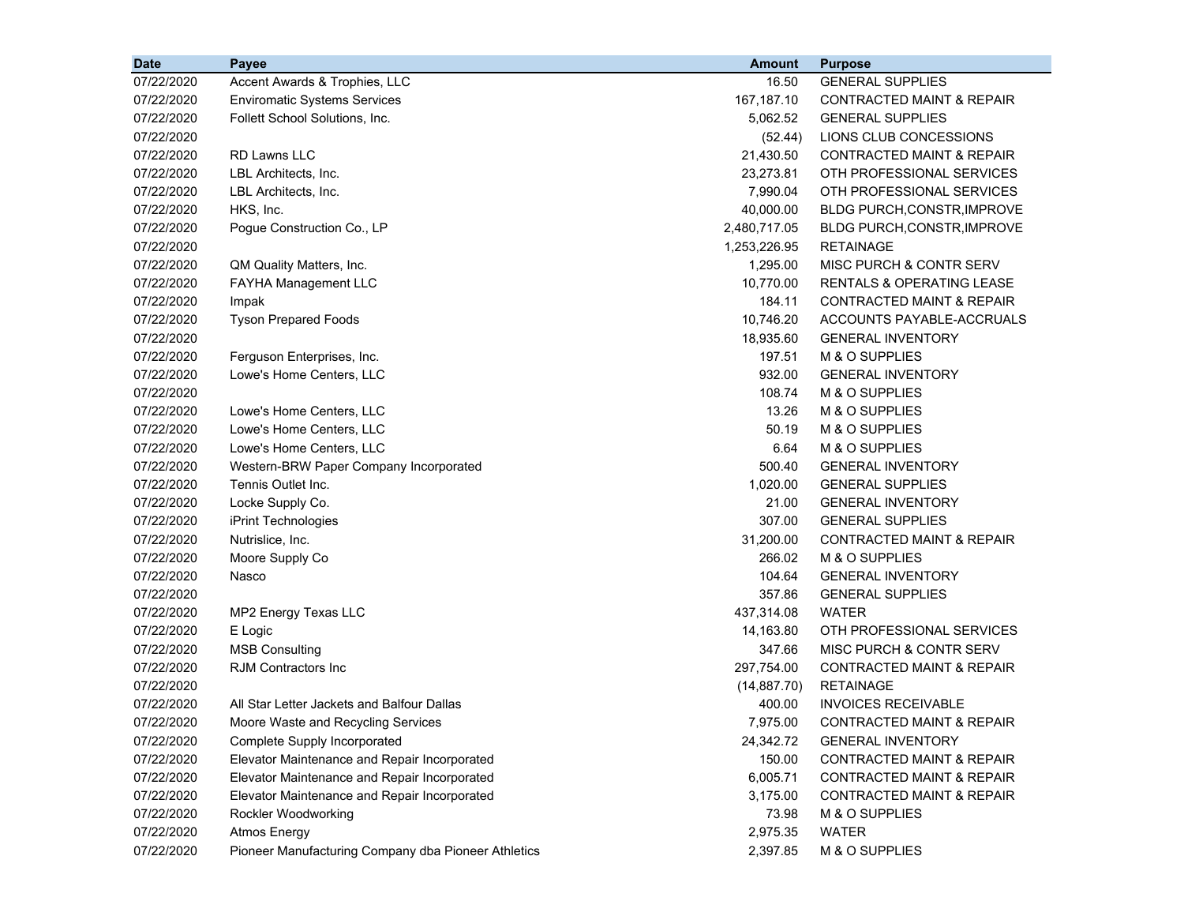| Date | Payee | Amount | Purpose |
|---|---|---|---|
| 07/22/2020 | Accent Awards & Trophies, LLC | 16.50 | GENERAL SUPPLIES |
| 07/22/2020 | Enviromatic Systems Services | 167,187.10 | CONTRACTED MAINT & REPAIR |
| 07/22/2020 | Follett School Solutions, Inc. | 5,062.52 | GENERAL SUPPLIES |
| 07/22/2020 | | (52.44) | LIONS CLUB CONCESSIONS |
| 07/22/2020 | RD Lawns LLC | 21,430.50 | CONTRACTED MAINT & REPAIR |
| 07/22/2020 | LBL Architects, Inc. | 23,273.81 | OTH PROFESSIONAL SERVICES |
| 07/22/2020 | LBL Architects, Inc. | 7,990.04 | OTH PROFESSIONAL SERVICES |
| 07/22/2020 | HKS, Inc. | 40,000.00 | BLDG PURCH,CONSTR,IMPROVE |
| 07/22/2020 | Pogue Construction Co., LP | 2,480,717.05 | BLDG PURCH,CONSTR,IMPROVE |
| 07/22/2020 | | 1,253,226.95 | RETAINAGE |
| 07/22/2020 | QM Quality Matters, Inc. | 1,295.00 | MISC PURCH & CONTR SERV |
| 07/22/2020 | FAYHA Management LLC | 10,770.00 | RENTALS & OPERATING LEASE |
| 07/22/2020 | Impak | 184.11 | CONTRACTED MAINT & REPAIR |
| 07/22/2020 | Tyson Prepared Foods | 10,746.20 | ACCOUNTS PAYABLE-ACCRUALS |
| 07/22/2020 | | 18,935.60 | GENERAL INVENTORY |
| 07/22/2020 | Ferguson Enterprises, Inc. | 197.51 | M & O SUPPLIES |
| 07/22/2020 | Lowe's Home Centers, LLC | 932.00 | GENERAL INVENTORY |
| 07/22/2020 | | 108.74 | M & O SUPPLIES |
| 07/22/2020 | Lowe's Home Centers, LLC | 13.26 | M & O SUPPLIES |
| 07/22/2020 | Lowe's Home Centers, LLC | 50.19 | M & O SUPPLIES |
| 07/22/2020 | Lowe's Home Centers, LLC | 6.64 | M & O SUPPLIES |
| 07/22/2020 | Western-BRW Paper Company Incorporated | 500.40 | GENERAL INVENTORY |
| 07/22/2020 | Tennis Outlet Inc. | 1,020.00 | GENERAL SUPPLIES |
| 07/22/2020 | Locke Supply Co. | 21.00 | GENERAL INVENTORY |
| 07/22/2020 | iPrint Technologies | 307.00 | GENERAL SUPPLIES |
| 07/22/2020 | Nutrislice, Inc. | 31,200.00 | CONTRACTED MAINT & REPAIR |
| 07/22/2020 | Moore Supply Co | 266.02 | M & O SUPPLIES |
| 07/22/2020 | Nasco | 104.64 | GENERAL INVENTORY |
| 07/22/2020 | | 357.86 | GENERAL SUPPLIES |
| 07/22/2020 | MP2 Energy Texas LLC | 437,314.08 | WATER |
| 07/22/2020 | E Logic | 14,163.80 | OTH PROFESSIONAL SERVICES |
| 07/22/2020 | MSB Consulting | 347.66 | MISC PURCH & CONTR SERV |
| 07/22/2020 | RJM Contractors Inc | 297,754.00 | CONTRACTED MAINT & REPAIR |
| 07/22/2020 | | (14,887.70) | RETAINAGE |
| 07/22/2020 | All Star Letter Jackets and Balfour Dallas | 400.00 | INVOICES RECEIVABLE |
| 07/22/2020 | Moore Waste and Recycling Services | 7,975.00 | CONTRACTED MAINT & REPAIR |
| 07/22/2020 | Complete Supply Incorporated | 24,342.72 | GENERAL INVENTORY |
| 07/22/2020 | Elevator Maintenance and Repair Incorporated | 150.00 | CONTRACTED MAINT & REPAIR |
| 07/22/2020 | Elevator Maintenance and Repair Incorporated | 6,005.71 | CONTRACTED MAINT & REPAIR |
| 07/22/2020 | Elevator Maintenance and Repair Incorporated | 3,175.00 | CONTRACTED MAINT & REPAIR |
| 07/22/2020 | Rockler Woodworking | 73.98 | M & O SUPPLIES |
| 07/22/2020 | Atmos Energy | 2,975.35 | WATER |
| 07/22/2020 | Pioneer Manufacturing Company dba Pioneer Athletics | 2,397.85 | M & O SUPPLIES |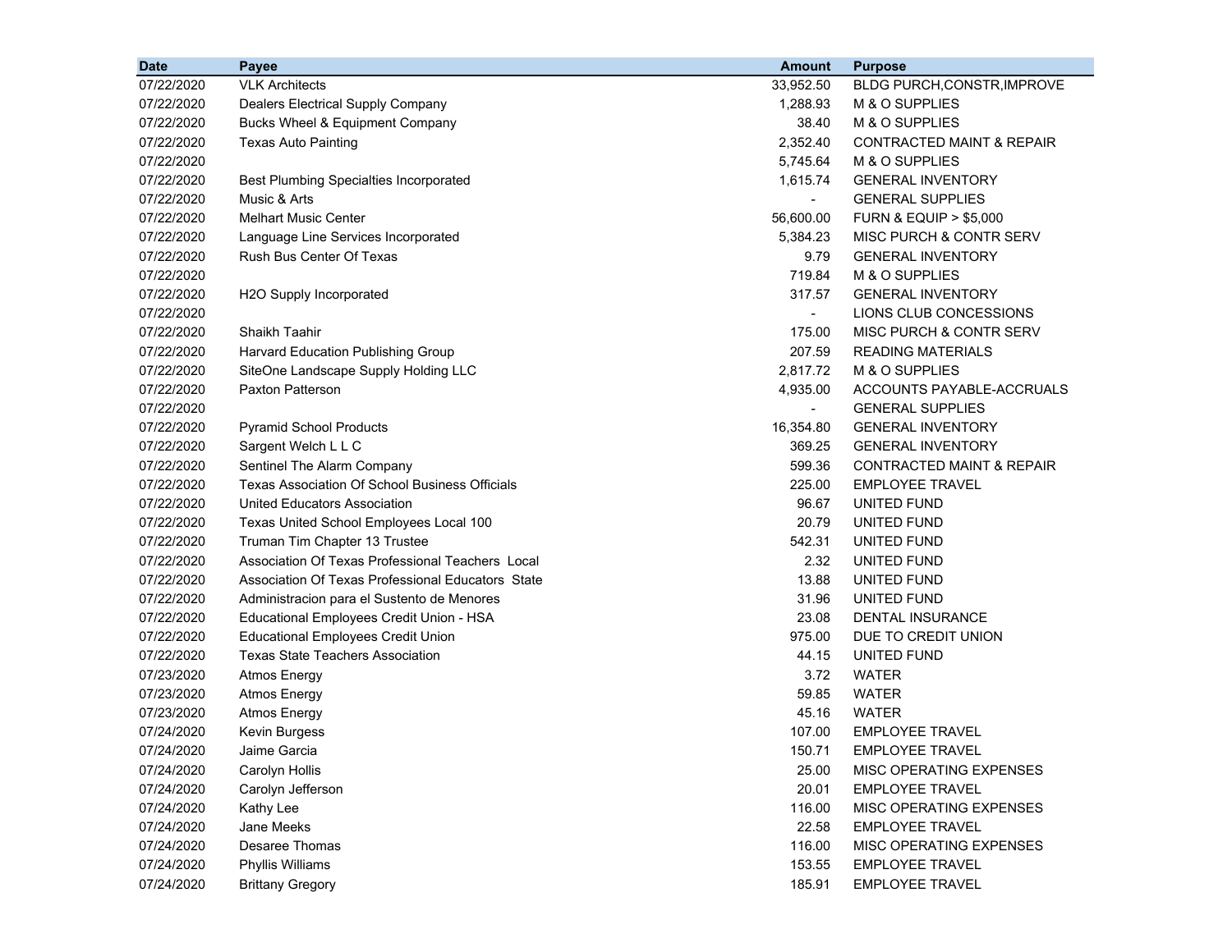| Date | Payee | Amount | Purpose |
|---|---|---|---|
| 07/22/2020 | VLK Architects | 33,952.50 | BLDG PURCH,CONSTR,IMPROVE |
| 07/22/2020 | Dealers Electrical Supply Company | 1,288.93 | M & O SUPPLIES |
| 07/22/2020 | Bucks Wheel & Equipment Company | 38.40 | M & O SUPPLIES |
| 07/22/2020 | Texas Auto Painting | 2,352.40 | CONTRACTED MAINT & REPAIR |
| 07/22/2020 | | 5,745.64 | M & O SUPPLIES |
| 07/22/2020 | Best Plumbing Specialties Incorporated | 1,615.74 | GENERAL INVENTORY |
| 07/22/2020 | Music & Arts | - | GENERAL SUPPLIES |
| 07/22/2020 | Melhart Music Center | 56,600.00 | FURN & EQUIP > $5,000 |
| 07/22/2020 | Language Line Services Incorporated | 5,384.23 | MISC PURCH & CONTR SERV |
| 07/22/2020 | Rush Bus Center Of Texas | 9.79 | GENERAL INVENTORY |
| 07/22/2020 | | 719.84 | M & O SUPPLIES |
| 07/22/2020 | H2O Supply Incorporated | 317.57 | GENERAL INVENTORY |
| 07/22/2020 | | - | LIONS CLUB CONCESSIONS |
| 07/22/2020 | Shaikh Taahir | 175.00 | MISC PURCH & CONTR SERV |
| 07/22/2020 | Harvard Education Publishing Group | 207.59 | READING MATERIALS |
| 07/22/2020 | SiteOne Landscape Supply Holding LLC | 2,817.72 | M & O SUPPLIES |
| 07/22/2020 | Paxton Patterson | 4,935.00 | ACCOUNTS PAYABLE-ACCRUALS |
| 07/22/2020 | | - | GENERAL SUPPLIES |
| 07/22/2020 | Pyramid School Products | 16,354.80 | GENERAL INVENTORY |
| 07/22/2020 | Sargent Welch L L C | 369.25 | GENERAL INVENTORY |
| 07/22/2020 | Sentinel The Alarm Company | 599.36 | CONTRACTED MAINT & REPAIR |
| 07/22/2020 | Texas Association Of School Business Officials | 225.00 | EMPLOYEE TRAVEL |
| 07/22/2020 | United Educators Association | 96.67 | UNITED FUND |
| 07/22/2020 | Texas United School Employees Local 100 | 20.79 | UNITED FUND |
| 07/22/2020 | Truman Tim Chapter 13 Trustee | 542.31 | UNITED FUND |
| 07/22/2020 | Association Of Texas Professional Teachers Local | 2.32 | UNITED FUND |
| 07/22/2020 | Association Of Texas Professional Educators State | 13.88 | UNITED FUND |
| 07/22/2020 | Administracion para el Sustento de Menores | 31.96 | UNITED FUND |
| 07/22/2020 | Educational Employees Credit Union - HSA | 23.08 | DENTAL INSURANCE |
| 07/22/2020 | Educational Employees Credit Union | 975.00 | DUE TO CREDIT UNION |
| 07/22/2020 | Texas State Teachers Association | 44.15 | UNITED FUND |
| 07/23/2020 | Atmos Energy | 3.72 | WATER |
| 07/23/2020 | Atmos Energy | 59.85 | WATER |
| 07/23/2020 | Atmos Energy | 45.16 | WATER |
| 07/24/2020 | Kevin Burgess | 107.00 | EMPLOYEE TRAVEL |
| 07/24/2020 | Jaime Garcia | 150.71 | EMPLOYEE TRAVEL |
| 07/24/2020 | Carolyn Hollis | 25.00 | MISC OPERATING EXPENSES |
| 07/24/2020 | Carolyn Jefferson | 20.01 | EMPLOYEE TRAVEL |
| 07/24/2020 | Kathy Lee | 116.00 | MISC OPERATING EXPENSES |
| 07/24/2020 | Jane Meeks | 22.58 | EMPLOYEE TRAVEL |
| 07/24/2020 | Desaree Thomas | 116.00 | MISC OPERATING EXPENSES |
| 07/24/2020 | Phyllis Williams | 153.55 | EMPLOYEE TRAVEL |
| 07/24/2020 | Brittany Gregory | 185.91 | EMPLOYEE TRAVEL |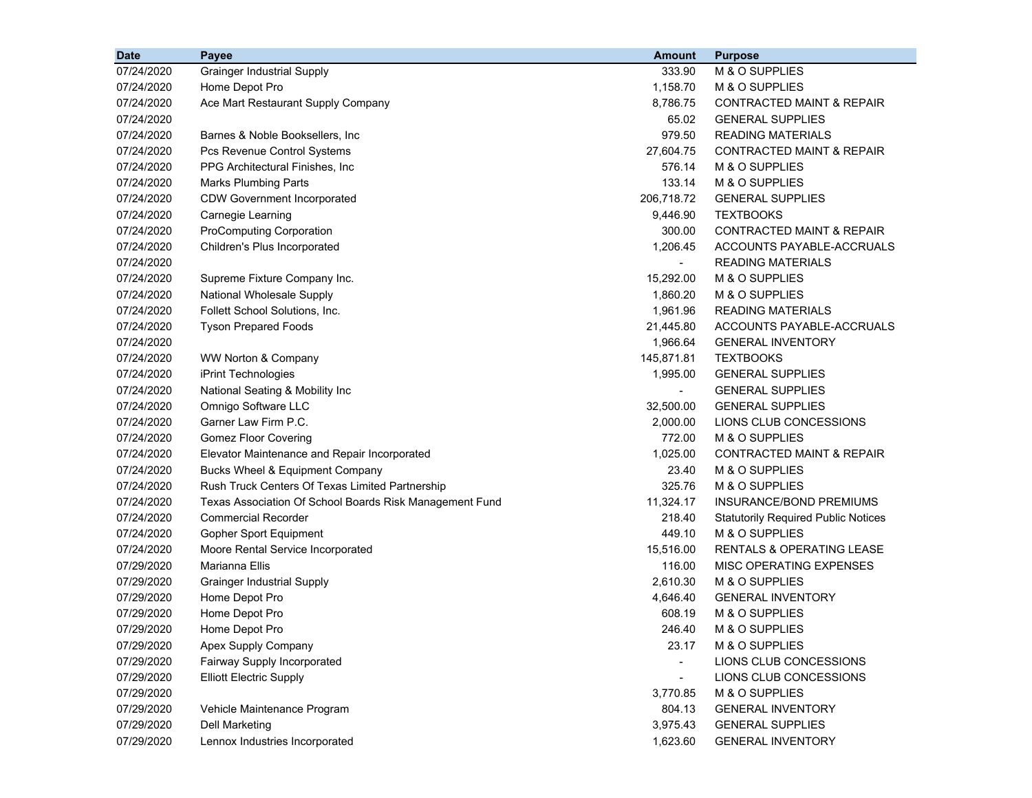| Date | Payee | Amount | Purpose |
|---|---|---|---|
| 07/24/2020 | Grainger Industrial Supply | 333.90 | M & O SUPPLIES |
| 07/24/2020 | Home Depot Pro | 1,158.70 | M & O SUPPLIES |
| 07/24/2020 | Ace Mart Restaurant Supply Company | 8,786.75 | CONTRACTED MAINT & REPAIR |
| 07/24/2020 | | 65.02 | GENERAL SUPPLIES |
| 07/24/2020 | Barnes & Noble Booksellers, Inc | 979.50 | READING MATERIALS |
| 07/24/2020 | Pcs Revenue Control Systems | 27,604.75 | CONTRACTED MAINT & REPAIR |
| 07/24/2020 | PPG Architectural Finishes, Inc | 576.14 | M & O SUPPLIES |
| 07/24/2020 | Marks Plumbing Parts | 133.14 | M & O SUPPLIES |
| 07/24/2020 | CDW Government Incorporated | 206,718.72 | GENERAL SUPPLIES |
| 07/24/2020 | Carnegie Learning | 9,446.90 | TEXTBOOKS |
| 07/24/2020 | ProComputing Corporation | 300.00 | CONTRACTED MAINT & REPAIR |
| 07/24/2020 | Children's Plus Incorporated | 1,206.45 | ACCOUNTS PAYABLE-ACCRUALS |
| 07/24/2020 | | - | READING MATERIALS |
| 07/24/2020 | Supreme Fixture Company Inc. | 15,292.00 | M & O SUPPLIES |
| 07/24/2020 | National Wholesale Supply | 1,860.20 | M & O SUPPLIES |
| 07/24/2020 | Follett School Solutions, Inc. | 1,961.96 | READING MATERIALS |
| 07/24/2020 | Tyson Prepared Foods | 21,445.80 | ACCOUNTS PAYABLE-ACCRUALS |
| 07/24/2020 | | 1,966.64 | GENERAL INVENTORY |
| 07/24/2020 | WW Norton & Company | 145,871.81 | TEXTBOOKS |
| 07/24/2020 | iPrint Technologies | 1,995.00 | GENERAL SUPPLIES |
| 07/24/2020 | National Seating & Mobility Inc | - | GENERAL SUPPLIES |
| 07/24/2020 | Omnigo Software LLC | 32,500.00 | GENERAL SUPPLIES |
| 07/24/2020 | Garner Law Firm P.C. | 2,000.00 | LIONS CLUB CONCESSIONS |
| 07/24/2020 | Gomez Floor Covering | 772.00 | M & O SUPPLIES |
| 07/24/2020 | Elevator Maintenance and Repair Incorporated | 1,025.00 | CONTRACTED MAINT & REPAIR |
| 07/24/2020 | Bucks Wheel & Equipment Company | 23.40 | M & O SUPPLIES |
| 07/24/2020 | Rush Truck Centers Of Texas Limited Partnership | 325.76 | M & O SUPPLIES |
| 07/24/2020 | Texas Association Of School Boards Risk Management Fund | 11,324.17 | INSURANCE/BOND PREMIUMS |
| 07/24/2020 | Commercial Recorder | 218.40 | Statutorily Required Public Notices |
| 07/24/2020 | Gopher Sport Equipment | 449.10 | M & O SUPPLIES |
| 07/24/2020 | Moore Rental Service Incorporated | 15,516.00 | RENTALS & OPERATING LEASE |
| 07/29/2020 | Marianna Ellis | 116.00 | MISC OPERATING EXPENSES |
| 07/29/2020 | Grainger Industrial Supply | 2,610.30 | M & O SUPPLIES |
| 07/29/2020 | Home Depot Pro | 4,646.40 | GENERAL INVENTORY |
| 07/29/2020 | Home Depot Pro | 608.19 | M & O SUPPLIES |
| 07/29/2020 | Home Depot Pro | 246.40 | M & O SUPPLIES |
| 07/29/2020 | Apex Supply Company | 23.17 | M & O SUPPLIES |
| 07/29/2020 | Fairway Supply Incorporated | - | LIONS CLUB CONCESSIONS |
| 07/29/2020 | Elliott Electric Supply | - | LIONS CLUB CONCESSIONS |
| 07/29/2020 | | 3,770.85 | M & O SUPPLIES |
| 07/29/2020 | Vehicle Maintenance Program | 804.13 | GENERAL INVENTORY |
| 07/29/2020 | Dell Marketing | 3,975.43 | GENERAL SUPPLIES |
| 07/29/2020 | Lennox Industries Incorporated | 1,623.60 | GENERAL INVENTORY |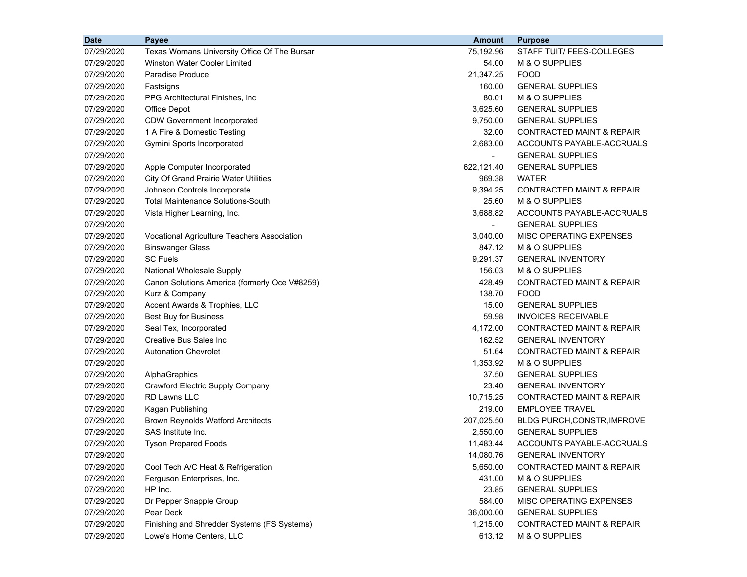| Date | Payee | Amount | Purpose |
|---|---|---|---|
| 07/29/2020 | Texas Womans University Office Of The Bursar | 75,192.96 | STAFF TUIT/ FEES-COLLEGES |
| 07/29/2020 | Winston Water Cooler Limited | 54.00 | M & O SUPPLIES |
| 07/29/2020 | Paradise Produce | 21,347.25 | FOOD |
| 07/29/2020 | Fastsigns | 160.00 | GENERAL SUPPLIES |
| 07/29/2020 | PPG Architectural Finishes, Inc | 80.01 | M & O SUPPLIES |
| 07/29/2020 | Office Depot | 3,625.60 | GENERAL SUPPLIES |
| 07/29/2020 | CDW Government Incorporated | 9,750.00 | GENERAL SUPPLIES |
| 07/29/2020 | 1 A Fire & Domestic Testing | 32.00 | CONTRACTED MAINT & REPAIR |
| 07/29/2020 | Gymini Sports Incorporated | 2,683.00 | ACCOUNTS PAYABLE-ACCRUALS |
| 07/29/2020 | | - | GENERAL SUPPLIES |
| 07/29/2020 | Apple Computer Incorporated | 622,121.40 | GENERAL SUPPLIES |
| 07/29/2020 | City Of Grand Prairie Water Utilities | 969.38 | WATER |
| 07/29/2020 | Johnson Controls Incorporate | 9,394.25 | CONTRACTED MAINT & REPAIR |
| 07/29/2020 | Total Maintenance Solutions-South | 25.60 | M & O SUPPLIES |
| 07/29/2020 | Vista Higher Learning, Inc. | 3,688.82 | ACCOUNTS PAYABLE-ACCRUALS |
| 07/29/2020 | | - | GENERAL SUPPLIES |
| 07/29/2020 | Vocational Agriculture Teachers Association | 3,040.00 | MISC OPERATING EXPENSES |
| 07/29/2020 | Binswanger Glass | 847.12 | M & O SUPPLIES |
| 07/29/2020 | SC Fuels | 9,291.37 | GENERAL INVENTORY |
| 07/29/2020 | National Wholesale Supply | 156.03 | M & O SUPPLIES |
| 07/29/2020 | Canon Solutions America (formerly Oce V#8259) | 428.49 | CONTRACTED MAINT & REPAIR |
| 07/29/2020 | Kurz & Company | 138.70 | FOOD |
| 07/29/2020 | Accent Awards & Trophies, LLC | 15.00 | GENERAL SUPPLIES |
| 07/29/2020 | Best Buy for Business | 59.98 | INVOICES RECEIVABLE |
| 07/29/2020 | Seal Tex, Incorporated | 4,172.00 | CONTRACTED MAINT & REPAIR |
| 07/29/2020 | Creative Bus Sales Inc | 162.52 | GENERAL INVENTORY |
| 07/29/2020 | Autonation Chevrolet | 51.64 | CONTRACTED MAINT & REPAIR |
| 07/29/2020 | | 1,353.92 | M & O SUPPLIES |
| 07/29/2020 | AlphaGraphics | 37.50 | GENERAL SUPPLIES |
| 07/29/2020 | Crawford Electric Supply Company | 23.40 | GENERAL INVENTORY |
| 07/29/2020 | RD Lawns LLC | 10,715.25 | CONTRACTED MAINT & REPAIR |
| 07/29/2020 | Kagan Publishing | 219.00 | EMPLOYEE TRAVEL |
| 07/29/2020 | Brown Reynolds Watford Architects | 207,025.50 | BLDG PURCH,CONSTR,IMPROVE |
| 07/29/2020 | SAS Institute Inc. | 2,550.00 | GENERAL SUPPLIES |
| 07/29/2020 | Tyson Prepared Foods | 11,483.44 | ACCOUNTS PAYABLE-ACCRUALS |
| 07/29/2020 | | 14,080.76 | GENERAL INVENTORY |
| 07/29/2020 | Cool Tech A/C Heat & Refrigeration | 5,650.00 | CONTRACTED MAINT & REPAIR |
| 07/29/2020 | Ferguson Enterprises, Inc. | 431.00 | M & O SUPPLIES |
| 07/29/2020 | HP Inc. | 23.85 | GENERAL SUPPLIES |
| 07/29/2020 | Dr Pepper Snapple Group | 584.00 | MISC OPERATING EXPENSES |
| 07/29/2020 | Pear Deck | 36,000.00 | GENERAL SUPPLIES |
| 07/29/2020 | Finishing and Shredder Systems (FS Systems) | 1,215.00 | CONTRACTED MAINT & REPAIR |
| 07/29/2020 | Lowe's Home Centers, LLC | 613.12 | M & O SUPPLIES |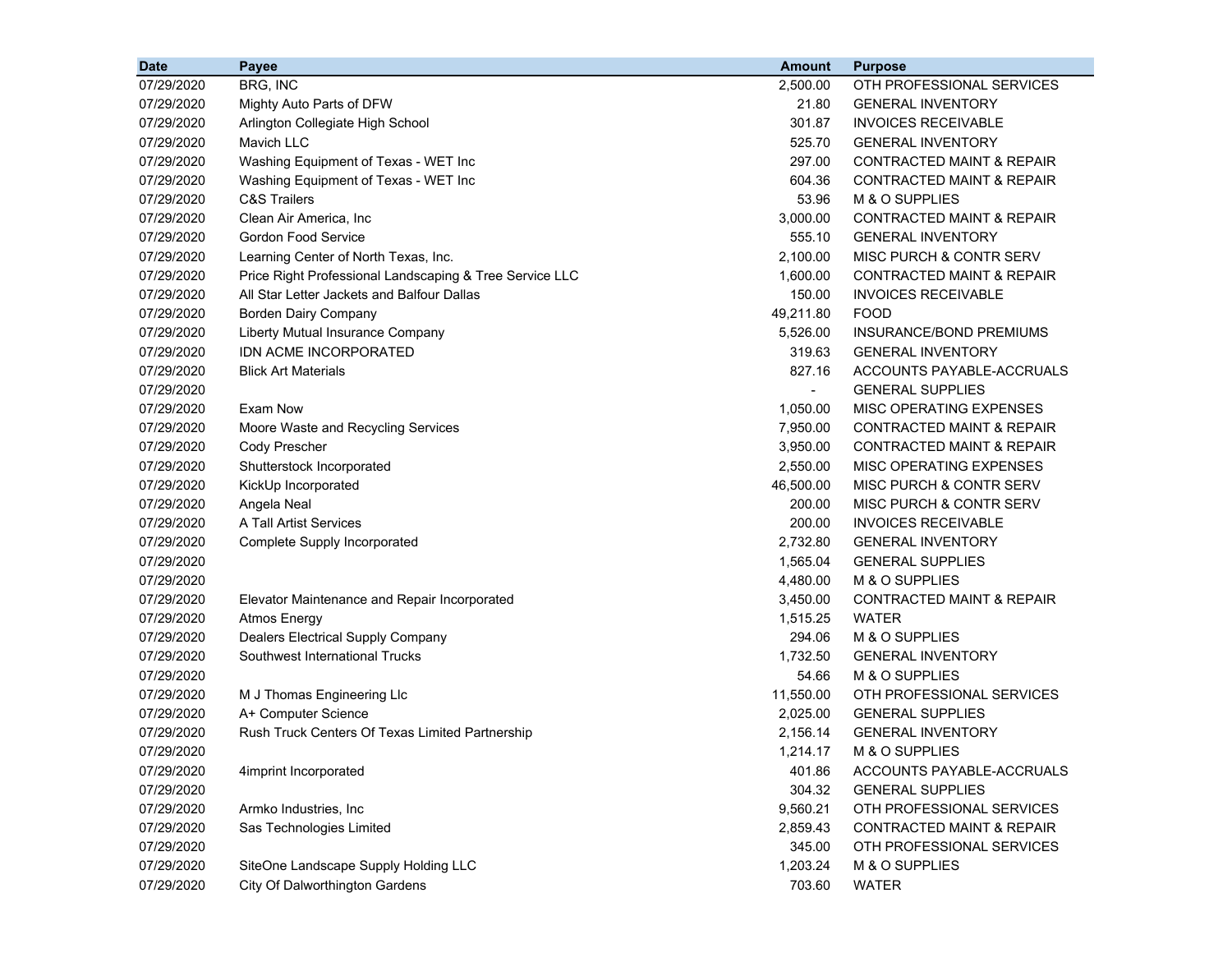| Date | Payee | Amount | Purpose |
|---|---|---|---|
| 07/29/2020 | BRG, INC | 2,500.00 | OTH PROFESSIONAL SERVICES |
| 07/29/2020 | Mighty Auto Parts of DFW | 21.80 | GENERAL INVENTORY |
| 07/29/2020 | Arlington Collegiate High School | 301.87 | INVOICES RECEIVABLE |
| 07/29/2020 | Mavich LLC | 525.70 | GENERAL INVENTORY |
| 07/29/2020 | Washing Equipment of Texas - WET Inc | 297.00 | CONTRACTED MAINT & REPAIR |
| 07/29/2020 | Washing Equipment of Texas - WET Inc | 604.36 | CONTRACTED MAINT & REPAIR |
| 07/29/2020 | C&S Trailers | 53.96 | M & O SUPPLIES |
| 07/29/2020 | Clean Air America, Inc | 3,000.00 | CONTRACTED MAINT & REPAIR |
| 07/29/2020 | Gordon Food Service | 555.10 | GENERAL INVENTORY |
| 07/29/2020 | Learning Center of North Texas, Inc. | 2,100.00 | MISC PURCH & CONTR SERV |
| 07/29/2020 | Price Right Professional Landscaping & Tree Service LLC | 1,600.00 | CONTRACTED MAINT & REPAIR |
| 07/29/2020 | All Star Letter Jackets and Balfour Dallas | 150.00 | INVOICES RECEIVABLE |
| 07/29/2020 | Borden Dairy Company | 49,211.80 | FOOD |
| 07/29/2020 | Liberty Mutual Insurance Company | 5,526.00 | INSURANCE/BOND PREMIUMS |
| 07/29/2020 | IDN ACME INCORPORATED | 319.63 | GENERAL INVENTORY |
| 07/29/2020 | Blick Art Materials | 827.16 | ACCOUNTS PAYABLE-ACCRUALS |
| 07/29/2020 | | - | GENERAL SUPPLIES |
| 07/29/2020 | Exam Now | 1,050.00 | MISC OPERATING EXPENSES |
| 07/29/2020 | Moore Waste and Recycling Services | 7,950.00 | CONTRACTED MAINT & REPAIR |
| 07/29/2020 | Cody Prescher | 3,950.00 | CONTRACTED MAINT & REPAIR |
| 07/29/2020 | Shutterstock Incorporated | 2,550.00 | MISC OPERATING EXPENSES |
| 07/29/2020 | KickUp Incorporated | 46,500.00 | MISC PURCH & CONTR SERV |
| 07/29/2020 | Angela Neal | 200.00 | MISC PURCH & CONTR SERV |
| 07/29/2020 | A Tall Artist Services | 200.00 | INVOICES RECEIVABLE |
| 07/29/2020 | Complete Supply Incorporated | 2,732.80 | GENERAL INVENTORY |
| 07/29/2020 | | 1,565.04 | GENERAL SUPPLIES |
| 07/29/2020 | | 4,480.00 | M & O SUPPLIES |
| 07/29/2020 | Elevator Maintenance and Repair Incorporated | 3,450.00 | CONTRACTED MAINT & REPAIR |
| 07/29/2020 | Atmos Energy | 1,515.25 | WATER |
| 07/29/2020 | Dealers Electrical Supply Company | 294.06 | M & O SUPPLIES |
| 07/29/2020 | Southwest International Trucks | 1,732.50 | GENERAL INVENTORY |
| 07/29/2020 | | 54.66 | M & O SUPPLIES |
| 07/29/2020 | M J Thomas Engineering Llc | 11,550.00 | OTH PROFESSIONAL SERVICES |
| 07/29/2020 | A+ Computer Science | 2,025.00 | GENERAL SUPPLIES |
| 07/29/2020 | Rush Truck Centers Of Texas Limited Partnership | 2,156.14 | GENERAL INVENTORY |
| 07/29/2020 | | 1,214.17 | M & O SUPPLIES |
| 07/29/2020 | 4imprint Incorporated | 401.86 | ACCOUNTS PAYABLE-ACCRUALS |
| 07/29/2020 | | 304.32 | GENERAL SUPPLIES |
| 07/29/2020 | Armko Industries, Inc | 9,560.21 | OTH PROFESSIONAL SERVICES |
| 07/29/2020 | Sas Technologies Limited | 2,859.43 | CONTRACTED MAINT & REPAIR |
| 07/29/2020 | | 345.00 | OTH PROFESSIONAL SERVICES |
| 07/29/2020 | SiteOne Landscape Supply Holding LLC | 1,203.24 | M & O SUPPLIES |
| 07/29/2020 | City Of Dalworthington Gardens | 703.60 | WATER |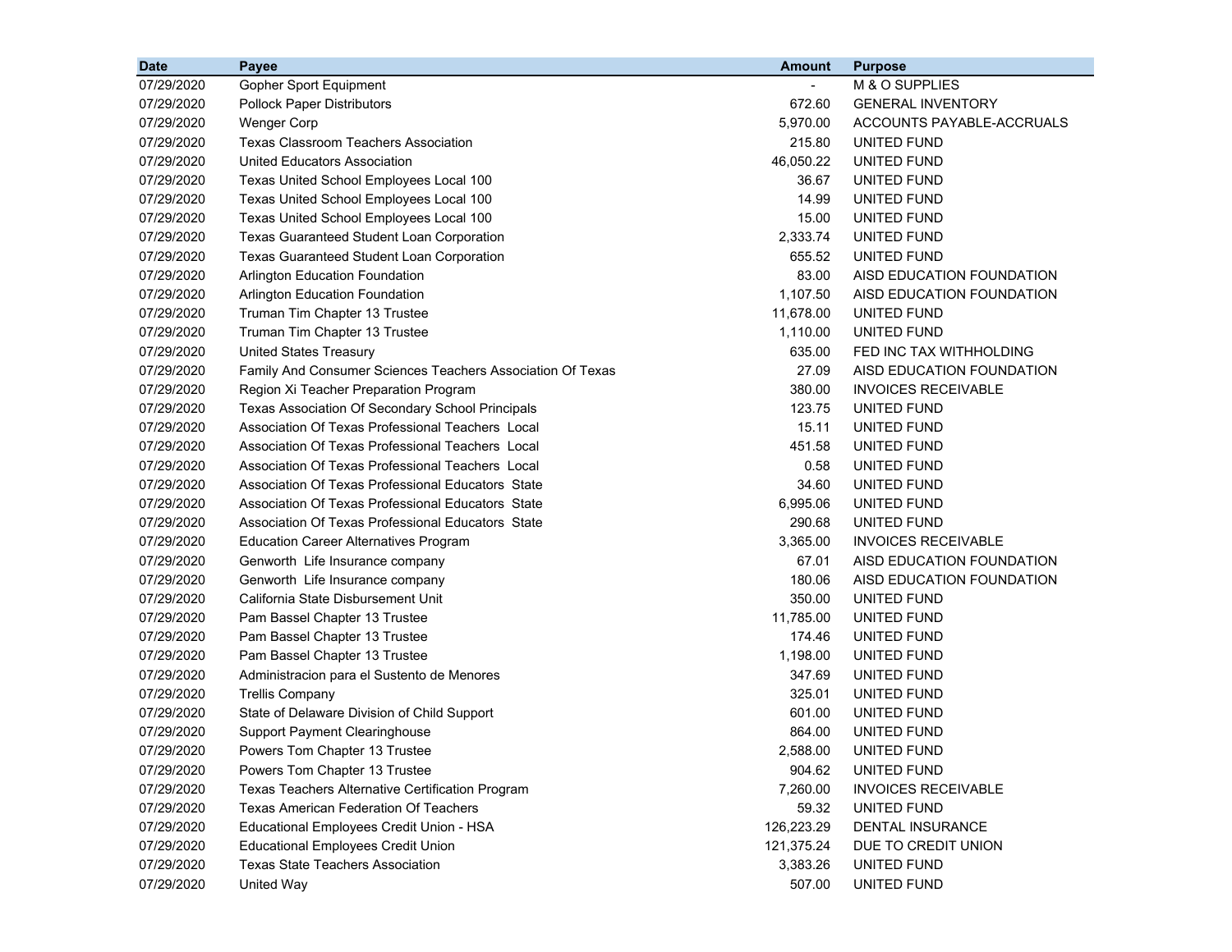| Date | Payee | Amount | Purpose |
|---|---|---|---|
| 07/29/2020 | Gopher Sport Equipment | - | M & O SUPPLIES |
| 07/29/2020 | Pollock Paper Distributors | 672.60 | GENERAL INVENTORY |
| 07/29/2020 | Wenger Corp | 5,970.00 | ACCOUNTS PAYABLE-ACCRUALS |
| 07/29/2020 | Texas Classroom Teachers Association | 215.80 | UNITED FUND |
| 07/29/2020 | United Educators Association | 46,050.22 | UNITED FUND |
| 07/29/2020 | Texas United School Employees Local 100 | 36.67 | UNITED FUND |
| 07/29/2020 | Texas United School Employees Local 100 | 14.99 | UNITED FUND |
| 07/29/2020 | Texas United School Employees Local 100 | 15.00 | UNITED FUND |
| 07/29/2020 | Texas Guaranteed Student Loan Corporation | 2,333.74 | UNITED FUND |
| 07/29/2020 | Texas Guaranteed Student Loan Corporation | 655.52 | UNITED FUND |
| 07/29/2020 | Arlington Education Foundation | 83.00 | AISD EDUCATION FOUNDATION |
| 07/29/2020 | Arlington Education Foundation | 1,107.50 | AISD EDUCATION FOUNDATION |
| 07/29/2020 | Truman Tim Chapter 13 Trustee | 11,678.00 | UNITED FUND |
| 07/29/2020 | Truman Tim Chapter 13 Trustee | 1,110.00 | UNITED FUND |
| 07/29/2020 | United States Treasury | 635.00 | FED INC TAX WITHHOLDING |
| 07/29/2020 | Family And Consumer Sciences Teachers Association Of Texas | 27.09 | AISD EDUCATION FOUNDATION |
| 07/29/2020 | Region Xi Teacher Preparation Program | 380.00 | INVOICES RECEIVABLE |
| 07/29/2020 | Texas Association Of Secondary School Principals | 123.75 | UNITED FUND |
| 07/29/2020 | Association Of Texas Professional Teachers Local | 15.11 | UNITED FUND |
| 07/29/2020 | Association Of Texas Professional Teachers Local | 451.58 | UNITED FUND |
| 07/29/2020 | Association Of Texas Professional Teachers Local | 0.58 | UNITED FUND |
| 07/29/2020 | Association Of Texas Professional Educators State | 34.60 | UNITED FUND |
| 07/29/2020 | Association Of Texas Professional Educators State | 6,995.06 | UNITED FUND |
| 07/29/2020 | Association Of Texas Professional Educators State | 290.68 | UNITED FUND |
| 07/29/2020 | Education Career Alternatives Program | 3,365.00 | INVOICES RECEIVABLE |
| 07/29/2020 | Genworth Life Insurance company | 67.01 | AISD EDUCATION FOUNDATION |
| 07/29/2020 | Genworth Life Insurance company | 180.06 | AISD EDUCATION FOUNDATION |
| 07/29/2020 | California State Disbursement Unit | 350.00 | UNITED FUND |
| 07/29/2020 | Pam Bassel Chapter 13 Trustee | 11,785.00 | UNITED FUND |
| 07/29/2020 | Pam Bassel Chapter 13 Trustee | 174.46 | UNITED FUND |
| 07/29/2020 | Pam Bassel Chapter 13 Trustee | 1,198.00 | UNITED FUND |
| 07/29/2020 | Administracion para el Sustento de Menores | 347.69 | UNITED FUND |
| 07/29/2020 | Trellis Company | 325.01 | UNITED FUND |
| 07/29/2020 | State of Delaware Division of Child Support | 601.00 | UNITED FUND |
| 07/29/2020 | Support Payment Clearinghouse | 864.00 | UNITED FUND |
| 07/29/2020 | Powers Tom Chapter 13 Trustee | 2,588.00 | UNITED FUND |
| 07/29/2020 | Powers Tom Chapter 13 Trustee | 904.62 | UNITED FUND |
| 07/29/2020 | Texas Teachers Alternative Certification Program | 7,260.00 | INVOICES RECEIVABLE |
| 07/29/2020 | Texas American Federation Of Teachers | 59.32 | UNITED FUND |
| 07/29/2020 | Educational Employees Credit Union - HSA | 126,223.29 | DENTAL INSURANCE |
| 07/29/2020 | Educational Employees Credit Union | 121,375.24 | DUE TO CREDIT UNION |
| 07/29/2020 | Texas State Teachers Association | 3,383.26 | UNITED FUND |
| 07/29/2020 | United Way | 507.00 | UNITED FUND |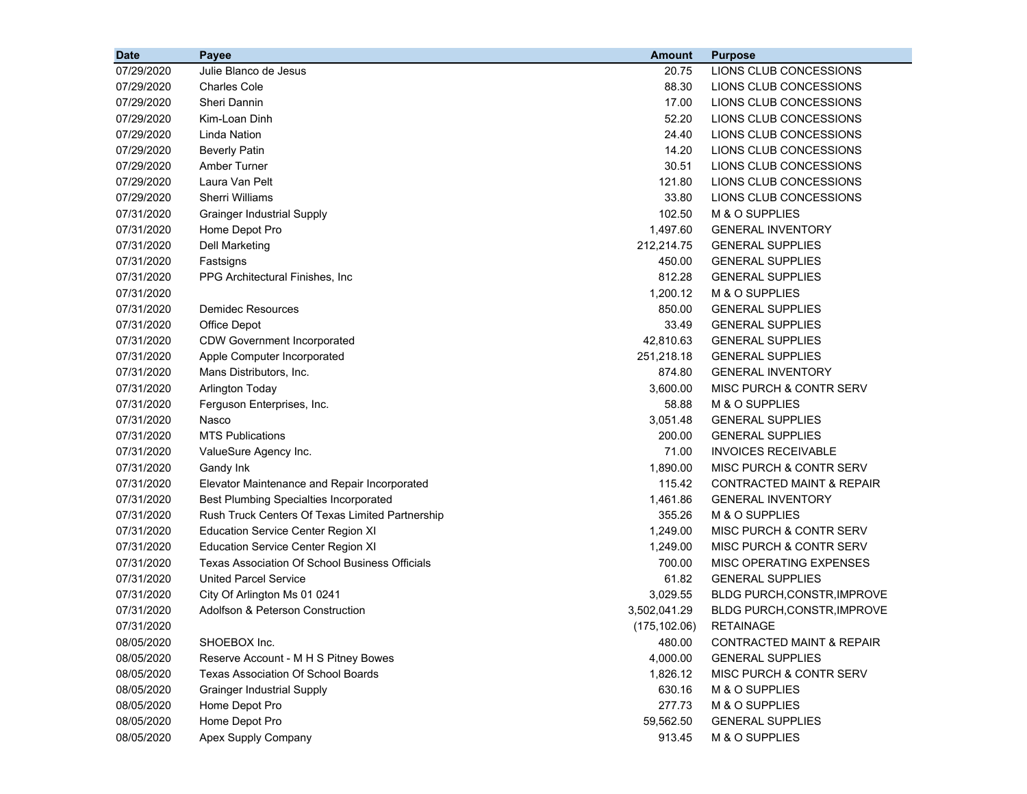| Date | Payee | Amount | Purpose |
|---|---|---|---|
| 07/29/2020 | Julie Blanco de Jesus | 20.75 | LIONS CLUB CONCESSIONS |
| 07/29/2020 | Charles Cole | 88.30 | LIONS CLUB CONCESSIONS |
| 07/29/2020 | Sheri Dannin | 17.00 | LIONS CLUB CONCESSIONS |
| 07/29/2020 | Kim-Loan Dinh | 52.20 | LIONS CLUB CONCESSIONS |
| 07/29/2020 | Linda Nation | 24.40 | LIONS CLUB CONCESSIONS |
| 07/29/2020 | Beverly Patin | 14.20 | LIONS CLUB CONCESSIONS |
| 07/29/2020 | Amber Turner | 30.51 | LIONS CLUB CONCESSIONS |
| 07/29/2020 | Laura Van Pelt | 121.80 | LIONS CLUB CONCESSIONS |
| 07/29/2020 | Sherri Williams | 33.80 | LIONS CLUB CONCESSIONS |
| 07/31/2020 | Grainger Industrial Supply | 102.50 | M & O SUPPLIES |
| 07/31/2020 | Home Depot Pro | 1,497.60 | GENERAL INVENTORY |
| 07/31/2020 | Dell Marketing | 212,214.75 | GENERAL SUPPLIES |
| 07/31/2020 | Fastsigns | 450.00 | GENERAL SUPPLIES |
| 07/31/2020 | PPG Architectural Finishes, Inc | 812.28 | GENERAL SUPPLIES |
| 07/31/2020 | | 1,200.12 | M & O SUPPLIES |
| 07/31/2020 | Demidec Resources | 850.00 | GENERAL SUPPLIES |
| 07/31/2020 | Office Depot | 33.49 | GENERAL SUPPLIES |
| 07/31/2020 | CDW Government Incorporated | 42,810.63 | GENERAL SUPPLIES |
| 07/31/2020 | Apple Computer Incorporated | 251,218.18 | GENERAL SUPPLIES |
| 07/31/2020 | Mans Distributors, Inc. | 874.80 | GENERAL INVENTORY |
| 07/31/2020 | Arlington Today | 3,600.00 | MISC PURCH & CONTR SERV |
| 07/31/2020 | Ferguson Enterprises, Inc. | 58.88 | M & O SUPPLIES |
| 07/31/2020 | Nasco | 3,051.48 | GENERAL SUPPLIES |
| 07/31/2020 | MTS Publications | 200.00 | GENERAL SUPPLIES |
| 07/31/2020 | ValueSure Agency Inc. | 71.00 | INVOICES RECEIVABLE |
| 07/31/2020 | Gandy Ink | 1,890.00 | MISC PURCH & CONTR SERV |
| 07/31/2020 | Elevator Maintenance and Repair Incorporated | 115.42 | CONTRACTED MAINT & REPAIR |
| 07/31/2020 | Best Plumbing Specialties Incorporated | 1,461.86 | GENERAL INVENTORY |
| 07/31/2020 | Rush Truck Centers Of Texas Limited Partnership | 355.26 | M & O SUPPLIES |
| 07/31/2020 | Education Service Center Region XI | 1,249.00 | MISC PURCH & CONTR SERV |
| 07/31/2020 | Education Service Center Region XI | 1,249.00 | MISC PURCH & CONTR SERV |
| 07/31/2020 | Texas Association Of School Business Officials | 700.00 | MISC OPERATING EXPENSES |
| 07/31/2020 | United Parcel Service | 61.82 | GENERAL SUPPLIES |
| 07/31/2020 | City Of Arlington Ms 01 0241 | 3,029.55 | BLDG PURCH,CONSTR,IMPROVE |
| 07/31/2020 | Adolfson & Peterson Construction | 3,502,041.29 | BLDG PURCH,CONSTR,IMPROVE |
| 07/31/2020 | | (175,102.06) | RETAINAGE |
| 08/05/2020 | SHOEBOX Inc. | 480.00 | CONTRACTED MAINT & REPAIR |
| 08/05/2020 | Reserve Account - M H S Pitney Bowes | 4,000.00 | GENERAL SUPPLIES |
| 08/05/2020 | Texas Association Of School Boards | 1,826.12 | MISC PURCH & CONTR SERV |
| 08/05/2020 | Grainger Industrial Supply | 630.16 | M & O SUPPLIES |
| 08/05/2020 | Home Depot Pro | 277.73 | M & O SUPPLIES |
| 08/05/2020 | Home Depot Pro | 59,562.50 | GENERAL SUPPLIES |
| 08/05/2020 | Apex Supply Company | 913.45 | M & O SUPPLIES |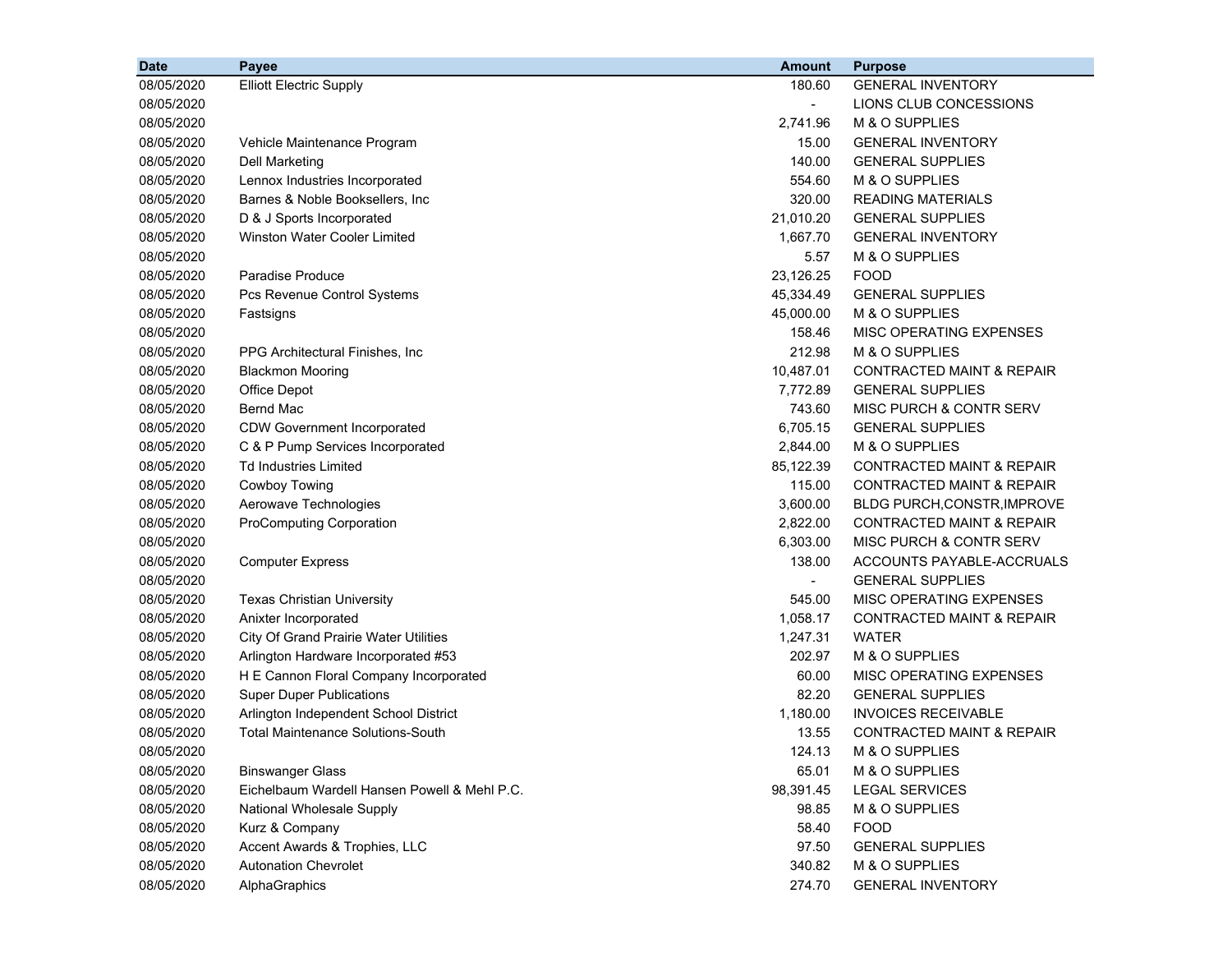| Date | Payee | Amount | Purpose |
|---|---|---|---|
| 08/05/2020 | Elliott Electric Supply | 180.60 | GENERAL INVENTORY |
| 08/05/2020 | | - | LIONS CLUB CONCESSIONS |
| 08/05/2020 | | 2,741.96 | M & O SUPPLIES |
| 08/05/2020 | Vehicle Maintenance Program | 15.00 | GENERAL INVENTORY |
| 08/05/2020 | Dell Marketing | 140.00 | GENERAL SUPPLIES |
| 08/05/2020 | Lennox Industries Incorporated | 554.60 | M & O SUPPLIES |
| 08/05/2020 | Barnes & Noble Booksellers, Inc | 320.00 | READING MATERIALS |
| 08/05/2020 | D & J Sports Incorporated | 21,010.20 | GENERAL SUPPLIES |
| 08/05/2020 | Winston Water Cooler Limited | 1,667.70 | GENERAL INVENTORY |
| 08/05/2020 | | 5.57 | M & O SUPPLIES |
| 08/05/2020 | Paradise Produce | 23,126.25 | FOOD |
| 08/05/2020 | Pcs Revenue Control Systems | 45,334.49 | GENERAL SUPPLIES |
| 08/05/2020 | Fastsigns | 45,000.00 | M & O SUPPLIES |
| 08/05/2020 | | 158.46 | MISC OPERATING EXPENSES |
| 08/05/2020 | PPG Architectural Finishes, Inc | 212.98 | M & O SUPPLIES |
| 08/05/2020 | Blackmon Mooring | 10,487.01 | CONTRACTED MAINT & REPAIR |
| 08/05/2020 | Office Depot | 7,772.89 | GENERAL SUPPLIES |
| 08/05/2020 | Bernd Mac | 743.60 | MISC PURCH & CONTR SERV |
| 08/05/2020 | CDW Government Incorporated | 6,705.15 | GENERAL SUPPLIES |
| 08/05/2020 | C & P Pump Services Incorporated | 2,844.00 | M & O SUPPLIES |
| 08/05/2020 | Td Industries Limited | 85,122.39 | CONTRACTED MAINT & REPAIR |
| 08/05/2020 | Cowboy Towing | 115.00 | CONTRACTED MAINT & REPAIR |
| 08/05/2020 | Aerowave Technologies | 3,600.00 | BLDG PURCH,CONSTR,IMPROVE |
| 08/05/2020 | ProComputing Corporation | 2,822.00 | CONTRACTED MAINT & REPAIR |
| 08/05/2020 | | 6,303.00 | MISC PURCH & CONTR SERV |
| 08/05/2020 | Computer Express | 138.00 | ACCOUNTS PAYABLE-ACCRUALS |
| 08/05/2020 | | - | GENERAL SUPPLIES |
| 08/05/2020 | Texas Christian University | 545.00 | MISC OPERATING EXPENSES |
| 08/05/2020 | Anixter Incorporated | 1,058.17 | CONTRACTED MAINT & REPAIR |
| 08/05/2020 | City Of Grand Prairie Water Utilities | 1,247.31 | WATER |
| 08/05/2020 | Arlington Hardware Incorporated #53 | 202.97 | M & O SUPPLIES |
| 08/05/2020 | H E Cannon Floral Company Incorporated | 60.00 | MISC OPERATING EXPENSES |
| 08/05/2020 | Super Duper Publications | 82.20 | GENERAL SUPPLIES |
| 08/05/2020 | Arlington Independent School District | 1,180.00 | INVOICES RECEIVABLE |
| 08/05/2020 | Total Maintenance Solutions-South | 13.55 | CONTRACTED MAINT & REPAIR |
| 08/05/2020 | | 124.13 | M & O SUPPLIES |
| 08/05/2020 | Binswanger Glass | 65.01 | M & O SUPPLIES |
| 08/05/2020 | Eichelbaum Wardell Hansen Powell & Mehl P.C. | 98,391.45 | LEGAL SERVICES |
| 08/05/2020 | National Wholesale Supply | 98.85 | M & O SUPPLIES |
| 08/05/2020 | Kurz & Company | 58.40 | FOOD |
| 08/05/2020 | Accent Awards & Trophies, LLC | 97.50 | GENERAL SUPPLIES |
| 08/05/2020 | Autonation Chevrolet | 340.82 | M & O SUPPLIES |
| 08/05/2020 | AlphaGraphics | 274.70 | GENERAL INVENTORY |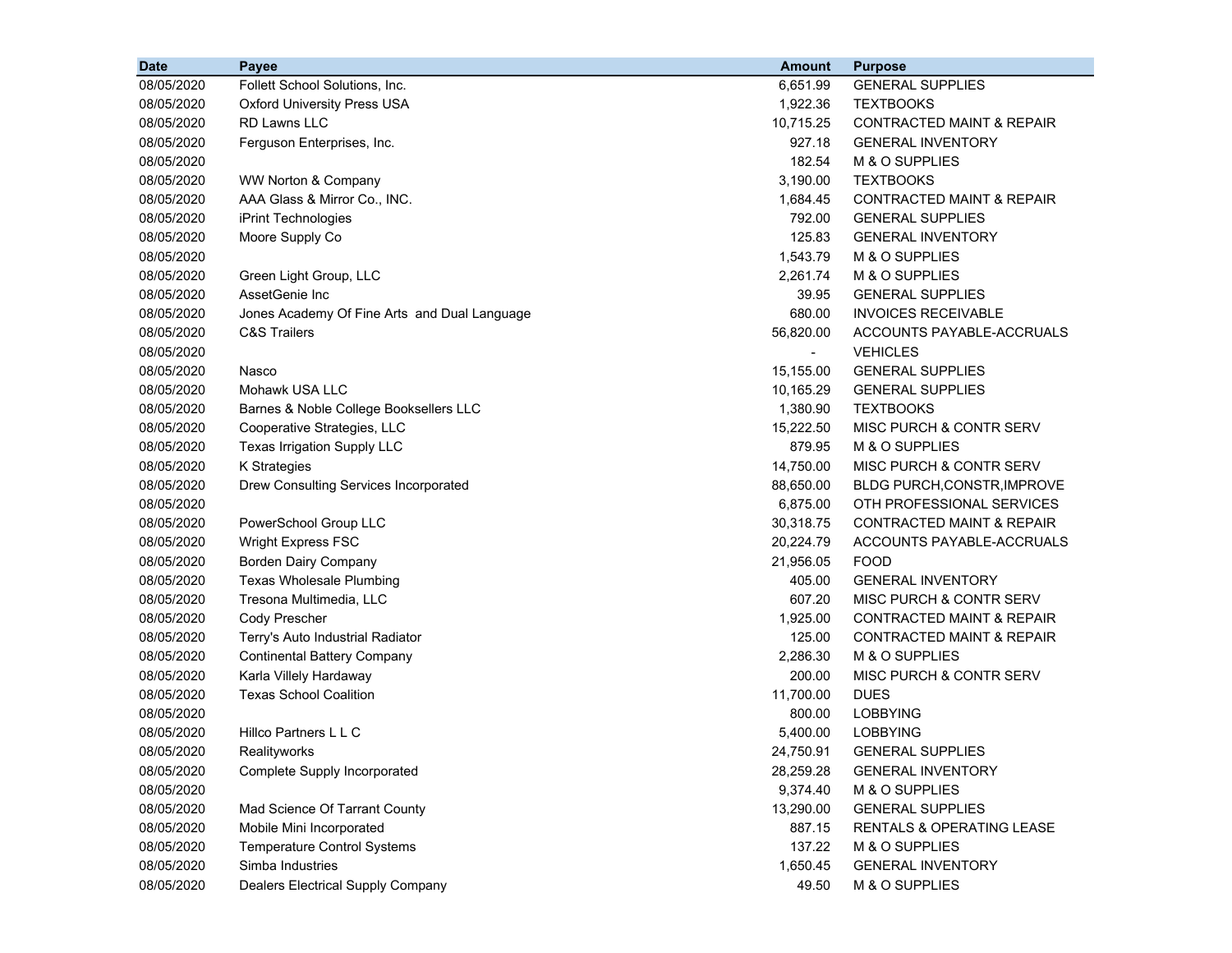| Date | Payee | Amount | Purpose |
|---|---|---|---|
| 08/05/2020 | Follett School Solutions, Inc. | 6,651.99 | GENERAL SUPPLIES |
| 08/05/2020 | Oxford University Press USA | 1,922.36 | TEXTBOOKS |
| 08/05/2020 | RD Lawns LLC | 10,715.25 | CONTRACTED MAINT & REPAIR |
| 08/05/2020 | Ferguson Enterprises, Inc. | 927.18 | GENERAL INVENTORY |
| 08/05/2020 | | 182.54 | M & O SUPPLIES |
| 08/05/2020 | WW Norton & Company | 3,190.00 | TEXTBOOKS |
| 08/05/2020 | AAA Glass & Mirror Co., INC. | 1,684.45 | CONTRACTED MAINT & REPAIR |
| 08/05/2020 | iPrint Technologies | 792.00 | GENERAL SUPPLIES |
| 08/05/2020 | Moore Supply Co | 125.83 | GENERAL INVENTORY |
| 08/05/2020 | | 1,543.79 | M & O SUPPLIES |
| 08/05/2020 | Green Light Group, LLC | 2,261.74 | M & O SUPPLIES |
| 08/05/2020 | AssetGenie Inc | 39.95 | GENERAL SUPPLIES |
| 08/05/2020 | Jones Academy Of Fine Arts and Dual Language | 680.00 | INVOICES RECEIVABLE |
| 08/05/2020 | C&S Trailers | 56,820.00 | ACCOUNTS PAYABLE-ACCRUALS |
| 08/05/2020 | | - | VEHICLES |
| 08/05/2020 | Nasco | 15,155.00 | GENERAL SUPPLIES |
| 08/05/2020 | Mohawk USA LLC | 10,165.29 | GENERAL SUPPLIES |
| 08/05/2020 | Barnes & Noble College Booksellers LLC | 1,380.90 | TEXTBOOKS |
| 08/05/2020 | Cooperative Strategies, LLC | 15,222.50 | MISC PURCH & CONTR SERV |
| 08/05/2020 | Texas Irrigation Supply LLC | 879.95 | M & O SUPPLIES |
| 08/05/2020 | K Strategies | 14,750.00 | MISC PURCH & CONTR SERV |
| 08/05/2020 | Drew Consulting Services Incorporated | 88,650.00 | BLDG PURCH,CONSTR,IMPROVE |
| 08/05/2020 | | 6,875.00 | OTH PROFESSIONAL SERVICES |
| 08/05/2020 | PowerSchool Group LLC | 30,318.75 | CONTRACTED MAINT & REPAIR |
| 08/05/2020 | Wright Express FSC | 20,224.79 | ACCOUNTS PAYABLE-ACCRUALS |
| 08/05/2020 | Borden Dairy Company | 21,956.05 | FOOD |
| 08/05/2020 | Texas Wholesale Plumbing | 405.00 | GENERAL INVENTORY |
| 08/05/2020 | Tresona Multimedia, LLC | 607.20 | MISC PURCH & CONTR SERV |
| 08/05/2020 | Cody Prescher | 1,925.00 | CONTRACTED MAINT & REPAIR |
| 08/05/2020 | Terry's Auto Industrial Radiator | 125.00 | CONTRACTED MAINT & REPAIR |
| 08/05/2020 | Continental Battery Company | 2,286.30 | M & O SUPPLIES |
| 08/05/2020 | Karla Villely Hardaway | 200.00 | MISC PURCH & CONTR SERV |
| 08/05/2020 | Texas School Coalition | 11,700.00 | DUES |
| 08/05/2020 | | 800.00 | LOBBYING |
| 08/05/2020 | Hillco Partners L L C | 5,400.00 | LOBBYING |
| 08/05/2020 | Realityworks | 24,750.91 | GENERAL SUPPLIES |
| 08/05/2020 | Complete Supply Incorporated | 28,259.28 | GENERAL INVENTORY |
| 08/05/2020 | | 9,374.40 | M & O SUPPLIES |
| 08/05/2020 | Mad Science Of Tarrant County | 13,290.00 | GENERAL SUPPLIES |
| 08/05/2020 | Mobile Mini Incorporated | 887.15 | RENTALS & OPERATING LEASE |
| 08/05/2020 | Temperature Control Systems | 137.22 | M & O SUPPLIES |
| 08/05/2020 | Simba Industries | 1,650.45 | GENERAL INVENTORY |
| 08/05/2020 | Dealers Electrical Supply Company | 49.50 | M & O SUPPLIES |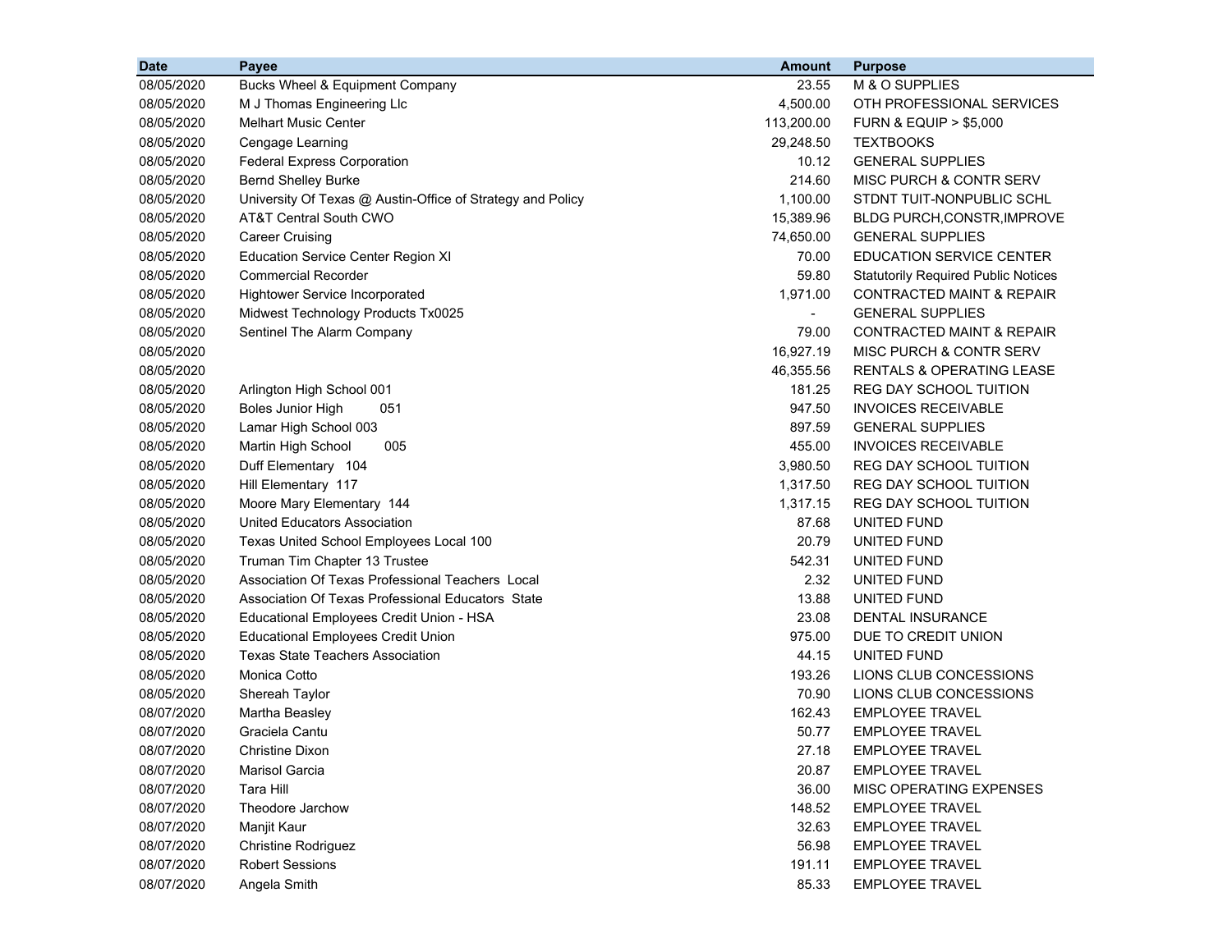| Date | Payee | Amount | Purpose |
|---|---|---|---|
| 08/05/2020 | Bucks Wheel & Equipment Company | 23.55 | M & O SUPPLIES |
| 08/05/2020 | M J Thomas Engineering Llc | 4,500.00 | OTH PROFESSIONAL SERVICES |
| 08/05/2020 | Melhart Music Center | 113,200.00 | FURN & EQUIP > $5,000 |
| 08/05/2020 | Cengage Learning | 29,248.50 | TEXTBOOKS |
| 08/05/2020 | Federal Express Corporation | 10.12 | GENERAL SUPPLIES |
| 08/05/2020 | Bernd Shelley Burke | 214.60 | MISC PURCH & CONTR SERV |
| 08/05/2020 | University Of Texas @ Austin-Office of Strategy and Policy | 1,100.00 | STDNT TUIT-NONPUBLIC SCHL |
| 08/05/2020 | AT&T Central South CWO | 15,389.96 | BLDG PURCH,CONSTR,IMPROVE |
| 08/05/2020 | Career Cruising | 74,650.00 | GENERAL SUPPLIES |
| 08/05/2020 | Education Service Center Region XI | 70.00 | EDUCATION SERVICE CENTER |
| 08/05/2020 | Commercial Recorder | 59.80 | Statutorily Required Public Notices |
| 08/05/2020 | Hightower Service Incorporated | 1,971.00 | CONTRACTED MAINT & REPAIR |
| 08/05/2020 | Midwest Technology Products Tx0025 | - | GENERAL SUPPLIES |
| 08/05/2020 | Sentinel The Alarm Company | 79.00 | CONTRACTED MAINT & REPAIR |
| 08/05/2020 | | 16,927.19 | MISC PURCH & CONTR SERV |
| 08/05/2020 | | 46,355.56 | RENTALS & OPERATING LEASE |
| 08/05/2020 | Arlington High School 001 | 181.25 | REG DAY SCHOOL TUITION |
| 08/05/2020 | Boles Junior High 051 | 947.50 | INVOICES RECEIVABLE |
| 08/05/2020 | Lamar High School 003 | 897.59 | GENERAL SUPPLIES |
| 08/05/2020 | Martin High School 005 | 455.00 | INVOICES RECEIVABLE |
| 08/05/2020 | Duff Elementary 104 | 3,980.50 | REG DAY SCHOOL TUITION |
| 08/05/2020 | Hill Elementary 117 | 1,317.50 | REG DAY SCHOOL TUITION |
| 08/05/2020 | Moore Mary Elementary 144 | 1,317.15 | REG DAY SCHOOL TUITION |
| 08/05/2020 | United Educators Association | 87.68 | UNITED FUND |
| 08/05/2020 | Texas United School Employees Local 100 | 20.79 | UNITED FUND |
| 08/05/2020 | Truman Tim Chapter 13 Trustee | 542.31 | UNITED FUND |
| 08/05/2020 | Association Of Texas Professional Teachers Local | 2.32 | UNITED FUND |
| 08/05/2020 | Association Of Texas Professional Educators State | 13.88 | UNITED FUND |
| 08/05/2020 | Educational Employees Credit Union - HSA | 23.08 | DENTAL INSURANCE |
| 08/05/2020 | Educational Employees Credit Union | 975.00 | DUE TO CREDIT UNION |
| 08/05/2020 | Texas State Teachers Association | 44.15 | UNITED FUND |
| 08/05/2020 | Monica Cotto | 193.26 | LIONS CLUB CONCESSIONS |
| 08/05/2020 | Shereah Taylor | 70.90 | LIONS CLUB CONCESSIONS |
| 08/07/2020 | Martha Beasley | 162.43 | EMPLOYEE TRAVEL |
| 08/07/2020 | Graciela Cantu | 50.77 | EMPLOYEE TRAVEL |
| 08/07/2020 | Christine Dixon | 27.18 | EMPLOYEE TRAVEL |
| 08/07/2020 | Marisol Garcia | 20.87 | EMPLOYEE TRAVEL |
| 08/07/2020 | Tara Hill | 36.00 | MISC OPERATING EXPENSES |
| 08/07/2020 | Theodore Jarchow | 148.52 | EMPLOYEE TRAVEL |
| 08/07/2020 | Manjit Kaur | 32.63 | EMPLOYEE TRAVEL |
| 08/07/2020 | Christine Rodriguez | 56.98 | EMPLOYEE TRAVEL |
| 08/07/2020 | Robert Sessions | 191.11 | EMPLOYEE TRAVEL |
| 08/07/2020 | Angela Smith | 85.33 | EMPLOYEE TRAVEL |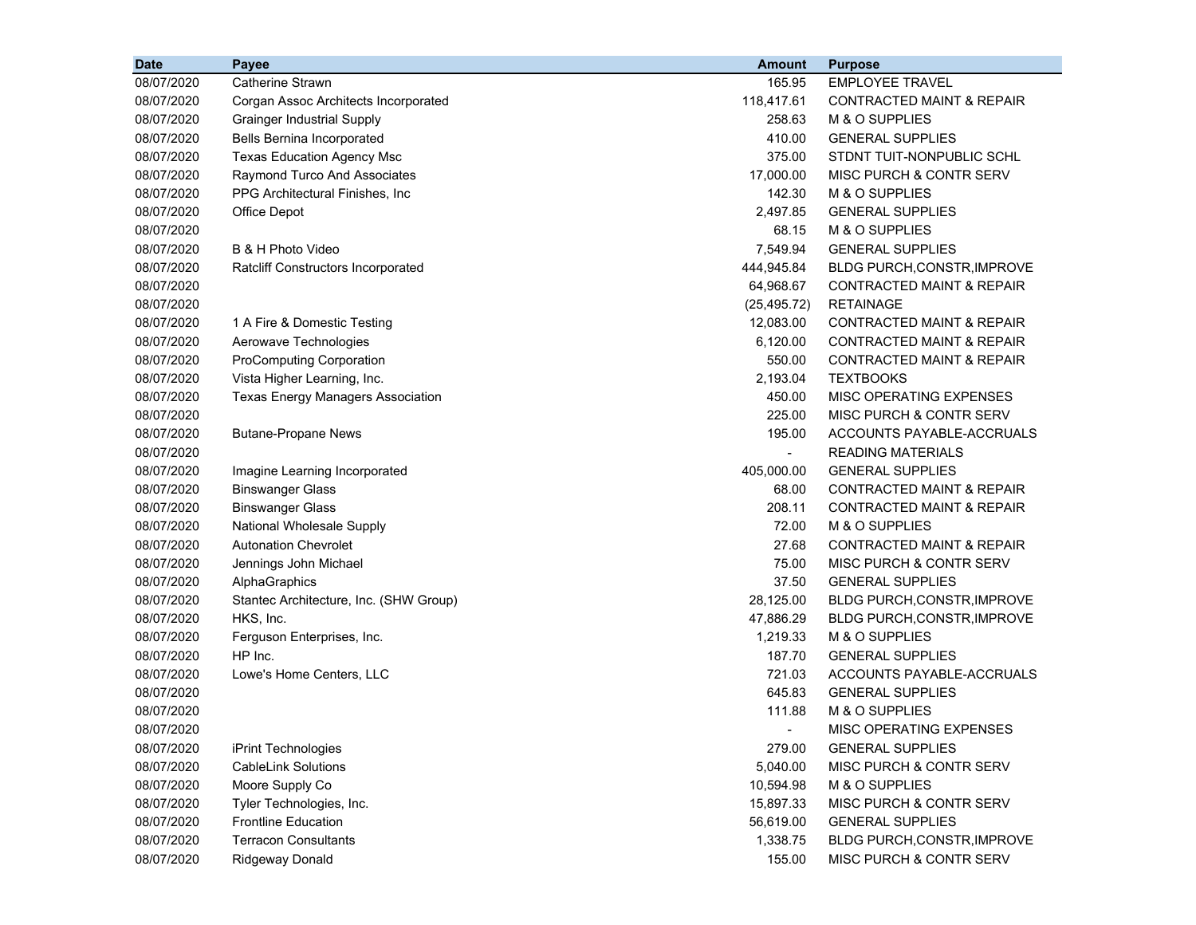| Date | Payee | Amount | Purpose |
|---|---|---|---|
| 08/07/2020 | Catherine Strawn | 165.95 | EMPLOYEE TRAVEL |
| 08/07/2020 | Corgan Assoc Architects Incorporated | 118,417.61 | CONTRACTED MAINT & REPAIR |
| 08/07/2020 | Grainger Industrial Supply | 258.63 | M & O SUPPLIES |
| 08/07/2020 | Bells Bernina Incorporated | 410.00 | GENERAL SUPPLIES |
| 08/07/2020 | Texas Education Agency Msc | 375.00 | STDNT TUIT-NONPUBLIC SCHL |
| 08/07/2020 | Raymond Turco And Associates | 17,000.00 | MISC PURCH & CONTR SERV |
| 08/07/2020 | PPG Architectural Finishes, Inc | 142.30 | M & O SUPPLIES |
| 08/07/2020 | Office Depot | 2,497.85 | GENERAL SUPPLIES |
| 08/07/2020 | | 68.15 | M & O SUPPLIES |
| 08/07/2020 | B & H Photo Video | 7,549.94 | GENERAL SUPPLIES |
| 08/07/2020 | Ratcliff Constructors Incorporated | 444,945.84 | BLDG PURCH,CONSTR,IMPROVE |
| 08/07/2020 | | 64,968.67 | CONTRACTED MAINT & REPAIR |
| 08/07/2020 | | (25,495.72) | RETAINAGE |
| 08/07/2020 | 1 A Fire & Domestic Testing | 12,083.00 | CONTRACTED MAINT & REPAIR |
| 08/07/2020 | Aerowave Technologies | 6,120.00 | CONTRACTED MAINT & REPAIR |
| 08/07/2020 | ProComputing Corporation | 550.00 | CONTRACTED MAINT & REPAIR |
| 08/07/2020 | Vista Higher Learning, Inc. | 2,193.04 | TEXTBOOKS |
| 08/07/2020 | Texas Energy Managers Association | 450.00 | MISC OPERATING EXPENSES |
| 08/07/2020 | | 225.00 | MISC PURCH & CONTR SERV |
| 08/07/2020 | Butane-Propane News | 195.00 | ACCOUNTS PAYABLE-ACCRUALS |
| 08/07/2020 | | - | READING MATERIALS |
| 08/07/2020 | Imagine Learning Incorporated | 405,000.00 | GENERAL SUPPLIES |
| 08/07/2020 | Binswanger Glass | 68.00 | CONTRACTED MAINT & REPAIR |
| 08/07/2020 | Binswanger Glass | 208.11 | CONTRACTED MAINT & REPAIR |
| 08/07/2020 | National Wholesale Supply | 72.00 | M & O SUPPLIES |
| 08/07/2020 | Autonation Chevrolet | 27.68 | CONTRACTED MAINT & REPAIR |
| 08/07/2020 | Jennings John Michael | 75.00 | MISC PURCH & CONTR SERV |
| 08/07/2020 | AlphaGraphics | 37.50 | GENERAL SUPPLIES |
| 08/07/2020 | Stantec Architecture, Inc. (SHW Group) | 28,125.00 | BLDG PURCH,CONSTR,IMPROVE |
| 08/07/2020 | HKS, Inc. | 47,886.29 | BLDG PURCH,CONSTR,IMPROVE |
| 08/07/2020 | Ferguson Enterprises, Inc. | 1,219.33 | M & O SUPPLIES |
| 08/07/2020 | HP Inc. | 187.70 | GENERAL SUPPLIES |
| 08/07/2020 | Lowe's Home Centers, LLC | 721.03 | ACCOUNTS PAYABLE-ACCRUALS |
| 08/07/2020 | | 645.83 | GENERAL SUPPLIES |
| 08/07/2020 | | 111.88 | M & O SUPPLIES |
| 08/07/2020 | | - | MISC OPERATING EXPENSES |
| 08/07/2020 | iPrint Technologies | 279.00 | GENERAL SUPPLIES |
| 08/07/2020 | CableLink Solutions | 5,040.00 | MISC PURCH & CONTR SERV |
| 08/07/2020 | Moore Supply Co | 10,594.98 | M & O SUPPLIES |
| 08/07/2020 | Tyler Technologies, Inc. | 15,897.33 | MISC PURCH & CONTR SERV |
| 08/07/2020 | Frontline Education | 56,619.00 | GENERAL SUPPLIES |
| 08/07/2020 | Terracon Consultants | 1,338.75 | BLDG PURCH,CONSTR,IMPROVE |
| 08/07/2020 | Ridgeway Donald | 155.00 | MISC PURCH & CONTR SERV |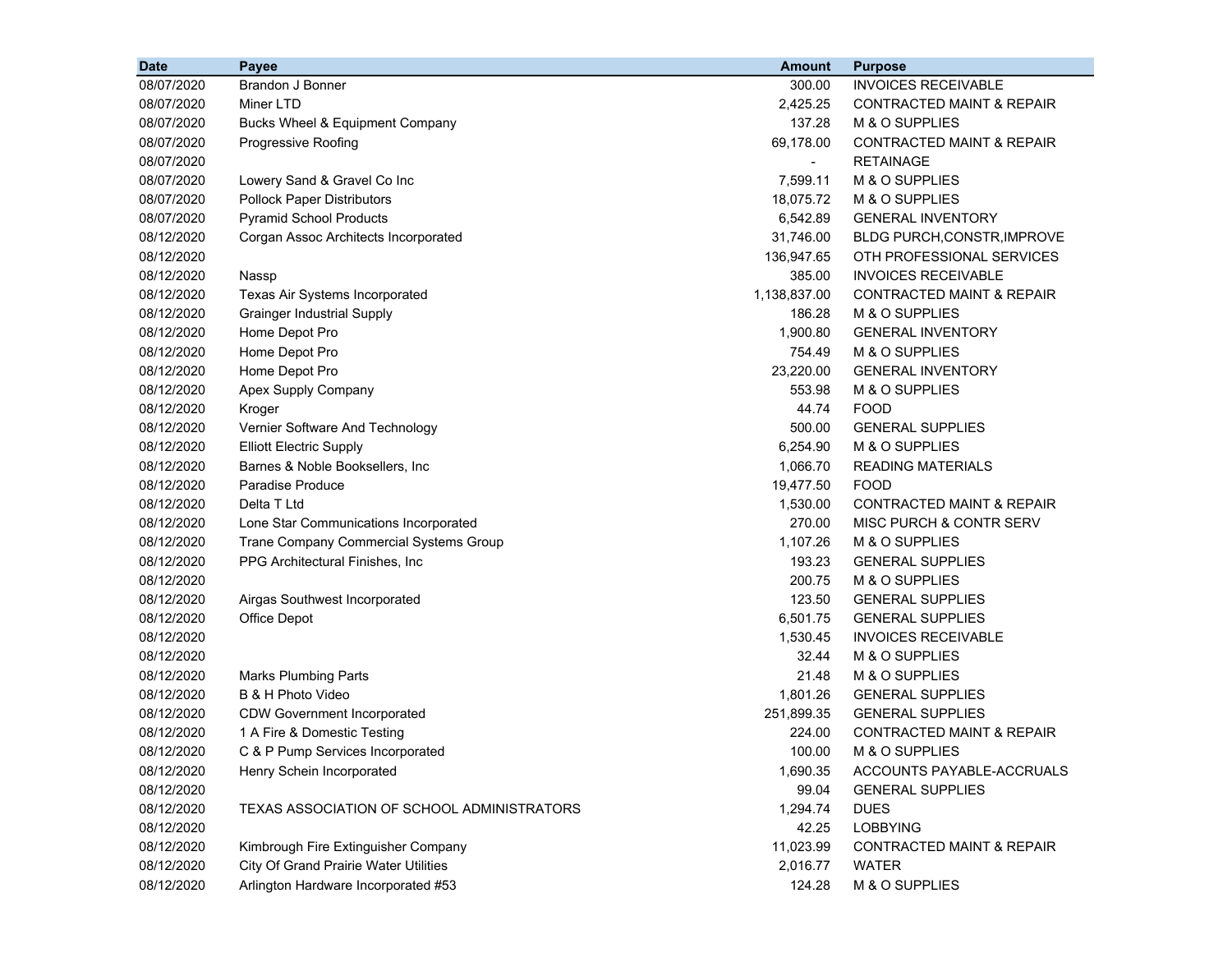| Date | Payee | Amount | Purpose |
|---|---|---|---|
| 08/07/2020 | Brandon J Bonner | 300.00 | INVOICES RECEIVABLE |
| 08/07/2020 | Miner LTD | 2,425.25 | CONTRACTED MAINT & REPAIR |
| 08/07/2020 | Bucks Wheel & Equipment Company | 137.28 | M & O SUPPLIES |
| 08/07/2020 | Progressive Roofing | 69,178.00 | CONTRACTED MAINT & REPAIR |
| 08/07/2020 | | - | RETAINAGE |
| 08/07/2020 | Lowery Sand & Gravel Co Inc | 7,599.11 | M & O SUPPLIES |
| 08/07/2020 | Pollock Paper Distributors | 18,075.72 | M & O SUPPLIES |
| 08/07/2020 | Pyramid School Products | 6,542.89 | GENERAL INVENTORY |
| 08/12/2020 | Corgan Assoc Architects Incorporated | 31,746.00 | BLDG PURCH,CONSTR,IMPROVE |
| 08/12/2020 | | 136,947.65 | OTH PROFESSIONAL SERVICES |
| 08/12/2020 | Nassp | 385.00 | INVOICES RECEIVABLE |
| 08/12/2020 | Texas Air Systems Incorporated | 1,138,837.00 | CONTRACTED MAINT & REPAIR |
| 08/12/2020 | Grainger Industrial Supply | 186.28 | M & O SUPPLIES |
| 08/12/2020 | Home Depot Pro | 1,900.80 | GENERAL INVENTORY |
| 08/12/2020 | Home Depot Pro | 754.49 | M & O SUPPLIES |
| 08/12/2020 | Home Depot Pro | 23,220.00 | GENERAL INVENTORY |
| 08/12/2020 | Apex Supply Company | 553.98 | M & O SUPPLIES |
| 08/12/2020 | Kroger | 44.74 | FOOD |
| 08/12/2020 | Vernier Software And Technology | 500.00 | GENERAL SUPPLIES |
| 08/12/2020 | Elliott Electric Supply | 6,254.90 | M & O SUPPLIES |
| 08/12/2020 | Barnes & Noble Booksellers, Inc | 1,066.70 | READING MATERIALS |
| 08/12/2020 | Paradise Produce | 19,477.50 | FOOD |
| 08/12/2020 | Delta T Ltd | 1,530.00 | CONTRACTED MAINT & REPAIR |
| 08/12/2020 | Lone Star Communications Incorporated | 270.00 | MISC PURCH & CONTR SERV |
| 08/12/2020 | Trane Company Commercial Systems Group | 1,107.26 | M & O SUPPLIES |
| 08/12/2020 | PPG Architectural Finishes, Inc | 193.23 | GENERAL SUPPLIES |
| 08/12/2020 | | 200.75 | M & O SUPPLIES |
| 08/12/2020 | Airgas Southwest Incorporated | 123.50 | GENERAL SUPPLIES |
| 08/12/2020 | Office Depot | 6,501.75 | GENERAL SUPPLIES |
| 08/12/2020 | | 1,530.45 | INVOICES RECEIVABLE |
| 08/12/2020 | | 32.44 | M & O SUPPLIES |
| 08/12/2020 | Marks Plumbing Parts | 21.48 | M & O SUPPLIES |
| 08/12/2020 | B & H Photo Video | 1,801.26 | GENERAL SUPPLIES |
| 08/12/2020 | CDW Government Incorporated | 251,899.35 | GENERAL SUPPLIES |
| 08/12/2020 | 1 A Fire & Domestic Testing | 224.00 | CONTRACTED MAINT & REPAIR |
| 08/12/2020 | C & P Pump Services Incorporated | 100.00 | M & O SUPPLIES |
| 08/12/2020 | Henry Schein Incorporated | 1,690.35 | ACCOUNTS PAYABLE-ACCRUALS |
| 08/12/2020 | | 99.04 | GENERAL SUPPLIES |
| 08/12/2020 | TEXAS ASSOCIATION OF SCHOOL ADMINISTRATORS | 1,294.74 | DUES |
| 08/12/2020 | | 42.25 | LOBBYING |
| 08/12/2020 | Kimbrough Fire Extinguisher Company | 11,023.99 | CONTRACTED MAINT & REPAIR |
| 08/12/2020 | City Of Grand Prairie Water Utilities | 2,016.77 | WATER |
| 08/12/2020 | Arlington Hardware Incorporated #53 | 124.28 | M & O SUPPLIES |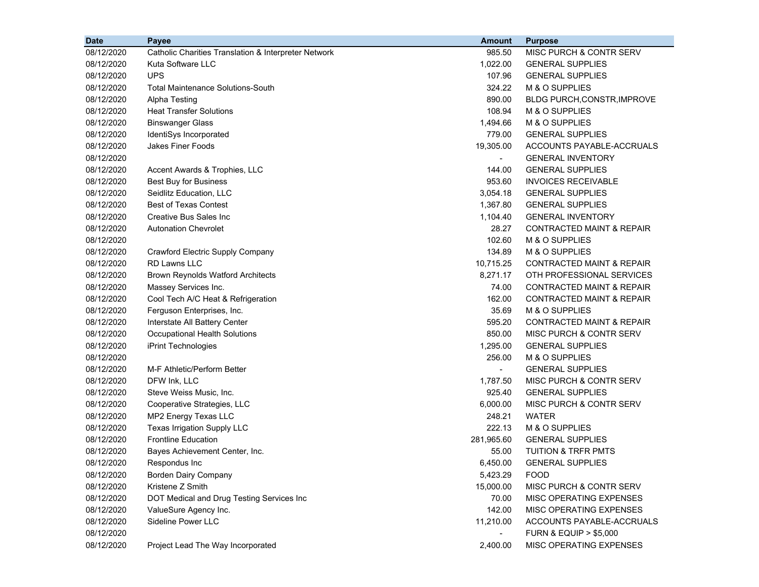| Date | Payee | Amount | Purpose |
|---|---|---|---|
| 08/12/2020 | Catholic Charities Translation & Interpreter Network | 985.50 | MISC PURCH & CONTR SERV |
| 08/12/2020 | Kuta Software LLC | 1,022.00 | GENERAL SUPPLIES |
| 08/12/2020 | UPS | 107.96 | GENERAL SUPPLIES |
| 08/12/2020 | Total Maintenance Solutions-South | 324.22 | M & O SUPPLIES |
| 08/12/2020 | Alpha Testing | 890.00 | BLDG PURCH,CONSTR,IMPROVE |
| 08/12/2020 | Heat Transfer Solutions | 108.94 | M & O SUPPLIES |
| 08/12/2020 | Binswanger Glass | 1,494.66 | M & O SUPPLIES |
| 08/12/2020 | IdentiSys Incorporated | 779.00 | GENERAL SUPPLIES |
| 08/12/2020 | Jakes Finer Foods | 19,305.00 | ACCOUNTS PAYABLE-ACCRUALS |
| 08/12/2020 | | - | GENERAL INVENTORY |
| 08/12/2020 | Accent Awards & Trophies, LLC | 144.00 | GENERAL SUPPLIES |
| 08/12/2020 | Best Buy for Business | 953.60 | INVOICES RECEIVABLE |
| 08/12/2020 | Seidlitz Education, LLC | 3,054.18 | GENERAL SUPPLIES |
| 08/12/2020 | Best of Texas Contest | 1,367.80 | GENERAL SUPPLIES |
| 08/12/2020 | Creative Bus Sales Inc | 1,104.40 | GENERAL INVENTORY |
| 08/12/2020 | Autonation Chevrolet | 28.27 | CONTRACTED MAINT & REPAIR |
| 08/12/2020 | | 102.60 | M & O SUPPLIES |
| 08/12/2020 | Crawford Electric Supply Company | 134.89 | M & O SUPPLIES |
| 08/12/2020 | RD Lawns LLC | 10,715.25 | CONTRACTED MAINT & REPAIR |
| 08/12/2020 | Brown Reynolds Watford Architects | 8,271.17 | OTH PROFESSIONAL SERVICES |
| 08/12/2020 | Massey Services Inc. | 74.00 | CONTRACTED MAINT & REPAIR |
| 08/12/2020 | Cool Tech A/C Heat & Refrigeration | 162.00 | CONTRACTED MAINT & REPAIR |
| 08/12/2020 | Ferguson Enterprises, Inc. | 35.69 | M & O SUPPLIES |
| 08/12/2020 | Interstate All Battery Center | 595.20 | CONTRACTED MAINT & REPAIR |
| 08/12/2020 | Occupational Health Solutions | 850.00 | MISC PURCH & CONTR SERV |
| 08/12/2020 | iPrint Technologies | 1,295.00 | GENERAL SUPPLIES |
| 08/12/2020 | | 256.00 | M & O SUPPLIES |
| 08/12/2020 | M-F Athletic/Perform Better | - | GENERAL SUPPLIES |
| 08/12/2020 | DFW Ink, LLC | 1,787.50 | MISC PURCH & CONTR SERV |
| 08/12/2020 | Steve Weiss Music, Inc. | 925.40 | GENERAL SUPPLIES |
| 08/12/2020 | Cooperative Strategies, LLC | 6,000.00 | MISC PURCH & CONTR SERV |
| 08/12/2020 | MP2 Energy Texas LLC | 248.21 | WATER |
| 08/12/2020 | Texas Irrigation Supply LLC | 222.13 | M & O SUPPLIES |
| 08/12/2020 | Frontline Education | 281,965.60 | GENERAL SUPPLIES |
| 08/12/2020 | Bayes Achievement Center, Inc. | 55.00 | TUITION & TRFR PMTS |
| 08/12/2020 | Respondus Inc | 6,450.00 | GENERAL SUPPLIES |
| 08/12/2020 | Borden Dairy Company | 5,423.29 | FOOD |
| 08/12/2020 | Kristene Z Smith | 15,000.00 | MISC PURCH & CONTR SERV |
| 08/12/2020 | DOT Medical and Drug Testing Services Inc | 70.00 | MISC OPERATING EXPENSES |
| 08/12/2020 | ValueSure Agency Inc. | 142.00 | MISC OPERATING EXPENSES |
| 08/12/2020 | Sideline Power LLC | 11,210.00 | ACCOUNTS PAYABLE-ACCRUALS |
| 08/12/2020 | | - | FURN & EQUIP > $5,000 |
| 08/12/2020 | Project Lead The Way Incorporated | 2,400.00 | MISC OPERATING EXPENSES |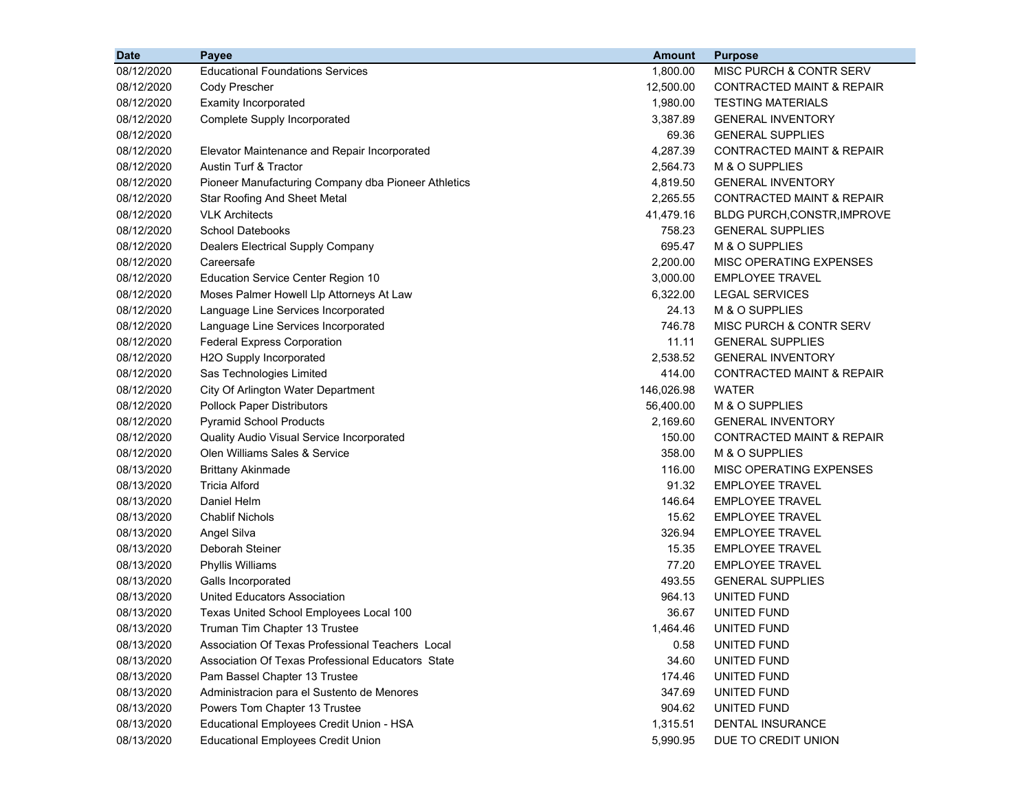| Date | Payee | Amount | Purpose |
|---|---|---|---|
| 08/12/2020 | Educational Foundations Services | 1,800.00 | MISC PURCH & CONTR SERV |
| 08/12/2020 | Cody Prescher | 12,500.00 | CONTRACTED MAINT & REPAIR |
| 08/12/2020 | Examity Incorporated | 1,980.00 | TESTING MATERIALS |
| 08/12/2020 | Complete Supply Incorporated | 3,387.89 | GENERAL INVENTORY |
| 08/12/2020 | | 69.36 | GENERAL SUPPLIES |
| 08/12/2020 | Elevator Maintenance and Repair Incorporated | 4,287.39 | CONTRACTED MAINT & REPAIR |
| 08/12/2020 | Austin Turf & Tractor | 2,564.73 | M & O SUPPLIES |
| 08/12/2020 | Pioneer Manufacturing Company dba Pioneer Athletics | 4,819.50 | GENERAL INVENTORY |
| 08/12/2020 | Star Roofing And Sheet Metal | 2,265.55 | CONTRACTED MAINT & REPAIR |
| 08/12/2020 | VLK Architects | 41,479.16 | BLDG PURCH,CONSTR,IMPROVE |
| 08/12/2020 | School Datebooks | 758.23 | GENERAL SUPPLIES |
| 08/12/2020 | Dealers Electrical Supply Company | 695.47 | M & O SUPPLIES |
| 08/12/2020 | Careersafe | 2,200.00 | MISC OPERATING EXPENSES |
| 08/12/2020 | Education Service Center Region 10 | 3,000.00 | EMPLOYEE TRAVEL |
| 08/12/2020 | Moses Palmer Howell Llp Attorneys At Law | 6,322.00 | LEGAL SERVICES |
| 08/12/2020 | Language Line Services Incorporated | 24.13 | M & O SUPPLIES |
| 08/12/2020 | Language Line Services Incorporated | 746.78 | MISC PURCH & CONTR SERV |
| 08/12/2020 | Federal Express Corporation | 11.11 | GENERAL SUPPLIES |
| 08/12/2020 | H2O Supply Incorporated | 2,538.52 | GENERAL INVENTORY |
| 08/12/2020 | Sas Technologies Limited | 414.00 | CONTRACTED MAINT & REPAIR |
| 08/12/2020 | City Of Arlington Water Department | 146,026.98 | WATER |
| 08/12/2020 | Pollock Paper Distributors | 56,400.00 | M & O SUPPLIES |
| 08/12/2020 | Pyramid School Products | 2,169.60 | GENERAL INVENTORY |
| 08/12/2020 | Quality Audio Visual Service Incorporated | 150.00 | CONTRACTED MAINT & REPAIR |
| 08/12/2020 | Olen Williams Sales & Service | 358.00 | M & O SUPPLIES |
| 08/13/2020 | Brittany Akinmade | 116.00 | MISC OPERATING EXPENSES |
| 08/13/2020 | Tricia Alford | 91.32 | EMPLOYEE TRAVEL |
| 08/13/2020 | Daniel Helm | 146.64 | EMPLOYEE TRAVEL |
| 08/13/2020 | Chablif Nichols | 15.62 | EMPLOYEE TRAVEL |
| 08/13/2020 | Angel Silva | 326.94 | EMPLOYEE TRAVEL |
| 08/13/2020 | Deborah Steiner | 15.35 | EMPLOYEE TRAVEL |
| 08/13/2020 | Phyllis Williams | 77.20 | EMPLOYEE TRAVEL |
| 08/13/2020 | Galls Incorporated | 493.55 | GENERAL SUPPLIES |
| 08/13/2020 | United Educators Association | 964.13 | UNITED FUND |
| 08/13/2020 | Texas United School Employees Local 100 | 36.67 | UNITED FUND |
| 08/13/2020 | Truman Tim Chapter 13 Trustee | 1,464.46 | UNITED FUND |
| 08/13/2020 | Association Of Texas Professional Teachers Local | 0.58 | UNITED FUND |
| 08/13/2020 | Association Of Texas Professional Educators State | 34.60 | UNITED FUND |
| 08/13/2020 | Pam Bassel Chapter 13 Trustee | 174.46 | UNITED FUND |
| 08/13/2020 | Administracion para el Sustento de Menores | 347.69 | UNITED FUND |
| 08/13/2020 | Powers Tom Chapter 13 Trustee | 904.62 | UNITED FUND |
| 08/13/2020 | Educational Employees Credit Union - HSA | 1,315.51 | DENTAL INSURANCE |
| 08/13/2020 | Educational Employees Credit Union | 5,990.95 | DUE TO CREDIT UNION |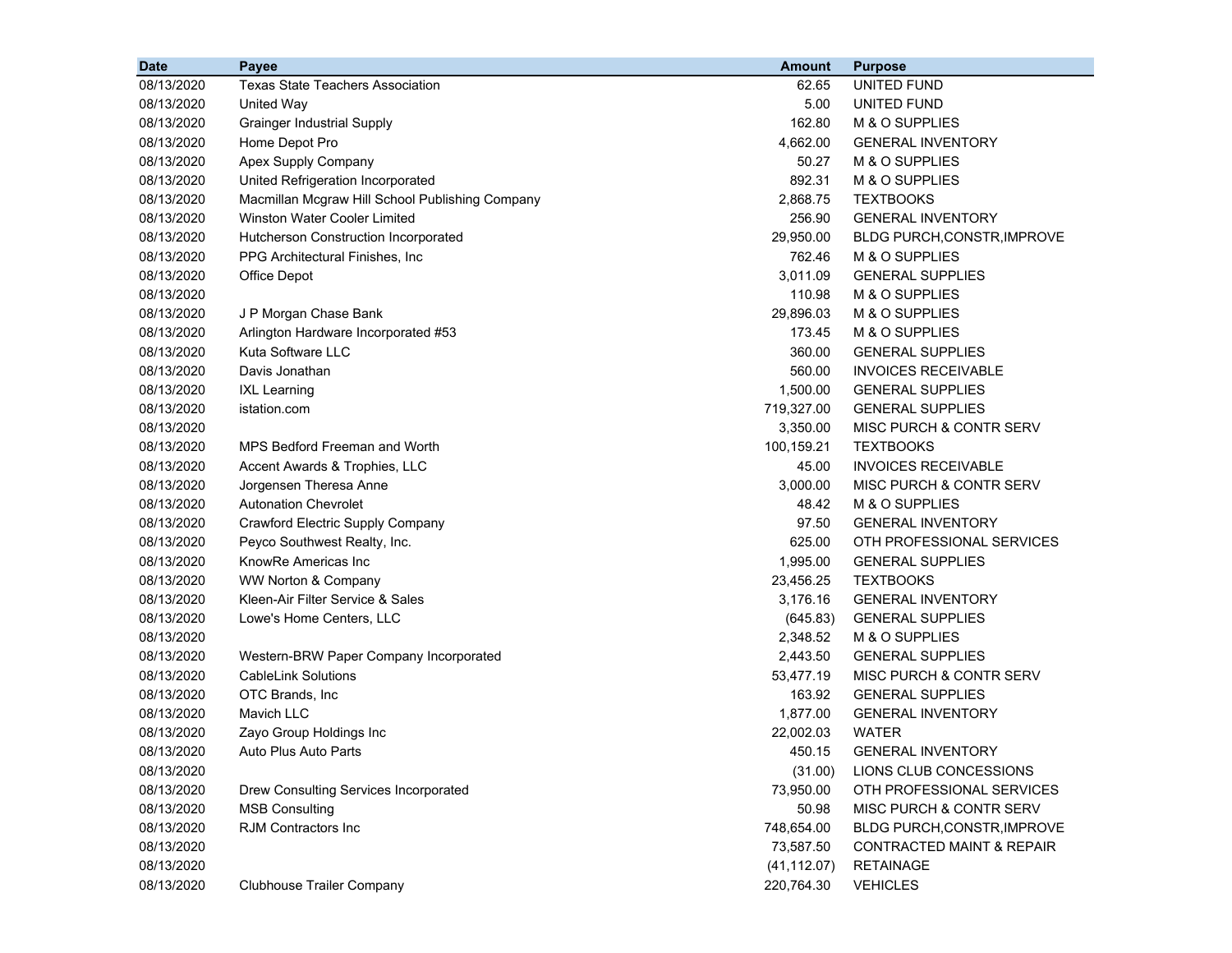| Date | Payee | Amount | Purpose |
|---|---|---|---|
| 08/13/2020 | Texas State Teachers Association | 62.65 | UNITED FUND |
| 08/13/2020 | United Way | 5.00 | UNITED FUND |
| 08/13/2020 | Grainger Industrial Supply | 162.80 | M & O SUPPLIES |
| 08/13/2020 | Home Depot Pro | 4,662.00 | GENERAL INVENTORY |
| 08/13/2020 | Apex Supply Company | 50.27 | M & O SUPPLIES |
| 08/13/2020 | United Refrigeration Incorporated | 892.31 | M & O SUPPLIES |
| 08/13/2020 | Macmillan Mcgraw Hill School Publishing Company | 2,868.75 | TEXTBOOKS |
| 08/13/2020 | Winston Water Cooler Limited | 256.90 | GENERAL INVENTORY |
| 08/13/2020 | Hutcherson Construction Incorporated | 29,950.00 | BLDG PURCH,CONSTR,IMPROVE |
| 08/13/2020 | PPG Architectural Finishes, Inc | 762.46 | M & O SUPPLIES |
| 08/13/2020 | Office Depot | 3,011.09 | GENERAL SUPPLIES |
| 08/13/2020 | | 110.98 | M & O SUPPLIES |
| 08/13/2020 | J P Morgan Chase Bank | 29,896.03 | M & O SUPPLIES |
| 08/13/2020 | Arlington Hardware Incorporated #53 | 173.45 | M & O SUPPLIES |
| 08/13/2020 | Kuta Software LLC | 360.00 | GENERAL SUPPLIES |
| 08/13/2020 | Davis Jonathan | 560.00 | INVOICES RECEIVABLE |
| 08/13/2020 | IXL Learning | 1,500.00 | GENERAL SUPPLIES |
| 08/13/2020 | istation.com | 719,327.00 | GENERAL SUPPLIES |
| 08/13/2020 | | 3,350.00 | MISC PURCH & CONTR SERV |
| 08/13/2020 | MPS Bedford Freeman and Worth | 100,159.21 | TEXTBOOKS |
| 08/13/2020 | Accent Awards & Trophies, LLC | 45.00 | INVOICES RECEIVABLE |
| 08/13/2020 | Jorgensen Theresa Anne | 3,000.00 | MISC PURCH & CONTR SERV |
| 08/13/2020 | Autonation Chevrolet | 48.42 | M & O SUPPLIES |
| 08/13/2020 | Crawford Electric Supply Company | 97.50 | GENERAL INVENTORY |
| 08/13/2020 | Peyco Southwest Realty, Inc. | 625.00 | OTH PROFESSIONAL SERVICES |
| 08/13/2020 | KnowRe Americas Inc | 1,995.00 | GENERAL SUPPLIES |
| 08/13/2020 | WW Norton & Company | 23,456.25 | TEXTBOOKS |
| 08/13/2020 | Kleen-Air Filter Service & Sales | 3,176.16 | GENERAL INVENTORY |
| 08/13/2020 | Lowe's Home Centers, LLC | (645.83) | GENERAL SUPPLIES |
| 08/13/2020 | | 2,348.52 | M & O SUPPLIES |
| 08/13/2020 | Western-BRW Paper Company Incorporated | 2,443.50 | GENERAL SUPPLIES |
| 08/13/2020 | CableLink Solutions | 53,477.19 | MISC PURCH & CONTR SERV |
| 08/13/2020 | OTC Brands, Inc | 163.92 | GENERAL SUPPLIES |
| 08/13/2020 | Mavich LLC | 1,877.00 | GENERAL INVENTORY |
| 08/13/2020 | Zayo Group Holdings Inc | 22,002.03 | WATER |
| 08/13/2020 | Auto Plus Auto Parts | 450.15 | GENERAL INVENTORY |
| 08/13/2020 | | (31.00) | LIONS CLUB CONCESSIONS |
| 08/13/2020 | Drew Consulting Services Incorporated | 73,950.00 | OTH PROFESSIONAL SERVICES |
| 08/13/2020 | MSB Consulting | 50.98 | MISC PURCH & CONTR SERV |
| 08/13/2020 | RJM Contractors Inc | 748,654.00 | BLDG PURCH,CONSTR,IMPROVE |
| 08/13/2020 | | 73,587.50 | CONTRACTED MAINT & REPAIR |
| 08/13/2020 | | (41,112.07) | RETAINAGE |
| 08/13/2020 | Clubhouse Trailer Company | 220,764.30 | VEHICLES |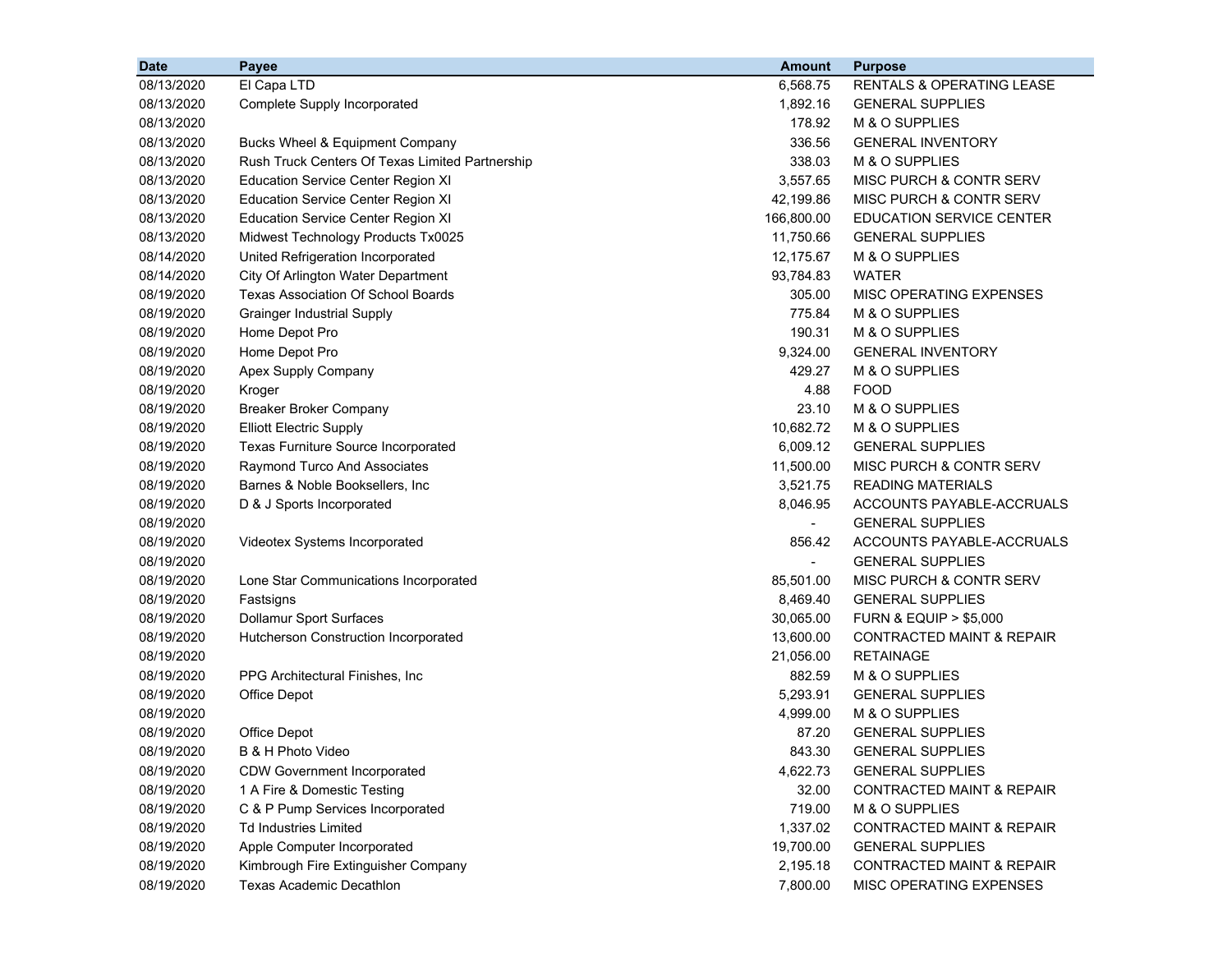| Date | Payee | Amount | Purpose |
|---|---|---|---|
| 08/13/2020 | El Capa LTD | 6,568.75 | RENTALS & OPERATING LEASE |
| 08/13/2020 | Complete Supply Incorporated | 1,892.16 | GENERAL SUPPLIES |
| 08/13/2020 | | 178.92 | M & O SUPPLIES |
| 08/13/2020 | Bucks Wheel & Equipment Company | 336.56 | GENERAL INVENTORY |
| 08/13/2020 | Rush Truck Centers Of Texas Limited Partnership | 338.03 | M & O SUPPLIES |
| 08/13/2020 | Education Service Center Region XI | 3,557.65 | MISC PURCH & CONTR SERV |
| 08/13/2020 | Education Service Center Region XI | 42,199.86 | MISC PURCH & CONTR SERV |
| 08/13/2020 | Education Service Center Region XI | 166,800.00 | EDUCATION SERVICE CENTER |
| 08/13/2020 | Midwest Technology Products Tx0025 | 11,750.66 | GENERAL SUPPLIES |
| 08/14/2020 | United Refrigeration Incorporated | 12,175.67 | M & O SUPPLIES |
| 08/14/2020 | City Of Arlington Water Department | 93,784.83 | WATER |
| 08/19/2020 | Texas Association Of School Boards | 305.00 | MISC OPERATING EXPENSES |
| 08/19/2020 | Grainger Industrial Supply | 775.84 | M & O SUPPLIES |
| 08/19/2020 | Home Depot Pro | 190.31 | M & O SUPPLIES |
| 08/19/2020 | Home Depot Pro | 9,324.00 | GENERAL INVENTORY |
| 08/19/2020 | Apex Supply Company | 429.27 | M & O SUPPLIES |
| 08/19/2020 | Kroger | 4.88 | FOOD |
| 08/19/2020 | Breaker Broker Company | 23.10 | M & O SUPPLIES |
| 08/19/2020 | Elliott Electric Supply | 10,682.72 | M & O SUPPLIES |
| 08/19/2020 | Texas Furniture Source Incorporated | 6,009.12 | GENERAL SUPPLIES |
| 08/19/2020 | Raymond Turco And Associates | 11,500.00 | MISC PURCH & CONTR SERV |
| 08/19/2020 | Barnes & Noble Booksellers, Inc | 3,521.75 | READING MATERIALS |
| 08/19/2020 | D & J Sports Incorporated | 8,046.95 | ACCOUNTS PAYABLE-ACCRUALS |
| 08/19/2020 | | - | GENERAL SUPPLIES |
| 08/19/2020 | Videotex Systems Incorporated | 856.42 | ACCOUNTS PAYABLE-ACCRUALS |
| 08/19/2020 | | - | GENERAL SUPPLIES |
| 08/19/2020 | Lone Star Communications Incorporated | 85,501.00 | MISC PURCH & CONTR SERV |
| 08/19/2020 | Fastsigns | 8,469.40 | GENERAL SUPPLIES |
| 08/19/2020 | Dollamur Sport Surfaces | 30,065.00 | FURN & EQUIP > $5,000 |
| 08/19/2020 | Hutcherson Construction Incorporated | 13,600.00 | CONTRACTED MAINT & REPAIR |
| 08/19/2020 | | 21,056.00 | RETAINAGE |
| 08/19/2020 | PPG Architectural Finishes, Inc | 882.59 | M & O SUPPLIES |
| 08/19/2020 | Office Depot | 5,293.91 | GENERAL SUPPLIES |
| 08/19/2020 | | 4,999.00 | M & O SUPPLIES |
| 08/19/2020 | Office Depot | 87.20 | GENERAL SUPPLIES |
| 08/19/2020 | B & H Photo Video | 843.30 | GENERAL SUPPLIES |
| 08/19/2020 | CDW Government Incorporated | 4,622.73 | GENERAL SUPPLIES |
| 08/19/2020 | 1 A Fire & Domestic Testing | 32.00 | CONTRACTED MAINT & REPAIR |
| 08/19/2020 | C & P Pump Services Incorporated | 719.00 | M & O SUPPLIES |
| 08/19/2020 | Td Industries Limited | 1,337.02 | CONTRACTED MAINT & REPAIR |
| 08/19/2020 | Apple Computer Incorporated | 19,700.00 | GENERAL SUPPLIES |
| 08/19/2020 | Kimbrough Fire Extinguisher Company | 2,195.18 | CONTRACTED MAINT & REPAIR |
| 08/19/2020 | Texas Academic Decathlon | 7,800.00 | MISC OPERATING EXPENSES |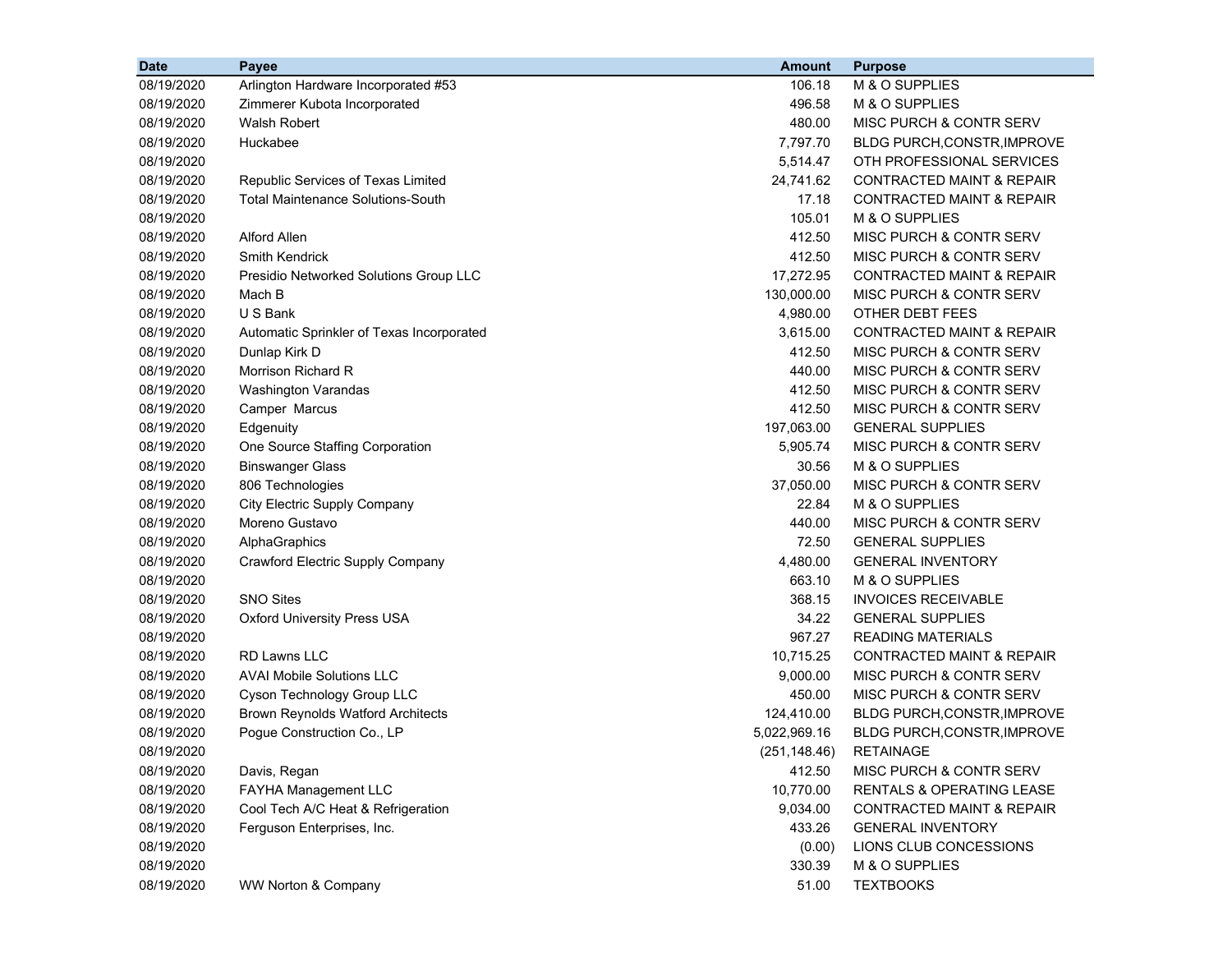| Date | Payee | Amount | Purpose |
|---|---|---|---|
| 08/19/2020 | Arlington Hardware Incorporated #53 | 106.18 | M & O SUPPLIES |
| 08/19/2020 | Zimmerer Kubota Incorporated | 496.58 | M & O SUPPLIES |
| 08/19/2020 | Walsh Robert | 480.00 | MISC PURCH & CONTR SERV |
| 08/19/2020 | Huckabee | 7,797.70 | BLDG PURCH,CONSTR,IMPROVE |
| 08/19/2020 | | 5,514.47 | OTH PROFESSIONAL SERVICES |
| 08/19/2020 | Republic Services of Texas Limited | 24,741.62 | CONTRACTED MAINT & REPAIR |
| 08/19/2020 | Total Maintenance Solutions-South | 17.18 | CONTRACTED MAINT & REPAIR |
| 08/19/2020 | | 105.01 | M & O SUPPLIES |
| 08/19/2020 | Alford Allen | 412.50 | MISC PURCH & CONTR SERV |
| 08/19/2020 | Smith Kendrick | 412.50 | MISC PURCH & CONTR SERV |
| 08/19/2020 | Presidio Networked Solutions Group LLC | 17,272.95 | CONTRACTED MAINT & REPAIR |
| 08/19/2020 | Mach B | 130,000.00 | MISC PURCH & CONTR SERV |
| 08/19/2020 | U S Bank | 4,980.00 | OTHER DEBT FEES |
| 08/19/2020 | Automatic Sprinkler of Texas Incorporated | 3,615.00 | CONTRACTED MAINT & REPAIR |
| 08/19/2020 | Dunlap Kirk D | 412.50 | MISC PURCH & CONTR SERV |
| 08/19/2020 | Morrison Richard R | 440.00 | MISC PURCH & CONTR SERV |
| 08/19/2020 | Washington Varandas | 412.50 | MISC PURCH & CONTR SERV |
| 08/19/2020 | Camper Marcus | 412.50 | MISC PURCH & CONTR SERV |
| 08/19/2020 | Edgenuity | 197,063.00 | GENERAL SUPPLIES |
| 08/19/2020 | One Source Staffing Corporation | 5,905.74 | MISC PURCH & CONTR SERV |
| 08/19/2020 | Binswanger Glass | 30.56 | M & O SUPPLIES |
| 08/19/2020 | 806 Technologies | 37,050.00 | MISC PURCH & CONTR SERV |
| 08/19/2020 | City Electric Supply Company | 22.84 | M & O SUPPLIES |
| 08/19/2020 | Moreno Gustavo | 440.00 | MISC PURCH & CONTR SERV |
| 08/19/2020 | AlphaGraphics | 72.50 | GENERAL SUPPLIES |
| 08/19/2020 | Crawford Electric Supply Company | 4,480.00 | GENERAL INVENTORY |
| 08/19/2020 | | 663.10 | M & O SUPPLIES |
| 08/19/2020 | SNO Sites | 368.15 | INVOICES RECEIVABLE |
| 08/19/2020 | Oxford University Press USA | 34.22 | GENERAL SUPPLIES |
| 08/19/2020 | | 967.27 | READING MATERIALS |
| 08/19/2020 | RD Lawns LLC | 10,715.25 | CONTRACTED MAINT & REPAIR |
| 08/19/2020 | AVAI Mobile Solutions LLC | 9,000.00 | MISC PURCH & CONTR SERV |
| 08/19/2020 | Cyson Technology Group LLC | 450.00 | MISC PURCH & CONTR SERV |
| 08/19/2020 | Brown Reynolds Watford Architects | 124,410.00 | BLDG PURCH,CONSTR,IMPROVE |
| 08/19/2020 | Pogue Construction Co., LP | 5,022,969.16 | BLDG PURCH,CONSTR,IMPROVE |
| 08/19/2020 | | (251,148.46) | RETAINAGE |
| 08/19/2020 | Davis, Regan | 412.50 | MISC PURCH & CONTR SERV |
| 08/19/2020 | FAYHA Management LLC | 10,770.00 | RENTALS & OPERATING LEASE |
| 08/19/2020 | Cool Tech A/C Heat & Refrigeration | 9,034.00 | CONTRACTED MAINT & REPAIR |
| 08/19/2020 | Ferguson Enterprises, Inc. | 433.26 | GENERAL INVENTORY |
| 08/19/2020 | | (0.00) | LIONS CLUB CONCESSIONS |
| 08/19/2020 | | 330.39 | M & O SUPPLIES |
| 08/19/2020 | WW Norton & Company | 51.00 | TEXTBOOKS |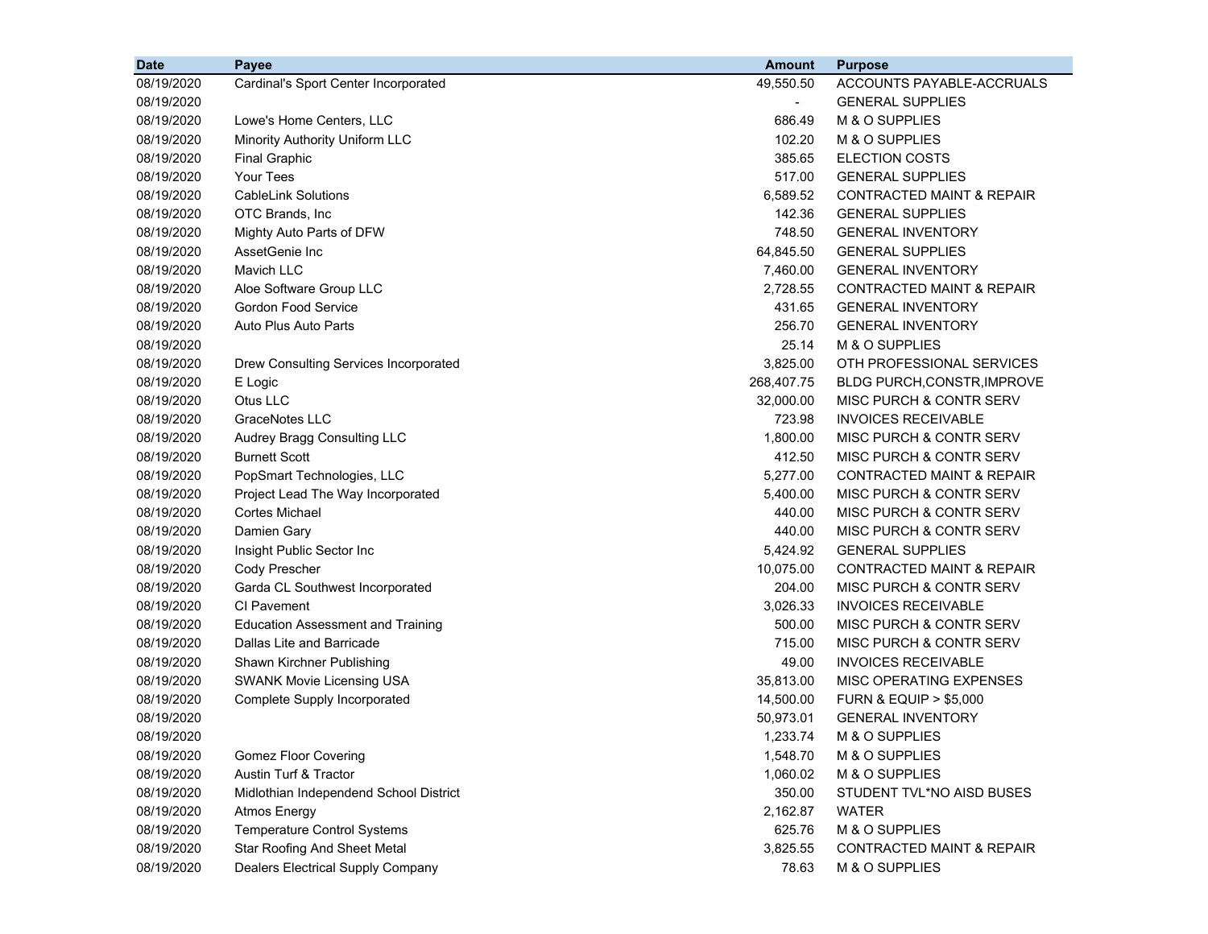| Date | Payee | Amount | Purpose |
|---|---|---|---|
| 08/19/2020 | Cardinal's Sport Center Incorporated | 49,550.50 | ACCOUNTS PAYABLE-ACCRUALS |
| 08/19/2020 | | - | GENERAL SUPPLIES |
| 08/19/2020 | Lowe's Home Centers, LLC | 686.49 | M & O SUPPLIES |
| 08/19/2020 | Minority Authority Uniform LLC | 102.20 | M & O SUPPLIES |
| 08/19/2020 | Final Graphic | 385.65 | ELECTION COSTS |
| 08/19/2020 | Your Tees | 517.00 | GENERAL SUPPLIES |
| 08/19/2020 | CableLink Solutions | 6,589.52 | CONTRACTED MAINT & REPAIR |
| 08/19/2020 | OTC Brands, Inc | 142.36 | GENERAL SUPPLIES |
| 08/19/2020 | Mighty Auto Parts of DFW | 748.50 | GENERAL INVENTORY |
| 08/19/2020 | AssetGenie Inc | 64,845.50 | GENERAL SUPPLIES |
| 08/19/2020 | Mavich LLC | 7,460.00 | GENERAL INVENTORY |
| 08/19/2020 | Aloe Software Group LLC | 2,728.55 | CONTRACTED MAINT & REPAIR |
| 08/19/2020 | Gordon Food Service | 431.65 | GENERAL INVENTORY |
| 08/19/2020 | Auto Plus Auto Parts | 256.70 | GENERAL INVENTORY |
| 08/19/2020 | | 25.14 | M & O SUPPLIES |
| 08/19/2020 | Drew Consulting Services Incorporated | 3,825.00 | OTH PROFESSIONAL SERVICES |
| 08/19/2020 | E Logic | 268,407.75 | BLDG PURCH,CONSTR,IMPROVE |
| 08/19/2020 | Otus LLC | 32,000.00 | MISC PURCH & CONTR SERV |
| 08/19/2020 | GraceNotes LLC | 723.98 | INVOICES RECEIVABLE |
| 08/19/2020 | Audrey Bragg Consulting LLC | 1,800.00 | MISC PURCH & CONTR SERV |
| 08/19/2020 | Burnett Scott | 412.50 | MISC PURCH & CONTR SERV |
| 08/19/2020 | PopSmart Technologies, LLC | 5,277.00 | CONTRACTED MAINT & REPAIR |
| 08/19/2020 | Project Lead The Way Incorporated | 5,400.00 | MISC PURCH & CONTR SERV |
| 08/19/2020 | Cortes Michael | 440.00 | MISC PURCH & CONTR SERV |
| 08/19/2020 | Damien Gary | 440.00 | MISC PURCH & CONTR SERV |
| 08/19/2020 | Insight Public Sector Inc | 5,424.92 | GENERAL SUPPLIES |
| 08/19/2020 | Cody Prescher | 10,075.00 | CONTRACTED MAINT & REPAIR |
| 08/19/2020 | Garda CL Southwest Incorporated | 204.00 | MISC PURCH & CONTR SERV |
| 08/19/2020 | CI Pavement | 3,026.33 | INVOICES RECEIVABLE |
| 08/19/2020 | Education Assessment and Training | 500.00 | MISC PURCH & CONTR SERV |
| 08/19/2020 | Dallas Lite and Barricade | 715.00 | MISC PURCH & CONTR SERV |
| 08/19/2020 | Shawn Kirchner Publishing | 49.00 | INVOICES RECEIVABLE |
| 08/19/2020 | SWANK Movie Licensing USA | 35,813.00 | MISC OPERATING EXPENSES |
| 08/19/2020 | Complete Supply Incorporated | 14,500.00 | FURN & EQUIP > $5,000 |
| 08/19/2020 | | 50,973.01 | GENERAL INVENTORY |
| 08/19/2020 | | 1,233.74 | M & O SUPPLIES |
| 08/19/2020 | Gomez Floor Covering | 1,548.70 | M & O SUPPLIES |
| 08/19/2020 | Austin Turf & Tractor | 1,060.02 | M & O SUPPLIES |
| 08/19/2020 | Midlothian Independend School District | 350.00 | STUDENT TVL*NO AISD BUSES |
| 08/19/2020 | Atmos Energy | 2,162.87 | WATER |
| 08/19/2020 | Temperature Control Systems | 625.76 | M & O SUPPLIES |
| 08/19/2020 | Star Roofing And Sheet Metal | 3,825.55 | CONTRACTED MAINT & REPAIR |
| 08/19/2020 | Dealers Electrical Supply Company | 78.63 | M & O SUPPLIES |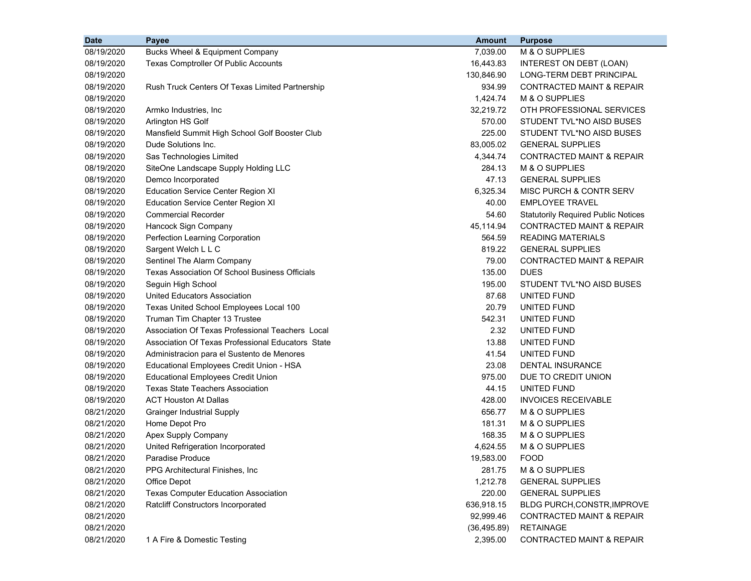| Date | Payee | Amount | Purpose |
|---|---|---|---|
| 08/19/2020 | Bucks Wheel & Equipment Company | 7,039.00 | M & O SUPPLIES |
| 08/19/2020 | Texas Comptroller Of Public Accounts | 16,443.83 | INTEREST ON DEBT (LOAN) |
| 08/19/2020 | | 130,846.90 | LONG-TERM DEBT PRINCIPAL |
| 08/19/2020 | Rush Truck Centers Of Texas Limited Partnership | 934.99 | CONTRACTED MAINT & REPAIR |
| 08/19/2020 | | 1,424.74 | M & O SUPPLIES |
| 08/19/2020 | Armko Industries, Inc | 32,219.72 | OTH PROFESSIONAL SERVICES |
| 08/19/2020 | Arlington HS Golf | 570.00 | STUDENT TVL*NO AISD BUSES |
| 08/19/2020 | Mansfield Summit High School Golf Booster Club | 225.00 | STUDENT TVL*NO AISD BUSES |
| 08/19/2020 | Dude Solutions Inc. | 83,005.02 | GENERAL SUPPLIES |
| 08/19/2020 | Sas Technologies Limited | 4,344.74 | CONTRACTED MAINT & REPAIR |
| 08/19/2020 | SiteOne Landscape Supply Holding LLC | 284.13 | M & O SUPPLIES |
| 08/19/2020 | Demco Incorporated | 47.13 | GENERAL SUPPLIES |
| 08/19/2020 | Education Service Center Region XI | 6,325.34 | MISC PURCH & CONTR SERV |
| 08/19/2020 | Education Service Center Region XI | 40.00 | EMPLOYEE TRAVEL |
| 08/19/2020 | Commercial Recorder | 54.60 | Statutorily Required Public Notices |
| 08/19/2020 | Hancock Sign Company | 45,114.94 | CONTRACTED MAINT & REPAIR |
| 08/19/2020 | Perfection Learning Corporation | 564.59 | READING MATERIALS |
| 08/19/2020 | Sargent Welch L L C | 819.22 | GENERAL SUPPLIES |
| 08/19/2020 | Sentinel The Alarm Company | 79.00 | CONTRACTED MAINT & REPAIR |
| 08/19/2020 | Texas Association Of School Business Officials | 135.00 | DUES |
| 08/19/2020 | Seguin High School | 195.00 | STUDENT TVL*NO AISD BUSES |
| 08/19/2020 | United Educators Association | 87.68 | UNITED FUND |
| 08/19/2020 | Texas United School Employees Local 100 | 20.79 | UNITED FUND |
| 08/19/2020 | Truman Tim Chapter 13 Trustee | 542.31 | UNITED FUND |
| 08/19/2020 | Association Of Texas Professional Teachers Local | 2.32 | UNITED FUND |
| 08/19/2020 | Association Of Texas Professional Educators State | 13.88 | UNITED FUND |
| 08/19/2020 | Administracion para el Sustento de Menores | 41.54 | UNITED FUND |
| 08/19/2020 | Educational Employees Credit Union - HSA | 23.08 | DENTAL INSURANCE |
| 08/19/2020 | Educational Employees Credit Union | 975.00 | DUE TO CREDIT UNION |
| 08/19/2020 | Texas State Teachers Association | 44.15 | UNITED FUND |
| 08/19/2020 | ACT Houston At Dallas | 428.00 | INVOICES RECEIVABLE |
| 08/21/2020 | Grainger Industrial Supply | 656.77 | M & O SUPPLIES |
| 08/21/2020 | Home Depot Pro | 181.31 | M & O SUPPLIES |
| 08/21/2020 | Apex Supply Company | 168.35 | M & O SUPPLIES |
| 08/21/2020 | United Refrigeration Incorporated | 4,624.55 | M & O SUPPLIES |
| 08/21/2020 | Paradise Produce | 19,583.00 | FOOD |
| 08/21/2020 | PPG Architectural Finishes, Inc | 281.75 | M & O SUPPLIES |
| 08/21/2020 | Office Depot | 1,212.78 | GENERAL SUPPLIES |
| 08/21/2020 | Texas Computer Education Association | 220.00 | GENERAL SUPPLIES |
| 08/21/2020 | Ratcliff Constructors Incorporated | 636,918.15 | BLDG PURCH,CONSTR,IMPROVE |
| 08/21/2020 | | 92,999.46 | CONTRACTED MAINT & REPAIR |
| 08/21/2020 | | (36,495.89) | RETAINAGE |
| 08/21/2020 | 1 A Fire & Domestic Testing | 2,395.00 | CONTRACTED MAINT & REPAIR |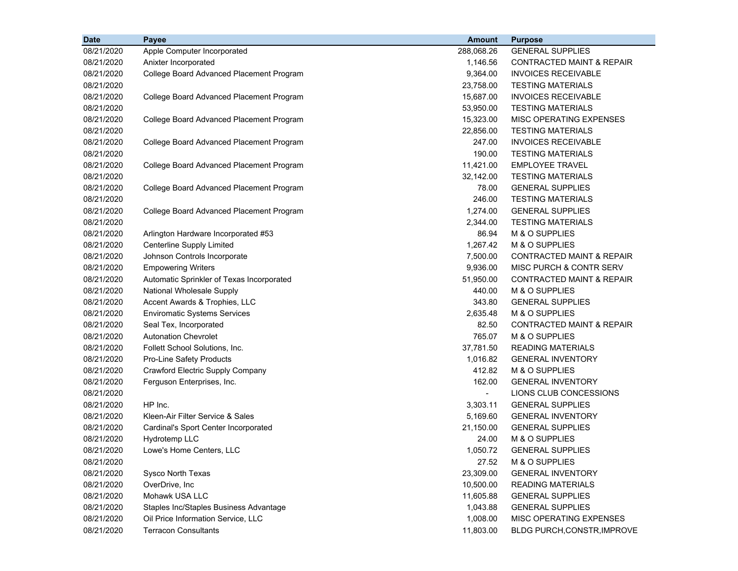| Date | Payee | Amount | Purpose |
|---|---|---|---|
| 08/21/2020 | Apple Computer Incorporated | 288,068.26 | GENERAL SUPPLIES |
| 08/21/2020 | Anixter Incorporated | 1,146.56 | CONTRACTED MAINT & REPAIR |
| 08/21/2020 | College Board Advanced Placement Program | 9,364.00 | INVOICES RECEIVABLE |
| 08/21/2020 | | 23,758.00 | TESTING MATERIALS |
| 08/21/2020 | College Board Advanced Placement Program | 15,687.00 | INVOICES RECEIVABLE |
| 08/21/2020 | | 53,950.00 | TESTING MATERIALS |
| 08/21/2020 | College Board Advanced Placement Program | 15,323.00 | MISC OPERATING EXPENSES |
| 08/21/2020 | | 22,856.00 | TESTING MATERIALS |
| 08/21/2020 | College Board Advanced Placement Program | 247.00 | INVOICES RECEIVABLE |
| 08/21/2020 | | 190.00 | TESTING MATERIALS |
| 08/21/2020 | College Board Advanced Placement Program | 11,421.00 | EMPLOYEE TRAVEL |
| 08/21/2020 | | 32,142.00 | TESTING MATERIALS |
| 08/21/2020 | College Board Advanced Placement Program | 78.00 | GENERAL SUPPLIES |
| 08/21/2020 | | 246.00 | TESTING MATERIALS |
| 08/21/2020 | College Board Advanced Placement Program | 1,274.00 | GENERAL SUPPLIES |
| 08/21/2020 | | 2,344.00 | TESTING MATERIALS |
| 08/21/2020 | Arlington Hardware Incorporated #53 | 86.94 | M & O SUPPLIES |
| 08/21/2020 | Centerline Supply Limited | 1,267.42 | M & O SUPPLIES |
| 08/21/2020 | Johnson Controls Incorporate | 7,500.00 | CONTRACTED MAINT & REPAIR |
| 08/21/2020 | Empowering Writers | 9,936.00 | MISC PURCH & CONTR SERV |
| 08/21/2020 | Automatic Sprinkler of Texas Incorporated | 51,950.00 | CONTRACTED MAINT & REPAIR |
| 08/21/2020 | National Wholesale Supply | 440.00 | M & O SUPPLIES |
| 08/21/2020 | Accent Awards & Trophies, LLC | 343.80 | GENERAL SUPPLIES |
| 08/21/2020 | Enviromatic Systems Services | 2,635.48 | M & O SUPPLIES |
| 08/21/2020 | Seal Tex, Incorporated | 82.50 | CONTRACTED MAINT & REPAIR |
| 08/21/2020 | Autonation Chevrolet | 765.07 | M & O SUPPLIES |
| 08/21/2020 | Follett School Solutions, Inc. | 37,781.50 | READING MATERIALS |
| 08/21/2020 | Pro-Line Safety Products | 1,016.82 | GENERAL INVENTORY |
| 08/21/2020 | Crawford Electric Supply Company | 412.82 | M & O SUPPLIES |
| 08/21/2020 | Ferguson Enterprises, Inc. | 162.00 | GENERAL INVENTORY |
| 08/21/2020 | | - | LIONS CLUB CONCESSIONS |
| 08/21/2020 | HP Inc. | 3,303.11 | GENERAL SUPPLIES |
| 08/21/2020 | Kleen-Air Filter Service & Sales | 5,169.60 | GENERAL INVENTORY |
| 08/21/2020 | Cardinal's Sport Center Incorporated | 21,150.00 | GENERAL SUPPLIES |
| 08/21/2020 | Hydrotemp LLC | 24.00 | M & O SUPPLIES |
| 08/21/2020 | Lowe's Home Centers, LLC | 1,050.72 | GENERAL SUPPLIES |
| 08/21/2020 | | 27.52 | M & O SUPPLIES |
| 08/21/2020 | Sysco North Texas | 23,309.00 | GENERAL INVENTORY |
| 08/21/2020 | OverDrive, Inc | 10,500.00 | READING MATERIALS |
| 08/21/2020 | Mohawk USA LLC | 11,605.88 | GENERAL SUPPLIES |
| 08/21/2020 | Staples Inc/Staples Business Advantage | 1,043.88 | GENERAL SUPPLIES |
| 08/21/2020 | Oil Price Information Service, LLC | 1,008.00 | MISC OPERATING EXPENSES |
| 08/21/2020 | Terracon Consultants | 11,803.00 | BLDG PURCH,CONSTR,IMPROVE |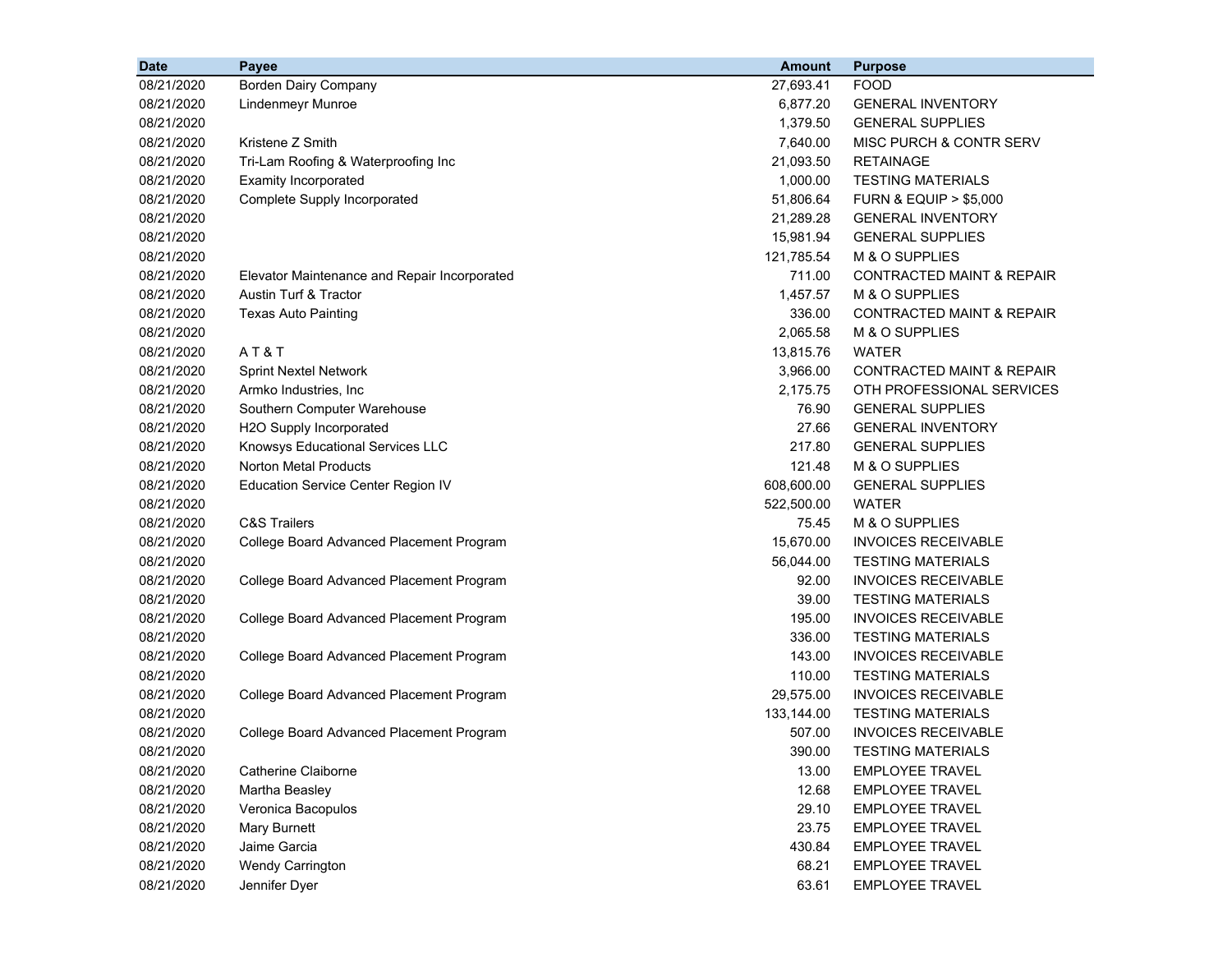| Date | Payee | Amount | Purpose |
|---|---|---|---|
| 08/21/2020 | Borden Dairy Company | 27,693.41 | FOOD |
| 08/21/2020 | Lindenmeyr Munroe | 6,877.20 | GENERAL INVENTORY |
| 08/21/2020 | | 1,379.50 | GENERAL SUPPLIES |
| 08/21/2020 | Kristene Z Smith | 7,640.00 | MISC PURCH & CONTR SERV |
| 08/21/2020 | Tri-Lam Roofing & Waterproofing Inc | 21,093.50 | RETAINAGE |
| 08/21/2020 | Examity Incorporated | 1,000.00 | TESTING MATERIALS |
| 08/21/2020 | Complete Supply Incorporated | 51,806.64 | FURN & EQUIP > $5,000 |
| 08/21/2020 | | 21,289.28 | GENERAL INVENTORY |
| 08/21/2020 | | 15,981.94 | GENERAL SUPPLIES |
| 08/21/2020 | | 121,785.54 | M & O SUPPLIES |
| 08/21/2020 | Elevator Maintenance and Repair Incorporated | 711.00 | CONTRACTED MAINT & REPAIR |
| 08/21/2020 | Austin Turf & Tractor | 1,457.57 | M & O SUPPLIES |
| 08/21/2020 | Texas Auto Painting | 336.00 | CONTRACTED MAINT & REPAIR |
| 08/21/2020 | | 2,065.58 | M & O SUPPLIES |
| 08/21/2020 | A T & T | 13,815.76 | WATER |
| 08/21/2020 | Sprint Nextel Network | 3,966.00 | CONTRACTED MAINT & REPAIR |
| 08/21/2020 | Armko Industries, Inc | 2,175.75 | OTH PROFESSIONAL SERVICES |
| 08/21/2020 | Southern Computer Warehouse | 76.90 | GENERAL SUPPLIES |
| 08/21/2020 | H2O Supply Incorporated | 27.66 | GENERAL INVENTORY |
| 08/21/2020 | Knowsys Educational Services LLC | 217.80 | GENERAL SUPPLIES |
| 08/21/2020 | Norton Metal Products | 121.48 | M & O SUPPLIES |
| 08/21/2020 | Education Service Center Region IV | 608,600.00 | GENERAL SUPPLIES |
| 08/21/2020 | | 522,500.00 | WATER |
| 08/21/2020 | C&S Trailers | 75.45 | M & O SUPPLIES |
| 08/21/2020 | College Board Advanced Placement Program | 15,670.00 | INVOICES RECEIVABLE |
| 08/21/2020 | | 56,044.00 | TESTING MATERIALS |
| 08/21/2020 | College Board Advanced Placement Program | 92.00 | INVOICES RECEIVABLE |
| 08/21/2020 | | 39.00 | TESTING MATERIALS |
| 08/21/2020 | College Board Advanced Placement Program | 195.00 | INVOICES RECEIVABLE |
| 08/21/2020 | | 336.00 | TESTING MATERIALS |
| 08/21/2020 | College Board Advanced Placement Program | 143.00 | INVOICES RECEIVABLE |
| 08/21/2020 | | 110.00 | TESTING MATERIALS |
| 08/21/2020 | College Board Advanced Placement Program | 29,575.00 | INVOICES RECEIVABLE |
| 08/21/2020 | | 133,144.00 | TESTING MATERIALS |
| 08/21/2020 | College Board Advanced Placement Program | 507.00 | INVOICES RECEIVABLE |
| 08/21/2020 | | 390.00 | TESTING MATERIALS |
| 08/21/2020 | Catherine Claiborne | 13.00 | EMPLOYEE TRAVEL |
| 08/21/2020 | Martha Beasley | 12.68 | EMPLOYEE TRAVEL |
| 08/21/2020 | Veronica Bacopulos | 29.10 | EMPLOYEE TRAVEL |
| 08/21/2020 | Mary Burnett | 23.75 | EMPLOYEE TRAVEL |
| 08/21/2020 | Jaime Garcia | 430.84 | EMPLOYEE TRAVEL |
| 08/21/2020 | Wendy Carrington | 68.21 | EMPLOYEE TRAVEL |
| 08/21/2020 | Jennifer Dyer | 63.61 | EMPLOYEE TRAVEL |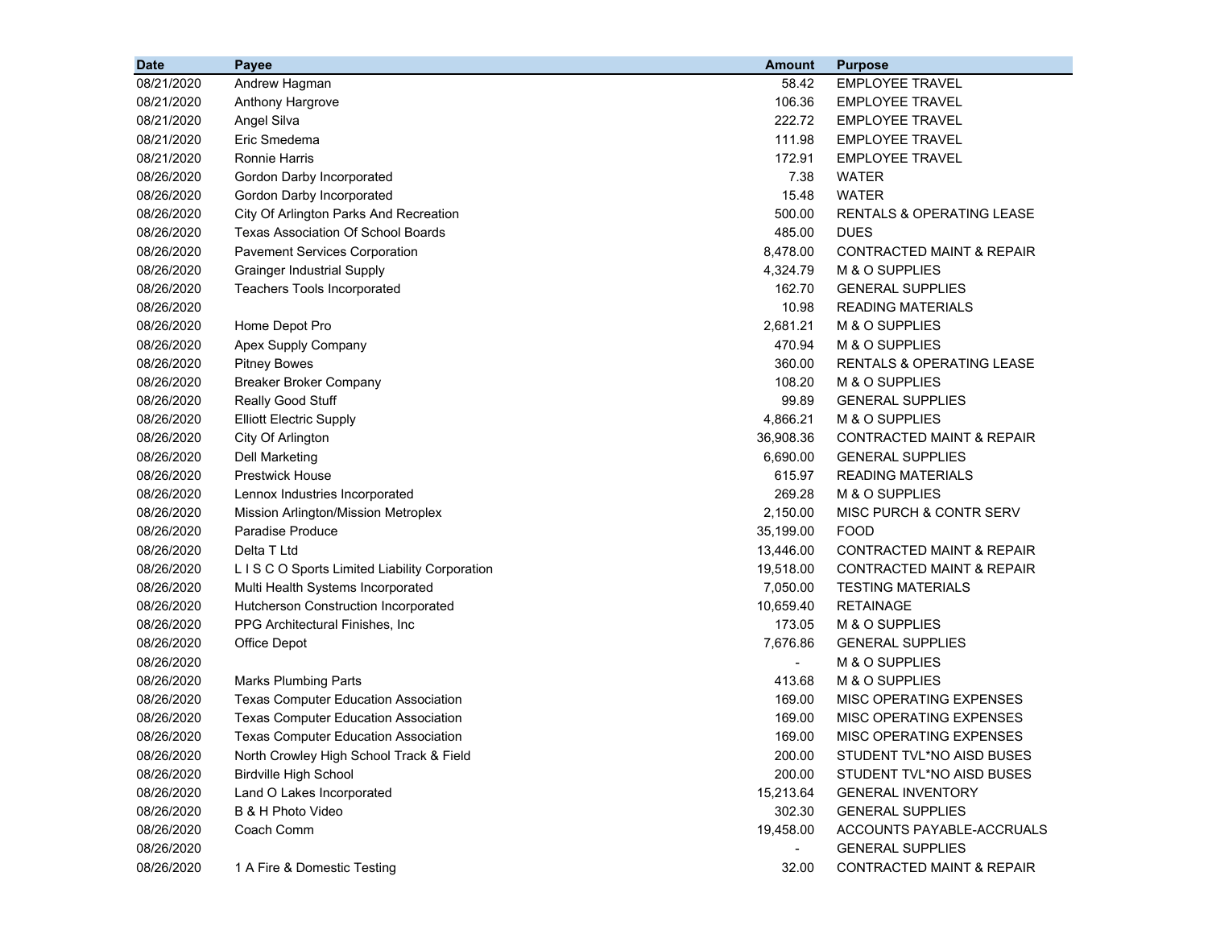| Date | Payee | Amount | Purpose |
| --- | --- | --- | --- |
| 08/21/2020 | Andrew Hagman | 58.42 | EMPLOYEE TRAVEL |
| 08/21/2020 | Anthony Hargrove | 106.36 | EMPLOYEE TRAVEL |
| 08/21/2020 | Angel Silva | 222.72 | EMPLOYEE TRAVEL |
| 08/21/2020 | Eric Smedema | 111.98 | EMPLOYEE TRAVEL |
| 08/21/2020 | Ronnie Harris | 172.91 | EMPLOYEE TRAVEL |
| 08/26/2020 | Gordon Darby Incorporated | 7.38 | WATER |
| 08/26/2020 | Gordon Darby Incorporated | 15.48 | WATER |
| 08/26/2020 | City Of Arlington Parks And Recreation | 500.00 | RENTALS & OPERATING LEASE |
| 08/26/2020 | Texas Association Of School Boards | 485.00 | DUES |
| 08/26/2020 | Pavement Services Corporation | 8,478.00 | CONTRACTED MAINT & REPAIR |
| 08/26/2020 | Grainger Industrial Supply | 4,324.79 | M & O SUPPLIES |
| 08/26/2020 | Teachers Tools Incorporated | 162.70 | GENERAL SUPPLIES |
| 08/26/2020 | | 10.98 | READING MATERIALS |
| 08/26/2020 | Home Depot Pro | 2,681.21 | M & O SUPPLIES |
| 08/26/2020 | Apex Supply Company | 470.94 | M & O SUPPLIES |
| 08/26/2020 | Pitney Bowes | 360.00 | RENTALS & OPERATING LEASE |
| 08/26/2020 | Breaker Broker Company | 108.20 | M & O SUPPLIES |
| 08/26/2020 | Really Good Stuff | 99.89 | GENERAL SUPPLIES |
| 08/26/2020 | Elliott Electric Supply | 4,866.21 | M & O SUPPLIES |
| 08/26/2020 | City Of Arlington | 36,908.36 | CONTRACTED MAINT & REPAIR |
| 08/26/2020 | Dell Marketing | 6,690.00 | GENERAL SUPPLIES |
| 08/26/2020 | Prestwick House | 615.97 | READING MATERIALS |
| 08/26/2020 | Lennox Industries Incorporated | 269.28 | M & O SUPPLIES |
| 08/26/2020 | Mission Arlington/Mission Metroplex | 2,150.00 | MISC PURCH & CONTR SERV |
| 08/26/2020 | Paradise Produce | 35,199.00 | FOOD |
| 08/26/2020 | Delta T Ltd | 13,446.00 | CONTRACTED MAINT & REPAIR |
| 08/26/2020 | L I S C O Sports Limited Liability Corporation | 19,518.00 | CONTRACTED MAINT & REPAIR |
| 08/26/2020 | Multi Health Systems Incorporated | 7,050.00 | TESTING MATERIALS |
| 08/26/2020 | Hutcherson Construction Incorporated | 10,659.40 | RETAINAGE |
| 08/26/2020 | PPG Architectural Finishes, Inc | 173.05 | M & O SUPPLIES |
| 08/26/2020 | Office Depot | 7,676.86 | GENERAL SUPPLIES |
| 08/26/2020 | | - | M & O SUPPLIES |
| 08/26/2020 | Marks Plumbing Parts | 413.68 | M & O SUPPLIES |
| 08/26/2020 | Texas Computer Education Association | 169.00 | MISC OPERATING EXPENSES |
| 08/26/2020 | Texas Computer Education Association | 169.00 | MISC OPERATING EXPENSES |
| 08/26/2020 | Texas Computer Education Association | 169.00 | MISC OPERATING EXPENSES |
| 08/26/2020 | North Crowley High School Track & Field | 200.00 | STUDENT TVL*NO AISD BUSES |
| 08/26/2020 | Birdville High School | 200.00 | STUDENT TVL*NO AISD BUSES |
| 08/26/2020 | Land O Lakes Incorporated | 15,213.64 | GENERAL INVENTORY |
| 08/26/2020 | B & H Photo Video | 302.30 | GENERAL SUPPLIES |
| 08/26/2020 | Coach Comm | 19,458.00 | ACCOUNTS PAYABLE-ACCRUALS |
| 08/26/2020 | | - | GENERAL SUPPLIES |
| 08/26/2020 | 1 A Fire & Domestic Testing | 32.00 | CONTRACTED MAINT & REPAIR |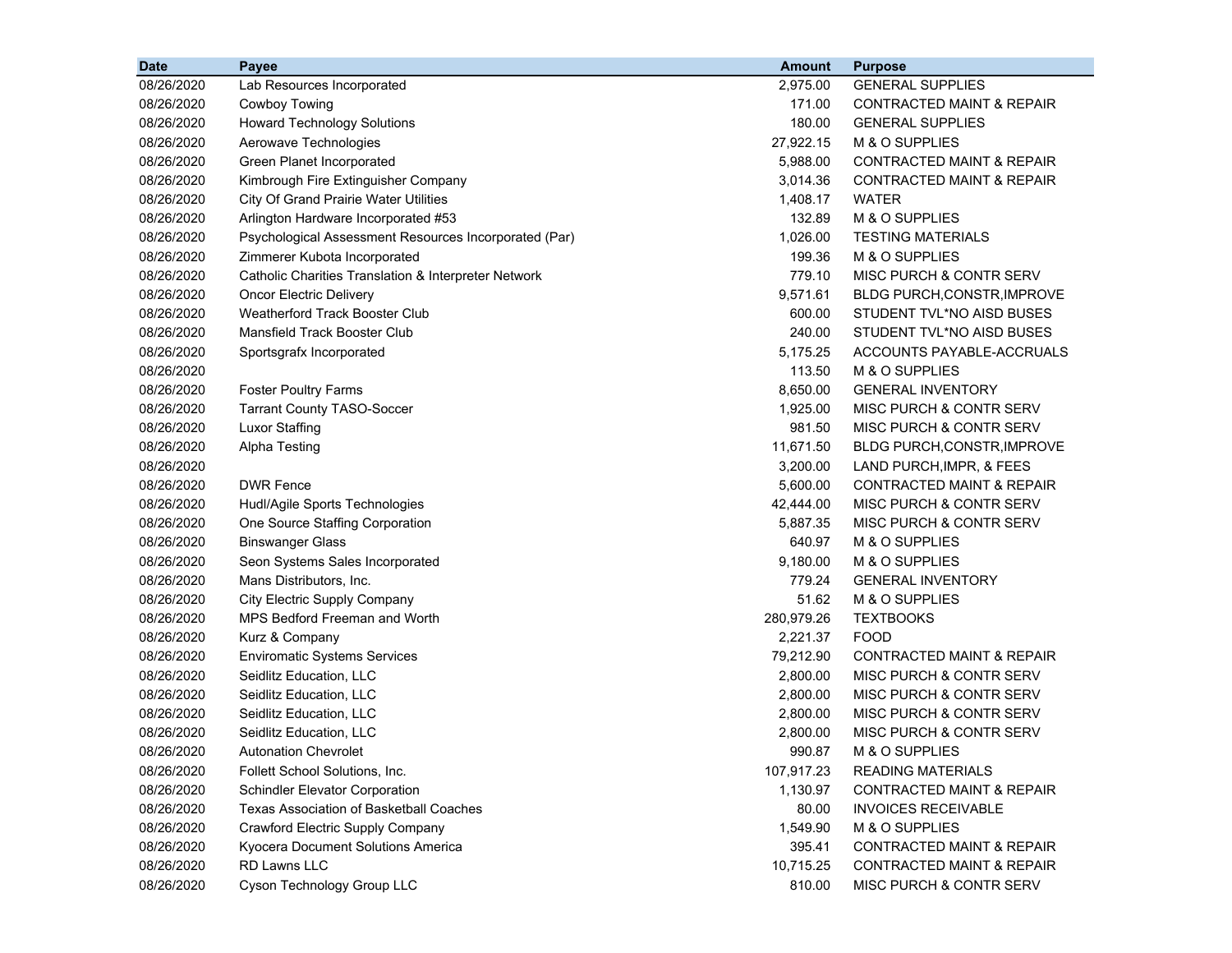| Date | Payee | Amount | Purpose |
|---|---|---|---|
| 08/26/2020 | Lab Resources Incorporated | 2,975.00 | GENERAL SUPPLIES |
| 08/26/2020 | Cowboy Towing | 171.00 | CONTRACTED MAINT & REPAIR |
| 08/26/2020 | Howard Technology Solutions | 180.00 | GENERAL SUPPLIES |
| 08/26/2020 | Aerowave Technologies | 27,922.15 | M & O SUPPLIES |
| 08/26/2020 | Green Planet Incorporated | 5,988.00 | CONTRACTED MAINT & REPAIR |
| 08/26/2020 | Kimbrough Fire Extinguisher Company | 3,014.36 | CONTRACTED MAINT & REPAIR |
| 08/26/2020 | City Of Grand Prairie Water Utilities | 1,408.17 | WATER |
| 08/26/2020 | Arlington Hardware Incorporated #53 | 132.89 | M & O SUPPLIES |
| 08/26/2020 | Psychological Assessment Resources Incorporated (Par) | 1,026.00 | TESTING MATERIALS |
| 08/26/2020 | Zimmerer Kubota Incorporated | 199.36 | M & O SUPPLIES |
| 08/26/2020 | Catholic Charities Translation & Interpreter Network | 779.10 | MISC PURCH & CONTR SERV |
| 08/26/2020 | Oncor Electric Delivery | 9,571.61 | BLDG PURCH,CONSTR,IMPROVE |
| 08/26/2020 | Weatherford Track Booster Club | 600.00 | STUDENT TVL*NO AISD BUSES |
| 08/26/2020 | Mansfield Track Booster Club | 240.00 | STUDENT TVL*NO AISD BUSES |
| 08/26/2020 | Sportsgrafx Incorporated | 5,175.25 | ACCOUNTS PAYABLE-ACCRUALS |
| 08/26/2020 | | 113.50 | M & O SUPPLIES |
| 08/26/2020 | Foster Poultry Farms | 8,650.00 | GENERAL INVENTORY |
| 08/26/2020 | Tarrant County TASO-Soccer | 1,925.00 | MISC PURCH & CONTR SERV |
| 08/26/2020 | Luxor Staffing | 981.50 | MISC PURCH & CONTR SERV |
| 08/26/2020 | Alpha Testing | 11,671.50 | BLDG PURCH,CONSTR,IMPROVE |
| 08/26/2020 | | 3,200.00 | LAND PURCH,IMPR, & FEES |
| 08/26/2020 | DWR Fence | 5,600.00 | CONTRACTED MAINT & REPAIR |
| 08/26/2020 | Hudl/Agile Sports Technologies | 42,444.00 | MISC PURCH & CONTR SERV |
| 08/26/2020 | One Source Staffing Corporation | 5,887.35 | MISC PURCH & CONTR SERV |
| 08/26/2020 | Binswanger Glass | 640.97 | M & O SUPPLIES |
| 08/26/2020 | Seon Systems Sales Incorporated | 9,180.00 | M & O SUPPLIES |
| 08/26/2020 | Mans Distributors, Inc. | 779.24 | GENERAL INVENTORY |
| 08/26/2020 | City Electric Supply Company | 51.62 | M & O SUPPLIES |
| 08/26/2020 | MPS Bedford Freeman and Worth | 280,979.26 | TEXTBOOKS |
| 08/26/2020 | Kurz & Company | 2,221.37 | FOOD |
| 08/26/2020 | Enviromatic Systems Services | 79,212.90 | CONTRACTED MAINT & REPAIR |
| 08/26/2020 | Seidlitz Education, LLC | 2,800.00 | MISC PURCH & CONTR SERV |
| 08/26/2020 | Seidlitz Education, LLC | 2,800.00 | MISC PURCH & CONTR SERV |
| 08/26/2020 | Seidlitz Education, LLC | 2,800.00 | MISC PURCH & CONTR SERV |
| 08/26/2020 | Seidlitz Education, LLC | 2,800.00 | MISC PURCH & CONTR SERV |
| 08/26/2020 | Autonation Chevrolet | 990.87 | M & O SUPPLIES |
| 08/26/2020 | Follett School Solutions, Inc. | 107,917.23 | READING MATERIALS |
| 08/26/2020 | Schindler Elevator Corporation | 1,130.97 | CONTRACTED MAINT & REPAIR |
| 08/26/2020 | Texas Association of Basketball Coaches | 80.00 | INVOICES RECEIVABLE |
| 08/26/2020 | Crawford Electric Supply Company | 1,549.90 | M & O SUPPLIES |
| 08/26/2020 | Kyocera Document Solutions America | 395.41 | CONTRACTED MAINT & REPAIR |
| 08/26/2020 | RD Lawns LLC | 10,715.25 | CONTRACTED MAINT & REPAIR |
| 08/26/2020 | Cyson Technology Group LLC | 810.00 | MISC PURCH & CONTR SERV |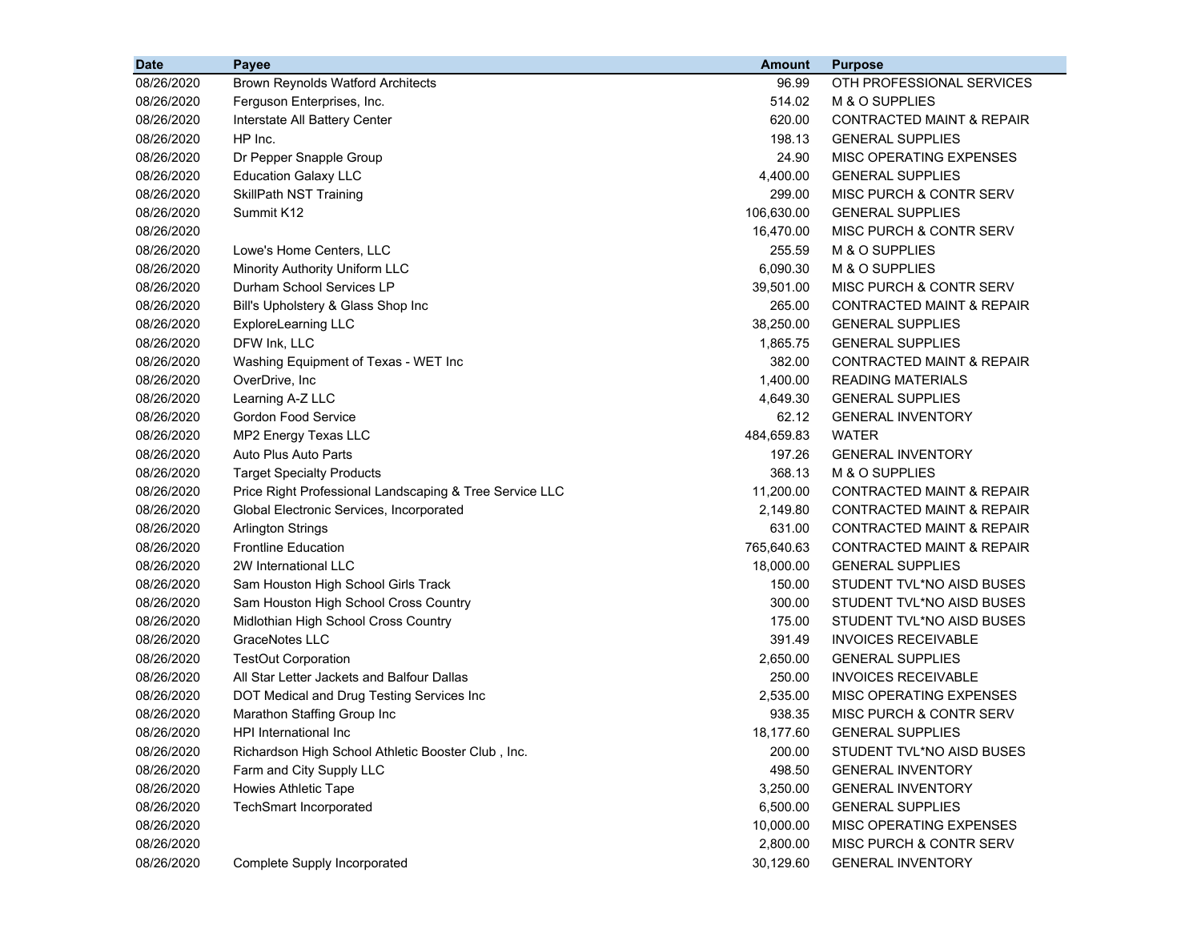| Date | Payee | Amount | Purpose |
|---|---|---|---|
| 08/26/2020 | Brown Reynolds Watford Architects | 96.99 | OTH PROFESSIONAL SERVICES |
| 08/26/2020 | Ferguson Enterprises, Inc. | 514.02 | M & O SUPPLIES |
| 08/26/2020 | Interstate All Battery Center | 620.00 | CONTRACTED MAINT & REPAIR |
| 08/26/2020 | HP Inc. | 198.13 | GENERAL SUPPLIES |
| 08/26/2020 | Dr Pepper Snapple Group | 24.90 | MISC OPERATING EXPENSES |
| 08/26/2020 | Education Galaxy LLC | 4,400.00 | GENERAL SUPPLIES |
| 08/26/2020 | SkillPath NST Training | 299.00 | MISC PURCH & CONTR SERV |
| 08/26/2020 | Summit K12 | 106,630.00 | GENERAL SUPPLIES |
| 08/26/2020 | | 16,470.00 | MISC PURCH & CONTR SERV |
| 08/26/2020 | Lowe's Home Centers, LLC | 255.59 | M & O SUPPLIES |
| 08/26/2020 | Minority Authority Uniform LLC | 6,090.30 | M & O SUPPLIES |
| 08/26/2020 | Durham School Services LP | 39,501.00 | MISC PURCH & CONTR SERV |
| 08/26/2020 | Bill's Upholstery & Glass Shop Inc | 265.00 | CONTRACTED MAINT & REPAIR |
| 08/26/2020 | ExploreLearning LLC | 38,250.00 | GENERAL SUPPLIES |
| 08/26/2020 | DFW Ink, LLC | 1,865.75 | GENERAL SUPPLIES |
| 08/26/2020 | Washing Equipment of Texas - WET Inc | 382.00 | CONTRACTED MAINT & REPAIR |
| 08/26/2020 | OverDrive, Inc | 1,400.00 | READING MATERIALS |
| 08/26/2020 | Learning A-Z LLC | 4,649.30 | GENERAL SUPPLIES |
| 08/26/2020 | Gordon Food Service | 62.12 | GENERAL INVENTORY |
| 08/26/2020 | MP2 Energy Texas LLC | 484,659.83 | WATER |
| 08/26/2020 | Auto Plus Auto Parts | 197.26 | GENERAL INVENTORY |
| 08/26/2020 | Target Specialty Products | 368.13 | M & O SUPPLIES |
| 08/26/2020 | Price Right Professional Landscaping & Tree Service LLC | 11,200.00 | CONTRACTED MAINT & REPAIR |
| 08/26/2020 | Global Electronic Services, Incorporated | 2,149.80 | CONTRACTED MAINT & REPAIR |
| 08/26/2020 | Arlington Strings | 631.00 | CONTRACTED MAINT & REPAIR |
| 08/26/2020 | Frontline Education | 765,640.63 | CONTRACTED MAINT & REPAIR |
| 08/26/2020 | 2W International LLC | 18,000.00 | GENERAL SUPPLIES |
| 08/26/2020 | Sam Houston High School Girls Track | 150.00 | STUDENT TVL*NO AISD BUSES |
| 08/26/2020 | Sam Houston High School Cross Country | 300.00 | STUDENT TVL*NO AISD BUSES |
| 08/26/2020 | Midlothian High School Cross Country | 175.00 | STUDENT TVL*NO AISD BUSES |
| 08/26/2020 | GraceNotes LLC | 391.49 | INVOICES RECEIVABLE |
| 08/26/2020 | TestOut Corporation | 2,650.00 | GENERAL SUPPLIES |
| 08/26/2020 | All Star Letter Jackets and Balfour Dallas | 250.00 | INVOICES RECEIVABLE |
| 08/26/2020 | DOT Medical and Drug Testing Services Inc | 2,535.00 | MISC OPERATING EXPENSES |
| 08/26/2020 | Marathon Staffing Group Inc | 938.35 | MISC PURCH & CONTR SERV |
| 08/26/2020 | HPI International Inc | 18,177.60 | GENERAL SUPPLIES |
| 08/26/2020 | Richardson High School Athletic Booster Club , Inc. | 200.00 | STUDENT TVL*NO AISD BUSES |
| 08/26/2020 | Farm and City Supply LLC | 498.50 | GENERAL INVENTORY |
| 08/26/2020 | Howies Athletic Tape | 3,250.00 | GENERAL INVENTORY |
| 08/26/2020 | TechSmart Incorporated | 6,500.00 | GENERAL SUPPLIES |
| 08/26/2020 | | 10,000.00 | MISC OPERATING EXPENSES |
| 08/26/2020 | | 2,800.00 | MISC PURCH & CONTR SERV |
| 08/26/2020 | Complete Supply Incorporated | 30,129.60 | GENERAL INVENTORY |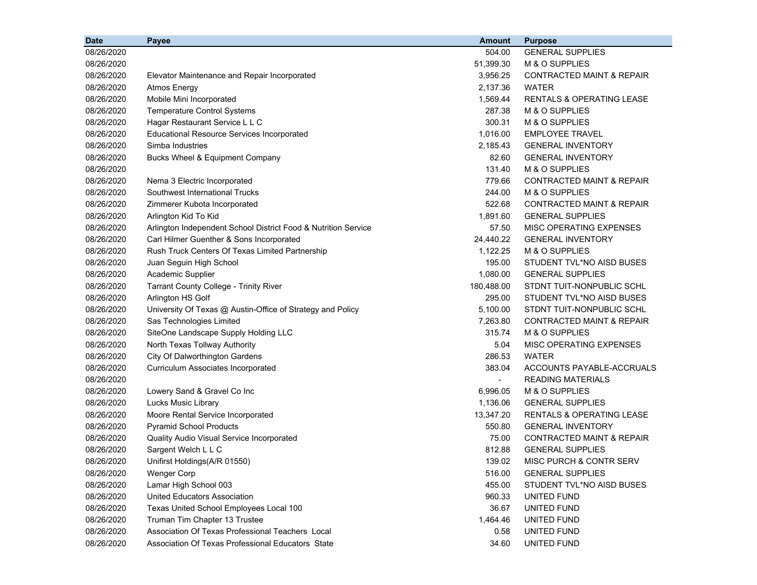| Date | Payee | Amount | Purpose |
|---|---|---|---|
| 08/26/2020 | | 504.00 | GENERAL SUPPLIES |
| 08/26/2020 | | 51,399.30 | M & O SUPPLIES |
| 08/26/2020 | Elevator Maintenance and Repair Incorporated | 3,956.25 | CONTRACTED MAINT & REPAIR |
| 08/26/2020 | Atmos Energy | 2,137.36 | WATER |
| 08/26/2020 | Mobile Mini Incorporated | 1,569.44 | RENTALS & OPERATING LEASE |
| 08/26/2020 | Temperature Control Systems | 287.38 | M & O SUPPLIES |
| 08/26/2020 | Hagar Restaurant Service L L C | 300.31 | M & O SUPPLIES |
| 08/26/2020 | Educational Resource Services Incorporated | 1,016.00 | EMPLOYEE TRAVEL |
| 08/26/2020 | Simba Industries | 2,185.43 | GENERAL INVENTORY |
| 08/26/2020 | Bucks Wheel & Equipment Company | 82.60 | GENERAL INVENTORY |
| 08/26/2020 | | 131.40 | M & O SUPPLIES |
| 08/26/2020 | Nema 3 Electric Incorporated | 779.66 | CONTRACTED MAINT & REPAIR |
| 08/26/2020 | Southwest International Trucks | 244.00 | M & O SUPPLIES |
| 08/26/2020 | Zimmerer Kubota Incorporated | 522.68 | CONTRACTED MAINT & REPAIR |
| 08/26/2020 | Arlington Kid To Kid | 1,891.60 | GENERAL SUPPLIES |
| 08/26/2020 | Arlington Independent School District Food & Nutrition Service | 57.50 | MISC OPERATING EXPENSES |
| 08/26/2020 | Carl Hilmer Guenther & Sons Incorporated | 24,440.22 | GENERAL INVENTORY |
| 08/26/2020 | Rush Truck Centers Of Texas Limited Partnership | 1,122.25 | M & O SUPPLIES |
| 08/26/2020 | Juan Seguin High School | 195.00 | STUDENT TVL*NO AISD BUSES |
| 08/26/2020 | Academic Supplier | 1,080.00 | GENERAL SUPPLIES |
| 08/26/2020 | Tarrant County College - Trinity River | 180,488.00 | STDNT TUIT-NONPUBLIC SCHL |
| 08/26/2020 | Arlington HS Golf | 295.00 | STUDENT TVL*NO AISD BUSES |
| 08/26/2020 | University Of Texas @ Austin-Office of Strategy and Policy | 5,100.00 | STDNT TUIT-NONPUBLIC SCHL |
| 08/26/2020 | Sas Technologies Limited | 7,263.80 | CONTRACTED MAINT & REPAIR |
| 08/26/2020 | SiteOne Landscape Supply Holding LLC | 315.74 | M & O SUPPLIES |
| 08/26/2020 | North Texas Tollway Authority | 5.04 | MISC OPERATING EXPENSES |
| 08/26/2020 | City Of Dalworthington Gardens | 286.53 | WATER |
| 08/26/2020 | Curriculum Associates Incorporated | 383.04 | ACCOUNTS PAYABLE-ACCRUALS |
| 08/26/2020 | | - | READING MATERIALS |
| 08/26/2020 | Lowery Sand & Gravel Co Inc | 6,996.05 | M & O SUPPLIES |
| 08/26/2020 | Lucks Music Library | 1,136.06 | GENERAL SUPPLIES |
| 08/26/2020 | Moore Rental Service Incorporated | 13,347.20 | RENTALS & OPERATING LEASE |
| 08/26/2020 | Pyramid School Products | 550.80 | GENERAL INVENTORY |
| 08/26/2020 | Quality Audio Visual Service Incorporated | 75.00 | CONTRACTED MAINT & REPAIR |
| 08/26/2020 | Sargent Welch L L C | 812.88 | GENERAL SUPPLIES |
| 08/26/2020 | Unifirst Holdings(A/R 01550) | 139.02 | MISC PURCH & CONTR SERV |
| 08/26/2020 | Wenger Corp | 516.00 | GENERAL SUPPLIES |
| 08/26/2020 | Lamar High School 003 | 455.00 | STUDENT TVL*NO AISD BUSES |
| 08/26/2020 | United Educators Association | 960.33 | UNITED FUND |
| 08/26/2020 | Texas United School Employees Local 100 | 36.67 | UNITED FUND |
| 08/26/2020 | Truman Tim Chapter 13 Trustee | 1,464.46 | UNITED FUND |
| 08/26/2020 | Association Of Texas Professional Teachers Local | 0.58 | UNITED FUND |
| 08/26/2020 | Association Of Texas Professional Educators State | 34.60 | UNITED FUND |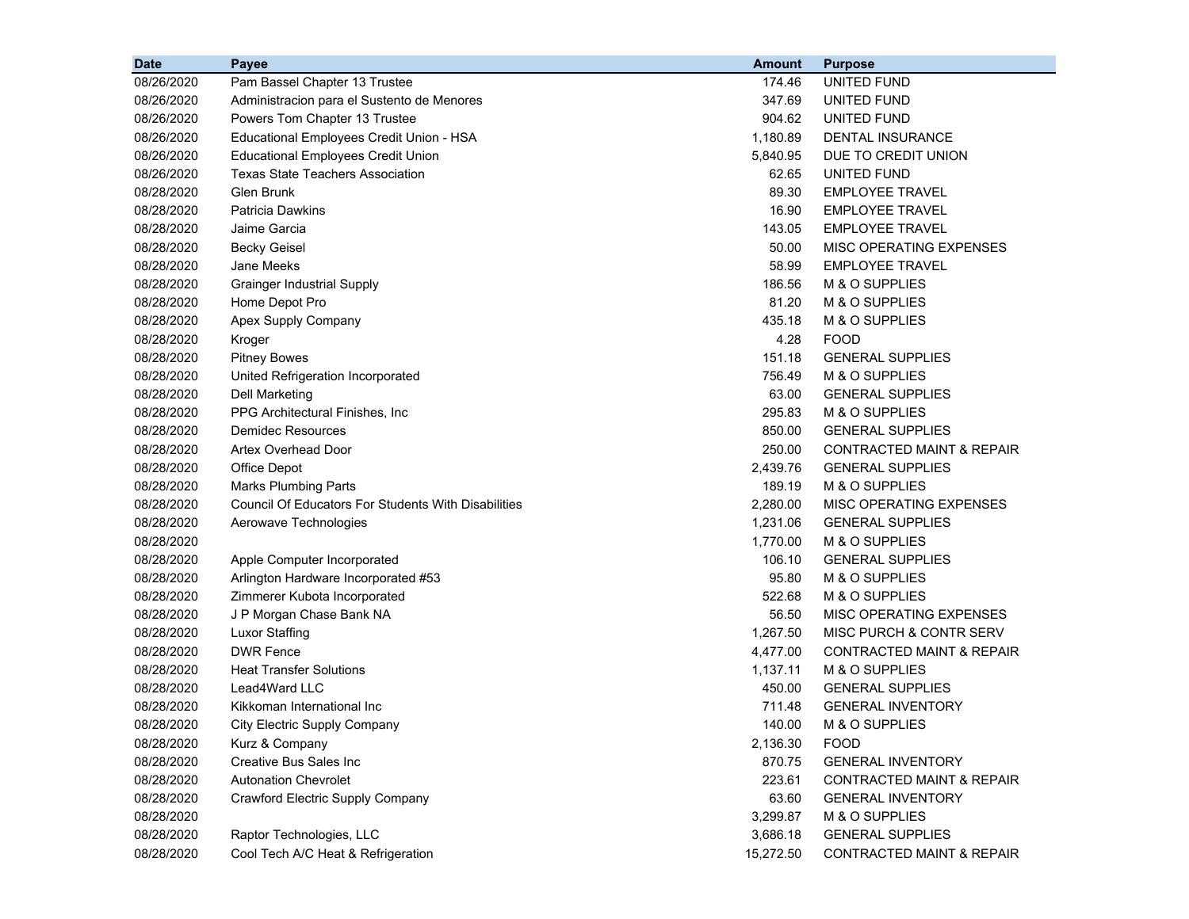| Date | Payee | Amount | Purpose |
|---|---|---|---|
| 08/26/2020 | Pam Bassel Chapter 13 Trustee | 174.46 | UNITED FUND |
| 08/26/2020 | Administracion para el Sustento de Menores | 347.69 | UNITED FUND |
| 08/26/2020 | Powers Tom Chapter 13 Trustee | 904.62 | UNITED FUND |
| 08/26/2020 | Educational Employees Credit Union - HSA | 1,180.89 | DENTAL INSURANCE |
| 08/26/2020 | Educational Employees Credit Union | 5,840.95 | DUE TO CREDIT UNION |
| 08/26/2020 | Texas State Teachers Association | 62.65 | UNITED FUND |
| 08/28/2020 | Glen Brunk | 89.30 | EMPLOYEE TRAVEL |
| 08/28/2020 | Patricia Dawkins | 16.90 | EMPLOYEE TRAVEL |
| 08/28/2020 | Jaime Garcia | 143.05 | EMPLOYEE TRAVEL |
| 08/28/2020 | Becky Geisel | 50.00 | MISC OPERATING EXPENSES |
| 08/28/2020 | Jane Meeks | 58.99 | EMPLOYEE TRAVEL |
| 08/28/2020 | Grainger Industrial Supply | 186.56 | M & O SUPPLIES |
| 08/28/2020 | Home Depot Pro | 81.20 | M & O SUPPLIES |
| 08/28/2020 | Apex Supply Company | 435.18 | M & O SUPPLIES |
| 08/28/2020 | Kroger | 4.28 | FOOD |
| 08/28/2020 | Pitney Bowes | 151.18 | GENERAL SUPPLIES |
| 08/28/2020 | United Refrigeration Incorporated | 756.49 | M & O SUPPLIES |
| 08/28/2020 | Dell Marketing | 63.00 | GENERAL SUPPLIES |
| 08/28/2020 | PPG Architectural Finishes, Inc | 295.83 | M & O SUPPLIES |
| 08/28/2020 | Demidec Resources | 850.00 | GENERAL SUPPLIES |
| 08/28/2020 | Artex Overhead Door | 250.00 | CONTRACTED MAINT & REPAIR |
| 08/28/2020 | Office Depot | 2,439.76 | GENERAL SUPPLIES |
| 08/28/2020 | Marks Plumbing Parts | 189.19 | M & O SUPPLIES |
| 08/28/2020 | Council Of Educators For Students With Disabilities | 2,280.00 | MISC OPERATING EXPENSES |
| 08/28/2020 | Aerowave Technologies | 1,231.06 | GENERAL SUPPLIES |
| 08/28/2020 | | 1,770.00 | M & O SUPPLIES |
| 08/28/2020 | Apple Computer Incorporated | 106.10 | GENERAL SUPPLIES |
| 08/28/2020 | Arlington Hardware Incorporated #53 | 95.80 | M & O SUPPLIES |
| 08/28/2020 | Zimmerer Kubota Incorporated | 522.68 | M & O SUPPLIES |
| 08/28/2020 | J P Morgan Chase Bank NA | 56.50 | MISC OPERATING EXPENSES |
| 08/28/2020 | Luxor Staffing | 1,267.50 | MISC PURCH & CONTR SERV |
| 08/28/2020 | DWR Fence | 4,477.00 | CONTRACTED MAINT & REPAIR |
| 08/28/2020 | Heat Transfer Solutions | 1,137.11 | M & O SUPPLIES |
| 08/28/2020 | Lead4Ward LLC | 450.00 | GENERAL SUPPLIES |
| 08/28/2020 | Kikkoman International Inc | 711.48 | GENERAL INVENTORY |
| 08/28/2020 | City Electric Supply Company | 140.00 | M & O SUPPLIES |
| 08/28/2020 | Kurz & Company | 2,136.30 | FOOD |
| 08/28/2020 | Creative Bus Sales Inc | 870.75 | GENERAL INVENTORY |
| 08/28/2020 | Autonation Chevrolet | 223.61 | CONTRACTED MAINT & REPAIR |
| 08/28/2020 | Crawford Electric Supply Company | 63.60 | GENERAL INVENTORY |
| 08/28/2020 | | 3,299.87 | M & O SUPPLIES |
| 08/28/2020 | Raptor Technologies, LLC | 3,686.18 | GENERAL SUPPLIES |
| 08/28/2020 | Cool Tech A/C Heat & Refrigeration | 15,272.50 | CONTRACTED MAINT & REPAIR |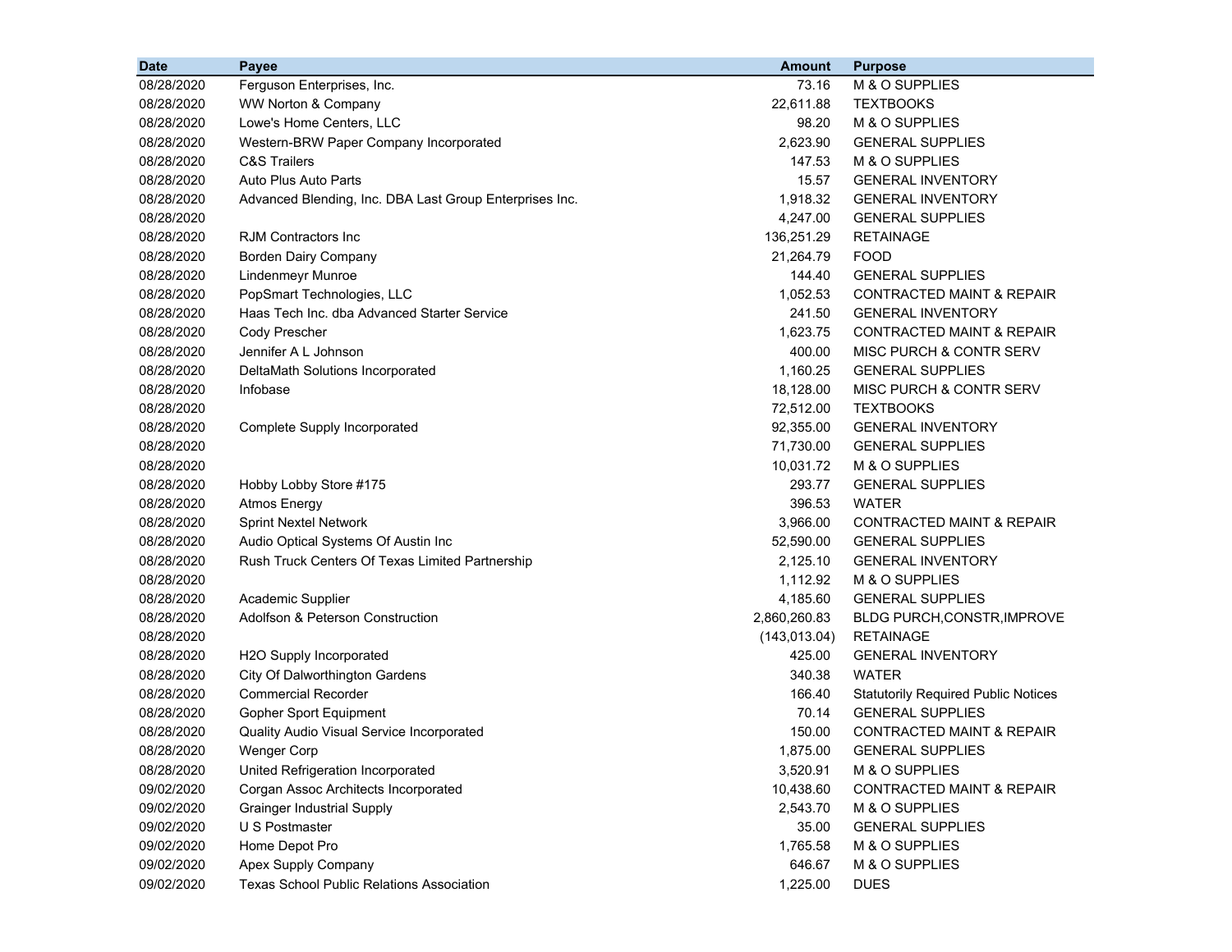| Date | Payee | Amount | Purpose |
|---|---|---:|---|
| 08/28/2020 | Ferguson Enterprises, Inc. | 73.16 | M & O SUPPLIES |
| 08/28/2020 | WW Norton & Company | 22,611.88 | TEXTBOOKS |
| 08/28/2020 | Lowe's Home Centers, LLC | 98.20 | M & O SUPPLIES |
| 08/28/2020 | Western-BRW Paper Company Incorporated | 2,623.90 | GENERAL SUPPLIES |
| 08/28/2020 | C&S Trailers | 147.53 | M & O SUPPLIES |
| 08/28/2020 | Auto Plus Auto Parts | 15.57 | GENERAL INVENTORY |
| 08/28/2020 | Advanced Blending, Inc. DBA Last Group Enterprises Inc. | 1,918.32 | GENERAL INVENTORY |
| 08/28/2020 | | 4,247.00 | GENERAL SUPPLIES |
| 08/28/2020 | RJM Contractors Inc | 136,251.29 | RETAINAGE |
| 08/28/2020 | Borden Dairy Company | 21,264.79 | FOOD |
| 08/28/2020 | Lindenmeyr Munroe | 144.40 | GENERAL SUPPLIES |
| 08/28/2020 | PopSmart Technologies, LLC | 1,052.53 | CONTRACTED MAINT & REPAIR |
| 08/28/2020 | Haas Tech Inc. dba Advanced Starter Service | 241.50 | GENERAL INVENTORY |
| 08/28/2020 | Cody Prescher | 1,623.75 | CONTRACTED MAINT & REPAIR |
| 08/28/2020 | Jennifer A L Johnson | 400.00 | MISC PURCH & CONTR SERV |
| 08/28/2020 | DeltaMath Solutions Incorporated | 1,160.25 | GENERAL SUPPLIES |
| 08/28/2020 | Infobase | 18,128.00 | MISC PURCH & CONTR SERV |
| 08/28/2020 | | 72,512.00 | TEXTBOOKS |
| 08/28/2020 | Complete Supply Incorporated | 92,355.00 | GENERAL INVENTORY |
| 08/28/2020 | | 71,730.00 | GENERAL SUPPLIES |
| 08/28/2020 | | 10,031.72 | M & O SUPPLIES |
| 08/28/2020 | Hobby Lobby Store #175 | 293.77 | GENERAL SUPPLIES |
| 08/28/2020 | Atmos Energy | 396.53 | WATER |
| 08/28/2020 | Sprint Nextel Network | 3,966.00 | CONTRACTED MAINT & REPAIR |
| 08/28/2020 | Audio Optical Systems Of Austin Inc | 52,590.00 | GENERAL SUPPLIES |
| 08/28/2020 | Rush Truck Centers Of Texas Limited Partnership | 2,125.10 | GENERAL INVENTORY |
| 08/28/2020 | | 1,112.92 | M & O SUPPLIES |
| 08/28/2020 | Academic Supplier | 4,185.60 | GENERAL SUPPLIES |
| 08/28/2020 | Adolfson & Peterson Construction | 2,860,260.83 | BLDG PURCH,CONSTR,IMPROVE |
| 08/28/2020 | | (143,013.04) | RETAINAGE |
| 08/28/2020 | H2O Supply Incorporated | 425.00 | GENERAL INVENTORY |
| 08/28/2020 | City Of Dalworthington Gardens | 340.38 | WATER |
| 08/28/2020 | Commercial Recorder | 166.40 | Statutorily Required Public Notices |
| 08/28/2020 | Gopher Sport Equipment | 70.14 | GENERAL SUPPLIES |
| 08/28/2020 | Quality Audio Visual Service Incorporated | 150.00 | CONTRACTED MAINT & REPAIR |
| 08/28/2020 | Wenger Corp | 1,875.00 | GENERAL SUPPLIES |
| 08/28/2020 | United Refrigeration Incorporated | 3,520.91 | M & O SUPPLIES |
| 09/02/2020 | Corgan Assoc Architects Incorporated | 10,438.60 | CONTRACTED MAINT & REPAIR |
| 09/02/2020 | Grainger Industrial Supply | 2,543.70 | M & O SUPPLIES |
| 09/02/2020 | U S Postmaster | 35.00 | GENERAL SUPPLIES |
| 09/02/2020 | Home Depot Pro | 1,765.58 | M & O SUPPLIES |
| 09/02/2020 | Apex Supply Company | 646.67 | M & O SUPPLIES |
| 09/02/2020 | Texas School Public Relations Association | 1,225.00 | DUES |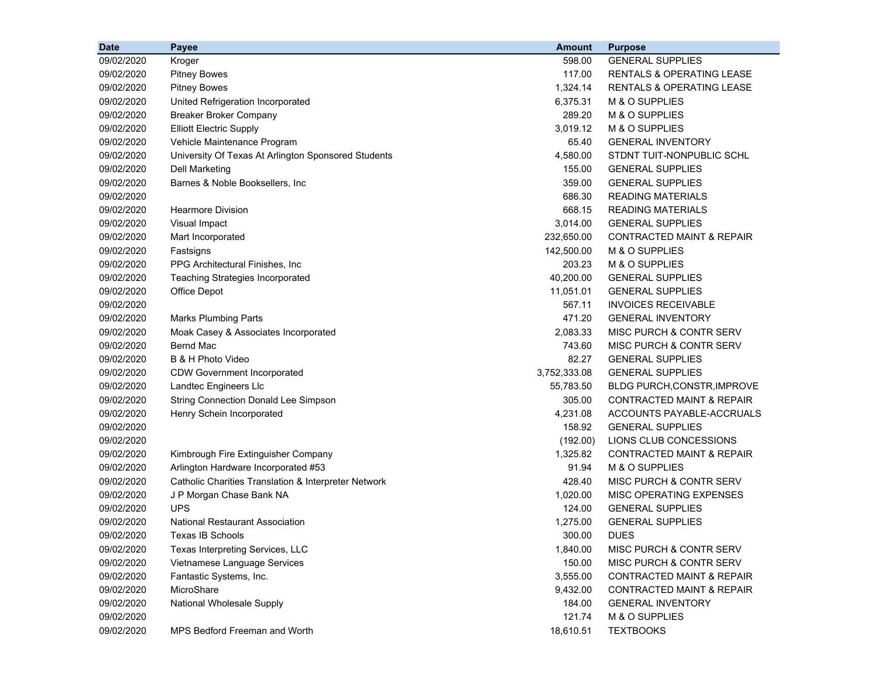| Date | Payee | Amount | Purpose |
|---|---|---|---|
| 09/02/2020 | Kroger | 598.00 | GENERAL SUPPLIES |
| 09/02/2020 | Pitney Bowes | 117.00 | RENTALS & OPERATING LEASE |
| 09/02/2020 | Pitney Bowes | 1,324.14 | RENTALS & OPERATING LEASE |
| 09/02/2020 | United Refrigeration Incorporated | 6,375.31 | M & O SUPPLIES |
| 09/02/2020 | Breaker Broker Company | 289.20 | M & O SUPPLIES |
| 09/02/2020 | Elliott Electric Supply | 3,019.12 | M & O SUPPLIES |
| 09/02/2020 | Vehicle Maintenance Program | 65.40 | GENERAL INVENTORY |
| 09/02/2020 | University Of Texas At Arlington Sponsored Students | 4,580.00 | STDNT TUIT-NONPUBLIC SCHL |
| 09/02/2020 | Dell Marketing | 155.00 | GENERAL SUPPLIES |
| 09/02/2020 | Barnes & Noble Booksellers, Inc | 359.00 | GENERAL SUPPLIES |
| 09/02/2020 | | 686.30 | READING MATERIALS |
| 09/02/2020 | Hearmore Division | 668.15 | READING MATERIALS |
| 09/02/2020 | Visual Impact | 3,014.00 | GENERAL SUPPLIES |
| 09/02/2020 | Mart Incorporated | 232,650.00 | CONTRACTED MAINT & REPAIR |
| 09/02/2020 | Fastsigns | 142,500.00 | M & O SUPPLIES |
| 09/02/2020 | PPG Architectural Finishes, Inc | 203.23 | M & O SUPPLIES |
| 09/02/2020 | Teaching Strategies Incorporated | 40,200.00 | GENERAL SUPPLIES |
| 09/02/2020 | Office Depot | 11,051.01 | GENERAL SUPPLIES |
| 09/02/2020 | | 567.11 | INVOICES RECEIVABLE |
| 09/02/2020 | Marks Plumbing Parts | 471.20 | GENERAL INVENTORY |
| 09/02/2020 | Moak Casey & Associates Incorporated | 2,083.33 | MISC PURCH & CONTR SERV |
| 09/02/2020 | Bernd Mac | 743.60 | MISC PURCH & CONTR SERV |
| 09/02/2020 | B & H Photo Video | 82.27 | GENERAL SUPPLIES |
| 09/02/2020 | CDW Government Incorporated | 3,752,333.08 | GENERAL SUPPLIES |
| 09/02/2020 | Landtec Engineers Llc | 55,783.50 | BLDG PURCH,CONSTR,IMPROVE |
| 09/02/2020 | String Connection Donald Lee Simpson | 305.00 | CONTRACTED MAINT & REPAIR |
| 09/02/2020 | Henry Schein Incorporated | 4,231.08 | ACCOUNTS PAYABLE-ACCRUALS |
| 09/02/2020 | | 158.92 | GENERAL SUPPLIES |
| 09/02/2020 | | (192.00) | LIONS CLUB CONCESSIONS |
| 09/02/2020 | Kimbrough Fire Extinguisher Company | 1,325.82 | CONTRACTED MAINT & REPAIR |
| 09/02/2020 | Arlington Hardware Incorporated #53 | 91.94 | M & O SUPPLIES |
| 09/02/2020 | Catholic Charities Translation & Interpreter Network | 428.40 | MISC PURCH & CONTR SERV |
| 09/02/2020 | J P Morgan Chase Bank NA | 1,020.00 | MISC OPERATING EXPENSES |
| 09/02/2020 | UPS | 124.00 | GENERAL SUPPLIES |
| 09/02/2020 | National Restaurant Association | 1,275.00 | GENERAL SUPPLIES |
| 09/02/2020 | Texas IB Schools | 300.00 | DUES |
| 09/02/2020 | Texas Interpreting Services, LLC | 1,840.00 | MISC PURCH & CONTR SERV |
| 09/02/2020 | Vietnamese Language Services | 150.00 | MISC PURCH & CONTR SERV |
| 09/02/2020 | Fantastic Systems, Inc. | 3,555.00 | CONTRACTED MAINT & REPAIR |
| 09/02/2020 | MicroShare | 9,432.00 | CONTRACTED MAINT & REPAIR |
| 09/02/2020 | National Wholesale Supply | 184.00 | GENERAL INVENTORY |
| 09/02/2020 | | 121.74 | M & O SUPPLIES |
| 09/02/2020 | MPS Bedford Freeman and Worth | 18,610.51 | TEXTBOOKS |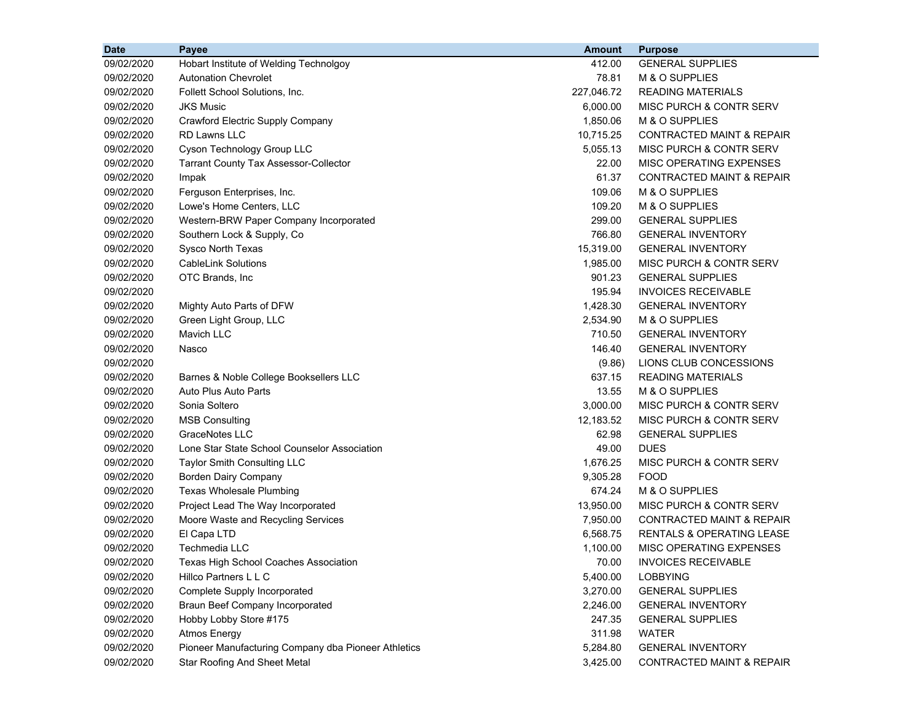| Date | Payee | Amount | Purpose |
|---|---|---|---|
| 09/02/2020 | Hobart Institute of Welding Technolgoy | 412.00 | GENERAL SUPPLIES |
| 09/02/2020 | Autonation Chevrolet | 78.81 | M & O SUPPLIES |
| 09/02/2020 | Follett School Solutions, Inc. | 227,046.72 | READING MATERIALS |
| 09/02/2020 | JKS Music | 6,000.00 | MISC PURCH & CONTR SERV |
| 09/02/2020 | Crawford Electric Supply Company | 1,850.06 | M & O SUPPLIES |
| 09/02/2020 | RD Lawns LLC | 10,715.25 | CONTRACTED MAINT & REPAIR |
| 09/02/2020 | Cyson Technology Group LLC | 5,055.13 | MISC PURCH & CONTR SERV |
| 09/02/2020 | Tarrant County Tax Assessor-Collector | 22.00 | MISC OPERATING EXPENSES |
| 09/02/2020 | Impak | 61.37 | CONTRACTED MAINT & REPAIR |
| 09/02/2020 | Ferguson Enterprises, Inc. | 109.06 | M & O SUPPLIES |
| 09/02/2020 | Lowe's Home Centers, LLC | 109.20 | M & O SUPPLIES |
| 09/02/2020 | Western-BRW Paper Company Incorporated | 299.00 | GENERAL SUPPLIES |
| 09/02/2020 | Southern Lock & Supply, Co | 766.80 | GENERAL INVENTORY |
| 09/02/2020 | Sysco North Texas | 15,319.00 | GENERAL INVENTORY |
| 09/02/2020 | CableLink Solutions | 1,985.00 | MISC PURCH & CONTR SERV |
| 09/02/2020 | OTC Brands, Inc | 901.23 | GENERAL SUPPLIES |
| 09/02/2020 | | 195.94 | INVOICES RECEIVABLE |
| 09/02/2020 | Mighty Auto Parts of DFW | 1,428.30 | GENERAL INVENTORY |
| 09/02/2020 | Green Light Group, LLC | 2,534.90 | M & O SUPPLIES |
| 09/02/2020 | Mavich LLC | 710.50 | GENERAL INVENTORY |
| 09/02/2020 | Nasco | 146.40 | GENERAL INVENTORY |
| 09/02/2020 | | (9.86) | LIONS CLUB CONCESSIONS |
| 09/02/2020 | Barnes & Noble College Booksellers LLC | 637.15 | READING MATERIALS |
| 09/02/2020 | Auto Plus Auto Parts | 13.55 | M & O SUPPLIES |
| 09/02/2020 | Sonia Soltero | 3,000.00 | MISC PURCH & CONTR SERV |
| 09/02/2020 | MSB Consulting | 12,183.52 | MISC PURCH & CONTR SERV |
| 09/02/2020 | GraceNotes LLC | 62.98 | GENERAL SUPPLIES |
| 09/02/2020 | Lone Star State School Counselor Association | 49.00 | DUES |
| 09/02/2020 | Taylor Smith Consulting LLC | 1,676.25 | MISC PURCH & CONTR SERV |
| 09/02/2020 | Borden Dairy Company | 9,305.28 | FOOD |
| 09/02/2020 | Texas Wholesale Plumbing | 674.24 | M & O SUPPLIES |
| 09/02/2020 | Project Lead The Way Incorporated | 13,950.00 | MISC PURCH & CONTR SERV |
| 09/02/2020 | Moore Waste and Recycling Services | 7,950.00 | CONTRACTED MAINT & REPAIR |
| 09/02/2020 | El Capa LTD | 6,568.75 | RENTALS & OPERATING LEASE |
| 09/02/2020 | Techmedia LLC | 1,100.00 | MISC OPERATING EXPENSES |
| 09/02/2020 | Texas High School Coaches Association | 70.00 | INVOICES RECEIVABLE |
| 09/02/2020 | Hillco Partners L L C | 5,400.00 | LOBBYING |
| 09/02/2020 | Complete Supply Incorporated | 3,270.00 | GENERAL SUPPLIES |
| 09/02/2020 | Braun Beef Company Incorporated | 2,246.00 | GENERAL INVENTORY |
| 09/02/2020 | Hobby Lobby Store #175 | 247.35 | GENERAL SUPPLIES |
| 09/02/2020 | Atmos Energy | 311.98 | WATER |
| 09/02/2020 | Pioneer Manufacturing Company dba Pioneer Athletics | 5,284.80 | GENERAL INVENTORY |
| 09/02/2020 | Star Roofing And Sheet Metal | 3,425.00 | CONTRACTED MAINT & REPAIR |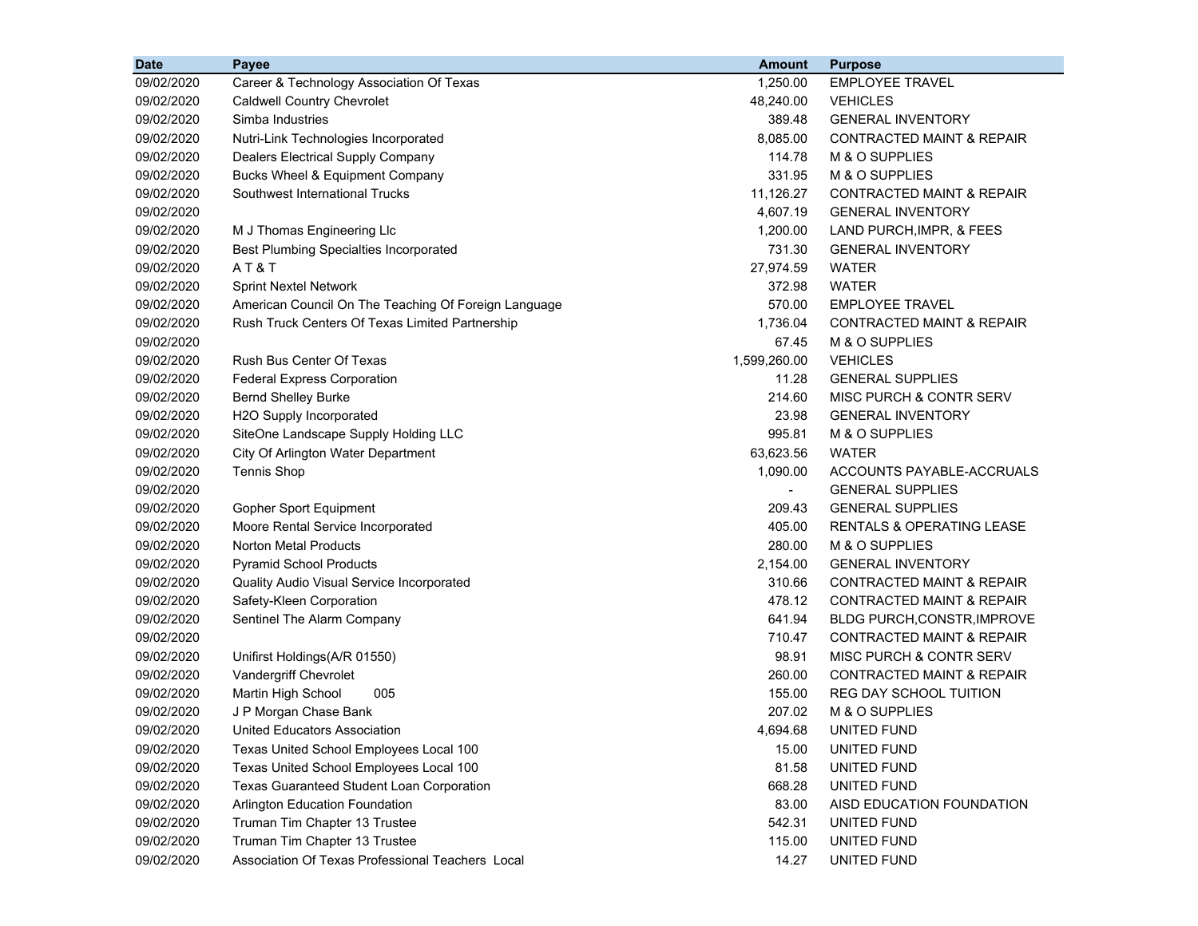| Date | Payee | Amount | Purpose |
|---|---|---|---|
| 09/02/2020 | Career & Technology Association Of Texas | 1,250.00 | EMPLOYEE TRAVEL |
| 09/02/2020 | Caldwell Country Chevrolet | 48,240.00 | VEHICLES |
| 09/02/2020 | Simba Industries | 389.48 | GENERAL INVENTORY |
| 09/02/2020 | Nutri-Link Technologies Incorporated | 8,085.00 | CONTRACTED MAINT & REPAIR |
| 09/02/2020 | Dealers Electrical Supply Company | 114.78 | M & O SUPPLIES |
| 09/02/2020 | Bucks Wheel & Equipment Company | 331.95 | M & O SUPPLIES |
| 09/02/2020 | Southwest International Trucks | 11,126.27 | CONTRACTED MAINT & REPAIR |
| 09/02/2020 | | 4,607.19 | GENERAL INVENTORY |
| 09/02/2020 | M J Thomas Engineering Llc | 1,200.00 | LAND PURCH,IMPR, & FEES |
| 09/02/2020 | Best Plumbing Specialties Incorporated | 731.30 | GENERAL INVENTORY |
| 09/02/2020 | A T & T | 27,974.59 | WATER |
| 09/02/2020 | Sprint Nextel Network | 372.98 | WATER |
| 09/02/2020 | American Council On The Teaching Of Foreign Language | 570.00 | EMPLOYEE TRAVEL |
| 09/02/2020 | Rush Truck Centers Of Texas Limited Partnership | 1,736.04 | CONTRACTED MAINT & REPAIR |
| 09/02/2020 | | 67.45 | M & O SUPPLIES |
| 09/02/2020 | Rush Bus Center Of Texas | 1,599,260.00 | VEHICLES |
| 09/02/2020 | Federal Express Corporation | 11.28 | GENERAL SUPPLIES |
| 09/02/2020 | Bernd Shelley Burke | 214.60 | MISC PURCH & CONTR SERV |
| 09/02/2020 | H2O Supply Incorporated | 23.98 | GENERAL INVENTORY |
| 09/02/2020 | SiteOne Landscape Supply Holding LLC | 995.81 | M & O SUPPLIES |
| 09/02/2020 | City Of Arlington Water Department | 63,623.56 | WATER |
| 09/02/2020 | Tennis Shop | 1,090.00 | ACCOUNTS PAYABLE-ACCRUALS |
| 09/02/2020 | | - | GENERAL SUPPLIES |
| 09/02/2020 | Gopher Sport Equipment | 209.43 | GENERAL SUPPLIES |
| 09/02/2020 | Moore Rental Service Incorporated | 405.00 | RENTALS & OPERATING LEASE |
| 09/02/2020 | Norton Metal Products | 280.00 | M & O SUPPLIES |
| 09/02/2020 | Pyramid School Products | 2,154.00 | GENERAL INVENTORY |
| 09/02/2020 | Quality Audio Visual Service Incorporated | 310.66 | CONTRACTED MAINT & REPAIR |
| 09/02/2020 | Safety-Kleen Corporation | 478.12 | CONTRACTED MAINT & REPAIR |
| 09/02/2020 | Sentinel The Alarm Company | 641.94 | BLDG PURCH,CONSTR,IMPROVE |
| 09/02/2020 | | 710.47 | CONTRACTED MAINT & REPAIR |
| 09/02/2020 | Unifirst Holdings(A/R 01550) | 98.91 | MISC PURCH & CONTR SERV |
| 09/02/2020 | Vandergriff Chevrolet | 260.00 | CONTRACTED MAINT & REPAIR |
| 09/02/2020 | Martin High School 005 | 155.00 | REG DAY SCHOOL TUITION |
| 09/02/2020 | J P Morgan Chase Bank | 207.02 | M & O SUPPLIES |
| 09/02/2020 | United Educators Association | 4,694.68 | UNITED FUND |
| 09/02/2020 | Texas United School Employees Local 100 | 15.00 | UNITED FUND |
| 09/02/2020 | Texas United School Employees Local 100 | 81.58 | UNITED FUND |
| 09/02/2020 | Texas Guaranteed Student Loan Corporation | 668.28 | UNITED FUND |
| 09/02/2020 | Arlington Education Foundation | 83.00 | AISD EDUCATION FOUNDATION |
| 09/02/2020 | Truman Tim Chapter 13 Trustee | 542.31 | UNITED FUND |
| 09/02/2020 | Truman Tim Chapter 13 Trustee | 115.00 | UNITED FUND |
| 09/02/2020 | Association Of Texas Professional Teachers Local | 14.27 | UNITED FUND |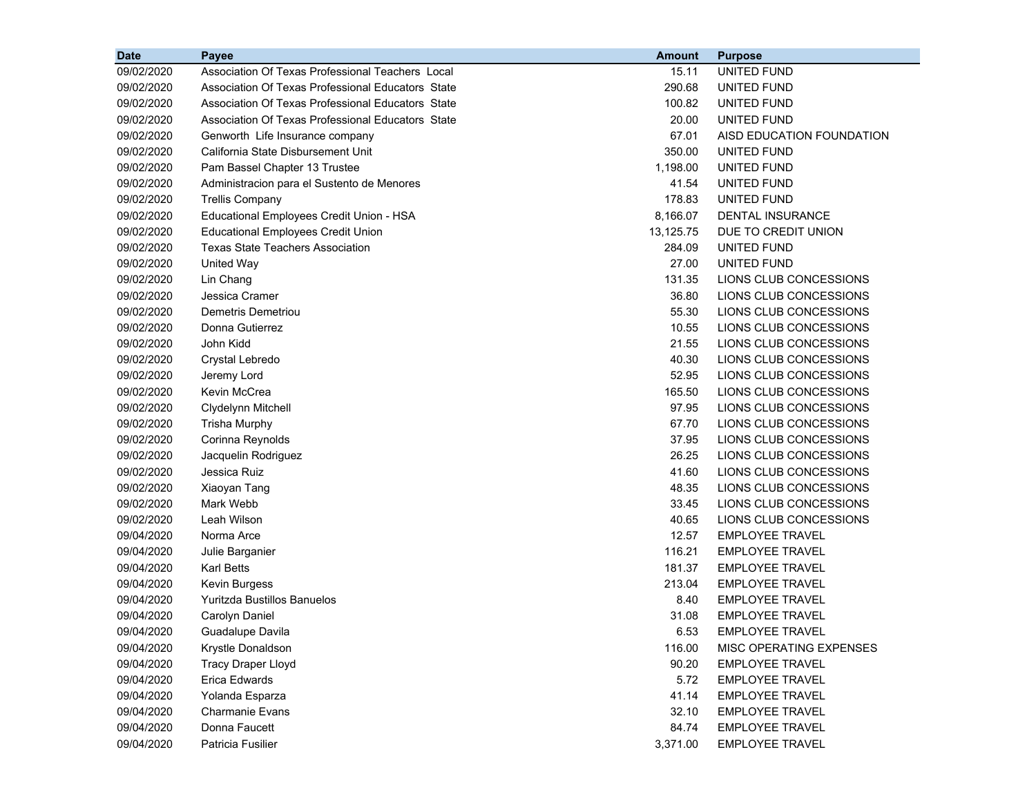| Date | Payee | Amount | Purpose |
|---|---|---|---|
| 09/02/2020 | Association Of Texas Professional Teachers Local | 15.11 | UNITED FUND |
| 09/02/2020 | Association Of Texas Professional Educators State | 290.68 | UNITED FUND |
| 09/02/2020 | Association Of Texas Professional Educators State | 100.82 | UNITED FUND |
| 09/02/2020 | Association Of Texas Professional Educators State | 20.00 | UNITED FUND |
| 09/02/2020 | Genworth Life Insurance company | 67.01 | AISD EDUCATION FOUNDATION |
| 09/02/2020 | California State Disbursement Unit | 350.00 | UNITED FUND |
| 09/02/2020 | Pam Bassel Chapter 13 Trustee | 1,198.00 | UNITED FUND |
| 09/02/2020 | Administracion para el Sustento de Menores | 41.54 | UNITED FUND |
| 09/02/2020 | Trellis Company | 178.83 | UNITED FUND |
| 09/02/2020 | Educational Employees Credit Union - HSA | 8,166.07 | DENTAL INSURANCE |
| 09/02/2020 | Educational Employees Credit Union | 13,125.75 | DUE TO CREDIT UNION |
| 09/02/2020 | Texas State Teachers Association | 284.09 | UNITED FUND |
| 09/02/2020 | United Way | 27.00 | UNITED FUND |
| 09/02/2020 | Lin Chang | 131.35 | LIONS CLUB CONCESSIONS |
| 09/02/2020 | Jessica Cramer | 36.80 | LIONS CLUB CONCESSIONS |
| 09/02/2020 | Demetris Demetriou | 55.30 | LIONS CLUB CONCESSIONS |
| 09/02/2020 | Donna Gutierrez | 10.55 | LIONS CLUB CONCESSIONS |
| 09/02/2020 | John Kidd | 21.55 | LIONS CLUB CONCESSIONS |
| 09/02/2020 | Crystal Lebredo | 40.30 | LIONS CLUB CONCESSIONS |
| 09/02/2020 | Jeremy Lord | 52.95 | LIONS CLUB CONCESSIONS |
| 09/02/2020 | Kevin McCrea | 165.50 | LIONS CLUB CONCESSIONS |
| 09/02/2020 | Clydelynn Mitchell | 97.95 | LIONS CLUB CONCESSIONS |
| 09/02/2020 | Trisha Murphy | 67.70 | LIONS CLUB CONCESSIONS |
| 09/02/2020 | Corinna Reynolds | 37.95 | LIONS CLUB CONCESSIONS |
| 09/02/2020 | Jacquelin Rodriguez | 26.25 | LIONS CLUB CONCESSIONS |
| 09/02/2020 | Jessica Ruiz | 41.60 | LIONS CLUB CONCESSIONS |
| 09/02/2020 | Xiaoyan Tang | 48.35 | LIONS CLUB CONCESSIONS |
| 09/02/2020 | Mark Webb | 33.45 | LIONS CLUB CONCESSIONS |
| 09/02/2020 | Leah Wilson | 40.65 | LIONS CLUB CONCESSIONS |
| 09/04/2020 | Norma Arce | 12.57 | EMPLOYEE TRAVEL |
| 09/04/2020 | Julie Barganier | 116.21 | EMPLOYEE TRAVEL |
| 09/04/2020 | Karl Betts | 181.37 | EMPLOYEE TRAVEL |
| 09/04/2020 | Kevin Burgess | 213.04 | EMPLOYEE TRAVEL |
| 09/04/2020 | Yuritzda Bustillos Banuelos | 8.40 | EMPLOYEE TRAVEL |
| 09/04/2020 | Carolyn Daniel | 31.08 | EMPLOYEE TRAVEL |
| 09/04/2020 | Guadalupe Davila | 6.53 | EMPLOYEE TRAVEL |
| 09/04/2020 | Krystle Donaldson | 116.00 | MISC OPERATING EXPENSES |
| 09/04/2020 | Tracy Draper Lloyd | 90.20 | EMPLOYEE TRAVEL |
| 09/04/2020 | Erica Edwards | 5.72 | EMPLOYEE TRAVEL |
| 09/04/2020 | Yolanda Esparza | 41.14 | EMPLOYEE TRAVEL |
| 09/04/2020 | Charmanie Evans | 32.10 | EMPLOYEE TRAVEL |
| 09/04/2020 | Donna Faucett | 84.74 | EMPLOYEE TRAVEL |
| 09/04/2020 | Patricia Fusilier | 3,371.00 | EMPLOYEE TRAVEL |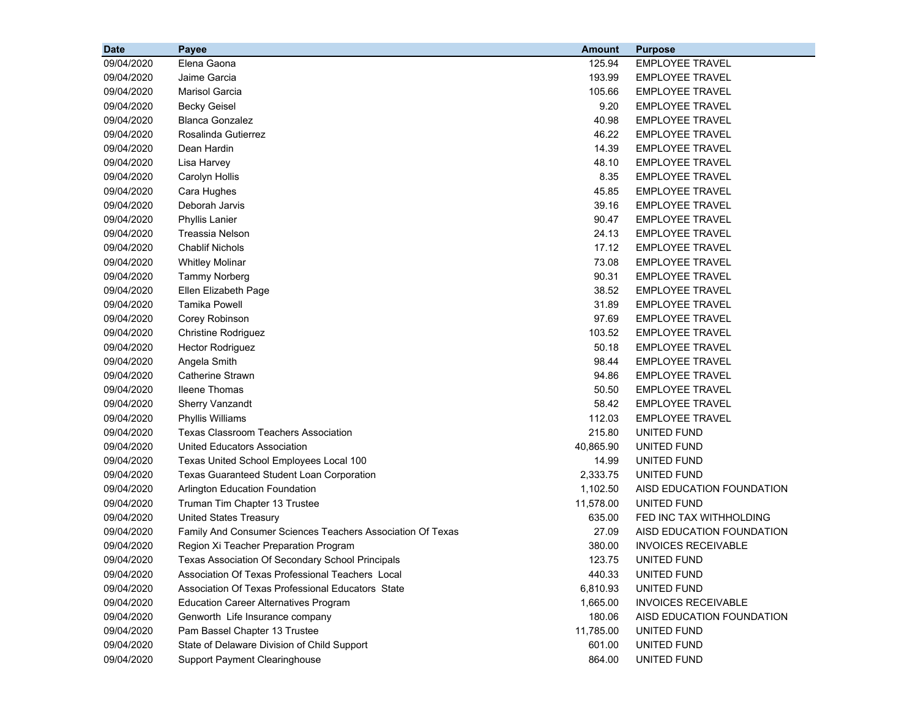| Date | Payee | Amount | Purpose |
|---|---|---|---|
| 09/04/2020 | Elena Gaona | 125.94 | EMPLOYEE TRAVEL |
| 09/04/2020 | Jaime Garcia | 193.99 | EMPLOYEE TRAVEL |
| 09/04/2020 | Marisol Garcia | 105.66 | EMPLOYEE TRAVEL |
| 09/04/2020 | Becky Geisel | 9.20 | EMPLOYEE TRAVEL |
| 09/04/2020 | Blanca Gonzalez | 40.98 | EMPLOYEE TRAVEL |
| 09/04/2020 | Rosalinda Gutierrez | 46.22 | EMPLOYEE TRAVEL |
| 09/04/2020 | Dean Hardin | 14.39 | EMPLOYEE TRAVEL |
| 09/04/2020 | Lisa Harvey | 48.10 | EMPLOYEE TRAVEL |
| 09/04/2020 | Carolyn Hollis | 8.35 | EMPLOYEE TRAVEL |
| 09/04/2020 | Cara Hughes | 45.85 | EMPLOYEE TRAVEL |
| 09/04/2020 | Deborah Jarvis | 39.16 | EMPLOYEE TRAVEL |
| 09/04/2020 | Phyllis Lanier | 90.47 | EMPLOYEE TRAVEL |
| 09/04/2020 | Treassia Nelson | 24.13 | EMPLOYEE TRAVEL |
| 09/04/2020 | Chablif Nichols | 17.12 | EMPLOYEE TRAVEL |
| 09/04/2020 | Whitley Molinar | 73.08 | EMPLOYEE TRAVEL |
| 09/04/2020 | Tammy Norberg | 90.31 | EMPLOYEE TRAVEL |
| 09/04/2020 | Ellen Elizabeth Page | 38.52 | EMPLOYEE TRAVEL |
| 09/04/2020 | Tamika Powell | 31.89 | EMPLOYEE TRAVEL |
| 09/04/2020 | Corey Robinson | 97.69 | EMPLOYEE TRAVEL |
| 09/04/2020 | Christine Rodriguez | 103.52 | EMPLOYEE TRAVEL |
| 09/04/2020 | Hector Rodriguez | 50.18 | EMPLOYEE TRAVEL |
| 09/04/2020 | Angela Smith | 98.44 | EMPLOYEE TRAVEL |
| 09/04/2020 | Catherine Strawn | 94.86 | EMPLOYEE TRAVEL |
| 09/04/2020 | Ileene Thomas | 50.50 | EMPLOYEE TRAVEL |
| 09/04/2020 | Sherry Vanzandt | 58.42 | EMPLOYEE TRAVEL |
| 09/04/2020 | Phyllis Williams | 112.03 | EMPLOYEE TRAVEL |
| 09/04/2020 | Texas Classroom Teachers Association | 215.80 | UNITED FUND |
| 09/04/2020 | United Educators Association | 40,865.90 | UNITED FUND |
| 09/04/2020 | Texas United School Employees Local 100 | 14.99 | UNITED FUND |
| 09/04/2020 | Texas Guaranteed Student Loan Corporation | 2,333.75 | UNITED FUND |
| 09/04/2020 | Arlington Education Foundation | 1,102.50 | AISD EDUCATION FOUNDATION |
| 09/04/2020 | Truman Tim Chapter 13 Trustee | 11,578.00 | UNITED FUND |
| 09/04/2020 | United States Treasury | 635.00 | FED INC TAX WITHHOLDING |
| 09/04/2020 | Family And Consumer Sciences Teachers Association Of Texas | 27.09 | AISD EDUCATION FOUNDATION |
| 09/04/2020 | Region Xi Teacher Preparation Program | 380.00 | INVOICES RECEIVABLE |
| 09/04/2020 | Texas Association Of Secondary School Principals | 123.75 | UNITED FUND |
| 09/04/2020 | Association Of Texas Professional Teachers Local | 440.33 | UNITED FUND |
| 09/04/2020 | Association Of Texas Professional Educators State | 6,810.93 | UNITED FUND |
| 09/04/2020 | Education Career Alternatives Program | 1,665.00 | INVOICES RECEIVABLE |
| 09/04/2020 | Genworth Life Insurance company | 180.06 | AISD EDUCATION FOUNDATION |
| 09/04/2020 | Pam Bassel Chapter 13 Trustee | 11,785.00 | UNITED FUND |
| 09/04/2020 | State of Delaware Division of Child Support | 601.00 | UNITED FUND |
| 09/04/2020 | Support Payment Clearinghouse | 864.00 | UNITED FUND |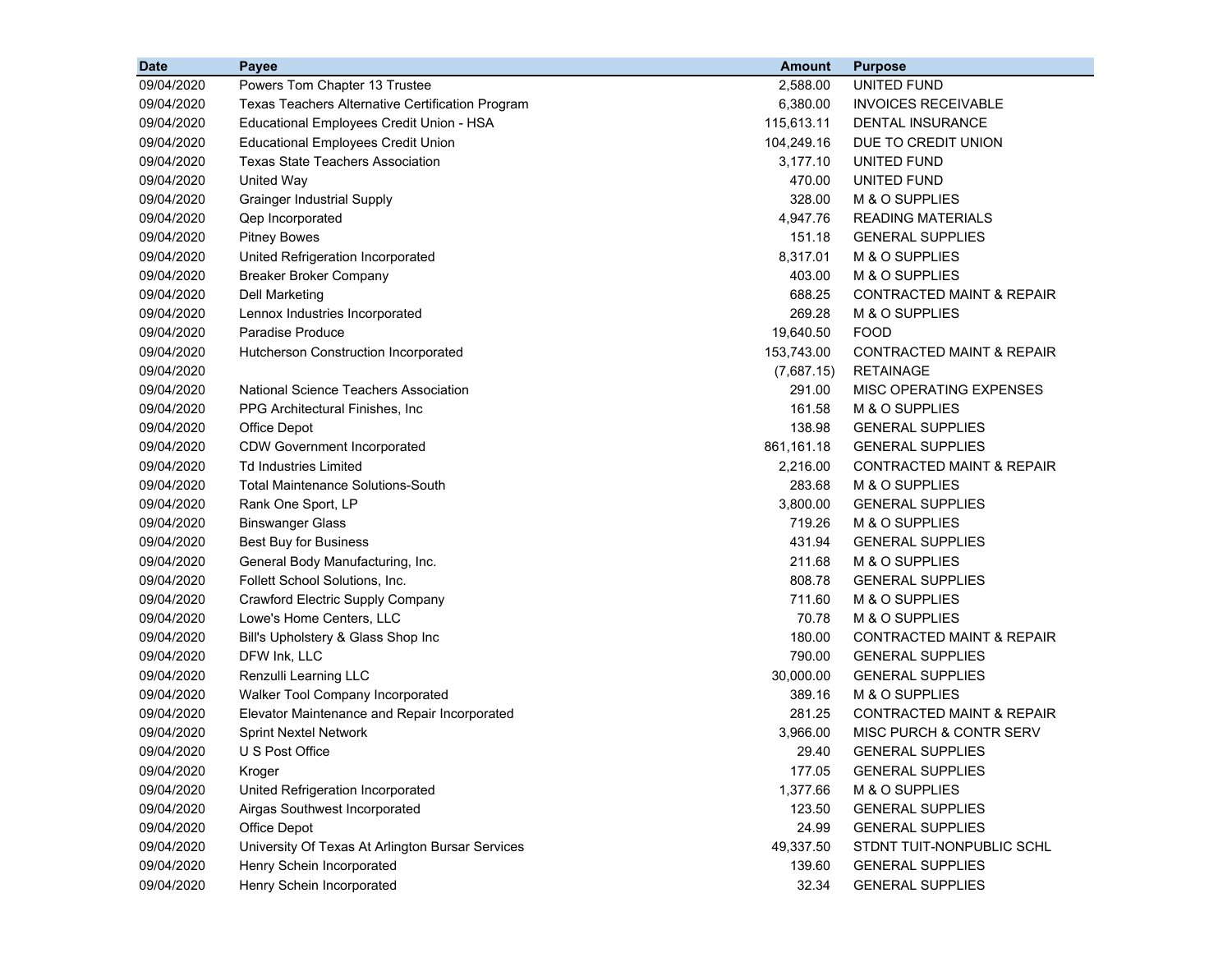| Date | Payee | Amount | Purpose |
|---|---|---|---|
| 09/04/2020 | Powers Tom Chapter 13 Trustee | 2,588.00 | UNITED FUND |
| 09/04/2020 | Texas Teachers Alternative Certification Program | 6,380.00 | INVOICES RECEIVABLE |
| 09/04/2020 | Educational Employees Credit Union - HSA | 115,613.11 | DENTAL INSURANCE |
| 09/04/2020 | Educational Employees Credit Union | 104,249.16 | DUE TO CREDIT UNION |
| 09/04/2020 | Texas State Teachers Association | 3,177.10 | UNITED FUND |
| 09/04/2020 | United Way | 470.00 | UNITED FUND |
| 09/04/2020 | Grainger Industrial Supply | 328.00 | M & O SUPPLIES |
| 09/04/2020 | Qep Incorporated | 4,947.76 | READING MATERIALS |
| 09/04/2020 | Pitney Bowes | 151.18 | GENERAL SUPPLIES |
| 09/04/2020 | United Refrigeration Incorporated | 8,317.01 | M & O SUPPLIES |
| 09/04/2020 | Breaker Broker Company | 403.00 | M & O SUPPLIES |
| 09/04/2020 | Dell Marketing | 688.25 | CONTRACTED MAINT & REPAIR |
| 09/04/2020 | Lennox Industries Incorporated | 269.28 | M & O SUPPLIES |
| 09/04/2020 | Paradise Produce | 19,640.50 | FOOD |
| 09/04/2020 | Hutcherson Construction Incorporated | 153,743.00 | CONTRACTED MAINT & REPAIR |
| 09/04/2020 | | (7,687.15) | RETAINAGE |
| 09/04/2020 | National Science Teachers Association | 291.00 | MISC OPERATING EXPENSES |
| 09/04/2020 | PPG Architectural Finishes, Inc | 161.58 | M & O SUPPLIES |
| 09/04/2020 | Office Depot | 138.98 | GENERAL SUPPLIES |
| 09/04/2020 | CDW Government Incorporated | 861,161.18 | GENERAL SUPPLIES |
| 09/04/2020 | Td Industries Limited | 2,216.00 | CONTRACTED MAINT & REPAIR |
| 09/04/2020 | Total Maintenance Solutions-South | 283.68 | M & O SUPPLIES |
| 09/04/2020 | Rank One Sport, LP | 3,800.00 | GENERAL SUPPLIES |
| 09/04/2020 | Binswanger Glass | 719.26 | M & O SUPPLIES |
| 09/04/2020 | Best Buy for Business | 431.94 | GENERAL SUPPLIES |
| 09/04/2020 | General Body Manufacturing, Inc. | 211.68 | M & O SUPPLIES |
| 09/04/2020 | Follett School Solutions, Inc. | 808.78 | GENERAL SUPPLIES |
| 09/04/2020 | Crawford Electric Supply Company | 711.60 | M & O SUPPLIES |
| 09/04/2020 | Lowe's Home Centers, LLC | 70.78 | M & O SUPPLIES |
| 09/04/2020 | Bill's Upholstery & Glass Shop Inc | 180.00 | CONTRACTED MAINT & REPAIR |
| 09/04/2020 | DFW Ink, LLC | 790.00 | GENERAL SUPPLIES |
| 09/04/2020 | Renzulli Learning LLC | 30,000.00 | GENERAL SUPPLIES |
| 09/04/2020 | Walker Tool Company Incorporated | 389.16 | M & O SUPPLIES |
| 09/04/2020 | Elevator Maintenance and Repair Incorporated | 281.25 | CONTRACTED MAINT & REPAIR |
| 09/04/2020 | Sprint Nextel Network | 3,966.00 | MISC PURCH & CONTR SERV |
| 09/04/2020 | U S Post Office | 29.40 | GENERAL SUPPLIES |
| 09/04/2020 | Kroger | 177.05 | GENERAL SUPPLIES |
| 09/04/2020 | United Refrigeration Incorporated | 1,377.66 | M & O SUPPLIES |
| 09/04/2020 | Airgas Southwest Incorporated | 123.50 | GENERAL SUPPLIES |
| 09/04/2020 | Office Depot | 24.99 | GENERAL SUPPLIES |
| 09/04/2020 | University Of Texas At Arlington Bursar Services | 49,337.50 | STDNT TUIT-NONPUBLIC SCHL |
| 09/04/2020 | Henry Schein Incorporated | 139.60 | GENERAL SUPPLIES |
| 09/04/2020 | Henry Schein Incorporated | 32.34 | GENERAL SUPPLIES |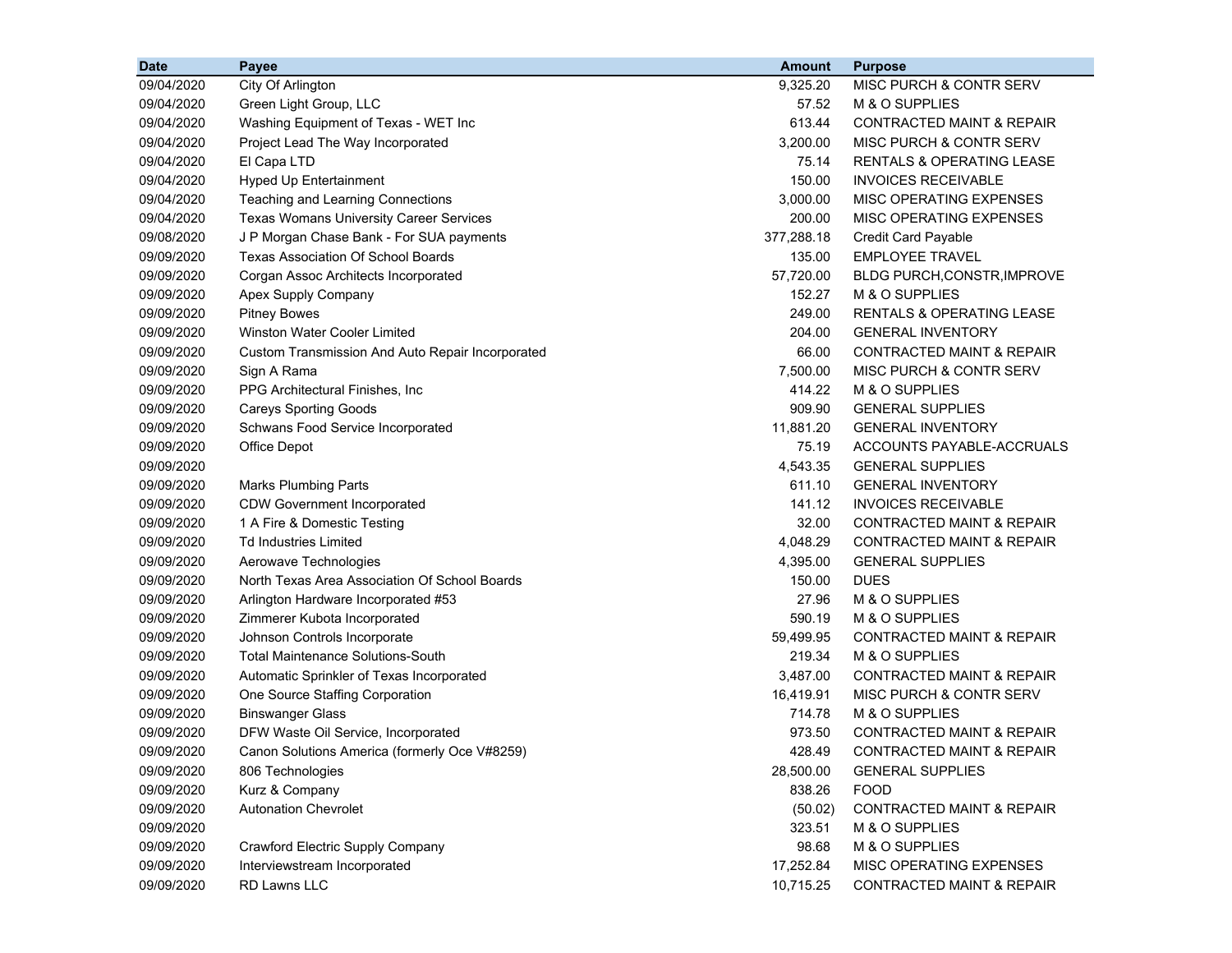| Date | Payee | Amount | Purpose |
|---|---|---|---|
| 09/04/2020 | City Of Arlington | 9,325.20 | MISC PURCH & CONTR SERV |
| 09/04/2020 | Green Light Group, LLC | 57.52 | M & O SUPPLIES |
| 09/04/2020 | Washing Equipment of Texas - WET Inc | 613.44 | CONTRACTED MAINT & REPAIR |
| 09/04/2020 | Project Lead The Way Incorporated | 3,200.00 | MISC PURCH & CONTR SERV |
| 09/04/2020 | El Capa LTD | 75.14 | RENTALS & OPERATING LEASE |
| 09/04/2020 | Hyped Up Entertainment | 150.00 | INVOICES RECEIVABLE |
| 09/04/2020 | Teaching and Learning Connections | 3,000.00 | MISC OPERATING EXPENSES |
| 09/04/2020 | Texas Womans University Career Services | 200.00 | MISC OPERATING EXPENSES |
| 09/08/2020 | J P Morgan Chase Bank - For SUA payments | 377,288.18 | Credit Card Payable |
| 09/09/2020 | Texas Association Of School Boards | 135.00 | EMPLOYEE TRAVEL |
| 09/09/2020 | Corgan Assoc Architects Incorporated | 57,720.00 | BLDG PURCH,CONSTR,IMPROVE |
| 09/09/2020 | Apex Supply Company | 152.27 | M & O SUPPLIES |
| 09/09/2020 | Pitney Bowes | 249.00 | RENTALS & OPERATING LEASE |
| 09/09/2020 | Winston Water Cooler Limited | 204.00 | GENERAL INVENTORY |
| 09/09/2020 | Custom Transmission And Auto Repair Incorporated | 66.00 | CONTRACTED MAINT & REPAIR |
| 09/09/2020 | Sign A Rama | 7,500.00 | MISC PURCH & CONTR SERV |
| 09/09/2020 | PPG Architectural Finishes, Inc | 414.22 | M & O SUPPLIES |
| 09/09/2020 | Careys Sporting Goods | 909.90 | GENERAL SUPPLIES |
| 09/09/2020 | Schwans Food Service Incorporated | 11,881.20 | GENERAL INVENTORY |
| 09/09/2020 | Office Depot | 75.19 | ACCOUNTS PAYABLE-ACCRUALS |
| 09/09/2020 | | 4,543.35 | GENERAL SUPPLIES |
| 09/09/2020 | Marks Plumbing Parts | 611.10 | GENERAL INVENTORY |
| 09/09/2020 | CDW Government Incorporated | 141.12 | INVOICES RECEIVABLE |
| 09/09/2020 | 1 A Fire & Domestic Testing | 32.00 | CONTRACTED MAINT & REPAIR |
| 09/09/2020 | Td Industries Limited | 4,048.29 | CONTRACTED MAINT & REPAIR |
| 09/09/2020 | Aerowave Technologies | 4,395.00 | GENERAL SUPPLIES |
| 09/09/2020 | North Texas Area Association Of School Boards | 150.00 | DUES |
| 09/09/2020 | Arlington Hardware Incorporated #53 | 27.96 | M & O SUPPLIES |
| 09/09/2020 | Zimmerer Kubota Incorporated | 590.19 | M & O SUPPLIES |
| 09/09/2020 | Johnson Controls Incorporate | 59,499.95 | CONTRACTED MAINT & REPAIR |
| 09/09/2020 | Total Maintenance Solutions-South | 219.34 | M & O SUPPLIES |
| 09/09/2020 | Automatic Sprinkler of Texas Incorporated | 3,487.00 | CONTRACTED MAINT & REPAIR |
| 09/09/2020 | One Source Staffing Corporation | 16,419.91 | MISC PURCH & CONTR SERV |
| 09/09/2020 | Binswanger Glass | 714.78 | M & O SUPPLIES |
| 09/09/2020 | DFW Waste Oil Service, Incorporated | 973.50 | CONTRACTED MAINT & REPAIR |
| 09/09/2020 | Canon Solutions America (formerly Oce V#8259) | 428.49 | CONTRACTED MAINT & REPAIR |
| 09/09/2020 | 806 Technologies | 28,500.00 | GENERAL SUPPLIES |
| 09/09/2020 | Kurz & Company | 838.26 | FOOD |
| 09/09/2020 | Autonation Chevrolet | (50.02) | CONTRACTED MAINT & REPAIR |
| 09/09/2020 | | 323.51 | M & O SUPPLIES |
| 09/09/2020 | Crawford Electric Supply Company | 98.68 | M & O SUPPLIES |
| 09/09/2020 | Interviewstream Incorporated | 17,252.84 | MISC OPERATING EXPENSES |
| 09/09/2020 | RD Lawns LLC | 10,715.25 | CONTRACTED MAINT & REPAIR |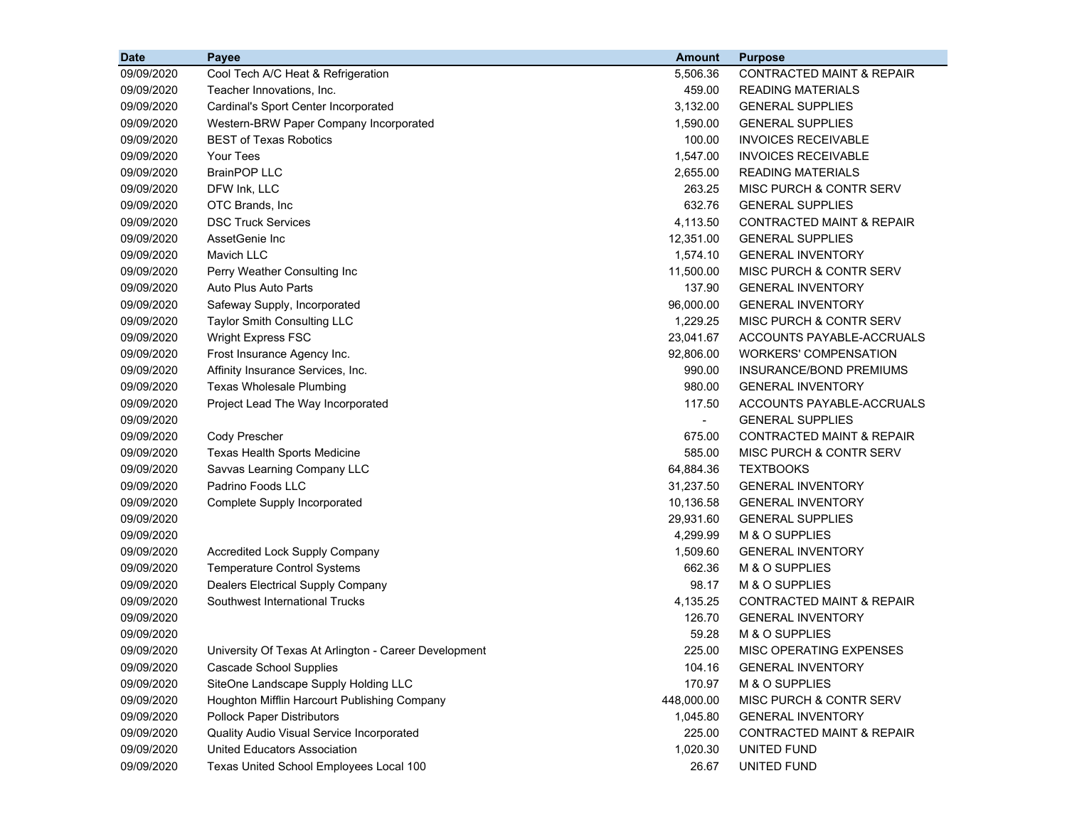| Date | Payee | Amount | Purpose |
|---|---|---|---|
| 09/09/2020 | Cool Tech A/C Heat & Refrigeration | 5,506.36 | CONTRACTED MAINT & REPAIR |
| 09/09/2020 | Teacher Innovations, Inc. | 459.00 | READING MATERIALS |
| 09/09/2020 | Cardinal's Sport Center Incorporated | 3,132.00 | GENERAL SUPPLIES |
| 09/09/2020 | Western-BRW Paper Company Incorporated | 1,590.00 | GENERAL SUPPLIES |
| 09/09/2020 | BEST of Texas Robotics | 100.00 | INVOICES RECEIVABLE |
| 09/09/2020 | Your Tees | 1,547.00 | INVOICES RECEIVABLE |
| 09/09/2020 | BrainPOP LLC | 2,655.00 | READING MATERIALS |
| 09/09/2020 | DFW Ink, LLC | 263.25 | MISC PURCH & CONTR SERV |
| 09/09/2020 | OTC Brands, Inc | 632.76 | GENERAL SUPPLIES |
| 09/09/2020 | DSC Truck Services | 4,113.50 | CONTRACTED MAINT & REPAIR |
| 09/09/2020 | AssetGenie Inc | 12,351.00 | GENERAL SUPPLIES |
| 09/09/2020 | Mavich LLC | 1,574.10 | GENERAL INVENTORY |
| 09/09/2020 | Perry Weather Consulting Inc | 11,500.00 | MISC PURCH & CONTR SERV |
| 09/09/2020 | Auto Plus Auto Parts | 137.90 | GENERAL INVENTORY |
| 09/09/2020 | Safeway Supply, Incorporated | 96,000.00 | GENERAL INVENTORY |
| 09/09/2020 | Taylor Smith Consulting LLC | 1,229.25 | MISC PURCH & CONTR SERV |
| 09/09/2020 | Wright Express FSC | 23,041.67 | ACCOUNTS PAYABLE-ACCRUALS |
| 09/09/2020 | Frost Insurance Agency Inc. | 92,806.00 | WORKERS' COMPENSATION |
| 09/09/2020 | Affinity Insurance Services, Inc. | 990.00 | INSURANCE/BOND PREMIUMS |
| 09/09/2020 | Texas Wholesale Plumbing | 980.00 | GENERAL INVENTORY |
| 09/09/2020 | Project Lead The Way Incorporated | 117.50 | ACCOUNTS PAYABLE-ACCRUALS |
| 09/09/2020 | | - | GENERAL SUPPLIES |
| 09/09/2020 | Cody Prescher | 675.00 | CONTRACTED MAINT & REPAIR |
| 09/09/2020 | Texas Health Sports Medicine | 585.00 | MISC PURCH & CONTR SERV |
| 09/09/2020 | Savvas Learning Company LLC | 64,884.36 | TEXTBOOKS |
| 09/09/2020 | Padrino Foods LLC | 31,237.50 | GENERAL INVENTORY |
| 09/09/2020 | Complete Supply Incorporated | 10,136.58 | GENERAL INVENTORY |
| 09/09/2020 | | 29,931.60 | GENERAL SUPPLIES |
| 09/09/2020 | | 4,299.99 | M & O SUPPLIES |
| 09/09/2020 | Accredited Lock Supply Company | 1,509.60 | GENERAL INVENTORY |
| 09/09/2020 | Temperature Control Systems | 662.36 | M & O SUPPLIES |
| 09/09/2020 | Dealers Electrical Supply Company | 98.17 | M & O SUPPLIES |
| 09/09/2020 | Southwest International Trucks | 4,135.25 | CONTRACTED MAINT & REPAIR |
| 09/09/2020 | | 126.70 | GENERAL INVENTORY |
| 09/09/2020 | | 59.28 | M & O SUPPLIES |
| 09/09/2020 | University Of Texas At Arlington - Career Development | 225.00 | MISC OPERATING EXPENSES |
| 09/09/2020 | Cascade School Supplies | 104.16 | GENERAL INVENTORY |
| 09/09/2020 | SiteOne Landscape Supply Holding LLC | 170.97 | M & O SUPPLIES |
| 09/09/2020 | Houghton Mifflin Harcourt Publishing Company | 448,000.00 | MISC PURCH & CONTR SERV |
| 09/09/2020 | Pollock Paper Distributors | 1,045.80 | GENERAL INVENTORY |
| 09/09/2020 | Quality Audio Visual Service Incorporated | 225.00 | CONTRACTED MAINT & REPAIR |
| 09/09/2020 | United Educators Association | 1,020.30 | UNITED FUND |
| 09/09/2020 | Texas United School Employees Local 100 | 26.67 | UNITED FUND |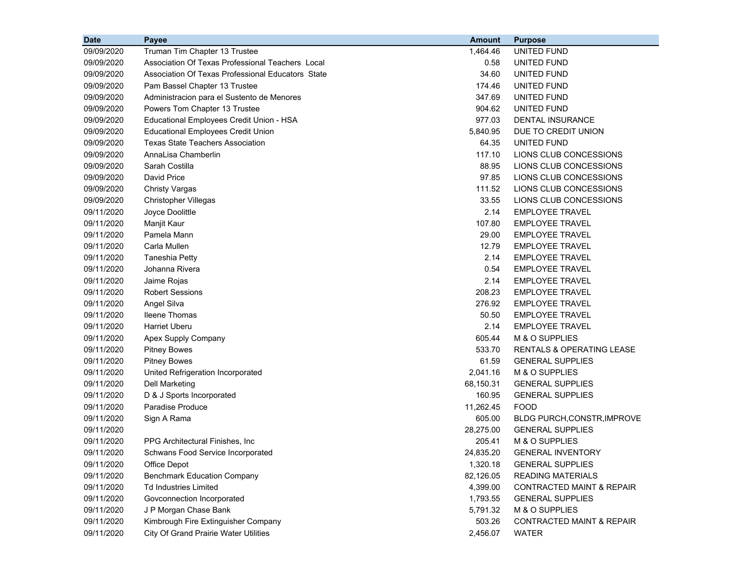| Date | Payee | Amount | Purpose |
| --- | --- | --- | --- |
| 09/09/2020 | Truman Tim Chapter 13 Trustee | 1,464.46 | UNITED FUND |
| 09/09/2020 | Association Of Texas Professional Teachers Local | 0.58 | UNITED FUND |
| 09/09/2020 | Association Of Texas Professional Educators State | 34.60 | UNITED FUND |
| 09/09/2020 | Pam Bassel Chapter 13 Trustee | 174.46 | UNITED FUND |
| 09/09/2020 | Administracion para el Sustento de Menores | 347.69 | UNITED FUND |
| 09/09/2020 | Powers Tom Chapter 13 Trustee | 904.62 | UNITED FUND |
| 09/09/2020 | Educational Employees Credit Union - HSA | 977.03 | DENTAL INSURANCE |
| 09/09/2020 | Educational Employees Credit Union | 5,840.95 | DUE TO CREDIT UNION |
| 09/09/2020 | Texas State Teachers Association | 64.35 | UNITED FUND |
| 09/09/2020 | AnnaLisa Chamberlin | 117.10 | LIONS CLUB CONCESSIONS |
| 09/09/2020 | Sarah Costilla | 88.95 | LIONS CLUB CONCESSIONS |
| 09/09/2020 | David Price | 97.85 | LIONS CLUB CONCESSIONS |
| 09/09/2020 | Christy Vargas | 111.52 | LIONS CLUB CONCESSIONS |
| 09/09/2020 | Christopher Villegas | 33.55 | LIONS CLUB CONCESSIONS |
| 09/11/2020 | Joyce Doolittle | 2.14 | EMPLOYEE TRAVEL |
| 09/11/2020 | Manjit Kaur | 107.80 | EMPLOYEE TRAVEL |
| 09/11/2020 | Pamela Mann | 29.00 | EMPLOYEE TRAVEL |
| 09/11/2020 | Carla Mullen | 12.79 | EMPLOYEE TRAVEL |
| 09/11/2020 | Taneshia Petty | 2.14 | EMPLOYEE TRAVEL |
| 09/11/2020 | Johanna Rivera | 0.54 | EMPLOYEE TRAVEL |
| 09/11/2020 | Jaime Rojas | 2.14 | EMPLOYEE TRAVEL |
| 09/11/2020 | Robert Sessions | 208.23 | EMPLOYEE TRAVEL |
| 09/11/2020 | Angel Silva | 276.92 | EMPLOYEE TRAVEL |
| 09/11/2020 | Ileene Thomas | 50.50 | EMPLOYEE TRAVEL |
| 09/11/2020 | Harriet Uberu | 2.14 | EMPLOYEE TRAVEL |
| 09/11/2020 | Apex Supply Company | 605.44 | M & O SUPPLIES |
| 09/11/2020 | Pitney Bowes | 533.70 | RENTALS & OPERATING LEASE |
| 09/11/2020 | Pitney Bowes | 61.59 | GENERAL SUPPLIES |
| 09/11/2020 | United Refrigeration Incorporated | 2,041.16 | M & O SUPPLIES |
| 09/11/2020 | Dell Marketing | 68,150.31 | GENERAL SUPPLIES |
| 09/11/2020 | D & J Sports Incorporated | 160.95 | GENERAL SUPPLIES |
| 09/11/2020 | Paradise Produce | 11,262.45 | FOOD |
| 09/11/2020 | Sign A Rama | 605.00 | BLDG PURCH,CONSTR,IMPROVE |
| 09/11/2020 | | 28,275.00 | GENERAL SUPPLIES |
| 09/11/2020 | PPG Architectural Finishes, Inc | 205.41 | M & O SUPPLIES |
| 09/11/2020 | Schwans Food Service Incorporated | 24,835.20 | GENERAL INVENTORY |
| 09/11/2020 | Office Depot | 1,320.18 | GENERAL SUPPLIES |
| 09/11/2020 | Benchmark Education Company | 82,126.05 | READING MATERIALS |
| 09/11/2020 | Td Industries Limited | 4,399.00 | CONTRACTED MAINT & REPAIR |
| 09/11/2020 | Govconnection Incorporated | 1,793.55 | GENERAL SUPPLIES |
| 09/11/2020 | J P Morgan Chase Bank | 5,791.32 | M & O SUPPLIES |
| 09/11/2020 | Kimbrough Fire Extinguisher Company | 503.26 | CONTRACTED MAINT & REPAIR |
| 09/11/2020 | City Of Grand Prairie Water Utilities | 2,456.07 | WATER |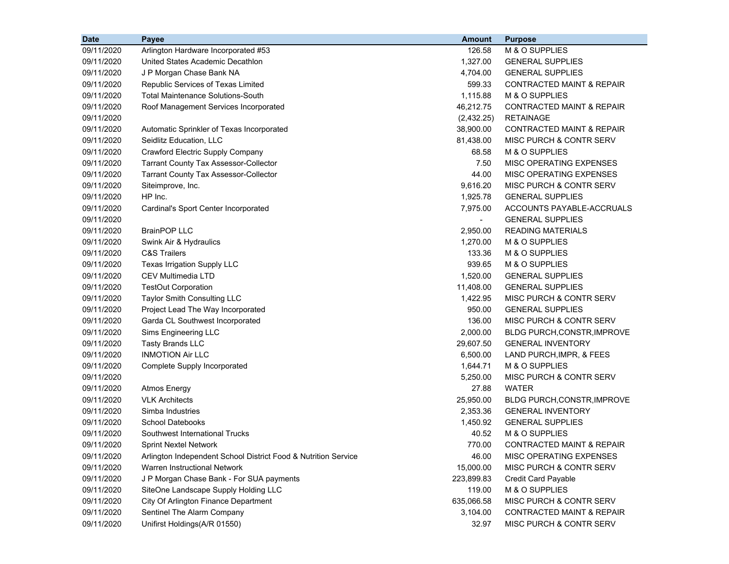| Date | Payee | Amount | Purpose |
|---|---|---|---|
| 09/11/2020 | Arlington Hardware Incorporated #53 | 126.58 | M & O SUPPLIES |
| 09/11/2020 | United States Academic Decathlon | 1,327.00 | GENERAL SUPPLIES |
| 09/11/2020 | J P Morgan Chase Bank NA | 4,704.00 | GENERAL SUPPLIES |
| 09/11/2020 | Republic Services of Texas Limited | 599.33 | CONTRACTED MAINT & REPAIR |
| 09/11/2020 | Total Maintenance Solutions-South | 1,115.88 | M & O SUPPLIES |
| 09/11/2020 | Roof Management Services Incorporated | 46,212.75 | CONTRACTED MAINT & REPAIR |
| 09/11/2020 | | (2,432.25) | RETAINAGE |
| 09/11/2020 | Automatic Sprinkler of Texas Incorporated | 38,900.00 | CONTRACTED MAINT & REPAIR |
| 09/11/2020 | Seidlitz Education, LLC | 81,438.00 | MISC PURCH & CONTR SERV |
| 09/11/2020 | Crawford Electric Supply Company | 68.58 | M & O SUPPLIES |
| 09/11/2020 | Tarrant County Tax Assessor-Collector | 7.50 | MISC OPERATING EXPENSES |
| 09/11/2020 | Tarrant County Tax Assessor-Collector | 44.00 | MISC OPERATING EXPENSES |
| 09/11/2020 | Siteimprove, Inc. | 9,616.20 | MISC PURCH & CONTR SERV |
| 09/11/2020 | HP Inc. | 1,925.78 | GENERAL SUPPLIES |
| 09/11/2020 | Cardinal's Sport Center Incorporated | 7,975.00 | ACCOUNTS PAYABLE-ACCRUALS |
| 09/11/2020 | | - | GENERAL SUPPLIES |
| 09/11/2020 | BrainPOP LLC | 2,950.00 | READING MATERIALS |
| 09/11/2020 | Swink Air & Hydraulics | 1,270.00 | M & O SUPPLIES |
| 09/11/2020 | C&S Trailers | 133.36 | M & O SUPPLIES |
| 09/11/2020 | Texas Irrigation Supply LLC | 939.65 | M & O SUPPLIES |
| 09/11/2020 | CEV Multimedia LTD | 1,520.00 | GENERAL SUPPLIES |
| 09/11/2020 | TestOut Corporation | 11,408.00 | GENERAL SUPPLIES |
| 09/11/2020 | Taylor Smith Consulting LLC | 1,422.95 | MISC PURCH & CONTR SERV |
| 09/11/2020 | Project Lead The Way Incorporated | 950.00 | GENERAL SUPPLIES |
| 09/11/2020 | Garda CL Southwest Incorporated | 136.00 | MISC PURCH & CONTR SERV |
| 09/11/2020 | Sims Engineering LLC | 2,000.00 | BLDG PURCH,CONSTR,IMPROVE |
| 09/11/2020 | Tasty Brands LLC | 29,607.50 | GENERAL INVENTORY |
| 09/11/2020 | INMOTION Air LLC | 6,500.00 | LAND PURCH,IMPR, & FEES |
| 09/11/2020 | Complete Supply Incorporated | 1,644.71 | M & O SUPPLIES |
| 09/11/2020 | | 5,250.00 | MISC PURCH & CONTR SERV |
| 09/11/2020 | Atmos Energy | 27.88 | WATER |
| 09/11/2020 | VLK Architects | 25,950.00 | BLDG PURCH,CONSTR,IMPROVE |
| 09/11/2020 | Simba Industries | 2,353.36 | GENERAL INVENTORY |
| 09/11/2020 | School Datebooks | 1,450.92 | GENERAL SUPPLIES |
| 09/11/2020 | Southwest International Trucks | 40.52 | M & O SUPPLIES |
| 09/11/2020 | Sprint Nextel Network | 770.00 | CONTRACTED MAINT & REPAIR |
| 09/11/2020 | Arlington Independent School District Food & Nutrition Service | 46.00 | MISC OPERATING EXPENSES |
| 09/11/2020 | Warren Instructional Network | 15,000.00 | MISC PURCH & CONTR SERV |
| 09/11/2020 | J P Morgan Chase Bank - For SUA payments | 223,899.83 | Credit Card Payable |
| 09/11/2020 | SiteOne Landscape Supply Holding LLC | 119.00 | M & O SUPPLIES |
| 09/11/2020 | City Of Arlington Finance Department | 635,066.58 | MISC PURCH & CONTR SERV |
| 09/11/2020 | Sentinel The Alarm Company | 3,104.00 | CONTRACTED MAINT & REPAIR |
| 09/11/2020 | Unifirst Holdings(A/R 01550) | 32.97 | MISC PURCH & CONTR SERV |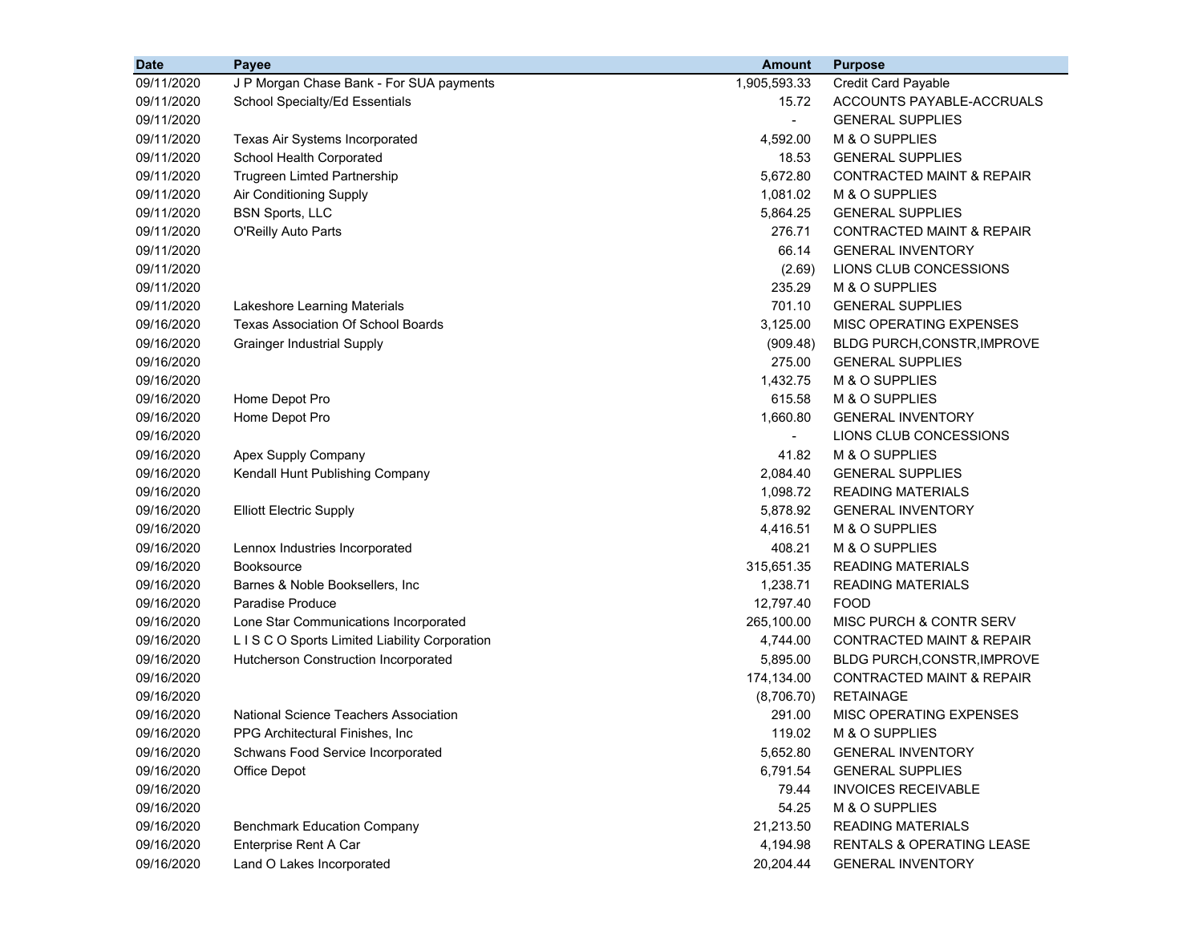| Date | Payee | Amount | Purpose |
|---|---|---|---|
| 09/11/2020 | J P Morgan Chase Bank - For SUA payments | 1,905,593.33 | Credit Card Payable |
| 09/11/2020 | School Specialty/Ed Essentials | 15.72 | ACCOUNTS PAYABLE-ACCRUALS |
| 09/11/2020 | | - | GENERAL SUPPLIES |
| 09/11/2020 | Texas Air Systems Incorporated | 4,592.00 | M & O SUPPLIES |
| 09/11/2020 | School Health Corporated | 18.53 | GENERAL SUPPLIES |
| 09/11/2020 | Trugreen Limted Partnership | 5,672.80 | CONTRACTED MAINT & REPAIR |
| 09/11/2020 | Air Conditioning Supply | 1,081.02 | M & O SUPPLIES |
| 09/11/2020 | BSN Sports, LLC | 5,864.25 | GENERAL SUPPLIES |
| 09/11/2020 | O'Reilly Auto Parts | 276.71 | CONTRACTED MAINT & REPAIR |
| 09/11/2020 | | 66.14 | GENERAL INVENTORY |
| 09/11/2020 | | (2.69) | LIONS CLUB CONCESSIONS |
| 09/11/2020 | | 235.29 | M & O SUPPLIES |
| 09/11/2020 | Lakeshore Learning Materials | 701.10 | GENERAL SUPPLIES |
| 09/16/2020 | Texas Association Of School Boards | 3,125.00 | MISC OPERATING EXPENSES |
| 09/16/2020 | Grainger Industrial Supply | (909.48) | BLDG PURCH,CONSTR,IMPROVE |
| 09/16/2020 | | 275.00 | GENERAL SUPPLIES |
| 09/16/2020 | | 1,432.75 | M & O SUPPLIES |
| 09/16/2020 | Home Depot Pro | 615.58 | M & O SUPPLIES |
| 09/16/2020 | Home Depot Pro | 1,660.80 | GENERAL INVENTORY |
| 09/16/2020 | | - | LIONS CLUB CONCESSIONS |
| 09/16/2020 | Apex Supply Company | 41.82 | M & O SUPPLIES |
| 09/16/2020 | Kendall Hunt Publishing Company | 2,084.40 | GENERAL SUPPLIES |
| 09/16/2020 | | 1,098.72 | READING MATERIALS |
| 09/16/2020 | Elliott Electric Supply | 5,878.92 | GENERAL INVENTORY |
| 09/16/2020 | | 4,416.51 | M & O SUPPLIES |
| 09/16/2020 | Lennox Industries Incorporated | 408.21 | M & O SUPPLIES |
| 09/16/2020 | Booksource | 315,651.35 | READING MATERIALS |
| 09/16/2020 | Barnes & Noble Booksellers, Inc | 1,238.71 | READING MATERIALS |
| 09/16/2020 | Paradise Produce | 12,797.40 | FOOD |
| 09/16/2020 | Lone Star Communications Incorporated | 265,100.00 | MISC PURCH & CONTR SERV |
| 09/16/2020 | L I S C O Sports Limited Liability Corporation | 4,744.00 | CONTRACTED MAINT & REPAIR |
| 09/16/2020 | Hutcherson Construction Incorporated | 5,895.00 | BLDG PURCH,CONSTR,IMPROVE |
| 09/16/2020 | | 174,134.00 | CONTRACTED MAINT & REPAIR |
| 09/16/2020 | | (8,706.70) | RETAINAGE |
| 09/16/2020 | National Science Teachers Association | 291.00 | MISC OPERATING EXPENSES |
| 09/16/2020 | PPG Architectural Finishes, Inc | 119.02 | M & O SUPPLIES |
| 09/16/2020 | Schwans Food Service Incorporated | 5,652.80 | GENERAL INVENTORY |
| 09/16/2020 | Office Depot | 6,791.54 | GENERAL SUPPLIES |
| 09/16/2020 | | 79.44 | INVOICES RECEIVABLE |
| 09/16/2020 | | 54.25 | M & O SUPPLIES |
| 09/16/2020 | Benchmark Education Company | 21,213.50 | READING MATERIALS |
| 09/16/2020 | Enterprise Rent A Car | 4,194.98 | RENTALS & OPERATING LEASE |
| 09/16/2020 | Land O Lakes Incorporated | 20,204.44 | GENERAL INVENTORY |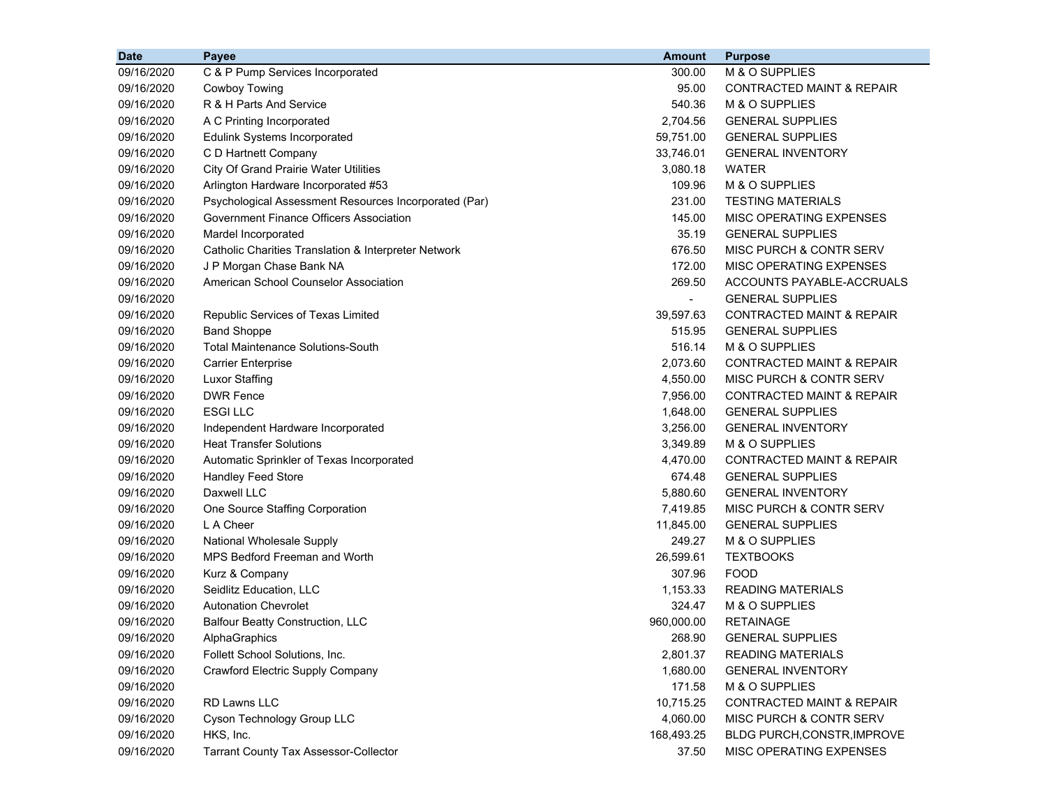| Date | Payee | Amount | Purpose |
|---|---|---|---|
| 09/16/2020 | C & P Pump Services Incorporated | 300.00 | M & O SUPPLIES |
| 09/16/2020 | Cowboy Towing | 95.00 | CONTRACTED MAINT & REPAIR |
| 09/16/2020 | R & H Parts And Service | 540.36 | M & O SUPPLIES |
| 09/16/2020 | A C Printing Incorporated | 2,704.56 | GENERAL SUPPLIES |
| 09/16/2020 | Edulink Systems Incorporated | 59,751.00 | GENERAL SUPPLIES |
| 09/16/2020 | C D Hartnett Company | 33,746.01 | GENERAL INVENTORY |
| 09/16/2020 | City Of Grand Prairie Water Utilities | 3,080.18 | WATER |
| 09/16/2020 | Arlington Hardware Incorporated #53 | 109.96 | M & O SUPPLIES |
| 09/16/2020 | Psychological Assessment Resources Incorporated (Par) | 231.00 | TESTING MATERIALS |
| 09/16/2020 | Government Finance Officers Association | 145.00 | MISC OPERATING EXPENSES |
| 09/16/2020 | Mardel Incorporated | 35.19 | GENERAL SUPPLIES |
| 09/16/2020 | Catholic Charities Translation & Interpreter Network | 676.50 | MISC PURCH & CONTR SERV |
| 09/16/2020 | J P Morgan Chase Bank NA | 172.00 | MISC OPERATING EXPENSES |
| 09/16/2020 | American School Counselor Association | 269.50 | ACCOUNTS PAYABLE-ACCRUALS |
| 09/16/2020 | | - | GENERAL SUPPLIES |
| 09/16/2020 | Republic Services of Texas Limited | 39,597.63 | CONTRACTED MAINT & REPAIR |
| 09/16/2020 | Band Shoppe | 515.95 | GENERAL SUPPLIES |
| 09/16/2020 | Total Maintenance Solutions-South | 516.14 | M & O SUPPLIES |
| 09/16/2020 | Carrier Enterprise | 2,073.60 | CONTRACTED MAINT & REPAIR |
| 09/16/2020 | Luxor Staffing | 4,550.00 | MISC PURCH & CONTR SERV |
| 09/16/2020 | DWR Fence | 7,956.00 | CONTRACTED MAINT & REPAIR |
| 09/16/2020 | ESGI LLC | 1,648.00 | GENERAL SUPPLIES |
| 09/16/2020 | Independent Hardware Incorporated | 3,256.00 | GENERAL INVENTORY |
| 09/16/2020 | Heat Transfer Solutions | 3,349.89 | M & O SUPPLIES |
| 09/16/2020 | Automatic Sprinkler of Texas Incorporated | 4,470.00 | CONTRACTED MAINT & REPAIR |
| 09/16/2020 | Handley Feed Store | 674.48 | GENERAL SUPPLIES |
| 09/16/2020 | Daxwell LLC | 5,880.60 | GENERAL INVENTORY |
| 09/16/2020 | One Source Staffing Corporation | 7,419.85 | MISC PURCH & CONTR SERV |
| 09/16/2020 | L A Cheer | 11,845.00 | GENERAL SUPPLIES |
| 09/16/2020 | National Wholesale Supply | 249.27 | M & O SUPPLIES |
| 09/16/2020 | MPS Bedford Freeman and Worth | 26,599.61 | TEXTBOOKS |
| 09/16/2020 | Kurz & Company | 307.96 | FOOD |
| 09/16/2020 | Seidlitz Education, LLC | 1,153.33 | READING MATERIALS |
| 09/16/2020 | Autonation Chevrolet | 324.47 | M & O SUPPLIES |
| 09/16/2020 | Balfour Beatty Construction, LLC | 960,000.00 | RETAINAGE |
| 09/16/2020 | AlphaGraphics | 268.90 | GENERAL SUPPLIES |
| 09/16/2020 | Follett School Solutions, Inc. | 2,801.37 | READING MATERIALS |
| 09/16/2020 | Crawford Electric Supply Company | 1,680.00 | GENERAL INVENTORY |
| 09/16/2020 | | 171.58 | M & O SUPPLIES |
| 09/16/2020 | RD Lawns LLC | 10,715.25 | CONTRACTED MAINT & REPAIR |
| 09/16/2020 | Cyson Technology Group LLC | 4,060.00 | MISC PURCH & CONTR SERV |
| 09/16/2020 | HKS, Inc. | 168,493.25 | BLDG PURCH,CONSTR,IMPROVE |
| 09/16/2020 | Tarrant County Tax Assessor-Collector | 37.50 | MISC OPERATING EXPENSES |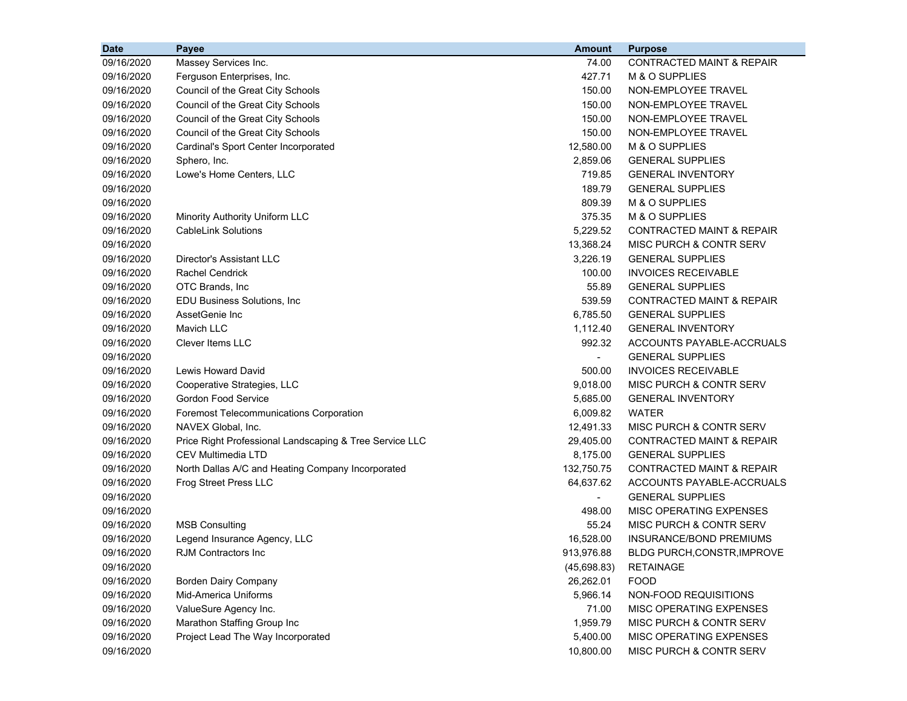| Date | Payee | Amount | Purpose |
|---|---|---|---|
| 09/16/2020 | Massey Services Inc. | 74.00 | CONTRACTED MAINT & REPAIR |
| 09/16/2020 | Ferguson Enterprises, Inc. | 427.71 | M & O SUPPLIES |
| 09/16/2020 | Council of the Great City Schools | 150.00 | NON-EMPLOYEE TRAVEL |
| 09/16/2020 | Council of the Great City Schools | 150.00 | NON-EMPLOYEE TRAVEL |
| 09/16/2020 | Council of the Great City Schools | 150.00 | NON-EMPLOYEE TRAVEL |
| 09/16/2020 | Council of the Great City Schools | 150.00 | NON-EMPLOYEE TRAVEL |
| 09/16/2020 | Cardinal's Sport Center Incorporated | 12,580.00 | M & O SUPPLIES |
| 09/16/2020 | Sphero, Inc. | 2,859.06 | GENERAL SUPPLIES |
| 09/16/2020 | Lowe's Home Centers, LLC | 719.85 | GENERAL INVENTORY |
| 09/16/2020 | | 189.79 | GENERAL SUPPLIES |
| 09/16/2020 | | 809.39 | M & O SUPPLIES |
| 09/16/2020 | Minority Authority Uniform LLC | 375.35 | M & O SUPPLIES |
| 09/16/2020 | CableLink Solutions | 5,229.52 | CONTRACTED MAINT & REPAIR |
| 09/16/2020 | | 13,368.24 | MISC PURCH & CONTR SERV |
| 09/16/2020 | Director's Assistant LLC | 3,226.19 | GENERAL SUPPLIES |
| 09/16/2020 | Rachel Cendrick | 100.00 | INVOICES RECEIVABLE |
| 09/16/2020 | OTC Brands, Inc | 55.89 | GENERAL SUPPLIES |
| 09/16/2020 | EDU Business Solutions, Inc | 539.59 | CONTRACTED MAINT & REPAIR |
| 09/16/2020 | AssetGenie Inc | 6,785.50 | GENERAL SUPPLIES |
| 09/16/2020 | Mavich LLC | 1,112.40 | GENERAL INVENTORY |
| 09/16/2020 | Clever Items LLC | 992.32 | ACCOUNTS PAYABLE-ACCRUALS |
| 09/16/2020 | | - | GENERAL SUPPLIES |
| 09/16/2020 | Lewis Howard David | 500.00 | INVOICES RECEIVABLE |
| 09/16/2020 | Cooperative Strategies, LLC | 9,018.00 | MISC PURCH & CONTR SERV |
| 09/16/2020 | Gordon Food Service | 5,685.00 | GENERAL INVENTORY |
| 09/16/2020 | Foremost Telecommunications Corporation | 6,009.82 | WATER |
| 09/16/2020 | NAVEX Global, Inc. | 12,491.33 | MISC PURCH & CONTR SERV |
| 09/16/2020 | Price Right Professional Landscaping & Tree Service LLC | 29,405.00 | CONTRACTED MAINT & REPAIR |
| 09/16/2020 | CEV Multimedia LTD | 8,175.00 | GENERAL SUPPLIES |
| 09/16/2020 | North Dallas A/C and Heating Company Incorporated | 132,750.75 | CONTRACTED MAINT & REPAIR |
| 09/16/2020 | Frog Street Press LLC | 64,637.62 | ACCOUNTS PAYABLE-ACCRUALS |
| 09/16/2020 | | - | GENERAL SUPPLIES |
| 09/16/2020 | | 498.00 | MISC OPERATING EXPENSES |
| 09/16/2020 | MSB Consulting | 55.24 | MISC PURCH & CONTR SERV |
| 09/16/2020 | Legend Insurance Agency, LLC | 16,528.00 | INSURANCE/BOND PREMIUMS |
| 09/16/2020 | RJM Contractors Inc | 913,976.88 | BLDG PURCH,CONSTR,IMPROVE |
| 09/16/2020 | | (45,698.83) | RETAINAGE |
| 09/16/2020 | Borden Dairy Company | 26,262.01 | FOOD |
| 09/16/2020 | Mid-America Uniforms | 5,966.14 | NON-FOOD REQUISITIONS |
| 09/16/2020 | ValueSure Agency Inc. | 71.00 | MISC OPERATING EXPENSES |
| 09/16/2020 | Marathon Staffing Group Inc | 1,959.79 | MISC PURCH & CONTR SERV |
| 09/16/2020 | Project Lead The Way Incorporated | 5,400.00 | MISC OPERATING EXPENSES |
| 09/16/2020 | | 10,800.00 | MISC PURCH & CONTR SERV |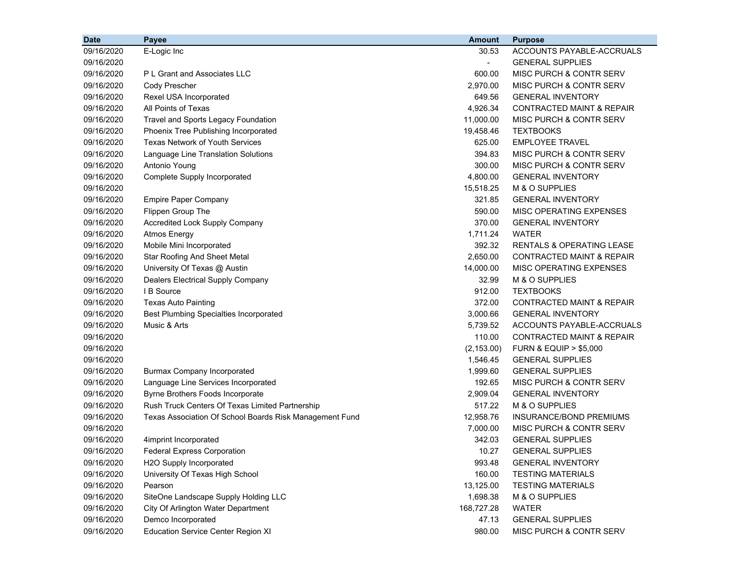| Date | Payee | Amount | Purpose |
|---|---|---|---|
| 09/16/2020 | E-Logic Inc | 30.53 | ACCOUNTS PAYABLE-ACCRUALS |
| 09/16/2020 | | - | GENERAL SUPPLIES |
| 09/16/2020 | P L Grant and Associates LLC | 600.00 | MISC PURCH & CONTR SERV |
| 09/16/2020 | Cody Prescher | 2,970.00 | MISC PURCH & CONTR SERV |
| 09/16/2020 | Rexel USA Incorporated | 649.56 | GENERAL INVENTORY |
| 09/16/2020 | All Points of Texas | 4,926.34 | CONTRACTED MAINT & REPAIR |
| 09/16/2020 | Travel and Sports Legacy Foundation | 11,000.00 | MISC PURCH & CONTR SERV |
| 09/16/2020 | Phoenix Tree Publishing Incorporated | 19,458.46 | TEXTBOOKS |
| 09/16/2020 | Texas Network of Youth Services | 625.00 | EMPLOYEE TRAVEL |
| 09/16/2020 | Language Line Translation Solutions | 394.83 | MISC PURCH & CONTR SERV |
| 09/16/2020 | Antonio Young | 300.00 | MISC PURCH & CONTR SERV |
| 09/16/2020 | Complete Supply Incorporated | 4,800.00 | GENERAL INVENTORY |
| 09/16/2020 | | 15,518.25 | M & O SUPPLIES |
| 09/16/2020 | Empire Paper Company | 321.85 | GENERAL INVENTORY |
| 09/16/2020 | Flippen Group The | 590.00 | MISC OPERATING EXPENSES |
| 09/16/2020 | Accredited Lock Supply Company | 370.00 | GENERAL INVENTORY |
| 09/16/2020 | Atmos Energy | 1,711.24 | WATER |
| 09/16/2020 | Mobile Mini Incorporated | 392.32 | RENTALS & OPERATING LEASE |
| 09/16/2020 | Star Roofing And Sheet Metal | 2,650.00 | CONTRACTED MAINT & REPAIR |
| 09/16/2020 | University Of Texas @ Austin | 14,000.00 | MISC OPERATING EXPENSES |
| 09/16/2020 | Dealers Electrical Supply Company | 32.99 | M & O SUPPLIES |
| 09/16/2020 | I B Source | 912.00 | TEXTBOOKS |
| 09/16/2020 | Texas Auto Painting | 372.00 | CONTRACTED MAINT & REPAIR |
| 09/16/2020 | Best Plumbing Specialties Incorporated | 3,000.66 | GENERAL INVENTORY |
| 09/16/2020 | Music & Arts | 5,739.52 | ACCOUNTS PAYABLE-ACCRUALS |
| 09/16/2020 | | 110.00 | CONTRACTED MAINT & REPAIR |
| 09/16/2020 | | (2,153.00) | FURN & EQUIP > $5,000 |
| 09/16/2020 | | 1,546.45 | GENERAL SUPPLIES |
| 09/16/2020 | Burmax Company Incorporated | 1,999.60 | GENERAL SUPPLIES |
| 09/16/2020 | Language Line Services Incorporated | 192.65 | MISC PURCH & CONTR SERV |
| 09/16/2020 | Byrne Brothers Foods Incorporate | 2,909.04 | GENERAL INVENTORY |
| 09/16/2020 | Rush Truck Centers Of Texas Limited Partnership | 517.22 | M & O SUPPLIES |
| 09/16/2020 | Texas Association Of School Boards Risk Management Fund | 12,958.76 | INSURANCE/BOND PREMIUMS |
| 09/16/2020 | | 7,000.00 | MISC PURCH & CONTR SERV |
| 09/16/2020 | 4imprint Incorporated | 342.03 | GENERAL SUPPLIES |
| 09/16/2020 | Federal Express Corporation | 10.27 | GENERAL SUPPLIES |
| 09/16/2020 | H2O Supply Incorporated | 993.48 | GENERAL INVENTORY |
| 09/16/2020 | University Of Texas High School | 160.00 | TESTING MATERIALS |
| 09/16/2020 | Pearson | 13,125.00 | TESTING MATERIALS |
| 09/16/2020 | SiteOne Landscape Supply Holding LLC | 1,698.38 | M & O SUPPLIES |
| 09/16/2020 | City Of Arlington Water Department | 168,727.28 | WATER |
| 09/16/2020 | Demco Incorporated | 47.13 | GENERAL SUPPLIES |
| 09/16/2020 | Education Service Center Region XI | 980.00 | MISC PURCH & CONTR SERV |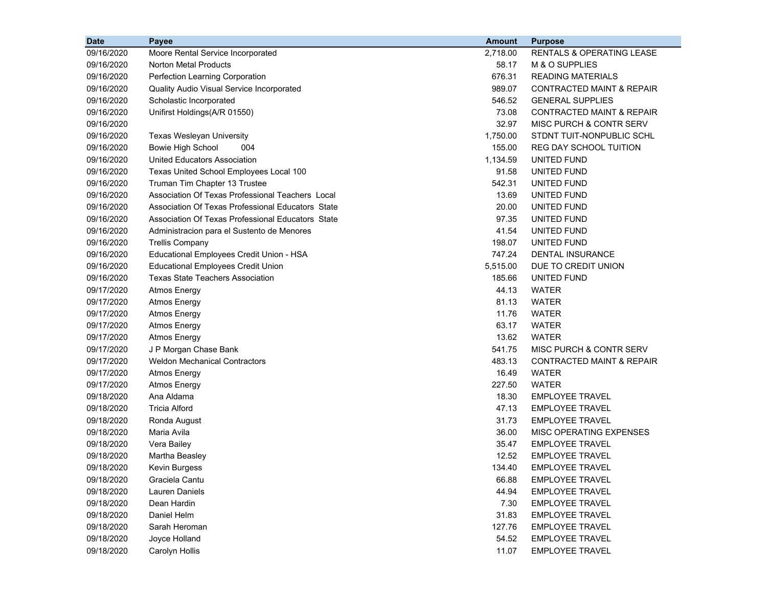| Date | Payee | Amount | Purpose |
|---|---|---|---|
| 09/16/2020 | Moore Rental Service Incorporated | 2,718.00 | RENTALS & OPERATING LEASE |
| 09/16/2020 | Norton Metal Products | 58.17 | M & O SUPPLIES |
| 09/16/2020 | Perfection Learning Corporation | 676.31 | READING MATERIALS |
| 09/16/2020 | Quality Audio Visual Service Incorporated | 989.07 | CONTRACTED MAINT & REPAIR |
| 09/16/2020 | Scholastic Incorporated | 546.52 | GENERAL SUPPLIES |
| 09/16/2020 | Unifirst Holdings(A/R 01550) | 73.08 | CONTRACTED MAINT & REPAIR |
| 09/16/2020 | | 32.97 | MISC PURCH & CONTR SERV |
| 09/16/2020 | Texas Wesleyan University | 1,750.00 | STDNT TUIT-NONPUBLIC SCHL |
| 09/16/2020 | Bowie High School 004 | 155.00 | REG DAY SCHOOL TUITION |
| 09/16/2020 | United Educators Association | 1,134.59 | UNITED FUND |
| 09/16/2020 | Texas United School Employees Local 100 | 91.58 | UNITED FUND |
| 09/16/2020 | Truman Tim Chapter 13 Trustee | 542.31 | UNITED FUND |
| 09/16/2020 | Association Of Texas Professional Teachers Local | 13.69 | UNITED FUND |
| 09/16/2020 | Association Of Texas Professional Educators State | 20.00 | UNITED FUND |
| 09/16/2020 | Association Of Texas Professional Educators State | 97.35 | UNITED FUND |
| 09/16/2020 | Administracion para el Sustento de Menores | 41.54 | UNITED FUND |
| 09/16/2020 | Trellis Company | 198.07 | UNITED FUND |
| 09/16/2020 | Educational Employees Credit Union - HSA | 747.24 | DENTAL INSURANCE |
| 09/16/2020 | Educational Employees Credit Union | 5,515.00 | DUE TO CREDIT UNION |
| 09/16/2020 | Texas State Teachers Association | 185.66 | UNITED FUND |
| 09/17/2020 | Atmos Energy | 44.13 | WATER |
| 09/17/2020 | Atmos Energy | 81.13 | WATER |
| 09/17/2020 | Atmos Energy | 11.76 | WATER |
| 09/17/2020 | Atmos Energy | 63.17 | WATER |
| 09/17/2020 | Atmos Energy | 13.62 | WATER |
| 09/17/2020 | J P Morgan Chase Bank | 541.75 | MISC PURCH & CONTR SERV |
| 09/17/2020 | Weldon Mechanical Contractors | 483.13 | CONTRACTED MAINT & REPAIR |
| 09/17/2020 | Atmos Energy | 16.49 | WATER |
| 09/17/2020 | Atmos Energy | 227.50 | WATER |
| 09/18/2020 | Ana Aldama | 18.30 | EMPLOYEE TRAVEL |
| 09/18/2020 | Tricia Alford | 47.13 | EMPLOYEE TRAVEL |
| 09/18/2020 | Ronda August | 31.73 | EMPLOYEE TRAVEL |
| 09/18/2020 | Maria Avila | 36.00 | MISC OPERATING EXPENSES |
| 09/18/2020 | Vera Bailey | 35.47 | EMPLOYEE TRAVEL |
| 09/18/2020 | Martha Beasley | 12.52 | EMPLOYEE TRAVEL |
| 09/18/2020 | Kevin Burgess | 134.40 | EMPLOYEE TRAVEL |
| 09/18/2020 | Graciela Cantu | 66.88 | EMPLOYEE TRAVEL |
| 09/18/2020 | Lauren Daniels | 44.94 | EMPLOYEE TRAVEL |
| 09/18/2020 | Dean Hardin | 7.30 | EMPLOYEE TRAVEL |
| 09/18/2020 | Daniel Helm | 31.83 | EMPLOYEE TRAVEL |
| 09/18/2020 | Sarah Heroman | 127.76 | EMPLOYEE TRAVEL |
| 09/18/2020 | Joyce Holland | 54.52 | EMPLOYEE TRAVEL |
| 09/18/2020 | Carolyn Hollis | 11.07 | EMPLOYEE TRAVEL |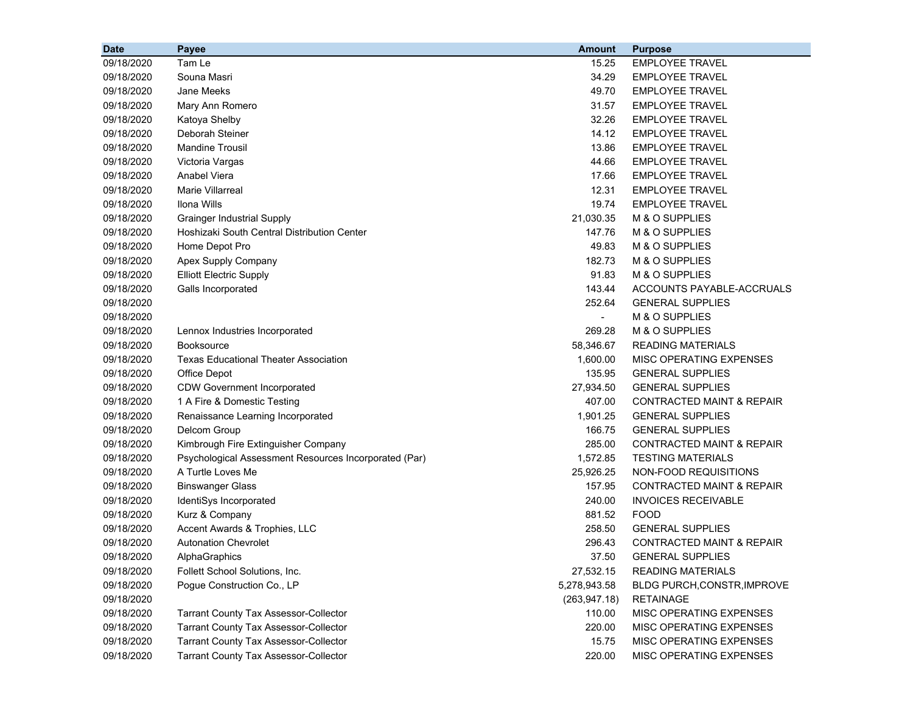| Date | Payee | Amount | Purpose |
|---|---|---:|---|
| 09/18/2020 | Tam Le | 15.25 | EMPLOYEE TRAVEL |
| 09/18/2020 | Souna Masri | 34.29 | EMPLOYEE TRAVEL |
| 09/18/2020 | Jane Meeks | 49.70 | EMPLOYEE TRAVEL |
| 09/18/2020 | Mary Ann Romero | 31.57 | EMPLOYEE TRAVEL |
| 09/18/2020 | Katoya Shelby | 32.26 | EMPLOYEE TRAVEL |
| 09/18/2020 | Deborah Steiner | 14.12 | EMPLOYEE TRAVEL |
| 09/18/2020 | Mandine Trousil | 13.86 | EMPLOYEE TRAVEL |
| 09/18/2020 | Victoria Vargas | 44.66 | EMPLOYEE TRAVEL |
| 09/18/2020 | Anabel Viera | 17.66 | EMPLOYEE TRAVEL |
| 09/18/2020 | Marie Villarreal | 12.31 | EMPLOYEE TRAVEL |
| 09/18/2020 | Ilona Wills | 19.74 | EMPLOYEE TRAVEL |
| 09/18/2020 | Grainger Industrial Supply | 21,030.35 | M & O SUPPLIES |
| 09/18/2020 | Hoshizaki South Central Distribution Center | 147.76 | M & O SUPPLIES |
| 09/18/2020 | Home Depot Pro | 49.83 | M & O SUPPLIES |
| 09/18/2020 | Apex Supply Company | 182.73 | M & O SUPPLIES |
| 09/18/2020 | Elliott Electric Supply | 91.83 | M & O SUPPLIES |
| 09/18/2020 | Galls Incorporated | 143.44 | ACCOUNTS PAYABLE-ACCRUALS |
| 09/18/2020 | | 252.64 | GENERAL SUPPLIES |
| 09/18/2020 | | - | M & O SUPPLIES |
| 09/18/2020 | Lennox Industries Incorporated | 269.28 | M & O SUPPLIES |
| 09/18/2020 | Booksource | 58,346.67 | READING MATERIALS |
| 09/18/2020 | Texas Educational Theater Association | 1,600.00 | MISC OPERATING EXPENSES |
| 09/18/2020 | Office Depot | 135.95 | GENERAL SUPPLIES |
| 09/18/2020 | CDW Government Incorporated | 27,934.50 | GENERAL SUPPLIES |
| 09/18/2020 | 1 A Fire & Domestic Testing | 407.00 | CONTRACTED MAINT & REPAIR |
| 09/18/2020 | Renaissance Learning Incorporated | 1,901.25 | GENERAL SUPPLIES |
| 09/18/2020 | Delcom Group | 166.75 | GENERAL SUPPLIES |
| 09/18/2020 | Kimbrough Fire Extinguisher Company | 285.00 | CONTRACTED MAINT & REPAIR |
| 09/18/2020 | Psychological Assessment Resources Incorporated (Par) | 1,572.85 | TESTING MATERIALS |
| 09/18/2020 | A Turtle Loves Me | 25,926.25 | NON-FOOD REQUISITIONS |
| 09/18/2020 | Binswanger Glass | 157.95 | CONTRACTED MAINT & REPAIR |
| 09/18/2020 | IdentiSys Incorporated | 240.00 | INVOICES RECEIVABLE |
| 09/18/2020 | Kurz & Company | 881.52 | FOOD |
| 09/18/2020 | Accent Awards & Trophies, LLC | 258.50 | GENERAL SUPPLIES |
| 09/18/2020 | Autonation Chevrolet | 296.43 | CONTRACTED MAINT & REPAIR |
| 09/18/2020 | AlphaGraphics | 37.50 | GENERAL SUPPLIES |
| 09/18/2020 | Follett School Solutions, Inc. | 27,532.15 | READING MATERIALS |
| 09/18/2020 | Pogue Construction Co., LP | 5,278,943.58 | BLDG PURCH,CONSTR,IMPROVE |
| 09/18/2020 | | (263,947.18) | RETAINAGE |
| 09/18/2020 | Tarrant County Tax Assessor-Collector | 110.00 | MISC OPERATING EXPENSES |
| 09/18/2020 | Tarrant County Tax Assessor-Collector | 220.00 | MISC OPERATING EXPENSES |
| 09/18/2020 | Tarrant County Tax Assessor-Collector | 15.75 | MISC OPERATING EXPENSES |
| 09/18/2020 | Tarrant County Tax Assessor-Collector | 220.00 | MISC OPERATING EXPENSES |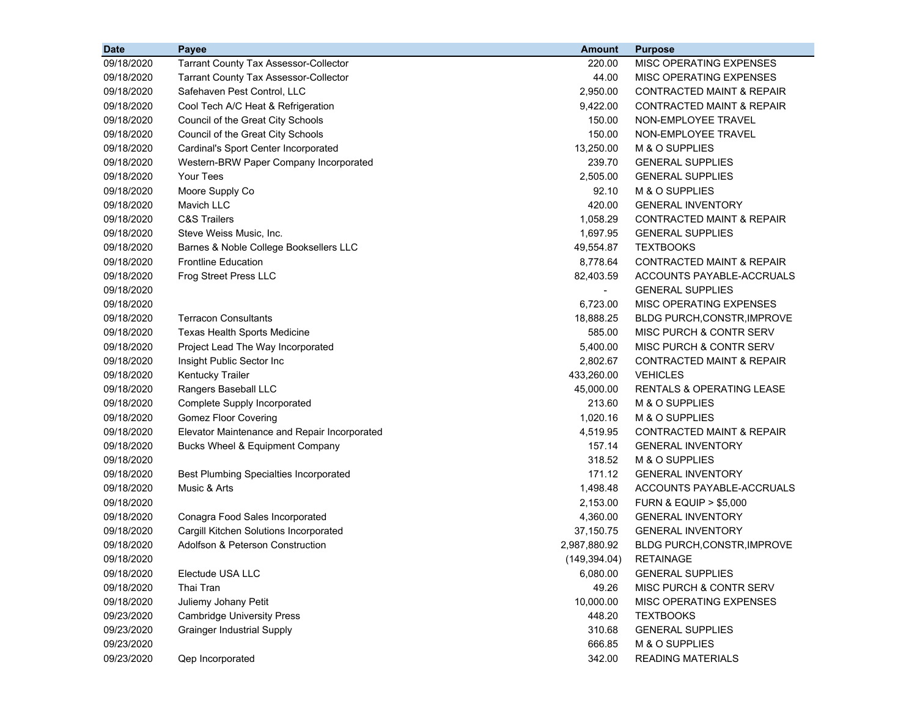| Date | Payee | Amount | Purpose |
|---|---|---|---|
| 09/18/2020 | Tarrant County Tax Assessor-Collector | 220.00 | MISC OPERATING EXPENSES |
| 09/18/2020 | Tarrant County Tax Assessor-Collector | 44.00 | MISC OPERATING EXPENSES |
| 09/18/2020 | Safehaven Pest Control, LLC | 2,950.00 | CONTRACTED MAINT & REPAIR |
| 09/18/2020 | Cool Tech A/C Heat & Refrigeration | 9,422.00 | CONTRACTED MAINT & REPAIR |
| 09/18/2020 | Council of the Great City Schools | 150.00 | NON-EMPLOYEE TRAVEL |
| 09/18/2020 | Council of the Great City Schools | 150.00 | NON-EMPLOYEE TRAVEL |
| 09/18/2020 | Cardinal's Sport Center Incorporated | 13,250.00 | M & O SUPPLIES |
| 09/18/2020 | Western-BRW Paper Company Incorporated | 239.70 | GENERAL SUPPLIES |
| 09/18/2020 | Your Tees | 2,505.00 | GENERAL SUPPLIES |
| 09/18/2020 | Moore Supply Co | 92.10 | M & O SUPPLIES |
| 09/18/2020 | Mavich LLC | 420.00 | GENERAL INVENTORY |
| 09/18/2020 | C&S Trailers | 1,058.29 | CONTRACTED MAINT & REPAIR |
| 09/18/2020 | Steve Weiss Music, Inc. | 1,697.95 | GENERAL SUPPLIES |
| 09/18/2020 | Barnes & Noble College Booksellers LLC | 49,554.87 | TEXTBOOKS |
| 09/18/2020 | Frontline Education | 8,778.64 | CONTRACTED MAINT & REPAIR |
| 09/18/2020 | Frog Street Press LLC | 82,403.59 | ACCOUNTS PAYABLE-ACCRUALS |
| 09/18/2020 | | - | GENERAL SUPPLIES |
| 09/18/2020 | | 6,723.00 | MISC OPERATING EXPENSES |
| 09/18/2020 | Terracon Consultants | 18,888.25 | BLDG PURCH,CONSTR,IMPROVE |
| 09/18/2020 | Texas Health Sports Medicine | 585.00 | MISC PURCH & CONTR SERV |
| 09/18/2020 | Project Lead The Way Incorporated | 5,400.00 | MISC PURCH & CONTR SERV |
| 09/18/2020 | Insight Public Sector Inc | 2,802.67 | CONTRACTED MAINT & REPAIR |
| 09/18/2020 | Kentucky Trailer | 433,260.00 | VEHICLES |
| 09/18/2020 | Rangers Baseball LLC | 45,000.00 | RENTALS & OPERATING LEASE |
| 09/18/2020 | Complete Supply Incorporated | 213.60 | M & O SUPPLIES |
| 09/18/2020 | Gomez Floor Covering | 1,020.16 | M & O SUPPLIES |
| 09/18/2020 | Elevator Maintenance and Repair Incorporated | 4,519.95 | CONTRACTED MAINT & REPAIR |
| 09/18/2020 | Bucks Wheel & Equipment Company | 157.14 | GENERAL INVENTORY |
| 09/18/2020 | | 318.52 | M & O SUPPLIES |
| 09/18/2020 | Best Plumbing Specialties Incorporated | 171.12 | GENERAL INVENTORY |
| 09/18/2020 | Music & Arts | 1,498.48 | ACCOUNTS PAYABLE-ACCRUALS |
| 09/18/2020 | | 2,153.00 | FURN & EQUIP > $5,000 |
| 09/18/2020 | Conagra Food Sales Incorporated | 4,360.00 | GENERAL INVENTORY |
| 09/18/2020 | Cargill Kitchen Solutions Incorporated | 37,150.75 | GENERAL INVENTORY |
| 09/18/2020 | Adolfson & Peterson Construction | 2,987,880.92 | BLDG PURCH,CONSTR,IMPROVE |
| 09/18/2020 | | (149,394.04) | RETAINAGE |
| 09/18/2020 | Electude USA LLC | 6,080.00 | GENERAL SUPPLIES |
| 09/18/2020 | Thai Tran | 49.26 | MISC PURCH & CONTR SERV |
| 09/18/2020 | Juliemy Johany Petit | 10,000.00 | MISC OPERATING EXPENSES |
| 09/23/2020 | Cambridge University Press | 448.20 | TEXTBOOKS |
| 09/23/2020 | Grainger Industrial Supply | 310.68 | GENERAL SUPPLIES |
| 09/23/2020 | | 666.85 | M & O SUPPLIES |
| 09/23/2020 | Qep Incorporated | 342.00 | READING MATERIALS |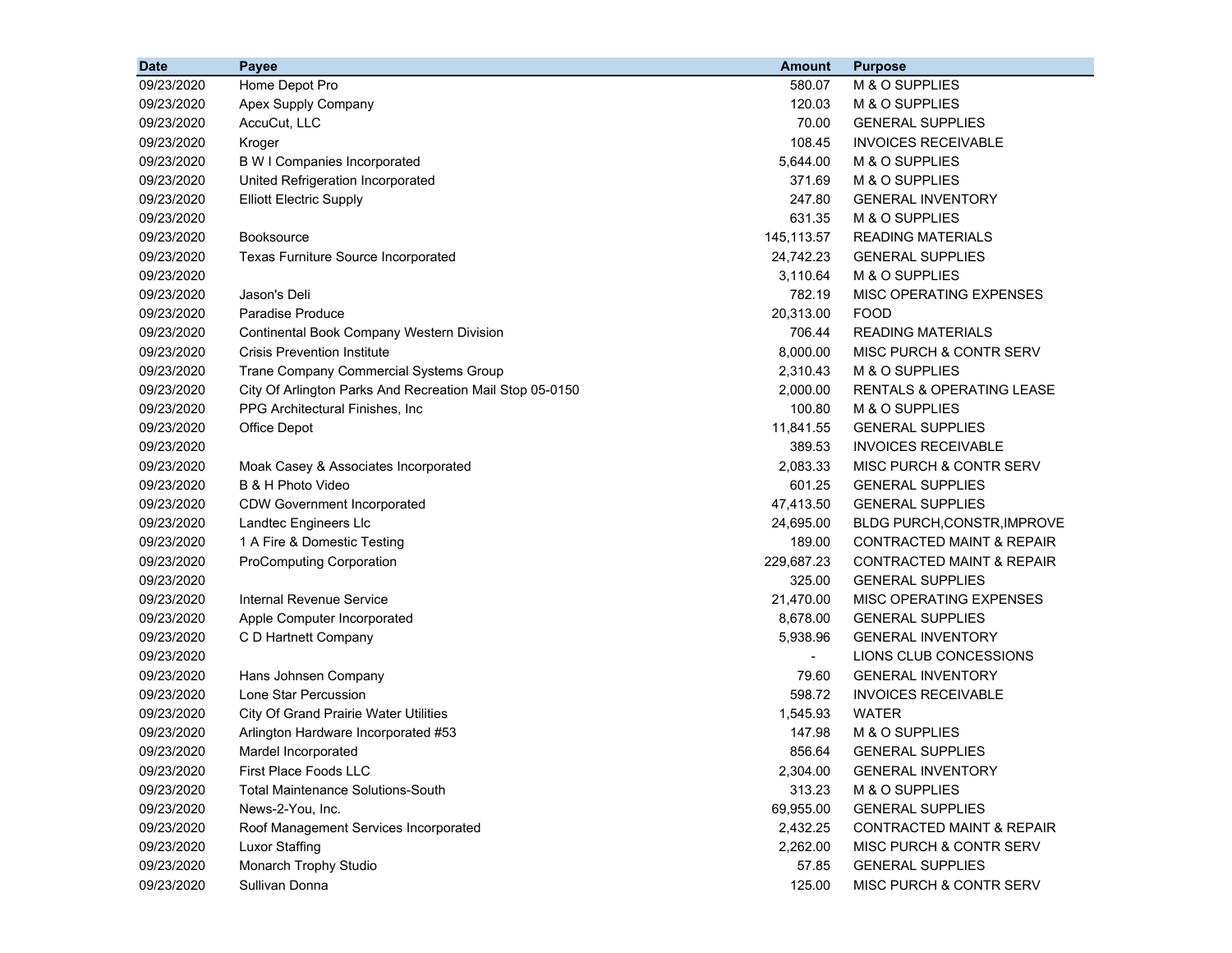| Date | Payee | Amount | Purpose |
|---|---|---|---|
| 09/23/2020 | Home Depot Pro | 580.07 | M & O SUPPLIES |
| 09/23/2020 | Apex Supply Company | 120.03 | M & O SUPPLIES |
| 09/23/2020 | AccuCut, LLC | 70.00 | GENERAL SUPPLIES |
| 09/23/2020 | Kroger | 108.45 | INVOICES RECEIVABLE |
| 09/23/2020 | B W I Companies Incorporated | 5,644.00 | M & O SUPPLIES |
| 09/23/2020 | United Refrigeration Incorporated | 371.69 | M & O SUPPLIES |
| 09/23/2020 | Elliott Electric Supply | 247.80 | GENERAL INVENTORY |
| 09/23/2020 | | 631.35 | M & O SUPPLIES |
| 09/23/2020 | Booksource | 145,113.57 | READING MATERIALS |
| 09/23/2020 | Texas Furniture Source Incorporated | 24,742.23 | GENERAL SUPPLIES |
| 09/23/2020 | | 3,110.64 | M & O SUPPLIES |
| 09/23/2020 | Jason's Deli | 782.19 | MISC OPERATING EXPENSES |
| 09/23/2020 | Paradise Produce | 20,313.00 | FOOD |
| 09/23/2020 | Continental Book Company Western Division | 706.44 | READING MATERIALS |
| 09/23/2020 | Crisis Prevention Institute | 8,000.00 | MISC PURCH & CONTR SERV |
| 09/23/2020 | Trane Company Commercial Systems Group | 2,310.43 | M & O SUPPLIES |
| 09/23/2020 | City Of Arlington Parks And Recreation Mail Stop 05-0150 | 2,000.00 | RENTALS & OPERATING LEASE |
| 09/23/2020 | PPG Architectural Finishes, Inc | 100.80 | M & O SUPPLIES |
| 09/23/2020 | Office Depot | 11,841.55 | GENERAL SUPPLIES |
| 09/23/2020 | | 389.53 | INVOICES RECEIVABLE |
| 09/23/2020 | Moak Casey & Associates Incorporated | 2,083.33 | MISC PURCH & CONTR SERV |
| 09/23/2020 | B & H Photo Video | 601.25 | GENERAL SUPPLIES |
| 09/23/2020 | CDW Government Incorporated | 47,413.50 | GENERAL SUPPLIES |
| 09/23/2020 | Landtec Engineers Llc | 24,695.00 | BLDG PURCH,CONSTR,IMPROVE |
| 09/23/2020 | 1 A Fire & Domestic Testing | 189.00 | CONTRACTED MAINT & REPAIR |
| 09/23/2020 | ProComputing Corporation | 229,687.23 | CONTRACTED MAINT & REPAIR |
| 09/23/2020 | | 325.00 | GENERAL SUPPLIES |
| 09/23/2020 | Internal Revenue Service | 21,470.00 | MISC OPERATING EXPENSES |
| 09/23/2020 | Apple Computer Incorporated | 8,678.00 | GENERAL SUPPLIES |
| 09/23/2020 | C D Hartnett Company | 5,938.96 | GENERAL INVENTORY |
| 09/23/2020 | | - | LIONS CLUB CONCESSIONS |
| 09/23/2020 | Hans Johnsen Company | 79.60 | GENERAL INVENTORY |
| 09/23/2020 | Lone Star Percussion | 598.72 | INVOICES RECEIVABLE |
| 09/23/2020 | City Of Grand Prairie Water Utilities | 1,545.93 | WATER |
| 09/23/2020 | Arlington Hardware Incorporated #53 | 147.98 | M & O SUPPLIES |
| 09/23/2020 | Mardel Incorporated | 856.64 | GENERAL SUPPLIES |
| 09/23/2020 | First Place Foods LLC | 2,304.00 | GENERAL INVENTORY |
| 09/23/2020 | Total Maintenance Solutions-South | 313.23 | M & O SUPPLIES |
| 09/23/2020 | News-2-You, Inc. | 69,955.00 | GENERAL SUPPLIES |
| 09/23/2020 | Roof Management Services Incorporated | 2,432.25 | CONTRACTED MAINT & REPAIR |
| 09/23/2020 | Luxor Staffing | 2,262.00 | MISC PURCH & CONTR SERV |
| 09/23/2020 | Monarch Trophy Studio | 57.85 | GENERAL SUPPLIES |
| 09/23/2020 | Sullivan Donna | 125.00 | MISC PURCH & CONTR SERV |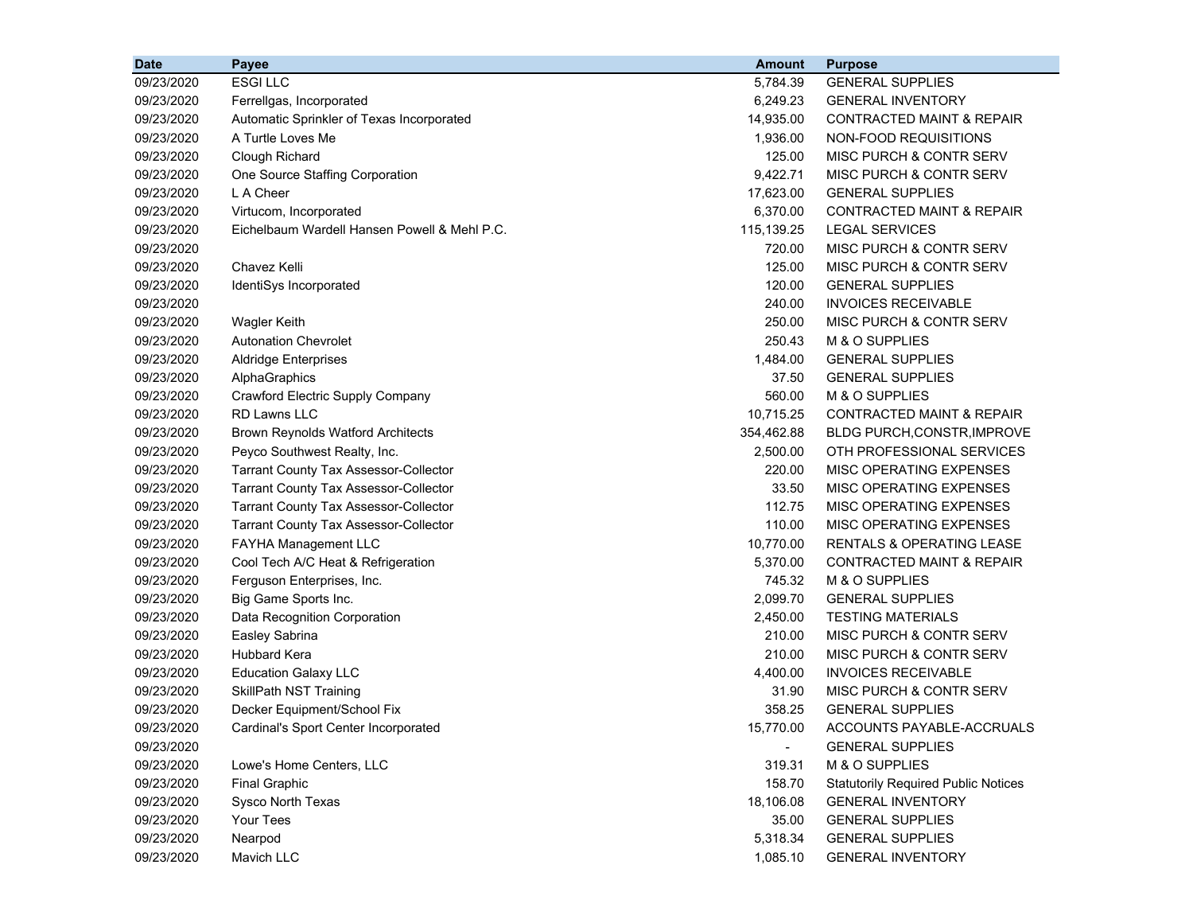| Date | Payee | Amount | Purpose |
|---|---|---|---|
| 09/23/2020 | ESGI LLC | 5,784.39 | GENERAL SUPPLIES |
| 09/23/2020 | Ferrellgas, Incorporated | 6,249.23 | GENERAL INVENTORY |
| 09/23/2020 | Automatic Sprinkler of Texas Incorporated | 14,935.00 | CONTRACTED MAINT & REPAIR |
| 09/23/2020 | A Turtle Loves Me | 1,936.00 | NON-FOOD REQUISITIONS |
| 09/23/2020 | Clough Richard | 125.00 | MISC PURCH & CONTR SERV |
| 09/23/2020 | One Source Staffing Corporation | 9,422.71 | MISC PURCH & CONTR SERV |
| 09/23/2020 | L A Cheer | 17,623.00 | GENERAL SUPPLIES |
| 09/23/2020 | Virtucom, Incorporated | 6,370.00 | CONTRACTED MAINT & REPAIR |
| 09/23/2020 | Eichelbaum Wardell Hansen Powell & Mehl P.C. | 115,139.25 | LEGAL SERVICES |
| 09/23/2020 | | 720.00 | MISC PURCH & CONTR SERV |
| 09/23/2020 | Chavez Kelli | 125.00 | MISC PURCH & CONTR SERV |
| 09/23/2020 | IdentiSys Incorporated | 120.00 | GENERAL SUPPLIES |
| 09/23/2020 | | 240.00 | INVOICES RECEIVABLE |
| 09/23/2020 | Wagler Keith | 250.00 | MISC PURCH & CONTR SERV |
| 09/23/2020 | Autonation Chevrolet | 250.43 | M & O SUPPLIES |
| 09/23/2020 | Aldridge Enterprises | 1,484.00 | GENERAL SUPPLIES |
| 09/23/2020 | AlphaGraphics | 37.50 | GENERAL SUPPLIES |
| 09/23/2020 | Crawford Electric Supply Company | 560.00 | M & O SUPPLIES |
| 09/23/2020 | RD Lawns LLC | 10,715.25 | CONTRACTED MAINT & REPAIR |
| 09/23/2020 | Brown Reynolds Watford Architects | 354,462.88 | BLDG PURCH,CONSTR,IMPROVE |
| 09/23/2020 | Peyco Southwest Realty, Inc. | 2,500.00 | OTH PROFESSIONAL SERVICES |
| 09/23/2020 | Tarrant County Tax Assessor-Collector | 220.00 | MISC OPERATING EXPENSES |
| 09/23/2020 | Tarrant County Tax Assessor-Collector | 33.50 | MISC OPERATING EXPENSES |
| 09/23/2020 | Tarrant County Tax Assessor-Collector | 112.75 | MISC OPERATING EXPENSES |
| 09/23/2020 | Tarrant County Tax Assessor-Collector | 110.00 | MISC OPERATING EXPENSES |
| 09/23/2020 | FAYHA Management LLC | 10,770.00 | RENTALS & OPERATING LEASE |
| 09/23/2020 | Cool Tech A/C Heat & Refrigeration | 5,370.00 | CONTRACTED MAINT & REPAIR |
| 09/23/2020 | Ferguson Enterprises, Inc. | 745.32 | M & O SUPPLIES |
| 09/23/2020 | Big Game Sports Inc. | 2,099.70 | GENERAL SUPPLIES |
| 09/23/2020 | Data Recognition Corporation | 2,450.00 | TESTING MATERIALS |
| 09/23/2020 | Easley Sabrina | 210.00 | MISC PURCH & CONTR SERV |
| 09/23/2020 | Hubbard Kera | 210.00 | MISC PURCH & CONTR SERV |
| 09/23/2020 | Education Galaxy LLC | 4,400.00 | INVOICES RECEIVABLE |
| 09/23/2020 | SkillPath NST Training | 31.90 | MISC PURCH & CONTR SERV |
| 09/23/2020 | Decker Equipment/School Fix | 358.25 | GENERAL SUPPLIES |
| 09/23/2020 | Cardinal's Sport Center Incorporated | 15,770.00 | ACCOUNTS PAYABLE-ACCRUALS |
| 09/23/2020 | | - | GENERAL SUPPLIES |
| 09/23/2020 | Lowe's Home Centers, LLC | 319.31 | M & O SUPPLIES |
| 09/23/2020 | Final Graphic | 158.70 | Statutorily Required Public Notices |
| 09/23/2020 | Sysco North Texas | 18,106.08 | GENERAL INVENTORY |
| 09/23/2020 | Your Tees | 35.00 | GENERAL SUPPLIES |
| 09/23/2020 | Nearpod | 5,318.34 | GENERAL SUPPLIES |
| 09/23/2020 | Mavich LLC | 1,085.10 | GENERAL INVENTORY |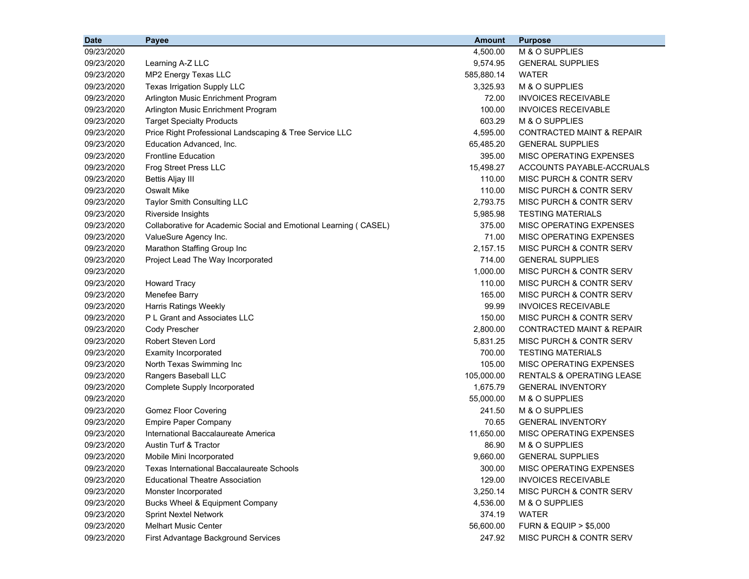| Date | Payee | Amount | Purpose |
|---|---|---:|---|
| 09/23/2020 | | 4,500.00 | M & O SUPPLIES |
| 09/23/2020 | Learning A-Z LLC | 9,574.95 | GENERAL SUPPLIES |
| 09/23/2020 | MP2 Energy Texas LLC | 585,880.14 | WATER |
| 09/23/2020 | Texas Irrigation Supply LLC | 3,325.93 | M & O SUPPLIES |
| 09/23/2020 | Arlington Music Enrichment Program | 72.00 | INVOICES RECEIVABLE |
| 09/23/2020 | Arlington Music Enrichment Program | 100.00 | INVOICES RECEIVABLE |
| 09/23/2020 | Target Specialty Products | 603.29 | M & O SUPPLIES |
| 09/23/2020 | Price Right Professional Landscaping & Tree Service LLC | 4,595.00 | CONTRACTED MAINT & REPAIR |
| 09/23/2020 | Education Advanced, Inc. | 65,485.20 | GENERAL SUPPLIES |
| 09/23/2020 | Frontline Education | 395.00 | MISC OPERATING EXPENSES |
| 09/23/2020 | Frog Street Press LLC | 15,498.27 | ACCOUNTS PAYABLE-ACCRUALS |
| 09/23/2020 | Bettis Aljay III | 110.00 | MISC PURCH & CONTR SERV |
| 09/23/2020 | Oswalt Mike | 110.00 | MISC PURCH & CONTR SERV |
| 09/23/2020 | Taylor Smith Consulting LLC | 2,793.75 | MISC PURCH & CONTR SERV |
| 09/23/2020 | Riverside Insights | 5,985.98 | TESTING MATERIALS |
| 09/23/2020 | Collaborative for Academic Social and Emotional Learning ( CASEL) | 375.00 | MISC OPERATING EXPENSES |
| 09/23/2020 | ValueSure Agency Inc. | 71.00 | MISC OPERATING EXPENSES |
| 09/23/2020 | Marathon Staffing Group Inc | 2,157.15 | MISC PURCH & CONTR SERV |
| 09/23/2020 | Project Lead The Way Incorporated | 714.00 | GENERAL SUPPLIES |
| 09/23/2020 | | 1,000.00 | MISC PURCH & CONTR SERV |
| 09/23/2020 | Howard Tracy | 110.00 | MISC PURCH & CONTR SERV |
| 09/23/2020 | Menefee Barry | 165.00 | MISC PURCH & CONTR SERV |
| 09/23/2020 | Harris Ratings Weekly | 99.99 | INVOICES RECEIVABLE |
| 09/23/2020 | P L Grant and Associates LLC | 150.00 | MISC PURCH & CONTR SERV |
| 09/23/2020 | Cody Prescher | 2,800.00 | CONTRACTED MAINT & REPAIR |
| 09/23/2020 | Robert Steven Lord | 5,831.25 | MISC PURCH & CONTR SERV |
| 09/23/2020 | Examity Incorporated | 700.00 | TESTING MATERIALS |
| 09/23/2020 | North Texas Swimming Inc | 105.00 | MISC OPERATING EXPENSES |
| 09/23/2020 | Rangers Baseball LLC | 105,000.00 | RENTALS & OPERATING LEASE |
| 09/23/2020 | Complete Supply Incorporated | 1,675.79 | GENERAL INVENTORY |
| 09/23/2020 | | 55,000.00 | M & O SUPPLIES |
| 09/23/2020 | Gomez Floor Covering | 241.50 | M & O SUPPLIES |
| 09/23/2020 | Empire Paper Company | 70.65 | GENERAL INVENTORY |
| 09/23/2020 | International Baccalaureate America | 11,650.00 | MISC OPERATING EXPENSES |
| 09/23/2020 | Austin Turf & Tractor | 86.90 | M & O SUPPLIES |
| 09/23/2020 | Mobile Mini Incorporated | 9,660.00 | GENERAL SUPPLIES |
| 09/23/2020 | Texas International Baccalaureate Schools | 300.00 | MISC OPERATING EXPENSES |
| 09/23/2020 | Educational Theatre Association | 129.00 | INVOICES RECEIVABLE |
| 09/23/2020 | Monster Incorporated | 3,250.14 | MISC PURCH & CONTR SERV |
| 09/23/2020 | Bucks Wheel & Equipment Company | 4,536.00 | M & O SUPPLIES |
| 09/23/2020 | Sprint Nextel Network | 374.19 | WATER |
| 09/23/2020 | Melhart Music Center | 56,600.00 | FURN & EQUIP > $5,000 |
| 09/23/2020 | First Advantage Background Services | 247.92 | MISC PURCH & CONTR SERV |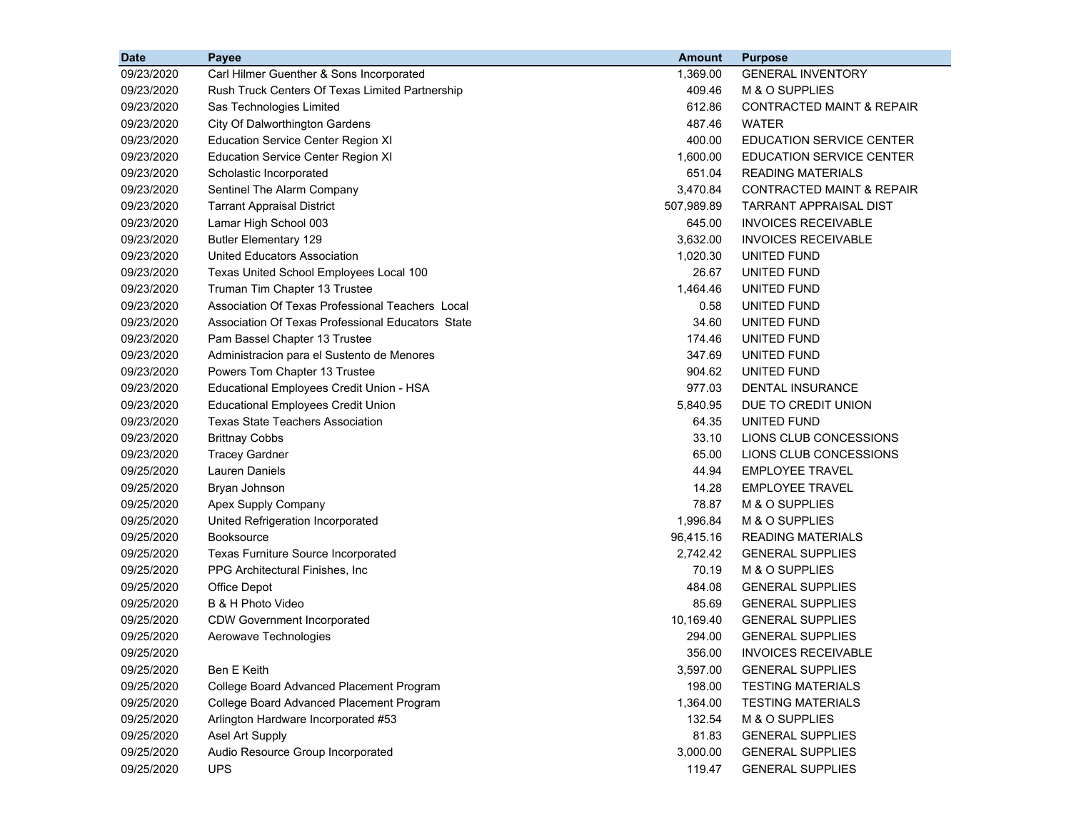| Date | Payee | Amount | Purpose |
|---|---|---|---|
| 09/23/2020 | Carl Hilmer Guenther & Sons Incorporated | 1,369.00 | GENERAL INVENTORY |
| 09/23/2020 | Rush Truck Centers Of Texas Limited Partnership | 409.46 | M & O SUPPLIES |
| 09/23/2020 | Sas Technologies Limited | 612.86 | CONTRACTED MAINT & REPAIR |
| 09/23/2020 | City Of Dalworthington Gardens | 487.46 | WATER |
| 09/23/2020 | Education Service Center Region XI | 400.00 | EDUCATION SERVICE CENTER |
| 09/23/2020 | Education Service Center Region XI | 1,600.00 | EDUCATION SERVICE CENTER |
| 09/23/2020 | Scholastic Incorporated | 651.04 | READING MATERIALS |
| 09/23/2020 | Sentinel The Alarm Company | 3,470.84 | CONTRACTED MAINT & REPAIR |
| 09/23/2020 | Tarrant Appraisal District | 507,989.89 | TARRANT APPRAISAL DIST |
| 09/23/2020 | Lamar High School 003 | 645.00 | INVOICES RECEIVABLE |
| 09/23/2020 | Butler Elementary 129 | 3,632.00 | INVOICES RECEIVABLE |
| 09/23/2020 | United Educators Association | 1,020.30 | UNITED FUND |
| 09/23/2020 | Texas United School Employees Local 100 | 26.67 | UNITED FUND |
| 09/23/2020 | Truman Tim Chapter 13 Trustee | 1,464.46 | UNITED FUND |
| 09/23/2020 | Association Of Texas Professional Teachers Local | 0.58 | UNITED FUND |
| 09/23/2020 | Association Of Texas Professional Educators State | 34.60 | UNITED FUND |
| 09/23/2020 | Pam Bassel Chapter 13 Trustee | 174.46 | UNITED FUND |
| 09/23/2020 | Administracion para el Sustento de Menores | 347.69 | UNITED FUND |
| 09/23/2020 | Powers Tom Chapter 13 Trustee | 904.62 | UNITED FUND |
| 09/23/2020 | Educational Employees Credit Union - HSA | 977.03 | DENTAL INSURANCE |
| 09/23/2020 | Educational Employees Credit Union | 5,840.95 | DUE TO CREDIT UNION |
| 09/23/2020 | Texas State Teachers Association | 64.35 | UNITED FUND |
| 09/23/2020 | Brittnay Cobbs | 33.10 | LIONS CLUB CONCESSIONS |
| 09/23/2020 | Tracey Gardner | 65.00 | LIONS CLUB CONCESSIONS |
| 09/25/2020 | Lauren Daniels | 44.94 | EMPLOYEE TRAVEL |
| 09/25/2020 | Bryan Johnson | 14.28 | EMPLOYEE TRAVEL |
| 09/25/2020 | Apex Supply Company | 78.87 | M & O SUPPLIES |
| 09/25/2020 | United Refrigeration Incorporated | 1,996.84 | M & O SUPPLIES |
| 09/25/2020 | Booksource | 96,415.16 | READING MATERIALS |
| 09/25/2020 | Texas Furniture Source Incorporated | 2,742.42 | GENERAL SUPPLIES |
| 09/25/2020 | PPG Architectural Finishes, Inc | 70.19 | M & O SUPPLIES |
| 09/25/2020 | Office Depot | 484.08 | GENERAL SUPPLIES |
| 09/25/2020 | B & H Photo Video | 85.69 | GENERAL SUPPLIES |
| 09/25/2020 | CDW Government Incorporated | 10,169.40 | GENERAL SUPPLIES |
| 09/25/2020 | Aerowave Technologies | 294.00 | GENERAL SUPPLIES |
| 09/25/2020 | | 356.00 | INVOICES RECEIVABLE |
| 09/25/2020 | Ben E Keith | 3,597.00 | GENERAL SUPPLIES |
| 09/25/2020 | College Board Advanced Placement Program | 198.00 | TESTING MATERIALS |
| 09/25/2020 | College Board Advanced Placement Program | 1,364.00 | TESTING MATERIALS |
| 09/25/2020 | Arlington Hardware Incorporated #53 | 132.54 | M & O SUPPLIES |
| 09/25/2020 | Asel Art Supply | 81.83 | GENERAL SUPPLIES |
| 09/25/2020 | Audio Resource Group Incorporated | 3,000.00 | GENERAL SUPPLIES |
| 09/25/2020 | UPS | 119.47 | GENERAL SUPPLIES |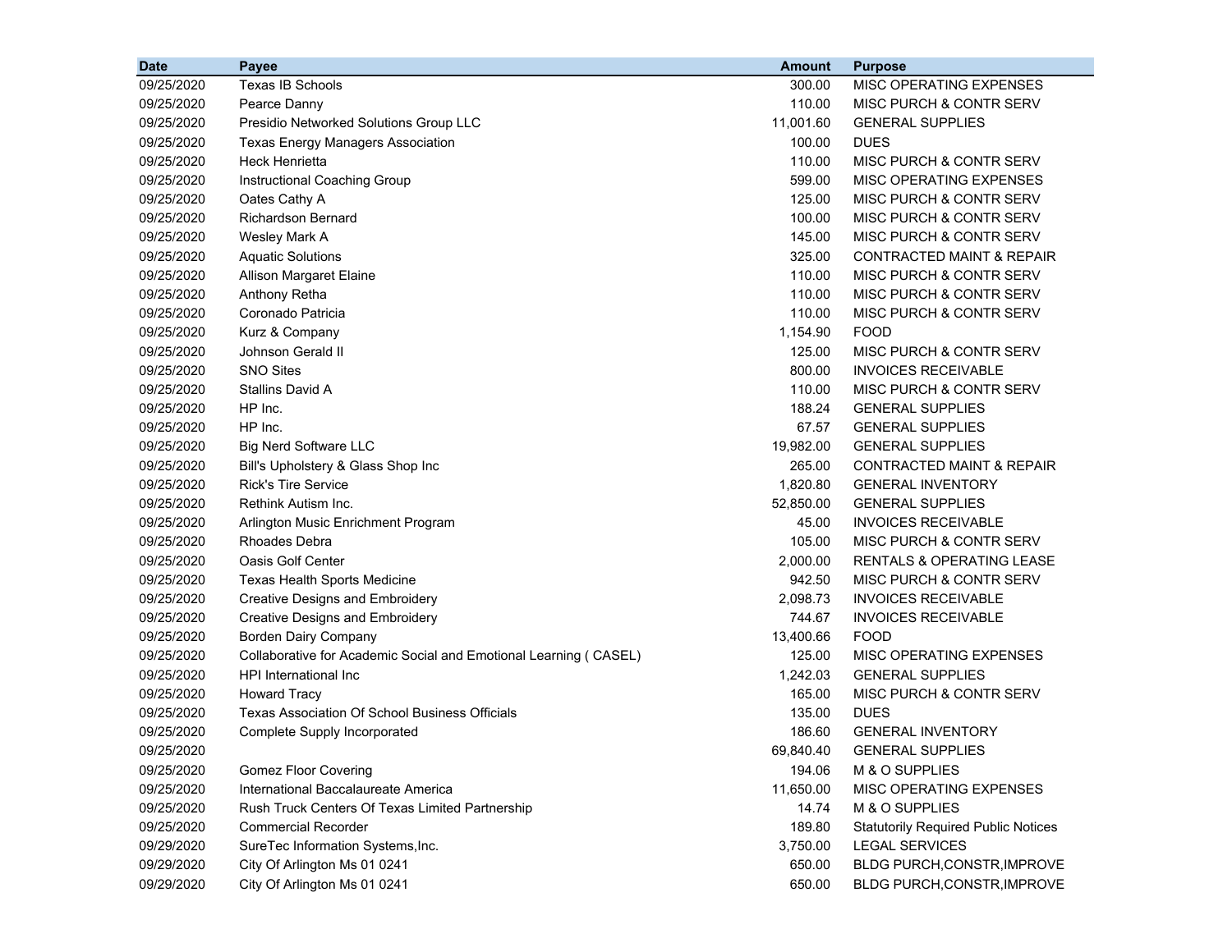| Date | Payee | Amount | Purpose |
|---|---|---|---|
| 09/25/2020 | Texas IB Schools | 300.00 | MISC OPERATING EXPENSES |
| 09/25/2020 | Pearce Danny | 110.00 | MISC PURCH & CONTR SERV |
| 09/25/2020 | Presidio Networked Solutions Group LLC | 11,001.60 | GENERAL SUPPLIES |
| 09/25/2020 | Texas Energy Managers Association | 100.00 | DUES |
| 09/25/2020 | Heck Henrietta | 110.00 | MISC PURCH & CONTR SERV |
| 09/25/2020 | Instructional Coaching Group | 599.00 | MISC OPERATING EXPENSES |
| 09/25/2020 | Oates Cathy A | 125.00 | MISC PURCH & CONTR SERV |
| 09/25/2020 | Richardson Bernard | 100.00 | MISC PURCH & CONTR SERV |
| 09/25/2020 | Wesley Mark A | 145.00 | MISC PURCH & CONTR SERV |
| 09/25/2020 | Aquatic Solutions | 325.00 | CONTRACTED MAINT & REPAIR |
| 09/25/2020 | Allison Margaret Elaine | 110.00 | MISC PURCH & CONTR SERV |
| 09/25/2020 | Anthony Retha | 110.00 | MISC PURCH & CONTR SERV |
| 09/25/2020 | Coronado Patricia | 110.00 | MISC PURCH & CONTR SERV |
| 09/25/2020 | Kurz & Company | 1,154.90 | FOOD |
| 09/25/2020 | Johnson Gerald II | 125.00 | MISC PURCH & CONTR SERV |
| 09/25/2020 | SNO Sites | 800.00 | INVOICES RECEIVABLE |
| 09/25/2020 | Stallins David A | 110.00 | MISC PURCH & CONTR SERV |
| 09/25/2020 | HP Inc. | 188.24 | GENERAL SUPPLIES |
| 09/25/2020 | HP Inc. | 67.57 | GENERAL SUPPLIES |
| 09/25/2020 | Big Nerd Software LLC | 19,982.00 | GENERAL SUPPLIES |
| 09/25/2020 | Bill's Upholstery & Glass Shop Inc | 265.00 | CONTRACTED MAINT & REPAIR |
| 09/25/2020 | Rick's Tire Service | 1,820.80 | GENERAL INVENTORY |
| 09/25/2020 | Rethink Autism Inc. | 52,850.00 | GENERAL SUPPLIES |
| 09/25/2020 | Arlington Music Enrichment Program | 45.00 | INVOICES RECEIVABLE |
| 09/25/2020 | Rhoades Debra | 105.00 | MISC PURCH & CONTR SERV |
| 09/25/2020 | Oasis Golf Center | 2,000.00 | RENTALS & OPERATING LEASE |
| 09/25/2020 | Texas Health Sports Medicine | 942.50 | MISC PURCH & CONTR SERV |
| 09/25/2020 | Creative Designs and Embroidery | 2,098.73 | INVOICES RECEIVABLE |
| 09/25/2020 | Creative Designs and Embroidery | 744.67 | INVOICES RECEIVABLE |
| 09/25/2020 | Borden Dairy Company | 13,400.66 | FOOD |
| 09/25/2020 | Collaborative for Academic Social and Emotional Learning ( CASEL) | 125.00 | MISC OPERATING EXPENSES |
| 09/25/2020 | HPI International Inc | 1,242.03 | GENERAL SUPPLIES |
| 09/25/2020 | Howard Tracy | 165.00 | MISC PURCH & CONTR SERV |
| 09/25/2020 | Texas Association Of School Business Officials | 135.00 | DUES |
| 09/25/2020 | Complete Supply Incorporated | 186.60 | GENERAL INVENTORY |
| 09/25/2020 | | 69,840.40 | GENERAL SUPPLIES |
| 09/25/2020 | Gomez Floor Covering | 194.06 | M & O SUPPLIES |
| 09/25/2020 | International Baccalaureate America | 11,650.00 | MISC OPERATING EXPENSES |
| 09/25/2020 | Rush Truck Centers Of Texas Limited Partnership | 14.74 | M & O SUPPLIES |
| 09/25/2020 | Commercial Recorder | 189.80 | Statutorily Required Public Notices |
| 09/29/2020 | SureTec Information Systems,Inc. | 3,750.00 | LEGAL SERVICES |
| 09/29/2020 | City Of Arlington Ms 01 0241 | 650.00 | BLDG PURCH,CONSTR,IMPROVE |
| 09/29/2020 | City Of Arlington Ms 01 0241 | 650.00 | BLDG PURCH,CONSTR,IMPROVE |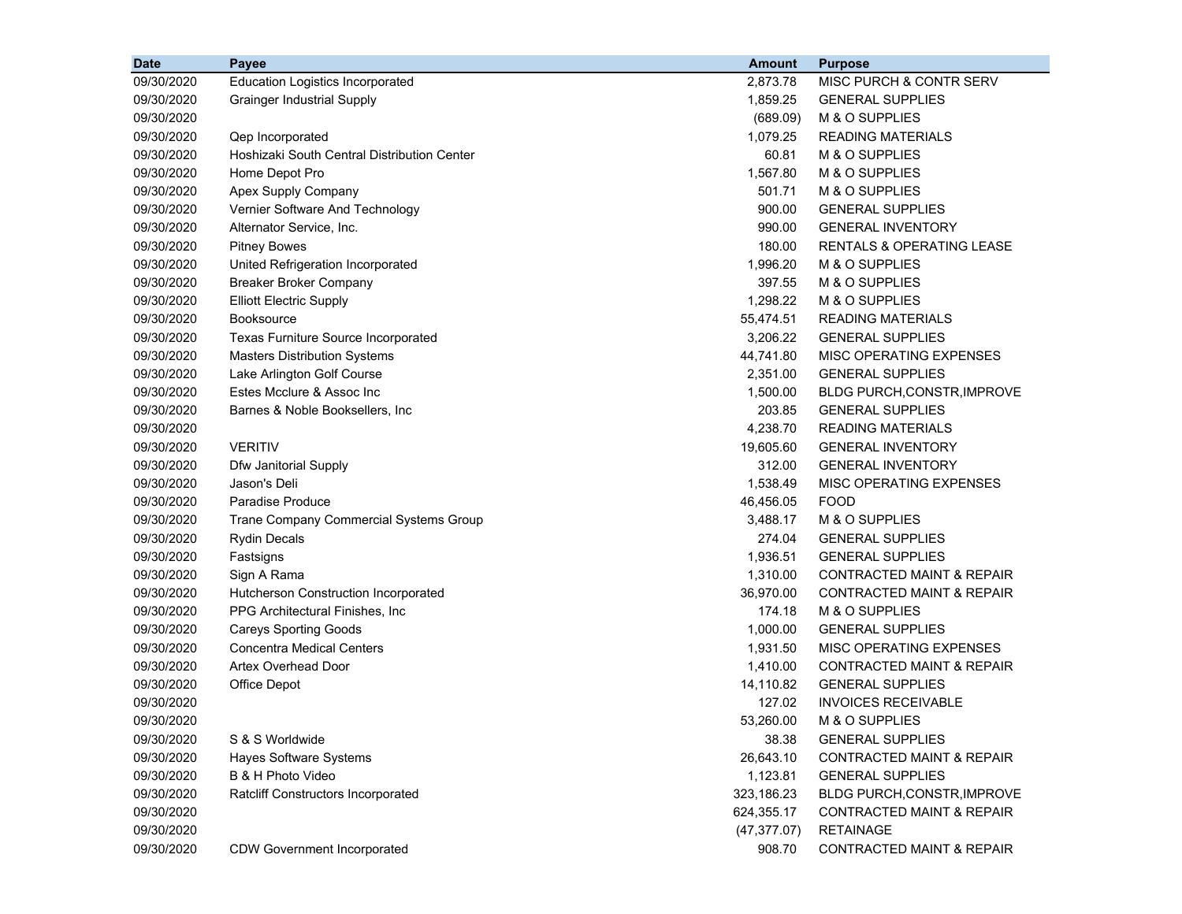| Date | Payee | Amount | Purpose |
|---|---|---|---|
| 09/30/2020 | Education Logistics Incorporated | 2,873.78 | MISC PURCH & CONTR SERV |
| 09/30/2020 | Grainger Industrial Supply | 1,859.25 | GENERAL SUPPLIES |
| 09/30/2020 | | (689.09) | M & O SUPPLIES |
| 09/30/2020 | Qep Incorporated | 1,079.25 | READING MATERIALS |
| 09/30/2020 | Hoshizaki South Central Distribution Center | 60.81 | M & O SUPPLIES |
| 09/30/2020 | Home Depot Pro | 1,567.80 | M & O SUPPLIES |
| 09/30/2020 | Apex Supply Company | 501.71 | M & O SUPPLIES |
| 09/30/2020 | Vernier Software And Technology | 900.00 | GENERAL SUPPLIES |
| 09/30/2020 | Alternator Service, Inc. | 990.00 | GENERAL INVENTORY |
| 09/30/2020 | Pitney Bowes | 180.00 | RENTALS & OPERATING LEASE |
| 09/30/2020 | United Refrigeration Incorporated | 1,996.20 | M & O SUPPLIES |
| 09/30/2020 | Breaker Broker Company | 397.55 | M & O SUPPLIES |
| 09/30/2020 | Elliott Electric Supply | 1,298.22 | M & O SUPPLIES |
| 09/30/2020 | Booksource | 55,474.51 | READING MATERIALS |
| 09/30/2020 | Texas Furniture Source Incorporated | 3,206.22 | GENERAL SUPPLIES |
| 09/30/2020 | Masters Distribution Systems | 44,741.80 | MISC OPERATING EXPENSES |
| 09/30/2020 | Lake Arlington Golf Course | 2,351.00 | GENERAL SUPPLIES |
| 09/30/2020 | Estes Mcclure & Assoc Inc | 1,500.00 | BLDG PURCH,CONSTR,IMPROVE |
| 09/30/2020 | Barnes & Noble Booksellers, Inc | 203.85 | GENERAL SUPPLIES |
| 09/30/2020 | | 4,238.70 | READING MATERIALS |
| 09/30/2020 | VERITIV | 19,605.60 | GENERAL INVENTORY |
| 09/30/2020 | Dfw Janitorial Supply | 312.00 | GENERAL INVENTORY |
| 09/30/2020 | Jason's Deli | 1,538.49 | MISC OPERATING EXPENSES |
| 09/30/2020 | Paradise Produce | 46,456.05 | FOOD |
| 09/30/2020 | Trane Company Commercial Systems Group | 3,488.17 | M & O SUPPLIES |
| 09/30/2020 | Rydin Decals | 274.04 | GENERAL SUPPLIES |
| 09/30/2020 | Fastsigns | 1,936.51 | GENERAL SUPPLIES |
| 09/30/2020 | Sign A Rama | 1,310.00 | CONTRACTED MAINT & REPAIR |
| 09/30/2020 | Hutcherson Construction Incorporated | 36,970.00 | CONTRACTED MAINT & REPAIR |
| 09/30/2020 | PPG Architectural Finishes, Inc | 174.18 | M & O SUPPLIES |
| 09/30/2020 | Careys Sporting Goods | 1,000.00 | GENERAL SUPPLIES |
| 09/30/2020 | Concentra Medical Centers | 1,931.50 | MISC OPERATING EXPENSES |
| 09/30/2020 | Artex Overhead Door | 1,410.00 | CONTRACTED MAINT & REPAIR |
| 09/30/2020 | Office Depot | 14,110.82 | GENERAL SUPPLIES |
| 09/30/2020 | | 127.02 | INVOICES RECEIVABLE |
| 09/30/2020 | | 53,260.00 | M & O SUPPLIES |
| 09/30/2020 | S & S Worldwide | 38.38 | GENERAL SUPPLIES |
| 09/30/2020 | Hayes Software Systems | 26,643.10 | CONTRACTED MAINT & REPAIR |
| 09/30/2020 | B & H Photo Video | 1,123.81 | GENERAL SUPPLIES |
| 09/30/2020 | Ratcliff Constructors Incorporated | 323,186.23 | BLDG PURCH,CONSTR,IMPROVE |
| 09/30/2020 | | 624,355.17 | CONTRACTED MAINT & REPAIR |
| 09/30/2020 | | (47,377.07) | RETAINAGE |
| 09/30/2020 | CDW Government Incorporated | 908.70 | CONTRACTED MAINT & REPAIR |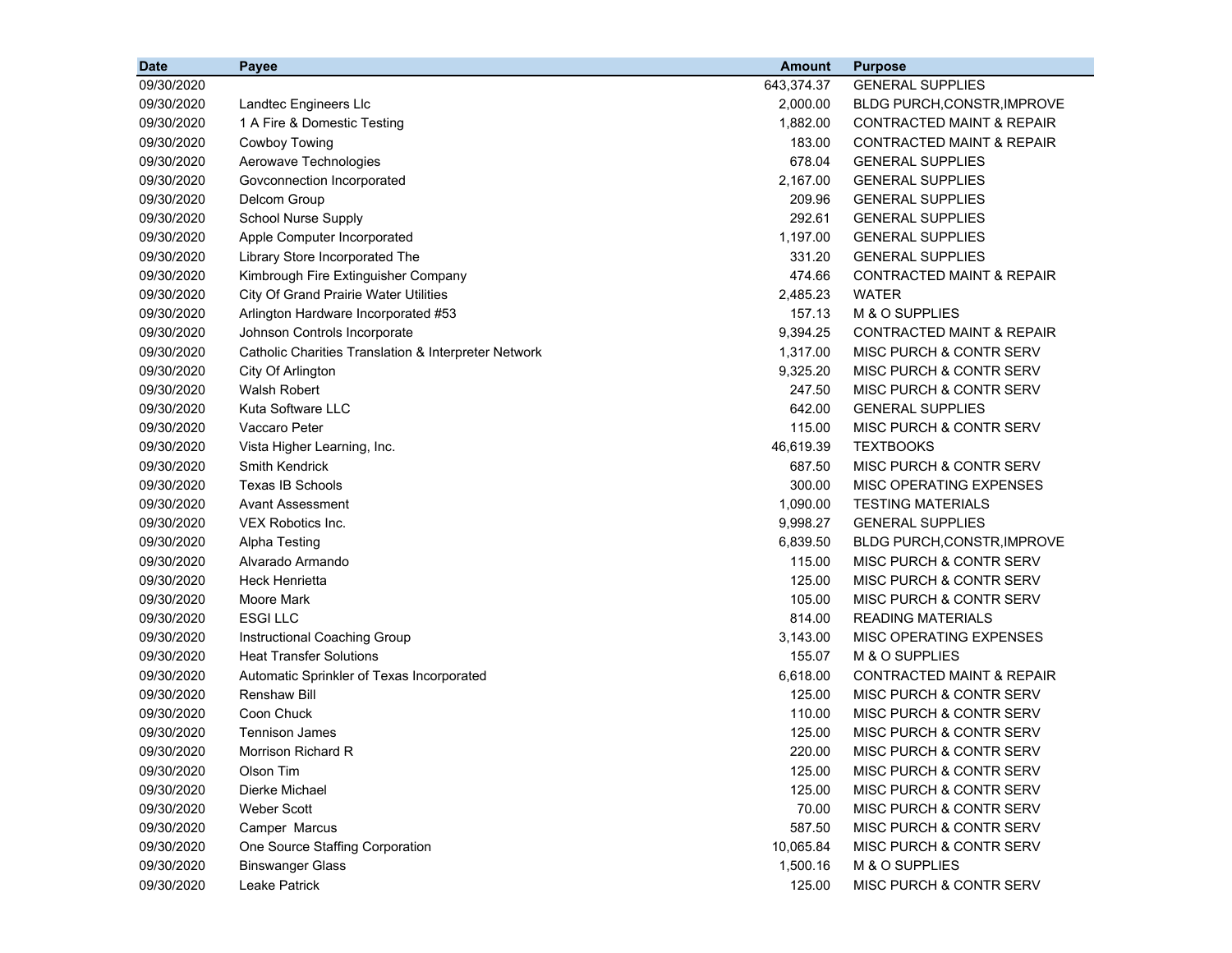| Date | Payee | Amount | Purpose |
|---|---|---|---|
| 09/30/2020 | | 643,374.37 | GENERAL SUPPLIES |
| 09/30/2020 | Landtec Engineers Llc | 2,000.00 | BLDG PURCH,CONSTR,IMPROVE |
| 09/30/2020 | 1 A Fire & Domestic Testing | 1,882.00 | CONTRACTED MAINT & REPAIR |
| 09/30/2020 | Cowboy Towing | 183.00 | CONTRACTED MAINT & REPAIR |
| 09/30/2020 | Aerowave Technologies | 678.04 | GENERAL SUPPLIES |
| 09/30/2020 | Govconnection Incorporated | 2,167.00 | GENERAL SUPPLIES |
| 09/30/2020 | Delcom Group | 209.96 | GENERAL SUPPLIES |
| 09/30/2020 | School Nurse Supply | 292.61 | GENERAL SUPPLIES |
| 09/30/2020 | Apple Computer Incorporated | 1,197.00 | GENERAL SUPPLIES |
| 09/30/2020 | Library Store Incorporated The | 331.20 | GENERAL SUPPLIES |
| 09/30/2020 | Kimbrough Fire Extinguisher Company | 474.66 | CONTRACTED MAINT & REPAIR |
| 09/30/2020 | City Of Grand Prairie Water Utilities | 2,485.23 | WATER |
| 09/30/2020 | Arlington Hardware Incorporated #53 | 157.13 | M & O SUPPLIES |
| 09/30/2020 | Johnson Controls Incorporate | 9,394.25 | CONTRACTED MAINT & REPAIR |
| 09/30/2020 | Catholic Charities Translation & Interpreter Network | 1,317.00 | MISC PURCH & CONTR SERV |
| 09/30/2020 | City Of Arlington | 9,325.20 | MISC PURCH & CONTR SERV |
| 09/30/2020 | Walsh Robert | 247.50 | MISC PURCH & CONTR SERV |
| 09/30/2020 | Kuta Software LLC | 642.00 | GENERAL SUPPLIES |
| 09/30/2020 | Vaccaro Peter | 115.00 | MISC PURCH & CONTR SERV |
| 09/30/2020 | Vista Higher Learning, Inc. | 46,619.39 | TEXTBOOKS |
| 09/30/2020 | Smith Kendrick | 687.50 | MISC PURCH & CONTR SERV |
| 09/30/2020 | Texas IB Schools | 300.00 | MISC OPERATING EXPENSES |
| 09/30/2020 | Avant Assessment | 1,090.00 | TESTING MATERIALS |
| 09/30/2020 | VEX Robotics Inc. | 9,998.27 | GENERAL SUPPLIES |
| 09/30/2020 | Alpha Testing | 6,839.50 | BLDG PURCH,CONSTR,IMPROVE |
| 09/30/2020 | Alvarado Armando | 115.00 | MISC PURCH & CONTR SERV |
| 09/30/2020 | Heck Henrietta | 125.00 | MISC PURCH & CONTR SERV |
| 09/30/2020 | Moore Mark | 105.00 | MISC PURCH & CONTR SERV |
| 09/30/2020 | ESGI LLC | 814.00 | READING MATERIALS |
| 09/30/2020 | Instructional Coaching Group | 3,143.00 | MISC OPERATING EXPENSES |
| 09/30/2020 | Heat Transfer Solutions | 155.07 | M & O SUPPLIES |
| 09/30/2020 | Automatic Sprinkler of Texas Incorporated | 6,618.00 | CONTRACTED MAINT & REPAIR |
| 09/30/2020 | Renshaw Bill | 125.00 | MISC PURCH & CONTR SERV |
| 09/30/2020 | Coon Chuck | 110.00 | MISC PURCH & CONTR SERV |
| 09/30/2020 | Tennison James | 125.00 | MISC PURCH & CONTR SERV |
| 09/30/2020 | Morrison Richard R | 220.00 | MISC PURCH & CONTR SERV |
| 09/30/2020 | Olson Tim | 125.00 | MISC PURCH & CONTR SERV |
| 09/30/2020 | Dierke Michael | 125.00 | MISC PURCH & CONTR SERV |
| 09/30/2020 | Weber Scott | 70.00 | MISC PURCH & CONTR SERV |
| 09/30/2020 | Camper Marcus | 587.50 | MISC PURCH & CONTR SERV |
| 09/30/2020 | One Source Staffing Corporation | 10,065.84 | MISC PURCH & CONTR SERV |
| 09/30/2020 | Binswanger Glass | 1,500.16 | M & O SUPPLIES |
| 09/30/2020 | Leake Patrick | 125.00 | MISC PURCH & CONTR SERV |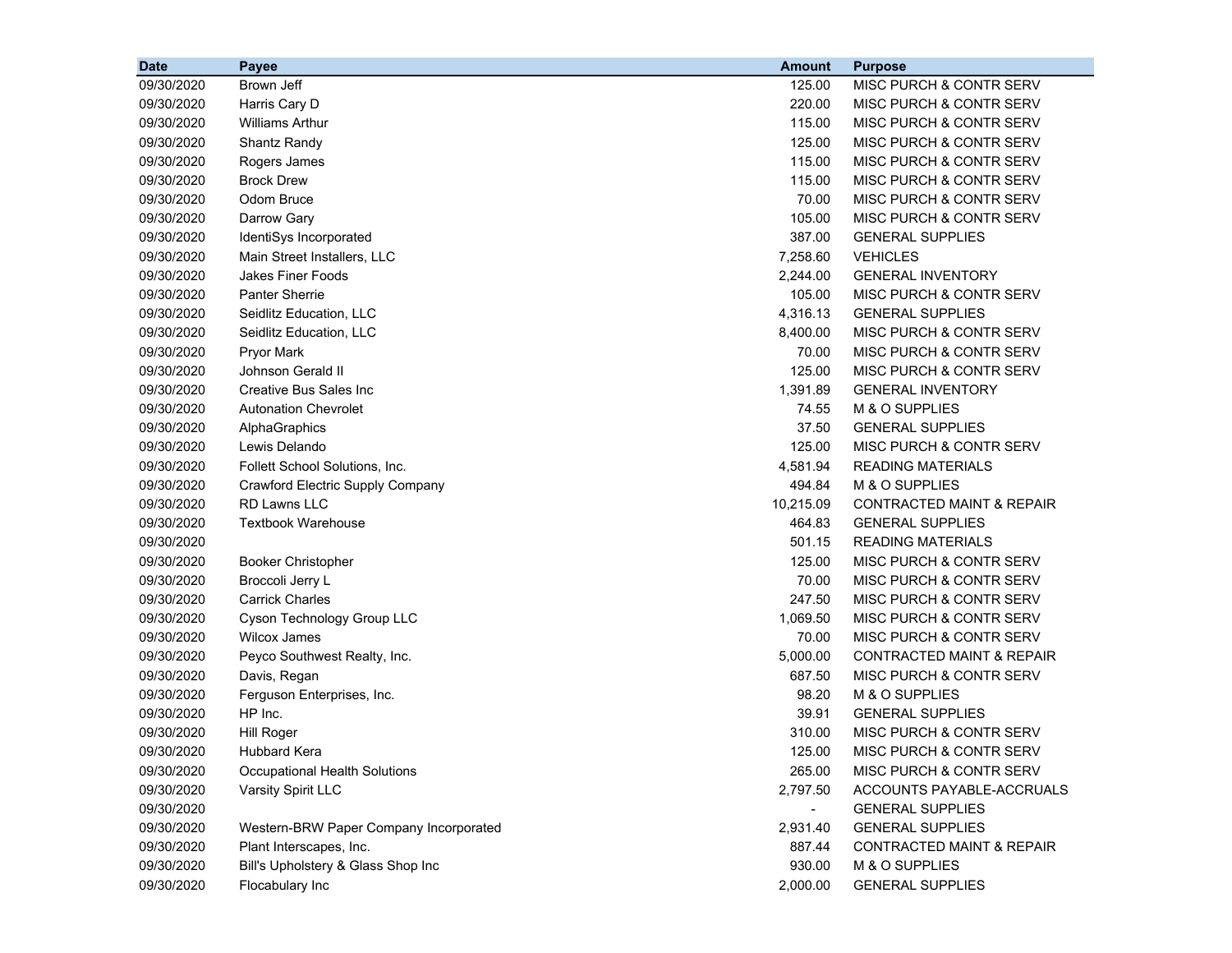| Date | Payee | Amount | Purpose |
|---|---|---|---|
| 09/30/2020 | Brown Jeff | 125.00 | MISC PURCH & CONTR SERV |
| 09/30/2020 | Harris Cary D | 220.00 | MISC PURCH & CONTR SERV |
| 09/30/2020 | Williams Arthur | 115.00 | MISC PURCH & CONTR SERV |
| 09/30/2020 | Shantz Randy | 125.00 | MISC PURCH & CONTR SERV |
| 09/30/2020 | Rogers James | 115.00 | MISC PURCH & CONTR SERV |
| 09/30/2020 | Brock Drew | 115.00 | MISC PURCH & CONTR SERV |
| 09/30/2020 | Odom Bruce | 70.00 | MISC PURCH & CONTR SERV |
| 09/30/2020 | Darrow Gary | 105.00 | MISC PURCH & CONTR SERV |
| 09/30/2020 | IdentiSys Incorporated | 387.00 | GENERAL SUPPLIES |
| 09/30/2020 | Main Street Installers, LLC | 7,258.60 | VEHICLES |
| 09/30/2020 | Jakes Finer Foods | 2,244.00 | GENERAL INVENTORY |
| 09/30/2020 | Panter Sherrie | 105.00 | MISC PURCH & CONTR SERV |
| 09/30/2020 | Seidlitz Education, LLC | 4,316.13 | GENERAL SUPPLIES |
| 09/30/2020 | Seidlitz Education, LLC | 8,400.00 | MISC PURCH & CONTR SERV |
| 09/30/2020 | Pryor Mark | 70.00 | MISC PURCH & CONTR SERV |
| 09/30/2020 | Johnson Gerald II | 125.00 | MISC PURCH & CONTR SERV |
| 09/30/2020 | Creative Bus Sales Inc | 1,391.89 | GENERAL INVENTORY |
| 09/30/2020 | Autonation Chevrolet | 74.55 | M & O SUPPLIES |
| 09/30/2020 | AlphaGraphics | 37.50 | GENERAL SUPPLIES |
| 09/30/2020 | Lewis Delando | 125.00 | MISC PURCH & CONTR SERV |
| 09/30/2020 | Follett School Solutions, Inc. | 4,581.94 | READING MATERIALS |
| 09/30/2020 | Crawford Electric Supply Company | 494.84 | M & O SUPPLIES |
| 09/30/2020 | RD Lawns LLC | 10,215.09 | CONTRACTED MAINT & REPAIR |
| 09/30/2020 | Textbook Warehouse | 464.83 | GENERAL SUPPLIES |
| 09/30/2020 | | 501.15 | READING MATERIALS |
| 09/30/2020 | Booker Christopher | 125.00 | MISC PURCH & CONTR SERV |
| 09/30/2020 | Broccoli Jerry L | 70.00 | MISC PURCH & CONTR SERV |
| 09/30/2020 | Carrick Charles | 247.50 | MISC PURCH & CONTR SERV |
| 09/30/2020 | Cyson Technology Group LLC | 1,069.50 | MISC PURCH & CONTR SERV |
| 09/30/2020 | Wilcox James | 70.00 | MISC PURCH & CONTR SERV |
| 09/30/2020 | Peyco Southwest Realty, Inc. | 5,000.00 | CONTRACTED MAINT & REPAIR |
| 09/30/2020 | Davis, Regan | 687.50 | MISC PURCH & CONTR SERV |
| 09/30/2020 | Ferguson Enterprises, Inc. | 98.20 | M & O SUPPLIES |
| 09/30/2020 | HP Inc. | 39.91 | GENERAL SUPPLIES |
| 09/30/2020 | Hill Roger | 310.00 | MISC PURCH & CONTR SERV |
| 09/30/2020 | Hubbard Kera | 125.00 | MISC PURCH & CONTR SERV |
| 09/30/2020 | Occupational Health Solutions | 265.00 | MISC PURCH & CONTR SERV |
| 09/30/2020 | Varsity Spirit LLC | 2,797.50 | ACCOUNTS PAYABLE-ACCRUALS |
| 09/30/2020 | | - | GENERAL SUPPLIES |
| 09/30/2020 | Western-BRW Paper Company Incorporated | 2,931.40 | GENERAL SUPPLIES |
| 09/30/2020 | Plant Interscapes, Inc. | 887.44 | CONTRACTED MAINT & REPAIR |
| 09/30/2020 | Bill's Upholstery & Glass Shop Inc | 930.00 | M & O SUPPLIES |
| 09/30/2020 | Flocabulary Inc | 2,000.00 | GENERAL SUPPLIES |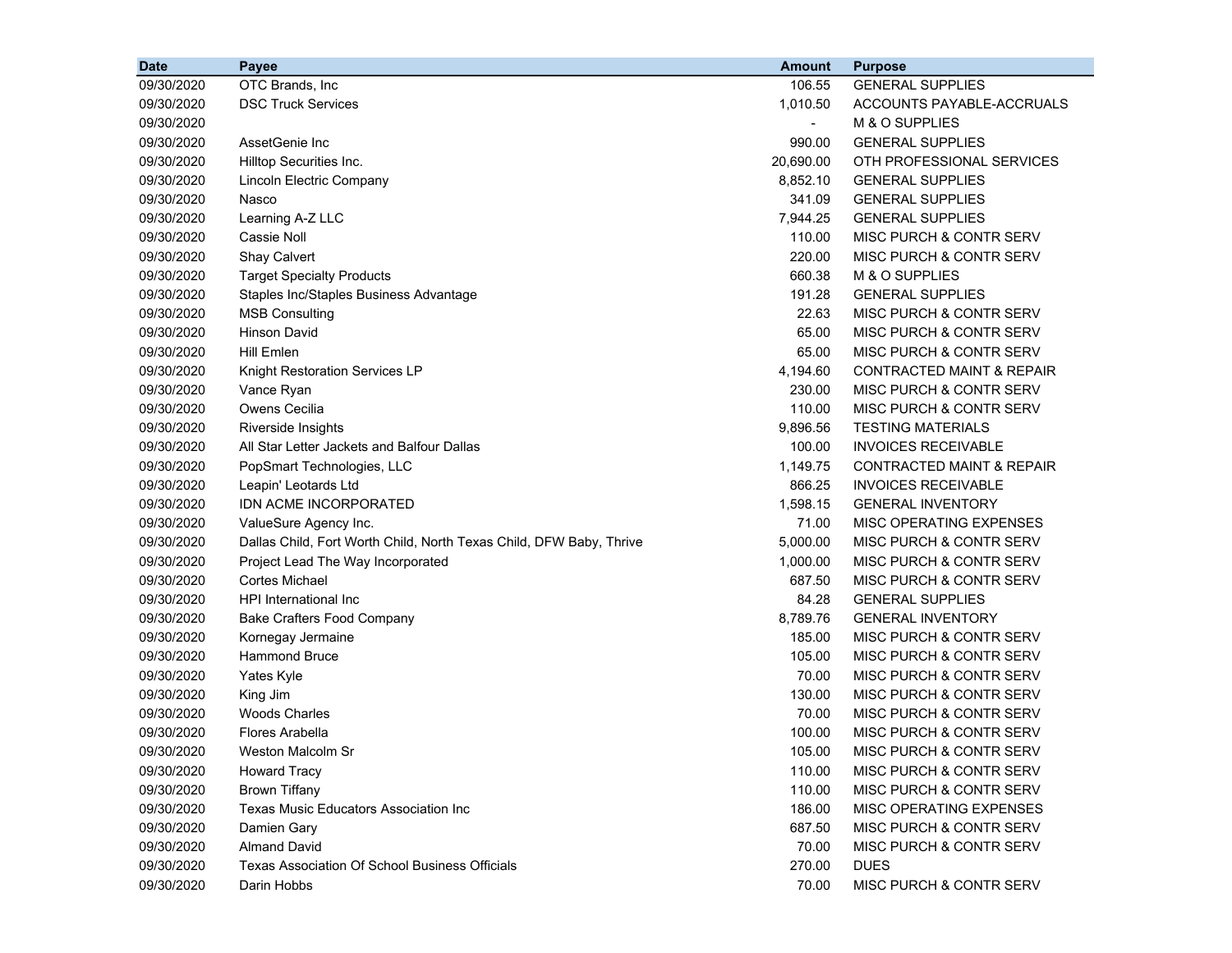| Date | Payee | Amount | Purpose |
|---|---|---|---|
| 09/30/2020 | OTC Brands, Inc | 106.55 | GENERAL SUPPLIES |
| 09/30/2020 | DSC Truck Services | 1,010.50 | ACCOUNTS PAYABLE-ACCRUALS |
| 09/30/2020 | | - | M & O SUPPLIES |
| 09/30/2020 | AssetGenie Inc | 990.00 | GENERAL SUPPLIES |
| 09/30/2020 | Hilltop Securities Inc. | 20,690.00 | OTH PROFESSIONAL SERVICES |
| 09/30/2020 | Lincoln Electric Company | 8,852.10 | GENERAL SUPPLIES |
| 09/30/2020 | Nasco | 341.09 | GENERAL SUPPLIES |
| 09/30/2020 | Learning A-Z LLC | 7,944.25 | GENERAL SUPPLIES |
| 09/30/2020 | Cassie Noll | 110.00 | MISC PURCH & CONTR SERV |
| 09/30/2020 | Shay Calvert | 220.00 | MISC PURCH & CONTR SERV |
| 09/30/2020 | Target Specialty Products | 660.38 | M & O SUPPLIES |
| 09/30/2020 | Staples Inc/Staples Business Advantage | 191.28 | GENERAL SUPPLIES |
| 09/30/2020 | MSB Consulting | 22.63 | MISC PURCH & CONTR SERV |
| 09/30/2020 | Hinson David | 65.00 | MISC PURCH & CONTR SERV |
| 09/30/2020 | Hill Emlen | 65.00 | MISC PURCH & CONTR SERV |
| 09/30/2020 | Knight Restoration Services LP | 4,194.60 | CONTRACTED MAINT & REPAIR |
| 09/30/2020 | Vance Ryan | 230.00 | MISC PURCH & CONTR SERV |
| 09/30/2020 | Owens Cecilia | 110.00 | MISC PURCH & CONTR SERV |
| 09/30/2020 | Riverside Insights | 9,896.56 | TESTING MATERIALS |
| 09/30/2020 | All Star Letter Jackets and Balfour Dallas | 100.00 | INVOICES RECEIVABLE |
| 09/30/2020 | PopSmart Technologies, LLC | 1,149.75 | CONTRACTED MAINT & REPAIR |
| 09/30/2020 | Leapin' Leotards Ltd | 866.25 | INVOICES RECEIVABLE |
| 09/30/2020 | IDN ACME INCORPORATED | 1,598.15 | GENERAL INVENTORY |
| 09/30/2020 | ValueSure Agency Inc. | 71.00 | MISC OPERATING EXPENSES |
| 09/30/2020 | Dallas Child, Fort Worth Child, North Texas Child, DFW Baby, Thrive | 5,000.00 | MISC PURCH & CONTR SERV |
| 09/30/2020 | Project Lead The Way Incorporated | 1,000.00 | MISC PURCH & CONTR SERV |
| 09/30/2020 | Cortes Michael | 687.50 | MISC PURCH & CONTR SERV |
| 09/30/2020 | HPI International Inc | 84.28 | GENERAL SUPPLIES |
| 09/30/2020 | Bake Crafters Food Company | 8,789.76 | GENERAL INVENTORY |
| 09/30/2020 | Kornegay Jermaine | 185.00 | MISC PURCH & CONTR SERV |
| 09/30/2020 | Hammond Bruce | 105.00 | MISC PURCH & CONTR SERV |
| 09/30/2020 | Yates Kyle | 70.00 | MISC PURCH & CONTR SERV |
| 09/30/2020 | King Jim | 130.00 | MISC PURCH & CONTR SERV |
| 09/30/2020 | Woods Charles | 70.00 | MISC PURCH & CONTR SERV |
| 09/30/2020 | Flores Arabella | 100.00 | MISC PURCH & CONTR SERV |
| 09/30/2020 | Weston Malcolm Sr | 105.00 | MISC PURCH & CONTR SERV |
| 09/30/2020 | Howard Tracy | 110.00 | MISC PURCH & CONTR SERV |
| 09/30/2020 | Brown Tiffany | 110.00 | MISC PURCH & CONTR SERV |
| 09/30/2020 | Texas Music Educators Association Inc | 186.00 | MISC OPERATING EXPENSES |
| 09/30/2020 | Damien Gary | 687.50 | MISC PURCH & CONTR SERV |
| 09/30/2020 | Almand David | 70.00 | MISC PURCH & CONTR SERV |
| 09/30/2020 | Texas Association Of School Business Officials | 270.00 | DUES |
| 09/30/2020 | Darin Hobbs | 70.00 | MISC PURCH & CONTR SERV |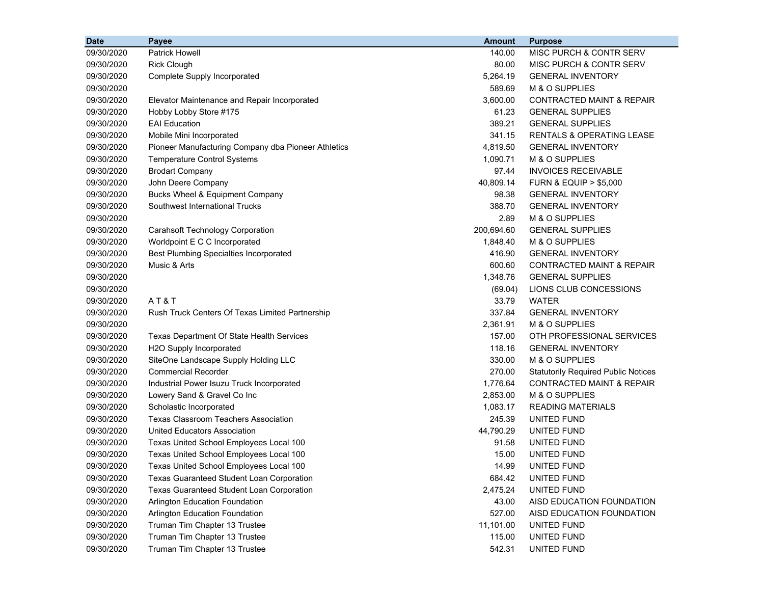| Date | Payee | Amount | Purpose |
|---|---|---|---|
| 09/30/2020 | Patrick Howell | 140.00 | MISC PURCH & CONTR SERV |
| 09/30/2020 | Rick Clough | 80.00 | MISC PURCH & CONTR SERV |
| 09/30/2020 | Complete Supply Incorporated | 5,264.19 | GENERAL INVENTORY |
| 09/30/2020 | | 589.69 | M & O SUPPLIES |
| 09/30/2020 | Elevator Maintenance and Repair Incorporated | 3,600.00 | CONTRACTED MAINT & REPAIR |
| 09/30/2020 | Hobby Lobby Store #175 | 61.23 | GENERAL SUPPLIES |
| 09/30/2020 | EAI Education | 389.21 | GENERAL SUPPLIES |
| 09/30/2020 | Mobile Mini Incorporated | 341.15 | RENTALS & OPERATING LEASE |
| 09/30/2020 | Pioneer Manufacturing Company dba Pioneer Athletics | 4,819.50 | GENERAL INVENTORY |
| 09/30/2020 | Temperature Control Systems | 1,090.71 | M & O SUPPLIES |
| 09/30/2020 | Brodart Company | 97.44 | INVOICES RECEIVABLE |
| 09/30/2020 | John Deere Company | 40,809.14 | FURN & EQUIP > $5,000 |
| 09/30/2020 | Bucks Wheel & Equipment Company | 98.38 | GENERAL INVENTORY |
| 09/30/2020 | Southwest International Trucks | 388.70 | GENERAL INVENTORY |
| 09/30/2020 | | 2.89 | M & O SUPPLIES |
| 09/30/2020 | Carahsoft Technology Corporation | 200,694.60 | GENERAL SUPPLIES |
| 09/30/2020 | Worldpoint E C C Incorporated | 1,848.40 | M & O SUPPLIES |
| 09/30/2020 | Best Plumbing Specialties Incorporated | 416.90 | GENERAL INVENTORY |
| 09/30/2020 | Music & Arts | 600.60 | CONTRACTED MAINT & REPAIR |
| 09/30/2020 | | 1,348.76 | GENERAL SUPPLIES |
| 09/30/2020 | | (69.04) | LIONS CLUB CONCESSIONS |
| 09/30/2020 | A T & T | 33.79 | WATER |
| 09/30/2020 | Rush Truck Centers Of Texas Limited Partnership | 337.84 | GENERAL INVENTORY |
| 09/30/2020 | | 2,361.91 | M & O SUPPLIES |
| 09/30/2020 | Texas Department Of State Health Services | 157.00 | OTH PROFESSIONAL SERVICES |
| 09/30/2020 | H2O Supply Incorporated | 118.16 | GENERAL INVENTORY |
| 09/30/2020 | SiteOne Landscape Supply Holding LLC | 330.00 | M & O SUPPLIES |
| 09/30/2020 | Commercial Recorder | 270.00 | Statutorily Required Public Notices |
| 09/30/2020 | Industrial Power Isuzu Truck Incorporated | 1,776.64 | CONTRACTED MAINT & REPAIR |
| 09/30/2020 | Lowery Sand & Gravel Co Inc | 2,853.00 | M & O SUPPLIES |
| 09/30/2020 | Scholastic Incorporated | 1,083.17 | READING MATERIALS |
| 09/30/2020 | Texas Classroom Teachers Association | 245.39 | UNITED FUND |
| 09/30/2020 | United Educators Association | 44,790.29 | UNITED FUND |
| 09/30/2020 | Texas United School Employees Local 100 | 91.58 | UNITED FUND |
| 09/30/2020 | Texas United School Employees Local 100 | 15.00 | UNITED FUND |
| 09/30/2020 | Texas United School Employees Local 100 | 14.99 | UNITED FUND |
| 09/30/2020 | Texas Guaranteed Student Loan Corporation | 684.42 | UNITED FUND |
| 09/30/2020 | Texas Guaranteed Student Loan Corporation | 2,475.24 | UNITED FUND |
| 09/30/2020 | Arlington Education Foundation | 43.00 | AISD EDUCATION FOUNDATION |
| 09/30/2020 | Arlington Education Foundation | 527.00 | AISD EDUCATION FOUNDATION |
| 09/30/2020 | Truman Tim Chapter 13 Trustee | 11,101.00 | UNITED FUND |
| 09/30/2020 | Truman Tim Chapter 13 Trustee | 115.00 | UNITED FUND |
| 09/30/2020 | Truman Tim Chapter 13 Trustee | 542.31 | UNITED FUND |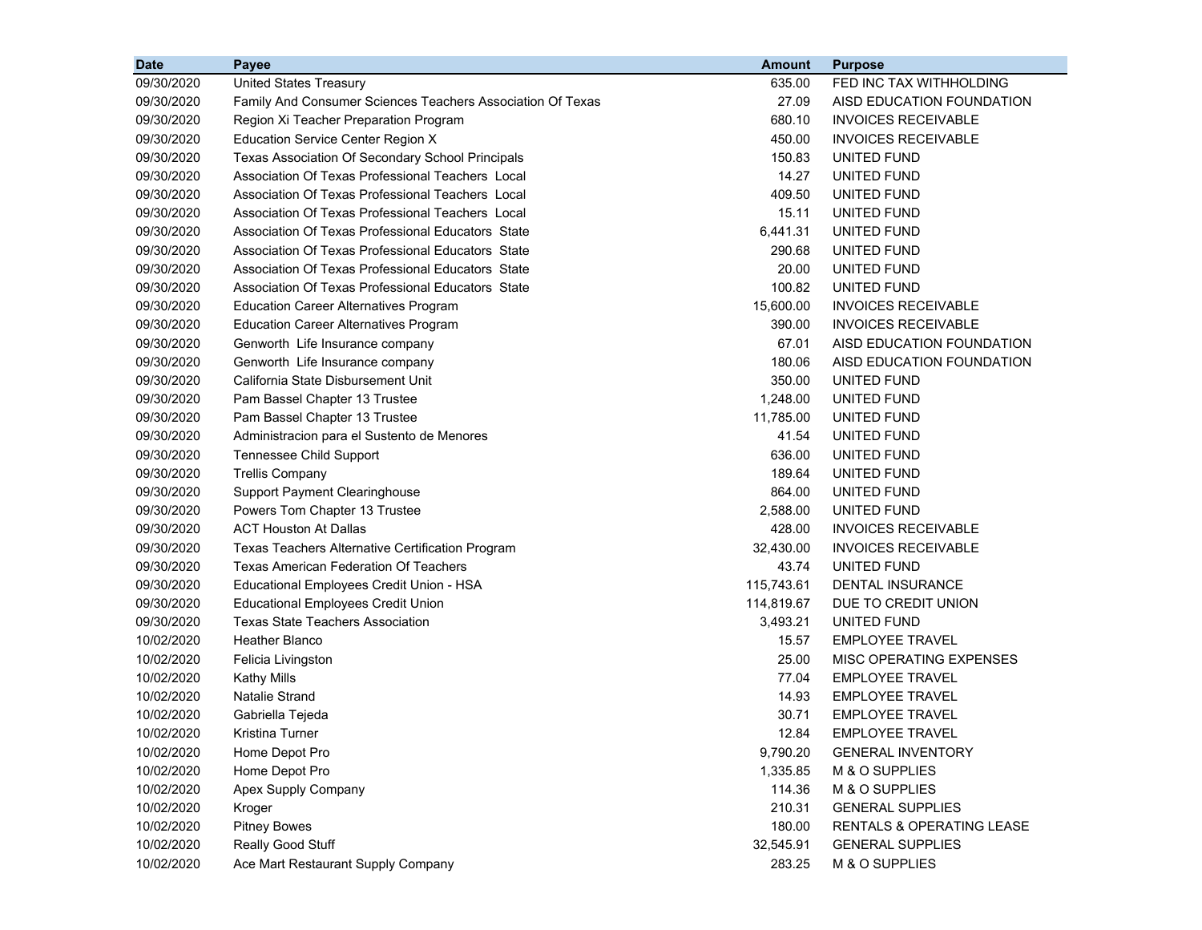| Date | Payee | Amount | Purpose |
|---|---|---|---|
| 09/30/2020 | United States Treasury | 635.00 | FED INC TAX WITHHOLDING |
| 09/30/2020 | Family And Consumer Sciences Teachers Association Of Texas | 27.09 | AISD EDUCATION FOUNDATION |
| 09/30/2020 | Region Xi Teacher Preparation Program | 680.10 | INVOICES RECEIVABLE |
| 09/30/2020 | Education Service Center Region X | 450.00 | INVOICES RECEIVABLE |
| 09/30/2020 | Texas Association Of Secondary School Principals | 150.83 | UNITED FUND |
| 09/30/2020 | Association Of Texas Professional Teachers Local | 14.27 | UNITED FUND |
| 09/30/2020 | Association Of Texas Professional Teachers Local | 409.50 | UNITED FUND |
| 09/30/2020 | Association Of Texas Professional Teachers Local | 15.11 | UNITED FUND |
| 09/30/2020 | Association Of Texas Professional Educators State | 6,441.31 | UNITED FUND |
| 09/30/2020 | Association Of Texas Professional Educators State | 290.68 | UNITED FUND |
| 09/30/2020 | Association Of Texas Professional Educators State | 20.00 | UNITED FUND |
| 09/30/2020 | Association Of Texas Professional Educators State | 100.82 | UNITED FUND |
| 09/30/2020 | Education Career Alternatives Program | 15,600.00 | INVOICES RECEIVABLE |
| 09/30/2020 | Education Career Alternatives Program | 390.00 | INVOICES RECEIVABLE |
| 09/30/2020 | Genworth Life Insurance company | 67.01 | AISD EDUCATION FOUNDATION |
| 09/30/2020 | Genworth Life Insurance company | 180.06 | AISD EDUCATION FOUNDATION |
| 09/30/2020 | California State Disbursement Unit | 350.00 | UNITED FUND |
| 09/30/2020 | Pam Bassel Chapter 13 Trustee | 1,248.00 | UNITED FUND |
| 09/30/2020 | Pam Bassel Chapter 13 Trustee | 11,785.00 | UNITED FUND |
| 09/30/2020 | Administracion para el Sustento de Menores | 41.54 | UNITED FUND |
| 09/30/2020 | Tennessee Child Support | 636.00 | UNITED FUND |
| 09/30/2020 | Trellis Company | 189.64 | UNITED FUND |
| 09/30/2020 | Support Payment Clearinghouse | 864.00 | UNITED FUND |
| 09/30/2020 | Powers Tom Chapter 13 Trustee | 2,588.00 | UNITED FUND |
| 09/30/2020 | ACT Houston At Dallas | 428.00 | INVOICES RECEIVABLE |
| 09/30/2020 | Texas Teachers Alternative Certification Program | 32,430.00 | INVOICES RECEIVABLE |
| 09/30/2020 | Texas American Federation Of Teachers | 43.74 | UNITED FUND |
| 09/30/2020 | Educational Employees Credit Union - HSA | 115,743.61 | DENTAL INSURANCE |
| 09/30/2020 | Educational Employees Credit Union | 114,819.67 | DUE TO CREDIT UNION |
| 09/30/2020 | Texas State Teachers Association | 3,493.21 | UNITED FUND |
| 10/02/2020 | Heather Blanco | 15.57 | EMPLOYEE TRAVEL |
| 10/02/2020 | Felicia Livingston | 25.00 | MISC OPERATING EXPENSES |
| 10/02/2020 | Kathy Mills | 77.04 | EMPLOYEE TRAVEL |
| 10/02/2020 | Natalie Strand | 14.93 | EMPLOYEE TRAVEL |
| 10/02/2020 | Gabriella Tejeda | 30.71 | EMPLOYEE TRAVEL |
| 10/02/2020 | Kristina Turner | 12.84 | EMPLOYEE TRAVEL |
| 10/02/2020 | Home Depot Pro | 9,790.20 | GENERAL INVENTORY |
| 10/02/2020 | Home Depot Pro | 1,335.85 | M & O SUPPLIES |
| 10/02/2020 | Apex Supply Company | 114.36 | M & O SUPPLIES |
| 10/02/2020 | Kroger | 210.31 | GENERAL SUPPLIES |
| 10/02/2020 | Pitney Bowes | 180.00 | RENTALS & OPERATING LEASE |
| 10/02/2020 | Really Good Stuff | 32,545.91 | GENERAL SUPPLIES |
| 10/02/2020 | Ace Mart Restaurant Supply Company | 283.25 | M & O SUPPLIES |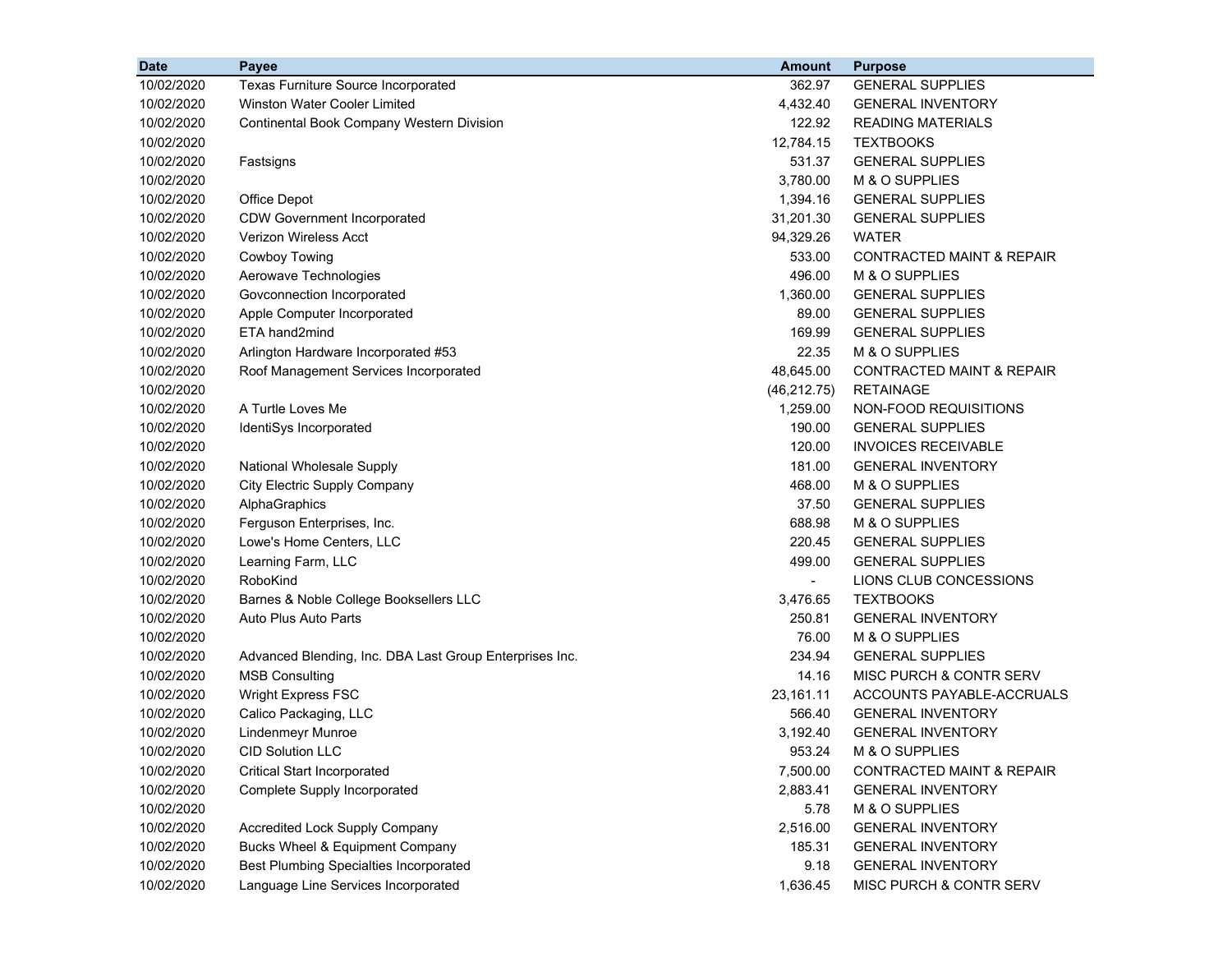| Date | Payee | Amount | Purpose |
|---|---|---|---|
| 10/02/2020 | Texas Furniture Source Incorporated | 362.97 | GENERAL SUPPLIES |
| 10/02/2020 | Winston Water Cooler Limited | 4,432.40 | GENERAL INVENTORY |
| 10/02/2020 | Continental Book Company Western Division | 122.92 | READING MATERIALS |
| 10/02/2020 | | 12,784.15 | TEXTBOOKS |
| 10/02/2020 | Fastsigns | 531.37 | GENERAL SUPPLIES |
| 10/02/2020 | | 3,780.00 | M & O SUPPLIES |
| 10/02/2020 | Office Depot | 1,394.16 | GENERAL SUPPLIES |
| 10/02/2020 | CDW Government Incorporated | 31,201.30 | GENERAL SUPPLIES |
| 10/02/2020 | Verizon Wireless Acct | 94,329.26 | WATER |
| 10/02/2020 | Cowboy Towing | 533.00 | CONTRACTED MAINT & REPAIR |
| 10/02/2020 | Aerowave Technologies | 496.00 | M & O SUPPLIES |
| 10/02/2020 | Govconnection Incorporated | 1,360.00 | GENERAL SUPPLIES |
| 10/02/2020 | Apple Computer Incorporated | 89.00 | GENERAL SUPPLIES |
| 10/02/2020 | ETA hand2mind | 169.99 | GENERAL SUPPLIES |
| 10/02/2020 | Arlington Hardware Incorporated #53 | 22.35 | M & O SUPPLIES |
| 10/02/2020 | Roof Management Services Incorporated | 48,645.00 | CONTRACTED MAINT & REPAIR |
| 10/02/2020 | | (46,212.75) | RETAINAGE |
| 10/02/2020 | A Turtle Loves Me | 1,259.00 | NON-FOOD REQUISITIONS |
| 10/02/2020 | IdentiSys Incorporated | 190.00 | GENERAL SUPPLIES |
| 10/02/2020 | | 120.00 | INVOICES RECEIVABLE |
| 10/02/2020 | National Wholesale Supply | 181.00 | GENERAL INVENTORY |
| 10/02/2020 | City Electric Supply Company | 468.00 | M & O SUPPLIES |
| 10/02/2020 | AlphaGraphics | 37.50 | GENERAL SUPPLIES |
| 10/02/2020 | Ferguson Enterprises, Inc. | 688.98 | M & O SUPPLIES |
| 10/02/2020 | Lowe's Home Centers, LLC | 220.45 | GENERAL SUPPLIES |
| 10/02/2020 | Learning Farm, LLC | 499.00 | GENERAL SUPPLIES |
| 10/02/2020 | RoboKind | - | LIONS CLUB CONCESSIONS |
| 10/02/2020 | Barnes & Noble College Booksellers LLC | 3,476.65 | TEXTBOOKS |
| 10/02/2020 | Auto Plus Auto Parts | 250.81 | GENERAL INVENTORY |
| 10/02/2020 | | 76.00 | M & O SUPPLIES |
| 10/02/2020 | Advanced Blending, Inc. DBA Last Group Enterprises Inc. | 234.94 | GENERAL SUPPLIES |
| 10/02/2020 | MSB Consulting | 14.16 | MISC PURCH & CONTR SERV |
| 10/02/2020 | Wright Express FSC | 23,161.11 | ACCOUNTS PAYABLE-ACCRUALS |
| 10/02/2020 | Calico Packaging, LLC | 566.40 | GENERAL INVENTORY |
| 10/02/2020 | Lindenmeyr Munroe | 3,192.40 | GENERAL INVENTORY |
| 10/02/2020 | CID Solution LLC | 953.24 | M & O SUPPLIES |
| 10/02/2020 | Critical Start Incorporated | 7,500.00 | CONTRACTED MAINT & REPAIR |
| 10/02/2020 | Complete Supply Incorporated | 2,883.41 | GENERAL INVENTORY |
| 10/02/2020 | | 5.78 | M & O SUPPLIES |
| 10/02/2020 | Accredited Lock Supply Company | 2,516.00 | GENERAL INVENTORY |
| 10/02/2020 | Bucks Wheel & Equipment Company | 185.31 | GENERAL INVENTORY |
| 10/02/2020 | Best Plumbing Specialties Incorporated | 9.18 | GENERAL INVENTORY |
| 10/02/2020 | Language Line Services Incorporated | 1,636.45 | MISC PURCH & CONTR SERV |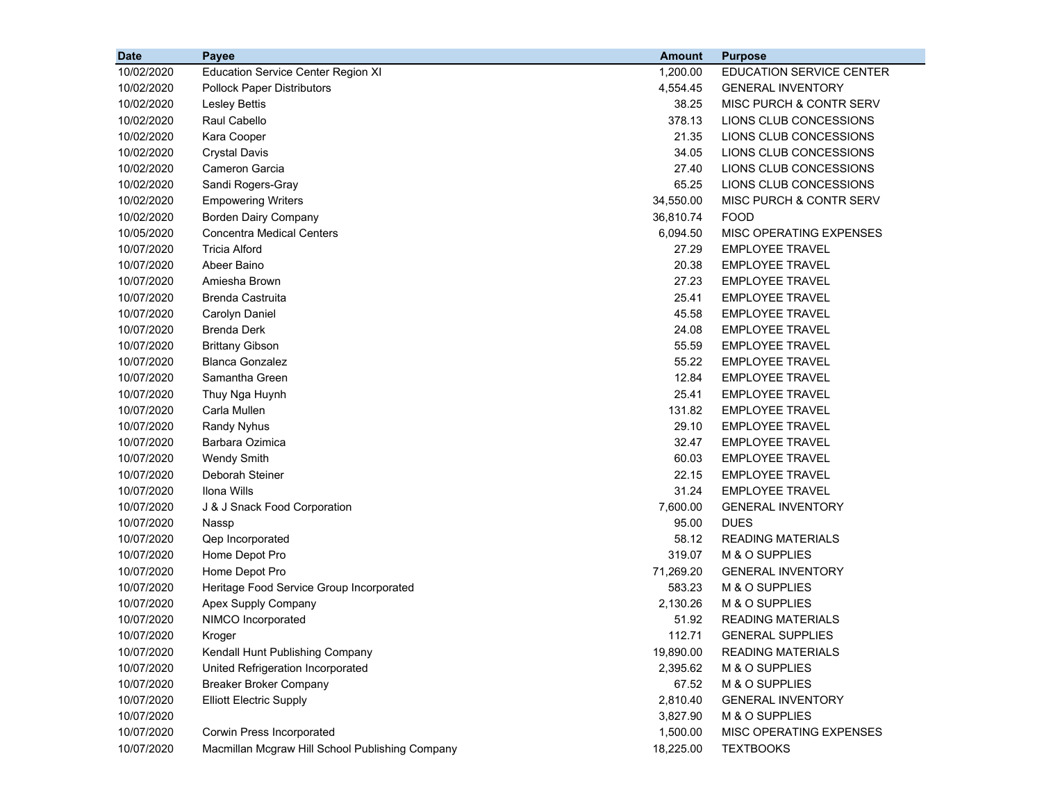| Date | Payee | Amount | Purpose |
|---|---|---|---|
| 10/02/2020 | Education Service Center Region XI | 1,200.00 | EDUCATION SERVICE CENTER |
| 10/02/2020 | Pollock Paper Distributors | 4,554.45 | GENERAL INVENTORY |
| 10/02/2020 | Lesley Bettis | 38.25 | MISC PURCH & CONTR SERV |
| 10/02/2020 | Raul Cabello | 378.13 | LIONS CLUB CONCESSIONS |
| 10/02/2020 | Kara Cooper | 21.35 | LIONS CLUB CONCESSIONS |
| 10/02/2020 | Crystal Davis | 34.05 | LIONS CLUB CONCESSIONS |
| 10/02/2020 | Cameron Garcia | 27.40 | LIONS CLUB CONCESSIONS |
| 10/02/2020 | Sandi Rogers-Gray | 65.25 | LIONS CLUB CONCESSIONS |
| 10/02/2020 | Empowering Writers | 34,550.00 | MISC PURCH & CONTR SERV |
| 10/02/2020 | Borden Dairy Company | 36,810.74 | FOOD |
| 10/05/2020 | Concentra Medical Centers | 6,094.50 | MISC OPERATING EXPENSES |
| 10/07/2020 | Tricia Alford | 27.29 | EMPLOYEE TRAVEL |
| 10/07/2020 | Abeer Baino | 20.38 | EMPLOYEE TRAVEL |
| 10/07/2020 | Amiesha Brown | 27.23 | EMPLOYEE TRAVEL |
| 10/07/2020 | Brenda Castruita | 25.41 | EMPLOYEE TRAVEL |
| 10/07/2020 | Carolyn Daniel | 45.58 | EMPLOYEE TRAVEL |
| 10/07/2020 | Brenda Derk | 24.08 | EMPLOYEE TRAVEL |
| 10/07/2020 | Brittany Gibson | 55.59 | EMPLOYEE TRAVEL |
| 10/07/2020 | Blanca Gonzalez | 55.22 | EMPLOYEE TRAVEL |
| 10/07/2020 | Samantha Green | 12.84 | EMPLOYEE TRAVEL |
| 10/07/2020 | Thuy Nga Huynh | 25.41 | EMPLOYEE TRAVEL |
| 10/07/2020 | Carla Mullen | 131.82 | EMPLOYEE TRAVEL |
| 10/07/2020 | Randy Nyhus | 29.10 | EMPLOYEE TRAVEL |
| 10/07/2020 | Barbara Ozimica | 32.47 | EMPLOYEE TRAVEL |
| 10/07/2020 | Wendy Smith | 60.03 | EMPLOYEE TRAVEL |
| 10/07/2020 | Deborah Steiner | 22.15 | EMPLOYEE TRAVEL |
| 10/07/2020 | Ilona Wills | 31.24 | EMPLOYEE TRAVEL |
| 10/07/2020 | J & J Snack Food Corporation | 7,600.00 | GENERAL INVENTORY |
| 10/07/2020 | Nassp | 95.00 | DUES |
| 10/07/2020 | Qep Incorporated | 58.12 | READING MATERIALS |
| 10/07/2020 | Home Depot Pro | 319.07 | M & O SUPPLIES |
| 10/07/2020 | Home Depot Pro | 71,269.20 | GENERAL INVENTORY |
| 10/07/2020 | Heritage Food Service Group Incorporated | 583.23 | M & O SUPPLIES |
| 10/07/2020 | Apex Supply Company | 2,130.26 | M & O SUPPLIES |
| 10/07/2020 | NIMCO Incorporated | 51.92 | READING MATERIALS |
| 10/07/2020 | Kroger | 112.71 | GENERAL SUPPLIES |
| 10/07/2020 | Kendall Hunt Publishing Company | 19,890.00 | READING MATERIALS |
| 10/07/2020 | United Refrigeration Incorporated | 2,395.62 | M & O SUPPLIES |
| 10/07/2020 | Breaker Broker Company | 67.52 | M & O SUPPLIES |
| 10/07/2020 | Elliott Electric Supply | 2,810.40 | GENERAL INVENTORY |
| 10/07/2020 | | 3,827.90 | M & O SUPPLIES |
| 10/07/2020 | Corwin Press Incorporated | 1,500.00 | MISC OPERATING EXPENSES |
| 10/07/2020 | Macmillan Mcgraw Hill School Publishing Company | 18,225.00 | TEXTBOOKS |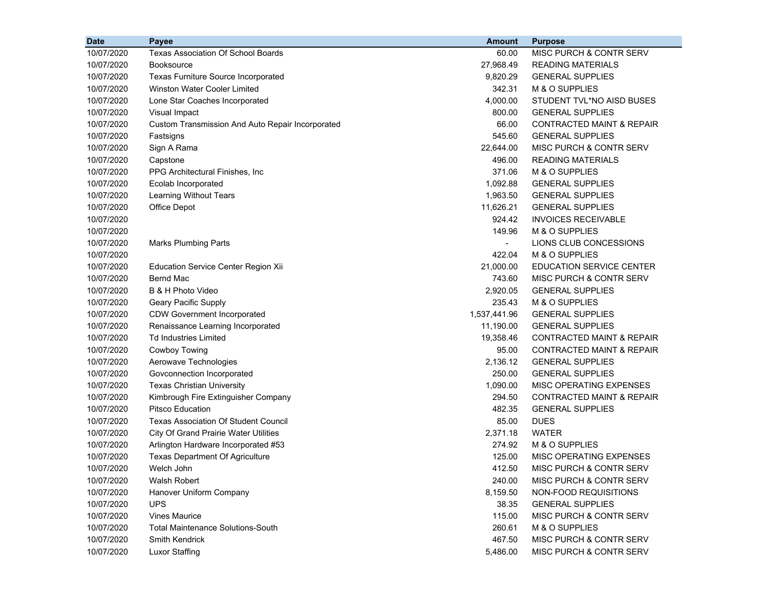| Date | Payee | Amount | Purpose |
|---|---|---|---|
| 10/07/2020 | Texas Association Of School Boards | 60.00 | MISC PURCH & CONTR SERV |
| 10/07/2020 | Booksource | 27,968.49 | READING MATERIALS |
| 10/07/2020 | Texas Furniture Source Incorporated | 9,820.29 | GENERAL SUPPLIES |
| 10/07/2020 | Winston Water Cooler Limited | 342.31 | M & O SUPPLIES |
| 10/07/2020 | Lone Star Coaches Incorporated | 4,000.00 | STUDENT TVL*NO AISD BUSES |
| 10/07/2020 | Visual Impact | 800.00 | GENERAL SUPPLIES |
| 10/07/2020 | Custom Transmission And Auto Repair Incorporated | 66.00 | CONTRACTED MAINT & REPAIR |
| 10/07/2020 | Fastsigns | 545.60 | GENERAL SUPPLIES |
| 10/07/2020 | Sign A Rama | 22,644.00 | MISC PURCH & CONTR SERV |
| 10/07/2020 | Capstone | 496.00 | READING MATERIALS |
| 10/07/2020 | PPG Architectural Finishes, Inc | 371.06 | M & O SUPPLIES |
| 10/07/2020 | Ecolab Incorporated | 1,092.88 | GENERAL SUPPLIES |
| 10/07/2020 | Learning Without Tears | 1,963.50 | GENERAL SUPPLIES |
| 10/07/2020 | Office Depot | 11,626.21 | GENERAL SUPPLIES |
| 10/07/2020 | | 924.42 | INVOICES RECEIVABLE |
| 10/07/2020 | | 149.96 | M & O SUPPLIES |
| 10/07/2020 | Marks Plumbing Parts | - | LIONS CLUB CONCESSIONS |
| 10/07/2020 | | 422.04 | M & O SUPPLIES |
| 10/07/2020 | Education Service Center Region Xii | 21,000.00 | EDUCATION SERVICE CENTER |
| 10/07/2020 | Bernd Mac | 743.60 | MISC PURCH & CONTR SERV |
| 10/07/2020 | B & H Photo Video | 2,920.05 | GENERAL SUPPLIES |
| 10/07/2020 | Geary Pacific Supply | 235.43 | M & O SUPPLIES |
| 10/07/2020 | CDW Government Incorporated | 1,537,441.96 | GENERAL SUPPLIES |
| 10/07/2020 | Renaissance Learning Incorporated | 11,190.00 | GENERAL SUPPLIES |
| 10/07/2020 | Td Industries Limited | 19,358.46 | CONTRACTED MAINT & REPAIR |
| 10/07/2020 | Cowboy Towing | 95.00 | CONTRACTED MAINT & REPAIR |
| 10/07/2020 | Aerowave Technologies | 2,136.12 | GENERAL SUPPLIES |
| 10/07/2020 | Govconnection Incorporated | 250.00 | GENERAL SUPPLIES |
| 10/07/2020 | Texas Christian University | 1,090.00 | MISC OPERATING EXPENSES |
| 10/07/2020 | Kimbrough Fire Extinguisher Company | 294.50 | CONTRACTED MAINT & REPAIR |
| 10/07/2020 | Pitsco Education | 482.35 | GENERAL SUPPLIES |
| 10/07/2020 | Texas Association Of Student Council | 85.00 | DUES |
| 10/07/2020 | City Of Grand Prairie Water Utilities | 2,371.18 | WATER |
| 10/07/2020 | Arlington Hardware Incorporated #53 | 274.92 | M & O SUPPLIES |
| 10/07/2020 | Texas Department Of Agriculture | 125.00 | MISC OPERATING EXPENSES |
| 10/07/2020 | Welch John | 412.50 | MISC PURCH & CONTR SERV |
| 10/07/2020 | Walsh Robert | 240.00 | MISC PURCH & CONTR SERV |
| 10/07/2020 | Hanover Uniform Company | 8,159.50 | NON-FOOD REQUISITIONS |
| 10/07/2020 | UPS | 38.35 | GENERAL SUPPLIES |
| 10/07/2020 | Vines Maurice | 115.00 | MISC PURCH & CONTR SERV |
| 10/07/2020 | Total Maintenance Solutions-South | 260.61 | M & O SUPPLIES |
| 10/07/2020 | Smith Kendrick | 467.50 | MISC PURCH & CONTR SERV |
| 10/07/2020 | Luxor Staffing | 5,486.00 | MISC PURCH & CONTR SERV |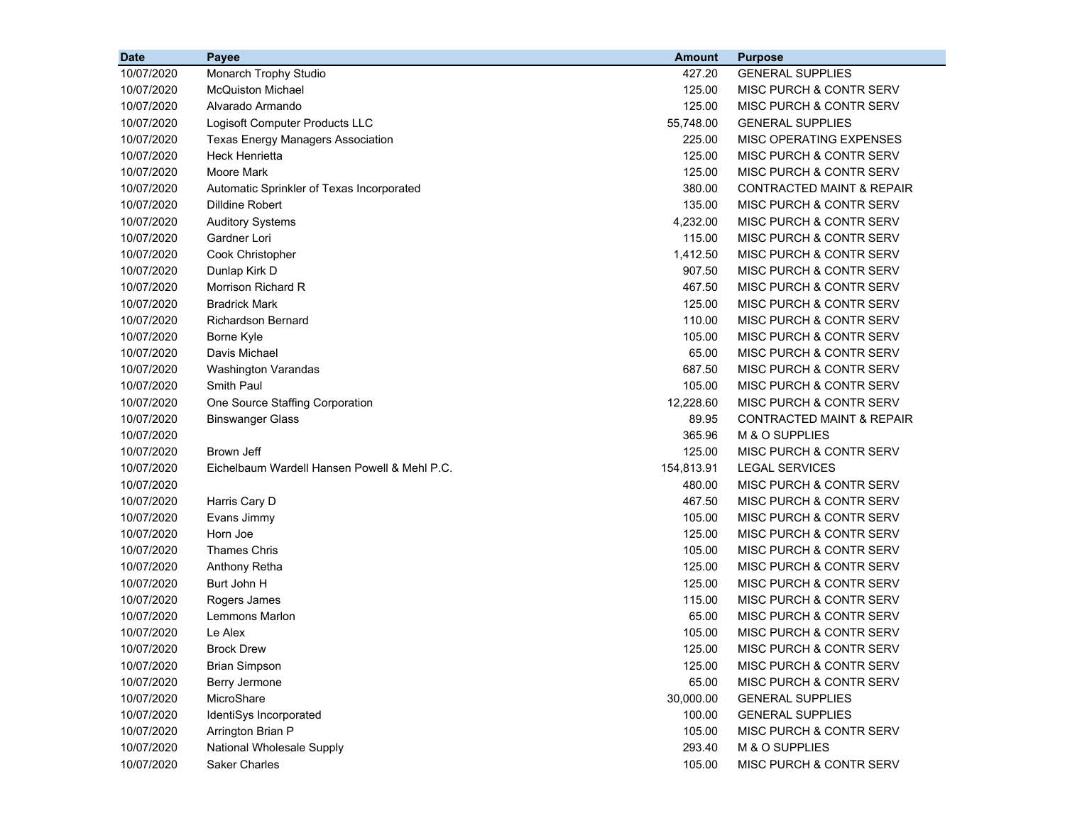| Date | Payee | Amount | Purpose |
|---|---|---|---|
| 10/07/2020 | Monarch Trophy Studio | 427.20 | GENERAL SUPPLIES |
| 10/07/2020 | McQuiston Michael | 125.00 | MISC PURCH & CONTR SERV |
| 10/07/2020 | Alvarado Armando | 125.00 | MISC PURCH & CONTR SERV |
| 10/07/2020 | Logisoft Computer Products LLC | 55,748.00 | GENERAL SUPPLIES |
| 10/07/2020 | Texas Energy Managers Association | 225.00 | MISC OPERATING EXPENSES |
| 10/07/2020 | Heck Henrietta | 125.00 | MISC PURCH & CONTR SERV |
| 10/07/2020 | Moore Mark | 125.00 | MISC PURCH & CONTR SERV |
| 10/07/2020 | Automatic Sprinkler of Texas Incorporated | 380.00 | CONTRACTED MAINT & REPAIR |
| 10/07/2020 | Dilldine Robert | 135.00 | MISC PURCH & CONTR SERV |
| 10/07/2020 | Auditory Systems | 4,232.00 | MISC PURCH & CONTR SERV |
| 10/07/2020 | Gardner Lori | 115.00 | MISC PURCH & CONTR SERV |
| 10/07/2020 | Cook Christopher | 1,412.50 | MISC PURCH & CONTR SERV |
| 10/07/2020 | Dunlap Kirk D | 907.50 | MISC PURCH & CONTR SERV |
| 10/07/2020 | Morrison Richard R | 467.50 | MISC PURCH & CONTR SERV |
| 10/07/2020 | Bradrick Mark | 125.00 | MISC PURCH & CONTR SERV |
| 10/07/2020 | Richardson Bernard | 110.00 | MISC PURCH & CONTR SERV |
| 10/07/2020 | Borne Kyle | 105.00 | MISC PURCH & CONTR SERV |
| 10/07/2020 | Davis Michael | 65.00 | MISC PURCH & CONTR SERV |
| 10/07/2020 | Washington Varandas | 687.50 | MISC PURCH & CONTR SERV |
| 10/07/2020 | Smith Paul | 105.00 | MISC PURCH & CONTR SERV |
| 10/07/2020 | One Source Staffing Corporation | 12,228.60 | MISC PURCH & CONTR SERV |
| 10/07/2020 | Binswanger Glass | 89.95 | CONTRACTED MAINT & REPAIR |
| 10/07/2020 | | 365.96 | M & O SUPPLIES |
| 10/07/2020 | Brown Jeff | 125.00 | MISC PURCH & CONTR SERV |
| 10/07/2020 | Eichelbaum Wardell Hansen Powell & Mehl P.C. | 154,813.91 | LEGAL SERVICES |
| 10/07/2020 | | 480.00 | MISC PURCH & CONTR SERV |
| 10/07/2020 | Harris Cary D | 467.50 | MISC PURCH & CONTR SERV |
| 10/07/2020 | Evans Jimmy | 105.00 | MISC PURCH & CONTR SERV |
| 10/07/2020 | Horn Joe | 125.00 | MISC PURCH & CONTR SERV |
| 10/07/2020 | Thames Chris | 105.00 | MISC PURCH & CONTR SERV |
| 10/07/2020 | Anthony Retha | 125.00 | MISC PURCH & CONTR SERV |
| 10/07/2020 | Burt John H | 125.00 | MISC PURCH & CONTR SERV |
| 10/07/2020 | Rogers James | 115.00 | MISC PURCH & CONTR SERV |
| 10/07/2020 | Lemmons Marlon | 65.00 | MISC PURCH & CONTR SERV |
| 10/07/2020 | Le Alex | 105.00 | MISC PURCH & CONTR SERV |
| 10/07/2020 | Brock Drew | 125.00 | MISC PURCH & CONTR SERV |
| 10/07/2020 | Brian Simpson | 125.00 | MISC PURCH & CONTR SERV |
| 10/07/2020 | Berry Jermone | 65.00 | MISC PURCH & CONTR SERV |
| 10/07/2020 | MicroShare | 30,000.00 | GENERAL SUPPLIES |
| 10/07/2020 | IdentiSys Incorporated | 100.00 | GENERAL SUPPLIES |
| 10/07/2020 | Arrington Brian P | 105.00 | MISC PURCH & CONTR SERV |
| 10/07/2020 | National Wholesale Supply | 293.40 | M & O SUPPLIES |
| 10/07/2020 | Saker Charles | 105.00 | MISC PURCH & CONTR SERV |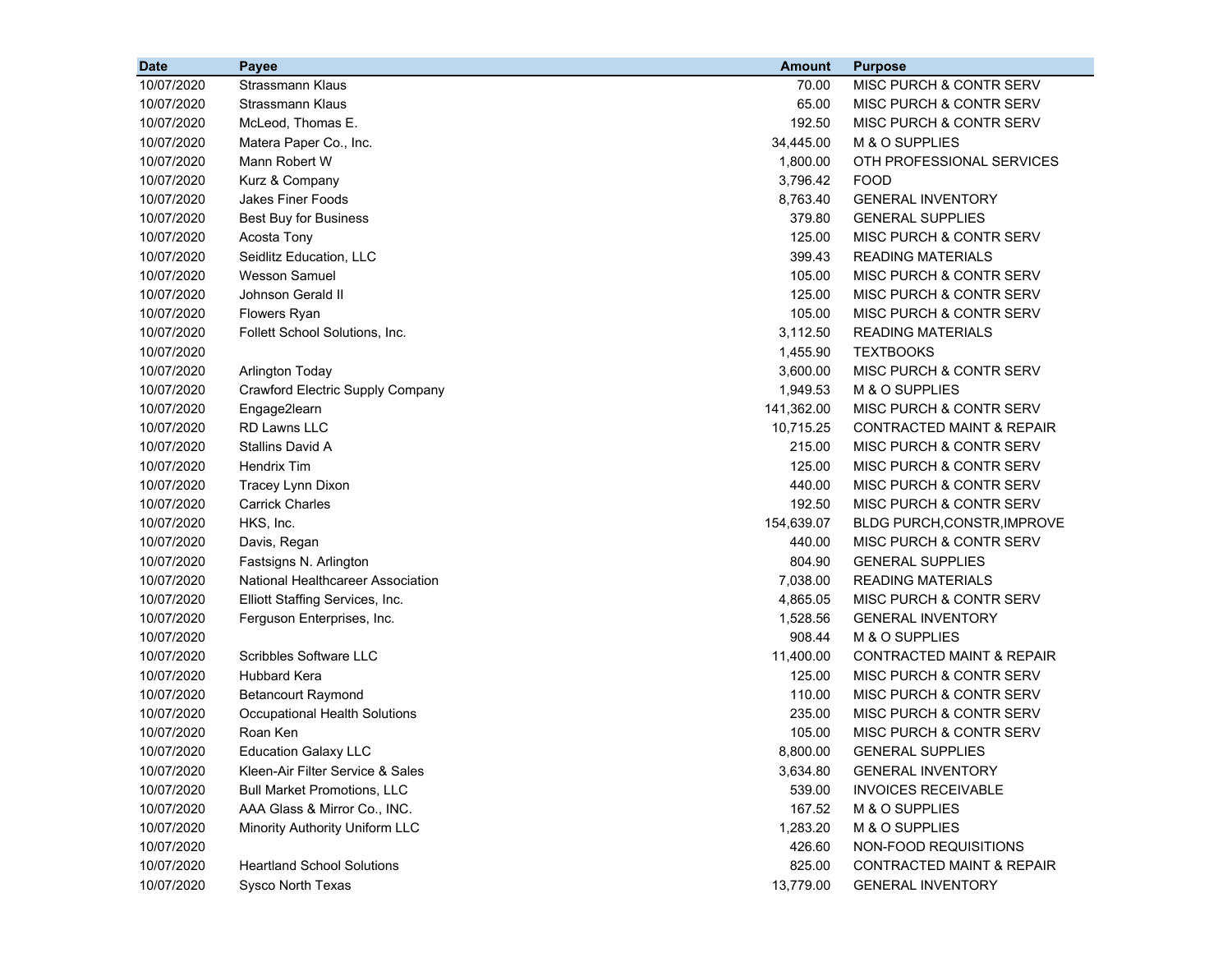| Date | Payee | Amount | Purpose |
|---|---|---|---|
| 10/07/2020 | Strassmann Klaus | 70.00 | MISC PURCH & CONTR SERV |
| 10/07/2020 | Strassmann Klaus | 65.00 | MISC PURCH & CONTR SERV |
| 10/07/2020 | McLeod, Thomas E. | 192.50 | MISC PURCH & CONTR SERV |
| 10/07/2020 | Matera Paper Co., Inc. | 34,445.00 | M & O SUPPLIES |
| 10/07/2020 | Mann Robert W | 1,800.00 | OTH PROFESSIONAL SERVICES |
| 10/07/2020 | Kurz & Company | 3,796.42 | FOOD |
| 10/07/2020 | Jakes Finer Foods | 8,763.40 | GENERAL INVENTORY |
| 10/07/2020 | Best Buy for Business | 379.80 | GENERAL SUPPLIES |
| 10/07/2020 | Acosta Tony | 125.00 | MISC PURCH & CONTR SERV |
| 10/07/2020 | Seidlitz Education, LLC | 399.43 | READING MATERIALS |
| 10/07/2020 | Wesson Samuel | 105.00 | MISC PURCH & CONTR SERV |
| 10/07/2020 | Johnson Gerald II | 125.00 | MISC PURCH & CONTR SERV |
| 10/07/2020 | Flowers Ryan | 105.00 | MISC PURCH & CONTR SERV |
| 10/07/2020 | Follett School Solutions, Inc. | 3,112.50 | READING MATERIALS |
| 10/07/2020 | | 1,455.90 | TEXTBOOKS |
| 10/07/2020 | Arlington Today | 3,600.00 | MISC PURCH & CONTR SERV |
| 10/07/2020 | Crawford Electric Supply Company | 1,949.53 | M & O SUPPLIES |
| 10/07/2020 | Engage2learn | 141,362.00 | MISC PURCH & CONTR SERV |
| 10/07/2020 | RD Lawns LLC | 10,715.25 | CONTRACTED MAINT & REPAIR |
| 10/07/2020 | Stallins David A | 215.00 | MISC PURCH & CONTR SERV |
| 10/07/2020 | Hendrix Tim | 125.00 | MISC PURCH & CONTR SERV |
| 10/07/2020 | Tracey Lynn Dixon | 440.00 | MISC PURCH & CONTR SERV |
| 10/07/2020 | Carrick Charles | 192.50 | MISC PURCH & CONTR SERV |
| 10/07/2020 | HKS, Inc. | 154,639.07 | BLDG PURCH,CONSTR,IMPROVE |
| 10/07/2020 | Davis, Regan | 440.00 | MISC PURCH & CONTR SERV |
| 10/07/2020 | Fastsigns N. Arlington | 804.90 | GENERAL SUPPLIES |
| 10/07/2020 | National Healthcareer Association | 7,038.00 | READING MATERIALS |
| 10/07/2020 | Elliott Staffing Services, Inc. | 4,865.05 | MISC PURCH & CONTR SERV |
| 10/07/2020 | Ferguson Enterprises, Inc. | 1,528.56 | GENERAL INVENTORY |
| 10/07/2020 | | 908.44 | M & O SUPPLIES |
| 10/07/2020 | Scribbles Software LLC | 11,400.00 | CONTRACTED MAINT & REPAIR |
| 10/07/2020 | Hubbard Kera | 125.00 | MISC PURCH & CONTR SERV |
| 10/07/2020 | Betancourt Raymond | 110.00 | MISC PURCH & CONTR SERV |
| 10/07/2020 | Occupational Health Solutions | 235.00 | MISC PURCH & CONTR SERV |
| 10/07/2020 | Roan Ken | 105.00 | MISC PURCH & CONTR SERV |
| 10/07/2020 | Education Galaxy LLC | 8,800.00 | GENERAL SUPPLIES |
| 10/07/2020 | Kleen-Air Filter Service & Sales | 3,634.80 | GENERAL INVENTORY |
| 10/07/2020 | Bull Market Promotions, LLC | 539.00 | INVOICES RECEIVABLE |
| 10/07/2020 | AAA Glass & Mirror Co., INC. | 167.52 | M & O SUPPLIES |
| 10/07/2020 | Minority Authority Uniform LLC | 1,283.20 | M & O SUPPLIES |
| 10/07/2020 | | 426.60 | NON-FOOD REQUISITIONS |
| 10/07/2020 | Heartland School Solutions | 825.00 | CONTRACTED MAINT & REPAIR |
| 10/07/2020 | Sysco North Texas | 13,779.00 | GENERAL INVENTORY |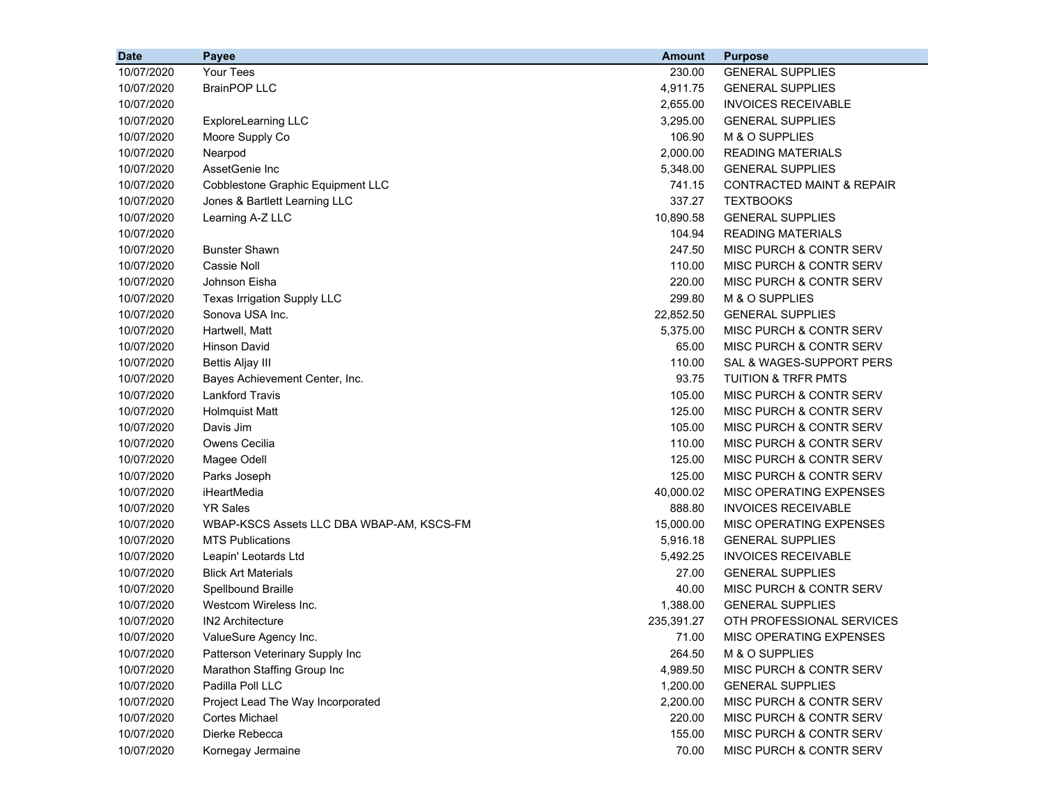| Date | Payee | Amount | Purpose |
|---|---|---|---|
| 10/07/2020 | Your Tees | 230.00 | GENERAL SUPPLIES |
| 10/07/2020 | BrainPOP LLC | 4,911.75 | GENERAL SUPPLIES |
| 10/07/2020 | | 2,655.00 | INVOICES RECEIVABLE |
| 10/07/2020 | ExploreLearning LLC | 3,295.00 | GENERAL SUPPLIES |
| 10/07/2020 | Moore Supply Co | 106.90 | M & O SUPPLIES |
| 10/07/2020 | Nearpod | 2,000.00 | READING MATERIALS |
| 10/07/2020 | AssetGenie Inc | 5,348.00 | GENERAL SUPPLIES |
| 10/07/2020 | Cobblestone Graphic Equipment LLC | 741.15 | CONTRACTED MAINT & REPAIR |
| 10/07/2020 | Jones & Bartlett Learning LLC | 337.27 | TEXTBOOKS |
| 10/07/2020 | Learning A-Z LLC | 10,890.58 | GENERAL SUPPLIES |
| 10/07/2020 | | 104.94 | READING MATERIALS |
| 10/07/2020 | Bunster Shawn | 247.50 | MISC PURCH & CONTR SERV |
| 10/07/2020 | Cassie Noll | 110.00 | MISC PURCH & CONTR SERV |
| 10/07/2020 | Johnson Eisha | 220.00 | MISC PURCH & CONTR SERV |
| 10/07/2020 | Texas Irrigation Supply LLC | 299.80 | M & O SUPPLIES |
| 10/07/2020 | Sonova USA Inc. | 22,852.50 | GENERAL SUPPLIES |
| 10/07/2020 | Hartwell, Matt | 5,375.00 | MISC PURCH & CONTR SERV |
| 10/07/2020 | Hinson David | 65.00 | MISC PURCH & CONTR SERV |
| 10/07/2020 | Bettis Aljay III | 110.00 | SAL & WAGES-SUPPORT PERS |
| 10/07/2020 | Bayes Achievement Center, Inc. | 93.75 | TUITION & TRFR PMTS |
| 10/07/2020 | Lankford Travis | 105.00 | MISC PURCH & CONTR SERV |
| 10/07/2020 | Holmquist Matt | 125.00 | MISC PURCH & CONTR SERV |
| 10/07/2020 | Davis Jim | 105.00 | MISC PURCH & CONTR SERV |
| 10/07/2020 | Owens Cecilia | 110.00 | MISC PURCH & CONTR SERV |
| 10/07/2020 | Magee Odell | 125.00 | MISC PURCH & CONTR SERV |
| 10/07/2020 | Parks Joseph | 125.00 | MISC PURCH & CONTR SERV |
| 10/07/2020 | iHeartMedia | 40,000.02 | MISC OPERATING EXPENSES |
| 10/07/2020 | YR Sales | 888.80 | INVOICES RECEIVABLE |
| 10/07/2020 | WBAP-KSCS Assets LLC DBA WBAP-AM, KSCS-FM | 15,000.00 | MISC OPERATING EXPENSES |
| 10/07/2020 | MTS Publications | 5,916.18 | GENERAL SUPPLIES |
| 10/07/2020 | Leapin' Leotards Ltd | 5,492.25 | INVOICES RECEIVABLE |
| 10/07/2020 | Blick Art Materials | 27.00 | GENERAL SUPPLIES |
| 10/07/2020 | Spellbound Braille | 40.00 | MISC PURCH & CONTR SERV |
| 10/07/2020 | Westcom Wireless Inc. | 1,388.00 | GENERAL SUPPLIES |
| 10/07/2020 | IN2 Architecture | 235,391.27 | OTH PROFESSIONAL SERVICES |
| 10/07/2020 | ValueSure Agency Inc. | 71.00 | MISC OPERATING EXPENSES |
| 10/07/2020 | Patterson Veterinary Supply Inc | 264.50 | M & O SUPPLIES |
| 10/07/2020 | Marathon Staffing Group Inc | 4,989.50 | MISC PURCH & CONTR SERV |
| 10/07/2020 | Padilla Poll LLC | 1,200.00 | GENERAL SUPPLIES |
| 10/07/2020 | Project Lead The Way Incorporated | 2,200.00 | MISC PURCH & CONTR SERV |
| 10/07/2020 | Cortes Michael | 220.00 | MISC PURCH & CONTR SERV |
| 10/07/2020 | Dierke Rebecca | 155.00 | MISC PURCH & CONTR SERV |
| 10/07/2020 | Kornegay Jermaine | 70.00 | MISC PURCH & CONTR SERV |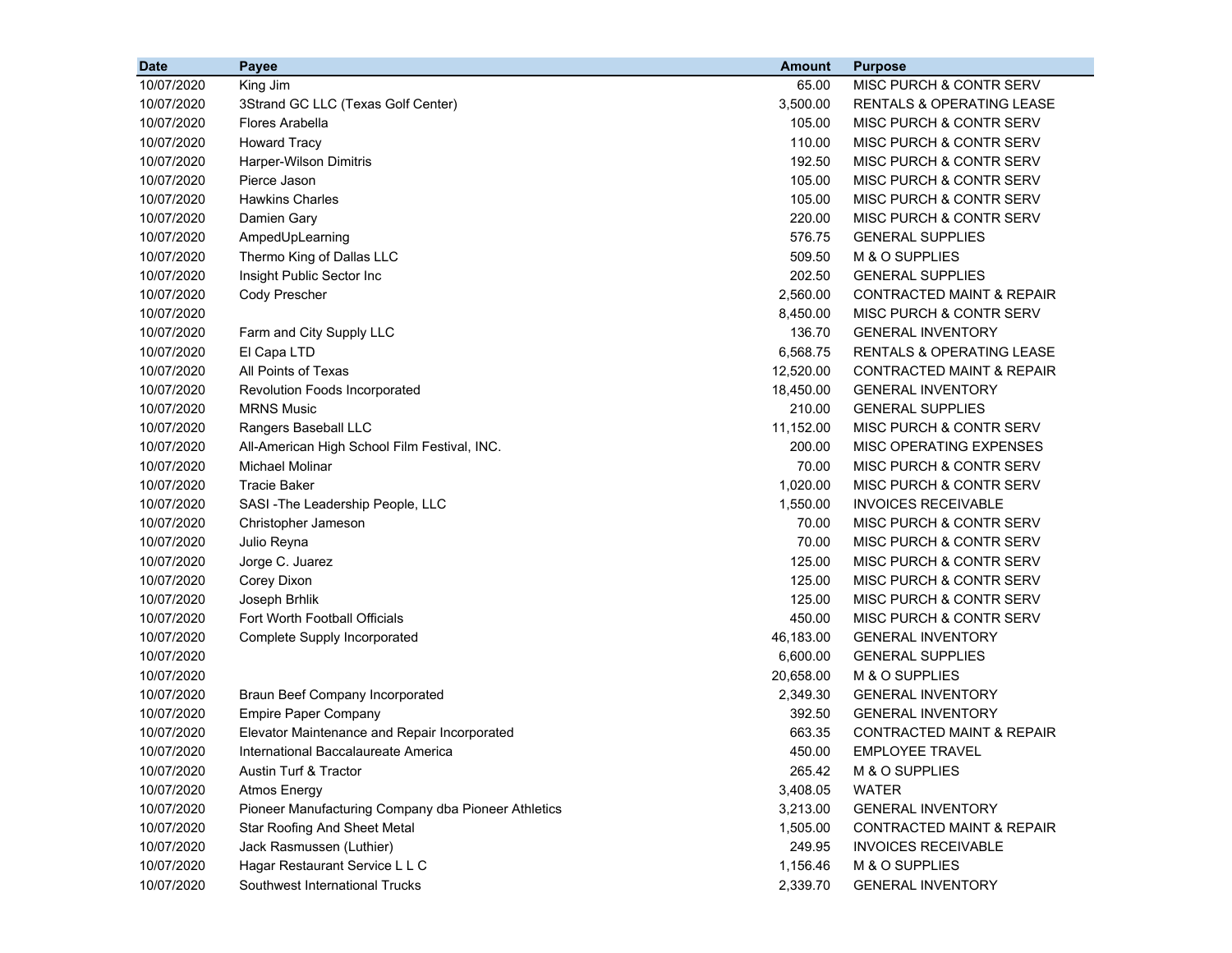| Date | Payee | Amount | Purpose |
|---|---|---|---|
| 10/07/2020 | King Jim | 65.00 | MISC PURCH & CONTR SERV |
| 10/07/2020 | 3Strand GC LLC (Texas Golf Center) | 3,500.00 | RENTALS & OPERATING LEASE |
| 10/07/2020 | Flores Arabella | 105.00 | MISC PURCH & CONTR SERV |
| 10/07/2020 | Howard Tracy | 110.00 | MISC PURCH & CONTR SERV |
| 10/07/2020 | Harper-Wilson Dimitris | 192.50 | MISC PURCH & CONTR SERV |
| 10/07/2020 | Pierce Jason | 105.00 | MISC PURCH & CONTR SERV |
| 10/07/2020 | Hawkins Charles | 105.00 | MISC PURCH & CONTR SERV |
| 10/07/2020 | Damien Gary | 220.00 | MISC PURCH & CONTR SERV |
| 10/07/2020 | AmpedUpLearning | 576.75 | GENERAL SUPPLIES |
| 10/07/2020 | Thermo King of Dallas LLC | 509.50 | M & O SUPPLIES |
| 10/07/2020 | Insight Public Sector Inc | 202.50 | GENERAL SUPPLIES |
| 10/07/2020 | Cody Prescher | 2,560.00 | CONTRACTED MAINT & REPAIR |
| 10/07/2020 | | 8,450.00 | MISC PURCH & CONTR SERV |
| 10/07/2020 | Farm and City Supply LLC | 136.70 | GENERAL INVENTORY |
| 10/07/2020 | El Capa LTD | 6,568.75 | RENTALS & OPERATING LEASE |
| 10/07/2020 | All Points of Texas | 12,520.00 | CONTRACTED MAINT & REPAIR |
| 10/07/2020 | Revolution Foods Incorporated | 18,450.00 | GENERAL INVENTORY |
| 10/07/2020 | MRNS Music | 210.00 | GENERAL SUPPLIES |
| 10/07/2020 | Rangers Baseball LLC | 11,152.00 | MISC PURCH & CONTR SERV |
| 10/07/2020 | All-American High School Film Festival, INC. | 200.00 | MISC OPERATING EXPENSES |
| 10/07/2020 | Michael Molinar | 70.00 | MISC PURCH & CONTR SERV |
| 10/07/2020 | Tracie Baker | 1,020.00 | MISC PURCH & CONTR SERV |
| 10/07/2020 | SASI -The Leadership People, LLC | 1,550.00 | INVOICES RECEIVABLE |
| 10/07/2020 | Christopher Jameson | 70.00 | MISC PURCH & CONTR SERV |
| 10/07/2020 | Julio Reyna | 70.00 | MISC PURCH & CONTR SERV |
| 10/07/2020 | Jorge C. Juarez | 125.00 | MISC PURCH & CONTR SERV |
| 10/07/2020 | Corey Dixon | 125.00 | MISC PURCH & CONTR SERV |
| 10/07/2020 | Joseph Brhlik | 125.00 | MISC PURCH & CONTR SERV |
| 10/07/2020 | Fort Worth Football Officials | 450.00 | MISC PURCH & CONTR SERV |
| 10/07/2020 | Complete Supply Incorporated | 46,183.00 | GENERAL INVENTORY |
| 10/07/2020 | | 6,600.00 | GENERAL SUPPLIES |
| 10/07/2020 | | 20,658.00 | M & O SUPPLIES |
| 10/07/2020 | Braun Beef Company Incorporated | 2,349.30 | GENERAL INVENTORY |
| 10/07/2020 | Empire Paper Company | 392.50 | GENERAL INVENTORY |
| 10/07/2020 | Elevator Maintenance and Repair Incorporated | 663.35 | CONTRACTED MAINT & REPAIR |
| 10/07/2020 | International Baccalaureate America | 450.00 | EMPLOYEE TRAVEL |
| 10/07/2020 | Austin Turf & Tractor | 265.42 | M & O SUPPLIES |
| 10/07/2020 | Atmos Energy | 3,408.05 | WATER |
| 10/07/2020 | Pioneer Manufacturing Company dba Pioneer Athletics | 3,213.00 | GENERAL INVENTORY |
| 10/07/2020 | Star Roofing And Sheet Metal | 1,505.00 | CONTRACTED MAINT & REPAIR |
| 10/07/2020 | Jack Rasmussen (Luthier) | 249.95 | INVOICES RECEIVABLE |
| 10/07/2020 | Hagar Restaurant Service L L C | 1,156.46 | M & O SUPPLIES |
| 10/07/2020 | Southwest International Trucks | 2,339.70 | GENERAL INVENTORY |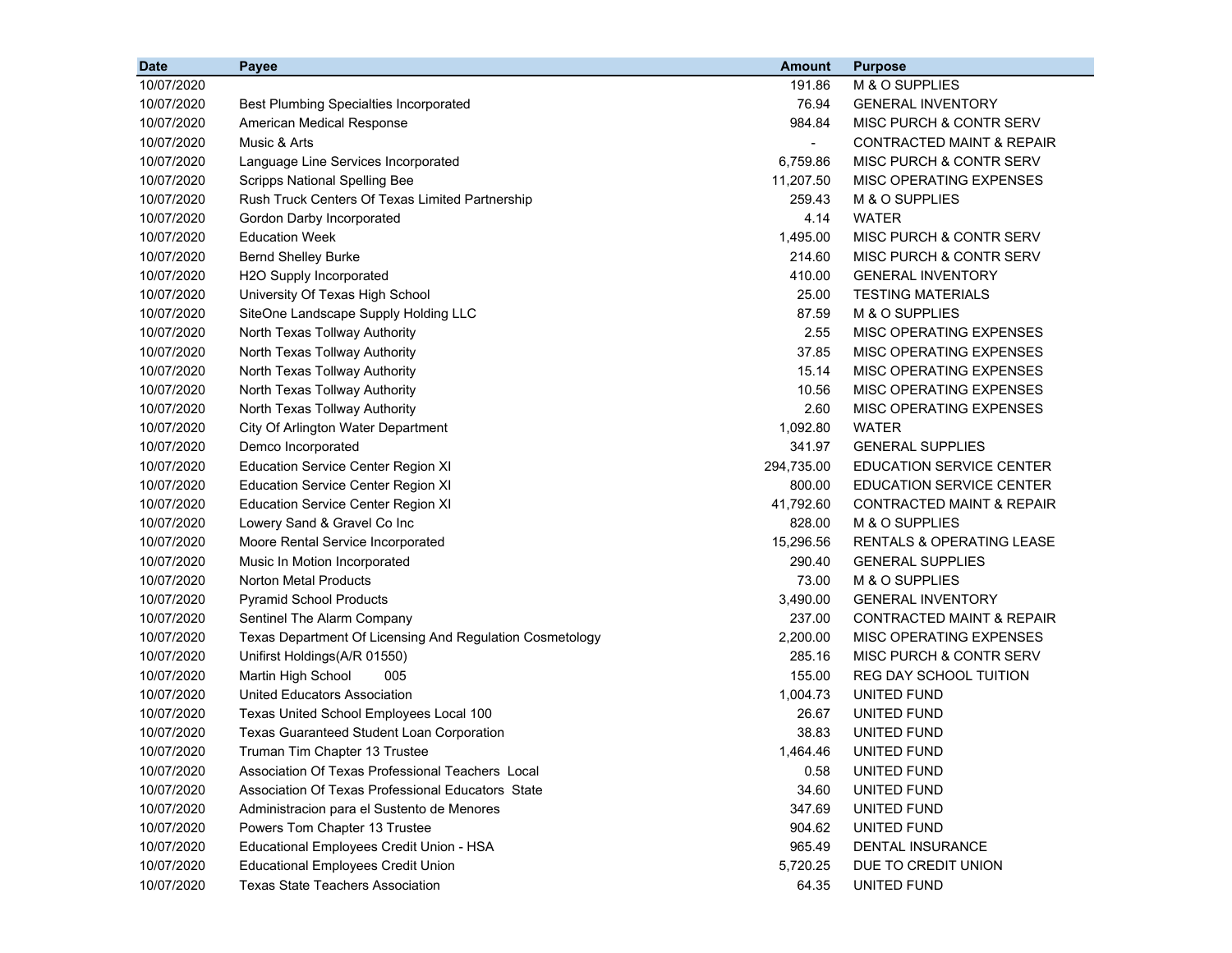| Date | Payee | Amount | Purpose |
|---|---|---|---|
| 10/07/2020 | | 191.86 | M & O SUPPLIES |
| 10/07/2020 | Best Plumbing Specialties Incorporated | 76.94 | GENERAL INVENTORY |
| 10/07/2020 | American Medical Response | 984.84 | MISC PURCH & CONTR SERV |
| 10/07/2020 | Music & Arts | - | CONTRACTED MAINT & REPAIR |
| 10/07/2020 | Language Line Services Incorporated | 6,759.86 | MISC PURCH & CONTR SERV |
| 10/07/2020 | Scripps National Spelling Bee | 11,207.50 | MISC OPERATING EXPENSES |
| 10/07/2020 | Rush Truck Centers Of Texas Limited Partnership | 259.43 | M & O SUPPLIES |
| 10/07/2020 | Gordon Darby Incorporated | 4.14 | WATER |
| 10/07/2020 | Education Week | 1,495.00 | MISC PURCH & CONTR SERV |
| 10/07/2020 | Bernd Shelley Burke | 214.60 | MISC PURCH & CONTR SERV |
| 10/07/2020 | H2O Supply Incorporated | 410.00 | GENERAL INVENTORY |
| 10/07/2020 | University Of Texas High School | 25.00 | TESTING MATERIALS |
| 10/07/2020 | SiteOne Landscape Supply Holding LLC | 87.59 | M & O SUPPLIES |
| 10/07/2020 | North Texas Tollway Authority | 2.55 | MISC OPERATING EXPENSES |
| 10/07/2020 | North Texas Tollway Authority | 37.85 | MISC OPERATING EXPENSES |
| 10/07/2020 | North Texas Tollway Authority | 15.14 | MISC OPERATING EXPENSES |
| 10/07/2020 | North Texas Tollway Authority | 10.56 | MISC OPERATING EXPENSES |
| 10/07/2020 | North Texas Tollway Authority | 2.60 | MISC OPERATING EXPENSES |
| 10/07/2020 | City Of Arlington Water Department | 1,092.80 | WATER |
| 10/07/2020 | Demco Incorporated | 341.97 | GENERAL SUPPLIES |
| 10/07/2020 | Education Service Center Region XI | 294,735.00 | EDUCATION SERVICE CENTER |
| 10/07/2020 | Education Service Center Region XI | 800.00 | EDUCATION SERVICE CENTER |
| 10/07/2020 | Education Service Center Region XI | 41,792.60 | CONTRACTED MAINT & REPAIR |
| 10/07/2020 | Lowery Sand & Gravel Co Inc | 828.00 | M & O SUPPLIES |
| 10/07/2020 | Moore Rental Service Incorporated | 15,296.56 | RENTALS & OPERATING LEASE |
| 10/07/2020 | Music In Motion Incorporated | 290.40 | GENERAL SUPPLIES |
| 10/07/2020 | Norton Metal Products | 73.00 | M & O SUPPLIES |
| 10/07/2020 | Pyramid School Products | 3,490.00 | GENERAL INVENTORY |
| 10/07/2020 | Sentinel The Alarm Company | 237.00 | CONTRACTED MAINT & REPAIR |
| 10/07/2020 | Texas Department Of Licensing And Regulation Cosmetology | 2,200.00 | MISC OPERATING EXPENSES |
| 10/07/2020 | Unifirst Holdings(A/R 01550) | 285.16 | MISC PURCH & CONTR SERV |
| 10/07/2020 | Martin High School 005 | 155.00 | REG DAY SCHOOL TUITION |
| 10/07/2020 | United Educators Association | 1,004.73 | UNITED FUND |
| 10/07/2020 | Texas United School Employees Local 100 | 26.67 | UNITED FUND |
| 10/07/2020 | Texas Guaranteed Student Loan Corporation | 38.83 | UNITED FUND |
| 10/07/2020 | Truman Tim Chapter 13 Trustee | 1,464.46 | UNITED FUND |
| 10/07/2020 | Association Of Texas Professional Teachers Local | 0.58 | UNITED FUND |
| 10/07/2020 | Association Of Texas Professional Educators State | 34.60 | UNITED FUND |
| 10/07/2020 | Administracion para el Sustento de Menores | 347.69 | UNITED FUND |
| 10/07/2020 | Powers Tom Chapter 13 Trustee | 904.62 | UNITED FUND |
| 10/07/2020 | Educational Employees Credit Union - HSA | 965.49 | DENTAL INSURANCE |
| 10/07/2020 | Educational Employees Credit Union | 5,720.25 | DUE TO CREDIT UNION |
| 10/07/2020 | Texas State Teachers Association | 64.35 | UNITED FUND |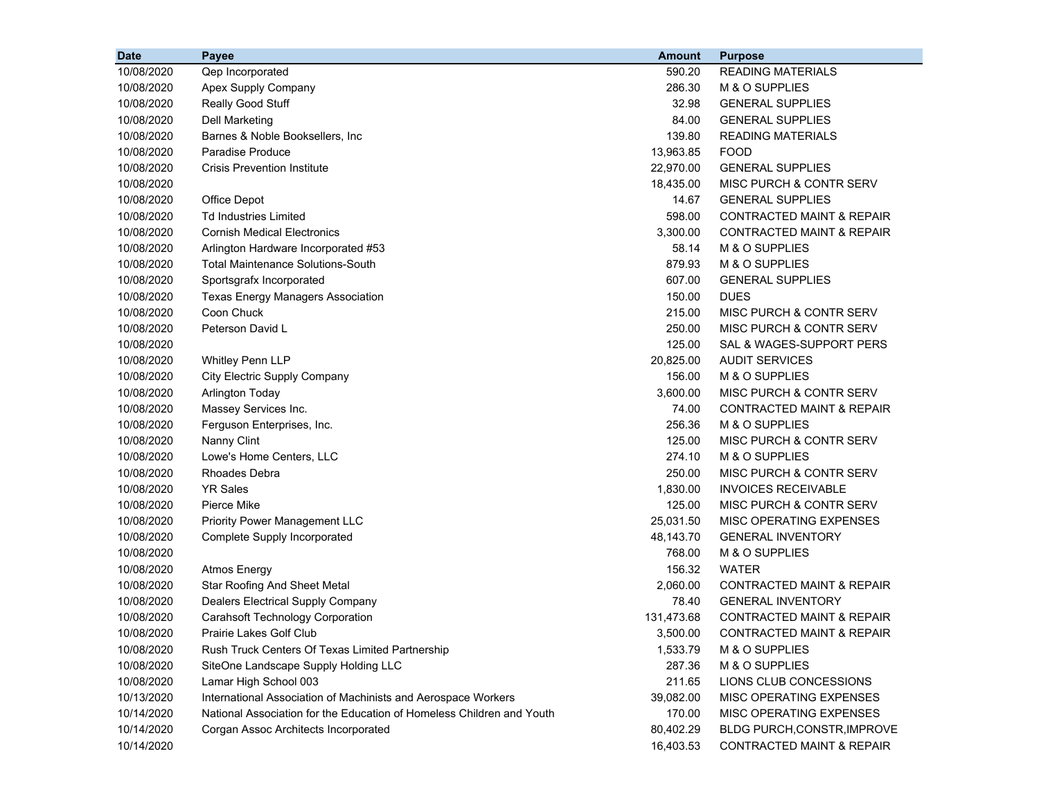| Date | Payee | Amount | Purpose |
|---|---|---|---|
| 10/08/2020 | Qep Incorporated | 590.20 | READING MATERIALS |
| 10/08/2020 | Apex Supply Company | 286.30 | M & O SUPPLIES |
| 10/08/2020 | Really Good Stuff | 32.98 | GENERAL SUPPLIES |
| 10/08/2020 | Dell Marketing | 84.00 | GENERAL SUPPLIES |
| 10/08/2020 | Barnes & Noble Booksellers, Inc | 139.80 | READING MATERIALS |
| 10/08/2020 | Paradise Produce | 13,963.85 | FOOD |
| 10/08/2020 | Crisis Prevention Institute | 22,970.00 | GENERAL SUPPLIES |
| 10/08/2020 | | 18,435.00 | MISC PURCH & CONTR SERV |
| 10/08/2020 | Office Depot | 14.67 | GENERAL SUPPLIES |
| 10/08/2020 | Td Industries Limited | 598.00 | CONTRACTED MAINT & REPAIR |
| 10/08/2020 | Cornish Medical Electronics | 3,300.00 | CONTRACTED MAINT & REPAIR |
| 10/08/2020 | Arlington Hardware Incorporated #53 | 58.14 | M & O SUPPLIES |
| 10/08/2020 | Total Maintenance Solutions-South | 879.93 | M & O SUPPLIES |
| 10/08/2020 | Sportsgrafx Incorporated | 607.00 | GENERAL SUPPLIES |
| 10/08/2020 | Texas Energy Managers Association | 150.00 | DUES |
| 10/08/2020 | Coon Chuck | 215.00 | MISC PURCH & CONTR SERV |
| 10/08/2020 | Peterson David L | 250.00 | MISC PURCH & CONTR SERV |
| 10/08/2020 | | 125.00 | SAL & WAGES-SUPPORT PERS |
| 10/08/2020 | Whitley Penn LLP | 20,825.00 | AUDIT SERVICES |
| 10/08/2020 | City Electric Supply Company | 156.00 | M & O SUPPLIES |
| 10/08/2020 | Arlington Today | 3,600.00 | MISC PURCH & CONTR SERV |
| 10/08/2020 | Massey Services Inc. | 74.00 | CONTRACTED MAINT & REPAIR |
| 10/08/2020 | Ferguson Enterprises, Inc. | 256.36 | M & O SUPPLIES |
| 10/08/2020 | Nanny Clint | 125.00 | MISC PURCH & CONTR SERV |
| 10/08/2020 | Lowe's Home Centers, LLC | 274.10 | M & O SUPPLIES |
| 10/08/2020 | Rhoades Debra | 250.00 | MISC PURCH & CONTR SERV |
| 10/08/2020 | YR Sales | 1,830.00 | INVOICES RECEIVABLE |
| 10/08/2020 | Pierce Mike | 125.00 | MISC PURCH & CONTR SERV |
| 10/08/2020 | Priority Power Management LLC | 25,031.50 | MISC OPERATING EXPENSES |
| 10/08/2020 | Complete Supply Incorporated | 48,143.70 | GENERAL INVENTORY |
| 10/08/2020 | | 768.00 | M & O SUPPLIES |
| 10/08/2020 | Atmos Energy | 156.32 | WATER |
| 10/08/2020 | Star Roofing And Sheet Metal | 2,060.00 | CONTRACTED MAINT & REPAIR |
| 10/08/2020 | Dealers Electrical Supply Company | 78.40 | GENERAL INVENTORY |
| 10/08/2020 | Carahsoft Technology Corporation | 131,473.68 | CONTRACTED MAINT & REPAIR |
| 10/08/2020 | Prairie Lakes Golf Club | 3,500.00 | CONTRACTED MAINT & REPAIR |
| 10/08/2020 | Rush Truck Centers Of Texas Limited Partnership | 1,533.79 | M & O SUPPLIES |
| 10/08/2020 | SiteOne Landscape Supply Holding LLC | 287.36 | M & O SUPPLIES |
| 10/08/2020 | Lamar High School 003 | 211.65 | LIONS CLUB CONCESSIONS |
| 10/13/2020 | International Association of Machinists and Aerospace Workers | 39,082.00 | MISC OPERATING EXPENSES |
| 10/14/2020 | National Association for the Education of Homeless Children and Youth | 170.00 | MISC OPERATING EXPENSES |
| 10/14/2020 | Corgan Assoc Architects Incorporated | 80,402.29 | BLDG PURCH,CONSTR,IMPROVE |
| 10/14/2020 | | 16,403.53 | CONTRACTED MAINT & REPAIR |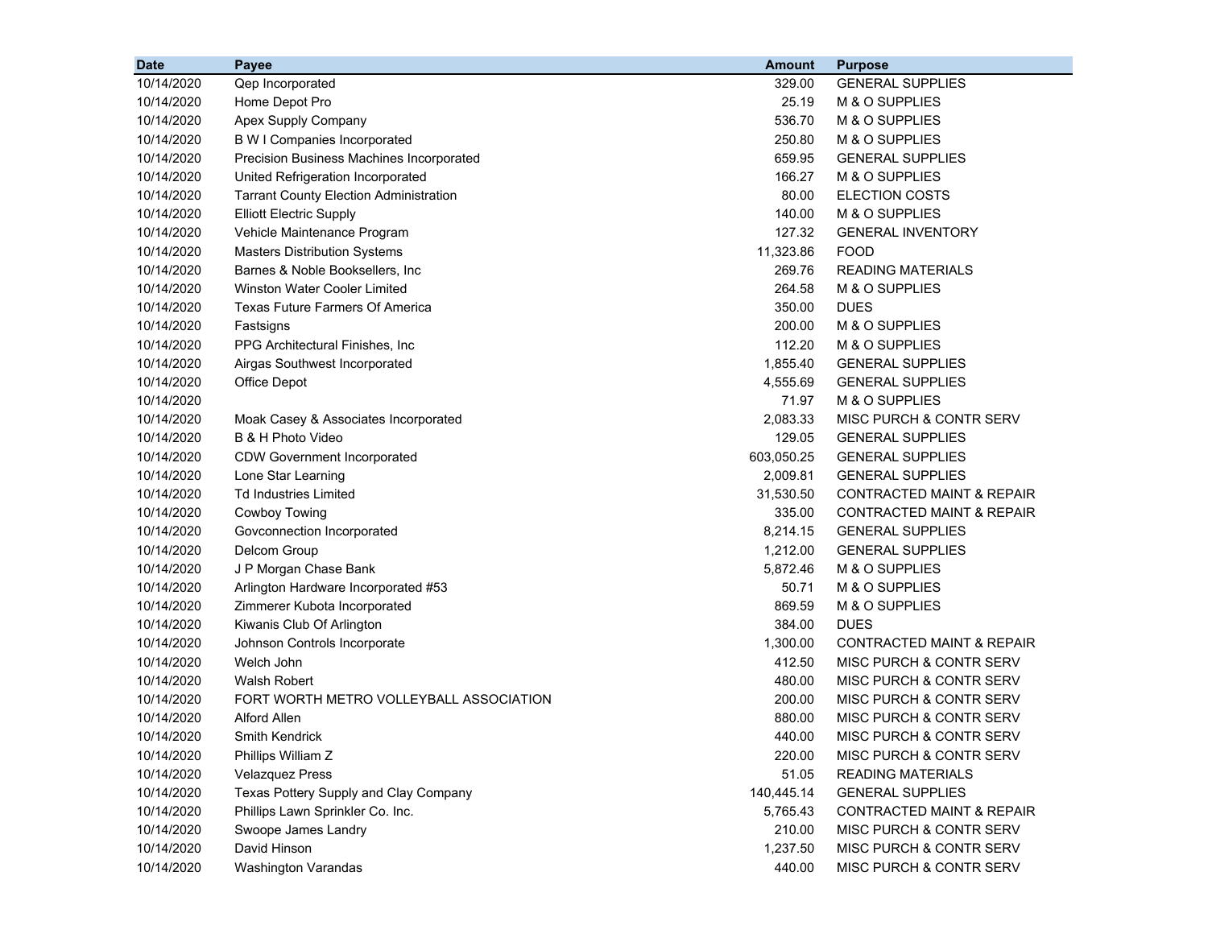| Date | Payee | Amount | Purpose |
|---|---|---|---|
| 10/14/2020 | Qep Incorporated | 329.00 | GENERAL SUPPLIES |
| 10/14/2020 | Home Depot Pro | 25.19 | M & O SUPPLIES |
| 10/14/2020 | Apex Supply Company | 536.70 | M & O SUPPLIES |
| 10/14/2020 | B W I Companies Incorporated | 250.80 | M & O SUPPLIES |
| 10/14/2020 | Precision Business Machines Incorporated | 659.95 | GENERAL SUPPLIES |
| 10/14/2020 | United Refrigeration Incorporated | 166.27 | M & O SUPPLIES |
| 10/14/2020 | Tarrant County Election Administration | 80.00 | ELECTION COSTS |
| 10/14/2020 | Elliott Electric Supply | 140.00 | M & O SUPPLIES |
| 10/14/2020 | Vehicle Maintenance Program | 127.32 | GENERAL INVENTORY |
| 10/14/2020 | Masters Distribution Systems | 11,323.86 | FOOD |
| 10/14/2020 | Barnes & Noble Booksellers, Inc | 269.76 | READING MATERIALS |
| 10/14/2020 | Winston Water Cooler Limited | 264.58 | M & O SUPPLIES |
| 10/14/2020 | Texas Future Farmers Of America | 350.00 | DUES |
| 10/14/2020 | Fastsigns | 200.00 | M & O SUPPLIES |
| 10/14/2020 | PPG Architectural Finishes, Inc | 112.20 | M & O SUPPLIES |
| 10/14/2020 | Airgas Southwest Incorporated | 1,855.40 | GENERAL SUPPLIES |
| 10/14/2020 | Office Depot | 4,555.69 | GENERAL SUPPLIES |
| 10/14/2020 | | 71.97 | M & O SUPPLIES |
| 10/14/2020 | Moak Casey & Associates Incorporated | 2,083.33 | MISC PURCH & CONTR SERV |
| 10/14/2020 | B & H Photo Video | 129.05 | GENERAL SUPPLIES |
| 10/14/2020 | CDW Government Incorporated | 603,050.25 | GENERAL SUPPLIES |
| 10/14/2020 | Lone Star Learning | 2,009.81 | GENERAL SUPPLIES |
| 10/14/2020 | Td Industries Limited | 31,530.50 | CONTRACTED MAINT & REPAIR |
| 10/14/2020 | Cowboy Towing | 335.00 | CONTRACTED MAINT & REPAIR |
| 10/14/2020 | Govconnection Incorporated | 8,214.15 | GENERAL SUPPLIES |
| 10/14/2020 | Delcom Group | 1,212.00 | GENERAL SUPPLIES |
| 10/14/2020 | J P Morgan Chase Bank | 5,872.46 | M & O SUPPLIES |
| 10/14/2020 | Arlington Hardware Incorporated #53 | 50.71 | M & O SUPPLIES |
| 10/14/2020 | Zimmerer Kubota Incorporated | 869.59 | M & O SUPPLIES |
| 10/14/2020 | Kiwanis Club Of Arlington | 384.00 | DUES |
| 10/14/2020 | Johnson Controls Incorporate | 1,300.00 | CONTRACTED MAINT & REPAIR |
| 10/14/2020 | Welch John | 412.50 | MISC PURCH & CONTR SERV |
| 10/14/2020 | Walsh Robert | 480.00 | MISC PURCH & CONTR SERV |
| 10/14/2020 | FORT WORTH METRO VOLLEYBALL ASSOCIATION | 200.00 | MISC PURCH & CONTR SERV |
| 10/14/2020 | Alford Allen | 880.00 | MISC PURCH & CONTR SERV |
| 10/14/2020 | Smith Kendrick | 440.00 | MISC PURCH & CONTR SERV |
| 10/14/2020 | Phillips William Z | 220.00 | MISC PURCH & CONTR SERV |
| 10/14/2020 | Velazquez Press | 51.05 | READING MATERIALS |
| 10/14/2020 | Texas Pottery Supply and Clay Company | 140,445.14 | GENERAL SUPPLIES |
| 10/14/2020 | Phillips Lawn Sprinkler Co. Inc. | 5,765.43 | CONTRACTED MAINT & REPAIR |
| 10/14/2020 | Swoope James Landry | 210.00 | MISC PURCH & CONTR SERV |
| 10/14/2020 | David Hinson | 1,237.50 | MISC PURCH & CONTR SERV |
| 10/14/2020 | Washington Varandas | 440.00 | MISC PURCH & CONTR SERV |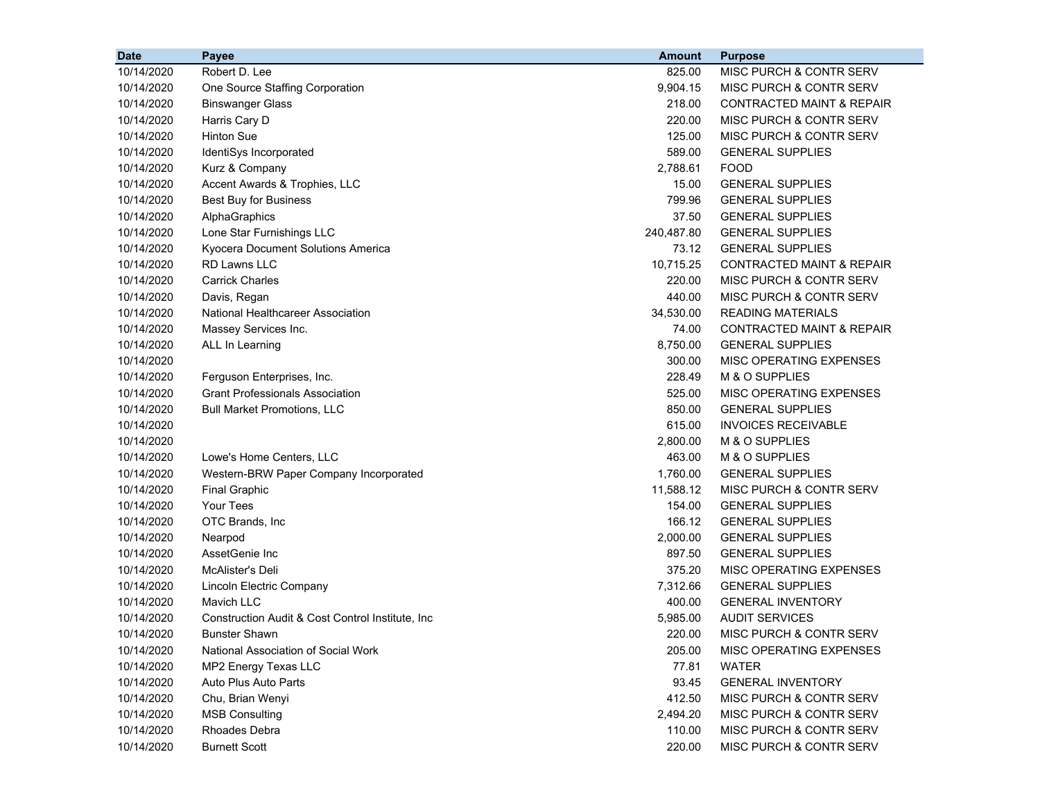| Date | Payee | Amount | Purpose |
|---|---|---|---|
| 10/14/2020 | Robert D. Lee | 825.00 | MISC PURCH & CONTR SERV |
| 10/14/2020 | One Source Staffing Corporation | 9,904.15 | MISC PURCH & CONTR SERV |
| 10/14/2020 | Binswanger Glass | 218.00 | CONTRACTED MAINT & REPAIR |
| 10/14/2020 | Harris Cary D | 220.00 | MISC PURCH & CONTR SERV |
| 10/14/2020 | Hinton Sue | 125.00 | MISC PURCH & CONTR SERV |
| 10/14/2020 | IdentiSys Incorporated | 589.00 | GENERAL SUPPLIES |
| 10/14/2020 | Kurz & Company | 2,788.61 | FOOD |
| 10/14/2020 | Accent Awards & Trophies, LLC | 15.00 | GENERAL SUPPLIES |
| 10/14/2020 | Best Buy for Business | 799.96 | GENERAL SUPPLIES |
| 10/14/2020 | AlphaGraphics | 37.50 | GENERAL SUPPLIES |
| 10/14/2020 | Lone Star Furnishings LLC | 240,487.80 | GENERAL SUPPLIES |
| 10/14/2020 | Kyocera Document Solutions America | 73.12 | GENERAL SUPPLIES |
| 10/14/2020 | RD Lawns LLC | 10,715.25 | CONTRACTED MAINT & REPAIR |
| 10/14/2020 | Carrick Charles | 220.00 | MISC PURCH & CONTR SERV |
| 10/14/2020 | Davis, Regan | 440.00 | MISC PURCH & CONTR SERV |
| 10/14/2020 | National Healthcareer Association | 34,530.00 | READING MATERIALS |
| 10/14/2020 | Massey Services Inc. | 74.00 | CONTRACTED MAINT & REPAIR |
| 10/14/2020 | ALL In Learning | 8,750.00 | GENERAL SUPPLIES |
| 10/14/2020 | | 300.00 | MISC OPERATING EXPENSES |
| 10/14/2020 | Ferguson Enterprises, Inc. | 228.49 | M & O SUPPLIES |
| 10/14/2020 | Grant Professionals Association | 525.00 | MISC OPERATING EXPENSES |
| 10/14/2020 | Bull Market Promotions, LLC | 850.00 | GENERAL SUPPLIES |
| 10/14/2020 | | 615.00 | INVOICES RECEIVABLE |
| 10/14/2020 | | 2,800.00 | M & O SUPPLIES |
| 10/14/2020 | Lowe's Home Centers, LLC | 463.00 | M & O SUPPLIES |
| 10/14/2020 | Western-BRW Paper Company Incorporated | 1,760.00 | GENERAL SUPPLIES |
| 10/14/2020 | Final Graphic | 11,588.12 | MISC PURCH & CONTR SERV |
| 10/14/2020 | Your Tees | 154.00 | GENERAL SUPPLIES |
| 10/14/2020 | OTC Brands, Inc | 166.12 | GENERAL SUPPLIES |
| 10/14/2020 | Nearpod | 2,000.00 | GENERAL SUPPLIES |
| 10/14/2020 | AssetGenie Inc | 897.50 | GENERAL SUPPLIES |
| 10/14/2020 | McAlister's Deli | 375.20 | MISC OPERATING EXPENSES |
| 10/14/2020 | Lincoln Electric Company | 7,312.66 | GENERAL SUPPLIES |
| 10/14/2020 | Mavich LLC | 400.00 | GENERAL INVENTORY |
| 10/14/2020 | Construction Audit & Cost Control Institute, Inc | 5,985.00 | AUDIT SERVICES |
| 10/14/2020 | Bunster Shawn | 220.00 | MISC PURCH & CONTR SERV |
| 10/14/2020 | National Association of Social Work | 205.00 | MISC OPERATING EXPENSES |
| 10/14/2020 | MP2 Energy Texas LLC | 77.81 | WATER |
| 10/14/2020 | Auto Plus Auto Parts | 93.45 | GENERAL INVENTORY |
| 10/14/2020 | Chu, Brian Wenyi | 412.50 | MISC PURCH & CONTR SERV |
| 10/14/2020 | MSB Consulting | 2,494.20 | MISC PURCH & CONTR SERV |
| 10/14/2020 | Rhoades Debra | 110.00 | MISC PURCH & CONTR SERV |
| 10/14/2020 | Burnett Scott | 220.00 | MISC PURCH & CONTR SERV |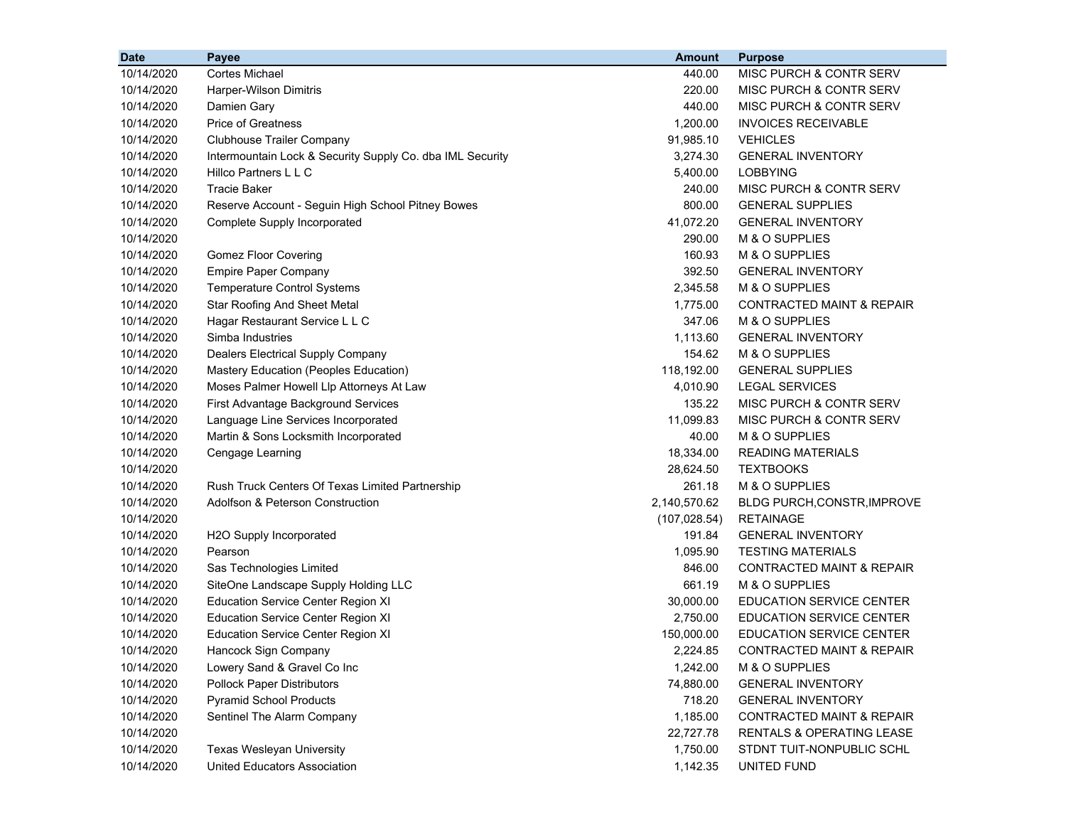| Date | Payee | Amount | Purpose |
|---|---|---|---|
| 10/14/2020 | Cortes Michael | 440.00 | MISC PURCH & CONTR SERV |
| 10/14/2020 | Harper-Wilson Dimitris | 220.00 | MISC PURCH & CONTR SERV |
| 10/14/2020 | Damien Gary | 440.00 | MISC PURCH & CONTR SERV |
| 10/14/2020 | Price of Greatness | 1,200.00 | INVOICES RECEIVABLE |
| 10/14/2020 | Clubhouse Trailer Company | 91,985.10 | VEHICLES |
| 10/14/2020 | Intermountain Lock & Security Supply Co. dba IML Security | 3,274.30 | GENERAL INVENTORY |
| 10/14/2020 | Hillco Partners L L C | 5,400.00 | LOBBYING |
| 10/14/2020 | Tracie Baker | 240.00 | MISC PURCH & CONTR SERV |
| 10/14/2020 | Reserve Account - Seguin High School Pitney Bowes | 800.00 | GENERAL SUPPLIES |
| 10/14/2020 | Complete Supply Incorporated | 41,072.20 | GENERAL INVENTORY |
| 10/14/2020 | | 290.00 | M & O SUPPLIES |
| 10/14/2020 | Gomez Floor Covering | 160.93 | M & O SUPPLIES |
| 10/14/2020 | Empire Paper Company | 392.50 | GENERAL INVENTORY |
| 10/14/2020 | Temperature Control Systems | 2,345.58 | M & O SUPPLIES |
| 10/14/2020 | Star Roofing And Sheet Metal | 1,775.00 | CONTRACTED MAINT & REPAIR |
| 10/14/2020 | Hagar Restaurant Service L L C | 347.06 | M & O SUPPLIES |
| 10/14/2020 | Simba Industries | 1,113.60 | GENERAL INVENTORY |
| 10/14/2020 | Dealers Electrical Supply Company | 154.62 | M & O SUPPLIES |
| 10/14/2020 | Mastery Education (Peoples Education) | 118,192.00 | GENERAL SUPPLIES |
| 10/14/2020 | Moses Palmer Howell Llp Attorneys At Law | 4,010.90 | LEGAL SERVICES |
| 10/14/2020 | First Advantage Background Services | 135.22 | MISC PURCH & CONTR SERV |
| 10/14/2020 | Language Line Services Incorporated | 11,099.83 | MISC PURCH & CONTR SERV |
| 10/14/2020 | Martin & Sons Locksmith Incorporated | 40.00 | M & O SUPPLIES |
| 10/14/2020 | Cengage Learning | 18,334.00 | READING MATERIALS |
| 10/14/2020 | | 28,624.50 | TEXTBOOKS |
| 10/14/2020 | Rush Truck Centers Of Texas Limited Partnership | 261.18 | M & O SUPPLIES |
| 10/14/2020 | Adolfson & Peterson Construction | 2,140,570.62 | BLDG PURCH,CONSTR,IMPROVE |
| 10/14/2020 | | (107,028.54) | RETAINAGE |
| 10/14/2020 | H2O Supply Incorporated | 191.84 | GENERAL INVENTORY |
| 10/14/2020 | Pearson | 1,095.90 | TESTING MATERIALS |
| 10/14/2020 | Sas Technologies Limited | 846.00 | CONTRACTED MAINT & REPAIR |
| 10/14/2020 | SiteOne Landscape Supply Holding LLC | 661.19 | M & O SUPPLIES |
| 10/14/2020 | Education Service Center Region XI | 30,000.00 | EDUCATION SERVICE CENTER |
| 10/14/2020 | Education Service Center Region XI | 2,750.00 | EDUCATION SERVICE CENTER |
| 10/14/2020 | Education Service Center Region XI | 150,000.00 | EDUCATION SERVICE CENTER |
| 10/14/2020 | Hancock Sign Company | 2,224.85 | CONTRACTED MAINT & REPAIR |
| 10/14/2020 | Lowery Sand & Gravel Co Inc | 1,242.00 | M & O SUPPLIES |
| 10/14/2020 | Pollock Paper Distributors | 74,880.00 | GENERAL INVENTORY |
| 10/14/2020 | Pyramid School Products | 718.20 | GENERAL INVENTORY |
| 10/14/2020 | Sentinel The Alarm Company | 1,185.00 | CONTRACTED MAINT & REPAIR |
| 10/14/2020 | | 22,727.78 | RENTALS & OPERATING LEASE |
| 10/14/2020 | Texas Wesleyan University | 1,750.00 | STDNT TUIT-NONPUBLIC SCHL |
| 10/14/2020 | United Educators Association | 1,142.35 | UNITED FUND |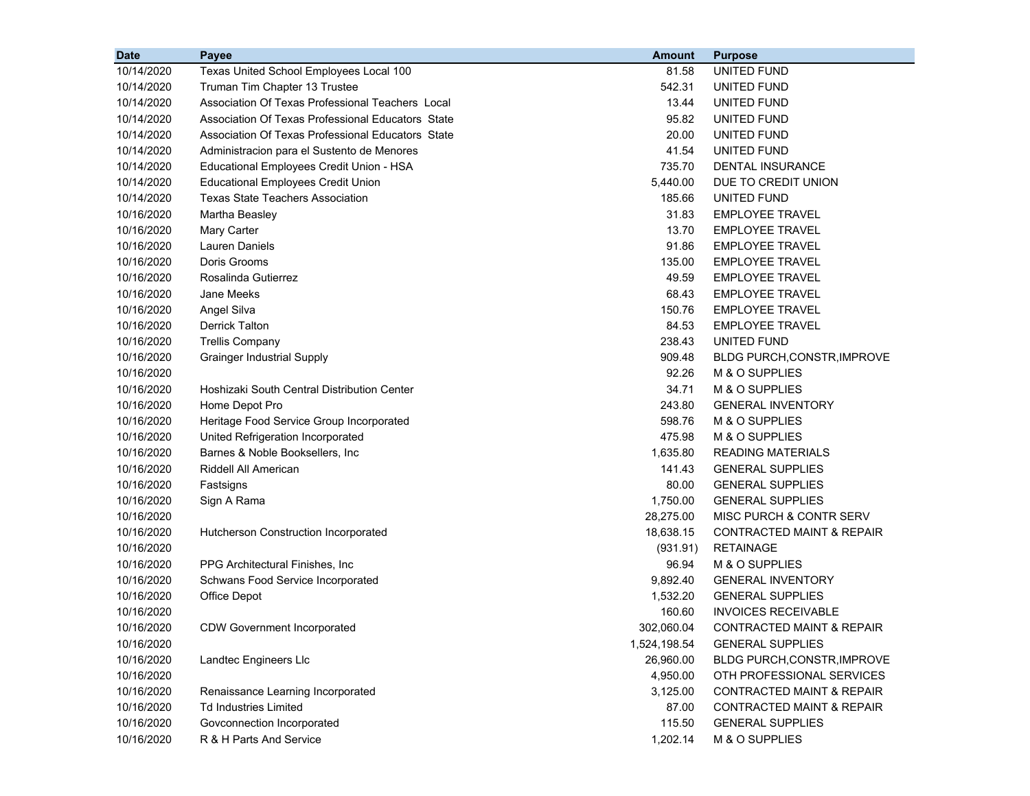| Date | Payee | Amount | Purpose |
|---|---|---|---|
| 10/14/2020 | Texas United School Employees Local 100 | 81.58 | UNITED FUND |
| 10/14/2020 | Truman Tim Chapter 13 Trustee | 542.31 | UNITED FUND |
| 10/14/2020 | Association Of Texas Professional Teachers Local | 13.44 | UNITED FUND |
| 10/14/2020 | Association Of Texas Professional Educators State | 95.82 | UNITED FUND |
| 10/14/2020 | Association Of Texas Professional Educators State | 20.00 | UNITED FUND |
| 10/14/2020 | Administracion para el Sustento de Menores | 41.54 | UNITED FUND |
| 10/14/2020 | Educational Employees Credit Union - HSA | 735.70 | DENTAL INSURANCE |
| 10/14/2020 | Educational Employees Credit Union | 5,440.00 | DUE TO CREDIT UNION |
| 10/14/2020 | Texas State Teachers Association | 185.66 | UNITED FUND |
| 10/16/2020 | Martha Beasley | 31.83 | EMPLOYEE TRAVEL |
| 10/16/2020 | Mary Carter | 13.70 | EMPLOYEE TRAVEL |
| 10/16/2020 | Lauren Daniels | 91.86 | EMPLOYEE TRAVEL |
| 10/16/2020 | Doris Grooms | 135.00 | EMPLOYEE TRAVEL |
| 10/16/2020 | Rosalinda Gutierrez | 49.59 | EMPLOYEE TRAVEL |
| 10/16/2020 | Jane Meeks | 68.43 | EMPLOYEE TRAVEL |
| 10/16/2020 | Angel Silva | 150.76 | EMPLOYEE TRAVEL |
| 10/16/2020 | Derrick Talton | 84.53 | EMPLOYEE TRAVEL |
| 10/16/2020 | Trellis Company | 238.43 | UNITED FUND |
| 10/16/2020 | Grainger Industrial Supply | 909.48 | BLDG PURCH,CONSTR,IMPROVE |
| 10/16/2020 | | 92.26 | M & O SUPPLIES |
| 10/16/2020 | Hoshizaki South Central Distribution Center | 34.71 | M & O SUPPLIES |
| 10/16/2020 | Home Depot Pro | 243.80 | GENERAL INVENTORY |
| 10/16/2020 | Heritage Food Service Group Incorporated | 598.76 | M & O SUPPLIES |
| 10/16/2020 | United Refrigeration Incorporated | 475.98 | M & O SUPPLIES |
| 10/16/2020 | Barnes & Noble Booksellers, Inc | 1,635.80 | READING MATERIALS |
| 10/16/2020 | Riddell All American | 141.43 | GENERAL SUPPLIES |
| 10/16/2020 | Fastsigns | 80.00 | GENERAL SUPPLIES |
| 10/16/2020 | Sign A Rama | 1,750.00 | GENERAL SUPPLIES |
| 10/16/2020 | | 28,275.00 | MISC PURCH & CONTR SERV |
| 10/16/2020 | Hutcherson Construction Incorporated | 18,638.15 | CONTRACTED MAINT & REPAIR |
| 10/16/2020 | | (931.91) | RETAINAGE |
| 10/16/2020 | PPG Architectural Finishes, Inc | 96.94 | M & O SUPPLIES |
| 10/16/2020 | Schwans Food Service Incorporated | 9,892.40 | GENERAL INVENTORY |
| 10/16/2020 | Office Depot | 1,532.20 | GENERAL SUPPLIES |
| 10/16/2020 | | 160.60 | INVOICES RECEIVABLE |
| 10/16/2020 | CDW Government Incorporated | 302,060.04 | CONTRACTED MAINT & REPAIR |
| 10/16/2020 | | 1,524,198.54 | GENERAL SUPPLIES |
| 10/16/2020 | Landtec Engineers Llc | 26,960.00 | BLDG PURCH,CONSTR,IMPROVE |
| 10/16/2020 | | 4,950.00 | OTH PROFESSIONAL SERVICES |
| 10/16/2020 | Renaissance Learning Incorporated | 3,125.00 | CONTRACTED MAINT & REPAIR |
| 10/16/2020 | Td Industries Limited | 87.00 | CONTRACTED MAINT & REPAIR |
| 10/16/2020 | Govconnection Incorporated | 115.50 | GENERAL SUPPLIES |
| 10/16/2020 | R & H Parts And Service | 1,202.14 | M & O SUPPLIES |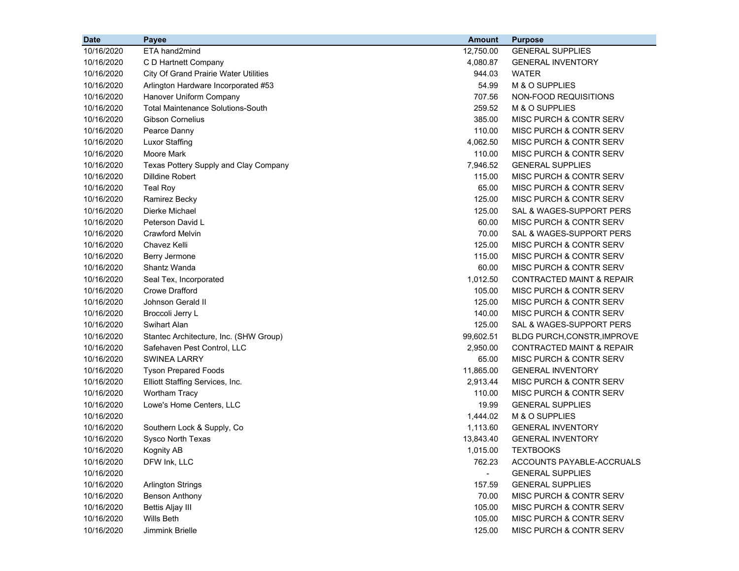| Date | Payee | Amount | Purpose |
|---|---|---|---|
| 10/16/2020 | ETA hand2mind | 12,750.00 | GENERAL SUPPLIES |
| 10/16/2020 | C D Hartnett Company | 4,080.87 | GENERAL INVENTORY |
| 10/16/2020 | City Of Grand Prairie Water Utilities | 944.03 | WATER |
| 10/16/2020 | Arlington Hardware Incorporated #53 | 54.99 | M & O SUPPLIES |
| 10/16/2020 | Hanover Uniform Company | 707.56 | NON-FOOD REQUISITIONS |
| 10/16/2020 | Total Maintenance Solutions-South | 259.52 | M & O SUPPLIES |
| 10/16/2020 | Gibson Cornelius | 385.00 | MISC PURCH & CONTR SERV |
| 10/16/2020 | Pearce Danny | 110.00 | MISC PURCH & CONTR SERV |
| 10/16/2020 | Luxor Staffing | 4,062.50 | MISC PURCH & CONTR SERV |
| 10/16/2020 | Moore Mark | 110.00 | MISC PURCH & CONTR SERV |
| 10/16/2020 | Texas Pottery Supply and Clay Company | 7,946.52 | GENERAL SUPPLIES |
| 10/16/2020 | Dilldine Robert | 115.00 | MISC PURCH & CONTR SERV |
| 10/16/2020 | Teal Roy | 65.00 | MISC PURCH & CONTR SERV |
| 10/16/2020 | Ramirez Becky | 125.00 | MISC PURCH & CONTR SERV |
| 10/16/2020 | Dierke Michael | 125.00 | SAL & WAGES-SUPPORT PERS |
| 10/16/2020 | Peterson David L | 60.00 | MISC PURCH & CONTR SERV |
| 10/16/2020 | Crawford Melvin | 70.00 | SAL & WAGES-SUPPORT PERS |
| 10/16/2020 | Chavez Kelli | 125.00 | MISC PURCH & CONTR SERV |
| 10/16/2020 | Berry Jermone | 115.00 | MISC PURCH & CONTR SERV |
| 10/16/2020 | Shantz Wanda | 60.00 | MISC PURCH & CONTR SERV |
| 10/16/2020 | Seal Tex, Incorporated | 1,012.50 | CONTRACTED MAINT & REPAIR |
| 10/16/2020 | Crowe Drafford | 105.00 | MISC PURCH & CONTR SERV |
| 10/16/2020 | Johnson Gerald II | 125.00 | MISC PURCH & CONTR SERV |
| 10/16/2020 | Broccoli Jerry L | 140.00 | MISC PURCH & CONTR SERV |
| 10/16/2020 | Swihart Alan | 125.00 | SAL & WAGES-SUPPORT PERS |
| 10/16/2020 | Stantec Architecture, Inc. (SHW Group) | 99,602.51 | BLDG PURCH,CONSTR,IMPROVE |
| 10/16/2020 | Safehaven Pest Control, LLC | 2,950.00 | CONTRACTED MAINT & REPAIR |
| 10/16/2020 | SWINEA LARRY | 65.00 | MISC PURCH & CONTR SERV |
| 10/16/2020 | Tyson Prepared Foods | 11,865.00 | GENERAL INVENTORY |
| 10/16/2020 | Elliott Staffing Services, Inc. | 2,913.44 | MISC PURCH & CONTR SERV |
| 10/16/2020 | Wortham Tracy | 110.00 | MISC PURCH & CONTR SERV |
| 10/16/2020 | Lowe's Home Centers, LLC | 19.99 | GENERAL SUPPLIES |
| 10/16/2020 | | 1,444.02 | M & O SUPPLIES |
| 10/16/2020 | Southern Lock & Supply, Co | 1,113.60 | GENERAL INVENTORY |
| 10/16/2020 | Sysco North Texas | 13,843.40 | GENERAL INVENTORY |
| 10/16/2020 | Kognity AB | 1,015.00 | TEXTBOOKS |
| 10/16/2020 | DFW Ink, LLC | 762.23 | ACCOUNTS PAYABLE-ACCRUALS |
| 10/16/2020 | | - | GENERAL SUPPLIES |
| 10/16/2020 | Arlington Strings | 157.59 | GENERAL SUPPLIES |
| 10/16/2020 | Benson Anthony | 70.00 | MISC PURCH & CONTR SERV |
| 10/16/2020 | Bettis Aljay III | 105.00 | MISC PURCH & CONTR SERV |
| 10/16/2020 | Wills Beth | 105.00 | MISC PURCH & CONTR SERV |
| 10/16/2020 | Jimmink Brielle | 125.00 | MISC PURCH & CONTR SERV |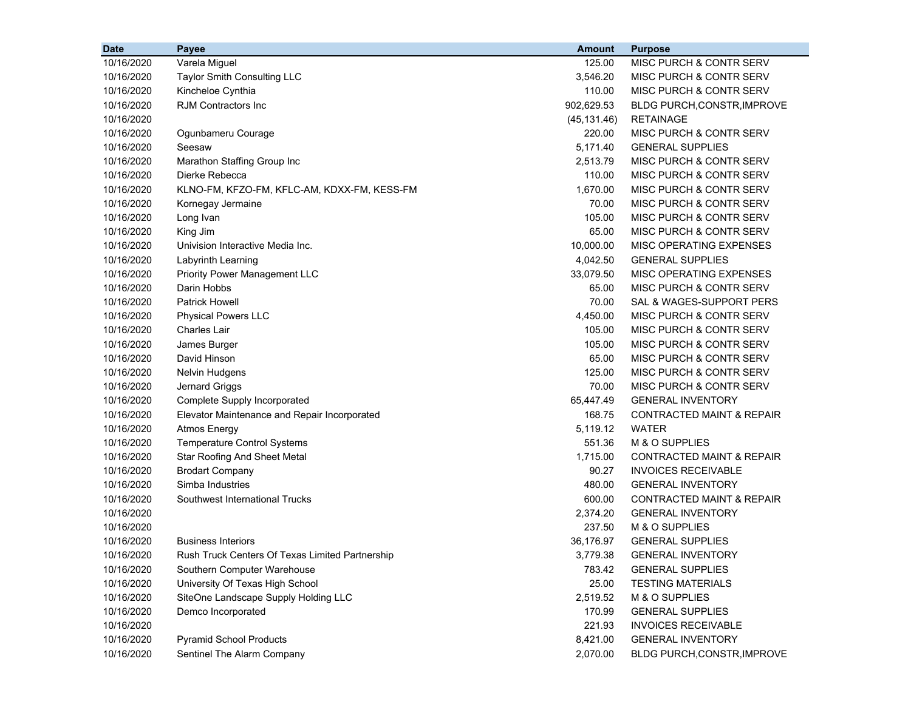| Date | Payee | Amount | Purpose |
|---|---|---|---|
| 10/16/2020 | Varela Miguel | 125.00 | MISC PURCH & CONTR SERV |
| 10/16/2020 | Taylor Smith Consulting LLC | 3,546.20 | MISC PURCH & CONTR SERV |
| 10/16/2020 | Kincheloe Cynthia | 110.00 | MISC PURCH & CONTR SERV |
| 10/16/2020 | RJM Contractors Inc | 902,629.53 | BLDG PURCH,CONSTR,IMPROVE |
| 10/16/2020 | | (45,131.46) | RETAINAGE |
| 10/16/2020 | Ogunbameru Courage | 220.00 | MISC PURCH & CONTR SERV |
| 10/16/2020 | Seesaw | 5,171.40 | GENERAL SUPPLIES |
| 10/16/2020 | Marathon Staffing Group Inc | 2,513.79 | MISC PURCH & CONTR SERV |
| 10/16/2020 | Dierke Rebecca | 110.00 | MISC PURCH & CONTR SERV |
| 10/16/2020 | KLNO-FM, KFZO-FM, KFLC-AM, KDXX-FM, KESS-FM | 1,670.00 | MISC PURCH & CONTR SERV |
| 10/16/2020 | Kornegay Jermaine | 70.00 | MISC PURCH & CONTR SERV |
| 10/16/2020 | Long Ivan | 105.00 | MISC PURCH & CONTR SERV |
| 10/16/2020 | King Jim | 65.00 | MISC PURCH & CONTR SERV |
| 10/16/2020 | Univision Interactive Media Inc. | 10,000.00 | MISC OPERATING EXPENSES |
| 10/16/2020 | Labyrinth Learning | 4,042.50 | GENERAL SUPPLIES |
| 10/16/2020 | Priority Power Management LLC | 33,079.50 | MISC OPERATING EXPENSES |
| 10/16/2020 | Darin Hobbs | 65.00 | MISC PURCH & CONTR SERV |
| 10/16/2020 | Patrick Howell | 70.00 | SAL & WAGES-SUPPORT PERS |
| 10/16/2020 | Physical Powers LLC | 4,450.00 | MISC PURCH & CONTR SERV |
| 10/16/2020 | Charles Lair | 105.00 | MISC PURCH & CONTR SERV |
| 10/16/2020 | James Burger | 105.00 | MISC PURCH & CONTR SERV |
| 10/16/2020 | David Hinson | 65.00 | MISC PURCH & CONTR SERV |
| 10/16/2020 | Nelvin Hudgens | 125.00 | MISC PURCH & CONTR SERV |
| 10/16/2020 | Jernard Griggs | 70.00 | MISC PURCH & CONTR SERV |
| 10/16/2020 | Complete Supply Incorporated | 65,447.49 | GENERAL INVENTORY |
| 10/16/2020 | Elevator Maintenance and Repair Incorporated | 168.75 | CONTRACTED MAINT & REPAIR |
| 10/16/2020 | Atmos Energy | 5,119.12 | WATER |
| 10/16/2020 | Temperature Control Systems | 551.36 | M & O SUPPLIES |
| 10/16/2020 | Star Roofing And Sheet Metal | 1,715.00 | CONTRACTED MAINT & REPAIR |
| 10/16/2020 | Brodart Company | 90.27 | INVOICES RECEIVABLE |
| 10/16/2020 | Simba Industries | 480.00 | GENERAL INVENTORY |
| 10/16/2020 | Southwest International Trucks | 600.00 | CONTRACTED MAINT & REPAIR |
| 10/16/2020 | | 2,374.20 | GENERAL INVENTORY |
| 10/16/2020 | | 237.50 | M & O SUPPLIES |
| 10/16/2020 | Business Interiors | 36,176.97 | GENERAL SUPPLIES |
| 10/16/2020 | Rush Truck Centers Of Texas Limited Partnership | 3,779.38 | GENERAL INVENTORY |
| 10/16/2020 | Southern Computer Warehouse | 783.42 | GENERAL SUPPLIES |
| 10/16/2020 | University Of Texas High School | 25.00 | TESTING MATERIALS |
| 10/16/2020 | SiteOne Landscape Supply Holding LLC | 2,519.52 | M & O SUPPLIES |
| 10/16/2020 | Demco Incorporated | 170.99 | GENERAL SUPPLIES |
| 10/16/2020 | | 221.93 | INVOICES RECEIVABLE |
| 10/16/2020 | Pyramid School Products | 8,421.00 | GENERAL INVENTORY |
| 10/16/2020 | Sentinel The Alarm Company | 2,070.00 | BLDG PURCH,CONSTR,IMPROVE |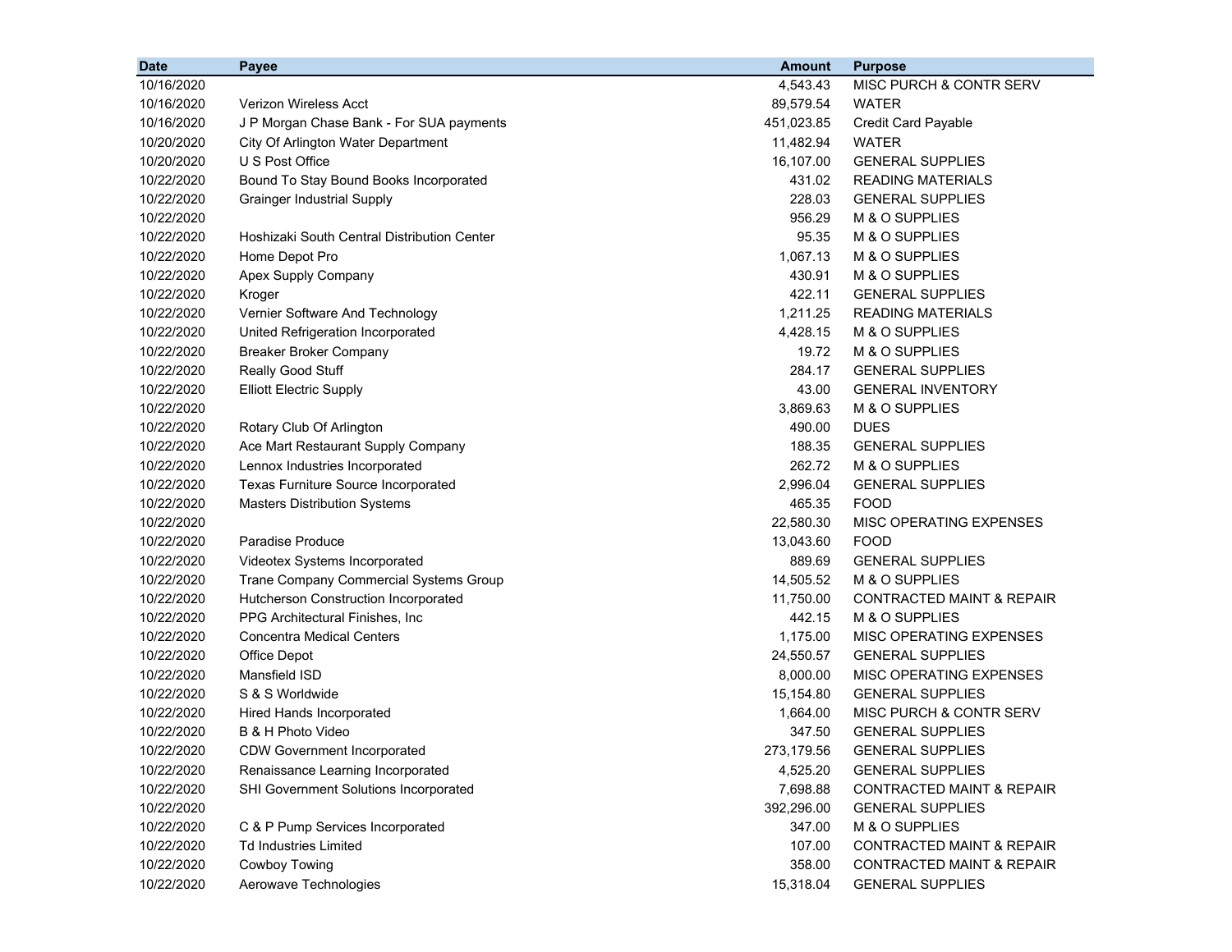| Date | Payee | Amount | Purpose |
|---|---|---|---|
| 10/16/2020 | | 4,543.43 | MISC PURCH & CONTR SERV |
| 10/16/2020 | Verizon Wireless Acct | 89,579.54 | WATER |
| 10/16/2020 | J P Morgan Chase Bank - For SUA payments | 451,023.85 | Credit Card Payable |
| 10/20/2020 | City Of Arlington Water Department | 11,482.94 | WATER |
| 10/20/2020 | U S Post Office | 16,107.00 | GENERAL SUPPLIES |
| 10/22/2020 | Bound To Stay Bound Books Incorporated | 431.02 | READING MATERIALS |
| 10/22/2020 | Grainger Industrial Supply | 228.03 | GENERAL SUPPLIES |
| 10/22/2020 | | 956.29 | M & O SUPPLIES |
| 10/22/2020 | Hoshizaki South Central Distribution Center | 95.35 | M & O SUPPLIES |
| 10/22/2020 | Home Depot Pro | 1,067.13 | M & O SUPPLIES |
| 10/22/2020 | Apex Supply Company | 430.91 | M & O SUPPLIES |
| 10/22/2020 | Kroger | 422.11 | GENERAL SUPPLIES |
| 10/22/2020 | Vernier Software And Technology | 1,211.25 | READING MATERIALS |
| 10/22/2020 | United Refrigeration Incorporated | 4,428.15 | M & O SUPPLIES |
| 10/22/2020 | Breaker Broker Company | 19.72 | M & O SUPPLIES |
| 10/22/2020 | Really Good Stuff | 284.17 | GENERAL SUPPLIES |
| 10/22/2020 | Elliott Electric Supply | 43.00 | GENERAL INVENTORY |
| 10/22/2020 | | 3,869.63 | M & O SUPPLIES |
| 10/22/2020 | Rotary Club Of Arlington | 490.00 | DUES |
| 10/22/2020 | Ace Mart Restaurant Supply Company | 188.35 | GENERAL SUPPLIES |
| 10/22/2020 | Lennox Industries Incorporated | 262.72 | M & O SUPPLIES |
| 10/22/2020 | Texas Furniture Source Incorporated | 2,996.04 | GENERAL SUPPLIES |
| 10/22/2020 | Masters Distribution Systems | 465.35 | FOOD |
| 10/22/2020 | | 22,580.30 | MISC OPERATING EXPENSES |
| 10/22/2020 | Paradise Produce | 13,043.60 | FOOD |
| 10/22/2020 | Videotex Systems Incorporated | 889.69 | GENERAL SUPPLIES |
| 10/22/2020 | Trane Company Commercial Systems Group | 14,505.52 | M & O SUPPLIES |
| 10/22/2020 | Hutcherson Construction Incorporated | 11,750.00 | CONTRACTED MAINT & REPAIR |
| 10/22/2020 | PPG Architectural Finishes, Inc | 442.15 | M & O SUPPLIES |
| 10/22/2020 | Concentra Medical Centers | 1,175.00 | MISC OPERATING EXPENSES |
| 10/22/2020 | Office Depot | 24,550.57 | GENERAL SUPPLIES |
| 10/22/2020 | Mansfield ISD | 8,000.00 | MISC OPERATING EXPENSES |
| 10/22/2020 | S & S Worldwide | 15,154.80 | GENERAL SUPPLIES |
| 10/22/2020 | Hired Hands Incorporated | 1,664.00 | MISC PURCH & CONTR SERV |
| 10/22/2020 | B & H Photo Video | 347.50 | GENERAL SUPPLIES |
| 10/22/2020 | CDW Government Incorporated | 273,179.56 | GENERAL SUPPLIES |
| 10/22/2020 | Renaissance Learning Incorporated | 4,525.20 | GENERAL SUPPLIES |
| 10/22/2020 | SHI Government Solutions Incorporated | 7,698.88 | CONTRACTED MAINT & REPAIR |
| 10/22/2020 | | 392,296.00 | GENERAL SUPPLIES |
| 10/22/2020 | C & P Pump Services Incorporated | 347.00 | M & O SUPPLIES |
| 10/22/2020 | Td Industries Limited | 107.00 | CONTRACTED MAINT & REPAIR |
| 10/22/2020 | Cowboy Towing | 358.00 | CONTRACTED MAINT & REPAIR |
| 10/22/2020 | Aerowave Technologies | 15,318.04 | GENERAL SUPPLIES |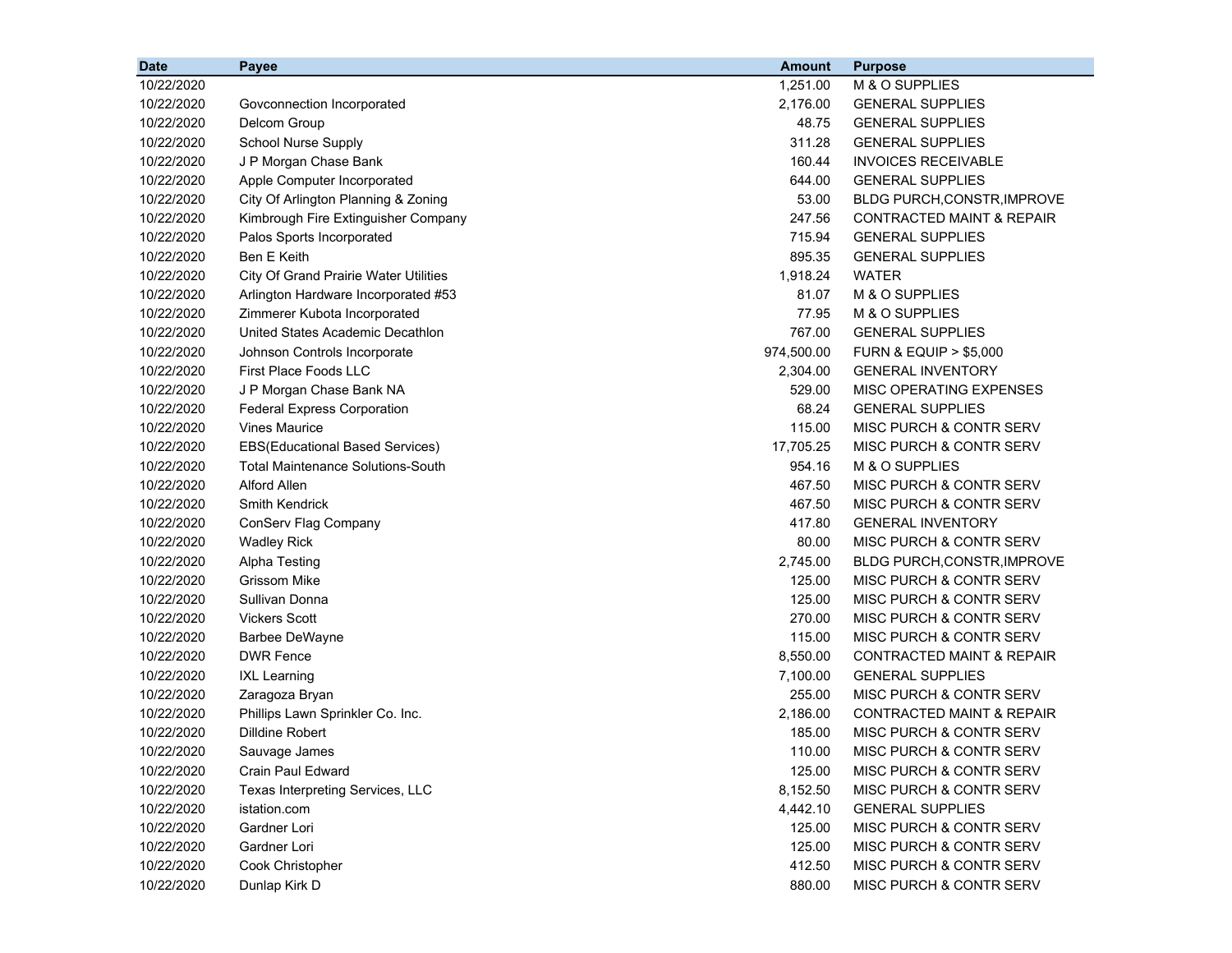| Date | Payee | Amount | Purpose |
|---|---|---|---|
| 10/22/2020 | | 1,251.00 | M & O SUPPLIES |
| 10/22/2020 | Govconnection Incorporated | 2,176.00 | GENERAL SUPPLIES |
| 10/22/2020 | Delcom Group | 48.75 | GENERAL SUPPLIES |
| 10/22/2020 | School Nurse Supply | 311.28 | GENERAL SUPPLIES |
| 10/22/2020 | J P Morgan Chase Bank | 160.44 | INVOICES RECEIVABLE |
| 10/22/2020 | Apple Computer Incorporated | 644.00 | GENERAL SUPPLIES |
| 10/22/2020 | City Of Arlington Planning & Zoning | 53.00 | BLDG PURCH,CONSTR,IMPROVE |
| 10/22/2020 | Kimbrough Fire Extinguisher Company | 247.56 | CONTRACTED MAINT & REPAIR |
| 10/22/2020 | Palos Sports Incorporated | 715.94 | GENERAL SUPPLIES |
| 10/22/2020 | Ben E Keith | 895.35 | GENERAL SUPPLIES |
| 10/22/2020 | City Of Grand Prairie Water Utilities | 1,918.24 | WATER |
| 10/22/2020 | Arlington Hardware Incorporated #53 | 81.07 | M & O SUPPLIES |
| 10/22/2020 | Zimmerer Kubota Incorporated | 77.95 | M & O SUPPLIES |
| 10/22/2020 | United States Academic Decathlon | 767.00 | GENERAL SUPPLIES |
| 10/22/2020 | Johnson Controls Incorporate | 974,500.00 | FURN & EQUIP > $5,000 |
| 10/22/2020 | First Place Foods LLC | 2,304.00 | GENERAL INVENTORY |
| 10/22/2020 | J P Morgan Chase Bank NA | 529.00 | MISC OPERATING EXPENSES |
| 10/22/2020 | Federal Express Corporation | 68.24 | GENERAL SUPPLIES |
| 10/22/2020 | Vines Maurice | 115.00 | MISC PURCH & CONTR SERV |
| 10/22/2020 | EBS(Educational Based Services) | 17,705.25 | MISC PURCH & CONTR SERV |
| 10/22/2020 | Total Maintenance Solutions-South | 954.16 | M & O SUPPLIES |
| 10/22/2020 | Alford Allen | 467.50 | MISC PURCH & CONTR SERV |
| 10/22/2020 | Smith Kendrick | 467.50 | MISC PURCH & CONTR SERV |
| 10/22/2020 | ConServ Flag Company | 417.80 | GENERAL INVENTORY |
| 10/22/2020 | Wadley Rick | 80.00 | MISC PURCH & CONTR SERV |
| 10/22/2020 | Alpha Testing | 2,745.00 | BLDG PURCH,CONSTR,IMPROVE |
| 10/22/2020 | Grissom Mike | 125.00 | MISC PURCH & CONTR SERV |
| 10/22/2020 | Sullivan Donna | 125.00 | MISC PURCH & CONTR SERV |
| 10/22/2020 | Vickers Scott | 270.00 | MISC PURCH & CONTR SERV |
| 10/22/2020 | Barbee DeWayne | 115.00 | MISC PURCH & CONTR SERV |
| 10/22/2020 | DWR Fence | 8,550.00 | CONTRACTED MAINT & REPAIR |
| 10/22/2020 | IXL Learning | 7,100.00 | GENERAL SUPPLIES |
| 10/22/2020 | Zaragoza Bryan | 255.00 | MISC PURCH & CONTR SERV |
| 10/22/2020 | Phillips Lawn Sprinkler Co. Inc. | 2,186.00 | CONTRACTED MAINT & REPAIR |
| 10/22/2020 | Dilldine Robert | 185.00 | MISC PURCH & CONTR SERV |
| 10/22/2020 | Sauvage James | 110.00 | MISC PURCH & CONTR SERV |
| 10/22/2020 | Crain Paul Edward | 125.00 | MISC PURCH & CONTR SERV |
| 10/22/2020 | Texas Interpreting Services, LLC | 8,152.50 | MISC PURCH & CONTR SERV |
| 10/22/2020 | istation.com | 4,442.10 | GENERAL SUPPLIES |
| 10/22/2020 | Gardner Lori | 125.00 | MISC PURCH & CONTR SERV |
| 10/22/2020 | Gardner Lori | 125.00 | MISC PURCH & CONTR SERV |
| 10/22/2020 | Cook Christopher | 412.50 | MISC PURCH & CONTR SERV |
| 10/22/2020 | Dunlap Kirk D | 880.00 | MISC PURCH & CONTR SERV |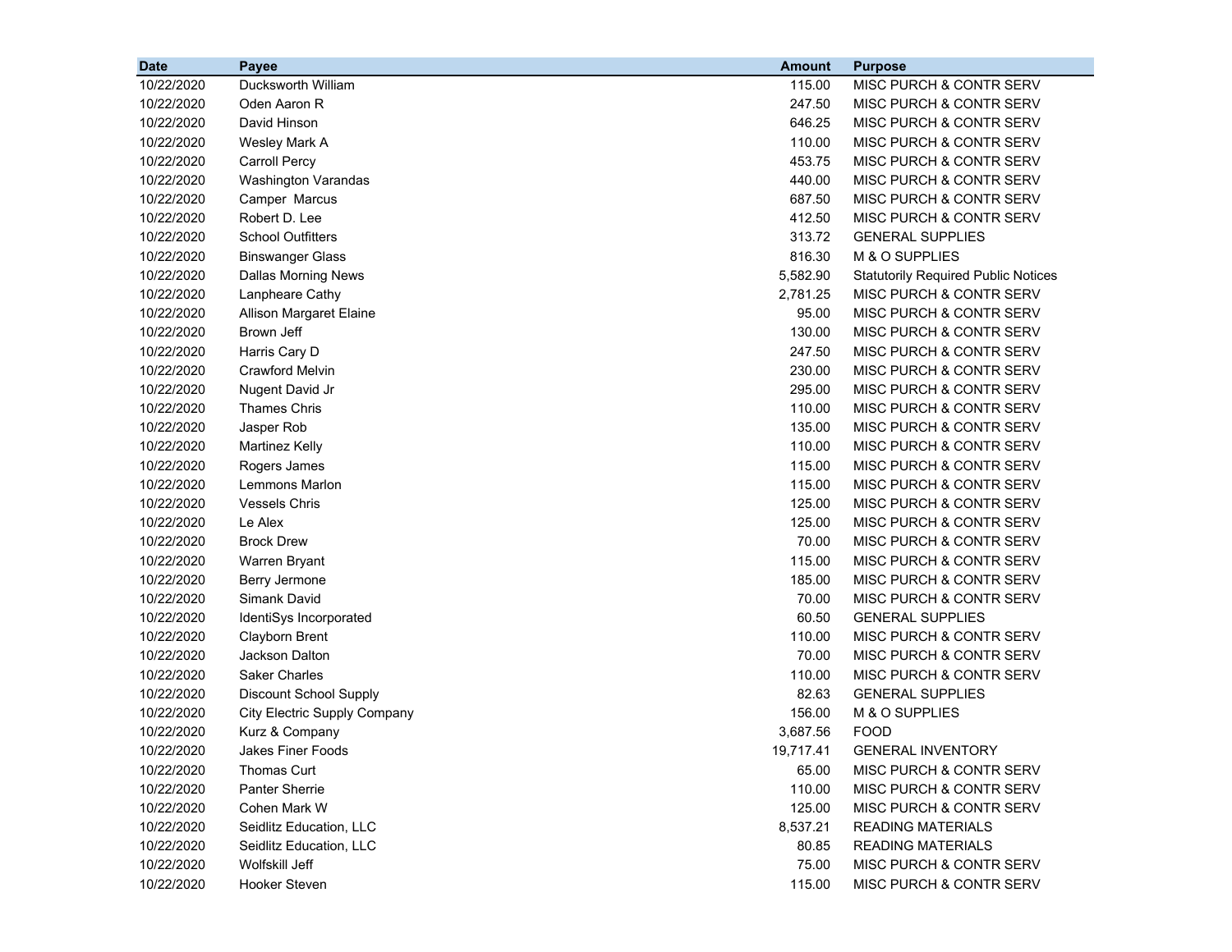| Date | Payee | Amount | Purpose |
|---|---|---|---|
| 10/22/2020 | Ducksworth William | 115.00 | MISC PURCH & CONTR SERV |
| 10/22/2020 | Oden Aaron R | 247.50 | MISC PURCH & CONTR SERV |
| 10/22/2020 | David Hinson | 646.25 | MISC PURCH & CONTR SERV |
| 10/22/2020 | Wesley Mark A | 110.00 | MISC PURCH & CONTR SERV |
| 10/22/2020 | Carroll Percy | 453.75 | MISC PURCH & CONTR SERV |
| 10/22/2020 | Washington Varandas | 440.00 | MISC PURCH & CONTR SERV |
| 10/22/2020 | Camper Marcus | 687.50 | MISC PURCH & CONTR SERV |
| 10/22/2020 | Robert D. Lee | 412.50 | MISC PURCH & CONTR SERV |
| 10/22/2020 | School Outfitters | 313.72 | GENERAL SUPPLIES |
| 10/22/2020 | Binswanger Glass | 816.30 | M & O SUPPLIES |
| 10/22/2020 | Dallas Morning News | 5,582.90 | Statutorily Required Public Notices |
| 10/22/2020 | Lanpheare Cathy | 2,781.25 | MISC PURCH & CONTR SERV |
| 10/22/2020 | Allison Margaret Elaine | 95.00 | MISC PURCH & CONTR SERV |
| 10/22/2020 | Brown Jeff | 130.00 | MISC PURCH & CONTR SERV |
| 10/22/2020 | Harris Cary D | 247.50 | MISC PURCH & CONTR SERV |
| 10/22/2020 | Crawford Melvin | 230.00 | MISC PURCH & CONTR SERV |
| 10/22/2020 | Nugent David Jr | 295.00 | MISC PURCH & CONTR SERV |
| 10/22/2020 | Thames Chris | 110.00 | MISC PURCH & CONTR SERV |
| 10/22/2020 | Jasper Rob | 135.00 | MISC PURCH & CONTR SERV |
| 10/22/2020 | Martinez Kelly | 110.00 | MISC PURCH & CONTR SERV |
| 10/22/2020 | Rogers James | 115.00 | MISC PURCH & CONTR SERV |
| 10/22/2020 | Lemmons Marlon | 115.00 | MISC PURCH & CONTR SERV |
| 10/22/2020 | Vessels Chris | 125.00 | MISC PURCH & CONTR SERV |
| 10/22/2020 | Le Alex | 125.00 | MISC PURCH & CONTR SERV |
| 10/22/2020 | Brock Drew | 70.00 | MISC PURCH & CONTR SERV |
| 10/22/2020 | Warren Bryant | 115.00 | MISC PURCH & CONTR SERV |
| 10/22/2020 | Berry Jermone | 185.00 | MISC PURCH & CONTR SERV |
| 10/22/2020 | Simank David | 70.00 | MISC PURCH & CONTR SERV |
| 10/22/2020 | IdentiSys Incorporated | 60.50 | GENERAL SUPPLIES |
| 10/22/2020 | Clayborn Brent | 110.00 | MISC PURCH & CONTR SERV |
| 10/22/2020 | Jackson Dalton | 70.00 | MISC PURCH & CONTR SERV |
| 10/22/2020 | Saker Charles | 110.00 | MISC PURCH & CONTR SERV |
| 10/22/2020 | Discount School Supply | 82.63 | GENERAL SUPPLIES |
| 10/22/2020 | City Electric Supply Company | 156.00 | M & O SUPPLIES |
| 10/22/2020 | Kurz & Company | 3,687.56 | FOOD |
| 10/22/2020 | Jakes Finer Foods | 19,717.41 | GENERAL INVENTORY |
| 10/22/2020 | Thomas Curt | 65.00 | MISC PURCH & CONTR SERV |
| 10/22/2020 | Panter Sherrie | 110.00 | MISC PURCH & CONTR SERV |
| 10/22/2020 | Cohen Mark W | 125.00 | MISC PURCH & CONTR SERV |
| 10/22/2020 | Seidlitz Education, LLC | 8,537.21 | READING MATERIALS |
| 10/22/2020 | Seidlitz Education, LLC | 80.85 | READING MATERIALS |
| 10/22/2020 | Wolfskill Jeff | 75.00 | MISC PURCH & CONTR SERV |
| 10/22/2020 | Hooker Steven | 115.00 | MISC PURCH & CONTR SERV |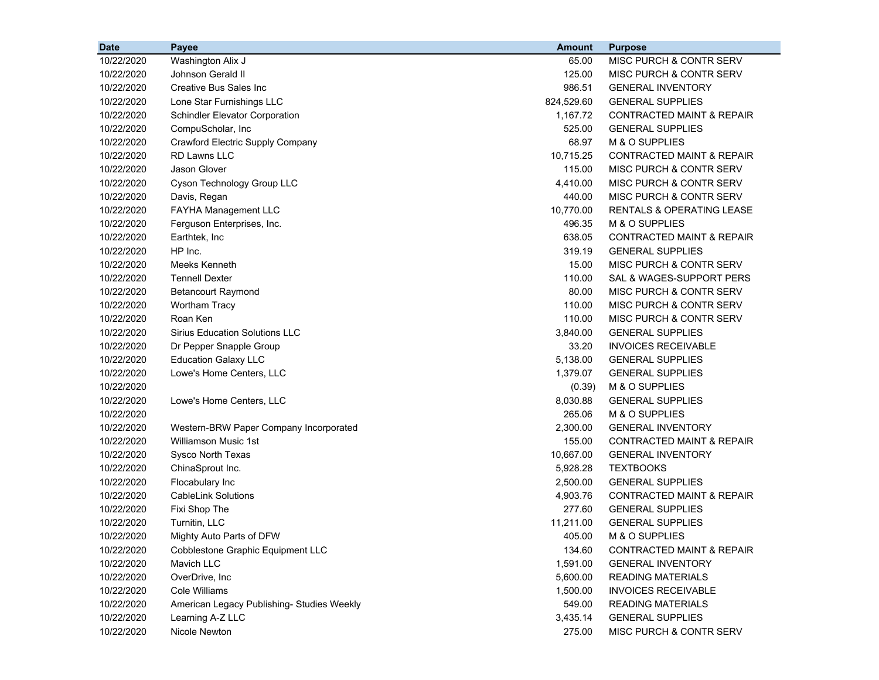| Date | Payee | Amount | Purpose |
|---|---|---|---|
| 10/22/2020 | Washington Alix J | 65.00 | MISC PURCH & CONTR SERV |
| 10/22/2020 | Johnson Gerald II | 125.00 | MISC PURCH & CONTR SERV |
| 10/22/2020 | Creative Bus Sales Inc | 986.51 | GENERAL INVENTORY |
| 10/22/2020 | Lone Star Furnishings LLC | 824,529.60 | GENERAL SUPPLIES |
| 10/22/2020 | Schindler Elevator Corporation | 1,167.72 | CONTRACTED MAINT & REPAIR |
| 10/22/2020 | CompuScholar, Inc | 525.00 | GENERAL SUPPLIES |
| 10/22/2020 | Crawford Electric Supply Company | 68.97 | M & O SUPPLIES |
| 10/22/2020 | RD Lawns LLC | 10,715.25 | CONTRACTED MAINT & REPAIR |
| 10/22/2020 | Jason Glover | 115.00 | MISC PURCH & CONTR SERV |
| 10/22/2020 | Cyson Technology Group LLC | 4,410.00 | MISC PURCH & CONTR SERV |
| 10/22/2020 | Davis, Regan | 440.00 | MISC PURCH & CONTR SERV |
| 10/22/2020 | FAYHA Management LLC | 10,770.00 | RENTALS & OPERATING LEASE |
| 10/22/2020 | Ferguson Enterprises, Inc. | 496.35 | M & O SUPPLIES |
| 10/22/2020 | Earthtek, Inc | 638.05 | CONTRACTED MAINT & REPAIR |
| 10/22/2020 | HP Inc. | 319.19 | GENERAL SUPPLIES |
| 10/22/2020 | Meeks Kenneth | 15.00 | MISC PURCH & CONTR SERV |
| 10/22/2020 | Tennell Dexter | 110.00 | SAL & WAGES-SUPPORT PERS |
| 10/22/2020 | Betancourt Raymond | 80.00 | MISC PURCH & CONTR SERV |
| 10/22/2020 | Wortham Tracy | 110.00 | MISC PURCH & CONTR SERV |
| 10/22/2020 | Roan Ken | 110.00 | MISC PURCH & CONTR SERV |
| 10/22/2020 | Sirius Education Solutions LLC | 3,840.00 | GENERAL SUPPLIES |
| 10/22/2020 | Dr Pepper Snapple Group | 33.20 | INVOICES RECEIVABLE |
| 10/22/2020 | Education Galaxy LLC | 5,138.00 | GENERAL SUPPLIES |
| 10/22/2020 | Lowe's Home Centers, LLC | 1,379.07 | GENERAL SUPPLIES |
| 10/22/2020 | | (0.39) | M & O SUPPLIES |
| 10/22/2020 | Lowe's Home Centers, LLC | 8,030.88 | GENERAL SUPPLIES |
| 10/22/2020 | | 265.06 | M & O SUPPLIES |
| 10/22/2020 | Western-BRW Paper Company Incorporated | 2,300.00 | GENERAL INVENTORY |
| 10/22/2020 | Williamson Music 1st | 155.00 | CONTRACTED MAINT & REPAIR |
| 10/22/2020 | Sysco North Texas | 10,667.00 | GENERAL INVENTORY |
| 10/22/2020 | ChinaSprout Inc. | 5,928.28 | TEXTBOOKS |
| 10/22/2020 | Flocabulary Inc | 2,500.00 | GENERAL SUPPLIES |
| 10/22/2020 | CableLink Solutions | 4,903.76 | CONTRACTED MAINT & REPAIR |
| 10/22/2020 | Fixi Shop The | 277.60 | GENERAL SUPPLIES |
| 10/22/2020 | Turnitin, LLC | 11,211.00 | GENERAL SUPPLIES |
| 10/22/2020 | Mighty Auto Parts of DFW | 405.00 | M & O SUPPLIES |
| 10/22/2020 | Cobblestone Graphic Equipment LLC | 134.60 | CONTRACTED MAINT & REPAIR |
| 10/22/2020 | Mavich LLC | 1,591.00 | GENERAL INVENTORY |
| 10/22/2020 | OverDrive, Inc | 5,600.00 | READING MATERIALS |
| 10/22/2020 | Cole Williams | 1,500.00 | INVOICES RECEIVABLE |
| 10/22/2020 | American Legacy Publishing- Studies Weekly | 549.00 | READING MATERIALS |
| 10/22/2020 | Learning A-Z LLC | 3,435.14 | GENERAL SUPPLIES |
| 10/22/2020 | Nicole Newton | 275.00 | MISC PURCH & CONTR SERV |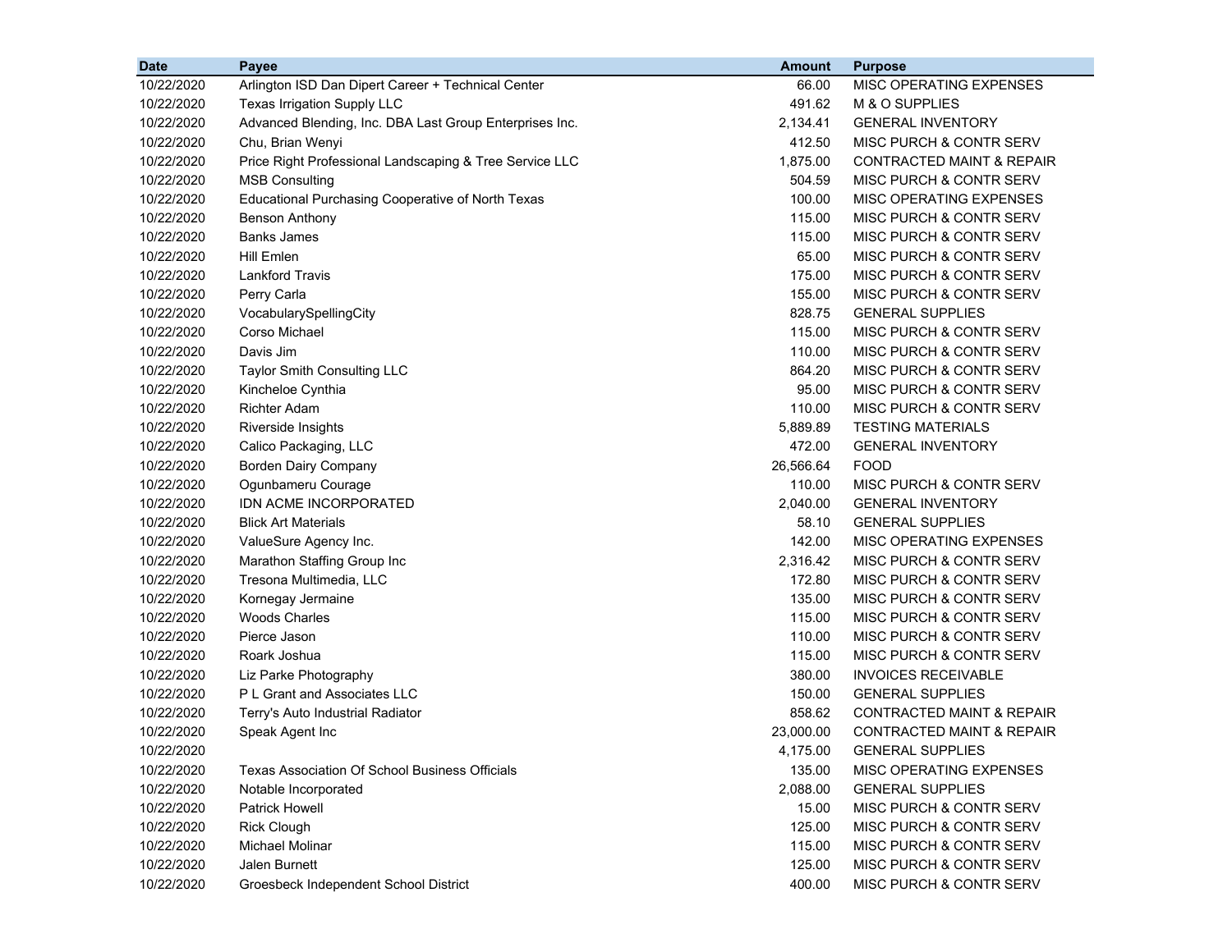| Date | Payee | Amount | Purpose |
|---|---|---|---|
| 10/22/2020 | Arlington ISD Dan Dipert Career + Technical Center | 66.00 | MISC OPERATING EXPENSES |
| 10/22/2020 | Texas Irrigation Supply LLC | 491.62 | M & O SUPPLIES |
| 10/22/2020 | Advanced Blending, Inc. DBA Last Group Enterprises Inc. | 2,134.41 | GENERAL INVENTORY |
| 10/22/2020 | Chu, Brian Wenyi | 412.50 | MISC PURCH & CONTR SERV |
| 10/22/2020 | Price Right Professional Landscaping & Tree Service LLC | 1,875.00 | CONTRACTED MAINT & REPAIR |
| 10/22/2020 | MSB Consulting | 504.59 | MISC PURCH & CONTR SERV |
| 10/22/2020 | Educational Purchasing Cooperative of North Texas | 100.00 | MISC OPERATING EXPENSES |
| 10/22/2020 | Benson Anthony | 115.00 | MISC PURCH & CONTR SERV |
| 10/22/2020 | Banks James | 115.00 | MISC PURCH & CONTR SERV |
| 10/22/2020 | Hill Emlen | 65.00 | MISC PURCH & CONTR SERV |
| 10/22/2020 | Lankford Travis | 175.00 | MISC PURCH & CONTR SERV |
| 10/22/2020 | Perry Carla | 155.00 | MISC PURCH & CONTR SERV |
| 10/22/2020 | VocabularySpellingCity | 828.75 | GENERAL SUPPLIES |
| 10/22/2020 | Corso Michael | 115.00 | MISC PURCH & CONTR SERV |
| 10/22/2020 | Davis Jim | 110.00 | MISC PURCH & CONTR SERV |
| 10/22/2020 | Taylor Smith Consulting LLC | 864.20 | MISC PURCH & CONTR SERV |
| 10/22/2020 | Kincheloe Cynthia | 95.00 | MISC PURCH & CONTR SERV |
| 10/22/2020 | Richter Adam | 110.00 | MISC PURCH & CONTR SERV |
| 10/22/2020 | Riverside Insights | 5,889.89 | TESTING MATERIALS |
| 10/22/2020 | Calico Packaging, LLC | 472.00 | GENERAL INVENTORY |
| 10/22/2020 | Borden Dairy Company | 26,566.64 | FOOD |
| 10/22/2020 | Ogunbameru Courage | 110.00 | MISC PURCH & CONTR SERV |
| 10/22/2020 | IDN ACME INCORPORATED | 2,040.00 | GENERAL INVENTORY |
| 10/22/2020 | Blick Art Materials | 58.10 | GENERAL SUPPLIES |
| 10/22/2020 | ValueSure Agency Inc. | 142.00 | MISC OPERATING EXPENSES |
| 10/22/2020 | Marathon Staffing Group Inc | 2,316.42 | MISC PURCH & CONTR SERV |
| 10/22/2020 | Tresona Multimedia, LLC | 172.80 | MISC PURCH & CONTR SERV |
| 10/22/2020 | Kornegay Jermaine | 135.00 | MISC PURCH & CONTR SERV |
| 10/22/2020 | Woods Charles | 115.00 | MISC PURCH & CONTR SERV |
| 10/22/2020 | Pierce Jason | 110.00 | MISC PURCH & CONTR SERV |
| 10/22/2020 | Roark Joshua | 115.00 | MISC PURCH & CONTR SERV |
| 10/22/2020 | Liz Parke Photography | 380.00 | INVOICES RECEIVABLE |
| 10/22/2020 | P L Grant and Associates LLC | 150.00 | GENERAL SUPPLIES |
| 10/22/2020 | Terry's Auto Industrial Radiator | 858.62 | CONTRACTED MAINT & REPAIR |
| 10/22/2020 | Speak Agent Inc | 23,000.00 | CONTRACTED MAINT & REPAIR |
| 10/22/2020 | | 4,175.00 | GENERAL SUPPLIES |
| 10/22/2020 | Texas Association Of School Business Officials | 135.00 | MISC OPERATING EXPENSES |
| 10/22/2020 | Notable Incorporated | 2,088.00 | GENERAL SUPPLIES |
| 10/22/2020 | Patrick Howell | 15.00 | MISC PURCH & CONTR SERV |
| 10/22/2020 | Rick Clough | 125.00 | MISC PURCH & CONTR SERV |
| 10/22/2020 | Michael Molinar | 115.00 | MISC PURCH & CONTR SERV |
| 10/22/2020 | Jalen Burnett | 125.00 | MISC PURCH & CONTR SERV |
| 10/22/2020 | Groesbeck Independent School District | 400.00 | MISC PURCH & CONTR SERV |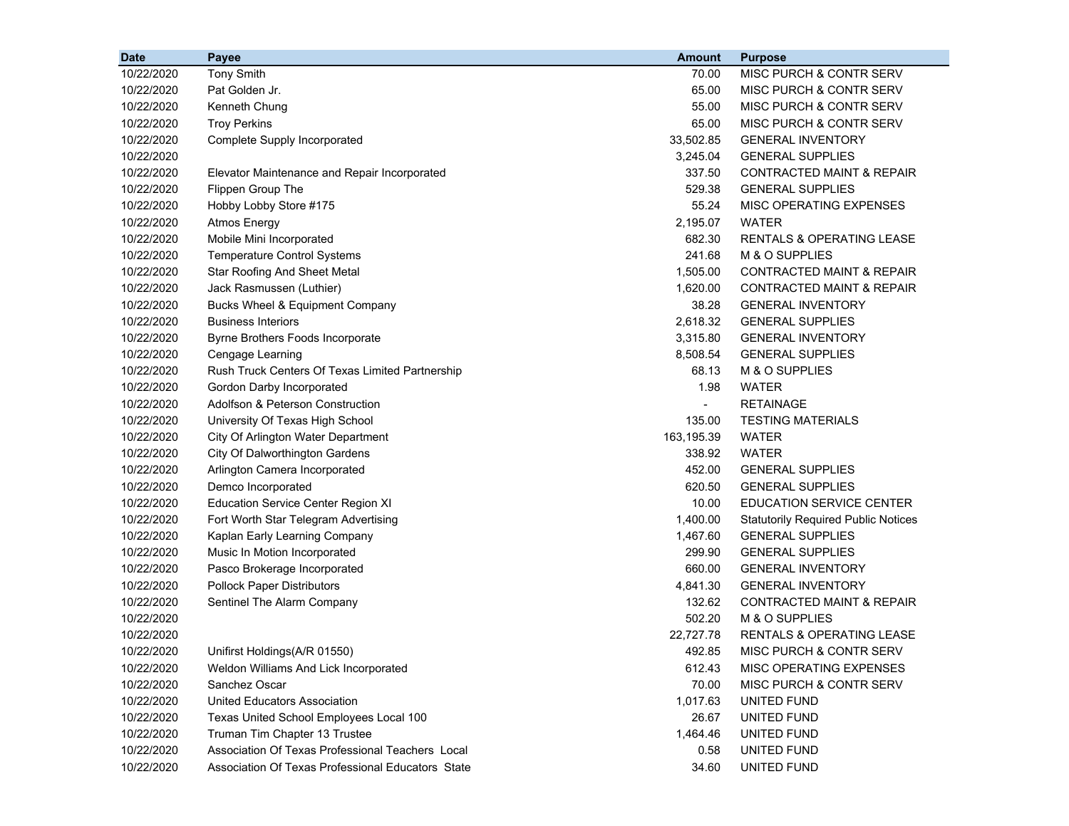| Date | Payee | Amount | Purpose |
|---|---|---|---|
| 10/22/2020 | Tony Smith | 70.00 | MISC PURCH & CONTR SERV |
| 10/22/2020 | Pat Golden Jr. | 65.00 | MISC PURCH & CONTR SERV |
| 10/22/2020 | Kenneth Chung | 55.00 | MISC PURCH & CONTR SERV |
| 10/22/2020 | Troy Perkins | 65.00 | MISC PURCH & CONTR SERV |
| 10/22/2020 | Complete Supply Incorporated | 33,502.85 | GENERAL INVENTORY |
| 10/22/2020 | | 3,245.04 | GENERAL SUPPLIES |
| 10/22/2020 | Elevator Maintenance and Repair Incorporated | 337.50 | CONTRACTED MAINT & REPAIR |
| 10/22/2020 | Flippen Group The | 529.38 | GENERAL SUPPLIES |
| 10/22/2020 | Hobby Lobby Store #175 | 55.24 | MISC OPERATING EXPENSES |
| 10/22/2020 | Atmos Energy | 2,195.07 | WATER |
| 10/22/2020 | Mobile Mini Incorporated | 682.30 | RENTALS & OPERATING LEASE |
| 10/22/2020 | Temperature Control Systems | 241.68 | M & O SUPPLIES |
| 10/22/2020 | Star Roofing And Sheet Metal | 1,505.00 | CONTRACTED MAINT & REPAIR |
| 10/22/2020 | Jack Rasmussen (Luthier) | 1,620.00 | CONTRACTED MAINT & REPAIR |
| 10/22/2020 | Bucks Wheel & Equipment Company | 38.28 | GENERAL INVENTORY |
| 10/22/2020 | Business Interiors | 2,618.32 | GENERAL SUPPLIES |
| 10/22/2020 | Byrne Brothers Foods Incorporate | 3,315.80 | GENERAL INVENTORY |
| 10/22/2020 | Cengage Learning | 8,508.54 | GENERAL SUPPLIES |
| 10/22/2020 | Rush Truck Centers Of Texas Limited Partnership | 68.13 | M & O SUPPLIES |
| 10/22/2020 | Gordon Darby Incorporated | 1.98 | WATER |
| 10/22/2020 | Adolfson & Peterson Construction | - | RETAINAGE |
| 10/22/2020 | University Of Texas High School | 135.00 | TESTING MATERIALS |
| 10/22/2020 | City Of Arlington Water Department | 163,195.39 | WATER |
| 10/22/2020 | City Of Dalworthington Gardens | 338.92 | WATER |
| 10/22/2020 | Arlington Camera Incorporated | 452.00 | GENERAL SUPPLIES |
| 10/22/2020 | Demco Incorporated | 620.50 | GENERAL SUPPLIES |
| 10/22/2020 | Education Service Center Region XI | 10.00 | EDUCATION SERVICE CENTER |
| 10/22/2020 | Fort Worth Star Telegram Advertising | 1,400.00 | Statutorily Required Public Notices |
| 10/22/2020 | Kaplan Early Learning Company | 1,467.60 | GENERAL SUPPLIES |
| 10/22/2020 | Music In Motion Incorporated | 299.90 | GENERAL SUPPLIES |
| 10/22/2020 | Pasco Brokerage Incorporated | 660.00 | GENERAL INVENTORY |
| 10/22/2020 | Pollock Paper Distributors | 4,841.30 | GENERAL INVENTORY |
| 10/22/2020 | Sentinel The Alarm Company | 132.62 | CONTRACTED MAINT & REPAIR |
| 10/22/2020 | | 502.20 | M & O SUPPLIES |
| 10/22/2020 | | 22,727.78 | RENTALS & OPERATING LEASE |
| 10/22/2020 | Unifirst Holdings(A/R 01550) | 492.85 | MISC PURCH & CONTR SERV |
| 10/22/2020 | Weldon Williams And Lick Incorporated | 612.43 | MISC OPERATING EXPENSES |
| 10/22/2020 | Sanchez Oscar | 70.00 | MISC PURCH & CONTR SERV |
| 10/22/2020 | United Educators Association | 1,017.63 | UNITED FUND |
| 10/22/2020 | Texas United School Employees Local 100 | 26.67 | UNITED FUND |
| 10/22/2020 | Truman Tim Chapter 13 Trustee | 1,464.46 | UNITED FUND |
| 10/22/2020 | Association Of Texas Professional Teachers Local | 0.58 | UNITED FUND |
| 10/22/2020 | Association Of Texas Professional Educators State | 34.60 | UNITED FUND |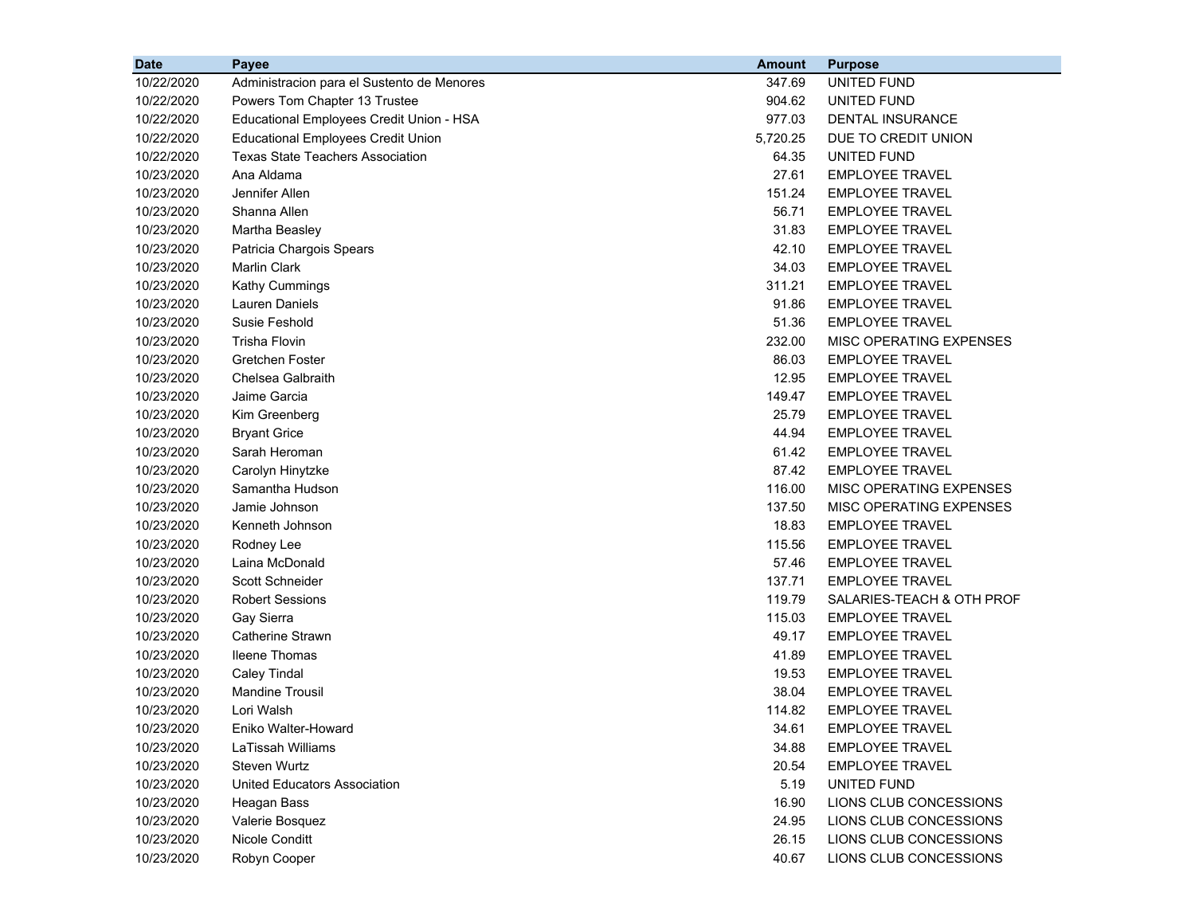| Date | Payee | Amount | Purpose |
|---|---|---|---|
| 10/22/2020 | Administracion para el Sustento de Menores | 347.69 | UNITED FUND |
| 10/22/2020 | Powers Tom Chapter 13 Trustee | 904.62 | UNITED FUND |
| 10/22/2020 | Educational Employees Credit Union - HSA | 977.03 | DENTAL INSURANCE |
| 10/22/2020 | Educational Employees Credit Union | 5,720.25 | DUE TO CREDIT UNION |
| 10/22/2020 | Texas State Teachers Association | 64.35 | UNITED FUND |
| 10/23/2020 | Ana Aldama | 27.61 | EMPLOYEE TRAVEL |
| 10/23/2020 | Jennifer Allen | 151.24 | EMPLOYEE TRAVEL |
| 10/23/2020 | Shanna Allen | 56.71 | EMPLOYEE TRAVEL |
| 10/23/2020 | Martha Beasley | 31.83 | EMPLOYEE TRAVEL |
| 10/23/2020 | Patricia Chargois Spears | 42.10 | EMPLOYEE TRAVEL |
| 10/23/2020 | Marlin Clark | 34.03 | EMPLOYEE TRAVEL |
| 10/23/2020 | Kathy Cummings | 311.21 | EMPLOYEE TRAVEL |
| 10/23/2020 | Lauren Daniels | 91.86 | EMPLOYEE TRAVEL |
| 10/23/2020 | Susie Feshold | 51.36 | EMPLOYEE TRAVEL |
| 10/23/2020 | Trisha Flovin | 232.00 | MISC OPERATING EXPENSES |
| 10/23/2020 | Gretchen Foster | 86.03 | EMPLOYEE TRAVEL |
| 10/23/2020 | Chelsea Galbraith | 12.95 | EMPLOYEE TRAVEL |
| 10/23/2020 | Jaime Garcia | 149.47 | EMPLOYEE TRAVEL |
| 10/23/2020 | Kim Greenberg | 25.79 | EMPLOYEE TRAVEL |
| 10/23/2020 | Bryant Grice | 44.94 | EMPLOYEE TRAVEL |
| 10/23/2020 | Sarah Heroman | 61.42 | EMPLOYEE TRAVEL |
| 10/23/2020 | Carolyn Hinytzke | 87.42 | EMPLOYEE TRAVEL |
| 10/23/2020 | Samantha Hudson | 116.00 | MISC OPERATING EXPENSES |
| 10/23/2020 | Jamie Johnson | 137.50 | MISC OPERATING EXPENSES |
| 10/23/2020 | Kenneth Johnson | 18.83 | EMPLOYEE TRAVEL |
| 10/23/2020 | Rodney Lee | 115.56 | EMPLOYEE TRAVEL |
| 10/23/2020 | Laina McDonald | 57.46 | EMPLOYEE TRAVEL |
| 10/23/2020 | Scott Schneider | 137.71 | EMPLOYEE TRAVEL |
| 10/23/2020 | Robert Sessions | 119.79 | SALARIES-TEACH & OTH PROF |
| 10/23/2020 | Gay Sierra | 115.03 | EMPLOYEE TRAVEL |
| 10/23/2020 | Catherine Strawn | 49.17 | EMPLOYEE TRAVEL |
| 10/23/2020 | Ileene Thomas | 41.89 | EMPLOYEE TRAVEL |
| 10/23/2020 | Caley Tindal | 19.53 | EMPLOYEE TRAVEL |
| 10/23/2020 | Mandine Trousil | 38.04 | EMPLOYEE TRAVEL |
| 10/23/2020 | Lori Walsh | 114.82 | EMPLOYEE TRAVEL |
| 10/23/2020 | Eniko Walter-Howard | 34.61 | EMPLOYEE TRAVEL |
| 10/23/2020 | LaTissah Williams | 34.88 | EMPLOYEE TRAVEL |
| 10/23/2020 | Steven Wurtz | 20.54 | EMPLOYEE TRAVEL |
| 10/23/2020 | United Educators Association | 5.19 | UNITED FUND |
| 10/23/2020 | Heagan Bass | 16.90 | LIONS CLUB CONCESSIONS |
| 10/23/2020 | Valerie Bosquez | 24.95 | LIONS CLUB CONCESSIONS |
| 10/23/2020 | Nicole Conditt | 26.15 | LIONS CLUB CONCESSIONS |
| 10/23/2020 | Robyn Cooper | 40.67 | LIONS CLUB CONCESSIONS |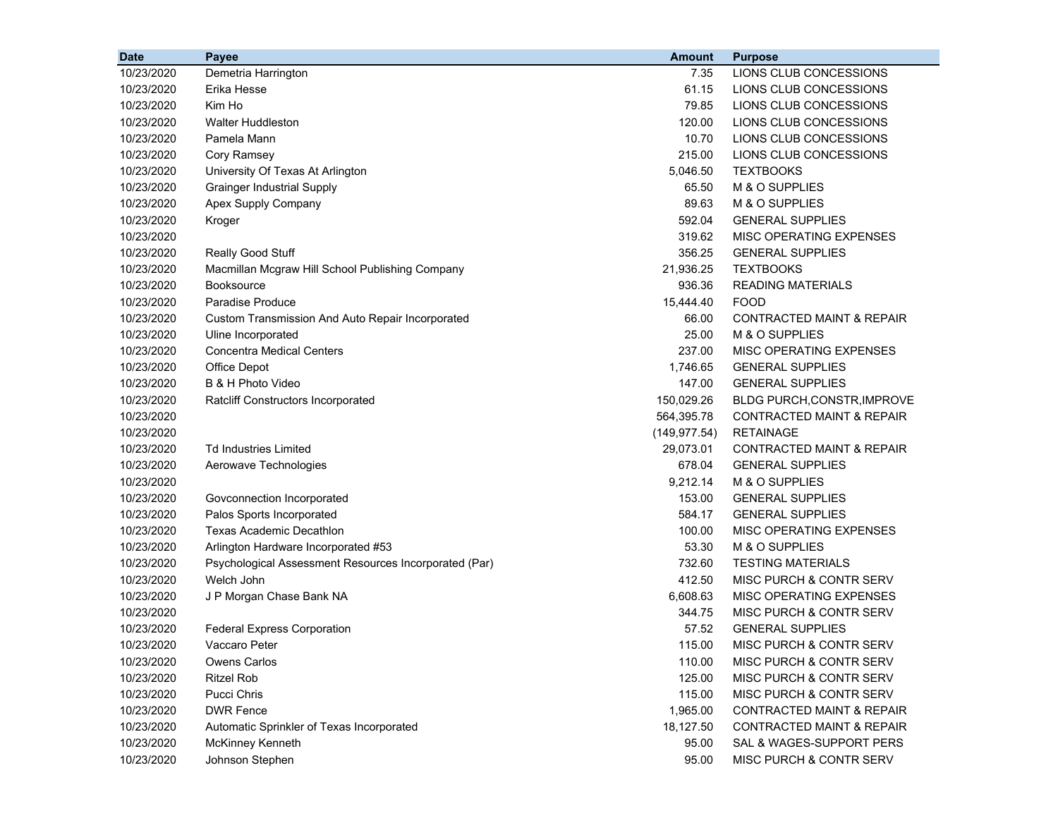| Date | Payee | Amount | Purpose |
|---|---|---:|---|
| 10/23/2020 | Demetria Harrington | 7.35 | LIONS CLUB CONCESSIONS |
| 10/23/2020 | Erika Hesse | 61.15 | LIONS CLUB CONCESSIONS |
| 10/23/2020 | Kim Ho | 79.85 | LIONS CLUB CONCESSIONS |
| 10/23/2020 | Walter Huddleston | 120.00 | LIONS CLUB CONCESSIONS |
| 10/23/2020 | Pamela Mann | 10.70 | LIONS CLUB CONCESSIONS |
| 10/23/2020 | Cory Ramsey | 215.00 | LIONS CLUB CONCESSIONS |
| 10/23/2020 | University Of Texas At Arlington | 5,046.50 | TEXTBOOKS |
| 10/23/2020 | Grainger Industrial Supply | 65.50 | M & O SUPPLIES |
| 10/23/2020 | Apex Supply Company | 89.63 | M & O SUPPLIES |
| 10/23/2020 | Kroger | 592.04 | GENERAL SUPPLIES |
| 10/23/2020 | | 319.62 | MISC OPERATING EXPENSES |
| 10/23/2020 | Really Good Stuff | 356.25 | GENERAL SUPPLIES |
| 10/23/2020 | Macmillan Mcgraw Hill School Publishing Company | 21,936.25 | TEXTBOOKS |
| 10/23/2020 | Booksource | 936.36 | READING MATERIALS |
| 10/23/2020 | Paradise Produce | 15,444.40 | FOOD |
| 10/23/2020 | Custom Transmission And Auto Repair Incorporated | 66.00 | CONTRACTED MAINT & REPAIR |
| 10/23/2020 | Uline Incorporated | 25.00 | M & O SUPPLIES |
| 10/23/2020 | Concentra Medical Centers | 237.00 | MISC OPERATING EXPENSES |
| 10/23/2020 | Office Depot | 1,746.65 | GENERAL SUPPLIES |
| 10/23/2020 | B & H Photo Video | 147.00 | GENERAL SUPPLIES |
| 10/23/2020 | Ratcliff Constructors Incorporated | 150,029.26 | BLDG PURCH,CONSTR,IMPROVE |
| 10/23/2020 | | 564,395.78 | CONTRACTED MAINT & REPAIR |
| 10/23/2020 | | (149,977.54) | RETAINAGE |
| 10/23/2020 | Td Industries Limited | 29,073.01 | CONTRACTED MAINT & REPAIR |
| 10/23/2020 | Aerowave Technologies | 678.04 | GENERAL SUPPLIES |
| 10/23/2020 | | 9,212.14 | M & O SUPPLIES |
| 10/23/2020 | Govconnection Incorporated | 153.00 | GENERAL SUPPLIES |
| 10/23/2020 | Palos Sports Incorporated | 584.17 | GENERAL SUPPLIES |
| 10/23/2020 | Texas Academic Decathlon | 100.00 | MISC OPERATING EXPENSES |
| 10/23/2020 | Arlington Hardware Incorporated #53 | 53.30 | M & O SUPPLIES |
| 10/23/2020 | Psychological Assessment Resources Incorporated (Par) | 732.60 | TESTING MATERIALS |
| 10/23/2020 | Welch John | 412.50 | MISC PURCH & CONTR SERV |
| 10/23/2020 | J P Morgan Chase Bank NA | 6,608.63 | MISC OPERATING EXPENSES |
| 10/23/2020 | | 344.75 | MISC PURCH & CONTR SERV |
| 10/23/2020 | Federal Express Corporation | 57.52 | GENERAL SUPPLIES |
| 10/23/2020 | Vaccaro Peter | 115.00 | MISC PURCH & CONTR SERV |
| 10/23/2020 | Owens Carlos | 110.00 | MISC PURCH & CONTR SERV |
| 10/23/2020 | Ritzel Rob | 125.00 | MISC PURCH & CONTR SERV |
| 10/23/2020 | Pucci Chris | 115.00 | MISC PURCH & CONTR SERV |
| 10/23/2020 | DWR Fence | 1,965.00 | CONTRACTED MAINT & REPAIR |
| 10/23/2020 | Automatic Sprinkler of Texas Incorporated | 18,127.50 | CONTRACTED MAINT & REPAIR |
| 10/23/2020 | McKinney Kenneth | 95.00 | SAL & WAGES-SUPPORT PERS |
| 10/23/2020 | Johnson Stephen | 95.00 | MISC PURCH & CONTR SERV |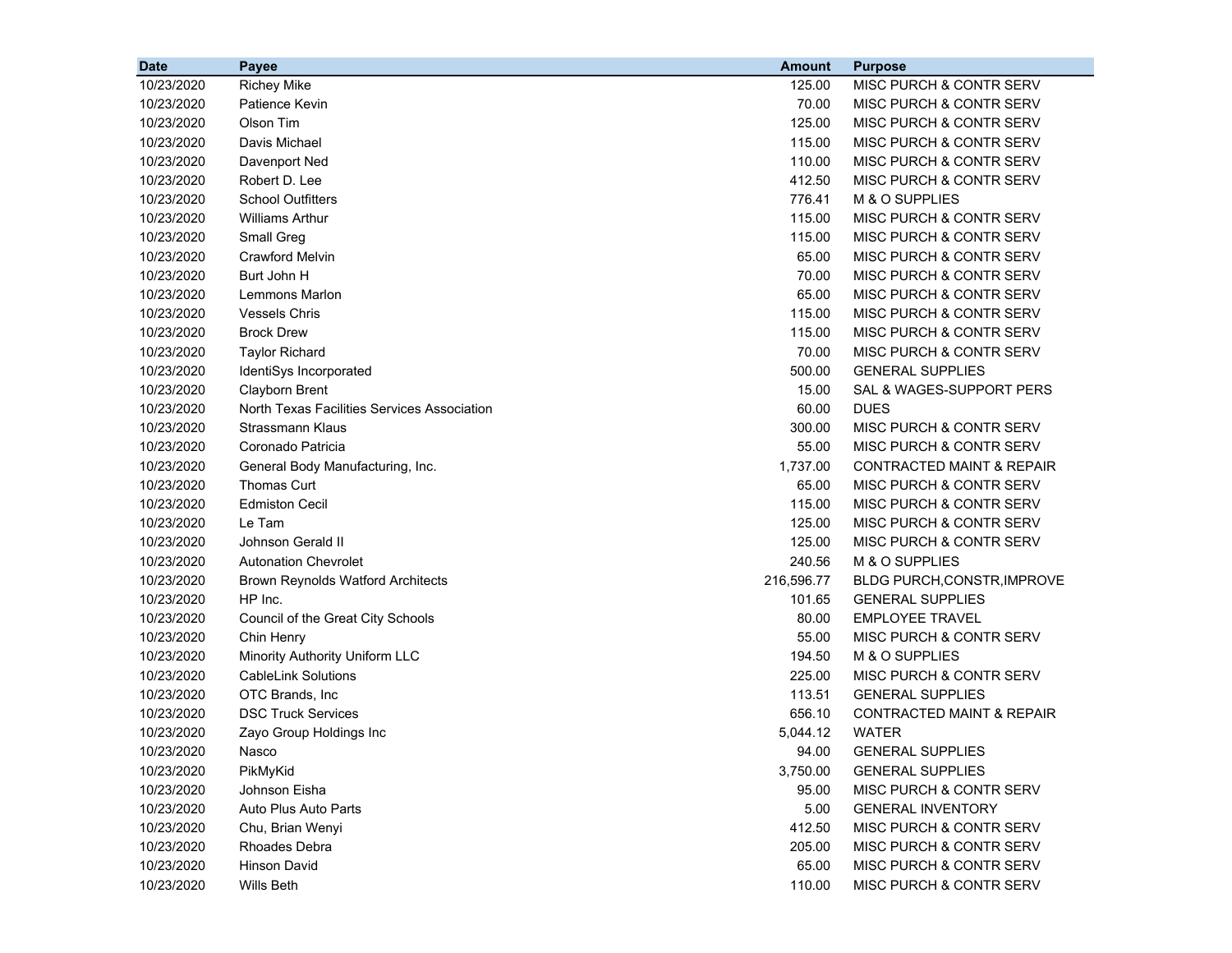| Date | Payee | Amount | Purpose |
|---|---|---|---|
| 10/23/2020 | Richey Mike | 125.00 | MISC PURCH & CONTR SERV |
| 10/23/2020 | Patience Kevin | 70.00 | MISC PURCH & CONTR SERV |
| 10/23/2020 | Olson Tim | 125.00 | MISC PURCH & CONTR SERV |
| 10/23/2020 | Davis Michael | 115.00 | MISC PURCH & CONTR SERV |
| 10/23/2020 | Davenport Ned | 110.00 | MISC PURCH & CONTR SERV |
| 10/23/2020 | Robert D. Lee | 412.50 | MISC PURCH & CONTR SERV |
| 10/23/2020 | School Outfitters | 776.41 | M & O SUPPLIES |
| 10/23/2020 | Williams Arthur | 115.00 | MISC PURCH & CONTR SERV |
| 10/23/2020 | Small Greg | 115.00 | MISC PURCH & CONTR SERV |
| 10/23/2020 | Crawford Melvin | 65.00 | MISC PURCH & CONTR SERV |
| 10/23/2020 | Burt John H | 70.00 | MISC PURCH & CONTR SERV |
| 10/23/2020 | Lemmons Marlon | 65.00 | MISC PURCH & CONTR SERV |
| 10/23/2020 | Vessels Chris | 115.00 | MISC PURCH & CONTR SERV |
| 10/23/2020 | Brock Drew | 115.00 | MISC PURCH & CONTR SERV |
| 10/23/2020 | Taylor Richard | 70.00 | MISC PURCH & CONTR SERV |
| 10/23/2020 | IdentiSys Incorporated | 500.00 | GENERAL SUPPLIES |
| 10/23/2020 | Clayborn Brent | 15.00 | SAL & WAGES-SUPPORT PERS |
| 10/23/2020 | North Texas Facilities Services Association | 60.00 | DUES |
| 10/23/2020 | Strassmann Klaus | 300.00 | MISC PURCH & CONTR SERV |
| 10/23/2020 | Coronado Patricia | 55.00 | MISC PURCH & CONTR SERV |
| 10/23/2020 | General Body Manufacturing, Inc. | 1,737.00 | CONTRACTED MAINT & REPAIR |
| 10/23/2020 | Thomas Curt | 65.00 | MISC PURCH & CONTR SERV |
| 10/23/2020 | Edmiston Cecil | 115.00 | MISC PURCH & CONTR SERV |
| 10/23/2020 | Le Tam | 125.00 | MISC PURCH & CONTR SERV |
| 10/23/2020 | Johnson Gerald II | 125.00 | MISC PURCH & CONTR SERV |
| 10/23/2020 | Autonation Chevrolet | 240.56 | M & O SUPPLIES |
| 10/23/2020 | Brown Reynolds Watford Architects | 216,596.77 | BLDG PURCH,CONSTR,IMPROVE |
| 10/23/2020 | HP Inc. | 101.65 | GENERAL SUPPLIES |
| 10/23/2020 | Council of the Great City Schools | 80.00 | EMPLOYEE TRAVEL |
| 10/23/2020 | Chin Henry | 55.00 | MISC PURCH & CONTR SERV |
| 10/23/2020 | Minority Authority Uniform LLC | 194.50 | M & O SUPPLIES |
| 10/23/2020 | CableLink Solutions | 225.00 | MISC PURCH & CONTR SERV |
| 10/23/2020 | OTC Brands, Inc | 113.51 | GENERAL SUPPLIES |
| 10/23/2020 | DSC Truck Services | 656.10 | CONTRACTED MAINT & REPAIR |
| 10/23/2020 | Zayo Group Holdings Inc | 5,044.12 | WATER |
| 10/23/2020 | Nasco | 94.00 | GENERAL SUPPLIES |
| 10/23/2020 | PikMyKid | 3,750.00 | GENERAL SUPPLIES |
| 10/23/2020 | Johnson Eisha | 95.00 | MISC PURCH & CONTR SERV |
| 10/23/2020 | Auto Plus Auto Parts | 5.00 | GENERAL INVENTORY |
| 10/23/2020 | Chu, Brian Wenyi | 412.50 | MISC PURCH & CONTR SERV |
| 10/23/2020 | Rhoades Debra | 205.00 | MISC PURCH & CONTR SERV |
| 10/23/2020 | Hinson David | 65.00 | MISC PURCH & CONTR SERV |
| 10/23/2020 | Wills Beth | 110.00 | MISC PURCH & CONTR SERV |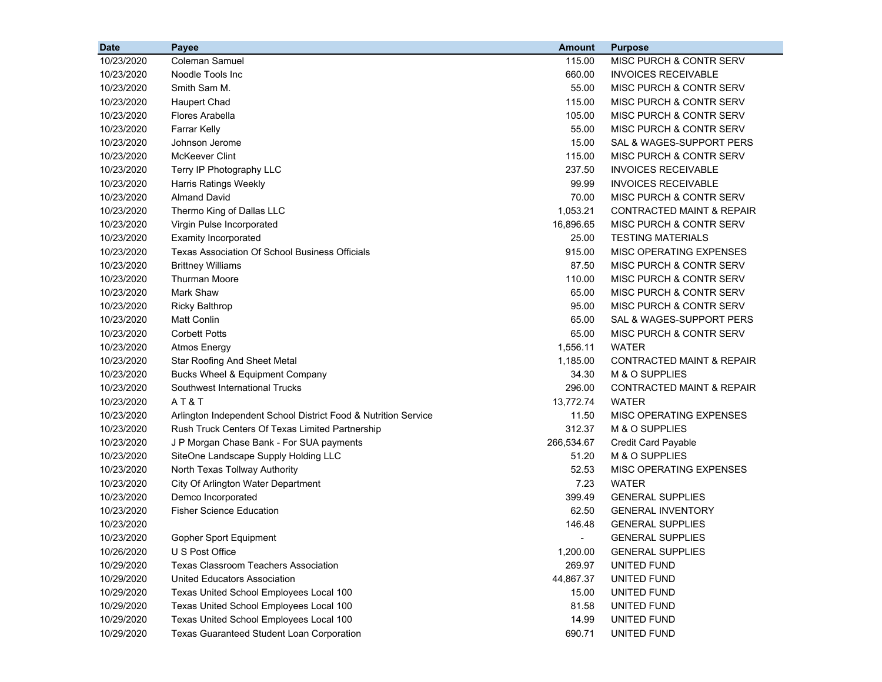| Date | Payee | Amount | Purpose |
|---|---|---|---|
| 10/23/2020 | Coleman Samuel | 115.00 | MISC PURCH & CONTR SERV |
| 10/23/2020 | Noodle Tools Inc | 660.00 | INVOICES RECEIVABLE |
| 10/23/2020 | Smith Sam M. | 55.00 | MISC PURCH & CONTR SERV |
| 10/23/2020 | Haupert Chad | 115.00 | MISC PURCH & CONTR SERV |
| 10/23/2020 | Flores Arabella | 105.00 | MISC PURCH & CONTR SERV |
| 10/23/2020 | Farrar Kelly | 55.00 | MISC PURCH & CONTR SERV |
| 10/23/2020 | Johnson Jerome | 15.00 | SAL & WAGES-SUPPORT PERS |
| 10/23/2020 | McKeever Clint | 115.00 | MISC PURCH & CONTR SERV |
| 10/23/2020 | Terry IP Photography LLC | 237.50 | INVOICES RECEIVABLE |
| 10/23/2020 | Harris Ratings Weekly | 99.99 | INVOICES RECEIVABLE |
| 10/23/2020 | Almand David | 70.00 | MISC PURCH & CONTR SERV |
| 10/23/2020 | Thermo King of Dallas LLC | 1,053.21 | CONTRACTED MAINT & REPAIR |
| 10/23/2020 | Virgin Pulse Incorporated | 16,896.65 | MISC PURCH & CONTR SERV |
| 10/23/2020 | Examity Incorporated | 25.00 | TESTING MATERIALS |
| 10/23/2020 | Texas Association Of School Business Officials | 915.00 | MISC OPERATING EXPENSES |
| 10/23/2020 | Brittney Williams | 87.50 | MISC PURCH & CONTR SERV |
| 10/23/2020 | Thurman Moore | 110.00 | MISC PURCH & CONTR SERV |
| 10/23/2020 | Mark Shaw | 65.00 | MISC PURCH & CONTR SERV |
| 10/23/2020 | Ricky Balthrop | 95.00 | MISC PURCH & CONTR SERV |
| 10/23/2020 | Matt Conlin | 65.00 | SAL & WAGES-SUPPORT PERS |
| 10/23/2020 | Corbett Potts | 65.00 | MISC PURCH & CONTR SERV |
| 10/23/2020 | Atmos Energy | 1,556.11 | WATER |
| 10/23/2020 | Star Roofing And Sheet Metal | 1,185.00 | CONTRACTED MAINT & REPAIR |
| 10/23/2020 | Bucks Wheel & Equipment Company | 34.30 | M & O SUPPLIES |
| 10/23/2020 | Southwest International Trucks | 296.00 | CONTRACTED MAINT & REPAIR |
| 10/23/2020 | A T & T | 13,772.74 | WATER |
| 10/23/2020 | Arlington Independent School District Food & Nutrition Service | 11.50 | MISC OPERATING EXPENSES |
| 10/23/2020 | Rush Truck Centers Of Texas Limited Partnership | 312.37 | M & O SUPPLIES |
| 10/23/2020 | J P Morgan Chase Bank - For SUA payments | 266,534.67 | Credit Card Payable |
| 10/23/2020 | SiteOne Landscape Supply Holding LLC | 51.20 | M & O SUPPLIES |
| 10/23/2020 | North Texas Tollway Authority | 52.53 | MISC OPERATING EXPENSES |
| 10/23/2020 | City Of Arlington Water Department | 7.23 | WATER |
| 10/23/2020 | Demco Incorporated | 399.49 | GENERAL SUPPLIES |
| 10/23/2020 | Fisher Science Education | 62.50 | GENERAL INVENTORY |
| 10/23/2020 | | 146.48 | GENERAL SUPPLIES |
| 10/23/2020 | Gopher Sport Equipment | - | GENERAL SUPPLIES |
| 10/26/2020 | U S Post Office | 1,200.00 | GENERAL SUPPLIES |
| 10/29/2020 | Texas Classroom Teachers Association | 269.97 | UNITED FUND |
| 10/29/2020 | United Educators Association | 44,867.37 | UNITED FUND |
| 10/29/2020 | Texas United School Employees Local 100 | 15.00 | UNITED FUND |
| 10/29/2020 | Texas United School Employees Local 100 | 81.58 | UNITED FUND |
| 10/29/2020 | Texas United School Employees Local 100 | 14.99 | UNITED FUND |
| 10/29/2020 | Texas Guaranteed Student Loan Corporation | 690.71 | UNITED FUND |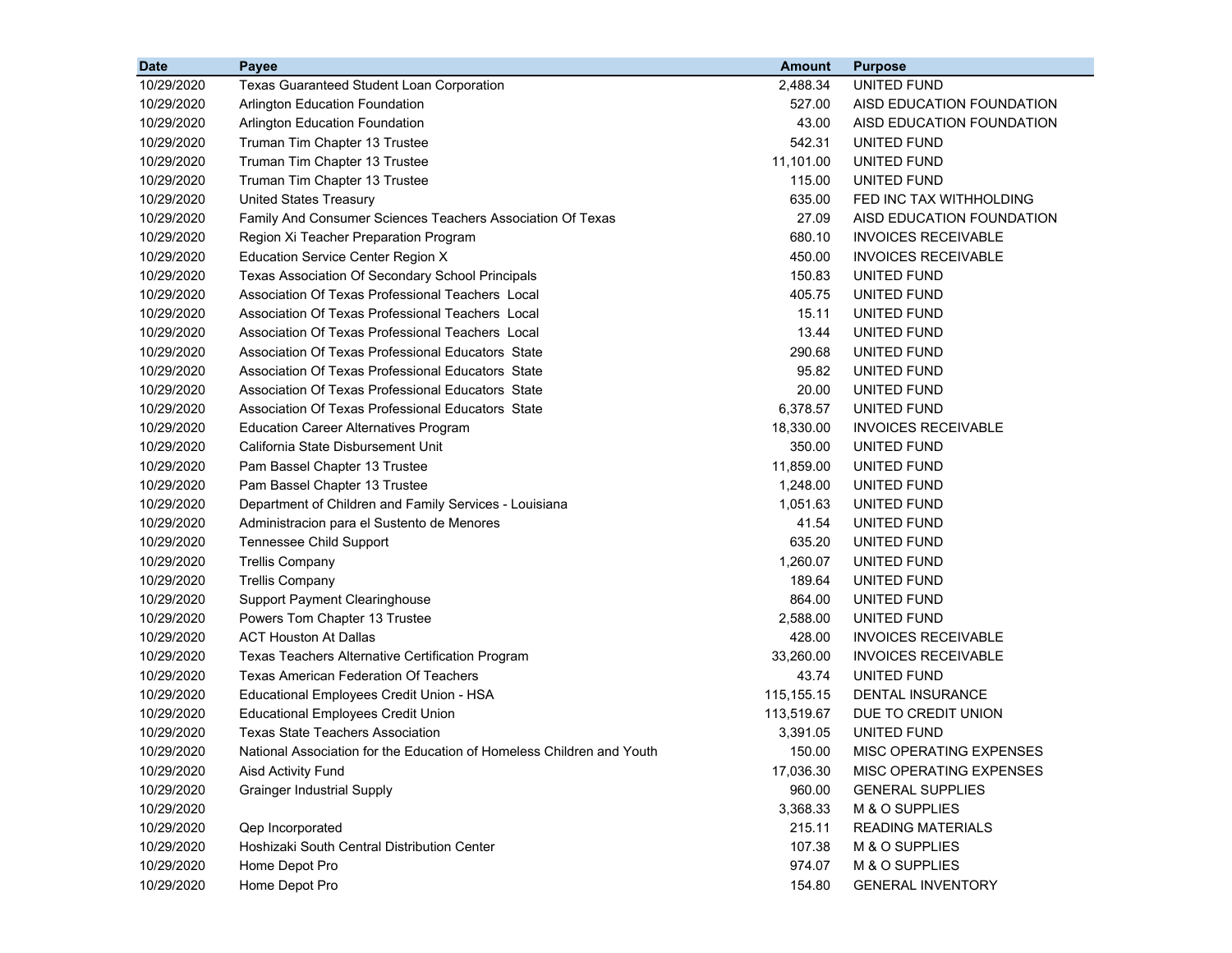| Date | Payee | Amount | Purpose |
|---|---|---|---|
| 10/29/2020 | Texas Guaranteed Student Loan Corporation | 2,488.34 | UNITED FUND |
| 10/29/2020 | Arlington Education Foundation | 527.00 | AISD EDUCATION FOUNDATION |
| 10/29/2020 | Arlington Education Foundation | 43.00 | AISD EDUCATION FOUNDATION |
| 10/29/2020 | Truman Tim Chapter 13 Trustee | 542.31 | UNITED FUND |
| 10/29/2020 | Truman Tim Chapter 13 Trustee | 11,101.00 | UNITED FUND |
| 10/29/2020 | Truman Tim Chapter 13 Trustee | 115.00 | UNITED FUND |
| 10/29/2020 | United States Treasury | 635.00 | FED INC TAX WITHHOLDING |
| 10/29/2020 | Family And Consumer Sciences Teachers Association Of Texas | 27.09 | AISD EDUCATION FOUNDATION |
| 10/29/2020 | Region Xi Teacher Preparation Program | 680.10 | INVOICES RECEIVABLE |
| 10/29/2020 | Education Service Center Region X | 450.00 | INVOICES RECEIVABLE |
| 10/29/2020 | Texas Association Of Secondary School Principals | 150.83 | UNITED FUND |
| 10/29/2020 | Association Of Texas Professional Teachers Local | 405.75 | UNITED FUND |
| 10/29/2020 | Association Of Texas Professional Teachers Local | 15.11 | UNITED FUND |
| 10/29/2020 | Association Of Texas Professional Teachers Local | 13.44 | UNITED FUND |
| 10/29/2020 | Association Of Texas Professional Educators State | 290.68 | UNITED FUND |
| 10/29/2020 | Association Of Texas Professional Educators State | 95.82 | UNITED FUND |
| 10/29/2020 | Association Of Texas Professional Educators State | 20.00 | UNITED FUND |
| 10/29/2020 | Association Of Texas Professional Educators State | 6,378.57 | UNITED FUND |
| 10/29/2020 | Education Career Alternatives Program | 18,330.00 | INVOICES RECEIVABLE |
| 10/29/2020 | California State Disbursement Unit | 350.00 | UNITED FUND |
| 10/29/2020 | Pam Bassel Chapter 13 Trustee | 11,859.00 | UNITED FUND |
| 10/29/2020 | Pam Bassel Chapter 13 Trustee | 1,248.00 | UNITED FUND |
| 10/29/2020 | Department of Children and Family Services - Louisiana | 1,051.63 | UNITED FUND |
| 10/29/2020 | Administracion para el Sustento de Menores | 41.54 | UNITED FUND |
| 10/29/2020 | Tennessee Child Support | 635.20 | UNITED FUND |
| 10/29/2020 | Trellis Company | 1,260.07 | UNITED FUND |
| 10/29/2020 | Trellis Company | 189.64 | UNITED FUND |
| 10/29/2020 | Support Payment Clearinghouse | 864.00 | UNITED FUND |
| 10/29/2020 | Powers Tom Chapter 13 Trustee | 2,588.00 | UNITED FUND |
| 10/29/2020 | ACT Houston At Dallas | 428.00 | INVOICES RECEIVABLE |
| 10/29/2020 | Texas Teachers Alternative Certification Program | 33,260.00 | INVOICES RECEIVABLE |
| 10/29/2020 | Texas American Federation Of Teachers | 43.74 | UNITED FUND |
| 10/29/2020 | Educational Employees Credit Union - HSA | 115,155.15 | DENTAL INSURANCE |
| 10/29/2020 | Educational Employees Credit Union | 113,519.67 | DUE TO CREDIT UNION |
| 10/29/2020 | Texas State Teachers Association | 3,391.05 | UNITED FUND |
| 10/29/2020 | National Association for the Education of Homeless Children and Youth | 150.00 | MISC OPERATING EXPENSES |
| 10/29/2020 | Aisd Activity Fund | 17,036.30 | MISC OPERATING EXPENSES |
| 10/29/2020 | Grainger Industrial Supply | 960.00 | GENERAL SUPPLIES |
| 10/29/2020 | | 3,368.33 | M & O SUPPLIES |
| 10/29/2020 | Qep Incorporated | 215.11 | READING MATERIALS |
| 10/29/2020 | Hoshizaki South Central Distribution Center | 107.38 | M & O SUPPLIES |
| 10/29/2020 | Home Depot Pro | 974.07 | M & O SUPPLIES |
| 10/29/2020 | Home Depot Pro | 154.80 | GENERAL INVENTORY |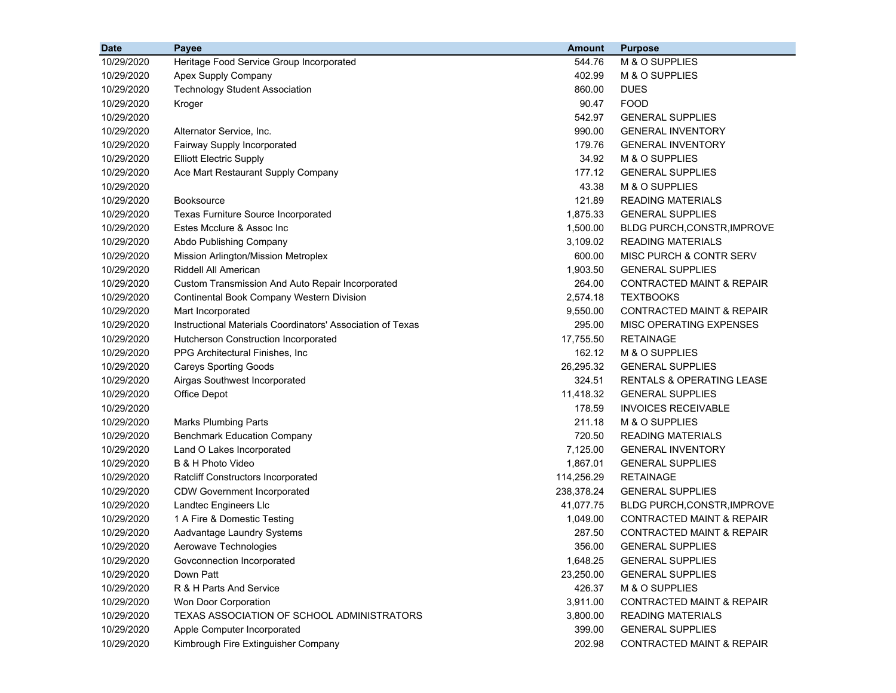| Date | Payee | Amount | Purpose |
|---|---|---|---|
| 10/29/2020 | Heritage Food Service Group Incorporated | 544.76 | M & O SUPPLIES |
| 10/29/2020 | Apex Supply Company | 402.99 | M & O SUPPLIES |
| 10/29/2020 | Technology Student Association | 860.00 | DUES |
| 10/29/2020 | Kroger | 90.47 | FOOD |
| 10/29/2020 | | 542.97 | GENERAL SUPPLIES |
| 10/29/2020 | Alternator Service, Inc. | 990.00 | GENERAL INVENTORY |
| 10/29/2020 | Fairway Supply Incorporated | 179.76 | GENERAL INVENTORY |
| 10/29/2020 | Elliott Electric Supply | 34.92 | M & O SUPPLIES |
| 10/29/2020 | Ace Mart Restaurant Supply Company | 177.12 | GENERAL SUPPLIES |
| 10/29/2020 | | 43.38 | M & O SUPPLIES |
| 10/29/2020 | Booksource | 121.89 | READING MATERIALS |
| 10/29/2020 | Texas Furniture Source Incorporated | 1,875.33 | GENERAL SUPPLIES |
| 10/29/2020 | Estes Mcclure & Assoc Inc | 1,500.00 | BLDG PURCH,CONSTR,IMPROVE |
| 10/29/2020 | Abdo Publishing Company | 3,109.02 | READING MATERIALS |
| 10/29/2020 | Mission Arlington/Mission Metroplex | 600.00 | MISC PURCH & CONTR SERV |
| 10/29/2020 | Riddell All American | 1,903.50 | GENERAL SUPPLIES |
| 10/29/2020 | Custom Transmission And Auto Repair Incorporated | 264.00 | CONTRACTED MAINT & REPAIR |
| 10/29/2020 | Continental Book Company Western Division | 2,574.18 | TEXTBOOKS |
| 10/29/2020 | Mart Incorporated | 9,550.00 | CONTRACTED MAINT & REPAIR |
| 10/29/2020 | Instructional Materials Coordinators' Association of Texas | 295.00 | MISC OPERATING EXPENSES |
| 10/29/2020 | Hutcherson Construction Incorporated | 17,755.50 | RETAINAGE |
| 10/29/2020 | PPG Architectural Finishes, Inc | 162.12 | M & O SUPPLIES |
| 10/29/2020 | Careys Sporting Goods | 26,295.32 | GENERAL SUPPLIES |
| 10/29/2020 | Airgas Southwest Incorporated | 324.51 | RENTALS & OPERATING LEASE |
| 10/29/2020 | Office Depot | 11,418.32 | GENERAL SUPPLIES |
| 10/29/2020 | | 178.59 | INVOICES RECEIVABLE |
| 10/29/2020 | Marks Plumbing Parts | 211.18 | M & O SUPPLIES |
| 10/29/2020 | Benchmark Education Company | 720.50 | READING MATERIALS |
| 10/29/2020 | Land O Lakes Incorporated | 7,125.00 | GENERAL INVENTORY |
| 10/29/2020 | B & H Photo Video | 1,867.01 | GENERAL SUPPLIES |
| 10/29/2020 | Ratcliff Constructors Incorporated | 114,256.29 | RETAINAGE |
| 10/29/2020 | CDW Government Incorporated | 238,378.24 | GENERAL SUPPLIES |
| 10/29/2020 | Landtec Engineers Llc | 41,077.75 | BLDG PURCH,CONSTR,IMPROVE |
| 10/29/2020 | 1 A Fire & Domestic Testing | 1,049.00 | CONTRACTED MAINT & REPAIR |
| 10/29/2020 | Aadvantage Laundry Systems | 287.50 | CONTRACTED MAINT & REPAIR |
| 10/29/2020 | Aerowave Technologies | 356.00 | GENERAL SUPPLIES |
| 10/29/2020 | Govconnection Incorporated | 1,648.25 | GENERAL SUPPLIES |
| 10/29/2020 | Down Patt | 23,250.00 | GENERAL SUPPLIES |
| 10/29/2020 | R & H Parts And Service | 426.37 | M & O SUPPLIES |
| 10/29/2020 | Won Door Corporation | 3,911.00 | CONTRACTED MAINT & REPAIR |
| 10/29/2020 | TEXAS ASSOCIATION OF SCHOOL ADMINISTRATORS | 3,800.00 | READING MATERIALS |
| 10/29/2020 | Apple Computer Incorporated | 399.00 | GENERAL SUPPLIES |
| 10/29/2020 | Kimbrough Fire Extinguisher Company | 202.98 | CONTRACTED MAINT & REPAIR |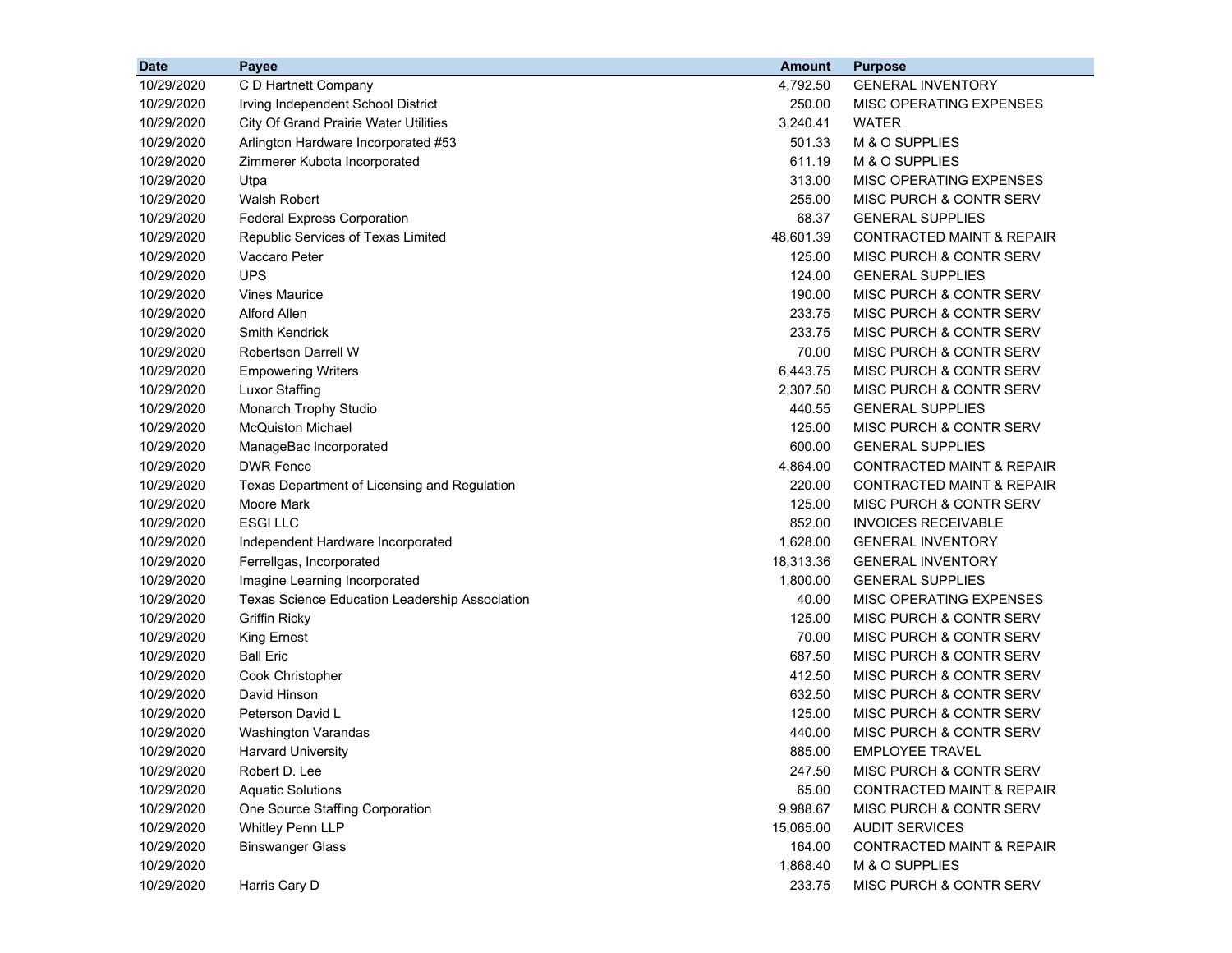| Date | Payee | Amount | Purpose |
|---|---|---|---|
| 10/29/2020 | C D Hartnett Company | 4,792.50 | GENERAL INVENTORY |
| 10/29/2020 | Irving Independent School District | 250.00 | MISC OPERATING EXPENSES |
| 10/29/2020 | City Of Grand Prairie Water Utilities | 3,240.41 | WATER |
| 10/29/2020 | Arlington Hardware Incorporated #53 | 501.33 | M & O SUPPLIES |
| 10/29/2020 | Zimmerer Kubota Incorporated | 611.19 | M & O SUPPLIES |
| 10/29/2020 | Utpa | 313.00 | MISC OPERATING EXPENSES |
| 10/29/2020 | Walsh Robert | 255.00 | MISC PURCH & CONTR SERV |
| 10/29/2020 | Federal Express Corporation | 68.37 | GENERAL SUPPLIES |
| 10/29/2020 | Republic Services of Texas Limited | 48,601.39 | CONTRACTED MAINT & REPAIR |
| 10/29/2020 | Vaccaro Peter | 125.00 | MISC PURCH & CONTR SERV |
| 10/29/2020 | UPS | 124.00 | GENERAL SUPPLIES |
| 10/29/2020 | Vines Maurice | 190.00 | MISC PURCH & CONTR SERV |
| 10/29/2020 | Alford Allen | 233.75 | MISC PURCH & CONTR SERV |
| 10/29/2020 | Smith Kendrick | 233.75 | MISC PURCH & CONTR SERV |
| 10/29/2020 | Robertson Darrell W | 70.00 | MISC PURCH & CONTR SERV |
| 10/29/2020 | Empowering Writers | 6,443.75 | MISC PURCH & CONTR SERV |
| 10/29/2020 | Luxor Staffing | 2,307.50 | MISC PURCH & CONTR SERV |
| 10/29/2020 | Monarch Trophy Studio | 440.55 | GENERAL SUPPLIES |
| 10/29/2020 | McQuiston Michael | 125.00 | MISC PURCH & CONTR SERV |
| 10/29/2020 | ManageBac Incorporated | 600.00 | GENERAL SUPPLIES |
| 10/29/2020 | DWR Fence | 4,864.00 | CONTRACTED MAINT & REPAIR |
| 10/29/2020 | Texas Department of Licensing and Regulation | 220.00 | CONTRACTED MAINT & REPAIR |
| 10/29/2020 | Moore Mark | 125.00 | MISC PURCH & CONTR SERV |
| 10/29/2020 | ESGI LLC | 852.00 | INVOICES RECEIVABLE |
| 10/29/2020 | Independent Hardware Incorporated | 1,628.00 | GENERAL INVENTORY |
| 10/29/2020 | Ferrellgas, Incorporated | 18,313.36 | GENERAL INVENTORY |
| 10/29/2020 | Imagine Learning Incorporated | 1,800.00 | GENERAL SUPPLIES |
| 10/29/2020 | Texas Science Education Leadership Association | 40.00 | MISC OPERATING EXPENSES |
| 10/29/2020 | Griffin Ricky | 125.00 | MISC PURCH & CONTR SERV |
| 10/29/2020 | King Ernest | 70.00 | MISC PURCH & CONTR SERV |
| 10/29/2020 | Ball Eric | 687.50 | MISC PURCH & CONTR SERV |
| 10/29/2020 | Cook Christopher | 412.50 | MISC PURCH & CONTR SERV |
| 10/29/2020 | David Hinson | 632.50 | MISC PURCH & CONTR SERV |
| 10/29/2020 | Peterson David L | 125.00 | MISC PURCH & CONTR SERV |
| 10/29/2020 | Washington Varandas | 440.00 | MISC PURCH & CONTR SERV |
| 10/29/2020 | Harvard University | 885.00 | EMPLOYEE TRAVEL |
| 10/29/2020 | Robert D. Lee | 247.50 | MISC PURCH & CONTR SERV |
| 10/29/2020 | Aquatic Solutions | 65.00 | CONTRACTED MAINT & REPAIR |
| 10/29/2020 | One Source Staffing Corporation | 9,988.67 | MISC PURCH & CONTR SERV |
| 10/29/2020 | Whitley Penn LLP | 15,065.00 | AUDIT SERVICES |
| 10/29/2020 | Binswanger Glass | 164.00 | CONTRACTED MAINT & REPAIR |
| 10/29/2020 | | 1,868.40 | M & O SUPPLIES |
| 10/29/2020 | Harris Cary D | 233.75 | MISC PURCH & CONTR SERV |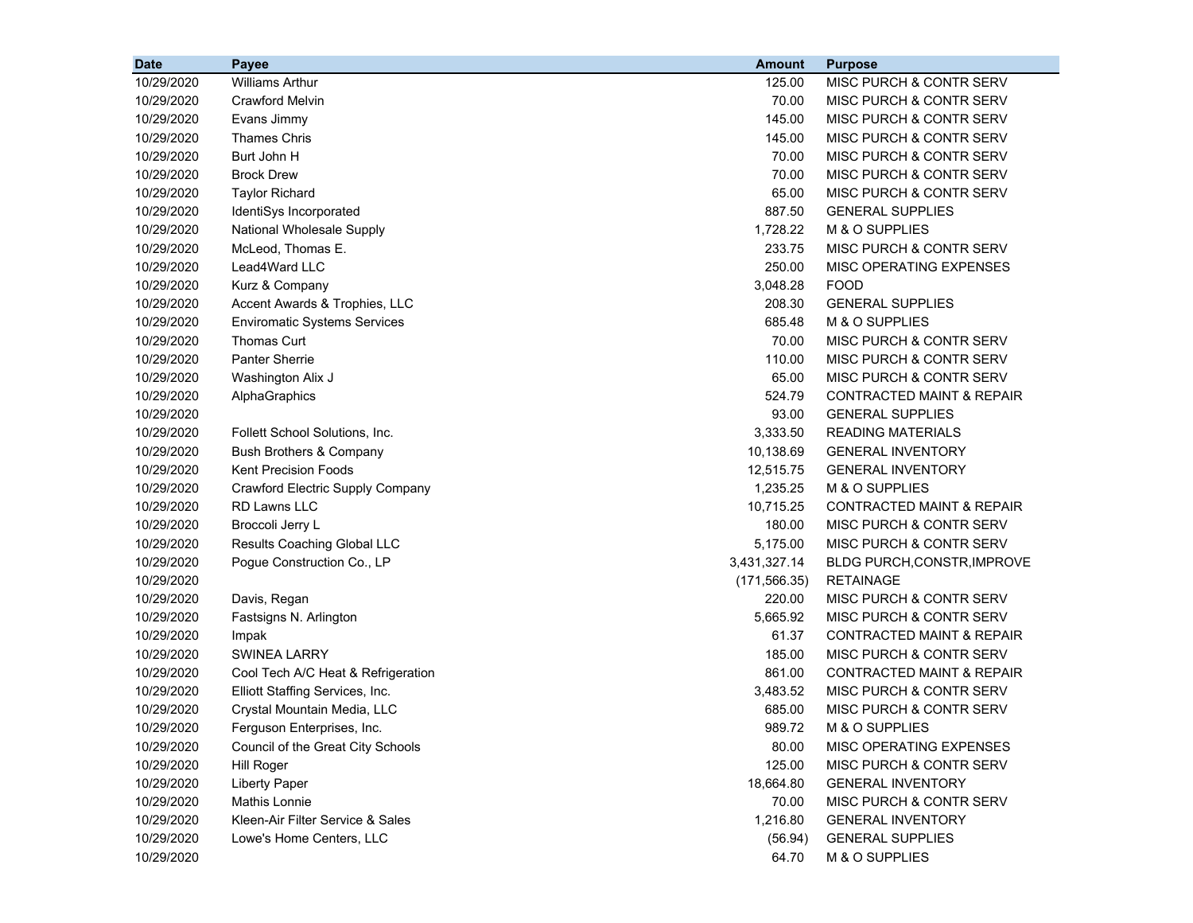| Date | Payee | Amount | Purpose |
|---|---|---|---|
| 10/29/2020 | Williams Arthur | 125.00 | MISC PURCH & CONTR SERV |
| 10/29/2020 | Crawford Melvin | 70.00 | MISC PURCH & CONTR SERV |
| 10/29/2020 | Evans Jimmy | 145.00 | MISC PURCH & CONTR SERV |
| 10/29/2020 | Thames Chris | 145.00 | MISC PURCH & CONTR SERV |
| 10/29/2020 | Burt John H | 70.00 | MISC PURCH & CONTR SERV |
| 10/29/2020 | Brock Drew | 70.00 | MISC PURCH & CONTR SERV |
| 10/29/2020 | Taylor Richard | 65.00 | MISC PURCH & CONTR SERV |
| 10/29/2020 | IdentiSys Incorporated | 887.50 | GENERAL SUPPLIES |
| 10/29/2020 | National Wholesale Supply | 1,728.22 | M & O SUPPLIES |
| 10/29/2020 | McLeod, Thomas E. | 233.75 | MISC PURCH & CONTR SERV |
| 10/29/2020 | Lead4Ward LLC | 250.00 | MISC OPERATING EXPENSES |
| 10/29/2020 | Kurz & Company | 3,048.28 | FOOD |
| 10/29/2020 | Accent Awards & Trophies, LLC | 208.30 | GENERAL SUPPLIES |
| 10/29/2020 | Enviromatic Systems Services | 685.48 | M & O SUPPLIES |
| 10/29/2020 | Thomas Curt | 70.00 | MISC PURCH & CONTR SERV |
| 10/29/2020 | Panter Sherrie | 110.00 | MISC PURCH & CONTR SERV |
| 10/29/2020 | Washington Alix J | 65.00 | MISC PURCH & CONTR SERV |
| 10/29/2020 | AlphaGraphics | 524.79 | CONTRACTED MAINT & REPAIR |
| 10/29/2020 | | 93.00 | GENERAL SUPPLIES |
| 10/29/2020 | Follett School Solutions, Inc. | 3,333.50 | READING MATERIALS |
| 10/29/2020 | Bush Brothers & Company | 10,138.69 | GENERAL INVENTORY |
| 10/29/2020 | Kent Precision Foods | 12,515.75 | GENERAL INVENTORY |
| 10/29/2020 | Crawford Electric Supply Company | 1,235.25 | M & O SUPPLIES |
| 10/29/2020 | RD Lawns LLC | 10,715.25 | CONTRACTED MAINT & REPAIR |
| 10/29/2020 | Broccoli Jerry L | 180.00 | MISC PURCH & CONTR SERV |
| 10/29/2020 | Results Coaching Global LLC | 5,175.00 | MISC PURCH & CONTR SERV |
| 10/29/2020 | Pogue Construction Co., LP | 3,431,327.14 | BLDG PURCH,CONSTR,IMPROVE |
| 10/29/2020 | | (171,566.35) | RETAINAGE |
| 10/29/2020 | Davis, Regan | 220.00 | MISC PURCH & CONTR SERV |
| 10/29/2020 | Fastsigns N. Arlington | 5,665.92 | MISC PURCH & CONTR SERV |
| 10/29/2020 | Impak | 61.37 | CONTRACTED MAINT & REPAIR |
| 10/29/2020 | SWINEA LARRY | 185.00 | MISC PURCH & CONTR SERV |
| 10/29/2020 | Cool Tech A/C Heat & Refrigeration | 861.00 | CONTRACTED MAINT & REPAIR |
| 10/29/2020 | Elliott Staffing Services, Inc. | 3,483.52 | MISC PURCH & CONTR SERV |
| 10/29/2020 | Crystal Mountain Media, LLC | 685.00 | MISC PURCH & CONTR SERV |
| 10/29/2020 | Ferguson Enterprises, Inc. | 989.72 | M & O SUPPLIES |
| 10/29/2020 | Council of the Great City Schools | 80.00 | MISC OPERATING EXPENSES |
| 10/29/2020 | Hill Roger | 125.00 | MISC PURCH & CONTR SERV |
| 10/29/2020 | Liberty Paper | 18,664.80 | GENERAL INVENTORY |
| 10/29/2020 | Mathis Lonnie | 70.00 | MISC PURCH & CONTR SERV |
| 10/29/2020 | Kleen-Air Filter Service & Sales | 1,216.80 | GENERAL INVENTORY |
| 10/29/2020 | Lowe's Home Centers, LLC | (56.94) | GENERAL SUPPLIES |
| 10/29/2020 | | 64.70 | M & O SUPPLIES |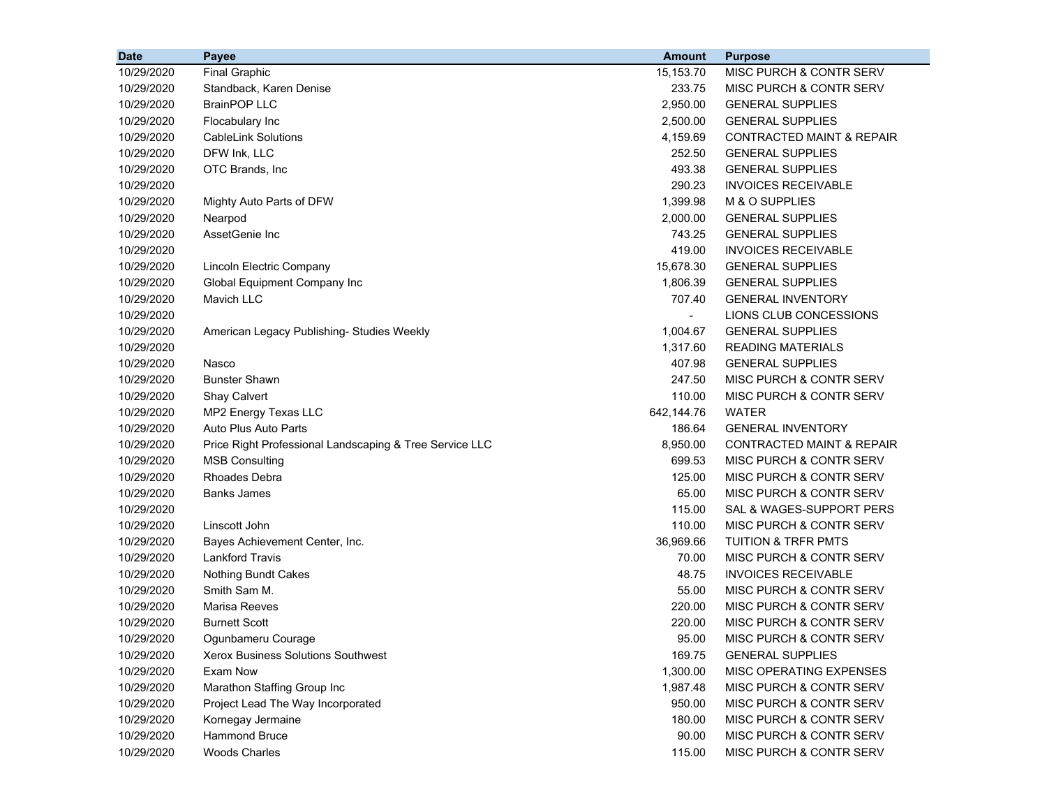| Date | Payee | Amount | Purpose |
|---|---|---|---|
| 10/29/2020 | Final Graphic | 15,153.70 | MISC PURCH & CONTR SERV |
| 10/29/2020 | Standback, Karen Denise | 233.75 | MISC PURCH & CONTR SERV |
| 10/29/2020 | BrainPOP LLC | 2,950.00 | GENERAL SUPPLIES |
| 10/29/2020 | Flocabulary Inc | 2,500.00 | GENERAL SUPPLIES |
| 10/29/2020 | CableLink Solutions | 4,159.69 | CONTRACTED MAINT & REPAIR |
| 10/29/2020 | DFW Ink, LLC | 252.50 | GENERAL SUPPLIES |
| 10/29/2020 | OTC Brands, Inc | 493.38 | GENERAL SUPPLIES |
| 10/29/2020 | | 290.23 | INVOICES RECEIVABLE |
| 10/29/2020 | Mighty Auto Parts of DFW | 1,399.98 | M & O SUPPLIES |
| 10/29/2020 | Nearpod | 2,000.00 | GENERAL SUPPLIES |
| 10/29/2020 | AssetGenie Inc | 743.25 | GENERAL SUPPLIES |
| 10/29/2020 | | 419.00 | INVOICES RECEIVABLE |
| 10/29/2020 | Lincoln Electric Company | 15,678.30 | GENERAL SUPPLIES |
| 10/29/2020 | Global Equipment Company Inc | 1,806.39 | GENERAL SUPPLIES |
| 10/29/2020 | Mavich LLC | 707.40 | GENERAL INVENTORY |
| 10/29/2020 | | - | LIONS CLUB CONCESSIONS |
| 10/29/2020 | American Legacy Publishing- Studies Weekly | 1,004.67 | GENERAL SUPPLIES |
| 10/29/2020 | | 1,317.60 | READING MATERIALS |
| 10/29/2020 | Nasco | 407.98 | GENERAL SUPPLIES |
| 10/29/2020 | Bunster Shawn | 247.50 | MISC PURCH & CONTR SERV |
| 10/29/2020 | Shay Calvert | 110.00 | MISC PURCH & CONTR SERV |
| 10/29/2020 | MP2 Energy Texas LLC | 642,144.76 | WATER |
| 10/29/2020 | Auto Plus Auto Parts | 186.64 | GENERAL INVENTORY |
| 10/29/2020 | Price Right Professional Landscaping & Tree Service LLC | 8,950.00 | CONTRACTED MAINT & REPAIR |
| 10/29/2020 | MSB Consulting | 699.53 | MISC PURCH & CONTR SERV |
| 10/29/2020 | Rhoades Debra | 125.00 | MISC PURCH & CONTR SERV |
| 10/29/2020 | Banks James | 65.00 | MISC PURCH & CONTR SERV |
| 10/29/2020 | | 115.00 | SAL & WAGES-SUPPORT PERS |
| 10/29/2020 | Linscott John | 110.00 | MISC PURCH & CONTR SERV |
| 10/29/2020 | Bayes Achievement Center, Inc. | 36,969.66 | TUITION & TRFR PMTS |
| 10/29/2020 | Lankford Travis | 70.00 | MISC PURCH & CONTR SERV |
| 10/29/2020 | Nothing Bundt Cakes | 48.75 | INVOICES RECEIVABLE |
| 10/29/2020 | Smith Sam M. | 55.00 | MISC PURCH & CONTR SERV |
| 10/29/2020 | Marisa Reeves | 220.00 | MISC PURCH & CONTR SERV |
| 10/29/2020 | Burnett Scott | 220.00 | MISC PURCH & CONTR SERV |
| 10/29/2020 | Ogunbameru Courage | 95.00 | MISC PURCH & CONTR SERV |
| 10/29/2020 | Xerox Business Solutions Southwest | 169.75 | GENERAL SUPPLIES |
| 10/29/2020 | Exam Now | 1,300.00 | MISC OPERATING EXPENSES |
| 10/29/2020 | Marathon Staffing Group Inc | 1,987.48 | MISC PURCH & CONTR SERV |
| 10/29/2020 | Project Lead The Way Incorporated | 950.00 | MISC PURCH & CONTR SERV |
| 10/29/2020 | Kornegay Jermaine | 180.00 | MISC PURCH & CONTR SERV |
| 10/29/2020 | Hammond Bruce | 90.00 | MISC PURCH & CONTR SERV |
| 10/29/2020 | Woods Charles | 115.00 | MISC PURCH & CONTR SERV |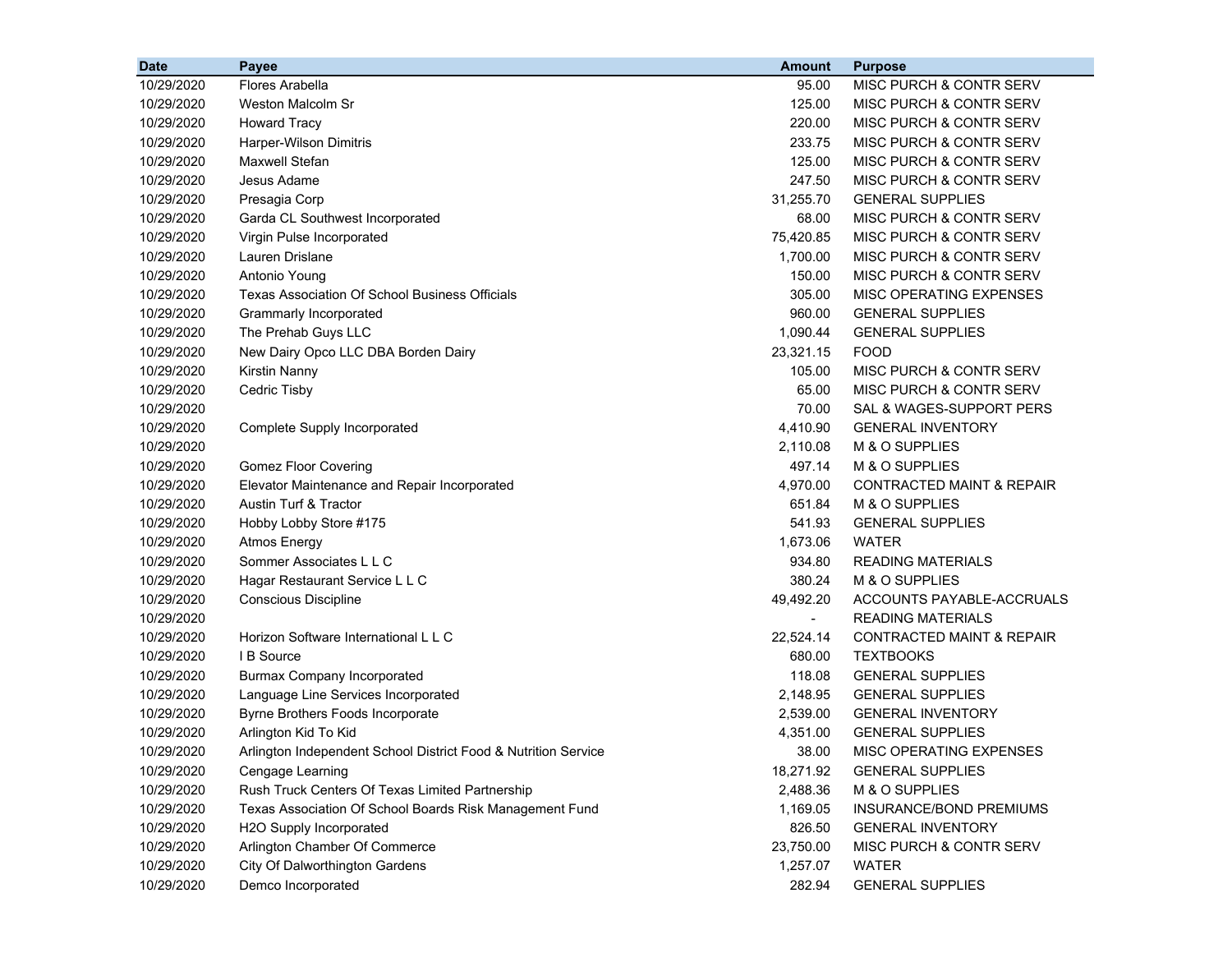| Date | Payee | Amount | Purpose |
|---|---|---|---|
| 10/29/2020 | Flores Arabella | 95.00 | MISC PURCH & CONTR SERV |
| 10/29/2020 | Weston Malcolm Sr | 125.00 | MISC PURCH & CONTR SERV |
| 10/29/2020 | Howard Tracy | 220.00 | MISC PURCH & CONTR SERV |
| 10/29/2020 | Harper-Wilson Dimitris | 233.75 | MISC PURCH & CONTR SERV |
| 10/29/2020 | Maxwell Stefan | 125.00 | MISC PURCH & CONTR SERV |
| 10/29/2020 | Jesus Adame | 247.50 | MISC PURCH & CONTR SERV |
| 10/29/2020 | Presagia Corp | 31,255.70 | GENERAL SUPPLIES |
| 10/29/2020 | Garda CL Southwest Incorporated | 68.00 | MISC PURCH & CONTR SERV |
| 10/29/2020 | Virgin Pulse Incorporated | 75,420.85 | MISC PURCH & CONTR SERV |
| 10/29/2020 | Lauren Drislane | 1,700.00 | MISC PURCH & CONTR SERV |
| 10/29/2020 | Antonio Young | 150.00 | MISC PURCH & CONTR SERV |
| 10/29/2020 | Texas Association Of School Business Officials | 305.00 | MISC OPERATING EXPENSES |
| 10/29/2020 | Grammarly Incorporated | 960.00 | GENERAL SUPPLIES |
| 10/29/2020 | The Prehab Guys LLC | 1,090.44 | GENERAL SUPPLIES |
| 10/29/2020 | New Dairy Opco LLC DBA Borden Dairy | 23,321.15 | FOOD |
| 10/29/2020 | Kirstin Nanny | 105.00 | MISC PURCH & CONTR SERV |
| 10/29/2020 | Cedric Tisby | 65.00 | MISC PURCH & CONTR SERV |
| 10/29/2020 | | 70.00 | SAL & WAGES-SUPPORT PERS |
| 10/29/2020 | Complete Supply Incorporated | 4,410.90 | GENERAL INVENTORY |
| 10/29/2020 | | 2,110.08 | M & O SUPPLIES |
| 10/29/2020 | Gomez Floor Covering | 497.14 | M & O SUPPLIES |
| 10/29/2020 | Elevator Maintenance and Repair Incorporated | 4,970.00 | CONTRACTED MAINT & REPAIR |
| 10/29/2020 | Austin Turf & Tractor | 651.84 | M & O SUPPLIES |
| 10/29/2020 | Hobby Lobby Store #175 | 541.93 | GENERAL SUPPLIES |
| 10/29/2020 | Atmos Energy | 1,673.06 | WATER |
| 10/29/2020 | Sommer Associates L L C | 934.80 | READING MATERIALS |
| 10/29/2020 | Hagar Restaurant Service L L C | 380.24 | M & O SUPPLIES |
| 10/29/2020 | Conscious Discipline | 49,492.20 | ACCOUNTS PAYABLE-ACCRUALS |
| 10/29/2020 | | - | READING MATERIALS |
| 10/29/2020 | Horizon Software International L L C | 22,524.14 | CONTRACTED MAINT & REPAIR |
| 10/29/2020 | I B Source | 680.00 | TEXTBOOKS |
| 10/29/2020 | Burmax Company Incorporated | 118.08 | GENERAL SUPPLIES |
| 10/29/2020 | Language Line Services Incorporated | 2,148.95 | GENERAL SUPPLIES |
| 10/29/2020 | Byrne Brothers Foods Incorporate | 2,539.00 | GENERAL INVENTORY |
| 10/29/2020 | Arlington Kid To Kid | 4,351.00 | GENERAL SUPPLIES |
| 10/29/2020 | Arlington Independent School District Food & Nutrition Service | 38.00 | MISC OPERATING EXPENSES |
| 10/29/2020 | Cengage Learning | 18,271.92 | GENERAL SUPPLIES |
| 10/29/2020 | Rush Truck Centers Of Texas Limited Partnership | 2,488.36 | M & O SUPPLIES |
| 10/29/2020 | Texas Association Of School Boards Risk Management Fund | 1,169.05 | INSURANCE/BOND PREMIUMS |
| 10/29/2020 | H2O Supply Incorporated | 826.50 | GENERAL INVENTORY |
| 10/29/2020 | Arlington Chamber Of Commerce | 23,750.00 | MISC PURCH & CONTR SERV |
| 10/29/2020 | City Of Dalworthington Gardens | 1,257.07 | WATER |
| 10/29/2020 | Demco Incorporated | 282.94 | GENERAL SUPPLIES |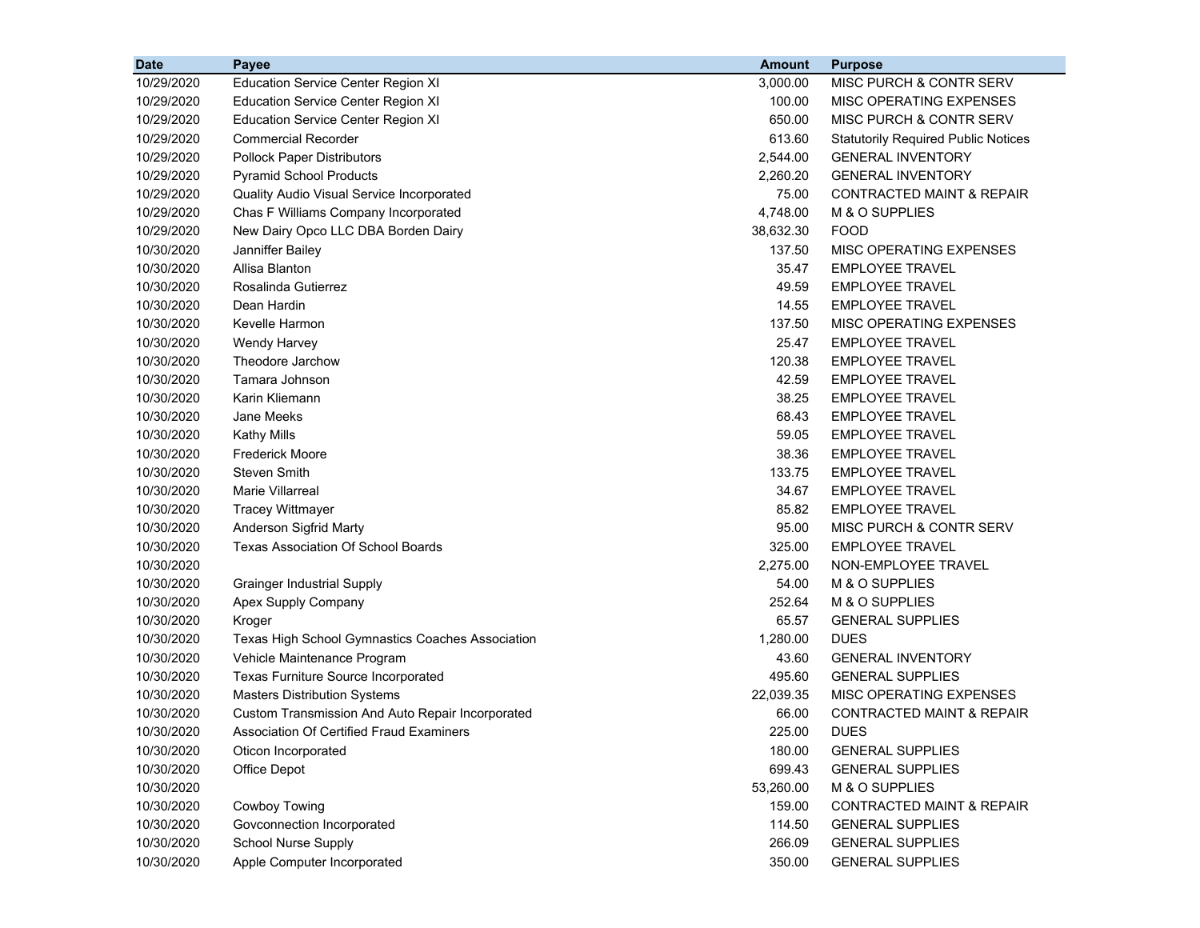| Date | Payee | Amount | Purpose |
|---|---|---|---|
| 10/29/2020 | Education Service Center Region XI | 3,000.00 | MISC PURCH & CONTR SERV |
| 10/29/2020 | Education Service Center Region XI | 100.00 | MISC OPERATING EXPENSES |
| 10/29/2020 | Education Service Center Region XI | 650.00 | MISC PURCH & CONTR SERV |
| 10/29/2020 | Commercial Recorder | 613.60 | Statutorily Required Public Notices |
| 10/29/2020 | Pollock Paper Distributors | 2,544.00 | GENERAL INVENTORY |
| 10/29/2020 | Pyramid School Products | 2,260.20 | GENERAL INVENTORY |
| 10/29/2020 | Quality Audio Visual Service Incorporated | 75.00 | CONTRACTED MAINT & REPAIR |
| 10/29/2020 | Chas F Williams Company Incorporated | 4,748.00 | M & O SUPPLIES |
| 10/29/2020 | New Dairy Opco LLC DBA Borden Dairy | 38,632.30 | FOOD |
| 10/30/2020 | Janniffer Bailey | 137.50 | MISC OPERATING EXPENSES |
| 10/30/2020 | Allisa Blanton | 35.47 | EMPLOYEE TRAVEL |
| 10/30/2020 | Rosalinda Gutierrez | 49.59 | EMPLOYEE TRAVEL |
| 10/30/2020 | Dean Hardin | 14.55 | EMPLOYEE TRAVEL |
| 10/30/2020 | Kevelle Harmon | 137.50 | MISC OPERATING EXPENSES |
| 10/30/2020 | Wendy Harvey | 25.47 | EMPLOYEE TRAVEL |
| 10/30/2020 | Theodore Jarchow | 120.38 | EMPLOYEE TRAVEL |
| 10/30/2020 | Tamara Johnson | 42.59 | EMPLOYEE TRAVEL |
| 10/30/2020 | Karin Kliemann | 38.25 | EMPLOYEE TRAVEL |
| 10/30/2020 | Jane Meeks | 68.43 | EMPLOYEE TRAVEL |
| 10/30/2020 | Kathy Mills | 59.05 | EMPLOYEE TRAVEL |
| 10/30/2020 | Frederick Moore | 38.36 | EMPLOYEE TRAVEL |
| 10/30/2020 | Steven Smith | 133.75 | EMPLOYEE TRAVEL |
| 10/30/2020 | Marie Villarreal | 34.67 | EMPLOYEE TRAVEL |
| 10/30/2020 | Tracey Wittmayer | 85.82 | EMPLOYEE TRAVEL |
| 10/30/2020 | Anderson Sigfrid Marty | 95.00 | MISC PURCH & CONTR SERV |
| 10/30/2020 | Texas Association Of School Boards | 325.00 | EMPLOYEE TRAVEL |
| 10/30/2020 | | 2,275.00 | NON-EMPLOYEE TRAVEL |
| 10/30/2020 | Grainger Industrial Supply | 54.00 | M & O SUPPLIES |
| 10/30/2020 | Apex Supply Company | 252.64 | M & O SUPPLIES |
| 10/30/2020 | Kroger | 65.57 | GENERAL SUPPLIES |
| 10/30/2020 | Texas High School Gymnastics Coaches Association | 1,280.00 | DUES |
| 10/30/2020 | Vehicle Maintenance Program | 43.60 | GENERAL INVENTORY |
| 10/30/2020 | Texas Furniture Source Incorporated | 495.60 | GENERAL SUPPLIES |
| 10/30/2020 | Masters Distribution Systems | 22,039.35 | MISC OPERATING EXPENSES |
| 10/30/2020 | Custom Transmission And Auto Repair Incorporated | 66.00 | CONTRACTED MAINT & REPAIR |
| 10/30/2020 | Association Of Certified Fraud Examiners | 225.00 | DUES |
| 10/30/2020 | Oticon Incorporated | 180.00 | GENERAL SUPPLIES |
| 10/30/2020 | Office Depot | 699.43 | GENERAL SUPPLIES |
| 10/30/2020 | | 53,260.00 | M & O SUPPLIES |
| 10/30/2020 | Cowboy Towing | 159.00 | CONTRACTED MAINT & REPAIR |
| 10/30/2020 | Govconnection Incorporated | 114.50 | GENERAL SUPPLIES |
| 10/30/2020 | School Nurse Supply | 266.09 | GENERAL SUPPLIES |
| 10/30/2020 | Apple Computer Incorporated | 350.00 | GENERAL SUPPLIES |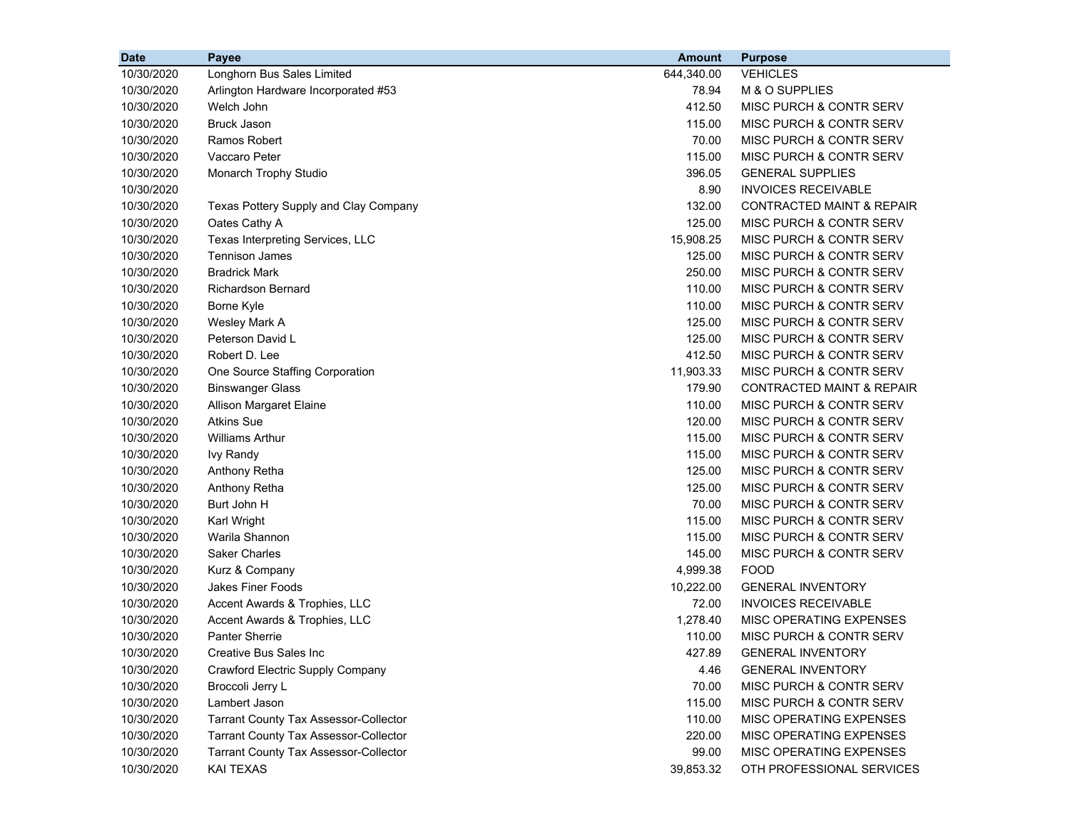| Date | Payee | Amount | Purpose |
|---|---|---|---|
| 10/30/2020 | Longhorn Bus Sales Limited | 644,340.00 | VEHICLES |
| 10/30/2020 | Arlington Hardware Incorporated #53 | 78.94 | M & O SUPPLIES |
| 10/30/2020 | Welch John | 412.50 | MISC PURCH & CONTR SERV |
| 10/30/2020 | Bruck Jason | 115.00 | MISC PURCH & CONTR SERV |
| 10/30/2020 | Ramos Robert | 70.00 | MISC PURCH & CONTR SERV |
| 10/30/2020 | Vaccaro Peter | 115.00 | MISC PURCH & CONTR SERV |
| 10/30/2020 | Monarch Trophy Studio | 396.05 | GENERAL SUPPLIES |
| 10/30/2020 | | 8.90 | INVOICES RECEIVABLE |
| 10/30/2020 | Texas Pottery Supply and Clay Company | 132.00 | CONTRACTED MAINT & REPAIR |
| 10/30/2020 | Oates Cathy A | 125.00 | MISC PURCH & CONTR SERV |
| 10/30/2020 | Texas Interpreting Services, LLC | 15,908.25 | MISC PURCH & CONTR SERV |
| 10/30/2020 | Tennison James | 125.00 | MISC PURCH & CONTR SERV |
| 10/30/2020 | Bradrick Mark | 250.00 | MISC PURCH & CONTR SERV |
| 10/30/2020 | Richardson Bernard | 110.00 | MISC PURCH & CONTR SERV |
| 10/30/2020 | Borne Kyle | 110.00 | MISC PURCH & CONTR SERV |
| 10/30/2020 | Wesley Mark A | 125.00 | MISC PURCH & CONTR SERV |
| 10/30/2020 | Peterson David L | 125.00 | MISC PURCH & CONTR SERV |
| 10/30/2020 | Robert D. Lee | 412.50 | MISC PURCH & CONTR SERV |
| 10/30/2020 | One Source Staffing Corporation | 11,903.33 | MISC PURCH & CONTR SERV |
| 10/30/2020 | Binswanger Glass | 179.90 | CONTRACTED MAINT & REPAIR |
| 10/30/2020 | Allison Margaret Elaine | 110.00 | MISC PURCH & CONTR SERV |
| 10/30/2020 | Atkins Sue | 120.00 | MISC PURCH & CONTR SERV |
| 10/30/2020 | Williams Arthur | 115.00 | MISC PURCH & CONTR SERV |
| 10/30/2020 | Ivy Randy | 115.00 | MISC PURCH & CONTR SERV |
| 10/30/2020 | Anthony Retha | 125.00 | MISC PURCH & CONTR SERV |
| 10/30/2020 | Anthony Retha | 125.00 | MISC PURCH & CONTR SERV |
| 10/30/2020 | Burt John H | 70.00 | MISC PURCH & CONTR SERV |
| 10/30/2020 | Karl Wright | 115.00 | MISC PURCH & CONTR SERV |
| 10/30/2020 | Warila Shannon | 115.00 | MISC PURCH & CONTR SERV |
| 10/30/2020 | Saker Charles | 145.00 | MISC PURCH & CONTR SERV |
| 10/30/2020 | Kurz & Company | 4,999.38 | FOOD |
| 10/30/2020 | Jakes Finer Foods | 10,222.00 | GENERAL INVENTORY |
| 10/30/2020 | Accent Awards & Trophies, LLC | 72.00 | INVOICES RECEIVABLE |
| 10/30/2020 | Accent Awards & Trophies, LLC | 1,278.40 | MISC OPERATING EXPENSES |
| 10/30/2020 | Panter Sherrie | 110.00 | MISC PURCH & CONTR SERV |
| 10/30/2020 | Creative Bus Sales Inc | 427.89 | GENERAL INVENTORY |
| 10/30/2020 | Crawford Electric Supply Company | 4.46 | GENERAL INVENTORY |
| 10/30/2020 | Broccoli Jerry L | 70.00 | MISC PURCH & CONTR SERV |
| 10/30/2020 | Lambert Jason | 115.00 | MISC PURCH & CONTR SERV |
| 10/30/2020 | Tarrant County Tax Assessor-Collector | 110.00 | MISC OPERATING EXPENSES |
| 10/30/2020 | Tarrant County Tax Assessor-Collector | 220.00 | MISC OPERATING EXPENSES |
| 10/30/2020 | Tarrant County Tax Assessor-Collector | 99.00 | MISC OPERATING EXPENSES |
| 10/30/2020 | KAI TEXAS | 39,853.32 | OTH PROFESSIONAL SERVICES |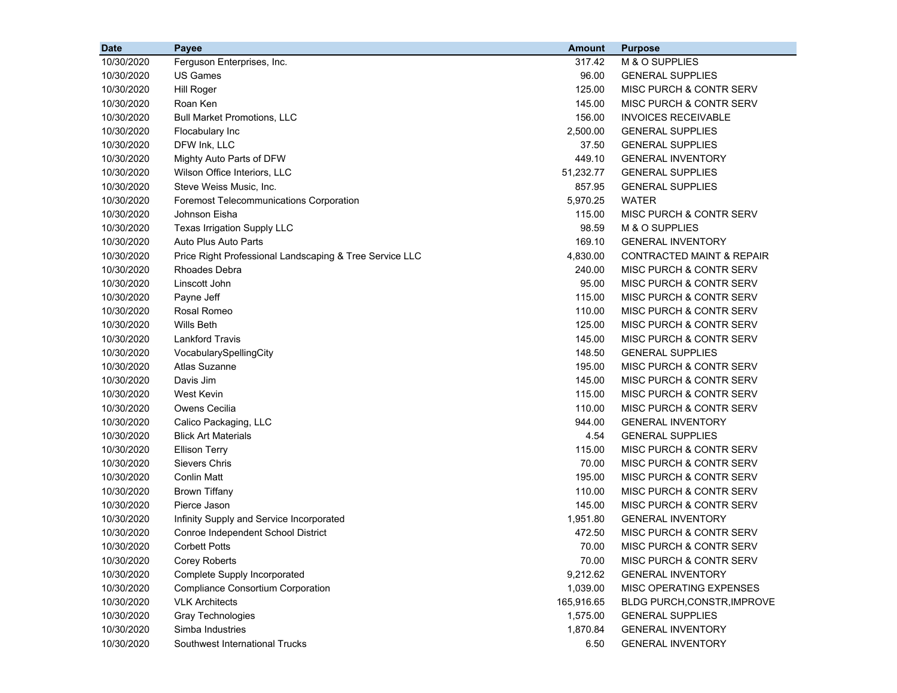| Date | Payee | Amount | Purpose |
|---|---|---|---|
| 10/30/2020 | Ferguson Enterprises, Inc. | 317.42 | M & O SUPPLIES |
| 10/30/2020 | US Games | 96.00 | GENERAL SUPPLIES |
| 10/30/2020 | Hill Roger | 125.00 | MISC PURCH & CONTR SERV |
| 10/30/2020 | Roan Ken | 145.00 | MISC PURCH & CONTR SERV |
| 10/30/2020 | Bull Market Promotions, LLC | 156.00 | INVOICES RECEIVABLE |
| 10/30/2020 | Flocabulary Inc | 2,500.00 | GENERAL SUPPLIES |
| 10/30/2020 | DFW Ink, LLC | 37.50 | GENERAL SUPPLIES |
| 10/30/2020 | Mighty Auto Parts of DFW | 449.10 | GENERAL INVENTORY |
| 10/30/2020 | Wilson Office Interiors, LLC | 51,232.77 | GENERAL SUPPLIES |
| 10/30/2020 | Steve Weiss Music, Inc. | 857.95 | GENERAL SUPPLIES |
| 10/30/2020 | Foremost Telecommunications Corporation | 5,970.25 | WATER |
| 10/30/2020 | Johnson Eisha | 115.00 | MISC PURCH & CONTR SERV |
| 10/30/2020 | Texas Irrigation Supply LLC | 98.59 | M & O SUPPLIES |
| 10/30/2020 | Auto Plus Auto Parts | 169.10 | GENERAL INVENTORY |
| 10/30/2020 | Price Right Professional Landscaping & Tree Service LLC | 4,830.00 | CONTRACTED MAINT & REPAIR |
| 10/30/2020 | Rhoades Debra | 240.00 | MISC PURCH & CONTR SERV |
| 10/30/2020 | Linscott John | 95.00 | MISC PURCH & CONTR SERV |
| 10/30/2020 | Payne Jeff | 115.00 | MISC PURCH & CONTR SERV |
| 10/30/2020 | Rosal Romeo | 110.00 | MISC PURCH & CONTR SERV |
| 10/30/2020 | Wills Beth | 125.00 | MISC PURCH & CONTR SERV |
| 10/30/2020 | Lankford Travis | 145.00 | MISC PURCH & CONTR SERV |
| 10/30/2020 | VocabularySpellingCity | 148.50 | GENERAL SUPPLIES |
| 10/30/2020 | Atlas Suzanne | 195.00 | MISC PURCH & CONTR SERV |
| 10/30/2020 | Davis Jim | 145.00 | MISC PURCH & CONTR SERV |
| 10/30/2020 | West Kevin | 115.00 | MISC PURCH & CONTR SERV |
| 10/30/2020 | Owens Cecilia | 110.00 | MISC PURCH & CONTR SERV |
| 10/30/2020 | Calico Packaging, LLC | 944.00 | GENERAL INVENTORY |
| 10/30/2020 | Blick Art Materials | 4.54 | GENERAL SUPPLIES |
| 10/30/2020 | Ellison Terry | 115.00 | MISC PURCH & CONTR SERV |
| 10/30/2020 | Sievers Chris | 70.00 | MISC PURCH & CONTR SERV |
| 10/30/2020 | Conlin Matt | 195.00 | MISC PURCH & CONTR SERV |
| 10/30/2020 | Brown Tiffany | 110.00 | MISC PURCH & CONTR SERV |
| 10/30/2020 | Pierce Jason | 145.00 | MISC PURCH & CONTR SERV |
| 10/30/2020 | Infinity Supply and Service Incorporated | 1,951.80 | GENERAL INVENTORY |
| 10/30/2020 | Conroe Independent School District | 472.50 | MISC PURCH & CONTR SERV |
| 10/30/2020 | Corbett Potts | 70.00 | MISC PURCH & CONTR SERV |
| 10/30/2020 | Corey Roberts | 70.00 | MISC PURCH & CONTR SERV |
| 10/30/2020 | Complete Supply Incorporated | 9,212.62 | GENERAL INVENTORY |
| 10/30/2020 | Compliance Consortium Corporation | 1,039.00 | MISC OPERATING EXPENSES |
| 10/30/2020 | VLK Architects | 165,916.65 | BLDG PURCH,CONSTR,IMPROVE |
| 10/30/2020 | Gray Technologies | 1,575.00 | GENERAL SUPPLIES |
| 10/30/2020 | Simba Industries | 1,870.84 | GENERAL INVENTORY |
| 10/30/2020 | Southwest International Trucks | 6.50 | GENERAL INVENTORY |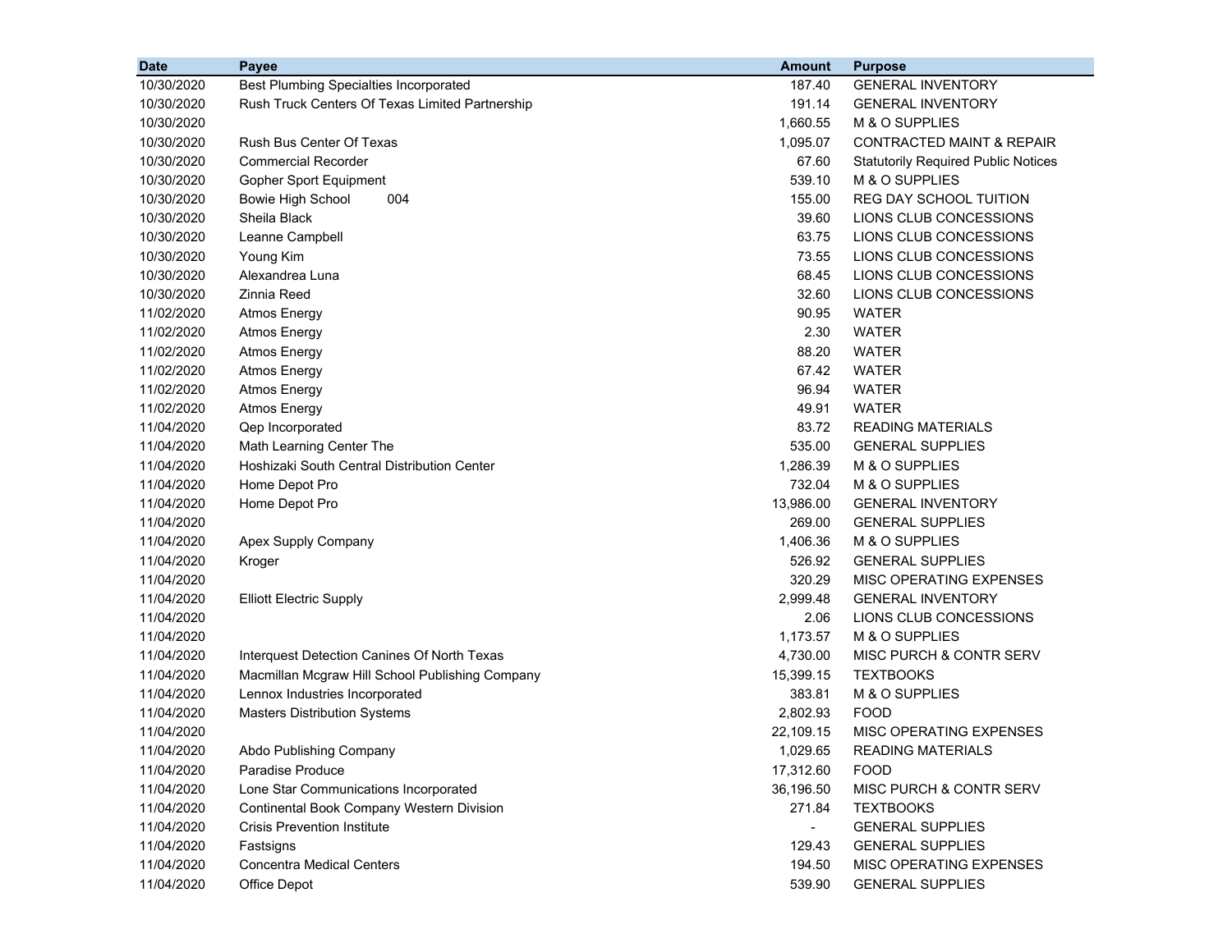| Date | Payee | Amount | Purpose |
|---|---|---|---|
| 10/30/2020 | Best Plumbing Specialties Incorporated | 187.40 | GENERAL INVENTORY |
| 10/30/2020 | Rush Truck Centers Of Texas Limited Partnership | 191.14 | GENERAL INVENTORY |
| 10/30/2020 | | 1,660.55 | M & O SUPPLIES |
| 10/30/2020 | Rush Bus Center Of Texas | 1,095.07 | CONTRACTED MAINT & REPAIR |
| 10/30/2020 | Commercial Recorder | 67.60 | Statutorily Required Public Notices |
| 10/30/2020 | Gopher Sport Equipment | 539.10 | M & O SUPPLIES |
| 10/30/2020 | Bowie High School 004 | 155.00 | REG DAY SCHOOL TUITION |
| 10/30/2020 | Sheila Black | 39.60 | LIONS CLUB CONCESSIONS |
| 10/30/2020 | Leanne Campbell | 63.75 | LIONS CLUB CONCESSIONS |
| 10/30/2020 | Young Kim | 73.55 | LIONS CLUB CONCESSIONS |
| 10/30/2020 | Alexandrea Luna | 68.45 | LIONS CLUB CONCESSIONS |
| 10/30/2020 | Zinnia Reed | 32.60 | LIONS CLUB CONCESSIONS |
| 11/02/2020 | Atmos Energy | 90.95 | WATER |
| 11/02/2020 | Atmos Energy | 2.30 | WATER |
| 11/02/2020 | Atmos Energy | 88.20 | WATER |
| 11/02/2020 | Atmos Energy | 67.42 | WATER |
| 11/02/2020 | Atmos Energy | 96.94 | WATER |
| 11/02/2020 | Atmos Energy | 49.91 | WATER |
| 11/04/2020 | Qep Incorporated | 83.72 | READING MATERIALS |
| 11/04/2020 | Math Learning Center The | 535.00 | GENERAL SUPPLIES |
| 11/04/2020 | Hoshizaki South Central Distribution Center | 1,286.39 | M & O SUPPLIES |
| 11/04/2020 | Home Depot Pro | 732.04 | M & O SUPPLIES |
| 11/04/2020 | Home Depot Pro | 13,986.00 | GENERAL INVENTORY |
| 11/04/2020 | | 269.00 | GENERAL SUPPLIES |
| 11/04/2020 | Apex Supply Company | 1,406.36 | M & O SUPPLIES |
| 11/04/2020 | Kroger | 526.92 | GENERAL SUPPLIES |
| 11/04/2020 | | 320.29 | MISC OPERATING EXPENSES |
| 11/04/2020 | Elliott Electric Supply | 2,999.48 | GENERAL INVENTORY |
| 11/04/2020 | | 2.06 | LIONS CLUB CONCESSIONS |
| 11/04/2020 | | 1,173.57 | M & O SUPPLIES |
| 11/04/2020 | Interquest Detection Canines Of North Texas | 4,730.00 | MISC PURCH & CONTR SERV |
| 11/04/2020 | Macmillan Mcgraw Hill School Publishing Company | 15,399.15 | TEXTBOOKS |
| 11/04/2020 | Lennox Industries Incorporated | 383.81 | M & O SUPPLIES |
| 11/04/2020 | Masters Distribution Systems | 2,802.93 | FOOD |
| 11/04/2020 | | 22,109.15 | MISC OPERATING EXPENSES |
| 11/04/2020 | Abdo Publishing Company | 1,029.65 | READING MATERIALS |
| 11/04/2020 | Paradise Produce | 17,312.60 | FOOD |
| 11/04/2020 | Lone Star Communications Incorporated | 36,196.50 | MISC PURCH & CONTR SERV |
| 11/04/2020 | Continental Book Company Western Division | 271.84 | TEXTBOOKS |
| 11/04/2020 | Crisis Prevention Institute | - | GENERAL SUPPLIES |
| 11/04/2020 | Fastsigns | 129.43 | GENERAL SUPPLIES |
| 11/04/2020 | Concentra Medical Centers | 194.50 | MISC OPERATING EXPENSES |
| 11/04/2020 | Office Depot | 539.90 | GENERAL SUPPLIES |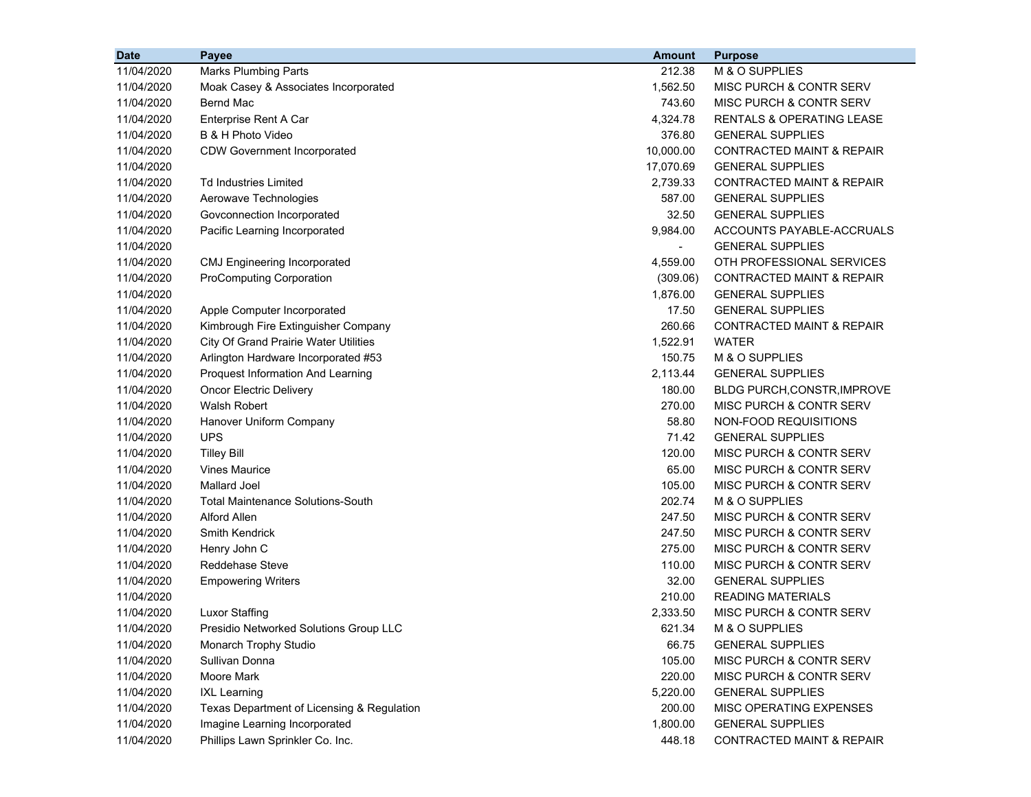| Date | Payee | Amount | Purpose |
|---|---|---|---|
| 11/04/2020 | Marks Plumbing Parts | 212.38 | M & O SUPPLIES |
| 11/04/2020 | Moak Casey & Associates Incorporated | 1,562.50 | MISC PURCH & CONTR SERV |
| 11/04/2020 | Bernd Mac | 743.60 | MISC PURCH & CONTR SERV |
| 11/04/2020 | Enterprise Rent A Car | 4,324.78 | RENTALS & OPERATING LEASE |
| 11/04/2020 | B & H Photo Video | 376.80 | GENERAL SUPPLIES |
| 11/04/2020 | CDW Government Incorporated | 10,000.00 | CONTRACTED MAINT & REPAIR |
| 11/04/2020 | | 17,070.69 | GENERAL SUPPLIES |
| 11/04/2020 | Td Industries Limited | 2,739.33 | CONTRACTED MAINT & REPAIR |
| 11/04/2020 | Aerowave Technologies | 587.00 | GENERAL SUPPLIES |
| 11/04/2020 | Govconnection Incorporated | 32.50 | GENERAL SUPPLIES |
| 11/04/2020 | Pacific Learning Incorporated | 9,984.00 | ACCOUNTS PAYABLE-ACCRUALS |
| 11/04/2020 | | - | GENERAL SUPPLIES |
| 11/04/2020 | CMJ Engineering Incorporated | 4,559.00 | OTH PROFESSIONAL SERVICES |
| 11/04/2020 | ProComputing Corporation | (309.06) | CONTRACTED MAINT & REPAIR |
| 11/04/2020 | | 1,876.00 | GENERAL SUPPLIES |
| 11/04/2020 | Apple Computer Incorporated | 17.50 | GENERAL SUPPLIES |
| 11/04/2020 | Kimbrough Fire Extinguisher Company | 260.66 | CONTRACTED MAINT & REPAIR |
| 11/04/2020 | City Of Grand Prairie Water Utilities | 1,522.91 | WATER |
| 11/04/2020 | Arlington Hardware Incorporated #53 | 150.75 | M & O SUPPLIES |
| 11/04/2020 | Proquest Information And Learning | 2,113.44 | GENERAL SUPPLIES |
| 11/04/2020 | Oncor Electric Delivery | 180.00 | BLDG PURCH,CONSTR,IMPROVE |
| 11/04/2020 | Walsh Robert | 270.00 | MISC PURCH & CONTR SERV |
| 11/04/2020 | Hanover Uniform Company | 58.80 | NON-FOOD REQUISITIONS |
| 11/04/2020 | UPS | 71.42 | GENERAL SUPPLIES |
| 11/04/2020 | Tilley Bill | 120.00 | MISC PURCH & CONTR SERV |
| 11/04/2020 | Vines Maurice | 65.00 | MISC PURCH & CONTR SERV |
| 11/04/2020 | Mallard Joel | 105.00 | MISC PURCH & CONTR SERV |
| 11/04/2020 | Total Maintenance Solutions-South | 202.74 | M & O SUPPLIES |
| 11/04/2020 | Alford Allen | 247.50 | MISC PURCH & CONTR SERV |
| 11/04/2020 | Smith Kendrick | 247.50 | MISC PURCH & CONTR SERV |
| 11/04/2020 | Henry John C | 275.00 | MISC PURCH & CONTR SERV |
| 11/04/2020 | Reddehase Steve | 110.00 | MISC PURCH & CONTR SERV |
| 11/04/2020 | Empowering Writers | 32.00 | GENERAL SUPPLIES |
| 11/04/2020 | | 210.00 | READING MATERIALS |
| 11/04/2020 | Luxor Staffing | 2,333.50 | MISC PURCH & CONTR SERV |
| 11/04/2020 | Presidio Networked Solutions Group LLC | 621.34 | M & O SUPPLIES |
| 11/04/2020 | Monarch Trophy Studio | 66.75 | GENERAL SUPPLIES |
| 11/04/2020 | Sullivan Donna | 105.00 | MISC PURCH & CONTR SERV |
| 11/04/2020 | Moore Mark | 220.00 | MISC PURCH & CONTR SERV |
| 11/04/2020 | IXL Learning | 5,220.00 | GENERAL SUPPLIES |
| 11/04/2020 | Texas Department of Licensing & Regulation | 200.00 | MISC OPERATING EXPENSES |
| 11/04/2020 | Imagine Learning Incorporated | 1,800.00 | GENERAL SUPPLIES |
| 11/04/2020 | Phillips Lawn Sprinkler Co. Inc. | 448.18 | CONTRACTED MAINT & REPAIR |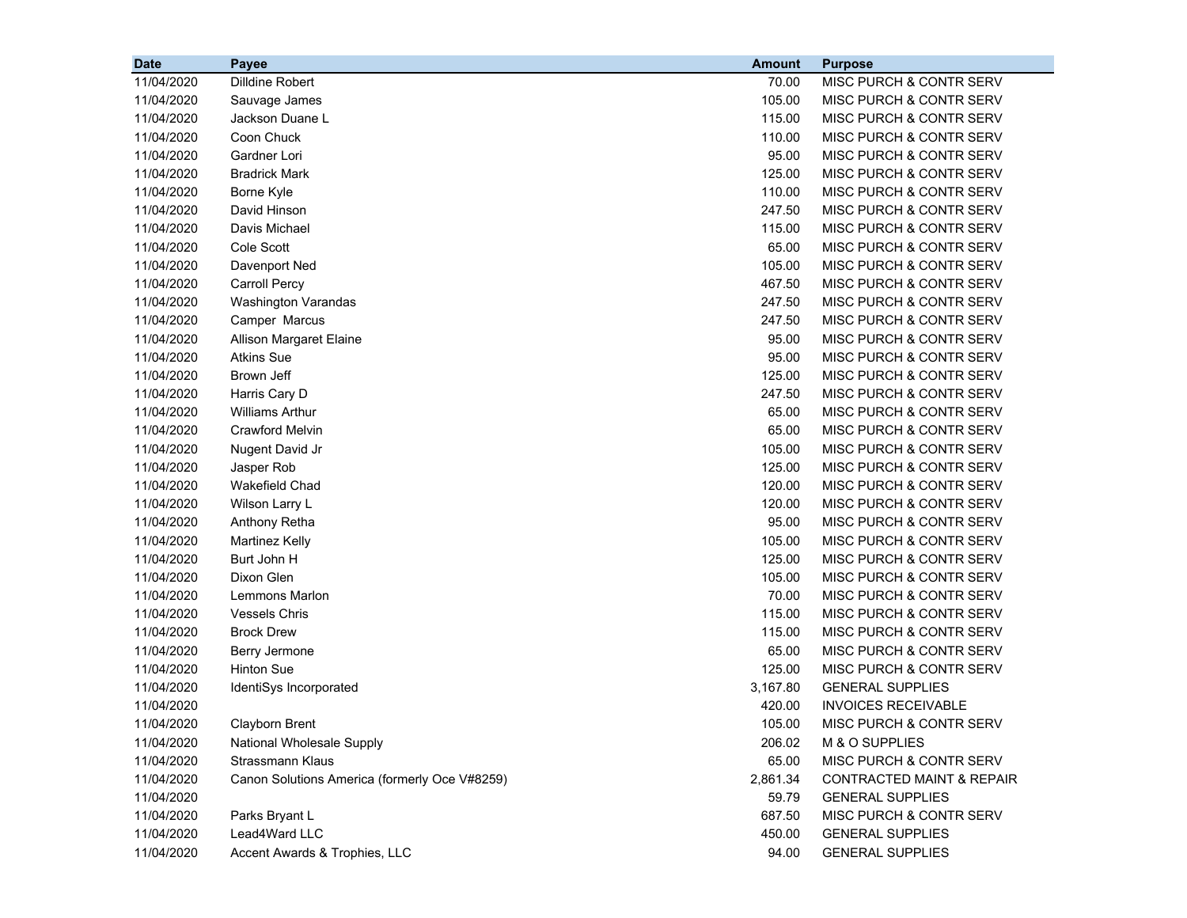| Date | Payee | Amount | Purpose |
|---|---|---|---|
| 11/04/2020 | Dilldine Robert | 70.00 | MISC PURCH & CONTR SERV |
| 11/04/2020 | Sauvage James | 105.00 | MISC PURCH & CONTR SERV |
| 11/04/2020 | Jackson Duane L | 115.00 | MISC PURCH & CONTR SERV |
| 11/04/2020 | Coon Chuck | 110.00 | MISC PURCH & CONTR SERV |
| 11/04/2020 | Gardner Lori | 95.00 | MISC PURCH & CONTR SERV |
| 11/04/2020 | Bradrick Mark | 125.00 | MISC PURCH & CONTR SERV |
| 11/04/2020 | Borne Kyle | 110.00 | MISC PURCH & CONTR SERV |
| 11/04/2020 | David Hinson | 247.50 | MISC PURCH & CONTR SERV |
| 11/04/2020 | Davis Michael | 115.00 | MISC PURCH & CONTR SERV |
| 11/04/2020 | Cole Scott | 65.00 | MISC PURCH & CONTR SERV |
| 11/04/2020 | Davenport Ned | 105.00 | MISC PURCH & CONTR SERV |
| 11/04/2020 | Carroll Percy | 467.50 | MISC PURCH & CONTR SERV |
| 11/04/2020 | Washington Varandas | 247.50 | MISC PURCH & CONTR SERV |
| 11/04/2020 | Camper Marcus | 247.50 | MISC PURCH & CONTR SERV |
| 11/04/2020 | Allison Margaret Elaine | 95.00 | MISC PURCH & CONTR SERV |
| 11/04/2020 | Atkins Sue | 95.00 | MISC PURCH & CONTR SERV |
| 11/04/2020 | Brown Jeff | 125.00 | MISC PURCH & CONTR SERV |
| 11/04/2020 | Harris Cary D | 247.50 | MISC PURCH & CONTR SERV |
| 11/04/2020 | Williams Arthur | 65.00 | MISC PURCH & CONTR SERV |
| 11/04/2020 | Crawford Melvin | 65.00 | MISC PURCH & CONTR SERV |
| 11/04/2020 | Nugent David Jr | 105.00 | MISC PURCH & CONTR SERV |
| 11/04/2020 | Jasper Rob | 125.00 | MISC PURCH & CONTR SERV |
| 11/04/2020 | Wakefield Chad | 120.00 | MISC PURCH & CONTR SERV |
| 11/04/2020 | Wilson Larry L | 120.00 | MISC PURCH & CONTR SERV |
| 11/04/2020 | Anthony Retha | 95.00 | MISC PURCH & CONTR SERV |
| 11/04/2020 | Martinez Kelly | 105.00 | MISC PURCH & CONTR SERV |
| 11/04/2020 | Burt John H | 125.00 | MISC PURCH & CONTR SERV |
| 11/04/2020 | Dixon Glen | 105.00 | MISC PURCH & CONTR SERV |
| 11/04/2020 | Lemmons Marlon | 70.00 | MISC PURCH & CONTR SERV |
| 11/04/2020 | Vessels Chris | 115.00 | MISC PURCH & CONTR SERV |
| 11/04/2020 | Brock Drew | 115.00 | MISC PURCH & CONTR SERV |
| 11/04/2020 | Berry Jermone | 65.00 | MISC PURCH & CONTR SERV |
| 11/04/2020 | Hinton Sue | 125.00 | MISC PURCH & CONTR SERV |
| 11/04/2020 | IdentiSys Incorporated | 3,167.80 | GENERAL SUPPLIES |
| 11/04/2020 | | 420.00 | INVOICES RECEIVABLE |
| 11/04/2020 | Clayborn Brent | 105.00 | MISC PURCH & CONTR SERV |
| 11/04/2020 | National Wholesale Supply | 206.02 | M & O SUPPLIES |
| 11/04/2020 | Strassmann Klaus | 65.00 | MISC PURCH & CONTR SERV |
| 11/04/2020 | Canon Solutions America (formerly Oce V#8259) | 2,861.34 | CONTRACTED MAINT & REPAIR |
| 11/04/2020 | | 59.79 | GENERAL SUPPLIES |
| 11/04/2020 | Parks Bryant L | 687.50 | MISC PURCH & CONTR SERV |
| 11/04/2020 | Lead4Ward LLC | 450.00 | GENERAL SUPPLIES |
| 11/04/2020 | Accent Awards & Trophies, LLC | 94.00 | GENERAL SUPPLIES |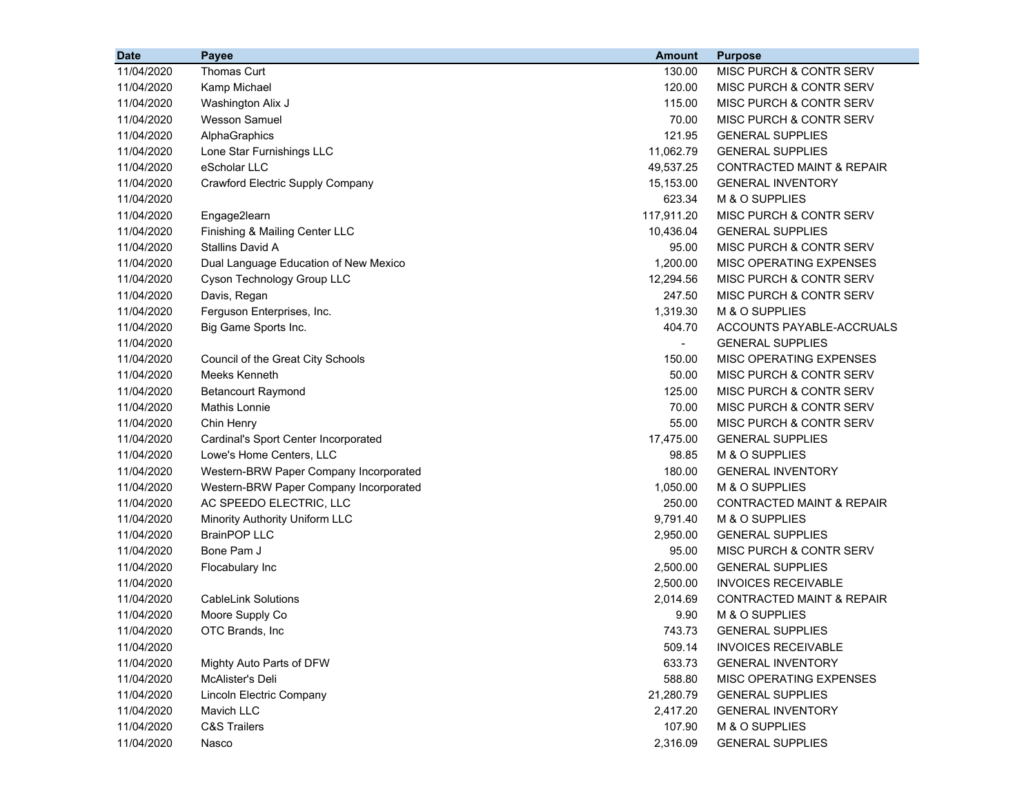| Date | Payee | Amount | Purpose |
|---|---|---|---|
| 11/04/2020 | Thomas Curt | 130.00 | MISC PURCH & CONTR SERV |
| 11/04/2020 | Kamp Michael | 120.00 | MISC PURCH & CONTR SERV |
| 11/04/2020 | Washington Alix J | 115.00 | MISC PURCH & CONTR SERV |
| 11/04/2020 | Wesson Samuel | 70.00 | MISC PURCH & CONTR SERV |
| 11/04/2020 | AlphaGraphics | 121.95 | GENERAL SUPPLIES |
| 11/04/2020 | Lone Star Furnishings LLC | 11,062.79 | GENERAL SUPPLIES |
| 11/04/2020 | eScholar LLC | 49,537.25 | CONTRACTED MAINT & REPAIR |
| 11/04/2020 | Crawford Electric Supply Company | 15,153.00 | GENERAL INVENTORY |
| 11/04/2020 | | 623.34 | M & O SUPPLIES |
| 11/04/2020 | Engage2learn | 117,911.20 | MISC PURCH & CONTR SERV |
| 11/04/2020 | Finishing & Mailing Center LLC | 10,436.04 | GENERAL SUPPLIES |
| 11/04/2020 | Stallins David A | 95.00 | MISC PURCH & CONTR SERV |
| 11/04/2020 | Dual Language Education of New Mexico | 1,200.00 | MISC OPERATING EXPENSES |
| 11/04/2020 | Cyson Technology Group LLC | 12,294.56 | MISC PURCH & CONTR SERV |
| 11/04/2020 | Davis, Regan | 247.50 | MISC PURCH & CONTR SERV |
| 11/04/2020 | Ferguson Enterprises, Inc. | 1,319.30 | M & O SUPPLIES |
| 11/04/2020 | Big Game Sports Inc. | 404.70 | ACCOUNTS PAYABLE-ACCRUALS |
| 11/04/2020 | | - | GENERAL SUPPLIES |
| 11/04/2020 | Council of the Great City Schools | 150.00 | MISC OPERATING EXPENSES |
| 11/04/2020 | Meeks Kenneth | 50.00 | MISC PURCH & CONTR SERV |
| 11/04/2020 | Betancourt Raymond | 125.00 | MISC PURCH & CONTR SERV |
| 11/04/2020 | Mathis Lonnie | 70.00 | MISC PURCH & CONTR SERV |
| 11/04/2020 | Chin Henry | 55.00 | MISC PURCH & CONTR SERV |
| 11/04/2020 | Cardinal's Sport Center Incorporated | 17,475.00 | GENERAL SUPPLIES |
| 11/04/2020 | Lowe's Home Centers, LLC | 98.85 | M & O SUPPLIES |
| 11/04/2020 | Western-BRW Paper Company Incorporated | 180.00 | GENERAL INVENTORY |
| 11/04/2020 | Western-BRW Paper Company Incorporated | 1,050.00 | M & O SUPPLIES |
| 11/04/2020 | AC SPEEDO ELECTRIC, LLC | 250.00 | CONTRACTED MAINT & REPAIR |
| 11/04/2020 | Minority Authority Uniform LLC | 9,791.40 | M & O SUPPLIES |
| 11/04/2020 | BrainPOP LLC | 2,950.00 | GENERAL SUPPLIES |
| 11/04/2020 | Bone Pam J | 95.00 | MISC PURCH & CONTR SERV |
| 11/04/2020 | Flocabulary Inc | 2,500.00 | GENERAL SUPPLIES |
| 11/04/2020 | | 2,500.00 | INVOICES RECEIVABLE |
| 11/04/2020 | CableLink Solutions | 2,014.69 | CONTRACTED MAINT & REPAIR |
| 11/04/2020 | Moore Supply Co | 9.90 | M & O SUPPLIES |
| 11/04/2020 | OTC Brands, Inc | 743.73 | GENERAL SUPPLIES |
| 11/04/2020 | | 509.14 | INVOICES RECEIVABLE |
| 11/04/2020 | Mighty Auto Parts of DFW | 633.73 | GENERAL INVENTORY |
| 11/04/2020 | McAlister's Deli | 588.80 | MISC OPERATING EXPENSES |
| 11/04/2020 | Lincoln Electric Company | 21,280.79 | GENERAL SUPPLIES |
| 11/04/2020 | Mavich LLC | 2,417.20 | GENERAL INVENTORY |
| 11/04/2020 | C&S Trailers | 107.90 | M & O SUPPLIES |
| 11/04/2020 | Nasco | 2,316.09 | GENERAL SUPPLIES |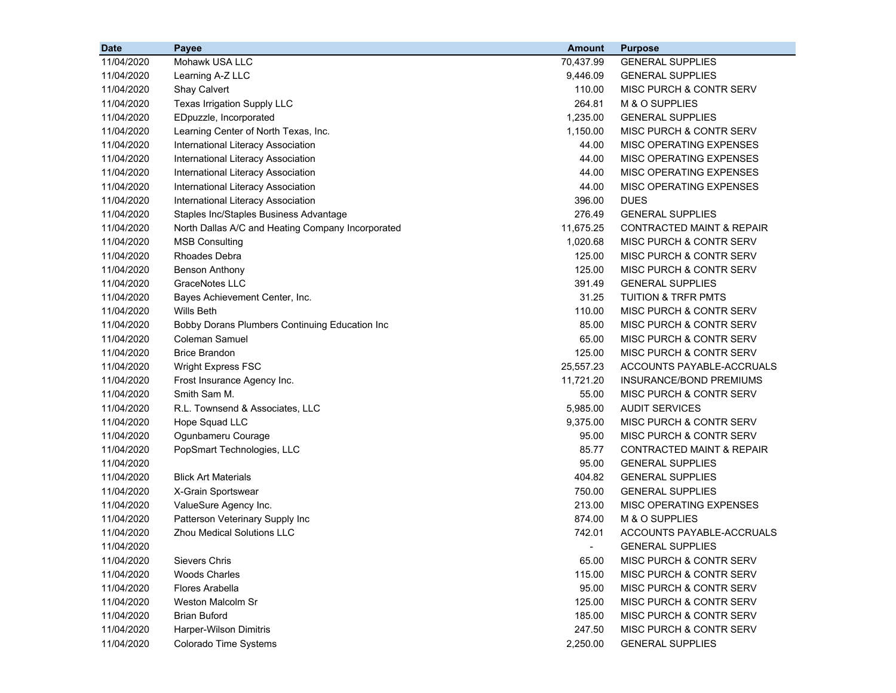| Date | Payee | Amount | Purpose |
|---|---|---|---|
| 11/04/2020 | Mohawk USA LLC | 70,437.99 | GENERAL SUPPLIES |
| 11/04/2020 | Learning A-Z LLC | 9,446.09 | GENERAL SUPPLIES |
| 11/04/2020 | Shay Calvert | 110.00 | MISC PURCH & CONTR SERV |
| 11/04/2020 | Texas Irrigation Supply LLC | 264.81 | M & O SUPPLIES |
| 11/04/2020 | EDpuzzle, Incorporated | 1,235.00 | GENERAL SUPPLIES |
| 11/04/2020 | Learning Center of North Texas, Inc. | 1,150.00 | MISC PURCH & CONTR SERV |
| 11/04/2020 | International Literacy Association | 44.00 | MISC OPERATING EXPENSES |
| 11/04/2020 | International Literacy Association | 44.00 | MISC OPERATING EXPENSES |
| 11/04/2020 | International Literacy Association | 44.00 | MISC OPERATING EXPENSES |
| 11/04/2020 | International Literacy Association | 44.00 | MISC OPERATING EXPENSES |
| 11/04/2020 | International Literacy Association | 396.00 | DUES |
| 11/04/2020 | Staples Inc/Staples Business Advantage | 276.49 | GENERAL SUPPLIES |
| 11/04/2020 | North Dallas A/C and Heating Company Incorporated | 11,675.25 | CONTRACTED MAINT & REPAIR |
| 11/04/2020 | MSB Consulting | 1,020.68 | MISC PURCH & CONTR SERV |
| 11/04/2020 | Rhoades Debra | 125.00 | MISC PURCH & CONTR SERV |
| 11/04/2020 | Benson Anthony | 125.00 | MISC PURCH & CONTR SERV |
| 11/04/2020 | GraceNotes LLC | 391.49 | GENERAL SUPPLIES |
| 11/04/2020 | Bayes Achievement Center, Inc. | 31.25 | TUITION & TRFR PMTS |
| 11/04/2020 | Wills Beth | 110.00 | MISC PURCH & CONTR SERV |
| 11/04/2020 | Bobby Dorans Plumbers Continuing Education Inc | 85.00 | MISC PURCH & CONTR SERV |
| 11/04/2020 | Coleman Samuel | 65.00 | MISC PURCH & CONTR SERV |
| 11/04/2020 | Brice Brandon | 125.00 | MISC PURCH & CONTR SERV |
| 11/04/2020 | Wright Express FSC | 25,557.23 | ACCOUNTS PAYABLE-ACCRUALS |
| 11/04/2020 | Frost Insurance Agency Inc. | 11,721.20 | INSURANCE/BOND PREMIUMS |
| 11/04/2020 | Smith Sam M. | 55.00 | MISC PURCH & CONTR SERV |
| 11/04/2020 | R.L. Townsend & Associates, LLC | 5,985.00 | AUDIT SERVICES |
| 11/04/2020 | Hope Squad LLC | 9,375.00 | MISC PURCH & CONTR SERV |
| 11/04/2020 | Ogunbameru Courage | 95.00 | MISC PURCH & CONTR SERV |
| 11/04/2020 | PopSmart Technologies, LLC | 85.77 | CONTRACTED MAINT & REPAIR |
| 11/04/2020 | | 95.00 | GENERAL SUPPLIES |
| 11/04/2020 | Blick Art Materials | 404.82 | GENERAL SUPPLIES |
| 11/04/2020 | X-Grain Sportswear | 750.00 | GENERAL SUPPLIES |
| 11/04/2020 | ValueSure Agency Inc. | 213.00 | MISC OPERATING EXPENSES |
| 11/04/2020 | Patterson Veterinary Supply Inc | 874.00 | M & O SUPPLIES |
| 11/04/2020 | Zhou Medical Solutions LLC | 742.01 | ACCOUNTS PAYABLE-ACCRUALS |
| 11/04/2020 | | - | GENERAL SUPPLIES |
| 11/04/2020 | Sievers Chris | 65.00 | MISC PURCH & CONTR SERV |
| 11/04/2020 | Woods Charles | 115.00 | MISC PURCH & CONTR SERV |
| 11/04/2020 | Flores Arabella | 95.00 | MISC PURCH & CONTR SERV |
| 11/04/2020 | Weston Malcolm Sr | 125.00 | MISC PURCH & CONTR SERV |
| 11/04/2020 | Brian Buford | 185.00 | MISC PURCH & CONTR SERV |
| 11/04/2020 | Harper-Wilson Dimitris | 247.50 | MISC PURCH & CONTR SERV |
| 11/04/2020 | Colorado Time Systems | 2,250.00 | GENERAL SUPPLIES |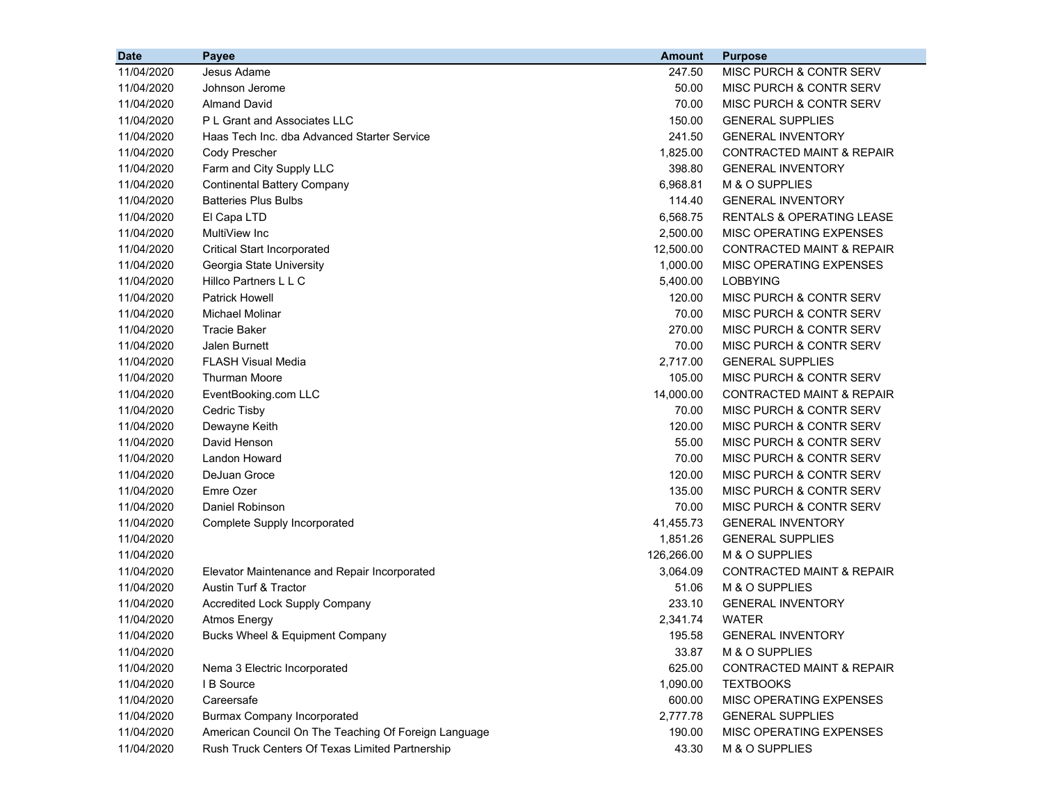| Date | Payee | Amount | Purpose |
|---|---|---|---|
| 11/04/2020 | Jesus Adame | 247.50 | MISC PURCH & CONTR SERV |
| 11/04/2020 | Johnson Jerome | 50.00 | MISC PURCH & CONTR SERV |
| 11/04/2020 | Almand David | 70.00 | MISC PURCH & CONTR SERV |
| 11/04/2020 | P L Grant and Associates LLC | 150.00 | GENERAL SUPPLIES |
| 11/04/2020 | Haas Tech Inc. dba Advanced Starter Service | 241.50 | GENERAL INVENTORY |
| 11/04/2020 | Cody Prescher | 1,825.00 | CONTRACTED MAINT & REPAIR |
| 11/04/2020 | Farm and City Supply LLC | 398.80 | GENERAL INVENTORY |
| 11/04/2020 | Continental Battery Company | 6,968.81 | M & O SUPPLIES |
| 11/04/2020 | Batteries Plus Bulbs | 114.40 | GENERAL INVENTORY |
| 11/04/2020 | El Capa LTD | 6,568.75 | RENTALS & OPERATING LEASE |
| 11/04/2020 | MultiView Inc | 2,500.00 | MISC OPERATING EXPENSES |
| 11/04/2020 | Critical Start Incorporated | 12,500.00 | CONTRACTED MAINT & REPAIR |
| 11/04/2020 | Georgia State University | 1,000.00 | MISC OPERATING EXPENSES |
| 11/04/2020 | Hillco Partners L L C | 5,400.00 | LOBBYING |
| 11/04/2020 | Patrick Howell | 120.00 | MISC PURCH & CONTR SERV |
| 11/04/2020 | Michael Molinar | 70.00 | MISC PURCH & CONTR SERV |
| 11/04/2020 | Tracie Baker | 270.00 | MISC PURCH & CONTR SERV |
| 11/04/2020 | Jalen Burnett | 70.00 | MISC PURCH & CONTR SERV |
| 11/04/2020 | FLASH Visual Media | 2,717.00 | GENERAL SUPPLIES |
| 11/04/2020 | Thurman Moore | 105.00 | MISC PURCH & CONTR SERV |
| 11/04/2020 | EventBooking.com LLC | 14,000.00 | CONTRACTED MAINT & REPAIR |
| 11/04/2020 | Cedric Tisby | 70.00 | MISC PURCH & CONTR SERV |
| 11/04/2020 | Dewayne Keith | 120.00 | MISC PURCH & CONTR SERV |
| 11/04/2020 | David Henson | 55.00 | MISC PURCH & CONTR SERV |
| 11/04/2020 | Landon Howard | 70.00 | MISC PURCH & CONTR SERV |
| 11/04/2020 | DeJuan Groce | 120.00 | MISC PURCH & CONTR SERV |
| 11/04/2020 | Emre Ozer | 135.00 | MISC PURCH & CONTR SERV |
| 11/04/2020 | Daniel Robinson | 70.00 | MISC PURCH & CONTR SERV |
| 11/04/2020 | Complete Supply Incorporated | 41,455.73 | GENERAL INVENTORY |
| 11/04/2020 | | 1,851.26 | GENERAL SUPPLIES |
| 11/04/2020 | | 126,266.00 | M & O SUPPLIES |
| 11/04/2020 | Elevator Maintenance and Repair Incorporated | 3,064.09 | CONTRACTED MAINT & REPAIR |
| 11/04/2020 | Austin Turf & Tractor | 51.06 | M & O SUPPLIES |
| 11/04/2020 | Accredited Lock Supply Company | 233.10 | GENERAL INVENTORY |
| 11/04/2020 | Atmos Energy | 2,341.74 | WATER |
| 11/04/2020 | Bucks Wheel & Equipment Company | 195.58 | GENERAL INVENTORY |
| 11/04/2020 | | 33.87 | M & O SUPPLIES |
| 11/04/2020 | Nema 3 Electric Incorporated | 625.00 | CONTRACTED MAINT & REPAIR |
| 11/04/2020 | I B Source | 1,090.00 | TEXTBOOKS |
| 11/04/2020 | Careersafe | 600.00 | MISC OPERATING EXPENSES |
| 11/04/2020 | Burmax Company Incorporated | 2,777.78 | GENERAL SUPPLIES |
| 11/04/2020 | American Council On The Teaching Of Foreign Language | 190.00 | MISC OPERATING EXPENSES |
| 11/04/2020 | Rush Truck Centers Of Texas Limited Partnership | 43.30 | M & O SUPPLIES |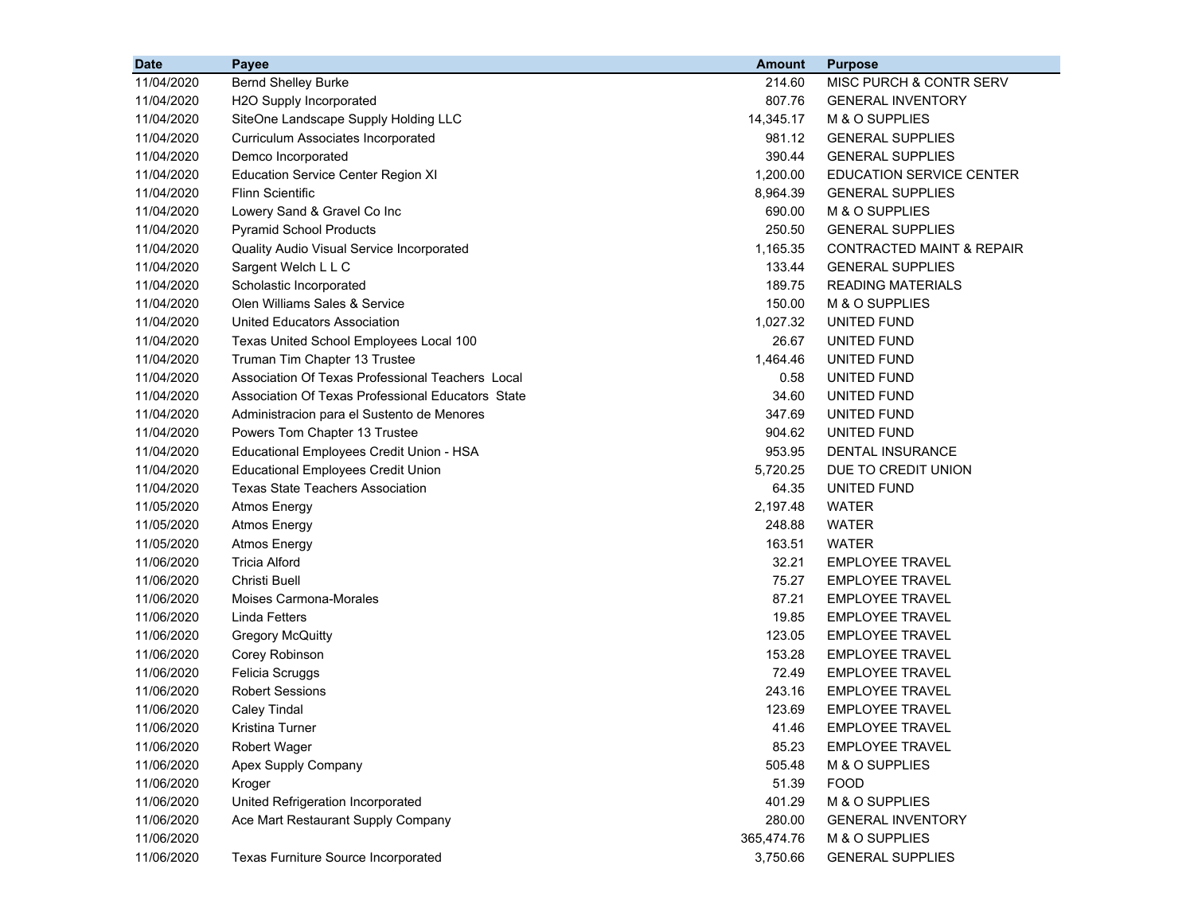| Date | Payee | Amount | Purpose |
|---|---|---|---|
| 11/04/2020 | Bernd Shelley Burke | 214.60 | MISC PURCH & CONTR SERV |
| 11/04/2020 | H2O Supply Incorporated | 807.76 | GENERAL INVENTORY |
| 11/04/2020 | SiteOne Landscape Supply Holding LLC | 14,345.17 | M & O SUPPLIES |
| 11/04/2020 | Curriculum Associates Incorporated | 981.12 | GENERAL SUPPLIES |
| 11/04/2020 | Demco Incorporated | 390.44 | GENERAL SUPPLIES |
| 11/04/2020 | Education Service Center Region XI | 1,200.00 | EDUCATION SERVICE CENTER |
| 11/04/2020 | Flinn Scientific | 8,964.39 | GENERAL SUPPLIES |
| 11/04/2020 | Lowery Sand & Gravel Co Inc | 690.00 | M & O SUPPLIES |
| 11/04/2020 | Pyramid School Products | 250.50 | GENERAL SUPPLIES |
| 11/04/2020 | Quality Audio Visual Service Incorporated | 1,165.35 | CONTRACTED MAINT & REPAIR |
| 11/04/2020 | Sargent Welch L L C | 133.44 | GENERAL SUPPLIES |
| 11/04/2020 | Scholastic Incorporated | 189.75 | READING MATERIALS |
| 11/04/2020 | Olen Williams Sales & Service | 150.00 | M & O SUPPLIES |
| 11/04/2020 | United Educators Association | 1,027.32 | UNITED FUND |
| 11/04/2020 | Texas United School Employees Local 100 | 26.67 | UNITED FUND |
| 11/04/2020 | Truman Tim Chapter 13 Trustee | 1,464.46 | UNITED FUND |
| 11/04/2020 | Association Of Texas Professional Teachers Local | 0.58 | UNITED FUND |
| 11/04/2020 | Association Of Texas Professional Educators State | 34.60 | UNITED FUND |
| 11/04/2020 | Administracion para el Sustento de Menores | 347.69 | UNITED FUND |
| 11/04/2020 | Powers Tom Chapter 13 Trustee | 904.62 | UNITED FUND |
| 11/04/2020 | Educational Employees Credit Union - HSA | 953.95 | DENTAL INSURANCE |
| 11/04/2020 | Educational Employees Credit Union | 5,720.25 | DUE TO CREDIT UNION |
| 11/04/2020 | Texas State Teachers Association | 64.35 | UNITED FUND |
| 11/05/2020 | Atmos Energy | 2,197.48 | WATER |
| 11/05/2020 | Atmos Energy | 248.88 | WATER |
| 11/05/2020 | Atmos Energy | 163.51 | WATER |
| 11/06/2020 | Tricia Alford | 32.21 | EMPLOYEE TRAVEL |
| 11/06/2020 | Christi Buell | 75.27 | EMPLOYEE TRAVEL |
| 11/06/2020 | Moises Carmona-Morales | 87.21 | EMPLOYEE TRAVEL |
| 11/06/2020 | Linda Fetters | 19.85 | EMPLOYEE TRAVEL |
| 11/06/2020 | Gregory McQuitty | 123.05 | EMPLOYEE TRAVEL |
| 11/06/2020 | Corey Robinson | 153.28 | EMPLOYEE TRAVEL |
| 11/06/2020 | Felicia Scruggs | 72.49 | EMPLOYEE TRAVEL |
| 11/06/2020 | Robert Sessions | 243.16 | EMPLOYEE TRAVEL |
| 11/06/2020 | Caley Tindal | 123.69 | EMPLOYEE TRAVEL |
| 11/06/2020 | Kristina Turner | 41.46 | EMPLOYEE TRAVEL |
| 11/06/2020 | Robert Wager | 85.23 | EMPLOYEE TRAVEL |
| 11/06/2020 | Apex Supply Company | 505.48 | M & O SUPPLIES |
| 11/06/2020 | Kroger | 51.39 | FOOD |
| 11/06/2020 | United Refrigeration Incorporated | 401.29 | M & O SUPPLIES |
| 11/06/2020 | Ace Mart Restaurant Supply Company | 280.00 | GENERAL INVENTORY |
| 11/06/2020 | | 365,474.76 | M & O SUPPLIES |
| 11/06/2020 | Texas Furniture Source Incorporated | 3,750.66 | GENERAL SUPPLIES |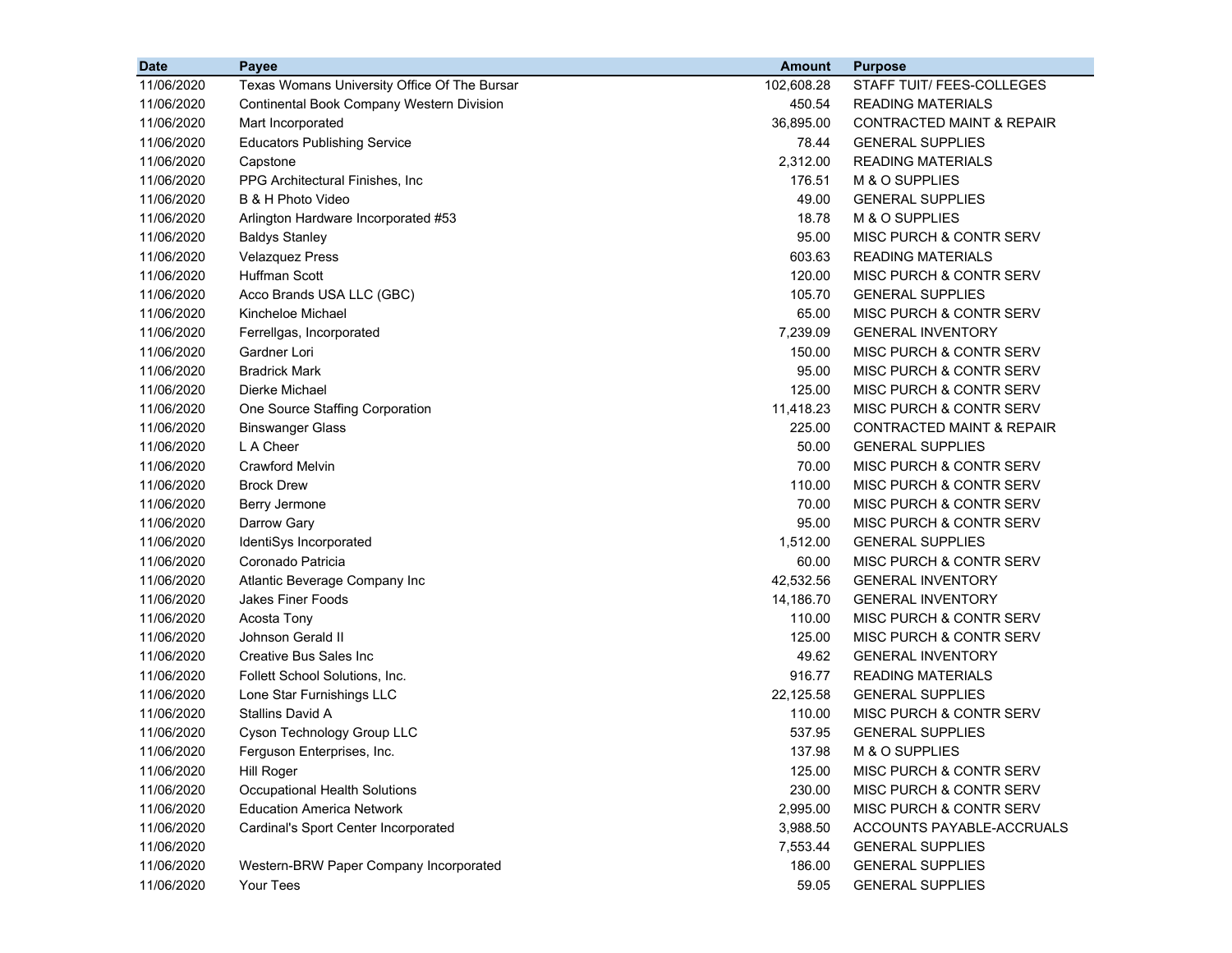| Date | Payee | Amount | Purpose |
|---|---|---|---|
| 11/06/2020 | Texas Womans University Office Of The Bursar | 102,608.28 | STAFF TUIT/ FEES-COLLEGES |
| 11/06/2020 | Continental Book Company Western Division | 450.54 | READING MATERIALS |
| 11/06/2020 | Mart Incorporated | 36,895.00 | CONTRACTED MAINT & REPAIR |
| 11/06/2020 | Educators Publishing Service | 78.44 | GENERAL SUPPLIES |
| 11/06/2020 | Capstone | 2,312.00 | READING MATERIALS |
| 11/06/2020 | PPG Architectural Finishes, Inc | 176.51 | M & O SUPPLIES |
| 11/06/2020 | B & H Photo Video | 49.00 | GENERAL SUPPLIES |
| 11/06/2020 | Arlington Hardware Incorporated #53 | 18.78 | M & O SUPPLIES |
| 11/06/2020 | Baldys Stanley | 95.00 | MISC PURCH & CONTR SERV |
| 11/06/2020 | Velazquez Press | 603.63 | READING MATERIALS |
| 11/06/2020 | Huffman Scott | 120.00 | MISC PURCH & CONTR SERV |
| 11/06/2020 | Acco Brands USA LLC (GBC) | 105.70 | GENERAL SUPPLIES |
| 11/06/2020 | Kincheloe Michael | 65.00 | MISC PURCH & CONTR SERV |
| 11/06/2020 | Ferrellgas, Incorporated | 7,239.09 | GENERAL INVENTORY |
| 11/06/2020 | Gardner Lori | 150.00 | MISC PURCH & CONTR SERV |
| 11/06/2020 | Bradrick Mark | 95.00 | MISC PURCH & CONTR SERV |
| 11/06/2020 | Dierke Michael | 125.00 | MISC PURCH & CONTR SERV |
| 11/06/2020 | One Source Staffing Corporation | 11,418.23 | MISC PURCH & CONTR SERV |
| 11/06/2020 | Binswanger Glass | 225.00 | CONTRACTED MAINT & REPAIR |
| 11/06/2020 | L A Cheer | 50.00 | GENERAL SUPPLIES |
| 11/06/2020 | Crawford Melvin | 70.00 | MISC PURCH & CONTR SERV |
| 11/06/2020 | Brock Drew | 110.00 | MISC PURCH & CONTR SERV |
| 11/06/2020 | Berry Jermone | 70.00 | MISC PURCH & CONTR SERV |
| 11/06/2020 | Darrow Gary | 95.00 | MISC PURCH & CONTR SERV |
| 11/06/2020 | IdentiSys Incorporated | 1,512.00 | GENERAL SUPPLIES |
| 11/06/2020 | Coronado Patricia | 60.00 | MISC PURCH & CONTR SERV |
| 11/06/2020 | Atlantic Beverage Company Inc | 42,532.56 | GENERAL INVENTORY |
| 11/06/2020 | Jakes Finer Foods | 14,186.70 | GENERAL INVENTORY |
| 11/06/2020 | Acosta Tony | 110.00 | MISC PURCH & CONTR SERV |
| 11/06/2020 | Johnson Gerald II | 125.00 | MISC PURCH & CONTR SERV |
| 11/06/2020 | Creative Bus Sales Inc | 49.62 | GENERAL INVENTORY |
| 11/06/2020 | Follett School Solutions, Inc. | 916.77 | READING MATERIALS |
| 11/06/2020 | Lone Star Furnishings LLC | 22,125.58 | GENERAL SUPPLIES |
| 11/06/2020 | Stallins David A | 110.00 | MISC PURCH & CONTR SERV |
| 11/06/2020 | Cyson Technology Group LLC | 537.95 | GENERAL SUPPLIES |
| 11/06/2020 | Ferguson Enterprises, Inc. | 137.98 | M & O SUPPLIES |
| 11/06/2020 | Hill Roger | 125.00 | MISC PURCH & CONTR SERV |
| 11/06/2020 | Occupational Health Solutions | 230.00 | MISC PURCH & CONTR SERV |
| 11/06/2020 | Education America Network | 2,995.00 | MISC PURCH & CONTR SERV |
| 11/06/2020 | Cardinal's Sport Center Incorporated | 3,988.50 | ACCOUNTS PAYABLE-ACCRUALS |
| 11/06/2020 | | 7,553.44 | GENERAL SUPPLIES |
| 11/06/2020 | Western-BRW Paper Company Incorporated | 186.00 | GENERAL SUPPLIES |
| 11/06/2020 | Your Tees | 59.05 | GENERAL SUPPLIES |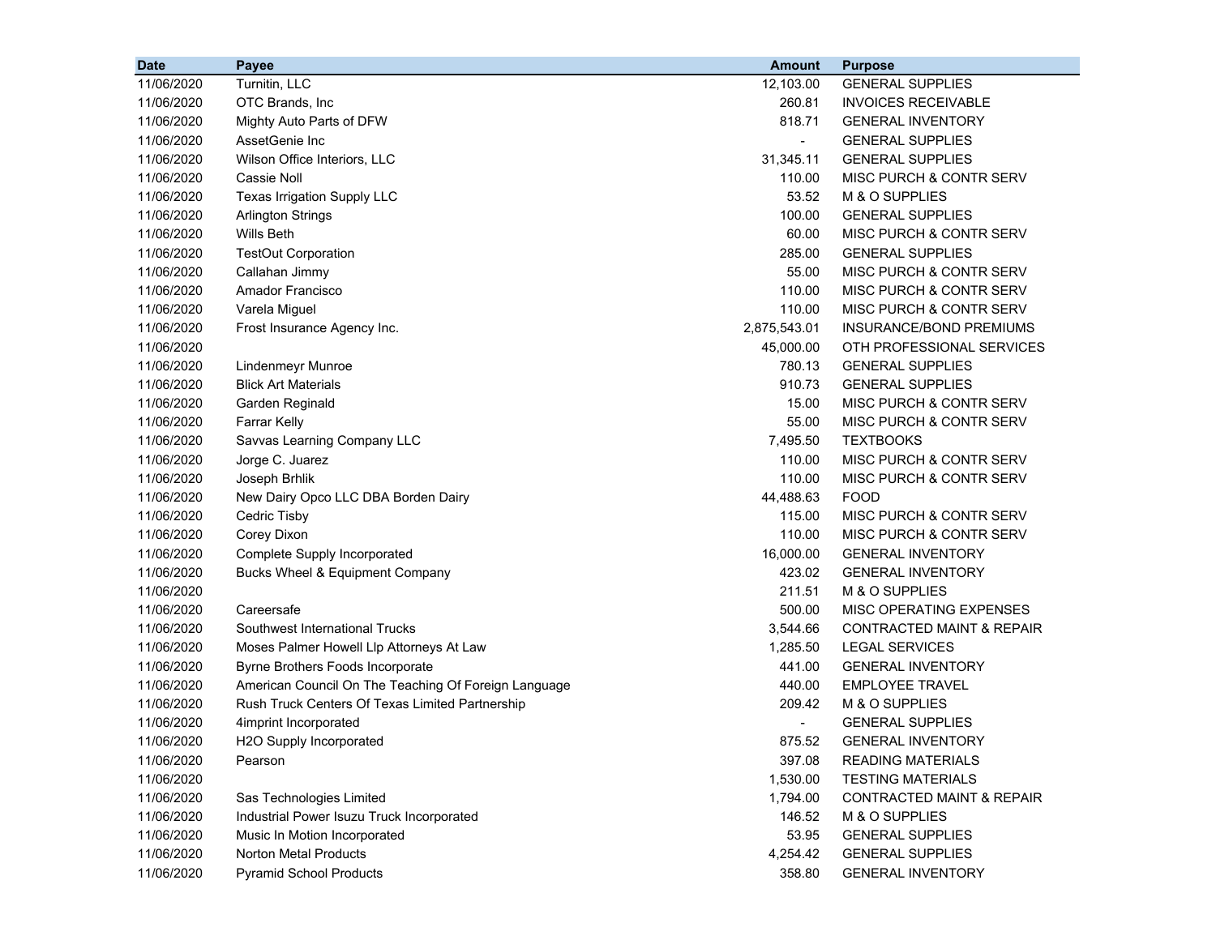| Date | Payee | Amount | Purpose |
|---|---|---:|---|
| 11/06/2020 | Turnitin, LLC | 12,103.00 | GENERAL SUPPLIES |
| 11/06/2020 | OTC Brands, Inc | 260.81 | INVOICES RECEIVABLE |
| 11/06/2020 | Mighty Auto Parts of DFW | 818.71 | GENERAL INVENTORY |
| 11/06/2020 | AssetGenie Inc | - | GENERAL SUPPLIES |
| 11/06/2020 | Wilson Office Interiors, LLC | 31,345.11 | GENERAL SUPPLIES |
| 11/06/2020 | Cassie Noll | 110.00 | MISC PURCH & CONTR SERV |
| 11/06/2020 | Texas Irrigation Supply LLC | 53.52 | M & O SUPPLIES |
| 11/06/2020 | Arlington Strings | 100.00 | GENERAL SUPPLIES |
| 11/06/2020 | Wills Beth | 60.00 | MISC PURCH & CONTR SERV |
| 11/06/2020 | TestOut Corporation | 285.00 | GENERAL SUPPLIES |
| 11/06/2020 | Callahan Jimmy | 55.00 | MISC PURCH & CONTR SERV |
| 11/06/2020 | Amador Francisco | 110.00 | MISC PURCH & CONTR SERV |
| 11/06/2020 | Varela Miguel | 110.00 | MISC PURCH & CONTR SERV |
| 11/06/2020 | Frost Insurance Agency Inc. | 2,875,543.01 | INSURANCE/BOND PREMIUMS |
| 11/06/2020 | | 45,000.00 | OTH PROFESSIONAL SERVICES |
| 11/06/2020 | Lindenmeyr Munroe | 780.13 | GENERAL SUPPLIES |
| 11/06/2020 | Blick Art Materials | 910.73 | GENERAL SUPPLIES |
| 11/06/2020 | Garden Reginald | 15.00 | MISC PURCH & CONTR SERV |
| 11/06/2020 | Farrar Kelly | 55.00 | MISC PURCH & CONTR SERV |
| 11/06/2020 | Savvas Learning Company LLC | 7,495.50 | TEXTBOOKS |
| 11/06/2020 | Jorge C. Juarez | 110.00 | MISC PURCH & CONTR SERV |
| 11/06/2020 | Joseph Brhlik | 110.00 | MISC PURCH & CONTR SERV |
| 11/06/2020 | New Dairy Opco LLC DBA Borden Dairy | 44,488.63 | FOOD |
| 11/06/2020 | Cedric Tisby | 115.00 | MISC PURCH & CONTR SERV |
| 11/06/2020 | Corey Dixon | 110.00 | MISC PURCH & CONTR SERV |
| 11/06/2020 | Complete Supply Incorporated | 16,000.00 | GENERAL INVENTORY |
| 11/06/2020 | Bucks Wheel & Equipment Company | 423.02 | GENERAL INVENTORY |
| 11/06/2020 | | 211.51 | M & O SUPPLIES |
| 11/06/2020 | Careersafe | 500.00 | MISC OPERATING EXPENSES |
| 11/06/2020 | Southwest International Trucks | 3,544.66 | CONTRACTED MAINT & REPAIR |
| 11/06/2020 | Moses Palmer Howell Llp Attorneys At Law | 1,285.50 | LEGAL SERVICES |
| 11/06/2020 | Byrne Brothers Foods Incorporate | 441.00 | GENERAL INVENTORY |
| 11/06/2020 | American Council On The Teaching Of Foreign Language | 440.00 | EMPLOYEE TRAVEL |
| 11/06/2020 | Rush Truck Centers Of Texas Limited Partnership | 209.42 | M & O SUPPLIES |
| 11/06/2020 | 4imprint Incorporated | - | GENERAL SUPPLIES |
| 11/06/2020 | H2O Supply Incorporated | 875.52 | GENERAL INVENTORY |
| 11/06/2020 | Pearson | 397.08 | READING MATERIALS |
| 11/06/2020 | | 1,530.00 | TESTING MATERIALS |
| 11/06/2020 | Sas Technologies Limited | 1,794.00 | CONTRACTED MAINT & REPAIR |
| 11/06/2020 | Industrial Power Isuzu Truck Incorporated | 146.52 | M & O SUPPLIES |
| 11/06/2020 | Music In Motion Incorporated | 53.95 | GENERAL SUPPLIES |
| 11/06/2020 | Norton Metal Products | 4,254.42 | GENERAL SUPPLIES |
| 11/06/2020 | Pyramid School Products | 358.80 | GENERAL INVENTORY |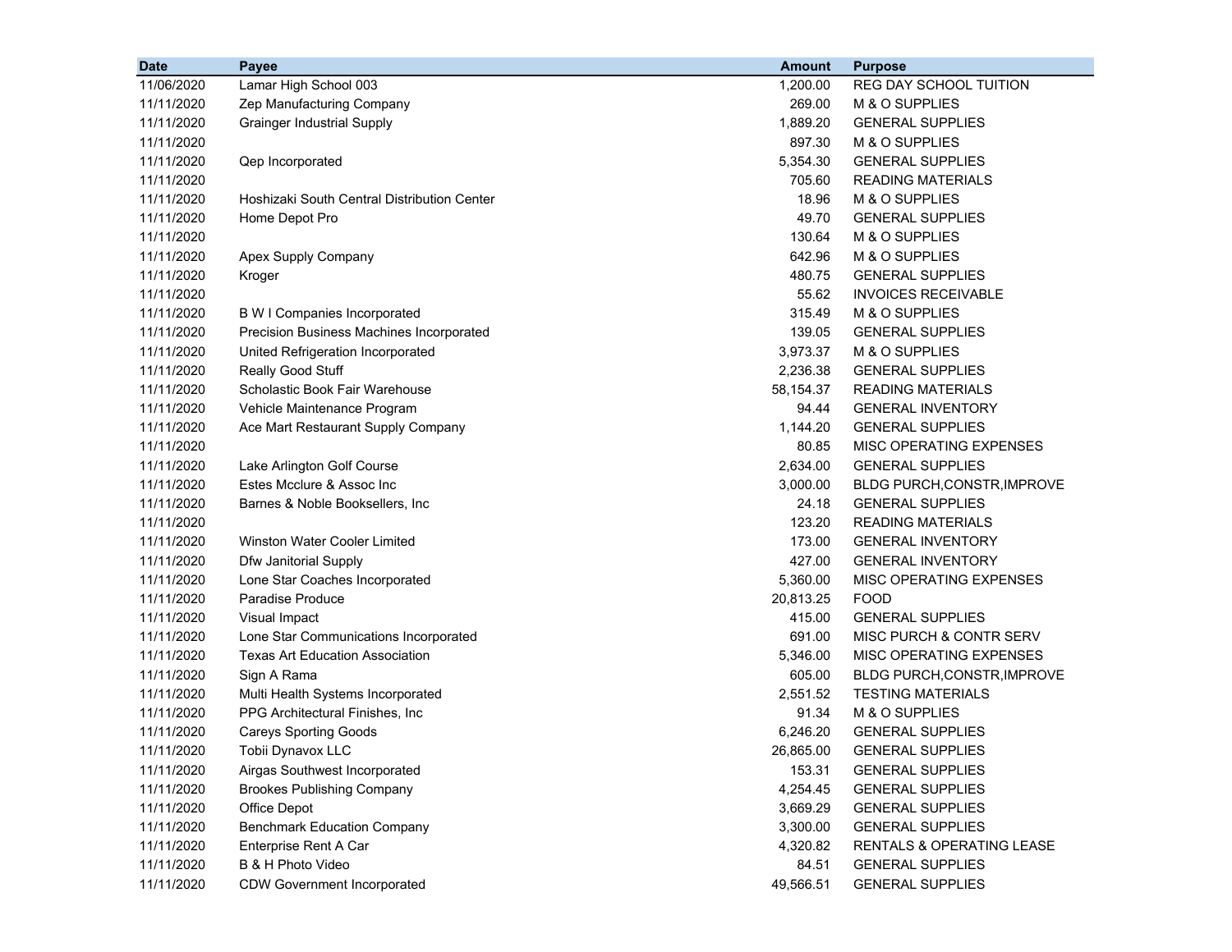| Date | Payee | Amount | Purpose |
|---|---|---|---|
| 11/06/2020 | Lamar High School 003 | 1,200.00 | REG DAY SCHOOL TUITION |
| 11/11/2020 | Zep Manufacturing Company | 269.00 | M & O SUPPLIES |
| 11/11/2020 | Grainger Industrial Supply | 1,889.20 | GENERAL SUPPLIES |
| 11/11/2020 | | 897.30 | M & O SUPPLIES |
| 11/11/2020 | Qep Incorporated | 5,354.30 | GENERAL SUPPLIES |
| 11/11/2020 | | 705.60 | READING MATERIALS |
| 11/11/2020 | Hoshizaki South Central Distribution Center | 18.96 | M & O SUPPLIES |
| 11/11/2020 | Home Depot Pro | 49.70 | GENERAL SUPPLIES |
| 11/11/2020 | | 130.64 | M & O SUPPLIES |
| 11/11/2020 | Apex Supply Company | 642.96 | M & O SUPPLIES |
| 11/11/2020 | Kroger | 480.75 | GENERAL SUPPLIES |
| 11/11/2020 | | 55.62 | INVOICES RECEIVABLE |
| 11/11/2020 | B W I Companies Incorporated | 315.49 | M & O SUPPLIES |
| 11/11/2020 | Precision Business Machines Incorporated | 139.05 | GENERAL SUPPLIES |
| 11/11/2020 | United Refrigeration Incorporated | 3,973.37 | M & O SUPPLIES |
| 11/11/2020 | Really Good Stuff | 2,236.38 | GENERAL SUPPLIES |
| 11/11/2020 | Scholastic Book Fair Warehouse | 58,154.37 | READING MATERIALS |
| 11/11/2020 | Vehicle Maintenance Program | 94.44 | GENERAL INVENTORY |
| 11/11/2020 | Ace Mart Restaurant Supply Company | 1,144.20 | GENERAL SUPPLIES |
| 11/11/2020 | | 80.85 | MISC OPERATING EXPENSES |
| 11/11/2020 | Lake Arlington Golf Course | 2,634.00 | GENERAL SUPPLIES |
| 11/11/2020 | Estes Mcclure & Assoc Inc | 3,000.00 | BLDG PURCH,CONSTR,IMPROVE |
| 11/11/2020 | Barnes & Noble Booksellers, Inc | 24.18 | GENERAL SUPPLIES |
| 11/11/2020 | | 123.20 | READING MATERIALS |
| 11/11/2020 | Winston Water Cooler Limited | 173.00 | GENERAL INVENTORY |
| 11/11/2020 | Dfw Janitorial Supply | 427.00 | GENERAL INVENTORY |
| 11/11/2020 | Lone Star Coaches Incorporated | 5,360.00 | MISC OPERATING EXPENSES |
| 11/11/2020 | Paradise Produce | 20,813.25 | FOOD |
| 11/11/2020 | Visual Impact | 415.00 | GENERAL SUPPLIES |
| 11/11/2020 | Lone Star Communications Incorporated | 691.00 | MISC PURCH & CONTR SERV |
| 11/11/2020 | Texas Art Education Association | 5,346.00 | MISC OPERATING EXPENSES |
| 11/11/2020 | Sign A Rama | 605.00 | BLDG PURCH,CONSTR,IMPROVE |
| 11/11/2020 | Multi Health Systems Incorporated | 2,551.52 | TESTING MATERIALS |
| 11/11/2020 | PPG Architectural Finishes, Inc | 91.34 | M & O SUPPLIES |
| 11/11/2020 | Careys Sporting Goods | 6,246.20 | GENERAL SUPPLIES |
| 11/11/2020 | Tobii Dynavox LLC | 26,865.00 | GENERAL SUPPLIES |
| 11/11/2020 | Airgas Southwest Incorporated | 153.31 | GENERAL SUPPLIES |
| 11/11/2020 | Brookes Publishing Company | 4,254.45 | GENERAL SUPPLIES |
| 11/11/2020 | Office Depot | 3,669.29 | GENERAL SUPPLIES |
| 11/11/2020 | Benchmark Education Company | 3,300.00 | GENERAL SUPPLIES |
| 11/11/2020 | Enterprise Rent A Car | 4,320.82 | RENTALS & OPERATING LEASE |
| 11/11/2020 | B & H Photo Video | 84.51 | GENERAL SUPPLIES |
| 11/11/2020 | CDW Government Incorporated | 49,566.51 | GENERAL SUPPLIES |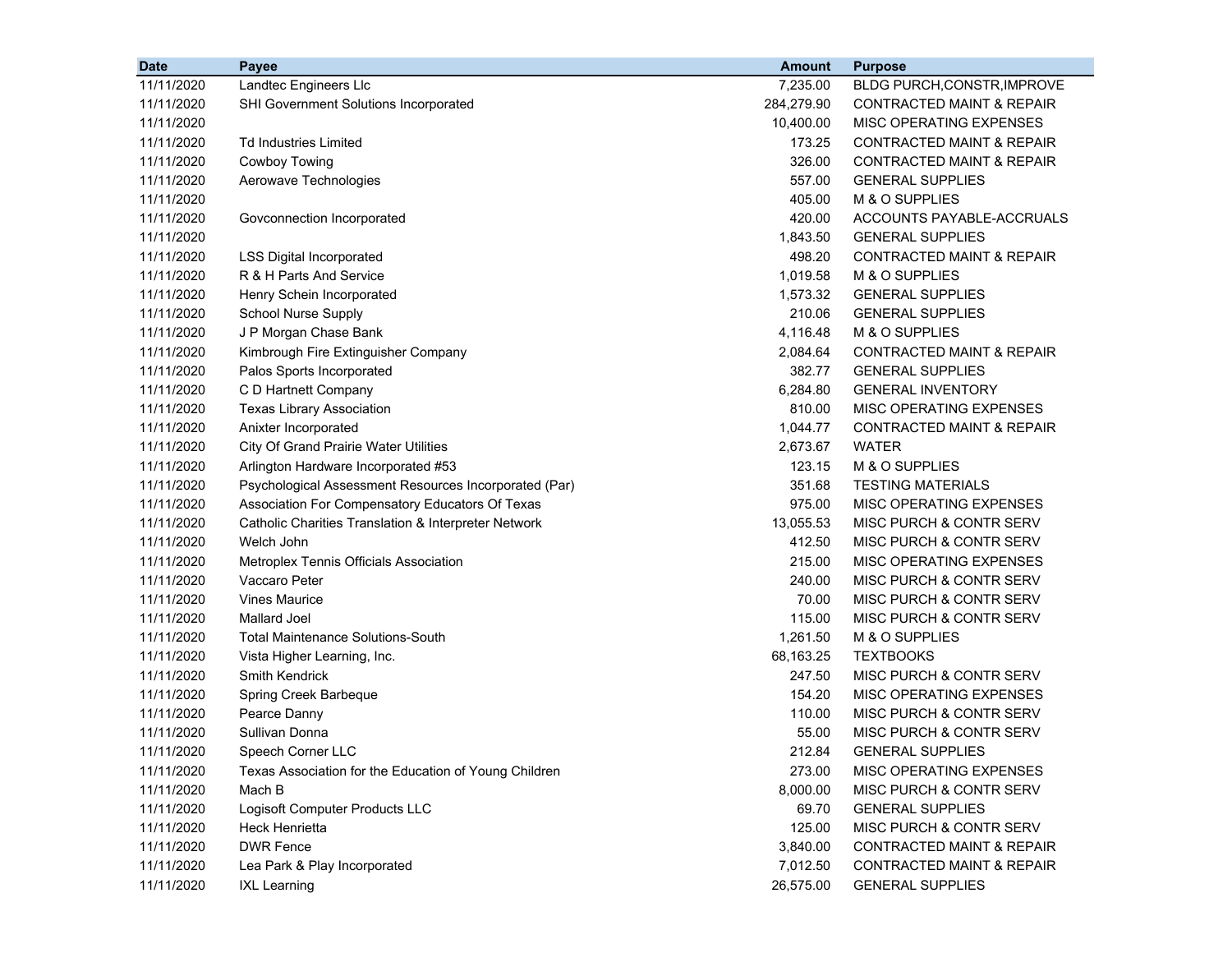| Date | Payee | Amount | Purpose |
|---|---|---|---|
| 11/11/2020 | Landtec Engineers Llc | 7,235.00 | BLDG PURCH,CONSTR,IMPROVE |
| 11/11/2020 | SHI Government Solutions Incorporated | 284,279.90 | CONTRACTED MAINT & REPAIR |
| 11/11/2020 | | 10,400.00 | MISC OPERATING EXPENSES |
| 11/11/2020 | Td Industries Limited | 173.25 | CONTRACTED MAINT & REPAIR |
| 11/11/2020 | Cowboy Towing | 326.00 | CONTRACTED MAINT & REPAIR |
| 11/11/2020 | Aerowave Technologies | 557.00 | GENERAL SUPPLIES |
| 11/11/2020 | | 405.00 | M & O SUPPLIES |
| 11/11/2020 | Govconnection Incorporated | 420.00 | ACCOUNTS PAYABLE-ACCRUALS |
| 11/11/2020 | | 1,843.50 | GENERAL SUPPLIES |
| 11/11/2020 | LSS Digital Incorporated | 498.20 | CONTRACTED MAINT & REPAIR |
| 11/11/2020 | R & H Parts And Service | 1,019.58 | M & O SUPPLIES |
| 11/11/2020 | Henry Schein Incorporated | 1,573.32 | GENERAL SUPPLIES |
| 11/11/2020 | School Nurse Supply | 210.06 | GENERAL SUPPLIES |
| 11/11/2020 | J P Morgan Chase Bank | 4,116.48 | M & O SUPPLIES |
| 11/11/2020 | Kimbrough Fire Extinguisher Company | 2,084.64 | CONTRACTED MAINT & REPAIR |
| 11/11/2020 | Palos Sports Incorporated | 382.77 | GENERAL SUPPLIES |
| 11/11/2020 | C D Hartnett Company | 6,284.80 | GENERAL INVENTORY |
| 11/11/2020 | Texas Library Association | 810.00 | MISC OPERATING EXPENSES |
| 11/11/2020 | Anixter Incorporated | 1,044.77 | CONTRACTED MAINT & REPAIR |
| 11/11/2020 | City Of Grand Prairie Water Utilities | 2,673.67 | WATER |
| 11/11/2020 | Arlington Hardware Incorporated #53 | 123.15 | M & O SUPPLIES |
| 11/11/2020 | Psychological Assessment Resources Incorporated (Par) | 351.68 | TESTING MATERIALS |
| 11/11/2020 | Association For Compensatory Educators Of Texas | 975.00 | MISC OPERATING EXPENSES |
| 11/11/2020 | Catholic Charities Translation & Interpreter Network | 13,055.53 | MISC PURCH & CONTR SERV |
| 11/11/2020 | Welch John | 412.50 | MISC PURCH & CONTR SERV |
| 11/11/2020 | Metroplex Tennis Officials Association | 215.00 | MISC OPERATING EXPENSES |
| 11/11/2020 | Vaccaro Peter | 240.00 | MISC PURCH & CONTR SERV |
| 11/11/2020 | Vines Maurice | 70.00 | MISC PURCH & CONTR SERV |
| 11/11/2020 | Mallard Joel | 115.00 | MISC PURCH & CONTR SERV |
| 11/11/2020 | Total Maintenance Solutions-South | 1,261.50 | M & O SUPPLIES |
| 11/11/2020 | Vista Higher Learning, Inc. | 68,163.25 | TEXTBOOKS |
| 11/11/2020 | Smith Kendrick | 247.50 | MISC PURCH & CONTR SERV |
| 11/11/2020 | Spring Creek Barbeque | 154.20 | MISC OPERATING EXPENSES |
| 11/11/2020 | Pearce Danny | 110.00 | MISC PURCH & CONTR SERV |
| 11/11/2020 | Sullivan Donna | 55.00 | MISC PURCH & CONTR SERV |
| 11/11/2020 | Speech Corner LLC | 212.84 | GENERAL SUPPLIES |
| 11/11/2020 | Texas Association for the Education of Young Children | 273.00 | MISC OPERATING EXPENSES |
| 11/11/2020 | Mach B | 8,000.00 | MISC PURCH & CONTR SERV |
| 11/11/2020 | Logisoft Computer Products LLC | 69.70 | GENERAL SUPPLIES |
| 11/11/2020 | Heck Henrietta | 125.00 | MISC PURCH & CONTR SERV |
| 11/11/2020 | DWR Fence | 3,840.00 | CONTRACTED MAINT & REPAIR |
| 11/11/2020 | Lea Park & Play Incorporated | 7,012.50 | CONTRACTED MAINT & REPAIR |
| 11/11/2020 | IXL Learning | 26,575.00 | GENERAL SUPPLIES |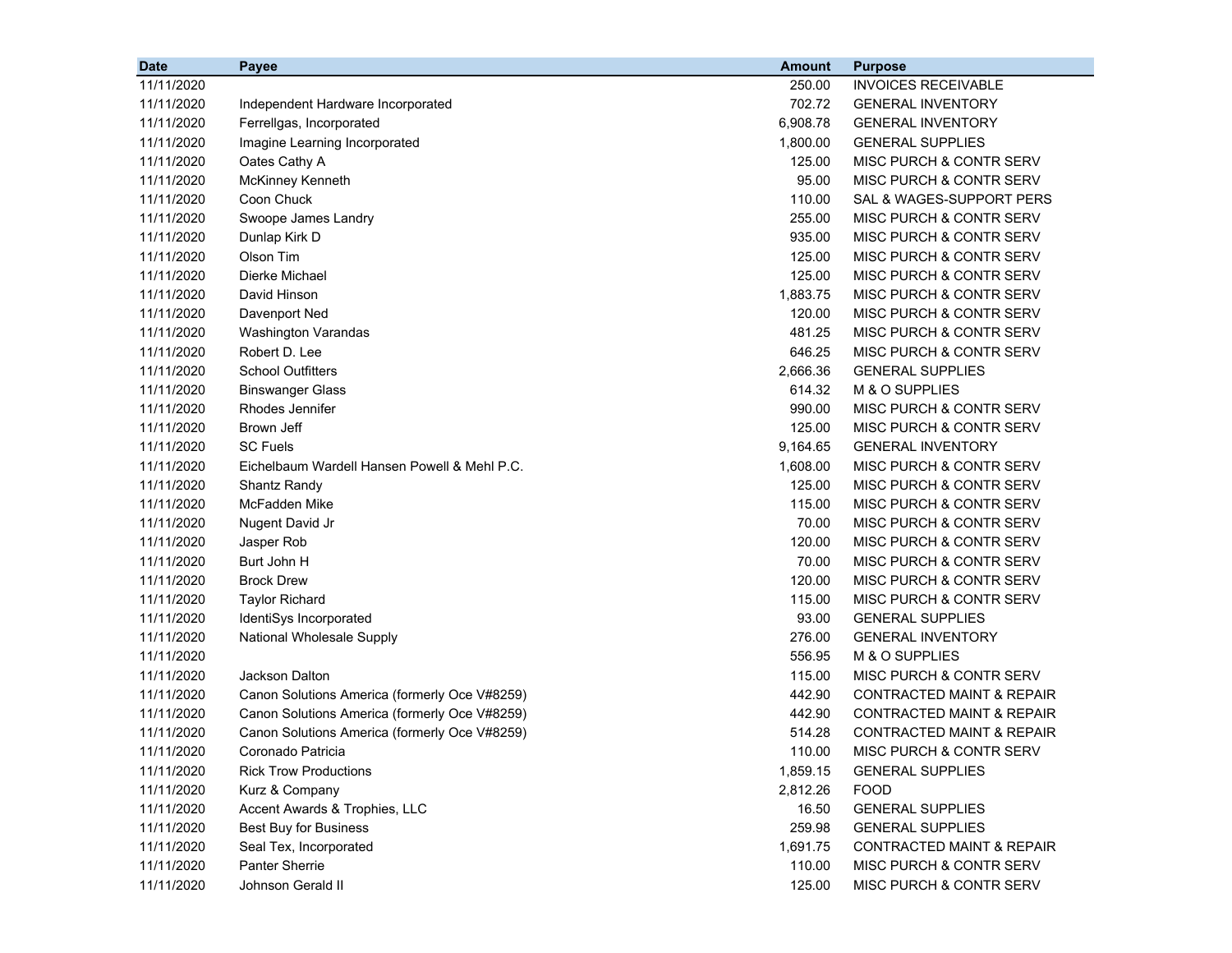| Date | Payee | Amount | Purpose |
|---|---|---|---|
| 11/11/2020 | | 250.00 | INVOICES RECEIVABLE |
| 11/11/2020 | Independent Hardware Incorporated | 702.72 | GENERAL INVENTORY |
| 11/11/2020 | Ferrellgas, Incorporated | 6,908.78 | GENERAL INVENTORY |
| 11/11/2020 | Imagine Learning Incorporated | 1,800.00 | GENERAL SUPPLIES |
| 11/11/2020 | Oates Cathy A | 125.00 | MISC PURCH & CONTR SERV |
| 11/11/2020 | McKinney Kenneth | 95.00 | MISC PURCH & CONTR SERV |
| 11/11/2020 | Coon Chuck | 110.00 | SAL & WAGES-SUPPORT PERS |
| 11/11/2020 | Swoope James Landry | 255.00 | MISC PURCH & CONTR SERV |
| 11/11/2020 | Dunlap Kirk D | 935.00 | MISC PURCH & CONTR SERV |
| 11/11/2020 | Olson Tim | 125.00 | MISC PURCH & CONTR SERV |
| 11/11/2020 | Dierke Michael | 125.00 | MISC PURCH & CONTR SERV |
| 11/11/2020 | David Hinson | 1,883.75 | MISC PURCH & CONTR SERV |
| 11/11/2020 | Davenport Ned | 120.00 | MISC PURCH & CONTR SERV |
| 11/11/2020 | Washington Varandas | 481.25 | MISC PURCH & CONTR SERV |
| 11/11/2020 | Robert D. Lee | 646.25 | MISC PURCH & CONTR SERV |
| 11/11/2020 | School Outfitters | 2,666.36 | GENERAL SUPPLIES |
| 11/11/2020 | Binswanger Glass | 614.32 | M & O SUPPLIES |
| 11/11/2020 | Rhodes Jennifer | 990.00 | MISC PURCH & CONTR SERV |
| 11/11/2020 | Brown Jeff | 125.00 | MISC PURCH & CONTR SERV |
| 11/11/2020 | SC Fuels | 9,164.65 | GENERAL INVENTORY |
| 11/11/2020 | Eichelbaum Wardell Hansen Powell & Mehl P.C. | 1,608.00 | MISC PURCH & CONTR SERV |
| 11/11/2020 | Shantz Randy | 125.00 | MISC PURCH & CONTR SERV |
| 11/11/2020 | McFadden Mike | 115.00 | MISC PURCH & CONTR SERV |
| 11/11/2020 | Nugent David Jr | 70.00 | MISC PURCH & CONTR SERV |
| 11/11/2020 | Jasper Rob | 120.00 | MISC PURCH & CONTR SERV |
| 11/11/2020 | Burt John H | 70.00 | MISC PURCH & CONTR SERV |
| 11/11/2020 | Brock Drew | 120.00 | MISC PURCH & CONTR SERV |
| 11/11/2020 | Taylor Richard | 115.00 | MISC PURCH & CONTR SERV |
| 11/11/2020 | IdentiSys Incorporated | 93.00 | GENERAL SUPPLIES |
| 11/11/2020 | National Wholesale Supply | 276.00 | GENERAL INVENTORY |
| 11/11/2020 | | 556.95 | M & O SUPPLIES |
| 11/11/2020 | Jackson Dalton | 115.00 | MISC PURCH & CONTR SERV |
| 11/11/2020 | Canon Solutions America (formerly Oce V#8259) | 442.90 | CONTRACTED MAINT & REPAIR |
| 11/11/2020 | Canon Solutions America (formerly Oce V#8259) | 442.90 | CONTRACTED MAINT & REPAIR |
| 11/11/2020 | Canon Solutions America (formerly Oce V#8259) | 514.28 | CONTRACTED MAINT & REPAIR |
| 11/11/2020 | Coronado Patricia | 110.00 | MISC PURCH & CONTR SERV |
| 11/11/2020 | Rick Trow Productions | 1,859.15 | GENERAL SUPPLIES |
| 11/11/2020 | Kurz & Company | 2,812.26 | FOOD |
| 11/11/2020 | Accent Awards & Trophies, LLC | 16.50 | GENERAL SUPPLIES |
| 11/11/2020 | Best Buy for Business | 259.98 | GENERAL SUPPLIES |
| 11/11/2020 | Seal Tex, Incorporated | 1,691.75 | CONTRACTED MAINT & REPAIR |
| 11/11/2020 | Panter Sherrie | 110.00 | MISC PURCH & CONTR SERV |
| 11/11/2020 | Johnson Gerald II | 125.00 | MISC PURCH & CONTR SERV |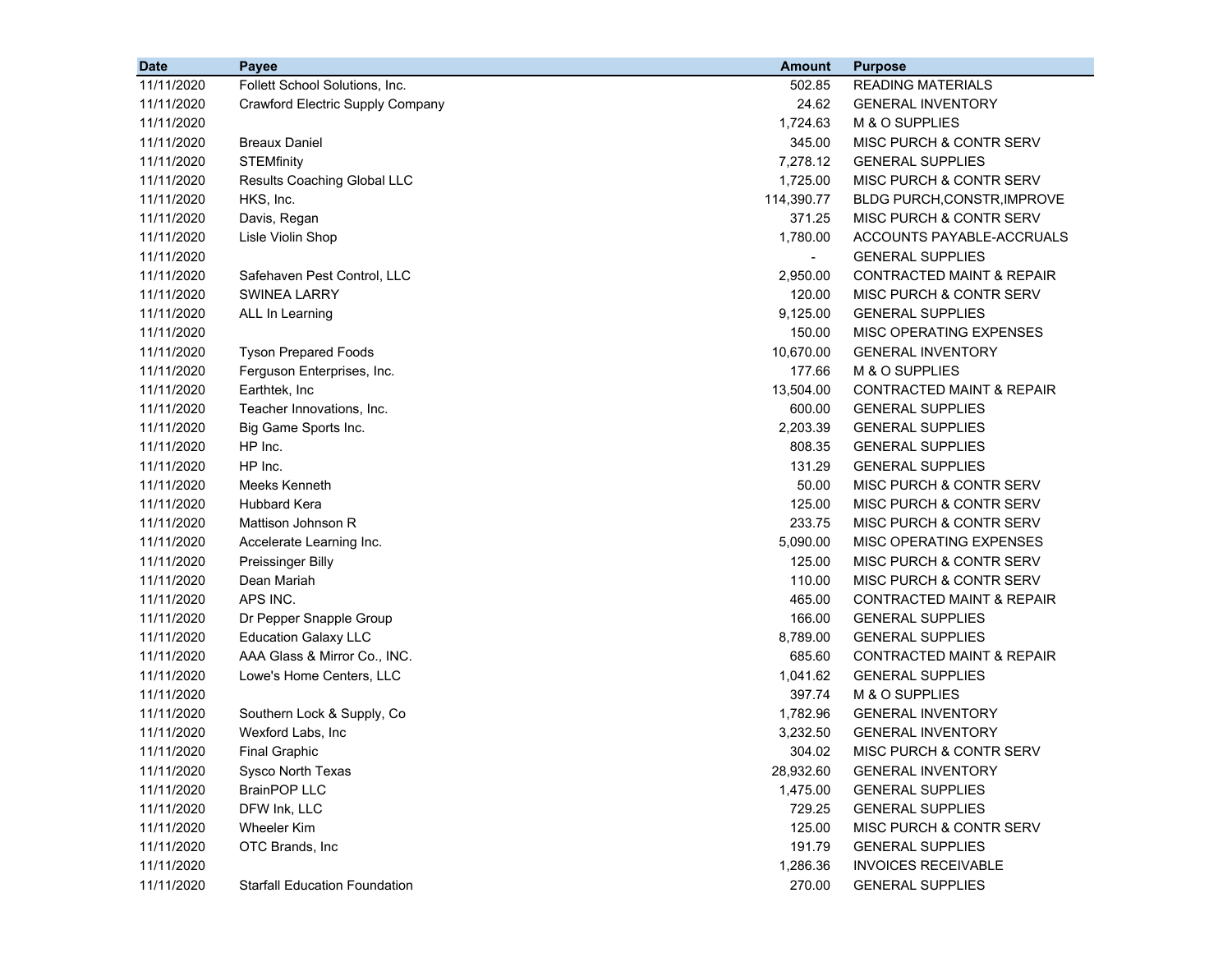| Date | Payee | Amount | Purpose |
|---|---|---:|---|
| 11/11/2020 | Follett School Solutions, Inc. | 502.85 | READING MATERIALS |
| 11/11/2020 | Crawford Electric Supply Company | 24.62 | GENERAL INVENTORY |
| 11/11/2020 | | 1,724.63 | M & O SUPPLIES |
| 11/11/2020 | Breaux Daniel | 345.00 | MISC PURCH & CONTR SERV |
| 11/11/2020 | STEMfinity | 7,278.12 | GENERAL SUPPLIES |
| 11/11/2020 | Results Coaching Global LLC | 1,725.00 | MISC PURCH & CONTR SERV |
| 11/11/2020 | HKS, Inc. | 114,390.77 | BLDG PURCH,CONSTR,IMPROVE |
| 11/11/2020 | Davis, Regan | 371.25 | MISC PURCH & CONTR SERV |
| 11/11/2020 | Lisle Violin Shop | 1,780.00 | ACCOUNTS PAYABLE-ACCRUALS |
| 11/11/2020 | | - | GENERAL SUPPLIES |
| 11/11/2020 | Safehaven Pest Control, LLC | 2,950.00 | CONTRACTED MAINT & REPAIR |
| 11/11/2020 | SWINEA LARRY | 120.00 | MISC PURCH & CONTR SERV |
| 11/11/2020 | ALL In Learning | 9,125.00 | GENERAL SUPPLIES |
| 11/11/2020 | | 150.00 | MISC OPERATING EXPENSES |
| 11/11/2020 | Tyson Prepared Foods | 10,670.00 | GENERAL INVENTORY |
| 11/11/2020 | Ferguson Enterprises, Inc. | 177.66 | M & O SUPPLIES |
| 11/11/2020 | Earthtek, Inc | 13,504.00 | CONTRACTED MAINT & REPAIR |
| 11/11/2020 | Teacher Innovations, Inc. | 600.00 | GENERAL SUPPLIES |
| 11/11/2020 | Big Game Sports Inc. | 2,203.39 | GENERAL SUPPLIES |
| 11/11/2020 | HP Inc. | 808.35 | GENERAL SUPPLIES |
| 11/11/2020 | HP Inc. | 131.29 | GENERAL SUPPLIES |
| 11/11/2020 | Meeks Kenneth | 50.00 | MISC PURCH & CONTR SERV |
| 11/11/2020 | Hubbard Kera | 125.00 | MISC PURCH & CONTR SERV |
| 11/11/2020 | Mattison Johnson R | 233.75 | MISC PURCH & CONTR SERV |
| 11/11/2020 | Accelerate Learning Inc. | 5,090.00 | MISC OPERATING EXPENSES |
| 11/11/2020 | Preissinger Billy | 125.00 | MISC PURCH & CONTR SERV |
| 11/11/2020 | Dean Mariah | 110.00 | MISC PURCH & CONTR SERV |
| 11/11/2020 | APS INC. | 465.00 | CONTRACTED MAINT & REPAIR |
| 11/11/2020 | Dr Pepper Snapple Group | 166.00 | GENERAL SUPPLIES |
| 11/11/2020 | Education Galaxy LLC | 8,789.00 | GENERAL SUPPLIES |
| 11/11/2020 | AAA Glass & Mirror Co., INC. | 685.60 | CONTRACTED MAINT & REPAIR |
| 11/11/2020 | Lowe's Home Centers, LLC | 1,041.62 | GENERAL SUPPLIES |
| 11/11/2020 | | 397.74 | M & O SUPPLIES |
| 11/11/2020 | Southern Lock & Supply, Co | 1,782.96 | GENERAL INVENTORY |
| 11/11/2020 | Wexford Labs, Inc | 3,232.50 | GENERAL INVENTORY |
| 11/11/2020 | Final Graphic | 304.02 | MISC PURCH & CONTR SERV |
| 11/11/2020 | Sysco North Texas | 28,932.60 | GENERAL INVENTORY |
| 11/11/2020 | BrainPOP LLC | 1,475.00 | GENERAL SUPPLIES |
| 11/11/2020 | DFW Ink, LLC | 729.25 | GENERAL SUPPLIES |
| 11/11/2020 | Wheeler Kim | 125.00 | MISC PURCH & CONTR SERV |
| 11/11/2020 | OTC Brands, Inc | 191.79 | GENERAL SUPPLIES |
| 11/11/2020 | | 1,286.36 | INVOICES RECEIVABLE |
| 11/11/2020 | Starfall Education Foundation | 270.00 | GENERAL SUPPLIES |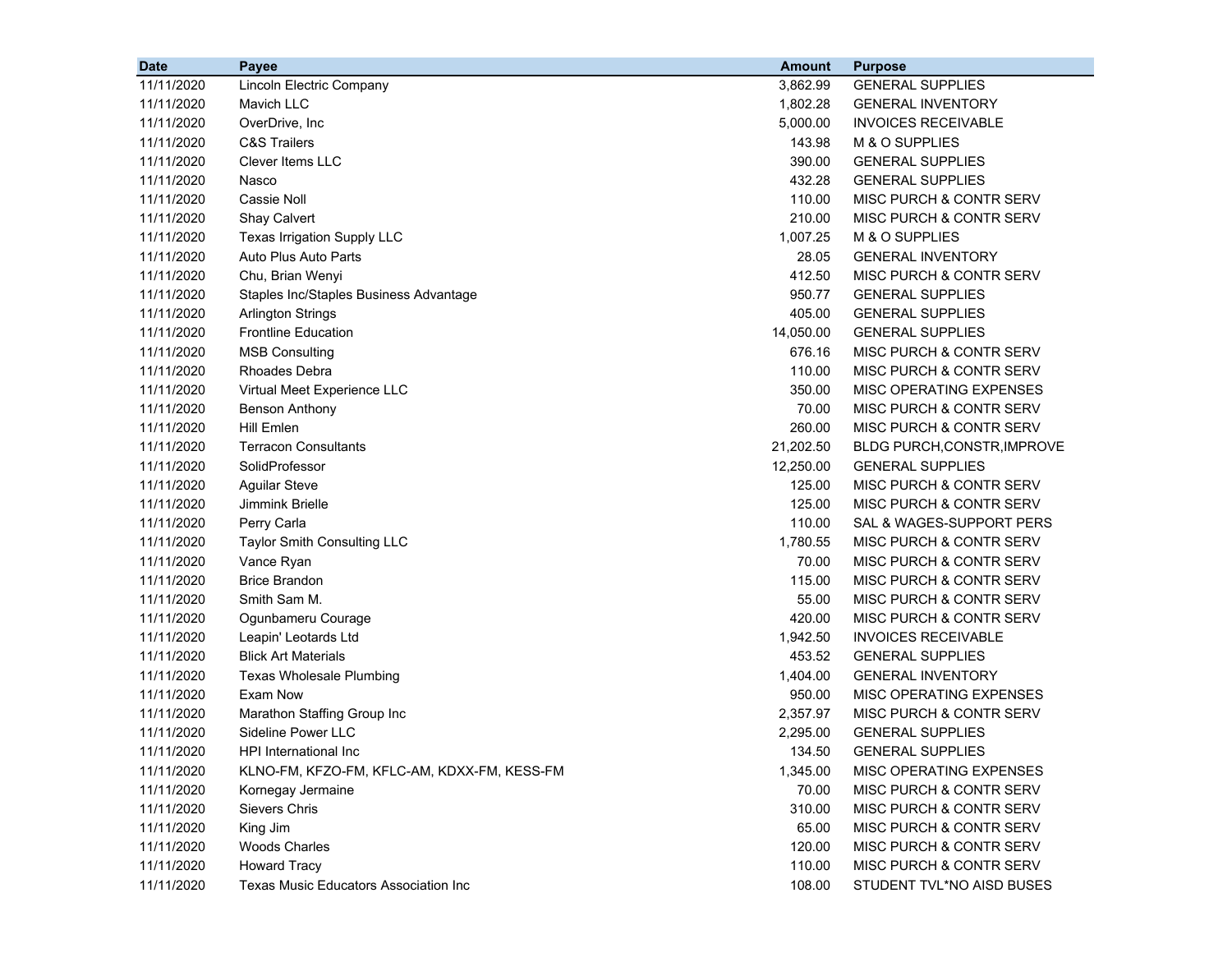| Date | Payee | Amount | Purpose |
|---|---|---|---|
| 11/11/2020 | Lincoln Electric Company | 3,862.99 | GENERAL SUPPLIES |
| 11/11/2020 | Mavich LLC | 1,802.28 | GENERAL INVENTORY |
| 11/11/2020 | OverDrive, Inc | 5,000.00 | INVOICES RECEIVABLE |
| 11/11/2020 | C&S Trailers | 143.98 | M & O SUPPLIES |
| 11/11/2020 | Clever Items LLC | 390.00 | GENERAL SUPPLIES |
| 11/11/2020 | Nasco | 432.28 | GENERAL SUPPLIES |
| 11/11/2020 | Cassie Noll | 110.00 | MISC PURCH & CONTR SERV |
| 11/11/2020 | Shay Calvert | 210.00 | MISC PURCH & CONTR SERV |
| 11/11/2020 | Texas Irrigation Supply LLC | 1,007.25 | M & O SUPPLIES |
| 11/11/2020 | Auto Plus Auto Parts | 28.05 | GENERAL INVENTORY |
| 11/11/2020 | Chu, Brian Wenyi | 412.50 | MISC PURCH & CONTR SERV |
| 11/11/2020 | Staples Inc/Staples Business Advantage | 950.77 | GENERAL SUPPLIES |
| 11/11/2020 | Arlington Strings | 405.00 | GENERAL SUPPLIES |
| 11/11/2020 | Frontline Education | 14,050.00 | GENERAL SUPPLIES |
| 11/11/2020 | MSB Consulting | 676.16 | MISC PURCH & CONTR SERV |
| 11/11/2020 | Rhoades Debra | 110.00 | MISC PURCH & CONTR SERV |
| 11/11/2020 | Virtual Meet Experience LLC | 350.00 | MISC OPERATING EXPENSES |
| 11/11/2020 | Benson Anthony | 70.00 | MISC PURCH & CONTR SERV |
| 11/11/2020 | Hill Emlen | 260.00 | MISC PURCH & CONTR SERV |
| 11/11/2020 | Terracon Consultants | 21,202.50 | BLDG PURCH,CONSTR,IMPROVE |
| 11/11/2020 | SolidProfessor | 12,250.00 | GENERAL SUPPLIES |
| 11/11/2020 | Aguilar Steve | 125.00 | MISC PURCH & CONTR SERV |
| 11/11/2020 | Jimmink Brielle | 125.00 | MISC PURCH & CONTR SERV |
| 11/11/2020 | Perry Carla | 110.00 | SAL & WAGES-SUPPORT PERS |
| 11/11/2020 | Taylor Smith Consulting LLC | 1,780.55 | MISC PURCH & CONTR SERV |
| 11/11/2020 | Vance Ryan | 70.00 | MISC PURCH & CONTR SERV |
| 11/11/2020 | Brice Brandon | 115.00 | MISC PURCH & CONTR SERV |
| 11/11/2020 | Smith Sam M. | 55.00 | MISC PURCH & CONTR SERV |
| 11/11/2020 | Ogunbameru Courage | 420.00 | MISC PURCH & CONTR SERV |
| 11/11/2020 | Leapin' Leotards Ltd | 1,942.50 | INVOICES RECEIVABLE |
| 11/11/2020 | Blick Art Materials | 453.52 | GENERAL SUPPLIES |
| 11/11/2020 | Texas Wholesale Plumbing | 1,404.00 | GENERAL INVENTORY |
| 11/11/2020 | Exam Now | 950.00 | MISC OPERATING EXPENSES |
| 11/11/2020 | Marathon Staffing Group Inc | 2,357.97 | MISC PURCH & CONTR SERV |
| 11/11/2020 | Sideline Power LLC | 2,295.00 | GENERAL SUPPLIES |
| 11/11/2020 | HPI International Inc | 134.50 | GENERAL SUPPLIES |
| 11/11/2020 | KLNO-FM, KFZO-FM, KFLC-AM, KDXX-FM, KESS-FM | 1,345.00 | MISC OPERATING EXPENSES |
| 11/11/2020 | Kornegay Jermaine | 70.00 | MISC PURCH & CONTR SERV |
| 11/11/2020 | Sievers Chris | 310.00 | MISC PURCH & CONTR SERV |
| 11/11/2020 | King Jim | 65.00 | MISC PURCH & CONTR SERV |
| 11/11/2020 | Woods Charles | 120.00 | MISC PURCH & CONTR SERV |
| 11/11/2020 | Howard Tracy | 110.00 | MISC PURCH & CONTR SERV |
| 11/11/2020 | Texas Music Educators Association Inc | 108.00 | STUDENT TVL*NO AISD BUSES |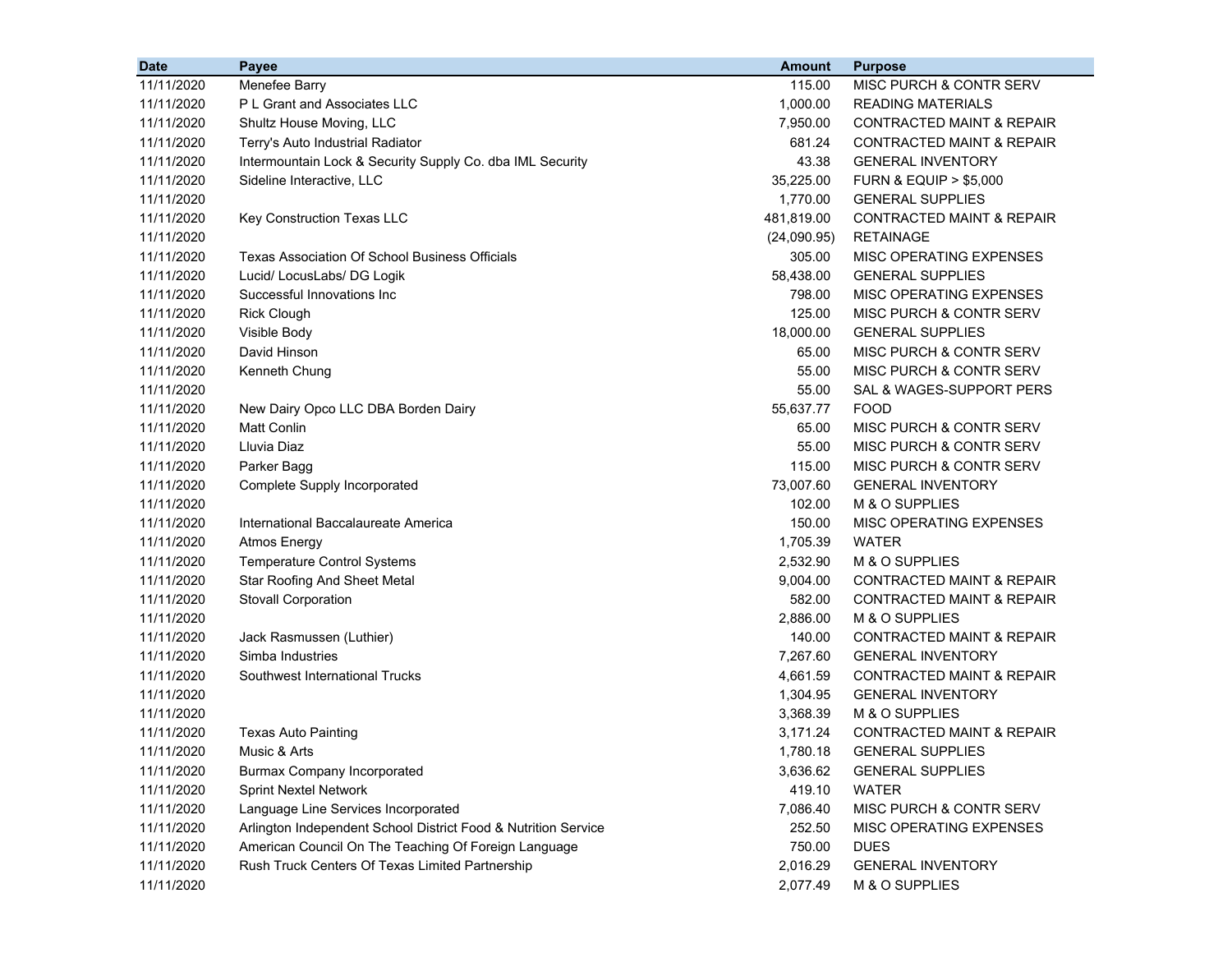| Date | Payee | Amount | Purpose |
|---|---|---|---|
| 11/11/2020 | Menefee Barry | 115.00 | MISC PURCH & CONTR SERV |
| 11/11/2020 | P L Grant and Associates LLC | 1,000.00 | READING MATERIALS |
| 11/11/2020 | Shultz House Moving, LLC | 7,950.00 | CONTRACTED MAINT & REPAIR |
| 11/11/2020 | Terry's Auto Industrial Radiator | 681.24 | CONTRACTED MAINT & REPAIR |
| 11/11/2020 | Intermountain Lock & Security Supply Co. dba IML Security | 43.38 | GENERAL INVENTORY |
| 11/11/2020 | Sideline Interactive, LLC | 35,225.00 | FURN & EQUIP > $5,000 |
| 11/11/2020 | | 1,770.00 | GENERAL SUPPLIES |
| 11/11/2020 | Key Construction Texas LLC | 481,819.00 | CONTRACTED MAINT & REPAIR |
| 11/11/2020 | | (24,090.95) | RETAINAGE |
| 11/11/2020 | Texas Association Of School Business Officials | 305.00 | MISC OPERATING EXPENSES |
| 11/11/2020 | Lucid/ LocusLabs/ DG Logik | 58,438.00 | GENERAL SUPPLIES |
| 11/11/2020 | Successful Innovations Inc | 798.00 | MISC OPERATING EXPENSES |
| 11/11/2020 | Rick Clough | 125.00 | MISC PURCH & CONTR SERV |
| 11/11/2020 | Visible Body | 18,000.00 | GENERAL SUPPLIES |
| 11/11/2020 | David Hinson | 65.00 | MISC PURCH & CONTR SERV |
| 11/11/2020 | Kenneth Chung | 55.00 | MISC PURCH & CONTR SERV |
| 11/11/2020 | | 55.00 | SAL & WAGES-SUPPORT PERS |
| 11/11/2020 | New Dairy Opco LLC DBA Borden Dairy | 55,637.77 | FOOD |
| 11/11/2020 | Matt Conlin | 65.00 | MISC PURCH & CONTR SERV |
| 11/11/2020 | Lluvia Diaz | 55.00 | MISC PURCH & CONTR SERV |
| 11/11/2020 | Parker Bagg | 115.00 | MISC PURCH & CONTR SERV |
| 11/11/2020 | Complete Supply Incorporated | 73,007.60 | GENERAL INVENTORY |
| 11/11/2020 | | 102.00 | M & O SUPPLIES |
| 11/11/2020 | International Baccalaureate America | 150.00 | MISC OPERATING EXPENSES |
| 11/11/2020 | Atmos Energy | 1,705.39 | WATER |
| 11/11/2020 | Temperature Control Systems | 2,532.90 | M & O SUPPLIES |
| 11/11/2020 | Star Roofing And Sheet Metal | 9,004.00 | CONTRACTED MAINT & REPAIR |
| 11/11/2020 | Stovall Corporation | 582.00 | CONTRACTED MAINT & REPAIR |
| 11/11/2020 | | 2,886.00 | M & O SUPPLIES |
| 11/11/2020 | Jack Rasmussen (Luthier) | 140.00 | CONTRACTED MAINT & REPAIR |
| 11/11/2020 | Simba Industries | 7,267.60 | GENERAL INVENTORY |
| 11/11/2020 | Southwest International Trucks | 4,661.59 | CONTRACTED MAINT & REPAIR |
| 11/11/2020 | | 1,304.95 | GENERAL INVENTORY |
| 11/11/2020 | | 3,368.39 | M & O SUPPLIES |
| 11/11/2020 | Texas Auto Painting | 3,171.24 | CONTRACTED MAINT & REPAIR |
| 11/11/2020 | Music & Arts | 1,780.18 | GENERAL SUPPLIES |
| 11/11/2020 | Burmax Company Incorporated | 3,636.62 | GENERAL SUPPLIES |
| 11/11/2020 | Sprint Nextel Network | 419.10 | WATER |
| 11/11/2020 | Language Line Services Incorporated | 7,086.40 | MISC PURCH & CONTR SERV |
| 11/11/2020 | Arlington Independent School District Food & Nutrition Service | 252.50 | MISC OPERATING EXPENSES |
| 11/11/2020 | American Council On The Teaching Of Foreign Language | 750.00 | DUES |
| 11/11/2020 | Rush Truck Centers Of Texas Limited Partnership | 2,016.29 | GENERAL INVENTORY |
| 11/11/2020 | | 2,077.49 | M & O SUPPLIES |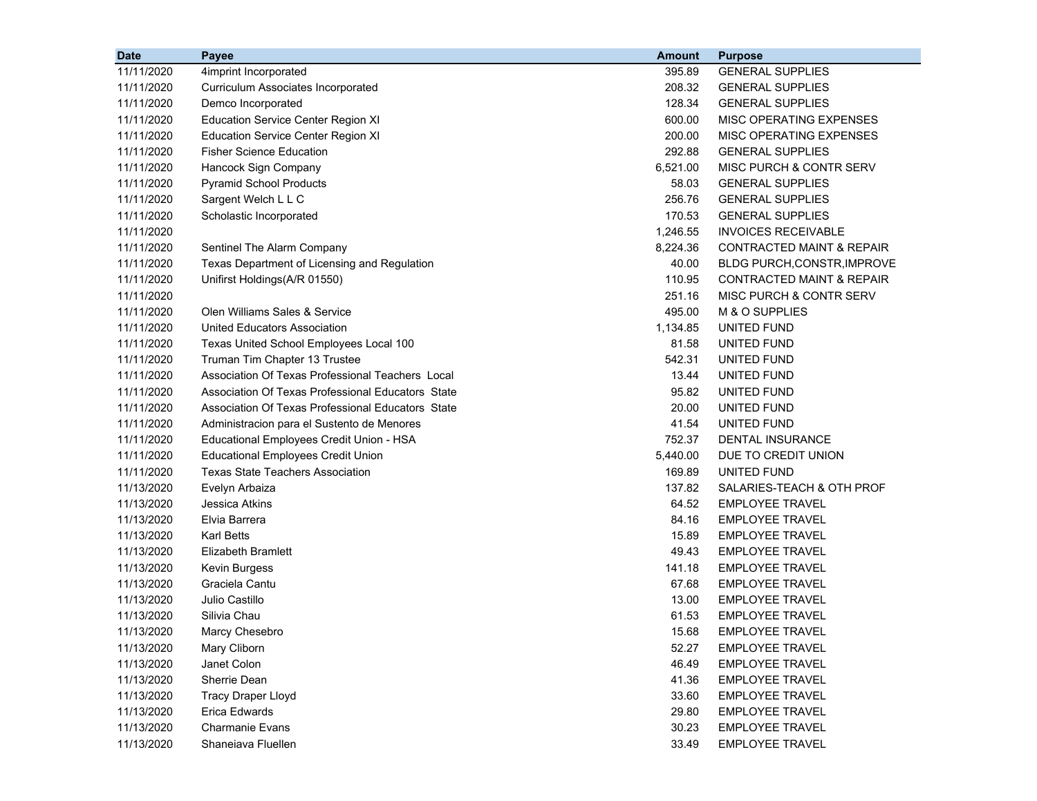| Date | Payee | Amount | Purpose |
|---|---|---|---|
| 11/11/2020 | 4imprint Incorporated | 395.89 | GENERAL SUPPLIES |
| 11/11/2020 | Curriculum Associates Incorporated | 208.32 | GENERAL SUPPLIES |
| 11/11/2020 | Demco Incorporated | 128.34 | GENERAL SUPPLIES |
| 11/11/2020 | Education Service Center Region XI | 600.00 | MISC OPERATING EXPENSES |
| 11/11/2020 | Education Service Center Region XI | 200.00 | MISC OPERATING EXPENSES |
| 11/11/2020 | Fisher Science Education | 292.88 | GENERAL SUPPLIES |
| 11/11/2020 | Hancock Sign Company | 6,521.00 | MISC PURCH & CONTR SERV |
| 11/11/2020 | Pyramid School Products | 58.03 | GENERAL SUPPLIES |
| 11/11/2020 | Sargent Welch L L C | 256.76 | GENERAL SUPPLIES |
| 11/11/2020 | Scholastic Incorporated | 170.53 | GENERAL SUPPLIES |
| 11/11/2020 | | 1,246.55 | INVOICES RECEIVABLE |
| 11/11/2020 | Sentinel The Alarm Company | 8,224.36 | CONTRACTED MAINT & REPAIR |
| 11/11/2020 | Texas Department of Licensing and Regulation | 40.00 | BLDG PURCH,CONSTR,IMPROVE |
| 11/11/2020 | Unifirst Holdings(A/R 01550) | 110.95 | CONTRACTED MAINT & REPAIR |
| 11/11/2020 | | 251.16 | MISC PURCH & CONTR SERV |
| 11/11/2020 | Olen Williams Sales & Service | 495.00 | M & O SUPPLIES |
| 11/11/2020 | United Educators Association | 1,134.85 | UNITED FUND |
| 11/11/2020 | Texas United School Employees Local 100 | 81.58 | UNITED FUND |
| 11/11/2020 | Truman Tim Chapter 13 Trustee | 542.31 | UNITED FUND |
| 11/11/2020 | Association Of Texas Professional Teachers Local | 13.44 | UNITED FUND |
| 11/11/2020 | Association Of Texas Professional Educators State | 95.82 | UNITED FUND |
| 11/11/2020 | Association Of Texas Professional Educators State | 20.00 | UNITED FUND |
| 11/11/2020 | Administracion para el Sustento de Menores | 41.54 | UNITED FUND |
| 11/11/2020 | Educational Employees Credit Union - HSA | 752.37 | DENTAL INSURANCE |
| 11/11/2020 | Educational Employees Credit Union | 5,440.00 | DUE TO CREDIT UNION |
| 11/11/2020 | Texas State Teachers Association | 169.89 | UNITED FUND |
| 11/13/2020 | Evelyn Arbaiza | 137.82 | SALARIES-TEACH & OTH PROF |
| 11/13/2020 | Jessica Atkins | 64.52 | EMPLOYEE TRAVEL |
| 11/13/2020 | Elvia Barrera | 84.16 | EMPLOYEE TRAVEL |
| 11/13/2020 | Karl Betts | 15.89 | EMPLOYEE TRAVEL |
| 11/13/2020 | Elizabeth Bramlett | 49.43 | EMPLOYEE TRAVEL |
| 11/13/2020 | Kevin Burgess | 141.18 | EMPLOYEE TRAVEL |
| 11/13/2020 | Graciela Cantu | 67.68 | EMPLOYEE TRAVEL |
| 11/13/2020 | Julio Castillo | 13.00 | EMPLOYEE TRAVEL |
| 11/13/2020 | Silivia Chau | 61.53 | EMPLOYEE TRAVEL |
| 11/13/2020 | Marcy Chesebro | 15.68 | EMPLOYEE TRAVEL |
| 11/13/2020 | Mary Cliborn | 52.27 | EMPLOYEE TRAVEL |
| 11/13/2020 | Janet Colon | 46.49 | EMPLOYEE TRAVEL |
| 11/13/2020 | Sherrie Dean | 41.36 | EMPLOYEE TRAVEL |
| 11/13/2020 | Tracy Draper Lloyd | 33.60 | EMPLOYEE TRAVEL |
| 11/13/2020 | Erica Edwards | 29.80 | EMPLOYEE TRAVEL |
| 11/13/2020 | Charmanie Evans | 30.23 | EMPLOYEE TRAVEL |
| 11/13/2020 | Shaneiava Fluellen | 33.49 | EMPLOYEE TRAVEL |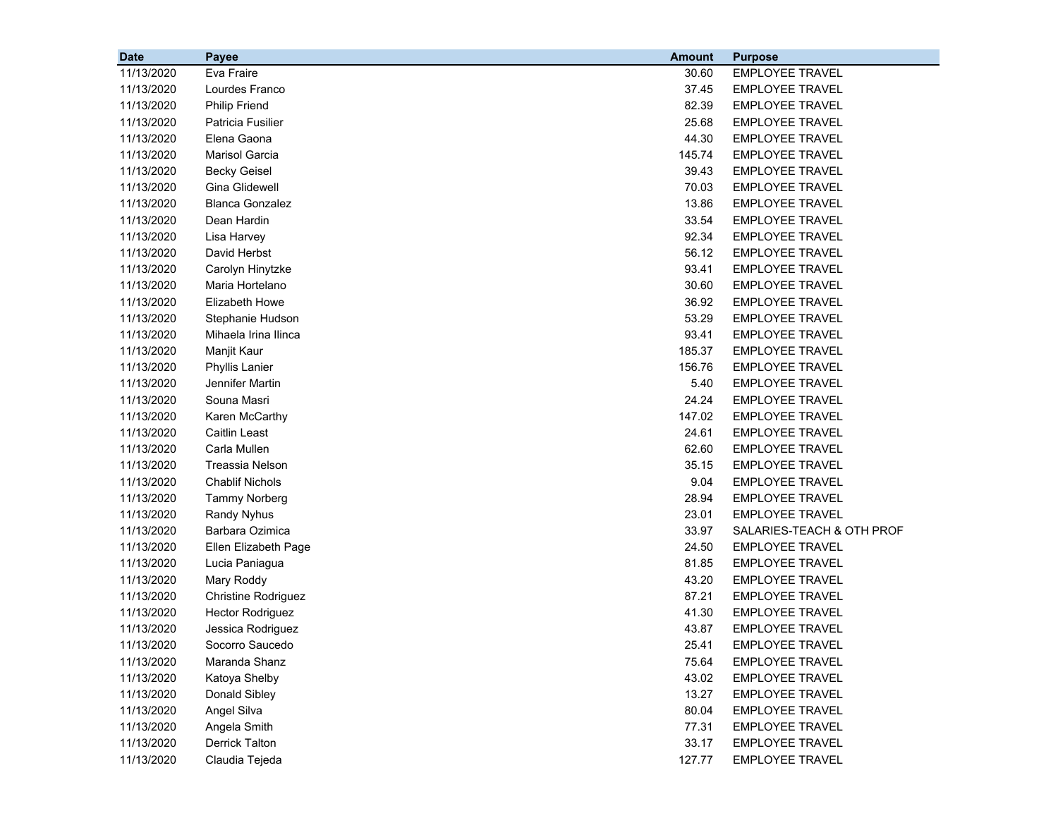| Date | Payee | Amount | Purpose |
|---|---|---|---|
| 11/13/2020 | Eva Fraire | 30.60 | EMPLOYEE TRAVEL |
| 11/13/2020 | Lourdes Franco | 37.45 | EMPLOYEE TRAVEL |
| 11/13/2020 | Philip Friend | 82.39 | EMPLOYEE TRAVEL |
| 11/13/2020 | Patricia Fusilier | 25.68 | EMPLOYEE TRAVEL |
| 11/13/2020 | Elena Gaona | 44.30 | EMPLOYEE TRAVEL |
| 11/13/2020 | Marisol Garcia | 145.74 | EMPLOYEE TRAVEL |
| 11/13/2020 | Becky Geisel | 39.43 | EMPLOYEE TRAVEL |
| 11/13/2020 | Gina Glidewell | 70.03 | EMPLOYEE TRAVEL |
| 11/13/2020 | Blanca Gonzalez | 13.86 | EMPLOYEE TRAVEL |
| 11/13/2020 | Dean Hardin | 33.54 | EMPLOYEE TRAVEL |
| 11/13/2020 | Lisa Harvey | 92.34 | EMPLOYEE TRAVEL |
| 11/13/2020 | David Herbst | 56.12 | EMPLOYEE TRAVEL |
| 11/13/2020 | Carolyn Hinytzke | 93.41 | EMPLOYEE TRAVEL |
| 11/13/2020 | Maria Hortelano | 30.60 | EMPLOYEE TRAVEL |
| 11/13/2020 | Elizabeth Howe | 36.92 | EMPLOYEE TRAVEL |
| 11/13/2020 | Stephanie Hudson | 53.29 | EMPLOYEE TRAVEL |
| 11/13/2020 | Mihaela Irina Ilinca | 93.41 | EMPLOYEE TRAVEL |
| 11/13/2020 | Manjit Kaur | 185.37 | EMPLOYEE TRAVEL |
| 11/13/2020 | Phyllis Lanier | 156.76 | EMPLOYEE TRAVEL |
| 11/13/2020 | Jennifer Martin | 5.40 | EMPLOYEE TRAVEL |
| 11/13/2020 | Souna Masri | 24.24 | EMPLOYEE TRAVEL |
| 11/13/2020 | Karen McCarthy | 147.02 | EMPLOYEE TRAVEL |
| 11/13/2020 | Caitlin Least | 24.61 | EMPLOYEE TRAVEL |
| 11/13/2020 | Carla Mullen | 62.60 | EMPLOYEE TRAVEL |
| 11/13/2020 | Treassia Nelson | 35.15 | EMPLOYEE TRAVEL |
| 11/13/2020 | Chablif Nichols | 9.04 | EMPLOYEE TRAVEL |
| 11/13/2020 | Tammy Norberg | 28.94 | EMPLOYEE TRAVEL |
| 11/13/2020 | Randy Nyhus | 23.01 | EMPLOYEE TRAVEL |
| 11/13/2020 | Barbara Ozimica | 33.97 | SALARIES-TEACH & OTH PROF |
| 11/13/2020 | Ellen Elizabeth Page | 24.50 | EMPLOYEE TRAVEL |
| 11/13/2020 | Lucia Paniagua | 81.85 | EMPLOYEE TRAVEL |
| 11/13/2020 | Mary Roddy | 43.20 | EMPLOYEE TRAVEL |
| 11/13/2020 | Christine Rodriguez | 87.21 | EMPLOYEE TRAVEL |
| 11/13/2020 | Hector Rodriguez | 41.30 | EMPLOYEE TRAVEL |
| 11/13/2020 | Jessica Rodriguez | 43.87 | EMPLOYEE TRAVEL |
| 11/13/2020 | Socorro Saucedo | 25.41 | EMPLOYEE TRAVEL |
| 11/13/2020 | Maranda Shanz | 75.64 | EMPLOYEE TRAVEL |
| 11/13/2020 | Katoya Shelby | 43.02 | EMPLOYEE TRAVEL |
| 11/13/2020 | Donald Sibley | 13.27 | EMPLOYEE TRAVEL |
| 11/13/2020 | Angel Silva | 80.04 | EMPLOYEE TRAVEL |
| 11/13/2020 | Angela Smith | 77.31 | EMPLOYEE TRAVEL |
| 11/13/2020 | Derrick Talton | 33.17 | EMPLOYEE TRAVEL |
| 11/13/2020 | Claudia Tejeda | 127.77 | EMPLOYEE TRAVEL |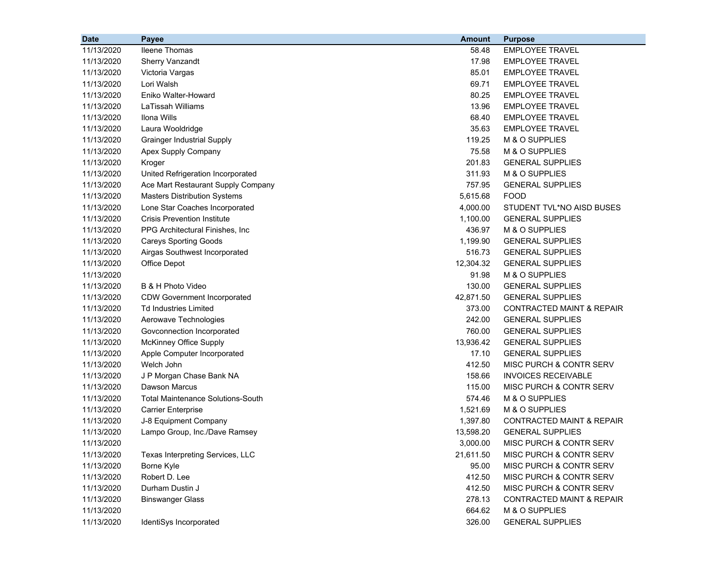| Date | Payee | Amount | Purpose |
|---|---|---|---|
| 11/13/2020 | Ileene Thomas | 58.48 | EMPLOYEE TRAVEL |
| 11/13/2020 | Sherry Vanzandt | 17.98 | EMPLOYEE TRAVEL |
| 11/13/2020 | Victoria Vargas | 85.01 | EMPLOYEE TRAVEL |
| 11/13/2020 | Lori Walsh | 69.71 | EMPLOYEE TRAVEL |
| 11/13/2020 | Eniko Walter-Howard | 80.25 | EMPLOYEE TRAVEL |
| 11/13/2020 | LaTissah Williams | 13.96 | EMPLOYEE TRAVEL |
| 11/13/2020 | Ilona Wills | 68.40 | EMPLOYEE TRAVEL |
| 11/13/2020 | Laura Wooldridge | 35.63 | EMPLOYEE TRAVEL |
| 11/13/2020 | Grainger Industrial Supply | 119.25 | M & O SUPPLIES |
| 11/13/2020 | Apex Supply Company | 75.58 | M & O SUPPLIES |
| 11/13/2020 | Kroger | 201.83 | GENERAL SUPPLIES |
| 11/13/2020 | United Refrigeration Incorporated | 311.93 | M & O SUPPLIES |
| 11/13/2020 | Ace Mart Restaurant Supply Company | 757.95 | GENERAL SUPPLIES |
| 11/13/2020 | Masters Distribution Systems | 5,615.68 | FOOD |
| 11/13/2020 | Lone Star Coaches Incorporated | 4,000.00 | STUDENT TVL*NO AISD BUSES |
| 11/13/2020 | Crisis Prevention Institute | 1,100.00 | GENERAL SUPPLIES |
| 11/13/2020 | PPG Architectural Finishes, Inc | 436.97 | M & O SUPPLIES |
| 11/13/2020 | Careys Sporting Goods | 1,199.90 | GENERAL SUPPLIES |
| 11/13/2020 | Airgas Southwest Incorporated | 516.73 | GENERAL SUPPLIES |
| 11/13/2020 | Office Depot | 12,304.32 | GENERAL SUPPLIES |
| 11/13/2020 | | 91.98 | M & O SUPPLIES |
| 11/13/2020 | B & H Photo Video | 130.00 | GENERAL SUPPLIES |
| 11/13/2020 | CDW Government Incorporated | 42,871.50 | GENERAL SUPPLIES |
| 11/13/2020 | Td Industries Limited | 373.00 | CONTRACTED MAINT & REPAIR |
| 11/13/2020 | Aerowave Technologies | 242.00 | GENERAL SUPPLIES |
| 11/13/2020 | Govconnection Incorporated | 760.00 | GENERAL SUPPLIES |
| 11/13/2020 | McKinney Office Supply | 13,936.42 | GENERAL SUPPLIES |
| 11/13/2020 | Apple Computer Incorporated | 17.10 | GENERAL SUPPLIES |
| 11/13/2020 | Welch John | 412.50 | MISC PURCH & CONTR SERV |
| 11/13/2020 | J P Morgan Chase Bank NA | 158.66 | INVOICES RECEIVABLE |
| 11/13/2020 | Dawson Marcus | 115.00 | MISC PURCH & CONTR SERV |
| 11/13/2020 | Total Maintenance Solutions-South | 574.46 | M & O SUPPLIES |
| 11/13/2020 | Carrier Enterprise | 1,521.69 | M & O SUPPLIES |
| 11/13/2020 | J-8 Equipment Company | 1,397.80 | CONTRACTED MAINT & REPAIR |
| 11/13/2020 | Lampo Group, Inc./Dave Ramsey | 13,598.20 | GENERAL SUPPLIES |
| 11/13/2020 | | 3,000.00 | MISC PURCH & CONTR SERV |
| 11/13/2020 | Texas Interpreting Services, LLC | 21,611.50 | MISC PURCH & CONTR SERV |
| 11/13/2020 | Borne Kyle | 95.00 | MISC PURCH & CONTR SERV |
| 11/13/2020 | Robert D. Lee | 412.50 | MISC PURCH & CONTR SERV |
| 11/13/2020 | Durham Dustin J | 412.50 | MISC PURCH & CONTR SERV |
| 11/13/2020 | Binswanger Glass | 278.13 | CONTRACTED MAINT & REPAIR |
| 11/13/2020 | | 664.62 | M & O SUPPLIES |
| 11/13/2020 | IdentiSys Incorporated | 326.00 | GENERAL SUPPLIES |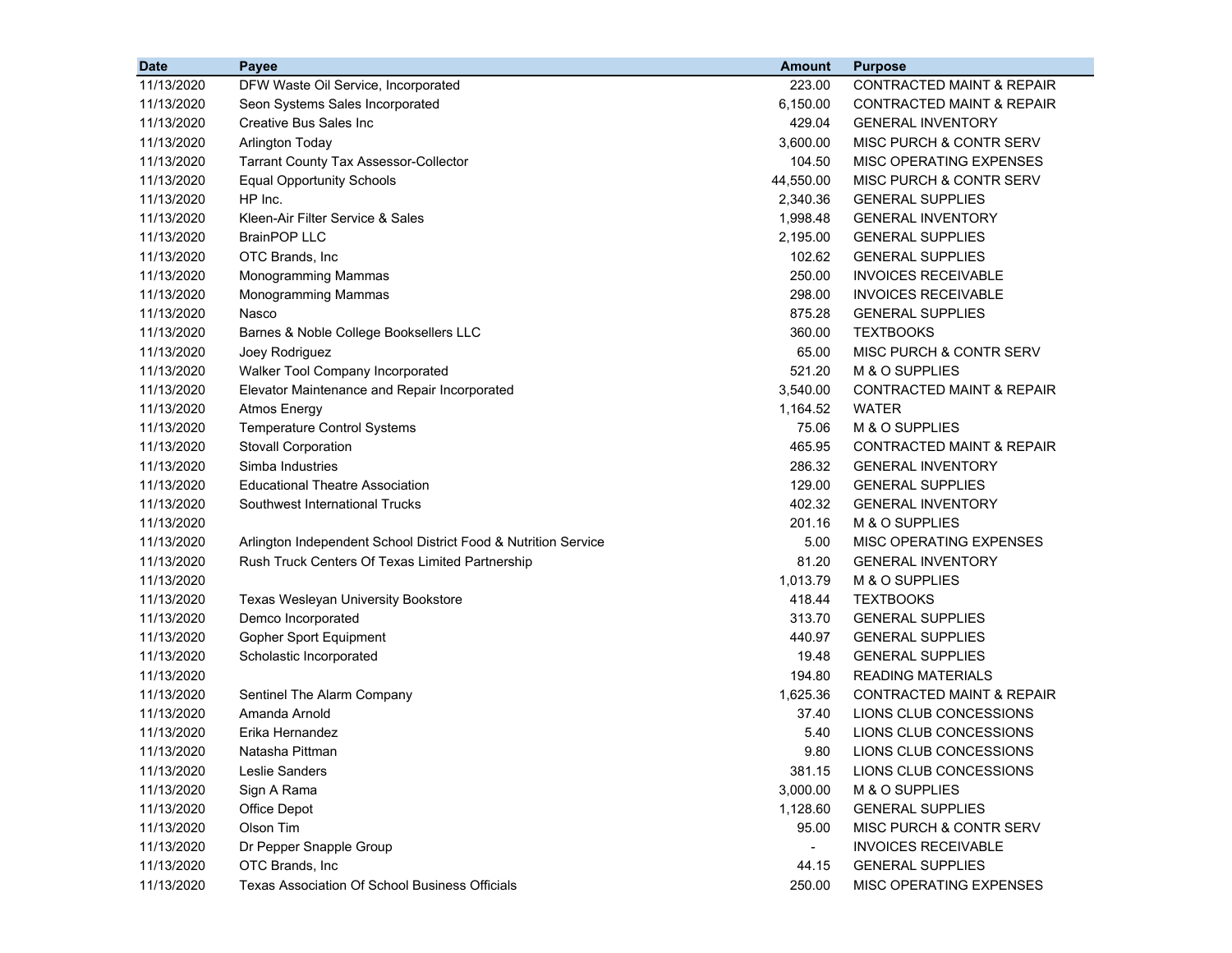| Date | Payee | Amount | Purpose |
| --- | --- | --- | --- |
| 11/13/2020 | DFW Waste Oil Service, Incorporated | 223.00 | CONTRACTED MAINT & REPAIR |
| 11/13/2020 | Seon Systems Sales Incorporated | 6,150.00 | CONTRACTED MAINT & REPAIR |
| 11/13/2020 | Creative Bus Sales Inc | 429.04 | GENERAL INVENTORY |
| 11/13/2020 | Arlington Today | 3,600.00 | MISC PURCH & CONTR SERV |
| 11/13/2020 | Tarrant County Tax Assessor-Collector | 104.50 | MISC OPERATING EXPENSES |
| 11/13/2020 | Equal Opportunity Schools | 44,550.00 | MISC PURCH & CONTR SERV |
| 11/13/2020 | HP Inc. | 2,340.36 | GENERAL SUPPLIES |
| 11/13/2020 | Kleen-Air Filter Service & Sales | 1,998.48 | GENERAL INVENTORY |
| 11/13/2020 | BrainPOP LLC | 2,195.00 | GENERAL SUPPLIES |
| 11/13/2020 | OTC Brands, Inc | 102.62 | GENERAL SUPPLIES |
| 11/13/2020 | Monogramming Mammas | 250.00 | INVOICES RECEIVABLE |
| 11/13/2020 | Monogramming Mammas | 298.00 | INVOICES RECEIVABLE |
| 11/13/2020 | Nasco | 875.28 | GENERAL SUPPLIES |
| 11/13/2020 | Barnes & Noble College Booksellers LLC | 360.00 | TEXTBOOKS |
| 11/13/2020 | Joey Rodriguez | 65.00 | MISC PURCH & CONTR SERV |
| 11/13/2020 | Walker Tool Company Incorporated | 521.20 | M & O SUPPLIES |
| 11/13/2020 | Elevator Maintenance and Repair Incorporated | 3,540.00 | CONTRACTED MAINT & REPAIR |
| 11/13/2020 | Atmos Energy | 1,164.52 | WATER |
| 11/13/2020 | Temperature Control Systems | 75.06 | M & O SUPPLIES |
| 11/13/2020 | Stovall Corporation | 465.95 | CONTRACTED MAINT & REPAIR |
| 11/13/2020 | Simba Industries | 286.32 | GENERAL INVENTORY |
| 11/13/2020 | Educational Theatre Association | 129.00 | GENERAL SUPPLIES |
| 11/13/2020 | Southwest International Trucks | 402.32 | GENERAL INVENTORY |
| 11/13/2020 | | 201.16 | M & O SUPPLIES |
| 11/13/2020 | Arlington Independent School District Food & Nutrition Service | 5.00 | MISC OPERATING EXPENSES |
| 11/13/2020 | Rush Truck Centers Of Texas Limited Partnership | 81.20 | GENERAL INVENTORY |
| 11/13/2020 | | 1,013.79 | M & O SUPPLIES |
| 11/13/2020 | Texas Wesleyan University Bookstore | 418.44 | TEXTBOOKS |
| 11/13/2020 | Demco Incorporated | 313.70 | GENERAL SUPPLIES |
| 11/13/2020 | Gopher Sport Equipment | 440.97 | GENERAL SUPPLIES |
| 11/13/2020 | Scholastic Incorporated | 19.48 | GENERAL SUPPLIES |
| 11/13/2020 | | 194.80 | READING MATERIALS |
| 11/13/2020 | Sentinel The Alarm Company | 1,625.36 | CONTRACTED MAINT & REPAIR |
| 11/13/2020 | Amanda Arnold | 37.40 | LIONS CLUB CONCESSIONS |
| 11/13/2020 | Erika Hernandez | 5.40 | LIONS CLUB CONCESSIONS |
| 11/13/2020 | Natasha Pittman | 9.80 | LIONS CLUB CONCESSIONS |
| 11/13/2020 | Leslie Sanders | 381.15 | LIONS CLUB CONCESSIONS |
| 11/13/2020 | Sign A Rama | 3,000.00 | M & O SUPPLIES |
| 11/13/2020 | Office Depot | 1,128.60 | GENERAL SUPPLIES |
| 11/13/2020 | Olson Tim | 95.00 | MISC PURCH & CONTR SERV |
| 11/13/2020 | Dr Pepper Snapple Group | - | INVOICES RECEIVABLE |
| 11/13/2020 | OTC Brands, Inc | 44.15 | GENERAL SUPPLIES |
| 11/13/2020 | Texas Association Of School Business Officials | 250.00 | MISC OPERATING EXPENSES |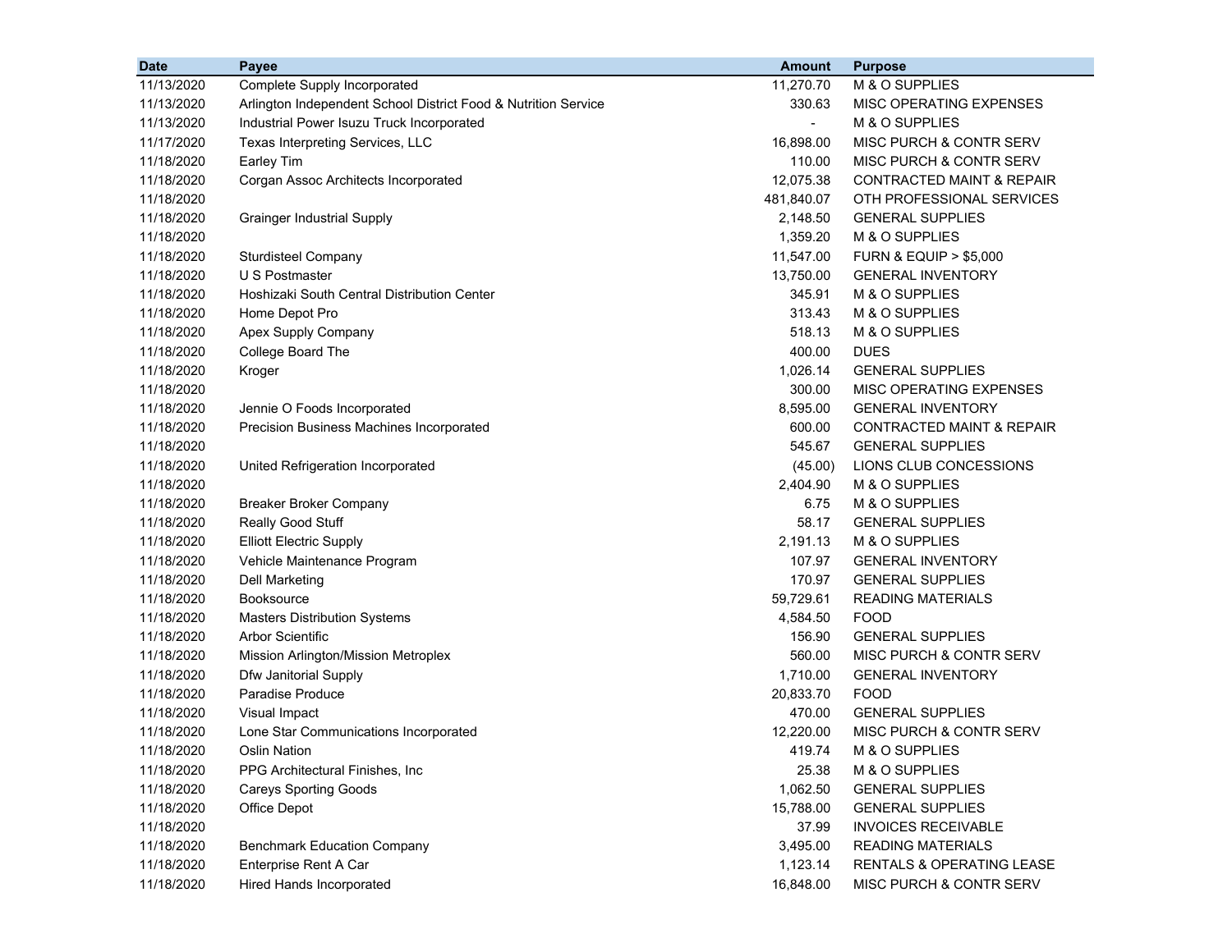| Date | Payee | Amount | Purpose |
|---|---|---|---|
| 11/13/2020 | Complete Supply Incorporated | 11,270.70 | M & O SUPPLIES |
| 11/13/2020 | Arlington Independent School District Food & Nutrition Service | 330.63 | MISC OPERATING EXPENSES |
| 11/13/2020 | Industrial Power Isuzu Truck Incorporated | - | M & O SUPPLIES |
| 11/17/2020 | Texas Interpreting Services, LLC | 16,898.00 | MISC PURCH & CONTR SERV |
| 11/18/2020 | Earley Tim | 110.00 | MISC PURCH & CONTR SERV |
| 11/18/2020 | Corgan Assoc Architects Incorporated | 12,075.38 | CONTRACTED MAINT & REPAIR |
| 11/18/2020 | | 481,840.07 | OTH PROFESSIONAL SERVICES |
| 11/18/2020 | Grainger Industrial Supply | 2,148.50 | GENERAL SUPPLIES |
| 11/18/2020 | | 1,359.20 | M & O SUPPLIES |
| 11/18/2020 | Sturdisteel Company | 11,547.00 | FURN & EQUIP > $5,000 |
| 11/18/2020 | U S Postmaster | 13,750.00 | GENERAL INVENTORY |
| 11/18/2020 | Hoshizaki South Central Distribution Center | 345.91 | M & O SUPPLIES |
| 11/18/2020 | Home Depot Pro | 313.43 | M & O SUPPLIES |
| 11/18/2020 | Apex Supply Company | 518.13 | M & O SUPPLIES |
| 11/18/2020 | College Board The | 400.00 | DUES |
| 11/18/2020 | Kroger | 1,026.14 | GENERAL SUPPLIES |
| 11/18/2020 | | 300.00 | MISC OPERATING EXPENSES |
| 11/18/2020 | Jennie O Foods Incorporated | 8,595.00 | GENERAL INVENTORY |
| 11/18/2020 | Precision Business Machines Incorporated | 600.00 | CONTRACTED MAINT & REPAIR |
| 11/18/2020 | | 545.67 | GENERAL SUPPLIES |
| 11/18/2020 | United Refrigeration Incorporated | (45.00) | LIONS CLUB CONCESSIONS |
| 11/18/2020 | | 2,404.90 | M & O SUPPLIES |
| 11/18/2020 | Breaker Broker Company | 6.75 | M & O SUPPLIES |
| 11/18/2020 | Really Good Stuff | 58.17 | GENERAL SUPPLIES |
| 11/18/2020 | Elliott Electric Supply | 2,191.13 | M & O SUPPLIES |
| 11/18/2020 | Vehicle Maintenance Program | 107.97 | GENERAL INVENTORY |
| 11/18/2020 | Dell Marketing | 170.97 | GENERAL SUPPLIES |
| 11/18/2020 | Booksource | 59,729.61 | READING MATERIALS |
| 11/18/2020 | Masters Distribution Systems | 4,584.50 | FOOD |
| 11/18/2020 | Arbor Scientific | 156.90 | GENERAL SUPPLIES |
| 11/18/2020 | Mission Arlington/Mission Metroplex | 560.00 | MISC PURCH & CONTR SERV |
| 11/18/2020 | Dfw Janitorial Supply | 1,710.00 | GENERAL INVENTORY |
| 11/18/2020 | Paradise Produce | 20,833.70 | FOOD |
| 11/18/2020 | Visual Impact | 470.00 | GENERAL SUPPLIES |
| 11/18/2020 | Lone Star Communications Incorporated | 12,220.00 | MISC PURCH & CONTR SERV |
| 11/18/2020 | Oslin Nation | 419.74 | M & O SUPPLIES |
| 11/18/2020 | PPG Architectural Finishes, Inc | 25.38 | M & O SUPPLIES |
| 11/18/2020 | Careys Sporting Goods | 1,062.50 | GENERAL SUPPLIES |
| 11/18/2020 | Office Depot | 15,788.00 | GENERAL SUPPLIES |
| 11/18/2020 | | 37.99 | INVOICES RECEIVABLE |
| 11/18/2020 | Benchmark Education Company | 3,495.00 | READING MATERIALS |
| 11/18/2020 | Enterprise Rent A Car | 1,123.14 | RENTALS & OPERATING LEASE |
| 11/18/2020 | Hired Hands Incorporated | 16,848.00 | MISC PURCH & CONTR SERV |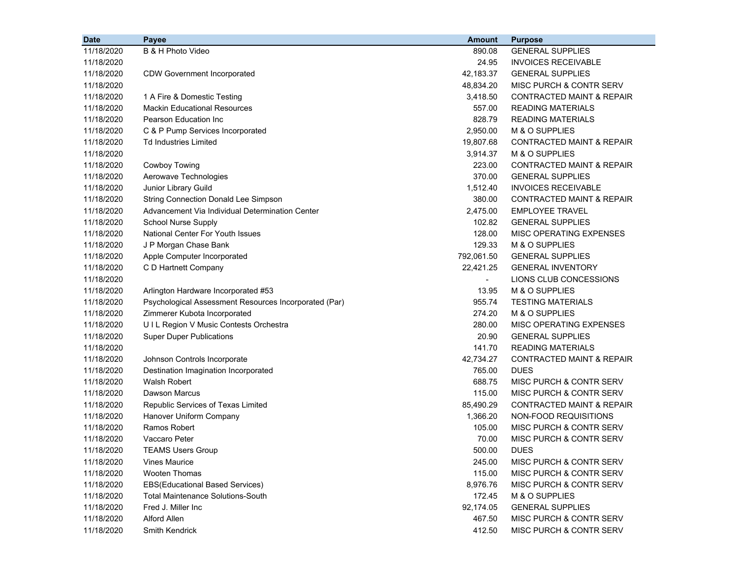| Date | Payee | Amount | Purpose |
|---|---|---|---|
| 11/18/2020 | B & H Photo Video | 890.08 | GENERAL SUPPLIES |
| 11/18/2020 | | 24.95 | INVOICES RECEIVABLE |
| 11/18/2020 | CDW Government Incorporated | 42,183.37 | GENERAL SUPPLIES |
| 11/18/2020 | | 48,834.20 | MISC PURCH & CONTR SERV |
| 11/18/2020 | 1 A Fire & Domestic Testing | 3,418.50 | CONTRACTED MAINT & REPAIR |
| 11/18/2020 | Mackin Educational Resources | 557.00 | READING MATERIALS |
| 11/18/2020 | Pearson Education Inc | 828.79 | READING MATERIALS |
| 11/18/2020 | C & P Pump Services Incorporated | 2,950.00 | M & O SUPPLIES |
| 11/18/2020 | Td Industries Limited | 19,807.68 | CONTRACTED MAINT & REPAIR |
| 11/18/2020 | | 3,914.37 | M & O SUPPLIES |
| 11/18/2020 | Cowboy Towing | 223.00 | CONTRACTED MAINT & REPAIR |
| 11/18/2020 | Aerowave Technologies | 370.00 | GENERAL SUPPLIES |
| 11/18/2020 | Junior Library Guild | 1,512.40 | INVOICES RECEIVABLE |
| 11/18/2020 | String Connection Donald Lee Simpson | 380.00 | CONTRACTED MAINT & REPAIR |
| 11/18/2020 | Advancement Via Individual Determination Center | 2,475.00 | EMPLOYEE TRAVEL |
| 11/18/2020 | School Nurse Supply | 102.82 | GENERAL SUPPLIES |
| 11/18/2020 | National Center For Youth Issues | 128.00 | MISC OPERATING EXPENSES |
| 11/18/2020 | J P Morgan Chase Bank | 129.33 | M & O SUPPLIES |
| 11/18/2020 | Apple Computer Incorporated | 792,061.50 | GENERAL SUPPLIES |
| 11/18/2020 | C D Hartnett Company | 22,421.25 | GENERAL INVENTORY |
| 11/18/2020 | | - | LIONS CLUB CONCESSIONS |
| 11/18/2020 | Arlington Hardware Incorporated #53 | 13.95 | M & O SUPPLIES |
| 11/18/2020 | Psychological Assessment Resources Incorporated (Par) | 955.74 | TESTING MATERIALS |
| 11/18/2020 | Zimmerer Kubota Incorporated | 274.20 | M & O SUPPLIES |
| 11/18/2020 | U I L Region V Music Contests Orchestra | 280.00 | MISC OPERATING EXPENSES |
| 11/18/2020 | Super Duper Publications | 20.90 | GENERAL SUPPLIES |
| 11/18/2020 | | 141.70 | READING MATERIALS |
| 11/18/2020 | Johnson Controls Incorporate | 42,734.27 | CONTRACTED MAINT & REPAIR |
| 11/18/2020 | Destination Imagination Incorporated | 765.00 | DUES |
| 11/18/2020 | Walsh Robert | 688.75 | MISC PURCH & CONTR SERV |
| 11/18/2020 | Dawson Marcus | 115.00 | MISC PURCH & CONTR SERV |
| 11/18/2020 | Republic Services of Texas Limited | 85,490.29 | CONTRACTED MAINT & REPAIR |
| 11/18/2020 | Hanover Uniform Company | 1,366.20 | NON-FOOD REQUISITIONS |
| 11/18/2020 | Ramos Robert | 105.00 | MISC PURCH & CONTR SERV |
| 11/18/2020 | Vaccaro Peter | 70.00 | MISC PURCH & CONTR SERV |
| 11/18/2020 | TEAMS Users Group | 500.00 | DUES |
| 11/18/2020 | Vines Maurice | 245.00 | MISC PURCH & CONTR SERV |
| 11/18/2020 | Wooten Thomas | 115.00 | MISC PURCH & CONTR SERV |
| 11/18/2020 | EBS(Educational Based Services) | 8,976.76 | MISC PURCH & CONTR SERV |
| 11/18/2020 | Total Maintenance Solutions-South | 172.45 | M & O SUPPLIES |
| 11/18/2020 | Fred J. Miller Inc | 92,174.05 | GENERAL SUPPLIES |
| 11/18/2020 | Alford Allen | 467.50 | MISC PURCH & CONTR SERV |
| 11/18/2020 | Smith Kendrick | 412.50 | MISC PURCH & CONTR SERV |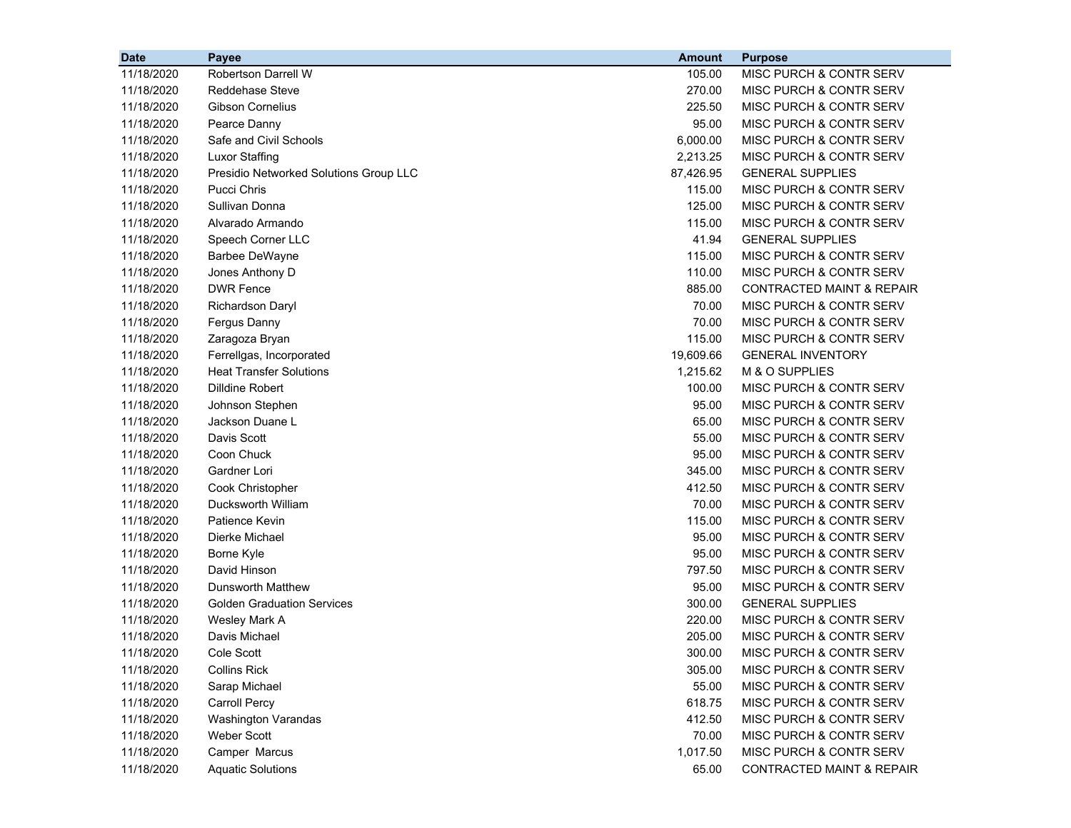| Date | Payee | Amount | Purpose |
|---|---|---|---|
| 11/18/2020 | Robertson Darrell W | 105.00 | MISC PURCH & CONTR SERV |
| 11/18/2020 | Reddehase Steve | 270.00 | MISC PURCH & CONTR SERV |
| 11/18/2020 | Gibson Cornelius | 225.50 | MISC PURCH & CONTR SERV |
| 11/18/2020 | Pearce Danny | 95.00 | MISC PURCH & CONTR SERV |
| 11/18/2020 | Safe and Civil Schools | 6,000.00 | MISC PURCH & CONTR SERV |
| 11/18/2020 | Luxor Staffing | 2,213.25 | MISC PURCH & CONTR SERV |
| 11/18/2020 | Presidio Networked Solutions Group LLC | 87,426.95 | GENERAL SUPPLIES |
| 11/18/2020 | Pucci Chris | 115.00 | MISC PURCH & CONTR SERV |
| 11/18/2020 | Sullivan Donna | 125.00 | MISC PURCH & CONTR SERV |
| 11/18/2020 | Alvarado Armando | 115.00 | MISC PURCH & CONTR SERV |
| 11/18/2020 | Speech Corner LLC | 41.94 | GENERAL SUPPLIES |
| 11/18/2020 | Barbee DeWayne | 115.00 | MISC PURCH & CONTR SERV |
| 11/18/2020 | Jones Anthony D | 110.00 | MISC PURCH & CONTR SERV |
| 11/18/2020 | DWR Fence | 885.00 | CONTRACTED MAINT & REPAIR |
| 11/18/2020 | Richardson Daryl | 70.00 | MISC PURCH & CONTR SERV |
| 11/18/2020 | Fergus Danny | 70.00 | MISC PURCH & CONTR SERV |
| 11/18/2020 | Zaragoza Bryan | 115.00 | MISC PURCH & CONTR SERV |
| 11/18/2020 | Ferrellgas, Incorporated | 19,609.66 | GENERAL INVENTORY |
| 11/18/2020 | Heat Transfer Solutions | 1,215.62 | M & O SUPPLIES |
| 11/18/2020 | Dilldine Robert | 100.00 | MISC PURCH & CONTR SERV |
| 11/18/2020 | Johnson Stephen | 95.00 | MISC PURCH & CONTR SERV |
| 11/18/2020 | Jackson Duane L | 65.00 | MISC PURCH & CONTR SERV |
| 11/18/2020 | Davis Scott | 55.00 | MISC PURCH & CONTR SERV |
| 11/18/2020 | Coon Chuck | 95.00 | MISC PURCH & CONTR SERV |
| 11/18/2020 | Gardner Lori | 345.00 | MISC PURCH & CONTR SERV |
| 11/18/2020 | Cook Christopher | 412.50 | MISC PURCH & CONTR SERV |
| 11/18/2020 | Ducksworth William | 70.00 | MISC PURCH & CONTR SERV |
| 11/18/2020 | Patience Kevin | 115.00 | MISC PURCH & CONTR SERV |
| 11/18/2020 | Dierke Michael | 95.00 | MISC PURCH & CONTR SERV |
| 11/18/2020 | Borne Kyle | 95.00 | MISC PURCH & CONTR SERV |
| 11/18/2020 | David Hinson | 797.50 | MISC PURCH & CONTR SERV |
| 11/18/2020 | Dunsworth Matthew | 95.00 | MISC PURCH & CONTR SERV |
| 11/18/2020 | Golden Graduation Services | 300.00 | GENERAL SUPPLIES |
| 11/18/2020 | Wesley Mark A | 220.00 | MISC PURCH & CONTR SERV |
| 11/18/2020 | Davis Michael | 205.00 | MISC PURCH & CONTR SERV |
| 11/18/2020 | Cole Scott | 300.00 | MISC PURCH & CONTR SERV |
| 11/18/2020 | Collins Rick | 305.00 | MISC PURCH & CONTR SERV |
| 11/18/2020 | Sarap Michael | 55.00 | MISC PURCH & CONTR SERV |
| 11/18/2020 | Carroll Percy | 618.75 | MISC PURCH & CONTR SERV |
| 11/18/2020 | Washington Varandas | 412.50 | MISC PURCH & CONTR SERV |
| 11/18/2020 | Weber Scott | 70.00 | MISC PURCH & CONTR SERV |
| 11/18/2020 | Camper Marcus | 1,017.50 | MISC PURCH & CONTR SERV |
| 11/18/2020 | Aquatic Solutions | 65.00 | CONTRACTED MAINT & REPAIR |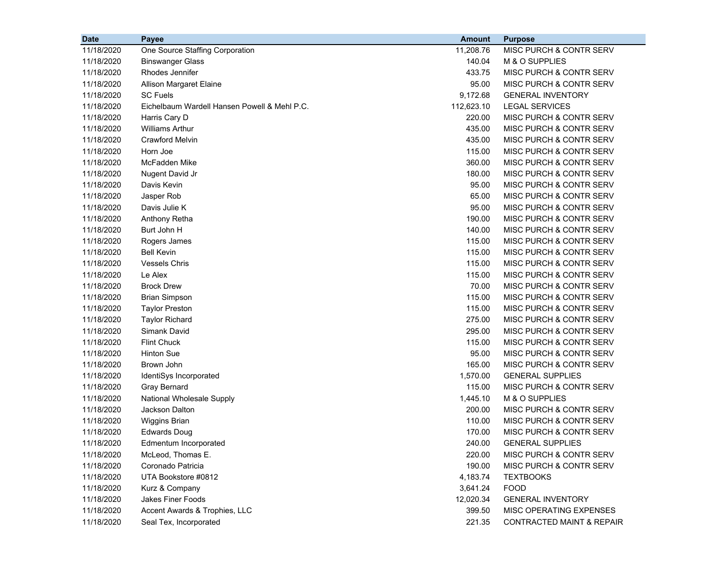| Date | Payee | Amount | Purpose |
|---|---|---|---|
| 11/18/2020 | One Source Staffing Corporation | 11,208.76 | MISC PURCH & CONTR SERV |
| 11/18/2020 | Binswanger Glass | 140.04 | M & O SUPPLIES |
| 11/18/2020 | Rhodes Jennifer | 433.75 | MISC PURCH & CONTR SERV |
| 11/18/2020 | Allison Margaret Elaine | 95.00 | MISC PURCH & CONTR SERV |
| 11/18/2020 | SC Fuels | 9,172.68 | GENERAL INVENTORY |
| 11/18/2020 | Eichelbaum Wardell Hansen Powell & Mehl P.C. | 112,623.10 | LEGAL SERVICES |
| 11/18/2020 | Harris Cary D | 220.00 | MISC PURCH & CONTR SERV |
| 11/18/2020 | Williams Arthur | 435.00 | MISC PURCH & CONTR SERV |
| 11/18/2020 | Crawford Melvin | 435.00 | MISC PURCH & CONTR SERV |
| 11/18/2020 | Horn Joe | 115.00 | MISC PURCH & CONTR SERV |
| 11/18/2020 | McFadden Mike | 360.00 | MISC PURCH & CONTR SERV |
| 11/18/2020 | Nugent David Jr | 180.00 | MISC PURCH & CONTR SERV |
| 11/18/2020 | Davis Kevin | 95.00 | MISC PURCH & CONTR SERV |
| 11/18/2020 | Jasper Rob | 65.00 | MISC PURCH & CONTR SERV |
| 11/18/2020 | Davis Julie K | 95.00 | MISC PURCH & CONTR SERV |
| 11/18/2020 | Anthony Retha | 190.00 | MISC PURCH & CONTR SERV |
| 11/18/2020 | Burt John H | 140.00 | MISC PURCH & CONTR SERV |
| 11/18/2020 | Rogers James | 115.00 | MISC PURCH & CONTR SERV |
| 11/18/2020 | Bell Kevin | 115.00 | MISC PURCH & CONTR SERV |
| 11/18/2020 | Vessels Chris | 115.00 | MISC PURCH & CONTR SERV |
| 11/18/2020 | Le Alex | 115.00 | MISC PURCH & CONTR SERV |
| 11/18/2020 | Brock Drew | 70.00 | MISC PURCH & CONTR SERV |
| 11/18/2020 | Brian Simpson | 115.00 | MISC PURCH & CONTR SERV |
| 11/18/2020 | Taylor Preston | 115.00 | MISC PURCH & CONTR SERV |
| 11/18/2020 | Taylor Richard | 275.00 | MISC PURCH & CONTR SERV |
| 11/18/2020 | Simank David | 295.00 | MISC PURCH & CONTR SERV |
| 11/18/2020 | Flint Chuck | 115.00 | MISC PURCH & CONTR SERV |
| 11/18/2020 | Hinton Sue | 95.00 | MISC PURCH & CONTR SERV |
| 11/18/2020 | Brown John | 165.00 | MISC PURCH & CONTR SERV |
| 11/18/2020 | IdentiSys Incorporated | 1,570.00 | GENERAL SUPPLIES |
| 11/18/2020 | Gray Bernard | 115.00 | MISC PURCH & CONTR SERV |
| 11/18/2020 | National Wholesale Supply | 1,445.10 | M & O SUPPLIES |
| 11/18/2020 | Jackson Dalton | 200.00 | MISC PURCH & CONTR SERV |
| 11/18/2020 | Wiggins Brian | 110.00 | MISC PURCH & CONTR SERV |
| 11/18/2020 | Edwards Doug | 170.00 | MISC PURCH & CONTR SERV |
| 11/18/2020 | Edmentum Incorporated | 240.00 | GENERAL SUPPLIES |
| 11/18/2020 | McLeod, Thomas E. | 220.00 | MISC PURCH & CONTR SERV |
| 11/18/2020 | Coronado Patricia | 190.00 | MISC PURCH & CONTR SERV |
| 11/18/2020 | UTA Bookstore #0812 | 4,183.74 | TEXTBOOKS |
| 11/18/2020 | Kurz & Company | 3,641.24 | FOOD |
| 11/18/2020 | Jakes Finer Foods | 12,020.34 | GENERAL INVENTORY |
| 11/18/2020 | Accent Awards & Trophies, LLC | 399.50 | MISC OPERATING EXPENSES |
| 11/18/2020 | Seal Tex, Incorporated | 221.35 | CONTRACTED MAINT & REPAIR |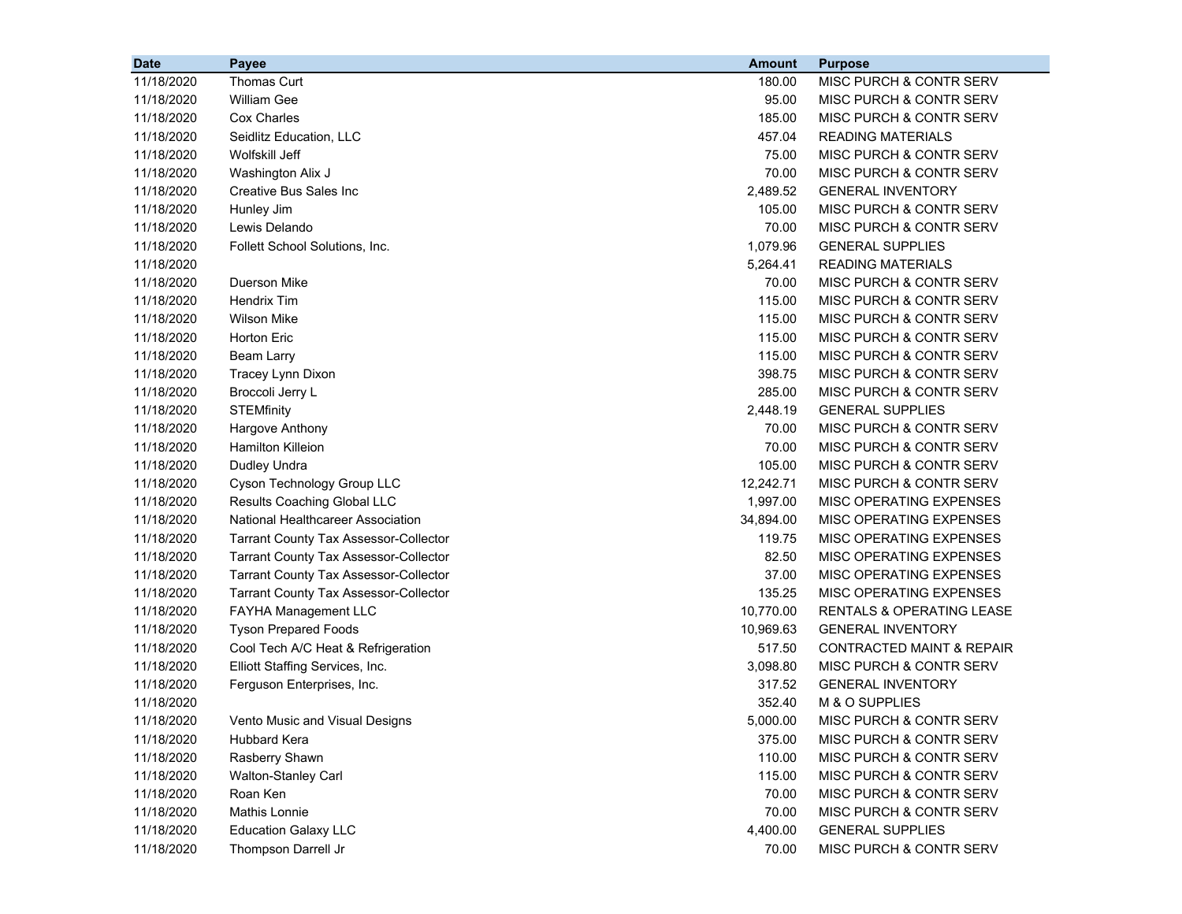| Date | Payee | Amount | Purpose |
|---|---|---|---|
| 11/18/2020 | Thomas Curt | 180.00 | MISC PURCH & CONTR SERV |
| 11/18/2020 | William Gee | 95.00 | MISC PURCH & CONTR SERV |
| 11/18/2020 | Cox Charles | 185.00 | MISC PURCH & CONTR SERV |
| 11/18/2020 | Seidlitz Education, LLC | 457.04 | READING MATERIALS |
| 11/18/2020 | Wolfskill Jeff | 75.00 | MISC PURCH & CONTR SERV |
| 11/18/2020 | Washington Alix J | 70.00 | MISC PURCH & CONTR SERV |
| 11/18/2020 | Creative Bus Sales Inc | 2,489.52 | GENERAL INVENTORY |
| 11/18/2020 | Hunley Jim | 105.00 | MISC PURCH & CONTR SERV |
| 11/18/2020 | Lewis Delando | 70.00 | MISC PURCH & CONTR SERV |
| 11/18/2020 | Follett School Solutions, Inc. | 1,079.96 | GENERAL SUPPLIES |
| 11/18/2020 | | 5,264.41 | READING MATERIALS |
| 11/18/2020 | Duerson Mike | 70.00 | MISC PURCH & CONTR SERV |
| 11/18/2020 | Hendrix Tim | 115.00 | MISC PURCH & CONTR SERV |
| 11/18/2020 | Wilson Mike | 115.00 | MISC PURCH & CONTR SERV |
| 11/18/2020 | Horton Eric | 115.00 | MISC PURCH & CONTR SERV |
| 11/18/2020 | Beam Larry | 115.00 | MISC PURCH & CONTR SERV |
| 11/18/2020 | Tracey Lynn Dixon | 398.75 | MISC PURCH & CONTR SERV |
| 11/18/2020 | Broccoli Jerry L | 285.00 | MISC PURCH & CONTR SERV |
| 11/18/2020 | STEMfinity | 2,448.19 | GENERAL SUPPLIES |
| 11/18/2020 | Hargove Anthony | 70.00 | MISC PURCH & CONTR SERV |
| 11/18/2020 | Hamilton Killeion | 70.00 | MISC PURCH & CONTR SERV |
| 11/18/2020 | Dudley Undra | 105.00 | MISC PURCH & CONTR SERV |
| 11/18/2020 | Cyson Technology Group LLC | 12,242.71 | MISC PURCH & CONTR SERV |
| 11/18/2020 | Results Coaching Global LLC | 1,997.00 | MISC OPERATING EXPENSES |
| 11/18/2020 | National Healthcareer Association | 34,894.00 | MISC OPERATING EXPENSES |
| 11/18/2020 | Tarrant County Tax Assessor-Collector | 119.75 | MISC OPERATING EXPENSES |
| 11/18/2020 | Tarrant County Tax Assessor-Collector | 82.50 | MISC OPERATING EXPENSES |
| 11/18/2020 | Tarrant County Tax Assessor-Collector | 37.00 | MISC OPERATING EXPENSES |
| 11/18/2020 | Tarrant County Tax Assessor-Collector | 135.25 | MISC OPERATING EXPENSES |
| 11/18/2020 | FAYHA Management LLC | 10,770.00 | RENTALS & OPERATING LEASE |
| 11/18/2020 | Tyson Prepared Foods | 10,969.63 | GENERAL INVENTORY |
| 11/18/2020 | Cool Tech A/C Heat & Refrigeration | 517.50 | CONTRACTED MAINT & REPAIR |
| 11/18/2020 | Elliott Staffing Services, Inc. | 3,098.80 | MISC PURCH & CONTR SERV |
| 11/18/2020 | Ferguson Enterprises, Inc. | 317.52 | GENERAL INVENTORY |
| 11/18/2020 | | 352.40 | M & O SUPPLIES |
| 11/18/2020 | Vento Music and Visual Designs | 5,000.00 | MISC PURCH & CONTR SERV |
| 11/18/2020 | Hubbard Kera | 375.00 | MISC PURCH & CONTR SERV |
| 11/18/2020 | Rasberry Shawn | 110.00 | MISC PURCH & CONTR SERV |
| 11/18/2020 | Walton-Stanley Carl | 115.00 | MISC PURCH & CONTR SERV |
| 11/18/2020 | Roan Ken | 70.00 | MISC PURCH & CONTR SERV |
| 11/18/2020 | Mathis Lonnie | 70.00 | MISC PURCH & CONTR SERV |
| 11/18/2020 | Education Galaxy LLC | 4,400.00 | GENERAL SUPPLIES |
| 11/18/2020 | Thompson Darrell Jr | 70.00 | MISC PURCH & CONTR SERV |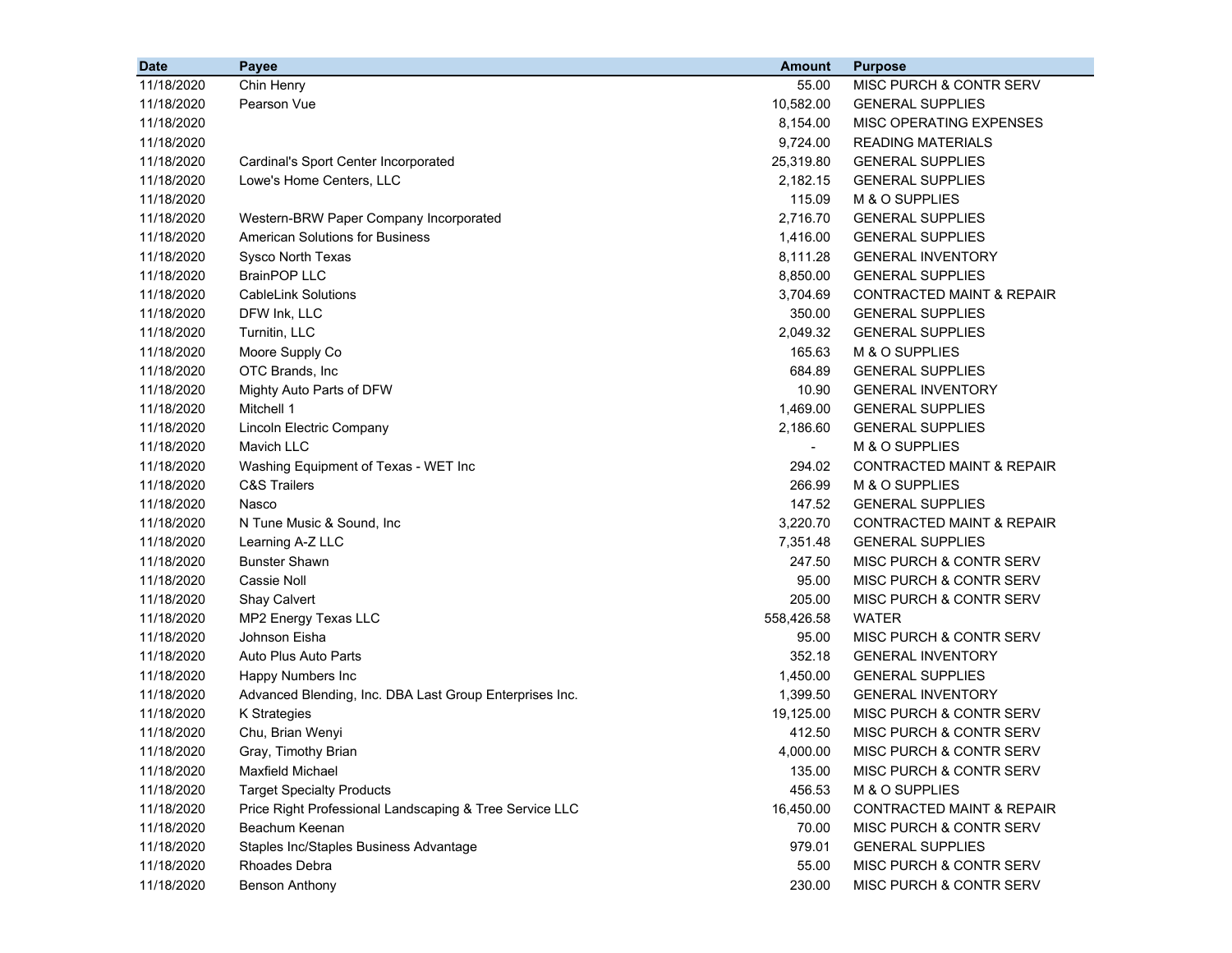| Date | Payee | Amount | Purpose |
|---|---|---|---|
| 11/18/2020 | Chin Henry | 55.00 | MISC PURCH & CONTR SERV |
| 11/18/2020 | Pearson Vue | 10,582.00 | GENERAL SUPPLIES |
| 11/18/2020 | | 8,154.00 | MISC OPERATING EXPENSES |
| 11/18/2020 | | 9,724.00 | READING MATERIALS |
| 11/18/2020 | Cardinal's Sport Center Incorporated | 25,319.80 | GENERAL SUPPLIES |
| 11/18/2020 | Lowe's Home Centers, LLC | 2,182.15 | GENERAL SUPPLIES |
| 11/18/2020 | | 115.09 | M & O SUPPLIES |
| 11/18/2020 | Western-BRW Paper Company Incorporated | 2,716.70 | GENERAL SUPPLIES |
| 11/18/2020 | American Solutions for Business | 1,416.00 | GENERAL SUPPLIES |
| 11/18/2020 | Sysco North Texas | 8,111.28 | GENERAL INVENTORY |
| 11/18/2020 | BrainPOP LLC | 8,850.00 | GENERAL SUPPLIES |
| 11/18/2020 | CableLink Solutions | 3,704.69 | CONTRACTED MAINT & REPAIR |
| 11/18/2020 | DFW Ink, LLC | 350.00 | GENERAL SUPPLIES |
| 11/18/2020 | Turnitin, LLC | 2,049.32 | GENERAL SUPPLIES |
| 11/18/2020 | Moore Supply Co | 165.63 | M & O SUPPLIES |
| 11/18/2020 | OTC Brands, Inc | 684.89 | GENERAL SUPPLIES |
| 11/18/2020 | Mighty Auto Parts of DFW | 10.90 | GENERAL INVENTORY |
| 11/18/2020 | Mitchell 1 | 1,469.00 | GENERAL SUPPLIES |
| 11/18/2020 | Lincoln Electric Company | 2,186.60 | GENERAL SUPPLIES |
| 11/18/2020 | Mavich LLC | - | M & O SUPPLIES |
| 11/18/2020 | Washing Equipment of Texas - WET Inc | 294.02 | CONTRACTED MAINT & REPAIR |
| 11/18/2020 | C&S Trailers | 266.99 | M & O SUPPLIES |
| 11/18/2020 | Nasco | 147.52 | GENERAL SUPPLIES |
| 11/18/2020 | N Tune Music & Sound, Inc | 3,220.70 | CONTRACTED MAINT & REPAIR |
| 11/18/2020 | Learning A-Z LLC | 7,351.48 | GENERAL SUPPLIES |
| 11/18/2020 | Bunster Shawn | 247.50 | MISC PURCH & CONTR SERV |
| 11/18/2020 | Cassie Noll | 95.00 | MISC PURCH & CONTR SERV |
| 11/18/2020 | Shay Calvert | 205.00 | MISC PURCH & CONTR SERV |
| 11/18/2020 | MP2 Energy Texas LLC | 558,426.58 | WATER |
| 11/18/2020 | Johnson Eisha | 95.00 | MISC PURCH & CONTR SERV |
| 11/18/2020 | Auto Plus Auto Parts | 352.18 | GENERAL INVENTORY |
| 11/18/2020 | Happy Numbers Inc | 1,450.00 | GENERAL SUPPLIES |
| 11/18/2020 | Advanced Blending, Inc. DBA Last Group Enterprises Inc. | 1,399.50 | GENERAL INVENTORY |
| 11/18/2020 | K Strategies | 19,125.00 | MISC PURCH & CONTR SERV |
| 11/18/2020 | Chu, Brian Wenyi | 412.50 | MISC PURCH & CONTR SERV |
| 11/18/2020 | Gray, Timothy Brian | 4,000.00 | MISC PURCH & CONTR SERV |
| 11/18/2020 | Maxfield Michael | 135.00 | MISC PURCH & CONTR SERV |
| 11/18/2020 | Target Specialty Products | 456.53 | M & O SUPPLIES |
| 11/18/2020 | Price Right Professional Landscaping & Tree Service LLC | 16,450.00 | CONTRACTED MAINT & REPAIR |
| 11/18/2020 | Beachum Keenan | 70.00 | MISC PURCH & CONTR SERV |
| 11/18/2020 | Staples Inc/Staples Business Advantage | 979.01 | GENERAL SUPPLIES |
| 11/18/2020 | Rhoades Debra | 55.00 | MISC PURCH & CONTR SERV |
| 11/18/2020 | Benson Anthony | 230.00 | MISC PURCH & CONTR SERV |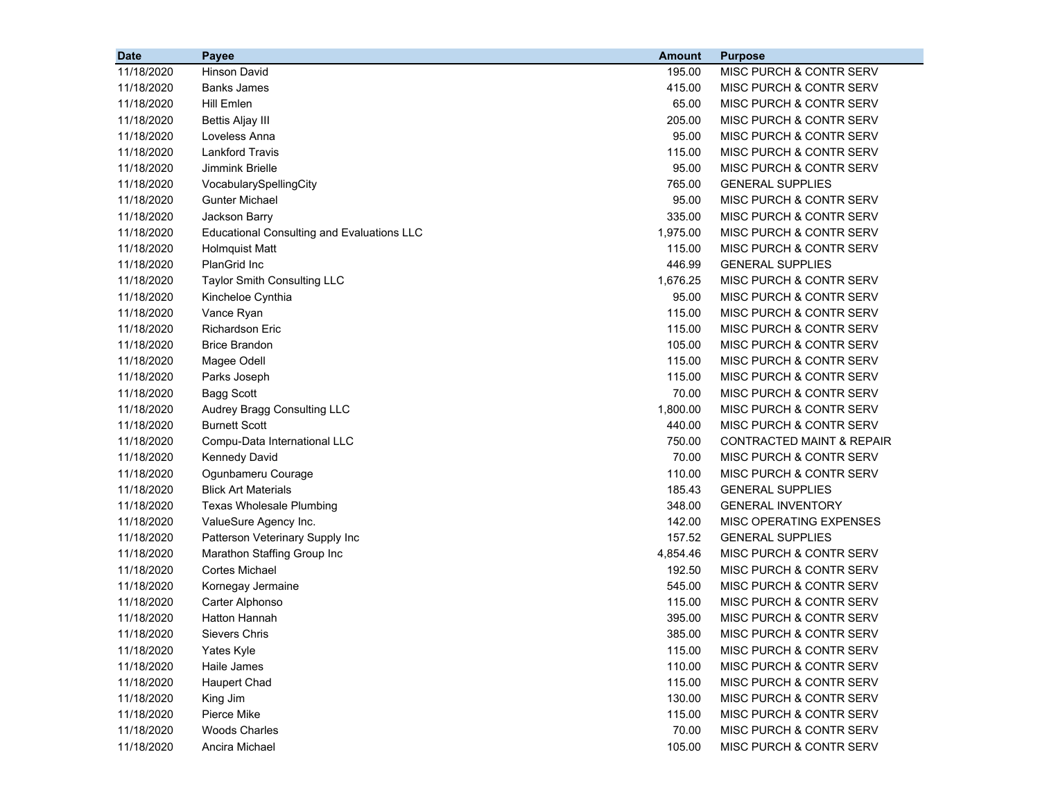| Date | Payee | Amount | Purpose |
|---|---|---|---|
| 11/18/2020 | Hinson David | 195.00 | MISC PURCH & CONTR SERV |
| 11/18/2020 | Banks James | 415.00 | MISC PURCH & CONTR SERV |
| 11/18/2020 | Hill Emlen | 65.00 | MISC PURCH & CONTR SERV |
| 11/18/2020 | Bettis Aljay III | 205.00 | MISC PURCH & CONTR SERV |
| 11/18/2020 | Loveless Anna | 95.00 | MISC PURCH & CONTR SERV |
| 11/18/2020 | Lankford Travis | 115.00 | MISC PURCH & CONTR SERV |
| 11/18/2020 | Jimmink Brielle | 95.00 | MISC PURCH & CONTR SERV |
| 11/18/2020 | VocabularySpellingCity | 765.00 | GENERAL SUPPLIES |
| 11/18/2020 | Gunter Michael | 95.00 | MISC PURCH & CONTR SERV |
| 11/18/2020 | Jackson Barry | 335.00 | MISC PURCH & CONTR SERV |
| 11/18/2020 | Educational Consulting and Evaluations LLC | 1,975.00 | MISC PURCH & CONTR SERV |
| 11/18/2020 | Holmquist Matt | 115.00 | MISC PURCH & CONTR SERV |
| 11/18/2020 | PlanGrid Inc | 446.99 | GENERAL SUPPLIES |
| 11/18/2020 | Taylor Smith Consulting LLC | 1,676.25 | MISC PURCH & CONTR SERV |
| 11/18/2020 | Kincheloe Cynthia | 95.00 | MISC PURCH & CONTR SERV |
| 11/18/2020 | Vance Ryan | 115.00 | MISC PURCH & CONTR SERV |
| 11/18/2020 | Richardson Eric | 115.00 | MISC PURCH & CONTR SERV |
| 11/18/2020 | Brice Brandon | 105.00 | MISC PURCH & CONTR SERV |
| 11/18/2020 | Magee Odell | 115.00 | MISC PURCH & CONTR SERV |
| 11/18/2020 | Parks Joseph | 115.00 | MISC PURCH & CONTR SERV |
| 11/18/2020 | Bagg Scott | 70.00 | MISC PURCH & CONTR SERV |
| 11/18/2020 | Audrey Bragg Consulting LLC | 1,800.00 | MISC PURCH & CONTR SERV |
| 11/18/2020 | Burnett Scott | 440.00 | MISC PURCH & CONTR SERV |
| 11/18/2020 | Compu-Data International LLC | 750.00 | CONTRACTED MAINT & REPAIR |
| 11/18/2020 | Kennedy David | 70.00 | MISC PURCH & CONTR SERV |
| 11/18/2020 | Ogunbameru Courage | 110.00 | MISC PURCH & CONTR SERV |
| 11/18/2020 | Blick Art Materials | 185.43 | GENERAL SUPPLIES |
| 11/18/2020 | Texas Wholesale Plumbing | 348.00 | GENERAL INVENTORY |
| 11/18/2020 | ValueSure Agency Inc. | 142.00 | MISC OPERATING EXPENSES |
| 11/18/2020 | Patterson Veterinary Supply Inc | 157.52 | GENERAL SUPPLIES |
| 11/18/2020 | Marathon Staffing Group Inc | 4,854.46 | MISC PURCH & CONTR SERV |
| 11/18/2020 | Cortes Michael | 192.50 | MISC PURCH & CONTR SERV |
| 11/18/2020 | Kornegay Jermaine | 545.00 | MISC PURCH & CONTR SERV |
| 11/18/2020 | Carter Alphonso | 115.00 | MISC PURCH & CONTR SERV |
| 11/18/2020 | Hatton Hannah | 395.00 | MISC PURCH & CONTR SERV |
| 11/18/2020 | Sievers Chris | 385.00 | MISC PURCH & CONTR SERV |
| 11/18/2020 | Yates Kyle | 115.00 | MISC PURCH & CONTR SERV |
| 11/18/2020 | Haile James | 110.00 | MISC PURCH & CONTR SERV |
| 11/18/2020 | Haupert Chad | 115.00 | MISC PURCH & CONTR SERV |
| 11/18/2020 | King Jim | 130.00 | MISC PURCH & CONTR SERV |
| 11/18/2020 | Pierce Mike | 115.00 | MISC PURCH & CONTR SERV |
| 11/18/2020 | Woods Charles | 70.00 | MISC PURCH & CONTR SERV |
| 11/18/2020 | Ancira Michael | 105.00 | MISC PURCH & CONTR SERV |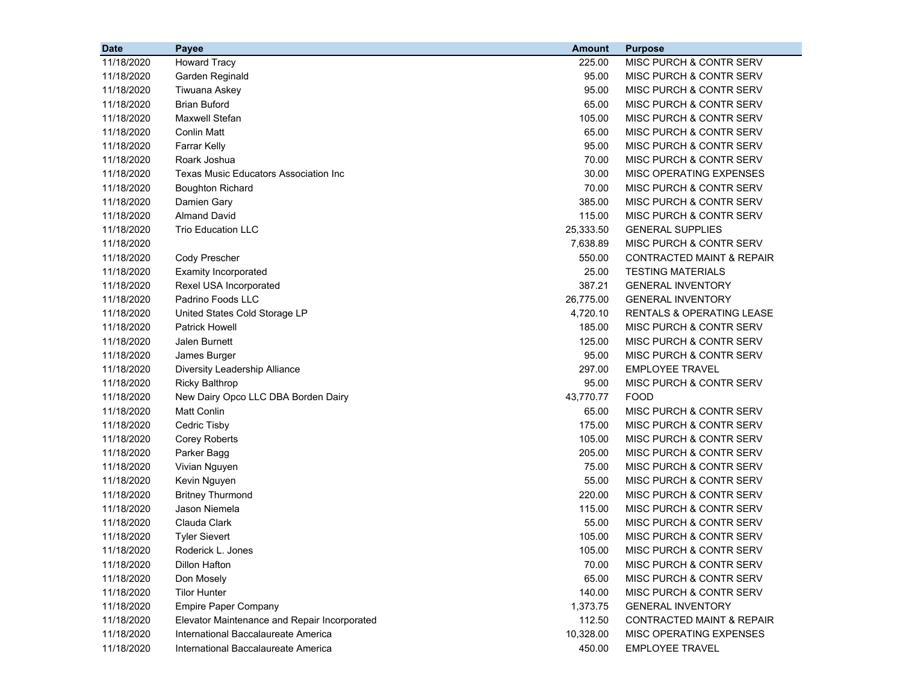| Date | Payee | Amount | Purpose |
|---|---|---|---|
| 11/18/2020 | Howard Tracy | 225.00 | MISC PURCH & CONTR SERV |
| 11/18/2020 | Garden Reginald | 95.00 | MISC PURCH & CONTR SERV |
| 11/18/2020 | Tiwuana Askey | 95.00 | MISC PURCH & CONTR SERV |
| 11/18/2020 | Brian Buford | 65.00 | MISC PURCH & CONTR SERV |
| 11/18/2020 | Maxwell Stefan | 105.00 | MISC PURCH & CONTR SERV |
| 11/18/2020 | Conlin Matt | 65.00 | MISC PURCH & CONTR SERV |
| 11/18/2020 | Farrar Kelly | 95.00 | MISC PURCH & CONTR SERV |
| 11/18/2020 | Roark Joshua | 70.00 | MISC PURCH & CONTR SERV |
| 11/18/2020 | Texas Music Educators Association Inc | 30.00 | MISC OPERATING EXPENSES |
| 11/18/2020 | Boughton Richard | 70.00 | MISC PURCH & CONTR SERV |
| 11/18/2020 | Damien Gary | 385.00 | MISC PURCH & CONTR SERV |
| 11/18/2020 | Almand David | 115.00 | MISC PURCH & CONTR SERV |
| 11/18/2020 | Trio Education LLC | 25,333.50 | GENERAL SUPPLIES |
| 11/18/2020 | | 7,638.89 | MISC PURCH & CONTR SERV |
| 11/18/2020 | Cody Prescher | 550.00 | CONTRACTED MAINT & REPAIR |
| 11/18/2020 | Examity Incorporated | 25.00 | TESTING MATERIALS |
| 11/18/2020 | Rexel USA Incorporated | 387.21 | GENERAL INVENTORY |
| 11/18/2020 | Padrino Foods LLC | 26,775.00 | GENERAL INVENTORY |
| 11/18/2020 | United States Cold Storage LP | 4,720.10 | RENTALS & OPERATING LEASE |
| 11/18/2020 | Patrick Howell | 185.00 | MISC PURCH & CONTR SERV |
| 11/18/2020 | Jalen Burnett | 125.00 | MISC PURCH & CONTR SERV |
| 11/18/2020 | James Burger | 95.00 | MISC PURCH & CONTR SERV |
| 11/18/2020 | Diversity Leadership Alliance | 297.00 | EMPLOYEE TRAVEL |
| 11/18/2020 | Ricky Balthrop | 95.00 | MISC PURCH & CONTR SERV |
| 11/18/2020 | New Dairy Opco LLC DBA Borden Dairy | 43,770.77 | FOOD |
| 11/18/2020 | Matt Conlin | 65.00 | MISC PURCH & CONTR SERV |
| 11/18/2020 | Cedric Tisby | 175.00 | MISC PURCH & CONTR SERV |
| 11/18/2020 | Corey Roberts | 105.00 | MISC PURCH & CONTR SERV |
| 11/18/2020 | Parker Bagg | 205.00 | MISC PURCH & CONTR SERV |
| 11/18/2020 | Vivian Nguyen | 75.00 | MISC PURCH & CONTR SERV |
| 11/18/2020 | Kevin Nguyen | 55.00 | MISC PURCH & CONTR SERV |
| 11/18/2020 | Britney Thurmond | 220.00 | MISC PURCH & CONTR SERV |
| 11/18/2020 | Jason Niemela | 115.00 | MISC PURCH & CONTR SERV |
| 11/18/2020 | Clauda Clark | 55.00 | MISC PURCH & CONTR SERV |
| 11/18/2020 | Tyler Sievert | 105.00 | MISC PURCH & CONTR SERV |
| 11/18/2020 | Roderick L. Jones | 105.00 | MISC PURCH & CONTR SERV |
| 11/18/2020 | Dillon Hafton | 70.00 | MISC PURCH & CONTR SERV |
| 11/18/2020 | Don Mosely | 65.00 | MISC PURCH & CONTR SERV |
| 11/18/2020 | Tilor Hunter | 140.00 | MISC PURCH & CONTR SERV |
| 11/18/2020 | Empire Paper Company | 1,373.75 | GENERAL INVENTORY |
| 11/18/2020 | Elevator Maintenance and Repair Incorporated | 112.50 | CONTRACTED MAINT & REPAIR |
| 11/18/2020 | International Baccalaureate America | 10,328.00 | MISC OPERATING EXPENSES |
| 11/18/2020 | International Baccalaureate America | 450.00 | EMPLOYEE TRAVEL |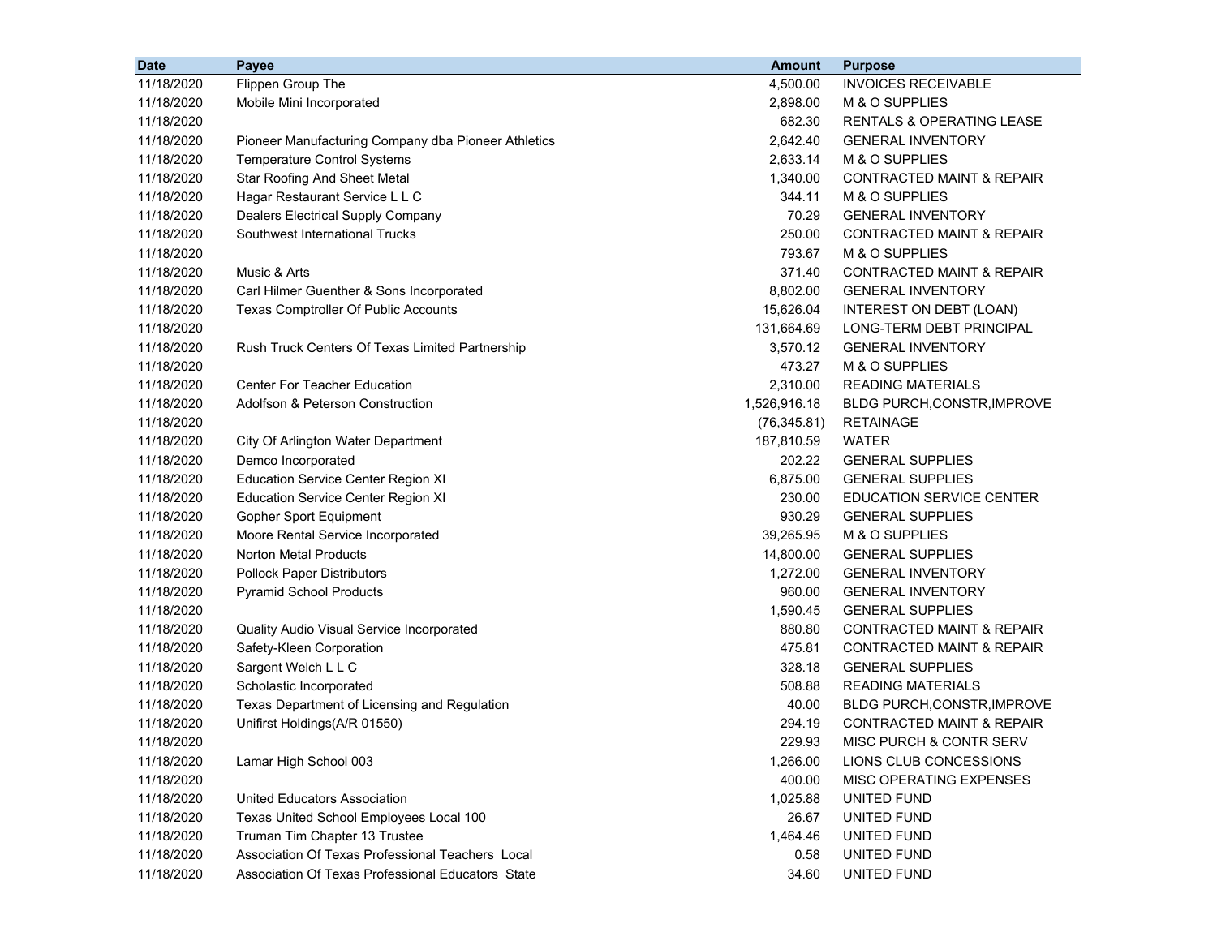| Date | Payee | Amount | Purpose |
|---|---|---|---|
| 11/18/2020 | Flippen Group The | 4,500.00 | INVOICES RECEIVABLE |
| 11/18/2020 | Mobile Mini Incorporated | 2,898.00 | M & O SUPPLIES |
| 11/18/2020 | | 682.30 | RENTALS & OPERATING LEASE |
| 11/18/2020 | Pioneer Manufacturing Company dba Pioneer Athletics | 2,642.40 | GENERAL INVENTORY |
| 11/18/2020 | Temperature Control Systems | 2,633.14 | M & O SUPPLIES |
| 11/18/2020 | Star Roofing And Sheet Metal | 1,340.00 | CONTRACTED MAINT & REPAIR |
| 11/18/2020 | Hagar Restaurant Service L L C | 344.11 | M & O SUPPLIES |
| 11/18/2020 | Dealers Electrical Supply Company | 70.29 | GENERAL INVENTORY |
| 11/18/2020 | Southwest International Trucks | 250.00 | CONTRACTED MAINT & REPAIR |
| 11/18/2020 | | 793.67 | M & O SUPPLIES |
| 11/18/2020 | Music & Arts | 371.40 | CONTRACTED MAINT & REPAIR |
| 11/18/2020 | Carl Hilmer Guenther & Sons Incorporated | 8,802.00 | GENERAL INVENTORY |
| 11/18/2020 | Texas Comptroller Of Public Accounts | 15,626.04 | INTEREST ON DEBT (LOAN) |
| 11/18/2020 | | 131,664.69 | LONG-TERM DEBT PRINCIPAL |
| 11/18/2020 | Rush Truck Centers Of Texas Limited Partnership | 3,570.12 | GENERAL INVENTORY |
| 11/18/2020 | | 473.27 | M & O SUPPLIES |
| 11/18/2020 | Center For Teacher Education | 2,310.00 | READING MATERIALS |
| 11/18/2020 | Adolfson & Peterson Construction | 1,526,916.18 | BLDG PURCH,CONSTR,IMPROVE |
| 11/18/2020 | | (76,345.81) | RETAINAGE |
| 11/18/2020 | City Of Arlington Water Department | 187,810.59 | WATER |
| 11/18/2020 | Demco Incorporated | 202.22 | GENERAL SUPPLIES |
| 11/18/2020 | Education Service Center Region XI | 6,875.00 | GENERAL SUPPLIES |
| 11/18/2020 | Education Service Center Region XI | 230.00 | EDUCATION SERVICE CENTER |
| 11/18/2020 | Gopher Sport Equipment | 930.29 | GENERAL SUPPLIES |
| 11/18/2020 | Moore Rental Service Incorporated | 39,265.95 | M & O SUPPLIES |
| 11/18/2020 | Norton Metal Products | 14,800.00 | GENERAL SUPPLIES |
| 11/18/2020 | Pollock Paper Distributors | 1,272.00 | GENERAL INVENTORY |
| 11/18/2020 | Pyramid School Products | 960.00 | GENERAL INVENTORY |
| 11/18/2020 | | 1,590.45 | GENERAL SUPPLIES |
| 11/18/2020 | Quality Audio Visual Service Incorporated | 880.80 | CONTRACTED MAINT & REPAIR |
| 11/18/2020 | Safety-Kleen Corporation | 475.81 | CONTRACTED MAINT & REPAIR |
| 11/18/2020 | Sargent Welch L L C | 328.18 | GENERAL SUPPLIES |
| 11/18/2020 | Scholastic Incorporated | 508.88 | READING MATERIALS |
| 11/18/2020 | Texas Department of Licensing and Regulation | 40.00 | BLDG PURCH,CONSTR,IMPROVE |
| 11/18/2020 | Unifirst Holdings(A/R 01550) | 294.19 | CONTRACTED MAINT & REPAIR |
| 11/18/2020 | | 229.93 | MISC PURCH & CONTR SERV |
| 11/18/2020 | Lamar High School 003 | 1,266.00 | LIONS CLUB CONCESSIONS |
| 11/18/2020 | | 400.00 | MISC OPERATING EXPENSES |
| 11/18/2020 | United Educators Association | 1,025.88 | UNITED FUND |
| 11/18/2020 | Texas United School Employees Local 100 | 26.67 | UNITED FUND |
| 11/18/2020 | Truman Tim Chapter 13 Trustee | 1,464.46 | UNITED FUND |
| 11/18/2020 | Association Of Texas Professional Teachers Local | 0.58 | UNITED FUND |
| 11/18/2020 | Association Of Texas Professional Educators State | 34.60 | UNITED FUND |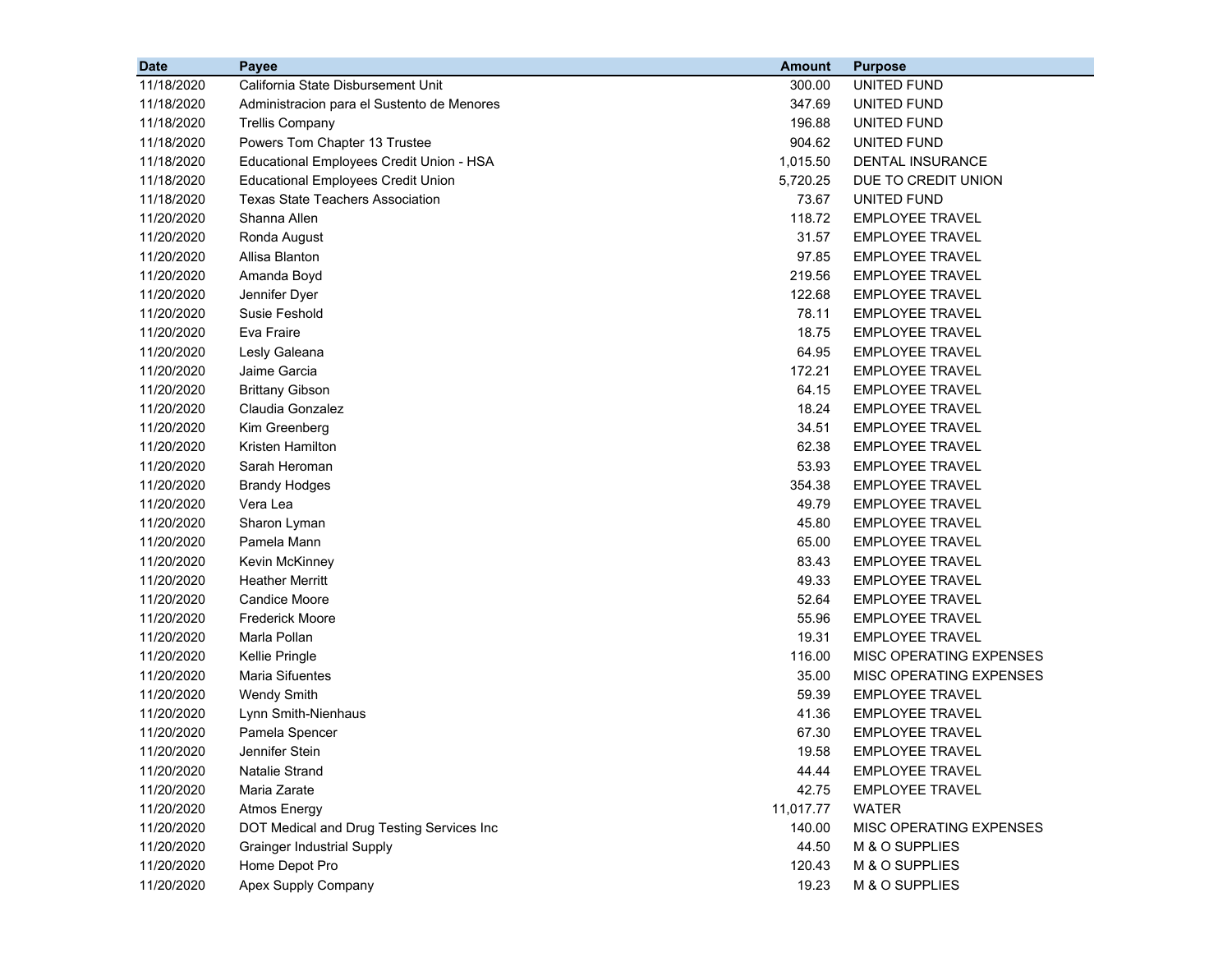| Date | Payee | Amount | Purpose |
|---|---|---|---|
| 11/18/2020 | California State Disbursement Unit | 300.00 | UNITED FUND |
| 11/18/2020 | Administracion para el Sustento de Menores | 347.69 | UNITED FUND |
| 11/18/2020 | Trellis Company | 196.88 | UNITED FUND |
| 11/18/2020 | Powers Tom Chapter 13 Trustee | 904.62 | UNITED FUND |
| 11/18/2020 | Educational Employees Credit Union - HSA | 1,015.50 | DENTAL INSURANCE |
| 11/18/2020 | Educational Employees Credit Union | 5,720.25 | DUE TO CREDIT UNION |
| 11/18/2020 | Texas State Teachers Association | 73.67 | UNITED FUND |
| 11/20/2020 | Shanna Allen | 118.72 | EMPLOYEE TRAVEL |
| 11/20/2020 | Ronda August | 31.57 | EMPLOYEE TRAVEL |
| 11/20/2020 | Allisa Blanton | 97.85 | EMPLOYEE TRAVEL |
| 11/20/2020 | Amanda Boyd | 219.56 | EMPLOYEE TRAVEL |
| 11/20/2020 | Jennifer Dyer | 122.68 | EMPLOYEE TRAVEL |
| 11/20/2020 | Susie Feshold | 78.11 | EMPLOYEE TRAVEL |
| 11/20/2020 | Eva Fraire | 18.75 | EMPLOYEE TRAVEL |
| 11/20/2020 | Lesly Galeana | 64.95 | EMPLOYEE TRAVEL |
| 11/20/2020 | Jaime Garcia | 172.21 | EMPLOYEE TRAVEL |
| 11/20/2020 | Brittany Gibson | 64.15 | EMPLOYEE TRAVEL |
| 11/20/2020 | Claudia Gonzalez | 18.24 | EMPLOYEE TRAVEL |
| 11/20/2020 | Kim Greenberg | 34.51 | EMPLOYEE TRAVEL |
| 11/20/2020 | Kristen Hamilton | 62.38 | EMPLOYEE TRAVEL |
| 11/20/2020 | Sarah Heroman | 53.93 | EMPLOYEE TRAVEL |
| 11/20/2020 | Brandy Hodges | 354.38 | EMPLOYEE TRAVEL |
| 11/20/2020 | Vera Lea | 49.79 | EMPLOYEE TRAVEL |
| 11/20/2020 | Sharon Lyman | 45.80 | EMPLOYEE TRAVEL |
| 11/20/2020 | Pamela Mann | 65.00 | EMPLOYEE TRAVEL |
| 11/20/2020 | Kevin McKinney | 83.43 | EMPLOYEE TRAVEL |
| 11/20/2020 | Heather Merritt | 49.33 | EMPLOYEE TRAVEL |
| 11/20/2020 | Candice Moore | 52.64 | EMPLOYEE TRAVEL |
| 11/20/2020 | Frederick Moore | 55.96 | EMPLOYEE TRAVEL |
| 11/20/2020 | Marla Pollan | 19.31 | EMPLOYEE TRAVEL |
| 11/20/2020 | Kellie Pringle | 116.00 | MISC OPERATING EXPENSES |
| 11/20/2020 | Maria Sifuentes | 35.00 | MISC OPERATING EXPENSES |
| 11/20/2020 | Wendy Smith | 59.39 | EMPLOYEE TRAVEL |
| 11/20/2020 | Lynn Smith-Nienhaus | 41.36 | EMPLOYEE TRAVEL |
| 11/20/2020 | Pamela Spencer | 67.30 | EMPLOYEE TRAVEL |
| 11/20/2020 | Jennifer Stein | 19.58 | EMPLOYEE TRAVEL |
| 11/20/2020 | Natalie Strand | 44.44 | EMPLOYEE TRAVEL |
| 11/20/2020 | Maria Zarate | 42.75 | EMPLOYEE TRAVEL |
| 11/20/2020 | Atmos Energy | 11,017.77 | WATER |
| 11/20/2020 | DOT Medical and Drug Testing Services Inc | 140.00 | MISC OPERATING EXPENSES |
| 11/20/2020 | Grainger Industrial Supply | 44.50 | M & O SUPPLIES |
| 11/20/2020 | Home Depot Pro | 120.43 | M & O SUPPLIES |
| 11/20/2020 | Apex Supply Company | 19.23 | M & O SUPPLIES |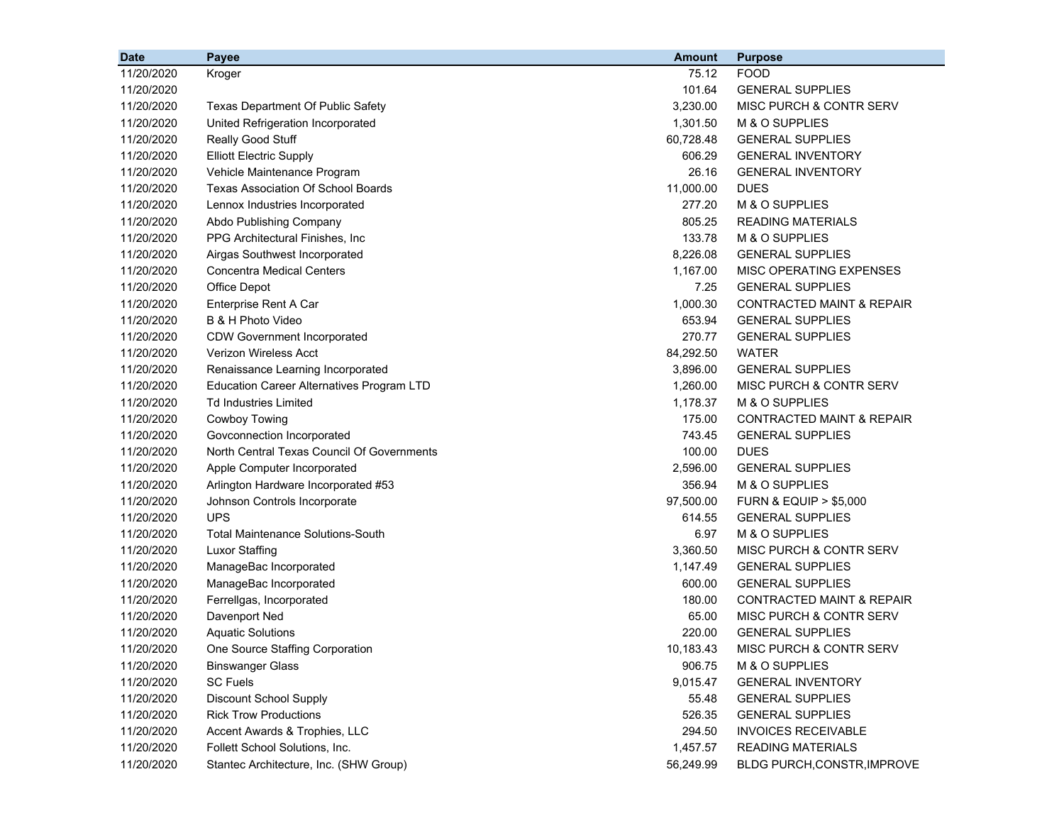| Date | Payee | Amount | Purpose |
|---|---|---|---|
| 11/20/2020 | Kroger | 75.12 | FOOD |
| 11/20/2020 | | 101.64 | GENERAL SUPPLIES |
| 11/20/2020 | Texas Department Of Public Safety | 3,230.00 | MISC PURCH & CONTR SERV |
| 11/20/2020 | United Refrigeration Incorporated | 1,301.50 | M & O SUPPLIES |
| 11/20/2020 | Really Good Stuff | 60,728.48 | GENERAL SUPPLIES |
| 11/20/2020 | Elliott Electric Supply | 606.29 | GENERAL INVENTORY |
| 11/20/2020 | Vehicle Maintenance Program | 26.16 | GENERAL INVENTORY |
| 11/20/2020 | Texas Association Of School Boards | 11,000.00 | DUES |
| 11/20/2020 | Lennox Industries Incorporated | 277.20 | M & O SUPPLIES |
| 11/20/2020 | Abdo Publishing Company | 805.25 | READING MATERIALS |
| 11/20/2020 | PPG Architectural Finishes, Inc | 133.78 | M & O SUPPLIES |
| 11/20/2020 | Airgas Southwest Incorporated | 8,226.08 | GENERAL SUPPLIES |
| 11/20/2020 | Concentra Medical Centers | 1,167.00 | MISC OPERATING EXPENSES |
| 11/20/2020 | Office Depot | 7.25 | GENERAL SUPPLIES |
| 11/20/2020 | Enterprise Rent A Car | 1,000.30 | CONTRACTED MAINT & REPAIR |
| 11/20/2020 | B & H Photo Video | 653.94 | GENERAL SUPPLIES |
| 11/20/2020 | CDW Government Incorporated | 270.77 | GENERAL SUPPLIES |
| 11/20/2020 | Verizon Wireless Acct | 84,292.50 | WATER |
| 11/20/2020 | Renaissance Learning Incorporated | 3,896.00 | GENERAL SUPPLIES |
| 11/20/2020 | Education Career Alternatives Program LTD | 1,260.00 | MISC PURCH & CONTR SERV |
| 11/20/2020 | Td Industries Limited | 1,178.37 | M & O SUPPLIES |
| 11/20/2020 | Cowboy Towing | 175.00 | CONTRACTED MAINT & REPAIR |
| 11/20/2020 | Govconnection Incorporated | 743.45 | GENERAL SUPPLIES |
| 11/20/2020 | North Central Texas Council Of Governments | 100.00 | DUES |
| 11/20/2020 | Apple Computer Incorporated | 2,596.00 | GENERAL SUPPLIES |
| 11/20/2020 | Arlington Hardware Incorporated #53 | 356.94 | M & O SUPPLIES |
| 11/20/2020 | Johnson Controls Incorporate | 97,500.00 | FURN & EQUIP > $5,000 |
| 11/20/2020 | UPS | 614.55 | GENERAL SUPPLIES |
| 11/20/2020 | Total Maintenance Solutions-South | 6.97 | M & O SUPPLIES |
| 11/20/2020 | Luxor Staffing | 3,360.50 | MISC PURCH & CONTR SERV |
| 11/20/2020 | ManageBac Incorporated | 1,147.49 | GENERAL SUPPLIES |
| 11/20/2020 | ManageBac Incorporated | 600.00 | GENERAL SUPPLIES |
| 11/20/2020 | Ferrellgas, Incorporated | 180.00 | CONTRACTED MAINT & REPAIR |
| 11/20/2020 | Davenport Ned | 65.00 | MISC PURCH & CONTR SERV |
| 11/20/2020 | Aquatic Solutions | 220.00 | GENERAL SUPPLIES |
| 11/20/2020 | One Source Staffing Corporation | 10,183.43 | MISC PURCH & CONTR SERV |
| 11/20/2020 | Binswanger Glass | 906.75 | M & O SUPPLIES |
| 11/20/2020 | SC Fuels | 9,015.47 | GENERAL INVENTORY |
| 11/20/2020 | Discount School Supply | 55.48 | GENERAL SUPPLIES |
| 11/20/2020 | Rick Trow Productions | 526.35 | GENERAL SUPPLIES |
| 11/20/2020 | Accent Awards & Trophies, LLC | 294.50 | INVOICES RECEIVABLE |
| 11/20/2020 | Follett School Solutions, Inc. | 1,457.57 | READING MATERIALS |
| 11/20/2020 | Stantec Architecture, Inc. (SHW Group) | 56,249.99 | BLDG PURCH,CONSTR,IMPROVE |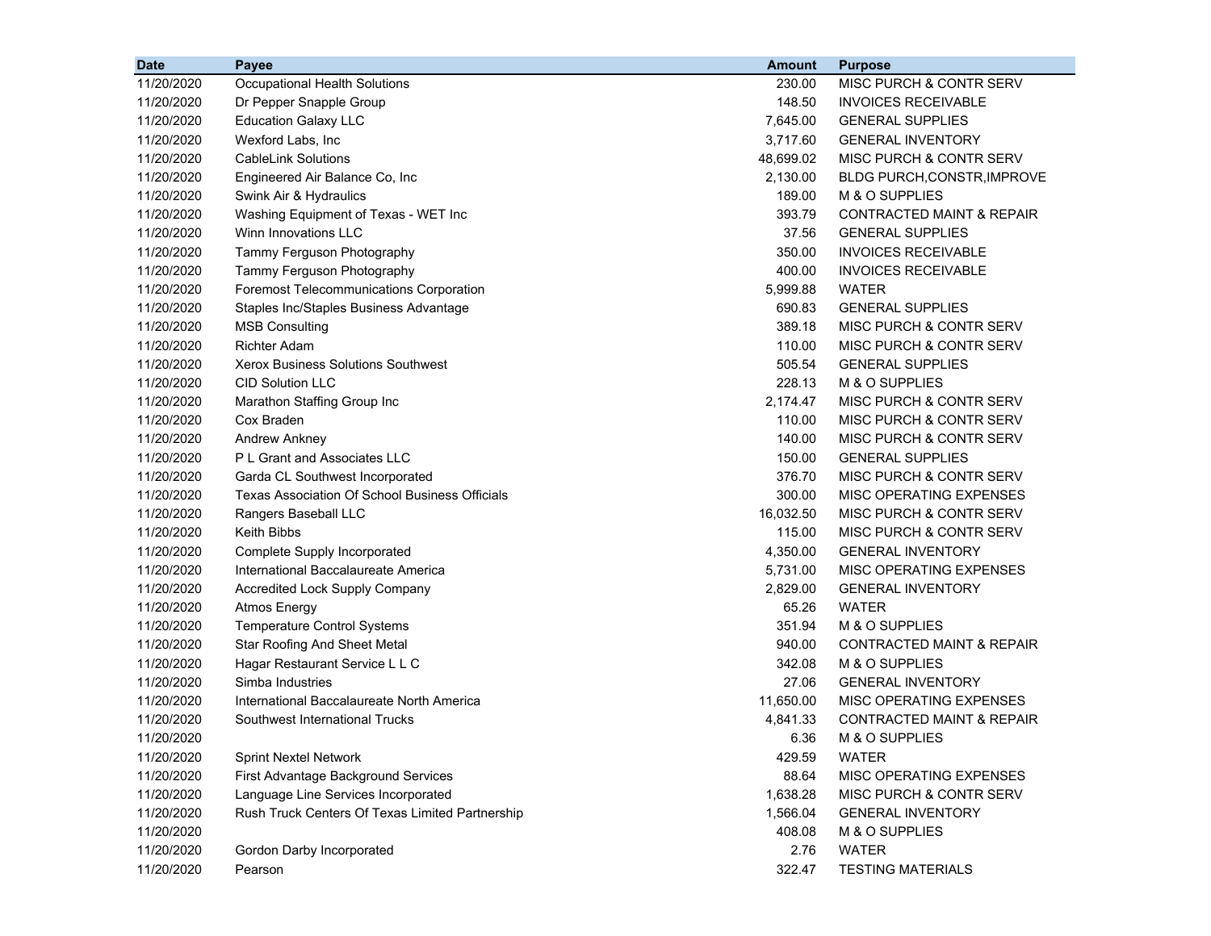| Date | Payee | Amount | Purpose |
| --- | --- | --- | --- |
| 11/20/2020 | Occupational Health Solutions | 230.00 | MISC PURCH & CONTR SERV |
| 11/20/2020 | Dr Pepper Snapple Group | 148.50 | INVOICES RECEIVABLE |
| 11/20/2020 | Education Galaxy LLC | 7,645.00 | GENERAL SUPPLIES |
| 11/20/2020 | Wexford Labs, Inc | 3,717.60 | GENERAL INVENTORY |
| 11/20/2020 | CableLink Solutions | 48,699.02 | MISC PURCH & CONTR SERV |
| 11/20/2020 | Engineered Air Balance Co, Inc | 2,130.00 | BLDG PURCH,CONSTR,IMPROVE |
| 11/20/2020 | Swink Air & Hydraulics | 189.00 | M & O SUPPLIES |
| 11/20/2020 | Washing Equipment of Texas - WET Inc | 393.79 | CONTRACTED MAINT & REPAIR |
| 11/20/2020 | Winn Innovations LLC | 37.56 | GENERAL SUPPLIES |
| 11/20/2020 | Tammy Ferguson Photography | 350.00 | INVOICES RECEIVABLE |
| 11/20/2020 | Tammy Ferguson Photography | 400.00 | INVOICES RECEIVABLE |
| 11/20/2020 | Foremost Telecommunications Corporation | 5,999.88 | WATER |
| 11/20/2020 | Staples Inc/Staples Business Advantage | 690.83 | GENERAL SUPPLIES |
| 11/20/2020 | MSB Consulting | 389.18 | MISC PURCH & CONTR SERV |
| 11/20/2020 | Richter Adam | 110.00 | MISC PURCH & CONTR SERV |
| 11/20/2020 | Xerox Business Solutions Southwest | 505.54 | GENERAL SUPPLIES |
| 11/20/2020 | CID Solution LLC | 228.13 | M & O SUPPLIES |
| 11/20/2020 | Marathon Staffing Group Inc | 2,174.47 | MISC PURCH & CONTR SERV |
| 11/20/2020 | Cox Braden | 110.00 | MISC PURCH & CONTR SERV |
| 11/20/2020 | Andrew Ankney | 140.00 | MISC PURCH & CONTR SERV |
| 11/20/2020 | P L Grant and Associates LLC | 150.00 | GENERAL SUPPLIES |
| 11/20/2020 | Garda CL Southwest Incorporated | 376.70 | MISC PURCH & CONTR SERV |
| 11/20/2020 | Texas Association Of School Business Officials | 300.00 | MISC OPERATING EXPENSES |
| 11/20/2020 | Rangers Baseball LLC | 16,032.50 | MISC PURCH & CONTR SERV |
| 11/20/2020 | Keith Bibbs | 115.00 | MISC PURCH & CONTR SERV |
| 11/20/2020 | Complete Supply Incorporated | 4,350.00 | GENERAL INVENTORY |
| 11/20/2020 | International Baccalaureate America | 5,731.00 | MISC OPERATING EXPENSES |
| 11/20/2020 | Accredited Lock Supply Company | 2,829.00 | GENERAL INVENTORY |
| 11/20/2020 | Atmos Energy | 65.26 | WATER |
| 11/20/2020 | Temperature Control Systems | 351.94 | M & O SUPPLIES |
| 11/20/2020 | Star Roofing And Sheet Metal | 940.00 | CONTRACTED MAINT & REPAIR |
| 11/20/2020 | Hagar Restaurant Service L L C | 342.08 | M & O SUPPLIES |
| 11/20/2020 | Simba Industries | 27.06 | GENERAL INVENTORY |
| 11/20/2020 | International Baccalaureate North America | 11,650.00 | MISC OPERATING EXPENSES |
| 11/20/2020 | Southwest International Trucks | 4,841.33 | CONTRACTED MAINT & REPAIR |
| 11/20/2020 | | 6.36 | M & O SUPPLIES |
| 11/20/2020 | Sprint Nextel Network | 429.59 | WATER |
| 11/20/2020 | First Advantage Background Services | 88.64 | MISC OPERATING EXPENSES |
| 11/20/2020 | Language Line Services Incorporated | 1,638.28 | MISC PURCH & CONTR SERV |
| 11/20/2020 | Rush Truck Centers Of Texas Limited Partnership | 1,566.04 | GENERAL INVENTORY |
| 11/20/2020 | | 408.08 | M & O SUPPLIES |
| 11/20/2020 | Gordon Darby Incorporated | 2.76 | WATER |
| 11/20/2020 | Pearson | 322.47 | TESTING MATERIALS |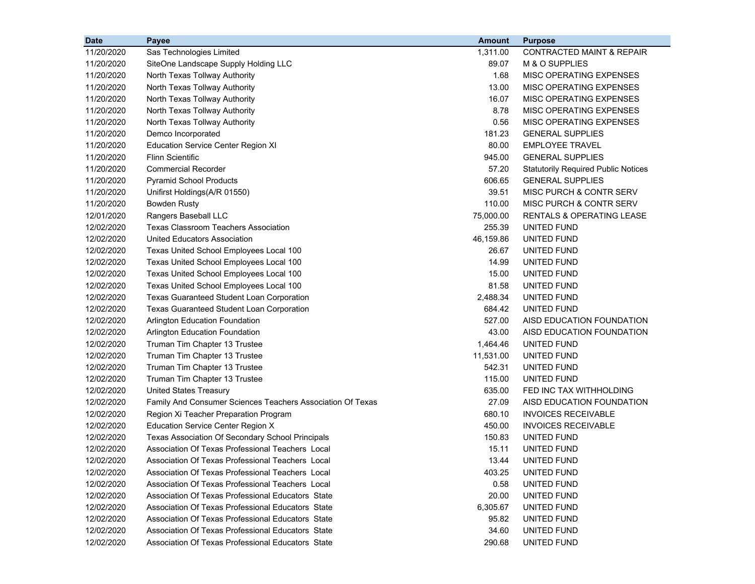| Date | Payee | Amount | Purpose |
|---|---|---|---|
| 11/20/2020 | Sas Technologies Limited | 1,311.00 | CONTRACTED MAINT & REPAIR |
| 11/20/2020 | SiteOne Landscape Supply Holding LLC | 89.07 | M & O SUPPLIES |
| 11/20/2020 | North Texas Tollway Authority | 1.68 | MISC OPERATING EXPENSES |
| 11/20/2020 | North Texas Tollway Authority | 13.00 | MISC OPERATING EXPENSES |
| 11/20/2020 | North Texas Tollway Authority | 16.07 | MISC OPERATING EXPENSES |
| 11/20/2020 | North Texas Tollway Authority | 8.78 | MISC OPERATING EXPENSES |
| 11/20/2020 | North Texas Tollway Authority | 0.56 | MISC OPERATING EXPENSES |
| 11/20/2020 | Demco Incorporated | 181.23 | GENERAL SUPPLIES |
| 11/20/2020 | Education Service Center Region XI | 80.00 | EMPLOYEE TRAVEL |
| 11/20/2020 | Flinn Scientific | 945.00 | GENERAL SUPPLIES |
| 11/20/2020 | Commercial Recorder | 57.20 | Statutorily Required Public Notices |
| 11/20/2020 | Pyramid School Products | 606.65 | GENERAL SUPPLIES |
| 11/20/2020 | Unifirst Holdings(A/R 01550) | 39.51 | MISC PURCH & CONTR SERV |
| 11/20/2020 | Bowden Rusty | 110.00 | MISC PURCH & CONTR SERV |
| 12/01/2020 | Rangers Baseball LLC | 75,000.00 | RENTALS & OPERATING LEASE |
| 12/02/2020 | Texas Classroom Teachers Association | 255.39 | UNITED FUND |
| 12/02/2020 | United Educators Association | 46,159.86 | UNITED FUND |
| 12/02/2020 | Texas United School Employees Local 100 | 26.67 | UNITED FUND |
| 12/02/2020 | Texas United School Employees Local 100 | 14.99 | UNITED FUND |
| 12/02/2020 | Texas United School Employees Local 100 | 15.00 | UNITED FUND |
| 12/02/2020 | Texas United School Employees Local 100 | 81.58 | UNITED FUND |
| 12/02/2020 | Texas Guaranteed Student Loan Corporation | 2,488.34 | UNITED FUND |
| 12/02/2020 | Texas Guaranteed Student Loan Corporation | 684.42 | UNITED FUND |
| 12/02/2020 | Arlington Education Foundation | 527.00 | AISD EDUCATION FOUNDATION |
| 12/02/2020 | Arlington Education Foundation | 43.00 | AISD EDUCATION FOUNDATION |
| 12/02/2020 | Truman Tim Chapter 13 Trustee | 1,464.46 | UNITED FUND |
| 12/02/2020 | Truman Tim Chapter 13 Trustee | 11,531.00 | UNITED FUND |
| 12/02/2020 | Truman Tim Chapter 13 Trustee | 542.31 | UNITED FUND |
| 12/02/2020 | Truman Tim Chapter 13 Trustee | 115.00 | UNITED FUND |
| 12/02/2020 | United States Treasury | 635.00 | FED INC TAX WITHHOLDING |
| 12/02/2020 | Family And Consumer Sciences Teachers Association Of Texas | 27.09 | AISD EDUCATION FOUNDATION |
| 12/02/2020 | Region Xi Teacher Preparation Program | 680.10 | INVOICES RECEIVABLE |
| 12/02/2020 | Education Service Center Region X | 450.00 | INVOICES RECEIVABLE |
| 12/02/2020 | Texas Association Of Secondary School Principals | 150.83 | UNITED FUND |
| 12/02/2020 | Association Of Texas Professional Teachers Local | 15.11 | UNITED FUND |
| 12/02/2020 | Association Of Texas Professional Teachers Local | 13.44 | UNITED FUND |
| 12/02/2020 | Association Of Texas Professional Teachers Local | 403.25 | UNITED FUND |
| 12/02/2020 | Association Of Texas Professional Teachers Local | 0.58 | UNITED FUND |
| 12/02/2020 | Association Of Texas Professional Educators State | 20.00 | UNITED FUND |
| 12/02/2020 | Association Of Texas Professional Educators State | 6,305.67 | UNITED FUND |
| 12/02/2020 | Association Of Texas Professional Educators State | 95.82 | UNITED FUND |
| 12/02/2020 | Association Of Texas Professional Educators State | 34.60 | UNITED FUND |
| 12/02/2020 | Association Of Texas Professional Educators State | 290.68 | UNITED FUND |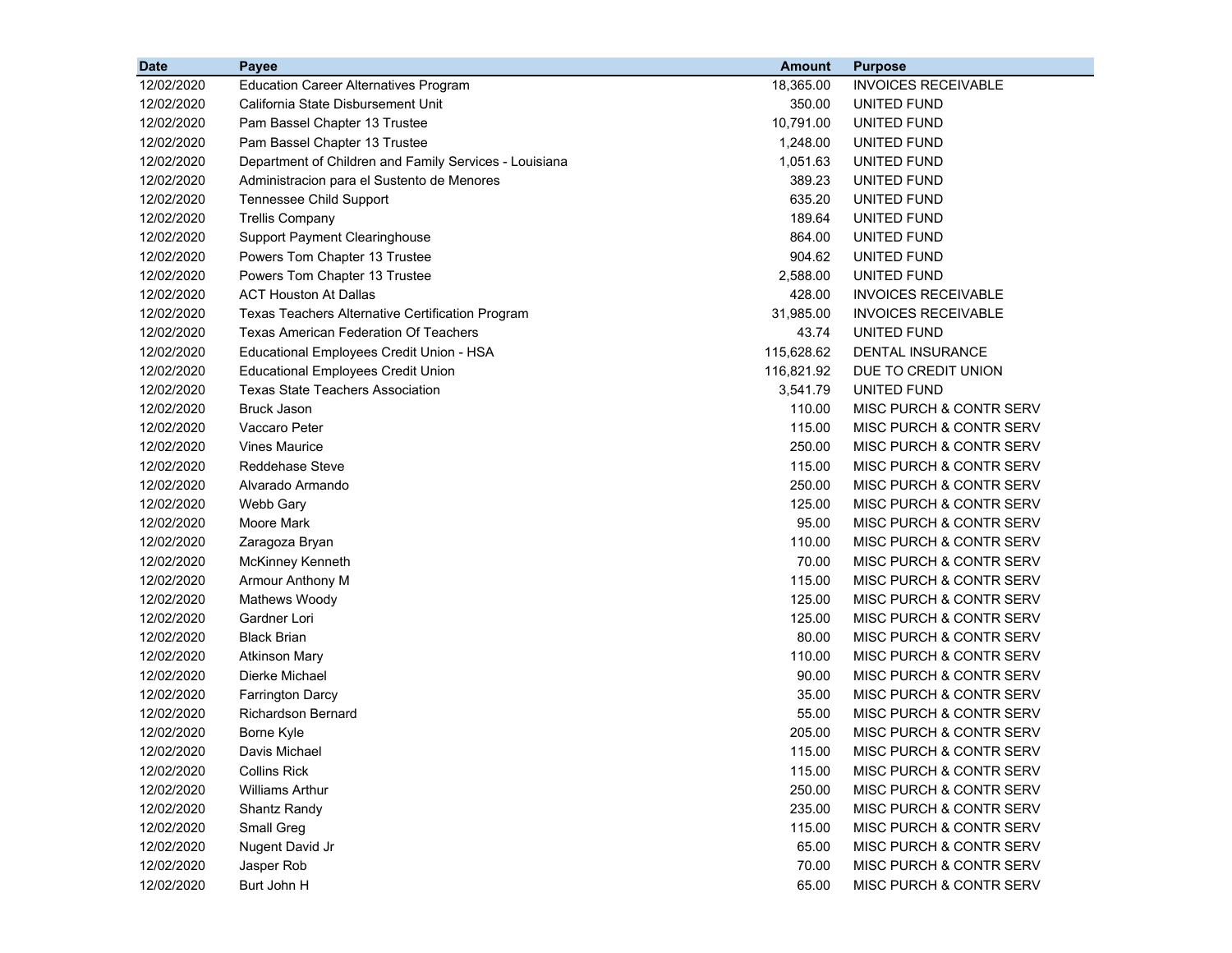| Date | Payee | Amount | Purpose |
|---|---|---|---|
| 12/02/2020 | Education Career Alternatives Program | 18,365.00 | INVOICES RECEIVABLE |
| 12/02/2020 | California State Disbursement Unit | 350.00 | UNITED FUND |
| 12/02/2020 | Pam Bassel Chapter 13 Trustee | 10,791.00 | UNITED FUND |
| 12/02/2020 | Pam Bassel Chapter 13 Trustee | 1,248.00 | UNITED FUND |
| 12/02/2020 | Department of Children and Family Services - Louisiana | 1,051.63 | UNITED FUND |
| 12/02/2020 | Administracion para el Sustento de Menores | 389.23 | UNITED FUND |
| 12/02/2020 | Tennessee Child Support | 635.20 | UNITED FUND |
| 12/02/2020 | Trellis Company | 189.64 | UNITED FUND |
| 12/02/2020 | Support Payment Clearinghouse | 864.00 | UNITED FUND |
| 12/02/2020 | Powers Tom Chapter 13 Trustee | 904.62 | UNITED FUND |
| 12/02/2020 | Powers Tom Chapter 13 Trustee | 2,588.00 | UNITED FUND |
| 12/02/2020 | ACT Houston At Dallas | 428.00 | INVOICES RECEIVABLE |
| 12/02/2020 | Texas Teachers Alternative Certification Program | 31,985.00 | INVOICES RECEIVABLE |
| 12/02/2020 | Texas American Federation Of Teachers | 43.74 | UNITED FUND |
| 12/02/2020 | Educational Employees Credit Union - HSA | 115,628.62 | DENTAL INSURANCE |
| 12/02/2020 | Educational Employees Credit Union | 116,821.92 | DUE TO CREDIT UNION |
| 12/02/2020 | Texas State Teachers Association | 3,541.79 | UNITED FUND |
| 12/02/2020 | Bruck Jason | 110.00 | MISC PURCH & CONTR SERV |
| 12/02/2020 | Vaccaro Peter | 115.00 | MISC PURCH & CONTR SERV |
| 12/02/2020 | Vines Maurice | 250.00 | MISC PURCH & CONTR SERV |
| 12/02/2020 | Reddehase Steve | 115.00 | MISC PURCH & CONTR SERV |
| 12/02/2020 | Alvarado Armando | 250.00 | MISC PURCH & CONTR SERV |
| 12/02/2020 | Webb Gary | 125.00 | MISC PURCH & CONTR SERV |
| 12/02/2020 | Moore Mark | 95.00 | MISC PURCH & CONTR SERV |
| 12/02/2020 | Zaragoza Bryan | 110.00 | MISC PURCH & CONTR SERV |
| 12/02/2020 | McKinney Kenneth | 70.00 | MISC PURCH & CONTR SERV |
| 12/02/2020 | Armour Anthony M | 115.00 | MISC PURCH & CONTR SERV |
| 12/02/2020 | Mathews Woody | 125.00 | MISC PURCH & CONTR SERV |
| 12/02/2020 | Gardner Lori | 125.00 | MISC PURCH & CONTR SERV |
| 12/02/2020 | Black Brian | 80.00 | MISC PURCH & CONTR SERV |
| 12/02/2020 | Atkinson Mary | 110.00 | MISC PURCH & CONTR SERV |
| 12/02/2020 | Dierke Michael | 90.00 | MISC PURCH & CONTR SERV |
| 12/02/2020 | Farrington Darcy | 35.00 | MISC PURCH & CONTR SERV |
| 12/02/2020 | Richardson Bernard | 55.00 | MISC PURCH & CONTR SERV |
| 12/02/2020 | Borne Kyle | 205.00 | MISC PURCH & CONTR SERV |
| 12/02/2020 | Davis Michael | 115.00 | MISC PURCH & CONTR SERV |
| 12/02/2020 | Collins Rick | 115.00 | MISC PURCH & CONTR SERV |
| 12/02/2020 | Williams Arthur | 250.00 | MISC PURCH & CONTR SERV |
| 12/02/2020 | Shantz Randy | 235.00 | MISC PURCH & CONTR SERV |
| 12/02/2020 | Small Greg | 115.00 | MISC PURCH & CONTR SERV |
| 12/02/2020 | Nugent David Jr | 65.00 | MISC PURCH & CONTR SERV |
| 12/02/2020 | Jasper Rob | 70.00 | MISC PURCH & CONTR SERV |
| 12/02/2020 | Burt John H | 65.00 | MISC PURCH & CONTR SERV |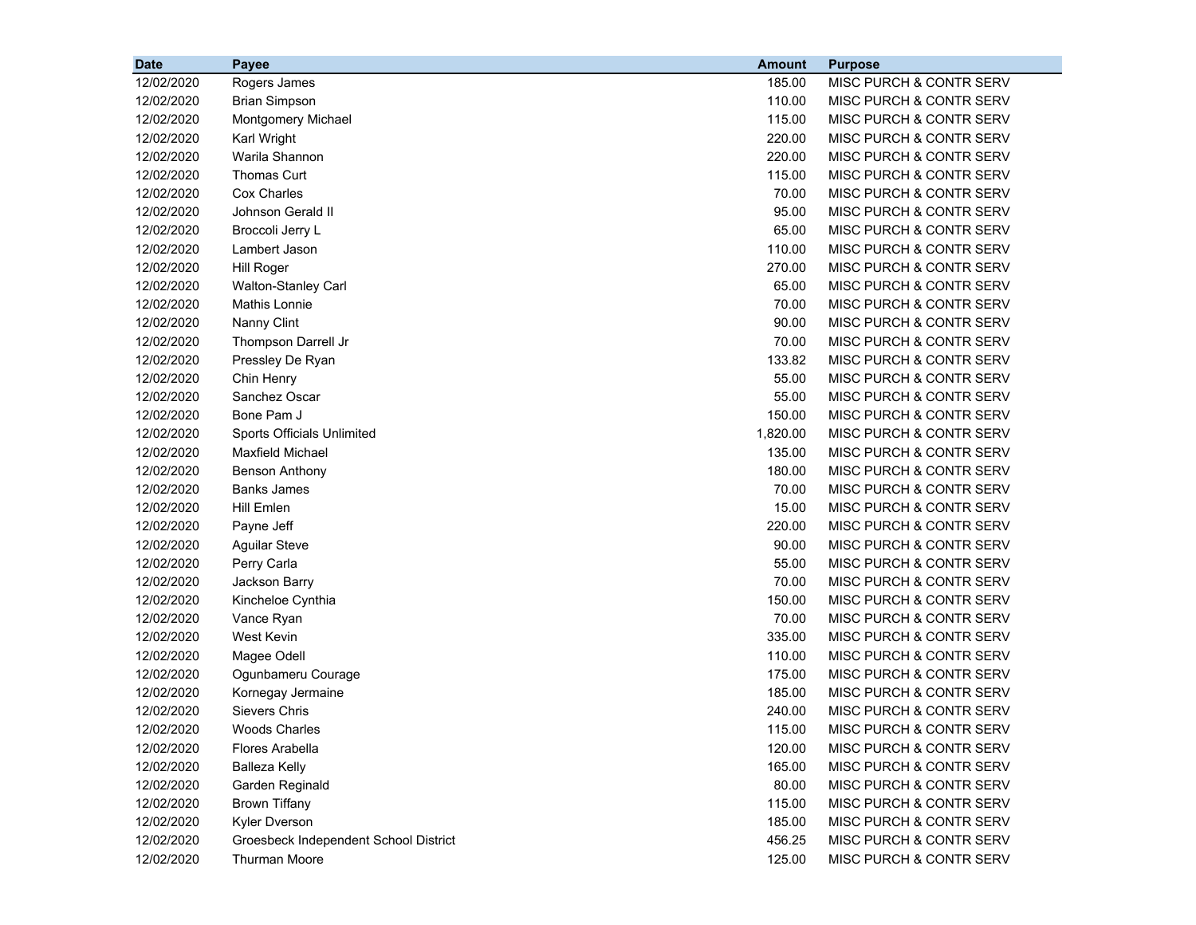| Date | Payee | Amount | Purpose |
|---|---|---|---|
| 12/02/2020 | Rogers James | 185.00 | MISC PURCH & CONTR SERV |
| 12/02/2020 | Brian Simpson | 110.00 | MISC PURCH & CONTR SERV |
| 12/02/2020 | Montgomery Michael | 115.00 | MISC PURCH & CONTR SERV |
| 12/02/2020 | Karl Wright | 220.00 | MISC PURCH & CONTR SERV |
| 12/02/2020 | Warila Shannon | 220.00 | MISC PURCH & CONTR SERV |
| 12/02/2020 | Thomas Curt | 115.00 | MISC PURCH & CONTR SERV |
| 12/02/2020 | Cox Charles | 70.00 | MISC PURCH & CONTR SERV |
| 12/02/2020 | Johnson Gerald II | 95.00 | MISC PURCH & CONTR SERV |
| 12/02/2020 | Broccoli Jerry L | 65.00 | MISC PURCH & CONTR SERV |
| 12/02/2020 | Lambert Jason | 110.00 | MISC PURCH & CONTR SERV |
| 12/02/2020 | Hill Roger | 270.00 | MISC PURCH & CONTR SERV |
| 12/02/2020 | Walton-Stanley Carl | 65.00 | MISC PURCH & CONTR SERV |
| 12/02/2020 | Mathis Lonnie | 70.00 | MISC PURCH & CONTR SERV |
| 12/02/2020 | Nanny Clint | 90.00 | MISC PURCH & CONTR SERV |
| 12/02/2020 | Thompson Darrell Jr | 70.00 | MISC PURCH & CONTR SERV |
| 12/02/2020 | Pressley De Ryan | 133.82 | MISC PURCH & CONTR SERV |
| 12/02/2020 | Chin Henry | 55.00 | MISC PURCH & CONTR SERV |
| 12/02/2020 | Sanchez Oscar | 55.00 | MISC PURCH & CONTR SERV |
| 12/02/2020 | Bone Pam J | 150.00 | MISC PURCH & CONTR SERV |
| 12/02/2020 | Sports Officials Unlimited | 1,820.00 | MISC PURCH & CONTR SERV |
| 12/02/2020 | Maxfield Michael | 135.00 | MISC PURCH & CONTR SERV |
| 12/02/2020 | Benson Anthony | 180.00 | MISC PURCH & CONTR SERV |
| 12/02/2020 | Banks James | 70.00 | MISC PURCH & CONTR SERV |
| 12/02/2020 | Hill Emlen | 15.00 | MISC PURCH & CONTR SERV |
| 12/02/2020 | Payne Jeff | 220.00 | MISC PURCH & CONTR SERV |
| 12/02/2020 | Aguilar Steve | 90.00 | MISC PURCH & CONTR SERV |
| 12/02/2020 | Perry Carla | 55.00 | MISC PURCH & CONTR SERV |
| 12/02/2020 | Jackson Barry | 70.00 | MISC PURCH & CONTR SERV |
| 12/02/2020 | Kincheloe Cynthia | 150.00 | MISC PURCH & CONTR SERV |
| 12/02/2020 | Vance Ryan | 70.00 | MISC PURCH & CONTR SERV |
| 12/02/2020 | West Kevin | 335.00 | MISC PURCH & CONTR SERV |
| 12/02/2020 | Magee Odell | 110.00 | MISC PURCH & CONTR SERV |
| 12/02/2020 | Ogunbameru Courage | 175.00 | MISC PURCH & CONTR SERV |
| 12/02/2020 | Kornegay Jermaine | 185.00 | MISC PURCH & CONTR SERV |
| 12/02/2020 | Sievers Chris | 240.00 | MISC PURCH & CONTR SERV |
| 12/02/2020 | Woods Charles | 115.00 | MISC PURCH & CONTR SERV |
| 12/02/2020 | Flores Arabella | 120.00 | MISC PURCH & CONTR SERV |
| 12/02/2020 | Balleza Kelly | 165.00 | MISC PURCH & CONTR SERV |
| 12/02/2020 | Garden Reginald | 80.00 | MISC PURCH & CONTR SERV |
| 12/02/2020 | Brown Tiffany | 115.00 | MISC PURCH & CONTR SERV |
| 12/02/2020 | Kyler Dverson | 185.00 | MISC PURCH & CONTR SERV |
| 12/02/2020 | Groesbeck Independent School District | 456.25 | MISC PURCH & CONTR SERV |
| 12/02/2020 | Thurman Moore | 125.00 | MISC PURCH & CONTR SERV |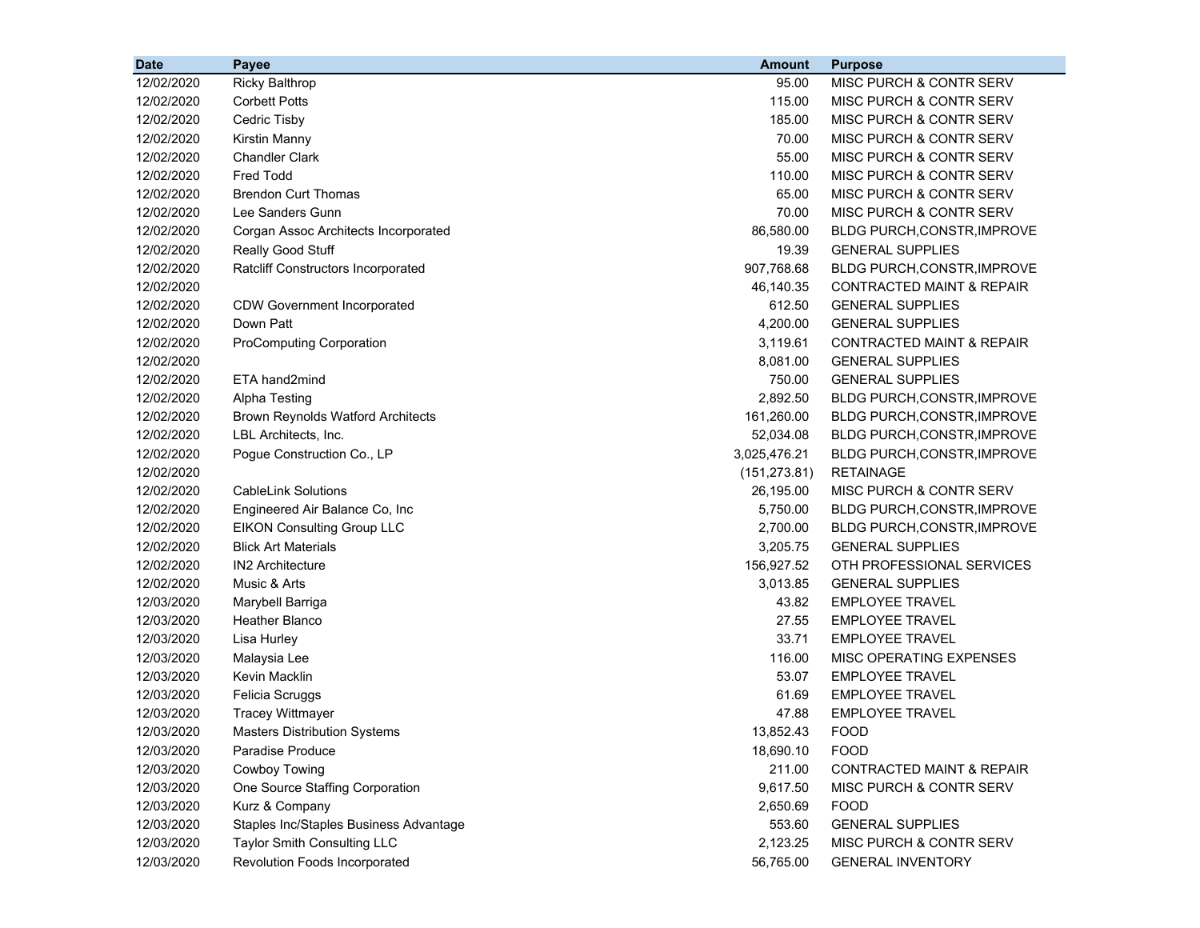| Date | Payee | Amount | Purpose |
|---|---|---|---|
| 12/02/2020 | Ricky Balthrop | 95.00 | MISC PURCH & CONTR SERV |
| 12/02/2020 | Corbett Potts | 115.00 | MISC PURCH & CONTR SERV |
| 12/02/2020 | Cedric Tisby | 185.00 | MISC PURCH & CONTR SERV |
| 12/02/2020 | Kirstin Manny | 70.00 | MISC PURCH & CONTR SERV |
| 12/02/2020 | Chandler Clark | 55.00 | MISC PURCH & CONTR SERV |
| 12/02/2020 | Fred Todd | 110.00 | MISC PURCH & CONTR SERV |
| 12/02/2020 | Brendon Curt Thomas | 65.00 | MISC PURCH & CONTR SERV |
| 12/02/2020 | Lee Sanders Gunn | 70.00 | MISC PURCH & CONTR SERV |
| 12/02/2020 | Corgan Assoc Architects Incorporated | 86,580.00 | BLDG PURCH,CONSTR,IMPROVE |
| 12/02/2020 | Really Good Stuff | 19.39 | GENERAL SUPPLIES |
| 12/02/2020 | Ratcliff Constructors Incorporated | 907,768.68 | BLDG PURCH,CONSTR,IMPROVE |
| 12/02/2020 | | 46,140.35 | CONTRACTED MAINT & REPAIR |
| 12/02/2020 | CDW Government Incorporated | 612.50 | GENERAL SUPPLIES |
| 12/02/2020 | Down Patt | 4,200.00 | GENERAL SUPPLIES |
| 12/02/2020 | ProComputing Corporation | 3,119.61 | CONTRACTED MAINT & REPAIR |
| 12/02/2020 | | 8,081.00 | GENERAL SUPPLIES |
| 12/02/2020 | ETA hand2mind | 750.00 | GENERAL SUPPLIES |
| 12/02/2020 | Alpha Testing | 2,892.50 | BLDG PURCH,CONSTR,IMPROVE |
| 12/02/2020 | Brown Reynolds Watford Architects | 161,260.00 | BLDG PURCH,CONSTR,IMPROVE |
| 12/02/2020 | LBL Architects, Inc. | 52,034.08 | BLDG PURCH,CONSTR,IMPROVE |
| 12/02/2020 | Pogue Construction Co., LP | 3,025,476.21 | BLDG PURCH,CONSTR,IMPROVE |
| 12/02/2020 | | (151,273.81) | RETAINAGE |
| 12/02/2020 | CableLink Solutions | 26,195.00 | MISC PURCH & CONTR SERV |
| 12/02/2020 | Engineered Air Balance Co, Inc | 5,750.00 | BLDG PURCH,CONSTR,IMPROVE |
| 12/02/2020 | EIKON Consulting Group LLC | 2,700.00 | BLDG PURCH,CONSTR,IMPROVE |
| 12/02/2020 | Blick Art Materials | 3,205.75 | GENERAL SUPPLIES |
| 12/02/2020 | IN2 Architecture | 156,927.52 | OTH PROFESSIONAL SERVICES |
| 12/02/2020 | Music & Arts | 3,013.85 | GENERAL SUPPLIES |
| 12/03/2020 | Marybell Barriga | 43.82 | EMPLOYEE TRAVEL |
| 12/03/2020 | Heather Blanco | 27.55 | EMPLOYEE TRAVEL |
| 12/03/2020 | Lisa Hurley | 33.71 | EMPLOYEE TRAVEL |
| 12/03/2020 | Malaysia Lee | 116.00 | MISC OPERATING EXPENSES |
| 12/03/2020 | Kevin Macklin | 53.07 | EMPLOYEE TRAVEL |
| 12/03/2020 | Felicia Scruggs | 61.69 | EMPLOYEE TRAVEL |
| 12/03/2020 | Tracey Wittmayer | 47.88 | EMPLOYEE TRAVEL |
| 12/03/2020 | Masters Distribution Systems | 13,852.43 | FOOD |
| 12/03/2020 | Paradise Produce | 18,690.10 | FOOD |
| 12/03/2020 | Cowboy Towing | 211.00 | CONTRACTED MAINT & REPAIR |
| 12/03/2020 | One Source Staffing Corporation | 9,617.50 | MISC PURCH & CONTR SERV |
| 12/03/2020 | Kurz & Company | 2,650.69 | FOOD |
| 12/03/2020 | Staples Inc/Staples Business Advantage | 553.60 | GENERAL SUPPLIES |
| 12/03/2020 | Taylor Smith Consulting LLC | 2,123.25 | MISC PURCH & CONTR SERV |
| 12/03/2020 | Revolution Foods Incorporated | 56,765.00 | GENERAL INVENTORY |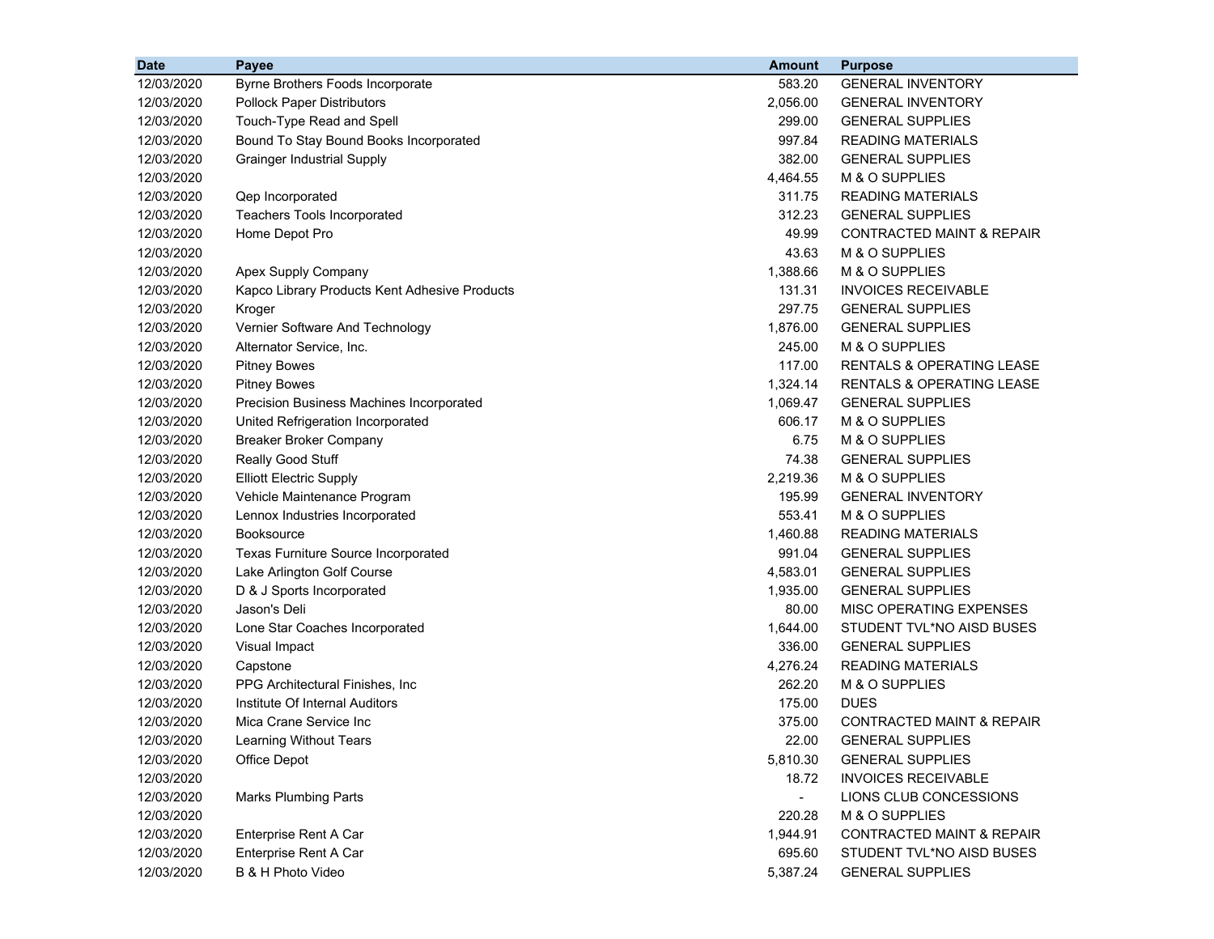| Date | Payee | Amount | Purpose |
| --- | --- | --- | --- |
| 12/03/2020 | Byrne Brothers Foods Incorporate | 583.20 | GENERAL INVENTORY |
| 12/03/2020 | Pollock Paper Distributors | 2,056.00 | GENERAL INVENTORY |
| 12/03/2020 | Touch-Type Read and Spell | 299.00 | GENERAL SUPPLIES |
| 12/03/2020 | Bound To Stay Bound Books Incorporated | 997.84 | READING MATERIALS |
| 12/03/2020 | Grainger Industrial Supply | 382.00 | GENERAL SUPPLIES |
| 12/03/2020 | | 4,464.55 | M & O SUPPLIES |
| 12/03/2020 | Qep Incorporated | 311.75 | READING MATERIALS |
| 12/03/2020 | Teachers Tools Incorporated | 312.23 | GENERAL SUPPLIES |
| 12/03/2020 | Home Depot Pro | 49.99 | CONTRACTED MAINT & REPAIR |
| 12/03/2020 | | 43.63 | M & O SUPPLIES |
| 12/03/2020 | Apex Supply Company | 1,388.66 | M & O SUPPLIES |
| 12/03/2020 | Kapco Library Products Kent Adhesive Products | 131.31 | INVOICES RECEIVABLE |
| 12/03/2020 | Kroger | 297.75 | GENERAL SUPPLIES |
| 12/03/2020 | Vernier Software And Technology | 1,876.00 | GENERAL SUPPLIES |
| 12/03/2020 | Alternator Service, Inc. | 245.00 | M & O SUPPLIES |
| 12/03/2020 | Pitney Bowes | 117.00 | RENTALS & OPERATING LEASE |
| 12/03/2020 | Pitney Bowes | 1,324.14 | RENTALS & OPERATING LEASE |
| 12/03/2020 | Precision Business Machines Incorporated | 1,069.47 | GENERAL SUPPLIES |
| 12/03/2020 | United Refrigeration Incorporated | 606.17 | M & O SUPPLIES |
| 12/03/2020 | Breaker Broker Company | 6.75 | M & O SUPPLIES |
| 12/03/2020 | Really Good Stuff | 74.38 | GENERAL SUPPLIES |
| 12/03/2020 | Elliott Electric Supply | 2,219.36 | M & O SUPPLIES |
| 12/03/2020 | Vehicle Maintenance Program | 195.99 | GENERAL INVENTORY |
| 12/03/2020 | Lennox Industries Incorporated | 553.41 | M & O SUPPLIES |
| 12/03/2020 | Booksource | 1,460.88 | READING MATERIALS |
| 12/03/2020 | Texas Furniture Source Incorporated | 991.04 | GENERAL SUPPLIES |
| 12/03/2020 | Lake Arlington Golf Course | 4,583.01 | GENERAL SUPPLIES |
| 12/03/2020 | D & J Sports Incorporated | 1,935.00 | GENERAL SUPPLIES |
| 12/03/2020 | Jason's Deli | 80.00 | MISC OPERATING EXPENSES |
| 12/03/2020 | Lone Star Coaches Incorporated | 1,644.00 | STUDENT TVL*NO AISD BUSES |
| 12/03/2020 | Visual Impact | 336.00 | GENERAL SUPPLIES |
| 12/03/2020 | Capstone | 4,276.24 | READING MATERIALS |
| 12/03/2020 | PPG Architectural Finishes, Inc | 262.20 | M & O SUPPLIES |
| 12/03/2020 | Institute Of Internal Auditors | 175.00 | DUES |
| 12/03/2020 | Mica Crane Service Inc | 375.00 | CONTRACTED MAINT & REPAIR |
| 12/03/2020 | Learning Without Tears | 22.00 | GENERAL SUPPLIES |
| 12/03/2020 | Office Depot | 5,810.30 | GENERAL SUPPLIES |
| 12/03/2020 | | 18.72 | INVOICES RECEIVABLE |
| 12/03/2020 | Marks Plumbing Parts | - | LIONS CLUB CONCESSIONS |
| 12/03/2020 | | 220.28 | M & O SUPPLIES |
| 12/03/2020 | Enterprise Rent A Car | 1,944.91 | CONTRACTED MAINT & REPAIR |
| 12/03/2020 | Enterprise Rent A Car | 695.60 | STUDENT TVL*NO AISD BUSES |
| 12/03/2020 | B & H Photo Video | 5,387.24 | GENERAL SUPPLIES |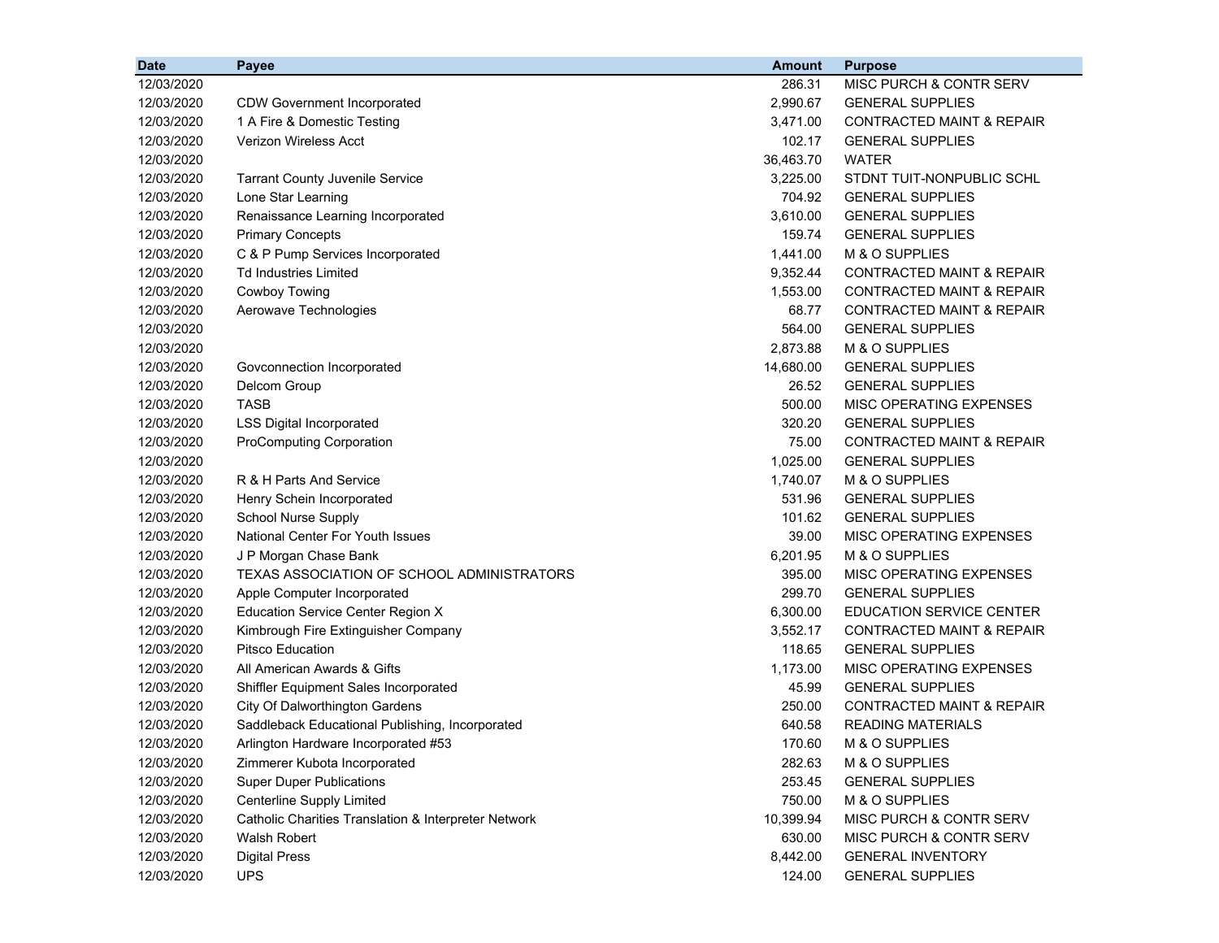| Date | Payee | Amount | Purpose |
|---|---|---|---|
| 12/03/2020 | | 286.31 | MISC PURCH & CONTR SERV |
| 12/03/2020 | CDW Government Incorporated | 2,990.67 | GENERAL SUPPLIES |
| 12/03/2020 | 1 A Fire & Domestic Testing | 3,471.00 | CONTRACTED MAINT & REPAIR |
| 12/03/2020 | Verizon Wireless Acct | 102.17 | GENERAL SUPPLIES |
| 12/03/2020 | | 36,463.70 | WATER |
| 12/03/2020 | Tarrant County Juvenile Service | 3,225.00 | STDNT TUIT-NONPUBLIC SCHL |
| 12/03/2020 | Lone Star Learning | 704.92 | GENERAL SUPPLIES |
| 12/03/2020 | Renaissance Learning Incorporated | 3,610.00 | GENERAL SUPPLIES |
| 12/03/2020 | Primary Concepts | 159.74 | GENERAL SUPPLIES |
| 12/03/2020 | C & P Pump Services Incorporated | 1,441.00 | M & O SUPPLIES |
| 12/03/2020 | Td Industries Limited | 9,352.44 | CONTRACTED MAINT & REPAIR |
| 12/03/2020 | Cowboy Towing | 1,553.00 | CONTRACTED MAINT & REPAIR |
| 12/03/2020 | Aerowave Technologies | 68.77 | CONTRACTED MAINT & REPAIR |
| 12/03/2020 | | 564.00 | GENERAL SUPPLIES |
| 12/03/2020 | | 2,873.88 | M & O SUPPLIES |
| 12/03/2020 | Govconnection Incorporated | 14,680.00 | GENERAL SUPPLIES |
| 12/03/2020 | Delcom Group | 26.52 | GENERAL SUPPLIES |
| 12/03/2020 | TASB | 500.00 | MISC OPERATING EXPENSES |
| 12/03/2020 | LSS Digital Incorporated | 320.20 | GENERAL SUPPLIES |
| 12/03/2020 | ProComputing Corporation | 75.00 | CONTRACTED MAINT & REPAIR |
| 12/03/2020 | | 1,025.00 | GENERAL SUPPLIES |
| 12/03/2020 | R & H Parts And Service | 1,740.07 | M & O SUPPLIES |
| 12/03/2020 | Henry Schein Incorporated | 531.96 | GENERAL SUPPLIES |
| 12/03/2020 | School Nurse Supply | 101.62 | GENERAL SUPPLIES |
| 12/03/2020 | National Center For Youth Issues | 39.00 | MISC OPERATING EXPENSES |
| 12/03/2020 | J P Morgan Chase Bank | 6,201.95 | M & O SUPPLIES |
| 12/03/2020 | TEXAS ASSOCIATION OF SCHOOL ADMINISTRATORS | 395.00 | MISC OPERATING EXPENSES |
| 12/03/2020 | Apple Computer Incorporated | 299.70 | GENERAL SUPPLIES |
| 12/03/2020 | Education Service Center Region X | 6,300.00 | EDUCATION SERVICE CENTER |
| 12/03/2020 | Kimbrough Fire Extinguisher Company | 3,552.17 | CONTRACTED MAINT & REPAIR |
| 12/03/2020 | Pitsco Education | 118.65 | GENERAL SUPPLIES |
| 12/03/2020 | All American Awards & Gifts | 1,173.00 | MISC OPERATING EXPENSES |
| 12/03/2020 | Shiffler Equipment Sales Incorporated | 45.99 | GENERAL SUPPLIES |
| 12/03/2020 | City Of Dalworthington Gardens | 250.00 | CONTRACTED MAINT & REPAIR |
| 12/03/2020 | Saddleback Educational Publishing, Incorporated | 640.58 | READING MATERIALS |
| 12/03/2020 | Arlington Hardware Incorporated #53 | 170.60 | M & O SUPPLIES |
| 12/03/2020 | Zimmerer Kubota Incorporated | 282.63 | M & O SUPPLIES |
| 12/03/2020 | Super Duper Publications | 253.45 | GENERAL SUPPLIES |
| 12/03/2020 | Centerline Supply Limited | 750.00 | M & O SUPPLIES |
| 12/03/2020 | Catholic Charities Translation & Interpreter Network | 10,399.94 | MISC PURCH & CONTR SERV |
| 12/03/2020 | Walsh Robert | 630.00 | MISC PURCH & CONTR SERV |
| 12/03/2020 | Digital Press | 8,442.00 | GENERAL INVENTORY |
| 12/03/2020 | UPS | 124.00 | GENERAL SUPPLIES |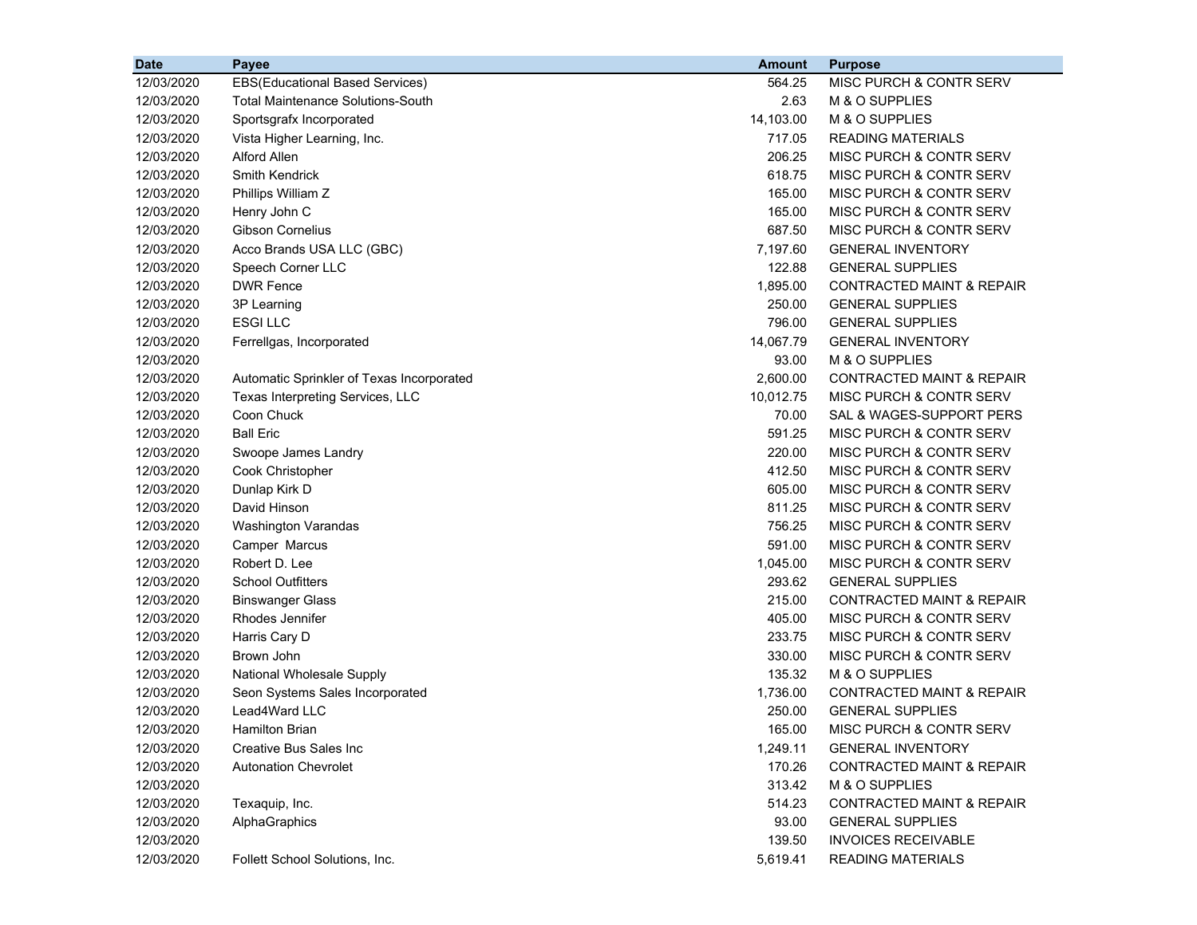| Date | Payee | Amount | Purpose |
|---|---|---|---|
| 12/03/2020 | EBS(Educational Based Services) | 564.25 | MISC PURCH & CONTR SERV |
| 12/03/2020 | Total Maintenance Solutions-South | 2.63 | M & O SUPPLIES |
| 12/03/2020 | Sportsgrafx Incorporated | 14,103.00 | M & O SUPPLIES |
| 12/03/2020 | Vista Higher Learning, Inc. | 717.05 | READING MATERIALS |
| 12/03/2020 | Alford Allen | 206.25 | MISC PURCH & CONTR SERV |
| 12/03/2020 | Smith Kendrick | 618.75 | MISC PURCH & CONTR SERV |
| 12/03/2020 | Phillips William Z | 165.00 | MISC PURCH & CONTR SERV |
| 12/03/2020 | Henry John C | 165.00 | MISC PURCH & CONTR SERV |
| 12/03/2020 | Gibson Cornelius | 687.50 | MISC PURCH & CONTR SERV |
| 12/03/2020 | Acco Brands USA LLC (GBC) | 7,197.60 | GENERAL INVENTORY |
| 12/03/2020 | Speech Corner LLC | 122.88 | GENERAL SUPPLIES |
| 12/03/2020 | DWR Fence | 1,895.00 | CONTRACTED MAINT & REPAIR |
| 12/03/2020 | 3P Learning | 250.00 | GENERAL SUPPLIES |
| 12/03/2020 | ESGI LLC | 796.00 | GENERAL SUPPLIES |
| 12/03/2020 | Ferrellgas, Incorporated | 14,067.79 | GENERAL INVENTORY |
| 12/03/2020 | | 93.00 | M & O SUPPLIES |
| 12/03/2020 | Automatic Sprinkler of Texas Incorporated | 2,600.00 | CONTRACTED MAINT & REPAIR |
| 12/03/2020 | Texas Interpreting Services, LLC | 10,012.75 | MISC PURCH & CONTR SERV |
| 12/03/2020 | Coon Chuck | 70.00 | SAL & WAGES-SUPPORT PERS |
| 12/03/2020 | Ball Eric | 591.25 | MISC PURCH & CONTR SERV |
| 12/03/2020 | Swoope James Landry | 220.00 | MISC PURCH & CONTR SERV |
| 12/03/2020 | Cook Christopher | 412.50 | MISC PURCH & CONTR SERV |
| 12/03/2020 | Dunlap Kirk D | 605.00 | MISC PURCH & CONTR SERV |
| 12/03/2020 | David Hinson | 811.25 | MISC PURCH & CONTR SERV |
| 12/03/2020 | Washington Varandas | 756.25 | MISC PURCH & CONTR SERV |
| 12/03/2020 | Camper Marcus | 591.00 | MISC PURCH & CONTR SERV |
| 12/03/2020 | Robert D. Lee | 1,045.00 | MISC PURCH & CONTR SERV |
| 12/03/2020 | School Outfitters | 293.62 | GENERAL SUPPLIES |
| 12/03/2020 | Binswanger Glass | 215.00 | CONTRACTED MAINT & REPAIR |
| 12/03/2020 | Rhodes Jennifer | 405.00 | MISC PURCH & CONTR SERV |
| 12/03/2020 | Harris Cary D | 233.75 | MISC PURCH & CONTR SERV |
| 12/03/2020 | Brown John | 330.00 | MISC PURCH & CONTR SERV |
| 12/03/2020 | National Wholesale Supply | 135.32 | M & O SUPPLIES |
| 12/03/2020 | Seon Systems Sales Incorporated | 1,736.00 | CONTRACTED MAINT & REPAIR |
| 12/03/2020 | Lead4Ward LLC | 250.00 | GENERAL SUPPLIES |
| 12/03/2020 | Hamilton Brian | 165.00 | MISC PURCH & CONTR SERV |
| 12/03/2020 | Creative Bus Sales Inc | 1,249.11 | GENERAL INVENTORY |
| 12/03/2020 | Autonation Chevrolet | 170.26 | CONTRACTED MAINT & REPAIR |
| 12/03/2020 | | 313.42 | M & O SUPPLIES |
| 12/03/2020 | Texaquip, Inc. | 514.23 | CONTRACTED MAINT & REPAIR |
| 12/03/2020 | AlphaGraphics | 93.00 | GENERAL SUPPLIES |
| 12/03/2020 | | 139.50 | INVOICES RECEIVABLE |
| 12/03/2020 | Follett School Solutions, Inc. | 5,619.41 | READING MATERIALS |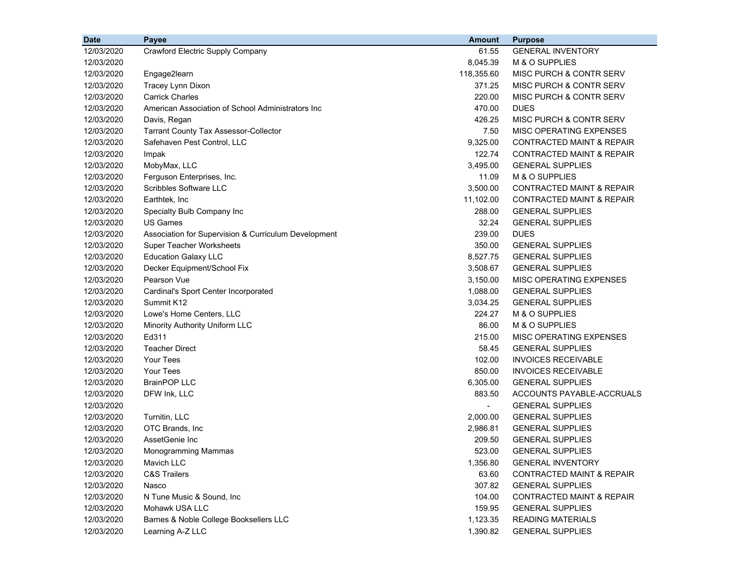| Date | Payee | Amount | Purpose |
|---|---|---|---|
| 12/03/2020 | Crawford Electric Supply Company | 61.55 | GENERAL INVENTORY |
| 12/03/2020 | | 8,045.39 | M & O SUPPLIES |
| 12/03/2020 | Engage2learn | 118,355.60 | MISC PURCH & CONTR SERV |
| 12/03/2020 | Tracey Lynn Dixon | 371.25 | MISC PURCH & CONTR SERV |
| 12/03/2020 | Carrick Charles | 220.00 | MISC PURCH & CONTR SERV |
| 12/03/2020 | American Association of School Administrators Inc | 470.00 | DUES |
| 12/03/2020 | Davis, Regan | 426.25 | MISC PURCH & CONTR SERV |
| 12/03/2020 | Tarrant County Tax Assessor-Collector | 7.50 | MISC OPERATING EXPENSES |
| 12/03/2020 | Safehaven Pest Control, LLC | 9,325.00 | CONTRACTED MAINT & REPAIR |
| 12/03/2020 | Impak | 122.74 | CONTRACTED MAINT & REPAIR |
| 12/03/2020 | MobyMax, LLC | 3,495.00 | GENERAL SUPPLIES |
| 12/03/2020 | Ferguson Enterprises, Inc. | 11.09 | M & O SUPPLIES |
| 12/03/2020 | Scribbles Software LLC | 3,500.00 | CONTRACTED MAINT & REPAIR |
| 12/03/2020 | Earthtek, Inc | 11,102.00 | CONTRACTED MAINT & REPAIR |
| 12/03/2020 | Specialty Bulb Company Inc | 288.00 | GENERAL SUPPLIES |
| 12/03/2020 | US Games | 32.24 | GENERAL SUPPLIES |
| 12/03/2020 | Association for Supervision & Curriculum Development | 239.00 | DUES |
| 12/03/2020 | Super Teacher Worksheets | 350.00 | GENERAL SUPPLIES |
| 12/03/2020 | Education Galaxy LLC | 8,527.75 | GENERAL SUPPLIES |
| 12/03/2020 | Decker Equipment/School Fix | 3,508.67 | GENERAL SUPPLIES |
| 12/03/2020 | Pearson Vue | 3,150.00 | MISC OPERATING EXPENSES |
| 12/03/2020 | Cardinal's Sport Center Incorporated | 1,088.00 | GENERAL SUPPLIES |
| 12/03/2020 | Summit K12 | 3,034.25 | GENERAL SUPPLIES |
| 12/03/2020 | Lowe's Home Centers, LLC | 224.27 | M & O SUPPLIES |
| 12/03/2020 | Minority Authority Uniform LLC | 86.00 | M & O SUPPLIES |
| 12/03/2020 | Ed311 | 215.00 | MISC OPERATING EXPENSES |
| 12/03/2020 | Teacher Direct | 58.45 | GENERAL SUPPLIES |
| 12/03/2020 | Your Tees | 102.00 | INVOICES RECEIVABLE |
| 12/03/2020 | Your Tees | 850.00 | INVOICES RECEIVABLE |
| 12/03/2020 | BrainPOP LLC | 6,305.00 | GENERAL SUPPLIES |
| 12/03/2020 | DFW Ink, LLC | 883.50 | ACCOUNTS PAYABLE-ACCRUALS |
| 12/03/2020 | | - | GENERAL SUPPLIES |
| 12/03/2020 | Turnitin, LLC | 2,000.00 | GENERAL SUPPLIES |
| 12/03/2020 | OTC Brands, Inc | 2,986.81 | GENERAL SUPPLIES |
| 12/03/2020 | AssetGenie Inc | 209.50 | GENERAL SUPPLIES |
| 12/03/2020 | Monogramming Mammas | 523.00 | GENERAL SUPPLIES |
| 12/03/2020 | Mavich LLC | 1,356.80 | GENERAL INVENTORY |
| 12/03/2020 | C&S Trailers | 63.60 | CONTRACTED MAINT & REPAIR |
| 12/03/2020 | Nasco | 307.82 | GENERAL SUPPLIES |
| 12/03/2020 | N Tune Music & Sound, Inc | 104.00 | CONTRACTED MAINT & REPAIR |
| 12/03/2020 | Mohawk USA LLC | 159.95 | GENERAL SUPPLIES |
| 12/03/2020 | Barnes & Noble College Booksellers LLC | 1,123.35 | READING MATERIALS |
| 12/03/2020 | Learning A-Z LLC | 1,390.82 | GENERAL SUPPLIES |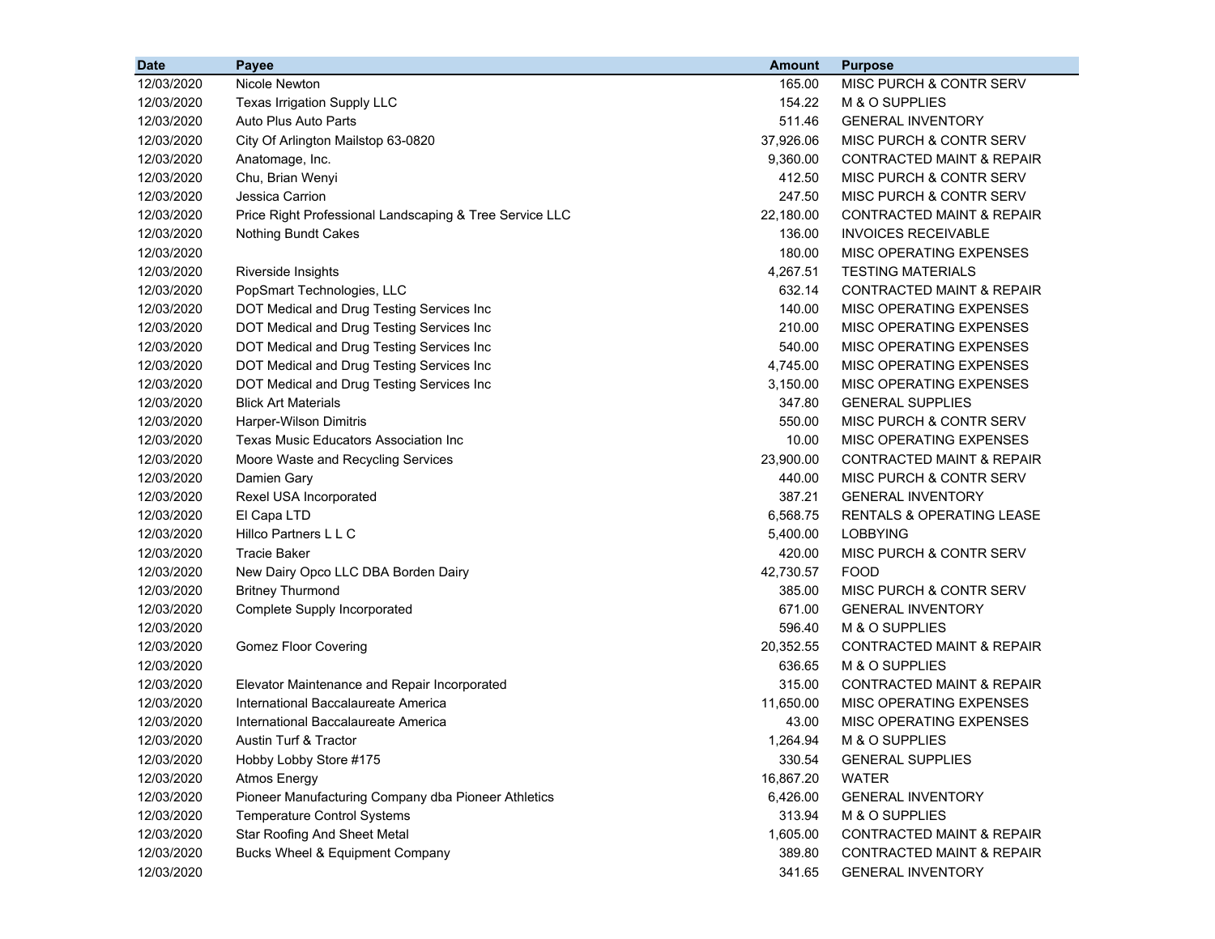| Date | Payee | Amount | Purpose |
|---|---|---|---|
| 12/03/2020 | Nicole Newton | 165.00 | MISC PURCH & CONTR SERV |
| 12/03/2020 | Texas Irrigation Supply LLC | 154.22 | M & O SUPPLIES |
| 12/03/2020 | Auto Plus Auto Parts | 511.46 | GENERAL INVENTORY |
| 12/03/2020 | City Of Arlington Mailstop 63-0820 | 37,926.06 | MISC PURCH & CONTR SERV |
| 12/03/2020 | Anatomage, Inc. | 9,360.00 | CONTRACTED MAINT & REPAIR |
| 12/03/2020 | Chu, Brian Wenyi | 412.50 | MISC PURCH & CONTR SERV |
| 12/03/2020 | Jessica Carrion | 247.50 | MISC PURCH & CONTR SERV |
| 12/03/2020 | Price Right Professional Landscaping & Tree Service LLC | 22,180.00 | CONTRACTED MAINT & REPAIR |
| 12/03/2020 | Nothing Bundt Cakes | 136.00 | INVOICES RECEIVABLE |
| 12/03/2020 | | 180.00 | MISC OPERATING EXPENSES |
| 12/03/2020 | Riverside Insights | 4,267.51 | TESTING MATERIALS |
| 12/03/2020 | PopSmart Technologies, LLC | 632.14 | CONTRACTED MAINT & REPAIR |
| 12/03/2020 | DOT Medical and Drug Testing Services Inc | 140.00 | MISC OPERATING EXPENSES |
| 12/03/2020 | DOT Medical and Drug Testing Services Inc | 210.00 | MISC OPERATING EXPENSES |
| 12/03/2020 | DOT Medical and Drug Testing Services Inc | 540.00 | MISC OPERATING EXPENSES |
| 12/03/2020 | DOT Medical and Drug Testing Services Inc | 4,745.00 | MISC OPERATING EXPENSES |
| 12/03/2020 | DOT Medical and Drug Testing Services Inc | 3,150.00 | MISC OPERATING EXPENSES |
| 12/03/2020 | Blick Art Materials | 347.80 | GENERAL SUPPLIES |
| 12/03/2020 | Harper-Wilson Dimitris | 550.00 | MISC PURCH & CONTR SERV |
| 12/03/2020 | Texas Music Educators Association Inc | 10.00 | MISC OPERATING EXPENSES |
| 12/03/2020 | Moore Waste and Recycling Services | 23,900.00 | CONTRACTED MAINT & REPAIR |
| 12/03/2020 | Damien Gary | 440.00 | MISC PURCH & CONTR SERV |
| 12/03/2020 | Rexel USA Incorporated | 387.21 | GENERAL INVENTORY |
| 12/03/2020 | El Capa LTD | 6,568.75 | RENTALS & OPERATING LEASE |
| 12/03/2020 | Hillco Partners L L C | 5,400.00 | LOBBYING |
| 12/03/2020 | Tracie Baker | 420.00 | MISC PURCH & CONTR SERV |
| 12/03/2020 | New Dairy Opco LLC DBA Borden Dairy | 42,730.57 | FOOD |
| 12/03/2020 | Britney Thurmond | 385.00 | MISC PURCH & CONTR SERV |
| 12/03/2020 | Complete Supply Incorporated | 671.00 | GENERAL INVENTORY |
| 12/03/2020 | | 596.40 | M & O SUPPLIES |
| 12/03/2020 | Gomez Floor Covering | 20,352.55 | CONTRACTED MAINT & REPAIR |
| 12/03/2020 | | 636.65 | M & O SUPPLIES |
| 12/03/2020 | Elevator Maintenance and Repair Incorporated | 315.00 | CONTRACTED MAINT & REPAIR |
| 12/03/2020 | International Baccalaureate America | 11,650.00 | MISC OPERATING EXPENSES |
| 12/03/2020 | International Baccalaureate America | 43.00 | MISC OPERATING EXPENSES |
| 12/03/2020 | Austin Turf & Tractor | 1,264.94 | M & O SUPPLIES |
| 12/03/2020 | Hobby Lobby Store #175 | 330.54 | GENERAL SUPPLIES |
| 12/03/2020 | Atmos Energy | 16,867.20 | WATER |
| 12/03/2020 | Pioneer Manufacturing Company dba Pioneer Athletics | 6,426.00 | GENERAL INVENTORY |
| 12/03/2020 | Temperature Control Systems | 313.94 | M & O SUPPLIES |
| 12/03/2020 | Star Roofing And Sheet Metal | 1,605.00 | CONTRACTED MAINT & REPAIR |
| 12/03/2020 | Bucks Wheel & Equipment Company | 389.80 | CONTRACTED MAINT & REPAIR |
| 12/03/2020 | | 341.65 | GENERAL INVENTORY |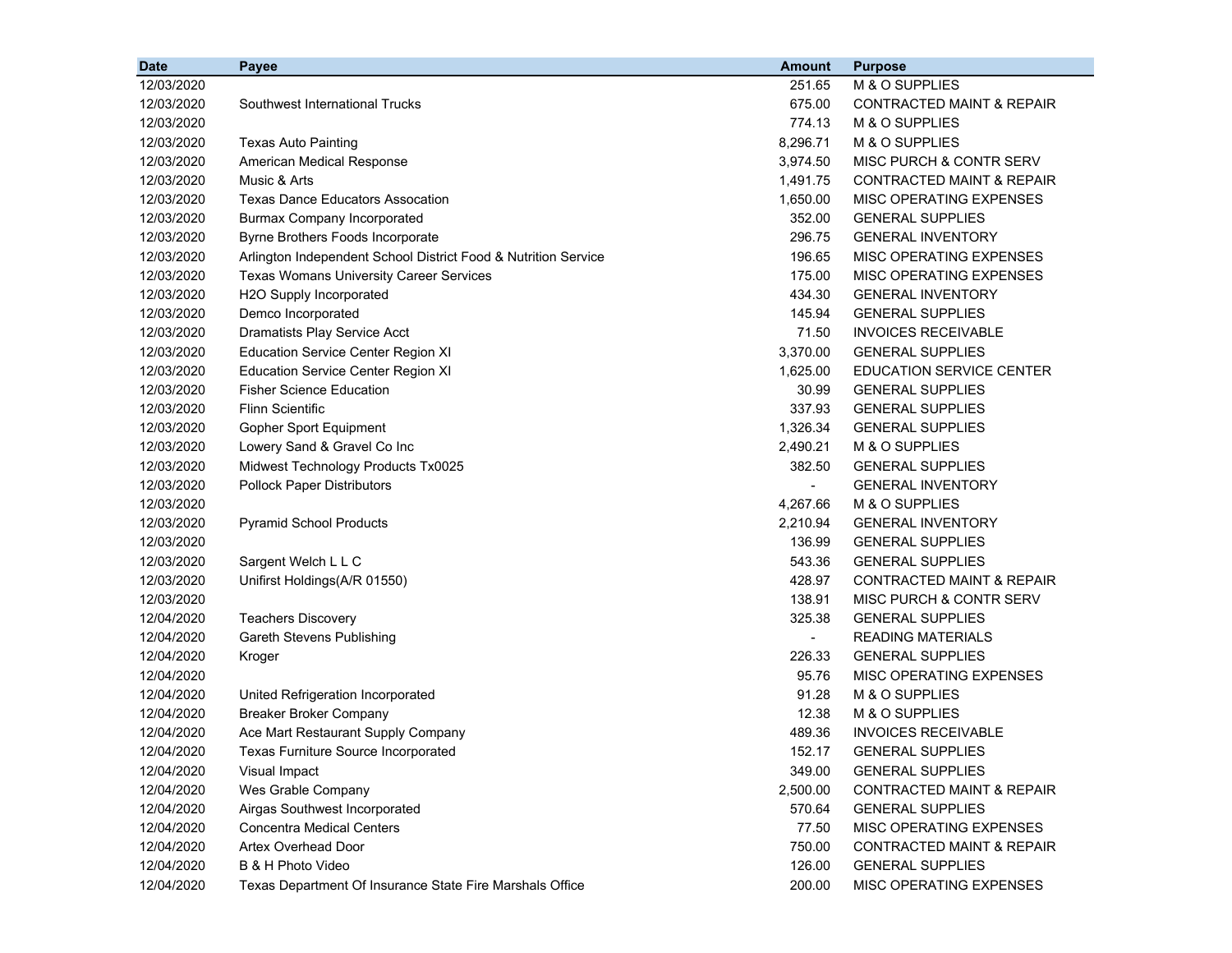| Date | Payee | Amount | Purpose |
|---|---|---|---|
| 12/03/2020 | | 251.65 | M & O SUPPLIES |
| 12/03/2020 | Southwest International Trucks | 675.00 | CONTRACTED MAINT & REPAIR |
| 12/03/2020 | | 774.13 | M & O SUPPLIES |
| 12/03/2020 | Texas Auto Painting | 8,296.71 | M & O SUPPLIES |
| 12/03/2020 | American Medical Response | 3,974.50 | MISC PURCH & CONTR SERV |
| 12/03/2020 | Music & Arts | 1,491.75 | CONTRACTED MAINT & REPAIR |
| 12/03/2020 | Texas Dance Educators Assocation | 1,650.00 | MISC OPERATING EXPENSES |
| 12/03/2020 | Burmax Company Incorporated | 352.00 | GENERAL SUPPLIES |
| 12/03/2020 | Byrne Brothers Foods Incorporate | 296.75 | GENERAL INVENTORY |
| 12/03/2020 | Arlington Independent School District Food & Nutrition Service | 196.65 | MISC OPERATING EXPENSES |
| 12/03/2020 | Texas Womans University Career Services | 175.00 | MISC OPERATING EXPENSES |
| 12/03/2020 | H2O Supply Incorporated | 434.30 | GENERAL INVENTORY |
| 12/03/2020 | Demco Incorporated | 145.94 | GENERAL SUPPLIES |
| 12/03/2020 | Dramatists Play Service Acct | 71.50 | INVOICES RECEIVABLE |
| 12/03/2020 | Education Service Center Region XI | 3,370.00 | GENERAL SUPPLIES |
| 12/03/2020 | Education Service Center Region XI | 1,625.00 | EDUCATION SERVICE CENTER |
| 12/03/2020 | Fisher Science Education | 30.99 | GENERAL SUPPLIES |
| 12/03/2020 | Flinn Scientific | 337.93 | GENERAL SUPPLIES |
| 12/03/2020 | Gopher Sport Equipment | 1,326.34 | GENERAL SUPPLIES |
| 12/03/2020 | Lowery Sand & Gravel Co Inc | 2,490.21 | M & O SUPPLIES |
| 12/03/2020 | Midwest Technology Products Tx0025 | 382.50 | GENERAL SUPPLIES |
| 12/03/2020 | Pollock Paper Distributors | - | GENERAL INVENTORY |
| 12/03/2020 | | 4,267.66 | M & O SUPPLIES |
| 12/03/2020 | Pyramid School Products | 2,210.94 | GENERAL INVENTORY |
| 12/03/2020 | | 136.99 | GENERAL SUPPLIES |
| 12/03/2020 | Sargent Welch L L C | 543.36 | GENERAL SUPPLIES |
| 12/03/2020 | Unifirst Holdings(A/R 01550) | 428.97 | CONTRACTED MAINT & REPAIR |
| 12/03/2020 | | 138.91 | MISC PURCH & CONTR SERV |
| 12/04/2020 | Teachers Discovery | 325.38 | GENERAL SUPPLIES |
| 12/04/2020 | Gareth Stevens Publishing | - | READING MATERIALS |
| 12/04/2020 | Kroger | 226.33 | GENERAL SUPPLIES |
| 12/04/2020 | | 95.76 | MISC OPERATING EXPENSES |
| 12/04/2020 | United Refrigeration Incorporated | 91.28 | M & O SUPPLIES |
| 12/04/2020 | Breaker Broker Company | 12.38 | M & O SUPPLIES |
| 12/04/2020 | Ace Mart Restaurant Supply Company | 489.36 | INVOICES RECEIVABLE |
| 12/04/2020 | Texas Furniture Source Incorporated | 152.17 | GENERAL SUPPLIES |
| 12/04/2020 | Visual Impact | 349.00 | GENERAL SUPPLIES |
| 12/04/2020 | Wes Grable Company | 2,500.00 | CONTRACTED MAINT & REPAIR |
| 12/04/2020 | Airgas Southwest Incorporated | 570.64 | GENERAL SUPPLIES |
| 12/04/2020 | Concentra Medical Centers | 77.50 | MISC OPERATING EXPENSES |
| 12/04/2020 | Artex Overhead Door | 750.00 | CONTRACTED MAINT & REPAIR |
| 12/04/2020 | B & H Photo Video | 126.00 | GENERAL SUPPLIES |
| 12/04/2020 | Texas Department Of Insurance State Fire Marshals Office | 200.00 | MISC OPERATING EXPENSES |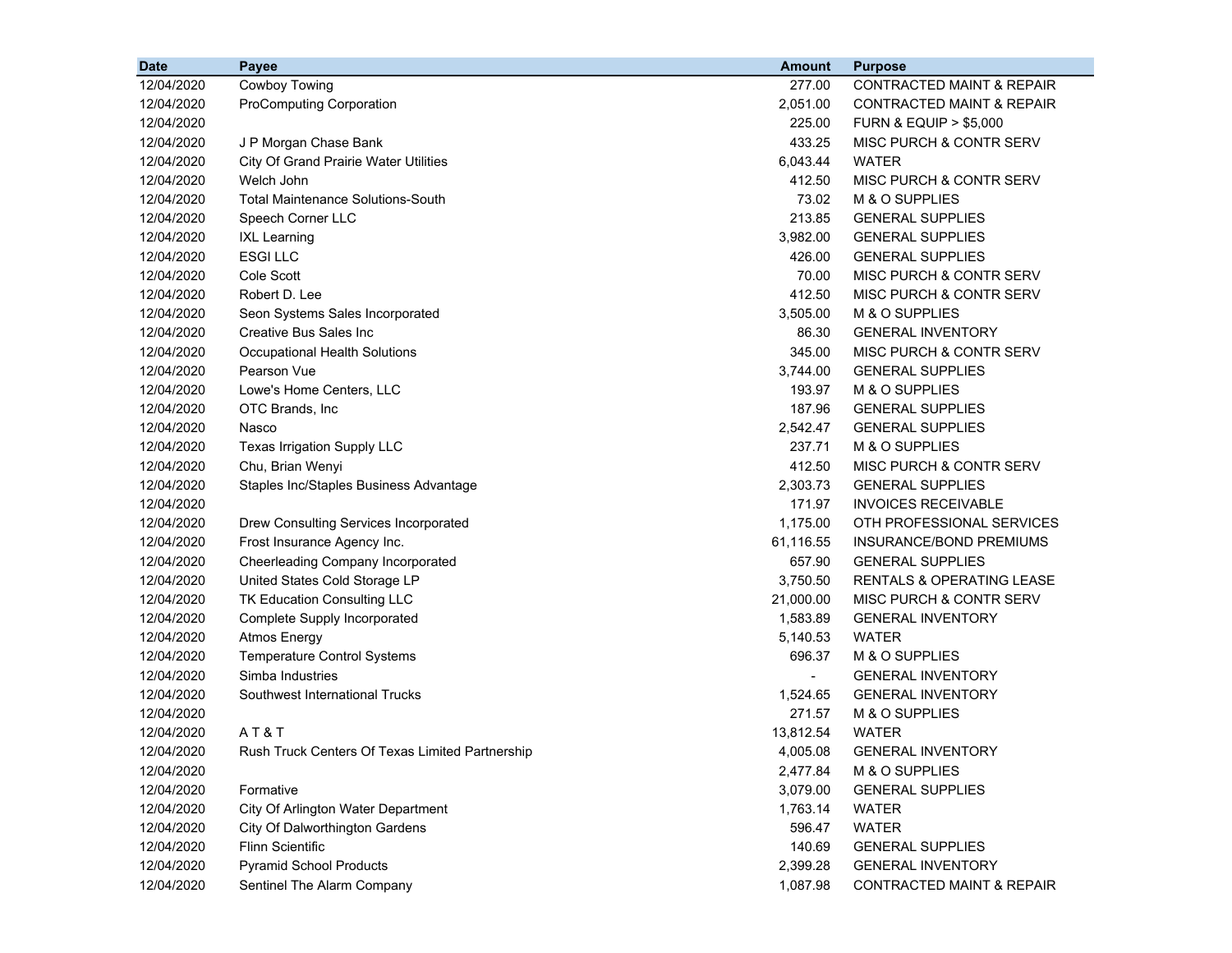| Date | Payee | Amount | Purpose |
|---|---|---|---|
| 12/04/2020 | Cowboy Towing | 277.00 | CONTRACTED MAINT & REPAIR |
| 12/04/2020 | ProComputing Corporation | 2,051.00 | CONTRACTED MAINT & REPAIR |
| 12/04/2020 | | 225.00 | FURN & EQUIP > $5,000 |
| 12/04/2020 | J P Morgan Chase Bank | 433.25 | MISC PURCH & CONTR SERV |
| 12/04/2020 | City Of Grand Prairie Water Utilities | 6,043.44 | WATER |
| 12/04/2020 | Welch John | 412.50 | MISC PURCH & CONTR SERV |
| 12/04/2020 | Total Maintenance Solutions-South | 73.02 | M & O SUPPLIES |
| 12/04/2020 | Speech Corner LLC | 213.85 | GENERAL SUPPLIES |
| 12/04/2020 | IXL Learning | 3,982.00 | GENERAL SUPPLIES |
| 12/04/2020 | ESGI LLC | 426.00 | GENERAL SUPPLIES |
| 12/04/2020 | Cole Scott | 70.00 | MISC PURCH & CONTR SERV |
| 12/04/2020 | Robert D. Lee | 412.50 | MISC PURCH & CONTR SERV |
| 12/04/2020 | Seon Systems Sales Incorporated | 3,505.00 | M & O SUPPLIES |
| 12/04/2020 | Creative Bus Sales Inc | 86.30 | GENERAL INVENTORY |
| 12/04/2020 | Occupational Health Solutions | 345.00 | MISC PURCH & CONTR SERV |
| 12/04/2020 | Pearson Vue | 3,744.00 | GENERAL SUPPLIES |
| 12/04/2020 | Lowe's Home Centers, LLC | 193.97 | M & O SUPPLIES |
| 12/04/2020 | OTC Brands, Inc | 187.96 | GENERAL SUPPLIES |
| 12/04/2020 | Nasco | 2,542.47 | GENERAL SUPPLIES |
| 12/04/2020 | Texas Irrigation Supply LLC | 237.71 | M & O SUPPLIES |
| 12/04/2020 | Chu, Brian Wenyi | 412.50 | MISC PURCH & CONTR SERV |
| 12/04/2020 | Staples Inc/Staples Business Advantage | 2,303.73 | GENERAL SUPPLIES |
| 12/04/2020 | | 171.97 | INVOICES RECEIVABLE |
| 12/04/2020 | Drew Consulting Services Incorporated | 1,175.00 | OTH PROFESSIONAL SERVICES |
| 12/04/2020 | Frost Insurance Agency Inc. | 61,116.55 | INSURANCE/BOND PREMIUMS |
| 12/04/2020 | Cheerleading Company Incorporated | 657.90 | GENERAL SUPPLIES |
| 12/04/2020 | United States Cold Storage LP | 3,750.50 | RENTALS & OPERATING LEASE |
| 12/04/2020 | TK Education Consulting LLC | 21,000.00 | MISC PURCH & CONTR SERV |
| 12/04/2020 | Complete Supply Incorporated | 1,583.89 | GENERAL INVENTORY |
| 12/04/2020 | Atmos Energy | 5,140.53 | WATER |
| 12/04/2020 | Temperature Control Systems | 696.37 | M & O SUPPLIES |
| 12/04/2020 | Simba Industries | - | GENERAL INVENTORY |
| 12/04/2020 | Southwest International Trucks | 1,524.65 | GENERAL INVENTORY |
| 12/04/2020 | | 271.57 | M & O SUPPLIES |
| 12/04/2020 | A T & T | 13,812.54 | WATER |
| 12/04/2020 | Rush Truck Centers Of Texas Limited Partnership | 4,005.08 | GENERAL INVENTORY |
| 12/04/2020 | | 2,477.84 | M & O SUPPLIES |
| 12/04/2020 | Formative | 3,079.00 | GENERAL SUPPLIES |
| 12/04/2020 | City Of Arlington Water Department | 1,763.14 | WATER |
| 12/04/2020 | City Of Dalworthington Gardens | 596.47 | WATER |
| 12/04/2020 | Flinn Scientific | 140.69 | GENERAL SUPPLIES |
| 12/04/2020 | Pyramid School Products | 2,399.28 | GENERAL INVENTORY |
| 12/04/2020 | Sentinel The Alarm Company | 1,087.98 | CONTRACTED MAINT & REPAIR |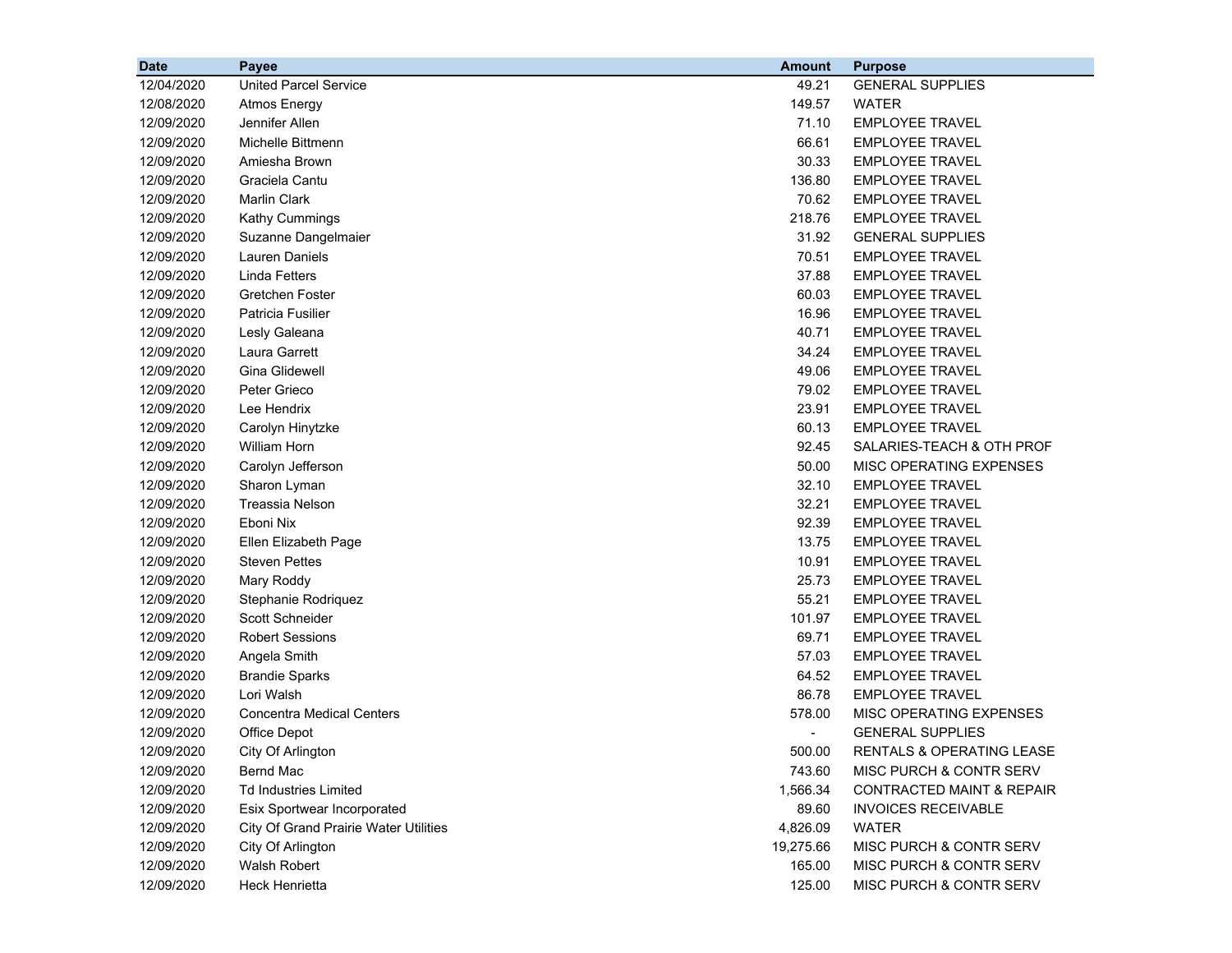| Date | Payee | Amount | Purpose |
|---|---|---|---|
| 12/04/2020 | United Parcel Service | 49.21 | GENERAL SUPPLIES |
| 12/08/2020 | Atmos Energy | 149.57 | WATER |
| 12/09/2020 | Jennifer Allen | 71.10 | EMPLOYEE TRAVEL |
| 12/09/2020 | Michelle Bittmenn | 66.61 | EMPLOYEE TRAVEL |
| 12/09/2020 | Amiesha Brown | 30.33 | EMPLOYEE TRAVEL |
| 12/09/2020 | Graciela Cantu | 136.80 | EMPLOYEE TRAVEL |
| 12/09/2020 | Marlin Clark | 70.62 | EMPLOYEE TRAVEL |
| 12/09/2020 | Kathy Cummings | 218.76 | EMPLOYEE TRAVEL |
| 12/09/2020 | Suzanne Dangelmaier | 31.92 | GENERAL SUPPLIES |
| 12/09/2020 | Lauren Daniels | 70.51 | EMPLOYEE TRAVEL |
| 12/09/2020 | Linda Fetters | 37.88 | EMPLOYEE TRAVEL |
| 12/09/2020 | Gretchen Foster | 60.03 | EMPLOYEE TRAVEL |
| 12/09/2020 | Patricia Fusilier | 16.96 | EMPLOYEE TRAVEL |
| 12/09/2020 | Lesly Galeana | 40.71 | EMPLOYEE TRAVEL |
| 12/09/2020 | Laura Garrett | 34.24 | EMPLOYEE TRAVEL |
| 12/09/2020 | Gina Glidewell | 49.06 | EMPLOYEE TRAVEL |
| 12/09/2020 | Peter Grieco | 79.02 | EMPLOYEE TRAVEL |
| 12/09/2020 | Lee Hendrix | 23.91 | EMPLOYEE TRAVEL |
| 12/09/2020 | Carolyn Hinytzke | 60.13 | EMPLOYEE TRAVEL |
| 12/09/2020 | William Horn | 92.45 | SALARIES-TEACH & OTH PROF |
| 12/09/2020 | Carolyn Jefferson | 50.00 | MISC OPERATING EXPENSES |
| 12/09/2020 | Sharon Lyman | 32.10 | EMPLOYEE TRAVEL |
| 12/09/2020 | Treassia Nelson | 32.21 | EMPLOYEE TRAVEL |
| 12/09/2020 | Eboni Nix | 92.39 | EMPLOYEE TRAVEL |
| 12/09/2020 | Ellen Elizabeth Page | 13.75 | EMPLOYEE TRAVEL |
| 12/09/2020 | Steven Pettes | 10.91 | EMPLOYEE TRAVEL |
| 12/09/2020 | Mary Roddy | 25.73 | EMPLOYEE TRAVEL |
| 12/09/2020 | Stephanie Rodriquez | 55.21 | EMPLOYEE TRAVEL |
| 12/09/2020 | Scott Schneider | 101.97 | EMPLOYEE TRAVEL |
| 12/09/2020 | Robert Sessions | 69.71 | EMPLOYEE TRAVEL |
| 12/09/2020 | Angela Smith | 57.03 | EMPLOYEE TRAVEL |
| 12/09/2020 | Brandie Sparks | 64.52 | EMPLOYEE TRAVEL |
| 12/09/2020 | Lori Walsh | 86.78 | EMPLOYEE TRAVEL |
| 12/09/2020 | Concentra Medical Centers | 578.00 | MISC OPERATING EXPENSES |
| 12/09/2020 | Office Depot | - | GENERAL SUPPLIES |
| 12/09/2020 | City Of Arlington | 500.00 | RENTALS & OPERATING LEASE |
| 12/09/2020 | Bernd Mac | 743.60 | MISC PURCH & CONTR SERV |
| 12/09/2020 | Td Industries Limited | 1,566.34 | CONTRACTED MAINT & REPAIR |
| 12/09/2020 | Esix Sportwear Incorporated | 89.60 | INVOICES RECEIVABLE |
| 12/09/2020 | City Of Grand Prairie Water Utilities | 4,826.09 | WATER |
| 12/09/2020 | City Of Arlington | 19,275.66 | MISC PURCH & CONTR SERV |
| 12/09/2020 | Walsh Robert | 165.00 | MISC PURCH & CONTR SERV |
| 12/09/2020 | Heck Henrietta | 125.00 | MISC PURCH & CONTR SERV |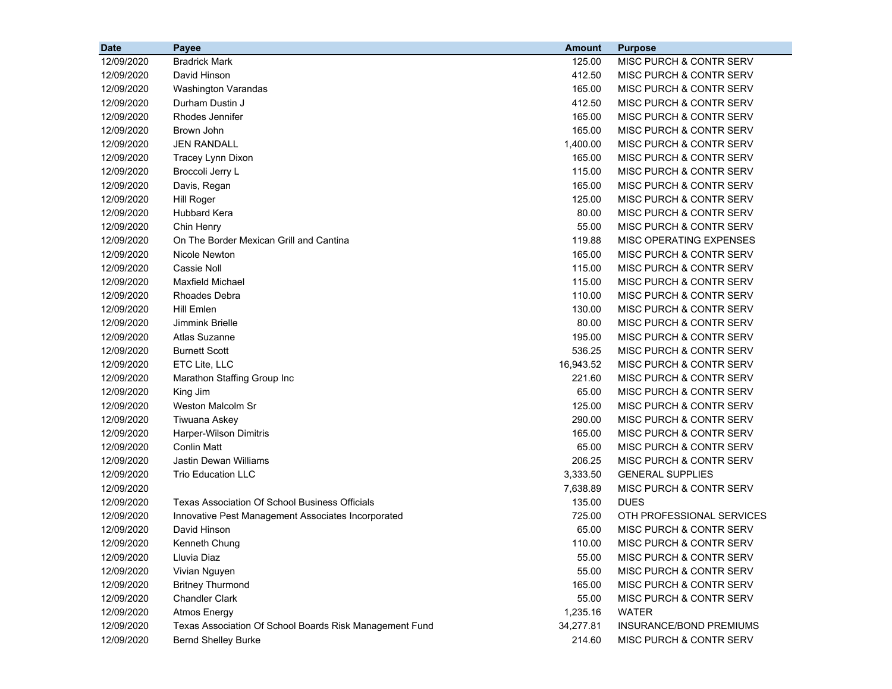| Date | Payee | Amount | Purpose |
| --- | --- | --- | --- |
| 12/09/2020 | Bradrick Mark | 125.00 | MISC PURCH & CONTR SERV |
| 12/09/2020 | David Hinson | 412.50 | MISC PURCH & CONTR SERV |
| 12/09/2020 | Washington Varandas | 165.00 | MISC PURCH & CONTR SERV |
| 12/09/2020 | Durham Dustin J | 412.50 | MISC PURCH & CONTR SERV |
| 12/09/2020 | Rhodes Jennifer | 165.00 | MISC PURCH & CONTR SERV |
| 12/09/2020 | Brown John | 165.00 | MISC PURCH & CONTR SERV |
| 12/09/2020 | JEN RANDALL | 1,400.00 | MISC PURCH & CONTR SERV |
| 12/09/2020 | Tracey Lynn Dixon | 165.00 | MISC PURCH & CONTR SERV |
| 12/09/2020 | Broccoli Jerry L | 115.00 | MISC PURCH & CONTR SERV |
| 12/09/2020 | Davis, Regan | 165.00 | MISC PURCH & CONTR SERV |
| 12/09/2020 | Hill Roger | 125.00 | MISC PURCH & CONTR SERV |
| 12/09/2020 | Hubbard Kera | 80.00 | MISC PURCH & CONTR SERV |
| 12/09/2020 | Chin Henry | 55.00 | MISC PURCH & CONTR SERV |
| 12/09/2020 | On The Border Mexican Grill and Cantina | 119.88 | MISC OPERATING EXPENSES |
| 12/09/2020 | Nicole Newton | 165.00 | MISC PURCH & CONTR SERV |
| 12/09/2020 | Cassie Noll | 115.00 | MISC PURCH & CONTR SERV |
| 12/09/2020 | Maxfield Michael | 115.00 | MISC PURCH & CONTR SERV |
| 12/09/2020 | Rhoades Debra | 110.00 | MISC PURCH & CONTR SERV |
| 12/09/2020 | Hill Emlen | 130.00 | MISC PURCH & CONTR SERV |
| 12/09/2020 | Jimmink Brielle | 80.00 | MISC PURCH & CONTR SERV |
| 12/09/2020 | Atlas Suzanne | 195.00 | MISC PURCH & CONTR SERV |
| 12/09/2020 | Burnett Scott | 536.25 | MISC PURCH & CONTR SERV |
| 12/09/2020 | ETC Lite, LLC | 16,943.52 | MISC PURCH & CONTR SERV |
| 12/09/2020 | Marathon Staffing Group Inc | 221.60 | MISC PURCH & CONTR SERV |
| 12/09/2020 | King Jim | 65.00 | MISC PURCH & CONTR SERV |
| 12/09/2020 | Weston Malcolm Sr | 125.00 | MISC PURCH & CONTR SERV |
| 12/09/2020 | Tiwuana Askey | 290.00 | MISC PURCH & CONTR SERV |
| 12/09/2020 | Harper-Wilson Dimitris | 165.00 | MISC PURCH & CONTR SERV |
| 12/09/2020 | Conlin Matt | 65.00 | MISC PURCH & CONTR SERV |
| 12/09/2020 | Jastin Dewan Williams | 206.25 | MISC PURCH & CONTR SERV |
| 12/09/2020 | Trio Education LLC | 3,333.50 | GENERAL SUPPLIES |
| 12/09/2020 | | 7,638.89 | MISC PURCH & CONTR SERV |
| 12/09/2020 | Texas Association Of School Business Officials | 135.00 | DUES |
| 12/09/2020 | Innovative Pest Management Associates Incorporated | 725.00 | OTH PROFESSIONAL SERVICES |
| 12/09/2020 | David Hinson | 65.00 | MISC PURCH & CONTR SERV |
| 12/09/2020 | Kenneth Chung | 110.00 | MISC PURCH & CONTR SERV |
| 12/09/2020 | Lluvia Diaz | 55.00 | MISC PURCH & CONTR SERV |
| 12/09/2020 | Vivian Nguyen | 55.00 | MISC PURCH & CONTR SERV |
| 12/09/2020 | Britney Thurmond | 165.00 | MISC PURCH & CONTR SERV |
| 12/09/2020 | Chandler Clark | 55.00 | MISC PURCH & CONTR SERV |
| 12/09/2020 | Atmos Energy | 1,235.16 | WATER |
| 12/09/2020 | Texas Association Of School Boards Risk Management Fund | 34,277.81 | INSURANCE/BOND PREMIUMS |
| 12/09/2020 | Bernd Shelley Burke | 214.60 | MISC PURCH & CONTR SERV |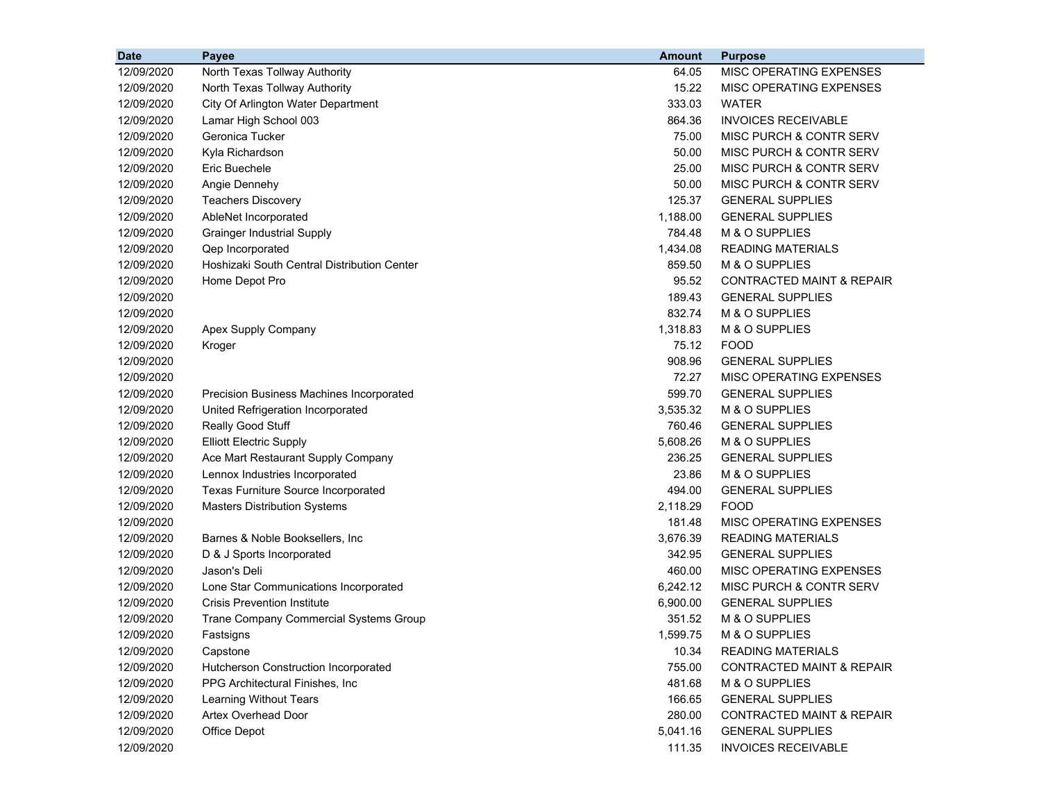| Date | Payee | Amount | Purpose |
|---|---|---|---|
| 12/09/2020 | North Texas Tollway Authority | 64.05 | MISC OPERATING EXPENSES |
| 12/09/2020 | North Texas Tollway Authority | 15.22 | MISC OPERATING EXPENSES |
| 12/09/2020 | City Of Arlington Water Department | 333.03 | WATER |
| 12/09/2020 | Lamar High School 003 | 864.36 | INVOICES RECEIVABLE |
| 12/09/2020 | Geronica Tucker | 75.00 | MISC PURCH & CONTR SERV |
| 12/09/2020 | Kyla Richardson | 50.00 | MISC PURCH & CONTR SERV |
| 12/09/2020 | Eric Buechele | 25.00 | MISC PURCH & CONTR SERV |
| 12/09/2020 | Angie Dennehy | 50.00 | MISC PURCH & CONTR SERV |
| 12/09/2020 | Teachers Discovery | 125.37 | GENERAL SUPPLIES |
| 12/09/2020 | AbleNet Incorporated | 1,188.00 | GENERAL SUPPLIES |
| 12/09/2020 | Grainger Industrial Supply | 784.48 | M & O SUPPLIES |
| 12/09/2020 | Qep Incorporated | 1,434.08 | READING MATERIALS |
| 12/09/2020 | Hoshizaki South Central Distribution Center | 859.50 | M & O SUPPLIES |
| 12/09/2020 | Home Depot Pro | 95.52 | CONTRACTED MAINT & REPAIR |
| 12/09/2020 | | 189.43 | GENERAL SUPPLIES |
| 12/09/2020 | | 832.74 | M & O SUPPLIES |
| 12/09/2020 | Apex Supply Company | 1,318.83 | M & O SUPPLIES |
| 12/09/2020 | Kroger | 75.12 | FOOD |
| 12/09/2020 | | 908.96 | GENERAL SUPPLIES |
| 12/09/2020 | | 72.27 | MISC OPERATING EXPENSES |
| 12/09/2020 | Precision Business Machines Incorporated | 599.70 | GENERAL SUPPLIES |
| 12/09/2020 | United Refrigeration Incorporated | 3,535.32 | M & O SUPPLIES |
| 12/09/2020 | Really Good Stuff | 760.46 | GENERAL SUPPLIES |
| 12/09/2020 | Elliott Electric Supply | 5,608.26 | M & O SUPPLIES |
| 12/09/2020 | Ace Mart Restaurant Supply Company | 236.25 | GENERAL SUPPLIES |
| 12/09/2020 | Lennox Industries Incorporated | 23.86 | M & O SUPPLIES |
| 12/09/2020 | Texas Furniture Source Incorporated | 494.00 | GENERAL SUPPLIES |
| 12/09/2020 | Masters Distribution Systems | 2,118.29 | FOOD |
| 12/09/2020 | | 181.48 | MISC OPERATING EXPENSES |
| 12/09/2020 | Barnes & Noble Booksellers, Inc | 3,676.39 | READING MATERIALS |
| 12/09/2020 | D & J Sports Incorporated | 342.95 | GENERAL SUPPLIES |
| 12/09/2020 | Jason's Deli | 460.00 | MISC OPERATING EXPENSES |
| 12/09/2020 | Lone Star Communications Incorporated | 6,242.12 | MISC PURCH & CONTR SERV |
| 12/09/2020 | Crisis Prevention Institute | 6,900.00 | GENERAL SUPPLIES |
| 12/09/2020 | Trane Company Commercial Systems Group | 351.52 | M & O SUPPLIES |
| 12/09/2020 | Fastsigns | 1,599.75 | M & O SUPPLIES |
| 12/09/2020 | Capstone | 10.34 | READING MATERIALS |
| 12/09/2020 | Hutcherson Construction Incorporated | 755.00 | CONTRACTED MAINT & REPAIR |
| 12/09/2020 | PPG Architectural Finishes, Inc | 481.68 | M & O SUPPLIES |
| 12/09/2020 | Learning Without Tears | 166.65 | GENERAL SUPPLIES |
| 12/09/2020 | Artex Overhead Door | 280.00 | CONTRACTED MAINT & REPAIR |
| 12/09/2020 | Office Depot | 5,041.16 | GENERAL SUPPLIES |
| 12/09/2020 | | 111.35 | INVOICES RECEIVABLE |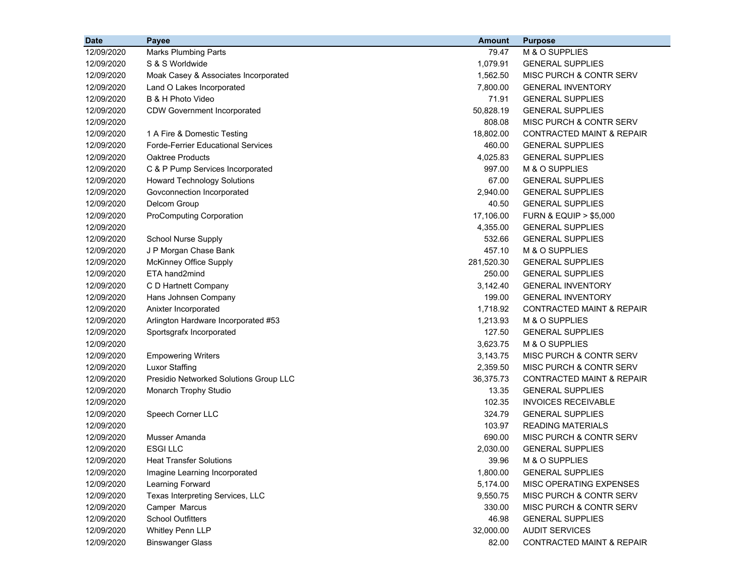| Date | Payee | Amount | Purpose |
|---|---|---:|---|
| 12/09/2020 | Marks Plumbing Parts | 79.47 | M & O SUPPLIES |
| 12/09/2020 | S & S Worldwide | 1,079.91 | GENERAL SUPPLIES |
| 12/09/2020 | Moak Casey & Associates Incorporated | 1,562.50 | MISC PURCH & CONTR SERV |
| 12/09/2020 | Land O Lakes Incorporated | 7,800.00 | GENERAL INVENTORY |
| 12/09/2020 | B & H Photo Video | 71.91 | GENERAL SUPPLIES |
| 12/09/2020 | CDW Government Incorporated | 50,828.19 | GENERAL SUPPLIES |
| 12/09/2020 | | 808.08 | MISC PURCH & CONTR SERV |
| 12/09/2020 | 1 A Fire & Domestic Testing | 18,802.00 | CONTRACTED MAINT & REPAIR |
| 12/09/2020 | Forde-Ferrier Educational Services | 460.00 | GENERAL SUPPLIES |
| 12/09/2020 | Oaktree Products | 4,025.83 | GENERAL SUPPLIES |
| 12/09/2020 | C & P Pump Services Incorporated | 997.00 | M & O SUPPLIES |
| 12/09/2020 | Howard Technology Solutions | 67.00 | GENERAL SUPPLIES |
| 12/09/2020 | Govconnection Incorporated | 2,940.00 | GENERAL SUPPLIES |
| 12/09/2020 | Delcom Group | 40.50 | GENERAL SUPPLIES |
| 12/09/2020 | ProComputing Corporation | 17,106.00 | FURN & EQUIP > $5,000 |
| 12/09/2020 | | 4,355.00 | GENERAL SUPPLIES |
| 12/09/2020 | School Nurse Supply | 532.66 | GENERAL SUPPLIES |
| 12/09/2020 | J P Morgan Chase Bank | 457.10 | M & O SUPPLIES |
| 12/09/2020 | McKinney Office Supply | 281,520.30 | GENERAL SUPPLIES |
| 12/09/2020 | ETA hand2mind | 250.00 | GENERAL SUPPLIES |
| 12/09/2020 | C D Hartnett Company | 3,142.40 | GENERAL INVENTORY |
| 12/09/2020 | Hans Johnsen Company | 199.00 | GENERAL INVENTORY |
| 12/09/2020 | Anixter Incorporated | 1,718.92 | CONTRACTED MAINT & REPAIR |
| 12/09/2020 | Arlington Hardware Incorporated #53 | 1,213.93 | M & O SUPPLIES |
| 12/09/2020 | Sportsgrafx Incorporated | 127.50 | GENERAL SUPPLIES |
| 12/09/2020 | | 3,623.75 | M & O SUPPLIES |
| 12/09/2020 | Empowering Writers | 3,143.75 | MISC PURCH & CONTR SERV |
| 12/09/2020 | Luxor Staffing | 2,359.50 | MISC PURCH & CONTR SERV |
| 12/09/2020 | Presidio Networked Solutions Group LLC | 36,375.73 | CONTRACTED MAINT & REPAIR |
| 12/09/2020 | Monarch Trophy Studio | 13.35 | GENERAL SUPPLIES |
| 12/09/2020 | | 102.35 | INVOICES RECEIVABLE |
| 12/09/2020 | Speech Corner LLC | 324.79 | GENERAL SUPPLIES |
| 12/09/2020 | | 103.97 | READING MATERIALS |
| 12/09/2020 | Musser Amanda | 690.00 | MISC PURCH & CONTR SERV |
| 12/09/2020 | ESGI LLC | 2,030.00 | GENERAL SUPPLIES |
| 12/09/2020 | Heat Transfer Solutions | 39.96 | M & O SUPPLIES |
| 12/09/2020 | Imagine Learning Incorporated | 1,800.00 | GENERAL SUPPLIES |
| 12/09/2020 | Learning Forward | 5,174.00 | MISC OPERATING EXPENSES |
| 12/09/2020 | Texas Interpreting Services, LLC | 9,550.75 | MISC PURCH & CONTR SERV |
| 12/09/2020 | Camper Marcus | 330.00 | MISC PURCH & CONTR SERV |
| 12/09/2020 | School Outfitters | 46.98 | GENERAL SUPPLIES |
| 12/09/2020 | Whitley Penn LLP | 32,000.00 | AUDIT SERVICES |
| 12/09/2020 | Binswanger Glass | 82.00 | CONTRACTED MAINT & REPAIR |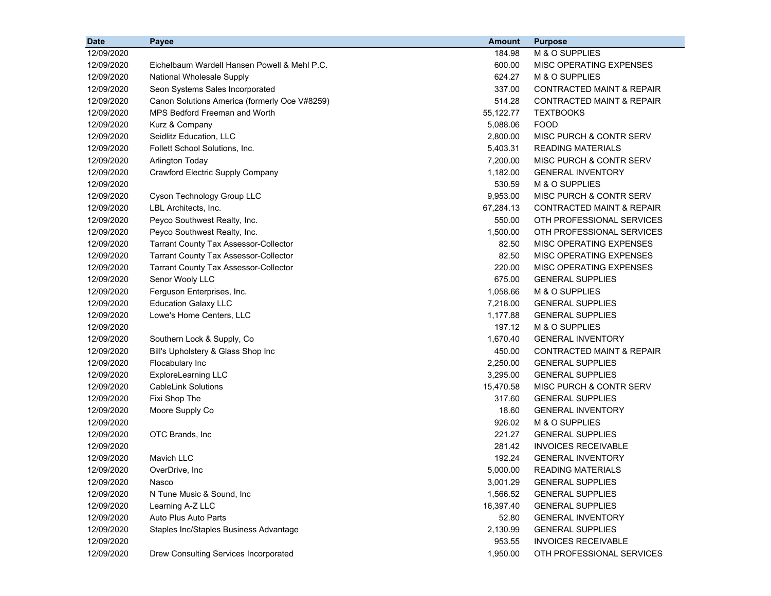| Date | Payee | Amount | Purpose |
|---|---|---|---|
| 12/09/2020 | | 184.98 | M & O SUPPLIES |
| 12/09/2020 | Eichelbaum Wardell Hansen Powell & Mehl P.C. | 600.00 | MISC OPERATING EXPENSES |
| 12/09/2020 | National Wholesale Supply | 624.27 | M & O SUPPLIES |
| 12/09/2020 | Seon Systems Sales Incorporated | 337.00 | CONTRACTED MAINT & REPAIR |
| 12/09/2020 | Canon Solutions America (formerly Oce V#8259) | 514.28 | CONTRACTED MAINT & REPAIR |
| 12/09/2020 | MPS Bedford Freeman and Worth | 55,122.77 | TEXTBOOKS |
| 12/09/2020 | Kurz & Company | 5,088.06 | FOOD |
| 12/09/2020 | Seidlitz Education, LLC | 2,800.00 | MISC PURCH & CONTR SERV |
| 12/09/2020 | Follett School Solutions, Inc. | 5,403.31 | READING MATERIALS |
| 12/09/2020 | Arlington Today | 7,200.00 | MISC PURCH & CONTR SERV |
| 12/09/2020 | Crawford Electric Supply Company | 1,182.00 | GENERAL INVENTORY |
| 12/09/2020 | | 530.59 | M & O SUPPLIES |
| 12/09/2020 | Cyson Technology Group LLC | 9,953.00 | MISC PURCH & CONTR SERV |
| 12/09/2020 | LBL Architects, Inc. | 67,284.13 | CONTRACTED MAINT & REPAIR |
| 12/09/2020 | Peyco Southwest Realty, Inc. | 550.00 | OTH PROFESSIONAL SERVICES |
| 12/09/2020 | Peyco Southwest Realty, Inc. | 1,500.00 | OTH PROFESSIONAL SERVICES |
| 12/09/2020 | Tarrant County Tax Assessor-Collector | 82.50 | MISC OPERATING EXPENSES |
| 12/09/2020 | Tarrant County Tax Assessor-Collector | 82.50 | MISC OPERATING EXPENSES |
| 12/09/2020 | Tarrant County Tax Assessor-Collector | 220.00 | MISC OPERATING EXPENSES |
| 12/09/2020 | Senor Wooly LLC | 675.00 | GENERAL SUPPLIES |
| 12/09/2020 | Ferguson Enterprises, Inc. | 1,058.66 | M & O SUPPLIES |
| 12/09/2020 | Education Galaxy LLC | 7,218.00 | GENERAL SUPPLIES |
| 12/09/2020 | Lowe's Home Centers, LLC | 1,177.88 | GENERAL SUPPLIES |
| 12/09/2020 | | 197.12 | M & O SUPPLIES |
| 12/09/2020 | Southern Lock & Supply, Co | 1,670.40 | GENERAL INVENTORY |
| 12/09/2020 | Bill's Upholstery & Glass Shop Inc | 450.00 | CONTRACTED MAINT & REPAIR |
| 12/09/2020 | Flocabulary Inc | 2,250.00 | GENERAL SUPPLIES |
| 12/09/2020 | ExploreLearning LLC | 3,295.00 | GENERAL SUPPLIES |
| 12/09/2020 | CableLink Solutions | 15,470.58 | MISC PURCH & CONTR SERV |
| 12/09/2020 | Fixi Shop The | 317.60 | GENERAL SUPPLIES |
| 12/09/2020 | Moore Supply Co | 18.60 | GENERAL INVENTORY |
| 12/09/2020 | | 926.02 | M & O SUPPLIES |
| 12/09/2020 | OTC Brands, Inc | 221.27 | GENERAL SUPPLIES |
| 12/09/2020 | | 281.42 | INVOICES RECEIVABLE |
| 12/09/2020 | Mavich LLC | 192.24 | GENERAL INVENTORY |
| 12/09/2020 | OverDrive, Inc | 5,000.00 | READING MATERIALS |
| 12/09/2020 | Nasco | 3,001.29 | GENERAL SUPPLIES |
| 12/09/2020 | N Tune Music & Sound, Inc | 1,566.52 | GENERAL SUPPLIES |
| 12/09/2020 | Learning A-Z LLC | 16,397.40 | GENERAL SUPPLIES |
| 12/09/2020 | Auto Plus Auto Parts | 52.80 | GENERAL INVENTORY |
| 12/09/2020 | Staples Inc/Staples Business Advantage | 2,130.99 | GENERAL SUPPLIES |
| 12/09/2020 | | 953.55 | INVOICES RECEIVABLE |
| 12/09/2020 | Drew Consulting Services Incorporated | 1,950.00 | OTH PROFESSIONAL SERVICES |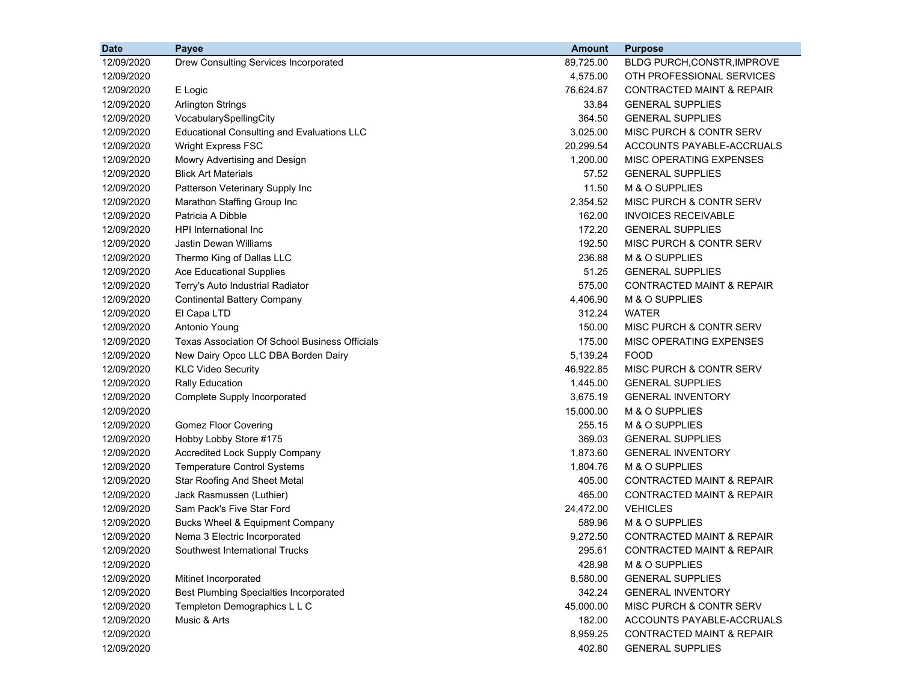| Date | Payee | Amount | Purpose |
|---|---|---|---|
| 12/09/2020 | Drew Consulting Services Incorporated | 89,725.00 | BLDG PURCH,CONSTR,IMPROVE |
| 12/09/2020 | | 4,575.00 | OTH PROFESSIONAL SERVICES |
| 12/09/2020 | E Logic | 76,624.67 | CONTRACTED MAINT & REPAIR |
| 12/09/2020 | Arlington Strings | 33.84 | GENERAL SUPPLIES |
| 12/09/2020 | VocabularySpellingCity | 364.50 | GENERAL SUPPLIES |
| 12/09/2020 | Educational Consulting and Evaluations LLC | 3,025.00 | MISC PURCH & CONTR SERV |
| 12/09/2020 | Wright Express FSC | 20,299.54 | ACCOUNTS PAYABLE-ACCRUALS |
| 12/09/2020 | Mowry Advertising and Design | 1,200.00 | MISC OPERATING EXPENSES |
| 12/09/2020 | Blick Art Materials | 57.52 | GENERAL SUPPLIES |
| 12/09/2020 | Patterson Veterinary Supply Inc | 11.50 | M & O SUPPLIES |
| 12/09/2020 | Marathon Staffing Group Inc | 2,354.52 | MISC PURCH & CONTR SERV |
| 12/09/2020 | Patricia A Dibble | 162.00 | INVOICES RECEIVABLE |
| 12/09/2020 | HPI International Inc | 172.20 | GENERAL SUPPLIES |
| 12/09/2020 | Jastin Dewan Williams | 192.50 | MISC PURCH & CONTR SERV |
| 12/09/2020 | Thermo King of Dallas LLC | 236.88 | M & O SUPPLIES |
| 12/09/2020 | Ace Educational Supplies | 51.25 | GENERAL SUPPLIES |
| 12/09/2020 | Terry's Auto Industrial Radiator | 575.00 | CONTRACTED MAINT & REPAIR |
| 12/09/2020 | Continental Battery Company | 4,406.90 | M & O SUPPLIES |
| 12/09/2020 | El Capa LTD | 312.24 | WATER |
| 12/09/2020 | Antonio Young | 150.00 | MISC PURCH & CONTR SERV |
| 12/09/2020 | Texas Association Of School Business Officials | 175.00 | MISC OPERATING EXPENSES |
| 12/09/2020 | New Dairy Opco LLC DBA Borden Dairy | 5,139.24 | FOOD |
| 12/09/2020 | KLC Video Security | 46,922.85 | MISC PURCH & CONTR SERV |
| 12/09/2020 | Rally Education | 1,445.00 | GENERAL SUPPLIES |
| 12/09/2020 | Complete Supply Incorporated | 3,675.19 | GENERAL INVENTORY |
| 12/09/2020 | | 15,000.00 | M & O SUPPLIES |
| 12/09/2020 | Gomez Floor Covering | 255.15 | M & O SUPPLIES |
| 12/09/2020 | Hobby Lobby Store #175 | 369.03 | GENERAL SUPPLIES |
| 12/09/2020 | Accredited Lock Supply Company | 1,873.60 | GENERAL INVENTORY |
| 12/09/2020 | Temperature Control Systems | 1,804.76 | M & O SUPPLIES |
| 12/09/2020 | Star Roofing And Sheet Metal | 405.00 | CONTRACTED MAINT & REPAIR |
| 12/09/2020 | Jack Rasmussen (Luthier) | 465.00 | CONTRACTED MAINT & REPAIR |
| 12/09/2020 | Sam Pack's Five Star Ford | 24,472.00 | VEHICLES |
| 12/09/2020 | Bucks Wheel & Equipment Company | 589.96 | M & O SUPPLIES |
| 12/09/2020 | Nema 3 Electric Incorporated | 9,272.50 | CONTRACTED MAINT & REPAIR |
| 12/09/2020 | Southwest International Trucks | 295.61 | CONTRACTED MAINT & REPAIR |
| 12/09/2020 | | 428.98 | M & O SUPPLIES |
| 12/09/2020 | Mitinet Incorporated | 8,580.00 | GENERAL SUPPLIES |
| 12/09/2020 | Best Plumbing Specialties Incorporated | 342.24 | GENERAL INVENTORY |
| 12/09/2020 | Templeton Demographics L L C | 45,000.00 | MISC PURCH & CONTR SERV |
| 12/09/2020 | Music & Arts | 182.00 | ACCOUNTS PAYABLE-ACCRUALS |
| 12/09/2020 | | 8,959.25 | CONTRACTED MAINT & REPAIR |
| 12/09/2020 | | 402.80 | GENERAL SUPPLIES |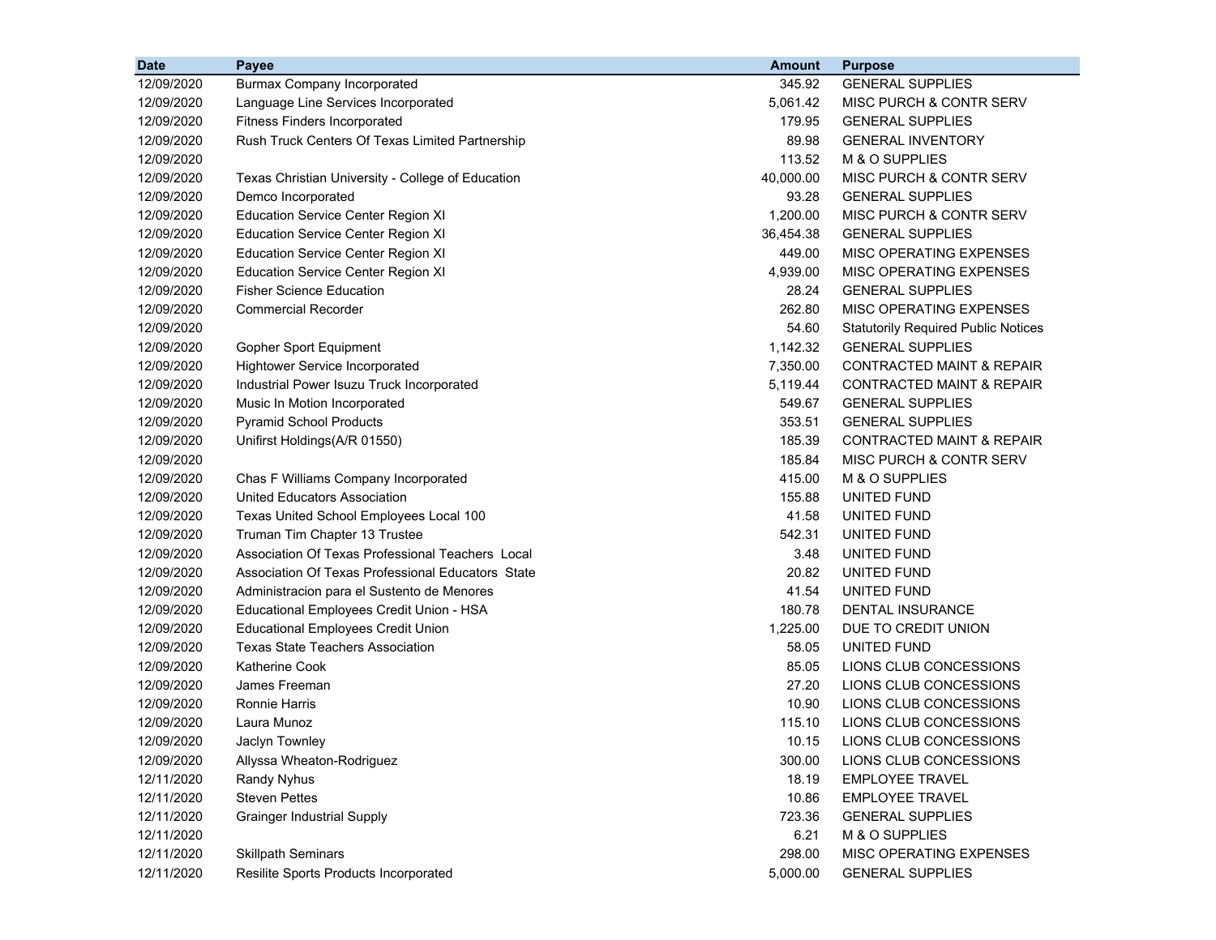| Date | Payee | Amount | Purpose |
|---|---|---|---|
| 12/09/2020 | Burmax Company Incorporated | 345.92 | GENERAL SUPPLIES |
| 12/09/2020 | Language Line Services Incorporated | 5,061.42 | MISC PURCH & CONTR SERV |
| 12/09/2020 | Fitness Finders Incorporated | 179.95 | GENERAL SUPPLIES |
| 12/09/2020 | Rush Truck Centers Of Texas Limited Partnership | 89.98 | GENERAL INVENTORY |
| 12/09/2020 | | 113.52 | M & O SUPPLIES |
| 12/09/2020 | Texas Christian University - College of Education | 40,000.00 | MISC PURCH & CONTR SERV |
| 12/09/2020 | Demco Incorporated | 93.28 | GENERAL SUPPLIES |
| 12/09/2020 | Education Service Center Region XI | 1,200.00 | MISC PURCH & CONTR SERV |
| 12/09/2020 | Education Service Center Region XI | 36,454.38 | GENERAL SUPPLIES |
| 12/09/2020 | Education Service Center Region XI | 449.00 | MISC OPERATING EXPENSES |
| 12/09/2020 | Education Service Center Region XI | 4,939.00 | MISC OPERATING EXPENSES |
| 12/09/2020 | Fisher Science Education | 28.24 | GENERAL SUPPLIES |
| 12/09/2020 | Commercial Recorder | 262.80 | MISC OPERATING EXPENSES |
| 12/09/2020 | | 54.60 | Statutorily Required Public Notices |
| 12/09/2020 | Gopher Sport Equipment | 1,142.32 | GENERAL SUPPLIES |
| 12/09/2020 | Hightower Service Incorporated | 7,350.00 | CONTRACTED MAINT & REPAIR |
| 12/09/2020 | Industrial Power Isuzu Truck Incorporated | 5,119.44 | CONTRACTED MAINT & REPAIR |
| 12/09/2020 | Music In Motion Incorporated | 549.67 | GENERAL SUPPLIES |
| 12/09/2020 | Pyramid School Products | 353.51 | GENERAL SUPPLIES |
| 12/09/2020 | Unifirst Holdings(A/R 01550) | 185.39 | CONTRACTED MAINT & REPAIR |
| 12/09/2020 | | 185.84 | MISC PURCH & CONTR SERV |
| 12/09/2020 | Chas F Williams Company Incorporated | 415.00 | M & O SUPPLIES |
| 12/09/2020 | United Educators Association | 155.88 | UNITED FUND |
| 12/09/2020 | Texas United School Employees Local 100 | 41.58 | UNITED FUND |
| 12/09/2020 | Truman Tim Chapter 13 Trustee | 542.31 | UNITED FUND |
| 12/09/2020 | Association Of Texas Professional Teachers Local | 3.48 | UNITED FUND |
| 12/09/2020 | Association Of Texas Professional Educators State | 20.82 | UNITED FUND |
| 12/09/2020 | Administracion para el Sustento de Menores | 41.54 | UNITED FUND |
| 12/09/2020 | Educational Employees Credit Union - HSA | 180.78 | DENTAL INSURANCE |
| 12/09/2020 | Educational Employees Credit Union | 1,225.00 | DUE TO CREDIT UNION |
| 12/09/2020 | Texas State Teachers Association | 58.05 | UNITED FUND |
| 12/09/2020 | Katherine Cook | 85.05 | LIONS CLUB CONCESSIONS |
| 12/09/2020 | James Freeman | 27.20 | LIONS CLUB CONCESSIONS |
| 12/09/2020 | Ronnie Harris | 10.90 | LIONS CLUB CONCESSIONS |
| 12/09/2020 | Laura Munoz | 115.10 | LIONS CLUB CONCESSIONS |
| 12/09/2020 | Jaclyn Townley | 10.15 | LIONS CLUB CONCESSIONS |
| 12/09/2020 | Allyssa Wheaton-Rodriguez | 300.00 | LIONS CLUB CONCESSIONS |
| 12/11/2020 | Randy Nyhus | 18.19 | EMPLOYEE TRAVEL |
| 12/11/2020 | Steven Pettes | 10.86 | EMPLOYEE TRAVEL |
| 12/11/2020 | Grainger Industrial Supply | 723.36 | GENERAL SUPPLIES |
| 12/11/2020 | | 6.21 | M & O SUPPLIES |
| 12/11/2020 | Skillpath Seminars | 298.00 | MISC OPERATING EXPENSES |
| 12/11/2020 | Resilite Sports Products Incorporated | 5,000.00 | GENERAL SUPPLIES |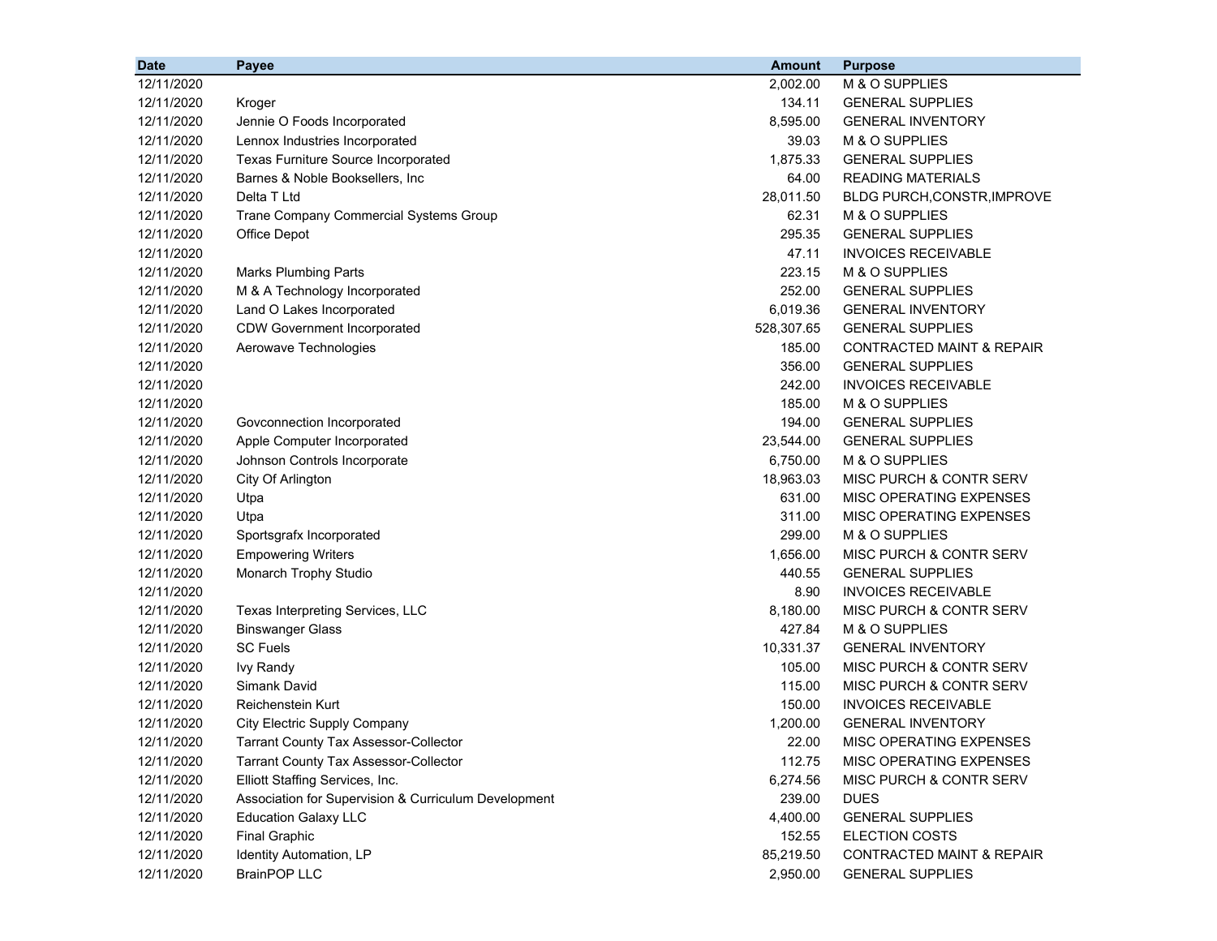| Date | Payee | Amount | Purpose |
|---|---|---|---|
| 12/11/2020 | | 2,002.00 | M & O SUPPLIES |
| 12/11/2020 | Kroger | 134.11 | GENERAL SUPPLIES |
| 12/11/2020 | Jennie O Foods Incorporated | 8,595.00 | GENERAL INVENTORY |
| 12/11/2020 | Lennox Industries Incorporated | 39.03 | M & O SUPPLIES |
| 12/11/2020 | Texas Furniture Source Incorporated | 1,875.33 | GENERAL SUPPLIES |
| 12/11/2020 | Barnes & Noble Booksellers, Inc | 64.00 | READING MATERIALS |
| 12/11/2020 | Delta T Ltd | 28,011.50 | BLDG PURCH,CONSTR,IMPROVE |
| 12/11/2020 | Trane Company Commercial Systems Group | 62.31 | M & O SUPPLIES |
| 12/11/2020 | Office Depot | 295.35 | GENERAL SUPPLIES |
| 12/11/2020 | | 47.11 | INVOICES RECEIVABLE |
| 12/11/2020 | Marks Plumbing Parts | 223.15 | M & O SUPPLIES |
| 12/11/2020 | M & A Technology Incorporated | 252.00 | GENERAL SUPPLIES |
| 12/11/2020 | Land O Lakes Incorporated | 6,019.36 | GENERAL INVENTORY |
| 12/11/2020 | CDW Government Incorporated | 528,307.65 | GENERAL SUPPLIES |
| 12/11/2020 | Aerowave Technologies | 185.00 | CONTRACTED MAINT & REPAIR |
| 12/11/2020 | | 356.00 | GENERAL SUPPLIES |
| 12/11/2020 | | 242.00 | INVOICES RECEIVABLE |
| 12/11/2020 | | 185.00 | M & O SUPPLIES |
| 12/11/2020 | Govconnection Incorporated | 194.00 | GENERAL SUPPLIES |
| 12/11/2020 | Apple Computer Incorporated | 23,544.00 | GENERAL SUPPLIES |
| 12/11/2020 | Johnson Controls Incorporate | 6,750.00 | M & O SUPPLIES |
| 12/11/2020 | City Of Arlington | 18,963.03 | MISC PURCH & CONTR SERV |
| 12/11/2020 | Utpa | 631.00 | MISC OPERATING EXPENSES |
| 12/11/2020 | Utpa | 311.00 | MISC OPERATING EXPENSES |
| 12/11/2020 | Sportsgrafx Incorporated | 299.00 | M & O SUPPLIES |
| 12/11/2020 | Empowering Writers | 1,656.00 | MISC PURCH & CONTR SERV |
| 12/11/2020 | Monarch Trophy Studio | 440.55 | GENERAL SUPPLIES |
| 12/11/2020 | | 8.90 | INVOICES RECEIVABLE |
| 12/11/2020 | Texas Interpreting Services, LLC | 8,180.00 | MISC PURCH & CONTR SERV |
| 12/11/2020 | Binswanger Glass | 427.84 | M & O SUPPLIES |
| 12/11/2020 | SC Fuels | 10,331.37 | GENERAL INVENTORY |
| 12/11/2020 | Ivy Randy | 105.00 | MISC PURCH & CONTR SERV |
| 12/11/2020 | Simank David | 115.00 | MISC PURCH & CONTR SERV |
| 12/11/2020 | Reichenstein Kurt | 150.00 | INVOICES RECEIVABLE |
| 12/11/2020 | City Electric Supply Company | 1,200.00 | GENERAL INVENTORY |
| 12/11/2020 | Tarrant County Tax Assessor-Collector | 22.00 | MISC OPERATING EXPENSES |
| 12/11/2020 | Tarrant County Tax Assessor-Collector | 112.75 | MISC OPERATING EXPENSES |
| 12/11/2020 | Elliott Staffing Services, Inc. | 6,274.56 | MISC PURCH & CONTR SERV |
| 12/11/2020 | Association for Supervision & Curriculum Development | 239.00 | DUES |
| 12/11/2020 | Education Galaxy LLC | 4,400.00 | GENERAL SUPPLIES |
| 12/11/2020 | Final Graphic | 152.55 | ELECTION COSTS |
| 12/11/2020 | Identity Automation, LP | 85,219.50 | CONTRACTED MAINT & REPAIR |
| 12/11/2020 | BrainPOP LLC | 2,950.00 | GENERAL SUPPLIES |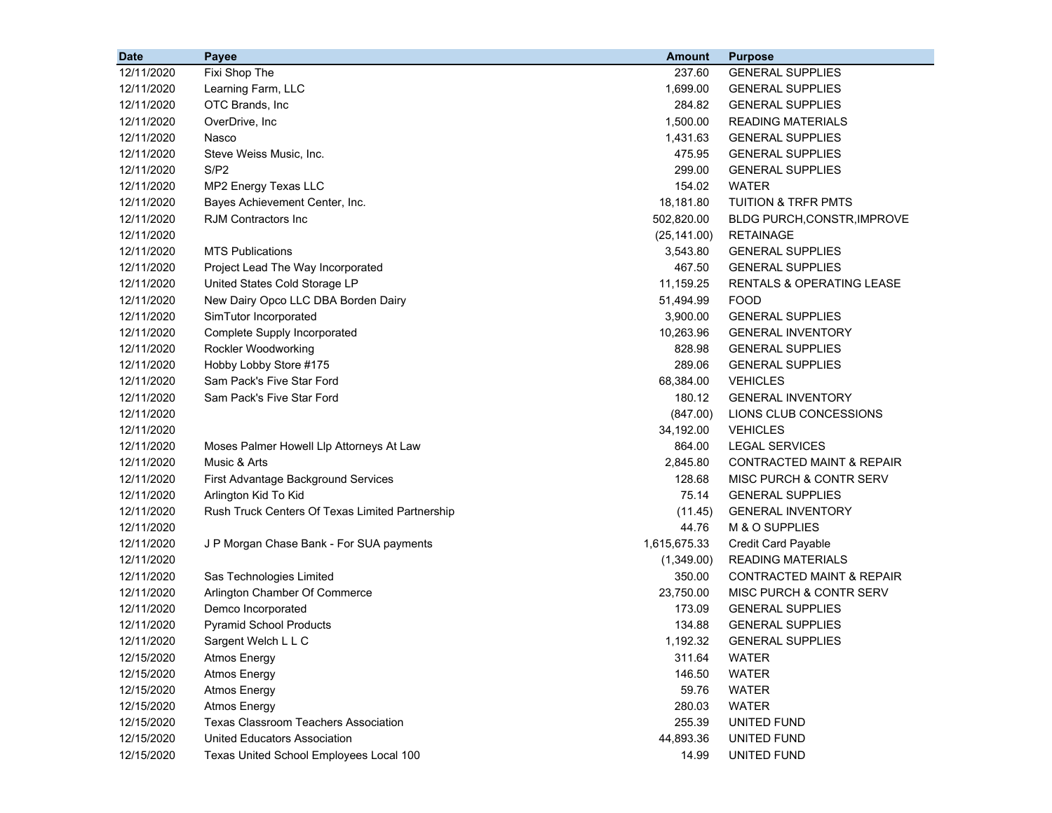| Date | Payee | Amount | Purpose |
|---|---|---|---|
| 12/11/2020 | Fixi Shop The | 237.60 | GENERAL SUPPLIES |
| 12/11/2020 | Learning Farm, LLC | 1,699.00 | GENERAL SUPPLIES |
| 12/11/2020 | OTC Brands, Inc | 284.82 | GENERAL SUPPLIES |
| 12/11/2020 | OverDrive, Inc | 1,500.00 | READING MATERIALS |
| 12/11/2020 | Nasco | 1,431.63 | GENERAL SUPPLIES |
| 12/11/2020 | Steve Weiss Music, Inc. | 475.95 | GENERAL SUPPLIES |
| 12/11/2020 | S/P2 | 299.00 | GENERAL SUPPLIES |
| 12/11/2020 | MP2 Energy Texas LLC | 154.02 | WATER |
| 12/11/2020 | Bayes Achievement Center, Inc. | 18,181.80 | TUITION & TRFR PMTS |
| 12/11/2020 | RJM Contractors Inc | 502,820.00 | BLDG PURCH,CONSTR,IMPROVE |
| 12/11/2020 | | (25,141.00) | RETAINAGE |
| 12/11/2020 | MTS Publications | 3,543.80 | GENERAL SUPPLIES |
| 12/11/2020 | Project Lead The Way Incorporated | 467.50 | GENERAL SUPPLIES |
| 12/11/2020 | United States Cold Storage LP | 11,159.25 | RENTALS & OPERATING LEASE |
| 12/11/2020 | New Dairy Opco LLC DBA Borden Dairy | 51,494.99 | FOOD |
| 12/11/2020 | SimTutor Incorporated | 3,900.00 | GENERAL SUPPLIES |
| 12/11/2020 | Complete Supply Incorporated | 10,263.96 | GENERAL INVENTORY |
| 12/11/2020 | Rockler Woodworking | 828.98 | GENERAL SUPPLIES |
| 12/11/2020 | Hobby Lobby Store #175 | 289.06 | GENERAL SUPPLIES |
| 12/11/2020 | Sam Pack's Five Star Ford | 68,384.00 | VEHICLES |
| 12/11/2020 | Sam Pack's Five Star Ford | 180.12 | GENERAL INVENTORY |
| 12/11/2020 | | (847.00) | LIONS CLUB CONCESSIONS |
| 12/11/2020 | | 34,192.00 | VEHICLES |
| 12/11/2020 | Moses Palmer Howell Llp Attorneys At Law | 864.00 | LEGAL SERVICES |
| 12/11/2020 | Music & Arts | 2,845.80 | CONTRACTED MAINT & REPAIR |
| 12/11/2020 | First Advantage Background Services | 128.68 | MISC PURCH & CONTR SERV |
| 12/11/2020 | Arlington Kid To Kid | 75.14 | GENERAL SUPPLIES |
| 12/11/2020 | Rush Truck Centers Of Texas Limited Partnership | (11.45) | GENERAL INVENTORY |
| 12/11/2020 | | 44.76 | M & O SUPPLIES |
| 12/11/2020 | J P Morgan Chase Bank - For SUA payments | 1,615,675.33 | Credit Card Payable |
| 12/11/2020 | | (1,349.00) | READING MATERIALS |
| 12/11/2020 | Sas Technologies Limited | 350.00 | CONTRACTED MAINT & REPAIR |
| 12/11/2020 | Arlington Chamber Of Commerce | 23,750.00 | MISC PURCH & CONTR SERV |
| 12/11/2020 | Demco Incorporated | 173.09 | GENERAL SUPPLIES |
| 12/11/2020 | Pyramid School Products | 134.88 | GENERAL SUPPLIES |
| 12/11/2020 | Sargent Welch L L C | 1,192.32 | GENERAL SUPPLIES |
| 12/15/2020 | Atmos Energy | 311.64 | WATER |
| 12/15/2020 | Atmos Energy | 146.50 | WATER |
| 12/15/2020 | Atmos Energy | 59.76 | WATER |
| 12/15/2020 | Atmos Energy | 280.03 | WATER |
| 12/15/2020 | Texas Classroom Teachers Association | 255.39 | UNITED FUND |
| 12/15/2020 | United Educators Association | 44,893.36 | UNITED FUND |
| 12/15/2020 | Texas United School Employees Local 100 | 14.99 | UNITED FUND |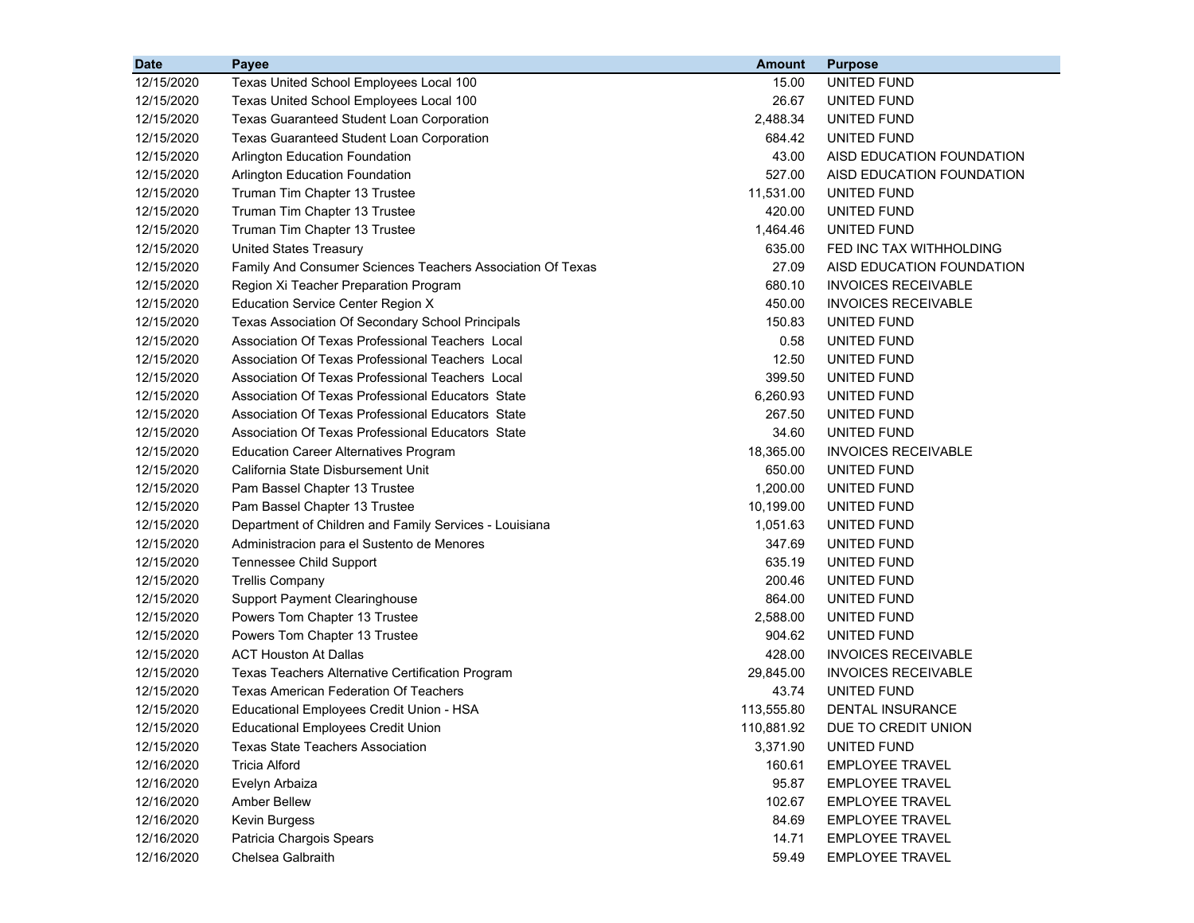| Date | Payee | Amount | Purpose |
|---|---|---|---|
| 12/15/2020 | Texas United School Employees Local 100 | 15.00 | UNITED FUND |
| 12/15/2020 | Texas United School Employees Local 100 | 26.67 | UNITED FUND |
| 12/15/2020 | Texas Guaranteed Student Loan Corporation | 2,488.34 | UNITED FUND |
| 12/15/2020 | Texas Guaranteed Student Loan Corporation | 684.42 | UNITED FUND |
| 12/15/2020 | Arlington Education Foundation | 43.00 | AISD EDUCATION FOUNDATION |
| 12/15/2020 | Arlington Education Foundation | 527.00 | AISD EDUCATION FOUNDATION |
| 12/15/2020 | Truman Tim Chapter 13 Trustee | 11,531.00 | UNITED FUND |
| 12/15/2020 | Truman Tim Chapter 13 Trustee | 420.00 | UNITED FUND |
| 12/15/2020 | Truman Tim Chapter 13 Trustee | 1,464.46 | UNITED FUND |
| 12/15/2020 | United States Treasury | 635.00 | FED INC TAX WITHHOLDING |
| 12/15/2020 | Family And Consumer Sciences Teachers Association Of Texas | 27.09 | AISD EDUCATION FOUNDATION |
| 12/15/2020 | Region Xi Teacher Preparation Program | 680.10 | INVOICES RECEIVABLE |
| 12/15/2020 | Education Service Center Region X | 450.00 | INVOICES RECEIVABLE |
| 12/15/2020 | Texas Association Of Secondary School Principals | 150.83 | UNITED FUND |
| 12/15/2020 | Association Of Texas Professional Teachers Local | 0.58 | UNITED FUND |
| 12/15/2020 | Association Of Texas Professional Teachers Local | 12.50 | UNITED FUND |
| 12/15/2020 | Association Of Texas Professional Teachers Local | 399.50 | UNITED FUND |
| 12/15/2020 | Association Of Texas Professional Educators State | 6,260.93 | UNITED FUND |
| 12/15/2020 | Association Of Texas Professional Educators State | 267.50 | UNITED FUND |
| 12/15/2020 | Association Of Texas Professional Educators State | 34.60 | UNITED FUND |
| 12/15/2020 | Education Career Alternatives Program | 18,365.00 | INVOICES RECEIVABLE |
| 12/15/2020 | California State Disbursement Unit | 650.00 | UNITED FUND |
| 12/15/2020 | Pam Bassel Chapter 13 Trustee | 1,200.00 | UNITED FUND |
| 12/15/2020 | Pam Bassel Chapter 13 Trustee | 10,199.00 | UNITED FUND |
| 12/15/2020 | Department of Children and Family Services - Louisiana | 1,051.63 | UNITED FUND |
| 12/15/2020 | Administracion para el Sustento de Menores | 347.69 | UNITED FUND |
| 12/15/2020 | Tennessee Child Support | 635.19 | UNITED FUND |
| 12/15/2020 | Trellis Company | 200.46 | UNITED FUND |
| 12/15/2020 | Support Payment Clearinghouse | 864.00 | UNITED FUND |
| 12/15/2020 | Powers Tom Chapter 13 Trustee | 2,588.00 | UNITED FUND |
| 12/15/2020 | Powers Tom Chapter 13 Trustee | 904.62 | UNITED FUND |
| 12/15/2020 | ACT Houston At Dallas | 428.00 | INVOICES RECEIVABLE |
| 12/15/2020 | Texas Teachers Alternative Certification Program | 29,845.00 | INVOICES RECEIVABLE |
| 12/15/2020 | Texas American Federation Of Teachers | 43.74 | UNITED FUND |
| 12/15/2020 | Educational Employees Credit Union - HSA | 113,555.80 | DENTAL INSURANCE |
| 12/15/2020 | Educational Employees Credit Union | 110,881.92 | DUE TO CREDIT UNION |
| 12/15/2020 | Texas State Teachers Association | 3,371.90 | UNITED FUND |
| 12/16/2020 | Tricia Alford | 160.61 | EMPLOYEE TRAVEL |
| 12/16/2020 | Evelyn Arbaiza | 95.87 | EMPLOYEE TRAVEL |
| 12/16/2020 | Amber Bellew | 102.67 | EMPLOYEE TRAVEL |
| 12/16/2020 | Kevin Burgess | 84.69 | EMPLOYEE TRAVEL |
| 12/16/2020 | Patricia Chargois Spears | 14.71 | EMPLOYEE TRAVEL |
| 12/16/2020 | Chelsea Galbraith | 59.49 | EMPLOYEE TRAVEL |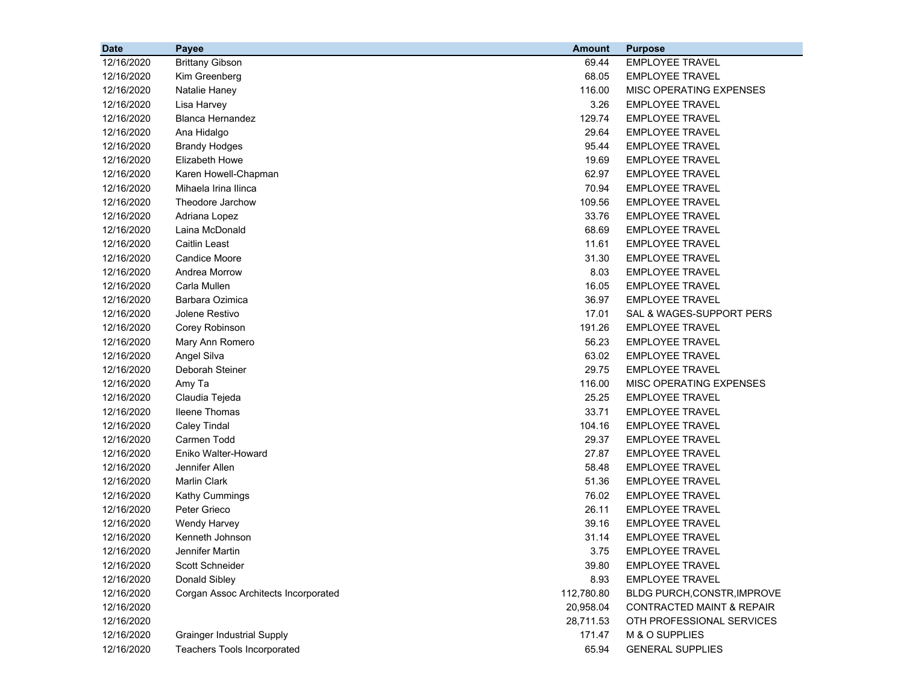| Date | Payee | Amount | Purpose |
|---|---|---|---|
| 12/16/2020 | Brittany Gibson | 69.44 | EMPLOYEE TRAVEL |
| 12/16/2020 | Kim Greenberg | 68.05 | EMPLOYEE TRAVEL |
| 12/16/2020 | Natalie Haney | 116.00 | MISC OPERATING EXPENSES |
| 12/16/2020 | Lisa Harvey | 3.26 | EMPLOYEE TRAVEL |
| 12/16/2020 | Blanca Hernandez | 129.74 | EMPLOYEE TRAVEL |
| 12/16/2020 | Ana Hidalgo | 29.64 | EMPLOYEE TRAVEL |
| 12/16/2020 | Brandy Hodges | 95.44 | EMPLOYEE TRAVEL |
| 12/16/2020 | Elizabeth Howe | 19.69 | EMPLOYEE TRAVEL |
| 12/16/2020 | Karen Howell-Chapman | 62.97 | EMPLOYEE TRAVEL |
| 12/16/2020 | Mihaela Irina Ilinca | 70.94 | EMPLOYEE TRAVEL |
| 12/16/2020 | Theodore Jarchow | 109.56 | EMPLOYEE TRAVEL |
| 12/16/2020 | Adriana Lopez | 33.76 | EMPLOYEE TRAVEL |
| 12/16/2020 | Laina McDonald | 68.69 | EMPLOYEE TRAVEL |
| 12/16/2020 | Caitlin Least | 11.61 | EMPLOYEE TRAVEL |
| 12/16/2020 | Candice Moore | 31.30 | EMPLOYEE TRAVEL |
| 12/16/2020 | Andrea Morrow | 8.03 | EMPLOYEE TRAVEL |
| 12/16/2020 | Carla Mullen | 16.05 | EMPLOYEE TRAVEL |
| 12/16/2020 | Barbara Ozimica | 36.97 | EMPLOYEE TRAVEL |
| 12/16/2020 | Jolene Restivo | 17.01 | SAL & WAGES-SUPPORT PERS |
| 12/16/2020 | Corey Robinson | 191.26 | EMPLOYEE TRAVEL |
| 12/16/2020 | Mary Ann Romero | 56.23 | EMPLOYEE TRAVEL |
| 12/16/2020 | Angel Silva | 63.02 | EMPLOYEE TRAVEL |
| 12/16/2020 | Deborah Steiner | 29.75 | EMPLOYEE TRAVEL |
| 12/16/2020 | Amy Ta | 116.00 | MISC OPERATING EXPENSES |
| 12/16/2020 | Claudia Tejeda | 25.25 | EMPLOYEE TRAVEL |
| 12/16/2020 | Ileene Thomas | 33.71 | EMPLOYEE TRAVEL |
| 12/16/2020 | Caley Tindal | 104.16 | EMPLOYEE TRAVEL |
| 12/16/2020 | Carmen Todd | 29.37 | EMPLOYEE TRAVEL |
| 12/16/2020 | Eniko Walter-Howard | 27.87 | EMPLOYEE TRAVEL |
| 12/16/2020 | Jennifer Allen | 58.48 | EMPLOYEE TRAVEL |
| 12/16/2020 | Marlin Clark | 51.36 | EMPLOYEE TRAVEL |
| 12/16/2020 | Kathy Cummings | 76.02 | EMPLOYEE TRAVEL |
| 12/16/2020 | Peter Grieco | 26.11 | EMPLOYEE TRAVEL |
| 12/16/2020 | Wendy Harvey | 39.16 | EMPLOYEE TRAVEL |
| 12/16/2020 | Kenneth Johnson | 31.14 | EMPLOYEE TRAVEL |
| 12/16/2020 | Jennifer Martin | 3.75 | EMPLOYEE TRAVEL |
| 12/16/2020 | Scott Schneider | 39.80 | EMPLOYEE TRAVEL |
| 12/16/2020 | Donald Sibley | 8.93 | EMPLOYEE TRAVEL |
| 12/16/2020 | Corgan Assoc Architects Incorporated | 112,780.80 | BLDG PURCH,CONSTR,IMPROVE |
| 12/16/2020 | | 20,958.04 | CONTRACTED MAINT & REPAIR |
| 12/16/2020 | | 28,711.53 | OTH PROFESSIONAL SERVICES |
| 12/16/2020 | Grainger Industrial Supply | 171.47 | M & O SUPPLIES |
| 12/16/2020 | Teachers Tools Incorporated | 65.94 | GENERAL SUPPLIES |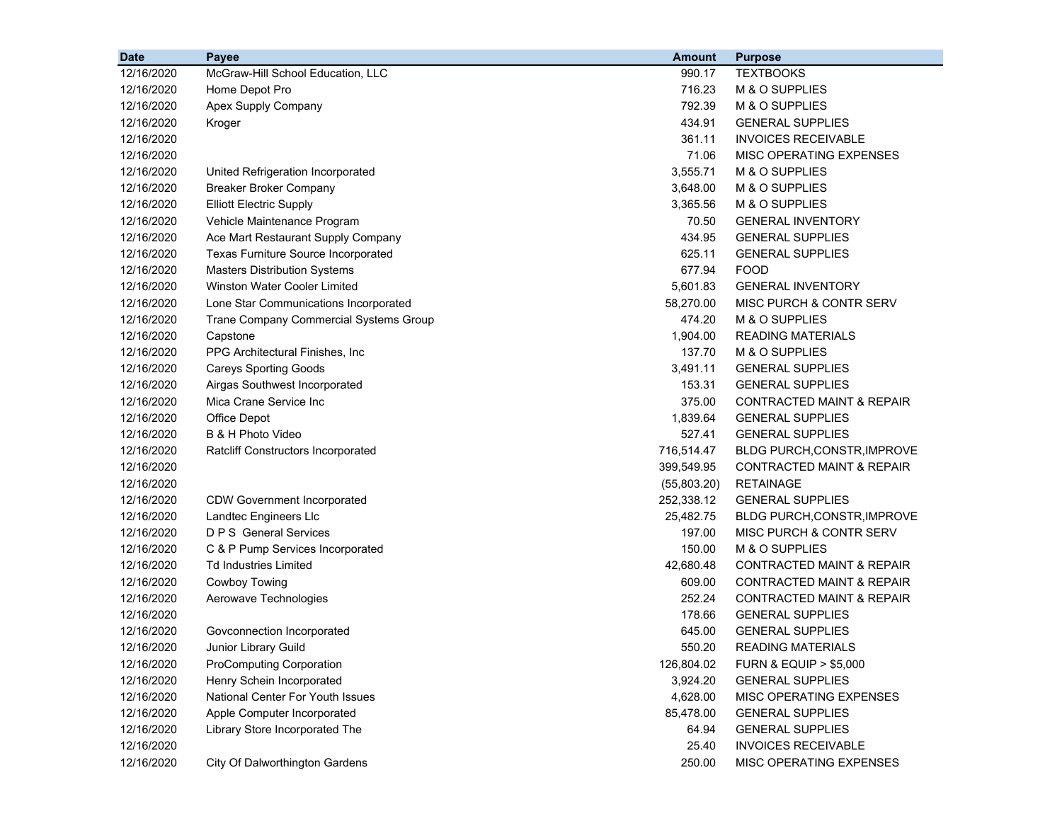| Date | Payee | Amount | Purpose |
|---|---|---|---|
| 12/16/2020 | McGraw-Hill School Education, LLC | 990.17 | TEXTBOOKS |
| 12/16/2020 | Home Depot Pro | 716.23 | M & O SUPPLIES |
| 12/16/2020 | Apex Supply Company | 792.39 | M & O SUPPLIES |
| 12/16/2020 | Kroger | 434.91 | GENERAL SUPPLIES |
| 12/16/2020 | | 361.11 | INVOICES RECEIVABLE |
| 12/16/2020 | | 71.06 | MISC OPERATING EXPENSES |
| 12/16/2020 | United Refrigeration Incorporated | 3,555.71 | M & O SUPPLIES |
| 12/16/2020 | Breaker Broker Company | 3,648.00 | M & O SUPPLIES |
| 12/16/2020 | Elliott Electric Supply | 3,365.56 | M & O SUPPLIES |
| 12/16/2020 | Vehicle Maintenance Program | 70.50 | GENERAL INVENTORY |
| 12/16/2020 | Ace Mart Restaurant Supply Company | 434.95 | GENERAL SUPPLIES |
| 12/16/2020 | Texas Furniture Source Incorporated | 625.11 | GENERAL SUPPLIES |
| 12/16/2020 | Masters Distribution Systems | 677.94 | FOOD |
| 12/16/2020 | Winston Water Cooler Limited | 5,601.83 | GENERAL INVENTORY |
| 12/16/2020 | Lone Star Communications Incorporated | 58,270.00 | MISC PURCH & CONTR SERV |
| 12/16/2020 | Trane Company Commercial Systems Group | 474.20 | M & O SUPPLIES |
| 12/16/2020 | Capstone | 1,904.00 | READING MATERIALS |
| 12/16/2020 | PPG Architectural Finishes, Inc | 137.70 | M & O SUPPLIES |
| 12/16/2020 | Careys Sporting Goods | 3,491.11 | GENERAL SUPPLIES |
| 12/16/2020 | Airgas Southwest Incorporated | 153.31 | GENERAL SUPPLIES |
| 12/16/2020 | Mica Crane Service Inc | 375.00 | CONTRACTED MAINT & REPAIR |
| 12/16/2020 | Office Depot | 1,839.64 | GENERAL SUPPLIES |
| 12/16/2020 | B & H Photo Video | 527.41 | GENERAL SUPPLIES |
| 12/16/2020 | Ratcliff Constructors Incorporated | 716,514.47 | BLDG PURCH,CONSTR,IMPROVE |
| 12/16/2020 | | 399,549.95 | CONTRACTED MAINT & REPAIR |
| 12/16/2020 | | (55,803.20) | RETAINAGE |
| 12/16/2020 | CDW Government Incorporated | 252,338.12 | GENERAL SUPPLIES |
| 12/16/2020 | Landtec Engineers Llc | 25,482.75 | BLDG PURCH,CONSTR,IMPROVE |
| 12/16/2020 | D P S General Services | 197.00 | MISC PURCH & CONTR SERV |
| 12/16/2020 | C & P Pump Services Incorporated | 150.00 | M & O SUPPLIES |
| 12/16/2020 | Td Industries Limited | 42,680.48 | CONTRACTED MAINT & REPAIR |
| 12/16/2020 | Cowboy Towing | 609.00 | CONTRACTED MAINT & REPAIR |
| 12/16/2020 | Aerowave Technologies | 252.24 | CONTRACTED MAINT & REPAIR |
| 12/16/2020 | | 178.66 | GENERAL SUPPLIES |
| 12/16/2020 | Govconnection Incorporated | 645.00 | GENERAL SUPPLIES |
| 12/16/2020 | Junior Library Guild | 550.20 | READING MATERIALS |
| 12/16/2020 | ProComputing Corporation | 126,804.02 | FURN & EQUIP > $5,000 |
| 12/16/2020 | Henry Schein Incorporated | 3,924.20 | GENERAL SUPPLIES |
| 12/16/2020 | National Center For Youth Issues | 4,628.00 | MISC OPERATING EXPENSES |
| 12/16/2020 | Apple Computer Incorporated | 85,478.00 | GENERAL SUPPLIES |
| 12/16/2020 | Library Store Incorporated The | 64.94 | GENERAL SUPPLIES |
| 12/16/2020 | | 25.40 | INVOICES RECEIVABLE |
| 12/16/2020 | City Of Dalworthington Gardens | 250.00 | MISC OPERATING EXPENSES |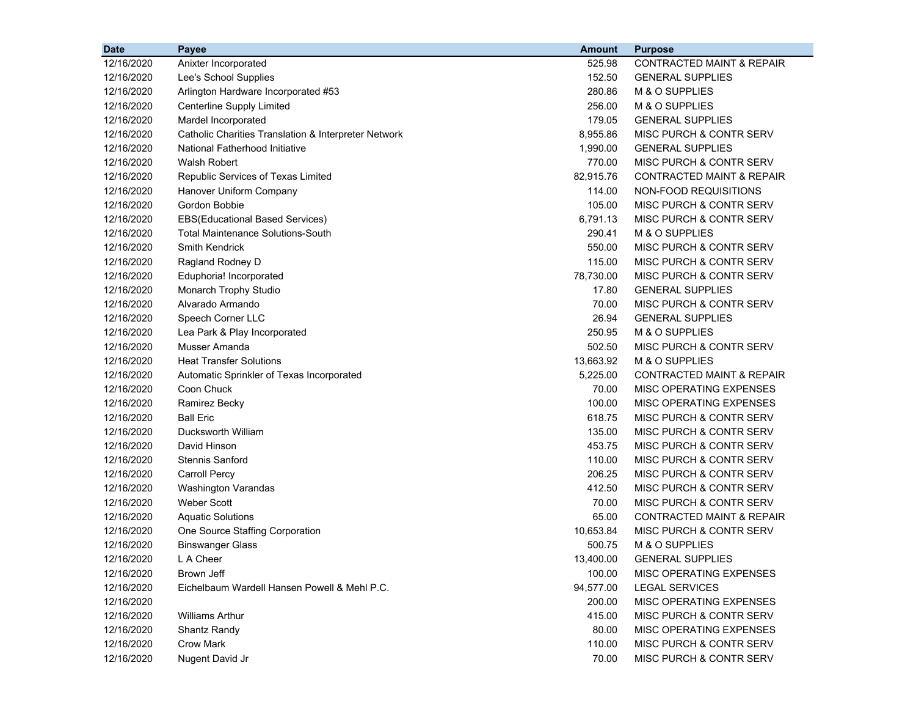| Date | Payee | Amount | Purpose |
| --- | --- | --- | --- |
| 12/16/2020 | Anixter Incorporated | 525.98 | CONTRACTED MAINT & REPAIR |
| 12/16/2020 | Lee's School Supplies | 152.50 | GENERAL SUPPLIES |
| 12/16/2020 | Arlington Hardware Incorporated #53 | 280.86 | M & O SUPPLIES |
| 12/16/2020 | Centerline Supply Limited | 256.00 | M & O SUPPLIES |
| 12/16/2020 | Mardel Incorporated | 179.05 | GENERAL SUPPLIES |
| 12/16/2020 | Catholic Charities Translation & Interpreter Network | 8,955.86 | MISC PURCH & CONTR SERV |
| 12/16/2020 | National Fatherhood Initiative | 1,990.00 | GENERAL SUPPLIES |
| 12/16/2020 | Walsh Robert | 770.00 | MISC PURCH & CONTR SERV |
| 12/16/2020 | Republic Services of Texas Limited | 82,915.76 | CONTRACTED MAINT & REPAIR |
| 12/16/2020 | Hanover Uniform Company | 114.00 | NON-FOOD REQUISITIONS |
| 12/16/2020 | Gordon Bobbie | 105.00 | MISC PURCH & CONTR SERV |
| 12/16/2020 | EBS(Educational Based Services) | 6,791.13 | MISC PURCH & CONTR SERV |
| 12/16/2020 | Total Maintenance Solutions-South | 290.41 | M & O SUPPLIES |
| 12/16/2020 | Smith Kendrick | 550.00 | MISC PURCH & CONTR SERV |
| 12/16/2020 | Ragland Rodney D | 115.00 | MISC PURCH & CONTR SERV |
| 12/16/2020 | Eduphoria! Incorporated | 78,730.00 | MISC PURCH & CONTR SERV |
| 12/16/2020 | Monarch Trophy Studio | 17.80 | GENERAL SUPPLIES |
| 12/16/2020 | Alvarado Armando | 70.00 | MISC PURCH & CONTR SERV |
| 12/16/2020 | Speech Corner LLC | 26.94 | GENERAL SUPPLIES |
| 12/16/2020 | Lea Park & Play Incorporated | 250.95 | M & O SUPPLIES |
| 12/16/2020 | Musser Amanda | 502.50 | MISC PURCH & CONTR SERV |
| 12/16/2020 | Heat Transfer Solutions | 13,663.92 | M & O SUPPLIES |
| 12/16/2020 | Automatic Sprinkler of Texas Incorporated | 5,225.00 | CONTRACTED MAINT & REPAIR |
| 12/16/2020 | Coon Chuck | 70.00 | MISC OPERATING EXPENSES |
| 12/16/2020 | Ramirez Becky | 100.00 | MISC OPERATING EXPENSES |
| 12/16/2020 | Ball Eric | 618.75 | MISC PURCH & CONTR SERV |
| 12/16/2020 | Ducksworth William | 135.00 | MISC PURCH & CONTR SERV |
| 12/16/2020 | David Hinson | 453.75 | MISC PURCH & CONTR SERV |
| 12/16/2020 | Stennis Sanford | 110.00 | MISC PURCH & CONTR SERV |
| 12/16/2020 | Carroll Percy | 206.25 | MISC PURCH & CONTR SERV |
| 12/16/2020 | Washington Varandas | 412.50 | MISC PURCH & CONTR SERV |
| 12/16/2020 | Weber Scott | 70.00 | MISC PURCH & CONTR SERV |
| 12/16/2020 | Aquatic Solutions | 65.00 | CONTRACTED MAINT & REPAIR |
| 12/16/2020 | One Source Staffing Corporation | 10,653.84 | MISC PURCH & CONTR SERV |
| 12/16/2020 | Binswanger Glass | 500.75 | M & O SUPPLIES |
| 12/16/2020 | L A Cheer | 13,400.00 | GENERAL SUPPLIES |
| 12/16/2020 | Brown Jeff | 100.00 | MISC OPERATING EXPENSES |
| 12/16/2020 | Eichelbaum Wardell Hansen Powell & Mehl P.C. | 94,577.00 | LEGAL SERVICES |
| 12/16/2020 | | 200.00 | MISC OPERATING EXPENSES |
| 12/16/2020 | Williams Arthur | 415.00 | MISC PURCH & CONTR SERV |
| 12/16/2020 | Shantz Randy | 80.00 | MISC OPERATING EXPENSES |
| 12/16/2020 | Crow Mark | 110.00 | MISC PURCH & CONTR SERV |
| 12/16/2020 | Nugent David Jr | 70.00 | MISC PURCH & CONTR SERV |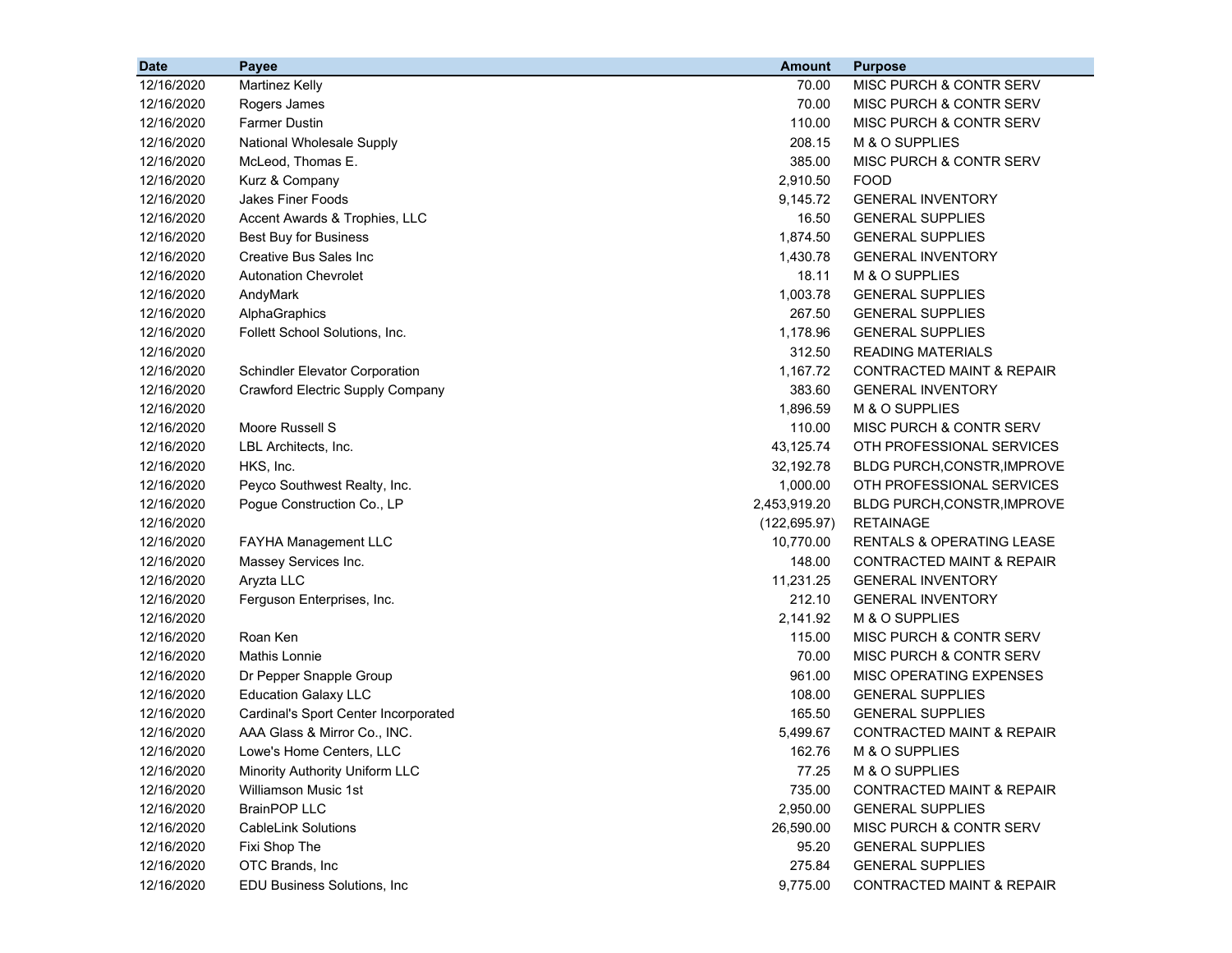| Date | Payee | Amount | Purpose |
|---|---|---|---|
| 12/16/2020 | Martinez Kelly | 70.00 | MISC PURCH & CONTR SERV |
| 12/16/2020 | Rogers James | 70.00 | MISC PURCH & CONTR SERV |
| 12/16/2020 | Farmer Dustin | 110.00 | MISC PURCH & CONTR SERV |
| 12/16/2020 | National Wholesale Supply | 208.15 | M & O SUPPLIES |
| 12/16/2020 | McLeod, Thomas E. | 385.00 | MISC PURCH & CONTR SERV |
| 12/16/2020 | Kurz & Company | 2,910.50 | FOOD |
| 12/16/2020 | Jakes Finer Foods | 9,145.72 | GENERAL INVENTORY |
| 12/16/2020 | Accent Awards & Trophies, LLC | 16.50 | GENERAL SUPPLIES |
| 12/16/2020 | Best Buy for Business | 1,874.50 | GENERAL SUPPLIES |
| 12/16/2020 | Creative Bus Sales Inc | 1,430.78 | GENERAL INVENTORY |
| 12/16/2020 | Autonation Chevrolet | 18.11 | M & O SUPPLIES |
| 12/16/2020 | AndyMark | 1,003.78 | GENERAL SUPPLIES |
| 12/16/2020 | AlphaGraphics | 267.50 | GENERAL SUPPLIES |
| 12/16/2020 | Follett School Solutions, Inc. | 1,178.96 | GENERAL SUPPLIES |
| 12/16/2020 | | 312.50 | READING MATERIALS |
| 12/16/2020 | Schindler Elevator Corporation | 1,167.72 | CONTRACTED MAINT & REPAIR |
| 12/16/2020 | Crawford Electric Supply Company | 383.60 | GENERAL INVENTORY |
| 12/16/2020 | | 1,896.59 | M & O SUPPLIES |
| 12/16/2020 | Moore Russell S | 110.00 | MISC PURCH & CONTR SERV |
| 12/16/2020 | LBL Architects, Inc. | 43,125.74 | OTH PROFESSIONAL SERVICES |
| 12/16/2020 | HKS, Inc. | 32,192.78 | BLDG PURCH,CONSTR,IMPROVE |
| 12/16/2020 | Peyco Southwest Realty, Inc. | 1,000.00 | OTH PROFESSIONAL SERVICES |
| 12/16/2020 | Pogue Construction Co., LP | 2,453,919.20 | BLDG PURCH,CONSTR,IMPROVE |
| 12/16/2020 | | (122,695.97) | RETAINAGE |
| 12/16/2020 | FAYHA Management LLC | 10,770.00 | RENTALS & OPERATING LEASE |
| 12/16/2020 | Massey Services Inc. | 148.00 | CONTRACTED MAINT & REPAIR |
| 12/16/2020 | Aryzta LLC | 11,231.25 | GENERAL INVENTORY |
| 12/16/2020 | Ferguson Enterprises, Inc. | 212.10 | GENERAL INVENTORY |
| 12/16/2020 | | 2,141.92 | M & O SUPPLIES |
| 12/16/2020 | Roan Ken | 115.00 | MISC PURCH & CONTR SERV |
| 12/16/2020 | Mathis Lonnie | 70.00 | MISC PURCH & CONTR SERV |
| 12/16/2020 | Dr Pepper Snapple Group | 961.00 | MISC OPERATING EXPENSES |
| 12/16/2020 | Education Galaxy LLC | 108.00 | GENERAL SUPPLIES |
| 12/16/2020 | Cardinal's Sport Center Incorporated | 165.50 | GENERAL SUPPLIES |
| 12/16/2020 | AAA Glass & Mirror Co., INC. | 5,499.67 | CONTRACTED MAINT & REPAIR |
| 12/16/2020 | Lowe's Home Centers, LLC | 162.76 | M & O SUPPLIES |
| 12/16/2020 | Minority Authority Uniform LLC | 77.25 | M & O SUPPLIES |
| 12/16/2020 | Williamson Music 1st | 735.00 | CONTRACTED MAINT & REPAIR |
| 12/16/2020 | BrainPOP LLC | 2,950.00 | GENERAL SUPPLIES |
| 12/16/2020 | CableLink Solutions | 26,590.00 | MISC PURCH & CONTR SERV |
| 12/16/2020 | Fixi Shop The | 95.20 | GENERAL SUPPLIES |
| 12/16/2020 | OTC Brands, Inc | 275.84 | GENERAL SUPPLIES |
| 12/16/2020 | EDU Business Solutions, Inc | 9,775.00 | CONTRACTED MAINT & REPAIR |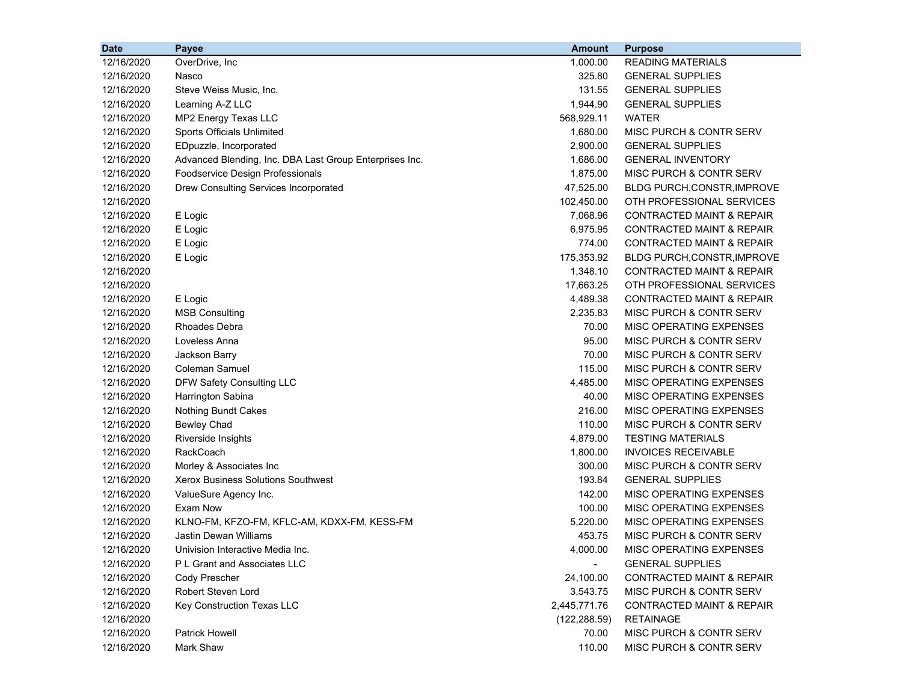| Date | Payee | Amount | Purpose |
|---|---|---:|---|
| 12/16/2020 | OverDrive, Inc | 1,000.00 | READING MATERIALS |
| 12/16/2020 | Nasco | 325.80 | GENERAL SUPPLIES |
| 12/16/2020 | Steve Weiss Music, Inc. | 131.55 | GENERAL SUPPLIES |
| 12/16/2020 | Learning A-Z LLC | 1,944.90 | GENERAL SUPPLIES |
| 12/16/2020 | MP2 Energy Texas LLC | 568,929.11 | WATER |
| 12/16/2020 | Sports Officials Unlimited | 1,680.00 | MISC PURCH & CONTR SERV |
| 12/16/2020 | EDpuzzle, Incorporated | 2,900.00 | GENERAL SUPPLIES |
| 12/16/2020 | Advanced Blending, Inc. DBA Last Group Enterprises Inc. | 1,686.00 | GENERAL INVENTORY |
| 12/16/2020 | Foodservice Design Professionals | 1,875.00 | MISC PURCH & CONTR SERV |
| 12/16/2020 | Drew Consulting Services Incorporated | 47,525.00 | BLDG PURCH,CONSTR,IMPROVE |
| 12/16/2020 | | 102,450.00 | OTH PROFESSIONAL SERVICES |
| 12/16/2020 | E Logic | 7,068.96 | CONTRACTED MAINT & REPAIR |
| 12/16/2020 | E Logic | 6,975.95 | CONTRACTED MAINT & REPAIR |
| 12/16/2020 | E Logic | 774.00 | CONTRACTED MAINT & REPAIR |
| 12/16/2020 | E Logic | 175,353.92 | BLDG PURCH,CONSTR,IMPROVE |
| 12/16/2020 | | 1,348.10 | CONTRACTED MAINT & REPAIR |
| 12/16/2020 | | 17,663.25 | OTH PROFESSIONAL SERVICES |
| 12/16/2020 | E Logic | 4,489.38 | CONTRACTED MAINT & REPAIR |
| 12/16/2020 | MSB Consulting | 2,235.83 | MISC PURCH & CONTR SERV |
| 12/16/2020 | Rhoades Debra | 70.00 | MISC OPERATING EXPENSES |
| 12/16/2020 | Loveless Anna | 95.00 | MISC PURCH & CONTR SERV |
| 12/16/2020 | Jackson Barry | 70.00 | MISC PURCH & CONTR SERV |
| 12/16/2020 | Coleman Samuel | 115.00 | MISC PURCH & CONTR SERV |
| 12/16/2020 | DFW Safety Consulting LLC | 4,485.00 | MISC OPERATING EXPENSES |
| 12/16/2020 | Harrington Sabina | 40.00 | MISC OPERATING EXPENSES |
| 12/16/2020 | Nothing Bundt Cakes | 216.00 | MISC OPERATING EXPENSES |
| 12/16/2020 | Bewley Chad | 110.00 | MISC PURCH & CONTR SERV |
| 12/16/2020 | Riverside Insights | 4,879.00 | TESTING MATERIALS |
| 12/16/2020 | RackCoach | 1,800.00 | INVOICES RECEIVABLE |
| 12/16/2020 | Morley & Associates Inc | 300.00 | MISC PURCH & CONTR SERV |
| 12/16/2020 | Xerox Business Solutions Southwest | 193.84 | GENERAL SUPPLIES |
| 12/16/2020 | ValueSure Agency Inc. | 142.00 | MISC OPERATING EXPENSES |
| 12/16/2020 | Exam Now | 100.00 | MISC OPERATING EXPENSES |
| 12/16/2020 | KLNO-FM, KFZO-FM, KFLC-AM, KDXX-FM, KESS-FM | 5,220.00 | MISC OPERATING EXPENSES |
| 12/16/2020 | Jastin Dewan Williams | 453.75 | MISC PURCH & CONTR SERV |
| 12/16/2020 | Univision Interactive Media Inc. | 4,000.00 | MISC OPERATING EXPENSES |
| 12/16/2020 | P L Grant and Associates LLC | - | GENERAL SUPPLIES |
| 12/16/2020 | Cody Prescher | 24,100.00 | CONTRACTED MAINT & REPAIR |
| 12/16/2020 | Robert Steven Lord | 3,543.75 | MISC PURCH & CONTR SERV |
| 12/16/2020 | Key Construction Texas LLC | 2,445,771.76 | CONTRACTED MAINT & REPAIR |
| 12/16/2020 | | (122,288.59) | RETAINAGE |
| 12/16/2020 | Patrick Howell | 70.00 | MISC PURCH & CONTR SERV |
| 12/16/2020 | Mark Shaw | 110.00 | MISC PURCH & CONTR SERV |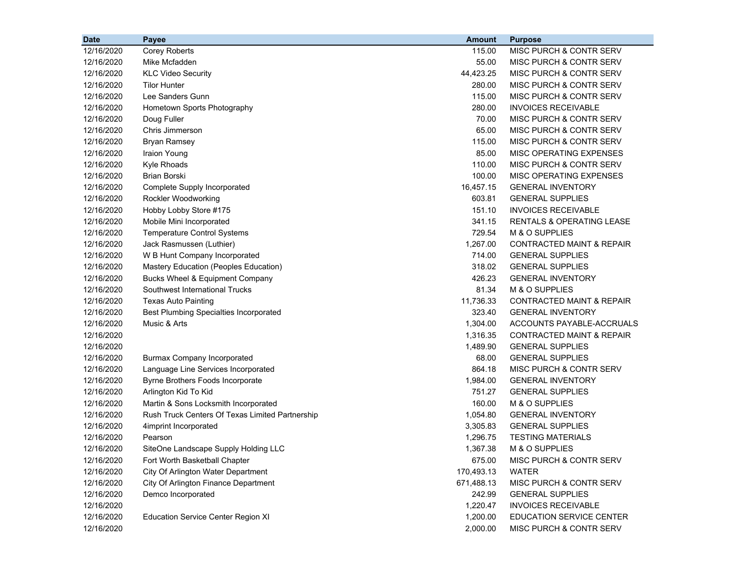| Date | Payee | Amount | Purpose |
|---|---|---|---|
| 12/16/2020 | Corey Roberts | 115.00 | MISC PURCH & CONTR SERV |
| 12/16/2020 | Mike Mcfadden | 55.00 | MISC PURCH & CONTR SERV |
| 12/16/2020 | KLC Video Security | 44,423.25 | MISC PURCH & CONTR SERV |
| 12/16/2020 | Tilor Hunter | 280.00 | MISC PURCH & CONTR SERV |
| 12/16/2020 | Lee Sanders Gunn | 115.00 | MISC PURCH & CONTR SERV |
| 12/16/2020 | Hometown Sports Photography | 280.00 | INVOICES RECEIVABLE |
| 12/16/2020 | Doug Fuller | 70.00 | MISC PURCH & CONTR SERV |
| 12/16/2020 | Chris Jimmerson | 65.00 | MISC PURCH & CONTR SERV |
| 12/16/2020 | Bryan Ramsey | 115.00 | MISC PURCH & CONTR SERV |
| 12/16/2020 | Iraion Young | 85.00 | MISC OPERATING EXPENSES |
| 12/16/2020 | Kyle Rhoads | 110.00 | MISC PURCH & CONTR SERV |
| 12/16/2020 | Brian Borski | 100.00 | MISC OPERATING EXPENSES |
| 12/16/2020 | Complete Supply Incorporated | 16,457.15 | GENERAL INVENTORY |
| 12/16/2020 | Rockler Woodworking | 603.81 | GENERAL SUPPLIES |
| 12/16/2020 | Hobby Lobby Store #175 | 151.10 | INVOICES RECEIVABLE |
| 12/16/2020 | Mobile Mini Incorporated | 341.15 | RENTALS & OPERATING LEASE |
| 12/16/2020 | Temperature Control Systems | 729.54 | M & O SUPPLIES |
| 12/16/2020 | Jack Rasmussen (Luthier) | 1,267.00 | CONTRACTED MAINT & REPAIR |
| 12/16/2020 | W B Hunt Company Incorporated | 714.00 | GENERAL SUPPLIES |
| 12/16/2020 | Mastery Education (Peoples Education) | 318.02 | GENERAL SUPPLIES |
| 12/16/2020 | Bucks Wheel & Equipment Company | 426.23 | GENERAL INVENTORY |
| 12/16/2020 | Southwest International Trucks | 81.34 | M & O SUPPLIES |
| 12/16/2020 | Texas Auto Painting | 11,736.33 | CONTRACTED MAINT & REPAIR |
| 12/16/2020 | Best Plumbing Specialties Incorporated | 323.40 | GENERAL INVENTORY |
| 12/16/2020 | Music & Arts | 1,304.00 | ACCOUNTS PAYABLE-ACCRUALS |
| 12/16/2020 | | 1,316.35 | CONTRACTED MAINT & REPAIR |
| 12/16/2020 | | 1,489.90 | GENERAL SUPPLIES |
| 12/16/2020 | Burmax Company Incorporated | 68.00 | GENERAL SUPPLIES |
| 12/16/2020 | Language Line Services Incorporated | 864.18 | MISC PURCH & CONTR SERV |
| 12/16/2020 | Byrne Brothers Foods Incorporate | 1,984.00 | GENERAL INVENTORY |
| 12/16/2020 | Arlington Kid To Kid | 751.27 | GENERAL SUPPLIES |
| 12/16/2020 | Martin & Sons Locksmith Incorporated | 160.00 | M & O SUPPLIES |
| 12/16/2020 | Rush Truck Centers Of Texas Limited Partnership | 1,054.80 | GENERAL INVENTORY |
| 12/16/2020 | 4imprint Incorporated | 3,305.83 | GENERAL SUPPLIES |
| 12/16/2020 | Pearson | 1,296.75 | TESTING MATERIALS |
| 12/16/2020 | SiteOne Landscape Supply Holding LLC | 1,367.38 | M & O SUPPLIES |
| 12/16/2020 | Fort Worth Basketball Chapter | 675.00 | MISC PURCH & CONTR SERV |
| 12/16/2020 | City Of Arlington Water Department | 170,493.13 | WATER |
| 12/16/2020 | City Of Arlington Finance Department | 671,488.13 | MISC PURCH & CONTR SERV |
| 12/16/2020 | Demco Incorporated | 242.99 | GENERAL SUPPLIES |
| 12/16/2020 | | 1,220.47 | INVOICES RECEIVABLE |
| 12/16/2020 | Education Service Center Region XI | 1,200.00 | EDUCATION SERVICE CENTER |
| 12/16/2020 | | 2,000.00 | MISC PURCH & CONTR SERV |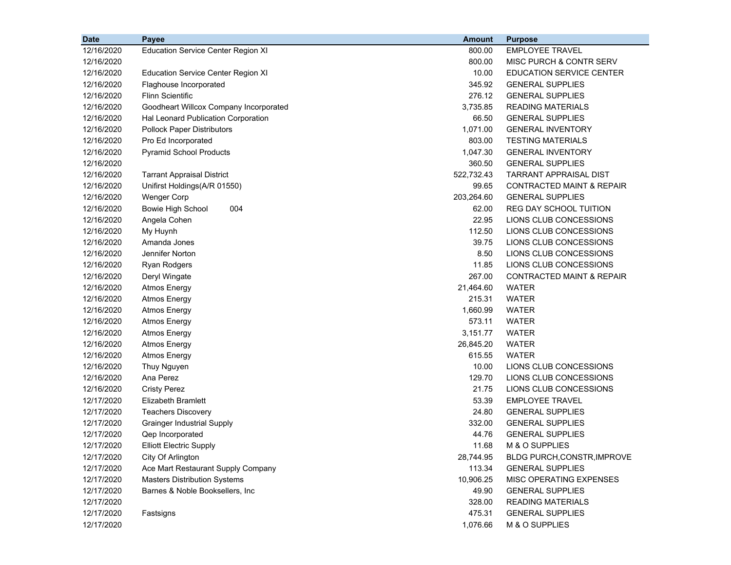| Date | Payee | Amount | Purpose |
|---|---|---:|---|
| 12/16/2020 | Education Service Center Region XI | 800.00 | EMPLOYEE TRAVEL |
| 12/16/2020 | | 800.00 | MISC PURCH & CONTR SERV |
| 12/16/2020 | Education Service Center Region XI | 10.00 | EDUCATION SERVICE CENTER |
| 12/16/2020 | Flaghouse Incorporated | 345.92 | GENERAL SUPPLIES |
| 12/16/2020 | Flinn Scientific | 276.12 | GENERAL SUPPLIES |
| 12/16/2020 | Goodheart Willcox Company Incorporated | 3,735.85 | READING MATERIALS |
| 12/16/2020 | Hal Leonard Publication Corporation | 66.50 | GENERAL SUPPLIES |
| 12/16/2020 | Pollock Paper Distributors | 1,071.00 | GENERAL INVENTORY |
| 12/16/2020 | Pro Ed Incorporated | 803.00 | TESTING MATERIALS |
| 12/16/2020 | Pyramid School Products | 1,047.30 | GENERAL INVENTORY |
| 12/16/2020 | | 360.50 | GENERAL SUPPLIES |
| 12/16/2020 | Tarrant Appraisal District | 522,732.43 | TARRANT APPRAISAL DIST |
| 12/16/2020 | Unifirst Holdings(A/R 01550) | 99.65 | CONTRACTED MAINT & REPAIR |
| 12/16/2020 | Wenger Corp | 203,264.60 | GENERAL SUPPLIES |
| 12/16/2020 | Bowie High School 004 | 62.00 | REG DAY SCHOOL TUITION |
| 12/16/2020 | Angela Cohen | 22.95 | LIONS CLUB CONCESSIONS |
| 12/16/2020 | My Huynh | 112.50 | LIONS CLUB CONCESSIONS |
| 12/16/2020 | Amanda Jones | 39.75 | LIONS CLUB CONCESSIONS |
| 12/16/2020 | Jennifer Norton | 8.50 | LIONS CLUB CONCESSIONS |
| 12/16/2020 | Ryan Rodgers | 11.85 | LIONS CLUB CONCESSIONS |
| 12/16/2020 | Deryl Wingate | 267.00 | CONTRACTED MAINT & REPAIR |
| 12/16/2020 | Atmos Energy | 21,464.60 | WATER |
| 12/16/2020 | Atmos Energy | 215.31 | WATER |
| 12/16/2020 | Atmos Energy | 1,660.99 | WATER |
| 12/16/2020 | Atmos Energy | 573.11 | WATER |
| 12/16/2020 | Atmos Energy | 3,151.77 | WATER |
| 12/16/2020 | Atmos Energy | 26,845.20 | WATER |
| 12/16/2020 | Atmos Energy | 615.55 | WATER |
| 12/16/2020 | Thuy Nguyen | 10.00 | LIONS CLUB CONCESSIONS |
| 12/16/2020 | Ana Perez | 129.70 | LIONS CLUB CONCESSIONS |
| 12/16/2020 | Cristy Perez | 21.75 | LIONS CLUB CONCESSIONS |
| 12/17/2020 | Elizabeth Bramlett | 53.39 | EMPLOYEE TRAVEL |
| 12/17/2020 | Teachers Discovery | 24.80 | GENERAL SUPPLIES |
| 12/17/2020 | Grainger Industrial Supply | 332.00 | GENERAL SUPPLIES |
| 12/17/2020 | Qep Incorporated | 44.76 | GENERAL SUPPLIES |
| 12/17/2020 | Elliott Electric Supply | 11.68 | M & O SUPPLIES |
| 12/17/2020 | City Of Arlington | 28,744.95 | BLDG PURCH,CONSTR,IMPROVE |
| 12/17/2020 | Ace Mart Restaurant Supply Company | 113.34 | GENERAL SUPPLIES |
| 12/17/2020 | Masters Distribution Systems | 10,906.25 | MISC OPERATING EXPENSES |
| 12/17/2020 | Barnes & Noble Booksellers, Inc | 49.90 | GENERAL SUPPLIES |
| 12/17/2020 | | 328.00 | READING MATERIALS |
| 12/17/2020 | Fastsigns | 475.31 | GENERAL SUPPLIES |
| 12/17/2020 | | 1,076.66 | M & O SUPPLIES |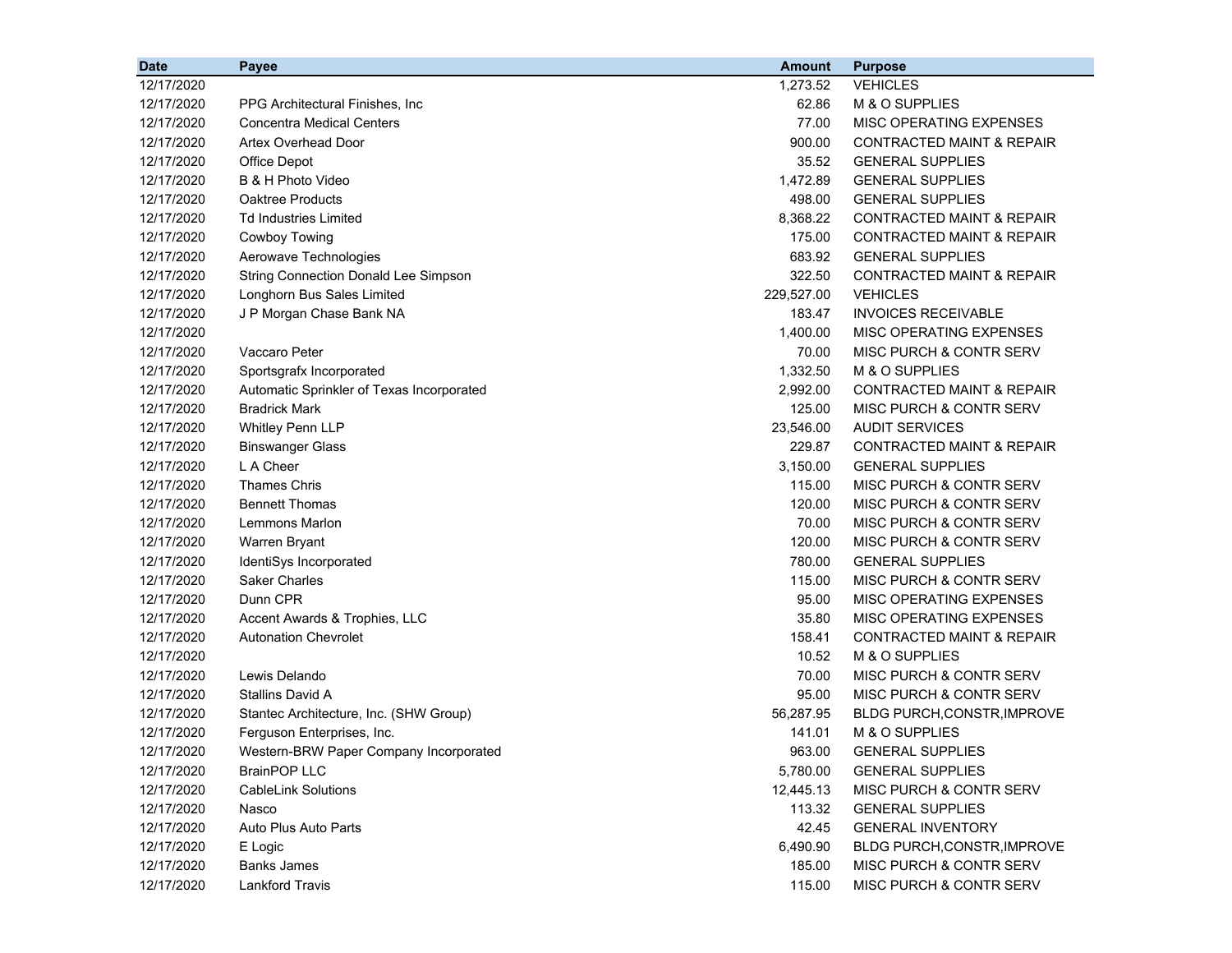| Date | Payee | Amount | Purpose |
|---|---|---|---|
| 12/17/2020 | | 1,273.52 | VEHICLES |
| 12/17/2020 | PPG Architectural Finishes, Inc | 62.86 | M & O SUPPLIES |
| 12/17/2020 | Concentra Medical Centers | 77.00 | MISC OPERATING EXPENSES |
| 12/17/2020 | Artex Overhead Door | 900.00 | CONTRACTED MAINT & REPAIR |
| 12/17/2020 | Office Depot | 35.52 | GENERAL SUPPLIES |
| 12/17/2020 | B & H Photo Video | 1,472.89 | GENERAL SUPPLIES |
| 12/17/2020 | Oaktree Products | 498.00 | GENERAL SUPPLIES |
| 12/17/2020 | Td Industries Limited | 8,368.22 | CONTRACTED MAINT & REPAIR |
| 12/17/2020 | Cowboy Towing | 175.00 | CONTRACTED MAINT & REPAIR |
| 12/17/2020 | Aerowave Technologies | 683.92 | GENERAL SUPPLIES |
| 12/17/2020 | String Connection Donald Lee Simpson | 322.50 | CONTRACTED MAINT & REPAIR |
| 12/17/2020 | Longhorn Bus Sales Limited | 229,527.00 | VEHICLES |
| 12/17/2020 | J P Morgan Chase Bank NA | 183.47 | INVOICES RECEIVABLE |
| 12/17/2020 | | 1,400.00 | MISC OPERATING EXPENSES |
| 12/17/2020 | Vaccaro Peter | 70.00 | MISC PURCH & CONTR SERV |
| 12/17/2020 | Sportsgrafx Incorporated | 1,332.50 | M & O SUPPLIES |
| 12/17/2020 | Automatic Sprinkler of Texas Incorporated | 2,992.00 | CONTRACTED MAINT & REPAIR |
| 12/17/2020 | Bradrick Mark | 125.00 | MISC PURCH & CONTR SERV |
| 12/17/2020 | Whitley Penn LLP | 23,546.00 | AUDIT SERVICES |
| 12/17/2020 | Binswanger Glass | 229.87 | CONTRACTED MAINT & REPAIR |
| 12/17/2020 | L A Cheer | 3,150.00 | GENERAL SUPPLIES |
| 12/17/2020 | Thames Chris | 115.00 | MISC PURCH & CONTR SERV |
| 12/17/2020 | Bennett Thomas | 120.00 | MISC PURCH & CONTR SERV |
| 12/17/2020 | Lemmons Marlon | 70.00 | MISC PURCH & CONTR SERV |
| 12/17/2020 | Warren Bryant | 120.00 | MISC PURCH & CONTR SERV |
| 12/17/2020 | IdentiSys Incorporated | 780.00 | GENERAL SUPPLIES |
| 12/17/2020 | Saker Charles | 115.00 | MISC PURCH & CONTR SERV |
| 12/17/2020 | Dunn CPR | 95.00 | MISC OPERATING EXPENSES |
| 12/17/2020 | Accent Awards & Trophies, LLC | 35.80 | MISC OPERATING EXPENSES |
| 12/17/2020 | Autonation Chevrolet | 158.41 | CONTRACTED MAINT & REPAIR |
| 12/17/2020 | | 10.52 | M & O SUPPLIES |
| 12/17/2020 | Lewis Delando | 70.00 | MISC PURCH & CONTR SERV |
| 12/17/2020 | Stallins David A | 95.00 | MISC PURCH & CONTR SERV |
| 12/17/2020 | Stantec Architecture, Inc. (SHW Group) | 56,287.95 | BLDG PURCH,CONSTR,IMPROVE |
| 12/17/2020 | Ferguson Enterprises, Inc. | 141.01 | M & O SUPPLIES |
| 12/17/2020 | Western-BRW Paper Company Incorporated | 963.00 | GENERAL SUPPLIES |
| 12/17/2020 | BrainPOP LLC | 5,780.00 | GENERAL SUPPLIES |
| 12/17/2020 | CableLink Solutions | 12,445.13 | MISC PURCH & CONTR SERV |
| 12/17/2020 | Nasco | 113.32 | GENERAL SUPPLIES |
| 12/17/2020 | Auto Plus Auto Parts | 42.45 | GENERAL INVENTORY |
| 12/17/2020 | E Logic | 6,490.90 | BLDG PURCH,CONSTR,IMPROVE |
| 12/17/2020 | Banks James | 185.00 | MISC PURCH & CONTR SERV |
| 12/17/2020 | Lankford Travis | 115.00 | MISC PURCH & CONTR SERV |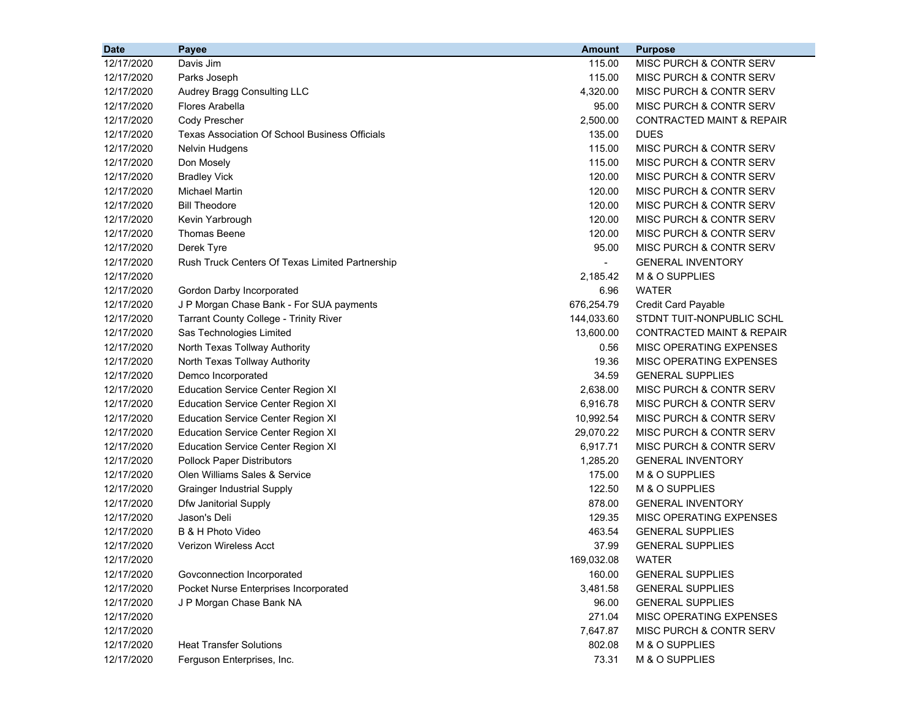| Date | Payee | Amount | Purpose |
|---|---|---|---|
| 12/17/2020 | Davis Jim | 115.00 | MISC PURCH & CONTR SERV |
| 12/17/2020 | Parks Joseph | 115.00 | MISC PURCH & CONTR SERV |
| 12/17/2020 | Audrey Bragg Consulting LLC | 4,320.00 | MISC PURCH & CONTR SERV |
| 12/17/2020 | Flores Arabella | 95.00 | MISC PURCH & CONTR SERV |
| 12/17/2020 | Cody Prescher | 2,500.00 | CONTRACTED MAINT & REPAIR |
| 12/17/2020 | Texas Association Of School Business Officials | 135.00 | DUES |
| 12/17/2020 | Nelvin Hudgens | 115.00 | MISC PURCH & CONTR SERV |
| 12/17/2020 | Don Mosely | 115.00 | MISC PURCH & CONTR SERV |
| 12/17/2020 | Bradley Vick | 120.00 | MISC PURCH & CONTR SERV |
| 12/17/2020 | Michael Martin | 120.00 | MISC PURCH & CONTR SERV |
| 12/17/2020 | Bill Theodore | 120.00 | MISC PURCH & CONTR SERV |
| 12/17/2020 | Kevin Yarbrough | 120.00 | MISC PURCH & CONTR SERV |
| 12/17/2020 | Thomas Beene | 120.00 | MISC PURCH & CONTR SERV |
| 12/17/2020 | Derek Tyre | 95.00 | MISC PURCH & CONTR SERV |
| 12/17/2020 | Rush Truck Centers Of Texas Limited Partnership | - | GENERAL INVENTORY |
| 12/17/2020 | | 2,185.42 | M & O SUPPLIES |
| 12/17/2020 | Gordon Darby Incorporated | 6.96 | WATER |
| 12/17/2020 | J P Morgan Chase Bank - For SUA payments | 676,254.79 | Credit Card Payable |
| 12/17/2020 | Tarrant County College - Trinity River | 144,033.60 | STDNT TUIT-NONPUBLIC SCHL |
| 12/17/2020 | Sas Technologies Limited | 13,600.00 | CONTRACTED MAINT & REPAIR |
| 12/17/2020 | North Texas Tollway Authority | 0.56 | MISC OPERATING EXPENSES |
| 12/17/2020 | North Texas Tollway Authority | 19.36 | MISC OPERATING EXPENSES |
| 12/17/2020 | Demco Incorporated | 34.59 | GENERAL SUPPLIES |
| 12/17/2020 | Education Service Center Region XI | 2,638.00 | MISC PURCH & CONTR SERV |
| 12/17/2020 | Education Service Center Region XI | 6,916.78 | MISC PURCH & CONTR SERV |
| 12/17/2020 | Education Service Center Region XI | 10,992.54 | MISC PURCH & CONTR SERV |
| 12/17/2020 | Education Service Center Region XI | 29,070.22 | MISC PURCH & CONTR SERV |
| 12/17/2020 | Education Service Center Region XI | 6,917.71 | MISC PURCH & CONTR SERV |
| 12/17/2020 | Pollock Paper Distributors | 1,285.20 | GENERAL INVENTORY |
| 12/17/2020 | Olen Williams Sales & Service | 175.00 | M & O SUPPLIES |
| 12/17/2020 | Grainger Industrial Supply | 122.50 | M & O SUPPLIES |
| 12/17/2020 | Dfw Janitorial Supply | 878.00 | GENERAL INVENTORY |
| 12/17/2020 | Jason's Deli | 129.35 | MISC OPERATING EXPENSES |
| 12/17/2020 | B & H Photo Video | 463.54 | GENERAL SUPPLIES |
| 12/17/2020 | Verizon Wireless Acct | 37.99 | GENERAL SUPPLIES |
| 12/17/2020 | | 169,032.08 | WATER |
| 12/17/2020 | Govconnection Incorporated | 160.00 | GENERAL SUPPLIES |
| 12/17/2020 | Pocket Nurse Enterprises Incorporated | 3,481.58 | GENERAL SUPPLIES |
| 12/17/2020 | J P Morgan Chase Bank NA | 96.00 | GENERAL SUPPLIES |
| 12/17/2020 | | 271.04 | MISC OPERATING EXPENSES |
| 12/17/2020 | | 7,647.87 | MISC PURCH & CONTR SERV |
| 12/17/2020 | Heat Transfer Solutions | 802.08 | M & O SUPPLIES |
| 12/17/2020 | Ferguson Enterprises, Inc. | 73.31 | M & O SUPPLIES |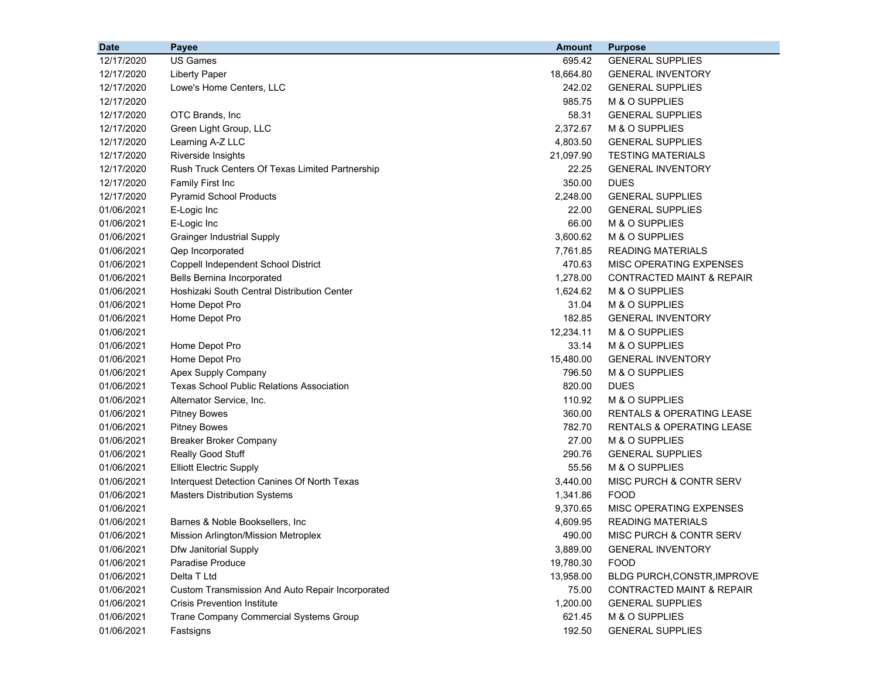| Date | Payee | Amount | Purpose |
|---|---|---|---|
| 12/17/2020 | US Games | 695.42 | GENERAL SUPPLIES |
| 12/17/2020 | Liberty Paper | 18,664.80 | GENERAL INVENTORY |
| 12/17/2020 | Lowe's Home Centers, LLC | 242.02 | GENERAL SUPPLIES |
| 12/17/2020 | | 985.75 | M & O SUPPLIES |
| 12/17/2020 | OTC Brands, Inc | 58.31 | GENERAL SUPPLIES |
| 12/17/2020 | Green Light Group, LLC | 2,372.67 | M & O SUPPLIES |
| 12/17/2020 | Learning A-Z LLC | 4,803.50 | GENERAL SUPPLIES |
| 12/17/2020 | Riverside Insights | 21,097.90 | TESTING MATERIALS |
| 12/17/2020 | Rush Truck Centers Of Texas Limited Partnership | 22.25 | GENERAL INVENTORY |
| 12/17/2020 | Family First Inc | 350.00 | DUES |
| 12/17/2020 | Pyramid School Products | 2,248.00 | GENERAL SUPPLIES |
| 01/06/2021 | E-Logic Inc | 22.00 | GENERAL SUPPLIES |
| 01/06/2021 | E-Logic Inc | 66.00 | M & O SUPPLIES |
| 01/06/2021 | Grainger Industrial Supply | 3,600.62 | M & O SUPPLIES |
| 01/06/2021 | Qep Incorporated | 7,761.85 | READING MATERIALS |
| 01/06/2021 | Coppell Independent School District | 470.63 | MISC OPERATING EXPENSES |
| 01/06/2021 | Bells Bernina Incorporated | 1,278.00 | CONTRACTED MAINT & REPAIR |
| 01/06/2021 | Hoshizaki South Central Distribution Center | 1,624.62 | M & O SUPPLIES |
| 01/06/2021 | Home Depot Pro | 31.04 | M & O SUPPLIES |
| 01/06/2021 | Home Depot Pro | 182.85 | GENERAL INVENTORY |
| 01/06/2021 | | 12,234.11 | M & O SUPPLIES |
| 01/06/2021 | Home Depot Pro | 33.14 | M & O SUPPLIES |
| 01/06/2021 | Home Depot Pro | 15,480.00 | GENERAL INVENTORY |
| 01/06/2021 | Apex Supply Company | 796.50 | M & O SUPPLIES |
| 01/06/2021 | Texas School Public Relations Association | 820.00 | DUES |
| 01/06/2021 | Alternator Service, Inc. | 110.92 | M & O SUPPLIES |
| 01/06/2021 | Pitney Bowes | 360.00 | RENTALS & OPERATING LEASE |
| 01/06/2021 | Pitney Bowes | 782.70 | RENTALS & OPERATING LEASE |
| 01/06/2021 | Breaker Broker Company | 27.00 | M & O SUPPLIES |
| 01/06/2021 | Really Good Stuff | 290.76 | GENERAL SUPPLIES |
| 01/06/2021 | Elliott Electric Supply | 55.56 | M & O SUPPLIES |
| 01/06/2021 | Interquest Detection Canines Of North Texas | 3,440.00 | MISC PURCH & CONTR SERV |
| 01/06/2021 | Masters Distribution Systems | 1,341.86 | FOOD |
| 01/06/2021 | | 9,370.65 | MISC OPERATING EXPENSES |
| 01/06/2021 | Barnes & Noble Booksellers, Inc | 4,609.95 | READING MATERIALS |
| 01/06/2021 | Mission Arlington/Mission Metroplex | 490.00 | MISC PURCH & CONTR SERV |
| 01/06/2021 | Dfw Janitorial Supply | 3,889.00 | GENERAL INVENTORY |
| 01/06/2021 | Paradise Produce | 19,780.30 | FOOD |
| 01/06/2021 | Delta T Ltd | 13,958.00 | BLDG PURCH,CONSTR,IMPROVE |
| 01/06/2021 | Custom Transmission And Auto Repair Incorporated | 75.00 | CONTRACTED MAINT & REPAIR |
| 01/06/2021 | Crisis Prevention Institute | 1,200.00 | GENERAL SUPPLIES |
| 01/06/2021 | Trane Company Commercial Systems Group | 621.45 | M & O SUPPLIES |
| 01/06/2021 | Fastsigns | 192.50 | GENERAL SUPPLIES |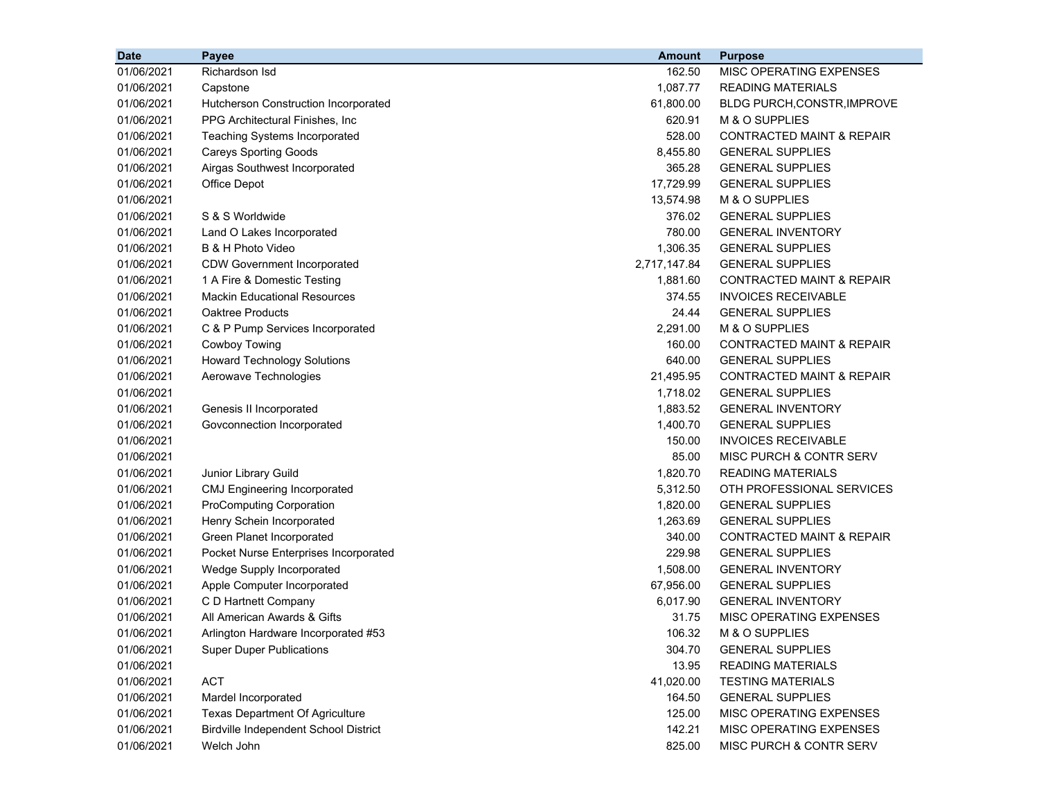| Date | Payee | Amount | Purpose |
|---|---|---|---|
| 01/06/2021 | Richardson Isd | 162.50 | MISC OPERATING EXPENSES |
| 01/06/2021 | Capstone | 1,087.77 | READING MATERIALS |
| 01/06/2021 | Hutcherson Construction Incorporated | 61,800.00 | BLDG PURCH,CONSTR,IMPROVE |
| 01/06/2021 | PPG Architectural Finishes, Inc | 620.91 | M & O SUPPLIES |
| 01/06/2021 | Teaching Systems Incorporated | 528.00 | CONTRACTED MAINT & REPAIR |
| 01/06/2021 | Careys Sporting Goods | 8,455.80 | GENERAL SUPPLIES |
| 01/06/2021 | Airgas Southwest Incorporated | 365.28 | GENERAL SUPPLIES |
| 01/06/2021 | Office Depot | 17,729.99 | GENERAL SUPPLIES |
| 01/06/2021 | | 13,574.98 | M & O SUPPLIES |
| 01/06/2021 | S & S Worldwide | 376.02 | GENERAL SUPPLIES |
| 01/06/2021 | Land O Lakes Incorporated | 780.00 | GENERAL INVENTORY |
| 01/06/2021 | B & H Photo Video | 1,306.35 | GENERAL SUPPLIES |
| 01/06/2021 | CDW Government Incorporated | 2,717,147.84 | GENERAL SUPPLIES |
| 01/06/2021 | 1 A Fire & Domestic Testing | 1,881.60 | CONTRACTED MAINT & REPAIR |
| 01/06/2021 | Mackin Educational Resources | 374.55 | INVOICES RECEIVABLE |
| 01/06/2021 | Oaktree Products | 24.44 | GENERAL SUPPLIES |
| 01/06/2021 | C & P Pump Services Incorporated | 2,291.00 | M & O SUPPLIES |
| 01/06/2021 | Cowboy Towing | 160.00 | CONTRACTED MAINT & REPAIR |
| 01/06/2021 | Howard Technology Solutions | 640.00 | GENERAL SUPPLIES |
| 01/06/2021 | Aerowave Technologies | 21,495.95 | CONTRACTED MAINT & REPAIR |
| 01/06/2021 | | 1,718.02 | GENERAL SUPPLIES |
| 01/06/2021 | Genesis II Incorporated | 1,883.52 | GENERAL INVENTORY |
| 01/06/2021 | Govconnection Incorporated | 1,400.70 | GENERAL SUPPLIES |
| 01/06/2021 | | 150.00 | INVOICES RECEIVABLE |
| 01/06/2021 | | 85.00 | MISC PURCH & CONTR SERV |
| 01/06/2021 | Junior Library Guild | 1,820.70 | READING MATERIALS |
| 01/06/2021 | CMJ Engineering Incorporated | 5,312.50 | OTH PROFESSIONAL SERVICES |
| 01/06/2021 | ProComputing Corporation | 1,820.00 | GENERAL SUPPLIES |
| 01/06/2021 | Henry Schein Incorporated | 1,263.69 | GENERAL SUPPLIES |
| 01/06/2021 | Green Planet Incorporated | 340.00 | CONTRACTED MAINT & REPAIR |
| 01/06/2021 | Pocket Nurse Enterprises Incorporated | 229.98 | GENERAL SUPPLIES |
| 01/06/2021 | Wedge Supply Incorporated | 1,508.00 | GENERAL INVENTORY |
| 01/06/2021 | Apple Computer Incorporated | 67,956.00 | GENERAL SUPPLIES |
| 01/06/2021 | C D Hartnett Company | 6,017.90 | GENERAL INVENTORY |
| 01/06/2021 | All American Awards & Gifts | 31.75 | MISC OPERATING EXPENSES |
| 01/06/2021 | Arlington Hardware Incorporated #53 | 106.32 | M & O SUPPLIES |
| 01/06/2021 | Super Duper Publications | 304.70 | GENERAL SUPPLIES |
| 01/06/2021 | | 13.95 | READING MATERIALS |
| 01/06/2021 | ACT | 41,020.00 | TESTING MATERIALS |
| 01/06/2021 | Mardel Incorporated | 164.50 | GENERAL SUPPLIES |
| 01/06/2021 | Texas Department Of Agriculture | 125.00 | MISC OPERATING EXPENSES |
| 01/06/2021 | Birdville Independent School District | 142.21 | MISC OPERATING EXPENSES |
| 01/06/2021 | Welch John | 825.00 | MISC PURCH & CONTR SERV |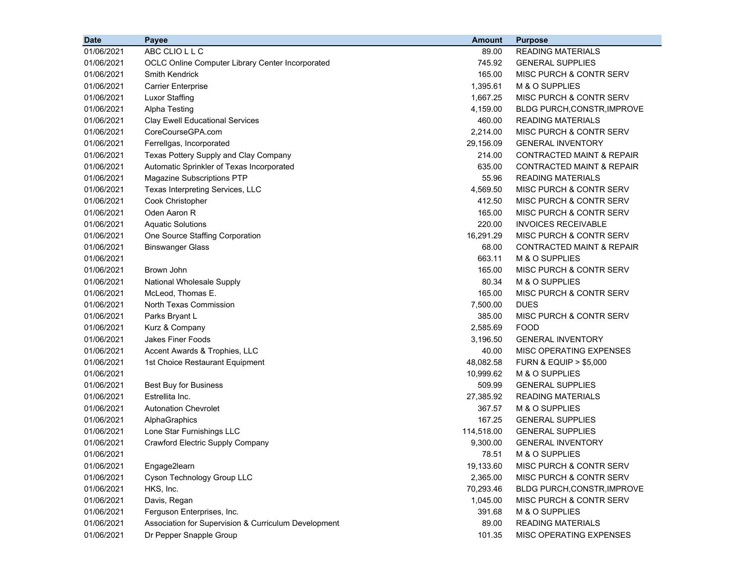| Date | Payee | Amount | Purpose |
|---|---|---|---|
| 01/06/2021 | ABC CLIO L L C | 89.00 | READING MATERIALS |
| 01/06/2021 | OCLC Online Computer Library Center Incorporated | 745.92 | GENERAL SUPPLIES |
| 01/06/2021 | Smith Kendrick | 165.00 | MISC PURCH & CONTR SERV |
| 01/06/2021 | Carrier Enterprise | 1,395.61 | M & O SUPPLIES |
| 01/06/2021 | Luxor Staffing | 1,667.25 | MISC PURCH & CONTR SERV |
| 01/06/2021 | Alpha Testing | 4,159.00 | BLDG PURCH,CONSTR,IMPROVE |
| 01/06/2021 | Clay Ewell Educational Services | 460.00 | READING MATERIALS |
| 01/06/2021 | CoreCourseGPA.com | 2,214.00 | MISC PURCH & CONTR SERV |
| 01/06/2021 | Ferrellgas, Incorporated | 29,156.09 | GENERAL INVENTORY |
| 01/06/2021 | Texas Pottery Supply and Clay Company | 214.00 | CONTRACTED MAINT & REPAIR |
| 01/06/2021 | Automatic Sprinkler of Texas Incorporated | 635.00 | CONTRACTED MAINT & REPAIR |
| 01/06/2021 | Magazine Subscriptions PTP | 55.96 | READING MATERIALS |
| 01/06/2021 | Texas Interpreting Services, LLC | 4,569.50 | MISC PURCH & CONTR SERV |
| 01/06/2021 | Cook Christopher | 412.50 | MISC PURCH & CONTR SERV |
| 01/06/2021 | Oden Aaron R | 165.00 | MISC PURCH & CONTR SERV |
| 01/06/2021 | Aquatic Solutions | 220.00 | INVOICES RECEIVABLE |
| 01/06/2021 | One Source Staffing Corporation | 16,291.29 | MISC PURCH & CONTR SERV |
| 01/06/2021 | Binswanger Glass | 68.00 | CONTRACTED MAINT & REPAIR |
| 01/06/2021 | | 663.11 | M & O SUPPLIES |
| 01/06/2021 | Brown John | 165.00 | MISC PURCH & CONTR SERV |
| 01/06/2021 | National Wholesale Supply | 80.34 | M & O SUPPLIES |
| 01/06/2021 | McLeod, Thomas E. | 165.00 | MISC PURCH & CONTR SERV |
| 01/06/2021 | North Texas Commission | 7,500.00 | DUES |
| 01/06/2021 | Parks Bryant L | 385.00 | MISC PURCH & CONTR SERV |
| 01/06/2021 | Kurz & Company | 2,585.69 | FOOD |
| 01/06/2021 | Jakes Finer Foods | 3,196.50 | GENERAL INVENTORY |
| 01/06/2021 | Accent Awards & Trophies, LLC | 40.00 | MISC OPERATING EXPENSES |
| 01/06/2021 | 1st Choice Restaurant Equipment | 48,082.58 | FURN & EQUIP > $5,000 |
| 01/06/2021 | | 10,999.62 | M & O SUPPLIES |
| 01/06/2021 | Best Buy for Business | 509.99 | GENERAL SUPPLIES |
| 01/06/2021 | Estrellita Inc. | 27,385.92 | READING MATERIALS |
| 01/06/2021 | Autonation Chevrolet | 367.57 | M & O SUPPLIES |
| 01/06/2021 | AlphaGraphics | 167.25 | GENERAL SUPPLIES |
| 01/06/2021 | Lone Star Furnishings LLC | 114,518.00 | GENERAL SUPPLIES |
| 01/06/2021 | Crawford Electric Supply Company | 9,300.00 | GENERAL INVENTORY |
| 01/06/2021 | | 78.51 | M & O SUPPLIES |
| 01/06/2021 | Engage2learn | 19,133.60 | MISC PURCH & CONTR SERV |
| 01/06/2021 | Cyson Technology Group LLC | 2,365.00 | MISC PURCH & CONTR SERV |
| 01/06/2021 | HKS, Inc. | 70,293.46 | BLDG PURCH,CONSTR,IMPROVE |
| 01/06/2021 | Davis, Regan | 1,045.00 | MISC PURCH & CONTR SERV |
| 01/06/2021 | Ferguson Enterprises, Inc. | 391.68 | M & O SUPPLIES |
| 01/06/2021 | Association for Supervision & Curriculum Development | 89.00 | READING MATERIALS |
| 01/06/2021 | Dr Pepper Snapple Group | 101.35 | MISC OPERATING EXPENSES |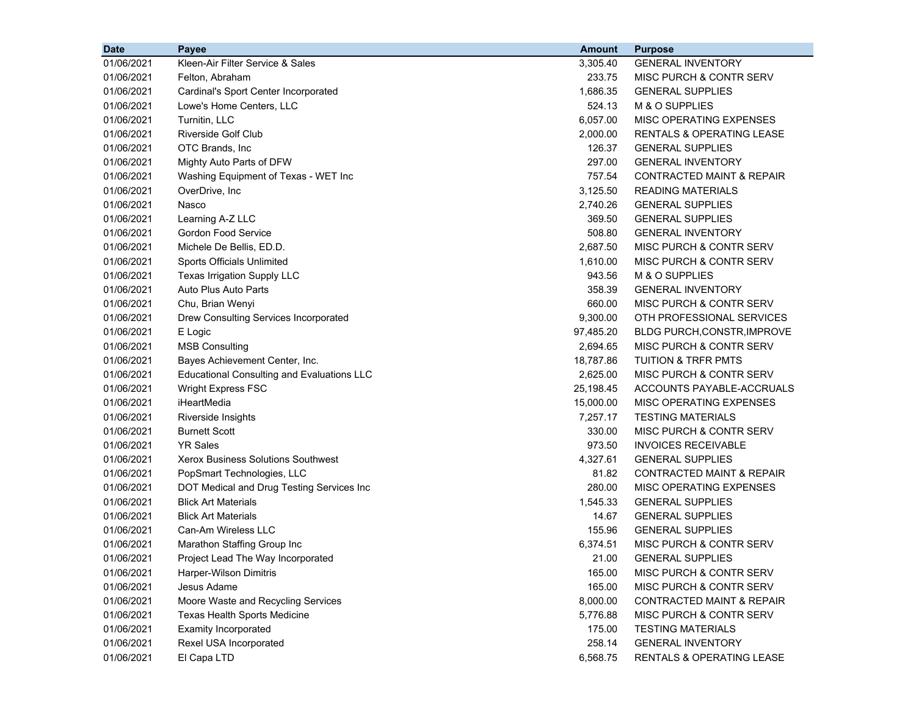| Date | Payee | Amount | Purpose |
|---|---|---|---|
| 01/06/2021 | Kleen-Air Filter Service & Sales | 3,305.40 | GENERAL INVENTORY |
| 01/06/2021 | Felton, Abraham | 233.75 | MISC PURCH & CONTR SERV |
| 01/06/2021 | Cardinal's Sport Center Incorporated | 1,686.35 | GENERAL SUPPLIES |
| 01/06/2021 | Lowe's Home Centers, LLC | 524.13 | M & O SUPPLIES |
| 01/06/2021 | Turnitin, LLC | 6,057.00 | MISC OPERATING EXPENSES |
| 01/06/2021 | Riverside Golf Club | 2,000.00 | RENTALS & OPERATING LEASE |
| 01/06/2021 | OTC Brands, Inc | 126.37 | GENERAL SUPPLIES |
| 01/06/2021 | Mighty Auto Parts of DFW | 297.00 | GENERAL INVENTORY |
| 01/06/2021 | Washing Equipment of Texas - WET Inc | 757.54 | CONTRACTED MAINT & REPAIR |
| 01/06/2021 | OverDrive, Inc | 3,125.50 | READING MATERIALS |
| 01/06/2021 | Nasco | 2,740.26 | GENERAL SUPPLIES |
| 01/06/2021 | Learning A-Z LLC | 369.50 | GENERAL SUPPLIES |
| 01/06/2021 | Gordon Food Service | 508.80 | GENERAL INVENTORY |
| 01/06/2021 | Michele De Bellis, ED.D. | 2,687.50 | MISC PURCH & CONTR SERV |
| 01/06/2021 | Sports Officials Unlimited | 1,610.00 | MISC PURCH & CONTR SERV |
| 01/06/2021 | Texas Irrigation Supply LLC | 943.56 | M & O SUPPLIES |
| 01/06/2021 | Auto Plus Auto Parts | 358.39 | GENERAL INVENTORY |
| 01/06/2021 | Chu, Brian Wenyi | 660.00 | MISC PURCH & CONTR SERV |
| 01/06/2021 | Drew Consulting Services Incorporated | 9,300.00 | OTH PROFESSIONAL SERVICES |
| 01/06/2021 | E Logic | 97,485.20 | BLDG PURCH,CONSTR,IMPROVE |
| 01/06/2021 | MSB Consulting | 2,694.65 | MISC PURCH & CONTR SERV |
| 01/06/2021 | Bayes Achievement Center, Inc. | 18,787.86 | TUITION & TRFR PMTS |
| 01/06/2021 | Educational Consulting and Evaluations LLC | 2,625.00 | MISC PURCH & CONTR SERV |
| 01/06/2021 | Wright Express FSC | 25,198.45 | ACCOUNTS PAYABLE-ACCRUALS |
| 01/06/2021 | iHeartMedia | 15,000.00 | MISC OPERATING EXPENSES |
| 01/06/2021 | Riverside Insights | 7,257.17 | TESTING MATERIALS |
| 01/06/2021 | Burnett Scott | 330.00 | MISC PURCH & CONTR SERV |
| 01/06/2021 | YR Sales | 973.50 | INVOICES RECEIVABLE |
| 01/06/2021 | Xerox Business Solutions Southwest | 4,327.61 | GENERAL SUPPLIES |
| 01/06/2021 | PopSmart Technologies, LLC | 81.82 | CONTRACTED MAINT & REPAIR |
| 01/06/2021 | DOT Medical and Drug Testing Services Inc | 280.00 | MISC OPERATING EXPENSES |
| 01/06/2021 | Blick Art Materials | 1,545.33 | GENERAL SUPPLIES |
| 01/06/2021 | Blick Art Materials | 14.67 | GENERAL SUPPLIES |
| 01/06/2021 | Can-Am Wireless LLC | 155.96 | GENERAL SUPPLIES |
| 01/06/2021 | Marathon Staffing Group Inc | 6,374.51 | MISC PURCH & CONTR SERV |
| 01/06/2021 | Project Lead The Way Incorporated | 21.00 | GENERAL SUPPLIES |
| 01/06/2021 | Harper-Wilson Dimitris | 165.00 | MISC PURCH & CONTR SERV |
| 01/06/2021 | Jesus Adame | 165.00 | MISC PURCH & CONTR SERV |
| 01/06/2021 | Moore Waste and Recycling Services | 8,000.00 | CONTRACTED MAINT & REPAIR |
| 01/06/2021 | Texas Health Sports Medicine | 5,776.88 | MISC PURCH & CONTR SERV |
| 01/06/2021 | Examity Incorporated | 175.00 | TESTING MATERIALS |
| 01/06/2021 | Rexel USA Incorporated | 258.14 | GENERAL INVENTORY |
| 01/06/2021 | El Capa LTD | 6,568.75 | RENTALS & OPERATING LEASE |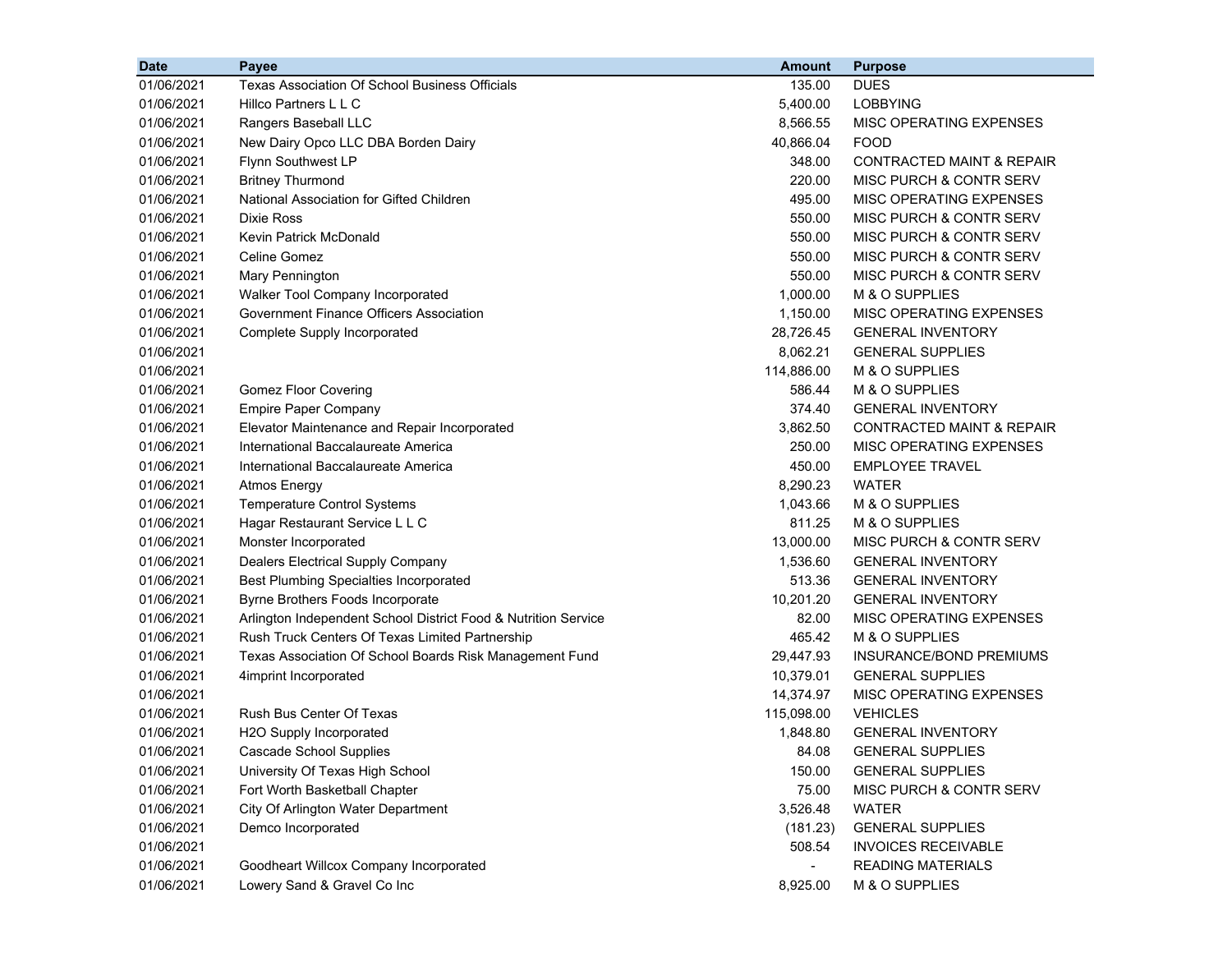| Date | Payee | Amount | Purpose |
|---|---|---|---|
| 01/06/2021 | Texas Association Of School Business Officials | 135.00 | DUES |
| 01/06/2021 | Hillco Partners L L C | 5,400.00 | LOBBYING |
| 01/06/2021 | Rangers Baseball LLC | 8,566.55 | MISC OPERATING EXPENSES |
| 01/06/2021 | New Dairy Opco LLC DBA Borden Dairy | 40,866.04 | FOOD |
| 01/06/2021 | Flynn Southwest LP | 348.00 | CONTRACTED MAINT & REPAIR |
| 01/06/2021 | Britney Thurmond | 220.00 | MISC PURCH & CONTR SERV |
| 01/06/2021 | National Association for Gifted Children | 495.00 | MISC OPERATING EXPENSES |
| 01/06/2021 | Dixie Ross | 550.00 | MISC PURCH & CONTR SERV |
| 01/06/2021 | Kevin Patrick McDonald | 550.00 | MISC PURCH & CONTR SERV |
| 01/06/2021 | Celine Gomez | 550.00 | MISC PURCH & CONTR SERV |
| 01/06/2021 | Mary Pennington | 550.00 | MISC PURCH & CONTR SERV |
| 01/06/2021 | Walker Tool Company Incorporated | 1,000.00 | M & O SUPPLIES |
| 01/06/2021 | Government Finance Officers Association | 1,150.00 | MISC OPERATING EXPENSES |
| 01/06/2021 | Complete Supply Incorporated | 28,726.45 | GENERAL INVENTORY |
| 01/06/2021 | | 8,062.21 | GENERAL SUPPLIES |
| 01/06/2021 | | 114,886.00 | M & O SUPPLIES |
| 01/06/2021 | Gomez Floor Covering | 586.44 | M & O SUPPLIES |
| 01/06/2021 | Empire Paper Company | 374.40 | GENERAL INVENTORY |
| 01/06/2021 | Elevator Maintenance and Repair Incorporated | 3,862.50 | CONTRACTED MAINT & REPAIR |
| 01/06/2021 | International Baccalaureate America | 250.00 | MISC OPERATING EXPENSES |
| 01/06/2021 | International Baccalaureate America | 450.00 | EMPLOYEE TRAVEL |
| 01/06/2021 | Atmos Energy | 8,290.23 | WATER |
| 01/06/2021 | Temperature Control Systems | 1,043.66 | M & O SUPPLIES |
| 01/06/2021 | Hagar Restaurant Service L L C | 811.25 | M & O SUPPLIES |
| 01/06/2021 | Monster Incorporated | 13,000.00 | MISC PURCH & CONTR SERV |
| 01/06/2021 | Dealers Electrical Supply Company | 1,536.60 | GENERAL INVENTORY |
| 01/06/2021 | Best Plumbing Specialties Incorporated | 513.36 | GENERAL INVENTORY |
| 01/06/2021 | Byrne Brothers Foods Incorporate | 10,201.20 | GENERAL INVENTORY |
| 01/06/2021 | Arlington Independent School District Food & Nutrition Service | 82.00 | MISC OPERATING EXPENSES |
| 01/06/2021 | Rush Truck Centers Of Texas Limited Partnership | 465.42 | M & O SUPPLIES |
| 01/06/2021 | Texas Association Of School Boards Risk Management Fund | 29,447.93 | INSURANCE/BOND PREMIUMS |
| 01/06/2021 | 4imprint Incorporated | 10,379.01 | GENERAL SUPPLIES |
| 01/06/2021 | | 14,374.97 | MISC OPERATING EXPENSES |
| 01/06/2021 | Rush Bus Center Of Texas | 115,098.00 | VEHICLES |
| 01/06/2021 | H2O Supply Incorporated | 1,848.80 | GENERAL INVENTORY |
| 01/06/2021 | Cascade School Supplies | 84.08 | GENERAL SUPPLIES |
| 01/06/2021 | University Of Texas High School | 150.00 | GENERAL SUPPLIES |
| 01/06/2021 | Fort Worth Basketball Chapter | 75.00 | MISC PURCH & CONTR SERV |
| 01/06/2021 | City Of Arlington Water Department | 3,526.48 | WATER |
| 01/06/2021 | Demco Incorporated | (181.23) | GENERAL SUPPLIES |
| 01/06/2021 | | 508.54 | INVOICES RECEIVABLE |
| 01/06/2021 | Goodheart Willcox Company Incorporated | - | READING MATERIALS |
| 01/06/2021 | Lowery Sand & Gravel Co Inc | 8,925.00 | M & O SUPPLIES |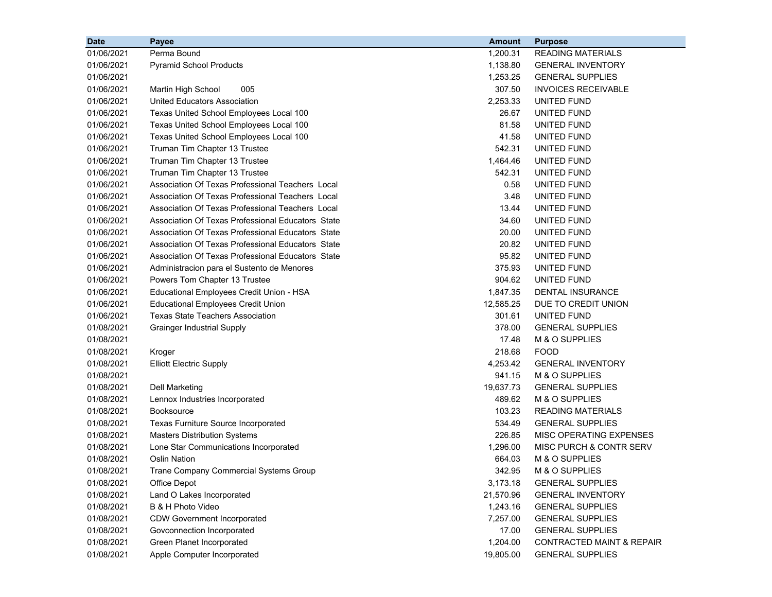| Date | Payee | Amount | Purpose |
|---|---|---|---|
| 01/06/2021 | Perma Bound | 1,200.31 | READING MATERIALS |
| 01/06/2021 | Pyramid School Products | 1,138.80 | GENERAL INVENTORY |
| 01/06/2021 | | 1,253.25 | GENERAL SUPPLIES |
| 01/06/2021 | Martin High School 005 | 307.50 | INVOICES RECEIVABLE |
| 01/06/2021 | United Educators Association | 2,253.33 | UNITED FUND |
| 01/06/2021 | Texas United School Employees Local 100 | 26.67 | UNITED FUND |
| 01/06/2021 | Texas United School Employees Local 100 | 81.58 | UNITED FUND |
| 01/06/2021 | Texas United School Employees Local 100 | 41.58 | UNITED FUND |
| 01/06/2021 | Truman Tim Chapter 13 Trustee | 542.31 | UNITED FUND |
| 01/06/2021 | Truman Tim Chapter 13 Trustee | 1,464.46 | UNITED FUND |
| 01/06/2021 | Truman Tim Chapter 13 Trustee | 542.31 | UNITED FUND |
| 01/06/2021 | Association Of Texas Professional Teachers Local | 0.58 | UNITED FUND |
| 01/06/2021 | Association Of Texas Professional Teachers Local | 3.48 | UNITED FUND |
| 01/06/2021 | Association Of Texas Professional Teachers Local | 13.44 | UNITED FUND |
| 01/06/2021 | Association Of Texas Professional Educators State | 34.60 | UNITED FUND |
| 01/06/2021 | Association Of Texas Professional Educators State | 20.00 | UNITED FUND |
| 01/06/2021 | Association Of Texas Professional Educators State | 20.82 | UNITED FUND |
| 01/06/2021 | Association Of Texas Professional Educators State | 95.82 | UNITED FUND |
| 01/06/2021 | Administracion para el Sustento de Menores | 375.93 | UNITED FUND |
| 01/06/2021 | Powers Tom Chapter 13 Trustee | 904.62 | UNITED FUND |
| 01/06/2021 | Educational Employees Credit Union - HSA | 1,847.35 | DENTAL INSURANCE |
| 01/06/2021 | Educational Employees Credit Union | 12,585.25 | DUE TO CREDIT UNION |
| 01/06/2021 | Texas State Teachers Association | 301.61 | UNITED FUND |
| 01/08/2021 | Grainger Industrial Supply | 378.00 | GENERAL SUPPLIES |
| 01/08/2021 | | 17.48 | M & O SUPPLIES |
| 01/08/2021 | Kroger | 218.68 | FOOD |
| 01/08/2021 | Elliott Electric Supply | 4,253.42 | GENERAL INVENTORY |
| 01/08/2021 | | 941.15 | M & O SUPPLIES |
| 01/08/2021 | Dell Marketing | 19,637.73 | GENERAL SUPPLIES |
| 01/08/2021 | Lennox Industries Incorporated | 489.62 | M & O SUPPLIES |
| 01/08/2021 | Booksource | 103.23 | READING MATERIALS |
| 01/08/2021 | Texas Furniture Source Incorporated | 534.49 | GENERAL SUPPLIES |
| 01/08/2021 | Masters Distribution Systems | 226.85 | MISC OPERATING EXPENSES |
| 01/08/2021 | Lone Star Communications Incorporated | 1,296.00 | MISC PURCH & CONTR SERV |
| 01/08/2021 | Oslin Nation | 664.03 | M & O SUPPLIES |
| 01/08/2021 | Trane Company Commercial Systems Group | 342.95 | M & O SUPPLIES |
| 01/08/2021 | Office Depot | 3,173.18 | GENERAL SUPPLIES |
| 01/08/2021 | Land O Lakes Incorporated | 21,570.96 | GENERAL INVENTORY |
| 01/08/2021 | B & H Photo Video | 1,243.16 | GENERAL SUPPLIES |
| 01/08/2021 | CDW Government Incorporated | 7,257.00 | GENERAL SUPPLIES |
| 01/08/2021 | Govconnection Incorporated | 17.00 | GENERAL SUPPLIES |
| 01/08/2021 | Green Planet Incorporated | 1,204.00 | CONTRACTED MAINT & REPAIR |
| 01/08/2021 | Apple Computer Incorporated | 19,805.00 | GENERAL SUPPLIES |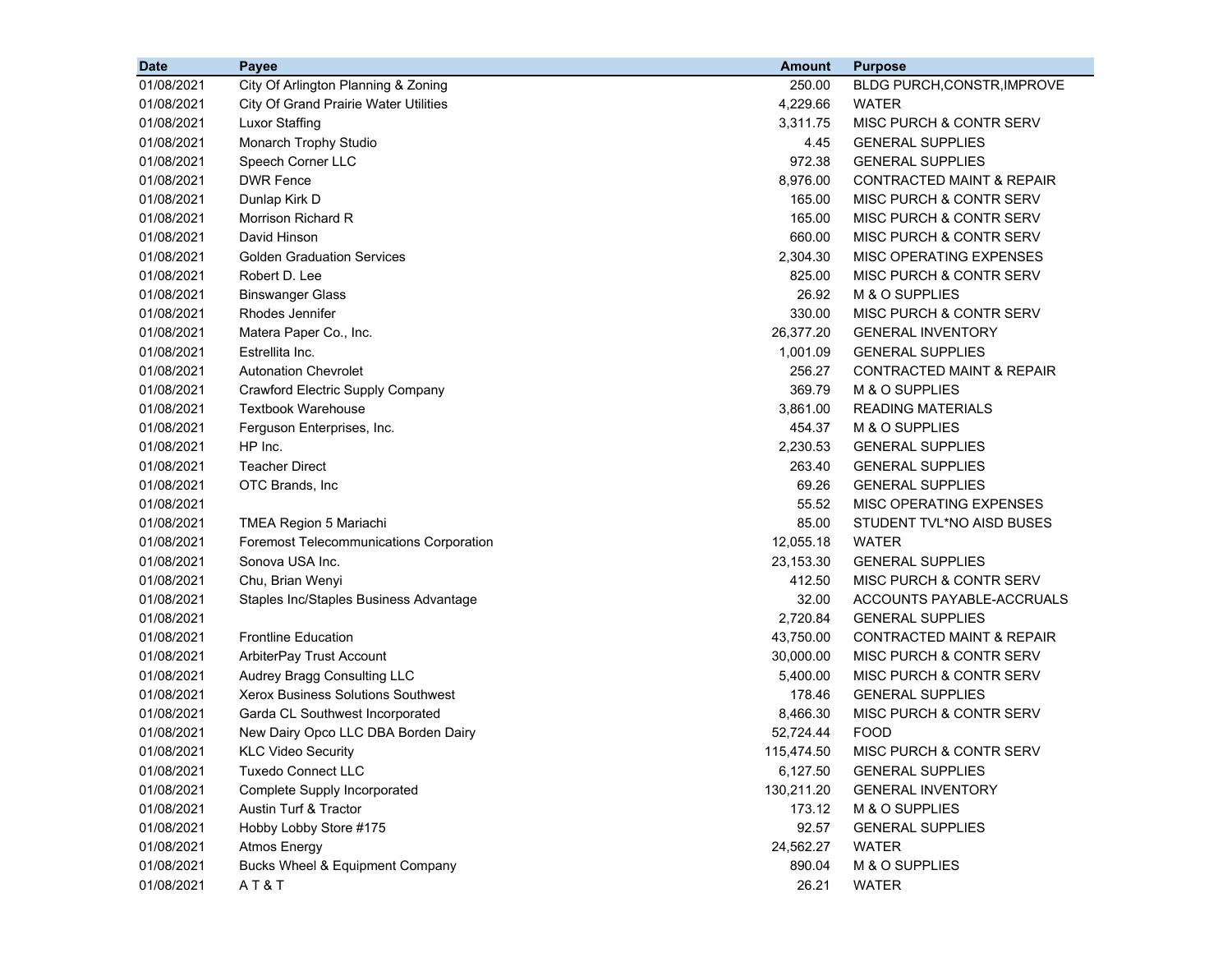| Date | Payee | Amount | Purpose |
| --- | --- | --- | --- |
| 01/08/2021 | City Of Arlington Planning & Zoning | 250.00 | BLDG PURCH,CONSTR,IMPROVE |
| 01/08/2021 | City Of Grand Prairie Water Utilities | 4,229.66 | WATER |
| 01/08/2021 | Luxor Staffing | 3,311.75 | MISC PURCH & CONTR SERV |
| 01/08/2021 | Monarch Trophy Studio | 4.45 | GENERAL SUPPLIES |
| 01/08/2021 | Speech Corner LLC | 972.38 | GENERAL SUPPLIES |
| 01/08/2021 | DWR Fence | 8,976.00 | CONTRACTED MAINT & REPAIR |
| 01/08/2021 | Dunlap Kirk D | 165.00 | MISC PURCH & CONTR SERV |
| 01/08/2021 | Morrison Richard R | 165.00 | MISC PURCH & CONTR SERV |
| 01/08/2021 | David Hinson | 660.00 | MISC PURCH & CONTR SERV |
| 01/08/2021 | Golden Graduation Services | 2,304.30 | MISC OPERATING EXPENSES |
| 01/08/2021 | Robert D. Lee | 825.00 | MISC PURCH & CONTR SERV |
| 01/08/2021 | Binswanger Glass | 26.92 | M & O SUPPLIES |
| 01/08/2021 | Rhodes Jennifer | 330.00 | MISC PURCH & CONTR SERV |
| 01/08/2021 | Matera Paper Co., Inc. | 26,377.20 | GENERAL INVENTORY |
| 01/08/2021 | Estrellita Inc. | 1,001.09 | GENERAL SUPPLIES |
| 01/08/2021 | Autonation Chevrolet | 256.27 | CONTRACTED MAINT & REPAIR |
| 01/08/2021 | Crawford Electric Supply Company | 369.79 | M & O SUPPLIES |
| 01/08/2021 | Textbook Warehouse | 3,861.00 | READING MATERIALS |
| 01/08/2021 | Ferguson Enterprises, Inc. | 454.37 | M & O SUPPLIES |
| 01/08/2021 | HP Inc. | 2,230.53 | GENERAL SUPPLIES |
| 01/08/2021 | Teacher Direct | 263.40 | GENERAL SUPPLIES |
| 01/08/2021 | OTC Brands, Inc | 69.26 | GENERAL SUPPLIES |
| 01/08/2021 | | 55.52 | MISC OPERATING EXPENSES |
| 01/08/2021 | TMEA Region 5 Mariachi | 85.00 | STUDENT TVL*NO AISD BUSES |
| 01/08/2021 | Foremost Telecommunications Corporation | 12,055.18 | WATER |
| 01/08/2021 | Sonova USA Inc. | 23,153.30 | GENERAL SUPPLIES |
| 01/08/2021 | Chu, Brian Wenyi | 412.50 | MISC PURCH & CONTR SERV |
| 01/08/2021 | Staples Inc/Staples Business Advantage | 32.00 | ACCOUNTS PAYABLE-ACCRUALS |
| 01/08/2021 | | 2,720.84 | GENERAL SUPPLIES |
| 01/08/2021 | Frontline Education | 43,750.00 | CONTRACTED MAINT & REPAIR |
| 01/08/2021 | ArbiterPay Trust Account | 30,000.00 | MISC PURCH & CONTR SERV |
| 01/08/2021 | Audrey Bragg Consulting LLC | 5,400.00 | MISC PURCH & CONTR SERV |
| 01/08/2021 | Xerox Business Solutions Southwest | 178.46 | GENERAL SUPPLIES |
| 01/08/2021 | Garda CL Southwest Incorporated | 8,466.30 | MISC PURCH & CONTR SERV |
| 01/08/2021 | New Dairy Opco LLC DBA Borden Dairy | 52,724.44 | FOOD |
| 01/08/2021 | KLC Video Security | 115,474.50 | MISC PURCH & CONTR SERV |
| 01/08/2021 | Tuxedo Connect LLC | 6,127.50 | GENERAL SUPPLIES |
| 01/08/2021 | Complete Supply Incorporated | 130,211.20 | GENERAL INVENTORY |
| 01/08/2021 | Austin Turf & Tractor | 173.12 | M & O SUPPLIES |
| 01/08/2021 | Hobby Lobby Store #175 | 92.57 | GENERAL SUPPLIES |
| 01/08/2021 | Atmos Energy | 24,562.27 | WATER |
| 01/08/2021 | Bucks Wheel & Equipment Company | 890.04 | M & O SUPPLIES |
| 01/08/2021 | A T & T | 26.21 | WATER |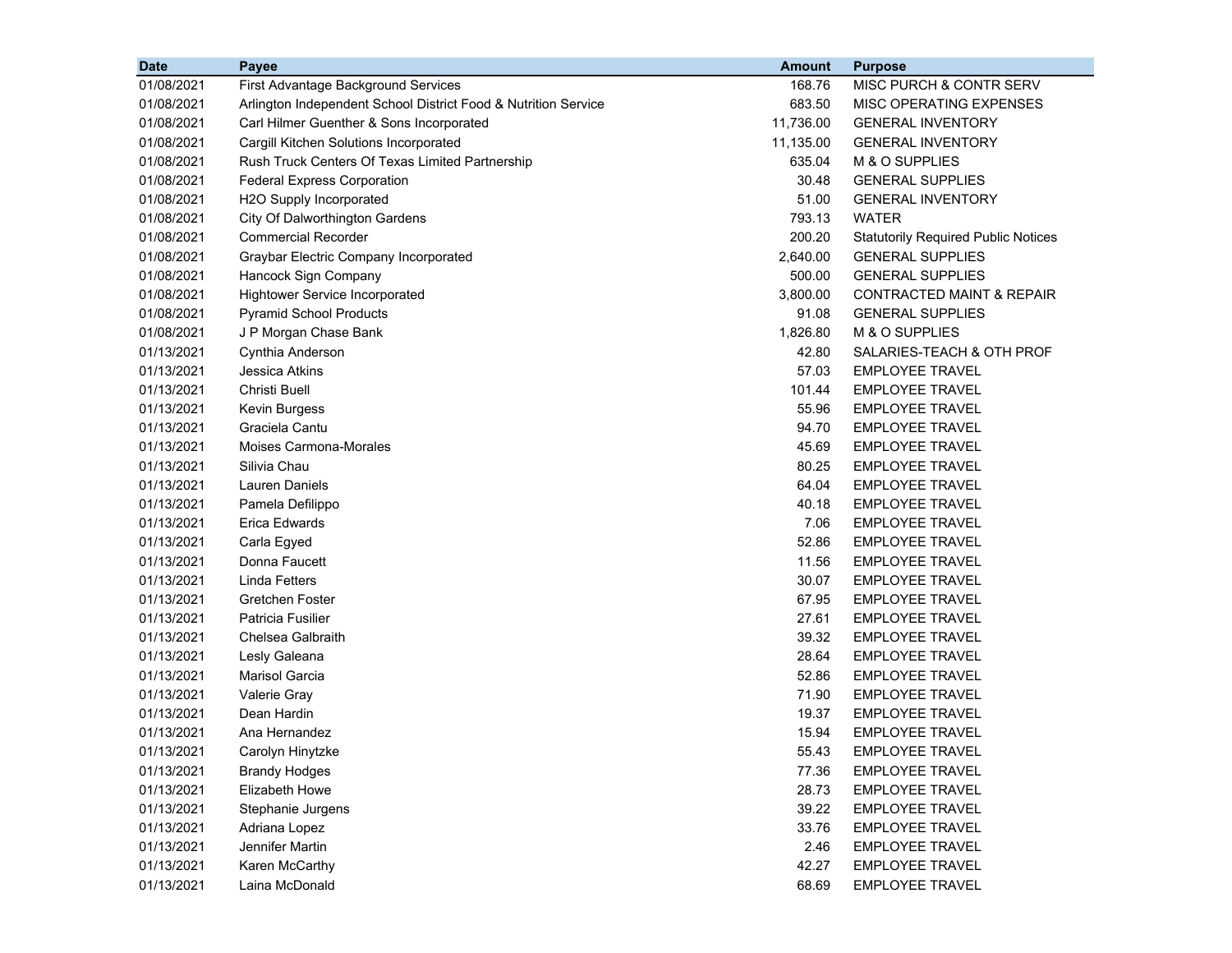| Date | Payee | Amount | Purpose |
|---|---|---|---|
| 01/08/2021 | First Advantage Background Services | 168.76 | MISC PURCH & CONTR SERV |
| 01/08/2021 | Arlington Independent School District Food & Nutrition Service | 683.50 | MISC OPERATING EXPENSES |
| 01/08/2021 | Carl Hilmer Guenther & Sons Incorporated | 11,736.00 | GENERAL INVENTORY |
| 01/08/2021 | Cargill Kitchen Solutions Incorporated | 11,135.00 | GENERAL INVENTORY |
| 01/08/2021 | Rush Truck Centers Of Texas Limited Partnership | 635.04 | M & O SUPPLIES |
| 01/08/2021 | Federal Express Corporation | 30.48 | GENERAL SUPPLIES |
| 01/08/2021 | H2O Supply Incorporated | 51.00 | GENERAL INVENTORY |
| 01/08/2021 | City Of Dalworthington Gardens | 793.13 | WATER |
| 01/08/2021 | Commercial Recorder | 200.20 | Statutorily Required Public Notices |
| 01/08/2021 | Graybar Electric Company Incorporated | 2,640.00 | GENERAL SUPPLIES |
| 01/08/2021 | Hancock Sign Company | 500.00 | GENERAL SUPPLIES |
| 01/08/2021 | Hightower Service Incorporated | 3,800.00 | CONTRACTED MAINT & REPAIR |
| 01/08/2021 | Pyramid School Products | 91.08 | GENERAL SUPPLIES |
| 01/08/2021 | J P Morgan Chase Bank | 1,826.80 | M & O SUPPLIES |
| 01/13/2021 | Cynthia Anderson | 42.80 | SALARIES-TEACH & OTH PROF |
| 01/13/2021 | Jessica Atkins | 57.03 | EMPLOYEE TRAVEL |
| 01/13/2021 | Christi Buell | 101.44 | EMPLOYEE TRAVEL |
| 01/13/2021 | Kevin Burgess | 55.96 | EMPLOYEE TRAVEL |
| 01/13/2021 | Graciela Cantu | 94.70 | EMPLOYEE TRAVEL |
| 01/13/2021 | Moises Carmona-Morales | 45.69 | EMPLOYEE TRAVEL |
| 01/13/2021 | Silivia Chau | 80.25 | EMPLOYEE TRAVEL |
| 01/13/2021 | Lauren Daniels | 64.04 | EMPLOYEE TRAVEL |
| 01/13/2021 | Pamela Defilippo | 40.18 | EMPLOYEE TRAVEL |
| 01/13/2021 | Erica Edwards | 7.06 | EMPLOYEE TRAVEL |
| 01/13/2021 | Carla Egyed | 52.86 | EMPLOYEE TRAVEL |
| 01/13/2021 | Donna Faucett | 11.56 | EMPLOYEE TRAVEL |
| 01/13/2021 | Linda Fetters | 30.07 | EMPLOYEE TRAVEL |
| 01/13/2021 | Gretchen Foster | 67.95 | EMPLOYEE TRAVEL |
| 01/13/2021 | Patricia Fusilier | 27.61 | EMPLOYEE TRAVEL |
| 01/13/2021 | Chelsea Galbraith | 39.32 | EMPLOYEE TRAVEL |
| 01/13/2021 | Lesly Galeana | 28.64 | EMPLOYEE TRAVEL |
| 01/13/2021 | Marisol Garcia | 52.86 | EMPLOYEE TRAVEL |
| 01/13/2021 | Valerie Gray | 71.90 | EMPLOYEE TRAVEL |
| 01/13/2021 | Dean Hardin | 19.37 | EMPLOYEE TRAVEL |
| 01/13/2021 | Ana Hernandez | 15.94 | EMPLOYEE TRAVEL |
| 01/13/2021 | Carolyn Hinytzke | 55.43 | EMPLOYEE TRAVEL |
| 01/13/2021 | Brandy Hodges | 77.36 | EMPLOYEE TRAVEL |
| 01/13/2021 | Elizabeth Howe | 28.73 | EMPLOYEE TRAVEL |
| 01/13/2021 | Stephanie Jurgens | 39.22 | EMPLOYEE TRAVEL |
| 01/13/2021 | Adriana Lopez | 33.76 | EMPLOYEE TRAVEL |
| 01/13/2021 | Jennifer Martin | 2.46 | EMPLOYEE TRAVEL |
| 01/13/2021 | Karen McCarthy | 42.27 | EMPLOYEE TRAVEL |
| 01/13/2021 | Laina McDonald | 68.69 | EMPLOYEE TRAVEL |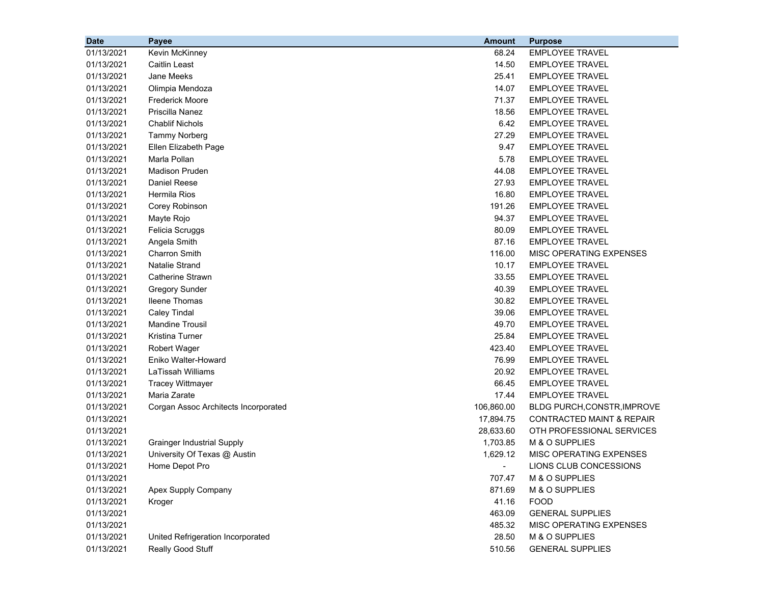| Date | Payee | Amount | Purpose |
|---|---|---|---|
| 01/13/2021 | Kevin McKinney | 68.24 | EMPLOYEE TRAVEL |
| 01/13/2021 | Caitlin Least | 14.50 | EMPLOYEE TRAVEL |
| 01/13/2021 | Jane Meeks | 25.41 | EMPLOYEE TRAVEL |
| 01/13/2021 | Olimpia Mendoza | 14.07 | EMPLOYEE TRAVEL |
| 01/13/2021 | Frederick Moore | 71.37 | EMPLOYEE TRAVEL |
| 01/13/2021 | Priscilla Nanez | 18.56 | EMPLOYEE TRAVEL |
| 01/13/2021 | Chablif Nichols | 6.42 | EMPLOYEE TRAVEL |
| 01/13/2021 | Tammy Norberg | 27.29 | EMPLOYEE TRAVEL |
| 01/13/2021 | Ellen Elizabeth Page | 9.47 | EMPLOYEE TRAVEL |
| 01/13/2021 | Marla Pollan | 5.78 | EMPLOYEE TRAVEL |
| 01/13/2021 | Madison Pruden | 44.08 | EMPLOYEE TRAVEL |
| 01/13/2021 | Daniel Reese | 27.93 | EMPLOYEE TRAVEL |
| 01/13/2021 | Hermila Rios | 16.80 | EMPLOYEE TRAVEL |
| 01/13/2021 | Corey Robinson | 191.26 | EMPLOYEE TRAVEL |
| 01/13/2021 | Mayte Rojo | 94.37 | EMPLOYEE TRAVEL |
| 01/13/2021 | Felicia Scruggs | 80.09 | EMPLOYEE TRAVEL |
| 01/13/2021 | Angela Smith | 87.16 | EMPLOYEE TRAVEL |
| 01/13/2021 | Charron Smith | 116.00 | MISC OPERATING EXPENSES |
| 01/13/2021 | Natalie Strand | 10.17 | EMPLOYEE TRAVEL |
| 01/13/2021 | Catherine Strawn | 33.55 | EMPLOYEE TRAVEL |
| 01/13/2021 | Gregory Sunder | 40.39 | EMPLOYEE TRAVEL |
| 01/13/2021 | Ileene Thomas | 30.82 | EMPLOYEE TRAVEL |
| 01/13/2021 | Caley Tindal | 39.06 | EMPLOYEE TRAVEL |
| 01/13/2021 | Mandine Trousil | 49.70 | EMPLOYEE TRAVEL |
| 01/13/2021 | Kristina Turner | 25.84 | EMPLOYEE TRAVEL |
| 01/13/2021 | Robert Wager | 423.40 | EMPLOYEE TRAVEL |
| 01/13/2021 | Eniko Walter-Howard | 76.99 | EMPLOYEE TRAVEL |
| 01/13/2021 | LaTissah Williams | 20.92 | EMPLOYEE TRAVEL |
| 01/13/2021 | Tracey Wittmayer | 66.45 | EMPLOYEE TRAVEL |
| 01/13/2021 | Maria Zarate | 17.44 | EMPLOYEE TRAVEL |
| 01/13/2021 | Corgan Assoc Architects Incorporated | 106,860.00 | BLDG PURCH,CONSTR,IMPROVE |
| 01/13/2021 | | 17,894.75 | CONTRACTED MAINT & REPAIR |
| 01/13/2021 | | 28,633.60 | OTH PROFESSIONAL SERVICES |
| 01/13/2021 | Grainger Industrial Supply | 1,703.85 | M & O SUPPLIES |
| 01/13/2021 | University Of Texas @ Austin | 1,629.12 | MISC OPERATING EXPENSES |
| 01/13/2021 | Home Depot Pro | - | LIONS CLUB CONCESSIONS |
| 01/13/2021 | | 707.47 | M & O SUPPLIES |
| 01/13/2021 | Apex Supply Company | 871.69 | M & O SUPPLIES |
| 01/13/2021 | Kroger | 41.16 | FOOD |
| 01/13/2021 | | 463.09 | GENERAL SUPPLIES |
| 01/13/2021 | | 485.32 | MISC OPERATING EXPENSES |
| 01/13/2021 | United Refrigeration Incorporated | 28.50 | M & O SUPPLIES |
| 01/13/2021 | Really Good Stuff | 510.56 | GENERAL SUPPLIES |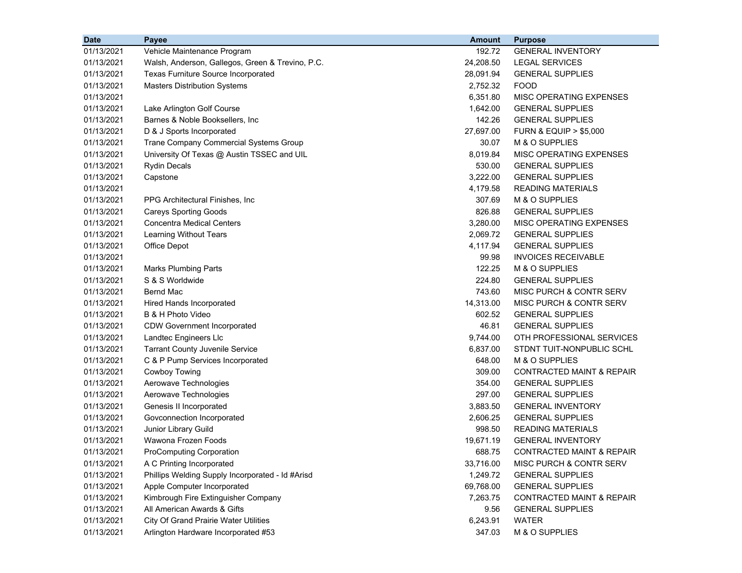| Date | Payee | Amount | Purpose |
|---|---|---|---|
| 01/13/2021 | Vehicle Maintenance Program | 192.72 | GENERAL INVENTORY |
| 01/13/2021 | Walsh, Anderson, Gallegos, Green & Trevino, P.C. | 24,208.50 | LEGAL SERVICES |
| 01/13/2021 | Texas Furniture Source Incorporated | 28,091.94 | GENERAL SUPPLIES |
| 01/13/2021 | Masters Distribution Systems | 2,752.32 | FOOD |
| 01/13/2021 | | 6,351.80 | MISC OPERATING EXPENSES |
| 01/13/2021 | Lake Arlington Golf Course | 1,642.00 | GENERAL SUPPLIES |
| 01/13/2021 | Barnes & Noble Booksellers, Inc | 142.26 | GENERAL SUPPLIES |
| 01/13/2021 | D & J Sports Incorporated | 27,697.00 | FURN & EQUIP > $5,000 |
| 01/13/2021 | Trane Company Commercial Systems Group | 30.07 | M & O SUPPLIES |
| 01/13/2021 | University Of Texas @ Austin TSSEC and UIL | 8,019.84 | MISC OPERATING EXPENSES |
| 01/13/2021 | Rydin Decals | 530.00 | GENERAL SUPPLIES |
| 01/13/2021 | Capstone | 3,222.00 | GENERAL SUPPLIES |
| 01/13/2021 | | 4,179.58 | READING MATERIALS |
| 01/13/2021 | PPG Architectural Finishes, Inc | 307.69 | M & O SUPPLIES |
| 01/13/2021 | Careys Sporting Goods | 826.88 | GENERAL SUPPLIES |
| 01/13/2021 | Concentra Medical Centers | 3,280.00 | MISC OPERATING EXPENSES |
| 01/13/2021 | Learning Without Tears | 2,069.72 | GENERAL SUPPLIES |
| 01/13/2021 | Office Depot | 4,117.94 | GENERAL SUPPLIES |
| 01/13/2021 | | 99.98 | INVOICES RECEIVABLE |
| 01/13/2021 | Marks Plumbing Parts | 122.25 | M & O SUPPLIES |
| 01/13/2021 | S & S Worldwide | 224.80 | GENERAL SUPPLIES |
| 01/13/2021 | Bernd Mac | 743.60 | MISC PURCH & CONTR SERV |
| 01/13/2021 | Hired Hands Incorporated | 14,313.00 | MISC PURCH & CONTR SERV |
| 01/13/2021 | B & H Photo Video | 602.52 | GENERAL SUPPLIES |
| 01/13/2021 | CDW Government Incorporated | 46.81 | GENERAL SUPPLIES |
| 01/13/2021 | Landtec Engineers Llc | 9,744.00 | OTH PROFESSIONAL SERVICES |
| 01/13/2021 | Tarrant County Juvenile Service | 6,837.00 | STDNT TUIT-NONPUBLIC SCHL |
| 01/13/2021 | C & P Pump Services Incorporated | 648.00 | M & O SUPPLIES |
| 01/13/2021 | Cowboy Towing | 309.00 | CONTRACTED MAINT & REPAIR |
| 01/13/2021 | Aerowave Technologies | 354.00 | GENERAL SUPPLIES |
| 01/13/2021 | Aerowave Technologies | 297.00 | GENERAL SUPPLIES |
| 01/13/2021 | Genesis II Incorporated | 3,883.50 | GENERAL INVENTORY |
| 01/13/2021 | Govconnection Incorporated | 2,606.25 | GENERAL SUPPLIES |
| 01/13/2021 | Junior Library Guild | 998.50 | READING MATERIALS |
| 01/13/2021 | Wawona Frozen Foods | 19,671.19 | GENERAL INVENTORY |
| 01/13/2021 | ProComputing Corporation | 688.75 | CONTRACTED MAINT & REPAIR |
| 01/13/2021 | A C Printing Incorporated | 33,716.00 | MISC PURCH & CONTR SERV |
| 01/13/2021 | Phillips Welding Supply Incorporated - Id #Arisd | 1,249.72 | GENERAL SUPPLIES |
| 01/13/2021 | Apple Computer Incorporated | 69,768.00 | GENERAL SUPPLIES |
| 01/13/2021 | Kimbrough Fire Extinguisher Company | 7,263.75 | CONTRACTED MAINT & REPAIR |
| 01/13/2021 | All American Awards & Gifts | 9.56 | GENERAL SUPPLIES |
| 01/13/2021 | City Of Grand Prairie Water Utilities | 6,243.91 | WATER |
| 01/13/2021 | Arlington Hardware Incorporated #53 | 347.03 | M & O SUPPLIES |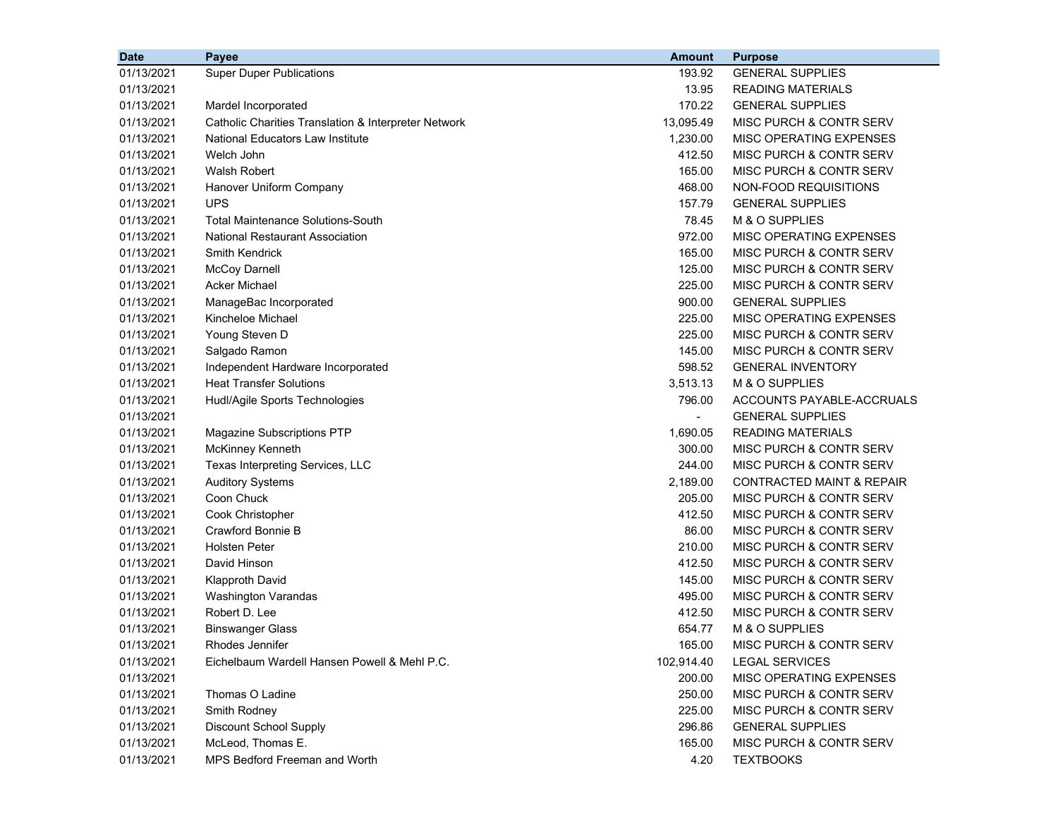| Date | Payee | Amount | Purpose |
|---|---|---|---|
| 01/13/2021 | Super Duper Publications | 193.92 | GENERAL SUPPLIES |
| 01/13/2021 | | 13.95 | READING MATERIALS |
| 01/13/2021 | Mardel Incorporated | 170.22 | GENERAL SUPPLIES |
| 01/13/2021 | Catholic Charities Translation & Interpreter Network | 13,095.49 | MISC PURCH & CONTR SERV |
| 01/13/2021 | National Educators Law Institute | 1,230.00 | MISC OPERATING EXPENSES |
| 01/13/2021 | Welch John | 412.50 | MISC PURCH & CONTR SERV |
| 01/13/2021 | Walsh Robert | 165.00 | MISC PURCH & CONTR SERV |
| 01/13/2021 | Hanover Uniform Company | 468.00 | NON-FOOD REQUISITIONS |
| 01/13/2021 | UPS | 157.79 | GENERAL SUPPLIES |
| 01/13/2021 | Total Maintenance Solutions-South | 78.45 | M & O SUPPLIES |
| 01/13/2021 | National Restaurant Association | 972.00 | MISC OPERATING EXPENSES |
| 01/13/2021 | Smith Kendrick | 165.00 | MISC PURCH & CONTR SERV |
| 01/13/2021 | McCoy Darnell | 125.00 | MISC PURCH & CONTR SERV |
| 01/13/2021 | Acker Michael | 225.00 | MISC PURCH & CONTR SERV |
| 01/13/2021 | ManageBac Incorporated | 900.00 | GENERAL SUPPLIES |
| 01/13/2021 | Kincheloe Michael | 225.00 | MISC OPERATING EXPENSES |
| 01/13/2021 | Young Steven D | 225.00 | MISC PURCH & CONTR SERV |
| 01/13/2021 | Salgado Ramon | 145.00 | MISC PURCH & CONTR SERV |
| 01/13/2021 | Independent Hardware Incorporated | 598.52 | GENERAL INVENTORY |
| 01/13/2021 | Heat Transfer Solutions | 3,513.13 | M & O SUPPLIES |
| 01/13/2021 | Hudl/Agile Sports Technologies | 796.00 | ACCOUNTS PAYABLE-ACCRUALS |
| 01/13/2021 | | - | GENERAL SUPPLIES |
| 01/13/2021 | Magazine Subscriptions PTP | 1,690.05 | READING MATERIALS |
| 01/13/2021 | McKinney Kenneth | 300.00 | MISC PURCH & CONTR SERV |
| 01/13/2021 | Texas Interpreting Services, LLC | 244.00 | MISC PURCH & CONTR SERV |
| 01/13/2021 | Auditory Systems | 2,189.00 | CONTRACTED MAINT & REPAIR |
| 01/13/2021 | Coon Chuck | 205.00 | MISC PURCH & CONTR SERV |
| 01/13/2021 | Cook Christopher | 412.50 | MISC PURCH & CONTR SERV |
| 01/13/2021 | Crawford Bonnie B | 86.00 | MISC PURCH & CONTR SERV |
| 01/13/2021 | Holsten Peter | 210.00 | MISC PURCH & CONTR SERV |
| 01/13/2021 | David Hinson | 412.50 | MISC PURCH & CONTR SERV |
| 01/13/2021 | Klapproth David | 145.00 | MISC PURCH & CONTR SERV |
| 01/13/2021 | Washington Varandas | 495.00 | MISC PURCH & CONTR SERV |
| 01/13/2021 | Robert D. Lee | 412.50 | MISC PURCH & CONTR SERV |
| 01/13/2021 | Binswanger Glass | 654.77 | M & O SUPPLIES |
| 01/13/2021 | Rhodes Jennifer | 165.00 | MISC PURCH & CONTR SERV |
| 01/13/2021 | Eichelbaum Wardell Hansen Powell & Mehl P.C. | 102,914.40 | LEGAL SERVICES |
| 01/13/2021 | | 200.00 | MISC OPERATING EXPENSES |
| 01/13/2021 | Thomas O Ladine | 250.00 | MISC PURCH & CONTR SERV |
| 01/13/2021 | Smith Rodney | 225.00 | MISC PURCH & CONTR SERV |
| 01/13/2021 | Discount School Supply | 296.86 | GENERAL SUPPLIES |
| 01/13/2021 | McLeod, Thomas E. | 165.00 | MISC PURCH & CONTR SERV |
| 01/13/2021 | MPS Bedford Freeman and Worth | 4.20 | TEXTBOOKS |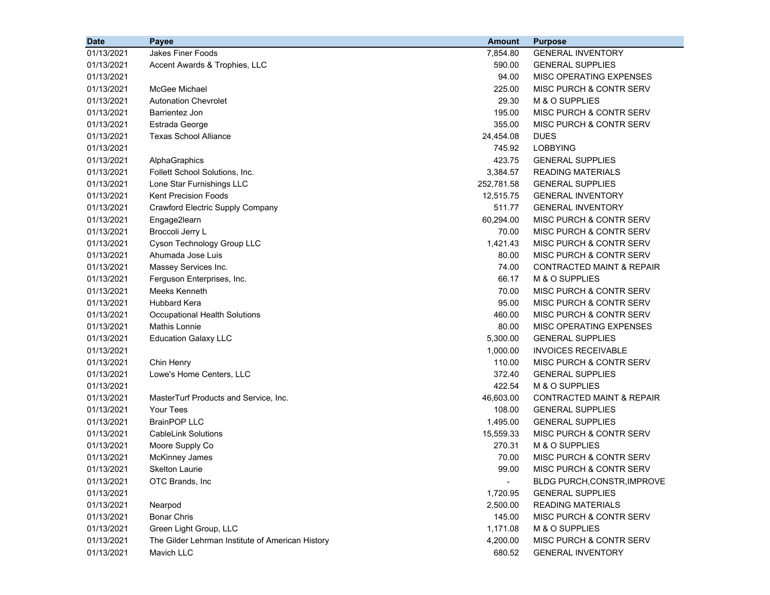| Date | Payee | Amount | Purpose |
| --- | --- | --- | --- |
| 01/13/2021 | Jakes Finer Foods | 7,854.80 | GENERAL INVENTORY |
| 01/13/2021 | Accent Awards & Trophies, LLC | 590.00 | GENERAL SUPPLIES |
| 01/13/2021 | | 94.00 | MISC OPERATING EXPENSES |
| 01/13/2021 | McGee Michael | 225.00 | MISC PURCH & CONTR SERV |
| 01/13/2021 | Autonation Chevrolet | 29.30 | M & O SUPPLIES |
| 01/13/2021 | Barrientez Jon | 195.00 | MISC PURCH & CONTR SERV |
| 01/13/2021 | Estrada George | 355.00 | MISC PURCH & CONTR SERV |
| 01/13/2021 | Texas School Alliance | 24,454.08 | DUES |
| 01/13/2021 | | 745.92 | LOBBYING |
| 01/13/2021 | AlphaGraphics | 423.75 | GENERAL SUPPLIES |
| 01/13/2021 | Follett School Solutions, Inc. | 3,384.57 | READING MATERIALS |
| 01/13/2021 | Lone Star Furnishings LLC | 252,781.58 | GENERAL SUPPLIES |
| 01/13/2021 | Kent Precision Foods | 12,515.75 | GENERAL INVENTORY |
| 01/13/2021 | Crawford Electric Supply Company | 511.77 | GENERAL INVENTORY |
| 01/13/2021 | Engage2learn | 60,294.00 | MISC PURCH & CONTR SERV |
| 01/13/2021 | Broccoli Jerry L | 70.00 | MISC PURCH & CONTR SERV |
| 01/13/2021 | Cyson Technology Group LLC | 1,421.43 | MISC PURCH & CONTR SERV |
| 01/13/2021 | Ahumada Jose Luis | 80.00 | MISC PURCH & CONTR SERV |
| 01/13/2021 | Massey Services Inc. | 74.00 | CONTRACTED MAINT & REPAIR |
| 01/13/2021 | Ferguson Enterprises, Inc. | 66.17 | M & O SUPPLIES |
| 01/13/2021 | Meeks Kenneth | 70.00 | MISC PURCH & CONTR SERV |
| 01/13/2021 | Hubbard Kera | 95.00 | MISC PURCH & CONTR SERV |
| 01/13/2021 | Occupational Health Solutions | 460.00 | MISC PURCH & CONTR SERV |
| 01/13/2021 | Mathis Lonnie | 80.00 | MISC OPERATING EXPENSES |
| 01/13/2021 | Education Galaxy LLC | 5,300.00 | GENERAL SUPPLIES |
| 01/13/2021 | | 1,000.00 | INVOICES RECEIVABLE |
| 01/13/2021 | Chin Henry | 110.00 | MISC PURCH & CONTR SERV |
| 01/13/2021 | Lowe's Home Centers, LLC | 372.40 | GENERAL SUPPLIES |
| 01/13/2021 | | 422.54 | M & O SUPPLIES |
| 01/13/2021 | MasterTurf Products and Service, Inc. | 46,603.00 | CONTRACTED MAINT & REPAIR |
| 01/13/2021 | Your Tees | 108.00 | GENERAL SUPPLIES |
| 01/13/2021 | BrainPOP LLC | 1,495.00 | GENERAL SUPPLIES |
| 01/13/2021 | CableLink Solutions | 15,559.33 | MISC PURCH & CONTR SERV |
| 01/13/2021 | Moore Supply Co | 270.31 | M & O SUPPLIES |
| 01/13/2021 | McKinney James | 70.00 | MISC PURCH & CONTR SERV |
| 01/13/2021 | Skelton Laurie | 99.00 | MISC PURCH & CONTR SERV |
| 01/13/2021 | OTC Brands, Inc | - | BLDG PURCH,CONSTR,IMPROVE |
| 01/13/2021 | | 1,720.95 | GENERAL SUPPLIES |
| 01/13/2021 | Nearpod | 2,500.00 | READING MATERIALS |
| 01/13/2021 | Bonar Chris | 145.00 | MISC PURCH & CONTR SERV |
| 01/13/2021 | Green Light Group, LLC | 1,171.08 | M & O SUPPLIES |
| 01/13/2021 | The Gilder Lehrman Institute of American History | 4,200.00 | MISC PURCH & CONTR SERV |
| 01/13/2021 | Mavich LLC | 680.52 | GENERAL INVENTORY |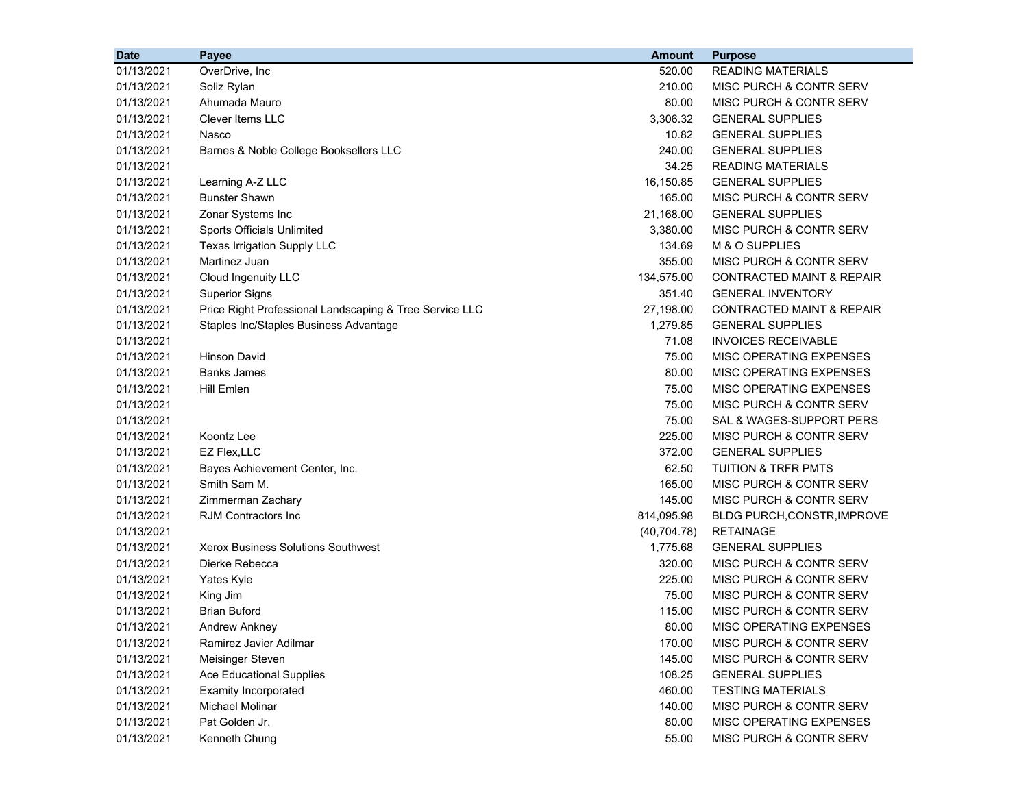| Date | Payee | Amount | Purpose |
|---|---|---|---|
| 01/13/2021 | OverDrive, Inc | 520.00 | READING MATERIALS |
| 01/13/2021 | Soliz Rylan | 210.00 | MISC PURCH & CONTR SERV |
| 01/13/2021 | Ahumada Mauro | 80.00 | MISC PURCH & CONTR SERV |
| 01/13/2021 | Clever Items LLC | 3,306.32 | GENERAL SUPPLIES |
| 01/13/2021 | Nasco | 10.82 | GENERAL SUPPLIES |
| 01/13/2021 | Barnes & Noble College Booksellers LLC | 240.00 | GENERAL SUPPLIES |
| 01/13/2021 | | 34.25 | READING MATERIALS |
| 01/13/2021 | Learning A-Z LLC | 16,150.85 | GENERAL SUPPLIES |
| 01/13/2021 | Bunster Shawn | 165.00 | MISC PURCH & CONTR SERV |
| 01/13/2021 | Zonar Systems Inc | 21,168.00 | GENERAL SUPPLIES |
| 01/13/2021 | Sports Officials Unlimited | 3,380.00 | MISC PURCH & CONTR SERV |
| 01/13/2021 | Texas Irrigation Supply LLC | 134.69 | M & O SUPPLIES |
| 01/13/2021 | Martinez Juan | 355.00 | MISC PURCH & CONTR SERV |
| 01/13/2021 | Cloud Ingenuity LLC | 134,575.00 | CONTRACTED MAINT & REPAIR |
| 01/13/2021 | Superior Signs | 351.40 | GENERAL INVENTORY |
| 01/13/2021 | Price Right Professional Landscaping & Tree Service LLC | 27,198.00 | CONTRACTED MAINT & REPAIR |
| 01/13/2021 | Staples Inc/Staples Business Advantage | 1,279.85 | GENERAL SUPPLIES |
| 01/13/2021 | | 71.08 | INVOICES RECEIVABLE |
| 01/13/2021 | Hinson David | 75.00 | MISC OPERATING EXPENSES |
| 01/13/2021 | Banks James | 80.00 | MISC OPERATING EXPENSES |
| 01/13/2021 | Hill Emlen | 75.00 | MISC OPERATING EXPENSES |
| 01/13/2021 | | 75.00 | MISC PURCH & CONTR SERV |
| 01/13/2021 | | 75.00 | SAL & WAGES-SUPPORT PERS |
| 01/13/2021 | Koontz Lee | 225.00 | MISC PURCH & CONTR SERV |
| 01/13/2021 | EZ Flex,LLC | 372.00 | GENERAL SUPPLIES |
| 01/13/2021 | Bayes Achievement Center, Inc. | 62.50 | TUITION & TRFR PMTS |
| 01/13/2021 | Smith Sam M. | 165.00 | MISC PURCH & CONTR SERV |
| 01/13/2021 | Zimmerman Zachary | 145.00 | MISC PURCH & CONTR SERV |
| 01/13/2021 | RJM Contractors Inc | 814,095.98 | BLDG PURCH,CONSTR,IMPROVE |
| 01/13/2021 | | (40,704.78) | RETAINAGE |
| 01/13/2021 | Xerox Business Solutions Southwest | 1,775.68 | GENERAL SUPPLIES |
| 01/13/2021 | Dierke Rebecca | 320.00 | MISC PURCH & CONTR SERV |
| 01/13/2021 | Yates Kyle | 225.00 | MISC PURCH & CONTR SERV |
| 01/13/2021 | King Jim | 75.00 | MISC PURCH & CONTR SERV |
| 01/13/2021 | Brian Buford | 115.00 | MISC PURCH & CONTR SERV |
| 01/13/2021 | Andrew Ankney | 80.00 | MISC OPERATING EXPENSES |
| 01/13/2021 | Ramirez Javier Adilmar | 170.00 | MISC PURCH & CONTR SERV |
| 01/13/2021 | Meisinger Steven | 145.00 | MISC PURCH & CONTR SERV |
| 01/13/2021 | Ace Educational Supplies | 108.25 | GENERAL SUPPLIES |
| 01/13/2021 | Examity Incorporated | 460.00 | TESTING MATERIALS |
| 01/13/2021 | Michael Molinar | 140.00 | MISC PURCH & CONTR SERV |
| 01/13/2021 | Pat Golden Jr. | 80.00 | MISC OPERATING EXPENSES |
| 01/13/2021 | Kenneth Chung | 55.00 | MISC PURCH & CONTR SERV |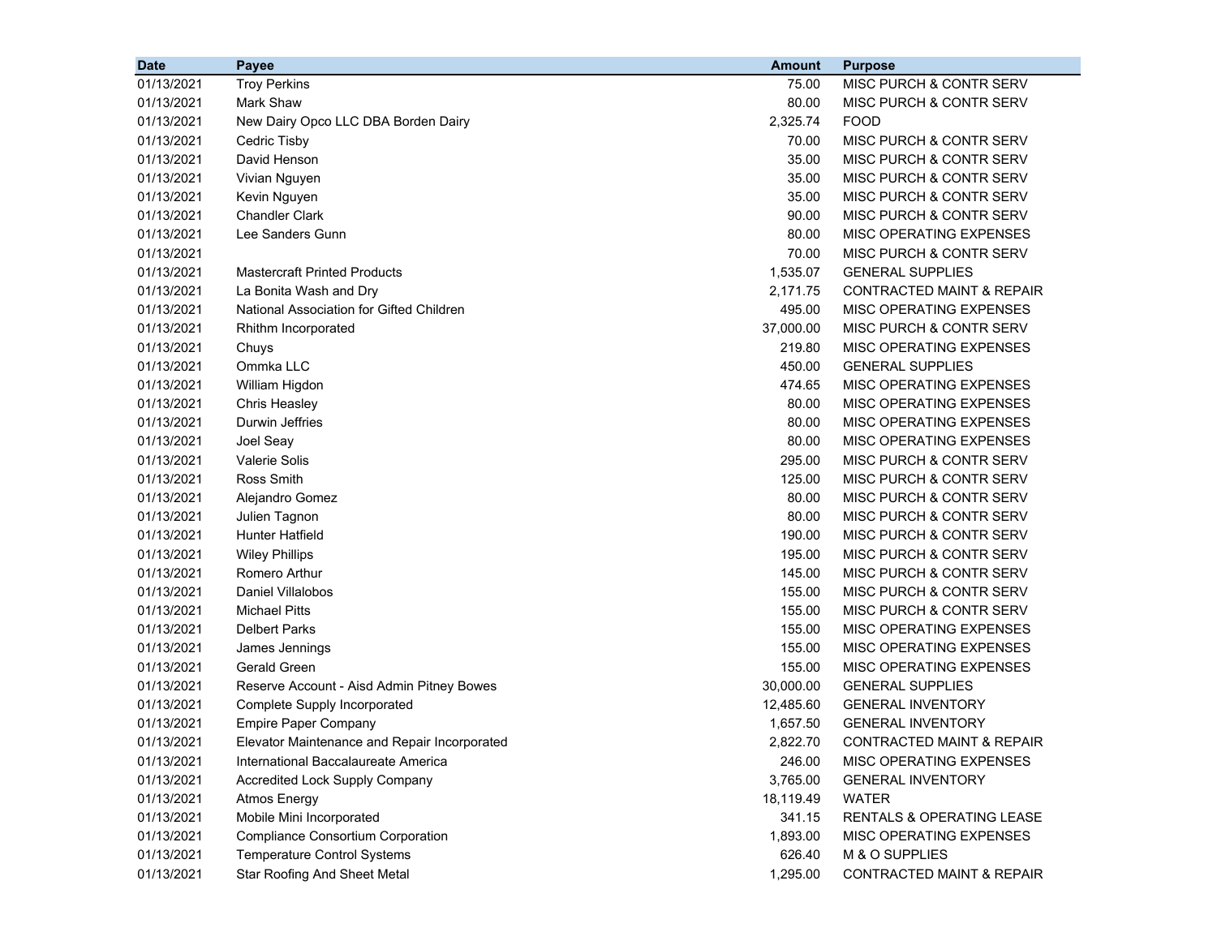| Date | Payee | Amount | Purpose |
| --- | --- | --- | --- |
| 01/13/2021 | Troy Perkins | 75.00 | MISC PURCH & CONTR SERV |
| 01/13/2021 | Mark Shaw | 80.00 | MISC PURCH & CONTR SERV |
| 01/13/2021 | New Dairy Opco LLC DBA Borden Dairy | 2,325.74 | FOOD |
| 01/13/2021 | Cedric Tisby | 70.00 | MISC PURCH & CONTR SERV |
| 01/13/2021 | David Henson | 35.00 | MISC PURCH & CONTR SERV |
| 01/13/2021 | Vivian Nguyen | 35.00 | MISC PURCH & CONTR SERV |
| 01/13/2021 | Kevin Nguyen | 35.00 | MISC PURCH & CONTR SERV |
| 01/13/2021 | Chandler Clark | 90.00 | MISC PURCH & CONTR SERV |
| 01/13/2021 | Lee Sanders Gunn | 80.00 | MISC OPERATING EXPENSES |
| 01/13/2021 | | 70.00 | MISC PURCH & CONTR SERV |
| 01/13/2021 | Mastercraft Printed Products | 1,535.07 | GENERAL SUPPLIES |
| 01/13/2021 | La Bonita Wash and Dry | 2,171.75 | CONTRACTED MAINT & REPAIR |
| 01/13/2021 | National Association for Gifted Children | 495.00 | MISC OPERATING EXPENSES |
| 01/13/2021 | Rhithm Incorporated | 37,000.00 | MISC PURCH & CONTR SERV |
| 01/13/2021 | Chuys | 219.80 | MISC OPERATING EXPENSES |
| 01/13/2021 | Ommka LLC | 450.00 | GENERAL SUPPLIES |
| 01/13/2021 | William Higdon | 474.65 | MISC OPERATING EXPENSES |
| 01/13/2021 | Chris Heasley | 80.00 | MISC OPERATING EXPENSES |
| 01/13/2021 | Durwin Jeffries | 80.00 | MISC OPERATING EXPENSES |
| 01/13/2021 | Joel Seay | 80.00 | MISC OPERATING EXPENSES |
| 01/13/2021 | Valerie Solis | 295.00 | MISC PURCH & CONTR SERV |
| 01/13/2021 | Ross Smith | 125.00 | MISC PURCH & CONTR SERV |
| 01/13/2021 | Alejandro Gomez | 80.00 | MISC PURCH & CONTR SERV |
| 01/13/2021 | Julien Tagnon | 80.00 | MISC PURCH & CONTR SERV |
| 01/13/2021 | Hunter Hatfield | 190.00 | MISC PURCH & CONTR SERV |
| 01/13/2021 | Wiley Phillips | 195.00 | MISC PURCH & CONTR SERV |
| 01/13/2021 | Romero Arthur | 145.00 | MISC PURCH & CONTR SERV |
| 01/13/2021 | Daniel Villalobos | 155.00 | MISC PURCH & CONTR SERV |
| 01/13/2021 | Michael Pitts | 155.00 | MISC PURCH & CONTR SERV |
| 01/13/2021 | Delbert Parks | 155.00 | MISC OPERATING EXPENSES |
| 01/13/2021 | James Jennings | 155.00 | MISC OPERATING EXPENSES |
| 01/13/2021 | Gerald Green | 155.00 | MISC OPERATING EXPENSES |
| 01/13/2021 | Reserve Account - Aisd Admin Pitney Bowes | 30,000.00 | GENERAL SUPPLIES |
| 01/13/2021 | Complete Supply Incorporated | 12,485.60 | GENERAL INVENTORY |
| 01/13/2021 | Empire Paper Company | 1,657.50 | GENERAL INVENTORY |
| 01/13/2021 | Elevator Maintenance and Repair Incorporated | 2,822.70 | CONTRACTED MAINT & REPAIR |
| 01/13/2021 | International Baccalaureate America | 246.00 | MISC OPERATING EXPENSES |
| 01/13/2021 | Accredited Lock Supply Company | 3,765.00 | GENERAL INVENTORY |
| 01/13/2021 | Atmos Energy | 18,119.49 | WATER |
| 01/13/2021 | Mobile Mini Incorporated | 341.15 | RENTALS & OPERATING LEASE |
| 01/13/2021 | Compliance Consortium Corporation | 1,893.00 | MISC OPERATING EXPENSES |
| 01/13/2021 | Temperature Control Systems | 626.40 | M & O SUPPLIES |
| 01/13/2021 | Star Roofing And Sheet Metal | 1,295.00 | CONTRACTED MAINT & REPAIR |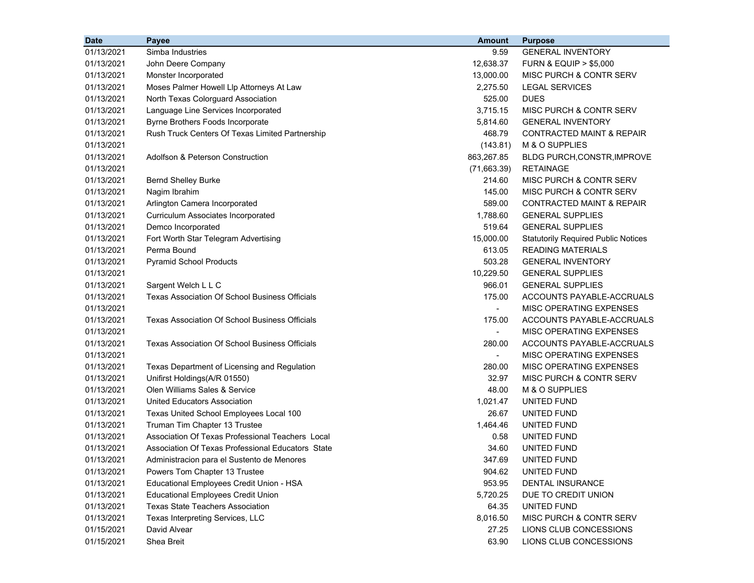| Date | Payee | Amount | Purpose |
|---|---|---|---|
| 01/13/2021 | Simba Industries | 9.59 | GENERAL INVENTORY |
| 01/13/2021 | John Deere Company | 12,638.37 | FURN & EQUIP > $5,000 |
| 01/13/2021 | Monster Incorporated | 13,000.00 | MISC PURCH & CONTR SERV |
| 01/13/2021 | Moses Palmer Howell Llp Attorneys At Law | 2,275.50 | LEGAL SERVICES |
| 01/13/2021 | North Texas Colorguard Association | 525.00 | DUES |
| 01/13/2021 | Language Line Services Incorporated | 3,715.15 | MISC PURCH & CONTR SERV |
| 01/13/2021 | Byrne Brothers Foods Incorporate | 5,814.60 | GENERAL INVENTORY |
| 01/13/2021 | Rush Truck Centers Of Texas Limited Partnership | 468.79 | CONTRACTED MAINT & REPAIR |
| 01/13/2021 | | (143.81) | M & O SUPPLIES |
| 01/13/2021 | Adolfson & Peterson Construction | 863,267.85 | BLDG PURCH,CONSTR,IMPROVE |
| 01/13/2021 | | (71,663.39) | RETAINAGE |
| 01/13/2021 | Bernd Shelley Burke | 214.60 | MISC PURCH & CONTR SERV |
| 01/13/2021 | Nagim Ibrahim | 145.00 | MISC PURCH & CONTR SERV |
| 01/13/2021 | Arlington Camera Incorporated | 589.00 | CONTRACTED MAINT & REPAIR |
| 01/13/2021 | Curriculum Associates Incorporated | 1,788.60 | GENERAL SUPPLIES |
| 01/13/2021 | Demco Incorporated | 519.64 | GENERAL SUPPLIES |
| 01/13/2021 | Fort Worth Star Telegram Advertising | 15,000.00 | Statutorily Required Public Notices |
| 01/13/2021 | Perma Bound | 613.05 | READING MATERIALS |
| 01/13/2021 | Pyramid School Products | 503.28 | GENERAL INVENTORY |
| 01/13/2021 | | 10,229.50 | GENERAL SUPPLIES |
| 01/13/2021 | Sargent Welch L L C | 966.01 | GENERAL SUPPLIES |
| 01/13/2021 | Texas Association Of School Business Officials | 175.00 | ACCOUNTS PAYABLE-ACCRUALS |
| 01/13/2021 | | - | MISC OPERATING EXPENSES |
| 01/13/2021 | Texas Association Of School Business Officials | 175.00 | ACCOUNTS PAYABLE-ACCRUALS |
| 01/13/2021 | | - | MISC OPERATING EXPENSES |
| 01/13/2021 | Texas Association Of School Business Officials | 280.00 | ACCOUNTS PAYABLE-ACCRUALS |
| 01/13/2021 | | - | MISC OPERATING EXPENSES |
| 01/13/2021 | Texas Department of Licensing and Regulation | 280.00 | MISC OPERATING EXPENSES |
| 01/13/2021 | Unifirst Holdings(A/R 01550) | 32.97 | MISC PURCH & CONTR SERV |
| 01/13/2021 | Olen Williams Sales & Service | 48.00 | M & O SUPPLIES |
| 01/13/2021 | United Educators Association | 1,021.47 | UNITED FUND |
| 01/13/2021 | Texas United School Employees Local 100 | 26.67 | UNITED FUND |
| 01/13/2021 | Truman Tim Chapter 13 Trustee | 1,464.46 | UNITED FUND |
| 01/13/2021 | Association Of Texas Professional Teachers Local | 0.58 | UNITED FUND |
| 01/13/2021 | Association Of Texas Professional Educators State | 34.60 | UNITED FUND |
| 01/13/2021 | Administracion para el Sustento de Menores | 347.69 | UNITED FUND |
| 01/13/2021 | Powers Tom Chapter 13 Trustee | 904.62 | UNITED FUND |
| 01/13/2021 | Educational Employees Credit Union - HSA | 953.95 | DENTAL INSURANCE |
| 01/13/2021 | Educational Employees Credit Union | 5,720.25 | DUE TO CREDIT UNION |
| 01/13/2021 | Texas State Teachers Association | 64.35 | UNITED FUND |
| 01/13/2021 | Texas Interpreting Services, LLC | 8,016.50 | MISC PURCH & CONTR SERV |
| 01/15/2021 | David Alvear | 27.25 | LIONS CLUB CONCESSIONS |
| 01/15/2021 | Shea Breit | 63.90 | LIONS CLUB CONCESSIONS |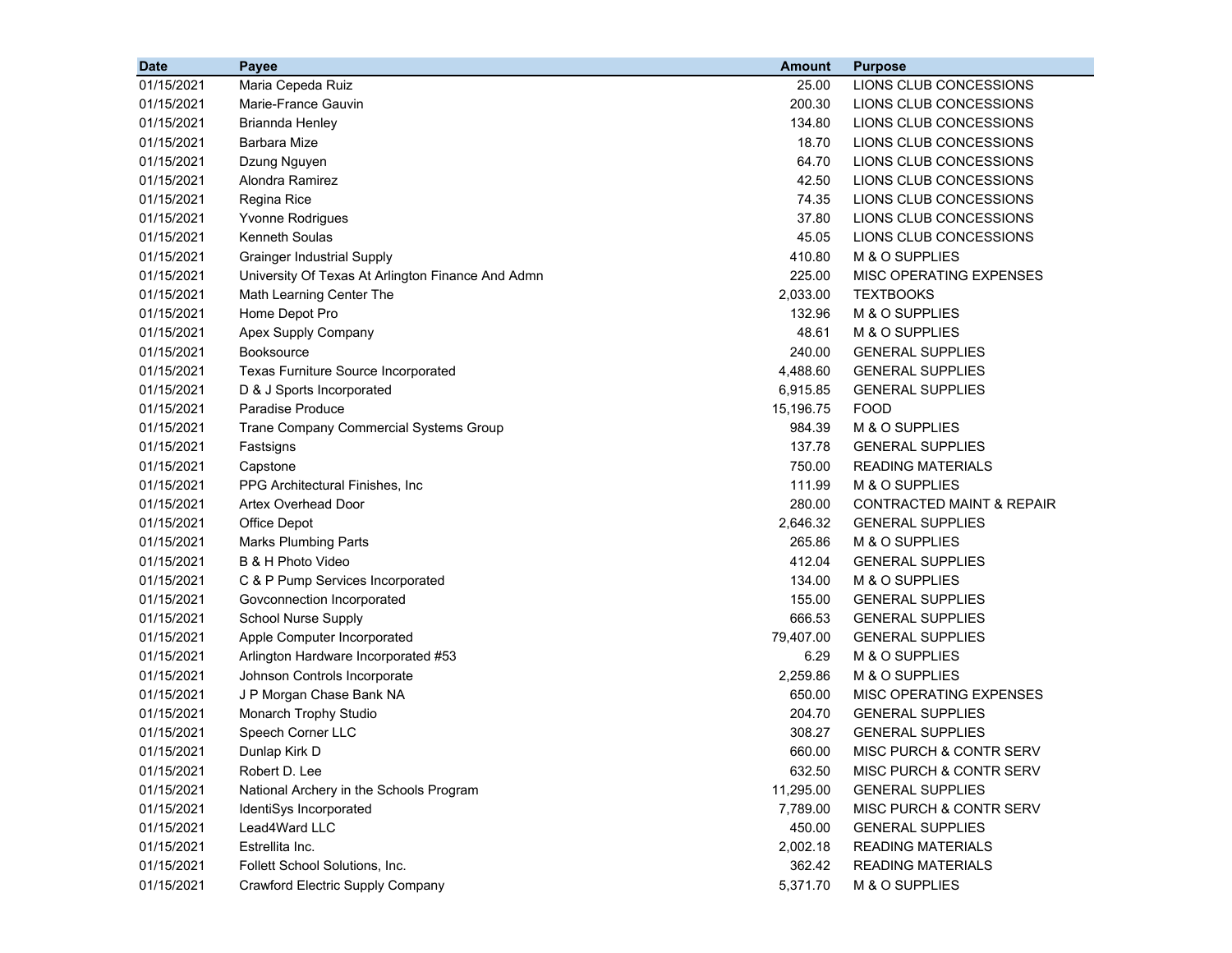| Date | Payee | Amount | Purpose |
|---|---|---|---|
| 01/15/2021 | Maria Cepeda Ruiz | 25.00 | LIONS CLUB CONCESSIONS |
| 01/15/2021 | Marie-France Gauvin | 200.30 | LIONS CLUB CONCESSIONS |
| 01/15/2021 | Briannda Henley | 134.80 | LIONS CLUB CONCESSIONS |
| 01/15/2021 | Barbara Mize | 18.70 | LIONS CLUB CONCESSIONS |
| 01/15/2021 | Dzung Nguyen | 64.70 | LIONS CLUB CONCESSIONS |
| 01/15/2021 | Alondra Ramirez | 42.50 | LIONS CLUB CONCESSIONS |
| 01/15/2021 | Regina Rice | 74.35 | LIONS CLUB CONCESSIONS |
| 01/15/2021 | Yvonne Rodrigues | 37.80 | LIONS CLUB CONCESSIONS |
| 01/15/2021 | Kenneth Soulas | 45.05 | LIONS CLUB CONCESSIONS |
| 01/15/2021 | Grainger Industrial Supply | 410.80 | M & O SUPPLIES |
| 01/15/2021 | University Of Texas At Arlington Finance And Admn | 225.00 | MISC OPERATING EXPENSES |
| 01/15/2021 | Math Learning Center The | 2,033.00 | TEXTBOOKS |
| 01/15/2021 | Home Depot Pro | 132.96 | M & O SUPPLIES |
| 01/15/2021 | Apex Supply Company | 48.61 | M & O SUPPLIES |
| 01/15/2021 | Booksource | 240.00 | GENERAL SUPPLIES |
| 01/15/2021 | Texas Furniture Source Incorporated | 4,488.60 | GENERAL SUPPLIES |
| 01/15/2021 | D & J Sports Incorporated | 6,915.85 | GENERAL SUPPLIES |
| 01/15/2021 | Paradise Produce | 15,196.75 | FOOD |
| 01/15/2021 | Trane Company Commercial Systems Group | 984.39 | M & O SUPPLIES |
| 01/15/2021 | Fastsigns | 137.78 | GENERAL SUPPLIES |
| 01/15/2021 | Capstone | 750.00 | READING MATERIALS |
| 01/15/2021 | PPG Architectural Finishes, Inc | 111.99 | M & O SUPPLIES |
| 01/15/2021 | Artex Overhead Door | 280.00 | CONTRACTED MAINT & REPAIR |
| 01/15/2021 | Office Depot | 2,646.32 | GENERAL SUPPLIES |
| 01/15/2021 | Marks Plumbing Parts | 265.86 | M & O SUPPLIES |
| 01/15/2021 | B & H Photo Video | 412.04 | GENERAL SUPPLIES |
| 01/15/2021 | C & P Pump Services Incorporated | 134.00 | M & O SUPPLIES |
| 01/15/2021 | Govconnection Incorporated | 155.00 | GENERAL SUPPLIES |
| 01/15/2021 | School Nurse Supply | 666.53 | GENERAL SUPPLIES |
| 01/15/2021 | Apple Computer Incorporated | 79,407.00 | GENERAL SUPPLIES |
| 01/15/2021 | Arlington Hardware Incorporated #53 | 6.29 | M & O SUPPLIES |
| 01/15/2021 | Johnson Controls Incorporate | 2,259.86 | M & O SUPPLIES |
| 01/15/2021 | J P Morgan Chase Bank NA | 650.00 | MISC OPERATING EXPENSES |
| 01/15/2021 | Monarch Trophy Studio | 204.70 | GENERAL SUPPLIES |
| 01/15/2021 | Speech Corner LLC | 308.27 | GENERAL SUPPLIES |
| 01/15/2021 | Dunlap Kirk D | 660.00 | MISC PURCH & CONTR SERV |
| 01/15/2021 | Robert D. Lee | 632.50 | MISC PURCH & CONTR SERV |
| 01/15/2021 | National Archery in the Schools Program | 11,295.00 | GENERAL SUPPLIES |
| 01/15/2021 | IdentiSys Incorporated | 7,789.00 | MISC PURCH & CONTR SERV |
| 01/15/2021 | Lead4Ward LLC | 450.00 | GENERAL SUPPLIES |
| 01/15/2021 | Estrellita Inc. | 2,002.18 | READING MATERIALS |
| 01/15/2021 | Follett School Solutions, Inc. | 362.42 | READING MATERIALS |
| 01/15/2021 | Crawford Electric Supply Company | 5,371.70 | M & O SUPPLIES |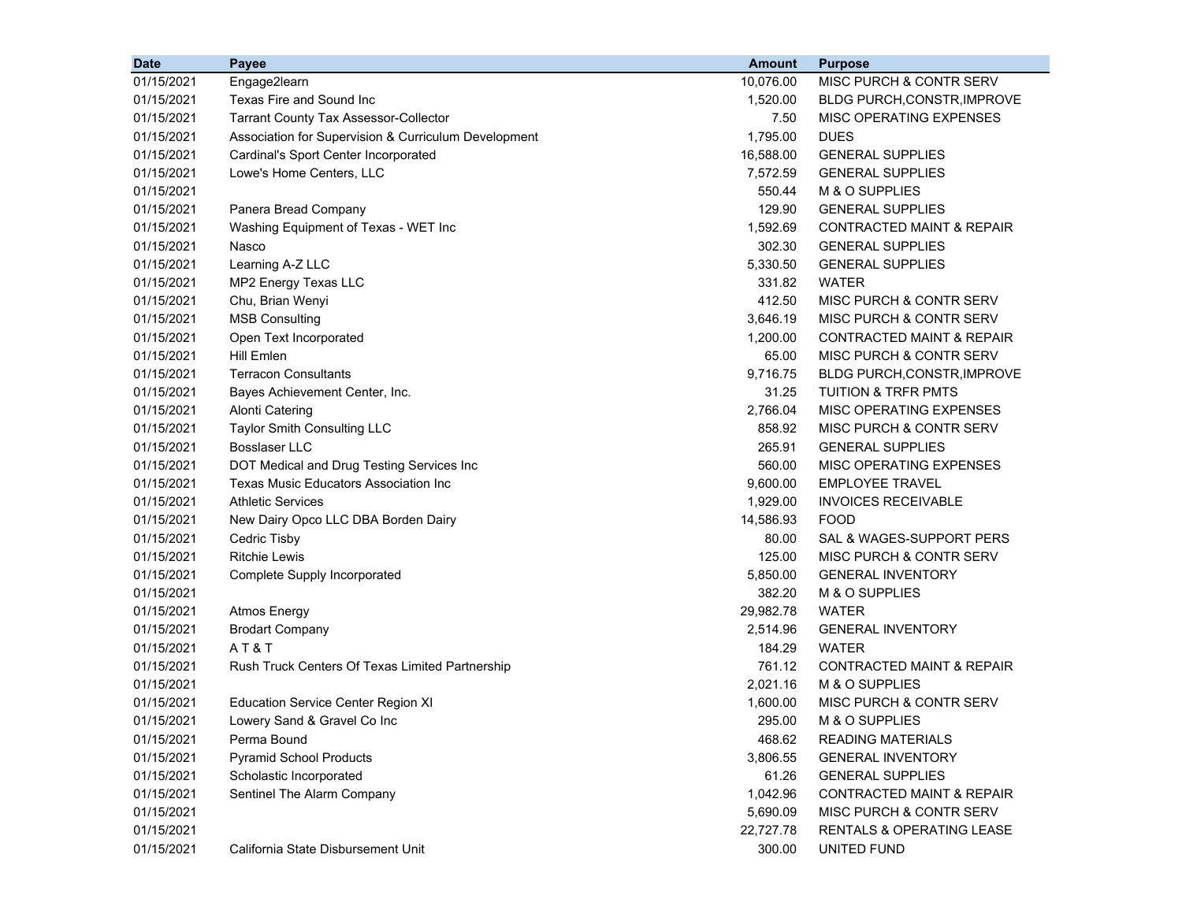| Date | Payee | Amount | Purpose |
|---|---|---|---|
| 01/15/2021 | Engage2learn | 10,076.00 | MISC PURCH & CONTR SERV |
| 01/15/2021 | Texas Fire and Sound Inc | 1,520.00 | BLDG PURCH,CONSTR,IMPROVE |
| 01/15/2021 | Tarrant County Tax Assessor-Collector | 7.50 | MISC OPERATING EXPENSES |
| 01/15/2021 | Association for Supervision & Curriculum Development | 1,795.00 | DUES |
| 01/15/2021 | Cardinal's Sport Center Incorporated | 16,588.00 | GENERAL SUPPLIES |
| 01/15/2021 | Lowe's Home Centers, LLC | 7,572.59 | GENERAL SUPPLIES |
| 01/15/2021 | | 550.44 | M & O SUPPLIES |
| 01/15/2021 | Panera Bread Company | 129.90 | GENERAL SUPPLIES |
| 01/15/2021 | Washing Equipment of Texas - WET Inc | 1,592.69 | CONTRACTED MAINT & REPAIR |
| 01/15/2021 | Nasco | 302.30 | GENERAL SUPPLIES |
| 01/15/2021 | Learning A-Z LLC | 5,330.50 | GENERAL SUPPLIES |
| 01/15/2021 | MP2 Energy Texas LLC | 331.82 | WATER |
| 01/15/2021 | Chu, Brian Wenyi | 412.50 | MISC PURCH & CONTR SERV |
| 01/15/2021 | MSB Consulting | 3,646.19 | MISC PURCH & CONTR SERV |
| 01/15/2021 | Open Text Incorporated | 1,200.00 | CONTRACTED MAINT & REPAIR |
| 01/15/2021 | Hill Emlen | 65.00 | MISC PURCH & CONTR SERV |
| 01/15/2021 | Terracon Consultants | 9,716.75 | BLDG PURCH,CONSTR,IMPROVE |
| 01/15/2021 | Bayes Achievement Center, Inc. | 31.25 | TUITION & TRFR PMTS |
| 01/15/2021 | Alonti Catering | 2,766.04 | MISC OPERATING EXPENSES |
| 01/15/2021 | Taylor Smith Consulting LLC | 858.92 | MISC PURCH & CONTR SERV |
| 01/15/2021 | Bosslaser LLC | 265.91 | GENERAL SUPPLIES |
| 01/15/2021 | DOT Medical and Drug Testing Services Inc | 560.00 | MISC OPERATING EXPENSES |
| 01/15/2021 | Texas Music Educators Association Inc | 9,600.00 | EMPLOYEE TRAVEL |
| 01/15/2021 | Athletic Services | 1,929.00 | INVOICES RECEIVABLE |
| 01/15/2021 | New Dairy Opco LLC DBA Borden Dairy | 14,586.93 | FOOD |
| 01/15/2021 | Cedric Tisby | 80.00 | SAL & WAGES-SUPPORT PERS |
| 01/15/2021 | Ritchie Lewis | 125.00 | MISC PURCH & CONTR SERV |
| 01/15/2021 | Complete Supply Incorporated | 5,850.00 | GENERAL INVENTORY |
| 01/15/2021 | | 382.20 | M & O SUPPLIES |
| 01/15/2021 | Atmos Energy | 29,982.78 | WATER |
| 01/15/2021 | Brodart Company | 2,514.96 | GENERAL INVENTORY |
| 01/15/2021 | A T & T | 184.29 | WATER |
| 01/15/2021 | Rush Truck Centers Of Texas Limited Partnership | 761.12 | CONTRACTED MAINT & REPAIR |
| 01/15/2021 | | 2,021.16 | M & O SUPPLIES |
| 01/15/2021 | Education Service Center Region XI | 1,600.00 | MISC PURCH & CONTR SERV |
| 01/15/2021 | Lowery Sand & Gravel Co Inc | 295.00 | M & O SUPPLIES |
| 01/15/2021 | Perma Bound | 468.62 | READING MATERIALS |
| 01/15/2021 | Pyramid School Products | 3,806.55 | GENERAL INVENTORY |
| 01/15/2021 | Scholastic Incorporated | 61.26 | GENERAL SUPPLIES |
| 01/15/2021 | Sentinel The Alarm Company | 1,042.96 | CONTRACTED MAINT & REPAIR |
| 01/15/2021 | | 5,690.09 | MISC PURCH & CONTR SERV |
| 01/15/2021 | | 22,727.78 | RENTALS & OPERATING LEASE |
| 01/15/2021 | California State Disbursement Unit | 300.00 | UNITED FUND |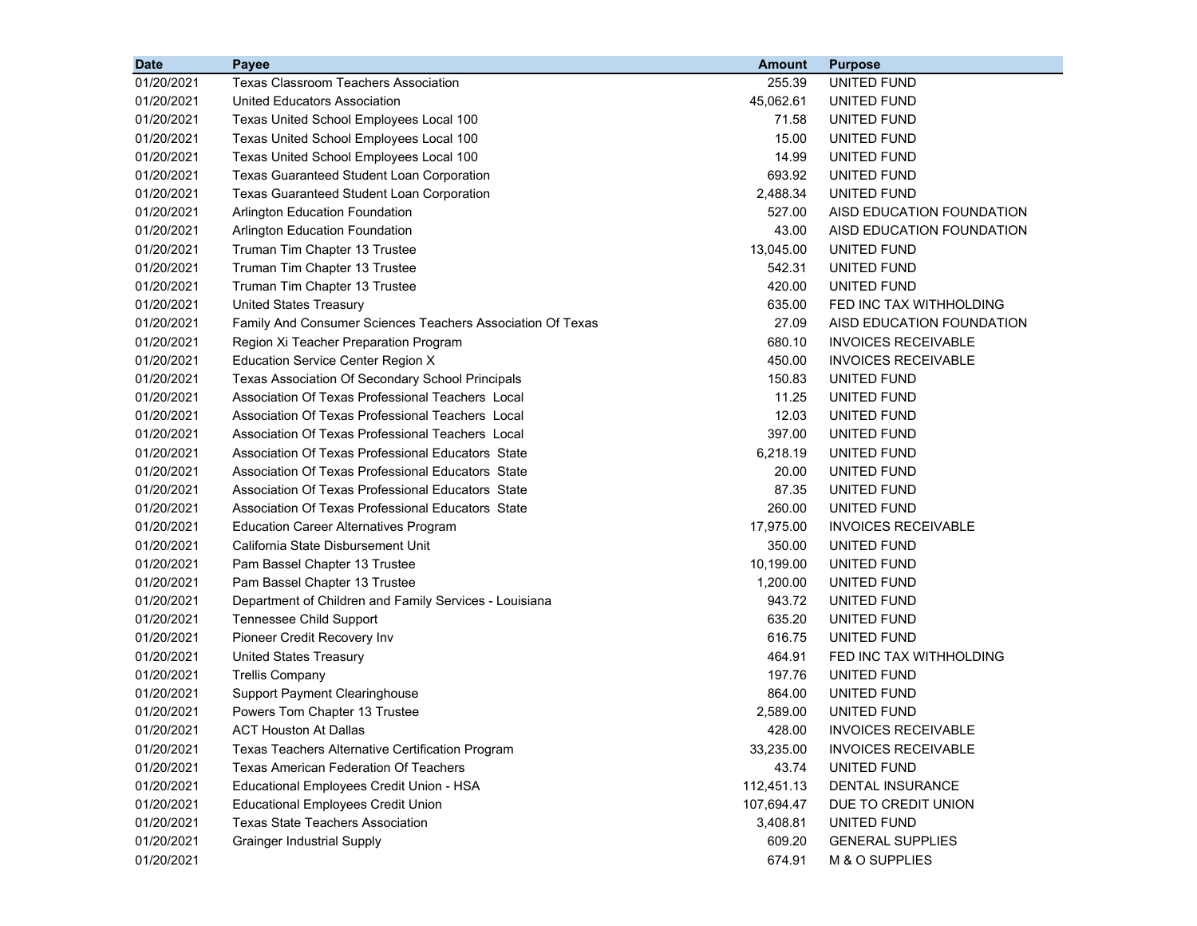| Date | Payee | Amount | Purpose |
|---|---|---|---|
| 01/20/2021 | Texas Classroom Teachers Association | 255.39 | UNITED FUND |
| 01/20/2021 | United Educators Association | 45,062.61 | UNITED FUND |
| 01/20/2021 | Texas United School Employees Local 100 | 71.58 | UNITED FUND |
| 01/20/2021 | Texas United School Employees Local 100 | 15.00 | UNITED FUND |
| 01/20/2021 | Texas United School Employees Local 100 | 14.99 | UNITED FUND |
| 01/20/2021 | Texas Guaranteed Student Loan Corporation | 693.92 | UNITED FUND |
| 01/20/2021 | Texas Guaranteed Student Loan Corporation | 2,488.34 | UNITED FUND |
| 01/20/2021 | Arlington Education Foundation | 527.00 | AISD EDUCATION FOUNDATION |
| 01/20/2021 | Arlington Education Foundation | 43.00 | AISD EDUCATION FOUNDATION |
| 01/20/2021 | Truman Tim Chapter 13 Trustee | 13,045.00 | UNITED FUND |
| 01/20/2021 | Truman Tim Chapter 13 Trustee | 542.31 | UNITED FUND |
| 01/20/2021 | Truman Tim Chapter 13 Trustee | 420.00 | UNITED FUND |
| 01/20/2021 | United States Treasury | 635.00 | FED INC TAX WITHHOLDING |
| 01/20/2021 | Family And Consumer Sciences Teachers Association Of Texas | 27.09 | AISD EDUCATION FOUNDATION |
| 01/20/2021 | Region Xi Teacher Preparation Program | 680.10 | INVOICES RECEIVABLE |
| 01/20/2021 | Education Service Center Region X | 450.00 | INVOICES RECEIVABLE |
| 01/20/2021 | Texas Association Of Secondary School Principals | 150.83 | UNITED FUND |
| 01/20/2021 | Association Of Texas Professional Teachers Local | 11.25 | UNITED FUND |
| 01/20/2021 | Association Of Texas Professional Teachers Local | 12.03 | UNITED FUND |
| 01/20/2021 | Association Of Texas Professional Teachers Local | 397.00 | UNITED FUND |
| 01/20/2021 | Association Of Texas Professional Educators State | 6,218.19 | UNITED FUND |
| 01/20/2021 | Association Of Texas Professional Educators State | 20.00 | UNITED FUND |
| 01/20/2021 | Association Of Texas Professional Educators State | 87.35 | UNITED FUND |
| 01/20/2021 | Association Of Texas Professional Educators State | 260.00 | UNITED FUND |
| 01/20/2021 | Education Career Alternatives Program | 17,975.00 | INVOICES RECEIVABLE |
| 01/20/2021 | California State Disbursement Unit | 350.00 | UNITED FUND |
| 01/20/2021 | Pam Bassel Chapter 13 Trustee | 10,199.00 | UNITED FUND |
| 01/20/2021 | Pam Bassel Chapter 13 Trustee | 1,200.00 | UNITED FUND |
| 01/20/2021 | Department of Children and Family Services - Louisiana | 943.72 | UNITED FUND |
| 01/20/2021 | Tennessee Child Support | 635.20 | UNITED FUND |
| 01/20/2021 | Pioneer Credit Recovery Inv | 616.75 | UNITED FUND |
| 01/20/2021 | United States Treasury | 464.91 | FED INC TAX WITHHOLDING |
| 01/20/2021 | Trellis Company | 197.76 | UNITED FUND |
| 01/20/2021 | Support Payment Clearinghouse | 864.00 | UNITED FUND |
| 01/20/2021 | Powers Tom Chapter 13 Trustee | 2,589.00 | UNITED FUND |
| 01/20/2021 | ACT Houston At Dallas | 428.00 | INVOICES RECEIVABLE |
| 01/20/2021 | Texas Teachers Alternative Certification Program | 33,235.00 | INVOICES RECEIVABLE |
| 01/20/2021 | Texas American Federation Of Teachers | 43.74 | UNITED FUND |
| 01/20/2021 | Educational Employees Credit Union - HSA | 112,451.13 | DENTAL INSURANCE |
| 01/20/2021 | Educational Employees Credit Union | 107,694.47 | DUE TO CREDIT UNION |
| 01/20/2021 | Texas State Teachers Association | 3,408.81 | UNITED FUND |
| 01/20/2021 | Grainger Industrial Supply | 609.20 | GENERAL SUPPLIES |
| 01/20/2021 | | 674.91 | M & O SUPPLIES |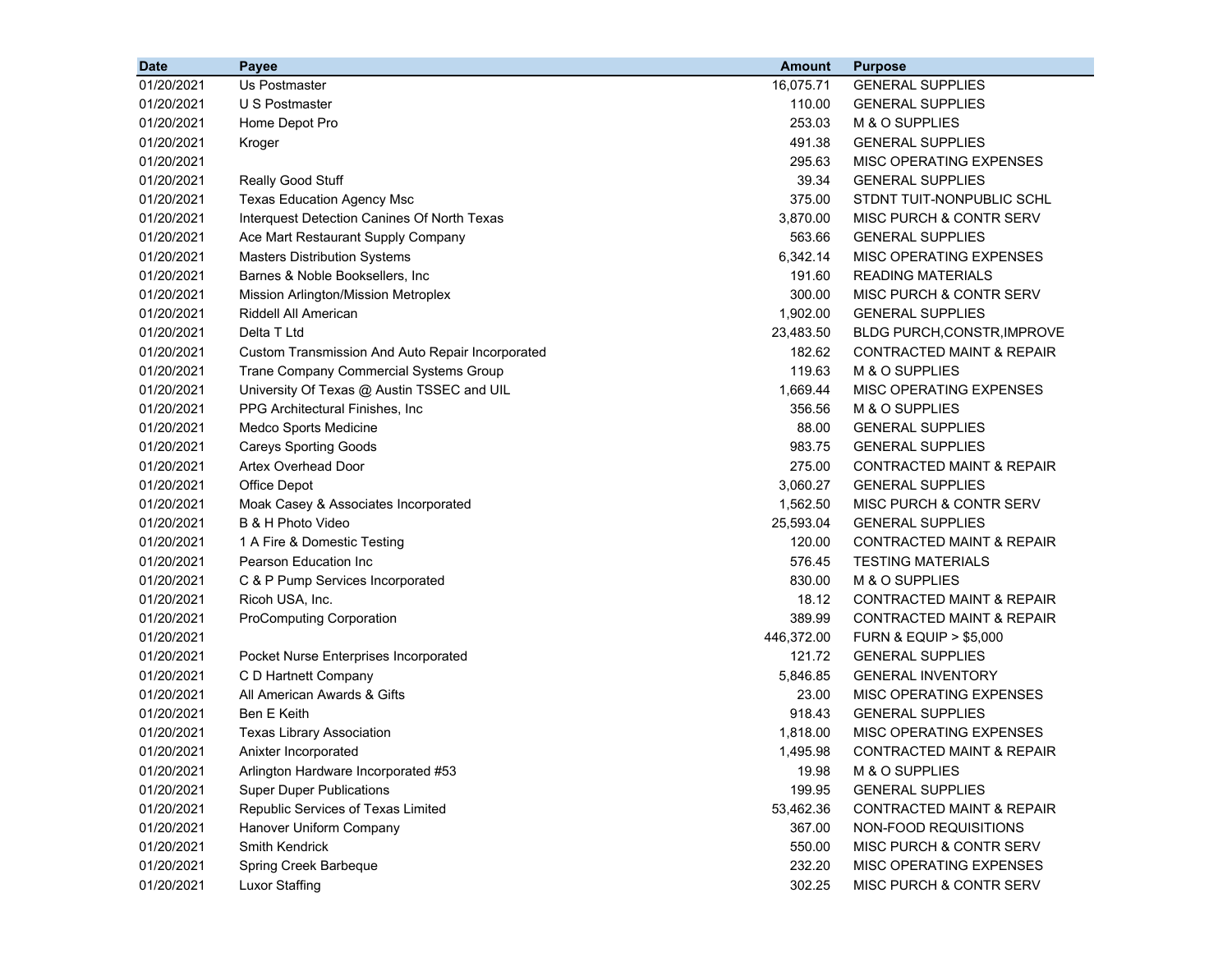| Date | Payee | Amount | Purpose |
|---|---|---|---|
| 01/20/2021 | Us Postmaster | 16,075.71 | GENERAL SUPPLIES |
| 01/20/2021 | U S Postmaster | 110.00 | GENERAL SUPPLIES |
| 01/20/2021 | Home Depot Pro | 253.03 | M & O SUPPLIES |
| 01/20/2021 | Kroger | 491.38 | GENERAL SUPPLIES |
| 01/20/2021 | | 295.63 | MISC OPERATING EXPENSES |
| 01/20/2021 | Really Good Stuff | 39.34 | GENERAL SUPPLIES |
| 01/20/2021 | Texas Education Agency Msc | 375.00 | STDNT TUIT-NONPUBLIC SCHL |
| 01/20/2021 | Interquest Detection Canines Of North Texas | 3,870.00 | MISC PURCH & CONTR SERV |
| 01/20/2021 | Ace Mart Restaurant Supply Company | 563.66 | GENERAL SUPPLIES |
| 01/20/2021 | Masters Distribution Systems | 6,342.14 | MISC OPERATING EXPENSES |
| 01/20/2021 | Barnes & Noble Booksellers, Inc | 191.60 | READING MATERIALS |
| 01/20/2021 | Mission Arlington/Mission Metroplex | 300.00 | MISC PURCH & CONTR SERV |
| 01/20/2021 | Riddell All American | 1,902.00 | GENERAL SUPPLIES |
| 01/20/2021 | Delta T Ltd | 23,483.50 | BLDG PURCH,CONSTR,IMPROVE |
| 01/20/2021 | Custom Transmission And Auto Repair Incorporated | 182.62 | CONTRACTED MAINT & REPAIR |
| 01/20/2021 | Trane Company Commercial Systems Group | 119.63 | M & O SUPPLIES |
| 01/20/2021 | University Of Texas @ Austin TSSEC and UIL | 1,669.44 | MISC OPERATING EXPENSES |
| 01/20/2021 | PPG Architectural Finishes, Inc | 356.56 | M & O SUPPLIES |
| 01/20/2021 | Medco Sports Medicine | 88.00 | GENERAL SUPPLIES |
| 01/20/2021 | Careys Sporting Goods | 983.75 | GENERAL SUPPLIES |
| 01/20/2021 | Artex Overhead Door | 275.00 | CONTRACTED MAINT & REPAIR |
| 01/20/2021 | Office Depot | 3,060.27 | GENERAL SUPPLIES |
| 01/20/2021 | Moak Casey & Associates Incorporated | 1,562.50 | MISC PURCH & CONTR SERV |
| 01/20/2021 | B & H Photo Video | 25,593.04 | GENERAL SUPPLIES |
| 01/20/2021 | 1 A Fire & Domestic Testing | 120.00 | CONTRACTED MAINT & REPAIR |
| 01/20/2021 | Pearson Education Inc | 576.45 | TESTING MATERIALS |
| 01/20/2021 | C & P Pump Services Incorporated | 830.00 | M & O SUPPLIES |
| 01/20/2021 | Ricoh USA, Inc. | 18.12 | CONTRACTED MAINT & REPAIR |
| 01/20/2021 | ProComputing Corporation | 389.99 | CONTRACTED MAINT & REPAIR |
| 01/20/2021 | | 446,372.00 | FURN & EQUIP > $5,000 |
| 01/20/2021 | Pocket Nurse Enterprises Incorporated | 121.72 | GENERAL SUPPLIES |
| 01/20/2021 | C D Hartnett Company | 5,846.85 | GENERAL INVENTORY |
| 01/20/2021 | All American Awards & Gifts | 23.00 | MISC OPERATING EXPENSES |
| 01/20/2021 | Ben E Keith | 918.43 | GENERAL SUPPLIES |
| 01/20/2021 | Texas Library Association | 1,818.00 | MISC OPERATING EXPENSES |
| 01/20/2021 | Anixter Incorporated | 1,495.98 | CONTRACTED MAINT & REPAIR |
| 01/20/2021 | Arlington Hardware Incorporated #53 | 19.98 | M & O SUPPLIES |
| 01/20/2021 | Super Duper Publications | 199.95 | GENERAL SUPPLIES |
| 01/20/2021 | Republic Services of Texas Limited | 53,462.36 | CONTRACTED MAINT & REPAIR |
| 01/20/2021 | Hanover Uniform Company | 367.00 | NON-FOOD REQUISITIONS |
| 01/20/2021 | Smith Kendrick | 550.00 | MISC PURCH & CONTR SERV |
| 01/20/2021 | Spring Creek Barbeque | 232.20 | MISC OPERATING EXPENSES |
| 01/20/2021 | Luxor Staffing | 302.25 | MISC PURCH & CONTR SERV |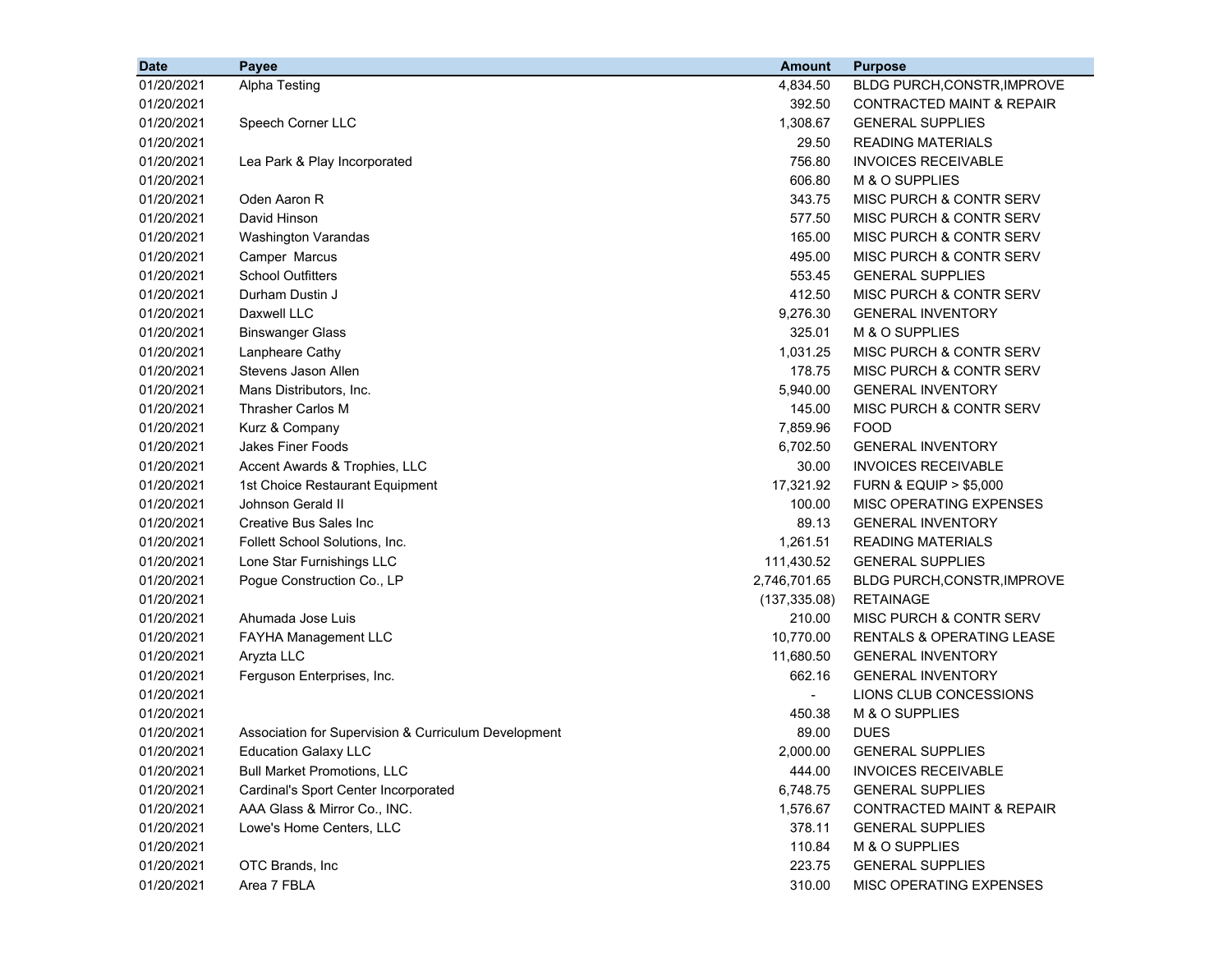| Date | Payee | Amount | Purpose |
|---|---|---|---|
| 01/20/2021 | Alpha Testing | 4,834.50 | BLDG PURCH,CONSTR,IMPROVE |
| 01/20/2021 | | 392.50 | CONTRACTED MAINT & REPAIR |
| 01/20/2021 | Speech Corner LLC | 1,308.67 | GENERAL SUPPLIES |
| 01/20/2021 | | 29.50 | READING MATERIALS |
| 01/20/2021 | Lea Park & Play Incorporated | 756.80 | INVOICES RECEIVABLE |
| 01/20/2021 | | 606.80 | M & O SUPPLIES |
| 01/20/2021 | Oden Aaron R | 343.75 | MISC PURCH & CONTR SERV |
| 01/20/2021 | David Hinson | 577.50 | MISC PURCH & CONTR SERV |
| 01/20/2021 | Washington Varandas | 165.00 | MISC PURCH & CONTR SERV |
| 01/20/2021 | Camper Marcus | 495.00 | MISC PURCH & CONTR SERV |
| 01/20/2021 | School Outfitters | 553.45 | GENERAL SUPPLIES |
| 01/20/2021 | Durham Dustin J | 412.50 | MISC PURCH & CONTR SERV |
| 01/20/2021 | Daxwell LLC | 9,276.30 | GENERAL INVENTORY |
| 01/20/2021 | Binswanger Glass | 325.01 | M & O SUPPLIES |
| 01/20/2021 | Lanpheare Cathy | 1,031.25 | MISC PURCH & CONTR SERV |
| 01/20/2021 | Stevens Jason Allen | 178.75 | MISC PURCH & CONTR SERV |
| 01/20/2021 | Mans Distributors, Inc. | 5,940.00 | GENERAL INVENTORY |
| 01/20/2021 | Thrasher Carlos M | 145.00 | MISC PURCH & CONTR SERV |
| 01/20/2021 | Kurz & Company | 7,859.96 | FOOD |
| 01/20/2021 | Jakes Finer Foods | 6,702.50 | GENERAL INVENTORY |
| 01/20/2021 | Accent Awards & Trophies, LLC | 30.00 | INVOICES RECEIVABLE |
| 01/20/2021 | 1st Choice Restaurant Equipment | 17,321.92 | FURN & EQUIP > $5,000 |
| 01/20/2021 | Johnson Gerald II | 100.00 | MISC OPERATING EXPENSES |
| 01/20/2021 | Creative Bus Sales Inc | 89.13 | GENERAL INVENTORY |
| 01/20/2021 | Follett School Solutions, Inc. | 1,261.51 | READING MATERIALS |
| 01/20/2021 | Lone Star Furnishings LLC | 111,430.52 | GENERAL SUPPLIES |
| 01/20/2021 | Pogue Construction Co., LP | 2,746,701.65 | BLDG PURCH,CONSTR,IMPROVE |
| 01/20/2021 | | (137,335.08) | RETAINAGE |
| 01/20/2021 | Ahumada Jose Luis | 210.00 | MISC PURCH & CONTR SERV |
| 01/20/2021 | FAYHA Management LLC | 10,770.00 | RENTALS & OPERATING LEASE |
| 01/20/2021 | Aryzta LLC | 11,680.50 | GENERAL INVENTORY |
| 01/20/2021 | Ferguson Enterprises, Inc. | 662.16 | GENERAL INVENTORY |
| 01/20/2021 | | - | LIONS CLUB CONCESSIONS |
| 01/20/2021 | | 450.38 | M & O SUPPLIES |
| 01/20/2021 | Association for Supervision & Curriculum Development | 89.00 | DUES |
| 01/20/2021 | Education Galaxy LLC | 2,000.00 | GENERAL SUPPLIES |
| 01/20/2021 | Bull Market Promotions, LLC | 444.00 | INVOICES RECEIVABLE |
| 01/20/2021 | Cardinal's Sport Center Incorporated | 6,748.75 | GENERAL SUPPLIES |
| 01/20/2021 | AAA Glass & Mirror Co., INC. | 1,576.67 | CONTRACTED MAINT & REPAIR |
| 01/20/2021 | Lowe's Home Centers, LLC | 378.11 | GENERAL SUPPLIES |
| 01/20/2021 | | 110.84 | M & O SUPPLIES |
| 01/20/2021 | OTC Brands, Inc | 223.75 | GENERAL SUPPLIES |
| 01/20/2021 | Area 7 FBLA | 310.00 | MISC OPERATING EXPENSES |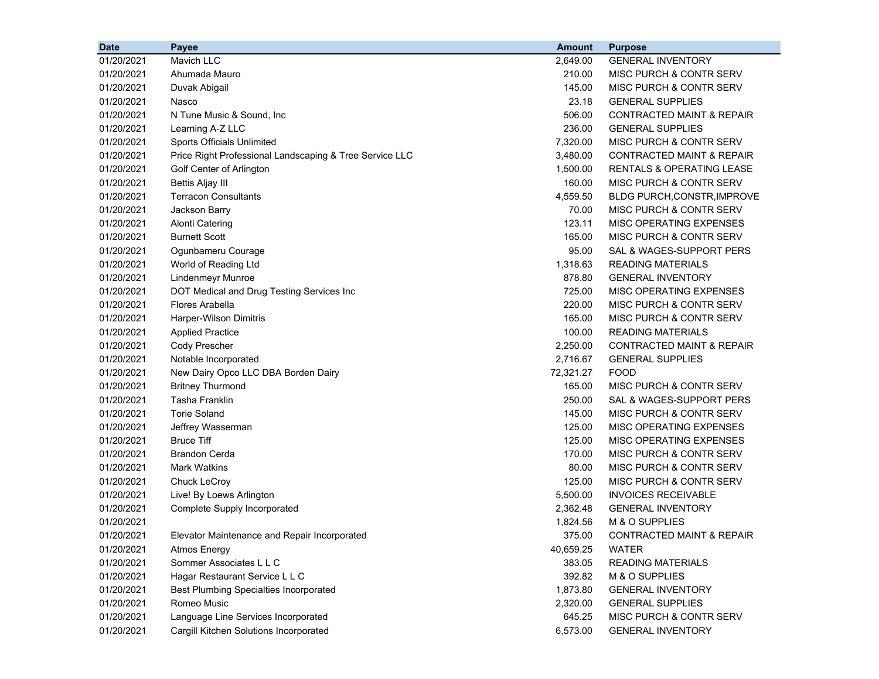| Date | Payee | Amount | Purpose |
|---|---|---|---|
| 01/20/2021 | Mavich LLC | 2,649.00 | GENERAL INVENTORY |
| 01/20/2021 | Ahumada Mauro | 210.00 | MISC PURCH & CONTR SERV |
| 01/20/2021 | Duvak Abigail | 145.00 | MISC PURCH & CONTR SERV |
| 01/20/2021 | Nasco | 23.18 | GENERAL SUPPLIES |
| 01/20/2021 | N Tune Music & Sound, Inc | 506.00 | CONTRACTED MAINT & REPAIR |
| 01/20/2021 | Learning A-Z LLC | 236.00 | GENERAL SUPPLIES |
| 01/20/2021 | Sports Officials Unlimited | 7,320.00 | MISC PURCH & CONTR SERV |
| 01/20/2021 | Price Right Professional Landscaping & Tree Service LLC | 3,480.00 | CONTRACTED MAINT & REPAIR |
| 01/20/2021 | Golf Center of Arlington | 1,500.00 | RENTALS & OPERATING LEASE |
| 01/20/2021 | Bettis Aljay III | 160.00 | MISC PURCH & CONTR SERV |
| 01/20/2021 | Terracon Consultants | 4,559.50 | BLDG PURCH,CONSTR,IMPROVE |
| 01/20/2021 | Jackson Barry | 70.00 | MISC PURCH & CONTR SERV |
| 01/20/2021 | Alonti Catering | 123.11 | MISC OPERATING EXPENSES |
| 01/20/2021 | Burnett Scott | 165.00 | MISC PURCH & CONTR SERV |
| 01/20/2021 | Ogunbameru Courage | 95.00 | SAL & WAGES-SUPPORT PERS |
| 01/20/2021 | World of Reading Ltd | 1,318.63 | READING MATERIALS |
| 01/20/2021 | Lindenmeyr Munroe | 878.80 | GENERAL INVENTORY |
| 01/20/2021 | DOT Medical and Drug Testing Services Inc | 725.00 | MISC OPERATING EXPENSES |
| 01/20/2021 | Flores Arabella | 220.00 | MISC PURCH & CONTR SERV |
| 01/20/2021 | Harper-Wilson Dimitris | 165.00 | MISC PURCH & CONTR SERV |
| 01/20/2021 | Applied Practice | 100.00 | READING MATERIALS |
| 01/20/2021 | Cody Prescher | 2,250.00 | CONTRACTED MAINT & REPAIR |
| 01/20/2021 | Notable Incorporated | 2,716.67 | GENERAL SUPPLIES |
| 01/20/2021 | New Dairy Opco LLC DBA Borden Dairy | 72,321.27 | FOOD |
| 01/20/2021 | Britney Thurmond | 165.00 | MISC PURCH & CONTR SERV |
| 01/20/2021 | Tasha Franklin | 250.00 | SAL & WAGES-SUPPORT PERS |
| 01/20/2021 | Torie Soland | 145.00 | MISC PURCH & CONTR SERV |
| 01/20/2021 | Jeffrey Wasserman | 125.00 | MISC OPERATING EXPENSES |
| 01/20/2021 | Bruce Tiff | 125.00 | MISC OPERATING EXPENSES |
| 01/20/2021 | Brandon Cerda | 170.00 | MISC PURCH & CONTR SERV |
| 01/20/2021 | Mark Watkins | 80.00 | MISC PURCH & CONTR SERV |
| 01/20/2021 | Chuck LeCroy | 125.00 | MISC PURCH & CONTR SERV |
| 01/20/2021 | Live! By Loews Arlington | 5,500.00 | INVOICES RECEIVABLE |
| 01/20/2021 | Complete Supply Incorporated | 2,362.48 | GENERAL INVENTORY |
| 01/20/2021 | | 1,824.56 | M & O SUPPLIES |
| 01/20/2021 | Elevator Maintenance and Repair Incorporated | 375.00 | CONTRACTED MAINT & REPAIR |
| 01/20/2021 | Atmos Energy | 40,659.25 | WATER |
| 01/20/2021 | Sommer Associates L L C | 383.05 | READING MATERIALS |
| 01/20/2021 | Hagar Restaurant Service L L C | 392.82 | M & O SUPPLIES |
| 01/20/2021 | Best Plumbing Specialties Incorporated | 1,873.80 | GENERAL INVENTORY |
| 01/20/2021 | Romeo Music | 2,320.00 | GENERAL SUPPLIES |
| 01/20/2021 | Language Line Services Incorporated | 645.25 | MISC PURCH & CONTR SERV |
| 01/20/2021 | Cargill Kitchen Solutions Incorporated | 6,573.00 | GENERAL INVENTORY |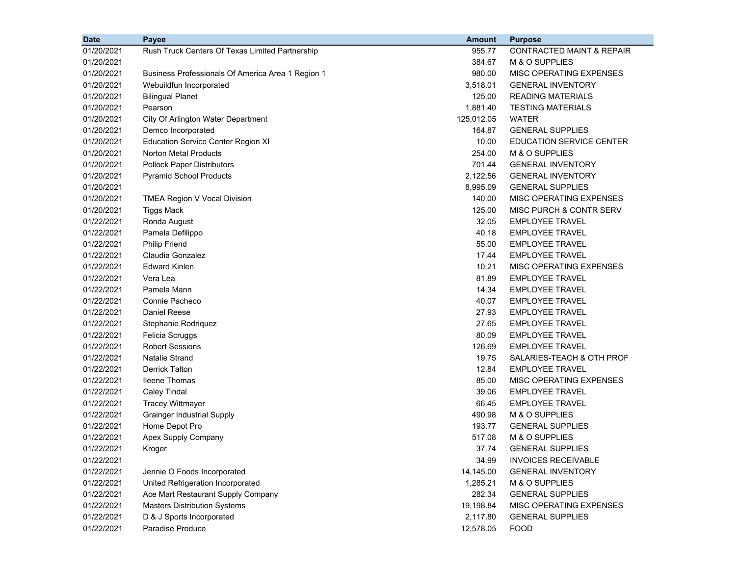| Date | Payee | Amount | Purpose |
| --- | --- | --- | --- |
| 01/20/2021 | Rush Truck Centers Of Texas Limited Partnership | 955.77 | CONTRACTED MAINT & REPAIR |
| 01/20/2021 | | 384.67 | M & O SUPPLIES |
| 01/20/2021 | Business Professionals Of America Area 1 Region 1 | 980.00 | MISC OPERATING EXPENSES |
| 01/20/2021 | Webuildfun Incorporated | 3,518.01 | GENERAL INVENTORY |
| 01/20/2021 | Bilingual Planet | 125.00 | READING MATERIALS |
| 01/20/2021 | Pearson | 1,881.40 | TESTING MATERIALS |
| 01/20/2021 | City Of Arlington Water Department | 125,012.05 | WATER |
| 01/20/2021 | Demco Incorporated | 164.87 | GENERAL SUPPLIES |
| 01/20/2021 | Education Service Center Region XI | 10.00 | EDUCATION SERVICE CENTER |
| 01/20/2021 | Norton Metal Products | 254.00 | M & O SUPPLIES |
| 01/20/2021 | Pollock Paper Distributors | 701.44 | GENERAL INVENTORY |
| 01/20/2021 | Pyramid School Products | 2,122.56 | GENERAL INVENTORY |
| 01/20/2021 | | 8,995.09 | GENERAL SUPPLIES |
| 01/20/2021 | TMEA Region V Vocal Division | 140.00 | MISC OPERATING EXPENSES |
| 01/20/2021 | Tiggs Mack | 125.00 | MISC PURCH & CONTR SERV |
| 01/22/2021 | Ronda August | 32.05 | EMPLOYEE TRAVEL |
| 01/22/2021 | Pamela Defilippo | 40.18 | EMPLOYEE TRAVEL |
| 01/22/2021 | Philip Friend | 55.00 | EMPLOYEE TRAVEL |
| 01/22/2021 | Claudia Gonzalez | 17.44 | EMPLOYEE TRAVEL |
| 01/22/2021 | Edward Kinlen | 10.21 | MISC OPERATING EXPENSES |
| 01/22/2021 | Vera Lea | 81.89 | EMPLOYEE TRAVEL |
| 01/22/2021 | Pamela Mann | 14.34 | EMPLOYEE TRAVEL |
| 01/22/2021 | Connie Pacheco | 40.07 | EMPLOYEE TRAVEL |
| 01/22/2021 | Daniel Reese | 27.93 | EMPLOYEE TRAVEL |
| 01/22/2021 | Stephanie Rodriquez | 27.65 | EMPLOYEE TRAVEL |
| 01/22/2021 | Felicia Scruggs | 80.09 | EMPLOYEE TRAVEL |
| 01/22/2021 | Robert Sessions | 126.69 | EMPLOYEE TRAVEL |
| 01/22/2021 | Natalie Strand | 19.75 | SALARIES-TEACH & OTH PROF |
| 01/22/2021 | Derrick Talton | 12.84 | EMPLOYEE TRAVEL |
| 01/22/2021 | Ileene Thomas | 85.00 | MISC OPERATING EXPENSES |
| 01/22/2021 | Caley Tindal | 39.06 | EMPLOYEE TRAVEL |
| 01/22/2021 | Tracey Wittmayer | 66.45 | EMPLOYEE TRAVEL |
| 01/22/2021 | Grainger Industrial Supply | 490.98 | M & O SUPPLIES |
| 01/22/2021 | Home Depot Pro | 193.77 | GENERAL SUPPLIES |
| 01/22/2021 | Apex Supply Company | 517.08 | M & O SUPPLIES |
| 01/22/2021 | Kroger | 37.74 | GENERAL SUPPLIES |
| 01/22/2021 | | 34.99 | INVOICES RECEIVABLE |
| 01/22/2021 | Jennie O Foods Incorporated | 14,145.00 | GENERAL INVENTORY |
| 01/22/2021 | United Refrigeration Incorporated | 1,285.21 | M & O SUPPLIES |
| 01/22/2021 | Ace Mart Restaurant Supply Company | 282.34 | GENERAL SUPPLIES |
| 01/22/2021 | Masters Distribution Systems | 19,198.84 | MISC OPERATING EXPENSES |
| 01/22/2021 | D & J Sports Incorporated | 2,117.80 | GENERAL SUPPLIES |
| 01/22/2021 | Paradise Produce | 12,578.05 | FOOD |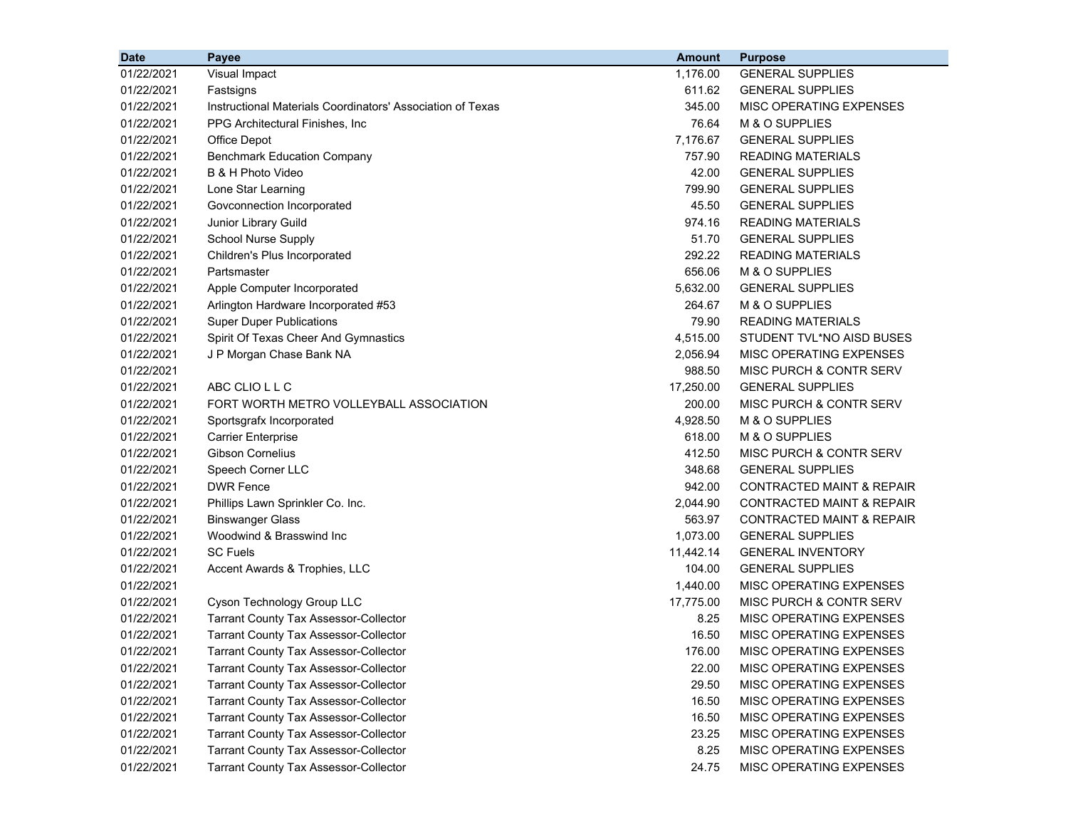| Date | Payee | Amount | Purpose |
|---|---|---|---|
| 01/22/2021 | Visual Impact | 1,176.00 | GENERAL SUPPLIES |
| 01/22/2021 | Fastsigns | 611.62 | GENERAL SUPPLIES |
| 01/22/2021 | Instructional Materials Coordinators' Association of Texas | 345.00 | MISC OPERATING EXPENSES |
| 01/22/2021 | PPG Architectural Finishes, Inc | 76.64 | M & O SUPPLIES |
| 01/22/2021 | Office Depot | 7,176.67 | GENERAL SUPPLIES |
| 01/22/2021 | Benchmark Education Company | 757.90 | READING MATERIALS |
| 01/22/2021 | B & H Photo Video | 42.00 | GENERAL SUPPLIES |
| 01/22/2021 | Lone Star Learning | 799.90 | GENERAL SUPPLIES |
| 01/22/2021 | Govconnection Incorporated | 45.50 | GENERAL SUPPLIES |
| 01/22/2021 | Junior Library Guild | 974.16 | READING MATERIALS |
| 01/22/2021 | School Nurse Supply | 51.70 | GENERAL SUPPLIES |
| 01/22/2021 | Children's Plus Incorporated | 292.22 | READING MATERIALS |
| 01/22/2021 | Partsmaster | 656.06 | M & O SUPPLIES |
| 01/22/2021 | Apple Computer Incorporated | 5,632.00 | GENERAL SUPPLIES |
| 01/22/2021 | Arlington Hardware Incorporated #53 | 264.67 | M & O SUPPLIES |
| 01/22/2021 | Super Duper Publications | 79.90 | READING MATERIALS |
| 01/22/2021 | Spirit Of Texas Cheer And Gymnastics | 4,515.00 | STUDENT TVL*NO AISD BUSES |
| 01/22/2021 | J P Morgan Chase Bank NA | 2,056.94 | MISC OPERATING EXPENSES |
| 01/22/2021 | | 988.50 | MISC PURCH & CONTR SERV |
| 01/22/2021 | ABC CLIO L L C | 17,250.00 | GENERAL SUPPLIES |
| 01/22/2021 | FORT WORTH METRO VOLLEYBALL ASSOCIATION | 200.00 | MISC PURCH & CONTR SERV |
| 01/22/2021 | Sportsgrafx Incorporated | 4,928.50 | M & O SUPPLIES |
| 01/22/2021 | Carrier Enterprise | 618.00 | M & O SUPPLIES |
| 01/22/2021 | Gibson Cornelius | 412.50 | MISC PURCH & CONTR SERV |
| 01/22/2021 | Speech Corner LLC | 348.68 | GENERAL SUPPLIES |
| 01/22/2021 | DWR Fence | 942.00 | CONTRACTED MAINT & REPAIR |
| 01/22/2021 | Phillips Lawn Sprinkler Co. Inc. | 2,044.90 | CONTRACTED MAINT & REPAIR |
| 01/22/2021 | Binswanger Glass | 563.97 | CONTRACTED MAINT & REPAIR |
| 01/22/2021 | Woodwind & Brasswind Inc | 1,073.00 | GENERAL SUPPLIES |
| 01/22/2021 | SC Fuels | 11,442.14 | GENERAL INVENTORY |
| 01/22/2021 | Accent Awards & Trophies, LLC | 104.00 | GENERAL SUPPLIES |
| 01/22/2021 | | 1,440.00 | MISC OPERATING EXPENSES |
| 01/22/2021 | Cyson Technology Group LLC | 17,775.00 | MISC PURCH & CONTR SERV |
| 01/22/2021 | Tarrant County Tax Assessor-Collector | 8.25 | MISC OPERATING EXPENSES |
| 01/22/2021 | Tarrant County Tax Assessor-Collector | 16.50 | MISC OPERATING EXPENSES |
| 01/22/2021 | Tarrant County Tax Assessor-Collector | 176.00 | MISC OPERATING EXPENSES |
| 01/22/2021 | Tarrant County Tax Assessor-Collector | 22.00 | MISC OPERATING EXPENSES |
| 01/22/2021 | Tarrant County Tax Assessor-Collector | 29.50 | MISC OPERATING EXPENSES |
| 01/22/2021 | Tarrant County Tax Assessor-Collector | 16.50 | MISC OPERATING EXPENSES |
| 01/22/2021 | Tarrant County Tax Assessor-Collector | 16.50 | MISC OPERATING EXPENSES |
| 01/22/2021 | Tarrant County Tax Assessor-Collector | 23.25 | MISC OPERATING EXPENSES |
| 01/22/2021 | Tarrant County Tax Assessor-Collector | 8.25 | MISC OPERATING EXPENSES |
| 01/22/2021 | Tarrant County Tax Assessor-Collector | 24.75 | MISC OPERATING EXPENSES |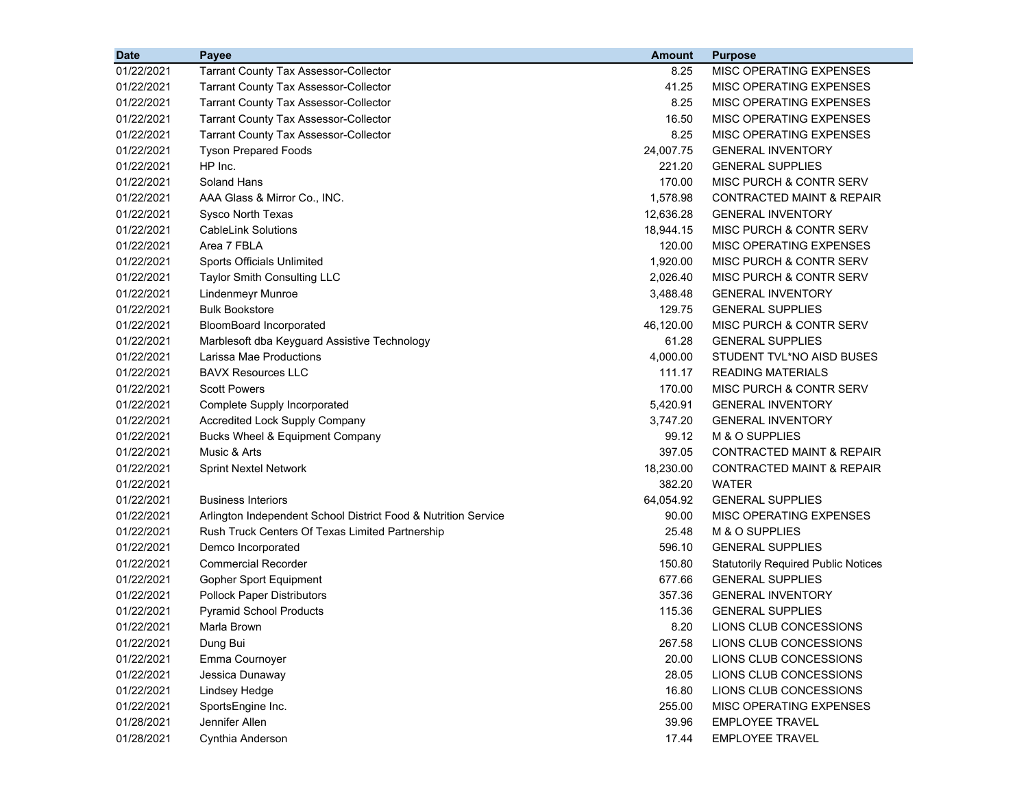| Date | Payee | Amount | Purpose |
|---|---|---|---|
| 01/22/2021 | Tarrant County Tax Assessor-Collector | 8.25 | MISC OPERATING EXPENSES |
| 01/22/2021 | Tarrant County Tax Assessor-Collector | 41.25 | MISC OPERATING EXPENSES |
| 01/22/2021 | Tarrant County Tax Assessor-Collector | 8.25 | MISC OPERATING EXPENSES |
| 01/22/2021 | Tarrant County Tax Assessor-Collector | 16.50 | MISC OPERATING EXPENSES |
| 01/22/2021 | Tarrant County Tax Assessor-Collector | 8.25 | MISC OPERATING EXPENSES |
| 01/22/2021 | Tyson Prepared Foods | 24,007.75 | GENERAL INVENTORY |
| 01/22/2021 | HP Inc. | 221.20 | GENERAL SUPPLIES |
| 01/22/2021 | Soland Hans | 170.00 | MISC PURCH & CONTR SERV |
| 01/22/2021 | AAA Glass & Mirror Co., INC. | 1,578.98 | CONTRACTED MAINT & REPAIR |
| 01/22/2021 | Sysco North Texas | 12,636.28 | GENERAL INVENTORY |
| 01/22/2021 | CableLink Solutions | 18,944.15 | MISC PURCH & CONTR SERV |
| 01/22/2021 | Area 7 FBLA | 120.00 | MISC OPERATING EXPENSES |
| 01/22/2021 | Sports Officials Unlimited | 1,920.00 | MISC PURCH & CONTR SERV |
| 01/22/2021 | Taylor Smith Consulting LLC | 2,026.40 | MISC PURCH & CONTR SERV |
| 01/22/2021 | Lindenmeyr Munroe | 3,488.48 | GENERAL INVENTORY |
| 01/22/2021 | Bulk Bookstore | 129.75 | GENERAL SUPPLIES |
| 01/22/2021 | BloomBoard Incorporated | 46,120.00 | MISC PURCH & CONTR SERV |
| 01/22/2021 | Marblesoft dba Keyguard Assistive Technology | 61.28 | GENERAL SUPPLIES |
| 01/22/2021 | Larissa Mae Productions | 4,000.00 | STUDENT TVL*NO AISD BUSES |
| 01/22/2021 | BAVX Resources LLC | 111.17 | READING MATERIALS |
| 01/22/2021 | Scott Powers | 170.00 | MISC PURCH & CONTR SERV |
| 01/22/2021 | Complete Supply Incorporated | 5,420.91 | GENERAL INVENTORY |
| 01/22/2021 | Accredited Lock Supply Company | 3,747.20 | GENERAL INVENTORY |
| 01/22/2021 | Bucks Wheel & Equipment Company | 99.12 | M & O SUPPLIES |
| 01/22/2021 | Music & Arts | 397.05 | CONTRACTED MAINT & REPAIR |
| 01/22/2021 | Sprint Nextel Network | 18,230.00 | CONTRACTED MAINT & REPAIR |
| 01/22/2021 | | 382.20 | WATER |
| 01/22/2021 | Business Interiors | 64,054.92 | GENERAL SUPPLIES |
| 01/22/2021 | Arlington Independent School District Food & Nutrition Service | 90.00 | MISC OPERATING EXPENSES |
| 01/22/2021 | Rush Truck Centers Of Texas Limited Partnership | 25.48 | M & O SUPPLIES |
| 01/22/2021 | Demco Incorporated | 596.10 | GENERAL SUPPLIES |
| 01/22/2021 | Commercial Recorder | 150.80 | Statutorily Required Public Notices |
| 01/22/2021 | Gopher Sport Equipment | 677.66 | GENERAL SUPPLIES |
| 01/22/2021 | Pollock Paper Distributors | 357.36 | GENERAL INVENTORY |
| 01/22/2021 | Pyramid School Products | 115.36 | GENERAL SUPPLIES |
| 01/22/2021 | Marla Brown | 8.20 | LIONS CLUB CONCESSIONS |
| 01/22/2021 | Dung Bui | 267.58 | LIONS CLUB CONCESSIONS |
| 01/22/2021 | Emma Cournoyer | 20.00 | LIONS CLUB CONCESSIONS |
| 01/22/2021 | Jessica Dunaway | 28.05 | LIONS CLUB CONCESSIONS |
| 01/22/2021 | Lindsey Hedge | 16.80 | LIONS CLUB CONCESSIONS |
| 01/22/2021 | SportsEngine Inc. | 255.00 | MISC OPERATING EXPENSES |
| 01/28/2021 | Jennifer Allen | 39.96 | EMPLOYEE TRAVEL |
| 01/28/2021 | Cynthia Anderson | 17.44 | EMPLOYEE TRAVEL |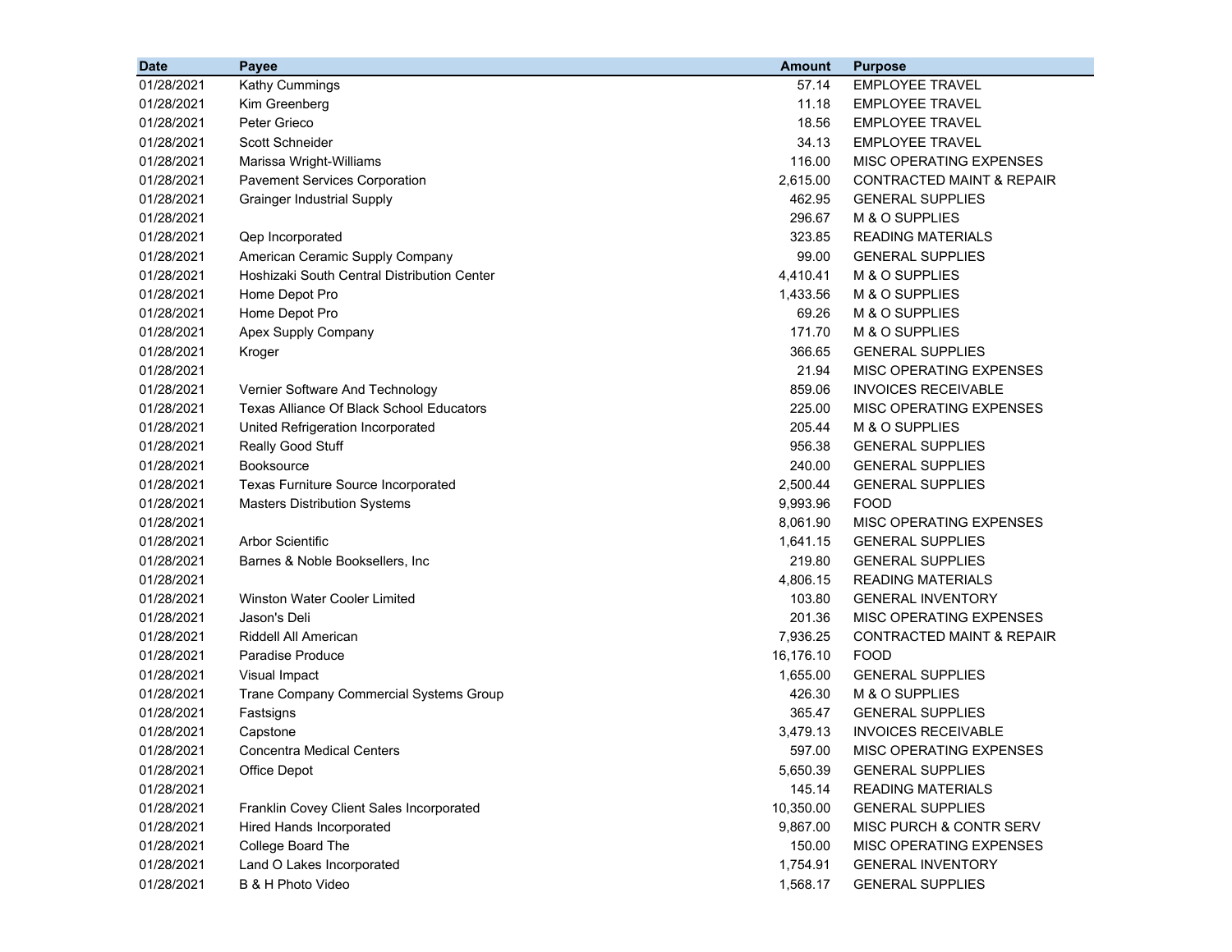| Date | Payee | Amount | Purpose |
|---|---|---|---|
| 01/28/2021 | Kathy Cummings | 57.14 | EMPLOYEE TRAVEL |
| 01/28/2021 | Kim Greenberg | 11.18 | EMPLOYEE TRAVEL |
| 01/28/2021 | Peter Grieco | 18.56 | EMPLOYEE TRAVEL |
| 01/28/2021 | Scott Schneider | 34.13 | EMPLOYEE TRAVEL |
| 01/28/2021 | Marissa Wright-Williams | 116.00 | MISC OPERATING EXPENSES |
| 01/28/2021 | Pavement Services Corporation | 2,615.00 | CONTRACTED MAINT & REPAIR |
| 01/28/2021 | Grainger Industrial Supply | 462.95 | GENERAL SUPPLIES |
| 01/28/2021 | | 296.67 | M & O SUPPLIES |
| 01/28/2021 | Qep Incorporated | 323.85 | READING MATERIALS |
| 01/28/2021 | American Ceramic Supply Company | 99.00 | GENERAL SUPPLIES |
| 01/28/2021 | Hoshizaki South Central Distribution Center | 4,410.41 | M & O SUPPLIES |
| 01/28/2021 | Home Depot Pro | 1,433.56 | M & O SUPPLIES |
| 01/28/2021 | Home Depot Pro | 69.26 | M & O SUPPLIES |
| 01/28/2021 | Apex Supply Company | 171.70 | M & O SUPPLIES |
| 01/28/2021 | Kroger | 366.65 | GENERAL SUPPLIES |
| 01/28/2021 | | 21.94 | MISC OPERATING EXPENSES |
| 01/28/2021 | Vernier Software And Technology | 859.06 | INVOICES RECEIVABLE |
| 01/28/2021 | Texas Alliance Of Black School Educators | 225.00 | MISC OPERATING EXPENSES |
| 01/28/2021 | United Refrigeration Incorporated | 205.44 | M & O SUPPLIES |
| 01/28/2021 | Really Good Stuff | 956.38 | GENERAL SUPPLIES |
| 01/28/2021 | Booksource | 240.00 | GENERAL SUPPLIES |
| 01/28/2021 | Texas Furniture Source Incorporated | 2,500.44 | GENERAL SUPPLIES |
| 01/28/2021 | Masters Distribution Systems | 9,993.96 | FOOD |
| 01/28/2021 | | 8,061.90 | MISC OPERATING EXPENSES |
| 01/28/2021 | Arbor Scientific | 1,641.15 | GENERAL SUPPLIES |
| 01/28/2021 | Barnes & Noble Booksellers, Inc | 219.80 | GENERAL SUPPLIES |
| 01/28/2021 | | 4,806.15 | READING MATERIALS |
| 01/28/2021 | Winston Water Cooler Limited | 103.80 | GENERAL INVENTORY |
| 01/28/2021 | Jason's Deli | 201.36 | MISC OPERATING EXPENSES |
| 01/28/2021 | Riddell All American | 7,936.25 | CONTRACTED MAINT & REPAIR |
| 01/28/2021 | Paradise Produce | 16,176.10 | FOOD |
| 01/28/2021 | Visual Impact | 1,655.00 | GENERAL SUPPLIES |
| 01/28/2021 | Trane Company Commercial Systems Group | 426.30 | M & O SUPPLIES |
| 01/28/2021 | Fastsigns | 365.47 | GENERAL SUPPLIES |
| 01/28/2021 | Capstone | 3,479.13 | INVOICES RECEIVABLE |
| 01/28/2021 | Concentra Medical Centers | 597.00 | MISC OPERATING EXPENSES |
| 01/28/2021 | Office Depot | 5,650.39 | GENERAL SUPPLIES |
| 01/28/2021 | | 145.14 | READING MATERIALS |
| 01/28/2021 | Franklin Covey Client Sales Incorporated | 10,350.00 | GENERAL SUPPLIES |
| 01/28/2021 | Hired Hands Incorporated | 9,867.00 | MISC PURCH & CONTR SERV |
| 01/28/2021 | College Board The | 150.00 | MISC OPERATING EXPENSES |
| 01/28/2021 | Land O Lakes Incorporated | 1,754.91 | GENERAL INVENTORY |
| 01/28/2021 | B & H Photo Video | 1,568.17 | GENERAL SUPPLIES |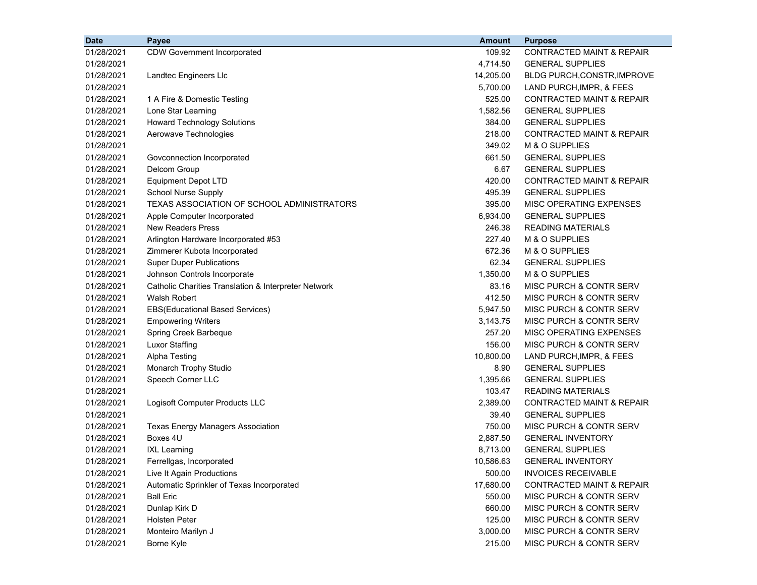| Date | Payee | Amount | Purpose |
|---|---|---|---|
| 01/28/2021 | CDW Government Incorporated | 109.92 | CONTRACTED MAINT & REPAIR |
| 01/28/2021 | | 4,714.50 | GENERAL SUPPLIES |
| 01/28/2021 | Landtec Engineers Llc | 14,205.00 | BLDG PURCH,CONSTR,IMPROVE |
| 01/28/2021 | | 5,700.00 | LAND PURCH,IMPR, & FEES |
| 01/28/2021 | 1 A Fire & Domestic Testing | 525.00 | CONTRACTED MAINT & REPAIR |
| 01/28/2021 | Lone Star Learning | 1,582.56 | GENERAL SUPPLIES |
| 01/28/2021 | Howard Technology Solutions | 384.00 | GENERAL SUPPLIES |
| 01/28/2021 | Aerowave Technologies | 218.00 | CONTRACTED MAINT & REPAIR |
| 01/28/2021 | | 349.02 | M & O SUPPLIES |
| 01/28/2021 | Govconnection Incorporated | 661.50 | GENERAL SUPPLIES |
| 01/28/2021 | Delcom Group | 6.67 | GENERAL SUPPLIES |
| 01/28/2021 | Equipment Depot LTD | 420.00 | CONTRACTED MAINT & REPAIR |
| 01/28/2021 | School Nurse Supply | 495.39 | GENERAL SUPPLIES |
| 01/28/2021 | TEXAS ASSOCIATION OF SCHOOL ADMINISTRATORS | 395.00 | MISC OPERATING EXPENSES |
| 01/28/2021 | Apple Computer Incorporated | 6,934.00 | GENERAL SUPPLIES |
| 01/28/2021 | New Readers Press | 246.38 | READING MATERIALS |
| 01/28/2021 | Arlington Hardware Incorporated #53 | 227.40 | M & O SUPPLIES |
| 01/28/2021 | Zimmerer Kubota Incorporated | 672.36 | M & O SUPPLIES |
| 01/28/2021 | Super Duper Publications | 62.34 | GENERAL SUPPLIES |
| 01/28/2021 | Johnson Controls Incorporate | 1,350.00 | M & O SUPPLIES |
| 01/28/2021 | Catholic Charities Translation & Interpreter Network | 83.16 | MISC PURCH & CONTR SERV |
| 01/28/2021 | Walsh Robert | 412.50 | MISC PURCH & CONTR SERV |
| 01/28/2021 | EBS(Educational Based Services) | 5,947.50 | MISC PURCH & CONTR SERV |
| 01/28/2021 | Empowering Writers | 3,143.75 | MISC PURCH & CONTR SERV |
| 01/28/2021 | Spring Creek Barbeque | 257.20 | MISC OPERATING EXPENSES |
| 01/28/2021 | Luxor Staffing | 156.00 | MISC PURCH & CONTR SERV |
| 01/28/2021 | Alpha Testing | 10,800.00 | LAND PURCH,IMPR, & FEES |
| 01/28/2021 | Monarch Trophy Studio | 8.90 | GENERAL SUPPLIES |
| 01/28/2021 | Speech Corner LLC | 1,395.66 | GENERAL SUPPLIES |
| 01/28/2021 | | 103.47 | READING MATERIALS |
| 01/28/2021 | Logisoft Computer Products LLC | 2,389.00 | CONTRACTED MAINT & REPAIR |
| 01/28/2021 | | 39.40 | GENERAL SUPPLIES |
| 01/28/2021 | Texas Energy Managers Association | 750.00 | MISC PURCH & CONTR SERV |
| 01/28/2021 | Boxes 4U | 2,887.50 | GENERAL INVENTORY |
| 01/28/2021 | IXL Learning | 8,713.00 | GENERAL SUPPLIES |
| 01/28/2021 | Ferrellgas, Incorporated | 10,586.63 | GENERAL INVENTORY |
| 01/28/2021 | Live It Again Productions | 500.00 | INVOICES RECEIVABLE |
| 01/28/2021 | Automatic Sprinkler of Texas Incorporated | 17,680.00 | CONTRACTED MAINT & REPAIR |
| 01/28/2021 | Ball Eric | 550.00 | MISC PURCH & CONTR SERV |
| 01/28/2021 | Dunlap Kirk D | 660.00 | MISC PURCH & CONTR SERV |
| 01/28/2021 | Holsten Peter | 125.00 | MISC PURCH & CONTR SERV |
| 01/28/2021 | Monteiro Marilyn J | 3,000.00 | MISC PURCH & CONTR SERV |
| 01/28/2021 | Borne Kyle | 215.00 | MISC PURCH & CONTR SERV |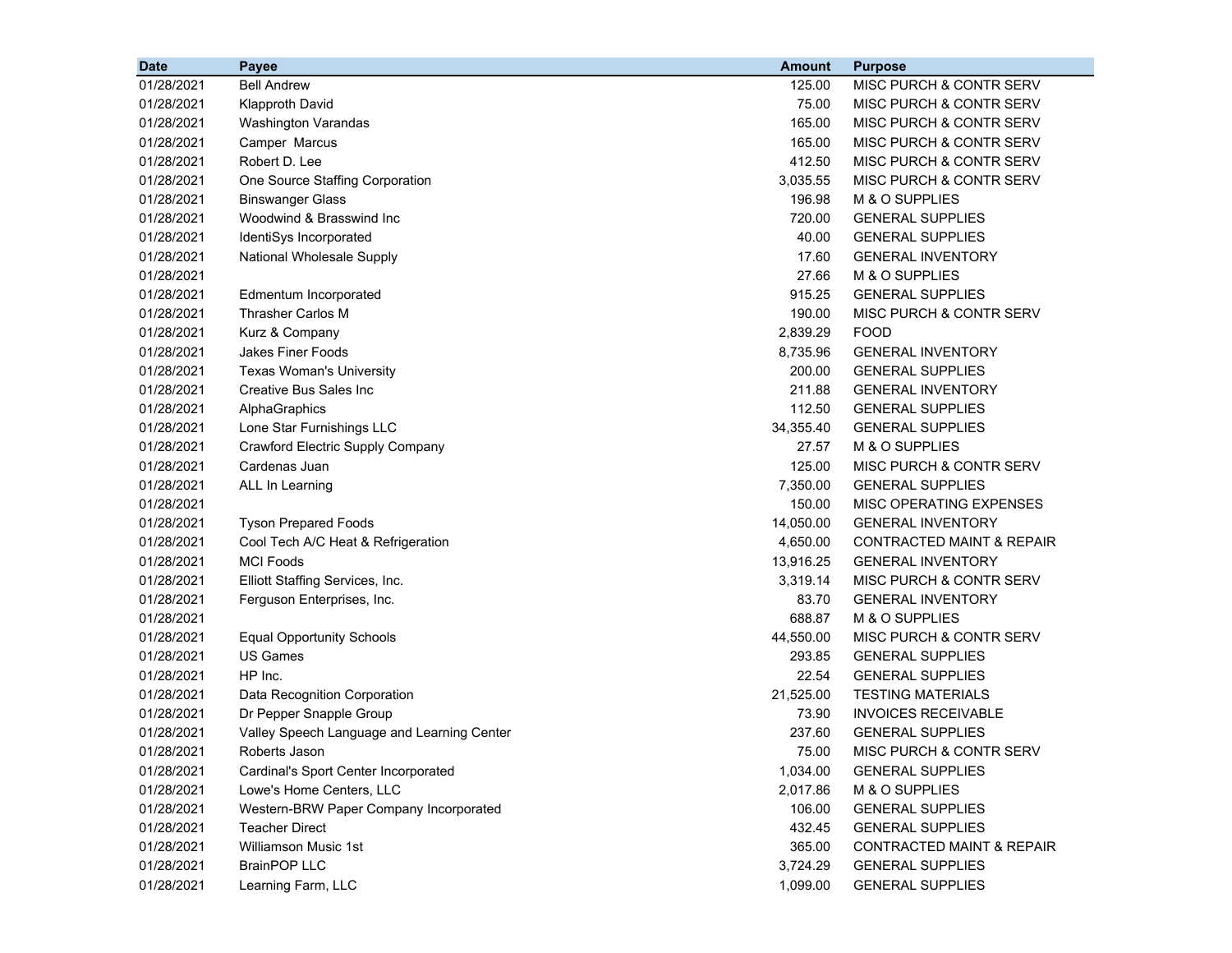| Date | Payee | Amount | Purpose |
|---|---|---|---|
| 01/28/2021 | Bell Andrew | 125.00 | MISC PURCH & CONTR SERV |
| 01/28/2021 | Klapproth David | 75.00 | MISC PURCH & CONTR SERV |
| 01/28/2021 | Washington Varandas | 165.00 | MISC PURCH & CONTR SERV |
| 01/28/2021 | Camper Marcus | 165.00 | MISC PURCH & CONTR SERV |
| 01/28/2021 | Robert D. Lee | 412.50 | MISC PURCH & CONTR SERV |
| 01/28/2021 | One Source Staffing Corporation | 3,035.55 | MISC PURCH & CONTR SERV |
| 01/28/2021 | Binswanger Glass | 196.98 | M & O SUPPLIES |
| 01/28/2021 | Woodwind & Brasswind Inc | 720.00 | GENERAL SUPPLIES |
| 01/28/2021 | IdentiSys Incorporated | 40.00 | GENERAL SUPPLIES |
| 01/28/2021 | National Wholesale Supply | 17.60 | GENERAL INVENTORY |
| 01/28/2021 | | 27.66 | M & O SUPPLIES |
| 01/28/2021 | Edmentum Incorporated | 915.25 | GENERAL SUPPLIES |
| 01/28/2021 | Thrasher Carlos M | 190.00 | MISC PURCH & CONTR SERV |
| 01/28/2021 | Kurz & Company | 2,839.29 | FOOD |
| 01/28/2021 | Jakes Finer Foods | 8,735.96 | GENERAL INVENTORY |
| 01/28/2021 | Texas Woman's University | 200.00 | GENERAL SUPPLIES |
| 01/28/2021 | Creative Bus Sales Inc | 211.88 | GENERAL INVENTORY |
| 01/28/2021 | AlphaGraphics | 112.50 | GENERAL SUPPLIES |
| 01/28/2021 | Lone Star Furnishings LLC | 34,355.40 | GENERAL SUPPLIES |
| 01/28/2021 | Crawford Electric Supply Company | 27.57 | M & O SUPPLIES |
| 01/28/2021 | Cardenas Juan | 125.00 | MISC PURCH & CONTR SERV |
| 01/28/2021 | ALL In Learning | 7,350.00 | GENERAL SUPPLIES |
| 01/28/2021 | | 150.00 | MISC OPERATING EXPENSES |
| 01/28/2021 | Tyson Prepared Foods | 14,050.00 | GENERAL INVENTORY |
| 01/28/2021 | Cool Tech A/C Heat & Refrigeration | 4,650.00 | CONTRACTED MAINT & REPAIR |
| 01/28/2021 | MCI Foods | 13,916.25 | GENERAL INVENTORY |
| 01/28/2021 | Elliott Staffing Services, Inc. | 3,319.14 | MISC PURCH & CONTR SERV |
| 01/28/2021 | Ferguson Enterprises, Inc. | 83.70 | GENERAL INVENTORY |
| 01/28/2021 | | 688.87 | M & O SUPPLIES |
| 01/28/2021 | Equal Opportunity Schools | 44,550.00 | MISC PURCH & CONTR SERV |
| 01/28/2021 | US Games | 293.85 | GENERAL SUPPLIES |
| 01/28/2021 | HP Inc. | 22.54 | GENERAL SUPPLIES |
| 01/28/2021 | Data Recognition Corporation | 21,525.00 | TESTING MATERIALS |
| 01/28/2021 | Dr Pepper Snapple Group | 73.90 | INVOICES RECEIVABLE |
| 01/28/2021 | Valley Speech Language and Learning Center | 237.60 | GENERAL SUPPLIES |
| 01/28/2021 | Roberts Jason | 75.00 | MISC PURCH & CONTR SERV |
| 01/28/2021 | Cardinal's Sport Center Incorporated | 1,034.00 | GENERAL SUPPLIES |
| 01/28/2021 | Lowe's Home Centers, LLC | 2,017.86 | M & O SUPPLIES |
| 01/28/2021 | Western-BRW Paper Company Incorporated | 106.00 | GENERAL SUPPLIES |
| 01/28/2021 | Teacher Direct | 432.45 | GENERAL SUPPLIES |
| 01/28/2021 | Williamson Music 1st | 365.00 | CONTRACTED MAINT & REPAIR |
| 01/28/2021 | BrainPOP LLC | 3,724.29 | GENERAL SUPPLIES |
| 01/28/2021 | Learning Farm, LLC | 1,099.00 | GENERAL SUPPLIES |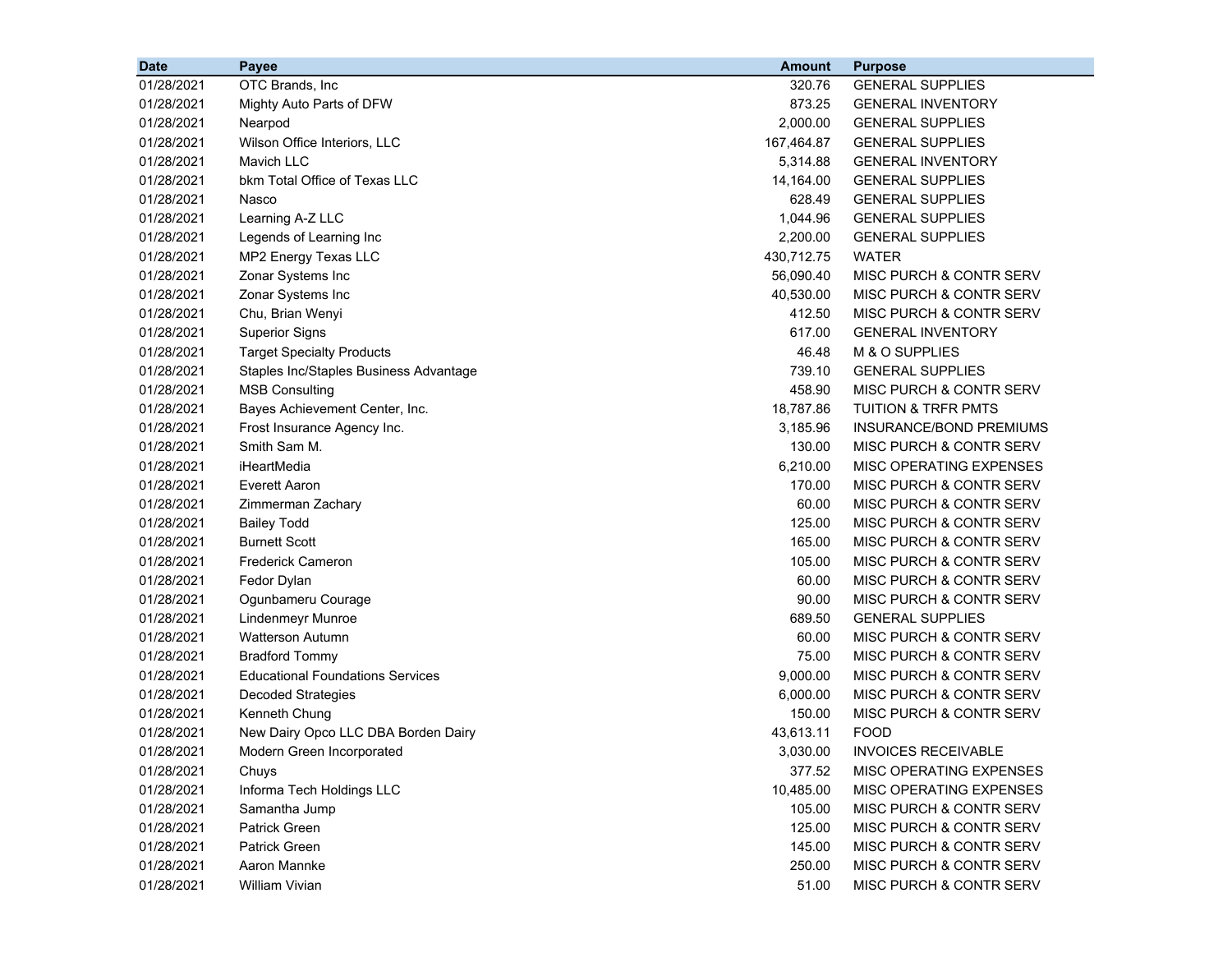| Date | Payee | Amount | Purpose |
|---|---|---|---|
| 01/28/2021 | OTC Brands, Inc | 320.76 | GENERAL SUPPLIES |
| 01/28/2021 | Mighty Auto Parts of DFW | 873.25 | GENERAL INVENTORY |
| 01/28/2021 | Nearpod | 2,000.00 | GENERAL SUPPLIES |
| 01/28/2021 | Wilson Office Interiors, LLC | 167,464.87 | GENERAL SUPPLIES |
| 01/28/2021 | Mavich LLC | 5,314.88 | GENERAL INVENTORY |
| 01/28/2021 | bkm Total Office of Texas LLC | 14,164.00 | GENERAL SUPPLIES |
| 01/28/2021 | Nasco | 628.49 | GENERAL SUPPLIES |
| 01/28/2021 | Learning A-Z LLC | 1,044.96 | GENERAL SUPPLIES |
| 01/28/2021 | Legends of Learning Inc | 2,200.00 | GENERAL SUPPLIES |
| 01/28/2021 | MP2 Energy Texas LLC | 430,712.75 | WATER |
| 01/28/2021 | Zonar Systems Inc | 56,090.40 | MISC PURCH & CONTR SERV |
| 01/28/2021 | Zonar Systems Inc | 40,530.00 | MISC PURCH & CONTR SERV |
| 01/28/2021 | Chu, Brian Wenyi | 412.50 | MISC PURCH & CONTR SERV |
| 01/28/2021 | Superior Signs | 617.00 | GENERAL INVENTORY |
| 01/28/2021 | Target Specialty Products | 46.48 | M & O SUPPLIES |
| 01/28/2021 | Staples Inc/Staples Business Advantage | 739.10 | GENERAL SUPPLIES |
| 01/28/2021 | MSB Consulting | 458.90 | MISC PURCH & CONTR SERV |
| 01/28/2021 | Bayes Achievement Center, Inc. | 18,787.86 | TUITION & TRFR PMTS |
| 01/28/2021 | Frost Insurance Agency Inc. | 3,185.96 | INSURANCE/BOND PREMIUMS |
| 01/28/2021 | Smith Sam M. | 130.00 | MISC PURCH & CONTR SERV |
| 01/28/2021 | iHeartMedia | 6,210.00 | MISC OPERATING EXPENSES |
| 01/28/2021 | Everett Aaron | 170.00 | MISC PURCH & CONTR SERV |
| 01/28/2021 | Zimmerman Zachary | 60.00 | MISC PURCH & CONTR SERV |
| 01/28/2021 | Bailey Todd | 125.00 | MISC PURCH & CONTR SERV |
| 01/28/2021 | Burnett Scott | 165.00 | MISC PURCH & CONTR SERV |
| 01/28/2021 | Frederick Cameron | 105.00 | MISC PURCH & CONTR SERV |
| 01/28/2021 | Fedor Dylan | 60.00 | MISC PURCH & CONTR SERV |
| 01/28/2021 | Ogunbameru Courage | 90.00 | MISC PURCH & CONTR SERV |
| 01/28/2021 | Lindenmeyr Munroe | 689.50 | GENERAL SUPPLIES |
| 01/28/2021 | Watterson Autumn | 60.00 | MISC PURCH & CONTR SERV |
| 01/28/2021 | Bradford Tommy | 75.00 | MISC PURCH & CONTR SERV |
| 01/28/2021 | Educational Foundations Services | 9,000.00 | MISC PURCH & CONTR SERV |
| 01/28/2021 | Decoded Strategies | 6,000.00 | MISC PURCH & CONTR SERV |
| 01/28/2021 | Kenneth Chung | 150.00 | MISC PURCH & CONTR SERV |
| 01/28/2021 | New Dairy Opco LLC DBA Borden Dairy | 43,613.11 | FOOD |
| 01/28/2021 | Modern Green Incorporated | 3,030.00 | INVOICES RECEIVABLE |
| 01/28/2021 | Chuys | 377.52 | MISC OPERATING EXPENSES |
| 01/28/2021 | Informa Tech Holdings LLC | 10,485.00 | MISC OPERATING EXPENSES |
| 01/28/2021 | Samantha Jump | 105.00 | MISC PURCH & CONTR SERV |
| 01/28/2021 | Patrick Green | 125.00 | MISC PURCH & CONTR SERV |
| 01/28/2021 | Patrick Green | 145.00 | MISC PURCH & CONTR SERV |
| 01/28/2021 | Aaron Mannke | 250.00 | MISC PURCH & CONTR SERV |
| 01/28/2021 | William Vivian | 51.00 | MISC PURCH & CONTR SERV |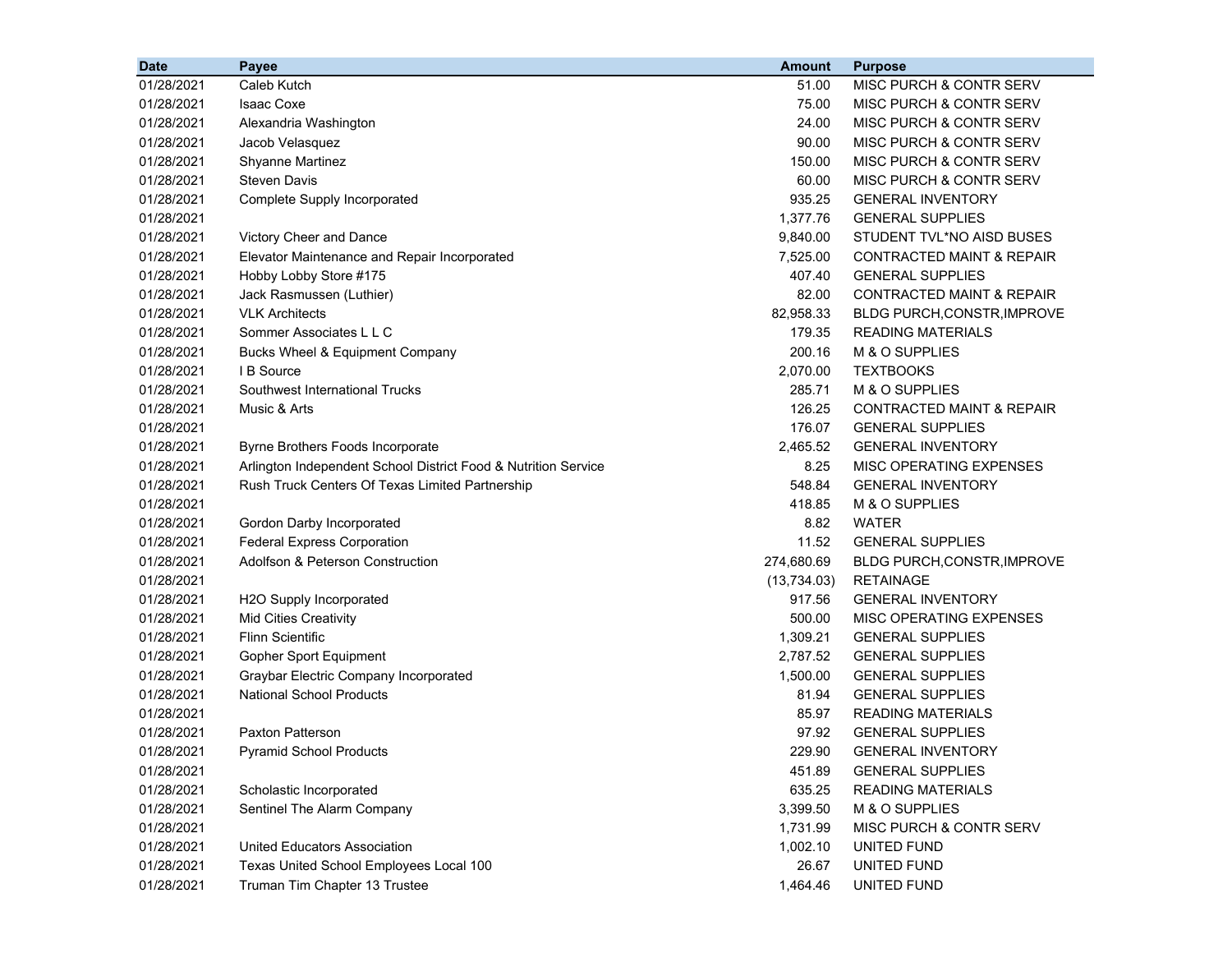| Date | Payee | Amount | Purpose |
|---|---|---|---|
| 01/28/2021 | Caleb Kutch | 51.00 | MISC PURCH & CONTR SERV |
| 01/28/2021 | Isaac Coxe | 75.00 | MISC PURCH & CONTR SERV |
| 01/28/2021 | Alexandria Washington | 24.00 | MISC PURCH & CONTR SERV |
| 01/28/2021 | Jacob Velasquez | 90.00 | MISC PURCH & CONTR SERV |
| 01/28/2021 | Shyanne Martinez | 150.00 | MISC PURCH & CONTR SERV |
| 01/28/2021 | Steven Davis | 60.00 | MISC PURCH & CONTR SERV |
| 01/28/2021 | Complete Supply Incorporated | 935.25 | GENERAL INVENTORY |
| 01/28/2021 | | 1,377.76 | GENERAL SUPPLIES |
| 01/28/2021 | Victory Cheer and Dance | 9,840.00 | STUDENT TVL*NO AISD BUSES |
| 01/28/2021 | Elevator Maintenance and Repair Incorporated | 7,525.00 | CONTRACTED MAINT & REPAIR |
| 01/28/2021 | Hobby Lobby Store #175 | 407.40 | GENERAL SUPPLIES |
| 01/28/2021 | Jack Rasmussen (Luthier) | 82.00 | CONTRACTED MAINT & REPAIR |
| 01/28/2021 | VLK Architects | 82,958.33 | BLDG PURCH,CONSTR,IMPROVE |
| 01/28/2021 | Sommer Associates L L C | 179.35 | READING MATERIALS |
| 01/28/2021 | Bucks Wheel & Equipment Company | 200.16 | M & O SUPPLIES |
| 01/28/2021 | I B Source | 2,070.00 | TEXTBOOKS |
| 01/28/2021 | Southwest International Trucks | 285.71 | M & O SUPPLIES |
| 01/28/2021 | Music & Arts | 126.25 | CONTRACTED MAINT & REPAIR |
| 01/28/2021 | | 176.07 | GENERAL SUPPLIES |
| 01/28/2021 | Byrne Brothers Foods Incorporate | 2,465.52 | GENERAL INVENTORY |
| 01/28/2021 | Arlington Independent School District Food & Nutrition Service | 8.25 | MISC OPERATING EXPENSES |
| 01/28/2021 | Rush Truck Centers Of Texas Limited Partnership | 548.84 | GENERAL INVENTORY |
| 01/28/2021 | | 418.85 | M & O SUPPLIES |
| 01/28/2021 | Gordon Darby Incorporated | 8.82 | WATER |
| 01/28/2021 | Federal Express Corporation | 11.52 | GENERAL SUPPLIES |
| 01/28/2021 | Adolfson & Peterson Construction | 274,680.69 | BLDG PURCH,CONSTR,IMPROVE |
| 01/28/2021 | | (13,734.03) | RETAINAGE |
| 01/28/2021 | H2O Supply Incorporated | 917.56 | GENERAL INVENTORY |
| 01/28/2021 | Mid Cities Creativity | 500.00 | MISC OPERATING EXPENSES |
| 01/28/2021 | Flinn Scientific | 1,309.21 | GENERAL SUPPLIES |
| 01/28/2021 | Gopher Sport Equipment | 2,787.52 | GENERAL SUPPLIES |
| 01/28/2021 | Graybar Electric Company Incorporated | 1,500.00 | GENERAL SUPPLIES |
| 01/28/2021 | National School Products | 81.94 | GENERAL SUPPLIES |
| 01/28/2021 | | 85.97 | READING MATERIALS |
| 01/28/2021 | Paxton Patterson | 97.92 | GENERAL SUPPLIES |
| 01/28/2021 | Pyramid School Products | 229.90 | GENERAL INVENTORY |
| 01/28/2021 | | 451.89 | GENERAL SUPPLIES |
| 01/28/2021 | Scholastic Incorporated | 635.25 | READING MATERIALS |
| 01/28/2021 | Sentinel The Alarm Company | 3,399.50 | M & O SUPPLIES |
| 01/28/2021 | | 1,731.99 | MISC PURCH & CONTR SERV |
| 01/28/2021 | United Educators Association | 1,002.10 | UNITED FUND |
| 01/28/2021 | Texas United School Employees Local 100 | 26.67 | UNITED FUND |
| 01/28/2021 | Truman Tim Chapter 13 Trustee | 1,464.46 | UNITED FUND |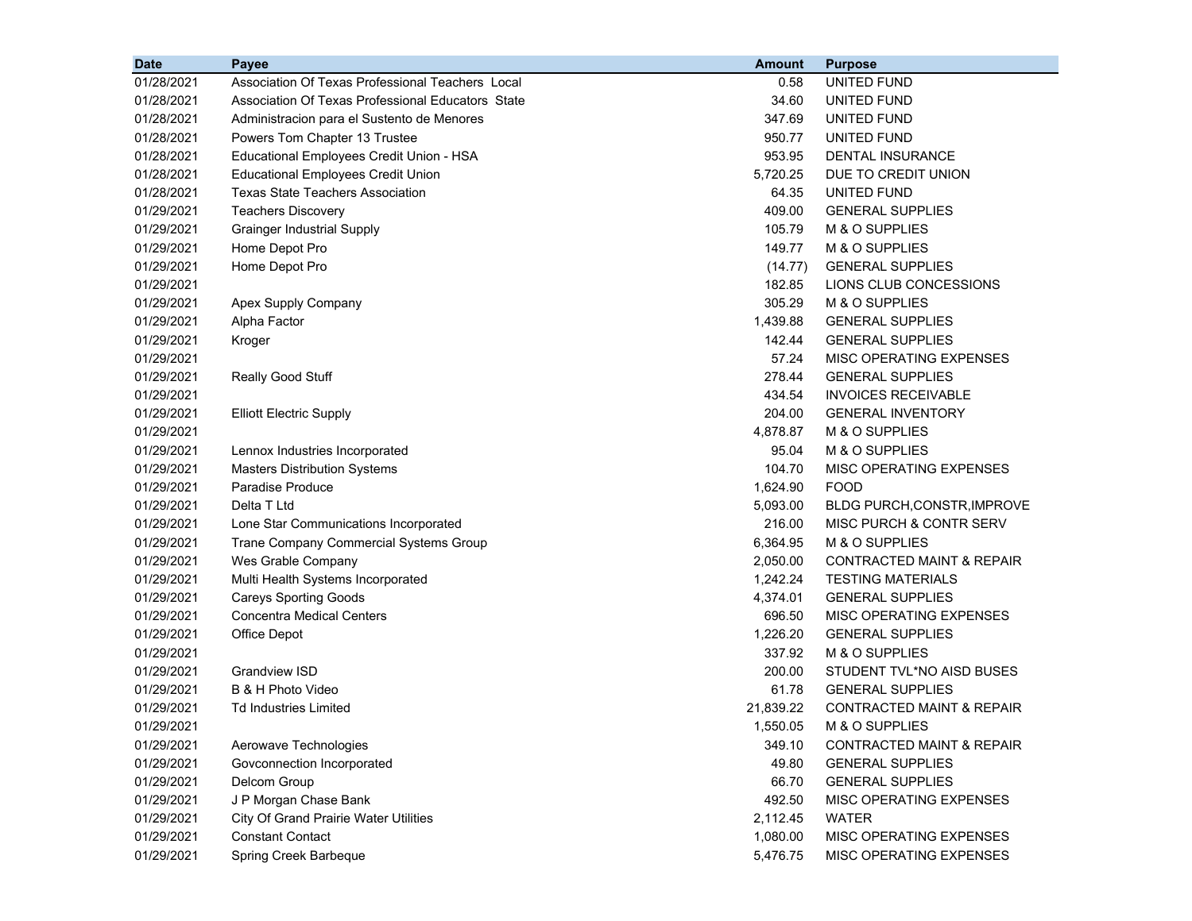| Date | Payee | Amount | Purpose |
|---|---|---|---|
| 01/28/2021 | Association Of Texas Professional Teachers Local | 0.58 | UNITED FUND |
| 01/28/2021 | Association Of Texas Professional Educators State | 34.60 | UNITED FUND |
| 01/28/2021 | Administracion para el Sustento de Menores | 347.69 | UNITED FUND |
| 01/28/2021 | Powers Tom Chapter 13 Trustee | 950.77 | UNITED FUND |
| 01/28/2021 | Educational Employees Credit Union - HSA | 953.95 | DENTAL INSURANCE |
| 01/28/2021 | Educational Employees Credit Union | 5,720.25 | DUE TO CREDIT UNION |
| 01/28/2021 | Texas State Teachers Association | 64.35 | UNITED FUND |
| 01/29/2021 | Teachers Discovery | 409.00 | GENERAL SUPPLIES |
| 01/29/2021 | Grainger Industrial Supply | 105.79 | M & O SUPPLIES |
| 01/29/2021 | Home Depot Pro | 149.77 | M & O SUPPLIES |
| 01/29/2021 | Home Depot Pro | (14.77) | GENERAL SUPPLIES |
| 01/29/2021 | | 182.85 | LIONS CLUB CONCESSIONS |
| 01/29/2021 | Apex Supply Company | 305.29 | M & O SUPPLIES |
| 01/29/2021 | Alpha Factor | 1,439.88 | GENERAL SUPPLIES |
| 01/29/2021 | Kroger | 142.44 | GENERAL SUPPLIES |
| 01/29/2021 | | 57.24 | MISC OPERATING EXPENSES |
| 01/29/2021 | Really Good Stuff | 278.44 | GENERAL SUPPLIES |
| 01/29/2021 | | 434.54 | INVOICES RECEIVABLE |
| 01/29/2021 | Elliott Electric Supply | 204.00 | GENERAL INVENTORY |
| 01/29/2021 | | 4,878.87 | M & O SUPPLIES |
| 01/29/2021 | Lennox Industries Incorporated | 95.04 | M & O SUPPLIES |
| 01/29/2021 | Masters Distribution Systems | 104.70 | MISC OPERATING EXPENSES |
| 01/29/2021 | Paradise Produce | 1,624.90 | FOOD |
| 01/29/2021 | Delta T Ltd | 5,093.00 | BLDG PURCH,CONSTR,IMPROVE |
| 01/29/2021 | Lone Star Communications Incorporated | 216.00 | MISC PURCH & CONTR SERV |
| 01/29/2021 | Trane Company Commercial Systems Group | 6,364.95 | M & O SUPPLIES |
| 01/29/2021 | Wes Grable Company | 2,050.00 | CONTRACTED MAINT & REPAIR |
| 01/29/2021 | Multi Health Systems Incorporated | 1,242.24 | TESTING MATERIALS |
| 01/29/2021 | Careys Sporting Goods | 4,374.01 | GENERAL SUPPLIES |
| 01/29/2021 | Concentra Medical Centers | 696.50 | MISC OPERATING EXPENSES |
| 01/29/2021 | Office Depot | 1,226.20 | GENERAL SUPPLIES |
| 01/29/2021 | | 337.92 | M & O SUPPLIES |
| 01/29/2021 | Grandview ISD | 200.00 | STUDENT TVL*NO AISD BUSES |
| 01/29/2021 | B & H Photo Video | 61.78 | GENERAL SUPPLIES |
| 01/29/2021 | Td Industries Limited | 21,839.22 | CONTRACTED MAINT & REPAIR |
| 01/29/2021 | | 1,550.05 | M & O SUPPLIES |
| 01/29/2021 | Aerowave Technologies | 349.10 | CONTRACTED MAINT & REPAIR |
| 01/29/2021 | Govconnection Incorporated | 49.80 | GENERAL SUPPLIES |
| 01/29/2021 | Delcom Group | 66.70 | GENERAL SUPPLIES |
| 01/29/2021 | J P Morgan Chase Bank | 492.50 | MISC OPERATING EXPENSES |
| 01/29/2021 | City Of Grand Prairie Water Utilities | 2,112.45 | WATER |
| 01/29/2021 | Constant Contact | 1,080.00 | MISC OPERATING EXPENSES |
| 01/29/2021 | Spring Creek Barbeque | 5,476.75 | MISC OPERATING EXPENSES |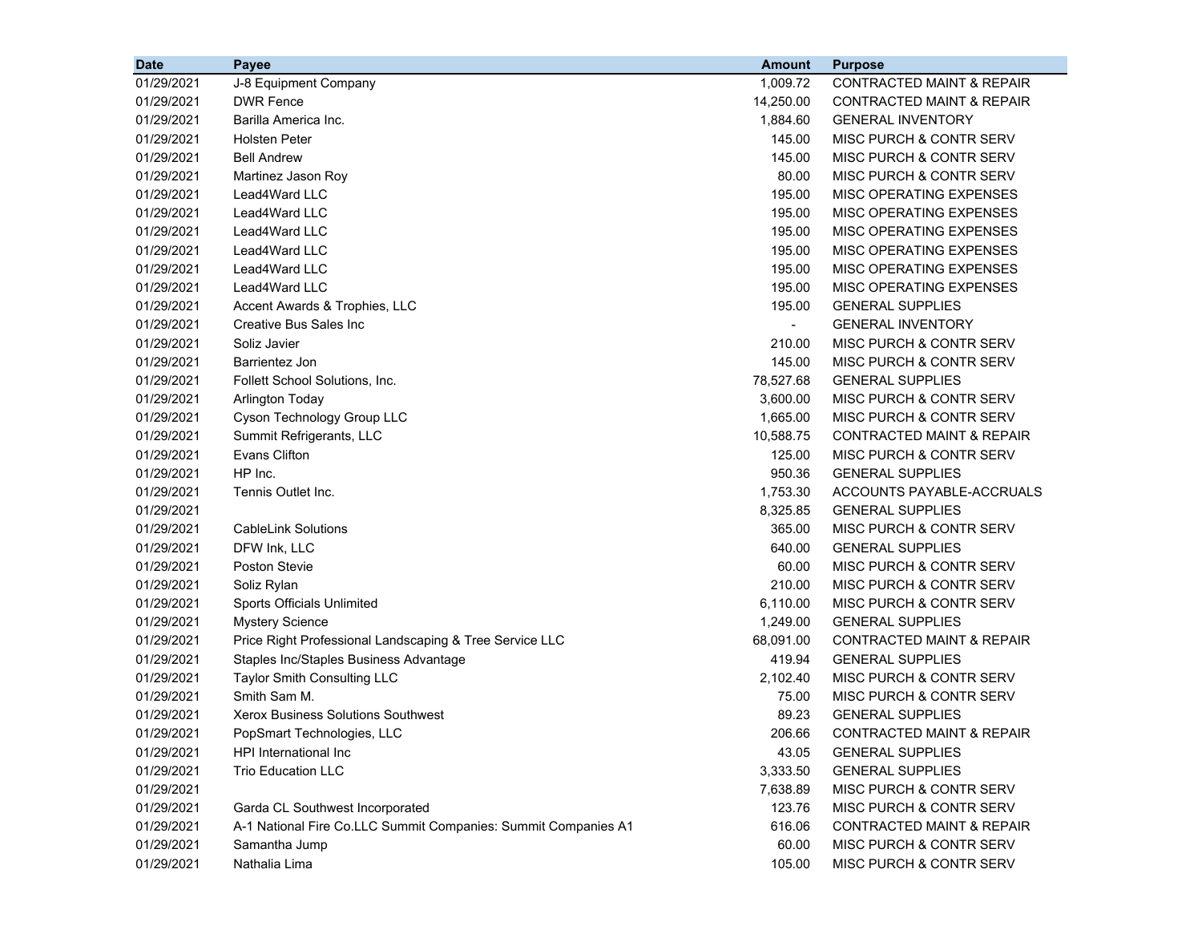| Date | Payee | Amount | Purpose |
|---|---|---|---|
| 01/29/2021 | J-8 Equipment Company | 1,009.72 | CONTRACTED MAINT & REPAIR |
| 01/29/2021 | DWR Fence | 14,250.00 | CONTRACTED MAINT & REPAIR |
| 01/29/2021 | Barilla America Inc. | 1,884.60 | GENERAL INVENTORY |
| 01/29/2021 | Holsten Peter | 145.00 | MISC PURCH & CONTR SERV |
| 01/29/2021 | Bell Andrew | 145.00 | MISC PURCH & CONTR SERV |
| 01/29/2021 | Martinez Jason Roy | 80.00 | MISC PURCH & CONTR SERV |
| 01/29/2021 | Lead4Ward LLC | 195.00 | MISC OPERATING EXPENSES |
| 01/29/2021 | Lead4Ward LLC | 195.00 | MISC OPERATING EXPENSES |
| 01/29/2021 | Lead4Ward LLC | 195.00 | MISC OPERATING EXPENSES |
| 01/29/2021 | Lead4Ward LLC | 195.00 | MISC OPERATING EXPENSES |
| 01/29/2021 | Lead4Ward LLC | 195.00 | MISC OPERATING EXPENSES |
| 01/29/2021 | Lead4Ward LLC | 195.00 | MISC OPERATING EXPENSES |
| 01/29/2021 | Accent Awards & Trophies, LLC | 195.00 | GENERAL SUPPLIES |
| 01/29/2021 | Creative Bus Sales Inc | - | GENERAL INVENTORY |
| 01/29/2021 | Soliz Javier | 210.00 | MISC PURCH & CONTR SERV |
| 01/29/2021 | Barrientez Jon | 145.00 | MISC PURCH & CONTR SERV |
| 01/29/2021 | Follett School Solutions, Inc. | 78,527.68 | GENERAL SUPPLIES |
| 01/29/2021 | Arlington Today | 3,600.00 | MISC PURCH & CONTR SERV |
| 01/29/2021 | Cyson Technology Group LLC | 1,665.00 | MISC PURCH & CONTR SERV |
| 01/29/2021 | Summit Refrigerants, LLC | 10,588.75 | CONTRACTED MAINT & REPAIR |
| 01/29/2021 | Evans Clifton | 125.00 | MISC PURCH & CONTR SERV |
| 01/29/2021 | HP Inc. | 950.36 | GENERAL SUPPLIES |
| 01/29/2021 | Tennis Outlet Inc. | 1,753.30 | ACCOUNTS PAYABLE-ACCRUALS |
| 01/29/2021 | | 8,325.85 | GENERAL SUPPLIES |
| 01/29/2021 | CableLink Solutions | 365.00 | MISC PURCH & CONTR SERV |
| 01/29/2021 | DFW Ink, LLC | 640.00 | GENERAL SUPPLIES |
| 01/29/2021 | Poston Stevie | 60.00 | MISC PURCH & CONTR SERV |
| 01/29/2021 | Soliz Rylan | 210.00 | MISC PURCH & CONTR SERV |
| 01/29/2021 | Sports Officials Unlimited | 6,110.00 | MISC PURCH & CONTR SERV |
| 01/29/2021 | Mystery Science | 1,249.00 | GENERAL SUPPLIES |
| 01/29/2021 | Price Right Professional Landscaping & Tree Service LLC | 68,091.00 | CONTRACTED MAINT & REPAIR |
| 01/29/2021 | Staples Inc/Staples Business Advantage | 419.94 | GENERAL SUPPLIES |
| 01/29/2021 | Taylor Smith Consulting LLC | 2,102.40 | MISC PURCH & CONTR SERV |
| 01/29/2021 | Smith Sam M. | 75.00 | MISC PURCH & CONTR SERV |
| 01/29/2021 | Xerox Business Solutions Southwest | 89.23 | GENERAL SUPPLIES |
| 01/29/2021 | PopSmart Technologies, LLC | 206.66 | CONTRACTED MAINT & REPAIR |
| 01/29/2021 | HPI International Inc | 43.05 | GENERAL SUPPLIES |
| 01/29/2021 | Trio Education LLC | 3,333.50 | GENERAL SUPPLIES |
| 01/29/2021 | | 7,638.89 | MISC PURCH & CONTR SERV |
| 01/29/2021 | Garda CL Southwest Incorporated | 123.76 | MISC PURCH & CONTR SERV |
| 01/29/2021 | A-1 National Fire Co.LLC Summit Companies: Summit Companies A1 | 616.06 | CONTRACTED MAINT & REPAIR |
| 01/29/2021 | Samantha Jump | 60.00 | MISC PURCH & CONTR SERV |
| 01/29/2021 | Nathalia Lima | 105.00 | MISC PURCH & CONTR SERV |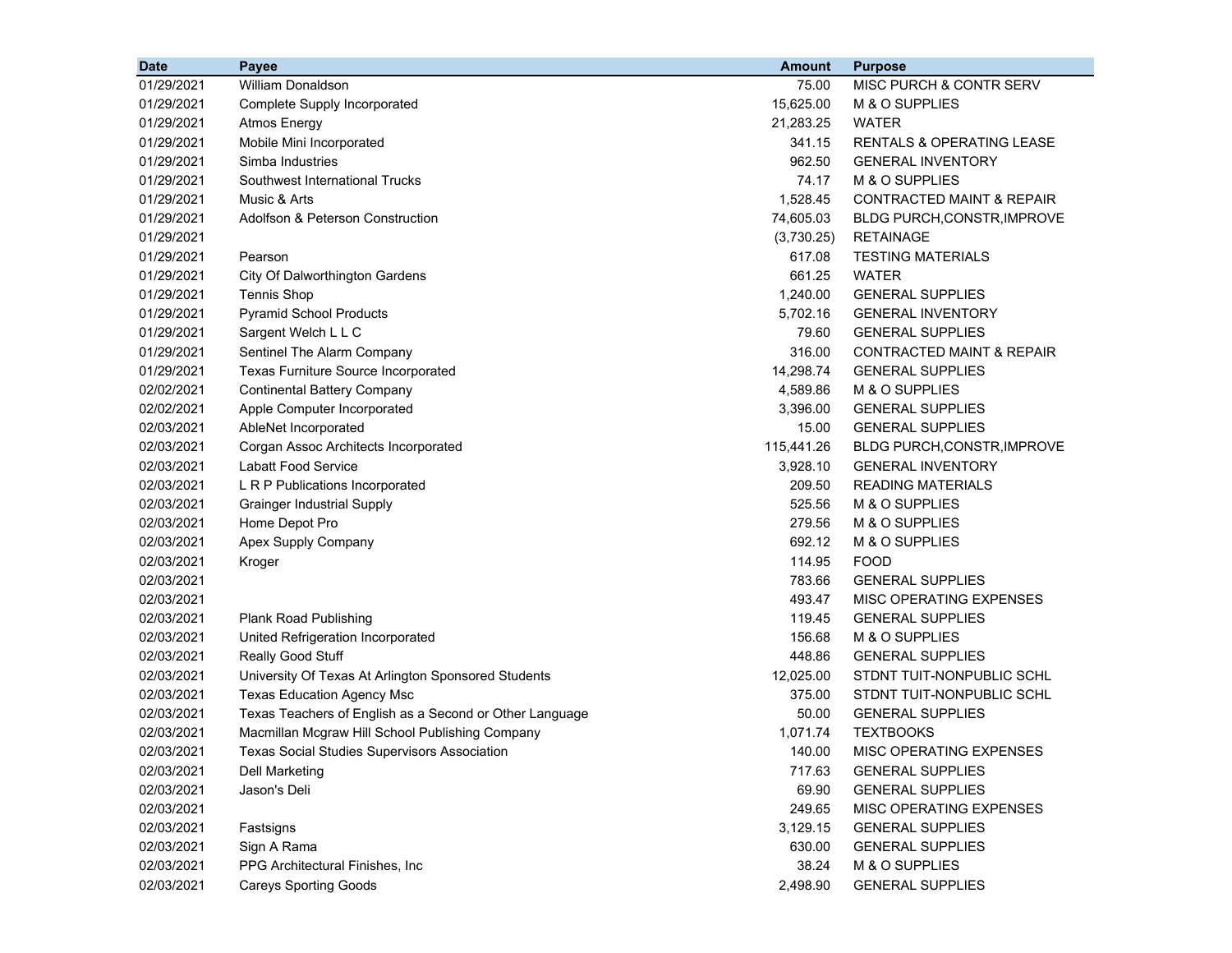| Date | Payee | Amount | Purpose |
|---|---|---|---|
| 01/29/2021 | William Donaldson | 75.00 | MISC PURCH & CONTR SERV |
| 01/29/2021 | Complete Supply Incorporated | 15,625.00 | M & O SUPPLIES |
| 01/29/2021 | Atmos Energy | 21,283.25 | WATER |
| 01/29/2021 | Mobile Mini Incorporated | 341.15 | RENTALS & OPERATING LEASE |
| 01/29/2021 | Simba Industries | 962.50 | GENERAL INVENTORY |
| 01/29/2021 | Southwest International Trucks | 74.17 | M & O SUPPLIES |
| 01/29/2021 | Music & Arts | 1,528.45 | CONTRACTED MAINT & REPAIR |
| 01/29/2021 | Adolfson & Peterson Construction | 74,605.03 | BLDG PURCH,CONSTR,IMPROVE |
| 01/29/2021 | | (3,730.25) | RETAINAGE |
| 01/29/2021 | Pearson | 617.08 | TESTING MATERIALS |
| 01/29/2021 | City Of Dalworthington Gardens | 661.25 | WATER |
| 01/29/2021 | Tennis Shop | 1,240.00 | GENERAL SUPPLIES |
| 01/29/2021 | Pyramid School Products | 5,702.16 | GENERAL INVENTORY |
| 01/29/2021 | Sargent Welch L L C | 79.60 | GENERAL SUPPLIES |
| 01/29/2021 | Sentinel The Alarm Company | 316.00 | CONTRACTED MAINT & REPAIR |
| 01/29/2021 | Texas Furniture Source Incorporated | 14,298.74 | GENERAL SUPPLIES |
| 02/02/2021 | Continental Battery Company | 4,589.86 | M & O SUPPLIES |
| 02/02/2021 | Apple Computer Incorporated | 3,396.00 | GENERAL SUPPLIES |
| 02/03/2021 | AbleNet Incorporated | 15.00 | GENERAL SUPPLIES |
| 02/03/2021 | Corgan Assoc Architects Incorporated | 115,441.26 | BLDG PURCH,CONSTR,IMPROVE |
| 02/03/2021 | Labatt Food Service | 3,928.10 | GENERAL INVENTORY |
| 02/03/2021 | L R P Publications Incorporated | 209.50 | READING MATERIALS |
| 02/03/2021 | Grainger Industrial Supply | 525.56 | M & O SUPPLIES |
| 02/03/2021 | Home Depot Pro | 279.56 | M & O SUPPLIES |
| 02/03/2021 | Apex Supply Company | 692.12 | M & O SUPPLIES |
| 02/03/2021 | Kroger | 114.95 | FOOD |
| 02/03/2021 | | 783.66 | GENERAL SUPPLIES |
| 02/03/2021 | | 493.47 | MISC OPERATING EXPENSES |
| 02/03/2021 | Plank Road Publishing | 119.45 | GENERAL SUPPLIES |
| 02/03/2021 | United Refrigeration Incorporated | 156.68 | M & O SUPPLIES |
| 02/03/2021 | Really Good Stuff | 448.86 | GENERAL SUPPLIES |
| 02/03/2021 | University Of Texas At Arlington Sponsored Students | 12,025.00 | STDNT TUIT-NONPUBLIC SCHL |
| 02/03/2021 | Texas Education Agency Msc | 375.00 | STDNT TUIT-NONPUBLIC SCHL |
| 02/03/2021 | Texas Teachers of English as a Second or Other Language | 50.00 | GENERAL SUPPLIES |
| 02/03/2021 | Macmillan Mcgraw Hill School Publishing Company | 1,071.74 | TEXTBOOKS |
| 02/03/2021 | Texas Social Studies Supervisors Association | 140.00 | MISC OPERATING EXPENSES |
| 02/03/2021 | Dell Marketing | 717.63 | GENERAL SUPPLIES |
| 02/03/2021 | Jason's Deli | 69.90 | GENERAL SUPPLIES |
| 02/03/2021 | | 249.65 | MISC OPERATING EXPENSES |
| 02/03/2021 | Fastsigns | 3,129.15 | GENERAL SUPPLIES |
| 02/03/2021 | Sign A Rama | 630.00 | GENERAL SUPPLIES |
| 02/03/2021 | PPG Architectural Finishes, Inc | 38.24 | M & O SUPPLIES |
| 02/03/2021 | Careys Sporting Goods | 2,498.90 | GENERAL SUPPLIES |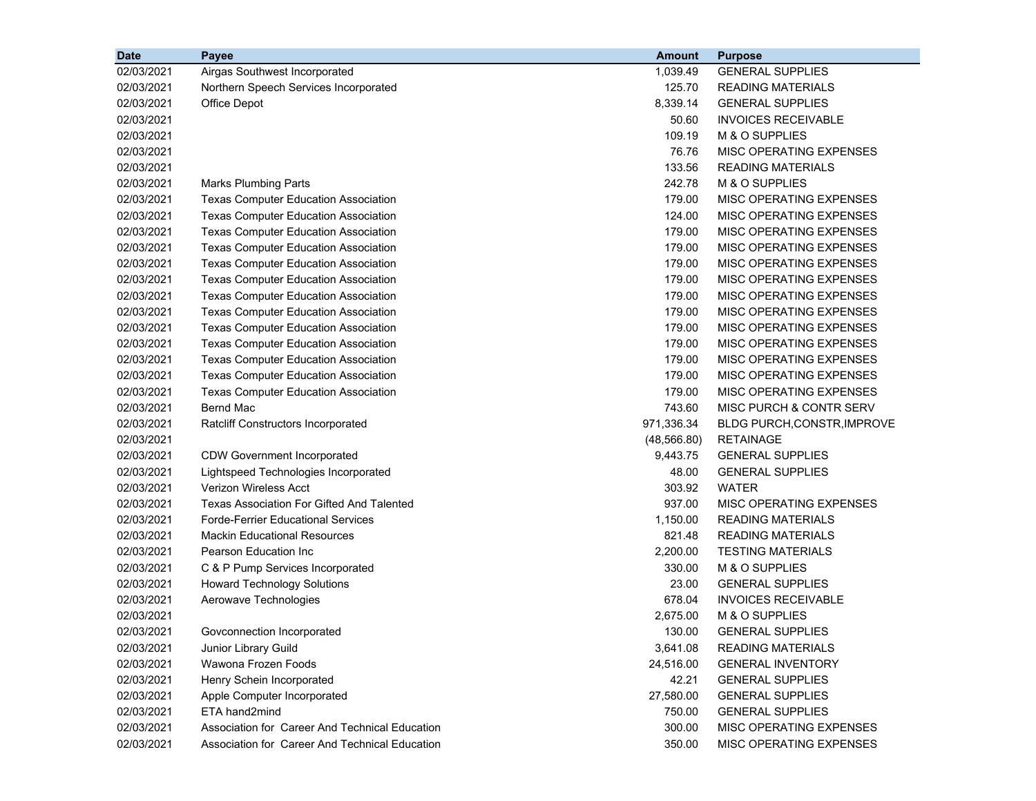| Date | Payee | Amount | Purpose |
|---|---|---|---|
| 02/03/2021 | Airgas Southwest Incorporated | 1,039.49 | GENERAL SUPPLIES |
| 02/03/2021 | Northern Speech Services Incorporated | 125.70 | READING MATERIALS |
| 02/03/2021 | Office Depot | 8,339.14 | GENERAL SUPPLIES |
| 02/03/2021 | | 50.60 | INVOICES RECEIVABLE |
| 02/03/2021 | | 109.19 | M & O SUPPLIES |
| 02/03/2021 | | 76.76 | MISC OPERATING EXPENSES |
| 02/03/2021 | | 133.56 | READING MATERIALS |
| 02/03/2021 | Marks Plumbing Parts | 242.78 | M & O SUPPLIES |
| 02/03/2021 | Texas Computer Education Association | 179.00 | MISC OPERATING EXPENSES |
| 02/03/2021 | Texas Computer Education Association | 124.00 | MISC OPERATING EXPENSES |
| 02/03/2021 | Texas Computer Education Association | 179.00 | MISC OPERATING EXPENSES |
| 02/03/2021 | Texas Computer Education Association | 179.00 | MISC OPERATING EXPENSES |
| 02/03/2021 | Texas Computer Education Association | 179.00 | MISC OPERATING EXPENSES |
| 02/03/2021 | Texas Computer Education Association | 179.00 | MISC OPERATING EXPENSES |
| 02/03/2021 | Texas Computer Education Association | 179.00 | MISC OPERATING EXPENSES |
| 02/03/2021 | Texas Computer Education Association | 179.00 | MISC OPERATING EXPENSES |
| 02/03/2021 | Texas Computer Education Association | 179.00 | MISC OPERATING EXPENSES |
| 02/03/2021 | Texas Computer Education Association | 179.00 | MISC OPERATING EXPENSES |
| 02/03/2021 | Texas Computer Education Association | 179.00 | MISC OPERATING EXPENSES |
| 02/03/2021 | Texas Computer Education Association | 179.00 | MISC OPERATING EXPENSES |
| 02/03/2021 | Texas Computer Education Association | 179.00 | MISC OPERATING EXPENSES |
| 02/03/2021 | Bernd Mac | 743.60 | MISC PURCH & CONTR SERV |
| 02/03/2021 | Ratcliff Constructors Incorporated | 971,336.34 | BLDG PURCH,CONSTR,IMPROVE |
| 02/03/2021 | | (48,566.80) | RETAINAGE |
| 02/03/2021 | CDW Government Incorporated | 9,443.75 | GENERAL SUPPLIES |
| 02/03/2021 | Lightspeed Technologies Incorporated | 48.00 | GENERAL SUPPLIES |
| 02/03/2021 | Verizon Wireless Acct | 303.92 | WATER |
| 02/03/2021 | Texas Association For Gifted And Talented | 937.00 | MISC OPERATING EXPENSES |
| 02/03/2021 | Forde-Ferrier Educational Services | 1,150.00 | READING MATERIALS |
| 02/03/2021 | Mackin Educational Resources | 821.48 | READING MATERIALS |
| 02/03/2021 | Pearson Education Inc | 2,200.00 | TESTING MATERIALS |
| 02/03/2021 | C & P Pump Services Incorporated | 330.00 | M & O SUPPLIES |
| 02/03/2021 | Howard Technology Solutions | 23.00 | GENERAL SUPPLIES |
| 02/03/2021 | Aerowave Technologies | 678.04 | INVOICES RECEIVABLE |
| 02/03/2021 | | 2,675.00 | M & O SUPPLIES |
| 02/03/2021 | Govconnection Incorporated | 130.00 | GENERAL SUPPLIES |
| 02/03/2021 | Junior Library Guild | 3,641.08 | READING MATERIALS |
| 02/03/2021 | Wawona Frozen Foods | 24,516.00 | GENERAL INVENTORY |
| 02/03/2021 | Henry Schein Incorporated | 42.21 | GENERAL SUPPLIES |
| 02/03/2021 | Apple Computer Incorporated | 27,580.00 | GENERAL SUPPLIES |
| 02/03/2021 | ETA hand2mind | 750.00 | GENERAL SUPPLIES |
| 02/03/2021 | Association for Career And Technical Education | 300.00 | MISC OPERATING EXPENSES |
| 02/03/2021 | Association for Career And Technical Education | 350.00 | MISC OPERATING EXPENSES |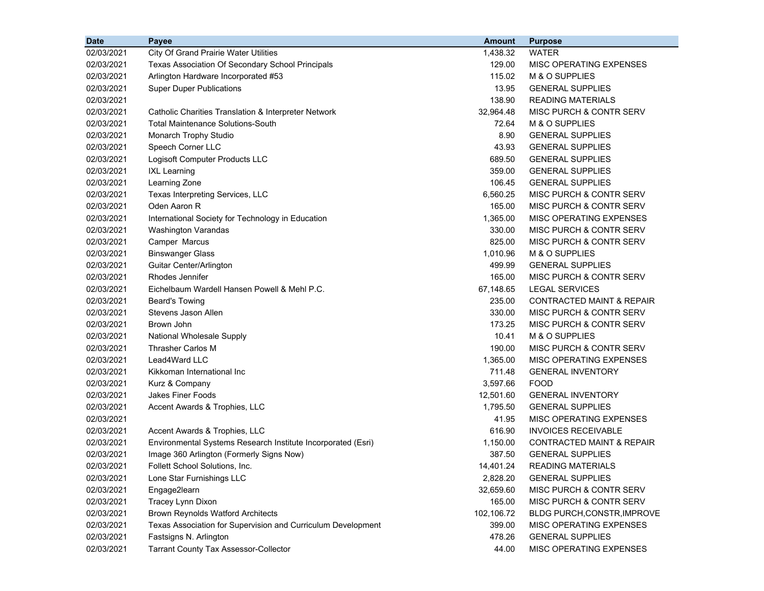| Date | Payee | Amount | Purpose |
|---|---|---|---|
| 02/03/2021 | City Of Grand Prairie Water Utilities | 1,438.32 | WATER |
| 02/03/2021 | Texas Association Of Secondary School Principals | 129.00 | MISC OPERATING EXPENSES |
| 02/03/2021 | Arlington Hardware Incorporated #53 | 115.02 | M & O SUPPLIES |
| 02/03/2021 | Super Duper Publications | 13.95 | GENERAL SUPPLIES |
| 02/03/2021 | | 138.90 | READING MATERIALS |
| 02/03/2021 | Catholic Charities Translation & Interpreter Network | 32,964.48 | MISC PURCH & CONTR SERV |
| 02/03/2021 | Total Maintenance Solutions-South | 72.64 | M & O SUPPLIES |
| 02/03/2021 | Monarch Trophy Studio | 8.90 | GENERAL SUPPLIES |
| 02/03/2021 | Speech Corner LLC | 43.93 | GENERAL SUPPLIES |
| 02/03/2021 | Logisoft Computer Products LLC | 689.50 | GENERAL SUPPLIES |
| 02/03/2021 | IXL Learning | 359.00 | GENERAL SUPPLIES |
| 02/03/2021 | Learning Zone | 106.45 | GENERAL SUPPLIES |
| 02/03/2021 | Texas Interpreting Services, LLC | 6,560.25 | MISC PURCH & CONTR SERV |
| 02/03/2021 | Oden Aaron R | 165.00 | MISC PURCH & CONTR SERV |
| 02/03/2021 | International Society for Technology in Education | 1,365.00 | MISC OPERATING EXPENSES |
| 02/03/2021 | Washington Varandas | 330.00 | MISC PURCH & CONTR SERV |
| 02/03/2021 | Camper Marcus | 825.00 | MISC PURCH & CONTR SERV |
| 02/03/2021 | Binswanger Glass | 1,010.96 | M & O SUPPLIES |
| 02/03/2021 | Guitar Center/Arlington | 499.99 | GENERAL SUPPLIES |
| 02/03/2021 | Rhodes Jennifer | 165.00 | MISC PURCH & CONTR SERV |
| 02/03/2021 | Eichelbaum Wardell Hansen Powell & Mehl P.C. | 67,148.65 | LEGAL SERVICES |
| 02/03/2021 | Beard's Towing | 235.00 | CONTRACTED MAINT & REPAIR |
| 02/03/2021 | Stevens Jason Allen | 330.00 | MISC PURCH & CONTR SERV |
| 02/03/2021 | Brown John | 173.25 | MISC PURCH & CONTR SERV |
| 02/03/2021 | National Wholesale Supply | 10.41 | M & O SUPPLIES |
| 02/03/2021 | Thrasher Carlos M | 190.00 | MISC PURCH & CONTR SERV |
| 02/03/2021 | Lead4Ward LLC | 1,365.00 | MISC OPERATING EXPENSES |
| 02/03/2021 | Kikkoman International Inc | 711.48 | GENERAL INVENTORY |
| 02/03/2021 | Kurz & Company | 3,597.66 | FOOD |
| 02/03/2021 | Jakes Finer Foods | 12,501.60 | GENERAL INVENTORY |
| 02/03/2021 | Accent Awards & Trophies, LLC | 1,795.50 | GENERAL SUPPLIES |
| 02/03/2021 | | 41.95 | MISC OPERATING EXPENSES |
| 02/03/2021 | Accent Awards & Trophies, LLC | 616.90 | INVOICES RECEIVABLE |
| 02/03/2021 | Environmental Systems Research Institute Incorporated (Esri) | 1,150.00 | CONTRACTED MAINT & REPAIR |
| 02/03/2021 | Image 360 Arlington (Formerly Signs Now) | 387.50 | GENERAL SUPPLIES |
| 02/03/2021 | Follett School Solutions, Inc. | 14,401.24 | READING MATERIALS |
| 02/03/2021 | Lone Star Furnishings LLC | 2,828.20 | GENERAL SUPPLIES |
| 02/03/2021 | Engage2learn | 32,659.60 | MISC PURCH & CONTR SERV |
| 02/03/2021 | Tracey Lynn Dixon | 165.00 | MISC PURCH & CONTR SERV |
| 02/03/2021 | Brown Reynolds Watford Architects | 102,106.72 | BLDG PURCH,CONSTR,IMPROVE |
| 02/03/2021 | Texas Association for Supervision and Curriculum Development | 399.00 | MISC OPERATING EXPENSES |
| 02/03/2021 | Fastsigns N. Arlington | 478.26 | GENERAL SUPPLIES |
| 02/03/2021 | Tarrant County Tax Assessor-Collector | 44.00 | MISC OPERATING EXPENSES |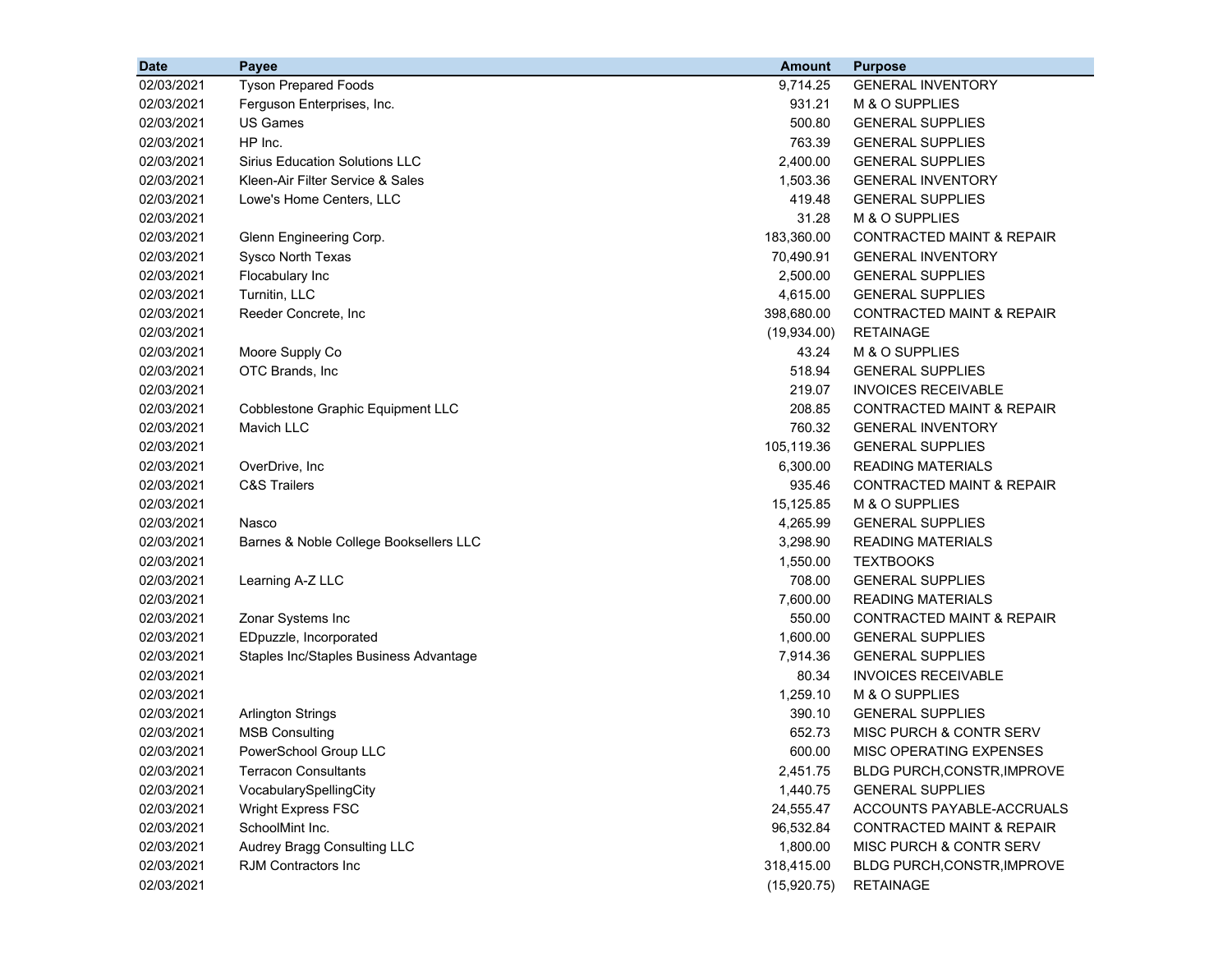| Date | Payee | Amount | Purpose |
|---|---|---|---|
| 02/03/2021 | Tyson Prepared Foods | 9,714.25 | GENERAL INVENTORY |
| 02/03/2021 | Ferguson Enterprises, Inc. | 931.21 | M & O SUPPLIES |
| 02/03/2021 | US Games | 500.80 | GENERAL SUPPLIES |
| 02/03/2021 | HP Inc. | 763.39 | GENERAL SUPPLIES |
| 02/03/2021 | Sirius Education Solutions LLC | 2,400.00 | GENERAL SUPPLIES |
| 02/03/2021 | Kleen-Air Filter Service & Sales | 1,503.36 | GENERAL INVENTORY |
| 02/03/2021 | Lowe's Home Centers, LLC | 419.48 | GENERAL SUPPLIES |
| 02/03/2021 | | 31.28 | M & O SUPPLIES |
| 02/03/2021 | Glenn Engineering Corp. | 183,360.00 | CONTRACTED MAINT & REPAIR |
| 02/03/2021 | Sysco North Texas | 70,490.91 | GENERAL INVENTORY |
| 02/03/2021 | Flocabulary Inc | 2,500.00 | GENERAL SUPPLIES |
| 02/03/2021 | Turnitin, LLC | 4,615.00 | GENERAL SUPPLIES |
| 02/03/2021 | Reeder Concrete, Inc | 398,680.00 | CONTRACTED MAINT & REPAIR |
| 02/03/2021 | | (19,934.00) | RETAINAGE |
| 02/03/2021 | Moore Supply Co | 43.24 | M & O SUPPLIES |
| 02/03/2021 | OTC Brands, Inc | 518.94 | GENERAL SUPPLIES |
| 02/03/2021 | | 219.07 | INVOICES RECEIVABLE |
| 02/03/2021 | Cobblestone Graphic Equipment LLC | 208.85 | CONTRACTED MAINT & REPAIR |
| 02/03/2021 | Mavich LLC | 760.32 | GENERAL INVENTORY |
| 02/03/2021 | | 105,119.36 | GENERAL SUPPLIES |
| 02/03/2021 | OverDrive, Inc | 6,300.00 | READING MATERIALS |
| 02/03/2021 | C&S Trailers | 935.46 | CONTRACTED MAINT & REPAIR |
| 02/03/2021 | | 15,125.85 | M & O SUPPLIES |
| 02/03/2021 | Nasco | 4,265.99 | GENERAL SUPPLIES |
| 02/03/2021 | Barnes & Noble College Booksellers LLC | 3,298.90 | READING MATERIALS |
| 02/03/2021 | | 1,550.00 | TEXTBOOKS |
| 02/03/2021 | Learning A-Z LLC | 708.00 | GENERAL SUPPLIES |
| 02/03/2021 | | 7,600.00 | READING MATERIALS |
| 02/03/2021 | Zonar Systems Inc | 550.00 | CONTRACTED MAINT & REPAIR |
| 02/03/2021 | EDpuzzle, Incorporated | 1,600.00 | GENERAL SUPPLIES |
| 02/03/2021 | Staples Inc/Staples Business Advantage | 7,914.36 | GENERAL SUPPLIES |
| 02/03/2021 | | 80.34 | INVOICES RECEIVABLE |
| 02/03/2021 | | 1,259.10 | M & O SUPPLIES |
| 02/03/2021 | Arlington Strings | 390.10 | GENERAL SUPPLIES |
| 02/03/2021 | MSB Consulting | 652.73 | MISC PURCH & CONTR SERV |
| 02/03/2021 | PowerSchool Group LLC | 600.00 | MISC OPERATING EXPENSES |
| 02/03/2021 | Terracon Consultants | 2,451.75 | BLDG PURCH,CONSTR,IMPROVE |
| 02/03/2021 | VocabularySpellingCity | 1,440.75 | GENERAL SUPPLIES |
| 02/03/2021 | Wright Express FSC | 24,555.47 | ACCOUNTS PAYABLE-ACCRUALS |
| 02/03/2021 | SchoolMint Inc. | 96,532.84 | CONTRACTED MAINT & REPAIR |
| 02/03/2021 | Audrey Bragg Consulting LLC | 1,800.00 | MISC PURCH & CONTR SERV |
| 02/03/2021 | RJM Contractors Inc | 318,415.00 | BLDG PURCH,CONSTR,IMPROVE |
| 02/03/2021 | | (15,920.75) | RETAINAGE |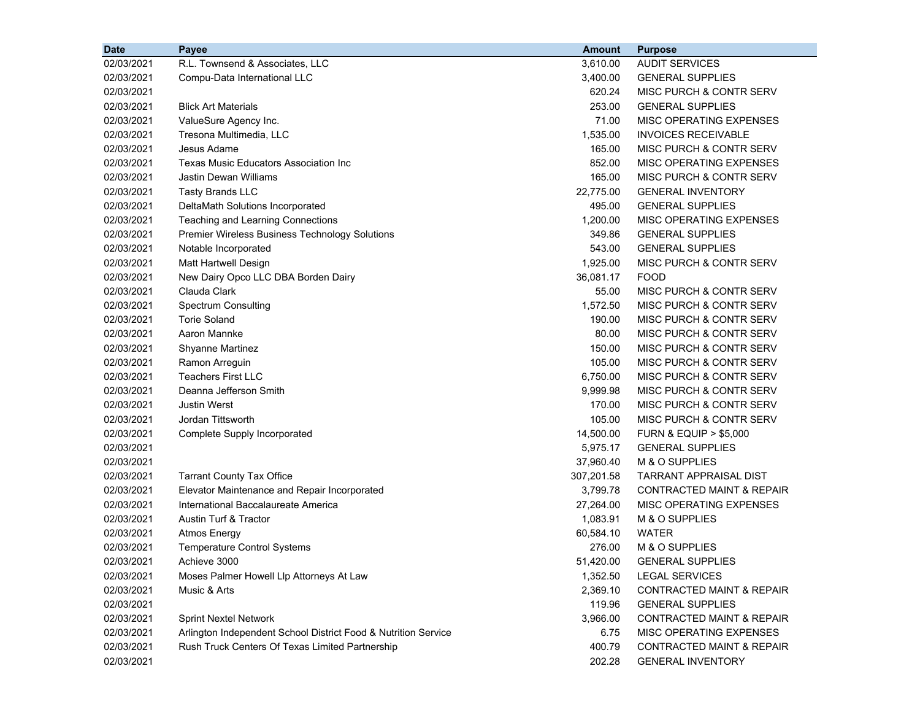| Date | Payee | Amount | Purpose |
|---|---|---|---|
| 02/03/2021 | R.L. Townsend & Associates, LLC | 3,610.00 | AUDIT SERVICES |
| 02/03/2021 | Compu-Data International LLC | 3,400.00 | GENERAL SUPPLIES |
| 02/03/2021 | | 620.24 | MISC PURCH & CONTR SERV |
| 02/03/2021 | Blick Art Materials | 253.00 | GENERAL SUPPLIES |
| 02/03/2021 | ValueSure Agency Inc. | 71.00 | MISC OPERATING EXPENSES |
| 02/03/2021 | Tresona Multimedia, LLC | 1,535.00 | INVOICES RECEIVABLE |
| 02/03/2021 | Jesus Adame | 165.00 | MISC PURCH & CONTR SERV |
| 02/03/2021 | Texas Music Educators Association Inc | 852.00 | MISC OPERATING EXPENSES |
| 02/03/2021 | Jastin Dewan Williams | 165.00 | MISC PURCH & CONTR SERV |
| 02/03/2021 | Tasty Brands LLC | 22,775.00 | GENERAL INVENTORY |
| 02/03/2021 | DeltaMath Solutions Incorporated | 495.00 | GENERAL SUPPLIES |
| 02/03/2021 | Teaching and Learning Connections | 1,200.00 | MISC OPERATING EXPENSES |
| 02/03/2021 | Premier Wireless Business Technology Solutions | 349.86 | GENERAL SUPPLIES |
| 02/03/2021 | Notable Incorporated | 543.00 | GENERAL SUPPLIES |
| 02/03/2021 | Matt Hartwell Design | 1,925.00 | MISC PURCH & CONTR SERV |
| 02/03/2021 | New Dairy Opco LLC DBA Borden Dairy | 36,081.17 | FOOD |
| 02/03/2021 | Clauda Clark | 55.00 | MISC PURCH & CONTR SERV |
| 02/03/2021 | Spectrum Consulting | 1,572.50 | MISC PURCH & CONTR SERV |
| 02/03/2021 | Torie Soland | 190.00 | MISC PURCH & CONTR SERV |
| 02/03/2021 | Aaron Mannke | 80.00 | MISC PURCH & CONTR SERV |
| 02/03/2021 | Shyanne Martinez | 150.00 | MISC PURCH & CONTR SERV |
| 02/03/2021 | Ramon Arreguin | 105.00 | MISC PURCH & CONTR SERV |
| 02/03/2021 | Teachers First LLC | 6,750.00 | MISC PURCH & CONTR SERV |
| 02/03/2021 | Deanna Jefferson Smith | 9,999.98 | MISC PURCH & CONTR SERV |
| 02/03/2021 | Justin Werst | 170.00 | MISC PURCH & CONTR SERV |
| 02/03/2021 | Jordan Tittsworth | 105.00 | MISC PURCH & CONTR SERV |
| 02/03/2021 | Complete Supply Incorporated | 14,500.00 | FURN & EQUIP > $5,000 |
| 02/03/2021 | | 5,975.17 | GENERAL SUPPLIES |
| 02/03/2021 | | 37,960.40 | M & O SUPPLIES |
| 02/03/2021 | Tarrant County Tax Office | 307,201.58 | TARRANT APPRAISAL DIST |
| 02/03/2021 | Elevator Maintenance and Repair Incorporated | 3,799.78 | CONTRACTED MAINT & REPAIR |
| 02/03/2021 | International Baccalaureate America | 27,264.00 | MISC OPERATING EXPENSES |
| 02/03/2021 | Austin Turf & Tractor | 1,083.91 | M & O SUPPLIES |
| 02/03/2021 | Atmos Energy | 60,584.10 | WATER |
| 02/03/2021 | Temperature Control Systems | 276.00 | M & O SUPPLIES |
| 02/03/2021 | Achieve 3000 | 51,420.00 | GENERAL SUPPLIES |
| 02/03/2021 | Moses Palmer Howell Llp Attorneys At Law | 1,352.50 | LEGAL SERVICES |
| 02/03/2021 | Music & Arts | 2,369.10 | CONTRACTED MAINT & REPAIR |
| 02/03/2021 | | 119.96 | GENERAL SUPPLIES |
| 02/03/2021 | Sprint Nextel Network | 3,966.00 | CONTRACTED MAINT & REPAIR |
| 02/03/2021 | Arlington Independent School District Food & Nutrition Service | 6.75 | MISC OPERATING EXPENSES |
| 02/03/2021 | Rush Truck Centers Of Texas Limited Partnership | 400.79 | CONTRACTED MAINT & REPAIR |
| 02/03/2021 | | 202.28 | GENERAL INVENTORY |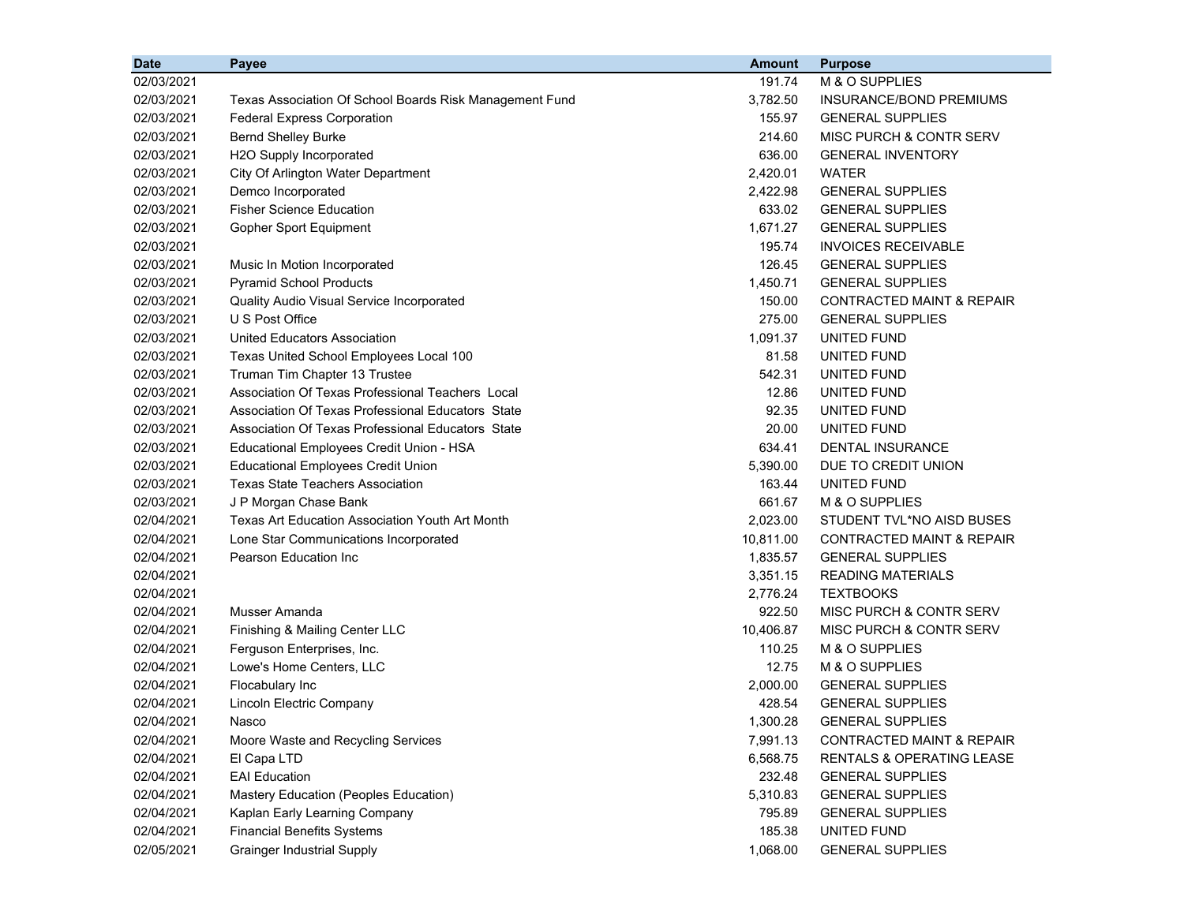| Date | Payee | Amount | Purpose |
|---|---|---|---|
| 02/03/2021 | | 191.74 | M & O SUPPLIES |
| 02/03/2021 | Texas Association Of School Boards Risk Management Fund | 3,782.50 | INSURANCE/BOND PREMIUMS |
| 02/03/2021 | Federal Express Corporation | 155.97 | GENERAL SUPPLIES |
| 02/03/2021 | Bernd Shelley Burke | 214.60 | MISC PURCH & CONTR SERV |
| 02/03/2021 | H2O Supply Incorporated | 636.00 | GENERAL INVENTORY |
| 02/03/2021 | City Of Arlington Water Department | 2,420.01 | WATER |
| 02/03/2021 | Demco Incorporated | 2,422.98 | GENERAL SUPPLIES |
| 02/03/2021 | Fisher Science Education | 633.02 | GENERAL SUPPLIES |
| 02/03/2021 | Gopher Sport Equipment | 1,671.27 | GENERAL SUPPLIES |
| 02/03/2021 | | 195.74 | INVOICES RECEIVABLE |
| 02/03/2021 | Music In Motion Incorporated | 126.45 | GENERAL SUPPLIES |
| 02/03/2021 | Pyramid School Products | 1,450.71 | GENERAL SUPPLIES |
| 02/03/2021 | Quality Audio Visual Service Incorporated | 150.00 | CONTRACTED MAINT & REPAIR |
| 02/03/2021 | U S Post Office | 275.00 | GENERAL SUPPLIES |
| 02/03/2021 | United Educators Association | 1,091.37 | UNITED FUND |
| 02/03/2021 | Texas United School Employees Local 100 | 81.58 | UNITED FUND |
| 02/03/2021 | Truman Tim Chapter 13 Trustee | 542.31 | UNITED FUND |
| 02/03/2021 | Association Of Texas Professional Teachers Local | 12.86 | UNITED FUND |
| 02/03/2021 | Association Of Texas Professional Educators State | 92.35 | UNITED FUND |
| 02/03/2021 | Association Of Texas Professional Educators State | 20.00 | UNITED FUND |
| 02/03/2021 | Educational Employees Credit Union - HSA | 634.41 | DENTAL INSURANCE |
| 02/03/2021 | Educational Employees Credit Union | 5,390.00 | DUE TO CREDIT UNION |
| 02/03/2021 | Texas State Teachers Association | 163.44 | UNITED FUND |
| 02/03/2021 | J P Morgan Chase Bank | 661.67 | M & O SUPPLIES |
| 02/04/2021 | Texas Art Education Association Youth Art Month | 2,023.00 | STUDENT TVL*NO AISD BUSES |
| 02/04/2021 | Lone Star Communications Incorporated | 10,811.00 | CONTRACTED MAINT & REPAIR |
| 02/04/2021 | Pearson Education Inc | 1,835.57 | GENERAL SUPPLIES |
| 02/04/2021 | | 3,351.15 | READING MATERIALS |
| 02/04/2021 | | 2,776.24 | TEXTBOOKS |
| 02/04/2021 | Musser Amanda | 922.50 | MISC PURCH & CONTR SERV |
| 02/04/2021 | Finishing & Mailing Center LLC | 10,406.87 | MISC PURCH & CONTR SERV |
| 02/04/2021 | Ferguson Enterprises, Inc. | 110.25 | M & O SUPPLIES |
| 02/04/2021 | Lowe's Home Centers, LLC | 12.75 | M & O SUPPLIES |
| 02/04/2021 | Flocabulary Inc | 2,000.00 | GENERAL SUPPLIES |
| 02/04/2021 | Lincoln Electric Company | 428.54 | GENERAL SUPPLIES |
| 02/04/2021 | Nasco | 1,300.28 | GENERAL SUPPLIES |
| 02/04/2021 | Moore Waste and Recycling Services | 7,991.13 | CONTRACTED MAINT & REPAIR |
| 02/04/2021 | El Capa LTD | 6,568.75 | RENTALS & OPERATING LEASE |
| 02/04/2021 | EAI Education | 232.48 | GENERAL SUPPLIES |
| 02/04/2021 | Mastery Education (Peoples Education) | 5,310.83 | GENERAL SUPPLIES |
| 02/04/2021 | Kaplan Early Learning Company | 795.89 | GENERAL SUPPLIES |
| 02/04/2021 | Financial Benefits Systems | 185.38 | UNITED FUND |
| 02/05/2021 | Grainger Industrial Supply | 1,068.00 | GENERAL SUPPLIES |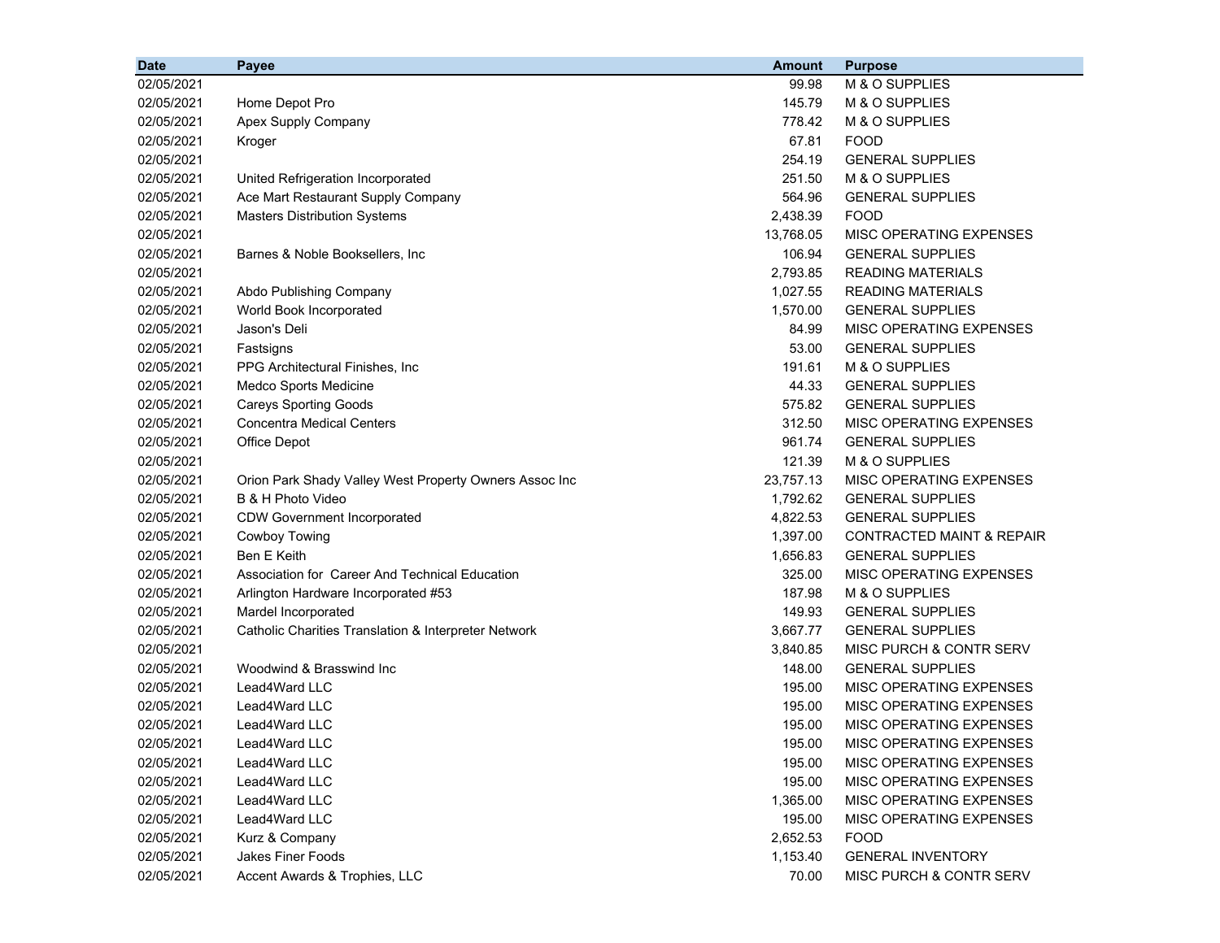| Date | Payee | Amount | Purpose |
|---|---|---|---|
| 02/05/2021 | | 99.98 | M & O SUPPLIES |
| 02/05/2021 | Home Depot Pro | 145.79 | M & O SUPPLIES |
| 02/05/2021 | Apex Supply Company | 778.42 | M & O SUPPLIES |
| 02/05/2021 | Kroger | 67.81 | FOOD |
| 02/05/2021 | | 254.19 | GENERAL SUPPLIES |
| 02/05/2021 | United Refrigeration Incorporated | 251.50 | M & O SUPPLIES |
| 02/05/2021 | Ace Mart Restaurant Supply Company | 564.96 | GENERAL SUPPLIES |
| 02/05/2021 | Masters Distribution Systems | 2,438.39 | FOOD |
| 02/05/2021 | | 13,768.05 | MISC OPERATING EXPENSES |
| 02/05/2021 | Barnes & Noble Booksellers, Inc | 106.94 | GENERAL SUPPLIES |
| 02/05/2021 | | 2,793.85 | READING MATERIALS |
| 02/05/2021 | Abdo Publishing Company | 1,027.55 | READING MATERIALS |
| 02/05/2021 | World Book Incorporated | 1,570.00 | GENERAL SUPPLIES |
| 02/05/2021 | Jason's Deli | 84.99 | MISC OPERATING EXPENSES |
| 02/05/2021 | Fastsigns | 53.00 | GENERAL SUPPLIES |
| 02/05/2021 | PPG Architectural Finishes, Inc | 191.61 | M & O SUPPLIES |
| 02/05/2021 | Medco Sports Medicine | 44.33 | GENERAL SUPPLIES |
| 02/05/2021 | Careys Sporting Goods | 575.82 | GENERAL SUPPLIES |
| 02/05/2021 | Concentra Medical Centers | 312.50 | MISC OPERATING EXPENSES |
| 02/05/2021 | Office Depot | 961.74 | GENERAL SUPPLIES |
| 02/05/2021 | | 121.39 | M & O SUPPLIES |
| 02/05/2021 | Orion Park Shady Valley West Property Owners Assoc Inc | 23,757.13 | MISC OPERATING EXPENSES |
| 02/05/2021 | B & H Photo Video | 1,792.62 | GENERAL SUPPLIES |
| 02/05/2021 | CDW Government Incorporated | 4,822.53 | GENERAL SUPPLIES |
| 02/05/2021 | Cowboy Towing | 1,397.00 | CONTRACTED MAINT & REPAIR |
| 02/05/2021 | Ben E Keith | 1,656.83 | GENERAL SUPPLIES |
| 02/05/2021 | Association for Career And Technical Education | 325.00 | MISC OPERATING EXPENSES |
| 02/05/2021 | Arlington Hardware Incorporated #53 | 187.98 | M & O SUPPLIES |
| 02/05/2021 | Mardel Incorporated | 149.93 | GENERAL SUPPLIES |
| 02/05/2021 | Catholic Charities Translation & Interpreter Network | 3,667.77 | GENERAL SUPPLIES |
| 02/05/2021 | | 3,840.85 | MISC PURCH & CONTR SERV |
| 02/05/2021 | Woodwind & Brasswind Inc | 148.00 | GENERAL SUPPLIES |
| 02/05/2021 | Lead4Ward LLC | 195.00 | MISC OPERATING EXPENSES |
| 02/05/2021 | Lead4Ward LLC | 195.00 | MISC OPERATING EXPENSES |
| 02/05/2021 | Lead4Ward LLC | 195.00 | MISC OPERATING EXPENSES |
| 02/05/2021 | Lead4Ward LLC | 195.00 | MISC OPERATING EXPENSES |
| 02/05/2021 | Lead4Ward LLC | 195.00 | MISC OPERATING EXPENSES |
| 02/05/2021 | Lead4Ward LLC | 195.00 | MISC OPERATING EXPENSES |
| 02/05/2021 | Lead4Ward LLC | 1,365.00 | MISC OPERATING EXPENSES |
| 02/05/2021 | Lead4Ward LLC | 195.00 | MISC OPERATING EXPENSES |
| 02/05/2021 | Kurz & Company | 2,652.53 | FOOD |
| 02/05/2021 | Jakes Finer Foods | 1,153.40 | GENERAL INVENTORY |
| 02/05/2021 | Accent Awards & Trophies, LLC | 70.00 | MISC PURCH & CONTR SERV |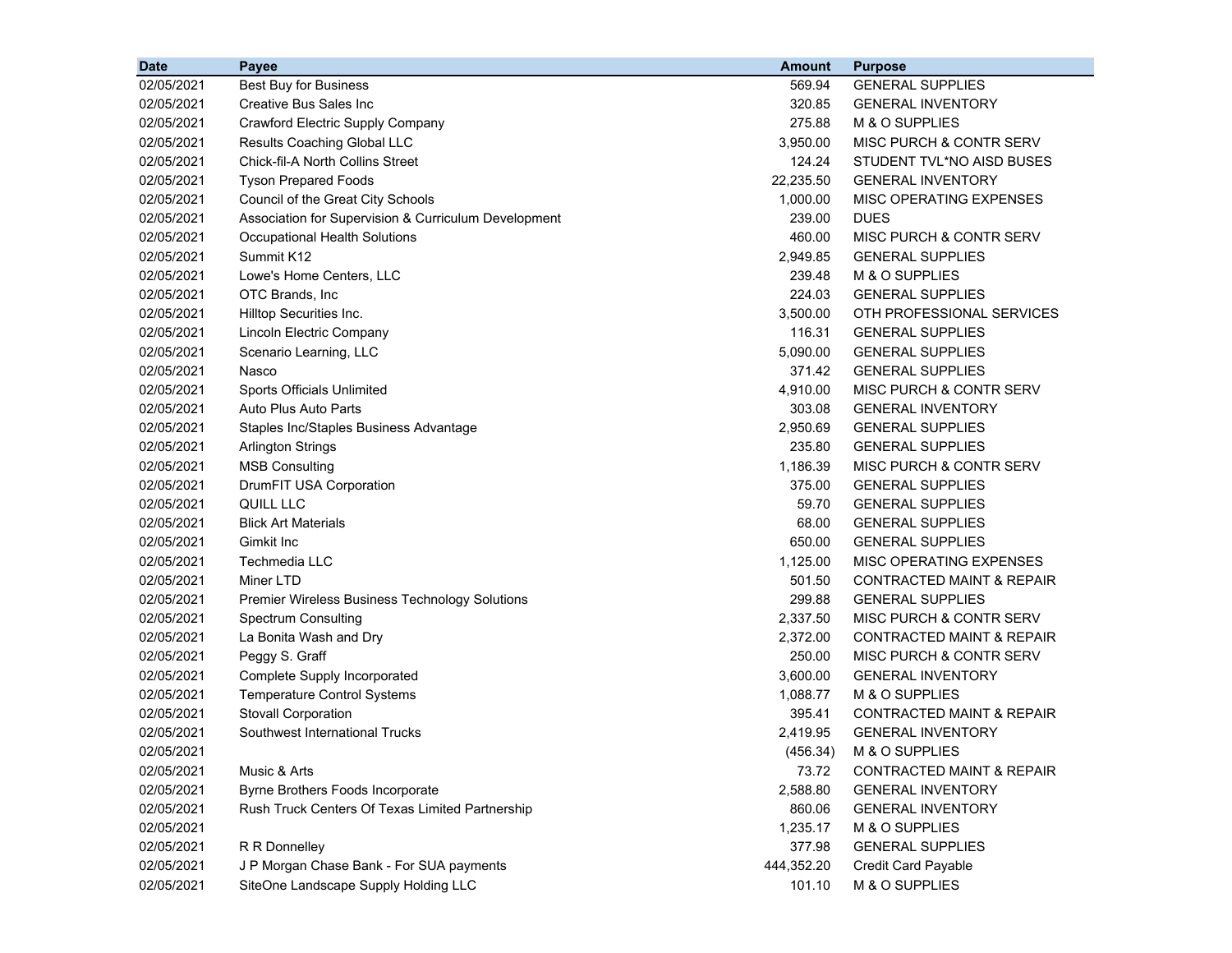| Date | Payee | Amount | Purpose |
|---|---|---|---|
| 02/05/2021 | Best Buy for Business | 569.94 | GENERAL SUPPLIES |
| 02/05/2021 | Creative Bus Sales Inc | 320.85 | GENERAL INVENTORY |
| 02/05/2021 | Crawford Electric Supply Company | 275.88 | M & O SUPPLIES |
| 02/05/2021 | Results Coaching Global LLC | 3,950.00 | MISC PURCH & CONTR SERV |
| 02/05/2021 | Chick-fil-A North Collins Street | 124.24 | STUDENT TVL*NO AISD BUSES |
| 02/05/2021 | Tyson Prepared Foods | 22,235.50 | GENERAL INVENTORY |
| 02/05/2021 | Council of the Great City Schools | 1,000.00 | MISC OPERATING EXPENSES |
| 02/05/2021 | Association for Supervision & Curriculum Development | 239.00 | DUES |
| 02/05/2021 | Occupational Health Solutions | 460.00 | MISC PURCH & CONTR SERV |
| 02/05/2021 | Summit K12 | 2,949.85 | GENERAL SUPPLIES |
| 02/05/2021 | Lowe's Home Centers, LLC | 239.48 | M & O SUPPLIES |
| 02/05/2021 | OTC Brands, Inc | 224.03 | GENERAL SUPPLIES |
| 02/05/2021 | Hilltop Securities Inc. | 3,500.00 | OTH PROFESSIONAL SERVICES |
| 02/05/2021 | Lincoln Electric Company | 116.31 | GENERAL SUPPLIES |
| 02/05/2021 | Scenario Learning, LLC | 5,090.00 | GENERAL SUPPLIES |
| 02/05/2021 | Nasco | 371.42 | GENERAL SUPPLIES |
| 02/05/2021 | Sports Officials Unlimited | 4,910.00 | MISC PURCH & CONTR SERV |
| 02/05/2021 | Auto Plus Auto Parts | 303.08 | GENERAL INVENTORY |
| 02/05/2021 | Staples Inc/Staples Business Advantage | 2,950.69 | GENERAL SUPPLIES |
| 02/05/2021 | Arlington Strings | 235.80 | GENERAL SUPPLIES |
| 02/05/2021 | MSB Consulting | 1,186.39 | MISC PURCH & CONTR SERV |
| 02/05/2021 | DrumFIT USA Corporation | 375.00 | GENERAL SUPPLIES |
| 02/05/2021 | QUILL LLC | 59.70 | GENERAL SUPPLIES |
| 02/05/2021 | Blick Art Materials | 68.00 | GENERAL SUPPLIES |
| 02/05/2021 | Gimkit Inc | 650.00 | GENERAL SUPPLIES |
| 02/05/2021 | Techmedia LLC | 1,125.00 | MISC OPERATING EXPENSES |
| 02/05/2021 | Miner LTD | 501.50 | CONTRACTED MAINT & REPAIR |
| 02/05/2021 | Premier Wireless Business Technology Solutions | 299.88 | GENERAL SUPPLIES |
| 02/05/2021 | Spectrum Consulting | 2,337.50 | MISC PURCH & CONTR SERV |
| 02/05/2021 | La Bonita Wash and Dry | 2,372.00 | CONTRACTED MAINT & REPAIR |
| 02/05/2021 | Peggy S. Graff | 250.00 | MISC PURCH & CONTR SERV |
| 02/05/2021 | Complete Supply Incorporated | 3,600.00 | GENERAL INVENTORY |
| 02/05/2021 | Temperature Control Systems | 1,088.77 | M & O SUPPLIES |
| 02/05/2021 | Stovall Corporation | 395.41 | CONTRACTED MAINT & REPAIR |
| 02/05/2021 | Southwest International Trucks | 2,419.95 | GENERAL INVENTORY |
| 02/05/2021 | | (456.34) | M & O SUPPLIES |
| 02/05/2021 | Music & Arts | 73.72 | CONTRACTED MAINT & REPAIR |
| 02/05/2021 | Byrne Brothers Foods Incorporate | 2,588.80 | GENERAL INVENTORY |
| 02/05/2021 | Rush Truck Centers Of Texas Limited Partnership | 860.06 | GENERAL INVENTORY |
| 02/05/2021 | | 1,235.17 | M & O SUPPLIES |
| 02/05/2021 | R R Donnelley | 377.98 | GENERAL SUPPLIES |
| 02/05/2021 | J P Morgan Chase Bank - For SUA payments | 444,352.20 | Credit Card Payable |
| 02/05/2021 | SiteOne Landscape Supply Holding LLC | 101.10 | M & O SUPPLIES |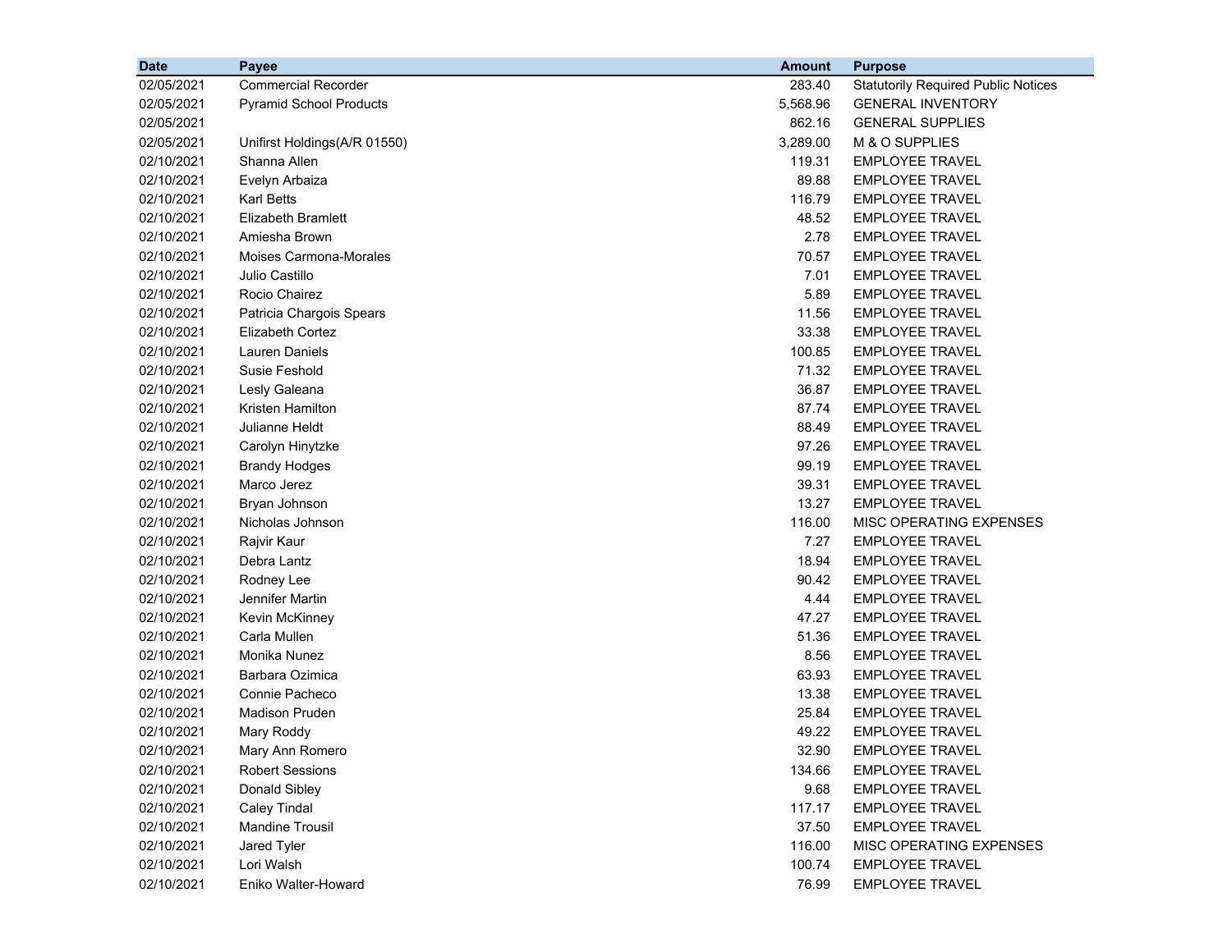| Date | Payee | Amount | Purpose |
|---|---|---|---|
| 02/05/2021 | Commercial Recorder | 283.40 | Statutorily Required Public Notices |
| 02/05/2021 | Pyramid School Products | 5,568.96 | GENERAL INVENTORY |
| 02/05/2021 | | 862.16 | GENERAL SUPPLIES |
| 02/05/2021 | Unifirst Holdings(A/R 01550) | 3,289.00 | M & O SUPPLIES |
| 02/10/2021 | Shanna Allen | 119.31 | EMPLOYEE TRAVEL |
| 02/10/2021 | Evelyn Arbaiza | 89.88 | EMPLOYEE TRAVEL |
| 02/10/2021 | Karl Betts | 116.79 | EMPLOYEE TRAVEL |
| 02/10/2021 | Elizabeth Bramlett | 48.52 | EMPLOYEE TRAVEL |
| 02/10/2021 | Amiesha Brown | 2.78 | EMPLOYEE TRAVEL |
| 02/10/2021 | Moises Carmona-Morales | 70.57 | EMPLOYEE TRAVEL |
| 02/10/2021 | Julio Castillo | 7.01 | EMPLOYEE TRAVEL |
| 02/10/2021 | Rocio Chairez | 5.89 | EMPLOYEE TRAVEL |
| 02/10/2021 | Patricia Chargois Spears | 11.56 | EMPLOYEE TRAVEL |
| 02/10/2021 | Elizabeth Cortez | 33.38 | EMPLOYEE TRAVEL |
| 02/10/2021 | Lauren Daniels | 100.85 | EMPLOYEE TRAVEL |
| 02/10/2021 | Susie Feshold | 71.32 | EMPLOYEE TRAVEL |
| 02/10/2021 | Lesly Galeana | 36.87 | EMPLOYEE TRAVEL |
| 02/10/2021 | Kristen Hamilton | 87.74 | EMPLOYEE TRAVEL |
| 02/10/2021 | Julianne Heldt | 88.49 | EMPLOYEE TRAVEL |
| 02/10/2021 | Carolyn Hinytzke | 97.26 | EMPLOYEE TRAVEL |
| 02/10/2021 | Brandy Hodges | 99.19 | EMPLOYEE TRAVEL |
| 02/10/2021 | Marco Jerez | 39.31 | EMPLOYEE TRAVEL |
| 02/10/2021 | Bryan Johnson | 13.27 | EMPLOYEE TRAVEL |
| 02/10/2021 | Nicholas Johnson | 116.00 | MISC OPERATING EXPENSES |
| 02/10/2021 | Rajvir Kaur | 7.27 | EMPLOYEE TRAVEL |
| 02/10/2021 | Debra Lantz | 18.94 | EMPLOYEE TRAVEL |
| 02/10/2021 | Rodney Lee | 90.42 | EMPLOYEE TRAVEL |
| 02/10/2021 | Jennifer Martin | 4.44 | EMPLOYEE TRAVEL |
| 02/10/2021 | Kevin McKinney | 47.27 | EMPLOYEE TRAVEL |
| 02/10/2021 | Carla Mullen | 51.36 | EMPLOYEE TRAVEL |
| 02/10/2021 | Monika Nunez | 8.56 | EMPLOYEE TRAVEL |
| 02/10/2021 | Barbara Ozimica | 63.93 | EMPLOYEE TRAVEL |
| 02/10/2021 | Connie Pacheco | 13.38 | EMPLOYEE TRAVEL |
| 02/10/2021 | Madison Pruden | 25.84 | EMPLOYEE TRAVEL |
| 02/10/2021 | Mary Roddy | 49.22 | EMPLOYEE TRAVEL |
| 02/10/2021 | Mary Ann Romero | 32.90 | EMPLOYEE TRAVEL |
| 02/10/2021 | Robert Sessions | 134.66 | EMPLOYEE TRAVEL |
| 02/10/2021 | Donald Sibley | 9.68 | EMPLOYEE TRAVEL |
| 02/10/2021 | Caley Tindal | 117.17 | EMPLOYEE TRAVEL |
| 02/10/2021 | Mandine Trousil | 37.50 | EMPLOYEE TRAVEL |
| 02/10/2021 | Jared Tyler | 116.00 | MISC OPERATING EXPENSES |
| 02/10/2021 | Lori Walsh | 100.74 | EMPLOYEE TRAVEL |
| 02/10/2021 | Eniko Walter-Howard | 76.99 | EMPLOYEE TRAVEL |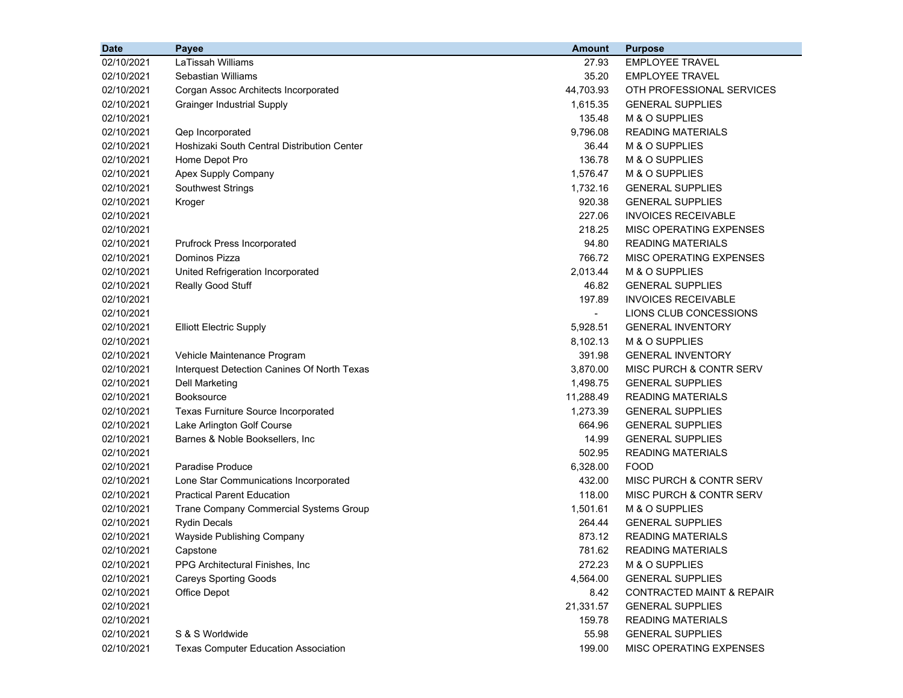| Date | Payee | Amount | Purpose |
|---|---|---|---|
| 02/10/2021 | LaTissah Williams | 27.93 | EMPLOYEE TRAVEL |
| 02/10/2021 | Sebastian Williams | 35.20 | EMPLOYEE TRAVEL |
| 02/10/2021 | Corgan Assoc Architects Incorporated | 44,703.93 | OTH PROFESSIONAL SERVICES |
| 02/10/2021 | Grainger Industrial Supply | 1,615.35 | GENERAL SUPPLIES |
| 02/10/2021 | | 135.48 | M & O SUPPLIES |
| 02/10/2021 | Qep Incorporated | 9,796.08 | READING MATERIALS |
| 02/10/2021 | Hoshizaki South Central Distribution Center | 36.44 | M & O SUPPLIES |
| 02/10/2021 | Home Depot Pro | 136.78 | M & O SUPPLIES |
| 02/10/2021 | Apex Supply Company | 1,576.47 | M & O SUPPLIES |
| 02/10/2021 | Southwest Strings | 1,732.16 | GENERAL SUPPLIES |
| 02/10/2021 | Kroger | 920.38 | GENERAL SUPPLIES |
| 02/10/2021 | | 227.06 | INVOICES RECEIVABLE |
| 02/10/2021 | | 218.25 | MISC OPERATING EXPENSES |
| 02/10/2021 | Prufrock Press Incorporated | 94.80 | READING MATERIALS |
| 02/10/2021 | Dominos Pizza | 766.72 | MISC OPERATING EXPENSES |
| 02/10/2021 | United Refrigeration Incorporated | 2,013.44 | M & O SUPPLIES |
| 02/10/2021 | Really Good Stuff | 46.82 | GENERAL SUPPLIES |
| 02/10/2021 | | 197.89 | INVOICES RECEIVABLE |
| 02/10/2021 | | - | LIONS CLUB CONCESSIONS |
| 02/10/2021 | Elliott Electric Supply | 5,928.51 | GENERAL INVENTORY |
| 02/10/2021 | | 8,102.13 | M & O SUPPLIES |
| 02/10/2021 | Vehicle Maintenance Program | 391.98 | GENERAL INVENTORY |
| 02/10/2021 | Interquest Detection Canines Of North Texas | 3,870.00 | MISC PURCH & CONTR SERV |
| 02/10/2021 | Dell Marketing | 1,498.75 | GENERAL SUPPLIES |
| 02/10/2021 | Booksource | 11,288.49 | READING MATERIALS |
| 02/10/2021 | Texas Furniture Source Incorporated | 1,273.39 | GENERAL SUPPLIES |
| 02/10/2021 | Lake Arlington Golf Course | 664.96 | GENERAL SUPPLIES |
| 02/10/2021 | Barnes & Noble Booksellers, Inc | 14.99 | GENERAL SUPPLIES |
| 02/10/2021 | | 502.95 | READING MATERIALS |
| 02/10/2021 | Paradise Produce | 6,328.00 | FOOD |
| 02/10/2021 | Lone Star Communications Incorporated | 432.00 | MISC PURCH & CONTR SERV |
| 02/10/2021 | Practical Parent Education | 118.00 | MISC PURCH & CONTR SERV |
| 02/10/2021 | Trane Company Commercial Systems Group | 1,501.61 | M & O SUPPLIES |
| 02/10/2021 | Rydin Decals | 264.44 | GENERAL SUPPLIES |
| 02/10/2021 | Wayside Publishing Company | 873.12 | READING MATERIALS |
| 02/10/2021 | Capstone | 781.62 | READING MATERIALS |
| 02/10/2021 | PPG Architectural Finishes, Inc | 272.23 | M & O SUPPLIES |
| 02/10/2021 | Careys Sporting Goods | 4,564.00 | GENERAL SUPPLIES |
| 02/10/2021 | Office Depot | 8.42 | CONTRACTED MAINT & REPAIR |
| 02/10/2021 | | 21,331.57 | GENERAL SUPPLIES |
| 02/10/2021 | | 159.78 | READING MATERIALS |
| 02/10/2021 | S & S Worldwide | 55.98 | GENERAL SUPPLIES |
| 02/10/2021 | Texas Computer Education Association | 199.00 | MISC OPERATING EXPENSES |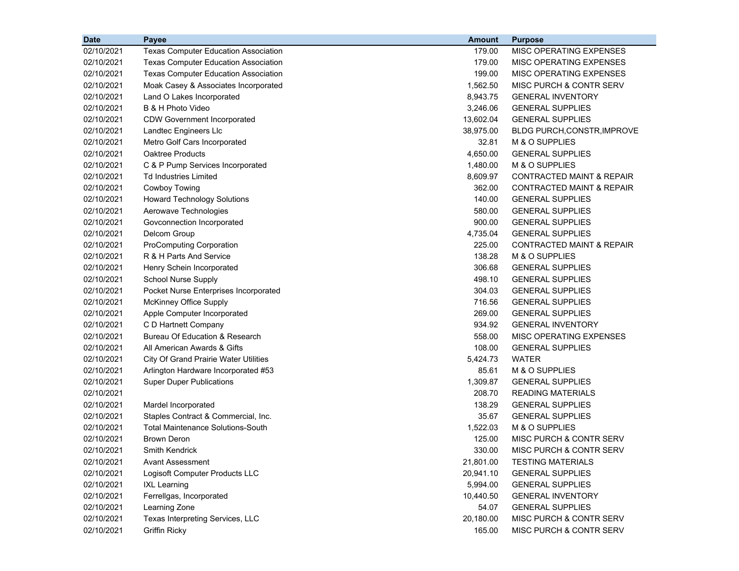| Date | Payee | Amount | Purpose |
|---|---|---|---|
| 02/10/2021 | Texas Computer Education Association | 179.00 | MISC OPERATING EXPENSES |
| 02/10/2021 | Texas Computer Education Association | 179.00 | MISC OPERATING EXPENSES |
| 02/10/2021 | Texas Computer Education Association | 199.00 | MISC OPERATING EXPENSES |
| 02/10/2021 | Moak Casey & Associates Incorporated | 1,562.50 | MISC PURCH & CONTR SERV |
| 02/10/2021 | Land O Lakes Incorporated | 8,943.75 | GENERAL INVENTORY |
| 02/10/2021 | B & H Photo Video | 3,246.06 | GENERAL SUPPLIES |
| 02/10/2021 | CDW Government Incorporated | 13,602.04 | GENERAL SUPPLIES |
| 02/10/2021 | Landtec Engineers Llc | 38,975.00 | BLDG PURCH,CONSTR,IMPROVE |
| 02/10/2021 | Metro Golf Cars Incorporated | 32.81 | M & O SUPPLIES |
| 02/10/2021 | Oaktree Products | 4,650.00 | GENERAL SUPPLIES |
| 02/10/2021 | C & P Pump Services Incorporated | 1,480.00 | M & O SUPPLIES |
| 02/10/2021 | Td Industries Limited | 8,609.97 | CONTRACTED MAINT & REPAIR |
| 02/10/2021 | Cowboy Towing | 362.00 | CONTRACTED MAINT & REPAIR |
| 02/10/2021 | Howard Technology Solutions | 140.00 | GENERAL SUPPLIES |
| 02/10/2021 | Aerowave Technologies | 580.00 | GENERAL SUPPLIES |
| 02/10/2021 | Govconnection Incorporated | 900.00 | GENERAL SUPPLIES |
| 02/10/2021 | Delcom Group | 4,735.04 | GENERAL SUPPLIES |
| 02/10/2021 | ProComputing Corporation | 225.00 | CONTRACTED MAINT & REPAIR |
| 02/10/2021 | R & H Parts And Service | 138.28 | M & O SUPPLIES |
| 02/10/2021 | Henry Schein Incorporated | 306.68 | GENERAL SUPPLIES |
| 02/10/2021 | School Nurse Supply | 498.10 | GENERAL SUPPLIES |
| 02/10/2021 | Pocket Nurse Enterprises Incorporated | 304.03 | GENERAL SUPPLIES |
| 02/10/2021 | McKinney Office Supply | 716.56 | GENERAL SUPPLIES |
| 02/10/2021 | Apple Computer Incorporated | 269.00 | GENERAL SUPPLIES |
| 02/10/2021 | C D Hartnett Company | 934.92 | GENERAL INVENTORY |
| 02/10/2021 | Bureau Of Education & Research | 558.00 | MISC OPERATING EXPENSES |
| 02/10/2021 | All American Awards & Gifts | 108.00 | GENERAL SUPPLIES |
| 02/10/2021 | City Of Grand Prairie Water Utilities | 5,424.73 | WATER |
| 02/10/2021 | Arlington Hardware Incorporated #53 | 85.61 | M & O SUPPLIES |
| 02/10/2021 | Super Duper Publications | 1,309.87 | GENERAL SUPPLIES |
| 02/10/2021 | | 208.70 | READING MATERIALS |
| 02/10/2021 | Mardel Incorporated | 138.29 | GENERAL SUPPLIES |
| 02/10/2021 | Staples Contract & Commercial, Inc. | 35.67 | GENERAL SUPPLIES |
| 02/10/2021 | Total Maintenance Solutions-South | 1,522.03 | M & O SUPPLIES |
| 02/10/2021 | Brown Deron | 125.00 | MISC PURCH & CONTR SERV |
| 02/10/2021 | Smith Kendrick | 330.00 | MISC PURCH & CONTR SERV |
| 02/10/2021 | Avant Assessment | 21,801.00 | TESTING MATERIALS |
| 02/10/2021 | Logisoft Computer Products LLC | 20,941.10 | GENERAL SUPPLIES |
| 02/10/2021 | IXL Learning | 5,994.00 | GENERAL SUPPLIES |
| 02/10/2021 | Ferrellgas, Incorporated | 10,440.50 | GENERAL INVENTORY |
| 02/10/2021 | Learning Zone | 54.07 | GENERAL SUPPLIES |
| 02/10/2021 | Texas Interpreting Services, LLC | 20,180.00 | MISC PURCH & CONTR SERV |
| 02/10/2021 | Griffin Ricky | 165.00 | MISC PURCH & CONTR SERV |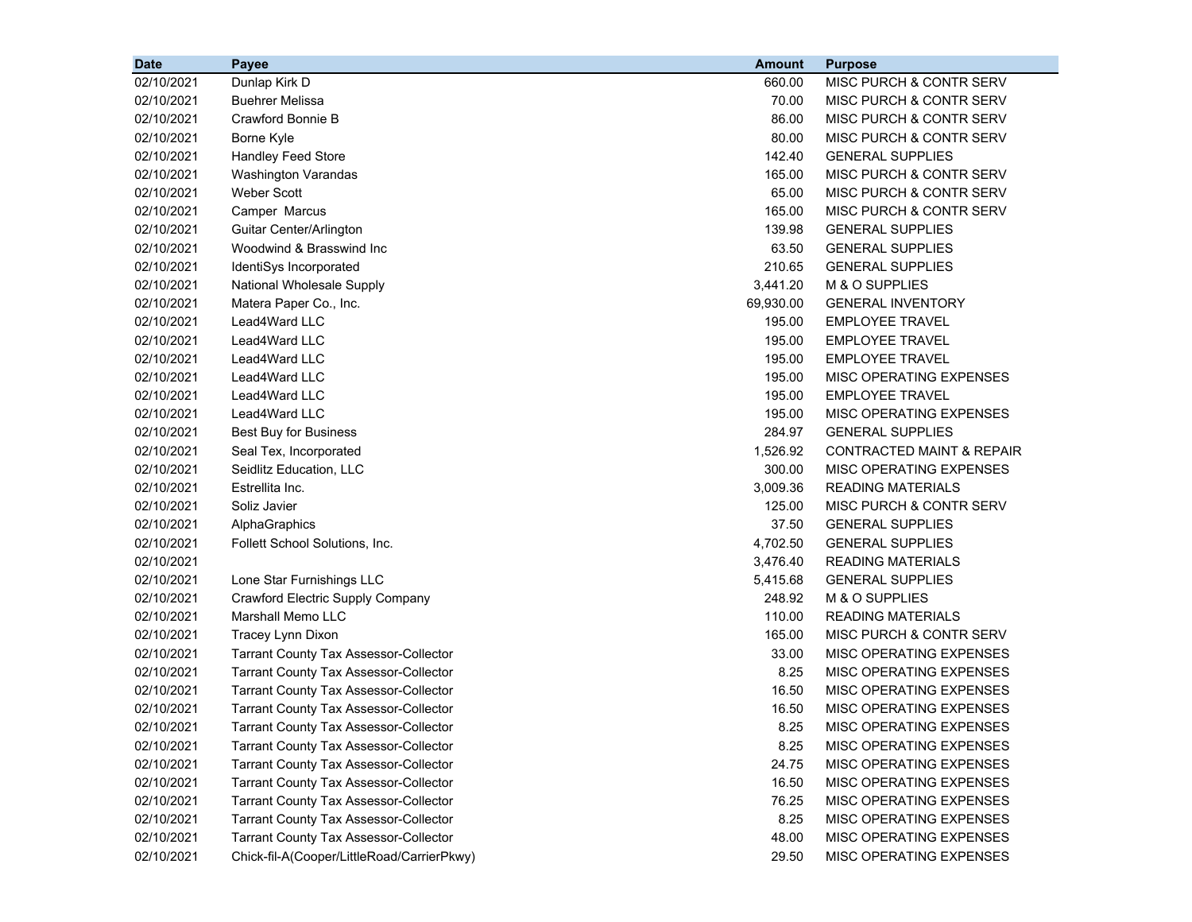| Date | Payee | Amount | Purpose |
|---|---|---|---|
| 02/10/2021 | Dunlap Kirk D | 660.00 | MISC PURCH & CONTR SERV |
| 02/10/2021 | Buehrer Melissa | 70.00 | MISC PURCH & CONTR SERV |
| 02/10/2021 | Crawford Bonnie B | 86.00 | MISC PURCH & CONTR SERV |
| 02/10/2021 | Borne Kyle | 80.00 | MISC PURCH & CONTR SERV |
| 02/10/2021 | Handley Feed Store | 142.40 | GENERAL SUPPLIES |
| 02/10/2021 | Washington Varandas | 165.00 | MISC PURCH & CONTR SERV |
| 02/10/2021 | Weber Scott | 65.00 | MISC PURCH & CONTR SERV |
| 02/10/2021 | Camper Marcus | 165.00 | MISC PURCH & CONTR SERV |
| 02/10/2021 | Guitar Center/Arlington | 139.98 | GENERAL SUPPLIES |
| 02/10/2021 | Woodwind & Brasswind Inc | 63.50 | GENERAL SUPPLIES |
| 02/10/2021 | IdentiSys Incorporated | 210.65 | GENERAL SUPPLIES |
| 02/10/2021 | National Wholesale Supply | 3,441.20 | M & O SUPPLIES |
| 02/10/2021 | Matera Paper Co., Inc. | 69,930.00 | GENERAL INVENTORY |
| 02/10/2021 | Lead4Ward LLC | 195.00 | EMPLOYEE TRAVEL |
| 02/10/2021 | Lead4Ward LLC | 195.00 | EMPLOYEE TRAVEL |
| 02/10/2021 | Lead4Ward LLC | 195.00 | EMPLOYEE TRAVEL |
| 02/10/2021 | Lead4Ward LLC | 195.00 | MISC OPERATING EXPENSES |
| 02/10/2021 | Lead4Ward LLC | 195.00 | EMPLOYEE TRAVEL |
| 02/10/2021 | Lead4Ward LLC | 195.00 | MISC OPERATING EXPENSES |
| 02/10/2021 | Best Buy for Business | 284.97 | GENERAL SUPPLIES |
| 02/10/2021 | Seal Tex, Incorporated | 1,526.92 | CONTRACTED MAINT & REPAIR |
| 02/10/2021 | Seidlitz Education, LLC | 300.00 | MISC OPERATING EXPENSES |
| 02/10/2021 | Estrellita Inc. | 3,009.36 | READING MATERIALS |
| 02/10/2021 | Soliz Javier | 125.00 | MISC PURCH & CONTR SERV |
| 02/10/2021 | AlphaGraphics | 37.50 | GENERAL SUPPLIES |
| 02/10/2021 | Follett School Solutions, Inc. | 4,702.50 | GENERAL SUPPLIES |
| 02/10/2021 | | 3,476.40 | READING MATERIALS |
| 02/10/2021 | Lone Star Furnishings LLC | 5,415.68 | GENERAL SUPPLIES |
| 02/10/2021 | Crawford Electric Supply Company | 248.92 | M & O SUPPLIES |
| 02/10/2021 | Marshall Memo LLC | 110.00 | READING MATERIALS |
| 02/10/2021 | Tracey Lynn Dixon | 165.00 | MISC PURCH & CONTR SERV |
| 02/10/2021 | Tarrant County Tax Assessor-Collector | 33.00 | MISC OPERATING EXPENSES |
| 02/10/2021 | Tarrant County Tax Assessor-Collector | 8.25 | MISC OPERATING EXPENSES |
| 02/10/2021 | Tarrant County Tax Assessor-Collector | 16.50 | MISC OPERATING EXPENSES |
| 02/10/2021 | Tarrant County Tax Assessor-Collector | 16.50 | MISC OPERATING EXPENSES |
| 02/10/2021 | Tarrant County Tax Assessor-Collector | 8.25 | MISC OPERATING EXPENSES |
| 02/10/2021 | Tarrant County Tax Assessor-Collector | 8.25 | MISC OPERATING EXPENSES |
| 02/10/2021 | Tarrant County Tax Assessor-Collector | 24.75 | MISC OPERATING EXPENSES |
| 02/10/2021 | Tarrant County Tax Assessor-Collector | 16.50 | MISC OPERATING EXPENSES |
| 02/10/2021 | Tarrant County Tax Assessor-Collector | 76.25 | MISC OPERATING EXPENSES |
| 02/10/2021 | Tarrant County Tax Assessor-Collector | 8.25 | MISC OPERATING EXPENSES |
| 02/10/2021 | Tarrant County Tax Assessor-Collector | 48.00 | MISC OPERATING EXPENSES |
| 02/10/2021 | Chick-fil-A(Cooper/LittleRoad/CarrierPkwy) | 29.50 | MISC OPERATING EXPENSES |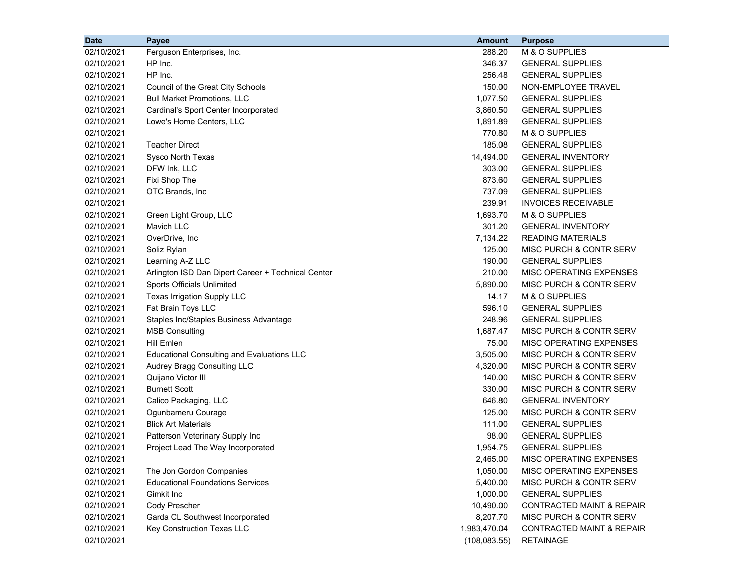| Date | Payee | Amount | Purpose |
|---|---|---|---|
| 02/10/2021 | Ferguson Enterprises, Inc. | 288.20 | M & O SUPPLIES |
| 02/10/2021 | HP Inc. | 346.37 | GENERAL SUPPLIES |
| 02/10/2021 | HP Inc. | 256.48 | GENERAL SUPPLIES |
| 02/10/2021 | Council of the Great City Schools | 150.00 | NON-EMPLOYEE TRAVEL |
| 02/10/2021 | Bull Market Promotions, LLC | 1,077.50 | GENERAL SUPPLIES |
| 02/10/2021 | Cardinal's Sport Center Incorporated | 3,860.50 | GENERAL SUPPLIES |
| 02/10/2021 | Lowe's Home Centers, LLC | 1,891.89 | GENERAL SUPPLIES |
| 02/10/2021 | | 770.80 | M & O SUPPLIES |
| 02/10/2021 | Teacher Direct | 185.08 | GENERAL SUPPLIES |
| 02/10/2021 | Sysco North Texas | 14,494.00 | GENERAL INVENTORY |
| 02/10/2021 | DFW Ink, LLC | 303.00 | GENERAL SUPPLIES |
| 02/10/2021 | Fixi Shop The | 873.60 | GENERAL SUPPLIES |
| 02/10/2021 | OTC Brands, Inc | 737.09 | GENERAL SUPPLIES |
| 02/10/2021 | | 239.91 | INVOICES RECEIVABLE |
| 02/10/2021 | Green Light Group, LLC | 1,693.70 | M & O SUPPLIES |
| 02/10/2021 | Mavich LLC | 301.20 | GENERAL INVENTORY |
| 02/10/2021 | OverDrive, Inc | 7,134.22 | READING MATERIALS |
| 02/10/2021 | Soliz Rylan | 125.00 | MISC PURCH & CONTR SERV |
| 02/10/2021 | Learning A-Z LLC | 190.00 | GENERAL SUPPLIES |
| 02/10/2021 | Arlington ISD Dan Dipert Career + Technical Center | 210.00 | MISC OPERATING EXPENSES |
| 02/10/2021 | Sports Officials Unlimited | 5,890.00 | MISC PURCH & CONTR SERV |
| 02/10/2021 | Texas Irrigation Supply LLC | 14.17 | M & O SUPPLIES |
| 02/10/2021 | Fat Brain Toys LLC | 596.10 | GENERAL SUPPLIES |
| 02/10/2021 | Staples Inc/Staples Business Advantage | 248.96 | GENERAL SUPPLIES |
| 02/10/2021 | MSB Consulting | 1,687.47 | MISC PURCH & CONTR SERV |
| 02/10/2021 | Hill Emlen | 75.00 | MISC OPERATING EXPENSES |
| 02/10/2021 | Educational Consulting and Evaluations LLC | 3,505.00 | MISC PURCH & CONTR SERV |
| 02/10/2021 | Audrey Bragg Consulting LLC | 4,320.00 | MISC PURCH & CONTR SERV |
| 02/10/2021 | Quijano Victor III | 140.00 | MISC PURCH & CONTR SERV |
| 02/10/2021 | Burnett Scott | 330.00 | MISC PURCH & CONTR SERV |
| 02/10/2021 | Calico Packaging, LLC | 646.80 | GENERAL INVENTORY |
| 02/10/2021 | Ogunbameru Courage | 125.00 | MISC PURCH & CONTR SERV |
| 02/10/2021 | Blick Art Materials | 111.00 | GENERAL SUPPLIES |
| 02/10/2021 | Patterson Veterinary Supply Inc | 98.00 | GENERAL SUPPLIES |
| 02/10/2021 | Project Lead The Way Incorporated | 1,954.75 | GENERAL SUPPLIES |
| 02/10/2021 | | 2,465.00 | MISC OPERATING EXPENSES |
| 02/10/2021 | The Jon Gordon Companies | 1,050.00 | MISC OPERATING EXPENSES |
| 02/10/2021 | Educational Foundations Services | 5,400.00 | MISC PURCH & CONTR SERV |
| 02/10/2021 | Gimkit Inc | 1,000.00 | GENERAL SUPPLIES |
| 02/10/2021 | Cody Prescher | 10,490.00 | CONTRACTED MAINT & REPAIR |
| 02/10/2021 | Garda CL Southwest Incorporated | 8,207.70 | MISC PURCH & CONTR SERV |
| 02/10/2021 | Key Construction Texas LLC | 1,983,470.04 | CONTRACTED MAINT & REPAIR |
| 02/10/2021 | | (108,083.55) | RETAINAGE |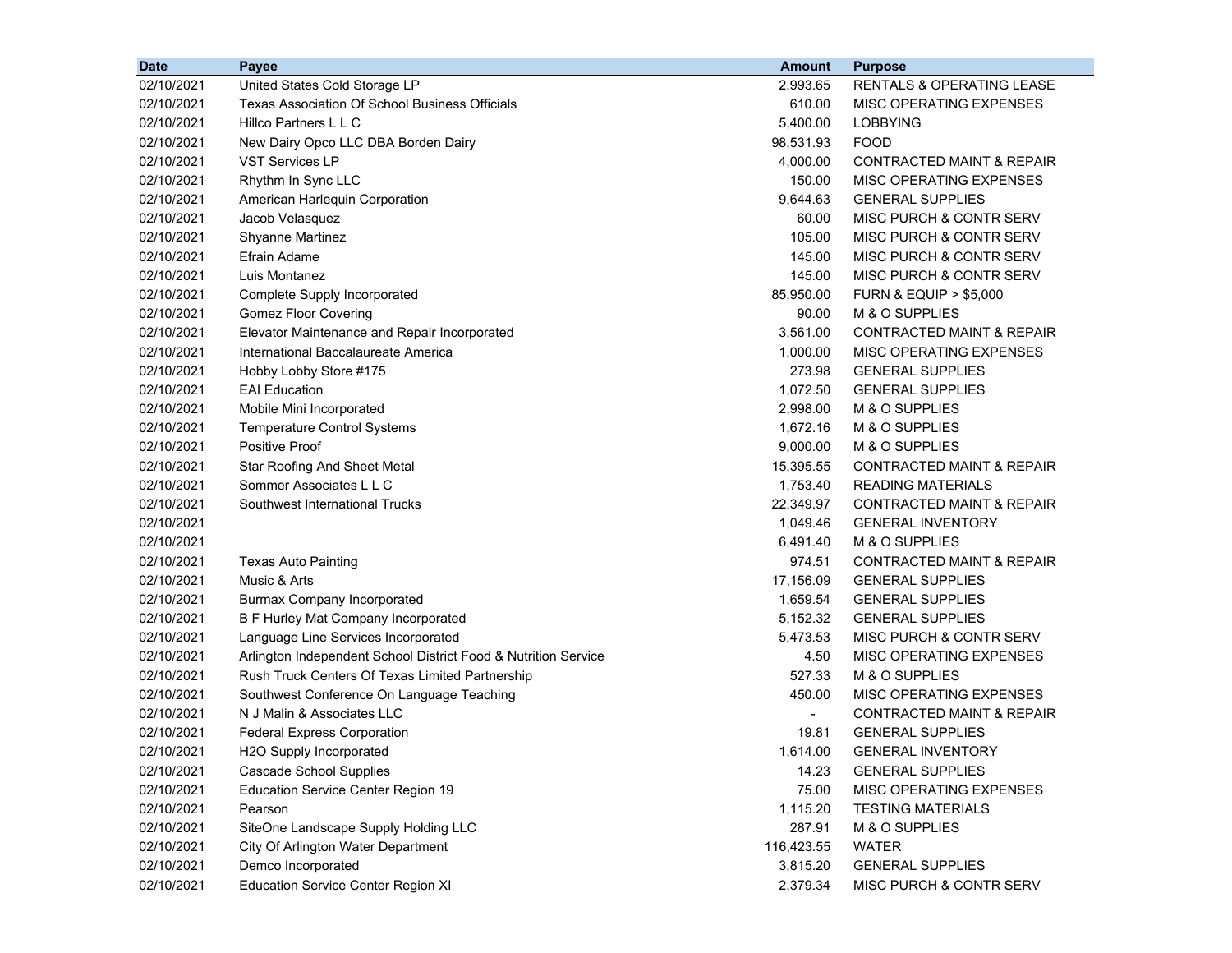| Date | Payee | Amount | Purpose |
|---|---|---|---|
| 02/10/2021 | United States Cold Storage LP | 2,993.65 | RENTALS & OPERATING LEASE |
| 02/10/2021 | Texas Association Of School Business Officials | 610.00 | MISC OPERATING EXPENSES |
| 02/10/2021 | Hillco Partners L L C | 5,400.00 | LOBBYING |
| 02/10/2021 | New Dairy Opco LLC DBA Borden Dairy | 98,531.93 | FOOD |
| 02/10/2021 | VST Services LP | 4,000.00 | CONTRACTED MAINT & REPAIR |
| 02/10/2021 | Rhythm In Sync LLC | 150.00 | MISC OPERATING EXPENSES |
| 02/10/2021 | American Harlequin Corporation | 9,644.63 | GENERAL SUPPLIES |
| 02/10/2021 | Jacob Velasquez | 60.00 | MISC PURCH & CONTR SERV |
| 02/10/2021 | Shyanne Martinez | 105.00 | MISC PURCH & CONTR SERV |
| 02/10/2021 | Efrain Adame | 145.00 | MISC PURCH & CONTR SERV |
| 02/10/2021 | Luis Montanez | 145.00 | MISC PURCH & CONTR SERV |
| 02/10/2021 | Complete Supply Incorporated | 85,950.00 | FURN & EQUIP > $5,000 |
| 02/10/2021 | Gomez Floor Covering | 90.00 | M & O SUPPLIES |
| 02/10/2021 | Elevator Maintenance and Repair Incorporated | 3,561.00 | CONTRACTED MAINT & REPAIR |
| 02/10/2021 | International Baccalaureate America | 1,000.00 | MISC OPERATING EXPENSES |
| 02/10/2021 | Hobby Lobby Store #175 | 273.98 | GENERAL SUPPLIES |
| 02/10/2021 | EAI Education | 1,072.50 | GENERAL SUPPLIES |
| 02/10/2021 | Mobile Mini Incorporated | 2,998.00 | M & O SUPPLIES |
| 02/10/2021 | Temperature Control Systems | 1,672.16 | M & O SUPPLIES |
| 02/10/2021 | Positive Proof | 9,000.00 | M & O SUPPLIES |
| 02/10/2021 | Star Roofing And Sheet Metal | 15,395.55 | CONTRACTED MAINT & REPAIR |
| 02/10/2021 | Sommer Associates L L C | 1,753.40 | READING MATERIALS |
| 02/10/2021 | Southwest International Trucks | 22,349.97 | CONTRACTED MAINT & REPAIR |
| 02/10/2021 | | 1,049.46 | GENERAL INVENTORY |
| 02/10/2021 | | 6,491.40 | M & O SUPPLIES |
| 02/10/2021 | Texas Auto Painting | 974.51 | CONTRACTED MAINT & REPAIR |
| 02/10/2021 | Music & Arts | 17,156.09 | GENERAL SUPPLIES |
| 02/10/2021 | Burmax Company Incorporated | 1,659.54 | GENERAL SUPPLIES |
| 02/10/2021 | B F Hurley Mat Company Incorporated | 5,152.32 | GENERAL SUPPLIES |
| 02/10/2021 | Language Line Services Incorporated | 5,473.53 | MISC PURCH & CONTR SERV |
| 02/10/2021 | Arlington Independent School District Food & Nutrition Service | 4.50 | MISC OPERATING EXPENSES |
| 02/10/2021 | Rush Truck Centers Of Texas Limited Partnership | 527.33 | M & O SUPPLIES |
| 02/10/2021 | Southwest Conference On Language Teaching | 450.00 | MISC OPERATING EXPENSES |
| 02/10/2021 | N J Malin & Associates LLC | - | CONTRACTED MAINT & REPAIR |
| 02/10/2021 | Federal Express Corporation | 19.81 | GENERAL SUPPLIES |
| 02/10/2021 | H2O Supply Incorporated | 1,614.00 | GENERAL INVENTORY |
| 02/10/2021 | Cascade School Supplies | 14.23 | GENERAL SUPPLIES |
| 02/10/2021 | Education Service Center Region 19 | 75.00 | MISC OPERATING EXPENSES |
| 02/10/2021 | Pearson | 1,115.20 | TESTING MATERIALS |
| 02/10/2021 | SiteOne Landscape Supply Holding LLC | 287.91 | M & O SUPPLIES |
| 02/10/2021 | City Of Arlington Water Department | 116,423.55 | WATER |
| 02/10/2021 | Demco Incorporated | 3,815.20 | GENERAL SUPPLIES |
| 02/10/2021 | Education Service Center Region XI | 2,379.34 | MISC PURCH & CONTR SERV |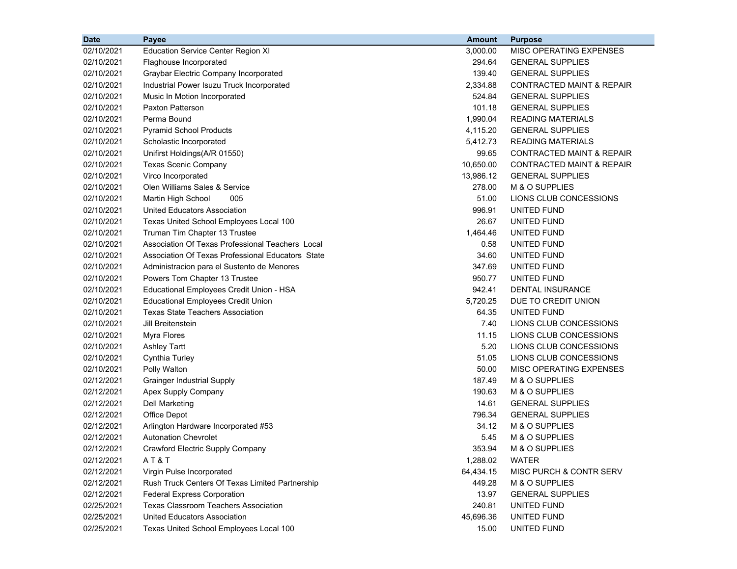| Date | Payee | Amount | Purpose |
|---|---|---|---|
| 02/10/2021 | Education Service Center Region XI | 3,000.00 | MISC OPERATING EXPENSES |
| 02/10/2021 | Flaghouse Incorporated | 294.64 | GENERAL SUPPLIES |
| 02/10/2021 | Graybar Electric Company Incorporated | 139.40 | GENERAL SUPPLIES |
| 02/10/2021 | Industrial Power Isuzu Truck Incorporated | 2,334.88 | CONTRACTED MAINT & REPAIR |
| 02/10/2021 | Music In Motion Incorporated | 524.84 | GENERAL SUPPLIES |
| 02/10/2021 | Paxton Patterson | 101.18 | GENERAL SUPPLIES |
| 02/10/2021 | Perma Bound | 1,990.04 | READING MATERIALS |
| 02/10/2021 | Pyramid School Products | 4,115.20 | GENERAL SUPPLIES |
| 02/10/2021 | Scholastic Incorporated | 5,412.73 | READING MATERIALS |
| 02/10/2021 | Unifirst Holdings(A/R 01550) | 99.65 | CONTRACTED MAINT & REPAIR |
| 02/10/2021 | Texas Scenic Company | 10,650.00 | CONTRACTED MAINT & REPAIR |
| 02/10/2021 | Virco Incorporated | 13,986.12 | GENERAL SUPPLIES |
| 02/10/2021 | Olen Williams Sales & Service | 278.00 | M & O SUPPLIES |
| 02/10/2021 | Martin High School 005 | 51.00 | LIONS CLUB CONCESSIONS |
| 02/10/2021 | United Educators Association | 996.91 | UNITED FUND |
| 02/10/2021 | Texas United School Employees Local 100 | 26.67 | UNITED FUND |
| 02/10/2021 | Truman Tim Chapter 13 Trustee | 1,464.46 | UNITED FUND |
| 02/10/2021 | Association Of Texas Professional Teachers Local | 0.58 | UNITED FUND |
| 02/10/2021 | Association Of Texas Professional Educators State | 34.60 | UNITED FUND |
| 02/10/2021 | Administracion para el Sustento de Menores | 347.69 | UNITED FUND |
| 02/10/2021 | Powers Tom Chapter 13 Trustee | 950.77 | UNITED FUND |
| 02/10/2021 | Educational Employees Credit Union - HSA | 942.41 | DENTAL INSURANCE |
| 02/10/2021 | Educational Employees Credit Union | 5,720.25 | DUE TO CREDIT UNION |
| 02/10/2021 | Texas State Teachers Association | 64.35 | UNITED FUND |
| 02/10/2021 | Jill Breitenstein | 7.40 | LIONS CLUB CONCESSIONS |
| 02/10/2021 | Myra Flores | 11.15 | LIONS CLUB CONCESSIONS |
| 02/10/2021 | Ashley Tartt | 5.20 | LIONS CLUB CONCESSIONS |
| 02/10/2021 | Cynthia Turley | 51.05 | LIONS CLUB CONCESSIONS |
| 02/10/2021 | Polly Walton | 50.00 | MISC OPERATING EXPENSES |
| 02/12/2021 | Grainger Industrial Supply | 187.49 | M & O SUPPLIES |
| 02/12/2021 | Apex Supply Company | 190.63 | M & O SUPPLIES |
| 02/12/2021 | Dell Marketing | 14.61 | GENERAL SUPPLIES |
| 02/12/2021 | Office Depot | 796.34 | GENERAL SUPPLIES |
| 02/12/2021 | Arlington Hardware Incorporated #53 | 34.12 | M & O SUPPLIES |
| 02/12/2021 | Autonation Chevrolet | 5.45 | M & O SUPPLIES |
| 02/12/2021 | Crawford Electric Supply Company | 353.94 | M & O SUPPLIES |
| 02/12/2021 | A T & T | 1,288.02 | WATER |
| 02/12/2021 | Virgin Pulse Incorporated | 64,434.15 | MISC PURCH & CONTR SERV |
| 02/12/2021 | Rush Truck Centers Of Texas Limited Partnership | 449.28 | M & O SUPPLIES |
| 02/12/2021 | Federal Express Corporation | 13.97 | GENERAL SUPPLIES |
| 02/25/2021 | Texas Classroom Teachers Association | 240.81 | UNITED FUND |
| 02/25/2021 | United Educators Association | 45,696.36 | UNITED FUND |
| 02/25/2021 | Texas United School Employees Local 100 | 15.00 | UNITED FUND |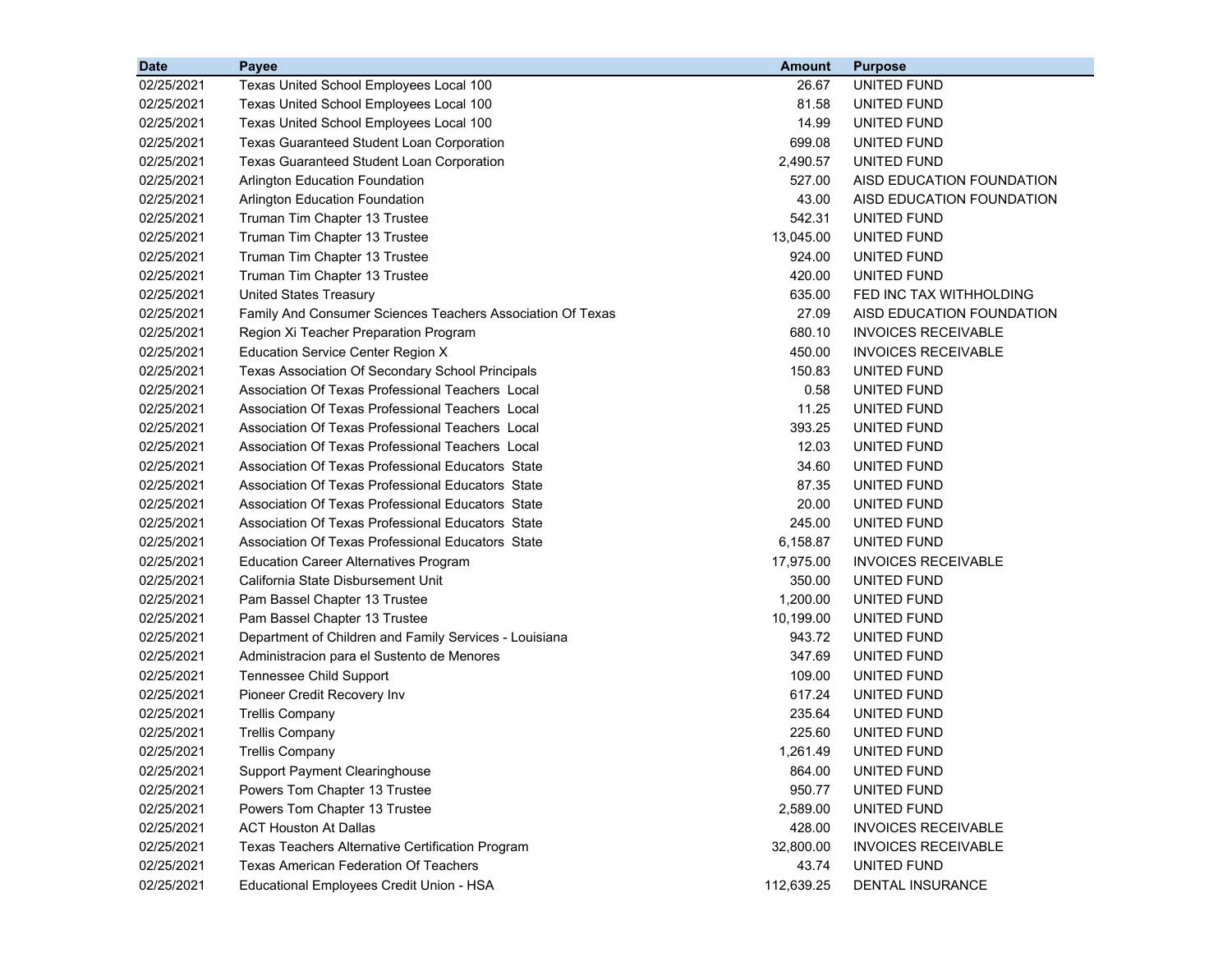| Date | Payee | Amount | Purpose |
|---|---|---|---|
| 02/25/2021 | Texas United School Employees Local 100 | 26.67 | UNITED FUND |
| 02/25/2021 | Texas United School Employees Local 100 | 81.58 | UNITED FUND |
| 02/25/2021 | Texas United School Employees Local 100 | 14.99 | UNITED FUND |
| 02/25/2021 | Texas Guaranteed Student Loan Corporation | 699.08 | UNITED FUND |
| 02/25/2021 | Texas Guaranteed Student Loan Corporation | 2,490.57 | UNITED FUND |
| 02/25/2021 | Arlington Education Foundation | 527.00 | AISD EDUCATION FOUNDATION |
| 02/25/2021 | Arlington Education Foundation | 43.00 | AISD EDUCATION FOUNDATION |
| 02/25/2021 | Truman Tim Chapter 13 Trustee | 542.31 | UNITED FUND |
| 02/25/2021 | Truman Tim Chapter 13 Trustee | 13,045.00 | UNITED FUND |
| 02/25/2021 | Truman Tim Chapter 13 Trustee | 924.00 | UNITED FUND |
| 02/25/2021 | Truman Tim Chapter 13 Trustee | 420.00 | UNITED FUND |
| 02/25/2021 | United States Treasury | 635.00 | FED INC TAX WITHHOLDING |
| 02/25/2021 | Family And Consumer Sciences Teachers Association Of Texas | 27.09 | AISD EDUCATION FOUNDATION |
| 02/25/2021 | Region Xi Teacher Preparation Program | 680.10 | INVOICES RECEIVABLE |
| 02/25/2021 | Education Service Center Region X | 450.00 | INVOICES RECEIVABLE |
| 02/25/2021 | Texas Association Of Secondary School Principals | 150.83 | UNITED FUND |
| 02/25/2021 | Association Of Texas Professional Teachers Local | 0.58 | UNITED FUND |
| 02/25/2021 | Association Of Texas Professional Teachers Local | 11.25 | UNITED FUND |
| 02/25/2021 | Association Of Texas Professional Teachers Local | 393.25 | UNITED FUND |
| 02/25/2021 | Association Of Texas Professional Teachers Local | 12.03 | UNITED FUND |
| 02/25/2021 | Association Of Texas Professional Educators State | 34.60 | UNITED FUND |
| 02/25/2021 | Association Of Texas Professional Educators State | 87.35 | UNITED FUND |
| 02/25/2021 | Association Of Texas Professional Educators State | 20.00 | UNITED FUND |
| 02/25/2021 | Association Of Texas Professional Educators State | 245.00 | UNITED FUND |
| 02/25/2021 | Association Of Texas Professional Educators State | 6,158.87 | UNITED FUND |
| 02/25/2021 | Education Career Alternatives Program | 17,975.00 | INVOICES RECEIVABLE |
| 02/25/2021 | California State Disbursement Unit | 350.00 | UNITED FUND |
| 02/25/2021 | Pam Bassel Chapter 13 Trustee | 1,200.00 | UNITED FUND |
| 02/25/2021 | Pam Bassel Chapter 13 Trustee | 10,199.00 | UNITED FUND |
| 02/25/2021 | Department of Children and Family Services - Louisiana | 943.72 | UNITED FUND |
| 02/25/2021 | Administracion para el Sustento de Menores | 347.69 | UNITED FUND |
| 02/25/2021 | Tennessee Child Support | 109.00 | UNITED FUND |
| 02/25/2021 | Pioneer Credit Recovery Inv | 617.24 | UNITED FUND |
| 02/25/2021 | Trellis Company | 235.64 | UNITED FUND |
| 02/25/2021 | Trellis Company | 225.60 | UNITED FUND |
| 02/25/2021 | Trellis Company | 1,261.49 | UNITED FUND |
| 02/25/2021 | Support Payment Clearinghouse | 864.00 | UNITED FUND |
| 02/25/2021 | Powers Tom Chapter 13 Trustee | 950.77 | UNITED FUND |
| 02/25/2021 | Powers Tom Chapter 13 Trustee | 2,589.00 | UNITED FUND |
| 02/25/2021 | ACT Houston At Dallas | 428.00 | INVOICES RECEIVABLE |
| 02/25/2021 | Texas Teachers Alternative Certification Program | 32,800.00 | INVOICES RECEIVABLE |
| 02/25/2021 | Texas American Federation Of Teachers | 43.74 | UNITED FUND |
| 02/25/2021 | Educational Employees Credit Union - HSA | 112,639.25 | DENTAL INSURANCE |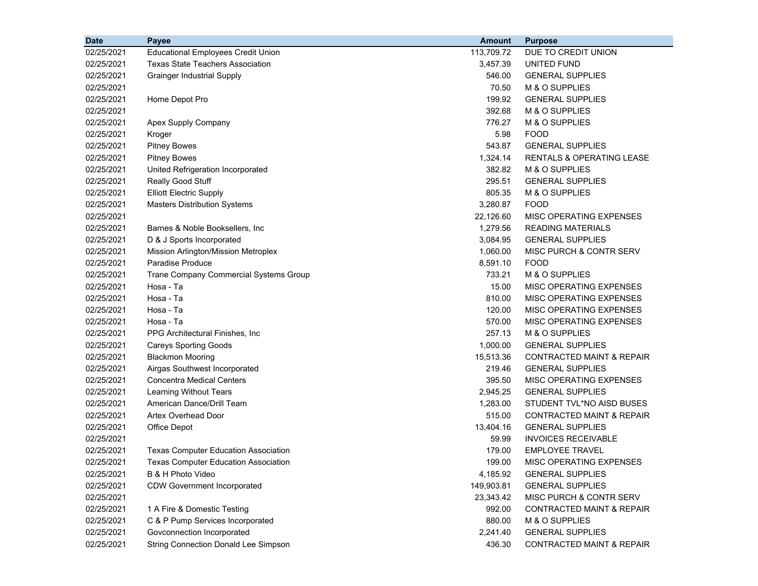| Date | Payee | Amount | Purpose |
|---|---|---|---|
| 02/25/2021 | Educational Employees Credit Union | 113,709.72 | DUE TO CREDIT UNION |
| 02/25/2021 | Texas State Teachers Association | 3,457.39 | UNITED FUND |
| 02/25/2021 | Grainger Industrial Supply | 546.00 | GENERAL SUPPLIES |
| 02/25/2021 | | 70.50 | M & O SUPPLIES |
| 02/25/2021 | Home Depot Pro | 199.92 | GENERAL SUPPLIES |
| 02/25/2021 | | 392.68 | M & O SUPPLIES |
| 02/25/2021 | Apex Supply Company | 776.27 | M & O SUPPLIES |
| 02/25/2021 | Kroger | 5.98 | FOOD |
| 02/25/2021 | Pitney Bowes | 543.87 | GENERAL SUPPLIES |
| 02/25/2021 | Pitney Bowes | 1,324.14 | RENTALS & OPERATING LEASE |
| 02/25/2021 | United Refrigeration Incorporated | 382.82 | M & O SUPPLIES |
| 02/25/2021 | Really Good Stuff | 295.51 | GENERAL SUPPLIES |
| 02/25/2021 | Elliott Electric Supply | 805.35 | M & O SUPPLIES |
| 02/25/2021 | Masters Distribution Systems | 3,280.87 | FOOD |
| 02/25/2021 | | 22,126.60 | MISC OPERATING EXPENSES |
| 02/25/2021 | Barnes & Noble Booksellers, Inc | 1,279.56 | READING MATERIALS |
| 02/25/2021 | D & J Sports Incorporated | 3,084.95 | GENERAL SUPPLIES |
| 02/25/2021 | Mission Arlington/Mission Metroplex | 1,060.00 | MISC PURCH & CONTR SERV |
| 02/25/2021 | Paradise Produce | 8,591.10 | FOOD |
| 02/25/2021 | Trane Company Commercial Systems Group | 733.21 | M & O SUPPLIES |
| 02/25/2021 | Hosa - Ta | 15.00 | MISC OPERATING EXPENSES |
| 02/25/2021 | Hosa - Ta | 810.00 | MISC OPERATING EXPENSES |
| 02/25/2021 | Hosa - Ta | 120.00 | MISC OPERATING EXPENSES |
| 02/25/2021 | Hosa - Ta | 570.00 | MISC OPERATING EXPENSES |
| 02/25/2021 | PPG Architectural Finishes, Inc | 257.13 | M & O SUPPLIES |
| 02/25/2021 | Careys Sporting Goods | 1,000.00 | GENERAL SUPPLIES |
| 02/25/2021 | Blackmon Mooring | 15,513.36 | CONTRACTED MAINT & REPAIR |
| 02/25/2021 | Airgas Southwest Incorporated | 219.46 | GENERAL SUPPLIES |
| 02/25/2021 | Concentra Medical Centers | 395.50 | MISC OPERATING EXPENSES |
| 02/25/2021 | Learning Without Tears | 2,945.25 | GENERAL SUPPLIES |
| 02/25/2021 | American Dance/Drill Team | 1,283.00 | STUDENT TVL*NO AISD BUSES |
| 02/25/2021 | Artex Overhead Door | 515.00 | CONTRACTED MAINT & REPAIR |
| 02/25/2021 | Office Depot | 13,404.16 | GENERAL SUPPLIES |
| 02/25/2021 | | 59.99 | INVOICES RECEIVABLE |
| 02/25/2021 | Texas Computer Education Association | 179.00 | EMPLOYEE TRAVEL |
| 02/25/2021 | Texas Computer Education Association | 199.00 | MISC OPERATING EXPENSES |
| 02/25/2021 | B & H Photo Video | 4,185.92 | GENERAL SUPPLIES |
| 02/25/2021 | CDW Government Incorporated | 149,903.81 | GENERAL SUPPLIES |
| 02/25/2021 | | 23,343.42 | MISC PURCH & CONTR SERV |
| 02/25/2021 | 1 A Fire & Domestic Testing | 992.00 | CONTRACTED MAINT & REPAIR |
| 02/25/2021 | C & P Pump Services Incorporated | 880.00 | M & O SUPPLIES |
| 02/25/2021 | Govconnection Incorporated | 2,241.40 | GENERAL SUPPLIES |
| 02/25/2021 | String Connection Donald Lee Simpson | 436.30 | CONTRACTED MAINT & REPAIR |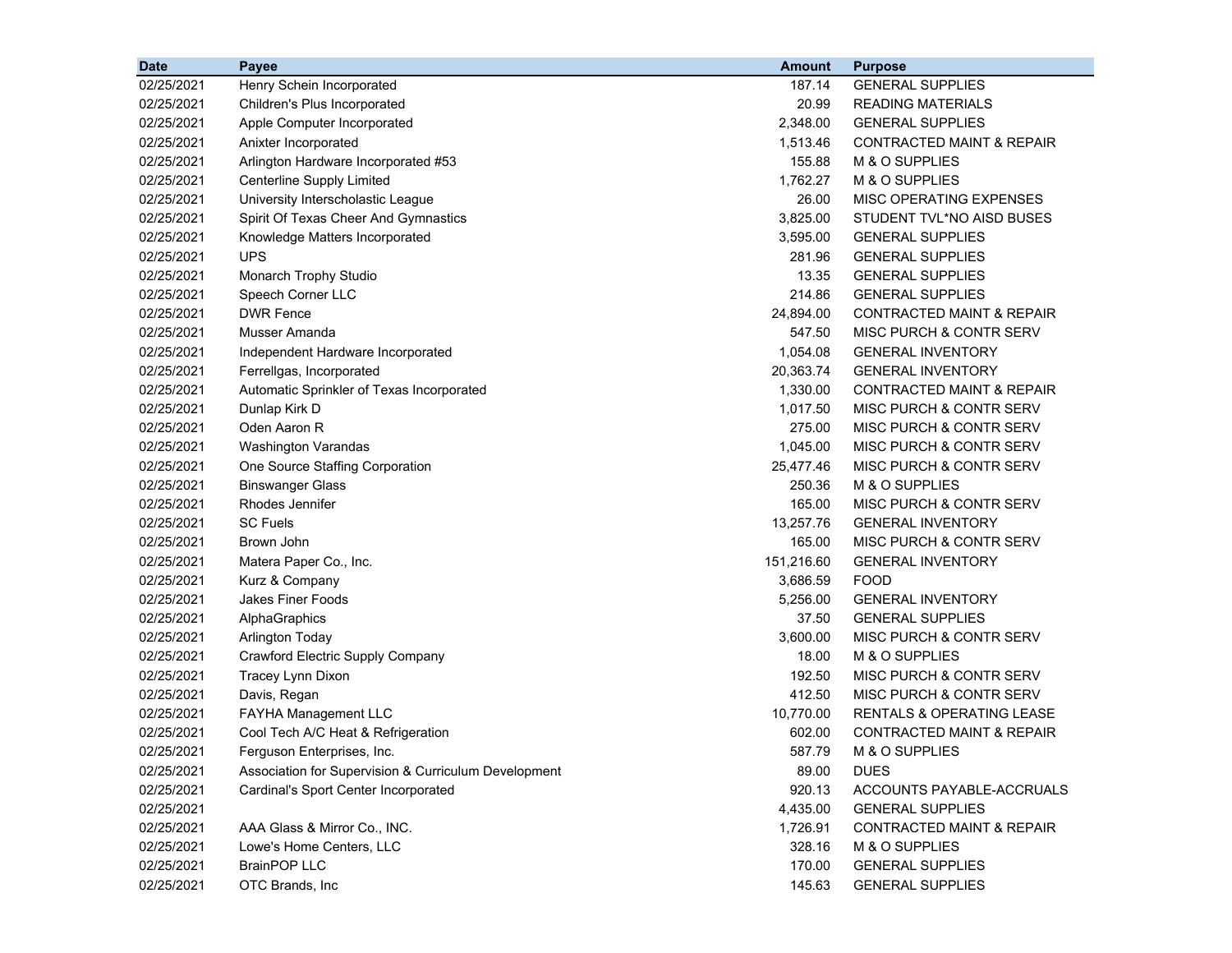| Date | Payee | Amount | Purpose |
|---|---|---|---|
| 02/25/2021 | Henry Schein Incorporated | 187.14 | GENERAL SUPPLIES |
| 02/25/2021 | Children's Plus Incorporated | 20.99 | READING MATERIALS |
| 02/25/2021 | Apple Computer Incorporated | 2,348.00 | GENERAL SUPPLIES |
| 02/25/2021 | Anixter Incorporated | 1,513.46 | CONTRACTED MAINT & REPAIR |
| 02/25/2021 | Arlington Hardware Incorporated #53 | 155.88 | M & O SUPPLIES |
| 02/25/2021 | Centerline Supply Limited | 1,762.27 | M & O SUPPLIES |
| 02/25/2021 | University Interscholastic League | 26.00 | MISC OPERATING EXPENSES |
| 02/25/2021 | Spirit Of Texas Cheer And Gymnastics | 3,825.00 | STUDENT TVL*NO AISD BUSES |
| 02/25/2021 | Knowledge Matters Incorporated | 3,595.00 | GENERAL SUPPLIES |
| 02/25/2021 | UPS | 281.96 | GENERAL SUPPLIES |
| 02/25/2021 | Monarch Trophy Studio | 13.35 | GENERAL SUPPLIES |
| 02/25/2021 | Speech Corner LLC | 214.86 | GENERAL SUPPLIES |
| 02/25/2021 | DWR Fence | 24,894.00 | CONTRACTED MAINT & REPAIR |
| 02/25/2021 | Musser Amanda | 547.50 | MISC PURCH & CONTR SERV |
| 02/25/2021 | Independent Hardware Incorporated | 1,054.08 | GENERAL INVENTORY |
| 02/25/2021 | Ferrellgas, Incorporated | 20,363.74 | GENERAL INVENTORY |
| 02/25/2021 | Automatic Sprinkler of Texas Incorporated | 1,330.00 | CONTRACTED MAINT & REPAIR |
| 02/25/2021 | Dunlap Kirk D | 1,017.50 | MISC PURCH & CONTR SERV |
| 02/25/2021 | Oden Aaron R | 275.00 | MISC PURCH & CONTR SERV |
| 02/25/2021 | Washington Varandas | 1,045.00 | MISC PURCH & CONTR SERV |
| 02/25/2021 | One Source Staffing Corporation | 25,477.46 | MISC PURCH & CONTR SERV |
| 02/25/2021 | Binswanger Glass | 250.36 | M & O SUPPLIES |
| 02/25/2021 | Rhodes Jennifer | 165.00 | MISC PURCH & CONTR SERV |
| 02/25/2021 | SC Fuels | 13,257.76 | GENERAL INVENTORY |
| 02/25/2021 | Brown John | 165.00 | MISC PURCH & CONTR SERV |
| 02/25/2021 | Matera Paper Co., Inc. | 151,216.60 | GENERAL INVENTORY |
| 02/25/2021 | Kurz & Company | 3,686.59 | FOOD |
| 02/25/2021 | Jakes Finer Foods | 5,256.00 | GENERAL INVENTORY |
| 02/25/2021 | AlphaGraphics | 37.50 | GENERAL SUPPLIES |
| 02/25/2021 | Arlington Today | 3,600.00 | MISC PURCH & CONTR SERV |
| 02/25/2021 | Crawford Electric Supply Company | 18.00 | M & O SUPPLIES |
| 02/25/2021 | Tracey Lynn Dixon | 192.50 | MISC PURCH & CONTR SERV |
| 02/25/2021 | Davis, Regan | 412.50 | MISC PURCH & CONTR SERV |
| 02/25/2021 | FAYHA Management LLC | 10,770.00 | RENTALS & OPERATING LEASE |
| 02/25/2021 | Cool Tech A/C Heat & Refrigeration | 602.00 | CONTRACTED MAINT & REPAIR |
| 02/25/2021 | Ferguson Enterprises, Inc. | 587.79 | M & O SUPPLIES |
| 02/25/2021 | Association for Supervision & Curriculum Development | 89.00 | DUES |
| 02/25/2021 | Cardinal's Sport Center Incorporated | 920.13 | ACCOUNTS PAYABLE-ACCRUALS |
| 02/25/2021 | | 4,435.00 | GENERAL SUPPLIES |
| 02/25/2021 | AAA Glass & Mirror Co., INC. | 1,726.91 | CONTRACTED MAINT & REPAIR |
| 02/25/2021 | Lowe's Home Centers, LLC | 328.16 | M & O SUPPLIES |
| 02/25/2021 | BrainPOP LLC | 170.00 | GENERAL SUPPLIES |
| 02/25/2021 | OTC Brands, Inc | 145.63 | GENERAL SUPPLIES |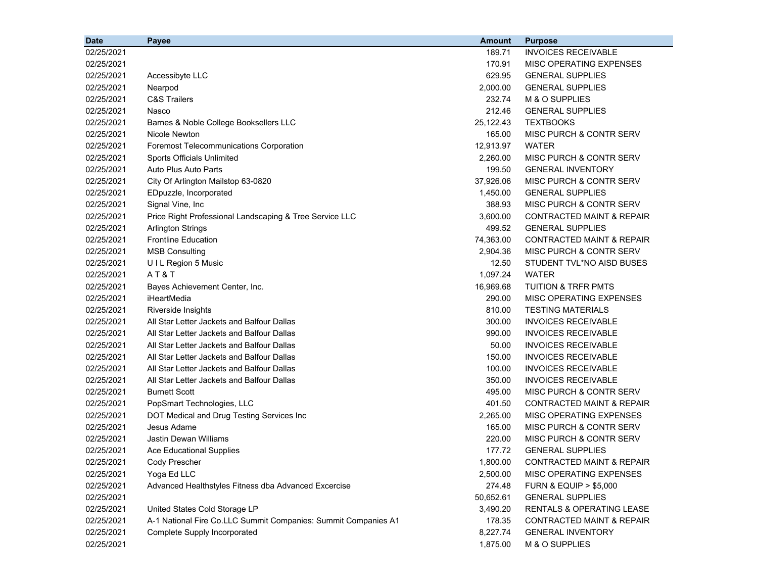| Date | Payee | Amount | Purpose |
|---|---|---|---|
| 02/25/2021 | | 189.71 | INVOICES RECEIVABLE |
| 02/25/2021 | | 170.91 | MISC OPERATING EXPENSES |
| 02/25/2021 | Accessibyte LLC | 629.95 | GENERAL SUPPLIES |
| 02/25/2021 | Nearpod | 2,000.00 | GENERAL SUPPLIES |
| 02/25/2021 | C&S Trailers | 232.74 | M & O SUPPLIES |
| 02/25/2021 | Nasco | 212.46 | GENERAL SUPPLIES |
| 02/25/2021 | Barnes & Noble College Booksellers LLC | 25,122.43 | TEXTBOOKS |
| 02/25/2021 | Nicole Newton | 165.00 | MISC PURCH & CONTR SERV |
| 02/25/2021 | Foremost Telecommunications Corporation | 12,913.97 | WATER |
| 02/25/2021 | Sports Officials Unlimited | 2,260.00 | MISC PURCH & CONTR SERV |
| 02/25/2021 | Auto Plus Auto Parts | 199.50 | GENERAL INVENTORY |
| 02/25/2021 | City Of Arlington Mailstop 63-0820 | 37,926.06 | MISC PURCH & CONTR SERV |
| 02/25/2021 | EDpuzzle, Incorporated | 1,450.00 | GENERAL SUPPLIES |
| 02/25/2021 | Signal Vine, Inc | 388.93 | MISC PURCH & CONTR SERV |
| 02/25/2021 | Price Right Professional Landscaping & Tree Service LLC | 3,600.00 | CONTRACTED MAINT & REPAIR |
| 02/25/2021 | Arlington Strings | 499.52 | GENERAL SUPPLIES |
| 02/25/2021 | Frontline Education | 74,363.00 | CONTRACTED MAINT & REPAIR |
| 02/25/2021 | MSB Consulting | 2,904.36 | MISC PURCH & CONTR SERV |
| 02/25/2021 | U I L Region 5 Music | 12.50 | STUDENT TVL*NO AISD BUSES |
| 02/25/2021 | A T & T | 1,097.24 | WATER |
| 02/25/2021 | Bayes Achievement Center, Inc. | 16,969.68 | TUITION & TRFR PMTS |
| 02/25/2021 | iHeartMedia | 290.00 | MISC OPERATING EXPENSES |
| 02/25/2021 | Riverside Insights | 810.00 | TESTING MATERIALS |
| 02/25/2021 | All Star Letter Jackets and Balfour Dallas | 300.00 | INVOICES RECEIVABLE |
| 02/25/2021 | All Star Letter Jackets and Balfour Dallas | 990.00 | INVOICES RECEIVABLE |
| 02/25/2021 | All Star Letter Jackets and Balfour Dallas | 50.00 | INVOICES RECEIVABLE |
| 02/25/2021 | All Star Letter Jackets and Balfour Dallas | 150.00 | INVOICES RECEIVABLE |
| 02/25/2021 | All Star Letter Jackets and Balfour Dallas | 100.00 | INVOICES RECEIVABLE |
| 02/25/2021 | All Star Letter Jackets and Balfour Dallas | 350.00 | INVOICES RECEIVABLE |
| 02/25/2021 | Burnett Scott | 495.00 | MISC PURCH & CONTR SERV |
| 02/25/2021 | PopSmart Technologies, LLC | 401.50 | CONTRACTED MAINT & REPAIR |
| 02/25/2021 | DOT Medical and Drug Testing Services Inc | 2,265.00 | MISC OPERATING EXPENSES |
| 02/25/2021 | Jesus Adame | 165.00 | MISC PURCH & CONTR SERV |
| 02/25/2021 | Jastin Dewan Williams | 220.00 | MISC PURCH & CONTR SERV |
| 02/25/2021 | Ace Educational Supplies | 177.72 | GENERAL SUPPLIES |
| 02/25/2021 | Cody Prescher | 1,800.00 | CONTRACTED MAINT & REPAIR |
| 02/25/2021 | Yoga Ed LLC | 2,500.00 | MISC OPERATING EXPENSES |
| 02/25/2021 | Advanced Healthstyles Fitness dba Advanced Excercise | 274.48 | FURN & EQUIP > $5,000 |
| 02/25/2021 | | 50,652.61 | GENERAL SUPPLIES |
| 02/25/2021 | United States Cold Storage LP | 3,490.20 | RENTALS & OPERATING LEASE |
| 02/25/2021 | A-1 National Fire Co.LLC Summit Companies: Summit Companies A1 | 178.35 | CONTRACTED MAINT & REPAIR |
| 02/25/2021 | Complete Supply Incorporated | 8,227.74 | GENERAL INVENTORY |
| 02/25/2021 | | 1,875.00 | M & O SUPPLIES |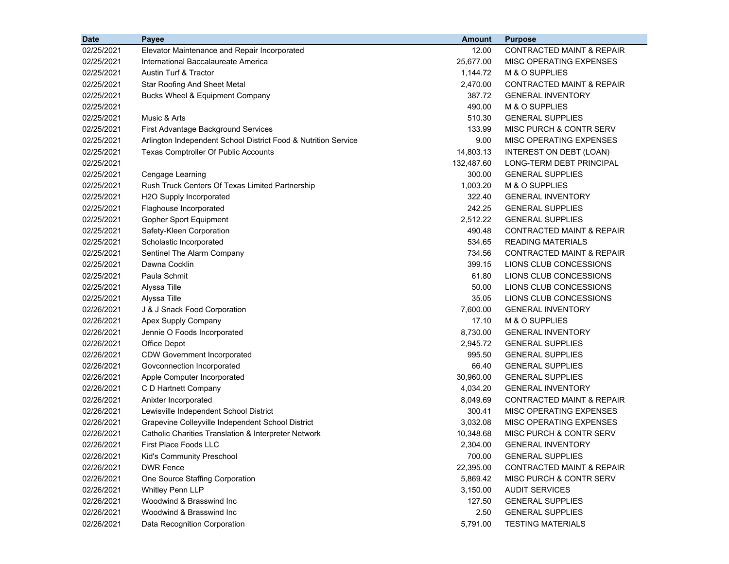| Date | Payee | Amount | Purpose |
| --- | --- | --- | --- |
| 02/25/2021 | Elevator Maintenance and Repair Incorporated | 12.00 | CONTRACTED MAINT & REPAIR |
| 02/25/2021 | International Baccalaureate America | 25,677.00 | MISC OPERATING EXPENSES |
| 02/25/2021 | Austin Turf & Tractor | 1,144.72 | M & O SUPPLIES |
| 02/25/2021 | Star Roofing And Sheet Metal | 2,470.00 | CONTRACTED MAINT & REPAIR |
| 02/25/2021 | Bucks Wheel & Equipment Company | 387.72 | GENERAL INVENTORY |
| 02/25/2021 | | 490.00 | M & O SUPPLIES |
| 02/25/2021 | Music & Arts | 510.30 | GENERAL SUPPLIES |
| 02/25/2021 | First Advantage Background Services | 133.99 | MISC PURCH & CONTR SERV |
| 02/25/2021 | Arlington Independent School District Food & Nutrition Service | 9.00 | MISC OPERATING EXPENSES |
| 02/25/2021 | Texas Comptroller Of Public Accounts | 14,803.13 | INTEREST ON DEBT (LOAN) |
| 02/25/2021 | | 132,487.60 | LONG-TERM DEBT PRINCIPAL |
| 02/25/2021 | Cengage Learning | 300.00 | GENERAL SUPPLIES |
| 02/25/2021 | Rush Truck Centers Of Texas Limited Partnership | 1,003.20 | M & O SUPPLIES |
| 02/25/2021 | H2O Supply Incorporated | 322.40 | GENERAL INVENTORY |
| 02/25/2021 | Flaghouse Incorporated | 242.25 | GENERAL SUPPLIES |
| 02/25/2021 | Gopher Sport Equipment | 2,512.22 | GENERAL SUPPLIES |
| 02/25/2021 | Safety-Kleen Corporation | 490.48 | CONTRACTED MAINT & REPAIR |
| 02/25/2021 | Scholastic Incorporated | 534.65 | READING MATERIALS |
| 02/25/2021 | Sentinel The Alarm Company | 734.56 | CONTRACTED MAINT & REPAIR |
| 02/25/2021 | Dawna Cocklin | 399.15 | LIONS CLUB CONCESSIONS |
| 02/25/2021 | Paula Schmit | 61.80 | LIONS CLUB CONCESSIONS |
| 02/25/2021 | Alyssa Tille | 50.00 | LIONS CLUB CONCESSIONS |
| 02/25/2021 | Alyssa Tille | 35.05 | LIONS CLUB CONCESSIONS |
| 02/26/2021 | J & J Snack Food Corporation | 7,600.00 | GENERAL INVENTORY |
| 02/26/2021 | Apex Supply Company | 17.10 | M & O SUPPLIES |
| 02/26/2021 | Jennie O Foods Incorporated | 8,730.00 | GENERAL INVENTORY |
| 02/26/2021 | Office Depot | 2,945.72 | GENERAL SUPPLIES |
| 02/26/2021 | CDW Government Incorporated | 995.50 | GENERAL SUPPLIES |
| 02/26/2021 | Govconnection Incorporated | 66.40 | GENERAL SUPPLIES |
| 02/26/2021 | Apple Computer Incorporated | 30,960.00 | GENERAL SUPPLIES |
| 02/26/2021 | C D Hartnett Company | 4,034.20 | GENERAL INVENTORY |
| 02/26/2021 | Anixter Incorporated | 8,049.69 | CONTRACTED MAINT & REPAIR |
| 02/26/2021 | Lewisville Independent School District | 300.41 | MISC OPERATING EXPENSES |
| 02/26/2021 | Grapevine Colleyville Independent School District | 3,032.08 | MISC OPERATING EXPENSES |
| 02/26/2021 | Catholic Charities Translation & Interpreter Network | 10,348.68 | MISC PURCH & CONTR SERV |
| 02/26/2021 | First Place Foods LLC | 2,304.00 | GENERAL INVENTORY |
| 02/26/2021 | Kid's Community Preschool | 700.00 | GENERAL SUPPLIES |
| 02/26/2021 | DWR Fence | 22,395.00 | CONTRACTED MAINT & REPAIR |
| 02/26/2021 | One Source Staffing Corporation | 5,869.42 | MISC PURCH & CONTR SERV |
| 02/26/2021 | Whitley Penn LLP | 3,150.00 | AUDIT SERVICES |
| 02/26/2021 | Woodwind & Brasswind Inc | 127.50 | GENERAL SUPPLIES |
| 02/26/2021 | Woodwind & Brasswind Inc | 2.50 | GENERAL SUPPLIES |
| 02/26/2021 | Data Recognition Corporation | 5,791.00 | TESTING MATERIALS |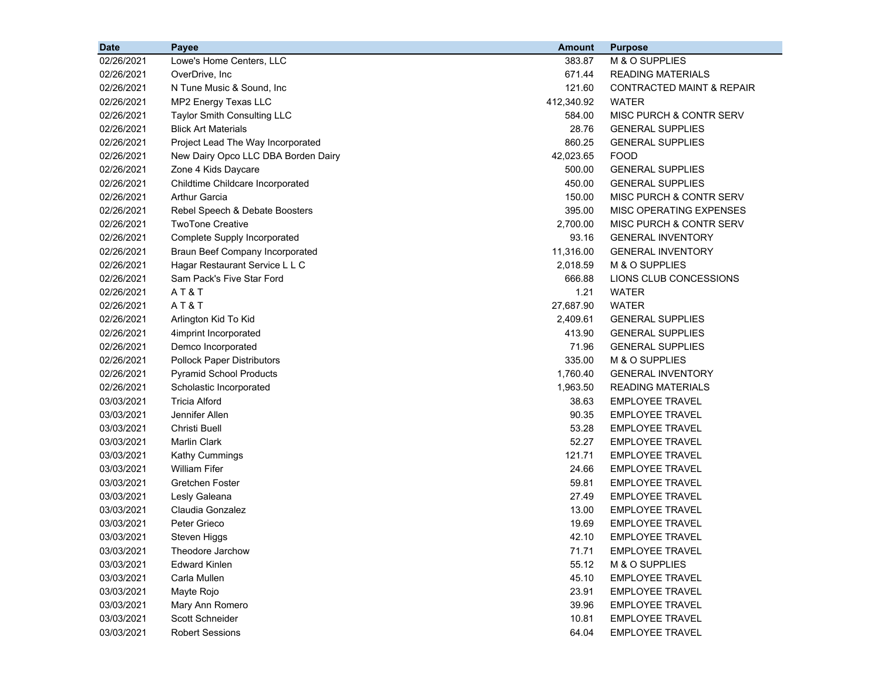| Date | Payee | Amount | Purpose |
|---|---|---:|---|
| 02/26/2021 | Lowe's Home Centers, LLC | 383.87 | M & O SUPPLIES |
| 02/26/2021 | OverDrive, Inc | 671.44 | READING MATERIALS |
| 02/26/2021 | N Tune Music & Sound, Inc | 121.60 | CONTRACTED MAINT & REPAIR |
| 02/26/2021 | MP2 Energy Texas LLC | 412,340.92 | WATER |
| 02/26/2021 | Taylor Smith Consulting LLC | 584.00 | MISC PURCH & CONTR SERV |
| 02/26/2021 | Blick Art Materials | 28.76 | GENERAL SUPPLIES |
| 02/26/2021 | Project Lead The Way Incorporated | 860.25 | GENERAL SUPPLIES |
| 02/26/2021 | New Dairy Opco LLC DBA Borden Dairy | 42,023.65 | FOOD |
| 02/26/2021 | Zone 4 Kids Daycare | 500.00 | GENERAL SUPPLIES |
| 02/26/2021 | Childtime Childcare Incorporated | 450.00 | GENERAL SUPPLIES |
| 02/26/2021 | Arthur Garcia | 150.00 | MISC PURCH & CONTR SERV |
| 02/26/2021 | Rebel Speech & Debate Boosters | 395.00 | MISC OPERATING EXPENSES |
| 02/26/2021 | TwoTone Creative | 2,700.00 | MISC PURCH & CONTR SERV |
| 02/26/2021 | Complete Supply Incorporated | 93.16 | GENERAL INVENTORY |
| 02/26/2021 | Braun Beef Company Incorporated | 11,316.00 | GENERAL INVENTORY |
| 02/26/2021 | Hagar Restaurant Service L L C | 2,018.59 | M & O SUPPLIES |
| 02/26/2021 | Sam Pack's Five Star Ford | 666.88 | LIONS CLUB CONCESSIONS |
| 02/26/2021 | A T & T | 1.21 | WATER |
| 02/26/2021 | A T & T | 27,687.90 | WATER |
| 02/26/2021 | Arlington Kid To Kid | 2,409.61 | GENERAL SUPPLIES |
| 02/26/2021 | 4imprint Incorporated | 413.90 | GENERAL SUPPLIES |
| 02/26/2021 | Demco Incorporated | 71.96 | GENERAL SUPPLIES |
| 02/26/2021 | Pollock Paper Distributors | 335.00 | M & O SUPPLIES |
| 02/26/2021 | Pyramid School Products | 1,760.40 | GENERAL INVENTORY |
| 02/26/2021 | Scholastic Incorporated | 1,963.50 | READING MATERIALS |
| 03/03/2021 | Tricia Alford | 38.63 | EMPLOYEE TRAVEL |
| 03/03/2021 | Jennifer Allen | 90.35 | EMPLOYEE TRAVEL |
| 03/03/2021 | Christi Buell | 53.28 | EMPLOYEE TRAVEL |
| 03/03/2021 | Marlin Clark | 52.27 | EMPLOYEE TRAVEL |
| 03/03/2021 | Kathy Cummings | 121.71 | EMPLOYEE TRAVEL |
| 03/03/2021 | William Fifer | 24.66 | EMPLOYEE TRAVEL |
| 03/03/2021 | Gretchen Foster | 59.81 | EMPLOYEE TRAVEL |
| 03/03/2021 | Lesly Galeana | 27.49 | EMPLOYEE TRAVEL |
| 03/03/2021 | Claudia Gonzalez | 13.00 | EMPLOYEE TRAVEL |
| 03/03/2021 | Peter Grieco | 19.69 | EMPLOYEE TRAVEL |
| 03/03/2021 | Steven Higgs | 42.10 | EMPLOYEE TRAVEL |
| 03/03/2021 | Theodore Jarchow | 71.71 | EMPLOYEE TRAVEL |
| 03/03/2021 | Edward Kinlen | 55.12 | M & O SUPPLIES |
| 03/03/2021 | Carla Mullen | 45.10 | EMPLOYEE TRAVEL |
| 03/03/2021 | Mayte Rojo | 23.91 | EMPLOYEE TRAVEL |
| 03/03/2021 | Mary Ann Romero | 39.96 | EMPLOYEE TRAVEL |
| 03/03/2021 | Scott Schneider | 10.81 | EMPLOYEE TRAVEL |
| 03/03/2021 | Robert Sessions | 64.04 | EMPLOYEE TRAVEL |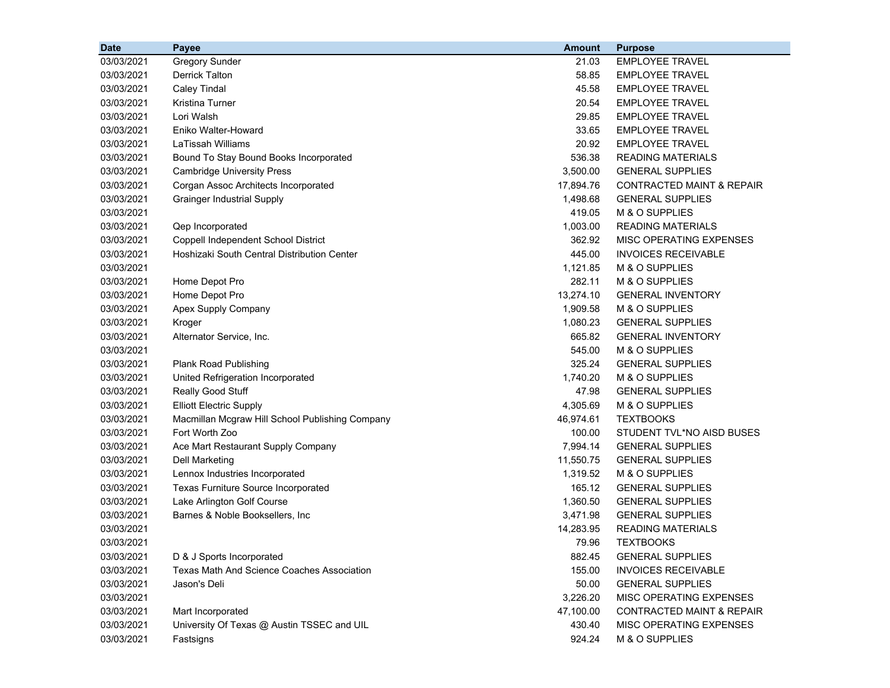| Date | Payee | Amount | Purpose |
|---|---|---|---|
| 03/03/2021 | Gregory Sunder | 21.03 | EMPLOYEE TRAVEL |
| 03/03/2021 | Derrick Talton | 58.85 | EMPLOYEE TRAVEL |
| 03/03/2021 | Caley Tindal | 45.58 | EMPLOYEE TRAVEL |
| 03/03/2021 | Kristina Turner | 20.54 | EMPLOYEE TRAVEL |
| 03/03/2021 | Lori Walsh | 29.85 | EMPLOYEE TRAVEL |
| 03/03/2021 | Eniko Walter-Howard | 33.65 | EMPLOYEE TRAVEL |
| 03/03/2021 | LaTissah Williams | 20.92 | EMPLOYEE TRAVEL |
| 03/03/2021 | Bound To Stay Bound Books Incorporated | 536.38 | READING MATERIALS |
| 03/03/2021 | Cambridge University Press | 3,500.00 | GENERAL SUPPLIES |
| 03/03/2021 | Corgan Assoc Architects Incorporated | 17,894.76 | CONTRACTED MAINT & REPAIR |
| 03/03/2021 | Grainger Industrial Supply | 1,498.68 | GENERAL SUPPLIES |
| 03/03/2021 | | 419.05 | M & O SUPPLIES |
| 03/03/2021 | Qep Incorporated | 1,003.00 | READING MATERIALS |
| 03/03/2021 | Coppell Independent School District | 362.92 | MISC OPERATING EXPENSES |
| 03/03/2021 | Hoshizaki South Central Distribution Center | 445.00 | INVOICES RECEIVABLE |
| 03/03/2021 | | 1,121.85 | M & O SUPPLIES |
| 03/03/2021 | Home Depot Pro | 282.11 | M & O SUPPLIES |
| 03/03/2021 | Home Depot Pro | 13,274.10 | GENERAL INVENTORY |
| 03/03/2021 | Apex Supply Company | 1,909.58 | M & O SUPPLIES |
| 03/03/2021 | Kroger | 1,080.23 | GENERAL SUPPLIES |
| 03/03/2021 | Alternator Service, Inc. | 665.82 | GENERAL INVENTORY |
| 03/03/2021 | | 545.00 | M & O SUPPLIES |
| 03/03/2021 | Plank Road Publishing | 325.24 | GENERAL SUPPLIES |
| 03/03/2021 | United Refrigeration Incorporated | 1,740.20 | M & O SUPPLIES |
| 03/03/2021 | Really Good Stuff | 47.98 | GENERAL SUPPLIES |
| 03/03/2021 | Elliott Electric Supply | 4,305.69 | M & O SUPPLIES |
| 03/03/2021 | Macmillan Mcgraw Hill School Publishing Company | 46,974.61 | TEXTBOOKS |
| 03/03/2021 | Fort Worth Zoo | 100.00 | STUDENT TVL*NO AISD BUSES |
| 03/03/2021 | Ace Mart Restaurant Supply Company | 7,994.14 | GENERAL SUPPLIES |
| 03/03/2021 | Dell Marketing | 11,550.75 | GENERAL SUPPLIES |
| 03/03/2021 | Lennox Industries Incorporated | 1,319.52 | M & O SUPPLIES |
| 03/03/2021 | Texas Furniture Source Incorporated | 165.12 | GENERAL SUPPLIES |
| 03/03/2021 | Lake Arlington Golf Course | 1,360.50 | GENERAL SUPPLIES |
| 03/03/2021 | Barnes & Noble Booksellers, Inc | 3,471.98 | GENERAL SUPPLIES |
| 03/03/2021 | | 14,283.95 | READING MATERIALS |
| 03/03/2021 | | 79.96 | TEXTBOOKS |
| 03/03/2021 | D & J Sports Incorporated | 882.45 | GENERAL SUPPLIES |
| 03/03/2021 | Texas Math And Science Coaches Association | 155.00 | INVOICES RECEIVABLE |
| 03/03/2021 | Jason's Deli | 50.00 | GENERAL SUPPLIES |
| 03/03/2021 | | 3,226.20 | MISC OPERATING EXPENSES |
| 03/03/2021 | Mart Incorporated | 47,100.00 | CONTRACTED MAINT & REPAIR |
| 03/03/2021 | University Of Texas @ Austin TSSEC and UIL | 430.40 | MISC OPERATING EXPENSES |
| 03/03/2021 | Fastsigns | 924.24 | M & O SUPPLIES |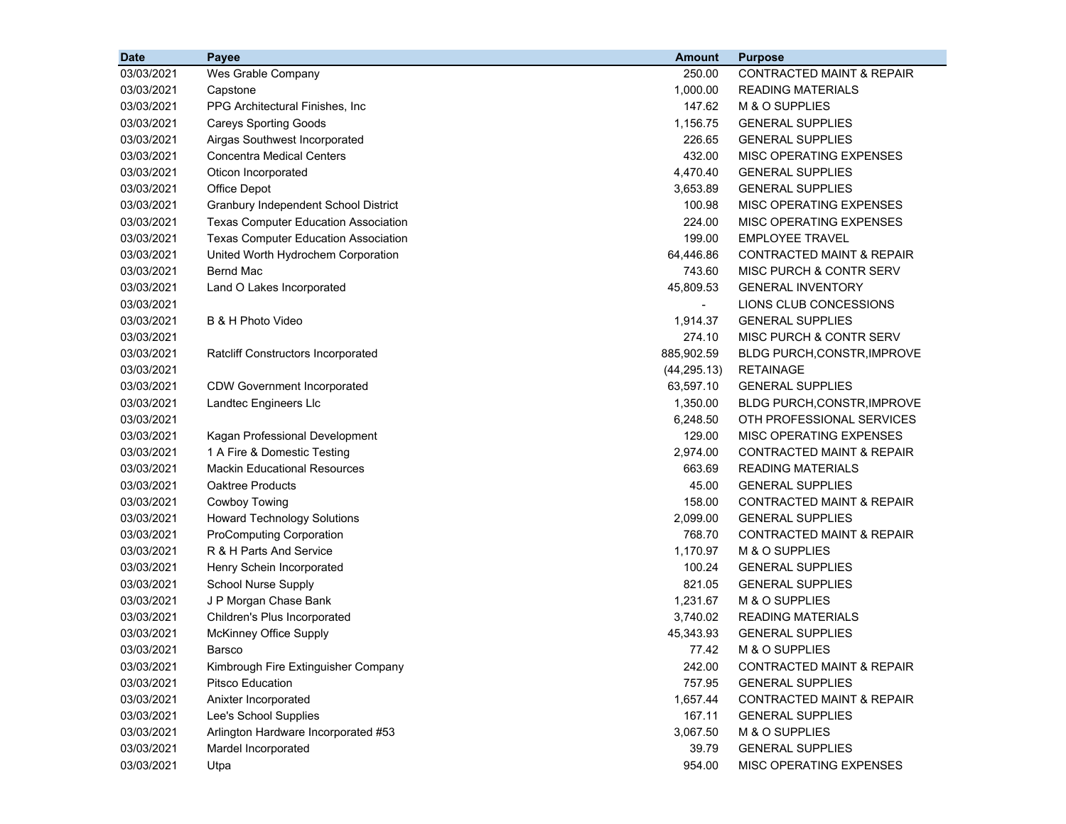| Date | Payee | Amount | Purpose |
|---|---|---|---|
| 03/03/2021 | Wes Grable Company | 250.00 | CONTRACTED MAINT & REPAIR |
| 03/03/2021 | Capstone | 1,000.00 | READING MATERIALS |
| 03/03/2021 | PPG Architectural Finishes, Inc | 147.62 | M & O SUPPLIES |
| 03/03/2021 | Careys Sporting Goods | 1,156.75 | GENERAL SUPPLIES |
| 03/03/2021 | Airgas Southwest Incorporated | 226.65 | GENERAL SUPPLIES |
| 03/03/2021 | Concentra Medical Centers | 432.00 | MISC OPERATING EXPENSES |
| 03/03/2021 | Oticon Incorporated | 4,470.40 | GENERAL SUPPLIES |
| 03/03/2021 | Office Depot | 3,653.89 | GENERAL SUPPLIES |
| 03/03/2021 | Granbury Independent School District | 100.98 | MISC OPERATING EXPENSES |
| 03/03/2021 | Texas Computer Education Association | 224.00 | MISC OPERATING EXPENSES |
| 03/03/2021 | Texas Computer Education Association | 199.00 | EMPLOYEE TRAVEL |
| 03/03/2021 | United Worth Hydrochem Corporation | 64,446.86 | CONTRACTED MAINT & REPAIR |
| 03/03/2021 | Bernd Mac | 743.60 | MISC PURCH & CONTR SERV |
| 03/03/2021 | Land O Lakes Incorporated | 45,809.53 | GENERAL INVENTORY |
| 03/03/2021 | | - | LIONS CLUB CONCESSIONS |
| 03/03/2021 | B & H Photo Video | 1,914.37 | GENERAL SUPPLIES |
| 03/03/2021 | | 274.10 | MISC PURCH & CONTR SERV |
| 03/03/2021 | Ratcliff Constructors Incorporated | 885,902.59 | BLDG PURCH,CONSTR,IMPROVE |
| 03/03/2021 | | (44,295.13) | RETAINAGE |
| 03/03/2021 | CDW Government Incorporated | 63,597.10 | GENERAL SUPPLIES |
| 03/03/2021 | Landtec Engineers Llc | 1,350.00 | BLDG PURCH,CONSTR,IMPROVE |
| 03/03/2021 | | 6,248.50 | OTH PROFESSIONAL SERVICES |
| 03/03/2021 | Kagan Professional Development | 129.00 | MISC OPERATING EXPENSES |
| 03/03/2021 | 1 A Fire & Domestic Testing | 2,974.00 | CONTRACTED MAINT & REPAIR |
| 03/03/2021 | Mackin Educational Resources | 663.69 | READING MATERIALS |
| 03/03/2021 | Oaktree Products | 45.00 | GENERAL SUPPLIES |
| 03/03/2021 | Cowboy Towing | 158.00 | CONTRACTED MAINT & REPAIR |
| 03/03/2021 | Howard Technology Solutions | 2,099.00 | GENERAL SUPPLIES |
| 03/03/2021 | ProComputing Corporation | 768.70 | CONTRACTED MAINT & REPAIR |
| 03/03/2021 | R & H Parts And Service | 1,170.97 | M & O SUPPLIES |
| 03/03/2021 | Henry Schein Incorporated | 100.24 | GENERAL SUPPLIES |
| 03/03/2021 | School Nurse Supply | 821.05 | GENERAL SUPPLIES |
| 03/03/2021 | J P Morgan Chase Bank | 1,231.67 | M & O SUPPLIES |
| 03/03/2021 | Children's Plus Incorporated | 3,740.02 | READING MATERIALS |
| 03/03/2021 | McKinney Office Supply | 45,343.93 | GENERAL SUPPLIES |
| 03/03/2021 | Barsco | 77.42 | M & O SUPPLIES |
| 03/03/2021 | Kimbrough Fire Extinguisher Company | 242.00 | CONTRACTED MAINT & REPAIR |
| 03/03/2021 | Pitsco Education | 757.95 | GENERAL SUPPLIES |
| 03/03/2021 | Anixter Incorporated | 1,657.44 | CONTRACTED MAINT & REPAIR |
| 03/03/2021 | Lee's School Supplies | 167.11 | GENERAL SUPPLIES |
| 03/03/2021 | Arlington Hardware Incorporated #53 | 3,067.50 | M & O SUPPLIES |
| 03/03/2021 | Mardel Incorporated | 39.79 | GENERAL SUPPLIES |
| 03/03/2021 | Utpa | 954.00 | MISC OPERATING EXPENSES |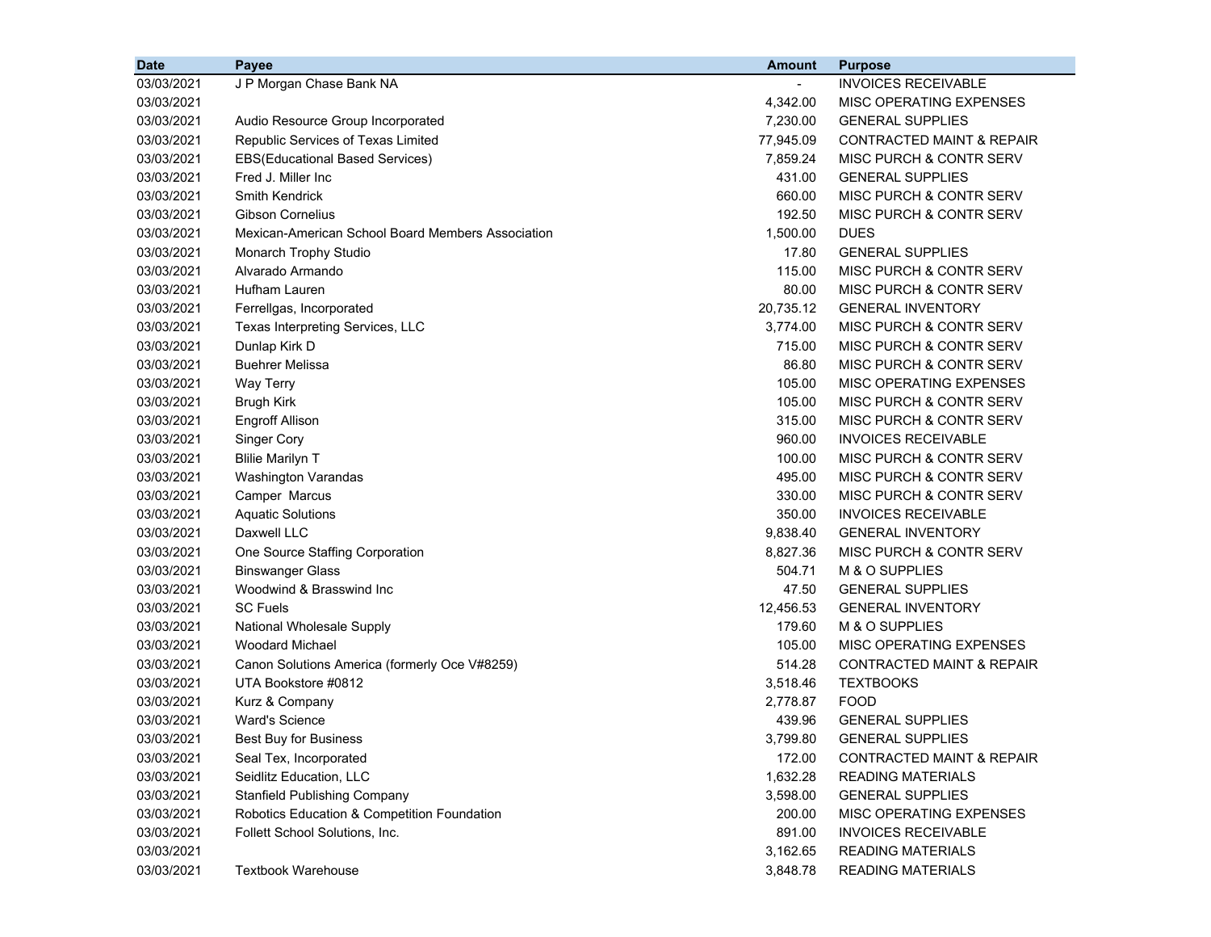| Date | Payee | Amount | Purpose |
|---|---|---|---|
| 03/03/2021 | J P Morgan Chase Bank NA | - | INVOICES RECEIVABLE |
| 03/03/2021 | | 4,342.00 | MISC OPERATING EXPENSES |
| 03/03/2021 | Audio Resource Group Incorporated | 7,230.00 | GENERAL SUPPLIES |
| 03/03/2021 | Republic Services of Texas Limited | 77,945.09 | CONTRACTED MAINT & REPAIR |
| 03/03/2021 | EBS(Educational Based Services) | 7,859.24 | MISC PURCH & CONTR SERV |
| 03/03/2021 | Fred J. Miller Inc | 431.00 | GENERAL SUPPLIES |
| 03/03/2021 | Smith Kendrick | 660.00 | MISC PURCH & CONTR SERV |
| 03/03/2021 | Gibson Cornelius | 192.50 | MISC PURCH & CONTR SERV |
| 03/03/2021 | Mexican-American School Board Members Association | 1,500.00 | DUES |
| 03/03/2021 | Monarch Trophy Studio | 17.80 | GENERAL SUPPLIES |
| 03/03/2021 | Alvarado Armando | 115.00 | MISC PURCH & CONTR SERV |
| 03/03/2021 | Hufham Lauren | 80.00 | MISC PURCH & CONTR SERV |
| 03/03/2021 | Ferrellgas, Incorporated | 20,735.12 | GENERAL INVENTORY |
| 03/03/2021 | Texas Interpreting Services, LLC | 3,774.00 | MISC PURCH & CONTR SERV |
| 03/03/2021 | Dunlap Kirk D | 715.00 | MISC PURCH & CONTR SERV |
| 03/03/2021 | Buehrer Melissa | 86.80 | MISC PURCH & CONTR SERV |
| 03/03/2021 | Way Terry | 105.00 | MISC OPERATING EXPENSES |
| 03/03/2021 | Brugh Kirk | 105.00 | MISC PURCH & CONTR SERV |
| 03/03/2021 | Engroff Allison | 315.00 | MISC PURCH & CONTR SERV |
| 03/03/2021 | Singer Cory | 960.00 | INVOICES RECEIVABLE |
| 03/03/2021 | Blilie Marilyn T | 100.00 | MISC PURCH & CONTR SERV |
| 03/03/2021 | Washington Varandas | 495.00 | MISC PURCH & CONTR SERV |
| 03/03/2021 | Camper Marcus | 330.00 | MISC PURCH & CONTR SERV |
| 03/03/2021 | Aquatic Solutions | 350.00 | INVOICES RECEIVABLE |
| 03/03/2021 | Daxwell LLC | 9,838.40 | GENERAL INVENTORY |
| 03/03/2021 | One Source Staffing Corporation | 8,827.36 | MISC PURCH & CONTR SERV |
| 03/03/2021 | Binswanger Glass | 504.71 | M & O SUPPLIES |
| 03/03/2021 | Woodwind & Brasswind Inc | 47.50 | GENERAL SUPPLIES |
| 03/03/2021 | SC Fuels | 12,456.53 | GENERAL INVENTORY |
| 03/03/2021 | National Wholesale Supply | 179.60 | M & O SUPPLIES |
| 03/03/2021 | Woodard Michael | 105.00 | MISC OPERATING EXPENSES |
| 03/03/2021 | Canon Solutions America (formerly Oce V#8259) | 514.28 | CONTRACTED MAINT & REPAIR |
| 03/03/2021 | UTA Bookstore #0812 | 3,518.46 | TEXTBOOKS |
| 03/03/2021 | Kurz & Company | 2,778.87 | FOOD |
| 03/03/2021 | Ward's Science | 439.96 | GENERAL SUPPLIES |
| 03/03/2021 | Best Buy for Business | 3,799.80 | GENERAL SUPPLIES |
| 03/03/2021 | Seal Tex, Incorporated | 172.00 | CONTRACTED MAINT & REPAIR |
| 03/03/2021 | Seidlitz Education, LLC | 1,632.28 | READING MATERIALS |
| 03/03/2021 | Stanfield Publishing Company | 3,598.00 | GENERAL SUPPLIES |
| 03/03/2021 | Robotics Education & Competition Foundation | 200.00 | MISC OPERATING EXPENSES |
| 03/03/2021 | Follett School Solutions, Inc. | 891.00 | INVOICES RECEIVABLE |
| 03/03/2021 | | 3,162.65 | READING MATERIALS |
| 03/03/2021 | Textbook Warehouse | 3,848.78 | READING MATERIALS |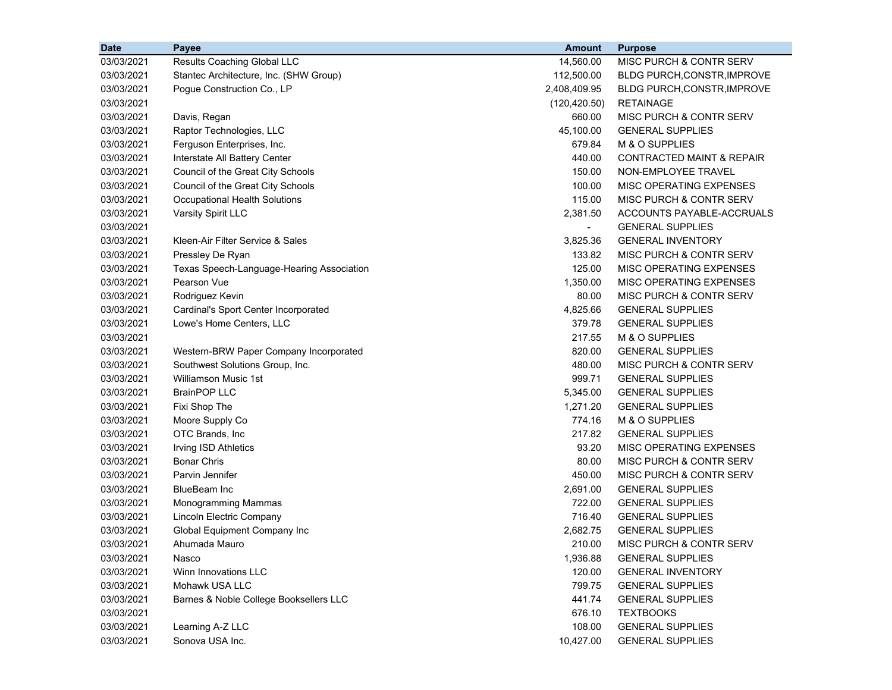| Date | Payee | Amount | Purpose |
|---|---|---|---|
| 03/03/2021 | Results Coaching Global LLC | 14,560.00 | MISC PURCH & CONTR SERV |
| 03/03/2021 | Stantec Architecture, Inc. (SHW Group) | 112,500.00 | BLDG PURCH,CONSTR,IMPROVE |
| 03/03/2021 | Pogue Construction Co., LP | 2,408,409.95 | BLDG PURCH,CONSTR,IMPROVE |
| 03/03/2021 | | (120,420.50) | RETAINAGE |
| 03/03/2021 | Davis, Regan | 660.00 | MISC PURCH & CONTR SERV |
| 03/03/2021 | Raptor Technologies, LLC | 45,100.00 | GENERAL SUPPLIES |
| 03/03/2021 | Ferguson Enterprises, Inc. | 679.84 | M & O SUPPLIES |
| 03/03/2021 | Interstate All Battery Center | 440.00 | CONTRACTED MAINT & REPAIR |
| 03/03/2021 | Council of the Great City Schools | 150.00 | NON-EMPLOYEE TRAVEL |
| 03/03/2021 | Council of the Great City Schools | 100.00 | MISC OPERATING EXPENSES |
| 03/03/2021 | Occupational Health Solutions | 115.00 | MISC PURCH & CONTR SERV |
| 03/03/2021 | Varsity Spirit LLC | 2,381.50 | ACCOUNTS PAYABLE-ACCRUALS |
| 03/03/2021 | | - | GENERAL SUPPLIES |
| 03/03/2021 | Kleen-Air Filter Service & Sales | 3,825.36 | GENERAL INVENTORY |
| 03/03/2021 | Pressley De Ryan | 133.82 | MISC PURCH & CONTR SERV |
| 03/03/2021 | Texas Speech-Language-Hearing Association | 125.00 | MISC OPERATING EXPENSES |
| 03/03/2021 | Pearson Vue | 1,350.00 | MISC OPERATING EXPENSES |
| 03/03/2021 | Rodriguez Kevin | 80.00 | MISC PURCH & CONTR SERV |
| 03/03/2021 | Cardinal's Sport Center Incorporated | 4,825.66 | GENERAL SUPPLIES |
| 03/03/2021 | Lowe's Home Centers, LLC | 379.78 | GENERAL SUPPLIES |
| 03/03/2021 | | 217.55 | M & O SUPPLIES |
| 03/03/2021 | Western-BRW Paper Company Incorporated | 820.00 | GENERAL SUPPLIES |
| 03/03/2021 | Southwest Solutions Group, Inc. | 480.00 | MISC PURCH & CONTR SERV |
| 03/03/2021 | Williamson Music 1st | 999.71 | GENERAL SUPPLIES |
| 03/03/2021 | BrainPOP LLC | 5,345.00 | GENERAL SUPPLIES |
| 03/03/2021 | Fixi Shop The | 1,271.20 | GENERAL SUPPLIES |
| 03/03/2021 | Moore Supply Co | 774.16 | M & O SUPPLIES |
| 03/03/2021 | OTC Brands, Inc | 217.82 | GENERAL SUPPLIES |
| 03/03/2021 | Irving ISD Athletics | 93.20 | MISC OPERATING EXPENSES |
| 03/03/2021 | Bonar Chris | 80.00 | MISC PURCH & CONTR SERV |
| 03/03/2021 | Parvin Jennifer | 450.00 | MISC PURCH & CONTR SERV |
| 03/03/2021 | BlueBeam Inc | 2,691.00 | GENERAL SUPPLIES |
| 03/03/2021 | Monogramming Mammas | 722.00 | GENERAL SUPPLIES |
| 03/03/2021 | Lincoln Electric Company | 716.40 | GENERAL SUPPLIES |
| 03/03/2021 | Global Equipment Company Inc | 2,682.75 | GENERAL SUPPLIES |
| 03/03/2021 | Ahumada Mauro | 210.00 | MISC PURCH & CONTR SERV |
| 03/03/2021 | Nasco | 1,936.88 | GENERAL SUPPLIES |
| 03/03/2021 | Winn Innovations LLC | 120.00 | GENERAL INVENTORY |
| 03/03/2021 | Mohawk USA LLC | 799.75 | GENERAL SUPPLIES |
| 03/03/2021 | Barnes & Noble College Booksellers LLC | 441.74 | GENERAL SUPPLIES |
| 03/03/2021 | | 676.10 | TEXTBOOKS |
| 03/03/2021 | Learning A-Z LLC | 108.00 | GENERAL SUPPLIES |
| 03/03/2021 | Sonova USA Inc. | 10,427.00 | GENERAL SUPPLIES |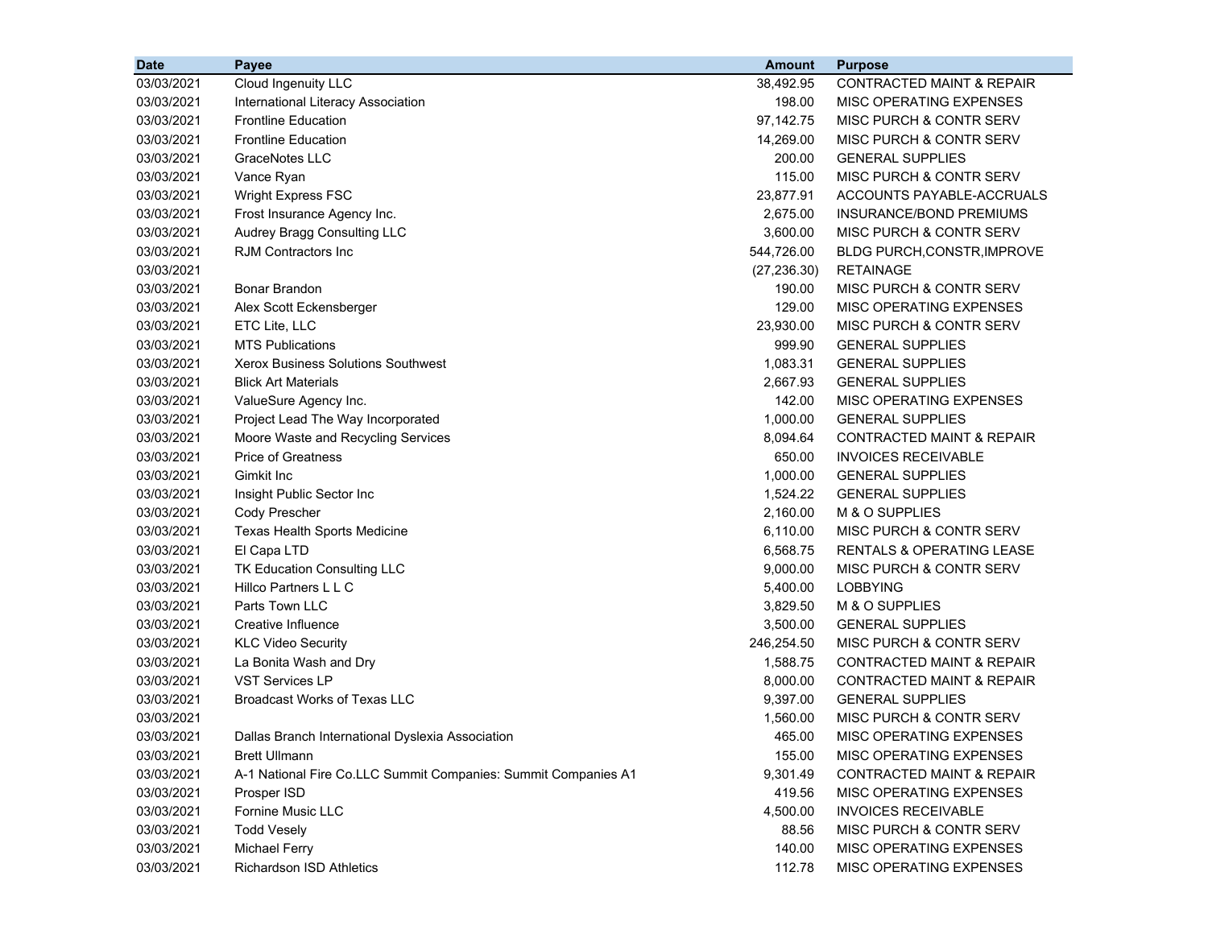| Date | Payee | Amount | Purpose |
|---|---|---|---|
| 03/03/2021 | Cloud Ingenuity LLC | 38,492.95 | CONTRACTED MAINT & REPAIR |
| 03/03/2021 | International Literacy Association | 198.00 | MISC OPERATING EXPENSES |
| 03/03/2021 | Frontline Education | 97,142.75 | MISC PURCH & CONTR SERV |
| 03/03/2021 | Frontline Education | 14,269.00 | MISC PURCH & CONTR SERV |
| 03/03/2021 | GraceNotes LLC | 200.00 | GENERAL SUPPLIES |
| 03/03/2021 | Vance Ryan | 115.00 | MISC PURCH & CONTR SERV |
| 03/03/2021 | Wright Express FSC | 23,877.91 | ACCOUNTS PAYABLE-ACCRUALS |
| 03/03/2021 | Frost Insurance Agency Inc. | 2,675.00 | INSURANCE/BOND PREMIUMS |
| 03/03/2021 | Audrey Bragg Consulting LLC | 3,600.00 | MISC PURCH & CONTR SERV |
| 03/03/2021 | RJM Contractors Inc | 544,726.00 | BLDG PURCH,CONSTR,IMPROVE |
| 03/03/2021 | | (27,236.30) | RETAINAGE |
| 03/03/2021 | Bonar Brandon | 190.00 | MISC PURCH & CONTR SERV |
| 03/03/2021 | Alex Scott Eckensberger | 129.00 | MISC OPERATING EXPENSES |
| 03/03/2021 | ETC Lite, LLC | 23,930.00 | MISC PURCH & CONTR SERV |
| 03/03/2021 | MTS Publications | 999.90 | GENERAL SUPPLIES |
| 03/03/2021 | Xerox Business Solutions Southwest | 1,083.31 | GENERAL SUPPLIES |
| 03/03/2021 | Blick Art Materials | 2,667.93 | GENERAL SUPPLIES |
| 03/03/2021 | ValueSure Agency Inc. | 142.00 | MISC OPERATING EXPENSES |
| 03/03/2021 | Project Lead The Way Incorporated | 1,000.00 | GENERAL SUPPLIES |
| 03/03/2021 | Moore Waste and Recycling Services | 8,094.64 | CONTRACTED MAINT & REPAIR |
| 03/03/2021 | Price of Greatness | 650.00 | INVOICES RECEIVABLE |
| 03/03/2021 | Gimkit Inc | 1,000.00 | GENERAL SUPPLIES |
| 03/03/2021 | Insight Public Sector Inc | 1,524.22 | GENERAL SUPPLIES |
| 03/03/2021 | Cody Prescher | 2,160.00 | M & O SUPPLIES |
| 03/03/2021 | Texas Health Sports Medicine | 6,110.00 | MISC PURCH & CONTR SERV |
| 03/03/2021 | El Capa LTD | 6,568.75 | RENTALS & OPERATING LEASE |
| 03/03/2021 | TK Education Consulting LLC | 9,000.00 | MISC PURCH & CONTR SERV |
| 03/03/2021 | Hillco Partners L L C | 5,400.00 | LOBBYING |
| 03/03/2021 | Parts Town LLC | 3,829.50 | M & O SUPPLIES |
| 03/03/2021 | Creative Influence | 3,500.00 | GENERAL SUPPLIES |
| 03/03/2021 | KLC Video Security | 246,254.50 | MISC PURCH & CONTR SERV |
| 03/03/2021 | La Bonita Wash and Dry | 1,588.75 | CONTRACTED MAINT & REPAIR |
| 03/03/2021 | VST Services LP | 8,000.00 | CONTRACTED MAINT & REPAIR |
| 03/03/2021 | Broadcast Works of Texas LLC | 9,397.00 | GENERAL SUPPLIES |
| 03/03/2021 | | 1,560.00 | MISC PURCH & CONTR SERV |
| 03/03/2021 | Dallas Branch International Dyslexia Association | 465.00 | MISC OPERATING EXPENSES |
| 03/03/2021 | Brett Ullmann | 155.00 | MISC OPERATING EXPENSES |
| 03/03/2021 | A-1 National Fire Co.LLC Summit Companies: Summit Companies A1 | 9,301.49 | CONTRACTED MAINT & REPAIR |
| 03/03/2021 | Prosper ISD | 419.56 | MISC OPERATING EXPENSES |
| 03/03/2021 | Fornine Music LLC | 4,500.00 | INVOICES RECEIVABLE |
| 03/03/2021 | Todd Vesely | 88.56 | MISC PURCH & CONTR SERV |
| 03/03/2021 | Michael Ferry | 140.00 | MISC OPERATING EXPENSES |
| 03/03/2021 | Richardson ISD Athletics | 112.78 | MISC OPERATING EXPENSES |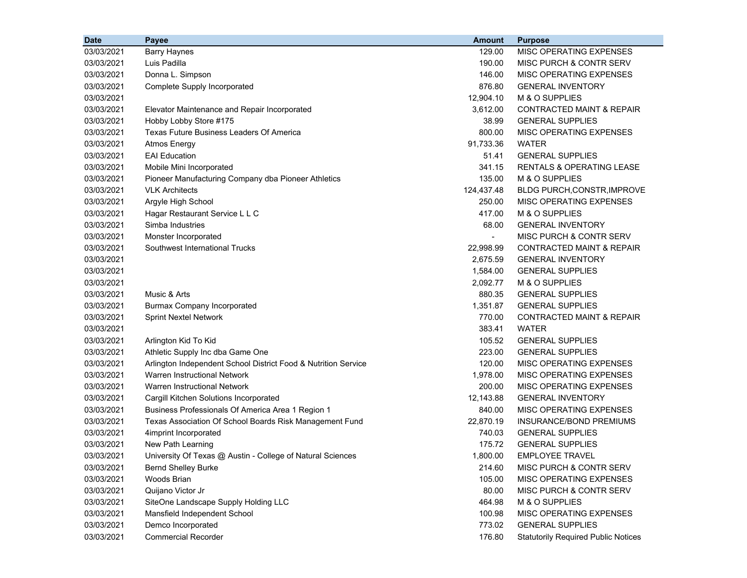| Date | Payee | Amount | Purpose |
|---|---|---|---|
| 03/03/2021 | Barry Haynes | 129.00 | MISC OPERATING EXPENSES |
| 03/03/2021 | Luis Padilla | 190.00 | MISC PURCH & CONTR SERV |
| 03/03/2021 | Donna L. Simpson | 146.00 | MISC OPERATING EXPENSES |
| 03/03/2021 | Complete Supply Incorporated | 876.80 | GENERAL INVENTORY |
| 03/03/2021 | | 12,904.10 | M & O SUPPLIES |
| 03/03/2021 | Elevator Maintenance and Repair Incorporated | 3,612.00 | CONTRACTED MAINT & REPAIR |
| 03/03/2021 | Hobby Lobby Store #175 | 38.99 | GENERAL SUPPLIES |
| 03/03/2021 | Texas Future Business Leaders Of America | 800.00 | MISC OPERATING EXPENSES |
| 03/03/2021 | Atmos Energy | 91,733.36 | WATER |
| 03/03/2021 | EAI Education | 51.41 | GENERAL SUPPLIES |
| 03/03/2021 | Mobile Mini Incorporated | 341.15 | RENTALS & OPERATING LEASE |
| 03/03/2021 | Pioneer Manufacturing Company dba Pioneer Athletics | 135.00 | M & O SUPPLIES |
| 03/03/2021 | VLK Architects | 124,437.48 | BLDG PURCH,CONSTR,IMPROVE |
| 03/03/2021 | Argyle High School | 250.00 | MISC OPERATING EXPENSES |
| 03/03/2021 | Hagar Restaurant Service L L C | 417.00 | M & O SUPPLIES |
| 03/03/2021 | Simba Industries | 68.00 | GENERAL INVENTORY |
| 03/03/2021 | Monster Incorporated | - | MISC PURCH & CONTR SERV |
| 03/03/2021 | Southwest International Trucks | 22,998.99 | CONTRACTED MAINT & REPAIR |
| 03/03/2021 | | 2,675.59 | GENERAL INVENTORY |
| 03/03/2021 | | 1,584.00 | GENERAL SUPPLIES |
| 03/03/2021 | | 2,092.77 | M & O SUPPLIES |
| 03/03/2021 | Music & Arts | 880.35 | GENERAL SUPPLIES |
| 03/03/2021 | Burmax Company Incorporated | 1,351.87 | GENERAL SUPPLIES |
| 03/03/2021 | Sprint Nextel Network | 770.00 | CONTRACTED MAINT & REPAIR |
| 03/03/2021 | | 383.41 | WATER |
| 03/03/2021 | Arlington Kid To Kid | 105.52 | GENERAL SUPPLIES |
| 03/03/2021 | Athletic Supply Inc dba Game One | 223.00 | GENERAL SUPPLIES |
| 03/03/2021 | Arlington Independent School District Food & Nutrition Service | 120.00 | MISC OPERATING EXPENSES |
| 03/03/2021 | Warren Instructional Network | 1,978.00 | MISC OPERATING EXPENSES |
| 03/03/2021 | Warren Instructional Network | 200.00 | MISC OPERATING EXPENSES |
| 03/03/2021 | Cargill Kitchen Solutions Incorporated | 12,143.88 | GENERAL INVENTORY |
| 03/03/2021 | Business Professionals Of America Area 1 Region 1 | 840.00 | MISC OPERATING EXPENSES |
| 03/03/2021 | Texas Association Of School Boards Risk Management Fund | 22,870.19 | INSURANCE/BOND PREMIUMS |
| 03/03/2021 | 4imprint Incorporated | 740.03 | GENERAL SUPPLIES |
| 03/03/2021 | New Path Learning | 175.72 | GENERAL SUPPLIES |
| 03/03/2021 | University Of Texas @ Austin - College of Natural Sciences | 1,800.00 | EMPLOYEE TRAVEL |
| 03/03/2021 | Bernd Shelley Burke | 214.60 | MISC PURCH & CONTR SERV |
| 03/03/2021 | Woods Brian | 105.00 | MISC OPERATING EXPENSES |
| 03/03/2021 | Quijano Victor Jr | 80.00 | MISC PURCH & CONTR SERV |
| 03/03/2021 | SiteOne Landscape Supply Holding LLC | 464.98 | M & O SUPPLIES |
| 03/03/2021 | Mansfield Independent School | 100.98 | MISC OPERATING EXPENSES |
| 03/03/2021 | Demco Incorporated | 773.02 | GENERAL SUPPLIES |
| 03/03/2021 | Commercial Recorder | 176.80 | Statutorily Required Public Notices |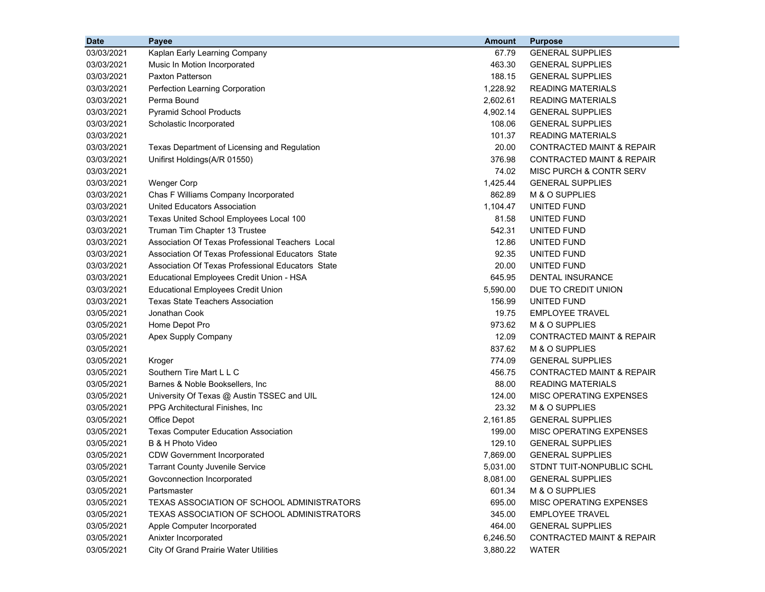| Date | Payee | Amount | Purpose |
|---|---|---|---|
| 03/03/2021 | Kaplan Early Learning Company | 67.79 | GENERAL SUPPLIES |
| 03/03/2021 | Music In Motion Incorporated | 463.30 | GENERAL SUPPLIES |
| 03/03/2021 | Paxton Patterson | 188.15 | GENERAL SUPPLIES |
| 03/03/2021 | Perfection Learning Corporation | 1,228.92 | READING MATERIALS |
| 03/03/2021 | Perma Bound | 2,602.61 | READING MATERIALS |
| 03/03/2021 | Pyramid School Products | 4,902.14 | GENERAL SUPPLIES |
| 03/03/2021 | Scholastic Incorporated | 108.06 | GENERAL SUPPLIES |
| 03/03/2021 | | 101.37 | READING MATERIALS |
| 03/03/2021 | Texas Department of Licensing and Regulation | 20.00 | CONTRACTED MAINT & REPAIR |
| 03/03/2021 | Unifirst Holdings(A/R 01550) | 376.98 | CONTRACTED MAINT & REPAIR |
| 03/03/2021 | | 74.02 | MISC PURCH & CONTR SERV |
| 03/03/2021 | Wenger Corp | 1,425.44 | GENERAL SUPPLIES |
| 03/03/2021 | Chas F Williams Company Incorporated | 862.89 | M & O SUPPLIES |
| 03/03/2021 | United Educators Association | 1,104.47 | UNITED FUND |
| 03/03/2021 | Texas United School Employees Local 100 | 81.58 | UNITED FUND |
| 03/03/2021 | Truman Tim Chapter 13 Trustee | 542.31 | UNITED FUND |
| 03/03/2021 | Association Of Texas Professional Teachers Local | 12.86 | UNITED FUND |
| 03/03/2021 | Association Of Texas Professional Educators State | 92.35 | UNITED FUND |
| 03/03/2021 | Association Of Texas Professional Educators State | 20.00 | UNITED FUND |
| 03/03/2021 | Educational Employees Credit Union - HSA | 645.95 | DENTAL INSURANCE |
| 03/03/2021 | Educational Employees Credit Union | 5,590.00 | DUE TO CREDIT UNION |
| 03/03/2021 | Texas State Teachers Association | 156.99 | UNITED FUND |
| 03/05/2021 | Jonathan Cook | 19.75 | EMPLOYEE TRAVEL |
| 03/05/2021 | Home Depot Pro | 973.62 | M & O SUPPLIES |
| 03/05/2021 | Apex Supply Company | 12.09 | CONTRACTED MAINT & REPAIR |
| 03/05/2021 | | 837.62 | M & O SUPPLIES |
| 03/05/2021 | Kroger | 774.09 | GENERAL SUPPLIES |
| 03/05/2021 | Southern Tire Mart L L C | 456.75 | CONTRACTED MAINT & REPAIR |
| 03/05/2021 | Barnes & Noble Booksellers, Inc | 88.00 | READING MATERIALS |
| 03/05/2021 | University Of Texas @ Austin TSSEC and UIL | 124.00 | MISC OPERATING EXPENSES |
| 03/05/2021 | PPG Architectural Finishes, Inc | 23.32 | M & O SUPPLIES |
| 03/05/2021 | Office Depot | 2,161.85 | GENERAL SUPPLIES |
| 03/05/2021 | Texas Computer Education Association | 199.00 | MISC OPERATING EXPENSES |
| 03/05/2021 | B & H Photo Video | 129.10 | GENERAL SUPPLIES |
| 03/05/2021 | CDW Government Incorporated | 7,869.00 | GENERAL SUPPLIES |
| 03/05/2021 | Tarrant County Juvenile Service | 5,031.00 | STDNT TUIT-NONPUBLIC SCHL |
| 03/05/2021 | Govconnection Incorporated | 8,081.00 | GENERAL SUPPLIES |
| 03/05/2021 | Partsmaster | 601.34 | M & O SUPPLIES |
| 03/05/2021 | TEXAS ASSOCIATION OF SCHOOL ADMINISTRATORS | 695.00 | MISC OPERATING EXPENSES |
| 03/05/2021 | TEXAS ASSOCIATION OF SCHOOL ADMINISTRATORS | 345.00 | EMPLOYEE TRAVEL |
| 03/05/2021 | Apple Computer Incorporated | 464.00 | GENERAL SUPPLIES |
| 03/05/2021 | Anixter Incorporated | 6,246.50 | CONTRACTED MAINT & REPAIR |
| 03/05/2021 | City Of Grand Prairie Water Utilities | 3,880.22 | WATER |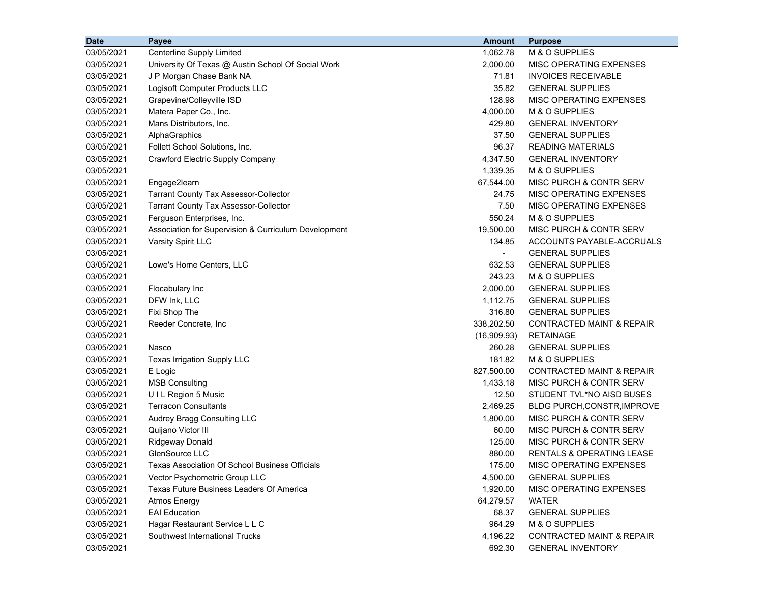| Date | Payee | Amount | Purpose |
|---|---|---|---|
| 03/05/2021 | Centerline Supply Limited | 1,062.78 | M & O SUPPLIES |
| 03/05/2021 | University Of Texas @ Austin School Of Social Work | 2,000.00 | MISC OPERATING EXPENSES |
| 03/05/2021 | J P Morgan Chase Bank NA | 71.81 | INVOICES RECEIVABLE |
| 03/05/2021 | Logisoft Computer Products LLC | 35.82 | GENERAL SUPPLIES |
| 03/05/2021 | Grapevine/Colleyville ISD | 128.98 | MISC OPERATING EXPENSES |
| 03/05/2021 | Matera Paper Co., Inc. | 4,000.00 | M & O SUPPLIES |
| 03/05/2021 | Mans Distributors, Inc. | 429.80 | GENERAL INVENTORY |
| 03/05/2021 | AlphaGraphics | 37.50 | GENERAL SUPPLIES |
| 03/05/2021 | Follett School Solutions, Inc. | 96.37 | READING MATERIALS |
| 03/05/2021 | Crawford Electric Supply Company | 4,347.50 | GENERAL INVENTORY |
| 03/05/2021 | | 1,339.35 | M & O SUPPLIES |
| 03/05/2021 | Engage2learn | 67,544.00 | MISC PURCH & CONTR SERV |
| 03/05/2021 | Tarrant County Tax Assessor-Collector | 24.75 | MISC OPERATING EXPENSES |
| 03/05/2021 | Tarrant County Tax Assessor-Collector | 7.50 | MISC OPERATING EXPENSES |
| 03/05/2021 | Ferguson Enterprises, Inc. | 550.24 | M & O SUPPLIES |
| 03/05/2021 | Association for Supervision & Curriculum Development | 19,500.00 | MISC PURCH & CONTR SERV |
| 03/05/2021 | Varsity Spirit LLC | 134.85 | ACCOUNTS PAYABLE-ACCRUALS |
| 03/05/2021 | | - | GENERAL SUPPLIES |
| 03/05/2021 | Lowe's Home Centers, LLC | 632.53 | GENERAL SUPPLIES |
| 03/05/2021 | | 243.23 | M & O SUPPLIES |
| 03/05/2021 | Flocabulary Inc | 2,000.00 | GENERAL SUPPLIES |
| 03/05/2021 | DFW Ink, LLC | 1,112.75 | GENERAL SUPPLIES |
| 03/05/2021 | Fixi Shop The | 316.80 | GENERAL SUPPLIES |
| 03/05/2021 | Reeder Concrete, Inc | 338,202.50 | CONTRACTED MAINT & REPAIR |
| 03/05/2021 | | (16,909.93) | RETAINAGE |
| 03/05/2021 | Nasco | 260.28 | GENERAL SUPPLIES |
| 03/05/2021 | Texas Irrigation Supply LLC | 181.82 | M & O SUPPLIES |
| 03/05/2021 | E Logic | 827,500.00 | CONTRACTED MAINT & REPAIR |
| 03/05/2021 | MSB Consulting | 1,433.18 | MISC PURCH & CONTR SERV |
| 03/05/2021 | U I L Region 5 Music | 12.50 | STUDENT TVL*NO AISD BUSES |
| 03/05/2021 | Terracon Consultants | 2,469.25 | BLDG PURCH,CONSTR,IMPROVE |
| 03/05/2021 | Audrey Bragg Consulting LLC | 1,800.00 | MISC PURCH & CONTR SERV |
| 03/05/2021 | Quijano Victor III | 60.00 | MISC PURCH & CONTR SERV |
| 03/05/2021 | Ridgeway Donald | 125.00 | MISC PURCH & CONTR SERV |
| 03/05/2021 | GlenSource LLC | 880.00 | RENTALS & OPERATING LEASE |
| 03/05/2021 | Texas Association Of School Business Officials | 175.00 | MISC OPERATING EXPENSES |
| 03/05/2021 | Vector Psychometric Group LLC | 4,500.00 | GENERAL SUPPLIES |
| 03/05/2021 | Texas Future Business Leaders Of America | 1,920.00 | MISC OPERATING EXPENSES |
| 03/05/2021 | Atmos Energy | 64,279.57 | WATER |
| 03/05/2021 | EAI Education | 68.37 | GENERAL SUPPLIES |
| 03/05/2021 | Hagar Restaurant Service L L C | 964.29 | M & O SUPPLIES |
| 03/05/2021 | Southwest International Trucks | 4,196.22 | CONTRACTED MAINT & REPAIR |
| 03/05/2021 | | 692.30 | GENERAL INVENTORY |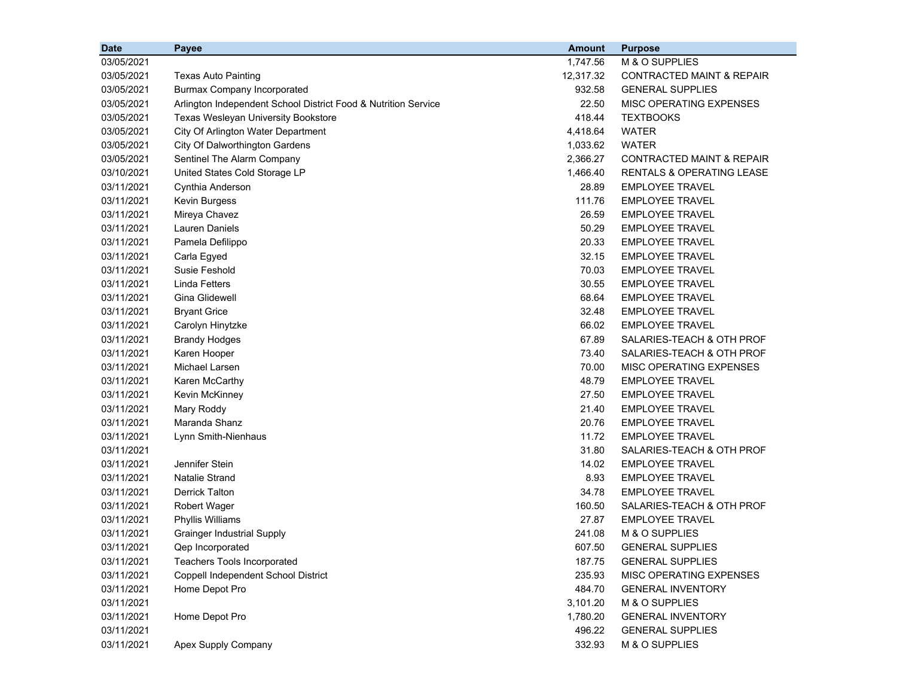| Date | Payee | Amount | Purpose |
|---|---|---|---|
| 03/05/2021 | | 1,747.56 | M & O SUPPLIES |
| 03/05/2021 | Texas Auto Painting | 12,317.32 | CONTRACTED MAINT & REPAIR |
| 03/05/2021 | Burmax Company Incorporated | 932.58 | GENERAL SUPPLIES |
| 03/05/2021 | Arlington Independent School District Food & Nutrition Service | 22.50 | MISC OPERATING EXPENSES |
| 03/05/2021 | Texas Wesleyan University Bookstore | 418.44 | TEXTBOOKS |
| 03/05/2021 | City Of Arlington Water Department | 4,418.64 | WATER |
| 03/05/2021 | City Of Dalworthington Gardens | 1,033.62 | WATER |
| 03/05/2021 | Sentinel The Alarm Company | 2,366.27 | CONTRACTED MAINT & REPAIR |
| 03/10/2021 | United States Cold Storage LP | 1,466.40 | RENTALS & OPERATING LEASE |
| 03/11/2021 | Cynthia Anderson | 28.89 | EMPLOYEE TRAVEL |
| 03/11/2021 | Kevin Burgess | 111.76 | EMPLOYEE TRAVEL |
| 03/11/2021 | Mireya Chavez | 26.59 | EMPLOYEE TRAVEL |
| 03/11/2021 | Lauren Daniels | 50.29 | EMPLOYEE TRAVEL |
| 03/11/2021 | Pamela Defilippo | 20.33 | EMPLOYEE TRAVEL |
| 03/11/2021 | Carla Egyed | 32.15 | EMPLOYEE TRAVEL |
| 03/11/2021 | Susie Feshold | 70.03 | EMPLOYEE TRAVEL |
| 03/11/2021 | Linda Fetters | 30.55 | EMPLOYEE TRAVEL |
| 03/11/2021 | Gina Glidewell | 68.64 | EMPLOYEE TRAVEL |
| 03/11/2021 | Bryant Grice | 32.48 | EMPLOYEE TRAVEL |
| 03/11/2021 | Carolyn Hinytzke | 66.02 | EMPLOYEE TRAVEL |
| 03/11/2021 | Brandy Hodges | 67.89 | SALARIES-TEACH & OTH PROF |
| 03/11/2021 | Karen Hooper | 73.40 | SALARIES-TEACH & OTH PROF |
| 03/11/2021 | Michael Larsen | 70.00 | MISC OPERATING EXPENSES |
| 03/11/2021 | Karen McCarthy | 48.79 | EMPLOYEE TRAVEL |
| 03/11/2021 | Kevin McKinney | 27.50 | EMPLOYEE TRAVEL |
| 03/11/2021 | Mary Roddy | 21.40 | EMPLOYEE TRAVEL |
| 03/11/2021 | Maranda Shanz | 20.76 | EMPLOYEE TRAVEL |
| 03/11/2021 | Lynn Smith-Nienhaus | 11.72 | EMPLOYEE TRAVEL |
| 03/11/2021 | | 31.80 | SALARIES-TEACH & OTH PROF |
| 03/11/2021 | Jennifer Stein | 14.02 | EMPLOYEE TRAVEL |
| 03/11/2021 | Natalie Strand | 8.93 | EMPLOYEE TRAVEL |
| 03/11/2021 | Derrick Talton | 34.78 | EMPLOYEE TRAVEL |
| 03/11/2021 | Robert Wager | 160.50 | SALARIES-TEACH & OTH PROF |
| 03/11/2021 | Phyllis Williams | 27.87 | EMPLOYEE TRAVEL |
| 03/11/2021 | Grainger Industrial Supply | 241.08 | M & O SUPPLIES |
| 03/11/2021 | Qep Incorporated | 607.50 | GENERAL SUPPLIES |
| 03/11/2021 | Teachers Tools Incorporated | 187.75 | GENERAL SUPPLIES |
| 03/11/2021 | Coppell Independent School District | 235.93 | MISC OPERATING EXPENSES |
| 03/11/2021 | Home Depot Pro | 484.70 | GENERAL INVENTORY |
| 03/11/2021 | | 3,101.20 | M & O SUPPLIES |
| 03/11/2021 | Home Depot Pro | 1,780.20 | GENERAL INVENTORY |
| 03/11/2021 | | 496.22 | GENERAL SUPPLIES |
| 03/11/2021 | Apex Supply Company | 332.93 | M & O SUPPLIES |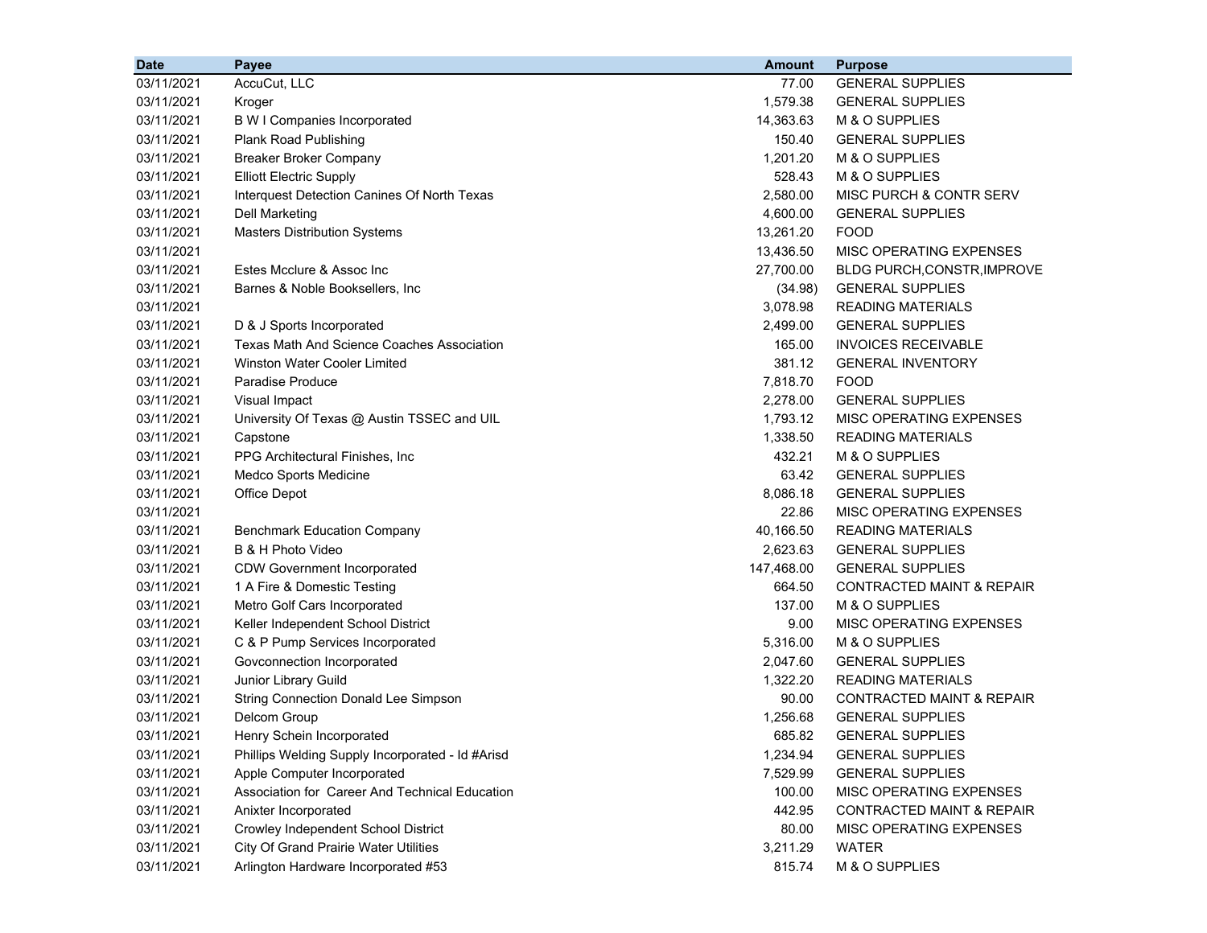| Date | Payee | Amount | Purpose |
|---|---|---|---|
| 03/11/2021 | AccuCut, LLC | 77.00 | GENERAL SUPPLIES |
| 03/11/2021 | Kroger | 1,579.38 | GENERAL SUPPLIES |
| 03/11/2021 | B W I Companies Incorporated | 14,363.63 | M & O SUPPLIES |
| 03/11/2021 | Plank Road Publishing | 150.40 | GENERAL SUPPLIES |
| 03/11/2021 | Breaker Broker Company | 1,201.20 | M & O SUPPLIES |
| 03/11/2021 | Elliott Electric Supply | 528.43 | M & O SUPPLIES |
| 03/11/2021 | Interquest Detection Canines Of North Texas | 2,580.00 | MISC PURCH & CONTR SERV |
| 03/11/2021 | Dell Marketing | 4,600.00 | GENERAL SUPPLIES |
| 03/11/2021 | Masters Distribution Systems | 13,261.20 | FOOD |
| 03/11/2021 | | 13,436.50 | MISC OPERATING EXPENSES |
| 03/11/2021 | Estes Mcclure & Assoc Inc | 27,700.00 | BLDG PURCH,CONSTR,IMPROVE |
| 03/11/2021 | Barnes & Noble Booksellers, Inc | (34.98) | GENERAL SUPPLIES |
| 03/11/2021 | | 3,078.98 | READING MATERIALS |
| 03/11/2021 | D & J Sports Incorporated | 2,499.00 | GENERAL SUPPLIES |
| 03/11/2021 | Texas Math And Science Coaches Association | 165.00 | INVOICES RECEIVABLE |
| 03/11/2021 | Winston Water Cooler Limited | 381.12 | GENERAL INVENTORY |
| 03/11/2021 | Paradise Produce | 7,818.70 | FOOD |
| 03/11/2021 | Visual Impact | 2,278.00 | GENERAL SUPPLIES |
| 03/11/2021 | University Of Texas @ Austin TSSEC and UIL | 1,793.12 | MISC OPERATING EXPENSES |
| 03/11/2021 | Capstone | 1,338.50 | READING MATERIALS |
| 03/11/2021 | PPG Architectural Finishes, Inc | 432.21 | M & O SUPPLIES |
| 03/11/2021 | Medco Sports Medicine | 63.42 | GENERAL SUPPLIES |
| 03/11/2021 | Office Depot | 8,086.18 | GENERAL SUPPLIES |
| 03/11/2021 | | 22.86 | MISC OPERATING EXPENSES |
| 03/11/2021 | Benchmark Education Company | 40,166.50 | READING MATERIALS |
| 03/11/2021 | B & H Photo Video | 2,623.63 | GENERAL SUPPLIES |
| 03/11/2021 | CDW Government Incorporated | 147,468.00 | GENERAL SUPPLIES |
| 03/11/2021 | 1 A Fire & Domestic Testing | 664.50 | CONTRACTED MAINT & REPAIR |
| 03/11/2021 | Metro Golf Cars Incorporated | 137.00 | M & O SUPPLIES |
| 03/11/2021 | Keller Independent School District | 9.00 | MISC OPERATING EXPENSES |
| 03/11/2021 | C & P Pump Services Incorporated | 5,316.00 | M & O SUPPLIES |
| 03/11/2021 | Govconnection Incorporated | 2,047.60 | GENERAL SUPPLIES |
| 03/11/2021 | Junior Library Guild | 1,322.20 | READING MATERIALS |
| 03/11/2021 | String Connection Donald Lee Simpson | 90.00 | CONTRACTED MAINT & REPAIR |
| 03/11/2021 | Delcom Group | 1,256.68 | GENERAL SUPPLIES |
| 03/11/2021 | Henry Schein Incorporated | 685.82 | GENERAL SUPPLIES |
| 03/11/2021 | Phillips Welding Supply Incorporated - Id #Arisd | 1,234.94 | GENERAL SUPPLIES |
| 03/11/2021 | Apple Computer Incorporated | 7,529.99 | GENERAL SUPPLIES |
| 03/11/2021 | Association for Career And Technical Education | 100.00 | MISC OPERATING EXPENSES |
| 03/11/2021 | Anixter Incorporated | 442.95 | CONTRACTED MAINT & REPAIR |
| 03/11/2021 | Crowley Independent School District | 80.00 | MISC OPERATING EXPENSES |
| 03/11/2021 | City Of Grand Prairie Water Utilities | 3,211.29 | WATER |
| 03/11/2021 | Arlington Hardware Incorporated #53 | 815.74 | M & O SUPPLIES |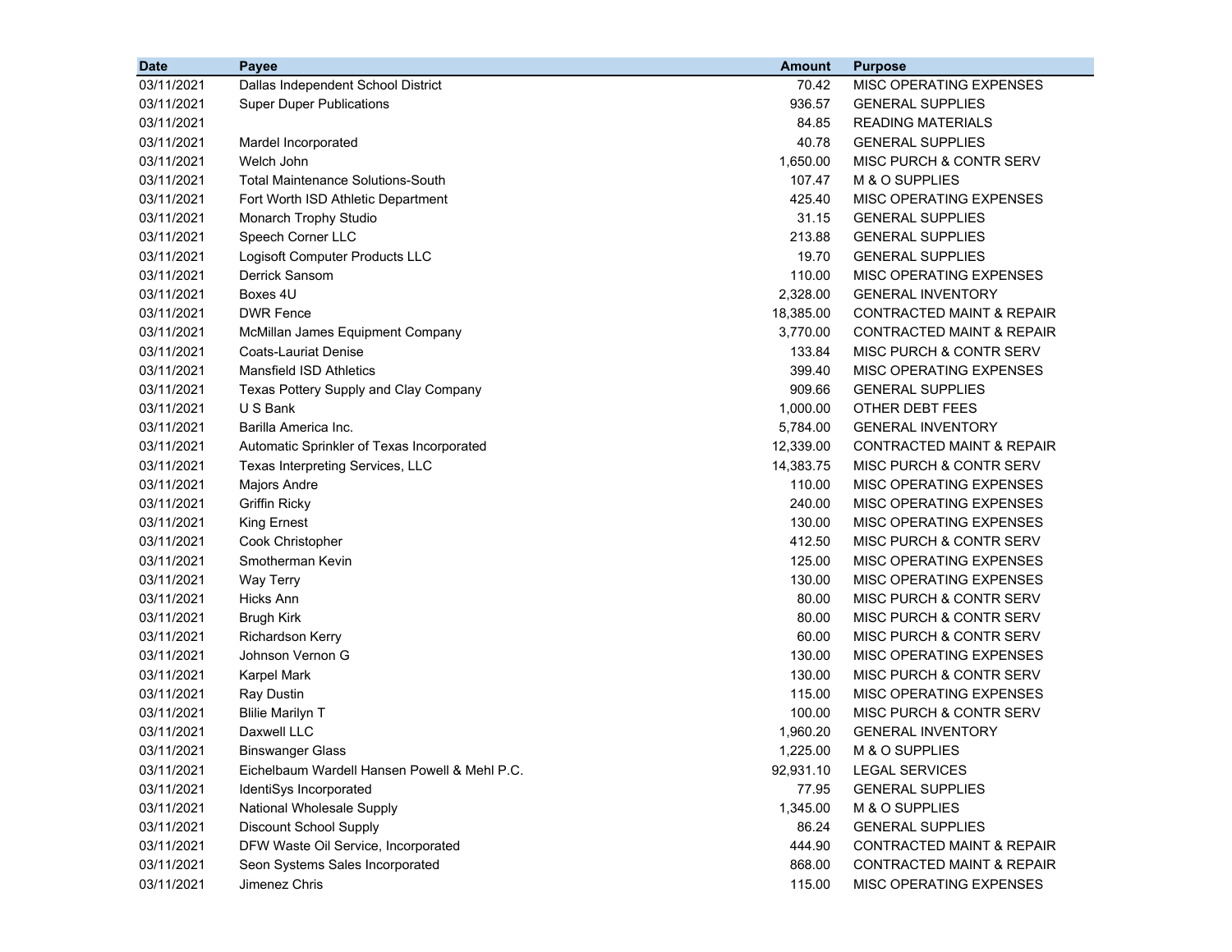| Date | Payee | Amount | Purpose |
|---|---|---|---|
| 03/11/2021 | Dallas Independent School District | 70.42 | MISC OPERATING EXPENSES |
| 03/11/2021 | Super Duper Publications | 936.57 | GENERAL SUPPLIES |
| 03/11/2021 | | 84.85 | READING MATERIALS |
| 03/11/2021 | Mardel Incorporated | 40.78 | GENERAL SUPPLIES |
| 03/11/2021 | Welch John | 1,650.00 | MISC PURCH & CONTR SERV |
| 03/11/2021 | Total Maintenance Solutions-South | 107.47 | M & O SUPPLIES |
| 03/11/2021 | Fort Worth ISD Athletic Department | 425.40 | MISC OPERATING EXPENSES |
| 03/11/2021 | Monarch Trophy Studio | 31.15 | GENERAL SUPPLIES |
| 03/11/2021 | Speech Corner LLC | 213.88 | GENERAL SUPPLIES |
| 03/11/2021 | Logisoft Computer Products LLC | 19.70 | GENERAL SUPPLIES |
| 03/11/2021 | Derrick Sansom | 110.00 | MISC OPERATING EXPENSES |
| 03/11/2021 | Boxes 4U | 2,328.00 | GENERAL INVENTORY |
| 03/11/2021 | DWR Fence | 18,385.00 | CONTRACTED MAINT & REPAIR |
| 03/11/2021 | McMillan James Equipment Company | 3,770.00 | CONTRACTED MAINT & REPAIR |
| 03/11/2021 | Coats-Lauriat Denise | 133.84 | MISC PURCH & CONTR SERV |
| 03/11/2021 | Mansfield ISD Athletics | 399.40 | MISC OPERATING EXPENSES |
| 03/11/2021 | Texas Pottery Supply and Clay Company | 909.66 | GENERAL SUPPLIES |
| 03/11/2021 | U S Bank | 1,000.00 | OTHER DEBT FEES |
| 03/11/2021 | Barilla America Inc. | 5,784.00 | GENERAL INVENTORY |
| 03/11/2021 | Automatic Sprinkler of Texas Incorporated | 12,339.00 | CONTRACTED MAINT & REPAIR |
| 03/11/2021 | Texas Interpreting Services, LLC | 14,383.75 | MISC PURCH & CONTR SERV |
| 03/11/2021 | Majors Andre | 110.00 | MISC OPERATING EXPENSES |
| 03/11/2021 | Griffin Ricky | 240.00 | MISC OPERATING EXPENSES |
| 03/11/2021 | King Ernest | 130.00 | MISC OPERATING EXPENSES |
| 03/11/2021 | Cook Christopher | 412.50 | MISC PURCH & CONTR SERV |
| 03/11/2021 | Smotherman Kevin | 125.00 | MISC OPERATING EXPENSES |
| 03/11/2021 | Way Terry | 130.00 | MISC OPERATING EXPENSES |
| 03/11/2021 | Hicks Ann | 80.00 | MISC PURCH & CONTR SERV |
| 03/11/2021 | Brugh Kirk | 80.00 | MISC PURCH & CONTR SERV |
| 03/11/2021 | Richardson Kerry | 60.00 | MISC PURCH & CONTR SERV |
| 03/11/2021 | Johnson Vernon G | 130.00 | MISC OPERATING EXPENSES |
| 03/11/2021 | Karpel Mark | 130.00 | MISC PURCH & CONTR SERV |
| 03/11/2021 | Ray Dustin | 115.00 | MISC OPERATING EXPENSES |
| 03/11/2021 | Blilie Marilyn T | 100.00 | MISC PURCH & CONTR SERV |
| 03/11/2021 | Daxwell LLC | 1,960.20 | GENERAL INVENTORY |
| 03/11/2021 | Binswanger Glass | 1,225.00 | M & O SUPPLIES |
| 03/11/2021 | Eichelbaum Wardell Hansen Powell & Mehl P.C. | 92,931.10 | LEGAL SERVICES |
| 03/11/2021 | IdentiSys Incorporated | 77.95 | GENERAL SUPPLIES |
| 03/11/2021 | National Wholesale Supply | 1,345.00 | M & O SUPPLIES |
| 03/11/2021 | Discount School Supply | 86.24 | GENERAL SUPPLIES |
| 03/11/2021 | DFW Waste Oil Service, Incorporated | 444.90 | CONTRACTED MAINT & REPAIR |
| 03/11/2021 | Seon Systems Sales Incorporated | 868.00 | CONTRACTED MAINT & REPAIR |
| 03/11/2021 | Jimenez Chris | 115.00 | MISC OPERATING EXPENSES |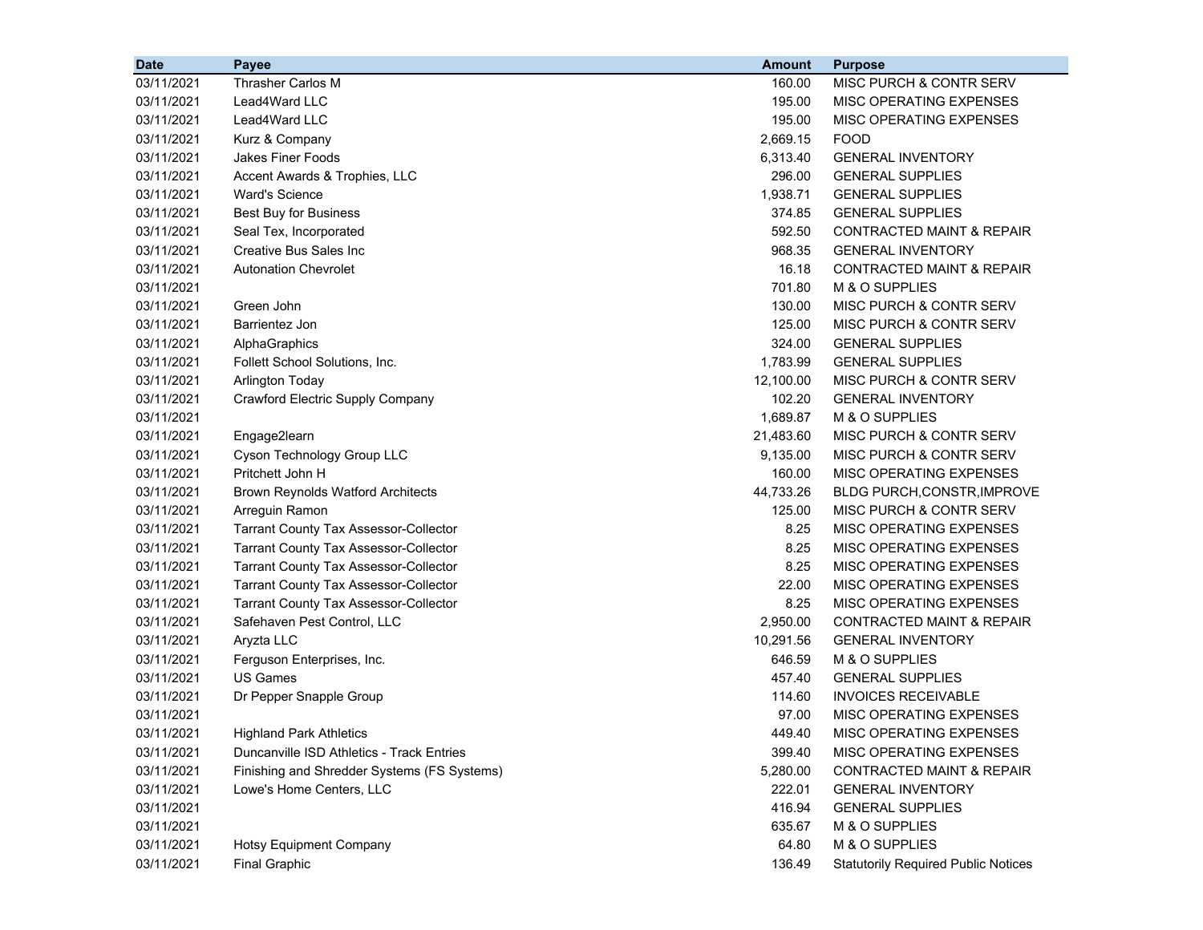| Date | Payee | Amount | Purpose |
| --- | --- | --- | --- |
| 03/11/2021 | Thrasher Carlos M | 160.00 | MISC PURCH & CONTR SERV |
| 03/11/2021 | Lead4Ward LLC | 195.00 | MISC OPERATING EXPENSES |
| 03/11/2021 | Lead4Ward LLC | 195.00 | MISC OPERATING EXPENSES |
| 03/11/2021 | Kurz & Company | 2,669.15 | FOOD |
| 03/11/2021 | Jakes Finer Foods | 6,313.40 | GENERAL INVENTORY |
| 03/11/2021 | Accent Awards & Trophies, LLC | 296.00 | GENERAL SUPPLIES |
| 03/11/2021 | Ward's Science | 1,938.71 | GENERAL SUPPLIES |
| 03/11/2021 | Best Buy for Business | 374.85 | GENERAL SUPPLIES |
| 03/11/2021 | Seal Tex, Incorporated | 592.50 | CONTRACTED MAINT & REPAIR |
| 03/11/2021 | Creative Bus Sales Inc | 968.35 | GENERAL INVENTORY |
| 03/11/2021 | Autonation Chevrolet | 16.18 | CONTRACTED MAINT & REPAIR |
| 03/11/2021 | | 701.80 | M & O SUPPLIES |
| 03/11/2021 | Green John | 130.00 | MISC PURCH & CONTR SERV |
| 03/11/2021 | Barrientez Jon | 125.00 | MISC PURCH & CONTR SERV |
| 03/11/2021 | AlphaGraphics | 324.00 | GENERAL SUPPLIES |
| 03/11/2021 | Follett School Solutions, Inc. | 1,783.99 | GENERAL SUPPLIES |
| 03/11/2021 | Arlington Today | 12,100.00 | MISC PURCH & CONTR SERV |
| 03/11/2021 | Crawford Electric Supply Company | 102.20 | GENERAL INVENTORY |
| 03/11/2021 | | 1,689.87 | M & O SUPPLIES |
| 03/11/2021 | Engage2learn | 21,483.60 | MISC PURCH & CONTR SERV |
| 03/11/2021 | Cyson Technology Group LLC | 9,135.00 | MISC PURCH & CONTR SERV |
| 03/11/2021 | Pritchett John H | 160.00 | MISC OPERATING EXPENSES |
| 03/11/2021 | Brown Reynolds Watford Architects | 44,733.26 | BLDG PURCH,CONSTR,IMPROVE |
| 03/11/2021 | Arreguin Ramon | 125.00 | MISC PURCH & CONTR SERV |
| 03/11/2021 | Tarrant County Tax Assessor-Collector | 8.25 | MISC OPERATING EXPENSES |
| 03/11/2021 | Tarrant County Tax Assessor-Collector | 8.25 | MISC OPERATING EXPENSES |
| 03/11/2021 | Tarrant County Tax Assessor-Collector | 8.25 | MISC OPERATING EXPENSES |
| 03/11/2021 | Tarrant County Tax Assessor-Collector | 22.00 | MISC OPERATING EXPENSES |
| 03/11/2021 | Tarrant County Tax Assessor-Collector | 8.25 | MISC OPERATING EXPENSES |
| 03/11/2021 | Safehaven Pest Control, LLC | 2,950.00 | CONTRACTED MAINT & REPAIR |
| 03/11/2021 | Aryzta LLC | 10,291.56 | GENERAL INVENTORY |
| 03/11/2021 | Ferguson Enterprises, Inc. | 646.59 | M & O SUPPLIES |
| 03/11/2021 | US Games | 457.40 | GENERAL SUPPLIES |
| 03/11/2021 | Dr Pepper Snapple Group | 114.60 | INVOICES RECEIVABLE |
| 03/11/2021 | | 97.00 | MISC OPERATING EXPENSES |
| 03/11/2021 | Highland Park Athletics | 449.40 | MISC OPERATING EXPENSES |
| 03/11/2021 | Duncanville ISD Athletics - Track Entries | 399.40 | MISC OPERATING EXPENSES |
| 03/11/2021 | Finishing and Shredder Systems (FS Systems) | 5,280.00 | CONTRACTED MAINT & REPAIR |
| 03/11/2021 | Lowe's Home Centers, LLC | 222.01 | GENERAL INVENTORY |
| 03/11/2021 | | 416.94 | GENERAL SUPPLIES |
| 03/11/2021 | | 635.67 | M & O SUPPLIES |
| 03/11/2021 | Hotsy Equipment Company | 64.80 | M & O SUPPLIES |
| 03/11/2021 | Final Graphic | 136.49 | Statutorily Required Public Notices |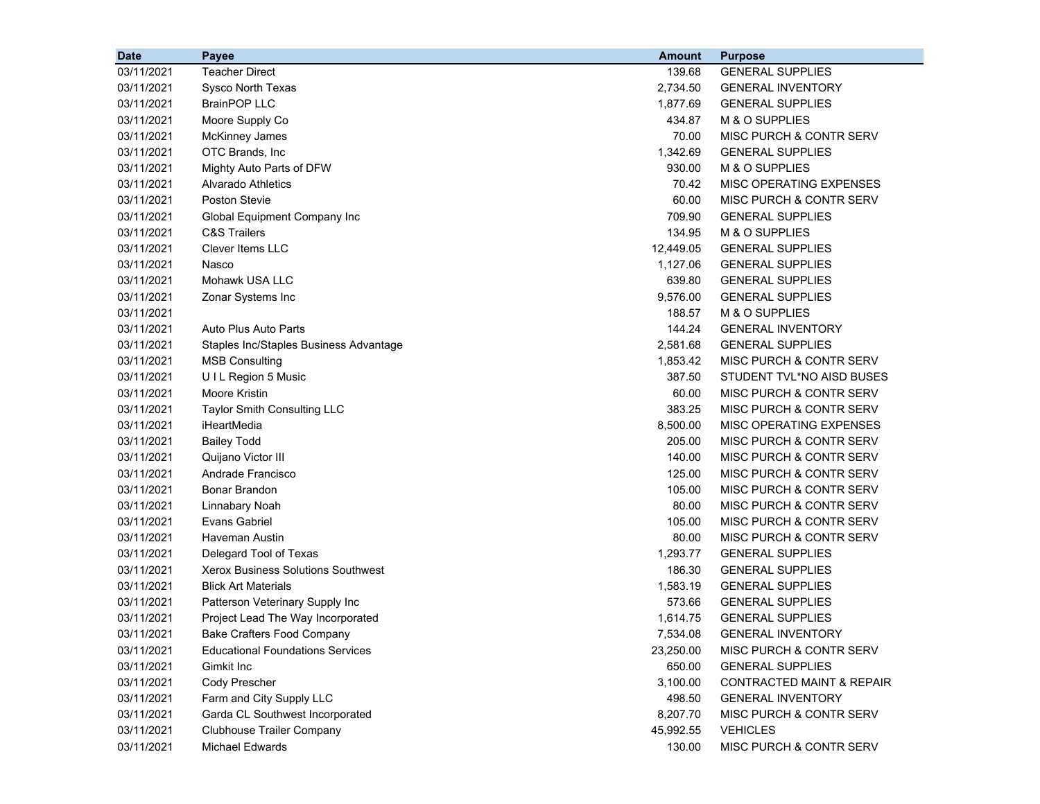| Date | Payee | Amount | Purpose |
|---|---|---|---|
| 03/11/2021 | Teacher Direct | 139.68 | GENERAL SUPPLIES |
| 03/11/2021 | Sysco North Texas | 2,734.50 | GENERAL INVENTORY |
| 03/11/2021 | BrainPOP LLC | 1,877.69 | GENERAL SUPPLIES |
| 03/11/2021 | Moore Supply Co | 434.87 | M & O SUPPLIES |
| 03/11/2021 | McKinney James | 70.00 | MISC PURCH & CONTR SERV |
| 03/11/2021 | OTC Brands, Inc | 1,342.69 | GENERAL SUPPLIES |
| 03/11/2021 | Mighty Auto Parts of DFW | 930.00 | M & O SUPPLIES |
| 03/11/2021 | Alvarado Athletics | 70.42 | MISC OPERATING EXPENSES |
| 03/11/2021 | Poston Stevie | 60.00 | MISC PURCH & CONTR SERV |
| 03/11/2021 | Global Equipment Company Inc | 709.90 | GENERAL SUPPLIES |
| 03/11/2021 | C&S Trailers | 134.95 | M & O SUPPLIES |
| 03/11/2021 | Clever Items LLC | 12,449.05 | GENERAL SUPPLIES |
| 03/11/2021 | Nasco | 1,127.06 | GENERAL SUPPLIES |
| 03/11/2021 | Mohawk USA LLC | 639.80 | GENERAL SUPPLIES |
| 03/11/2021 | Zonar Systems Inc | 9,576.00 | GENERAL SUPPLIES |
| 03/11/2021 | | 188.57 | M & O SUPPLIES |
| 03/11/2021 | Auto Plus Auto Parts | 144.24 | GENERAL INVENTORY |
| 03/11/2021 | Staples Inc/Staples Business Advantage | 2,581.68 | GENERAL SUPPLIES |
| 03/11/2021 | MSB Consulting | 1,853.42 | MISC PURCH & CONTR SERV |
| 03/11/2021 | U I L Region 5 Music | 387.50 | STUDENT TVL*NO AISD BUSES |
| 03/11/2021 | Moore Kristin | 60.00 | MISC PURCH & CONTR SERV |
| 03/11/2021 | Taylor Smith Consulting LLC | 383.25 | MISC PURCH & CONTR SERV |
| 03/11/2021 | iHeartMedia | 8,500.00 | MISC OPERATING EXPENSES |
| 03/11/2021 | Bailey Todd | 205.00 | MISC PURCH & CONTR SERV |
| 03/11/2021 | Quijano Victor III | 140.00 | MISC PURCH & CONTR SERV |
| 03/11/2021 | Andrade Francisco | 125.00 | MISC PURCH & CONTR SERV |
| 03/11/2021 | Bonar Brandon | 105.00 | MISC PURCH & CONTR SERV |
| 03/11/2021 | Linnabary Noah | 80.00 | MISC PURCH & CONTR SERV |
| 03/11/2021 | Evans Gabriel | 105.00 | MISC PURCH & CONTR SERV |
| 03/11/2021 | Haveman Austin | 80.00 | MISC PURCH & CONTR SERV |
| 03/11/2021 | Delegard Tool of Texas | 1,293.77 | GENERAL SUPPLIES |
| 03/11/2021 | Xerox Business Solutions Southwest | 186.30 | GENERAL SUPPLIES |
| 03/11/2021 | Blick Art Materials | 1,583.19 | GENERAL SUPPLIES |
| 03/11/2021 | Patterson Veterinary Supply Inc | 573.66 | GENERAL SUPPLIES |
| 03/11/2021 | Project Lead The Way Incorporated | 1,614.75 | GENERAL SUPPLIES |
| 03/11/2021 | Bake Crafters Food Company | 7,534.08 | GENERAL INVENTORY |
| 03/11/2021 | Educational Foundations Services | 23,250.00 | MISC PURCH & CONTR SERV |
| 03/11/2021 | Gimkit Inc | 650.00 | GENERAL SUPPLIES |
| 03/11/2021 | Cody Prescher | 3,100.00 | CONTRACTED MAINT & REPAIR |
| 03/11/2021 | Farm and City Supply LLC | 498.50 | GENERAL INVENTORY |
| 03/11/2021 | Garda CL Southwest Incorporated | 8,207.70 | MISC PURCH & CONTR SERV |
| 03/11/2021 | Clubhouse Trailer Company | 45,992.55 | VEHICLES |
| 03/11/2021 | Michael Edwards | 130.00 | MISC PURCH & CONTR SERV |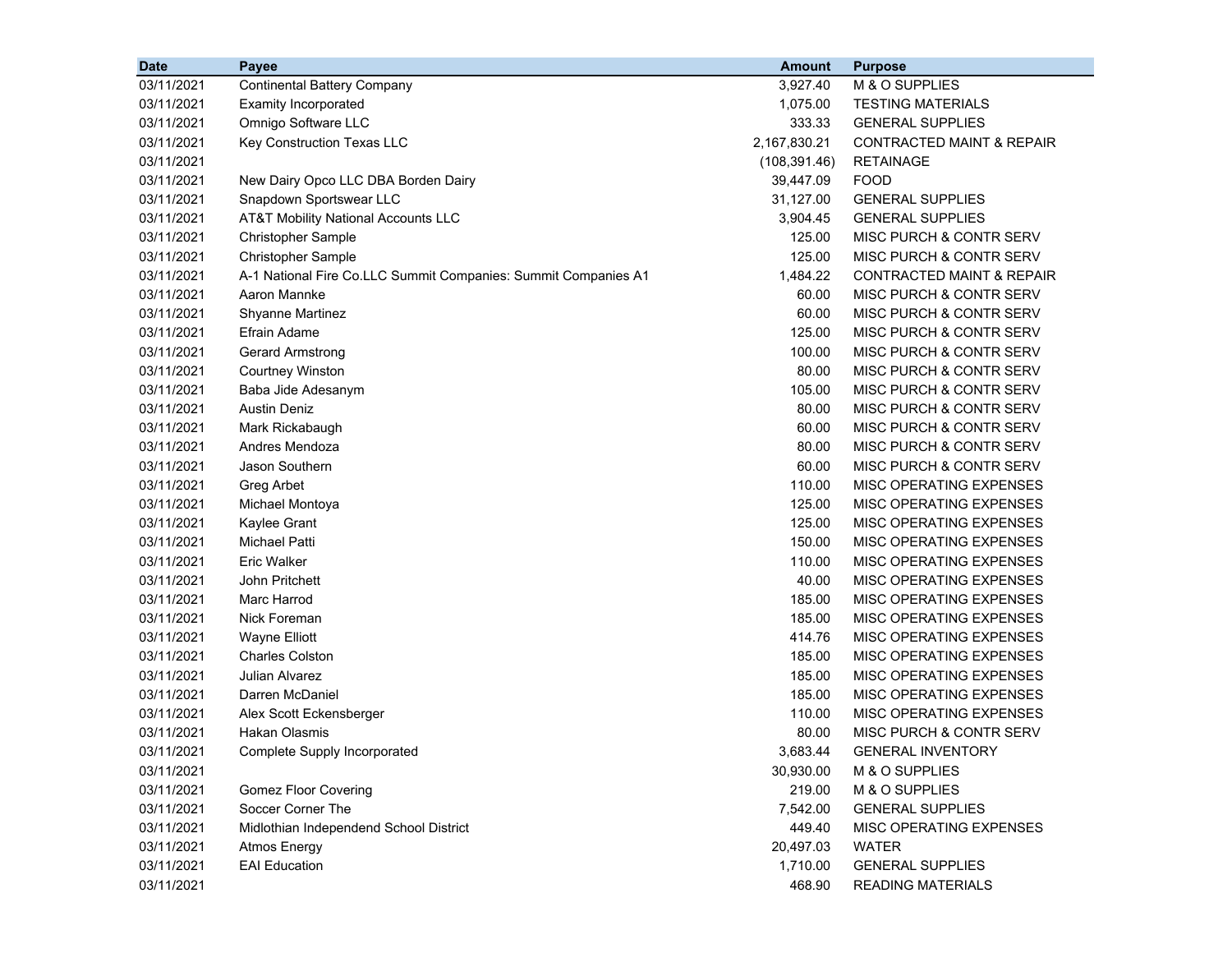| Date | Payee | Amount | Purpose |
|---|---|---|---|
| 03/11/2021 | Continental Battery Company | 3,927.40 | M & O SUPPLIES |
| 03/11/2021 | Examity Incorporated | 1,075.00 | TESTING MATERIALS |
| 03/11/2021 | Omnigo Software LLC | 333.33 | GENERAL SUPPLIES |
| 03/11/2021 | Key Construction Texas LLC | 2,167,830.21 | CONTRACTED MAINT & REPAIR |
| 03/11/2021 | | (108,391.46) | RETAINAGE |
| 03/11/2021 | New Dairy Opco LLC DBA Borden Dairy | 39,447.09 | FOOD |
| 03/11/2021 | Snapdown Sportswear LLC | 31,127.00 | GENERAL SUPPLIES |
| 03/11/2021 | AT&T Mobility National Accounts LLC | 3,904.45 | GENERAL SUPPLIES |
| 03/11/2021 | Christopher Sample | 125.00 | MISC PURCH & CONTR SERV |
| 03/11/2021 | Christopher Sample | 125.00 | MISC PURCH & CONTR SERV |
| 03/11/2021 | A-1 National Fire Co.LLC Summit Companies: Summit Companies A1 | 1,484.22 | CONTRACTED MAINT & REPAIR |
| 03/11/2021 | Aaron Mannke | 60.00 | MISC PURCH & CONTR SERV |
| 03/11/2021 | Shyanne Martinez | 60.00 | MISC PURCH & CONTR SERV |
| 03/11/2021 | Efrain Adame | 125.00 | MISC PURCH & CONTR SERV |
| 03/11/2021 | Gerard Armstrong | 100.00 | MISC PURCH & CONTR SERV |
| 03/11/2021 | Courtney Winston | 80.00 | MISC PURCH & CONTR SERV |
| 03/11/2021 | Baba Jide Adesanym | 105.00 | MISC PURCH & CONTR SERV |
| 03/11/2021 | Austin Deniz | 80.00 | MISC PURCH & CONTR SERV |
| 03/11/2021 | Mark Rickabaugh | 60.00 | MISC PURCH & CONTR SERV |
| 03/11/2021 | Andres Mendoza | 80.00 | MISC PURCH & CONTR SERV |
| 03/11/2021 | Jason Southern | 60.00 | MISC PURCH & CONTR SERV |
| 03/11/2021 | Greg Arbet | 110.00 | MISC OPERATING EXPENSES |
| 03/11/2021 | Michael Montoya | 125.00 | MISC OPERATING EXPENSES |
| 03/11/2021 | Kaylee Grant | 125.00 | MISC OPERATING EXPENSES |
| 03/11/2021 | Michael Patti | 150.00 | MISC OPERATING EXPENSES |
| 03/11/2021 | Eric Walker | 110.00 | MISC OPERATING EXPENSES |
| 03/11/2021 | John Pritchett | 40.00 | MISC OPERATING EXPENSES |
| 03/11/2021 | Marc Harrod | 185.00 | MISC OPERATING EXPENSES |
| 03/11/2021 | Nick Foreman | 185.00 | MISC OPERATING EXPENSES |
| 03/11/2021 | Wayne Elliott | 414.76 | MISC OPERATING EXPENSES |
| 03/11/2021 | Charles Colston | 185.00 | MISC OPERATING EXPENSES |
| 03/11/2021 | Julian Alvarez | 185.00 | MISC OPERATING EXPENSES |
| 03/11/2021 | Darren McDaniel | 185.00 | MISC OPERATING EXPENSES |
| 03/11/2021 | Alex Scott Eckensberger | 110.00 | MISC OPERATING EXPENSES |
| 03/11/2021 | Hakan Olasmis | 80.00 | MISC PURCH & CONTR SERV |
| 03/11/2021 | Complete Supply Incorporated | 3,683.44 | GENERAL INVENTORY |
| 03/11/2021 | | 30,930.00 | M & O SUPPLIES |
| 03/11/2021 | Gomez Floor Covering | 219.00 | M & O SUPPLIES |
| 03/11/2021 | Soccer Corner The | 7,542.00 | GENERAL SUPPLIES |
| 03/11/2021 | Midlothian Independend School District | 449.40 | MISC OPERATING EXPENSES |
| 03/11/2021 | Atmos Energy | 20,497.03 | WATER |
| 03/11/2021 | EAI Education | 1,710.00 | GENERAL SUPPLIES |
| 03/11/2021 | | 468.90 | READING MATERIALS |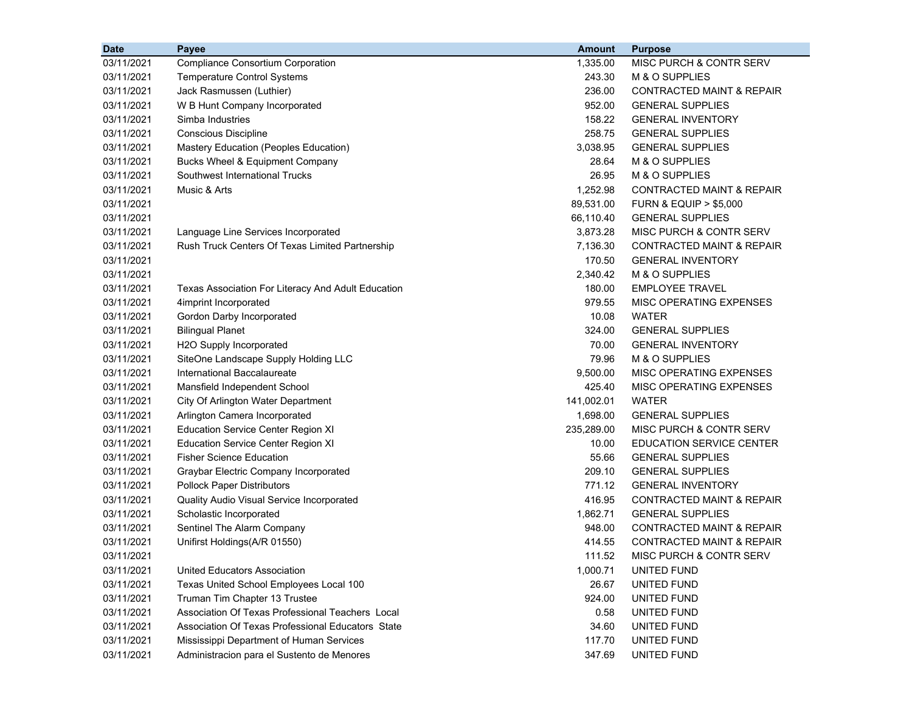| Date | Payee | Amount | Purpose |
|---|---|---|---|
| 03/11/2021 | Compliance Consortium Corporation | 1,335.00 | MISC PURCH & CONTR SERV |
| 03/11/2021 | Temperature Control Systems | 243.30 | M & O SUPPLIES |
| 03/11/2021 | Jack Rasmussen (Luthier) | 236.00 | CONTRACTED MAINT & REPAIR |
| 03/11/2021 | W B Hunt Company Incorporated | 952.00 | GENERAL SUPPLIES |
| 03/11/2021 | Simba Industries | 158.22 | GENERAL INVENTORY |
| 03/11/2021 | Conscious Discipline | 258.75 | GENERAL SUPPLIES |
| 03/11/2021 | Mastery Education (Peoples Education) | 3,038.95 | GENERAL SUPPLIES |
| 03/11/2021 | Bucks Wheel & Equipment Company | 28.64 | M & O SUPPLIES |
| 03/11/2021 | Southwest International Trucks | 26.95 | M & O SUPPLIES |
| 03/11/2021 | Music & Arts | 1,252.98 | CONTRACTED MAINT & REPAIR |
| 03/11/2021 | | 89,531.00 | FURN & EQUIP > $5,000 |
| 03/11/2021 | | 66,110.40 | GENERAL SUPPLIES |
| 03/11/2021 | Language Line Services Incorporated | 3,873.28 | MISC PURCH & CONTR SERV |
| 03/11/2021 | Rush Truck Centers Of Texas Limited Partnership | 7,136.30 | CONTRACTED MAINT & REPAIR |
| 03/11/2021 | | 170.50 | GENERAL INVENTORY |
| 03/11/2021 | | 2,340.42 | M & O SUPPLIES |
| 03/11/2021 | Texas Association For Literacy And Adult Education | 180.00 | EMPLOYEE TRAVEL |
| 03/11/2021 | 4imprint Incorporated | 979.55 | MISC OPERATING EXPENSES |
| 03/11/2021 | Gordon Darby Incorporated | 10.08 | WATER |
| 03/11/2021 | Bilingual Planet | 324.00 | GENERAL SUPPLIES |
| 03/11/2021 | H2O Supply Incorporated | 70.00 | GENERAL INVENTORY |
| 03/11/2021 | SiteOne Landscape Supply Holding LLC | 79.96 | M & O SUPPLIES |
| 03/11/2021 | International Baccalaureate | 9,500.00 | MISC OPERATING EXPENSES |
| 03/11/2021 | Mansfield Independent School | 425.40 | MISC OPERATING EXPENSES |
| 03/11/2021 | City Of Arlington Water Department | 141,002.01 | WATER |
| 03/11/2021 | Arlington Camera Incorporated | 1,698.00 | GENERAL SUPPLIES |
| 03/11/2021 | Education Service Center Region XI | 235,289.00 | MISC PURCH & CONTR SERV |
| 03/11/2021 | Education Service Center Region XI | 10.00 | EDUCATION SERVICE CENTER |
| 03/11/2021 | Fisher Science Education | 55.66 | GENERAL SUPPLIES |
| 03/11/2021 | Graybar Electric Company Incorporated | 209.10 | GENERAL SUPPLIES |
| 03/11/2021 | Pollock Paper Distributors | 771.12 | GENERAL INVENTORY |
| 03/11/2021 | Quality Audio Visual Service Incorporated | 416.95 | CONTRACTED MAINT & REPAIR |
| 03/11/2021 | Scholastic Incorporated | 1,862.71 | GENERAL SUPPLIES |
| 03/11/2021 | Sentinel The Alarm Company | 948.00 | CONTRACTED MAINT & REPAIR |
| 03/11/2021 | Unifirst Holdings(A/R 01550) | 414.55 | CONTRACTED MAINT & REPAIR |
| 03/11/2021 | | 111.52 | MISC PURCH & CONTR SERV |
| 03/11/2021 | United Educators Association | 1,000.71 | UNITED FUND |
| 03/11/2021 | Texas United School Employees Local 100 | 26.67 | UNITED FUND |
| 03/11/2021 | Truman Tim Chapter 13 Trustee | 924.00 | UNITED FUND |
| 03/11/2021 | Association Of Texas Professional Teachers Local | 0.58 | UNITED FUND |
| 03/11/2021 | Association Of Texas Professional Educators State | 34.60 | UNITED FUND |
| 03/11/2021 | Mississippi Department of Human Services | 117.70 | UNITED FUND |
| 03/11/2021 | Administracion para el Sustento de Menores | 347.69 | UNITED FUND |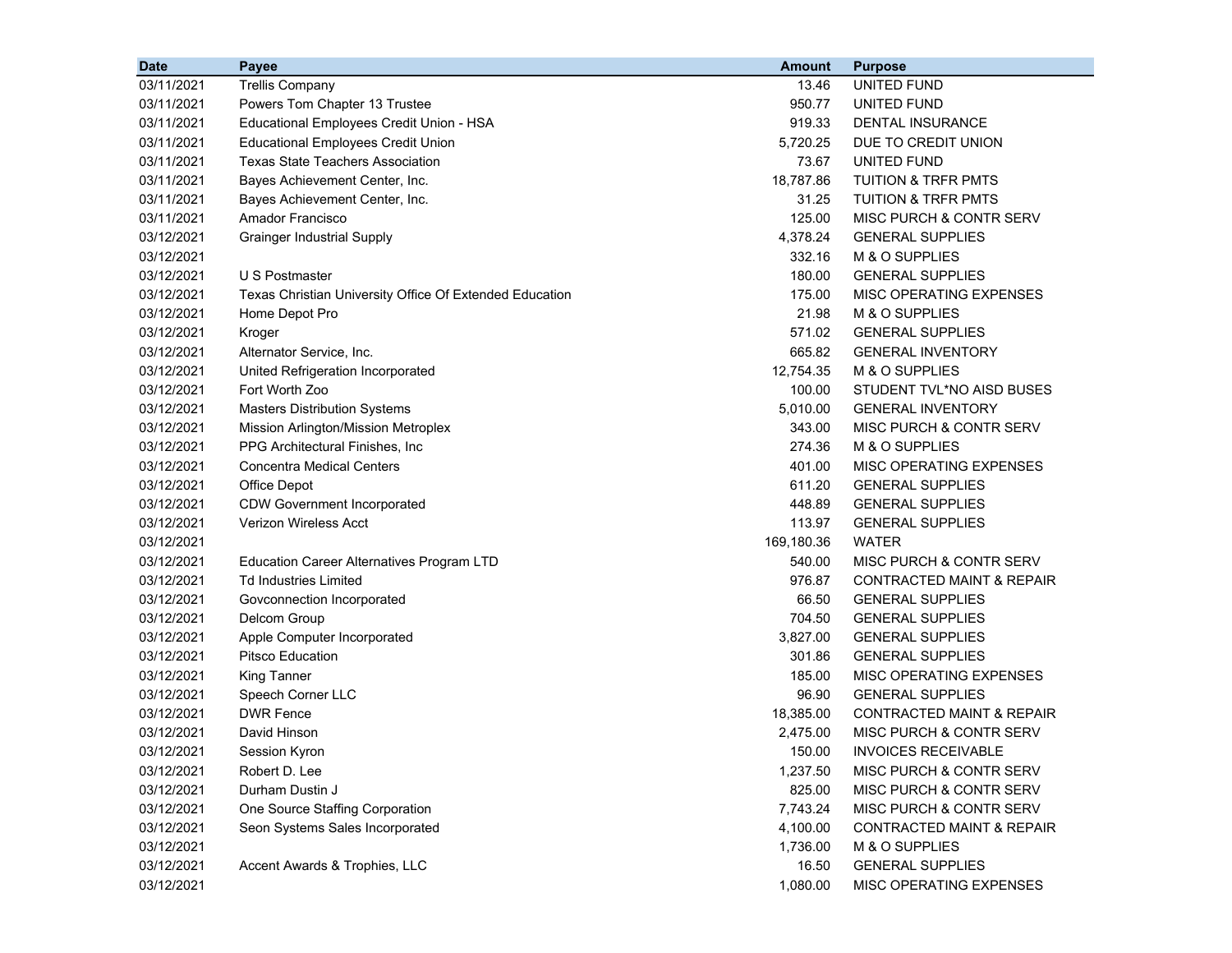| Date | Payee | Amount | Purpose |
|---|---|---|---|
| 03/11/2021 | Trellis Company | 13.46 | UNITED FUND |
| 03/11/2021 | Powers Tom Chapter 13 Trustee | 950.77 | UNITED FUND |
| 03/11/2021 | Educational Employees Credit Union - HSA | 919.33 | DENTAL INSURANCE |
| 03/11/2021 | Educational Employees Credit Union | 5,720.25 | DUE TO CREDIT UNION |
| 03/11/2021 | Texas State Teachers Association | 73.67 | UNITED FUND |
| 03/11/2021 | Bayes Achievement Center, Inc. | 18,787.86 | TUITION & TRFR PMTS |
| 03/11/2021 | Bayes Achievement Center, Inc. | 31.25 | TUITION & TRFR PMTS |
| 03/11/2021 | Amador Francisco | 125.00 | MISC PURCH & CONTR SERV |
| 03/12/2021 | Grainger Industrial Supply | 4,378.24 | GENERAL SUPPLIES |
| 03/12/2021 | | 332.16 | M & O SUPPLIES |
| 03/12/2021 | U S Postmaster | 180.00 | GENERAL SUPPLIES |
| 03/12/2021 | Texas Christian University Office Of Extended Education | 175.00 | MISC OPERATING EXPENSES |
| 03/12/2021 | Home Depot Pro | 21.98 | M & O SUPPLIES |
| 03/12/2021 | Kroger | 571.02 | GENERAL SUPPLIES |
| 03/12/2021 | Alternator Service, Inc. | 665.82 | GENERAL INVENTORY |
| 03/12/2021 | United Refrigeration Incorporated | 12,754.35 | M & O SUPPLIES |
| 03/12/2021 | Fort Worth Zoo | 100.00 | STUDENT TVL*NO AISD BUSES |
| 03/12/2021 | Masters Distribution Systems | 5,010.00 | GENERAL INVENTORY |
| 03/12/2021 | Mission Arlington/Mission Metroplex | 343.00 | MISC PURCH & CONTR SERV |
| 03/12/2021 | PPG Architectural Finishes, Inc | 274.36 | M & O SUPPLIES |
| 03/12/2021 | Concentra Medical Centers | 401.00 | MISC OPERATING EXPENSES |
| 03/12/2021 | Office Depot | 611.20 | GENERAL SUPPLIES |
| 03/12/2021 | CDW Government Incorporated | 448.89 | GENERAL SUPPLIES |
| 03/12/2021 | Verizon Wireless Acct | 113.97 | GENERAL SUPPLIES |
| 03/12/2021 | | 169,180.36 | WATER |
| 03/12/2021 | Education Career Alternatives Program LTD | 540.00 | MISC PURCH & CONTR SERV |
| 03/12/2021 | Td Industries Limited | 976.87 | CONTRACTED MAINT & REPAIR |
| 03/12/2021 | Govconnection Incorporated | 66.50 | GENERAL SUPPLIES |
| 03/12/2021 | Delcom Group | 704.50 | GENERAL SUPPLIES |
| 03/12/2021 | Apple Computer Incorporated | 3,827.00 | GENERAL SUPPLIES |
| 03/12/2021 | Pitsco Education | 301.86 | GENERAL SUPPLIES |
| 03/12/2021 | King Tanner | 185.00 | MISC OPERATING EXPENSES |
| 03/12/2021 | Speech Corner LLC | 96.90 | GENERAL SUPPLIES |
| 03/12/2021 | DWR Fence | 18,385.00 | CONTRACTED MAINT & REPAIR |
| 03/12/2021 | David Hinson | 2,475.00 | MISC PURCH & CONTR SERV |
| 03/12/2021 | Session Kyron | 150.00 | INVOICES RECEIVABLE |
| 03/12/2021 | Robert D. Lee | 1,237.50 | MISC PURCH & CONTR SERV |
| 03/12/2021 | Durham Dustin J | 825.00 | MISC PURCH & CONTR SERV |
| 03/12/2021 | One Source Staffing Corporation | 7,743.24 | MISC PURCH & CONTR SERV |
| 03/12/2021 | Seon Systems Sales Incorporated | 4,100.00 | CONTRACTED MAINT & REPAIR |
| 03/12/2021 | | 1,736.00 | M & O SUPPLIES |
| 03/12/2021 | Accent Awards & Trophies, LLC | 16.50 | GENERAL SUPPLIES |
| 03/12/2021 | | 1,080.00 | MISC OPERATING EXPENSES |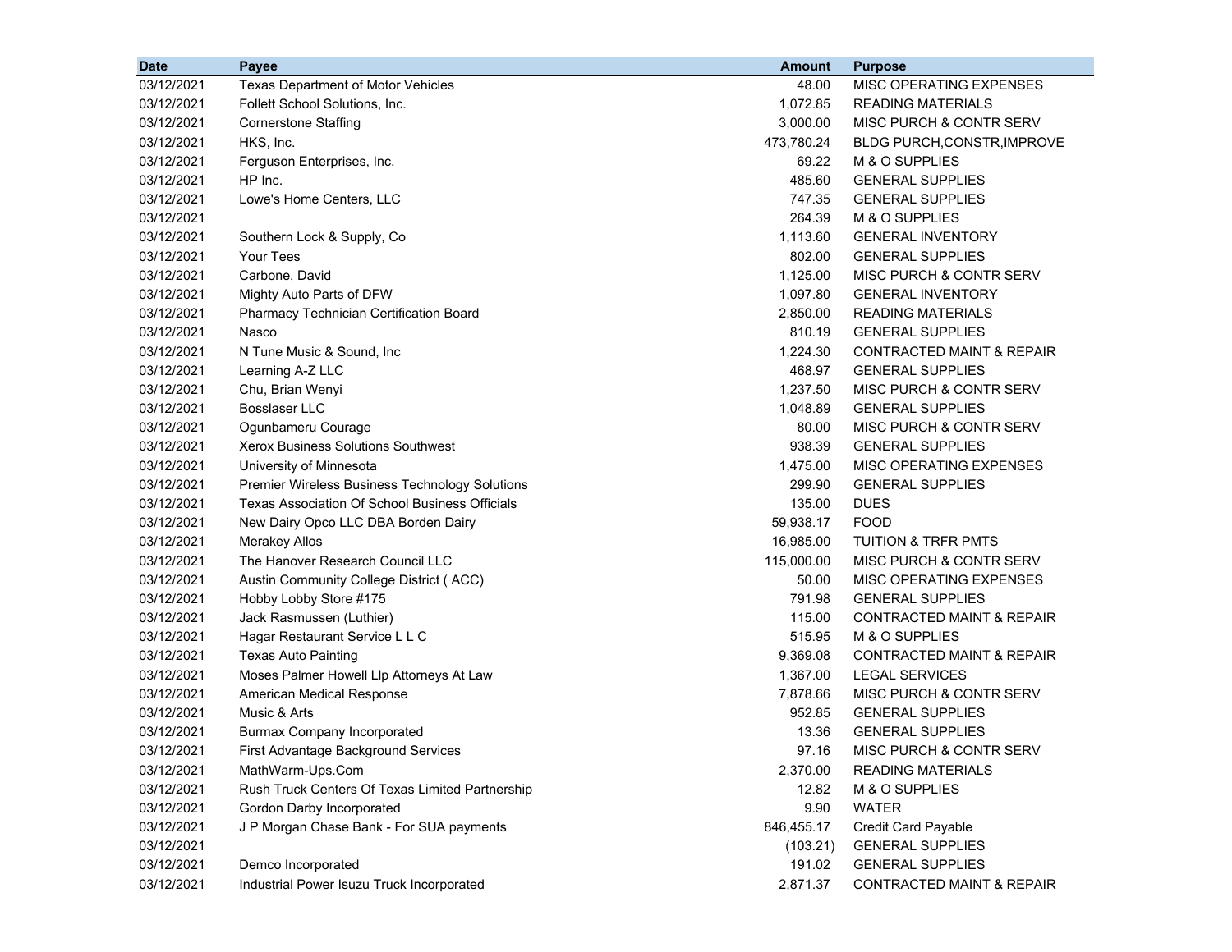| Date | Payee | Amount | Purpose |
|---|---|---|---|
| 03/12/2021 | Texas Department of Motor Vehicles | 48.00 | MISC OPERATING EXPENSES |
| 03/12/2021 | Follett School Solutions, Inc. | 1,072.85 | READING MATERIALS |
| 03/12/2021 | Cornerstone Staffing | 3,000.00 | MISC PURCH & CONTR SERV |
| 03/12/2021 | HKS, Inc. | 473,780.24 | BLDG PURCH,CONSTR,IMPROVE |
| 03/12/2021 | Ferguson Enterprises, Inc. | 69.22 | M & O SUPPLIES |
| 03/12/2021 | HP Inc. | 485.60 | GENERAL SUPPLIES |
| 03/12/2021 | Lowe's Home Centers, LLC | 747.35 | GENERAL SUPPLIES |
| 03/12/2021 | | 264.39 | M & O SUPPLIES |
| 03/12/2021 | Southern Lock & Supply, Co | 1,113.60 | GENERAL INVENTORY |
| 03/12/2021 | Your Tees | 802.00 | GENERAL SUPPLIES |
| 03/12/2021 | Carbone, David | 1,125.00 | MISC PURCH & CONTR SERV |
| 03/12/2021 | Mighty Auto Parts of DFW | 1,097.80 | GENERAL INVENTORY |
| 03/12/2021 | Pharmacy Technician Certification Board | 2,850.00 | READING MATERIALS |
| 03/12/2021 | Nasco | 810.19 | GENERAL SUPPLIES |
| 03/12/2021 | N Tune Music & Sound, Inc | 1,224.30 | CONTRACTED MAINT & REPAIR |
| 03/12/2021 | Learning A-Z LLC | 468.97 | GENERAL SUPPLIES |
| 03/12/2021 | Chu, Brian Wenyi | 1,237.50 | MISC PURCH & CONTR SERV |
| 03/12/2021 | Bosslaser LLC | 1,048.89 | GENERAL SUPPLIES |
| 03/12/2021 | Ogunbameru Courage | 80.00 | MISC PURCH & CONTR SERV |
| 03/12/2021 | Xerox Business Solutions Southwest | 938.39 | GENERAL SUPPLIES |
| 03/12/2021 | University of Minnesota | 1,475.00 | MISC OPERATING EXPENSES |
| 03/12/2021 | Premier Wireless Business Technology Solutions | 299.90 | GENERAL SUPPLIES |
| 03/12/2021 | Texas Association Of School Business Officials | 135.00 | DUES |
| 03/12/2021 | New Dairy Opco LLC DBA Borden Dairy | 59,938.17 | FOOD |
| 03/12/2021 | Merakey Allos | 16,985.00 | TUITION & TRFR PMTS |
| 03/12/2021 | The Hanover Research Council LLC | 115,000.00 | MISC PURCH & CONTR SERV |
| 03/12/2021 | Austin Community College District ( ACC) | 50.00 | MISC OPERATING EXPENSES |
| 03/12/2021 | Hobby Lobby Store #175 | 791.98 | GENERAL SUPPLIES |
| 03/12/2021 | Jack Rasmussen (Luthier) | 115.00 | CONTRACTED MAINT & REPAIR |
| 03/12/2021 | Hagar Restaurant Service L L C | 515.95 | M & O SUPPLIES |
| 03/12/2021 | Texas Auto Painting | 9,369.08 | CONTRACTED MAINT & REPAIR |
| 03/12/2021 | Moses Palmer Howell Llp Attorneys At Law | 1,367.00 | LEGAL SERVICES |
| 03/12/2021 | American Medical Response | 7,878.66 | MISC PURCH & CONTR SERV |
| 03/12/2021 | Music & Arts | 952.85 | GENERAL SUPPLIES |
| 03/12/2021 | Burmax Company Incorporated | 13.36 | GENERAL SUPPLIES |
| 03/12/2021 | First Advantage Background Services | 97.16 | MISC PURCH & CONTR SERV |
| 03/12/2021 | MathWarm-Ups.Com | 2,370.00 | READING MATERIALS |
| 03/12/2021 | Rush Truck Centers Of Texas Limited Partnership | 12.82 | M & O SUPPLIES |
| 03/12/2021 | Gordon Darby Incorporated | 9.90 | WATER |
| 03/12/2021 | J P Morgan Chase Bank - For SUA payments | 846,455.17 | Credit Card Payable |
| 03/12/2021 | | (103.21) | GENERAL SUPPLIES |
| 03/12/2021 | Demco Incorporated | 191.02 | GENERAL SUPPLIES |
| 03/12/2021 | Industrial Power Isuzu Truck Incorporated | 2,871.37 | CONTRACTED MAINT & REPAIR |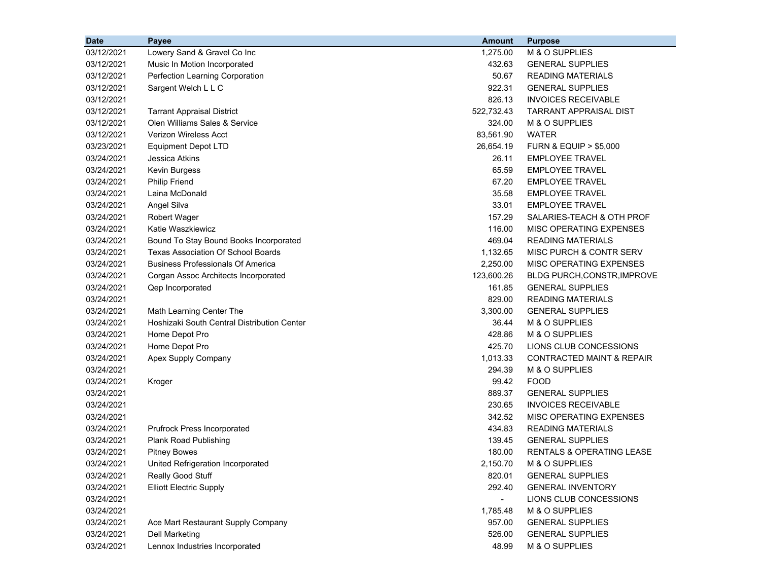| Date | Payee | Amount | Purpose |
|---|---|---:|---|
| 03/12/2021 | Lowery Sand & Gravel Co Inc | 1,275.00 | M & O SUPPLIES |
| 03/12/2021 | Music In Motion Incorporated | 432.63 | GENERAL SUPPLIES |
| 03/12/2021 | Perfection Learning Corporation | 50.67 | READING MATERIALS |
| 03/12/2021 | Sargent Welch L L C | 922.31 | GENERAL SUPPLIES |
| 03/12/2021 | | 826.13 | INVOICES RECEIVABLE |
| 03/12/2021 | Tarrant Appraisal District | 522,732.43 | TARRANT APPRAISAL DIST |
| 03/12/2021 | Olen Williams Sales & Service | 324.00 | M & O SUPPLIES |
| 03/12/2021 | Verizon Wireless Acct | 83,561.90 | WATER |
| 03/23/2021 | Equipment Depot LTD | 26,654.19 | FURN & EQUIP > $5,000 |
| 03/24/2021 | Jessica Atkins | 26.11 | EMPLOYEE TRAVEL |
| 03/24/2021 | Kevin Burgess | 65.59 | EMPLOYEE TRAVEL |
| 03/24/2021 | Philip Friend | 67.20 | EMPLOYEE TRAVEL |
| 03/24/2021 | Laina McDonald | 35.58 | EMPLOYEE TRAVEL |
| 03/24/2021 | Angel Silva | 33.01 | EMPLOYEE TRAVEL |
| 03/24/2021 | Robert Wager | 157.29 | SALARIES-TEACH & OTH PROF |
| 03/24/2021 | Katie Waszkiewicz | 116.00 | MISC OPERATING EXPENSES |
| 03/24/2021 | Bound To Stay Bound Books Incorporated | 469.04 | READING MATERIALS |
| 03/24/2021 | Texas Association Of School Boards | 1,132.65 | MISC PURCH & CONTR SERV |
| 03/24/2021 | Business Professionals Of America | 2,250.00 | MISC OPERATING EXPENSES |
| 03/24/2021 | Corgan Assoc Architects Incorporated | 123,600.26 | BLDG PURCH,CONSTR,IMPROVE |
| 03/24/2021 | Qep Incorporated | 161.85 | GENERAL SUPPLIES |
| 03/24/2021 | | 829.00 | READING MATERIALS |
| 03/24/2021 | Math Learning Center The | 3,300.00 | GENERAL SUPPLIES |
| 03/24/2021 | Hoshizaki South Central Distribution Center | 36.44 | M & O SUPPLIES |
| 03/24/2021 | Home Depot Pro | 428.86 | M & O SUPPLIES |
| 03/24/2021 | Home Depot Pro | 425.70 | LIONS CLUB CONCESSIONS |
| 03/24/2021 | Apex Supply Company | 1,013.33 | CONTRACTED MAINT & REPAIR |
| 03/24/2021 | | 294.39 | M & O SUPPLIES |
| 03/24/2021 | Kroger | 99.42 | FOOD |
| 03/24/2021 | | 889.37 | GENERAL SUPPLIES |
| 03/24/2021 | | 230.65 | INVOICES RECEIVABLE |
| 03/24/2021 | | 342.52 | MISC OPERATING EXPENSES |
| 03/24/2021 | Prufrock Press Incorporated | 434.83 | READING MATERIALS |
| 03/24/2021 | Plank Road Publishing | 139.45 | GENERAL SUPPLIES |
| 03/24/2021 | Pitney Bowes | 180.00 | RENTALS & OPERATING LEASE |
| 03/24/2021 | United Refrigeration Incorporated | 2,150.70 | M & O SUPPLIES |
| 03/24/2021 | Really Good Stuff | 820.01 | GENERAL SUPPLIES |
| 03/24/2021 | Elliott Electric Supply | 292.40 | GENERAL INVENTORY |
| 03/24/2021 | | - | LIONS CLUB CONCESSIONS |
| 03/24/2021 | | 1,785.48 | M & O SUPPLIES |
| 03/24/2021 | Ace Mart Restaurant Supply Company | 957.00 | GENERAL SUPPLIES |
| 03/24/2021 | Dell Marketing | 526.00 | GENERAL SUPPLIES |
| 03/24/2021 | Lennox Industries Incorporated | 48.99 | M & O SUPPLIES |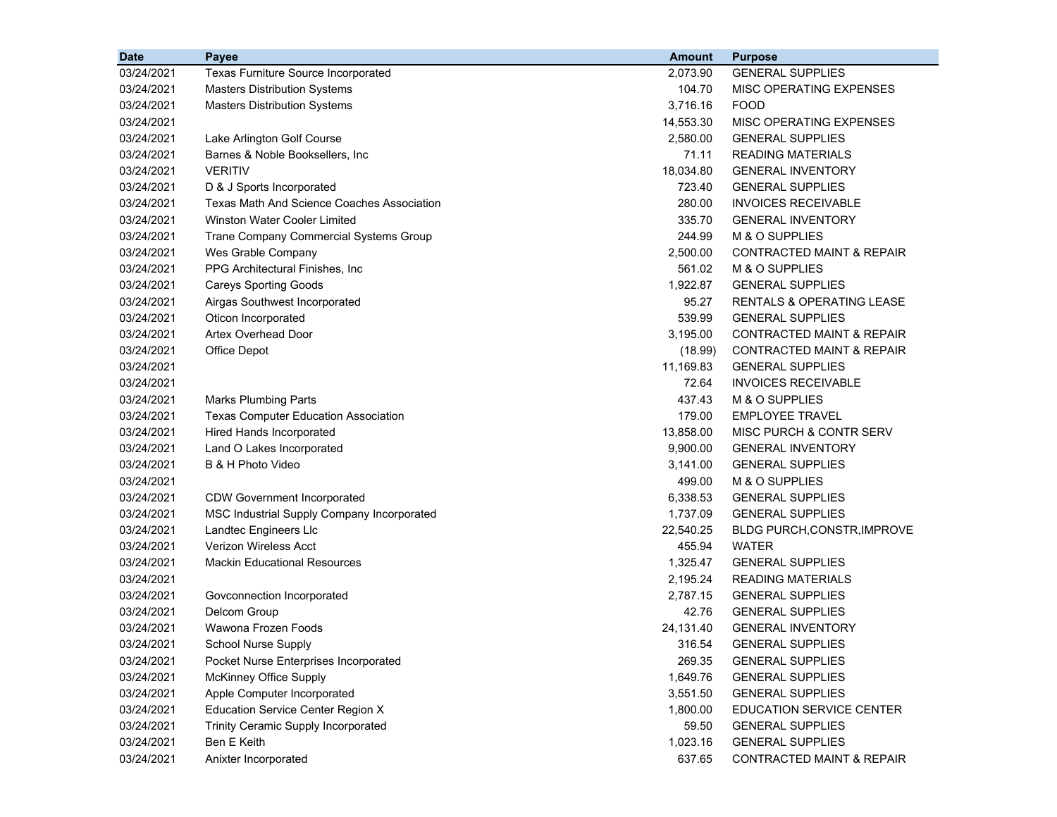| Date | Payee | Amount | Purpose |
|---|---|---|---|
| 03/24/2021 | Texas Furniture Source Incorporated | 2,073.90 | GENERAL SUPPLIES |
| 03/24/2021 | Masters Distribution Systems | 104.70 | MISC OPERATING EXPENSES |
| 03/24/2021 | Masters Distribution Systems | 3,716.16 | FOOD |
| 03/24/2021 | | 14,553.30 | MISC OPERATING EXPENSES |
| 03/24/2021 | Lake Arlington Golf Course | 2,580.00 | GENERAL SUPPLIES |
| 03/24/2021 | Barnes & Noble Booksellers, Inc | 71.11 | READING MATERIALS |
| 03/24/2021 | VERITIV | 18,034.80 | GENERAL INVENTORY |
| 03/24/2021 | D & J Sports Incorporated | 723.40 | GENERAL SUPPLIES |
| 03/24/2021 | Texas Math And Science Coaches Association | 280.00 | INVOICES RECEIVABLE |
| 03/24/2021 | Winston Water Cooler Limited | 335.70 | GENERAL INVENTORY |
| 03/24/2021 | Trane Company Commercial Systems Group | 244.99 | M & O SUPPLIES |
| 03/24/2021 | Wes Grable Company | 2,500.00 | CONTRACTED MAINT & REPAIR |
| 03/24/2021 | PPG Architectural Finishes, Inc | 561.02 | M & O SUPPLIES |
| 03/24/2021 | Careys Sporting Goods | 1,922.87 | GENERAL SUPPLIES |
| 03/24/2021 | Airgas Southwest Incorporated | 95.27 | RENTALS & OPERATING LEASE |
| 03/24/2021 | Oticon Incorporated | 539.99 | GENERAL SUPPLIES |
| 03/24/2021 | Artex Overhead Door | 3,195.00 | CONTRACTED MAINT & REPAIR |
| 03/24/2021 | Office Depot | (18.99) | CONTRACTED MAINT & REPAIR |
| 03/24/2021 | | 11,169.83 | GENERAL SUPPLIES |
| 03/24/2021 | | 72.64 | INVOICES RECEIVABLE |
| 03/24/2021 | Marks Plumbing Parts | 437.43 | M & O SUPPLIES |
| 03/24/2021 | Texas Computer Education Association | 179.00 | EMPLOYEE TRAVEL |
| 03/24/2021 | Hired Hands Incorporated | 13,858.00 | MISC PURCH & CONTR SERV |
| 03/24/2021 | Land O Lakes Incorporated | 9,900.00 | GENERAL INVENTORY |
| 03/24/2021 | B & H Photo Video | 3,141.00 | GENERAL SUPPLIES |
| 03/24/2021 | | 499.00 | M & O SUPPLIES |
| 03/24/2021 | CDW Government Incorporated | 6,338.53 | GENERAL SUPPLIES |
| 03/24/2021 | MSC Industrial Supply Company Incorporated | 1,737.09 | GENERAL SUPPLIES |
| 03/24/2021 | Landtec Engineers Llc | 22,540.25 | BLDG PURCH,CONSTR,IMPROVE |
| 03/24/2021 | Verizon Wireless Acct | 455.94 | WATER |
| 03/24/2021 | Mackin Educational Resources | 1,325.47 | GENERAL SUPPLIES |
| 03/24/2021 | | 2,195.24 | READING MATERIALS |
| 03/24/2021 | Govconnection Incorporated | 2,787.15 | GENERAL SUPPLIES |
| 03/24/2021 | Delcom Group | 42.76 | GENERAL SUPPLIES |
| 03/24/2021 | Wawona Frozen Foods | 24,131.40 | GENERAL INVENTORY |
| 03/24/2021 | School Nurse Supply | 316.54 | GENERAL SUPPLIES |
| 03/24/2021 | Pocket Nurse Enterprises Incorporated | 269.35 | GENERAL SUPPLIES |
| 03/24/2021 | McKinney Office Supply | 1,649.76 | GENERAL SUPPLIES |
| 03/24/2021 | Apple Computer Incorporated | 3,551.50 | GENERAL SUPPLIES |
| 03/24/2021 | Education Service Center Region X | 1,800.00 | EDUCATION SERVICE CENTER |
| 03/24/2021 | Trinity Ceramic Supply Incorporated | 59.50 | GENERAL SUPPLIES |
| 03/24/2021 | Ben E Keith | 1,023.16 | GENERAL SUPPLIES |
| 03/24/2021 | Anixter Incorporated | 637.65 | CONTRACTED MAINT & REPAIR |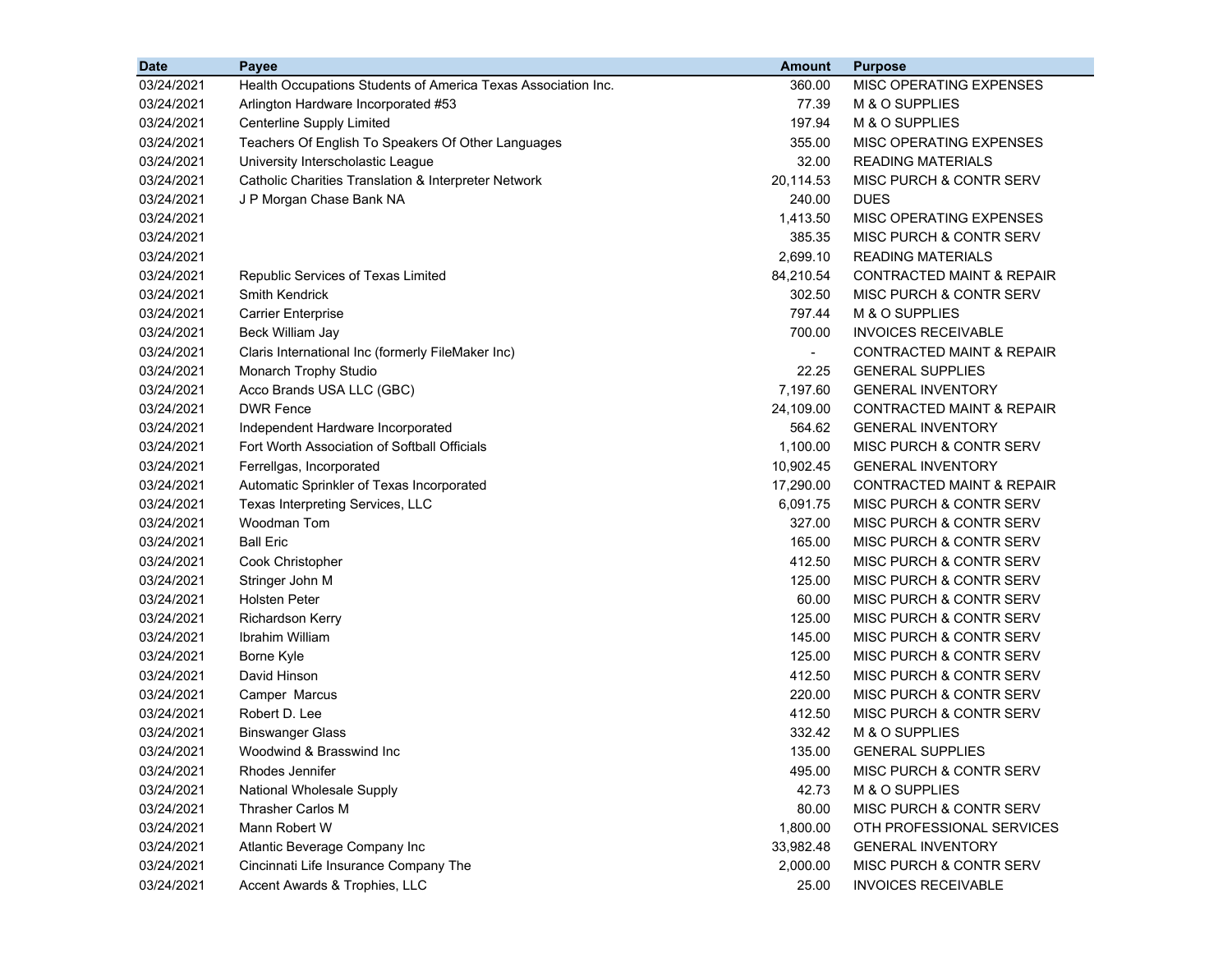| Date | Payee | Amount | Purpose |
|---|---|---|---|
| 03/24/2021 | Health Occupations Students of America Texas Association Inc. | 360.00 | MISC OPERATING EXPENSES |
| 03/24/2021 | Arlington Hardware Incorporated #53 | 77.39 | M & O SUPPLIES |
| 03/24/2021 | Centerline Supply Limited | 197.94 | M & O SUPPLIES |
| 03/24/2021 | Teachers Of English To Speakers Of Other Languages | 355.00 | MISC OPERATING EXPENSES |
| 03/24/2021 | University Interscholastic League | 32.00 | READING MATERIALS |
| 03/24/2021 | Catholic Charities Translation & Interpreter Network | 20,114.53 | MISC PURCH & CONTR SERV |
| 03/24/2021 | J P Morgan Chase Bank NA | 240.00 | DUES |
| 03/24/2021 | | 1,413.50 | MISC OPERATING EXPENSES |
| 03/24/2021 | | 385.35 | MISC PURCH & CONTR SERV |
| 03/24/2021 | | 2,699.10 | READING MATERIALS |
| 03/24/2021 | Republic Services of Texas Limited | 84,210.54 | CONTRACTED MAINT & REPAIR |
| 03/24/2021 | Smith Kendrick | 302.50 | MISC PURCH & CONTR SERV |
| 03/24/2021 | Carrier Enterprise | 797.44 | M & O SUPPLIES |
| 03/24/2021 | Beck William Jay | 700.00 | INVOICES RECEIVABLE |
| 03/24/2021 | Claris International Inc (formerly FileMaker Inc) | - | CONTRACTED MAINT & REPAIR |
| 03/24/2021 | Monarch Trophy Studio | 22.25 | GENERAL SUPPLIES |
| 03/24/2021 | Acco Brands USA LLC (GBC) | 7,197.60 | GENERAL INVENTORY |
| 03/24/2021 | DWR Fence | 24,109.00 | CONTRACTED MAINT & REPAIR |
| 03/24/2021 | Independent Hardware Incorporated | 564.62 | GENERAL INVENTORY |
| 03/24/2021 | Fort Worth Association of Softball Officials | 1,100.00 | MISC PURCH & CONTR SERV |
| 03/24/2021 | Ferrellgas, Incorporated | 10,902.45 | GENERAL INVENTORY |
| 03/24/2021 | Automatic Sprinkler of Texas Incorporated | 17,290.00 | CONTRACTED MAINT & REPAIR |
| 03/24/2021 | Texas Interpreting Services, LLC | 6,091.75 | MISC PURCH & CONTR SERV |
| 03/24/2021 | Woodman Tom | 327.00 | MISC PURCH & CONTR SERV |
| 03/24/2021 | Ball Eric | 165.00 | MISC PURCH & CONTR SERV |
| 03/24/2021 | Cook Christopher | 412.50 | MISC PURCH & CONTR SERV |
| 03/24/2021 | Stringer John M | 125.00 | MISC PURCH & CONTR SERV |
| 03/24/2021 | Holsten Peter | 60.00 | MISC PURCH & CONTR SERV |
| 03/24/2021 | Richardson Kerry | 125.00 | MISC PURCH & CONTR SERV |
| 03/24/2021 | Ibrahim William | 145.00 | MISC PURCH & CONTR SERV |
| 03/24/2021 | Borne Kyle | 125.00 | MISC PURCH & CONTR SERV |
| 03/24/2021 | David Hinson | 412.50 | MISC PURCH & CONTR SERV |
| 03/24/2021 | Camper Marcus | 220.00 | MISC PURCH & CONTR SERV |
| 03/24/2021 | Robert D. Lee | 412.50 | MISC PURCH & CONTR SERV |
| 03/24/2021 | Binswanger Glass | 332.42 | M & O SUPPLIES |
| 03/24/2021 | Woodwind & Brasswind Inc | 135.00 | GENERAL SUPPLIES |
| 03/24/2021 | Rhodes Jennifer | 495.00 | MISC PURCH & CONTR SERV |
| 03/24/2021 | National Wholesale Supply | 42.73 | M & O SUPPLIES |
| 03/24/2021 | Thrasher Carlos M | 80.00 | MISC PURCH & CONTR SERV |
| 03/24/2021 | Mann Robert W | 1,800.00 | OTH PROFESSIONAL SERVICES |
| 03/24/2021 | Atlantic Beverage Company Inc | 33,982.48 | GENERAL INVENTORY |
| 03/24/2021 | Cincinnati Life Insurance Company The | 2,000.00 | MISC PURCH & CONTR SERV |
| 03/24/2021 | Accent Awards & Trophies, LLC | 25.00 | INVOICES RECEIVABLE |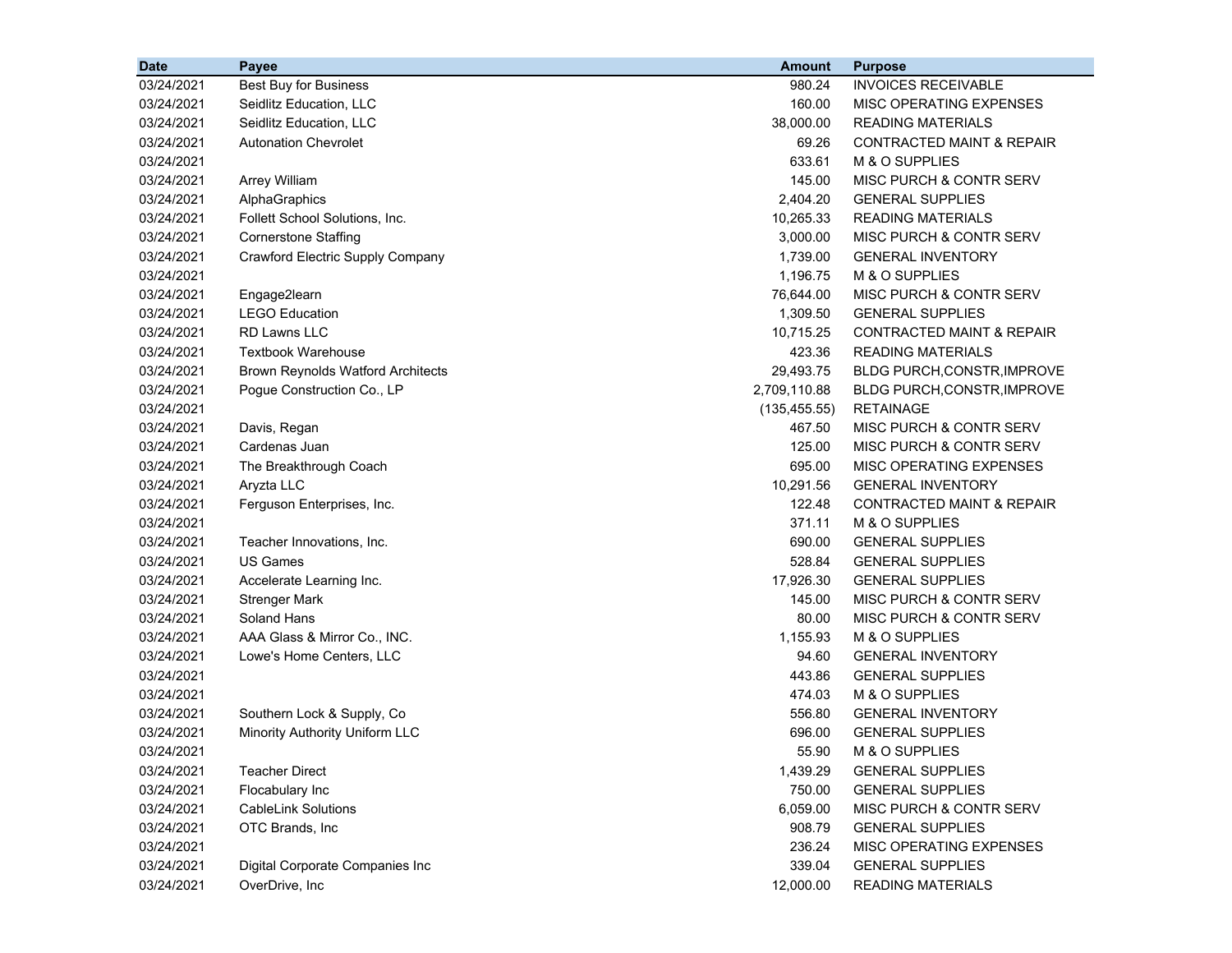| Date | Payee | Amount | Purpose |
|---|---|---|---|
| 03/24/2021 | Best Buy for Business | 980.24 | INVOICES RECEIVABLE |
| 03/24/2021 | Seidlitz Education, LLC | 160.00 | MISC OPERATING EXPENSES |
| 03/24/2021 | Seidlitz Education, LLC | 38,000.00 | READING MATERIALS |
| 03/24/2021 | Autonation Chevrolet | 69.26 | CONTRACTED MAINT & REPAIR |
| 03/24/2021 | | 633.61 | M & O SUPPLIES |
| 03/24/2021 | Arrey William | 145.00 | MISC PURCH & CONTR SERV |
| 03/24/2021 | AlphaGraphics | 2,404.20 | GENERAL SUPPLIES |
| 03/24/2021 | Follett School Solutions, Inc. | 10,265.33 | READING MATERIALS |
| 03/24/2021 | Cornerstone Staffing | 3,000.00 | MISC PURCH & CONTR SERV |
| 03/24/2021 | Crawford Electric Supply Company | 1,739.00 | GENERAL INVENTORY |
| 03/24/2021 | | 1,196.75 | M & O SUPPLIES |
| 03/24/2021 | Engage2learn | 76,644.00 | MISC PURCH & CONTR SERV |
| 03/24/2021 | LEGO Education | 1,309.50 | GENERAL SUPPLIES |
| 03/24/2021 | RD Lawns LLC | 10,715.25 | CONTRACTED MAINT & REPAIR |
| 03/24/2021 | Textbook Warehouse | 423.36 | READING MATERIALS |
| 03/24/2021 | Brown Reynolds Watford Architects | 29,493.75 | BLDG PURCH,CONSTR,IMPROVE |
| 03/24/2021 | Pogue Construction Co., LP | 2,709,110.88 | BLDG PURCH,CONSTR,IMPROVE |
| 03/24/2021 | | (135,455.55) | RETAINAGE |
| 03/24/2021 | Davis, Regan | 467.50 | MISC PURCH & CONTR SERV |
| 03/24/2021 | Cardenas Juan | 125.00 | MISC PURCH & CONTR SERV |
| 03/24/2021 | The Breakthrough Coach | 695.00 | MISC OPERATING EXPENSES |
| 03/24/2021 | Aryzta LLC | 10,291.56 | GENERAL INVENTORY |
| 03/24/2021 | Ferguson Enterprises, Inc. | 122.48 | CONTRACTED MAINT & REPAIR |
| 03/24/2021 | | 371.11 | M & O SUPPLIES |
| 03/24/2021 | Teacher Innovations, Inc. | 690.00 | GENERAL SUPPLIES |
| 03/24/2021 | US Games | 528.84 | GENERAL SUPPLIES |
| 03/24/2021 | Accelerate Learning Inc. | 17,926.30 | GENERAL SUPPLIES |
| 03/24/2021 | Strenger Mark | 145.00 | MISC PURCH & CONTR SERV |
| 03/24/2021 | Soland Hans | 80.00 | MISC PURCH & CONTR SERV |
| 03/24/2021 | AAA Glass & Mirror Co., INC. | 1,155.93 | M & O SUPPLIES |
| 03/24/2021 | Lowe's Home Centers, LLC | 94.60 | GENERAL INVENTORY |
| 03/24/2021 | | 443.86 | GENERAL SUPPLIES |
| 03/24/2021 | | 474.03 | M & O SUPPLIES |
| 03/24/2021 | Southern Lock & Supply, Co | 556.80 | GENERAL INVENTORY |
| 03/24/2021 | Minority Authority Uniform LLC | 696.00 | GENERAL SUPPLIES |
| 03/24/2021 | | 55.90 | M & O SUPPLIES |
| 03/24/2021 | Teacher Direct | 1,439.29 | GENERAL SUPPLIES |
| 03/24/2021 | Flocabulary Inc | 750.00 | GENERAL SUPPLIES |
| 03/24/2021 | CableLink Solutions | 6,059.00 | MISC PURCH & CONTR SERV |
| 03/24/2021 | OTC Brands, Inc | 908.79 | GENERAL SUPPLIES |
| 03/24/2021 | | 236.24 | MISC OPERATING EXPENSES |
| 03/24/2021 | Digital Corporate Companies Inc | 339.04 | GENERAL SUPPLIES |
| 03/24/2021 | OverDrive, Inc | 12,000.00 | READING MATERIALS |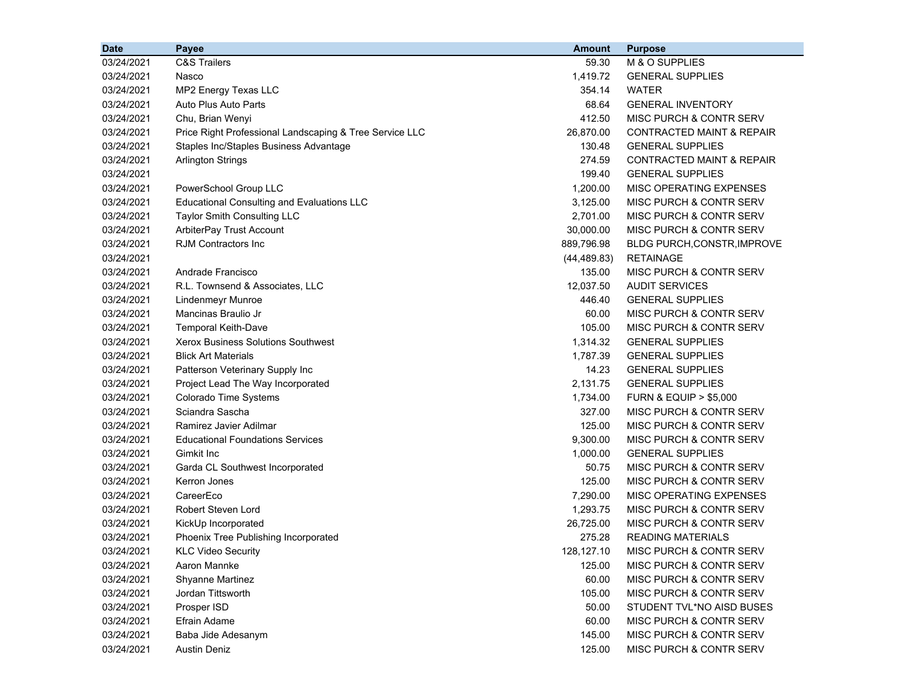| Date | Payee | Amount | Purpose |
|---|---|---|---|
| 03/24/2021 | C&S Trailers | 59.30 | M & O SUPPLIES |
| 03/24/2021 | Nasco | 1,419.72 | GENERAL SUPPLIES |
| 03/24/2021 | MP2 Energy Texas LLC | 354.14 | WATER |
| 03/24/2021 | Auto Plus Auto Parts | 68.64 | GENERAL INVENTORY |
| 03/24/2021 | Chu, Brian Wenyi | 412.50 | MISC PURCH & CONTR SERV |
| 03/24/2021 | Price Right Professional Landscaping & Tree Service LLC | 26,870.00 | CONTRACTED MAINT & REPAIR |
| 03/24/2021 | Staples Inc/Staples Business Advantage | 130.48 | GENERAL SUPPLIES |
| 03/24/2021 | Arlington Strings | 274.59 | CONTRACTED MAINT & REPAIR |
| 03/24/2021 | | 199.40 | GENERAL SUPPLIES |
| 03/24/2021 | PowerSchool Group LLC | 1,200.00 | MISC OPERATING EXPENSES |
| 03/24/2021 | Educational Consulting and Evaluations LLC | 3,125.00 | MISC PURCH & CONTR SERV |
| 03/24/2021 | Taylor Smith Consulting LLC | 2,701.00 | MISC PURCH & CONTR SERV |
| 03/24/2021 | ArbiterPay Trust Account | 30,000.00 | MISC PURCH & CONTR SERV |
| 03/24/2021 | RJM Contractors Inc | 889,796.98 | BLDG PURCH,CONSTR,IMPROVE |
| 03/24/2021 | | (44,489.83) | RETAINAGE |
| 03/24/2021 | Andrade Francisco | 135.00 | MISC PURCH & CONTR SERV |
| 03/24/2021 | R.L. Townsend & Associates, LLC | 12,037.50 | AUDIT SERVICES |
| 03/24/2021 | Lindenmeyr Munroe | 446.40 | GENERAL SUPPLIES |
| 03/24/2021 | Mancinas Braulio Jr | 60.00 | MISC PURCH & CONTR SERV |
| 03/24/2021 | Temporal Keith-Dave | 105.00 | MISC PURCH & CONTR SERV |
| 03/24/2021 | Xerox Business Solutions Southwest | 1,314.32 | GENERAL SUPPLIES |
| 03/24/2021 | Blick Art Materials | 1,787.39 | GENERAL SUPPLIES |
| 03/24/2021 | Patterson Veterinary Supply Inc | 14.23 | GENERAL SUPPLIES |
| 03/24/2021 | Project Lead The Way Incorporated | 2,131.75 | GENERAL SUPPLIES |
| 03/24/2021 | Colorado Time Systems | 1,734.00 | FURN & EQUIP > $5,000 |
| 03/24/2021 | Sciandra Sascha | 327.00 | MISC PURCH & CONTR SERV |
| 03/24/2021 | Ramirez Javier Adilmar | 125.00 | MISC PURCH & CONTR SERV |
| 03/24/2021 | Educational Foundations Services | 9,300.00 | MISC PURCH & CONTR SERV |
| 03/24/2021 | Gimkit Inc | 1,000.00 | GENERAL SUPPLIES |
| 03/24/2021 | Garda CL Southwest Incorporated | 50.75 | MISC PURCH & CONTR SERV |
| 03/24/2021 | Kerron Jones | 125.00 | MISC PURCH & CONTR SERV |
| 03/24/2021 | CareerEco | 7,290.00 | MISC OPERATING EXPENSES |
| 03/24/2021 | Robert Steven Lord | 1,293.75 | MISC PURCH & CONTR SERV |
| 03/24/2021 | KickUp Incorporated | 26,725.00 | MISC PURCH & CONTR SERV |
| 03/24/2021 | Phoenix Tree Publishing Incorporated | 275.28 | READING MATERIALS |
| 03/24/2021 | KLC Video Security | 128,127.10 | MISC PURCH & CONTR SERV |
| 03/24/2021 | Aaron Mannke | 125.00 | MISC PURCH & CONTR SERV |
| 03/24/2021 | Shyanne Martinez | 60.00 | MISC PURCH & CONTR SERV |
| 03/24/2021 | Jordan Tittsworth | 105.00 | MISC PURCH & CONTR SERV |
| 03/24/2021 | Prosper ISD | 50.00 | STUDENT TVL*NO AISD BUSES |
| 03/24/2021 | Efrain Adame | 60.00 | MISC PURCH & CONTR SERV |
| 03/24/2021 | Baba Jide Adesanym | 145.00 | MISC PURCH & CONTR SERV |
| 03/24/2021 | Austin Deniz | 125.00 | MISC PURCH & CONTR SERV |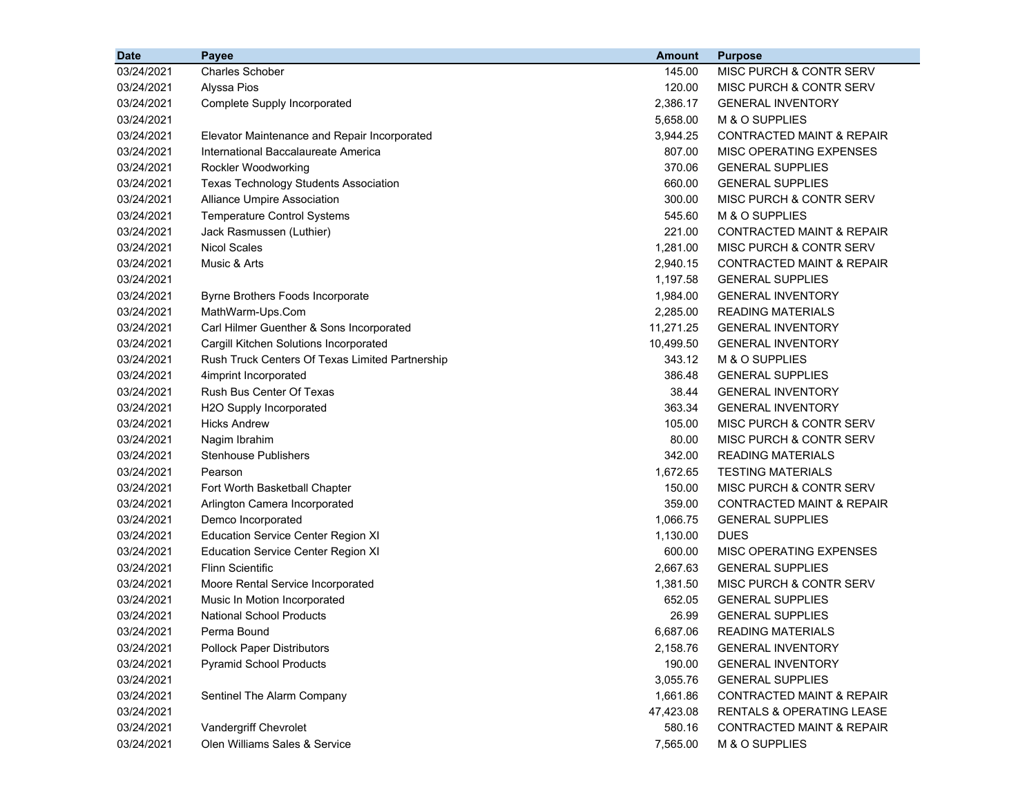| Date | Payee | Amount | Purpose |
|---|---|---|---|
| 03/24/2021 | Charles Schober | 145.00 | MISC PURCH & CONTR SERV |
| 03/24/2021 | Alyssa Pios | 120.00 | MISC PURCH & CONTR SERV |
| 03/24/2021 | Complete Supply Incorporated | 2,386.17 | GENERAL INVENTORY |
| 03/24/2021 | | 5,658.00 | M & O SUPPLIES |
| 03/24/2021 | Elevator Maintenance and Repair Incorporated | 3,944.25 | CONTRACTED MAINT & REPAIR |
| 03/24/2021 | International Baccalaureate America | 807.00 | MISC OPERATING EXPENSES |
| 03/24/2021 | Rockler Woodworking | 370.06 | GENERAL SUPPLIES |
| 03/24/2021 | Texas Technology Students Association | 660.00 | GENERAL SUPPLIES |
| 03/24/2021 | Alliance Umpire Association | 300.00 | MISC PURCH & CONTR SERV |
| 03/24/2021 | Temperature Control Systems | 545.60 | M & O SUPPLIES |
| 03/24/2021 | Jack Rasmussen (Luthier) | 221.00 | CONTRACTED MAINT & REPAIR |
| 03/24/2021 | Nicol Scales | 1,281.00 | MISC PURCH & CONTR SERV |
| 03/24/2021 | Music & Arts | 2,940.15 | CONTRACTED MAINT & REPAIR |
| 03/24/2021 | | 1,197.58 | GENERAL SUPPLIES |
| 03/24/2021 | Byrne Brothers Foods Incorporate | 1,984.00 | GENERAL INVENTORY |
| 03/24/2021 | MathWarm-Ups.Com | 2,285.00 | READING MATERIALS |
| 03/24/2021 | Carl Hilmer Guenther & Sons Incorporated | 11,271.25 | GENERAL INVENTORY |
| 03/24/2021 | Cargill Kitchen Solutions Incorporated | 10,499.50 | GENERAL INVENTORY |
| 03/24/2021 | Rush Truck Centers Of Texas Limited Partnership | 343.12 | M & O SUPPLIES |
| 03/24/2021 | 4imprint Incorporated | 386.48 | GENERAL SUPPLIES |
| 03/24/2021 | Rush Bus Center Of Texas | 38.44 | GENERAL INVENTORY |
| 03/24/2021 | H2O Supply Incorporated | 363.34 | GENERAL INVENTORY |
| 03/24/2021 | Hicks Andrew | 105.00 | MISC PURCH & CONTR SERV |
| 03/24/2021 | Nagim Ibrahim | 80.00 | MISC PURCH & CONTR SERV |
| 03/24/2021 | Stenhouse Publishers | 342.00 | READING MATERIALS |
| 03/24/2021 | Pearson | 1,672.65 | TESTING MATERIALS |
| 03/24/2021 | Fort Worth Basketball Chapter | 150.00 | MISC PURCH & CONTR SERV |
| 03/24/2021 | Arlington Camera Incorporated | 359.00 | CONTRACTED MAINT & REPAIR |
| 03/24/2021 | Demco Incorporated | 1,066.75 | GENERAL SUPPLIES |
| 03/24/2021 | Education Service Center Region XI | 1,130.00 | DUES |
| 03/24/2021 | Education Service Center Region XI | 600.00 | MISC OPERATING EXPENSES |
| 03/24/2021 | Flinn Scientific | 2,667.63 | GENERAL SUPPLIES |
| 03/24/2021 | Moore Rental Service Incorporated | 1,381.50 | MISC PURCH & CONTR SERV |
| 03/24/2021 | Music In Motion Incorporated | 652.05 | GENERAL SUPPLIES |
| 03/24/2021 | National School Products | 26.99 | GENERAL SUPPLIES |
| 03/24/2021 | Perma Bound | 6,687.06 | READING MATERIALS |
| 03/24/2021 | Pollock Paper Distributors | 2,158.76 | GENERAL INVENTORY |
| 03/24/2021 | Pyramid School Products | 190.00 | GENERAL INVENTORY |
| 03/24/2021 | | 3,055.76 | GENERAL SUPPLIES |
| 03/24/2021 | Sentinel The Alarm Company | 1,661.86 | CONTRACTED MAINT & REPAIR |
| 03/24/2021 | | 47,423.08 | RENTALS & OPERATING LEASE |
| 03/24/2021 | Vandergriff Chevrolet | 580.16 | CONTRACTED MAINT & REPAIR |
| 03/24/2021 | Olen Williams Sales & Service | 7,565.00 | M & O SUPPLIES |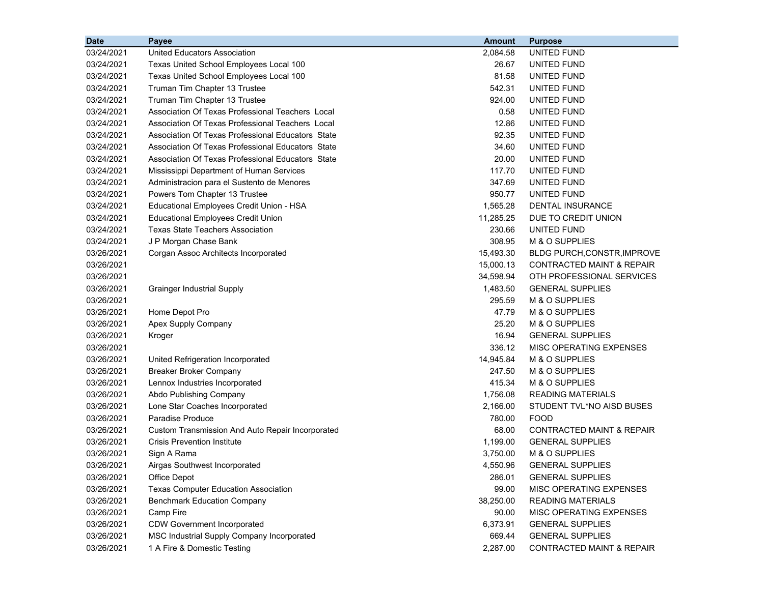| Date | Payee | Amount | Purpose |
|---|---|---|---|
| 03/24/2021 | United Educators Association | 2,084.58 | UNITED FUND |
| 03/24/2021 | Texas United School Employees Local 100 | 26.67 | UNITED FUND |
| 03/24/2021 | Texas United School Employees Local 100 | 81.58 | UNITED FUND |
| 03/24/2021 | Truman Tim Chapter 13 Trustee | 542.31 | UNITED FUND |
| 03/24/2021 | Truman Tim Chapter 13 Trustee | 924.00 | UNITED FUND |
| 03/24/2021 | Association Of Texas Professional Teachers Local | 0.58 | UNITED FUND |
| 03/24/2021 | Association Of Texas Professional Teachers Local | 12.86 | UNITED FUND |
| 03/24/2021 | Association Of Texas Professional Educators State | 92.35 | UNITED FUND |
| 03/24/2021 | Association Of Texas Professional Educators State | 34.60 | UNITED FUND |
| 03/24/2021 | Association Of Texas Professional Educators State | 20.00 | UNITED FUND |
| 03/24/2021 | Mississippi Department of Human Services | 117.70 | UNITED FUND |
| 03/24/2021 | Administracion para el Sustento de Menores | 347.69 | UNITED FUND |
| 03/24/2021 | Powers Tom Chapter 13 Trustee | 950.77 | UNITED FUND |
| 03/24/2021 | Educational Employees Credit Union - HSA | 1,565.28 | DENTAL INSURANCE |
| 03/24/2021 | Educational Employees Credit Union | 11,285.25 | DUE TO CREDIT UNION |
| 03/24/2021 | Texas State Teachers Association | 230.66 | UNITED FUND |
| 03/24/2021 | J P Morgan Chase Bank | 308.95 | M & O SUPPLIES |
| 03/26/2021 | Corgan Assoc Architects Incorporated | 15,493.30 | BLDG PURCH,CONSTR,IMPROVE |
| 03/26/2021 | | 15,000.13 | CONTRACTED MAINT & REPAIR |
| 03/26/2021 | | 34,598.94 | OTH PROFESSIONAL SERVICES |
| 03/26/2021 | Grainger Industrial Supply | 1,483.50 | GENERAL SUPPLIES |
| 03/26/2021 | | 295.59 | M & O SUPPLIES |
| 03/26/2021 | Home Depot Pro | 47.79 | M & O SUPPLIES |
| 03/26/2021 | Apex Supply Company | 25.20 | M & O SUPPLIES |
| 03/26/2021 | Kroger | 16.94 | GENERAL SUPPLIES |
| 03/26/2021 | | 336.12 | MISC OPERATING EXPENSES |
| 03/26/2021 | United Refrigeration Incorporated | 14,945.84 | M & O SUPPLIES |
| 03/26/2021 | Breaker Broker Company | 247.50 | M & O SUPPLIES |
| 03/26/2021 | Lennox Industries Incorporated | 415.34 | M & O SUPPLIES |
| 03/26/2021 | Abdo Publishing Company | 1,756.08 | READING MATERIALS |
| 03/26/2021 | Lone Star Coaches Incorporated | 2,166.00 | STUDENT TVL*NO AISD BUSES |
| 03/26/2021 | Paradise Produce | 780.00 | FOOD |
| 03/26/2021 | Custom Transmission And Auto Repair Incorporated | 68.00 | CONTRACTED MAINT & REPAIR |
| 03/26/2021 | Crisis Prevention Institute | 1,199.00 | GENERAL SUPPLIES |
| 03/26/2021 | Sign A Rama | 3,750.00 | M & O SUPPLIES |
| 03/26/2021 | Airgas Southwest Incorporated | 4,550.96 | GENERAL SUPPLIES |
| 03/26/2021 | Office Depot | 286.01 | GENERAL SUPPLIES |
| 03/26/2021 | Texas Computer Education Association | 99.00 | MISC OPERATING EXPENSES |
| 03/26/2021 | Benchmark Education Company | 38,250.00 | READING MATERIALS |
| 03/26/2021 | Camp Fire | 90.00 | MISC OPERATING EXPENSES |
| 03/26/2021 | CDW Government Incorporated | 6,373.91 | GENERAL SUPPLIES |
| 03/26/2021 | MSC Industrial Supply Company Incorporated | 669.44 | GENERAL SUPPLIES |
| 03/26/2021 | 1 A Fire & Domestic Testing | 2,287.00 | CONTRACTED MAINT & REPAIR |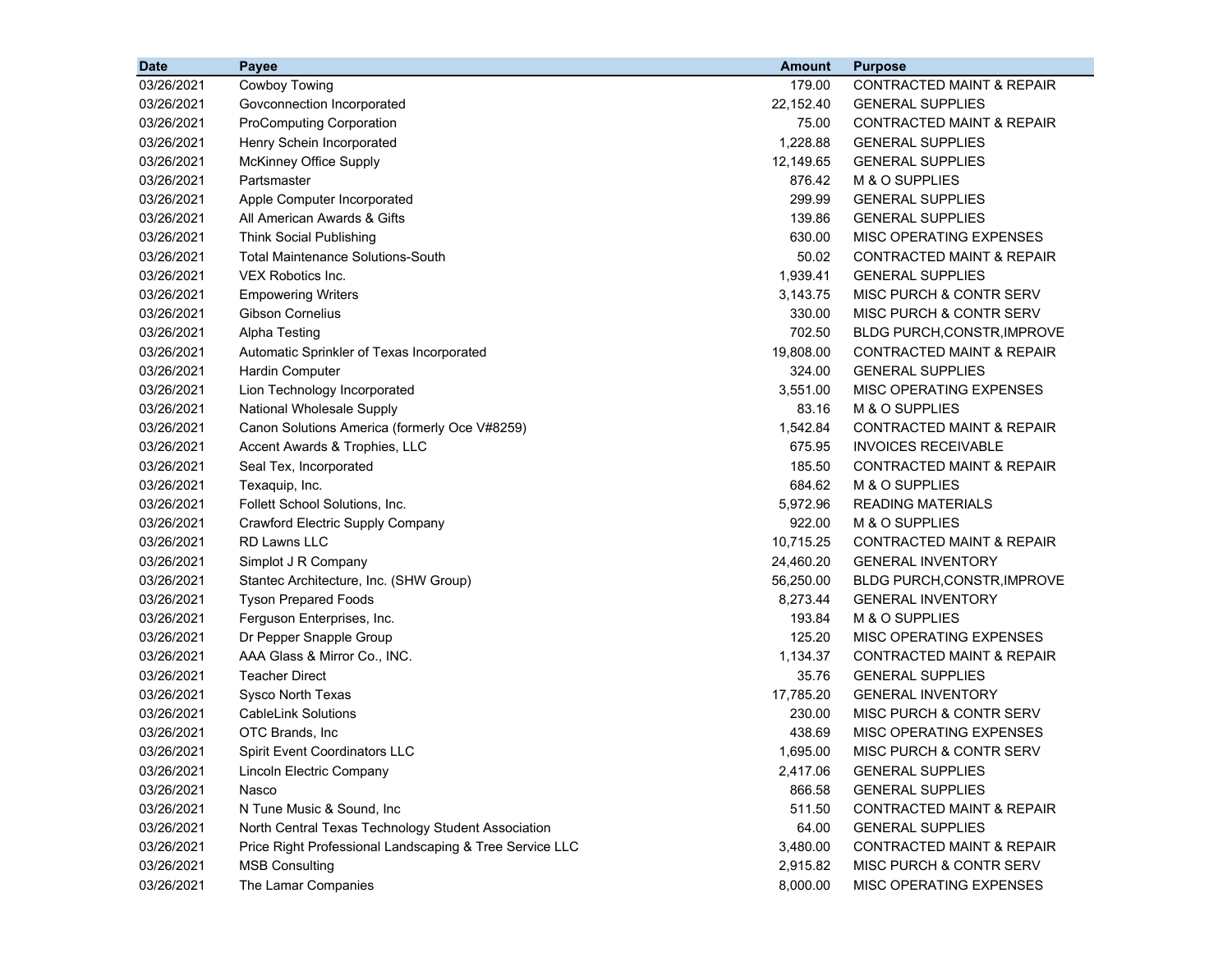| Date | Payee | Amount | Purpose |
|---|---|---|---|
| 03/26/2021 | Cowboy Towing | 179.00 | CONTRACTED MAINT & REPAIR |
| 03/26/2021 | Govconnection Incorporated | 22,152.40 | GENERAL SUPPLIES |
| 03/26/2021 | ProComputing Corporation | 75.00 | CONTRACTED MAINT & REPAIR |
| 03/26/2021 | Henry Schein Incorporated | 1,228.88 | GENERAL SUPPLIES |
| 03/26/2021 | McKinney Office Supply | 12,149.65 | GENERAL SUPPLIES |
| 03/26/2021 | Partsmaster | 876.42 | M & O SUPPLIES |
| 03/26/2021 | Apple Computer Incorporated | 299.99 | GENERAL SUPPLIES |
| 03/26/2021 | All American Awards & Gifts | 139.86 | GENERAL SUPPLIES |
| 03/26/2021 | Think Social Publishing | 630.00 | MISC OPERATING EXPENSES |
| 03/26/2021 | Total Maintenance Solutions-South | 50.02 | CONTRACTED MAINT & REPAIR |
| 03/26/2021 | VEX Robotics Inc. | 1,939.41 | GENERAL SUPPLIES |
| 03/26/2021 | Empowering Writers | 3,143.75 | MISC PURCH & CONTR SERV |
| 03/26/2021 | Gibson Cornelius | 330.00 | MISC PURCH & CONTR SERV |
| 03/26/2021 | Alpha Testing | 702.50 | BLDG PURCH,CONSTR,IMPROVE |
| 03/26/2021 | Automatic Sprinkler of Texas Incorporated | 19,808.00 | CONTRACTED MAINT & REPAIR |
| 03/26/2021 | Hardin Computer | 324.00 | GENERAL SUPPLIES |
| 03/26/2021 | Lion Technology Incorporated | 3,551.00 | MISC OPERATING EXPENSES |
| 03/26/2021 | National Wholesale Supply | 83.16 | M & O SUPPLIES |
| 03/26/2021 | Canon Solutions America (formerly Oce V#8259) | 1,542.84 | CONTRACTED MAINT & REPAIR |
| 03/26/2021 | Accent Awards & Trophies, LLC | 675.95 | INVOICES RECEIVABLE |
| 03/26/2021 | Seal Tex, Incorporated | 185.50 | CONTRACTED MAINT & REPAIR |
| 03/26/2021 | Texaquip, Inc. | 684.62 | M & O SUPPLIES |
| 03/26/2021 | Follett School Solutions, Inc. | 5,972.96 | READING MATERIALS |
| 03/26/2021 | Crawford Electric Supply Company | 922.00 | M & O SUPPLIES |
| 03/26/2021 | RD Lawns LLC | 10,715.25 | CONTRACTED MAINT & REPAIR |
| 03/26/2021 | Simplot J R Company | 24,460.20 | GENERAL INVENTORY |
| 03/26/2021 | Stantec Architecture, Inc. (SHW Group) | 56,250.00 | BLDG PURCH,CONSTR,IMPROVE |
| 03/26/2021 | Tyson Prepared Foods | 8,273.44 | GENERAL INVENTORY |
| 03/26/2021 | Ferguson Enterprises, Inc. | 193.84 | M & O SUPPLIES |
| 03/26/2021 | Dr Pepper Snapple Group | 125.20 | MISC OPERATING EXPENSES |
| 03/26/2021 | AAA Glass & Mirror Co., INC. | 1,134.37 | CONTRACTED MAINT & REPAIR |
| 03/26/2021 | Teacher Direct | 35.76 | GENERAL SUPPLIES |
| 03/26/2021 | Sysco North Texas | 17,785.20 | GENERAL INVENTORY |
| 03/26/2021 | CableLink Solutions | 230.00 | MISC PURCH & CONTR SERV |
| 03/26/2021 | OTC Brands, Inc | 438.69 | MISC OPERATING EXPENSES |
| 03/26/2021 | Spirit Event Coordinators LLC | 1,695.00 | MISC PURCH & CONTR SERV |
| 03/26/2021 | Lincoln Electric Company | 2,417.06 | GENERAL SUPPLIES |
| 03/26/2021 | Nasco | 866.58 | GENERAL SUPPLIES |
| 03/26/2021 | N Tune Music & Sound, Inc | 511.50 | CONTRACTED MAINT & REPAIR |
| 03/26/2021 | North Central Texas Technology Student Association | 64.00 | GENERAL SUPPLIES |
| 03/26/2021 | Price Right Professional Landscaping & Tree Service LLC | 3,480.00 | CONTRACTED MAINT & REPAIR |
| 03/26/2021 | MSB Consulting | 2,915.82 | MISC PURCH & CONTR SERV |
| 03/26/2021 | The Lamar Companies | 8,000.00 | MISC OPERATING EXPENSES |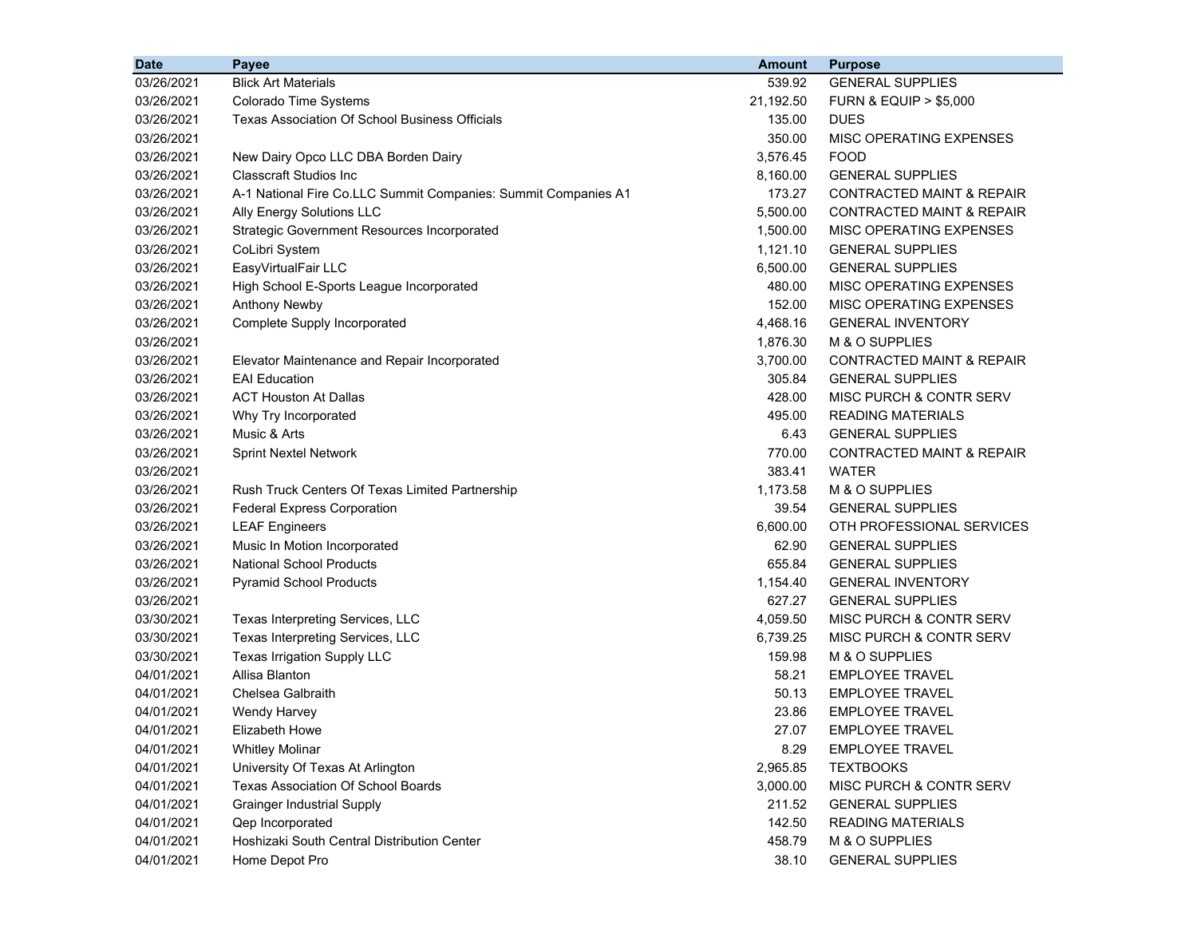| Date | Payee | Amount | Purpose |
|---|---|---|---|
| 03/26/2021 | Blick Art Materials | 539.92 | GENERAL SUPPLIES |
| 03/26/2021 | Colorado Time Systems | 21,192.50 | FURN & EQUIP > $5,000 |
| 03/26/2021 | Texas Association Of School Business Officials | 135.00 | DUES |
| 03/26/2021 | | 350.00 | MISC OPERATING EXPENSES |
| 03/26/2021 | New Dairy Opco LLC DBA Borden Dairy | 3,576.45 | FOOD |
| 03/26/2021 | Classcraft Studios Inc | 8,160.00 | GENERAL SUPPLIES |
| 03/26/2021 | A-1 National Fire Co.LLC Summit Companies: Summit Companies A1 | 173.27 | CONTRACTED MAINT & REPAIR |
| 03/26/2021 | Ally Energy Solutions LLC | 5,500.00 | CONTRACTED MAINT & REPAIR |
| 03/26/2021 | Strategic Government Resources Incorporated | 1,500.00 | MISC OPERATING EXPENSES |
| 03/26/2021 | CoLibri System | 1,121.10 | GENERAL SUPPLIES |
| 03/26/2021 | EasyVirtualFair LLC | 6,500.00 | GENERAL SUPPLIES |
| 03/26/2021 | High School E-Sports League Incorporated | 480.00 | MISC OPERATING EXPENSES |
| 03/26/2021 | Anthony Newby | 152.00 | MISC OPERATING EXPENSES |
| 03/26/2021 | Complete Supply Incorporated | 4,468.16 | GENERAL INVENTORY |
| 03/26/2021 | | 1,876.30 | M & O SUPPLIES |
| 03/26/2021 | Elevator Maintenance and Repair Incorporated | 3,700.00 | CONTRACTED MAINT & REPAIR |
| 03/26/2021 | EAI Education | 305.84 | GENERAL SUPPLIES |
| 03/26/2021 | ACT Houston At Dallas | 428.00 | MISC PURCH & CONTR SERV |
| 03/26/2021 | Why Try Incorporated | 495.00 | READING MATERIALS |
| 03/26/2021 | Music & Arts | 6.43 | GENERAL SUPPLIES |
| 03/26/2021 | Sprint Nextel Network | 770.00 | CONTRACTED MAINT & REPAIR |
| 03/26/2021 | | 383.41 | WATER |
| 03/26/2021 | Rush Truck Centers Of Texas Limited Partnership | 1,173.58 | M & O SUPPLIES |
| 03/26/2021 | Federal Express Corporation | 39.54 | GENERAL SUPPLIES |
| 03/26/2021 | LEAF Engineers | 6,600.00 | OTH PROFESSIONAL SERVICES |
| 03/26/2021 | Music In Motion Incorporated | 62.90 | GENERAL SUPPLIES |
| 03/26/2021 | National School Products | 655.84 | GENERAL SUPPLIES |
| 03/26/2021 | Pyramid School Products | 1,154.40 | GENERAL INVENTORY |
| 03/26/2021 | | 627.27 | GENERAL SUPPLIES |
| 03/30/2021 | Texas Interpreting Services, LLC | 4,059.50 | MISC PURCH & CONTR SERV |
| 03/30/2021 | Texas Interpreting Services, LLC | 6,739.25 | MISC PURCH & CONTR SERV |
| 03/30/2021 | Texas Irrigation Supply LLC | 159.98 | M & O SUPPLIES |
| 04/01/2021 | Allisa Blanton | 58.21 | EMPLOYEE TRAVEL |
| 04/01/2021 | Chelsea Galbraith | 50.13 | EMPLOYEE TRAVEL |
| 04/01/2021 | Wendy Harvey | 23.86 | EMPLOYEE TRAVEL |
| 04/01/2021 | Elizabeth Howe | 27.07 | EMPLOYEE TRAVEL |
| 04/01/2021 | Whitley Molinar | 8.29 | EMPLOYEE TRAVEL |
| 04/01/2021 | University Of Texas At Arlington | 2,965.85 | TEXTBOOKS |
| 04/01/2021 | Texas Association Of School Boards | 3,000.00 | MISC PURCH & CONTR SERV |
| 04/01/2021 | Grainger Industrial Supply | 211.52 | GENERAL SUPPLIES |
| 04/01/2021 | Qep Incorporated | 142.50 | READING MATERIALS |
| 04/01/2021 | Hoshizaki South Central Distribution Center | 458.79 | M & O SUPPLIES |
| 04/01/2021 | Home Depot Pro | 38.10 | GENERAL SUPPLIES |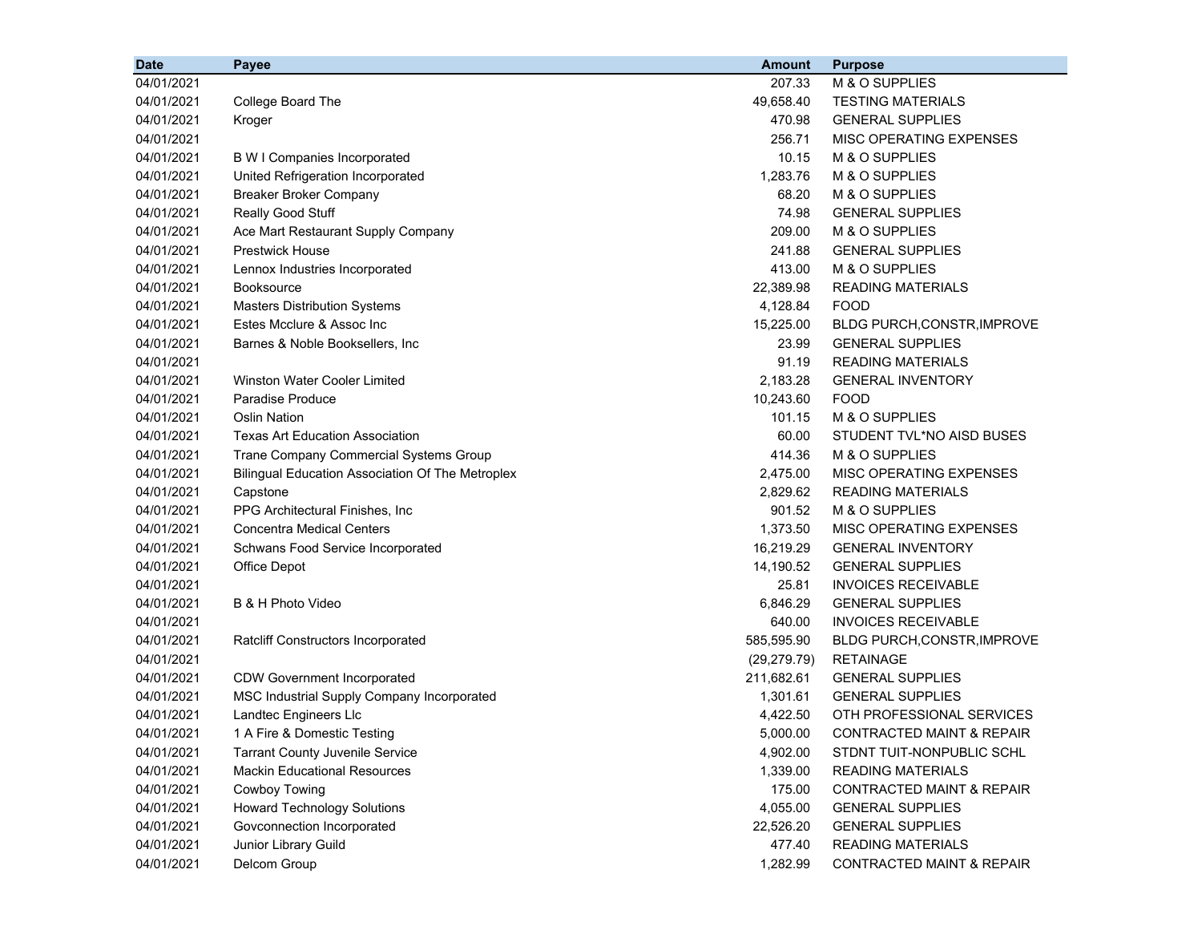| Date | Payee | Amount | Purpose |
|---|---|---|---|
| 04/01/2021 | | 207.33 | M & O SUPPLIES |
| 04/01/2021 | College Board The | 49,658.40 | TESTING MATERIALS |
| 04/01/2021 | Kroger | 470.98 | GENERAL SUPPLIES |
| 04/01/2021 | | 256.71 | MISC OPERATING EXPENSES |
| 04/01/2021 | B W I Companies Incorporated | 10.15 | M & O SUPPLIES |
| 04/01/2021 | United Refrigeration Incorporated | 1,283.76 | M & O SUPPLIES |
| 04/01/2021 | Breaker Broker Company | 68.20 | M & O SUPPLIES |
| 04/01/2021 | Really Good Stuff | 74.98 | GENERAL SUPPLIES |
| 04/01/2021 | Ace Mart Restaurant Supply Company | 209.00 | M & O SUPPLIES |
| 04/01/2021 | Prestwick House | 241.88 | GENERAL SUPPLIES |
| 04/01/2021 | Lennox Industries Incorporated | 413.00 | M & O SUPPLIES |
| 04/01/2021 | Booksource | 22,389.98 | READING MATERIALS |
| 04/01/2021 | Masters Distribution Systems | 4,128.84 | FOOD |
| 04/01/2021 | Estes Mcclure & Assoc Inc | 15,225.00 | BLDG PURCH,CONSTR,IMPROVE |
| 04/01/2021 | Barnes & Noble Booksellers, Inc | 23.99 | GENERAL SUPPLIES |
| 04/01/2021 | | 91.19 | READING MATERIALS |
| 04/01/2021 | Winston Water Cooler Limited | 2,183.28 | GENERAL INVENTORY |
| 04/01/2021 | Paradise Produce | 10,243.60 | FOOD |
| 04/01/2021 | Oslin Nation | 101.15 | M & O SUPPLIES |
| 04/01/2021 | Texas Art Education Association | 60.00 | STUDENT TVL*NO AISD BUSES |
| 04/01/2021 | Trane Company Commercial Systems Group | 414.36 | M & O SUPPLIES |
| 04/01/2021 | Bilingual Education Association Of The Metroplex | 2,475.00 | MISC OPERATING EXPENSES |
| 04/01/2021 | Capstone | 2,829.62 | READING MATERIALS |
| 04/01/2021 | PPG Architectural Finishes, Inc | 901.52 | M & O SUPPLIES |
| 04/01/2021 | Concentra Medical Centers | 1,373.50 | MISC OPERATING EXPENSES |
| 04/01/2021 | Schwans Food Service Incorporated | 16,219.29 | GENERAL INVENTORY |
| 04/01/2021 | Office Depot | 14,190.52 | GENERAL SUPPLIES |
| 04/01/2021 | | 25.81 | INVOICES RECEIVABLE |
| 04/01/2021 | B & H Photo Video | 6,846.29 | GENERAL SUPPLIES |
| 04/01/2021 | | 640.00 | INVOICES RECEIVABLE |
| 04/01/2021 | Ratcliff Constructors Incorporated | 585,595.90 | BLDG PURCH,CONSTR,IMPROVE |
| 04/01/2021 | | (29,279.79) | RETAINAGE |
| 04/01/2021 | CDW Government Incorporated | 211,682.61 | GENERAL SUPPLIES |
| 04/01/2021 | MSC Industrial Supply Company Incorporated | 1,301.61 | GENERAL SUPPLIES |
| 04/01/2021 | Landtec Engineers Llc | 4,422.50 | OTH PROFESSIONAL SERVICES |
| 04/01/2021 | 1 A Fire & Domestic Testing | 5,000.00 | CONTRACTED MAINT & REPAIR |
| 04/01/2021 | Tarrant County Juvenile Service | 4,902.00 | STDNT TUIT-NONPUBLIC SCHL |
| 04/01/2021 | Mackin Educational Resources | 1,339.00 | READING MATERIALS |
| 04/01/2021 | Cowboy Towing | 175.00 | CONTRACTED MAINT & REPAIR |
| 04/01/2021 | Howard Technology Solutions | 4,055.00 | GENERAL SUPPLIES |
| 04/01/2021 | Govconnection Incorporated | 22,526.20 | GENERAL SUPPLIES |
| 04/01/2021 | Junior Library Guild | 477.40 | READING MATERIALS |
| 04/01/2021 | Delcom Group | 1,282.99 | CONTRACTED MAINT & REPAIR |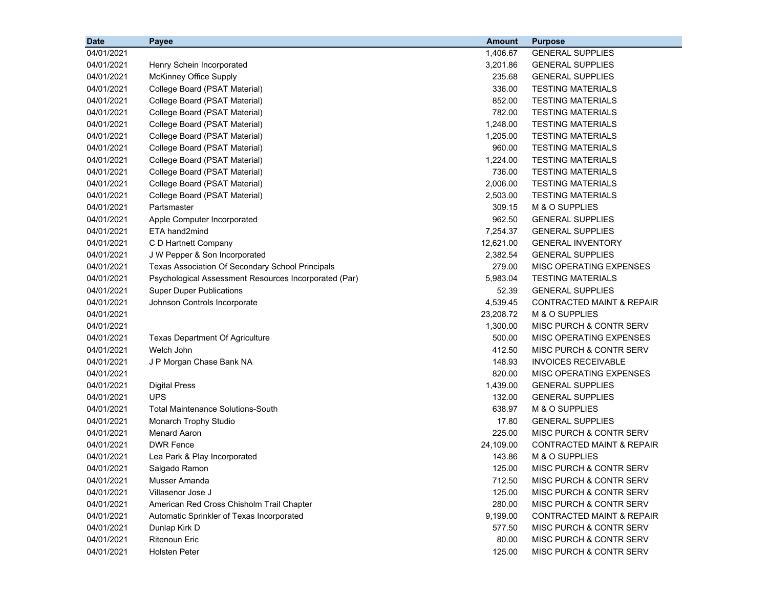| Date | Payee | Amount | Purpose |
|---|---|---|---|
| 04/01/2021 | | 1,406.67 | GENERAL SUPPLIES |
| 04/01/2021 | Henry Schein Incorporated | 3,201.86 | GENERAL SUPPLIES |
| 04/01/2021 | McKinney Office Supply | 235.68 | GENERAL SUPPLIES |
| 04/01/2021 | College Board (PSAT Material) | 336.00 | TESTING MATERIALS |
| 04/01/2021 | College Board (PSAT Material) | 852.00 | TESTING MATERIALS |
| 04/01/2021 | College Board (PSAT Material) | 782.00 | TESTING MATERIALS |
| 04/01/2021 | College Board (PSAT Material) | 1,248.00 | TESTING MATERIALS |
| 04/01/2021 | College Board (PSAT Material) | 1,205.00 | TESTING MATERIALS |
| 04/01/2021 | College Board (PSAT Material) | 960.00 | TESTING MATERIALS |
| 04/01/2021 | College Board (PSAT Material) | 1,224.00 | TESTING MATERIALS |
| 04/01/2021 | College Board (PSAT Material) | 736.00 | TESTING MATERIALS |
| 04/01/2021 | College Board (PSAT Material) | 2,006.00 | TESTING MATERIALS |
| 04/01/2021 | College Board (PSAT Material) | 2,503.00 | TESTING MATERIALS |
| 04/01/2021 | Partsmaster | 309.15 | M & O SUPPLIES |
| 04/01/2021 | Apple Computer Incorporated | 962.50 | GENERAL SUPPLIES |
| 04/01/2021 | ETA hand2mind | 7,254.37 | GENERAL SUPPLIES |
| 04/01/2021 | C D Hartnett Company | 12,621.00 | GENERAL INVENTORY |
| 04/01/2021 | J W Pepper & Son Incorporated | 2,382.54 | GENERAL SUPPLIES |
| 04/01/2021 | Texas Association Of Secondary School Principals | 279.00 | MISC OPERATING EXPENSES |
| 04/01/2021 | Psychological Assessment Resources Incorporated (Par) | 5,983.04 | TESTING MATERIALS |
| 04/01/2021 | Super Duper Publications | 52.39 | GENERAL SUPPLIES |
| 04/01/2021 | Johnson Controls Incorporate | 4,539.45 | CONTRACTED MAINT & REPAIR |
| 04/01/2021 | | 23,208.72 | M & O SUPPLIES |
| 04/01/2021 | | 1,300.00 | MISC PURCH & CONTR SERV |
| 04/01/2021 | Texas Department Of Agriculture | 500.00 | MISC OPERATING EXPENSES |
| 04/01/2021 | Welch John | 412.50 | MISC PURCH & CONTR SERV |
| 04/01/2021 | J P Morgan Chase Bank NA | 148.93 | INVOICES RECEIVABLE |
| 04/01/2021 | | 820.00 | MISC OPERATING EXPENSES |
| 04/01/2021 | Digital Press | 1,439.00 | GENERAL SUPPLIES |
| 04/01/2021 | UPS | 132.00 | GENERAL SUPPLIES |
| 04/01/2021 | Total Maintenance Solutions-South | 638.97 | M & O SUPPLIES |
| 04/01/2021 | Monarch Trophy Studio | 17.80 | GENERAL SUPPLIES |
| 04/01/2021 | Menard Aaron | 225.00 | MISC PURCH & CONTR SERV |
| 04/01/2021 | DWR Fence | 24,109.00 | CONTRACTED MAINT & REPAIR |
| 04/01/2021 | Lea Park & Play Incorporated | 143.86 | M & O SUPPLIES |
| 04/01/2021 | Salgado Ramon | 125.00 | MISC PURCH & CONTR SERV |
| 04/01/2021 | Musser Amanda | 712.50 | MISC PURCH & CONTR SERV |
| 04/01/2021 | Villasenor Jose J | 125.00 | MISC PURCH & CONTR SERV |
| 04/01/2021 | American Red Cross Chisholm Trail Chapter | 280.00 | MISC PURCH & CONTR SERV |
| 04/01/2021 | Automatic Sprinkler of Texas Incorporated | 9,199.00 | CONTRACTED MAINT & REPAIR |
| 04/01/2021 | Dunlap Kirk D | 577.50 | MISC PURCH & CONTR SERV |
| 04/01/2021 | Ritenoun Eric | 80.00 | MISC PURCH & CONTR SERV |
| 04/01/2021 | Holsten Peter | 125.00 | MISC PURCH & CONTR SERV |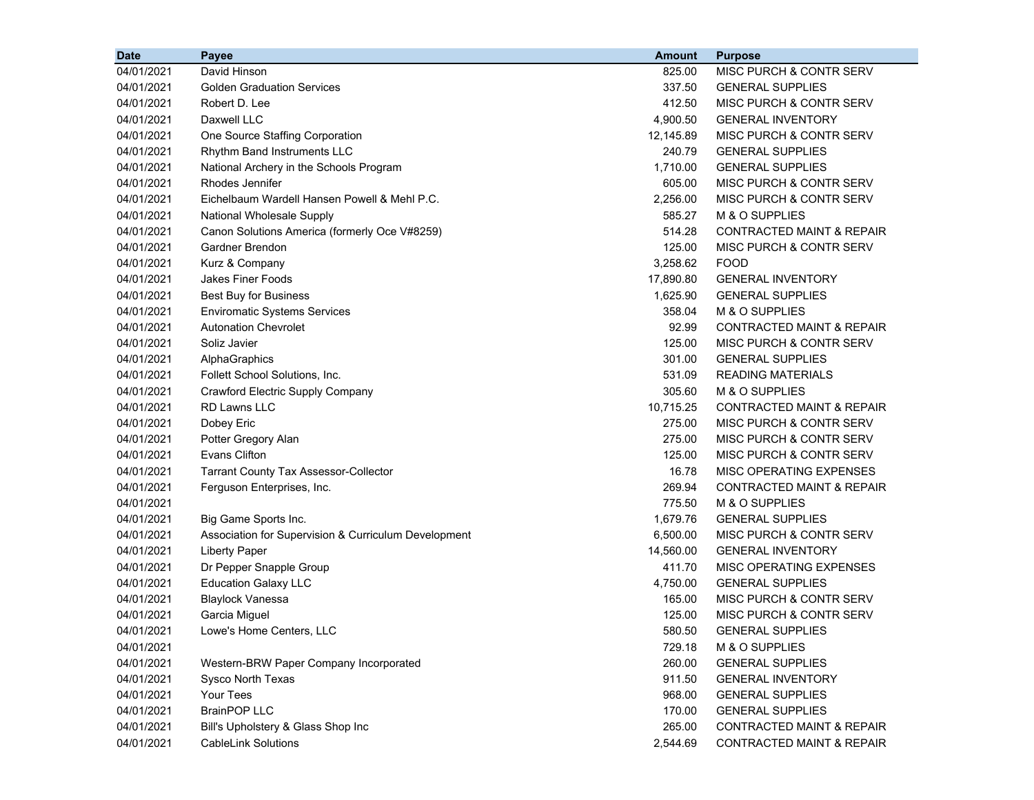| Date | Payee | Amount | Purpose |
|---|---|---|---|
| 04/01/2021 | David Hinson | 825.00 | MISC PURCH & CONTR SERV |
| 04/01/2021 | Golden Graduation Services | 337.50 | GENERAL SUPPLIES |
| 04/01/2021 | Robert D. Lee | 412.50 | MISC PURCH & CONTR SERV |
| 04/01/2021 | Daxwell LLC | 4,900.50 | GENERAL INVENTORY |
| 04/01/2021 | One Source Staffing Corporation | 12,145.89 | MISC PURCH & CONTR SERV |
| 04/01/2021 | Rhythm Band Instruments LLC | 240.79 | GENERAL SUPPLIES |
| 04/01/2021 | National Archery in the Schools Program | 1,710.00 | GENERAL SUPPLIES |
| 04/01/2021 | Rhodes Jennifer | 605.00 | MISC PURCH & CONTR SERV |
| 04/01/2021 | Eichelbaum Wardell Hansen Powell & Mehl P.C. | 2,256.00 | MISC PURCH & CONTR SERV |
| 04/01/2021 | National Wholesale Supply | 585.27 | M & O SUPPLIES |
| 04/01/2021 | Canon Solutions America (formerly Oce V#8259) | 514.28 | CONTRACTED MAINT & REPAIR |
| 04/01/2021 | Gardner Brendon | 125.00 | MISC PURCH & CONTR SERV |
| 04/01/2021 | Kurz & Company | 3,258.62 | FOOD |
| 04/01/2021 | Jakes Finer Foods | 17,890.80 | GENERAL INVENTORY |
| 04/01/2021 | Best Buy for Business | 1,625.90 | GENERAL SUPPLIES |
| 04/01/2021 | Enviromatic Systems Services | 358.04 | M & O SUPPLIES |
| 04/01/2021 | Autonation Chevrolet | 92.99 | CONTRACTED MAINT & REPAIR |
| 04/01/2021 | Soliz Javier | 125.00 | MISC PURCH & CONTR SERV |
| 04/01/2021 | AlphaGraphics | 301.00 | GENERAL SUPPLIES |
| 04/01/2021 | Follett School Solutions, Inc. | 531.09 | READING MATERIALS |
| 04/01/2021 | Crawford Electric Supply Company | 305.60 | M & O SUPPLIES |
| 04/01/2021 | RD Lawns LLC | 10,715.25 | CONTRACTED MAINT & REPAIR |
| 04/01/2021 | Dobey Eric | 275.00 | MISC PURCH & CONTR SERV |
| 04/01/2021 | Potter Gregory Alan | 275.00 | MISC PURCH & CONTR SERV |
| 04/01/2021 | Evans Clifton | 125.00 | MISC PURCH & CONTR SERV |
| 04/01/2021 | Tarrant County Tax Assessor-Collector | 16.78 | MISC OPERATING EXPENSES |
| 04/01/2021 | Ferguson Enterprises, Inc. | 269.94 | CONTRACTED MAINT & REPAIR |
| 04/01/2021 | | 775.50 | M & O SUPPLIES |
| 04/01/2021 | Big Game Sports Inc. | 1,679.76 | GENERAL SUPPLIES |
| 04/01/2021 | Association for Supervision & Curriculum Development | 6,500.00 | MISC PURCH & CONTR SERV |
| 04/01/2021 | Liberty Paper | 14,560.00 | GENERAL INVENTORY |
| 04/01/2021 | Dr Pepper Snapple Group | 411.70 | MISC OPERATING EXPENSES |
| 04/01/2021 | Education Galaxy LLC | 4,750.00 | GENERAL SUPPLIES |
| 04/01/2021 | Blaylock Vanessa | 165.00 | MISC PURCH & CONTR SERV |
| 04/01/2021 | Garcia Miguel | 125.00 | MISC PURCH & CONTR SERV |
| 04/01/2021 | Lowe's Home Centers, LLC | 580.50 | GENERAL SUPPLIES |
| 04/01/2021 | | 729.18 | M & O SUPPLIES |
| 04/01/2021 | Western-BRW Paper Company Incorporated | 260.00 | GENERAL SUPPLIES |
| 04/01/2021 | Sysco North Texas | 911.50 | GENERAL INVENTORY |
| 04/01/2021 | Your Tees | 968.00 | GENERAL SUPPLIES |
| 04/01/2021 | BrainPOP LLC | 170.00 | GENERAL SUPPLIES |
| 04/01/2021 | Bill's Upholstery & Glass Shop Inc | 265.00 | CONTRACTED MAINT & REPAIR |
| 04/01/2021 | CableLink Solutions | 2,544.69 | CONTRACTED MAINT & REPAIR |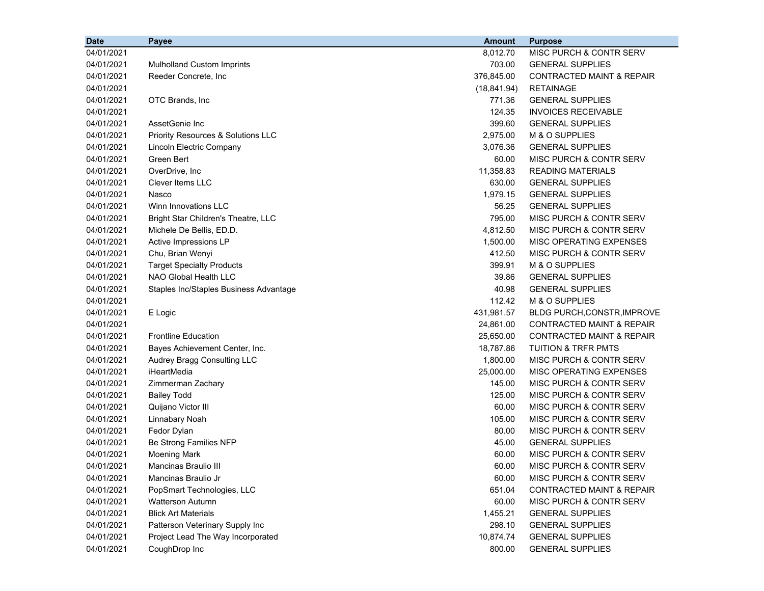| Date | Payee | Amount | Purpose |
|---|---|---|---|
| 04/01/2021 | | 8,012.70 | MISC PURCH & CONTR SERV |
| 04/01/2021 | Mulholland Custom Imprints | 703.00 | GENERAL SUPPLIES |
| 04/01/2021 | Reeder Concrete, Inc | 376,845.00 | CONTRACTED MAINT & REPAIR |
| 04/01/2021 | | (18,841.94) | RETAINAGE |
| 04/01/2021 | OTC Brands, Inc | 771.36 | GENERAL SUPPLIES |
| 04/01/2021 | | 124.35 | INVOICES RECEIVABLE |
| 04/01/2021 | AssetGenie Inc | 399.60 | GENERAL SUPPLIES |
| 04/01/2021 | Priority Resources & Solutions LLC | 2,975.00 | M & O SUPPLIES |
| 04/01/2021 | Lincoln Electric Company | 3,076.36 | GENERAL SUPPLIES |
| 04/01/2021 | Green Bert | 60.00 | MISC PURCH & CONTR SERV |
| 04/01/2021 | OverDrive, Inc | 11,358.83 | READING MATERIALS |
| 04/01/2021 | Clever Items LLC | 630.00 | GENERAL SUPPLIES |
| 04/01/2021 | Nasco | 1,979.15 | GENERAL SUPPLIES |
| 04/01/2021 | Winn Innovations LLC | 56.25 | GENERAL SUPPLIES |
| 04/01/2021 | Bright Star Children's Theatre, LLC | 795.00 | MISC PURCH & CONTR SERV |
| 04/01/2021 | Michele De Bellis, ED.D. | 4,812.50 | MISC PURCH & CONTR SERV |
| 04/01/2021 | Active Impressions LP | 1,500.00 | MISC OPERATING EXPENSES |
| 04/01/2021 | Chu, Brian Wenyi | 412.50 | MISC PURCH & CONTR SERV |
| 04/01/2021 | Target Specialty Products | 399.91 | M & O SUPPLIES |
| 04/01/2021 | NAO Global Health LLC | 39.86 | GENERAL SUPPLIES |
| 04/01/2021 | Staples Inc/Staples Business Advantage | 40.98 | GENERAL SUPPLIES |
| 04/01/2021 | | 112.42 | M & O SUPPLIES |
| 04/01/2021 | E Logic | 431,981.57 | BLDG PURCH,CONSTR,IMPROVE |
| 04/01/2021 | | 24,861.00 | CONTRACTED MAINT & REPAIR |
| 04/01/2021 | Frontline Education | 25,650.00 | CONTRACTED MAINT & REPAIR |
| 04/01/2021 | Bayes Achievement Center, Inc. | 18,787.86 | TUITION & TRFR PMTS |
| 04/01/2021 | Audrey Bragg Consulting LLC | 1,800.00 | MISC PURCH & CONTR SERV |
| 04/01/2021 | iHeartMedia | 25,000.00 | MISC OPERATING EXPENSES |
| 04/01/2021 | Zimmerman Zachary | 145.00 | MISC PURCH & CONTR SERV |
| 04/01/2021 | Bailey Todd | 125.00 | MISC PURCH & CONTR SERV |
| 04/01/2021 | Quijano Victor III | 60.00 | MISC PURCH & CONTR SERV |
| 04/01/2021 | Linnabary Noah | 105.00 | MISC PURCH & CONTR SERV |
| 04/01/2021 | Fedor Dylan | 80.00 | MISC PURCH & CONTR SERV |
| 04/01/2021 | Be Strong Families NFP | 45.00 | GENERAL SUPPLIES |
| 04/01/2021 | Moening Mark | 60.00 | MISC PURCH & CONTR SERV |
| 04/01/2021 | Mancinas Braulio III | 60.00 | MISC PURCH & CONTR SERV |
| 04/01/2021 | Mancinas Braulio Jr | 60.00 | MISC PURCH & CONTR SERV |
| 04/01/2021 | PopSmart Technologies, LLC | 651.04 | CONTRACTED MAINT & REPAIR |
| 04/01/2021 | Watterson Autumn | 60.00 | MISC PURCH & CONTR SERV |
| 04/01/2021 | Blick Art Materials | 1,455.21 | GENERAL SUPPLIES |
| 04/01/2021 | Patterson Veterinary Supply Inc | 298.10 | GENERAL SUPPLIES |
| 04/01/2021 | Project Lead The Way Incorporated | 10,874.74 | GENERAL SUPPLIES |
| 04/01/2021 | CoughDrop Inc | 800.00 | GENERAL SUPPLIES |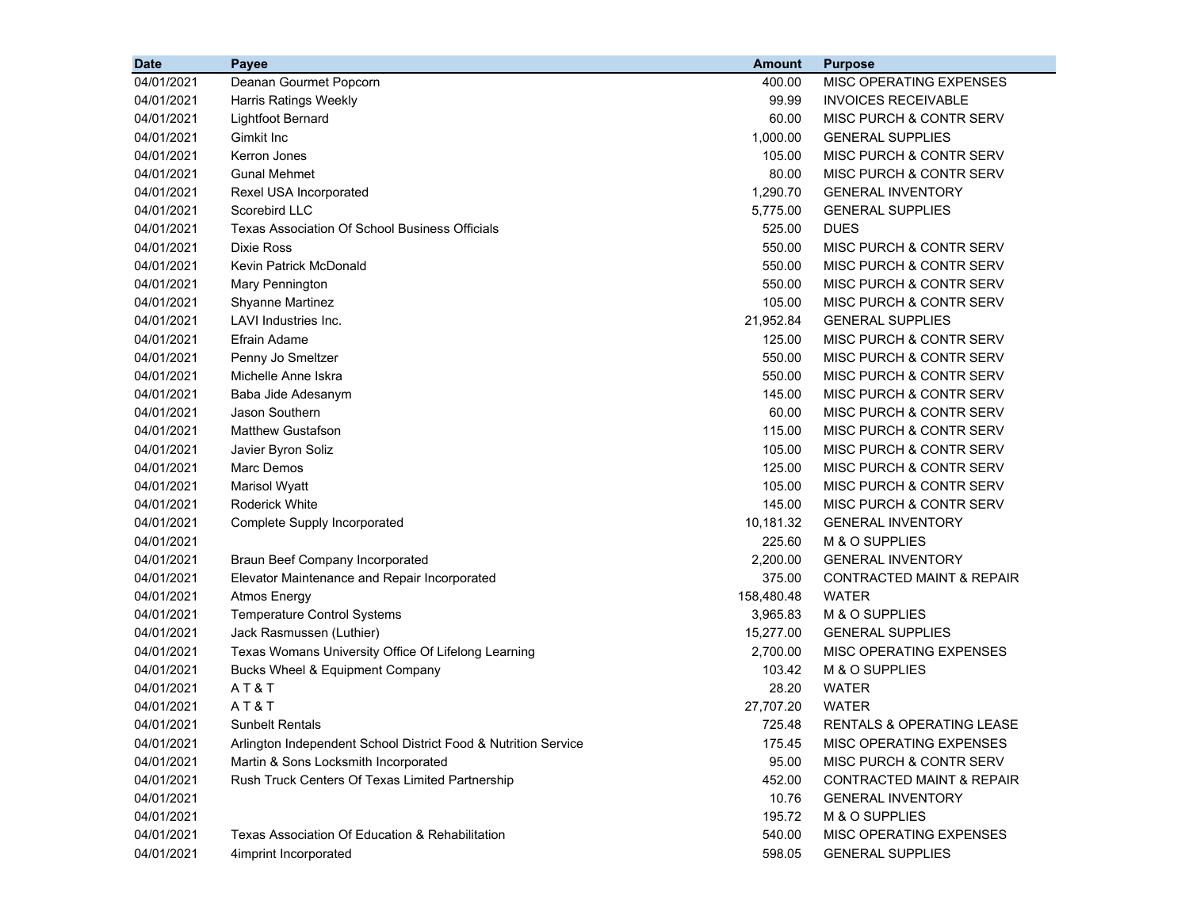| Date | Payee | Amount | Purpose |
|---|---|---|---|
| 04/01/2021 | Deanan Gourmet Popcorn | 400.00 | MISC OPERATING EXPENSES |
| 04/01/2021 | Harris Ratings Weekly | 99.99 | INVOICES RECEIVABLE |
| 04/01/2021 | Lightfoot Bernard | 60.00 | MISC PURCH & CONTR SERV |
| 04/01/2021 | Gimkit Inc | 1,000.00 | GENERAL SUPPLIES |
| 04/01/2021 | Kerron Jones | 105.00 | MISC PURCH & CONTR SERV |
| 04/01/2021 | Gunal Mehmet | 80.00 | MISC PURCH & CONTR SERV |
| 04/01/2021 | Rexel USA Incorporated | 1,290.70 | GENERAL INVENTORY |
| 04/01/2021 | Scorebird LLC | 5,775.00 | GENERAL SUPPLIES |
| 04/01/2021 | Texas Association Of School Business Officials | 525.00 | DUES |
| 04/01/2021 | Dixie Ross | 550.00 | MISC PURCH & CONTR SERV |
| 04/01/2021 | Kevin Patrick McDonald | 550.00 | MISC PURCH & CONTR SERV |
| 04/01/2021 | Mary Pennington | 550.00 | MISC PURCH & CONTR SERV |
| 04/01/2021 | Shyanne Martinez | 105.00 | MISC PURCH & CONTR SERV |
| 04/01/2021 | LAVI Industries Inc. | 21,952.84 | GENERAL SUPPLIES |
| 04/01/2021 | Efrain Adame | 125.00 | MISC PURCH & CONTR SERV |
| 04/01/2021 | Penny Jo Smeltzer | 550.00 | MISC PURCH & CONTR SERV |
| 04/01/2021 | Michelle Anne Iskra | 550.00 | MISC PURCH & CONTR SERV |
| 04/01/2021 | Baba Jide Adesanym | 145.00 | MISC PURCH & CONTR SERV |
| 04/01/2021 | Jason Southern | 60.00 | MISC PURCH & CONTR SERV |
| 04/01/2021 | Matthew Gustafson | 115.00 | MISC PURCH & CONTR SERV |
| 04/01/2021 | Javier Byron Soliz | 105.00 | MISC PURCH & CONTR SERV |
| 04/01/2021 | Marc Demos | 125.00 | MISC PURCH & CONTR SERV |
| 04/01/2021 | Marisol Wyatt | 105.00 | MISC PURCH & CONTR SERV |
| 04/01/2021 | Roderick White | 145.00 | MISC PURCH & CONTR SERV |
| 04/01/2021 | Complete Supply Incorporated | 10,181.32 | GENERAL INVENTORY |
| 04/01/2021 | | 225.60 | M & O SUPPLIES |
| 04/01/2021 | Braun Beef Company Incorporated | 2,200.00 | GENERAL INVENTORY |
| 04/01/2021 | Elevator Maintenance and Repair Incorporated | 375.00 | CONTRACTED MAINT & REPAIR |
| 04/01/2021 | Atmos Energy | 158,480.48 | WATER |
| 04/01/2021 | Temperature Control Systems | 3,965.83 | M & O SUPPLIES |
| 04/01/2021 | Jack Rasmussen (Luthier) | 15,277.00 | GENERAL SUPPLIES |
| 04/01/2021 | Texas Womans University Office Of Lifelong Learning | 2,700.00 | MISC OPERATING EXPENSES |
| 04/01/2021 | Bucks Wheel & Equipment Company | 103.42 | M & O SUPPLIES |
| 04/01/2021 | A T & T | 28.20 | WATER |
| 04/01/2021 | A T & T | 27,707.20 | WATER |
| 04/01/2021 | Sunbelt Rentals | 725.48 | RENTALS & OPERATING LEASE |
| 04/01/2021 | Arlington Independent School District Food & Nutrition Service | 175.45 | MISC OPERATING EXPENSES |
| 04/01/2021 | Martin & Sons Locksmith Incorporated | 95.00 | MISC PURCH & CONTR SERV |
| 04/01/2021 | Rush Truck Centers Of Texas Limited Partnership | 452.00 | CONTRACTED MAINT & REPAIR |
| 04/01/2021 | | 10.76 | GENERAL INVENTORY |
| 04/01/2021 | | 195.72 | M & O SUPPLIES |
| 04/01/2021 | Texas Association Of Education & Rehabilitation | 540.00 | MISC OPERATING EXPENSES |
| 04/01/2021 | 4imprint Incorporated | 598.05 | GENERAL SUPPLIES |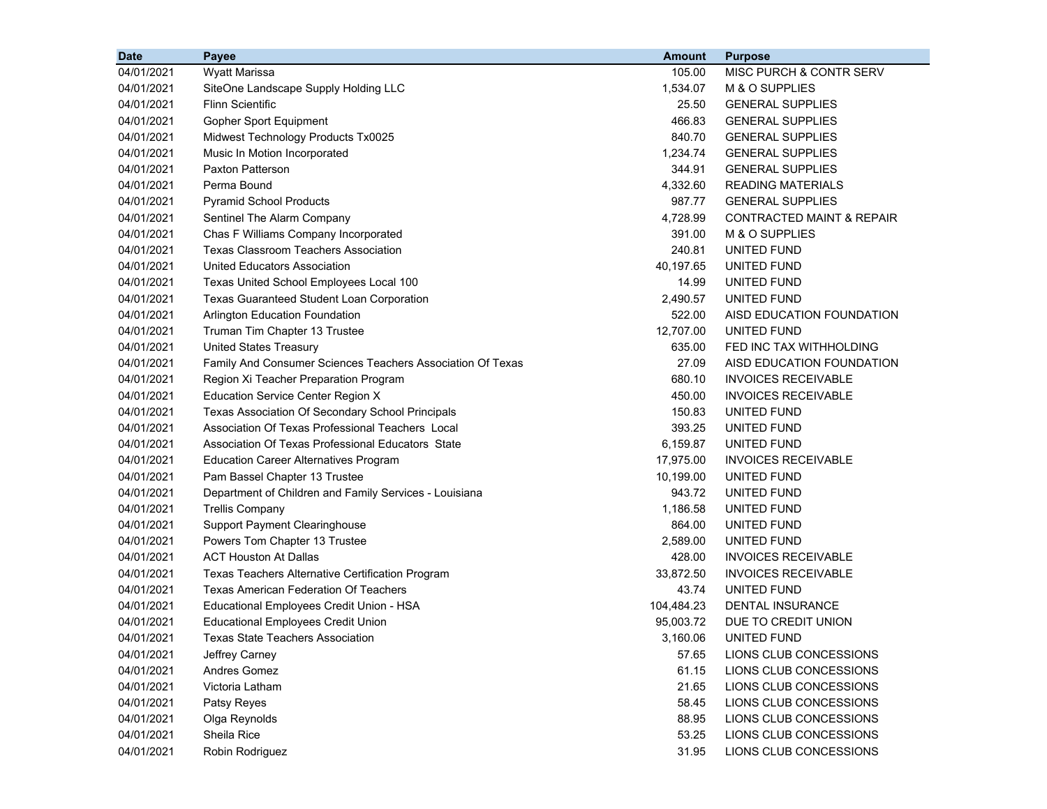| Date | Payee | Amount | Purpose |
|---|---|---|---|
| 04/01/2021 | Wyatt Marissa | 105.00 | MISC PURCH & CONTR SERV |
| 04/01/2021 | SiteOne Landscape Supply Holding LLC | 1,534.07 | M & O SUPPLIES |
| 04/01/2021 | Flinn Scientific | 25.50 | GENERAL SUPPLIES |
| 04/01/2021 | Gopher Sport Equipment | 466.83 | GENERAL SUPPLIES |
| 04/01/2021 | Midwest Technology Products Tx0025 | 840.70 | GENERAL SUPPLIES |
| 04/01/2021 | Music In Motion Incorporated | 1,234.74 | GENERAL SUPPLIES |
| 04/01/2021 | Paxton Patterson | 344.91 | GENERAL SUPPLIES |
| 04/01/2021 | Perma Bound | 4,332.60 | READING MATERIALS |
| 04/01/2021 | Pyramid School Products | 987.77 | GENERAL SUPPLIES |
| 04/01/2021 | Sentinel The Alarm Company | 4,728.99 | CONTRACTED MAINT & REPAIR |
| 04/01/2021 | Chas F Williams Company Incorporated | 391.00 | M & O SUPPLIES |
| 04/01/2021 | Texas Classroom Teachers Association | 240.81 | UNITED FUND |
| 04/01/2021 | United Educators Association | 40,197.65 | UNITED FUND |
| 04/01/2021 | Texas United School Employees Local 100 | 14.99 | UNITED FUND |
| 04/01/2021 | Texas Guaranteed Student Loan Corporation | 2,490.57 | UNITED FUND |
| 04/01/2021 | Arlington Education Foundation | 522.00 | AISD EDUCATION FOUNDATION |
| 04/01/2021 | Truman Tim Chapter 13 Trustee | 12,707.00 | UNITED FUND |
| 04/01/2021 | United States Treasury | 635.00 | FED INC TAX WITHHOLDING |
| 04/01/2021 | Family And Consumer Sciences Teachers Association Of Texas | 27.09 | AISD EDUCATION FOUNDATION |
| 04/01/2021 | Region Xi Teacher Preparation Program | 680.10 | INVOICES RECEIVABLE |
| 04/01/2021 | Education Service Center Region X | 450.00 | INVOICES RECEIVABLE |
| 04/01/2021 | Texas Association Of Secondary School Principals | 150.83 | UNITED FUND |
| 04/01/2021 | Association Of Texas Professional Teachers Local | 393.25 | UNITED FUND |
| 04/01/2021 | Association Of Texas Professional Educators State | 6,159.87 | UNITED FUND |
| 04/01/2021 | Education Career Alternatives Program | 17,975.00 | INVOICES RECEIVABLE |
| 04/01/2021 | Pam Bassel Chapter 13 Trustee | 10,199.00 | UNITED FUND |
| 04/01/2021 | Department of Children and Family Services - Louisiana | 943.72 | UNITED FUND |
| 04/01/2021 | Trellis Company | 1,186.58 | UNITED FUND |
| 04/01/2021 | Support Payment Clearinghouse | 864.00 | UNITED FUND |
| 04/01/2021 | Powers Tom Chapter 13 Trustee | 2,589.00 | UNITED FUND |
| 04/01/2021 | ACT Houston At Dallas | 428.00 | INVOICES RECEIVABLE |
| 04/01/2021 | Texas Teachers Alternative Certification Program | 33,872.50 | INVOICES RECEIVABLE |
| 04/01/2021 | Texas American Federation Of Teachers | 43.74 | UNITED FUND |
| 04/01/2021 | Educational Employees Credit Union - HSA | 104,484.23 | DENTAL INSURANCE |
| 04/01/2021 | Educational Employees Credit Union | 95,003.72 | DUE TO CREDIT UNION |
| 04/01/2021 | Texas State Teachers Association | 3,160.06 | UNITED FUND |
| 04/01/2021 | Jeffrey Carney | 57.65 | LIONS CLUB CONCESSIONS |
| 04/01/2021 | Andres Gomez | 61.15 | LIONS CLUB CONCESSIONS |
| 04/01/2021 | Victoria Latham | 21.65 | LIONS CLUB CONCESSIONS |
| 04/01/2021 | Patsy Reyes | 58.45 | LIONS CLUB CONCESSIONS |
| 04/01/2021 | Olga Reynolds | 88.95 | LIONS CLUB CONCESSIONS |
| 04/01/2021 | Sheila Rice | 53.25 | LIONS CLUB CONCESSIONS |
| 04/01/2021 | Robin Rodriguez | 31.95 | LIONS CLUB CONCESSIONS |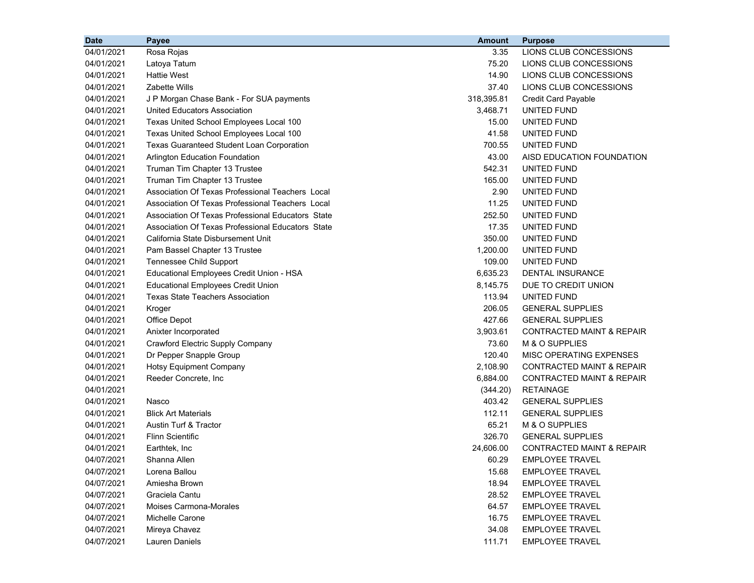| Date | Payee | Amount | Purpose |
| --- | --- | --- | --- |
| 04/01/2021 | Rosa Rojas | 3.35 | LIONS CLUB CONCESSIONS |
| 04/01/2021 | Latoya Tatum | 75.20 | LIONS CLUB CONCESSIONS |
| 04/01/2021 | Hattie West | 14.90 | LIONS CLUB CONCESSIONS |
| 04/01/2021 | Zabette Wills | 37.40 | LIONS CLUB CONCESSIONS |
| 04/01/2021 | J P Morgan Chase Bank - For SUA payments | 318,395.81 | Credit Card Payable |
| 04/01/2021 | United Educators Association | 3,468.71 | UNITED FUND |
| 04/01/2021 | Texas United School Employees Local 100 | 15.00 | UNITED FUND |
| 04/01/2021 | Texas United School Employees Local 100 | 41.58 | UNITED FUND |
| 04/01/2021 | Texas Guaranteed Student Loan Corporation | 700.55 | UNITED FUND |
| 04/01/2021 | Arlington Education Foundation | 43.00 | AISD EDUCATION FOUNDATION |
| 04/01/2021 | Truman Tim Chapter 13 Trustee | 542.31 | UNITED FUND |
| 04/01/2021 | Truman Tim Chapter 13 Trustee | 165.00 | UNITED FUND |
| 04/01/2021 | Association Of Texas Professional Teachers Local | 2.90 | UNITED FUND |
| 04/01/2021 | Association Of Texas Professional Teachers Local | 11.25 | UNITED FUND |
| 04/01/2021 | Association Of Texas Professional Educators State | 252.50 | UNITED FUND |
| 04/01/2021 | Association Of Texas Professional Educators State | 17.35 | UNITED FUND |
| 04/01/2021 | California State Disbursement Unit | 350.00 | UNITED FUND |
| 04/01/2021 | Pam Bassel Chapter 13 Trustee | 1,200.00 | UNITED FUND |
| 04/01/2021 | Tennessee Child Support | 109.00 | UNITED FUND |
| 04/01/2021 | Educational Employees Credit Union - HSA | 6,635.23 | DENTAL INSURANCE |
| 04/01/2021 | Educational Employees Credit Union | 8,145.75 | DUE TO CREDIT UNION |
| 04/01/2021 | Texas State Teachers Association | 113.94 | UNITED FUND |
| 04/01/2021 | Kroger | 206.05 | GENERAL SUPPLIES |
| 04/01/2021 | Office Depot | 427.66 | GENERAL SUPPLIES |
| 04/01/2021 | Anixter Incorporated | 3,903.61 | CONTRACTED MAINT & REPAIR |
| 04/01/2021 | Crawford Electric Supply Company | 73.60 | M & O SUPPLIES |
| 04/01/2021 | Dr Pepper Snapple Group | 120.40 | MISC OPERATING EXPENSES |
| 04/01/2021 | Hotsy Equipment Company | 2,108.90 | CONTRACTED MAINT & REPAIR |
| 04/01/2021 | Reeder Concrete, Inc | 6,884.00 | CONTRACTED MAINT & REPAIR |
| 04/01/2021 | | (344.20) | RETAINAGE |
| 04/01/2021 | Nasco | 403.42 | GENERAL SUPPLIES |
| 04/01/2021 | Blick Art Materials | 112.11 | GENERAL SUPPLIES |
| 04/01/2021 | Austin Turf & Tractor | 65.21 | M & O SUPPLIES |
| 04/01/2021 | Flinn Scientific | 326.70 | GENERAL SUPPLIES |
| 04/01/2021 | Earthtek, Inc | 24,606.00 | CONTRACTED MAINT & REPAIR |
| 04/07/2021 | Shanna Allen | 60.29 | EMPLOYEE TRAVEL |
| 04/07/2021 | Lorena Ballou | 15.68 | EMPLOYEE TRAVEL |
| 04/07/2021 | Amiesha Brown | 18.94 | EMPLOYEE TRAVEL |
| 04/07/2021 | Graciela Cantu | 28.52 | EMPLOYEE TRAVEL |
| 04/07/2021 | Moises Carmona-Morales | 64.57 | EMPLOYEE TRAVEL |
| 04/07/2021 | Michelle Carone | 16.75 | EMPLOYEE TRAVEL |
| 04/07/2021 | Mireya Chavez | 34.08 | EMPLOYEE TRAVEL |
| 04/07/2021 | Lauren Daniels | 111.71 | EMPLOYEE TRAVEL |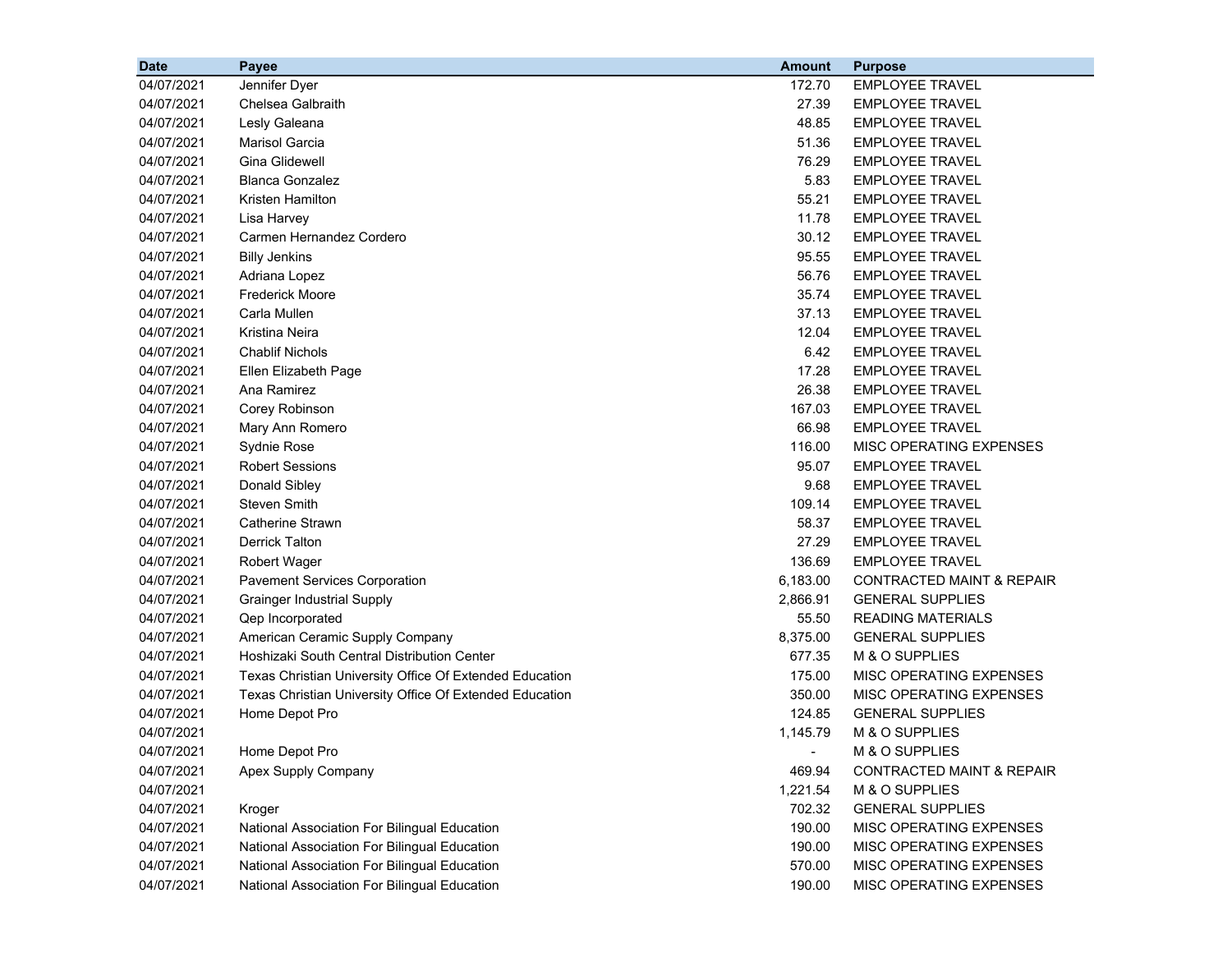| Date | Payee | Amount | Purpose |
|---|---|---|---|
| 04/07/2021 | Jennifer Dyer | 172.70 | EMPLOYEE TRAVEL |
| 04/07/2021 | Chelsea Galbraith | 27.39 | EMPLOYEE TRAVEL |
| 04/07/2021 | Lesly Galeana | 48.85 | EMPLOYEE TRAVEL |
| 04/07/2021 | Marisol Garcia | 51.36 | EMPLOYEE TRAVEL |
| 04/07/2021 | Gina Glidewell | 76.29 | EMPLOYEE TRAVEL |
| 04/07/2021 | Blanca Gonzalez | 5.83 | EMPLOYEE TRAVEL |
| 04/07/2021 | Kristen Hamilton | 55.21 | EMPLOYEE TRAVEL |
| 04/07/2021 | Lisa Harvey | 11.78 | EMPLOYEE TRAVEL |
| 04/07/2021 | Carmen Hernandez Cordero | 30.12 | EMPLOYEE TRAVEL |
| 04/07/2021 | Billy Jenkins | 95.55 | EMPLOYEE TRAVEL |
| 04/07/2021 | Adriana Lopez | 56.76 | EMPLOYEE TRAVEL |
| 04/07/2021 | Frederick Moore | 35.74 | EMPLOYEE TRAVEL |
| 04/07/2021 | Carla Mullen | 37.13 | EMPLOYEE TRAVEL |
| 04/07/2021 | Kristina Neira | 12.04 | EMPLOYEE TRAVEL |
| 04/07/2021 | Chablif Nichols | 6.42 | EMPLOYEE TRAVEL |
| 04/07/2021 | Ellen Elizabeth Page | 17.28 | EMPLOYEE TRAVEL |
| 04/07/2021 | Ana Ramirez | 26.38 | EMPLOYEE TRAVEL |
| 04/07/2021 | Corey Robinson | 167.03 | EMPLOYEE TRAVEL |
| 04/07/2021 | Mary Ann Romero | 66.98 | EMPLOYEE TRAVEL |
| 04/07/2021 | Sydnie Rose | 116.00 | MISC OPERATING EXPENSES |
| 04/07/2021 | Robert Sessions | 95.07 | EMPLOYEE TRAVEL |
| 04/07/2021 | Donald Sibley | 9.68 | EMPLOYEE TRAVEL |
| 04/07/2021 | Steven Smith | 109.14 | EMPLOYEE TRAVEL |
| 04/07/2021 | Catherine Strawn | 58.37 | EMPLOYEE TRAVEL |
| 04/07/2021 | Derrick Talton | 27.29 | EMPLOYEE TRAVEL |
| 04/07/2021 | Robert Wager | 136.69 | EMPLOYEE TRAVEL |
| 04/07/2021 | Pavement Services Corporation | 6,183.00 | CONTRACTED MAINT & REPAIR |
| 04/07/2021 | Grainger Industrial Supply | 2,866.91 | GENERAL SUPPLIES |
| 04/07/2021 | Qep Incorporated | 55.50 | READING MATERIALS |
| 04/07/2021 | American Ceramic Supply Company | 8,375.00 | GENERAL SUPPLIES |
| 04/07/2021 | Hoshizaki South Central Distribution Center | 677.35 | M & O SUPPLIES |
| 04/07/2021 | Texas Christian University Office Of Extended Education | 175.00 | MISC OPERATING EXPENSES |
| 04/07/2021 | Texas Christian University Office Of Extended Education | 350.00 | MISC OPERATING EXPENSES |
| 04/07/2021 | Home Depot Pro | 124.85 | GENERAL SUPPLIES |
| 04/07/2021 | | 1,145.79 | M & O SUPPLIES |
| 04/07/2021 | Home Depot Pro | - | M & O SUPPLIES |
| 04/07/2021 | Apex Supply Company | 469.94 | CONTRACTED MAINT & REPAIR |
| 04/07/2021 | | 1,221.54 | M & O SUPPLIES |
| 04/07/2021 | Kroger | 702.32 | GENERAL SUPPLIES |
| 04/07/2021 | National Association For Bilingual Education | 190.00 | MISC OPERATING EXPENSES |
| 04/07/2021 | National Association For Bilingual Education | 190.00 | MISC OPERATING EXPENSES |
| 04/07/2021 | National Association For Bilingual Education | 570.00 | MISC OPERATING EXPENSES |
| 04/07/2021 | National Association For Bilingual Education | 190.00 | MISC OPERATING EXPENSES |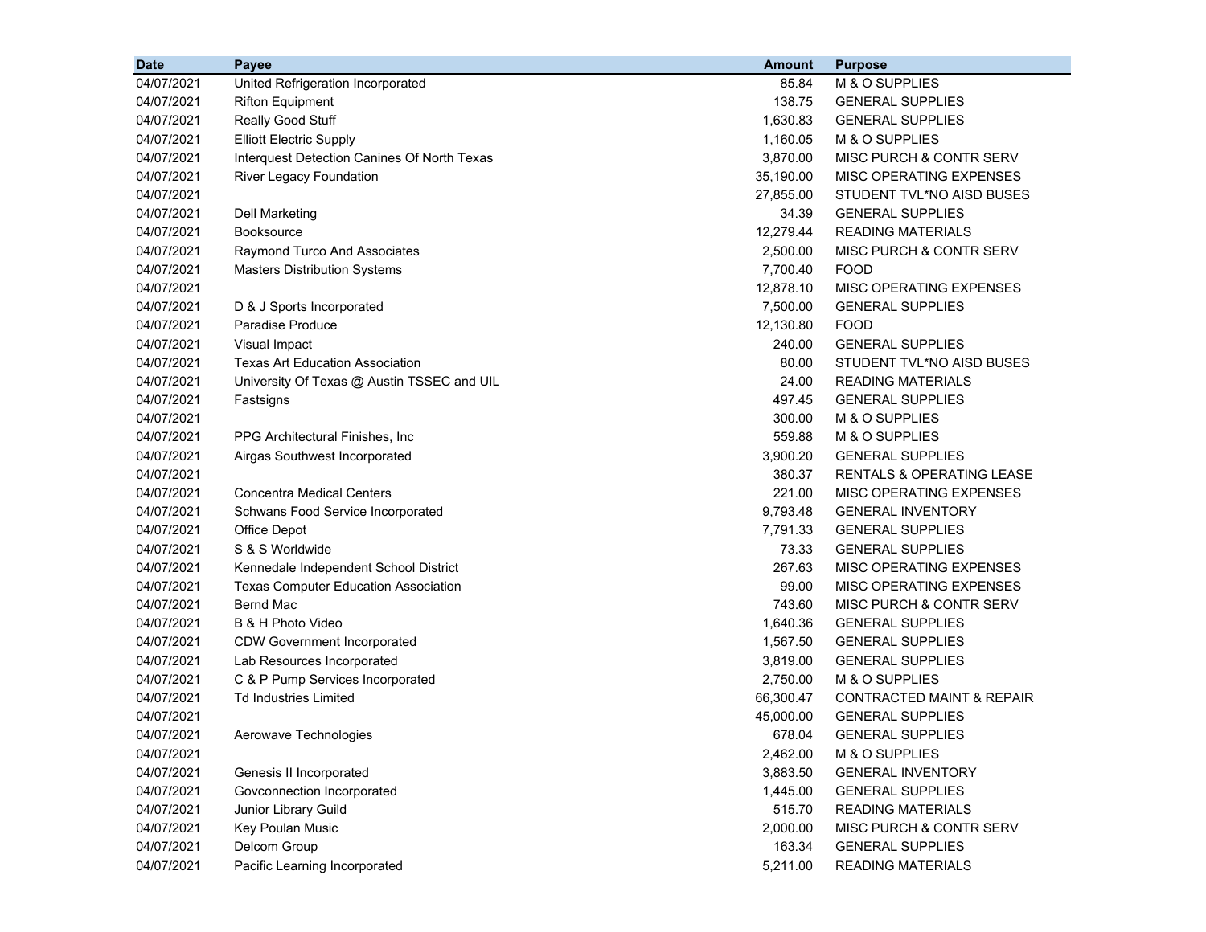| Date | Payee | Amount | Purpose |
|---|---|---|---|
| 04/07/2021 | United Refrigeration Incorporated | 85.84 | M & O SUPPLIES |
| 04/07/2021 | Rifton Equipment | 138.75 | GENERAL SUPPLIES |
| 04/07/2021 | Really Good Stuff | 1,630.83 | GENERAL SUPPLIES |
| 04/07/2021 | Elliott Electric Supply | 1,160.05 | M & O SUPPLIES |
| 04/07/2021 | Interquest Detection Canines Of North Texas | 3,870.00 | MISC PURCH & CONTR SERV |
| 04/07/2021 | River Legacy Foundation | 35,190.00 | MISC OPERATING EXPENSES |
| 04/07/2021 | | 27,855.00 | STUDENT TVL*NO AISD BUSES |
| 04/07/2021 | Dell Marketing | 34.39 | GENERAL SUPPLIES |
| 04/07/2021 | Booksource | 12,279.44 | READING MATERIALS |
| 04/07/2021 | Raymond Turco And Associates | 2,500.00 | MISC PURCH & CONTR SERV |
| 04/07/2021 | Masters Distribution Systems | 7,700.40 | FOOD |
| 04/07/2021 | | 12,878.10 | MISC OPERATING EXPENSES |
| 04/07/2021 | D & J Sports Incorporated | 7,500.00 | GENERAL SUPPLIES |
| 04/07/2021 | Paradise Produce | 12,130.80 | FOOD |
| 04/07/2021 | Visual Impact | 240.00 | GENERAL SUPPLIES |
| 04/07/2021 | Texas Art Education Association | 80.00 | STUDENT TVL*NO AISD BUSES |
| 04/07/2021 | University Of Texas @ Austin TSSEC and UIL | 24.00 | READING MATERIALS |
| 04/07/2021 | Fastsigns | 497.45 | GENERAL SUPPLIES |
| 04/07/2021 | | 300.00 | M & O SUPPLIES |
| 04/07/2021 | PPG Architectural Finishes, Inc | 559.88 | M & O SUPPLIES |
| 04/07/2021 | Airgas Southwest Incorporated | 3,900.20 | GENERAL SUPPLIES |
| 04/07/2021 | | 380.37 | RENTALS & OPERATING LEASE |
| 04/07/2021 | Concentra Medical Centers | 221.00 | MISC OPERATING EXPENSES |
| 04/07/2021 | Schwans Food Service Incorporated | 9,793.48 | GENERAL INVENTORY |
| 04/07/2021 | Office Depot | 7,791.33 | GENERAL SUPPLIES |
| 04/07/2021 | S & S Worldwide | 73.33 | GENERAL SUPPLIES |
| 04/07/2021 | Kennedale Independent School District | 267.63 | MISC OPERATING EXPENSES |
| 04/07/2021 | Texas Computer Education Association | 99.00 | MISC OPERATING EXPENSES |
| 04/07/2021 | Bernd Mac | 743.60 | MISC PURCH & CONTR SERV |
| 04/07/2021 | B & H Photo Video | 1,640.36 | GENERAL SUPPLIES |
| 04/07/2021 | CDW Government Incorporated | 1,567.50 | GENERAL SUPPLIES |
| 04/07/2021 | Lab Resources Incorporated | 3,819.00 | GENERAL SUPPLIES |
| 04/07/2021 | C & P Pump Services Incorporated | 2,750.00 | M & O SUPPLIES |
| 04/07/2021 | Td Industries Limited | 66,300.47 | CONTRACTED MAINT & REPAIR |
| 04/07/2021 | | 45,000.00 | GENERAL SUPPLIES |
| 04/07/2021 | Aerowave Technologies | 678.04 | GENERAL SUPPLIES |
| 04/07/2021 | | 2,462.00 | M & O SUPPLIES |
| 04/07/2021 | Genesis II Incorporated | 3,883.50 | GENERAL INVENTORY |
| 04/07/2021 | Govconnection Incorporated | 1,445.00 | GENERAL SUPPLIES |
| 04/07/2021 | Junior Library Guild | 515.70 | READING MATERIALS |
| 04/07/2021 | Key Poulan Music | 2,000.00 | MISC PURCH & CONTR SERV |
| 04/07/2021 | Delcom Group | 163.34 | GENERAL SUPPLIES |
| 04/07/2021 | Pacific Learning Incorporated | 5,211.00 | READING MATERIALS |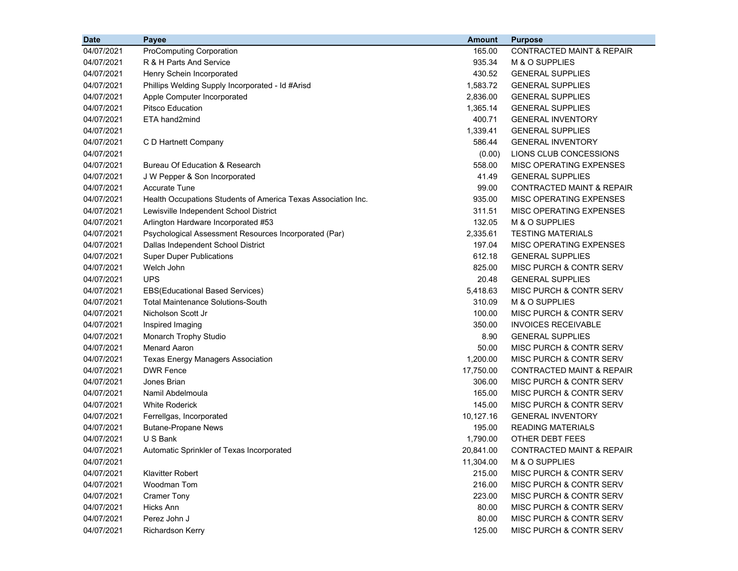| Date | Payee | Amount | Purpose |
|---|---|---|---|
| 04/07/2021 | ProComputing Corporation | 165.00 | CONTRACTED MAINT & REPAIR |
| 04/07/2021 | R & H Parts And Service | 935.34 | M & O SUPPLIES |
| 04/07/2021 | Henry Schein Incorporated | 430.52 | GENERAL SUPPLIES |
| 04/07/2021 | Phillips Welding Supply Incorporated - Id #Arisd | 1,583.72 | GENERAL SUPPLIES |
| 04/07/2021 | Apple Computer Incorporated | 2,836.00 | GENERAL SUPPLIES |
| 04/07/2021 | Pitsco Education | 1,365.14 | GENERAL SUPPLIES |
| 04/07/2021 | ETA hand2mind | 400.71 | GENERAL INVENTORY |
| 04/07/2021 | | 1,339.41 | GENERAL SUPPLIES |
| 04/07/2021 | C D Hartnett Company | 586.44 | GENERAL INVENTORY |
| 04/07/2021 | | (0.00) | LIONS CLUB CONCESSIONS |
| 04/07/2021 | Bureau Of Education & Research | 558.00 | MISC OPERATING EXPENSES |
| 04/07/2021 | J W Pepper & Son Incorporated | 41.49 | GENERAL SUPPLIES |
| 04/07/2021 | Accurate Tune | 99.00 | CONTRACTED MAINT & REPAIR |
| 04/07/2021 | Health Occupations Students of America Texas Association Inc. | 935.00 | MISC OPERATING EXPENSES |
| 04/07/2021 | Lewisville Independent School District | 311.51 | MISC OPERATING EXPENSES |
| 04/07/2021 | Arlington Hardware Incorporated #53 | 132.05 | M & O SUPPLIES |
| 04/07/2021 | Psychological Assessment Resources Incorporated (Par) | 2,335.61 | TESTING MATERIALS |
| 04/07/2021 | Dallas Independent School District | 197.04 | MISC OPERATING EXPENSES |
| 04/07/2021 | Super Duper Publications | 612.18 | GENERAL SUPPLIES |
| 04/07/2021 | Welch John | 825.00 | MISC PURCH & CONTR SERV |
| 04/07/2021 | UPS | 20.48 | GENERAL SUPPLIES |
| 04/07/2021 | EBS(Educational Based Services) | 5,418.63 | MISC PURCH & CONTR SERV |
| 04/07/2021 | Total Maintenance Solutions-South | 310.09 | M & O SUPPLIES |
| 04/07/2021 | Nicholson Scott Jr | 100.00 | MISC PURCH & CONTR SERV |
| 04/07/2021 | Inspired Imaging | 350.00 | INVOICES RECEIVABLE |
| 04/07/2021 | Monarch Trophy Studio | 8.90 | GENERAL SUPPLIES |
| 04/07/2021 | Menard Aaron | 50.00 | MISC PURCH & CONTR SERV |
| 04/07/2021 | Texas Energy Managers Association | 1,200.00 | MISC PURCH & CONTR SERV |
| 04/07/2021 | DWR Fence | 17,750.00 | CONTRACTED MAINT & REPAIR |
| 04/07/2021 | Jones Brian | 306.00 | MISC PURCH & CONTR SERV |
| 04/07/2021 | Namil Abdelmoula | 165.00 | MISC PURCH & CONTR SERV |
| 04/07/2021 | White Roderick | 145.00 | MISC PURCH & CONTR SERV |
| 04/07/2021 | Ferrellgas, Incorporated | 10,127.16 | GENERAL INVENTORY |
| 04/07/2021 | Butane-Propane News | 195.00 | READING MATERIALS |
| 04/07/2021 | U S Bank | 1,790.00 | OTHER DEBT FEES |
| 04/07/2021 | Automatic Sprinkler of Texas Incorporated | 20,841.00 | CONTRACTED MAINT & REPAIR |
| 04/07/2021 | | 11,304.00 | M & O SUPPLIES |
| 04/07/2021 | Klavitter Robert | 215.00 | MISC PURCH & CONTR SERV |
| 04/07/2021 | Woodman Tom | 216.00 | MISC PURCH & CONTR SERV |
| 04/07/2021 | Cramer Tony | 223.00 | MISC PURCH & CONTR SERV |
| 04/07/2021 | Hicks Ann | 80.00 | MISC PURCH & CONTR SERV |
| 04/07/2021 | Perez John J | 80.00 | MISC PURCH & CONTR SERV |
| 04/07/2021 | Richardson Kerry | 125.00 | MISC PURCH & CONTR SERV |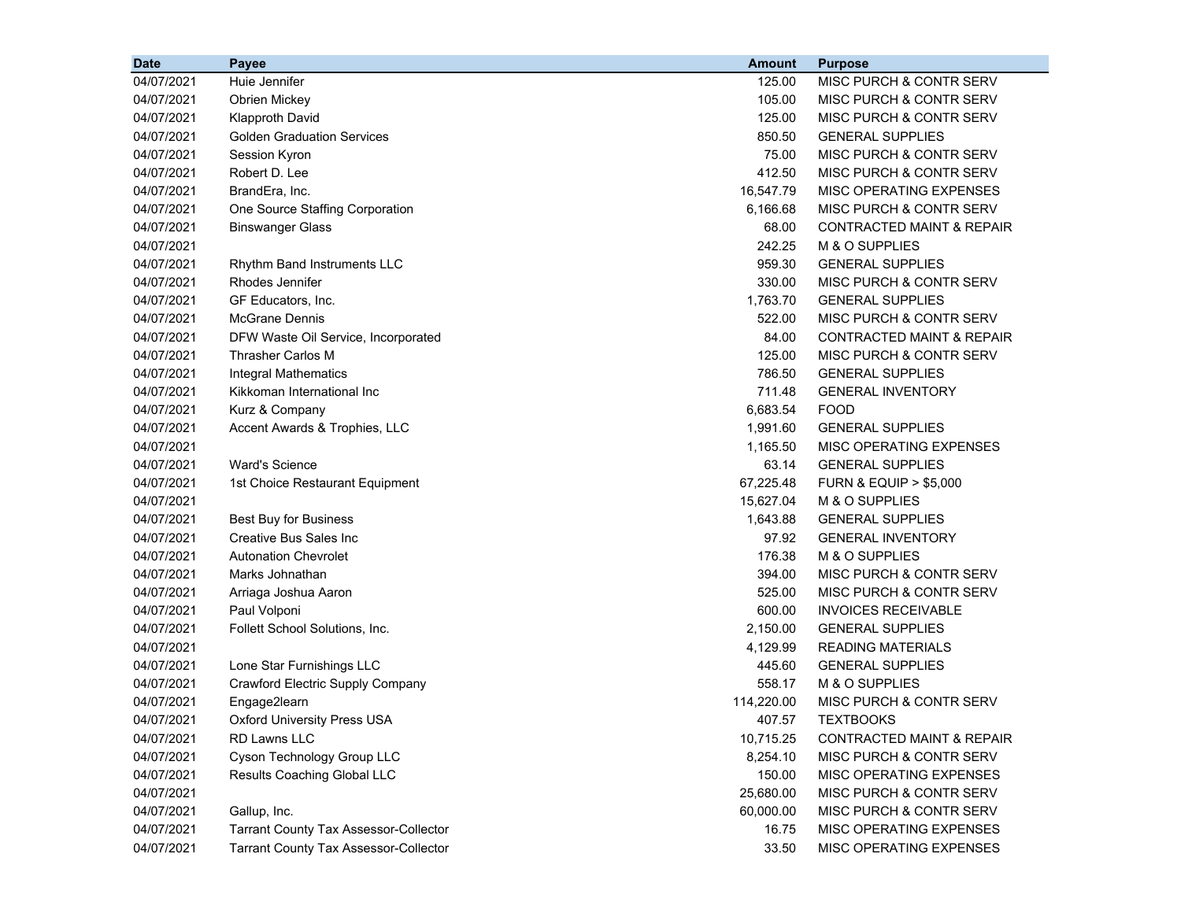| Date | Payee | Amount | Purpose |
|---|---|---|---|
| 04/07/2021 | Huie Jennifer | 125.00 | MISC PURCH & CONTR SERV |
| 04/07/2021 | Obrien Mickey | 105.00 | MISC PURCH & CONTR SERV |
| 04/07/2021 | Klapproth David | 125.00 | MISC PURCH & CONTR SERV |
| 04/07/2021 | Golden Graduation Services | 850.50 | GENERAL SUPPLIES |
| 04/07/2021 | Session Kyron | 75.00 | MISC PURCH & CONTR SERV |
| 04/07/2021 | Robert D. Lee | 412.50 | MISC PURCH & CONTR SERV |
| 04/07/2021 | BrandEra, Inc. | 16,547.79 | MISC OPERATING EXPENSES |
| 04/07/2021 | One Source Staffing Corporation | 6,166.68 | MISC PURCH & CONTR SERV |
| 04/07/2021 | Binswanger Glass | 68.00 | CONTRACTED MAINT & REPAIR |
| 04/07/2021 | | 242.25 | M & O SUPPLIES |
| 04/07/2021 | Rhythm Band Instruments LLC | 959.30 | GENERAL SUPPLIES |
| 04/07/2021 | Rhodes Jennifer | 330.00 | MISC PURCH & CONTR SERV |
| 04/07/2021 | GF Educators, Inc. | 1,763.70 | GENERAL SUPPLIES |
| 04/07/2021 | McGrane Dennis | 522.00 | MISC PURCH & CONTR SERV |
| 04/07/2021 | DFW Waste Oil Service, Incorporated | 84.00 | CONTRACTED MAINT & REPAIR |
| 04/07/2021 | Thrasher Carlos M | 125.00 | MISC PURCH & CONTR SERV |
| 04/07/2021 | Integral Mathematics | 786.50 | GENERAL SUPPLIES |
| 04/07/2021 | Kikkoman International Inc | 711.48 | GENERAL INVENTORY |
| 04/07/2021 | Kurz & Company | 6,683.54 | FOOD |
| 04/07/2021 | Accent Awards & Trophies, LLC | 1,991.60 | GENERAL SUPPLIES |
| 04/07/2021 | | 1,165.50 | MISC OPERATING EXPENSES |
| 04/07/2021 | Ward's Science | 63.14 | GENERAL SUPPLIES |
| 04/07/2021 | 1st Choice Restaurant Equipment | 67,225.48 | FURN & EQUIP > $5,000 |
| 04/07/2021 | | 15,627.04 | M & O SUPPLIES |
| 04/07/2021 | Best Buy for Business | 1,643.88 | GENERAL SUPPLIES |
| 04/07/2021 | Creative Bus Sales Inc | 97.92 | GENERAL INVENTORY |
| 04/07/2021 | Autonation Chevrolet | 176.38 | M & O SUPPLIES |
| 04/07/2021 | Marks Johnathan | 394.00 | MISC PURCH & CONTR SERV |
| 04/07/2021 | Arriaga Joshua Aaron | 525.00 | MISC PURCH & CONTR SERV |
| 04/07/2021 | Paul Volponi | 600.00 | INVOICES RECEIVABLE |
| 04/07/2021 | Follett School Solutions, Inc. | 2,150.00 | GENERAL SUPPLIES |
| 04/07/2021 | | 4,129.99 | READING MATERIALS |
| 04/07/2021 | Lone Star Furnishings LLC | 445.60 | GENERAL SUPPLIES |
| 04/07/2021 | Crawford Electric Supply Company | 558.17 | M & O SUPPLIES |
| 04/07/2021 | Engage2learn | 114,220.00 | MISC PURCH & CONTR SERV |
| 04/07/2021 | Oxford University Press USA | 407.57 | TEXTBOOKS |
| 04/07/2021 | RD Lawns LLC | 10,715.25 | CONTRACTED MAINT & REPAIR |
| 04/07/2021 | Cyson Technology Group LLC | 8,254.10 | MISC PURCH & CONTR SERV |
| 04/07/2021 | Results Coaching Global LLC | 150.00 | MISC OPERATING EXPENSES |
| 04/07/2021 | | 25,680.00 | MISC PURCH & CONTR SERV |
| 04/07/2021 | Gallup, Inc. | 60,000.00 | MISC PURCH & CONTR SERV |
| 04/07/2021 | Tarrant County Tax Assessor-Collector | 16.75 | MISC OPERATING EXPENSES |
| 04/07/2021 | Tarrant County Tax Assessor-Collector | 33.50 | MISC OPERATING EXPENSES |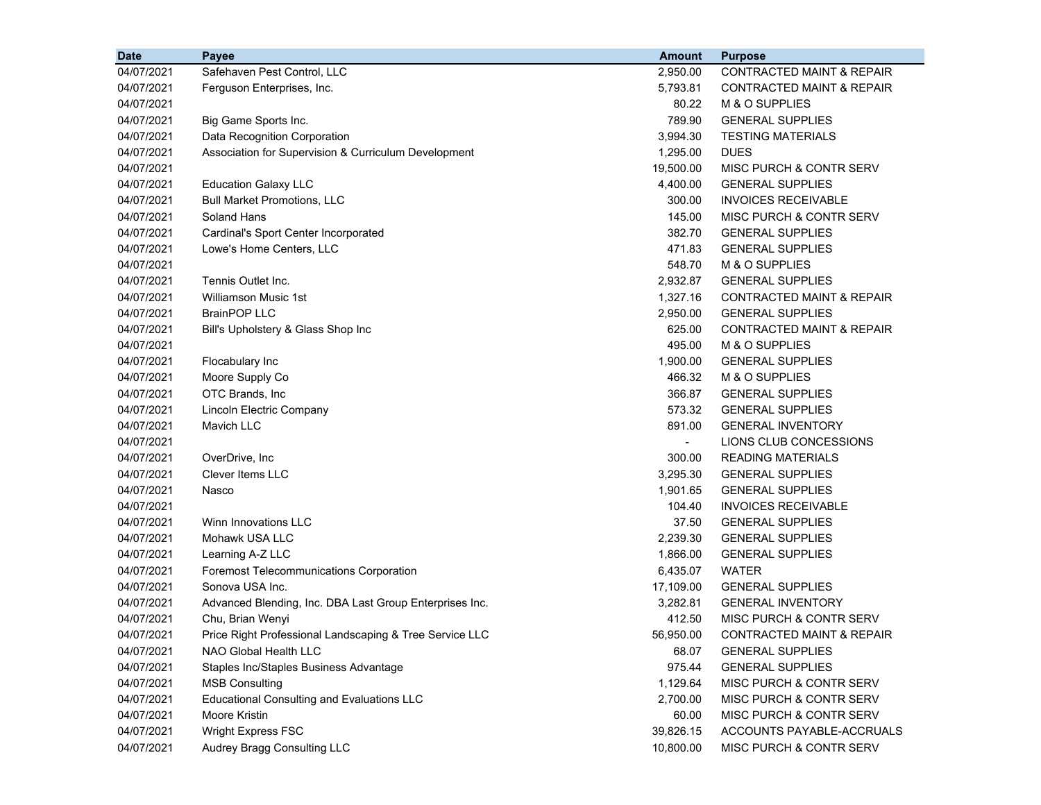| Date | Payee | Amount | Purpose |
|---|---|---|---|
| 04/07/2021 | Safehaven Pest Control, LLC | 2,950.00 | CONTRACTED MAINT & REPAIR |
| 04/07/2021 | Ferguson Enterprises, Inc. | 5,793.81 | CONTRACTED MAINT & REPAIR |
| 04/07/2021 | | 80.22 | M & O SUPPLIES |
| 04/07/2021 | Big Game Sports Inc. | 789.90 | GENERAL SUPPLIES |
| 04/07/2021 | Data Recognition Corporation | 3,994.30 | TESTING MATERIALS |
| 04/07/2021 | Association for Supervision & Curriculum Development | 1,295.00 | DUES |
| 04/07/2021 | | 19,500.00 | MISC PURCH & CONTR SERV |
| 04/07/2021 | Education Galaxy LLC | 4,400.00 | GENERAL SUPPLIES |
| 04/07/2021 | Bull Market Promotions, LLC | 300.00 | INVOICES RECEIVABLE |
| 04/07/2021 | Soland Hans | 145.00 | MISC PURCH & CONTR SERV |
| 04/07/2021 | Cardinal's Sport Center Incorporated | 382.70 | GENERAL SUPPLIES |
| 04/07/2021 | Lowe's Home Centers, LLC | 471.83 | GENERAL SUPPLIES |
| 04/07/2021 | | 548.70 | M & O SUPPLIES |
| 04/07/2021 | Tennis Outlet Inc. | 2,932.87 | GENERAL SUPPLIES |
| 04/07/2021 | Williamson Music 1st | 1,327.16 | CONTRACTED MAINT & REPAIR |
| 04/07/2021 | BrainPOP LLC | 2,950.00 | GENERAL SUPPLIES |
| 04/07/2021 | Bill's Upholstery & Glass Shop Inc | 625.00 | CONTRACTED MAINT & REPAIR |
| 04/07/2021 | | 495.00 | M & O SUPPLIES |
| 04/07/2021 | Flocabulary Inc | 1,900.00 | GENERAL SUPPLIES |
| 04/07/2021 | Moore Supply Co | 466.32 | M & O SUPPLIES |
| 04/07/2021 | OTC Brands, Inc | 366.87 | GENERAL SUPPLIES |
| 04/07/2021 | Lincoln Electric Company | 573.32 | GENERAL SUPPLIES |
| 04/07/2021 | Mavich LLC | 891.00 | GENERAL INVENTORY |
| 04/07/2021 | | - | LIONS CLUB CONCESSIONS |
| 04/07/2021 | OverDrive, Inc | 300.00 | READING MATERIALS |
| 04/07/2021 | Clever Items LLC | 3,295.30 | GENERAL SUPPLIES |
| 04/07/2021 | Nasco | 1,901.65 | GENERAL SUPPLIES |
| 04/07/2021 | | 104.40 | INVOICES RECEIVABLE |
| 04/07/2021 | Winn Innovations LLC | 37.50 | GENERAL SUPPLIES |
| 04/07/2021 | Mohawk USA LLC | 2,239.30 | GENERAL SUPPLIES |
| 04/07/2021 | Learning A-Z LLC | 1,866.00 | GENERAL SUPPLIES |
| 04/07/2021 | Foremost Telecommunications Corporation | 6,435.07 | WATER |
| 04/07/2021 | Sonova USA Inc. | 17,109.00 | GENERAL SUPPLIES |
| 04/07/2021 | Advanced Blending, Inc. DBA Last Group Enterprises Inc. | 3,282.81 | GENERAL INVENTORY |
| 04/07/2021 | Chu, Brian Wenyi | 412.50 | MISC PURCH & CONTR SERV |
| 04/07/2021 | Price Right Professional Landscaping & Tree Service LLC | 56,950.00 | CONTRACTED MAINT & REPAIR |
| 04/07/2021 | NAO Global Health LLC | 68.07 | GENERAL SUPPLIES |
| 04/07/2021 | Staples Inc/Staples Business Advantage | 975.44 | GENERAL SUPPLIES |
| 04/07/2021 | MSB Consulting | 1,129.64 | MISC PURCH & CONTR SERV |
| 04/07/2021 | Educational Consulting and Evaluations LLC | 2,700.00 | MISC PURCH & CONTR SERV |
| 04/07/2021 | Moore Kristin | 60.00 | MISC PURCH & CONTR SERV |
| 04/07/2021 | Wright Express FSC | 39,826.15 | ACCOUNTS PAYABLE-ACCRUALS |
| 04/07/2021 | Audrey Bragg Consulting LLC | 10,800.00 | MISC PURCH & CONTR SERV |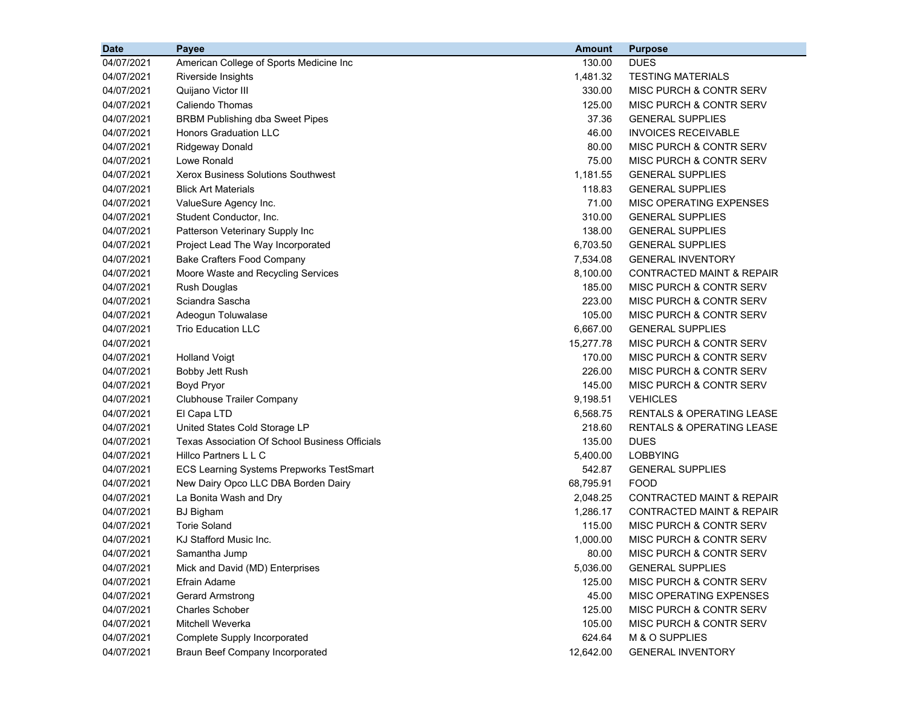| Date | Payee | Amount | Purpose |
|---|---|---|---|
| 04/07/2021 | American College of Sports Medicine Inc | 130.00 | DUES |
| 04/07/2021 | Riverside Insights | 1,481.32 | TESTING MATERIALS |
| 04/07/2021 | Quijano Victor III | 330.00 | MISC PURCH & CONTR SERV |
| 04/07/2021 | Caliendo Thomas | 125.00 | MISC PURCH & CONTR SERV |
| 04/07/2021 | BRBM Publishing dba Sweet Pipes | 37.36 | GENERAL SUPPLIES |
| 04/07/2021 | Honors Graduation LLC | 46.00 | INVOICES RECEIVABLE |
| 04/07/2021 | Ridgeway Donald | 80.00 | MISC PURCH & CONTR SERV |
| 04/07/2021 | Lowe Ronald | 75.00 | MISC PURCH & CONTR SERV |
| 04/07/2021 | Xerox Business Solutions Southwest | 1,181.55 | GENERAL SUPPLIES |
| 04/07/2021 | Blick Art Materials | 118.83 | GENERAL SUPPLIES |
| 04/07/2021 | ValueSure Agency Inc. | 71.00 | MISC OPERATING EXPENSES |
| 04/07/2021 | Student Conductor, Inc. | 310.00 | GENERAL SUPPLIES |
| 04/07/2021 | Patterson Veterinary Supply Inc | 138.00 | GENERAL SUPPLIES |
| 04/07/2021 | Project Lead The Way Incorporated | 6,703.50 | GENERAL SUPPLIES |
| 04/07/2021 | Bake Crafters Food Company | 7,534.08 | GENERAL INVENTORY |
| 04/07/2021 | Moore Waste and Recycling Services | 8,100.00 | CONTRACTED MAINT & REPAIR |
| 04/07/2021 | Rush Douglas | 185.00 | MISC PURCH & CONTR SERV |
| 04/07/2021 | Sciandra Sascha | 223.00 | MISC PURCH & CONTR SERV |
| 04/07/2021 | Adeogun Toluwalase | 105.00 | MISC PURCH & CONTR SERV |
| 04/07/2021 | Trio Education LLC | 6,667.00 | GENERAL SUPPLIES |
| 04/07/2021 | | 15,277.78 | MISC PURCH & CONTR SERV |
| 04/07/2021 | Holland Voigt | 170.00 | MISC PURCH & CONTR SERV |
| 04/07/2021 | Bobby Jett Rush | 226.00 | MISC PURCH & CONTR SERV |
| 04/07/2021 | Boyd Pryor | 145.00 | MISC PURCH & CONTR SERV |
| 04/07/2021 | Clubhouse Trailer Company | 9,198.51 | VEHICLES |
| 04/07/2021 | El Capa LTD | 6,568.75 | RENTALS & OPERATING LEASE |
| 04/07/2021 | United States Cold Storage LP | 218.60 | RENTALS & OPERATING LEASE |
| 04/07/2021 | Texas Association Of School Business Officials | 135.00 | DUES |
| 04/07/2021 | Hillco Partners L L C | 5,400.00 | LOBBYING |
| 04/07/2021 | ECS Learning Systems Prepworks TestSmart | 542.87 | GENERAL SUPPLIES |
| 04/07/2021 | New Dairy Opco LLC DBA Borden Dairy | 68,795.91 | FOOD |
| 04/07/2021 | La Bonita Wash and Dry | 2,048.25 | CONTRACTED MAINT & REPAIR |
| 04/07/2021 | BJ Bigham | 1,286.17 | CONTRACTED MAINT & REPAIR |
| 04/07/2021 | Torie Soland | 115.00 | MISC PURCH & CONTR SERV |
| 04/07/2021 | KJ Stafford Music Inc. | 1,000.00 | MISC PURCH & CONTR SERV |
| 04/07/2021 | Samantha Jump | 80.00 | MISC PURCH & CONTR SERV |
| 04/07/2021 | Mick and David (MD) Enterprises | 5,036.00 | GENERAL SUPPLIES |
| 04/07/2021 | Efrain Adame | 125.00 | MISC PURCH & CONTR SERV |
| 04/07/2021 | Gerard Armstrong | 45.00 | MISC OPERATING EXPENSES |
| 04/07/2021 | Charles Schober | 125.00 | MISC PURCH & CONTR SERV |
| 04/07/2021 | Mitchell Weverka | 105.00 | MISC PURCH & CONTR SERV |
| 04/07/2021 | Complete Supply Incorporated | 624.64 | M & O SUPPLIES |
| 04/07/2021 | Braun Beef Company Incorporated | 12,642.00 | GENERAL INVENTORY |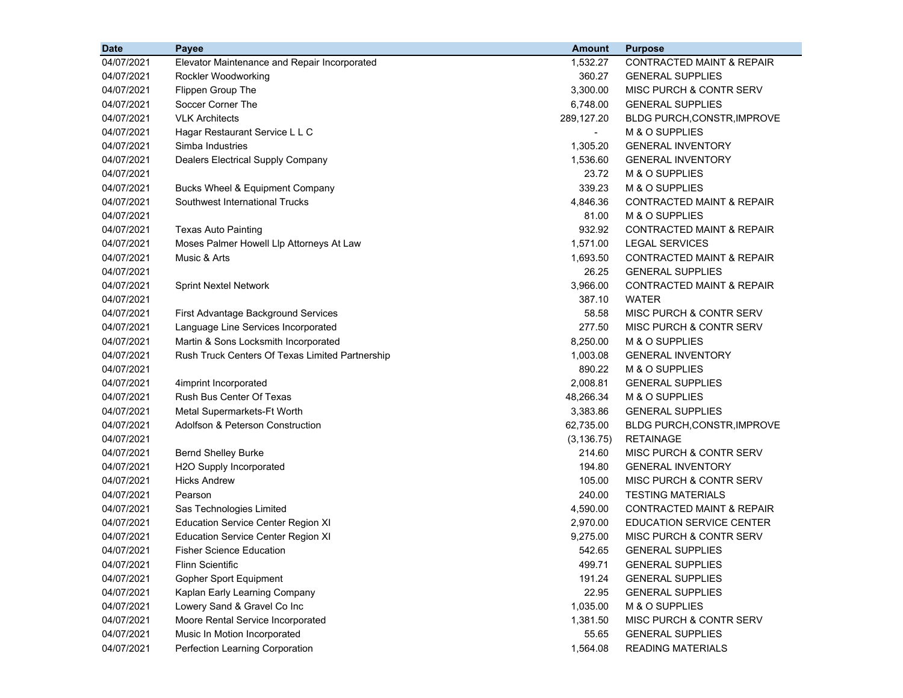| Date | Payee | Amount | Purpose |
|---|---|---|---|
| 04/07/2021 | Elevator Maintenance and Repair Incorporated | 1,532.27 | CONTRACTED MAINT & REPAIR |
| 04/07/2021 | Rockler Woodworking | 360.27 | GENERAL SUPPLIES |
| 04/07/2021 | Flippen Group The | 3,300.00 | MISC PURCH & CONTR SERV |
| 04/07/2021 | Soccer Corner The | 6,748.00 | GENERAL SUPPLIES |
| 04/07/2021 | VLK Architects | 289,127.20 | BLDG PURCH,CONSTR,IMPROVE |
| 04/07/2021 | Hagar Restaurant Service L L C | - | M & O SUPPLIES |
| 04/07/2021 | Simba Industries | 1,305.20 | GENERAL INVENTORY |
| 04/07/2021 | Dealers Electrical Supply Company | 1,536.60 | GENERAL INVENTORY |
| 04/07/2021 | | 23.72 | M & O SUPPLIES |
| 04/07/2021 | Bucks Wheel & Equipment Company | 339.23 | M & O SUPPLIES |
| 04/07/2021 | Southwest International Trucks | 4,846.36 | CONTRACTED MAINT & REPAIR |
| 04/07/2021 | | 81.00 | M & O SUPPLIES |
| 04/07/2021 | Texas Auto Painting | 932.92 | CONTRACTED MAINT & REPAIR |
| 04/07/2021 | Moses Palmer Howell Llp Attorneys At Law | 1,571.00 | LEGAL SERVICES |
| 04/07/2021 | Music & Arts | 1,693.50 | CONTRACTED MAINT & REPAIR |
| 04/07/2021 | | 26.25 | GENERAL SUPPLIES |
| 04/07/2021 | Sprint Nextel Network | 3,966.00 | CONTRACTED MAINT & REPAIR |
| 04/07/2021 | | 387.10 | WATER |
| 04/07/2021 | First Advantage Background Services | 58.58 | MISC PURCH & CONTR SERV |
| 04/07/2021 | Language Line Services Incorporated | 277.50 | MISC PURCH & CONTR SERV |
| 04/07/2021 | Martin & Sons Locksmith Incorporated | 8,250.00 | M & O SUPPLIES |
| 04/07/2021 | Rush Truck Centers Of Texas Limited Partnership | 1,003.08 | GENERAL INVENTORY |
| 04/07/2021 | | 890.22 | M & O SUPPLIES |
| 04/07/2021 | 4imprint Incorporated | 2,008.81 | GENERAL SUPPLIES |
| 04/07/2021 | Rush Bus Center Of Texas | 48,266.34 | M & O SUPPLIES |
| 04/07/2021 | Metal Supermarkets-Ft Worth | 3,383.86 | GENERAL SUPPLIES |
| 04/07/2021 | Adolfson & Peterson Construction | 62,735.00 | BLDG PURCH,CONSTR,IMPROVE |
| 04/07/2021 | | (3,136.75) | RETAINAGE |
| 04/07/2021 | Bernd Shelley Burke | 214.60 | MISC PURCH & CONTR SERV |
| 04/07/2021 | H2O Supply Incorporated | 194.80 | GENERAL INVENTORY |
| 04/07/2021 | Hicks Andrew | 105.00 | MISC PURCH & CONTR SERV |
| 04/07/2021 | Pearson | 240.00 | TESTING MATERIALS |
| 04/07/2021 | Sas Technologies Limited | 4,590.00 | CONTRACTED MAINT & REPAIR |
| 04/07/2021 | Education Service Center Region XI | 2,970.00 | EDUCATION SERVICE CENTER |
| 04/07/2021 | Education Service Center Region XI | 9,275.00 | MISC PURCH & CONTR SERV |
| 04/07/2021 | Fisher Science Education | 542.65 | GENERAL SUPPLIES |
| 04/07/2021 | Flinn Scientific | 499.71 | GENERAL SUPPLIES |
| 04/07/2021 | Gopher Sport Equipment | 191.24 | GENERAL SUPPLIES |
| 04/07/2021 | Kaplan Early Learning Company | 22.95 | GENERAL SUPPLIES |
| 04/07/2021 | Lowery Sand & Gravel Co Inc | 1,035.00 | M & O SUPPLIES |
| 04/07/2021 | Moore Rental Service Incorporated | 1,381.50 | MISC PURCH & CONTR SERV |
| 04/07/2021 | Music In Motion Incorporated | 55.65 | GENERAL SUPPLIES |
| 04/07/2021 | Perfection Learning Corporation | 1,564.08 | READING MATERIALS |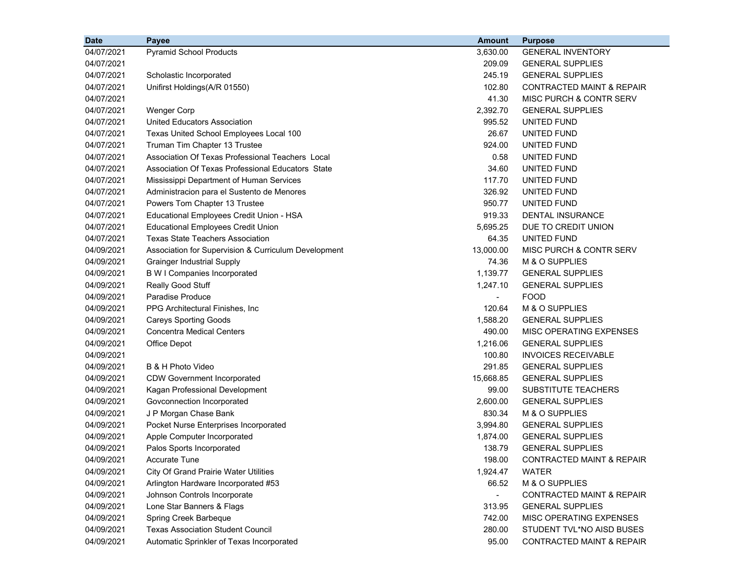| Date | Payee | Amount | Purpose |
|---|---|---|---|
| 04/07/2021 | Pyramid School Products | 3,630.00 | GENERAL INVENTORY |
| 04/07/2021 | | 209.09 | GENERAL SUPPLIES |
| 04/07/2021 | Scholastic Incorporated | 245.19 | GENERAL SUPPLIES |
| 04/07/2021 | Unifirst Holdings(A/R 01550) | 102.80 | CONTRACTED MAINT & REPAIR |
| 04/07/2021 | | 41.30 | MISC PURCH & CONTR SERV |
| 04/07/2021 | Wenger Corp | 2,392.70 | GENERAL SUPPLIES |
| 04/07/2021 | United Educators Association | 995.52 | UNITED FUND |
| 04/07/2021 | Texas United School Employees Local 100 | 26.67 | UNITED FUND |
| 04/07/2021 | Truman Tim Chapter 13 Trustee | 924.00 | UNITED FUND |
| 04/07/2021 | Association Of Texas Professional Teachers Local | 0.58 | UNITED FUND |
| 04/07/2021 | Association Of Texas Professional Educators State | 34.60 | UNITED FUND |
| 04/07/2021 | Mississippi Department of Human Services | 117.70 | UNITED FUND |
| 04/07/2021 | Administracion para el Sustento de Menores | 326.92 | UNITED FUND |
| 04/07/2021 | Powers Tom Chapter 13 Trustee | 950.77 | UNITED FUND |
| 04/07/2021 | Educational Employees Credit Union - HSA | 919.33 | DENTAL INSURANCE |
| 04/07/2021 | Educational Employees Credit Union | 5,695.25 | DUE TO CREDIT UNION |
| 04/07/2021 | Texas State Teachers Association | 64.35 | UNITED FUND |
| 04/09/2021 | Association for Supervision & Curriculum Development | 13,000.00 | MISC PURCH & CONTR SERV |
| 04/09/2021 | Grainger Industrial Supply | 74.36 | M & O SUPPLIES |
| 04/09/2021 | B W I Companies Incorporated | 1,139.77 | GENERAL SUPPLIES |
| 04/09/2021 | Really Good Stuff | 1,247.10 | GENERAL SUPPLIES |
| 04/09/2021 | Paradise Produce | - | FOOD |
| 04/09/2021 | PPG Architectural Finishes, Inc | 120.64 | M & O SUPPLIES |
| 04/09/2021 | Careys Sporting Goods | 1,588.20 | GENERAL SUPPLIES |
| 04/09/2021 | Concentra Medical Centers | 490.00 | MISC OPERATING EXPENSES |
| 04/09/2021 | Office Depot | 1,216.06 | GENERAL SUPPLIES |
| 04/09/2021 | | 100.80 | INVOICES RECEIVABLE |
| 04/09/2021 | B & H Photo Video | 291.85 | GENERAL SUPPLIES |
| 04/09/2021 | CDW Government Incorporated | 15,668.85 | GENERAL SUPPLIES |
| 04/09/2021 | Kagan Professional Development | 99.00 | SUBSTITUTE TEACHERS |
| 04/09/2021 | Govconnection Incorporated | 2,600.00 | GENERAL SUPPLIES |
| 04/09/2021 | J P Morgan Chase Bank | 830.34 | M & O SUPPLIES |
| 04/09/2021 | Pocket Nurse Enterprises Incorporated | 3,994.80 | GENERAL SUPPLIES |
| 04/09/2021 | Apple Computer Incorporated | 1,874.00 | GENERAL SUPPLIES |
| 04/09/2021 | Palos Sports Incorporated | 138.79 | GENERAL SUPPLIES |
| 04/09/2021 | Accurate Tune | 198.00 | CONTRACTED MAINT & REPAIR |
| 04/09/2021 | City Of Grand Prairie Water Utilities | 1,924.47 | WATER |
| 04/09/2021 | Arlington Hardware Incorporated #53 | 66.52 | M & O SUPPLIES |
| 04/09/2021 | Johnson Controls Incorporate | - | CONTRACTED MAINT & REPAIR |
| 04/09/2021 | Lone Star Banners & Flags | 313.95 | GENERAL SUPPLIES |
| 04/09/2021 | Spring Creek Barbeque | 742.00 | MISC OPERATING EXPENSES |
| 04/09/2021 | Texas Association Student Council | 280.00 | STUDENT TVL*NO AISD BUSES |
| 04/09/2021 | Automatic Sprinkler of Texas Incorporated | 95.00 | CONTRACTED MAINT & REPAIR |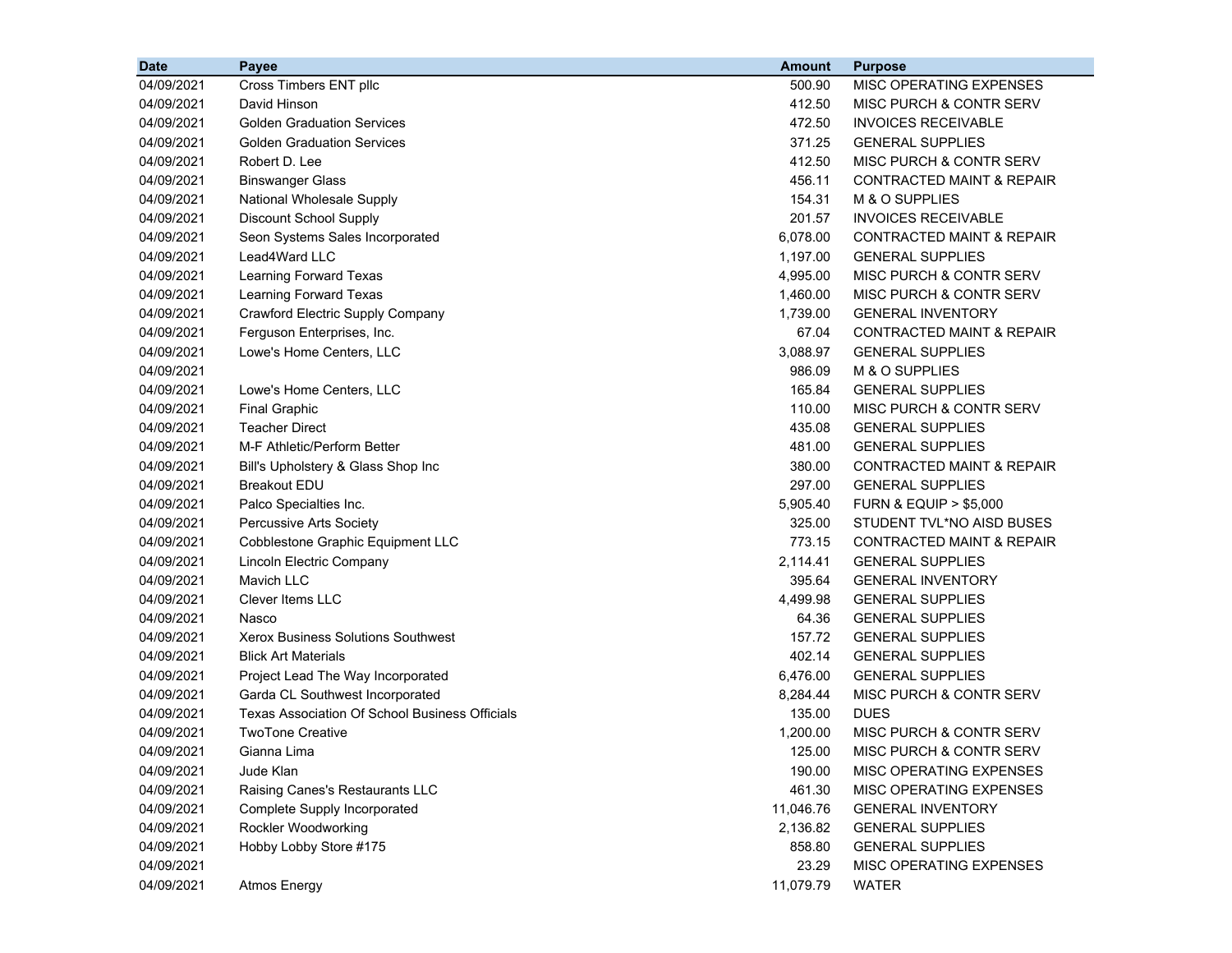| Date | Payee | Amount | Purpose |
|---|---|---|---|
| 04/09/2021 | Cross Timbers ENT pllc | 500.90 | MISC OPERATING EXPENSES |
| 04/09/2021 | David Hinson | 412.50 | MISC PURCH & CONTR SERV |
| 04/09/2021 | Golden Graduation Services | 472.50 | INVOICES RECEIVABLE |
| 04/09/2021 | Golden Graduation Services | 371.25 | GENERAL SUPPLIES |
| 04/09/2021 | Robert D. Lee | 412.50 | MISC PURCH & CONTR SERV |
| 04/09/2021 | Binswanger Glass | 456.11 | CONTRACTED MAINT & REPAIR |
| 04/09/2021 | National Wholesale Supply | 154.31 | M & O SUPPLIES |
| 04/09/2021 | Discount School Supply | 201.57 | INVOICES RECEIVABLE |
| 04/09/2021 | Seon Systems Sales Incorporated | 6,078.00 | CONTRACTED MAINT & REPAIR |
| 04/09/2021 | Lead4Ward LLC | 1,197.00 | GENERAL SUPPLIES |
| 04/09/2021 | Learning Forward Texas | 4,995.00 | MISC PURCH & CONTR SERV |
| 04/09/2021 | Learning Forward Texas | 1,460.00 | MISC PURCH & CONTR SERV |
| 04/09/2021 | Crawford Electric Supply Company | 1,739.00 | GENERAL INVENTORY |
| 04/09/2021 | Ferguson Enterprises, Inc. | 67.04 | CONTRACTED MAINT & REPAIR |
| 04/09/2021 | Lowe's Home Centers, LLC | 3,088.97 | GENERAL SUPPLIES |
| 04/09/2021 | | 986.09 | M & O SUPPLIES |
| 04/09/2021 | Lowe's Home Centers, LLC | 165.84 | GENERAL SUPPLIES |
| 04/09/2021 | Final Graphic | 110.00 | MISC PURCH & CONTR SERV |
| 04/09/2021 | Teacher Direct | 435.08 | GENERAL SUPPLIES |
| 04/09/2021 | M-F Athletic/Perform Better | 481.00 | GENERAL SUPPLIES |
| 04/09/2021 | Bill's Upholstery & Glass Shop Inc | 380.00 | CONTRACTED MAINT & REPAIR |
| 04/09/2021 | Breakout EDU | 297.00 | GENERAL SUPPLIES |
| 04/09/2021 | Palco Specialties Inc. | 5,905.40 | FURN & EQUIP > $5,000 |
| 04/09/2021 | Percussive Arts Society | 325.00 | STUDENT TVL*NO AISD BUSES |
| 04/09/2021 | Cobblestone Graphic Equipment LLC | 773.15 | CONTRACTED MAINT & REPAIR |
| 04/09/2021 | Lincoln Electric Company | 2,114.41 | GENERAL SUPPLIES |
| 04/09/2021 | Mavich LLC | 395.64 | GENERAL INVENTORY |
| 04/09/2021 | Clever Items LLC | 4,499.98 | GENERAL SUPPLIES |
| 04/09/2021 | Nasco | 64.36 | GENERAL SUPPLIES |
| 04/09/2021 | Xerox Business Solutions Southwest | 157.72 | GENERAL SUPPLIES |
| 04/09/2021 | Blick Art Materials | 402.14 | GENERAL SUPPLIES |
| 04/09/2021 | Project Lead The Way Incorporated | 6,476.00 | GENERAL SUPPLIES |
| 04/09/2021 | Garda CL Southwest Incorporated | 8,284.44 | MISC PURCH & CONTR SERV |
| 04/09/2021 | Texas Association Of School Business Officials | 135.00 | DUES |
| 04/09/2021 | TwoTone Creative | 1,200.00 | MISC PURCH & CONTR SERV |
| 04/09/2021 | Gianna Lima | 125.00 | MISC PURCH & CONTR SERV |
| 04/09/2021 | Jude Klan | 190.00 | MISC OPERATING EXPENSES |
| 04/09/2021 | Raising Canes's Restaurants LLC | 461.30 | MISC OPERATING EXPENSES |
| 04/09/2021 | Complete Supply Incorporated | 11,046.76 | GENERAL INVENTORY |
| 04/09/2021 | Rockler Woodworking | 2,136.82 | GENERAL SUPPLIES |
| 04/09/2021 | Hobby Lobby Store #175 | 858.80 | GENERAL SUPPLIES |
| 04/09/2021 | | 23.29 | MISC OPERATING EXPENSES |
| 04/09/2021 | Atmos Energy | 11,079.79 | WATER |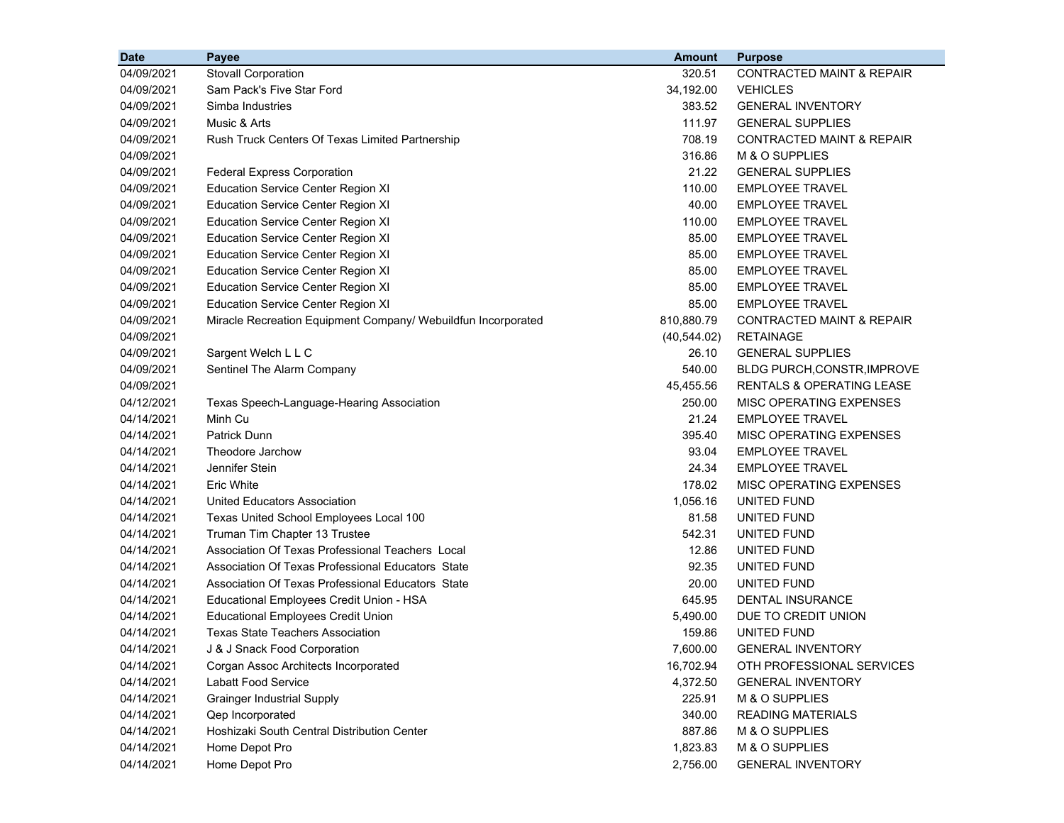| Date | Payee | Amount | Purpose |
|---|---|---|---|
| 04/09/2021 | Stovall Corporation | 320.51 | CONTRACTED MAINT & REPAIR |
| 04/09/2021 | Sam Pack's Five Star Ford | 34,192.00 | VEHICLES |
| 04/09/2021 | Simba Industries | 383.52 | GENERAL INVENTORY |
| 04/09/2021 | Music & Arts | 111.97 | GENERAL SUPPLIES |
| 04/09/2021 | Rush Truck Centers Of Texas Limited Partnership | 708.19 | CONTRACTED MAINT & REPAIR |
| 04/09/2021 | | 316.86 | M & O SUPPLIES |
| 04/09/2021 | Federal Express Corporation | 21.22 | GENERAL SUPPLIES |
| 04/09/2021 | Education Service Center Region XI | 110.00 | EMPLOYEE TRAVEL |
| 04/09/2021 | Education Service Center Region XI | 40.00 | EMPLOYEE TRAVEL |
| 04/09/2021 | Education Service Center Region XI | 110.00 | EMPLOYEE TRAVEL |
| 04/09/2021 | Education Service Center Region XI | 85.00 | EMPLOYEE TRAVEL |
| 04/09/2021 | Education Service Center Region XI | 85.00 | EMPLOYEE TRAVEL |
| 04/09/2021 | Education Service Center Region XI | 85.00 | EMPLOYEE TRAVEL |
| 04/09/2021 | Education Service Center Region XI | 85.00 | EMPLOYEE TRAVEL |
| 04/09/2021 | Education Service Center Region XI | 85.00 | EMPLOYEE TRAVEL |
| 04/09/2021 | Miracle Recreation Equipment Company/ Webuildfun Incorporated | 810,880.79 | CONTRACTED MAINT & REPAIR |
| 04/09/2021 | | (40,544.02) | RETAINAGE |
| 04/09/2021 | Sargent Welch L L C | 26.10 | GENERAL SUPPLIES |
| 04/09/2021 | Sentinel The Alarm Company | 540.00 | BLDG PURCH,CONSTR,IMPROVE |
| 04/09/2021 | | 45,455.56 | RENTALS & OPERATING LEASE |
| 04/12/2021 | Texas Speech-Language-Hearing Association | 250.00 | MISC OPERATING EXPENSES |
| 04/14/2021 | Minh Cu | 21.24 | EMPLOYEE TRAVEL |
| 04/14/2021 | Patrick Dunn | 395.40 | MISC OPERATING EXPENSES |
| 04/14/2021 | Theodore Jarchow | 93.04 | EMPLOYEE TRAVEL |
| 04/14/2021 | Jennifer Stein | 24.34 | EMPLOYEE TRAVEL |
| 04/14/2021 | Eric White | 178.02 | MISC OPERATING EXPENSES |
| 04/14/2021 | United Educators Association | 1,056.16 | UNITED FUND |
| 04/14/2021 | Texas United School Employees Local 100 | 81.58 | UNITED FUND |
| 04/14/2021 | Truman Tim Chapter 13 Trustee | 542.31 | UNITED FUND |
| 04/14/2021 | Association Of Texas Professional Teachers Local | 12.86 | UNITED FUND |
| 04/14/2021 | Association Of Texas Professional Educators State | 92.35 | UNITED FUND |
| 04/14/2021 | Association Of Texas Professional Educators State | 20.00 | UNITED FUND |
| 04/14/2021 | Educational Employees Credit Union - HSA | 645.95 | DENTAL INSURANCE |
| 04/14/2021 | Educational Employees Credit Union | 5,490.00 | DUE TO CREDIT UNION |
| 04/14/2021 | Texas State Teachers Association | 159.86 | UNITED FUND |
| 04/14/2021 | J & J Snack Food Corporation | 7,600.00 | GENERAL INVENTORY |
| 04/14/2021 | Corgan Assoc Architects Incorporated | 16,702.94 | OTH PROFESSIONAL SERVICES |
| 04/14/2021 | Labatt Food Service | 4,372.50 | GENERAL INVENTORY |
| 04/14/2021 | Grainger Industrial Supply | 225.91 | M & O SUPPLIES |
| 04/14/2021 | Qep Incorporated | 340.00 | READING MATERIALS |
| 04/14/2021 | Hoshizaki South Central Distribution Center | 887.86 | M & O SUPPLIES |
| 04/14/2021 | Home Depot Pro | 1,823.83 | M & O SUPPLIES |
| 04/14/2021 | Home Depot Pro | 2,756.00 | GENERAL INVENTORY |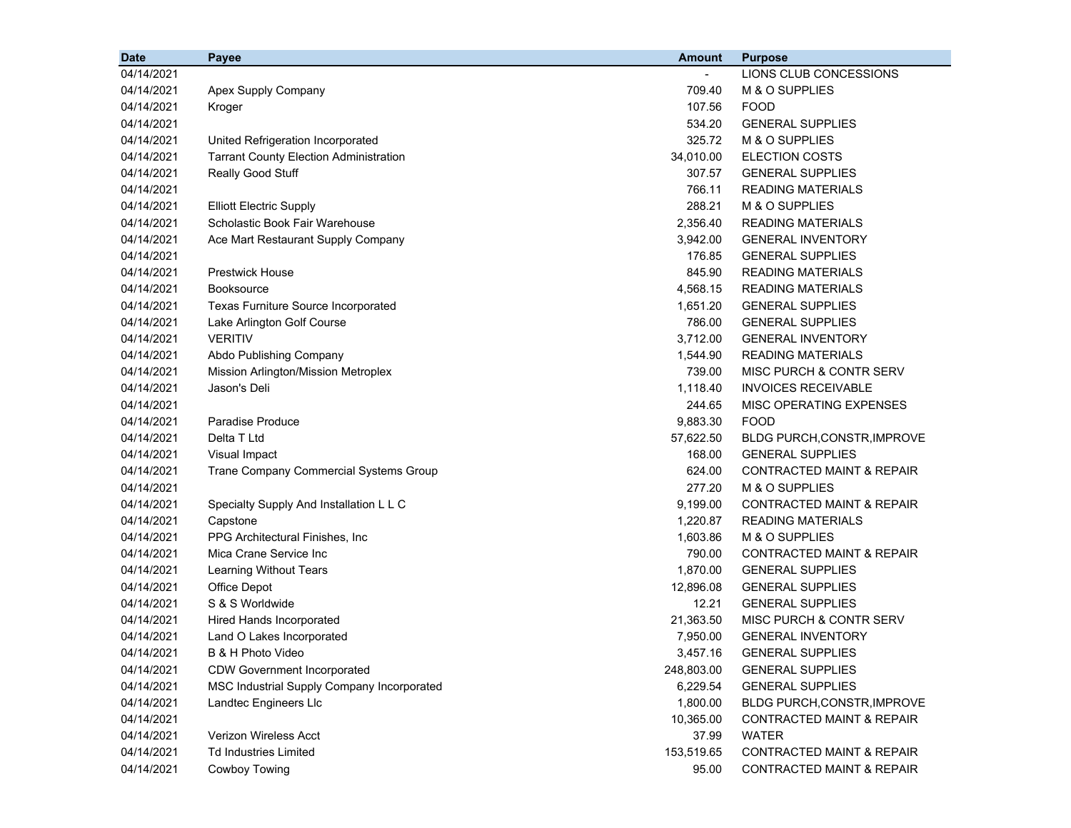| Date | Payee | Amount | Purpose |
|---|---|---|---|
| 04/14/2021 | | - | LIONS CLUB CONCESSIONS |
| 04/14/2021 | Apex Supply Company | 709.40 | M & O SUPPLIES |
| 04/14/2021 | Kroger | 107.56 | FOOD |
| 04/14/2021 | | 534.20 | GENERAL SUPPLIES |
| 04/14/2021 | United Refrigeration Incorporated | 325.72 | M & O SUPPLIES |
| 04/14/2021 | Tarrant County Election Administration | 34,010.00 | ELECTION COSTS |
| 04/14/2021 | Really Good Stuff | 307.57 | GENERAL SUPPLIES |
| 04/14/2021 | | 766.11 | READING MATERIALS |
| 04/14/2021 | Elliott Electric Supply | 288.21 | M & O SUPPLIES |
| 04/14/2021 | Scholastic Book Fair Warehouse | 2,356.40 | READING MATERIALS |
| 04/14/2021 | Ace Mart Restaurant Supply Company | 3,942.00 | GENERAL INVENTORY |
| 04/14/2021 | | 176.85 | GENERAL SUPPLIES |
| 04/14/2021 | Prestwick House | 845.90 | READING MATERIALS |
| 04/14/2021 | Booksource | 4,568.15 | READING MATERIALS |
| 04/14/2021 | Texas Furniture Source Incorporated | 1,651.20 | GENERAL SUPPLIES |
| 04/14/2021 | Lake Arlington Golf Course | 786.00 | GENERAL SUPPLIES |
| 04/14/2021 | VERITIV | 3,712.00 | GENERAL INVENTORY |
| 04/14/2021 | Abdo Publishing Company | 1,544.90 | READING MATERIALS |
| 04/14/2021 | Mission Arlington/Mission Metroplex | 739.00 | MISC PURCH & CONTR SERV |
| 04/14/2021 | Jason's Deli | 1,118.40 | INVOICES RECEIVABLE |
| 04/14/2021 | | 244.65 | MISC OPERATING EXPENSES |
| 04/14/2021 | Paradise Produce | 9,883.30 | FOOD |
| 04/14/2021 | Delta T Ltd | 57,622.50 | BLDG PURCH,CONSTR,IMPROVE |
| 04/14/2021 | Visual Impact | 168.00 | GENERAL SUPPLIES |
| 04/14/2021 | Trane Company Commercial Systems Group | 624.00 | CONTRACTED MAINT & REPAIR |
| 04/14/2021 | | 277.20 | M & O SUPPLIES |
| 04/14/2021 | Specialty Supply And Installation L L C | 9,199.00 | CONTRACTED MAINT & REPAIR |
| 04/14/2021 | Capstone | 1,220.87 | READING MATERIALS |
| 04/14/2021 | PPG Architectural Finishes, Inc | 1,603.86 | M & O SUPPLIES |
| 04/14/2021 | Mica Crane Service Inc | 790.00 | CONTRACTED MAINT & REPAIR |
| 04/14/2021 | Learning Without Tears | 1,870.00 | GENERAL SUPPLIES |
| 04/14/2021 | Office Depot | 12,896.08 | GENERAL SUPPLIES |
| 04/14/2021 | S & S Worldwide | 12.21 | GENERAL SUPPLIES |
| 04/14/2021 | Hired Hands Incorporated | 21,363.50 | MISC PURCH & CONTR SERV |
| 04/14/2021 | Land O Lakes Incorporated | 7,950.00 | GENERAL INVENTORY |
| 04/14/2021 | B & H Photo Video | 3,457.16 | GENERAL SUPPLIES |
| 04/14/2021 | CDW Government Incorporated | 248,803.00 | GENERAL SUPPLIES |
| 04/14/2021 | MSC Industrial Supply Company Incorporated | 6,229.54 | GENERAL SUPPLIES |
| 04/14/2021 | Landtec Engineers Llc | 1,800.00 | BLDG PURCH,CONSTR,IMPROVE |
| 04/14/2021 | | 10,365.00 | CONTRACTED MAINT & REPAIR |
| 04/14/2021 | Verizon Wireless Acct | 37.99 | WATER |
| 04/14/2021 | Td Industries Limited | 153,519.65 | CONTRACTED MAINT & REPAIR |
| 04/14/2021 | Cowboy Towing | 95.00 | CONTRACTED MAINT & REPAIR |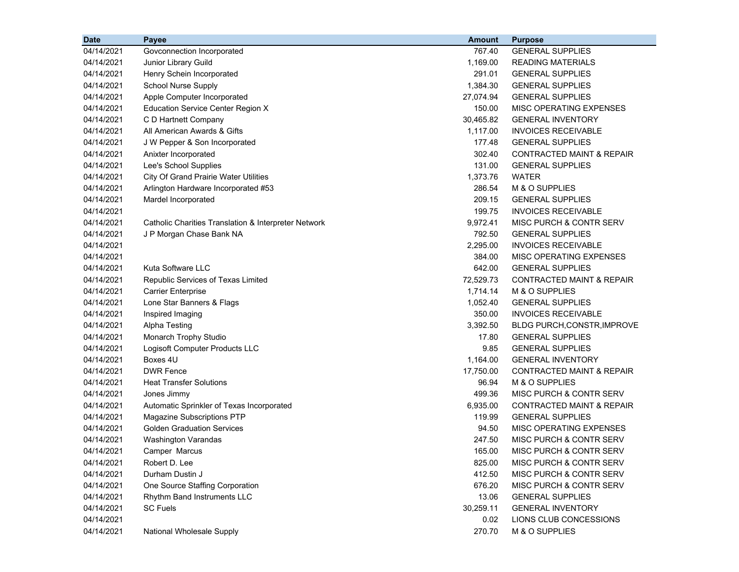| Date | Payee | Amount | Purpose |
|---|---|---|---|
| 04/14/2021 | Govconnection Incorporated | 767.40 | GENERAL SUPPLIES |
| 04/14/2021 | Junior Library Guild | 1,169.00 | READING MATERIALS |
| 04/14/2021 | Henry Schein Incorporated | 291.01 | GENERAL SUPPLIES |
| 04/14/2021 | School Nurse Supply | 1,384.30 | GENERAL SUPPLIES |
| 04/14/2021 | Apple Computer Incorporated | 27,074.94 | GENERAL SUPPLIES |
| 04/14/2021 | Education Service Center Region X | 150.00 | MISC OPERATING EXPENSES |
| 04/14/2021 | C D Hartnett Company | 30,465.82 | GENERAL INVENTORY |
| 04/14/2021 | All American Awards & Gifts | 1,117.00 | INVOICES RECEIVABLE |
| 04/14/2021 | J W Pepper & Son Incorporated | 177.48 | GENERAL SUPPLIES |
| 04/14/2021 | Anixter Incorporated | 302.40 | CONTRACTED MAINT & REPAIR |
| 04/14/2021 | Lee's School Supplies | 131.00 | GENERAL SUPPLIES |
| 04/14/2021 | City Of Grand Prairie Water Utilities | 1,373.76 | WATER |
| 04/14/2021 | Arlington Hardware Incorporated #53 | 286.54 | M & O SUPPLIES |
| 04/14/2021 | Mardel Incorporated | 209.15 | GENERAL SUPPLIES |
| 04/14/2021 | | 199.75 | INVOICES RECEIVABLE |
| 04/14/2021 | Catholic Charities Translation & Interpreter Network | 9,972.41 | MISC PURCH & CONTR SERV |
| 04/14/2021 | J P Morgan Chase Bank NA | 792.50 | GENERAL SUPPLIES |
| 04/14/2021 | | 2,295.00 | INVOICES RECEIVABLE |
| 04/14/2021 | | 384.00 | MISC OPERATING EXPENSES |
| 04/14/2021 | Kuta Software LLC | 642.00 | GENERAL SUPPLIES |
| 04/14/2021 | Republic Services of Texas Limited | 72,529.73 | CONTRACTED MAINT & REPAIR |
| 04/14/2021 | Carrier Enterprise | 1,714.14 | M & O SUPPLIES |
| 04/14/2021 | Lone Star Banners & Flags | 1,052.40 | GENERAL SUPPLIES |
| 04/14/2021 | Inspired Imaging | 350.00 | INVOICES RECEIVABLE |
| 04/14/2021 | Alpha Testing | 3,392.50 | BLDG PURCH,CONSTR,IMPROVE |
| 04/14/2021 | Monarch Trophy Studio | 17.80 | GENERAL SUPPLIES |
| 04/14/2021 | Logisoft Computer Products LLC | 9.85 | GENERAL SUPPLIES |
| 04/14/2021 | Boxes 4U | 1,164.00 | GENERAL INVENTORY |
| 04/14/2021 | DWR Fence | 17,750.00 | CONTRACTED MAINT & REPAIR |
| 04/14/2021 | Heat Transfer Solutions | 96.94 | M & O SUPPLIES |
| 04/14/2021 | Jones Jimmy | 499.36 | MISC PURCH & CONTR SERV |
| 04/14/2021 | Automatic Sprinkler of Texas Incorporated | 6,935.00 | CONTRACTED MAINT & REPAIR |
| 04/14/2021 | Magazine Subscriptions PTP | 119.99 | GENERAL SUPPLIES |
| 04/14/2021 | Golden Graduation Services | 94.50 | MISC OPERATING EXPENSES |
| 04/14/2021 | Washington Varandas | 247.50 | MISC PURCH & CONTR SERV |
| 04/14/2021 | Camper Marcus | 165.00 | MISC PURCH & CONTR SERV |
| 04/14/2021 | Robert D. Lee | 825.00 | MISC PURCH & CONTR SERV |
| 04/14/2021 | Durham Dustin J | 412.50 | MISC PURCH & CONTR SERV |
| 04/14/2021 | One Source Staffing Corporation | 676.20 | MISC PURCH & CONTR SERV |
| 04/14/2021 | Rhythm Band Instruments LLC | 13.06 | GENERAL SUPPLIES |
| 04/14/2021 | SC Fuels | 30,259.11 | GENERAL INVENTORY |
| 04/14/2021 | | 0.02 | LIONS CLUB CONCESSIONS |
| 04/14/2021 | National Wholesale Supply | 270.70 | M & O SUPPLIES |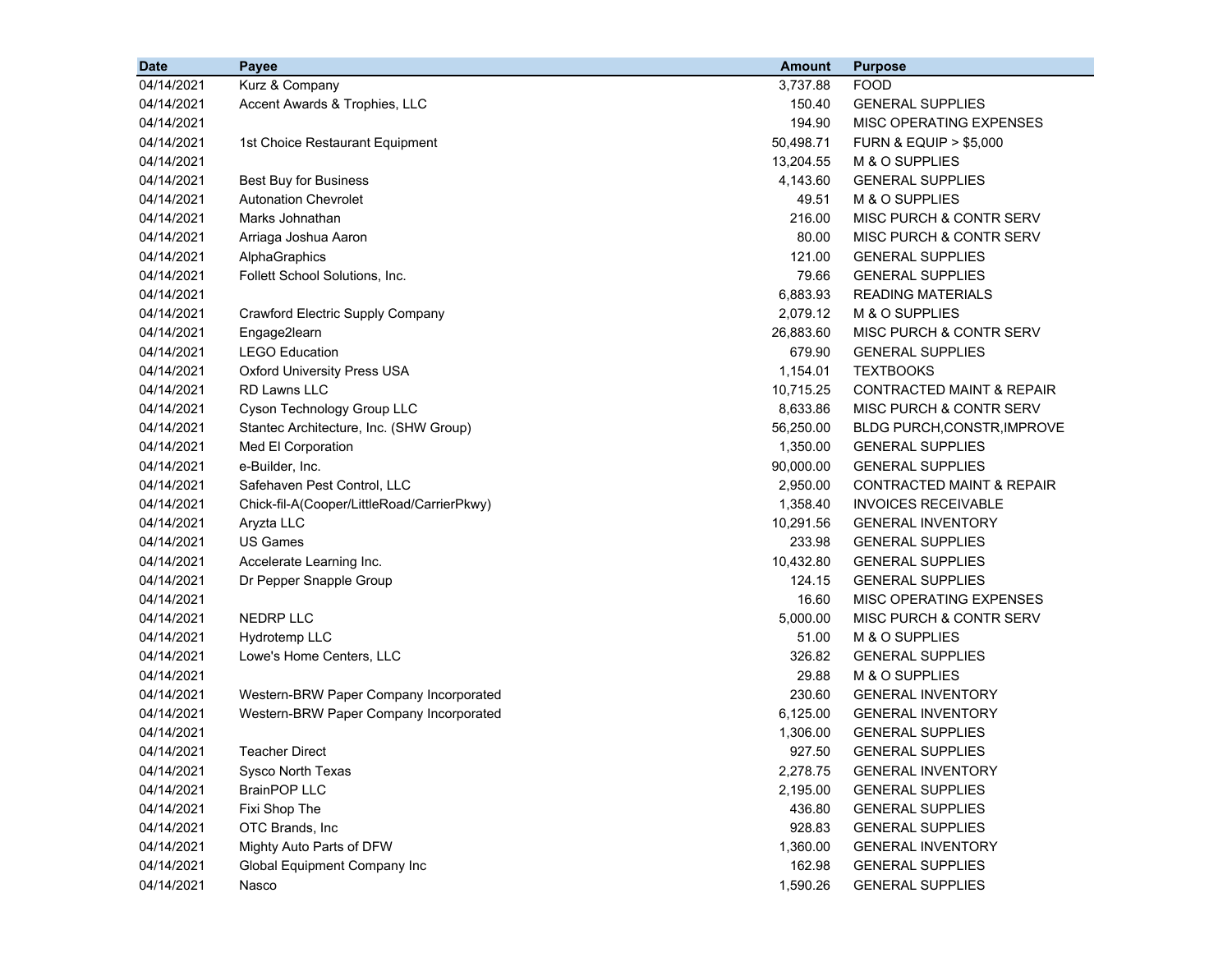| Date | Payee | Amount | Purpose |
| --- | --- | --- | --- |
| 04/14/2021 | Kurz & Company | 3,737.88 | FOOD |
| 04/14/2021 | Accent Awards & Trophies, LLC | 150.40 | GENERAL SUPPLIES |
| 04/14/2021 | | 194.90 | MISC OPERATING EXPENSES |
| 04/14/2021 | 1st Choice Restaurant Equipment | 50,498.71 | FURN & EQUIP > $5,000 |
| 04/14/2021 | | 13,204.55 | M & O SUPPLIES |
| 04/14/2021 | Best Buy for Business | 4,143.60 | GENERAL SUPPLIES |
| 04/14/2021 | Autonation Chevrolet | 49.51 | M & O SUPPLIES |
| 04/14/2021 | Marks Johnathan | 216.00 | MISC PURCH & CONTR SERV |
| 04/14/2021 | Arriaga Joshua Aaron | 80.00 | MISC PURCH & CONTR SERV |
| 04/14/2021 | AlphaGraphics | 121.00 | GENERAL SUPPLIES |
| 04/14/2021 | Follett School Solutions, Inc. | 79.66 | GENERAL SUPPLIES |
| 04/14/2021 | | 6,883.93 | READING MATERIALS |
| 04/14/2021 | Crawford Electric Supply Company | 2,079.12 | M & O SUPPLIES |
| 04/14/2021 | Engage2learn | 26,883.60 | MISC PURCH & CONTR SERV |
| 04/14/2021 | LEGO Education | 679.90 | GENERAL SUPPLIES |
| 04/14/2021 | Oxford University Press USA | 1,154.01 | TEXTBOOKS |
| 04/14/2021 | RD Lawns LLC | 10,715.25 | CONTRACTED MAINT & REPAIR |
| 04/14/2021 | Cyson Technology Group LLC | 8,633.86 | MISC PURCH & CONTR SERV |
| 04/14/2021 | Stantec Architecture, Inc. (SHW Group) | 56,250.00 | BLDG PURCH,CONSTR,IMPROVE |
| 04/14/2021 | Med El Corporation | 1,350.00 | GENERAL SUPPLIES |
| 04/14/2021 | e-Builder, Inc. | 90,000.00 | GENERAL SUPPLIES |
| 04/14/2021 | Safehaven Pest Control, LLC | 2,950.00 | CONTRACTED MAINT & REPAIR |
| 04/14/2021 | Chick-fil-A(Cooper/LittleRoad/CarrierPkwy) | 1,358.40 | INVOICES RECEIVABLE |
| 04/14/2021 | Aryzta LLC | 10,291.56 | GENERAL INVENTORY |
| 04/14/2021 | US Games | 233.98 | GENERAL SUPPLIES |
| 04/14/2021 | Accelerate Learning Inc. | 10,432.80 | GENERAL SUPPLIES |
| 04/14/2021 | Dr Pepper Snapple Group | 124.15 | GENERAL SUPPLIES |
| 04/14/2021 | | 16.60 | MISC OPERATING EXPENSES |
| 04/14/2021 | NEDRP LLC | 5,000.00 | MISC PURCH & CONTR SERV |
| 04/14/2021 | Hydrotemp LLC | 51.00 | M & O SUPPLIES |
| 04/14/2021 | Lowe's Home Centers, LLC | 326.82 | GENERAL SUPPLIES |
| 04/14/2021 | | 29.88 | M & O SUPPLIES |
| 04/14/2021 | Western-BRW Paper Company Incorporated | 230.60 | GENERAL INVENTORY |
| 04/14/2021 | Western-BRW Paper Company Incorporated | 6,125.00 | GENERAL INVENTORY |
| 04/14/2021 | | 1,306.00 | GENERAL SUPPLIES |
| 04/14/2021 | Teacher Direct | 927.50 | GENERAL SUPPLIES |
| 04/14/2021 | Sysco North Texas | 2,278.75 | GENERAL INVENTORY |
| 04/14/2021 | BrainPOP LLC | 2,195.00 | GENERAL SUPPLIES |
| 04/14/2021 | Fixi Shop The | 436.80 | GENERAL SUPPLIES |
| 04/14/2021 | OTC Brands, Inc | 928.83 | GENERAL SUPPLIES |
| 04/14/2021 | Mighty Auto Parts of DFW | 1,360.00 | GENERAL INVENTORY |
| 04/14/2021 | Global Equipment Company Inc | 162.98 | GENERAL SUPPLIES |
| 04/14/2021 | Nasco | 1,590.26 | GENERAL SUPPLIES |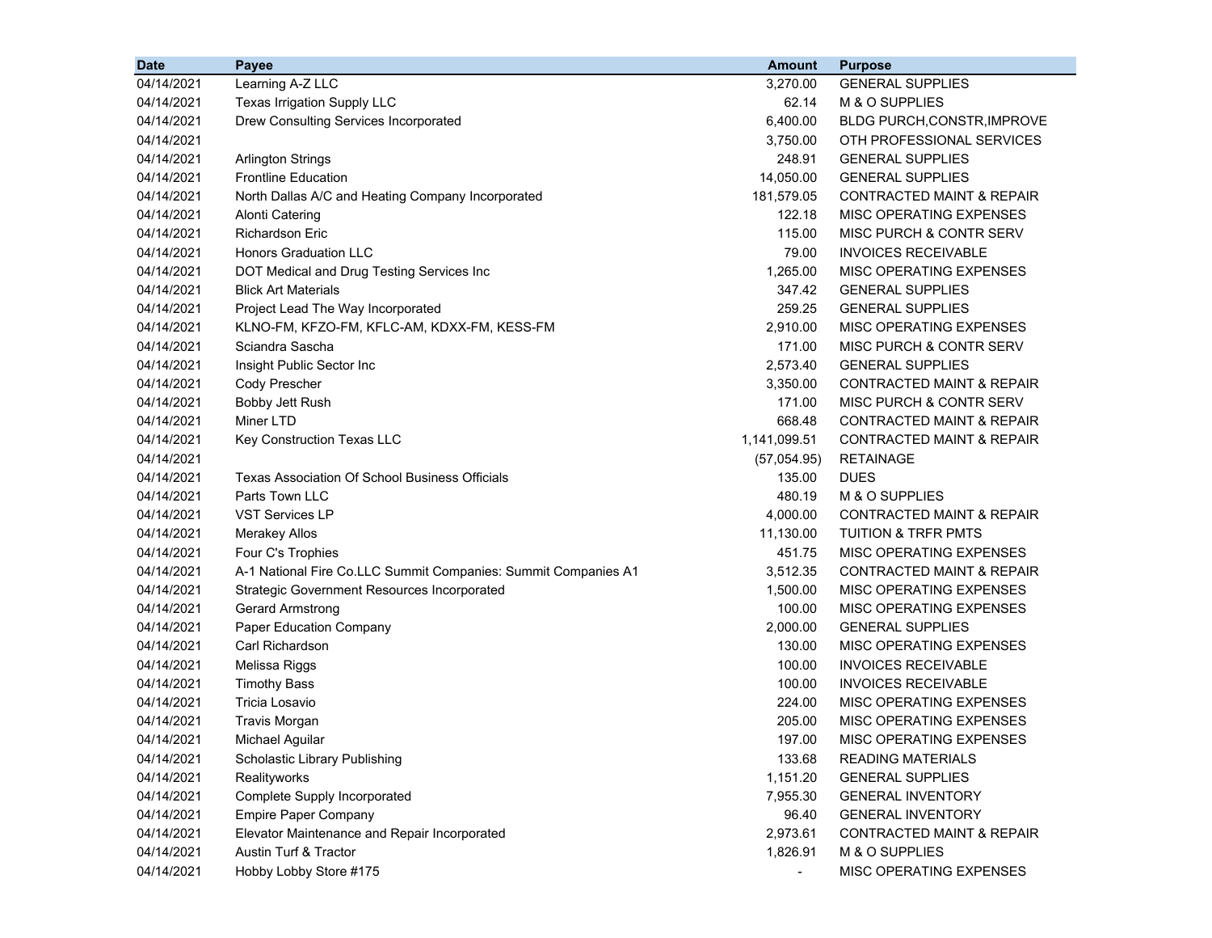| Date | Payee | Amount | Purpose |
|---|---|---|---|
| 04/14/2021 | Learning A-Z LLC | 3,270.00 | GENERAL SUPPLIES |
| 04/14/2021 | Texas Irrigation Supply LLC | 62.14 | M & O SUPPLIES |
| 04/14/2021 | Drew Consulting Services Incorporated | 6,400.00 | BLDG PURCH,CONSTR,IMPROVE |
| 04/14/2021 | | 3,750.00 | OTH PROFESSIONAL SERVICES |
| 04/14/2021 | Arlington Strings | 248.91 | GENERAL SUPPLIES |
| 04/14/2021 | Frontline Education | 14,050.00 | GENERAL SUPPLIES |
| 04/14/2021 | North Dallas A/C and Heating Company Incorporated | 181,579.05 | CONTRACTED MAINT & REPAIR |
| 04/14/2021 | Alonti Catering | 122.18 | MISC OPERATING EXPENSES |
| 04/14/2021 | Richardson Eric | 115.00 | MISC PURCH & CONTR SERV |
| 04/14/2021 | Honors Graduation LLC | 79.00 | INVOICES RECEIVABLE |
| 04/14/2021 | DOT Medical and Drug Testing Services Inc | 1,265.00 | MISC OPERATING EXPENSES |
| 04/14/2021 | Blick Art Materials | 347.42 | GENERAL SUPPLIES |
| 04/14/2021 | Project Lead The Way Incorporated | 259.25 | GENERAL SUPPLIES |
| 04/14/2021 | KLNO-FM, KFZO-FM, KFLC-AM, KDXX-FM, KESS-FM | 2,910.00 | MISC OPERATING EXPENSES |
| 04/14/2021 | Sciandra Sascha | 171.00 | MISC PURCH & CONTR SERV |
| 04/14/2021 | Insight Public Sector Inc | 2,573.40 | GENERAL SUPPLIES |
| 04/14/2021 | Cody Prescher | 3,350.00 | CONTRACTED MAINT & REPAIR |
| 04/14/2021 | Bobby Jett Rush | 171.00 | MISC PURCH & CONTR SERV |
| 04/14/2021 | Miner LTD | 668.48 | CONTRACTED MAINT & REPAIR |
| 04/14/2021 | Key Construction Texas LLC | 1,141,099.51 | CONTRACTED MAINT & REPAIR |
| 04/14/2021 | | (57,054.95) | RETAINAGE |
| 04/14/2021 | Texas Association Of School Business Officials | 135.00 | DUES |
| 04/14/2021 | Parts Town LLC | 480.19 | M & O SUPPLIES |
| 04/14/2021 | VST Services LP | 4,000.00 | CONTRACTED MAINT & REPAIR |
| 04/14/2021 | Merakey Allos | 11,130.00 | TUITION & TRFR PMTS |
| 04/14/2021 | Four C's Trophies | 451.75 | MISC OPERATING EXPENSES |
| 04/14/2021 | A-1 National Fire Co.LLC Summit Companies: Summit Companies A1 | 3,512.35 | CONTRACTED MAINT & REPAIR |
| 04/14/2021 | Strategic Government Resources Incorporated | 1,500.00 | MISC OPERATING EXPENSES |
| 04/14/2021 | Gerard Armstrong | 100.00 | MISC OPERATING EXPENSES |
| 04/14/2021 | Paper Education Company | 2,000.00 | GENERAL SUPPLIES |
| 04/14/2021 | Carl Richardson | 130.00 | MISC OPERATING EXPENSES |
| 04/14/2021 | Melissa Riggs | 100.00 | INVOICES RECEIVABLE |
| 04/14/2021 | Timothy Bass | 100.00 | INVOICES RECEIVABLE |
| 04/14/2021 | Tricia Losavio | 224.00 | MISC OPERATING EXPENSES |
| 04/14/2021 | Travis Morgan | 205.00 | MISC OPERATING EXPENSES |
| 04/14/2021 | Michael Aguilar | 197.00 | MISC OPERATING EXPENSES |
| 04/14/2021 | Scholastic Library Publishing | 133.68 | READING MATERIALS |
| 04/14/2021 | Realityworks | 1,151.20 | GENERAL SUPPLIES |
| 04/14/2021 | Complete Supply Incorporated | 7,955.30 | GENERAL INVENTORY |
| 04/14/2021 | Empire Paper Company | 96.40 | GENERAL INVENTORY |
| 04/14/2021 | Elevator Maintenance and Repair Incorporated | 2,973.61 | CONTRACTED MAINT & REPAIR |
| 04/14/2021 | Austin Turf & Tractor | 1,826.91 | M & O SUPPLIES |
| 04/14/2021 | Hobby Lobby Store #175 | - | MISC OPERATING EXPENSES |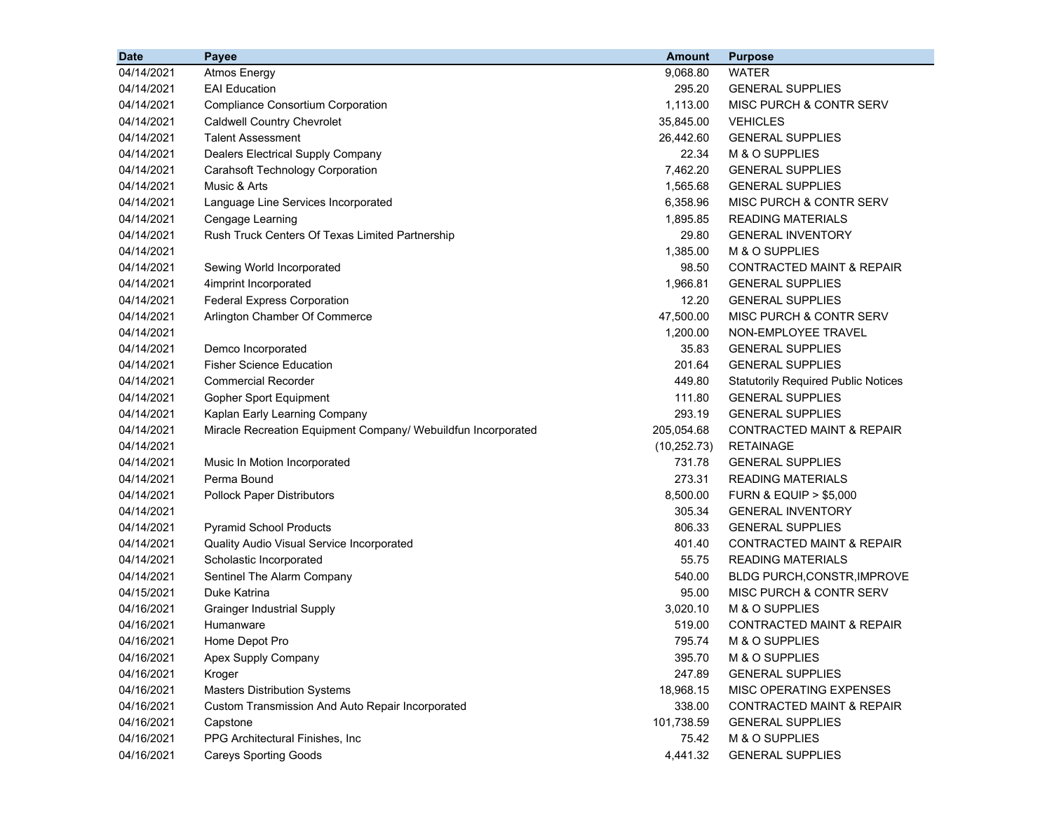| Date | Payee | Amount | Purpose |
|---|---|---|---|
| 04/14/2021 | Atmos Energy | 9,068.80 | WATER |
| 04/14/2021 | EAI Education | 295.20 | GENERAL SUPPLIES |
| 04/14/2021 | Compliance Consortium Corporation | 1,113.00 | MISC PURCH & CONTR SERV |
| 04/14/2021 | Caldwell Country Chevrolet | 35,845.00 | VEHICLES |
| 04/14/2021 | Talent Assessment | 26,442.60 | GENERAL SUPPLIES |
| 04/14/2021 | Dealers Electrical Supply Company | 22.34 | M & O SUPPLIES |
| 04/14/2021 | Carahsoft Technology Corporation | 7,462.20 | GENERAL SUPPLIES |
| 04/14/2021 | Music & Arts | 1,565.68 | GENERAL SUPPLIES |
| 04/14/2021 | Language Line Services Incorporated | 6,358.96 | MISC PURCH & CONTR SERV |
| 04/14/2021 | Cengage Learning | 1,895.85 | READING MATERIALS |
| 04/14/2021 | Rush Truck Centers Of Texas Limited Partnership | 29.80 | GENERAL INVENTORY |
| 04/14/2021 | | 1,385.00 | M & O SUPPLIES |
| 04/14/2021 | Sewing World Incorporated | 98.50 | CONTRACTED MAINT & REPAIR |
| 04/14/2021 | 4imprint Incorporated | 1,966.81 | GENERAL SUPPLIES |
| 04/14/2021 | Federal Express Corporation | 12.20 | GENERAL SUPPLIES |
| 04/14/2021 | Arlington Chamber Of Commerce | 47,500.00 | MISC PURCH & CONTR SERV |
| 04/14/2021 | | 1,200.00 | NON-EMPLOYEE TRAVEL |
| 04/14/2021 | Demco Incorporated | 35.83 | GENERAL SUPPLIES |
| 04/14/2021 | Fisher Science Education | 201.64 | GENERAL SUPPLIES |
| 04/14/2021 | Commercial Recorder | 449.80 | Statutorily Required Public Notices |
| 04/14/2021 | Gopher Sport Equipment | 111.80 | GENERAL SUPPLIES |
| 04/14/2021 | Kaplan Early Learning Company | 293.19 | GENERAL SUPPLIES |
| 04/14/2021 | Miracle Recreation Equipment Company/ Webuildfun Incorporated | 205,054.68 | CONTRACTED MAINT & REPAIR |
| 04/14/2021 | | (10,252.73) | RETAINAGE |
| 04/14/2021 | Music In Motion Incorporated | 731.78 | GENERAL SUPPLIES |
| 04/14/2021 | Perma Bound | 273.31 | READING MATERIALS |
| 04/14/2021 | Pollock Paper Distributors | 8,500.00 | FURN & EQUIP > $5,000 |
| 04/14/2021 | | 305.34 | GENERAL INVENTORY |
| 04/14/2021 | Pyramid School Products | 806.33 | GENERAL SUPPLIES |
| 04/14/2021 | Quality Audio Visual Service Incorporated | 401.40 | CONTRACTED MAINT & REPAIR |
| 04/14/2021 | Scholastic Incorporated | 55.75 | READING MATERIALS |
| 04/14/2021 | Sentinel The Alarm Company | 540.00 | BLDG PURCH,CONSTR,IMPROVE |
| 04/15/2021 | Duke Katrina | 95.00 | MISC PURCH & CONTR SERV |
| 04/16/2021 | Grainger Industrial Supply | 3,020.10 | M & O SUPPLIES |
| 04/16/2021 | Humanware | 519.00 | CONTRACTED MAINT & REPAIR |
| 04/16/2021 | Home Depot Pro | 795.74 | M & O SUPPLIES |
| 04/16/2021 | Apex Supply Company | 395.70 | M & O SUPPLIES |
| 04/16/2021 | Kroger | 247.89 | GENERAL SUPPLIES |
| 04/16/2021 | Masters Distribution Systems | 18,968.15 | MISC OPERATING EXPENSES |
| 04/16/2021 | Custom Transmission And Auto Repair Incorporated | 338.00 | CONTRACTED MAINT & REPAIR |
| 04/16/2021 | Capstone | 101,738.59 | GENERAL SUPPLIES |
| 04/16/2021 | PPG Architectural Finishes, Inc | 75.42 | M & O SUPPLIES |
| 04/16/2021 | Careys Sporting Goods | 4,441.32 | GENERAL SUPPLIES |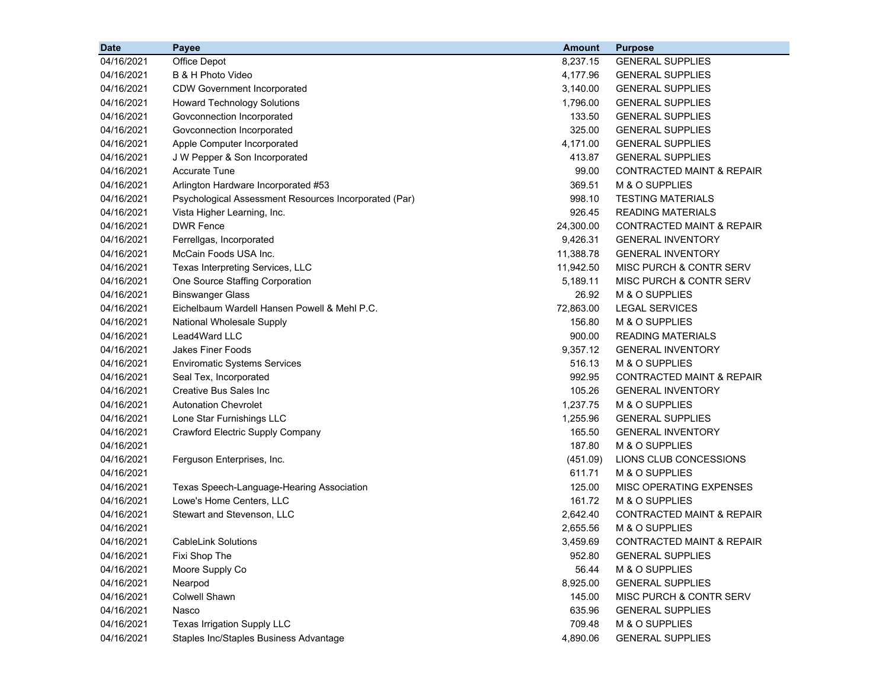| Date | Payee | Amount | Purpose |
| --- | --- | --- | --- |
| 04/16/2021 | Office Depot | 8,237.15 | GENERAL SUPPLIES |
| 04/16/2021 | B & H Photo Video | 4,177.96 | GENERAL SUPPLIES |
| 04/16/2021 | CDW Government Incorporated | 3,140.00 | GENERAL SUPPLIES |
| 04/16/2021 | Howard Technology Solutions | 1,796.00 | GENERAL SUPPLIES |
| 04/16/2021 | Govconnection Incorporated | 133.50 | GENERAL SUPPLIES |
| 04/16/2021 | Govconnection Incorporated | 325.00 | GENERAL SUPPLIES |
| 04/16/2021 | Apple Computer Incorporated | 4,171.00 | GENERAL SUPPLIES |
| 04/16/2021 | J W Pepper & Son Incorporated | 413.87 | GENERAL SUPPLIES |
| 04/16/2021 | Accurate Tune | 99.00 | CONTRACTED MAINT & REPAIR |
| 04/16/2021 | Arlington Hardware Incorporated #53 | 369.51 | M & O SUPPLIES |
| 04/16/2021 | Psychological Assessment Resources Incorporated (Par) | 998.10 | TESTING MATERIALS |
| 04/16/2021 | Vista Higher Learning, Inc. | 926.45 | READING MATERIALS |
| 04/16/2021 | DWR Fence | 24,300.00 | CONTRACTED MAINT & REPAIR |
| 04/16/2021 | Ferrellgas, Incorporated | 9,426.31 | GENERAL INVENTORY |
| 04/16/2021 | McCain Foods USA Inc. | 11,388.78 | GENERAL INVENTORY |
| 04/16/2021 | Texas Interpreting Services, LLC | 11,942.50 | MISC PURCH & CONTR SERV |
| 04/16/2021 | One Source Staffing Corporation | 5,189.11 | MISC PURCH & CONTR SERV |
| 04/16/2021 | Binswanger Glass | 26.92 | M & O SUPPLIES |
| 04/16/2021 | Eichelbaum Wardell Hansen Powell & Mehl P.C. | 72,863.00 | LEGAL SERVICES |
| 04/16/2021 | National Wholesale Supply | 156.80 | M & O SUPPLIES |
| 04/16/2021 | Lead4Ward LLC | 900.00 | READING MATERIALS |
| 04/16/2021 | Jakes Finer Foods | 9,357.12 | GENERAL INVENTORY |
| 04/16/2021 | Enviromatic Systems Services | 516.13 | M & O SUPPLIES |
| 04/16/2021 | Seal Tex, Incorporated | 992.95 | CONTRACTED MAINT & REPAIR |
| 04/16/2021 | Creative Bus Sales Inc | 105.26 | GENERAL INVENTORY |
| 04/16/2021 | Autonation Chevrolet | 1,237.75 | M & O SUPPLIES |
| 04/16/2021 | Lone Star Furnishings LLC | 1,255.96 | GENERAL SUPPLIES |
| 04/16/2021 | Crawford Electric Supply Company | 165.50 | GENERAL INVENTORY |
| 04/16/2021 | | 187.80 | M & O SUPPLIES |
| 04/16/2021 | Ferguson Enterprises, Inc. | (451.09) | LIONS CLUB CONCESSIONS |
| 04/16/2021 | | 611.71 | M & O SUPPLIES |
| 04/16/2021 | Texas Speech-Language-Hearing Association | 125.00 | MISC OPERATING EXPENSES |
| 04/16/2021 | Lowe's Home Centers, LLC | 161.72 | M & O SUPPLIES |
| 04/16/2021 | Stewart and Stevenson, LLC | 2,642.40 | CONTRACTED MAINT & REPAIR |
| 04/16/2021 | | 2,655.56 | M & O SUPPLIES |
| 04/16/2021 | CableLink Solutions | 3,459.69 | CONTRACTED MAINT & REPAIR |
| 04/16/2021 | Fixi Shop The | 952.80 | GENERAL SUPPLIES |
| 04/16/2021 | Moore Supply Co | 56.44 | M & O SUPPLIES |
| 04/16/2021 | Nearpod | 8,925.00 | GENERAL SUPPLIES |
| 04/16/2021 | Colwell Shawn | 145.00 | MISC PURCH & CONTR SERV |
| 04/16/2021 | Nasco | 635.96 | GENERAL SUPPLIES |
| 04/16/2021 | Texas Irrigation Supply LLC | 709.48 | M & O SUPPLIES |
| 04/16/2021 | Staples Inc/Staples Business Advantage | 4,890.06 | GENERAL SUPPLIES |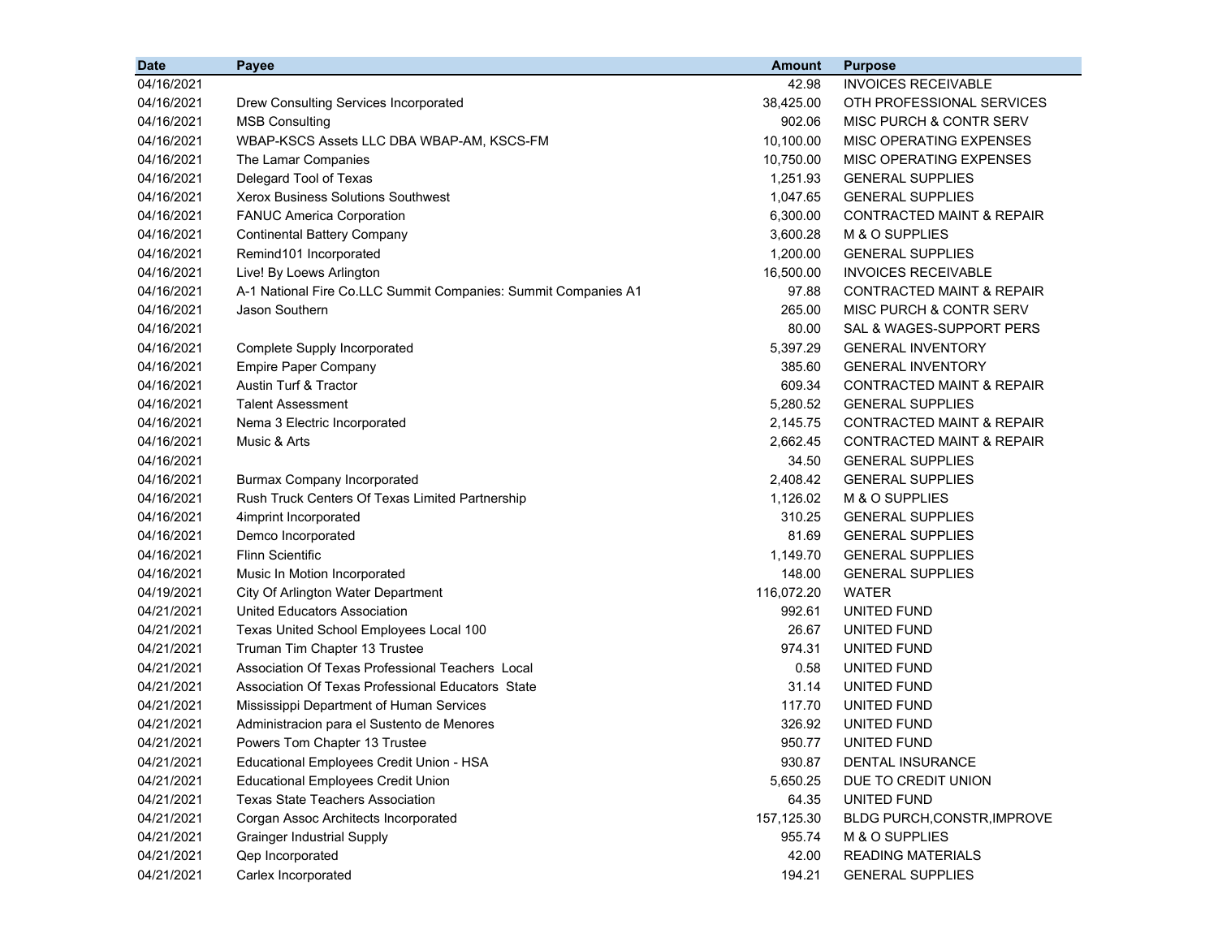| Date | Payee | Amount | Purpose |
|---|---|---|---|
| 04/16/2021 | | 42.98 | INVOICES RECEIVABLE |
| 04/16/2021 | Drew Consulting Services Incorporated | 38,425.00 | OTH PROFESSIONAL SERVICES |
| 04/16/2021 | MSB Consulting | 902.06 | MISC PURCH & CONTR SERV |
| 04/16/2021 | WBAP-KSCS Assets LLC DBA WBAP-AM, KSCS-FM | 10,100.00 | MISC OPERATING EXPENSES |
| 04/16/2021 | The Lamar Companies | 10,750.00 | MISC OPERATING EXPENSES |
| 04/16/2021 | Delegard Tool of Texas | 1,251.93 | GENERAL SUPPLIES |
| 04/16/2021 | Xerox Business Solutions Southwest | 1,047.65 | GENERAL SUPPLIES |
| 04/16/2021 | FANUC America Corporation | 6,300.00 | CONTRACTED MAINT & REPAIR |
| 04/16/2021 | Continental Battery Company | 3,600.28 | M & O SUPPLIES |
| 04/16/2021 | Remind101 Incorporated | 1,200.00 | GENERAL SUPPLIES |
| 04/16/2021 | Live! By Loews Arlington | 16,500.00 | INVOICES RECEIVABLE |
| 04/16/2021 | A-1 National Fire Co.LLC Summit Companies: Summit Companies A1 | 97.88 | CONTRACTED MAINT & REPAIR |
| 04/16/2021 | Jason Southern | 265.00 | MISC PURCH & CONTR SERV |
| 04/16/2021 | | 80.00 | SAL & WAGES-SUPPORT PERS |
| 04/16/2021 | Complete Supply Incorporated | 5,397.29 | GENERAL INVENTORY |
| 04/16/2021 | Empire Paper Company | 385.60 | GENERAL INVENTORY |
| 04/16/2021 | Austin Turf & Tractor | 609.34 | CONTRACTED MAINT & REPAIR |
| 04/16/2021 | Talent Assessment | 5,280.52 | GENERAL SUPPLIES |
| 04/16/2021 | Nema 3 Electric Incorporated | 2,145.75 | CONTRACTED MAINT & REPAIR |
| 04/16/2021 | Music & Arts | 2,662.45 | CONTRACTED MAINT & REPAIR |
| 04/16/2021 | | 34.50 | GENERAL SUPPLIES |
| 04/16/2021 | Burmax Company Incorporated | 2,408.42 | GENERAL SUPPLIES |
| 04/16/2021 | Rush Truck Centers Of Texas Limited Partnership | 1,126.02 | M & O SUPPLIES |
| 04/16/2021 | 4imprint Incorporated | 310.25 | GENERAL SUPPLIES |
| 04/16/2021 | Demco Incorporated | 81.69 | GENERAL SUPPLIES |
| 04/16/2021 | Flinn Scientific | 1,149.70 | GENERAL SUPPLIES |
| 04/16/2021 | Music In Motion Incorporated | 148.00 | GENERAL SUPPLIES |
| 04/19/2021 | City Of Arlington Water Department | 116,072.20 | WATER |
| 04/21/2021 | United Educators Association | 992.61 | UNITED FUND |
| 04/21/2021 | Texas United School Employees Local 100 | 26.67 | UNITED FUND |
| 04/21/2021 | Truman Tim Chapter 13 Trustee | 974.31 | UNITED FUND |
| 04/21/2021 | Association Of Texas Professional Teachers Local | 0.58 | UNITED FUND |
| 04/21/2021 | Association Of Texas Professional Educators State | 31.14 | UNITED FUND |
| 04/21/2021 | Mississippi Department of Human Services | 117.70 | UNITED FUND |
| 04/21/2021 | Administracion para el Sustento de Menores | 326.92 | UNITED FUND |
| 04/21/2021 | Powers Tom Chapter 13 Trustee | 950.77 | UNITED FUND |
| 04/21/2021 | Educational Employees Credit Union - HSA | 930.87 | DENTAL INSURANCE |
| 04/21/2021 | Educational Employees Credit Union | 5,650.25 | DUE TO CREDIT UNION |
| 04/21/2021 | Texas State Teachers Association | 64.35 | UNITED FUND |
| 04/21/2021 | Corgan Assoc Architects Incorporated | 157,125.30 | BLDG PURCH,CONSTR,IMPROVE |
| 04/21/2021 | Grainger Industrial Supply | 955.74 | M & O SUPPLIES |
| 04/21/2021 | Qep Incorporated | 42.00 | READING MATERIALS |
| 04/21/2021 | Carlex Incorporated | 194.21 | GENERAL SUPPLIES |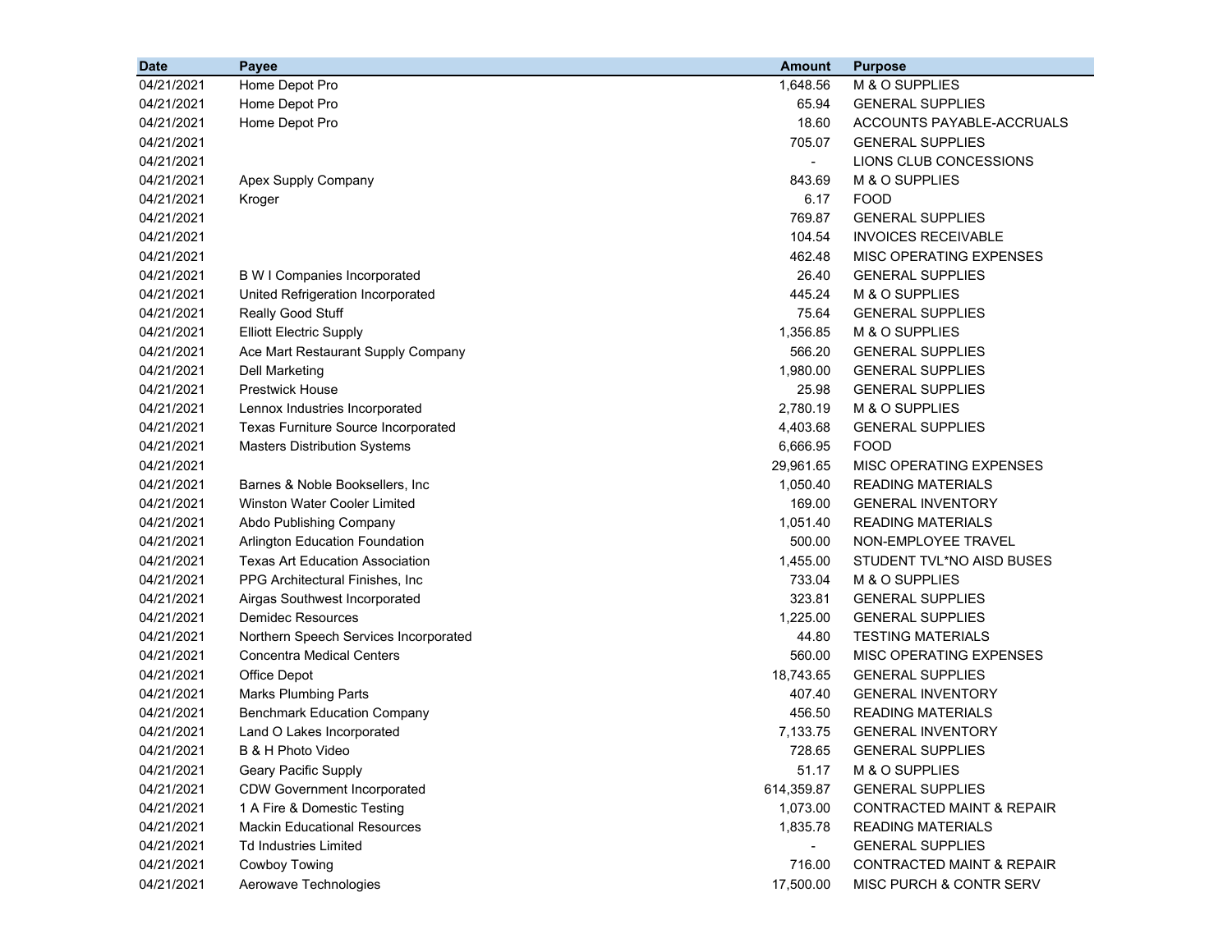| Date | Payee | Amount | Purpose |
|---|---|---|---|
| 04/21/2021 | Home Depot Pro | 1,648.56 | M & O SUPPLIES |
| 04/21/2021 | Home Depot Pro | 65.94 | GENERAL SUPPLIES |
| 04/21/2021 | Home Depot Pro | 18.60 | ACCOUNTS PAYABLE-ACCRUALS |
| 04/21/2021 | | 705.07 | GENERAL SUPPLIES |
| 04/21/2021 | | - | LIONS CLUB CONCESSIONS |
| 04/21/2021 | Apex Supply Company | 843.69 | M & O SUPPLIES |
| 04/21/2021 | Kroger | 6.17 | FOOD |
| 04/21/2021 | | 769.87 | GENERAL SUPPLIES |
| 04/21/2021 | | 104.54 | INVOICES RECEIVABLE |
| 04/21/2021 | | 462.48 | MISC OPERATING EXPENSES |
| 04/21/2021 | B W I Companies Incorporated | 26.40 | GENERAL SUPPLIES |
| 04/21/2021 | United Refrigeration Incorporated | 445.24 | M & O SUPPLIES |
| 04/21/2021 | Really Good Stuff | 75.64 | GENERAL SUPPLIES |
| 04/21/2021 | Elliott Electric Supply | 1,356.85 | M & O SUPPLIES |
| 04/21/2021 | Ace Mart Restaurant Supply Company | 566.20 | GENERAL SUPPLIES |
| 04/21/2021 | Dell Marketing | 1,980.00 | GENERAL SUPPLIES |
| 04/21/2021 | Prestwick House | 25.98 | GENERAL SUPPLIES |
| 04/21/2021 | Lennox Industries Incorporated | 2,780.19 | M & O SUPPLIES |
| 04/21/2021 | Texas Furniture Source Incorporated | 4,403.68 | GENERAL SUPPLIES |
| 04/21/2021 | Masters Distribution Systems | 6,666.95 | FOOD |
| 04/21/2021 | | 29,961.65 | MISC OPERATING EXPENSES |
| 04/21/2021 | Barnes & Noble Booksellers, Inc | 1,050.40 | READING MATERIALS |
| 04/21/2021 | Winston Water Cooler Limited | 169.00 | GENERAL INVENTORY |
| 04/21/2021 | Abdo Publishing Company | 1,051.40 | READING MATERIALS |
| 04/21/2021 | Arlington Education Foundation | 500.00 | NON-EMPLOYEE TRAVEL |
| 04/21/2021 | Texas Art Education Association | 1,455.00 | STUDENT TVL*NO AISD BUSES |
| 04/21/2021 | PPG Architectural Finishes, Inc | 733.04 | M & O SUPPLIES |
| 04/21/2021 | Airgas Southwest Incorporated | 323.81 | GENERAL SUPPLIES |
| 04/21/2021 | Demidec Resources | 1,225.00 | GENERAL SUPPLIES |
| 04/21/2021 | Northern Speech Services Incorporated | 44.80 | TESTING MATERIALS |
| 04/21/2021 | Concentra Medical Centers | 560.00 | MISC OPERATING EXPENSES |
| 04/21/2021 | Office Depot | 18,743.65 | GENERAL SUPPLIES |
| 04/21/2021 | Marks Plumbing Parts | 407.40 | GENERAL INVENTORY |
| 04/21/2021 | Benchmark Education Company | 456.50 | READING MATERIALS |
| 04/21/2021 | Land O Lakes Incorporated | 7,133.75 | GENERAL INVENTORY |
| 04/21/2021 | B & H Photo Video | 728.65 | GENERAL SUPPLIES |
| 04/21/2021 | Geary Pacific Supply | 51.17 | M & O SUPPLIES |
| 04/21/2021 | CDW Government Incorporated | 614,359.87 | GENERAL SUPPLIES |
| 04/21/2021 | 1 A Fire & Domestic Testing | 1,073.00 | CONTRACTED MAINT & REPAIR |
| 04/21/2021 | Mackin Educational Resources | 1,835.78 | READING MATERIALS |
| 04/21/2021 | Td Industries Limited | - | GENERAL SUPPLIES |
| 04/21/2021 | Cowboy Towing | 716.00 | CONTRACTED MAINT & REPAIR |
| 04/21/2021 | Aerowave Technologies | 17,500.00 | MISC PURCH & CONTR SERV |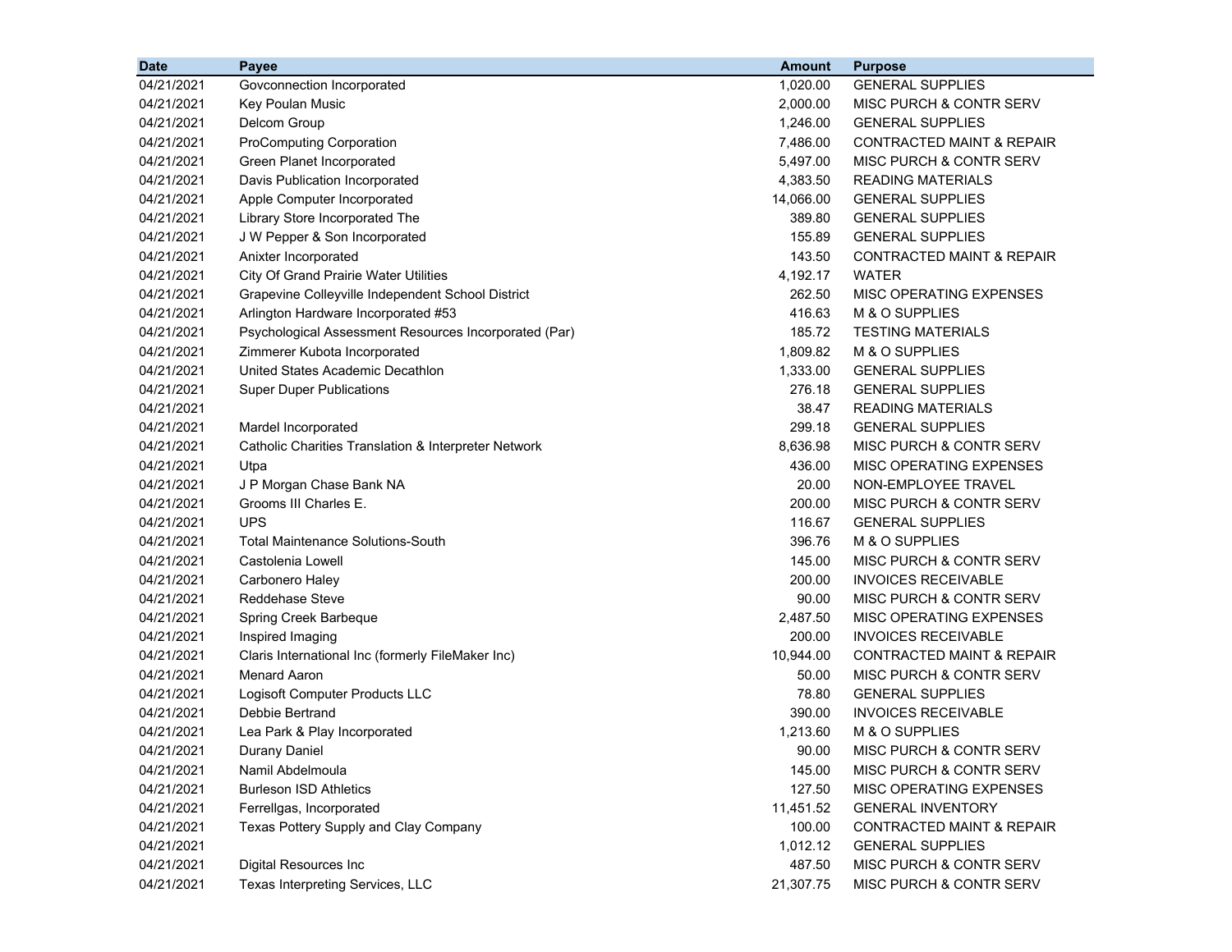| Date | Payee | Amount | Purpose |
|---|---|---|---|
| 04/21/2021 | Govconnection Incorporated | 1,020.00 | GENERAL SUPPLIES |
| 04/21/2021 | Key Poulan Music | 2,000.00 | MISC PURCH & CONTR SERV |
| 04/21/2021 | Delcom Group | 1,246.00 | GENERAL SUPPLIES |
| 04/21/2021 | ProComputing Corporation | 7,486.00 | CONTRACTED MAINT & REPAIR |
| 04/21/2021 | Green Planet Incorporated | 5,497.00 | MISC PURCH & CONTR SERV |
| 04/21/2021 | Davis Publication Incorporated | 4,383.50 | READING MATERIALS |
| 04/21/2021 | Apple Computer Incorporated | 14,066.00 | GENERAL SUPPLIES |
| 04/21/2021 | Library Store Incorporated The | 389.80 | GENERAL SUPPLIES |
| 04/21/2021 | J W Pepper & Son Incorporated | 155.89 | GENERAL SUPPLIES |
| 04/21/2021 | Anixter Incorporated | 143.50 | CONTRACTED MAINT & REPAIR |
| 04/21/2021 | City Of Grand Prairie Water Utilities | 4,192.17 | WATER |
| 04/21/2021 | Grapevine Colleyville Independent School District | 262.50 | MISC OPERATING EXPENSES |
| 04/21/2021 | Arlington Hardware Incorporated #53 | 416.63 | M & O SUPPLIES |
| 04/21/2021 | Psychological Assessment Resources Incorporated (Par) | 185.72 | TESTING MATERIALS |
| 04/21/2021 | Zimmerer Kubota Incorporated | 1,809.82 | M & O SUPPLIES |
| 04/21/2021 | United States Academic Decathlon | 1,333.00 | GENERAL SUPPLIES |
| 04/21/2021 | Super Duper Publications | 276.18 | GENERAL SUPPLIES |
| 04/21/2021 | | 38.47 | READING MATERIALS |
| 04/21/2021 | Mardel Incorporated | 299.18 | GENERAL SUPPLIES |
| 04/21/2021 | Catholic Charities Translation & Interpreter Network | 8,636.98 | MISC PURCH & CONTR SERV |
| 04/21/2021 | Utpa | 436.00 | MISC OPERATING EXPENSES |
| 04/21/2021 | J P Morgan Chase Bank NA | 20.00 | NON-EMPLOYEE TRAVEL |
| 04/21/2021 | Grooms III Charles E. | 200.00 | MISC PURCH & CONTR SERV |
| 04/21/2021 | UPS | 116.67 | GENERAL SUPPLIES |
| 04/21/2021 | Total Maintenance Solutions-South | 396.76 | M & O SUPPLIES |
| 04/21/2021 | Castolenia Lowell | 145.00 | MISC PURCH & CONTR SERV |
| 04/21/2021 | Carbonero Haley | 200.00 | INVOICES RECEIVABLE |
| 04/21/2021 | Reddehase Steve | 90.00 | MISC PURCH & CONTR SERV |
| 04/21/2021 | Spring Creek Barbeque | 2,487.50 | MISC OPERATING EXPENSES |
| 04/21/2021 | Inspired Imaging | 200.00 | INVOICES RECEIVABLE |
| 04/21/2021 | Claris International Inc (formerly FileMaker Inc) | 10,944.00 | CONTRACTED MAINT & REPAIR |
| 04/21/2021 | Menard Aaron | 50.00 | MISC PURCH & CONTR SERV |
| 04/21/2021 | Logisoft Computer Products LLC | 78.80 | GENERAL SUPPLIES |
| 04/21/2021 | Debbie Bertrand | 390.00 | INVOICES RECEIVABLE |
| 04/21/2021 | Lea Park & Play Incorporated | 1,213.60 | M & O SUPPLIES |
| 04/21/2021 | Durany Daniel | 90.00 | MISC PURCH & CONTR SERV |
| 04/21/2021 | Namil Abdelmoula | 145.00 | MISC PURCH & CONTR SERV |
| 04/21/2021 | Burleson ISD Athletics | 127.50 | MISC OPERATING EXPENSES |
| 04/21/2021 | Ferrellgas, Incorporated | 11,451.52 | GENERAL INVENTORY |
| 04/21/2021 | Texas Pottery Supply and Clay Company | 100.00 | CONTRACTED MAINT & REPAIR |
| 04/21/2021 | | 1,012.12 | GENERAL SUPPLIES |
| 04/21/2021 | Digital Resources Inc | 487.50 | MISC PURCH & CONTR SERV |
| 04/21/2021 | Texas Interpreting Services, LLC | 21,307.75 | MISC PURCH & CONTR SERV |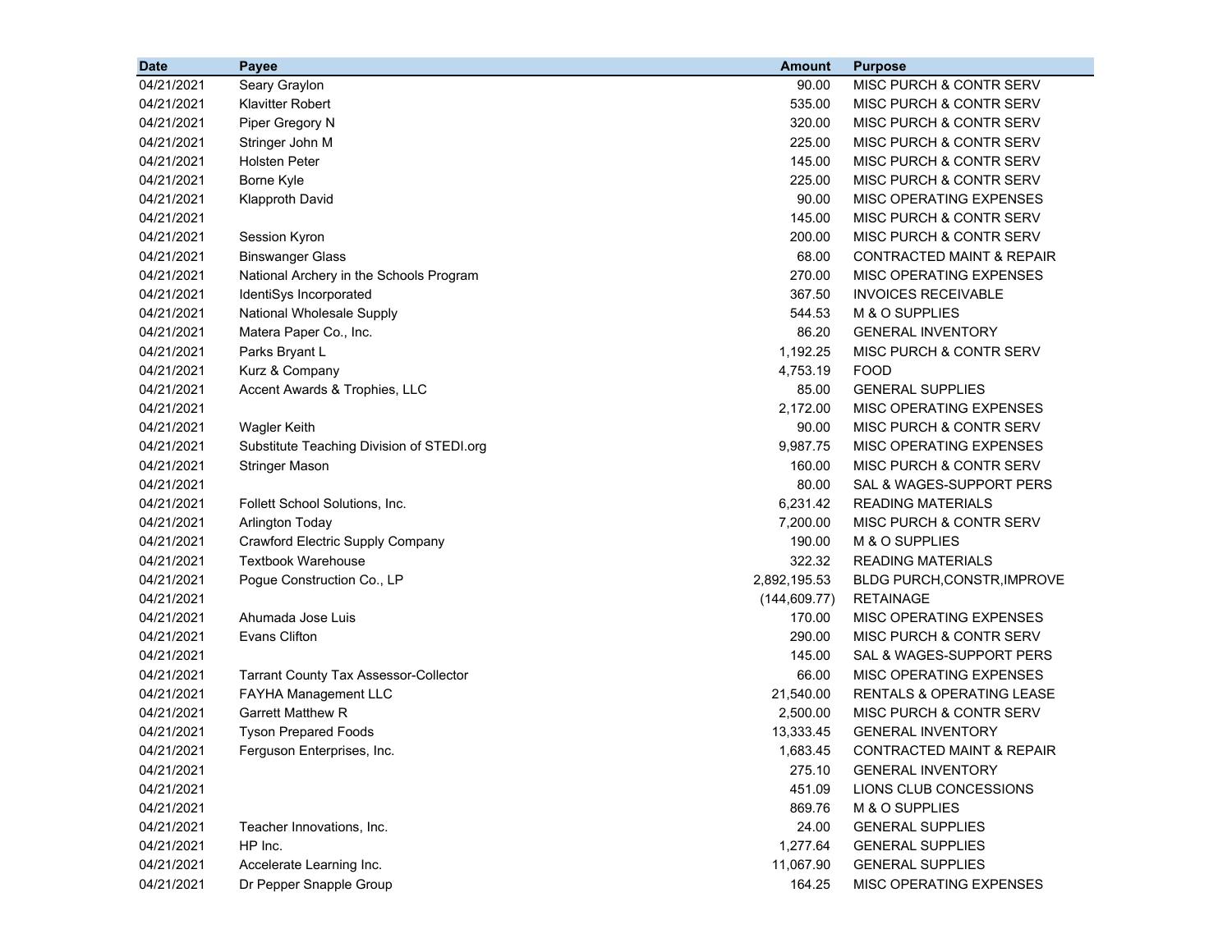| Date | Payee | Amount | Purpose |
|---|---|---|---|
| 04/21/2021 | Seary Graylon | 90.00 | MISC PURCH & CONTR SERV |
| 04/21/2021 | Klavitter Robert | 535.00 | MISC PURCH & CONTR SERV |
| 04/21/2021 | Piper Gregory N | 320.00 | MISC PURCH & CONTR SERV |
| 04/21/2021 | Stringer John M | 225.00 | MISC PURCH & CONTR SERV |
| 04/21/2021 | Holsten Peter | 145.00 | MISC PURCH & CONTR SERV |
| 04/21/2021 | Borne Kyle | 225.00 | MISC PURCH & CONTR SERV |
| 04/21/2021 | Klapproth David | 90.00 | MISC OPERATING EXPENSES |
| 04/21/2021 | | 145.00 | MISC PURCH & CONTR SERV |
| 04/21/2021 | Session Kyron | 200.00 | MISC PURCH & CONTR SERV |
| 04/21/2021 | Binswanger Glass | 68.00 | CONTRACTED MAINT & REPAIR |
| 04/21/2021 | National Archery in the Schools Program | 270.00 | MISC OPERATING EXPENSES |
| 04/21/2021 | IdentiSys Incorporated | 367.50 | INVOICES RECEIVABLE |
| 04/21/2021 | National Wholesale Supply | 544.53 | M & O SUPPLIES |
| 04/21/2021 | Matera Paper Co., Inc. | 86.20 | GENERAL INVENTORY |
| 04/21/2021 | Parks Bryant L | 1,192.25 | MISC PURCH & CONTR SERV |
| 04/21/2021 | Kurz & Company | 4,753.19 | FOOD |
| 04/21/2021 | Accent Awards & Trophies, LLC | 85.00 | GENERAL SUPPLIES |
| 04/21/2021 | | 2,172.00 | MISC OPERATING EXPENSES |
| 04/21/2021 | Wagler Keith | 90.00 | MISC PURCH & CONTR SERV |
| 04/21/2021 | Substitute Teaching Division of STEDI.org | 9,987.75 | MISC OPERATING EXPENSES |
| 04/21/2021 | Stringer Mason | 160.00 | MISC PURCH & CONTR SERV |
| 04/21/2021 | | 80.00 | SAL & WAGES-SUPPORT PERS |
| 04/21/2021 | Follett School Solutions, Inc. | 6,231.42 | READING MATERIALS |
| 04/21/2021 | Arlington Today | 7,200.00 | MISC PURCH & CONTR SERV |
| 04/21/2021 | Crawford Electric Supply Company | 190.00 | M & O SUPPLIES |
| 04/21/2021 | Textbook Warehouse | 322.32 | READING MATERIALS |
| 04/21/2021 | Pogue Construction Co., LP | 2,892,195.53 | BLDG PURCH,CONSTR,IMPROVE |
| 04/21/2021 | | (144,609.77) | RETAINAGE |
| 04/21/2021 | Ahumada Jose Luis | 170.00 | MISC OPERATING EXPENSES |
| 04/21/2021 | Evans Clifton | 290.00 | MISC PURCH & CONTR SERV |
| 04/21/2021 | | 145.00 | SAL & WAGES-SUPPORT PERS |
| 04/21/2021 | Tarrant County Tax Assessor-Collector | 66.00 | MISC OPERATING EXPENSES |
| 04/21/2021 | FAYHA Management LLC | 21,540.00 | RENTALS & OPERATING LEASE |
| 04/21/2021 | Garrett Matthew R | 2,500.00 | MISC PURCH & CONTR SERV |
| 04/21/2021 | Tyson Prepared Foods | 13,333.45 | GENERAL INVENTORY |
| 04/21/2021 | Ferguson Enterprises, Inc. | 1,683.45 | CONTRACTED MAINT & REPAIR |
| 04/21/2021 | | 275.10 | GENERAL INVENTORY |
| 04/21/2021 | | 451.09 | LIONS CLUB CONCESSIONS |
| 04/21/2021 | | 869.76 | M & O SUPPLIES |
| 04/21/2021 | Teacher Innovations, Inc. | 24.00 | GENERAL SUPPLIES |
| 04/21/2021 | HP Inc. | 1,277.64 | GENERAL SUPPLIES |
| 04/21/2021 | Accelerate Learning Inc. | 11,067.90 | GENERAL SUPPLIES |
| 04/21/2021 | Dr Pepper Snapple Group | 164.25 | MISC OPERATING EXPENSES |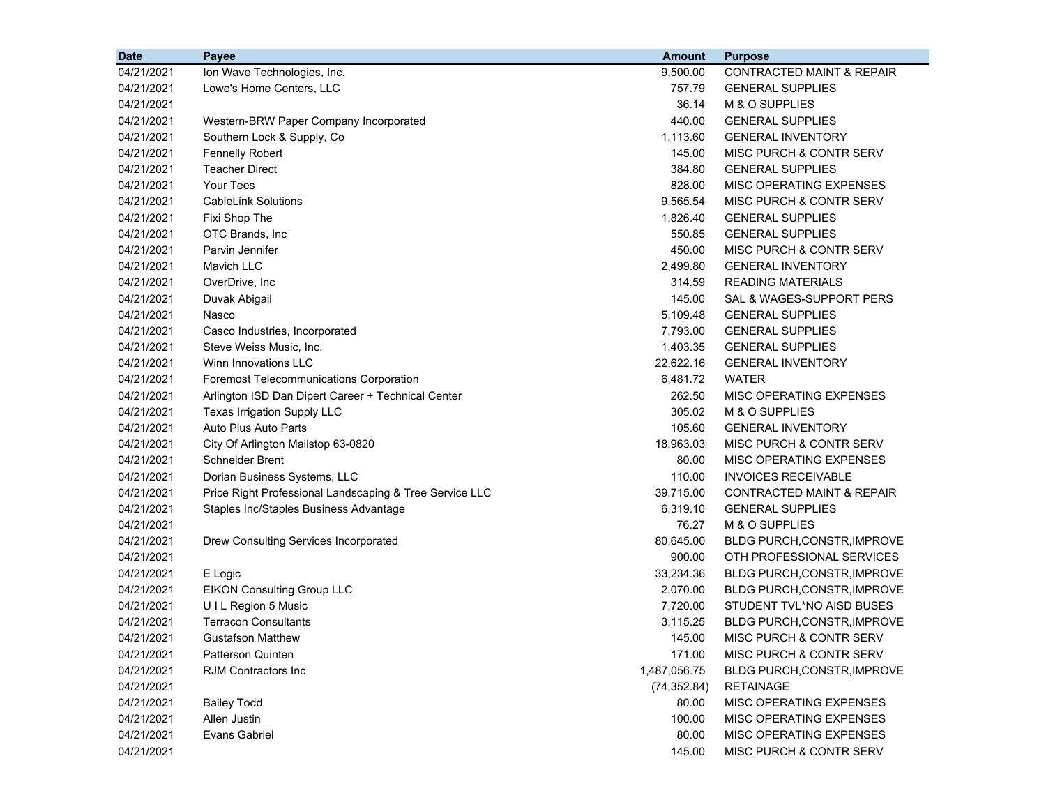| Date | Payee | Amount | Purpose |
|---|---|---|---|
| 04/21/2021 | Ion Wave Technologies, Inc. | 9,500.00 | CONTRACTED MAINT & REPAIR |
| 04/21/2021 | Lowe's Home Centers, LLC | 757.79 | GENERAL SUPPLIES |
| 04/21/2021 | | 36.14 | M & O SUPPLIES |
| 04/21/2021 | Western-BRW Paper Company Incorporated | 440.00 | GENERAL SUPPLIES |
| 04/21/2021 | Southern Lock & Supply, Co | 1,113.60 | GENERAL INVENTORY |
| 04/21/2021 | Fennelly Robert | 145.00 | MISC PURCH & CONTR SERV |
| 04/21/2021 | Teacher Direct | 384.80 | GENERAL SUPPLIES |
| 04/21/2021 | Your Tees | 828.00 | MISC OPERATING EXPENSES |
| 04/21/2021 | CableLink Solutions | 9,565.54 | MISC PURCH & CONTR SERV |
| 04/21/2021 | Fixi Shop The | 1,826.40 | GENERAL SUPPLIES |
| 04/21/2021 | OTC Brands, Inc | 550.85 | GENERAL SUPPLIES |
| 04/21/2021 | Parvin Jennifer | 450.00 | MISC PURCH & CONTR SERV |
| 04/21/2021 | Mavich LLC | 2,499.80 | GENERAL INVENTORY |
| 04/21/2021 | OverDrive, Inc | 314.59 | READING MATERIALS |
| 04/21/2021 | Duvak Abigail | 145.00 | SAL & WAGES-SUPPORT PERS |
| 04/21/2021 | Nasco | 5,109.48 | GENERAL SUPPLIES |
| 04/21/2021 | Casco Industries, Incorporated | 7,793.00 | GENERAL SUPPLIES |
| 04/21/2021 | Steve Weiss Music, Inc. | 1,403.35 | GENERAL SUPPLIES |
| 04/21/2021 | Winn Innovations LLC | 22,622.16 | GENERAL INVENTORY |
| 04/21/2021 | Foremost Telecommunications Corporation | 6,481.72 | WATER |
| 04/21/2021 | Arlington ISD Dan Dipert Career + Technical Center | 262.50 | MISC OPERATING EXPENSES |
| 04/21/2021 | Texas Irrigation Supply LLC | 305.02 | M & O SUPPLIES |
| 04/21/2021 | Auto Plus Auto Parts | 105.60 | GENERAL INVENTORY |
| 04/21/2021 | City Of Arlington Mailstop 63-0820 | 18,963.03 | MISC PURCH & CONTR SERV |
| 04/21/2021 | Schneider Brent | 80.00 | MISC OPERATING EXPENSES |
| 04/21/2021 | Dorian Business Systems, LLC | 110.00 | INVOICES RECEIVABLE |
| 04/21/2021 | Price Right Professional Landscaping & Tree Service LLC | 39,715.00 | CONTRACTED MAINT & REPAIR |
| 04/21/2021 | Staples Inc/Staples Business Advantage | 6,319.10 | GENERAL SUPPLIES |
| 04/21/2021 | | 76.27 | M & O SUPPLIES |
| 04/21/2021 | Drew Consulting Services Incorporated | 80,645.00 | BLDG PURCH,CONSTR,IMPROVE |
| 04/21/2021 | | 900.00 | OTH PROFESSIONAL SERVICES |
| 04/21/2021 | E Logic | 33,234.36 | BLDG PURCH,CONSTR,IMPROVE |
| 04/21/2021 | EIKON Consulting Group LLC | 2,070.00 | BLDG PURCH,CONSTR,IMPROVE |
| 04/21/2021 | U I L Region 5 Music | 7,720.00 | STUDENT TVL*NO AISD BUSES |
| 04/21/2021 | Terracon Consultants | 3,115.25 | BLDG PURCH,CONSTR,IMPROVE |
| 04/21/2021 | Gustafson Matthew | 145.00 | MISC PURCH & CONTR SERV |
| 04/21/2021 | Patterson Quinten | 171.00 | MISC PURCH & CONTR SERV |
| 04/21/2021 | RJM Contractors Inc | 1,487,056.75 | BLDG PURCH,CONSTR,IMPROVE |
| 04/21/2021 | | (74,352.84) | RETAINAGE |
| 04/21/2021 | Bailey Todd | 80.00 | MISC OPERATING EXPENSES |
| 04/21/2021 | Allen Justin | 100.00 | MISC OPERATING EXPENSES |
| 04/21/2021 | Evans Gabriel | 80.00 | MISC OPERATING EXPENSES |
| 04/21/2021 | | 145.00 | MISC PURCH & CONTR SERV |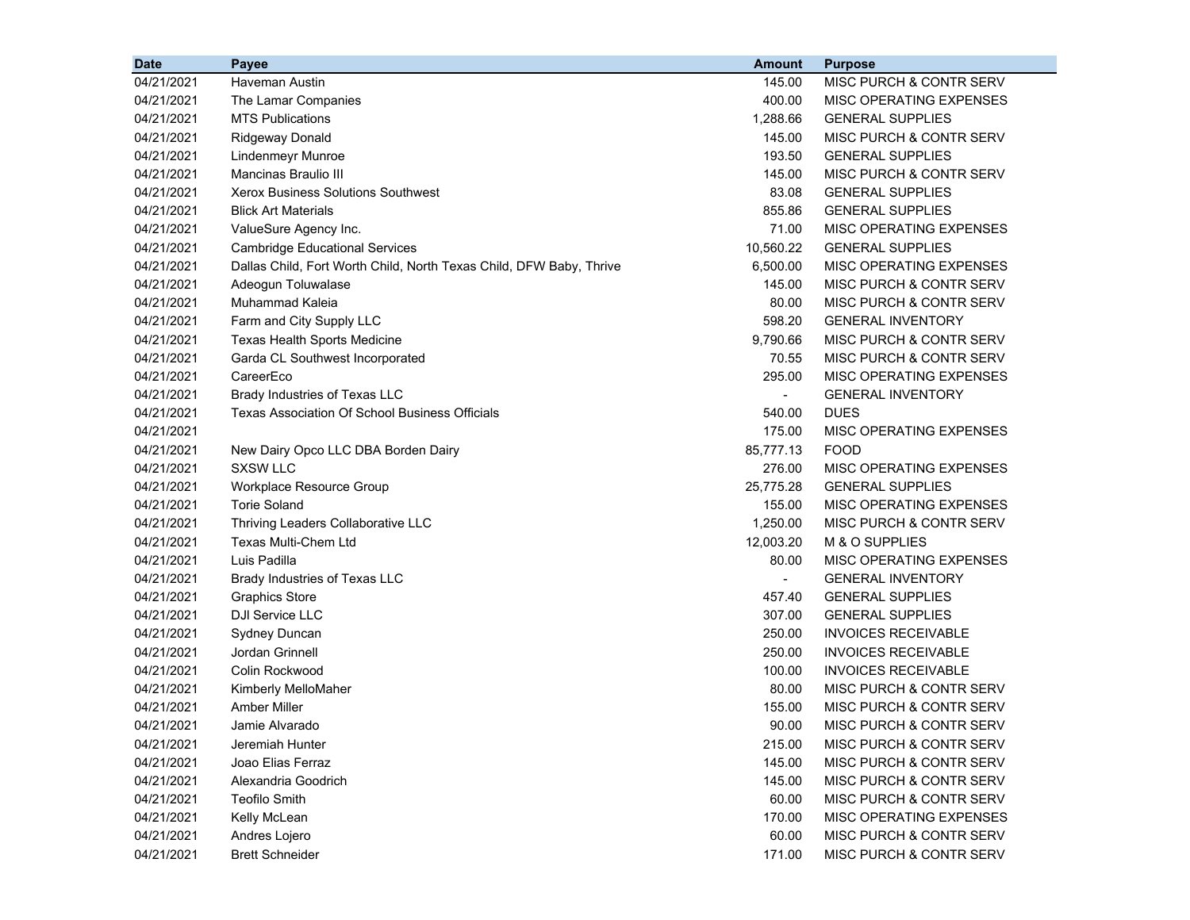| Date | Payee | Amount | Purpose |
|---|---|---|---|
| 04/21/2021 | Haveman Austin | 145.00 | MISC PURCH & CONTR SERV |
| 04/21/2021 | The Lamar Companies | 400.00 | MISC OPERATING EXPENSES |
| 04/21/2021 | MTS Publications | 1,288.66 | GENERAL SUPPLIES |
| 04/21/2021 | Ridgeway Donald | 145.00 | MISC PURCH & CONTR SERV |
| 04/21/2021 | Lindenmeyr Munroe | 193.50 | GENERAL SUPPLIES |
| 04/21/2021 | Mancinas Braulio III | 145.00 | MISC PURCH & CONTR SERV |
| 04/21/2021 | Xerox Business Solutions Southwest | 83.08 | GENERAL SUPPLIES |
| 04/21/2021 | Blick Art Materials | 855.86 | GENERAL SUPPLIES |
| 04/21/2021 | ValueSure Agency Inc. | 71.00 | MISC OPERATING EXPENSES |
| 04/21/2021 | Cambridge Educational Services | 10,560.22 | GENERAL SUPPLIES |
| 04/21/2021 | Dallas Child, Fort Worth Child, North Texas Child, DFW Baby, Thrive | 6,500.00 | MISC OPERATING EXPENSES |
| 04/21/2021 | Adeogun Toluwalase | 145.00 | MISC PURCH & CONTR SERV |
| 04/21/2021 | Muhammad Kaleia | 80.00 | MISC PURCH & CONTR SERV |
| 04/21/2021 | Farm and City Supply LLC | 598.20 | GENERAL INVENTORY |
| 04/21/2021 | Texas Health Sports Medicine | 9,790.66 | MISC PURCH & CONTR SERV |
| 04/21/2021 | Garda CL Southwest Incorporated | 70.55 | MISC PURCH & CONTR SERV |
| 04/21/2021 | CareerEco | 295.00 | MISC OPERATING EXPENSES |
| 04/21/2021 | Brady Industries of Texas LLC | - | GENERAL INVENTORY |
| 04/21/2021 | Texas Association Of School Business Officials | 540.00 | DUES |
| 04/21/2021 | | 175.00 | MISC OPERATING EXPENSES |
| 04/21/2021 | New Dairy Opco LLC DBA Borden Dairy | 85,777.13 | FOOD |
| 04/21/2021 | SXSW LLC | 276.00 | MISC OPERATING EXPENSES |
| 04/21/2021 | Workplace Resource Group | 25,775.28 | GENERAL SUPPLIES |
| 04/21/2021 | Torie Soland | 155.00 | MISC OPERATING EXPENSES |
| 04/21/2021 | Thriving Leaders Collaborative LLC | 1,250.00 | MISC PURCH & CONTR SERV |
| 04/21/2021 | Texas Multi-Chem Ltd | 12,003.20 | M & O SUPPLIES |
| 04/21/2021 | Luis Padilla | 80.00 | MISC OPERATING EXPENSES |
| 04/21/2021 | Brady Industries of Texas LLC | - | GENERAL INVENTORY |
| 04/21/2021 | Graphics Store | 457.40 | GENERAL SUPPLIES |
| 04/21/2021 | DJI Service LLC | 307.00 | GENERAL SUPPLIES |
| 04/21/2021 | Sydney Duncan | 250.00 | INVOICES RECEIVABLE |
| 04/21/2021 | Jordan Grinnell | 250.00 | INVOICES RECEIVABLE |
| 04/21/2021 | Colin Rockwood | 100.00 | INVOICES RECEIVABLE |
| 04/21/2021 | Kimberly MelloMaher | 80.00 | MISC PURCH & CONTR SERV |
| 04/21/2021 | Amber Miller | 155.00 | MISC PURCH & CONTR SERV |
| 04/21/2021 | Jamie Alvarado | 90.00 | MISC PURCH & CONTR SERV |
| 04/21/2021 | Jeremiah Hunter | 215.00 | MISC PURCH & CONTR SERV |
| 04/21/2021 | Joao Elias Ferraz | 145.00 | MISC PURCH & CONTR SERV |
| 04/21/2021 | Alexandria Goodrich | 145.00 | MISC PURCH & CONTR SERV |
| 04/21/2021 | Teofilo Smith | 60.00 | MISC PURCH & CONTR SERV |
| 04/21/2021 | Kelly McLean | 170.00 | MISC OPERATING EXPENSES |
| 04/21/2021 | Andres Lojero | 60.00 | MISC PURCH & CONTR SERV |
| 04/21/2021 | Brett Schneider | 171.00 | MISC PURCH & CONTR SERV |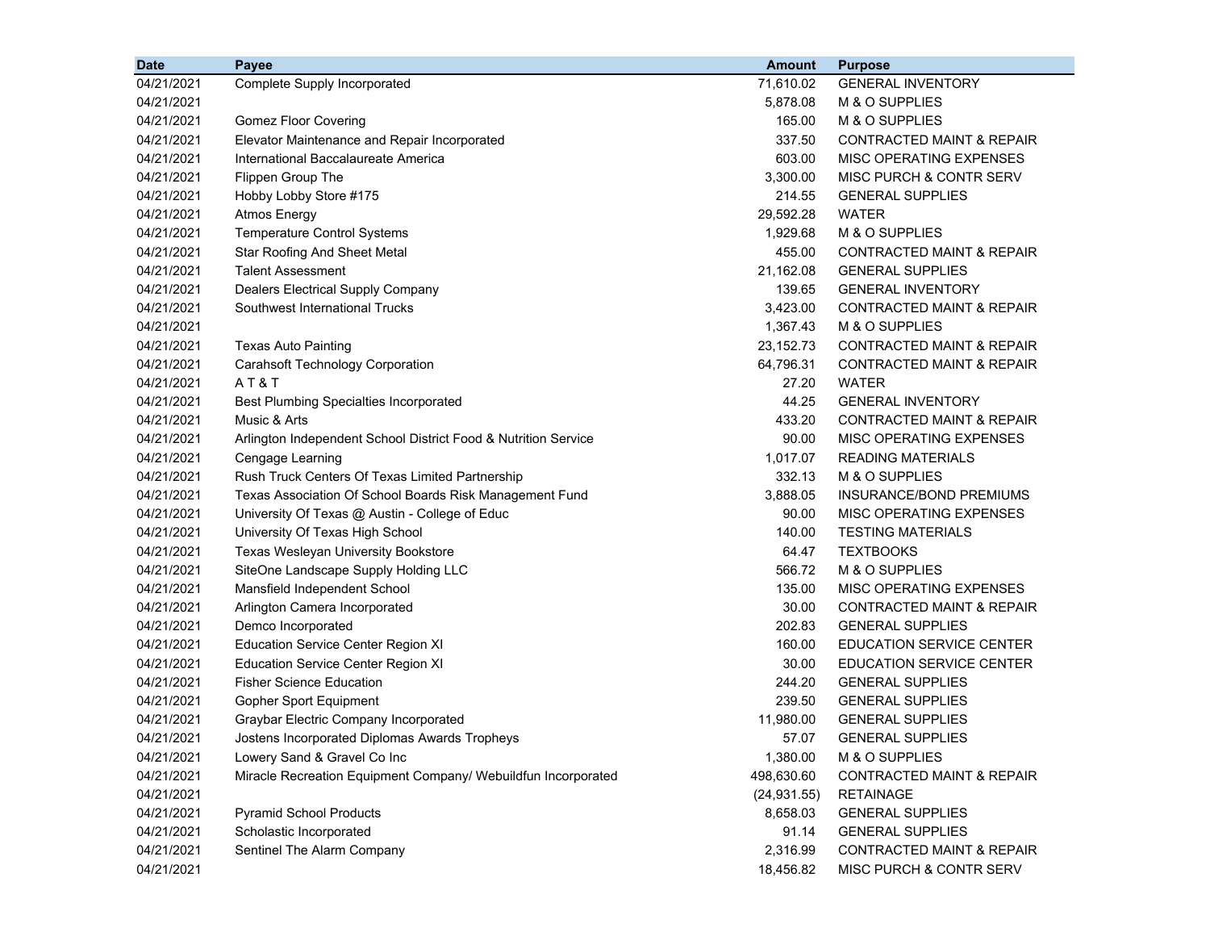| Date | Payee | Amount | Purpose |
|---|---|---|---|
| 04/21/2021 | Complete Supply Incorporated | 71,610.02 | GENERAL INVENTORY |
| 04/21/2021 | | 5,878.08 | M & O SUPPLIES |
| 04/21/2021 | Gomez Floor Covering | 165.00 | M & O SUPPLIES |
| 04/21/2021 | Elevator Maintenance and Repair Incorporated | 337.50 | CONTRACTED MAINT & REPAIR |
| 04/21/2021 | International Baccalaureate America | 603.00 | MISC OPERATING EXPENSES |
| 04/21/2021 | Flippen Group The | 3,300.00 | MISC PURCH & CONTR SERV |
| 04/21/2021 | Hobby Lobby Store #175 | 214.55 | GENERAL SUPPLIES |
| 04/21/2021 | Atmos Energy | 29,592.28 | WATER |
| 04/21/2021 | Temperature Control Systems | 1,929.68 | M & O SUPPLIES |
| 04/21/2021 | Star Roofing And Sheet Metal | 455.00 | CONTRACTED MAINT & REPAIR |
| 04/21/2021 | Talent Assessment | 21,162.08 | GENERAL SUPPLIES |
| 04/21/2021 | Dealers Electrical Supply Company | 139.65 | GENERAL INVENTORY |
| 04/21/2021 | Southwest International Trucks | 3,423.00 | CONTRACTED MAINT & REPAIR |
| 04/21/2021 | | 1,367.43 | M & O SUPPLIES |
| 04/21/2021 | Texas Auto Painting | 23,152.73 | CONTRACTED MAINT & REPAIR |
| 04/21/2021 | Carahsoft Technology Corporation | 64,796.31 | CONTRACTED MAINT & REPAIR |
| 04/21/2021 | A T & T | 27.20 | WATER |
| 04/21/2021 | Best Plumbing Specialties Incorporated | 44.25 | GENERAL INVENTORY |
| 04/21/2021 | Music & Arts | 433.20 | CONTRACTED MAINT & REPAIR |
| 04/21/2021 | Arlington Independent School District Food & Nutrition Service | 90.00 | MISC OPERATING EXPENSES |
| 04/21/2021 | Cengage Learning | 1,017.07 | READING MATERIALS |
| 04/21/2021 | Rush Truck Centers Of Texas Limited Partnership | 332.13 | M & O SUPPLIES |
| 04/21/2021 | Texas Association Of School Boards Risk Management Fund | 3,888.05 | INSURANCE/BOND PREMIUMS |
| 04/21/2021 | University Of Texas @ Austin - College of Educ | 90.00 | MISC OPERATING EXPENSES |
| 04/21/2021 | University Of Texas High School | 140.00 | TESTING MATERIALS |
| 04/21/2021 | Texas Wesleyan University Bookstore | 64.47 | TEXTBOOKS |
| 04/21/2021 | SiteOne Landscape Supply Holding LLC | 566.72 | M & O SUPPLIES |
| 04/21/2021 | Mansfield Independent School | 135.00 | MISC OPERATING EXPENSES |
| 04/21/2021 | Arlington Camera Incorporated | 30.00 | CONTRACTED MAINT & REPAIR |
| 04/21/2021 | Demco Incorporated | 202.83 | GENERAL SUPPLIES |
| 04/21/2021 | Education Service Center Region XI | 160.00 | EDUCATION SERVICE CENTER |
| 04/21/2021 | Education Service Center Region XI | 30.00 | EDUCATION SERVICE CENTER |
| 04/21/2021 | Fisher Science Education | 244.20 | GENERAL SUPPLIES |
| 04/21/2021 | Gopher Sport Equipment | 239.50 | GENERAL SUPPLIES |
| 04/21/2021 | Graybar Electric Company Incorporated | 11,980.00 | GENERAL SUPPLIES |
| 04/21/2021 | Jostens Incorporated Diplomas Awards Tropheys | 57.07 | GENERAL SUPPLIES |
| 04/21/2021 | Lowery Sand & Gravel Co Inc | 1,380.00 | M & O SUPPLIES |
| 04/21/2021 | Miracle Recreation Equipment Company/ Webuildfun Incorporated | 498,630.60 | CONTRACTED MAINT & REPAIR |
| 04/21/2021 | | (24,931.55) | RETAINAGE |
| 04/21/2021 | Pyramid School Products | 8,658.03 | GENERAL SUPPLIES |
| 04/21/2021 | Scholastic Incorporated | 91.14 | GENERAL SUPPLIES |
| 04/21/2021 | Sentinel The Alarm Company | 2,316.99 | CONTRACTED MAINT & REPAIR |
| 04/21/2021 | | 18,456.82 | MISC PURCH & CONTR SERV |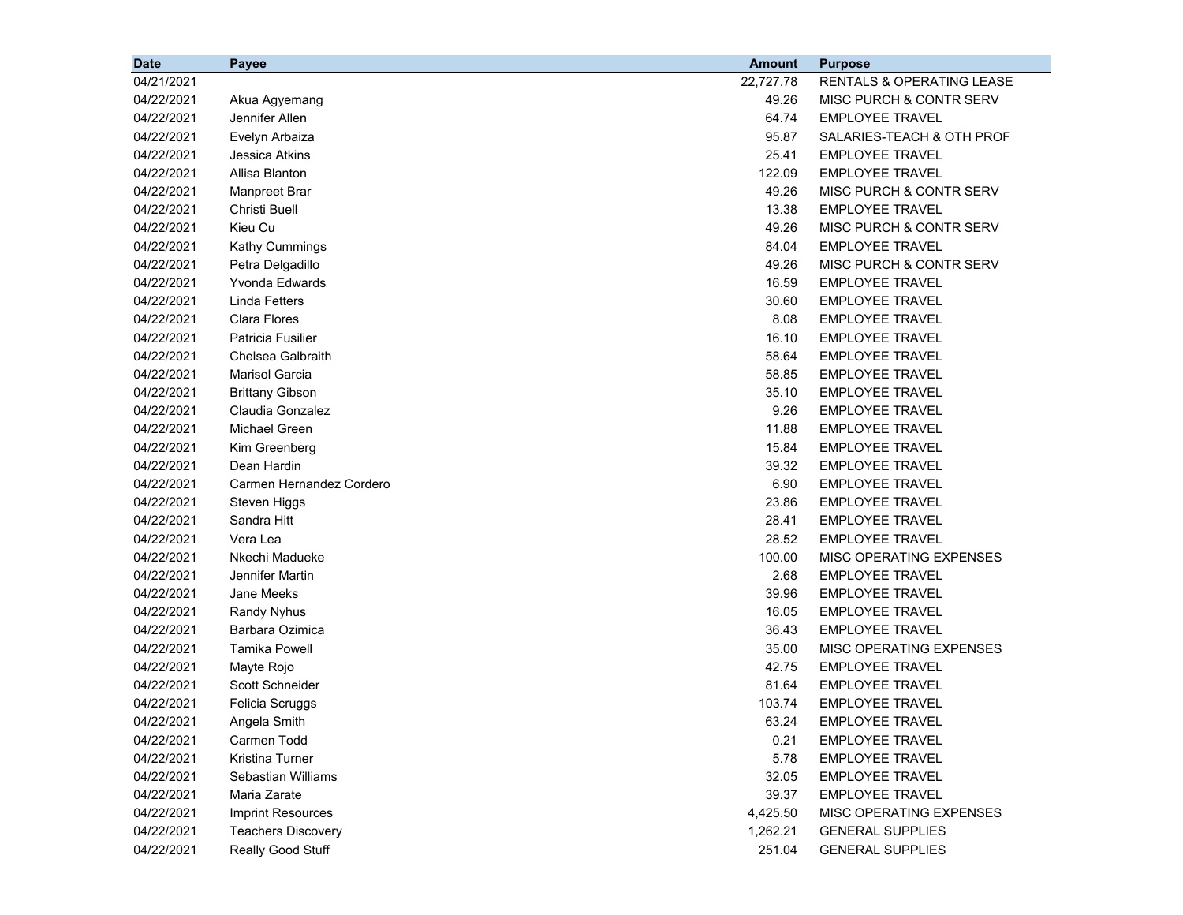| Date | Payee | Amount | Purpose |
|---|---|---|---|
| 04/21/2021 | | 22,727.78 | RENTALS & OPERATING LEASE |
| 04/22/2021 | Akua Agyemang | 49.26 | MISC PURCH & CONTR SERV |
| 04/22/2021 | Jennifer Allen | 64.74 | EMPLOYEE TRAVEL |
| 04/22/2021 | Evelyn Arbaiza | 95.87 | SALARIES-TEACH & OTH PROF |
| 04/22/2021 | Jessica Atkins | 25.41 | EMPLOYEE TRAVEL |
| 04/22/2021 | Allisa Blanton | 122.09 | EMPLOYEE TRAVEL |
| 04/22/2021 | Manpreet Brar | 49.26 | MISC PURCH & CONTR SERV |
| 04/22/2021 | Christi Buell | 13.38 | EMPLOYEE TRAVEL |
| 04/22/2021 | Kieu Cu | 49.26 | MISC PURCH & CONTR SERV |
| 04/22/2021 | Kathy Cummings | 84.04 | EMPLOYEE TRAVEL |
| 04/22/2021 | Petra Delgadillo | 49.26 | MISC PURCH & CONTR SERV |
| 04/22/2021 | Yvonda Edwards | 16.59 | EMPLOYEE TRAVEL |
| 04/22/2021 | Linda Fetters | 30.60 | EMPLOYEE TRAVEL |
| 04/22/2021 | Clara Flores | 8.08 | EMPLOYEE TRAVEL |
| 04/22/2021 | Patricia Fusilier | 16.10 | EMPLOYEE TRAVEL |
| 04/22/2021 | Chelsea Galbraith | 58.64 | EMPLOYEE TRAVEL |
| 04/22/2021 | Marisol Garcia | 58.85 | EMPLOYEE TRAVEL |
| 04/22/2021 | Brittany Gibson | 35.10 | EMPLOYEE TRAVEL |
| 04/22/2021 | Claudia Gonzalez | 9.26 | EMPLOYEE TRAVEL |
| 04/22/2021 | Michael Green | 11.88 | EMPLOYEE TRAVEL |
| 04/22/2021 | Kim Greenberg | 15.84 | EMPLOYEE TRAVEL |
| 04/22/2021 | Dean Hardin | 39.32 | EMPLOYEE TRAVEL |
| 04/22/2021 | Carmen Hernandez Cordero | 6.90 | EMPLOYEE TRAVEL |
| 04/22/2021 | Steven Higgs | 23.86 | EMPLOYEE TRAVEL |
| 04/22/2021 | Sandra Hitt | 28.41 | EMPLOYEE TRAVEL |
| 04/22/2021 | Vera Lea | 28.52 | EMPLOYEE TRAVEL |
| 04/22/2021 | Nkechi Madueke | 100.00 | MISC OPERATING EXPENSES |
| 04/22/2021 | Jennifer Martin | 2.68 | EMPLOYEE TRAVEL |
| 04/22/2021 | Jane Meeks | 39.96 | EMPLOYEE TRAVEL |
| 04/22/2021 | Randy Nyhus | 16.05 | EMPLOYEE TRAVEL |
| 04/22/2021 | Barbara Ozimica | 36.43 | EMPLOYEE TRAVEL |
| 04/22/2021 | Tamika Powell | 35.00 | MISC OPERATING EXPENSES |
| 04/22/2021 | Mayte Rojo | 42.75 | EMPLOYEE TRAVEL |
| 04/22/2021 | Scott Schneider | 81.64 | EMPLOYEE TRAVEL |
| 04/22/2021 | Felicia Scruggs | 103.74 | EMPLOYEE TRAVEL |
| 04/22/2021 | Angela Smith | 63.24 | EMPLOYEE TRAVEL |
| 04/22/2021 | Carmen Todd | 0.21 | EMPLOYEE TRAVEL |
| 04/22/2021 | Kristina Turner | 5.78 | EMPLOYEE TRAVEL |
| 04/22/2021 | Sebastian Williams | 32.05 | EMPLOYEE TRAVEL |
| 04/22/2021 | Maria Zarate | 39.37 | EMPLOYEE TRAVEL |
| 04/22/2021 | Imprint Resources | 4,425.50 | MISC OPERATING EXPENSES |
| 04/22/2021 | Teachers Discovery | 1,262.21 | GENERAL SUPPLIES |
| 04/22/2021 | Really Good Stuff | 251.04 | GENERAL SUPPLIES |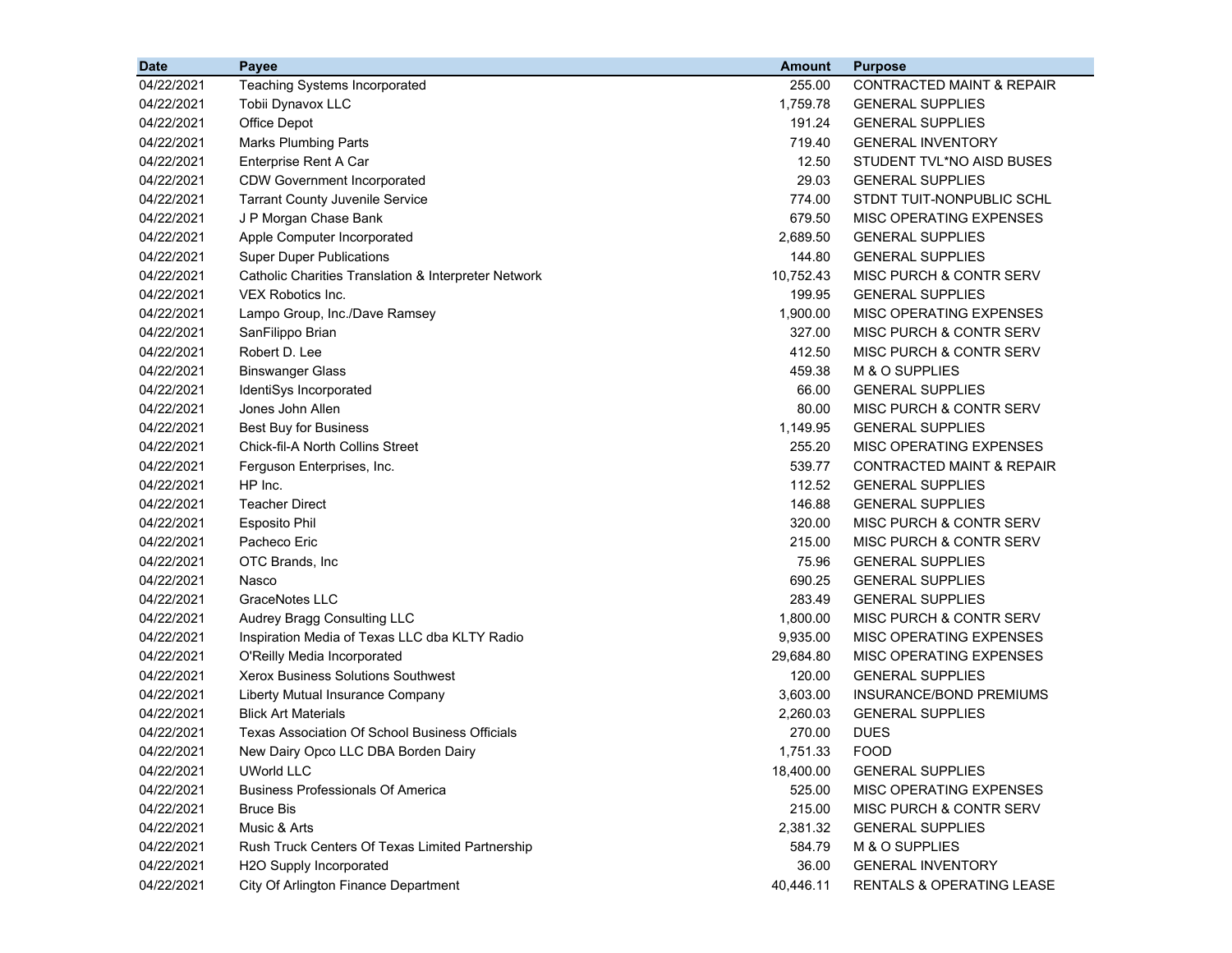| Date | Payee | Amount | Purpose |
|---|---|---|---|
| 04/22/2021 | Teaching Systems Incorporated | 255.00 | CONTRACTED MAINT & REPAIR |
| 04/22/2021 | Tobii Dynavox LLC | 1,759.78 | GENERAL SUPPLIES |
| 04/22/2021 | Office Depot | 191.24 | GENERAL SUPPLIES |
| 04/22/2021 | Marks Plumbing Parts | 719.40 | GENERAL INVENTORY |
| 04/22/2021 | Enterprise Rent A Car | 12.50 | STUDENT TVL*NO AISD BUSES |
| 04/22/2021 | CDW Government Incorporated | 29.03 | GENERAL SUPPLIES |
| 04/22/2021 | Tarrant County Juvenile Service | 774.00 | STDNT TUIT-NONPUBLIC SCHL |
| 04/22/2021 | J P Morgan Chase Bank | 679.50 | MISC OPERATING EXPENSES |
| 04/22/2021 | Apple Computer Incorporated | 2,689.50 | GENERAL SUPPLIES |
| 04/22/2021 | Super Duper Publications | 144.80 | GENERAL SUPPLIES |
| 04/22/2021 | Catholic Charities Translation & Interpreter Network | 10,752.43 | MISC PURCH & CONTR SERV |
| 04/22/2021 | VEX Robotics Inc. | 199.95 | GENERAL SUPPLIES |
| 04/22/2021 | Lampo Group, Inc./Dave Ramsey | 1,900.00 | MISC OPERATING EXPENSES |
| 04/22/2021 | SanFilippo Brian | 327.00 | MISC PURCH & CONTR SERV |
| 04/22/2021 | Robert D. Lee | 412.50 | MISC PURCH & CONTR SERV |
| 04/22/2021 | Binswanger Glass | 459.38 | M & O SUPPLIES |
| 04/22/2021 | IdentiSys Incorporated | 66.00 | GENERAL SUPPLIES |
| 04/22/2021 | Jones John Allen | 80.00 | MISC PURCH & CONTR SERV |
| 04/22/2021 | Best Buy for Business | 1,149.95 | GENERAL SUPPLIES |
| 04/22/2021 | Chick-fil-A North Collins Street | 255.20 | MISC OPERATING EXPENSES |
| 04/22/2021 | Ferguson Enterprises, Inc. | 539.77 | CONTRACTED MAINT & REPAIR |
| 04/22/2021 | HP Inc. | 112.52 | GENERAL SUPPLIES |
| 04/22/2021 | Teacher Direct | 146.88 | GENERAL SUPPLIES |
| 04/22/2021 | Esposito Phil | 320.00 | MISC PURCH & CONTR SERV |
| 04/22/2021 | Pacheco Eric | 215.00 | MISC PURCH & CONTR SERV |
| 04/22/2021 | OTC Brands, Inc | 75.96 | GENERAL SUPPLIES |
| 04/22/2021 | Nasco | 690.25 | GENERAL SUPPLIES |
| 04/22/2021 | GraceNotes LLC | 283.49 | GENERAL SUPPLIES |
| 04/22/2021 | Audrey Bragg Consulting LLC | 1,800.00 | MISC PURCH & CONTR SERV |
| 04/22/2021 | Inspiration Media of Texas LLC dba KLTY Radio | 9,935.00 | MISC OPERATING EXPENSES |
| 04/22/2021 | O'Reilly Media Incorporated | 29,684.80 | MISC OPERATING EXPENSES |
| 04/22/2021 | Xerox Business Solutions Southwest | 120.00 | GENERAL SUPPLIES |
| 04/22/2021 | Liberty Mutual Insurance Company | 3,603.00 | INSURANCE/BOND PREMIUMS |
| 04/22/2021 | Blick Art Materials | 2,260.03 | GENERAL SUPPLIES |
| 04/22/2021 | Texas Association Of School Business Officials | 270.00 | DUES |
| 04/22/2021 | New Dairy Opco LLC DBA Borden Dairy | 1,751.33 | FOOD |
| 04/22/2021 | UWorld LLC | 18,400.00 | GENERAL SUPPLIES |
| 04/22/2021 | Business Professionals Of America | 525.00 | MISC OPERATING EXPENSES |
| 04/22/2021 | Bruce Bis | 215.00 | MISC PURCH & CONTR SERV |
| 04/22/2021 | Music & Arts | 2,381.32 | GENERAL SUPPLIES |
| 04/22/2021 | Rush Truck Centers Of Texas Limited Partnership | 584.79 | M & O SUPPLIES |
| 04/22/2021 | H2O Supply Incorporated | 36.00 | GENERAL INVENTORY |
| 04/22/2021 | City Of Arlington Finance Department | 40,446.11 | RENTALS & OPERATING LEASE |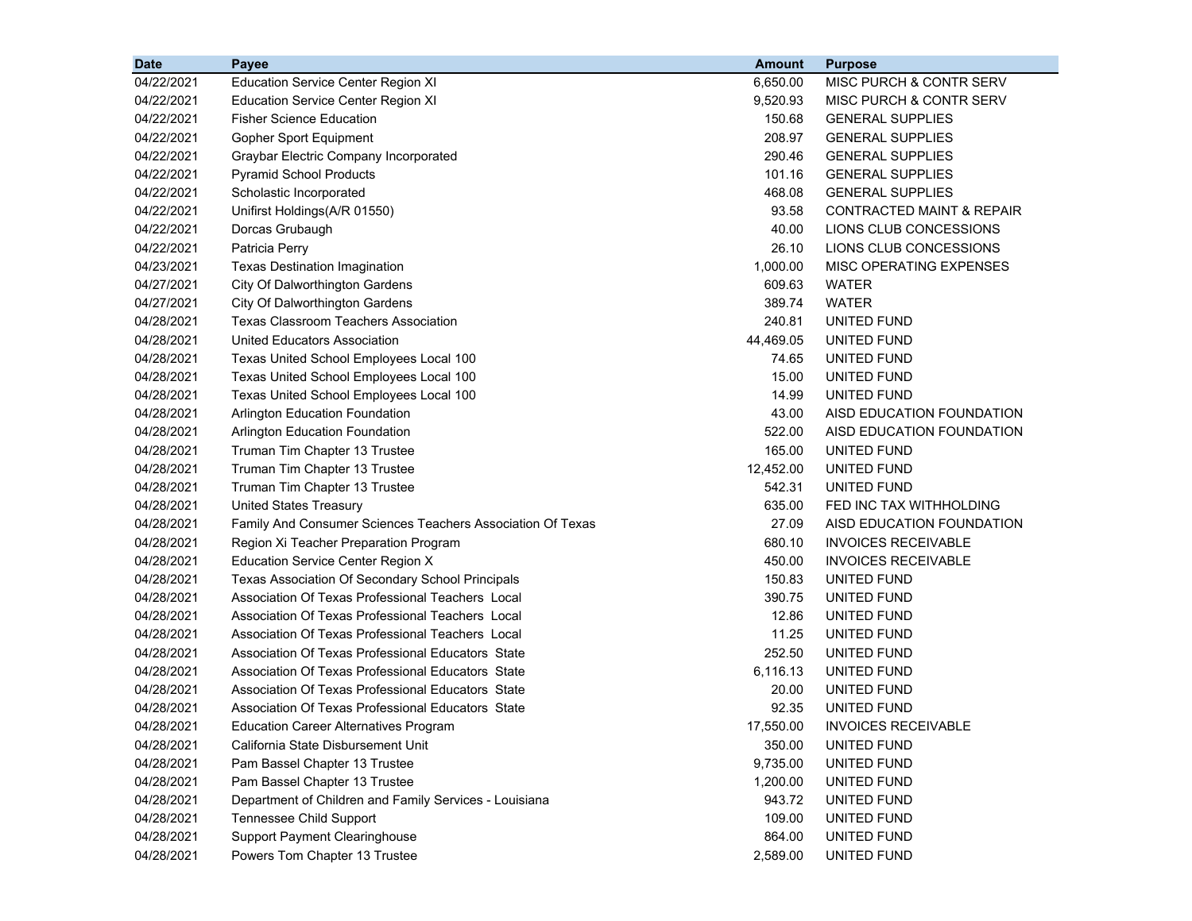| Date | Payee | Amount | Purpose |
|---|---|---|---|
| 04/22/2021 | Education Service Center Region XI | 6,650.00 | MISC PURCH & CONTR SERV |
| 04/22/2021 | Education Service Center Region XI | 9,520.93 | MISC PURCH & CONTR SERV |
| 04/22/2021 | Fisher Science Education | 150.68 | GENERAL SUPPLIES |
| 04/22/2021 | Gopher Sport Equipment | 208.97 | GENERAL SUPPLIES |
| 04/22/2021 | Graybar Electric Company Incorporated | 290.46 | GENERAL SUPPLIES |
| 04/22/2021 | Pyramid School Products | 101.16 | GENERAL SUPPLIES |
| 04/22/2021 | Scholastic Incorporated | 468.08 | GENERAL SUPPLIES |
| 04/22/2021 | Unifirst Holdings(A/R 01550) | 93.58 | CONTRACTED MAINT & REPAIR |
| 04/22/2021 | Dorcas Grubaugh | 40.00 | LIONS CLUB CONCESSIONS |
| 04/22/2021 | Patricia Perry | 26.10 | LIONS CLUB CONCESSIONS |
| 04/23/2021 | Texas Destination Imagination | 1,000.00 | MISC OPERATING EXPENSES |
| 04/27/2021 | City Of Dalworthington Gardens | 609.63 | WATER |
| 04/27/2021 | City Of Dalworthington Gardens | 389.74 | WATER |
| 04/28/2021 | Texas Classroom Teachers Association | 240.81 | UNITED FUND |
| 04/28/2021 | United Educators Association | 44,469.05 | UNITED FUND |
| 04/28/2021 | Texas United School Employees Local 100 | 74.65 | UNITED FUND |
| 04/28/2021 | Texas United School Employees Local 100 | 15.00 | UNITED FUND |
| 04/28/2021 | Texas United School Employees Local 100 | 14.99 | UNITED FUND |
| 04/28/2021 | Arlington Education Foundation | 43.00 | AISD EDUCATION FOUNDATION |
| 04/28/2021 | Arlington Education Foundation | 522.00 | AISD EDUCATION FOUNDATION |
| 04/28/2021 | Truman Tim Chapter 13 Trustee | 165.00 | UNITED FUND |
| 04/28/2021 | Truman Tim Chapter 13 Trustee | 12,452.00 | UNITED FUND |
| 04/28/2021 | Truman Tim Chapter 13 Trustee | 542.31 | UNITED FUND |
| 04/28/2021 | United States Treasury | 635.00 | FED INC TAX WITHHOLDING |
| 04/28/2021 | Family And Consumer Sciences Teachers Association Of Texas | 27.09 | AISD EDUCATION FOUNDATION |
| 04/28/2021 | Region Xi Teacher Preparation Program | 680.10 | INVOICES RECEIVABLE |
| 04/28/2021 | Education Service Center Region X | 450.00 | INVOICES RECEIVABLE |
| 04/28/2021 | Texas Association Of Secondary School Principals | 150.83 | UNITED FUND |
| 04/28/2021 | Association Of Texas Professional Teachers Local | 390.75 | UNITED FUND |
| 04/28/2021 | Association Of Texas Professional Teachers Local | 12.86 | UNITED FUND |
| 04/28/2021 | Association Of Texas Professional Teachers Local | 11.25 | UNITED FUND |
| 04/28/2021 | Association Of Texas Professional Educators State | 252.50 | UNITED FUND |
| 04/28/2021 | Association Of Texas Professional Educators State | 6,116.13 | UNITED FUND |
| 04/28/2021 | Association Of Texas Professional Educators State | 20.00 | UNITED FUND |
| 04/28/2021 | Association Of Texas Professional Educators State | 92.35 | UNITED FUND |
| 04/28/2021 | Education Career Alternatives Program | 17,550.00 | INVOICES RECEIVABLE |
| 04/28/2021 | California State Disbursement Unit | 350.00 | UNITED FUND |
| 04/28/2021 | Pam Bassel Chapter 13 Trustee | 9,735.00 | UNITED FUND |
| 04/28/2021 | Pam Bassel Chapter 13 Trustee | 1,200.00 | UNITED FUND |
| 04/28/2021 | Department of Children and Family Services - Louisiana | 943.72 | UNITED FUND |
| 04/28/2021 | Tennessee Child Support | 109.00 | UNITED FUND |
| 04/28/2021 | Support Payment Clearinghouse | 864.00 | UNITED FUND |
| 04/28/2021 | Powers Tom Chapter 13 Trustee | 2,589.00 | UNITED FUND |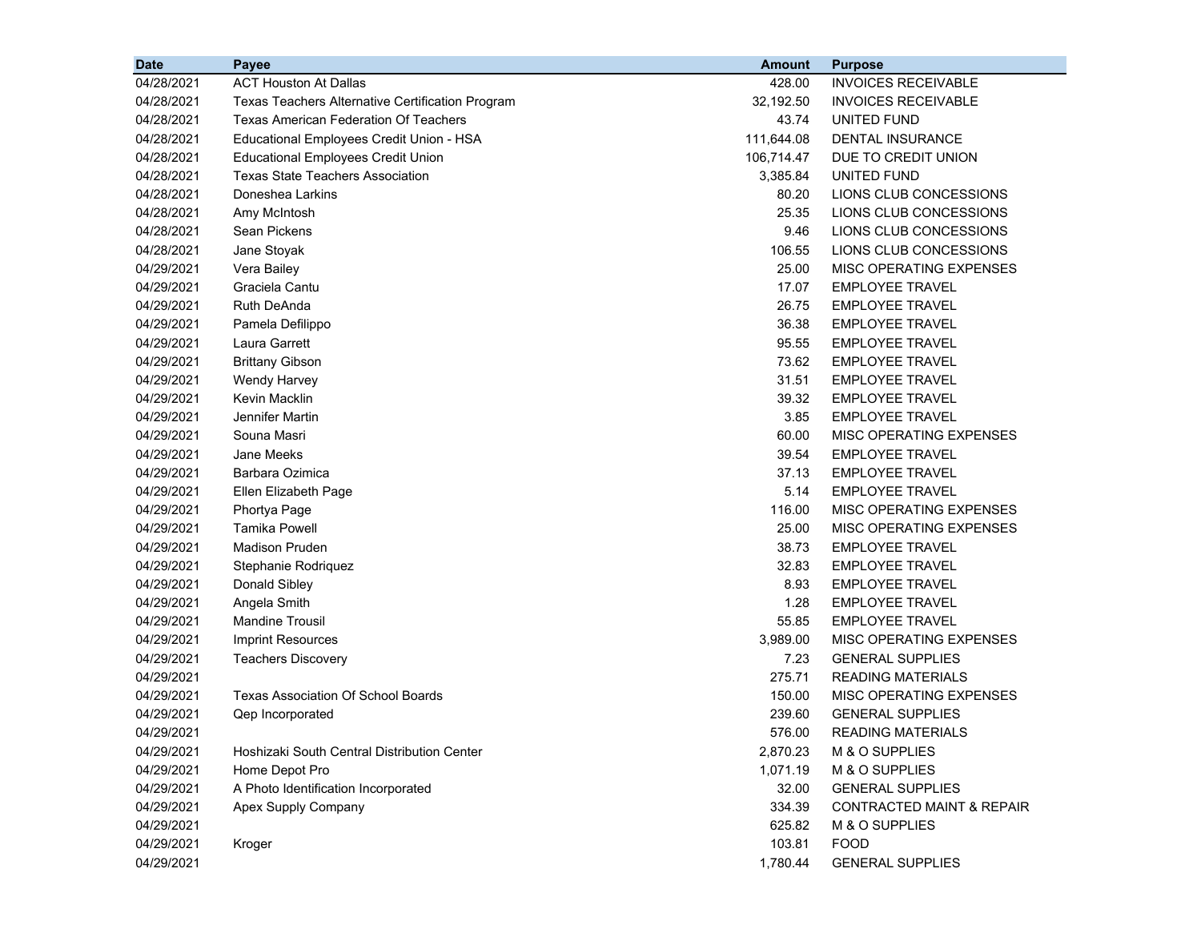| Date | Payee | Amount | Purpose |
|---|---|---|---|
| 04/28/2021 | ACT Houston At Dallas | 428.00 | INVOICES RECEIVABLE |
| 04/28/2021 | Texas Teachers Alternative Certification Program | 32,192.50 | INVOICES RECEIVABLE |
| 04/28/2021 | Texas American Federation Of Teachers | 43.74 | UNITED FUND |
| 04/28/2021 | Educational Employees Credit Union - HSA | 111,644.08 | DENTAL INSURANCE |
| 04/28/2021 | Educational Employees Credit Union | 106,714.47 | DUE TO CREDIT UNION |
| 04/28/2021 | Texas State Teachers Association | 3,385.84 | UNITED FUND |
| 04/28/2021 | Doneshea Larkins | 80.20 | LIONS CLUB CONCESSIONS |
| 04/28/2021 | Amy McIntosh | 25.35 | LIONS CLUB CONCESSIONS |
| 04/28/2021 | Sean Pickens | 9.46 | LIONS CLUB CONCESSIONS |
| 04/28/2021 | Jane Stoyak | 106.55 | LIONS CLUB CONCESSIONS |
| 04/29/2021 | Vera Bailey | 25.00 | MISC OPERATING EXPENSES |
| 04/29/2021 | Graciela Cantu | 17.07 | EMPLOYEE TRAVEL |
| 04/29/2021 | Ruth DeAnda | 26.75 | EMPLOYEE TRAVEL |
| 04/29/2021 | Pamela Defilippo | 36.38 | EMPLOYEE TRAVEL |
| 04/29/2021 | Laura Garrett | 95.55 | EMPLOYEE TRAVEL |
| 04/29/2021 | Brittany Gibson | 73.62 | EMPLOYEE TRAVEL |
| 04/29/2021 | Wendy Harvey | 31.51 | EMPLOYEE TRAVEL |
| 04/29/2021 | Kevin Macklin | 39.32 | EMPLOYEE TRAVEL |
| 04/29/2021 | Jennifer Martin | 3.85 | EMPLOYEE TRAVEL |
| 04/29/2021 | Souna Masri | 60.00 | MISC OPERATING EXPENSES |
| 04/29/2021 | Jane Meeks | 39.54 | EMPLOYEE TRAVEL |
| 04/29/2021 | Barbara Ozimica | 37.13 | EMPLOYEE TRAVEL |
| 04/29/2021 | Ellen Elizabeth Page | 5.14 | EMPLOYEE TRAVEL |
| 04/29/2021 | Phortya Page | 116.00 | MISC OPERATING EXPENSES |
| 04/29/2021 | Tamika Powell | 25.00 | MISC OPERATING EXPENSES |
| 04/29/2021 | Madison Pruden | 38.73 | EMPLOYEE TRAVEL |
| 04/29/2021 | Stephanie Rodriquez | 32.83 | EMPLOYEE TRAVEL |
| 04/29/2021 | Donald Sibley | 8.93 | EMPLOYEE TRAVEL |
| 04/29/2021 | Angela Smith | 1.28 | EMPLOYEE TRAVEL |
| 04/29/2021 | Mandine Trousil | 55.85 | EMPLOYEE TRAVEL |
| 04/29/2021 | Imprint Resources | 3,989.00 | MISC OPERATING EXPENSES |
| 04/29/2021 | Teachers Discovery | 7.23 | GENERAL SUPPLIES |
| 04/29/2021 | | 275.71 | READING MATERIALS |
| 04/29/2021 | Texas Association Of School Boards | 150.00 | MISC OPERATING EXPENSES |
| 04/29/2021 | Qep Incorporated | 239.60 | GENERAL SUPPLIES |
| 04/29/2021 | | 576.00 | READING MATERIALS |
| 04/29/2021 | Hoshizaki South Central Distribution Center | 2,870.23 | M & O SUPPLIES |
| 04/29/2021 | Home Depot Pro | 1,071.19 | M & O SUPPLIES |
| 04/29/2021 | A Photo Identification Incorporated | 32.00 | GENERAL SUPPLIES |
| 04/29/2021 | Apex Supply Company | 334.39 | CONTRACTED MAINT & REPAIR |
| 04/29/2021 | | 625.82 | M & O SUPPLIES |
| 04/29/2021 | Kroger | 103.81 | FOOD |
| 04/29/2021 | | 1,780.44 | GENERAL SUPPLIES |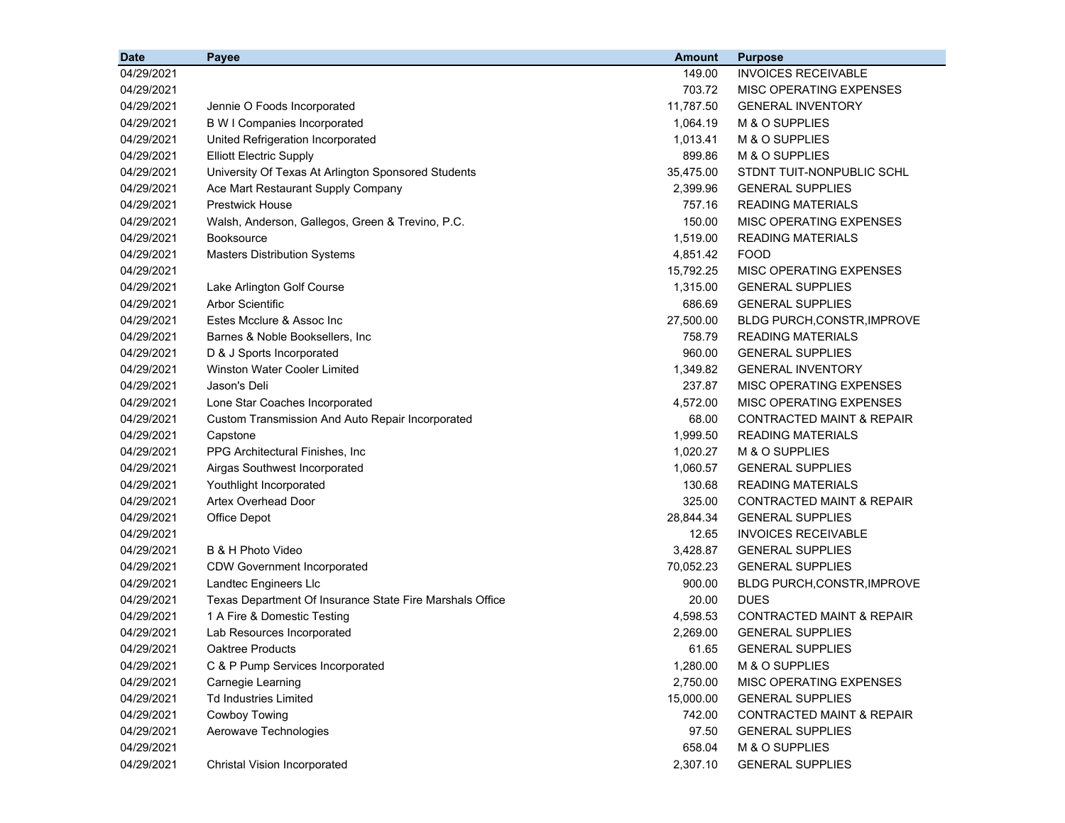| Date | Payee | Amount | Purpose |
|---|---|---|---|
| 04/29/2021 | | 149.00 | INVOICES RECEIVABLE |
| 04/29/2021 | | 703.72 | MISC OPERATING EXPENSES |
| 04/29/2021 | Jennie O Foods Incorporated | 11,787.50 | GENERAL INVENTORY |
| 04/29/2021 | B W I Companies Incorporated | 1,064.19 | M & O SUPPLIES |
| 04/29/2021 | United Refrigeration Incorporated | 1,013.41 | M & O SUPPLIES |
| 04/29/2021 | Elliott Electric Supply | 899.86 | M & O SUPPLIES |
| 04/29/2021 | University Of Texas At Arlington Sponsored Students | 35,475.00 | STDNT TUIT-NONPUBLIC SCHL |
| 04/29/2021 | Ace Mart Restaurant Supply Company | 2,399.96 | GENERAL SUPPLIES |
| 04/29/2021 | Prestwick House | 757.16 | READING MATERIALS |
| 04/29/2021 | Walsh, Anderson, Gallegos, Green & Trevino, P.C. | 150.00 | MISC OPERATING EXPENSES |
| 04/29/2021 | Booksource | 1,519.00 | READING MATERIALS |
| 04/29/2021 | Masters Distribution Systems | 4,851.42 | FOOD |
| 04/29/2021 | | 15,792.25 | MISC OPERATING EXPENSES |
| 04/29/2021 | Lake Arlington Golf Course | 1,315.00 | GENERAL SUPPLIES |
| 04/29/2021 | Arbor Scientific | 686.69 | GENERAL SUPPLIES |
| 04/29/2021 | Estes Mcclure & Assoc Inc | 27,500.00 | BLDG PURCH,CONSTR,IMPROVE |
| 04/29/2021 | Barnes & Noble Booksellers, Inc | 758.79 | READING MATERIALS |
| 04/29/2021 | D & J Sports Incorporated | 960.00 | GENERAL SUPPLIES |
| 04/29/2021 | Winston Water Cooler Limited | 1,349.82 | GENERAL INVENTORY |
| 04/29/2021 | Jason's Deli | 237.87 | MISC OPERATING EXPENSES |
| 04/29/2021 | Lone Star Coaches Incorporated | 4,572.00 | MISC OPERATING EXPENSES |
| 04/29/2021 | Custom Transmission And Auto Repair Incorporated | 68.00 | CONTRACTED MAINT & REPAIR |
| 04/29/2021 | Capstone | 1,999.50 | READING MATERIALS |
| 04/29/2021 | PPG Architectural Finishes, Inc | 1,020.27 | M & O SUPPLIES |
| 04/29/2021 | Airgas Southwest Incorporated | 1,060.57 | GENERAL SUPPLIES |
| 04/29/2021 | Youthlight Incorporated | 130.68 | READING MATERIALS |
| 04/29/2021 | Artex Overhead Door | 325.00 | CONTRACTED MAINT & REPAIR |
| 04/29/2021 | Office Depot | 28,844.34 | GENERAL SUPPLIES |
| 04/29/2021 | | 12.65 | INVOICES RECEIVABLE |
| 04/29/2021 | B & H Photo Video | 3,428.87 | GENERAL SUPPLIES |
| 04/29/2021 | CDW Government Incorporated | 70,052.23 | GENERAL SUPPLIES |
| 04/29/2021 | Landtec Engineers Llc | 900.00 | BLDG PURCH,CONSTR,IMPROVE |
| 04/29/2021 | Texas Department Of Insurance State Fire Marshals Office | 20.00 | DUES |
| 04/29/2021 | 1 A Fire & Domestic Testing | 4,598.53 | CONTRACTED MAINT & REPAIR |
| 04/29/2021 | Lab Resources Incorporated | 2,269.00 | GENERAL SUPPLIES |
| 04/29/2021 | Oaktree Products | 61.65 | GENERAL SUPPLIES |
| 04/29/2021 | C & P Pump Services Incorporated | 1,280.00 | M & O SUPPLIES |
| 04/29/2021 | Carnegie Learning | 2,750.00 | MISC OPERATING EXPENSES |
| 04/29/2021 | Td Industries Limited | 15,000.00 | GENERAL SUPPLIES |
| 04/29/2021 | Cowboy Towing | 742.00 | CONTRACTED MAINT & REPAIR |
| 04/29/2021 | Aerowave Technologies | 97.50 | GENERAL SUPPLIES |
| 04/29/2021 | | 658.04 | M & O SUPPLIES |
| 04/29/2021 | Christal Vision Incorporated | 2,307.10 | GENERAL SUPPLIES |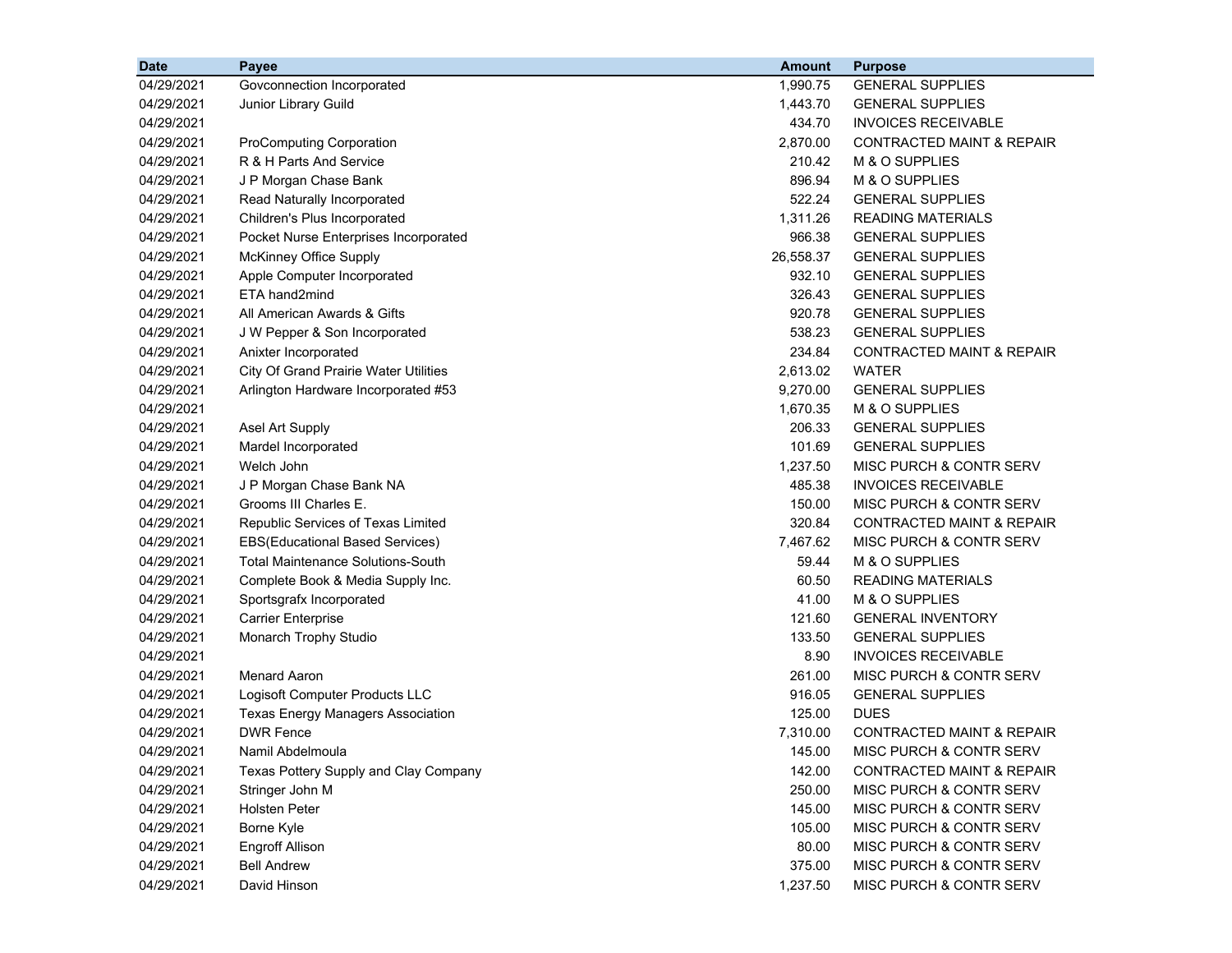| Date | Payee | Amount | Purpose |
|---|---|---|---|
| 04/29/2021 | Govconnection Incorporated | 1,990.75 | GENERAL SUPPLIES |
| 04/29/2021 | Junior Library Guild | 1,443.70 | GENERAL SUPPLIES |
| 04/29/2021 | | 434.70 | INVOICES RECEIVABLE |
| 04/29/2021 | ProComputing Corporation | 2,870.00 | CONTRACTED MAINT & REPAIR |
| 04/29/2021 | R & H Parts And Service | 210.42 | M & O SUPPLIES |
| 04/29/2021 | J P Morgan Chase Bank | 896.94 | M & O SUPPLIES |
| 04/29/2021 | Read Naturally Incorporated | 522.24 | GENERAL SUPPLIES |
| 04/29/2021 | Children's Plus Incorporated | 1,311.26 | READING MATERIALS |
| 04/29/2021 | Pocket Nurse Enterprises Incorporated | 966.38 | GENERAL SUPPLIES |
| 04/29/2021 | McKinney Office Supply | 26,558.37 | GENERAL SUPPLIES |
| 04/29/2021 | Apple Computer Incorporated | 932.10 | GENERAL SUPPLIES |
| 04/29/2021 | ETA hand2mind | 326.43 | GENERAL SUPPLIES |
| 04/29/2021 | All American Awards & Gifts | 920.78 | GENERAL SUPPLIES |
| 04/29/2021 | J W Pepper & Son Incorporated | 538.23 | GENERAL SUPPLIES |
| 04/29/2021 | Anixter Incorporated | 234.84 | CONTRACTED MAINT & REPAIR |
| 04/29/2021 | City Of Grand Prairie Water Utilities | 2,613.02 | WATER |
| 04/29/2021 | Arlington Hardware Incorporated #53 | 9,270.00 | GENERAL SUPPLIES |
| 04/29/2021 | | 1,670.35 | M & O SUPPLIES |
| 04/29/2021 | Asel Art Supply | 206.33 | GENERAL SUPPLIES |
| 04/29/2021 | Mardel Incorporated | 101.69 | GENERAL SUPPLIES |
| 04/29/2021 | Welch John | 1,237.50 | MISC PURCH & CONTR SERV |
| 04/29/2021 | J P Morgan Chase Bank NA | 485.38 | INVOICES RECEIVABLE |
| 04/29/2021 | Grooms III Charles E. | 150.00 | MISC PURCH & CONTR SERV |
| 04/29/2021 | Republic Services of Texas Limited | 320.84 | CONTRACTED MAINT & REPAIR |
| 04/29/2021 | EBS(Educational Based Services) | 7,467.62 | MISC PURCH & CONTR SERV |
| 04/29/2021 | Total Maintenance Solutions-South | 59.44 | M & O SUPPLIES |
| 04/29/2021 | Complete Book & Media Supply Inc. | 60.50 | READING MATERIALS |
| 04/29/2021 | Sportsgrafx Incorporated | 41.00 | M & O SUPPLIES |
| 04/29/2021 | Carrier Enterprise | 121.60 | GENERAL INVENTORY |
| 04/29/2021 | Monarch Trophy Studio | 133.50 | GENERAL SUPPLIES |
| 04/29/2021 | | 8.90 | INVOICES RECEIVABLE |
| 04/29/2021 | Menard Aaron | 261.00 | MISC PURCH & CONTR SERV |
| 04/29/2021 | Logisoft Computer Products LLC | 916.05 | GENERAL SUPPLIES |
| 04/29/2021 | Texas Energy Managers Association | 125.00 | DUES |
| 04/29/2021 | DWR Fence | 7,310.00 | CONTRACTED MAINT & REPAIR |
| 04/29/2021 | Namil Abdelmoula | 145.00 | MISC PURCH & CONTR SERV |
| 04/29/2021 | Texas Pottery Supply and Clay Company | 142.00 | CONTRACTED MAINT & REPAIR |
| 04/29/2021 | Stringer John M | 250.00 | MISC PURCH & CONTR SERV |
| 04/29/2021 | Holsten Peter | 145.00 | MISC PURCH & CONTR SERV |
| 04/29/2021 | Borne Kyle | 105.00 | MISC PURCH & CONTR SERV |
| 04/29/2021 | Engroff Allison | 80.00 | MISC PURCH & CONTR SERV |
| 04/29/2021 | Bell Andrew | 375.00 | MISC PURCH & CONTR SERV |
| 04/29/2021 | David Hinson | 1,237.50 | MISC PURCH & CONTR SERV |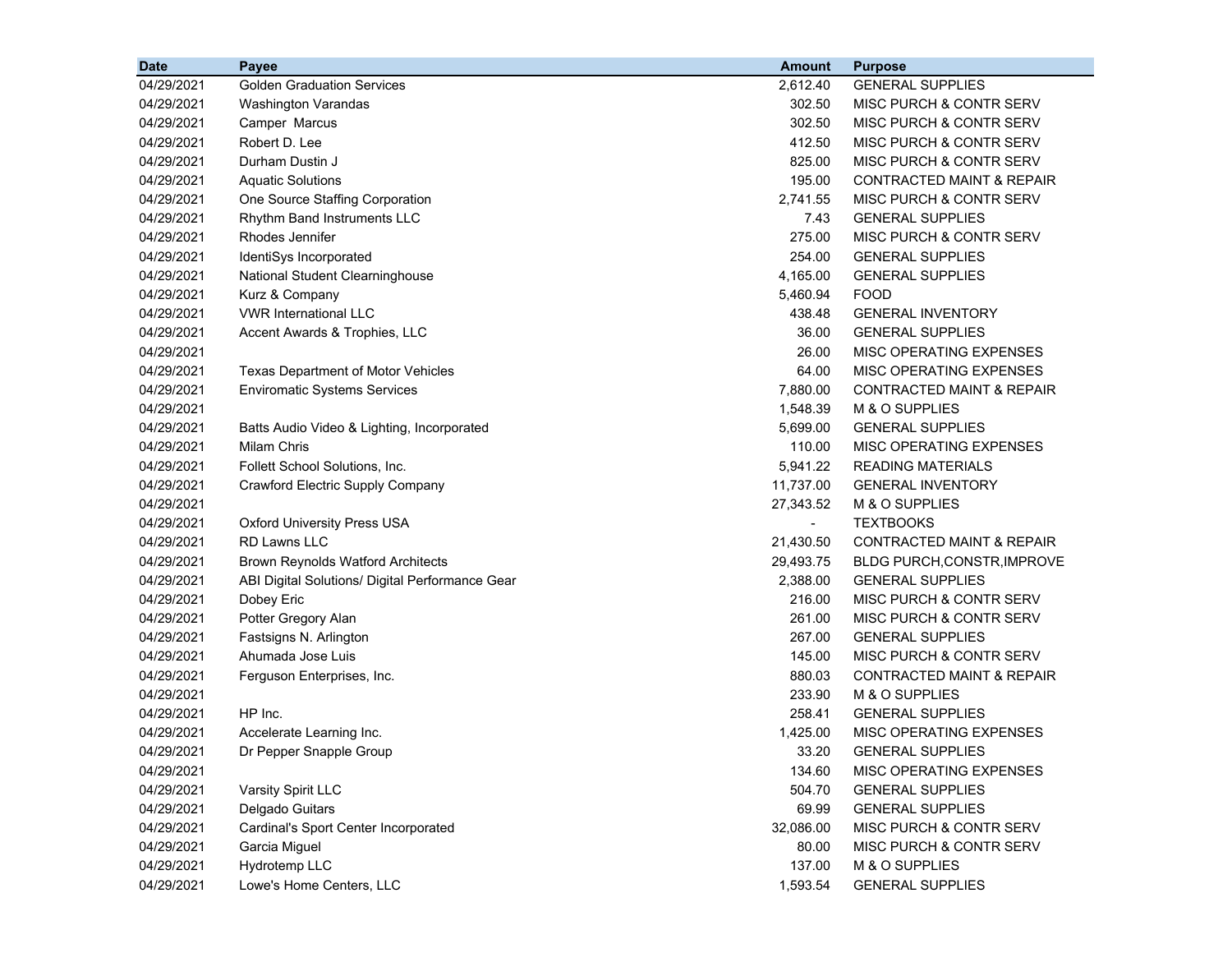| Date | Payee | Amount | Purpose |
|---|---|---|---|
| 04/29/2021 | Golden Graduation Services | 2,612.40 | GENERAL SUPPLIES |
| 04/29/2021 | Washington Varandas | 302.50 | MISC PURCH & CONTR SERV |
| 04/29/2021 | Camper  Marcus | 302.50 | MISC PURCH & CONTR SERV |
| 04/29/2021 | Robert D. Lee | 412.50 | MISC PURCH & CONTR SERV |
| 04/29/2021 | Durham Dustin J | 825.00 | MISC PURCH & CONTR SERV |
| 04/29/2021 | Aquatic Solutions | 195.00 | CONTRACTED MAINT & REPAIR |
| 04/29/2021 | One Source Staffing Corporation | 2,741.55 | MISC PURCH & CONTR SERV |
| 04/29/2021 | Rhythm Band Instruments LLC | 7.43 | GENERAL SUPPLIES |
| 04/29/2021 | Rhodes Jennifer | 275.00 | MISC PURCH & CONTR SERV |
| 04/29/2021 | IdentiSys Incorporated | 254.00 | GENERAL SUPPLIES |
| 04/29/2021 | National Student Clearninghouse | 4,165.00 | GENERAL SUPPLIES |
| 04/29/2021 | Kurz & Company | 5,460.94 | FOOD |
| 04/29/2021 | VWR International LLC | 438.48 | GENERAL INVENTORY |
| 04/29/2021 | Accent Awards & Trophies, LLC | 36.00 | GENERAL SUPPLIES |
| 04/29/2021 | | 26.00 | MISC OPERATING EXPENSES |
| 04/29/2021 | Texas Department of Motor Vehicles | 64.00 | MISC OPERATING EXPENSES |
| 04/29/2021 | Enviromatic Systems Services | 7,880.00 | CONTRACTED MAINT & REPAIR |
| 04/29/2021 | | 1,548.39 | M & O SUPPLIES |
| 04/29/2021 | Batts Audio Video & Lighting, Incorporated | 5,699.00 | GENERAL SUPPLIES |
| 04/29/2021 | Milam Chris | 110.00 | MISC OPERATING EXPENSES |
| 04/29/2021 | Follett School Solutions, Inc. | 5,941.22 | READING MATERIALS |
| 04/29/2021 | Crawford Electric Supply Company | 11,737.00 | GENERAL INVENTORY |
| 04/29/2021 | | 27,343.52 | M & O SUPPLIES |
| 04/29/2021 | Oxford University Press USA | - | TEXTBOOKS |
| 04/29/2021 | RD Lawns LLC | 21,430.50 | CONTRACTED MAINT & REPAIR |
| 04/29/2021 | Brown Reynolds Watford Architects | 29,493.75 | BLDG PURCH,CONSTR,IMPROVE |
| 04/29/2021 | ABI Digital Solutions/ Digital Performance Gear | 2,388.00 | GENERAL SUPPLIES |
| 04/29/2021 | Dobey Eric | 216.00 | MISC PURCH & CONTR SERV |
| 04/29/2021 | Potter Gregory Alan | 261.00 | MISC PURCH & CONTR SERV |
| 04/29/2021 | Fastsigns N. Arlington | 267.00 | GENERAL SUPPLIES |
| 04/29/2021 | Ahumada Jose Luis | 145.00 | MISC PURCH & CONTR SERV |
| 04/29/2021 | Ferguson Enterprises, Inc. | 880.03 | CONTRACTED MAINT & REPAIR |
| 04/29/2021 | | 233.90 | M & O SUPPLIES |
| 04/29/2021 | HP Inc. | 258.41 | GENERAL SUPPLIES |
| 04/29/2021 | Accelerate Learning Inc. | 1,425.00 | MISC OPERATING EXPENSES |
| 04/29/2021 | Dr Pepper Snapple Group | 33.20 | GENERAL SUPPLIES |
| 04/29/2021 | | 134.60 | MISC OPERATING EXPENSES |
| 04/29/2021 | Varsity Spirit LLC | 504.70 | GENERAL SUPPLIES |
| 04/29/2021 | Delgado Guitars | 69.99 | GENERAL SUPPLIES |
| 04/29/2021 | Cardinal's Sport Center Incorporated | 32,086.00 | MISC PURCH & CONTR SERV |
| 04/29/2021 | Garcia Miguel | 80.00 | MISC PURCH & CONTR SERV |
| 04/29/2021 | Hydrotemp LLC | 137.00 | M & O SUPPLIES |
| 04/29/2021 | Lowe's Home Centers, LLC | 1,593.54 | GENERAL SUPPLIES |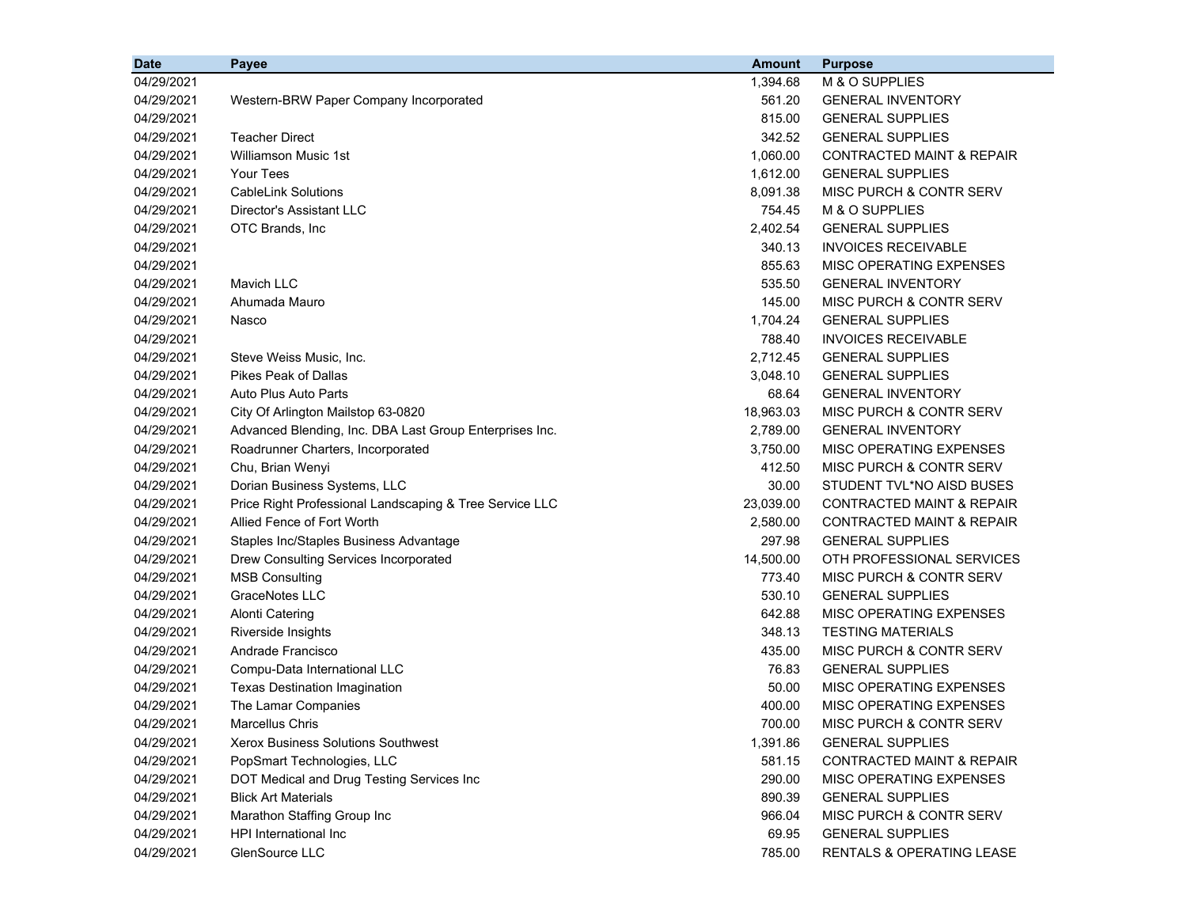| Date | Payee | Amount | Purpose |
|---|---|---|---|
| 04/29/2021 | | 1,394.68 | M & O SUPPLIES |
| 04/29/2021 | Western-BRW Paper Company Incorporated | 561.20 | GENERAL INVENTORY |
| 04/29/2021 | | 815.00 | GENERAL SUPPLIES |
| 04/29/2021 | Teacher Direct | 342.52 | GENERAL SUPPLIES |
| 04/29/2021 | Williamson Music 1st | 1,060.00 | CONTRACTED MAINT & REPAIR |
| 04/29/2021 | Your Tees | 1,612.00 | GENERAL SUPPLIES |
| 04/29/2021 | CableLink Solutions | 8,091.38 | MISC PURCH & CONTR SERV |
| 04/29/2021 | Director's Assistant LLC | 754.45 | M & O SUPPLIES |
| 04/29/2021 | OTC Brands, Inc | 2,402.54 | GENERAL SUPPLIES |
| 04/29/2021 | | 340.13 | INVOICES RECEIVABLE |
| 04/29/2021 | | 855.63 | MISC OPERATING EXPENSES |
| 04/29/2021 | Mavich LLC | 535.50 | GENERAL INVENTORY |
| 04/29/2021 | Ahumada Mauro | 145.00 | MISC PURCH & CONTR SERV |
| 04/29/2021 | Nasco | 1,704.24 | GENERAL SUPPLIES |
| 04/29/2021 | | 788.40 | INVOICES RECEIVABLE |
| 04/29/2021 | Steve Weiss Music, Inc. | 2,712.45 | GENERAL SUPPLIES |
| 04/29/2021 | Pikes Peak of Dallas | 3,048.10 | GENERAL SUPPLIES |
| 04/29/2021 | Auto Plus Auto Parts | 68.64 | GENERAL INVENTORY |
| 04/29/2021 | City Of Arlington Mailstop 63-0820 | 18,963.03 | MISC PURCH & CONTR SERV |
| 04/29/2021 | Advanced Blending, Inc. DBA Last Group Enterprises Inc. | 2,789.00 | GENERAL INVENTORY |
| 04/29/2021 | Roadrunner Charters, Incorporated | 3,750.00 | MISC OPERATING EXPENSES |
| 04/29/2021 | Chu, Brian Wenyi | 412.50 | MISC PURCH & CONTR SERV |
| 04/29/2021 | Dorian Business Systems, LLC | 30.00 | STUDENT TVL*NO AISD BUSES |
| 04/29/2021 | Price Right Professional Landscaping & Tree Service LLC | 23,039.00 | CONTRACTED MAINT & REPAIR |
| 04/29/2021 | Allied Fence of Fort Worth | 2,580.00 | CONTRACTED MAINT & REPAIR |
| 04/29/2021 | Staples Inc/Staples Business Advantage | 297.98 | GENERAL SUPPLIES |
| 04/29/2021 | Drew Consulting Services Incorporated | 14,500.00 | OTH PROFESSIONAL SERVICES |
| 04/29/2021 | MSB Consulting | 773.40 | MISC PURCH & CONTR SERV |
| 04/29/2021 | GraceNotes LLC | 530.10 | GENERAL SUPPLIES |
| 04/29/2021 | Alonti Catering | 642.88 | MISC OPERATING EXPENSES |
| 04/29/2021 | Riverside Insights | 348.13 | TESTING MATERIALS |
| 04/29/2021 | Andrade Francisco | 435.00 | MISC PURCH & CONTR SERV |
| 04/29/2021 | Compu-Data International LLC | 76.83 | GENERAL SUPPLIES |
| 04/29/2021 | Texas Destination Imagination | 50.00 | MISC OPERATING EXPENSES |
| 04/29/2021 | The Lamar Companies | 400.00 | MISC OPERATING EXPENSES |
| 04/29/2021 | Marcellus Chris | 700.00 | MISC PURCH & CONTR SERV |
| 04/29/2021 | Xerox Business Solutions Southwest | 1,391.86 | GENERAL SUPPLIES |
| 04/29/2021 | PopSmart Technologies, LLC | 581.15 | CONTRACTED MAINT & REPAIR |
| 04/29/2021 | DOT Medical and Drug Testing Services Inc | 290.00 | MISC OPERATING EXPENSES |
| 04/29/2021 | Blick Art Materials | 890.39 | GENERAL SUPPLIES |
| 04/29/2021 | Marathon Staffing Group Inc | 966.04 | MISC PURCH & CONTR SERV |
| 04/29/2021 | HPI International Inc | 69.95 | GENERAL SUPPLIES |
| 04/29/2021 | GlenSource LLC | 785.00 | RENTALS & OPERATING LEASE |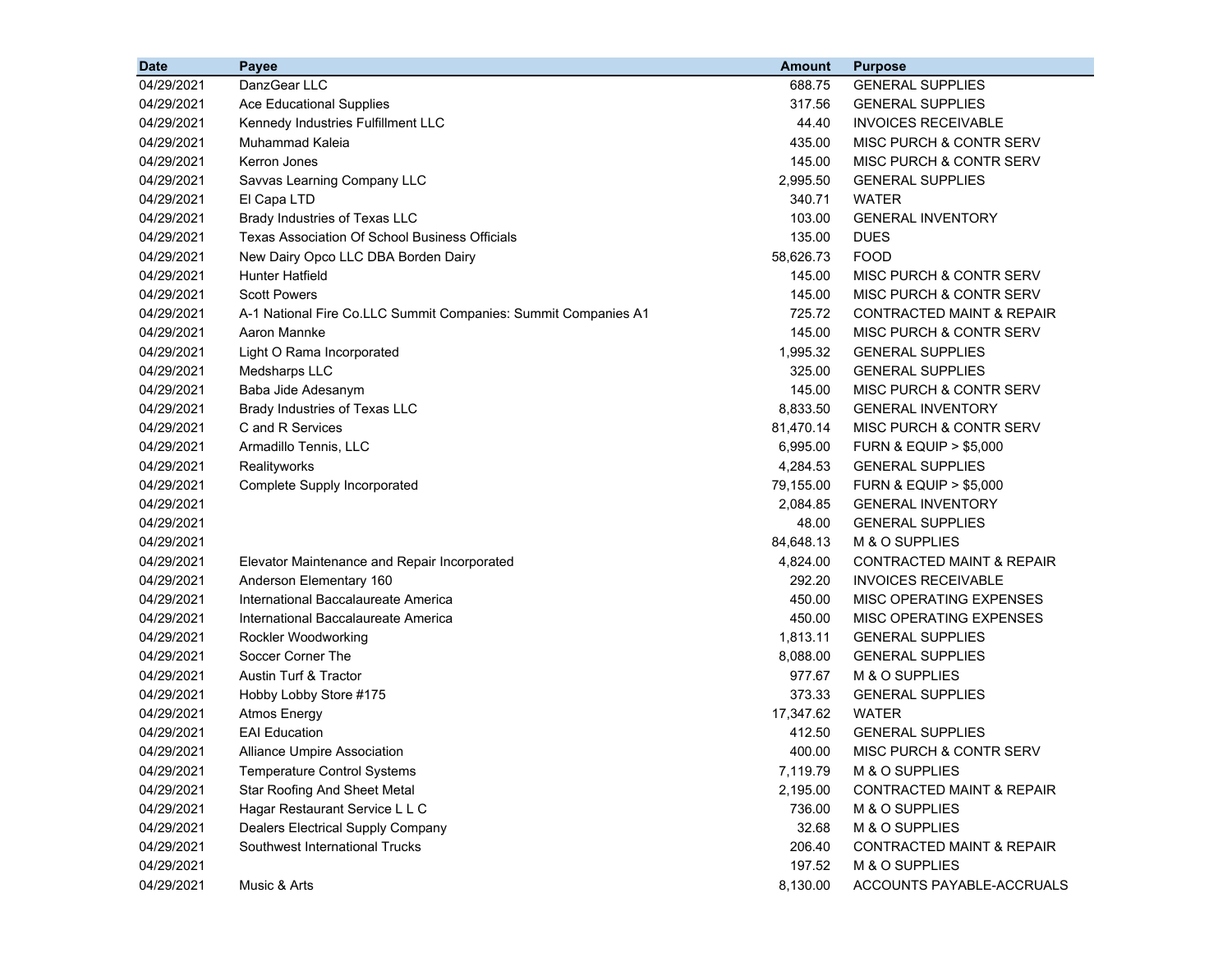| Date | Payee | Amount | Purpose |
| --- | --- | --- | --- |
| 04/29/2021 | DanzGear LLC | 688.75 | GENERAL SUPPLIES |
| 04/29/2021 | Ace Educational Supplies | 317.56 | GENERAL SUPPLIES |
| 04/29/2021 | Kennedy Industries Fulfillment LLC | 44.40 | INVOICES RECEIVABLE |
| 04/29/2021 | Muhammad Kaleia | 435.00 | MISC PURCH & CONTR SERV |
| 04/29/2021 | Kerron Jones | 145.00 | MISC PURCH & CONTR SERV |
| 04/29/2021 | Savvas Learning Company LLC | 2,995.50 | GENERAL SUPPLIES |
| 04/29/2021 | El Capa LTD | 340.71 | WATER |
| 04/29/2021 | Brady Industries of Texas LLC | 103.00 | GENERAL INVENTORY |
| 04/29/2021 | Texas Association Of School Business Officials | 135.00 | DUES |
| 04/29/2021 | New Dairy Opco LLC DBA Borden Dairy | 58,626.73 | FOOD |
| 04/29/2021 | Hunter Hatfield | 145.00 | MISC PURCH & CONTR SERV |
| 04/29/2021 | Scott Powers | 145.00 | MISC PURCH & CONTR SERV |
| 04/29/2021 | A-1 National Fire Co.LLC Summit Companies: Summit Companies A1 | 725.72 | CONTRACTED MAINT & REPAIR |
| 04/29/2021 | Aaron Mannke | 145.00 | MISC PURCH & CONTR SERV |
| 04/29/2021 | Light O Rama Incorporated | 1,995.32 | GENERAL SUPPLIES |
| 04/29/2021 | Medsharps LLC | 325.00 | GENERAL SUPPLIES |
| 04/29/2021 | Baba Jide Adesanym | 145.00 | MISC PURCH & CONTR SERV |
| 04/29/2021 | Brady Industries of Texas LLC | 8,833.50 | GENERAL INVENTORY |
| 04/29/2021 | C and R Services | 81,470.14 | MISC PURCH & CONTR SERV |
| 04/29/2021 | Armadillo Tennis, LLC | 6,995.00 | FURN & EQUIP > $5,000 |
| 04/29/2021 | Realityworks | 4,284.53 | GENERAL SUPPLIES |
| 04/29/2021 | Complete Supply Incorporated | 79,155.00 | FURN & EQUIP > $5,000 |
| 04/29/2021 | | 2,084.85 | GENERAL INVENTORY |
| 04/29/2021 | | 48.00 | GENERAL SUPPLIES |
| 04/29/2021 | | 84,648.13 | M & O SUPPLIES |
| 04/29/2021 | Elevator Maintenance and Repair Incorporated | 4,824.00 | CONTRACTED MAINT & REPAIR |
| 04/29/2021 | Anderson Elementary 160 | 292.20 | INVOICES RECEIVABLE |
| 04/29/2021 | International Baccalaureate America | 450.00 | MISC OPERATING EXPENSES |
| 04/29/2021 | International Baccalaureate America | 450.00 | MISC OPERATING EXPENSES |
| 04/29/2021 | Rockler Woodworking | 1,813.11 | GENERAL SUPPLIES |
| 04/29/2021 | Soccer Corner The | 8,088.00 | GENERAL SUPPLIES |
| 04/29/2021 | Austin Turf & Tractor | 977.67 | M & O SUPPLIES |
| 04/29/2021 | Hobby Lobby Store #175 | 373.33 | GENERAL SUPPLIES |
| 04/29/2021 | Atmos Energy | 17,347.62 | WATER |
| 04/29/2021 | EAI Education | 412.50 | GENERAL SUPPLIES |
| 04/29/2021 | Alliance Umpire Association | 400.00 | MISC PURCH & CONTR SERV |
| 04/29/2021 | Temperature Control Systems | 7,119.79 | M & O SUPPLIES |
| 04/29/2021 | Star Roofing And Sheet Metal | 2,195.00 | CONTRACTED MAINT & REPAIR |
| 04/29/2021 | Hagar Restaurant Service L L C | 736.00 | M & O SUPPLIES |
| 04/29/2021 | Dealers Electrical Supply Company | 32.68 | M & O SUPPLIES |
| 04/29/2021 | Southwest International Trucks | 206.40 | CONTRACTED MAINT & REPAIR |
| 04/29/2021 | | 197.52 | M & O SUPPLIES |
| 04/29/2021 | Music & Arts | 8,130.00 | ACCOUNTS PAYABLE-ACCRUALS |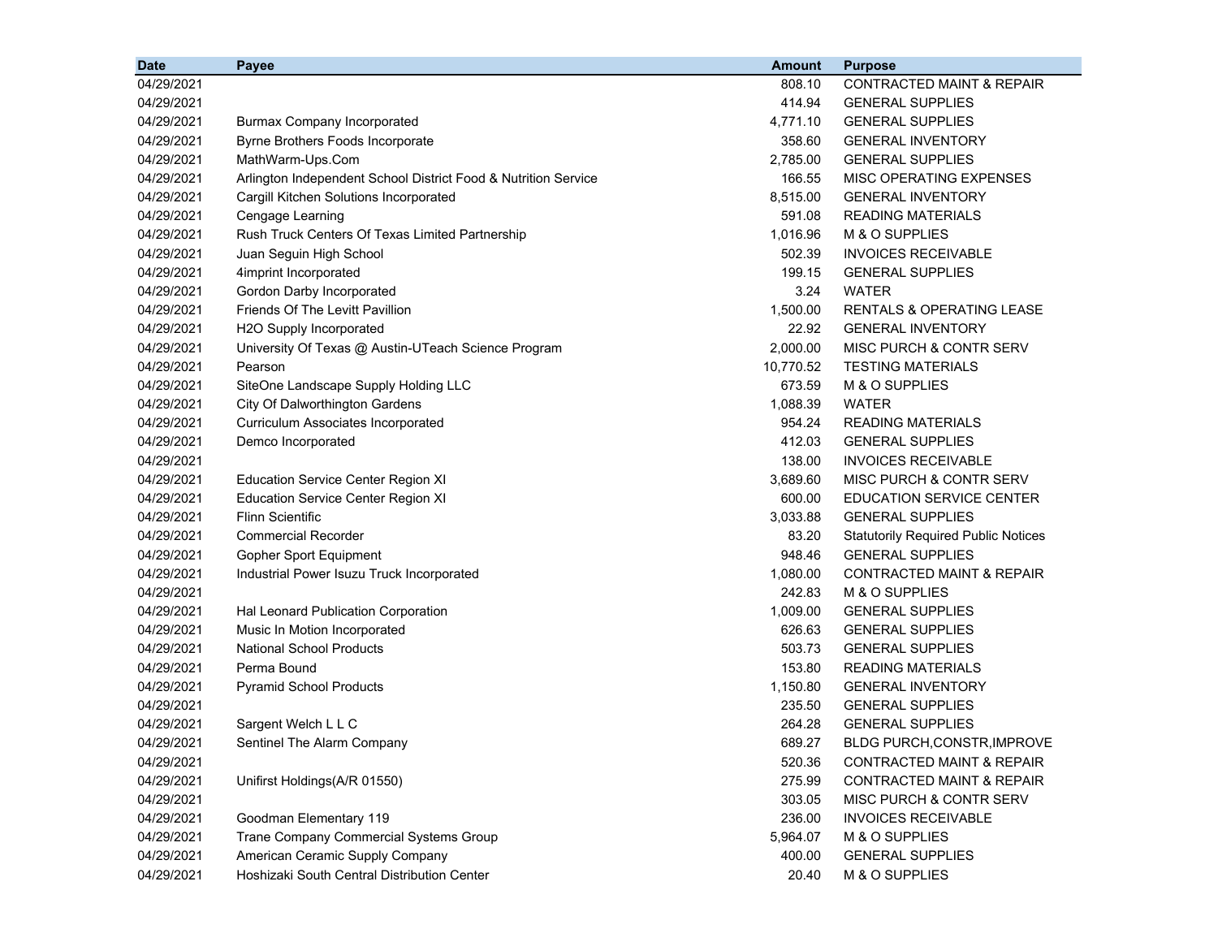| Date | Payee | Amount | Purpose |
|---|---|---|---|
| 04/29/2021 | | 808.10 | CONTRACTED MAINT & REPAIR |
| 04/29/2021 | | 414.94 | GENERAL SUPPLIES |
| 04/29/2021 | Burmax Company Incorporated | 4,771.10 | GENERAL SUPPLIES |
| 04/29/2021 | Byrne Brothers Foods Incorporate | 358.60 | GENERAL INVENTORY |
| 04/29/2021 | MathWarm-Ups.Com | 2,785.00 | GENERAL SUPPLIES |
| 04/29/2021 | Arlington Independent School District Food & Nutrition Service | 166.55 | MISC OPERATING EXPENSES |
| 04/29/2021 | Cargill Kitchen Solutions Incorporated | 8,515.00 | GENERAL INVENTORY |
| 04/29/2021 | Cengage Learning | 591.08 | READING MATERIALS |
| 04/29/2021 | Rush Truck Centers Of Texas Limited Partnership | 1,016.96 | M & O SUPPLIES |
| 04/29/2021 | Juan Seguin High School | 502.39 | INVOICES RECEIVABLE |
| 04/29/2021 | 4imprint Incorporated | 199.15 | GENERAL SUPPLIES |
| 04/29/2021 | Gordon Darby Incorporated | 3.24 | WATER |
| 04/29/2021 | Friends Of The Levitt Pavillion | 1,500.00 | RENTALS & OPERATING LEASE |
| 04/29/2021 | H2O Supply Incorporated | 22.92 | GENERAL INVENTORY |
| 04/29/2021 | University Of Texas @ Austin-UTeach Science Program | 2,000.00 | MISC PURCH & CONTR SERV |
| 04/29/2021 | Pearson | 10,770.52 | TESTING MATERIALS |
| 04/29/2021 | SiteOne Landscape Supply Holding LLC | 673.59 | M & O SUPPLIES |
| 04/29/2021 | City Of Dalworthington Gardens | 1,088.39 | WATER |
| 04/29/2021 | Curriculum Associates Incorporated | 954.24 | READING MATERIALS |
| 04/29/2021 | Demco Incorporated | 412.03 | GENERAL SUPPLIES |
| 04/29/2021 | | 138.00 | INVOICES RECEIVABLE |
| 04/29/2021 | Education Service Center Region XI | 3,689.60 | MISC PURCH & CONTR SERV |
| 04/29/2021 | Education Service Center Region XI | 600.00 | EDUCATION SERVICE CENTER |
| 04/29/2021 | Flinn Scientific | 3,033.88 | GENERAL SUPPLIES |
| 04/29/2021 | Commercial Recorder | 83.20 | Statutorily Required Public Notices |
| 04/29/2021 | Gopher Sport Equipment | 948.46 | GENERAL SUPPLIES |
| 04/29/2021 | Industrial Power Isuzu Truck Incorporated | 1,080.00 | CONTRACTED MAINT & REPAIR |
| 04/29/2021 | | 242.83 | M & O SUPPLIES |
| 04/29/2021 | Hal Leonard Publication Corporation | 1,009.00 | GENERAL SUPPLIES |
| 04/29/2021 | Music In Motion Incorporated | 626.63 | GENERAL SUPPLIES |
| 04/29/2021 | National School Products | 503.73 | GENERAL SUPPLIES |
| 04/29/2021 | Perma Bound | 153.80 | READING MATERIALS |
| 04/29/2021 | Pyramid School Products | 1,150.80 | GENERAL INVENTORY |
| 04/29/2021 | | 235.50 | GENERAL SUPPLIES |
| 04/29/2021 | Sargent Welch L L C | 264.28 | GENERAL SUPPLIES |
| 04/29/2021 | Sentinel The Alarm Company | 689.27 | BLDG PURCH,CONSTR,IMPROVE |
| 04/29/2021 | | 520.36 | CONTRACTED MAINT & REPAIR |
| 04/29/2021 | Unifirst Holdings(A/R 01550) | 275.99 | CONTRACTED MAINT & REPAIR |
| 04/29/2021 | | 303.05 | MISC PURCH & CONTR SERV |
| 04/29/2021 | Goodman Elementary 119 | 236.00 | INVOICES RECEIVABLE |
| 04/29/2021 | Trane Company Commercial Systems Group | 5,964.07 | M & O SUPPLIES |
| 04/29/2021 | American Ceramic Supply Company | 400.00 | GENERAL SUPPLIES |
| 04/29/2021 | Hoshizaki South Central Distribution Center | 20.40 | M & O SUPPLIES |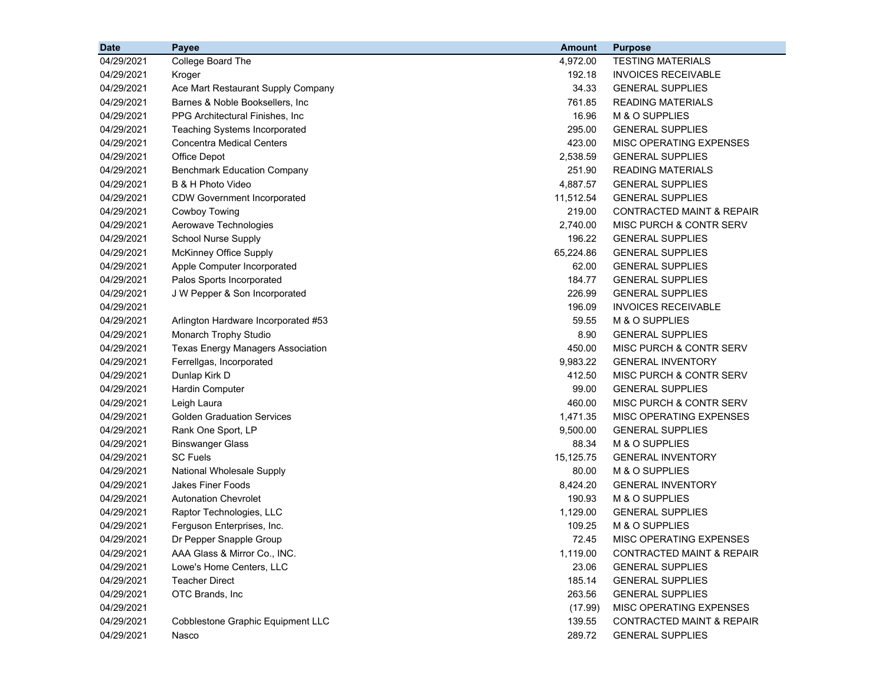| Date | Payee | Amount | Purpose |
|---|---|---|---|
| 04/29/2021 | College Board The | 4,972.00 | TESTING MATERIALS |
| 04/29/2021 | Kroger | 192.18 | INVOICES RECEIVABLE |
| 04/29/2021 | Ace Mart Restaurant Supply Company | 34.33 | GENERAL SUPPLIES |
| 04/29/2021 | Barnes & Noble Booksellers, Inc | 761.85 | READING MATERIALS |
| 04/29/2021 | PPG Architectural Finishes, Inc | 16.96 | M & O SUPPLIES |
| 04/29/2021 | Teaching Systems Incorporated | 295.00 | GENERAL SUPPLIES |
| 04/29/2021 | Concentra Medical Centers | 423.00 | MISC OPERATING EXPENSES |
| 04/29/2021 | Office Depot | 2,538.59 | GENERAL SUPPLIES |
| 04/29/2021 | Benchmark Education Company | 251.90 | READING MATERIALS |
| 04/29/2021 | B & H Photo Video | 4,887.57 | GENERAL SUPPLIES |
| 04/29/2021 | CDW Government Incorporated | 11,512.54 | GENERAL SUPPLIES |
| 04/29/2021 | Cowboy Towing | 219.00 | CONTRACTED MAINT & REPAIR |
| 04/29/2021 | Aerowave Technologies | 2,740.00 | MISC PURCH & CONTR SERV |
| 04/29/2021 | School Nurse Supply | 196.22 | GENERAL SUPPLIES |
| 04/29/2021 | McKinney Office Supply | 65,224.86 | GENERAL SUPPLIES |
| 04/29/2021 | Apple Computer Incorporated | 62.00 | GENERAL SUPPLIES |
| 04/29/2021 | Palos Sports Incorporated | 184.77 | GENERAL SUPPLIES |
| 04/29/2021 | J W Pepper & Son Incorporated | 226.99 | GENERAL SUPPLIES |
| 04/29/2021 | | 196.09 | INVOICES RECEIVABLE |
| 04/29/2021 | Arlington Hardware Incorporated #53 | 59.55 | M & O SUPPLIES |
| 04/29/2021 | Monarch Trophy Studio | 8.90 | GENERAL SUPPLIES |
| 04/29/2021 | Texas Energy Managers Association | 450.00 | MISC PURCH & CONTR SERV |
| 04/29/2021 | Ferrellgas, Incorporated | 9,983.22 | GENERAL INVENTORY |
| 04/29/2021 | Dunlap Kirk D | 412.50 | MISC PURCH & CONTR SERV |
| 04/29/2021 | Hardin Computer | 99.00 | GENERAL SUPPLIES |
| 04/29/2021 | Leigh Laura | 460.00 | MISC PURCH & CONTR SERV |
| 04/29/2021 | Golden Graduation Services | 1,471.35 | MISC OPERATING EXPENSES |
| 04/29/2021 | Rank One Sport, LP | 9,500.00 | GENERAL SUPPLIES |
| 04/29/2021 | Binswanger Glass | 88.34 | M & O SUPPLIES |
| 04/29/2021 | SC Fuels | 15,125.75 | GENERAL INVENTORY |
| 04/29/2021 | National Wholesale Supply | 80.00 | M & O SUPPLIES |
| 04/29/2021 | Jakes Finer Foods | 8,424.20 | GENERAL INVENTORY |
| 04/29/2021 | Autonation Chevrolet | 190.93 | M & O SUPPLIES |
| 04/29/2021 | Raptor Technologies, LLC | 1,129.00 | GENERAL SUPPLIES |
| 04/29/2021 | Ferguson Enterprises, Inc. | 109.25 | M & O SUPPLIES |
| 04/29/2021 | Dr Pepper Snapple Group | 72.45 | MISC OPERATING EXPENSES |
| 04/29/2021 | AAA Glass & Mirror Co., INC. | 1,119.00 | CONTRACTED MAINT & REPAIR |
| 04/29/2021 | Lowe's Home Centers, LLC | 23.06 | GENERAL SUPPLIES |
| 04/29/2021 | Teacher Direct | 185.14 | GENERAL SUPPLIES |
| 04/29/2021 | OTC Brands, Inc | 263.56 | GENERAL SUPPLIES |
| 04/29/2021 | | (17.99) | MISC OPERATING EXPENSES |
| 04/29/2021 | Cobblestone Graphic Equipment LLC | 139.55 | CONTRACTED MAINT & REPAIR |
| 04/29/2021 | Nasco | 289.72 | GENERAL SUPPLIES |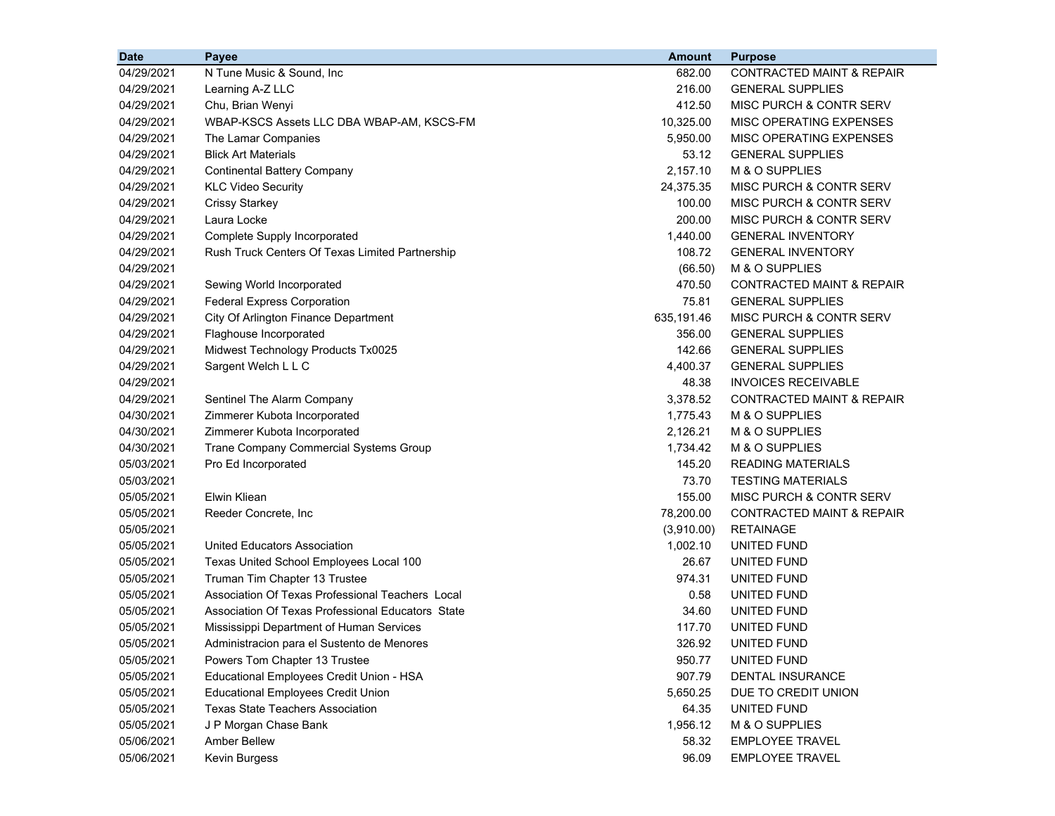| Date | Payee | Amount | Purpose |
|---|---|---|---|
| 04/29/2021 | N Tune Music & Sound, Inc | 682.00 | CONTRACTED MAINT & REPAIR |
| 04/29/2021 | Learning A-Z LLC | 216.00 | GENERAL SUPPLIES |
| 04/29/2021 | Chu, Brian Wenyi | 412.50 | MISC PURCH & CONTR SERV |
| 04/29/2021 | WBAP-KSCS Assets LLC DBA WBAP-AM, KSCS-FM | 10,325.00 | MISC OPERATING EXPENSES |
| 04/29/2021 | The Lamar Companies | 5,950.00 | MISC OPERATING EXPENSES |
| 04/29/2021 | Blick Art Materials | 53.12 | GENERAL SUPPLIES |
| 04/29/2021 | Continental Battery Company | 2,157.10 | M & O SUPPLIES |
| 04/29/2021 | KLC Video Security | 24,375.35 | MISC PURCH & CONTR SERV |
| 04/29/2021 | Crissy Starkey | 100.00 | MISC PURCH & CONTR SERV |
| 04/29/2021 | Laura Locke | 200.00 | MISC PURCH & CONTR SERV |
| 04/29/2021 | Complete Supply Incorporated | 1,440.00 | GENERAL INVENTORY |
| 04/29/2021 | Rush Truck Centers Of Texas Limited Partnership | 108.72 | GENERAL INVENTORY |
| 04/29/2021 | | (66.50) | M & O SUPPLIES |
| 04/29/2021 | Sewing World Incorporated | 470.50 | CONTRACTED MAINT & REPAIR |
| 04/29/2021 | Federal Express Corporation | 75.81 | GENERAL SUPPLIES |
| 04/29/2021 | City Of Arlington Finance Department | 635,191.46 | MISC PURCH & CONTR SERV |
| 04/29/2021 | Flaghouse Incorporated | 356.00 | GENERAL SUPPLIES |
| 04/29/2021 | Midwest Technology Products Tx0025 | 142.66 | GENERAL SUPPLIES |
| 04/29/2021 | Sargent Welch L L C | 4,400.37 | GENERAL SUPPLIES |
| 04/29/2021 | | 48.38 | INVOICES RECEIVABLE |
| 04/29/2021 | Sentinel The Alarm Company | 3,378.52 | CONTRACTED MAINT & REPAIR |
| 04/30/2021 | Zimmerer Kubota Incorporated | 1,775.43 | M & O SUPPLIES |
| 04/30/2021 | Zimmerer Kubota Incorporated | 2,126.21 | M & O SUPPLIES |
| 04/30/2021 | Trane Company Commercial Systems Group | 1,734.42 | M & O SUPPLIES |
| 05/03/2021 | Pro Ed Incorporated | 145.20 | READING MATERIALS |
| 05/03/2021 | | 73.70 | TESTING MATERIALS |
| 05/05/2021 | Elwin Kliean | 155.00 | MISC PURCH & CONTR SERV |
| 05/05/2021 | Reeder Concrete, Inc | 78,200.00 | CONTRACTED MAINT & REPAIR |
| 05/05/2021 | | (3,910.00) | RETAINAGE |
| 05/05/2021 | United Educators Association | 1,002.10 | UNITED FUND |
| 05/05/2021 | Texas United School Employees Local 100 | 26.67 | UNITED FUND |
| 05/05/2021 | Truman Tim Chapter 13 Trustee | 974.31 | UNITED FUND |
| 05/05/2021 | Association Of Texas Professional Teachers Local | 0.58 | UNITED FUND |
| 05/05/2021 | Association Of Texas Professional Educators State | 34.60 | UNITED FUND |
| 05/05/2021 | Mississippi Department of Human Services | 117.70 | UNITED FUND |
| 05/05/2021 | Administracion para el Sustento de Menores | 326.92 | UNITED FUND |
| 05/05/2021 | Powers Tom Chapter 13 Trustee | 950.77 | UNITED FUND |
| 05/05/2021 | Educational Employees Credit Union - HSA | 907.79 | DENTAL INSURANCE |
| 05/05/2021 | Educational Employees Credit Union | 5,650.25 | DUE TO CREDIT UNION |
| 05/05/2021 | Texas State Teachers Association | 64.35 | UNITED FUND |
| 05/05/2021 | J P Morgan Chase Bank | 1,956.12 | M & O SUPPLIES |
| 05/06/2021 | Amber Bellew | 58.32 | EMPLOYEE TRAVEL |
| 05/06/2021 | Kevin Burgess | 96.09 | EMPLOYEE TRAVEL |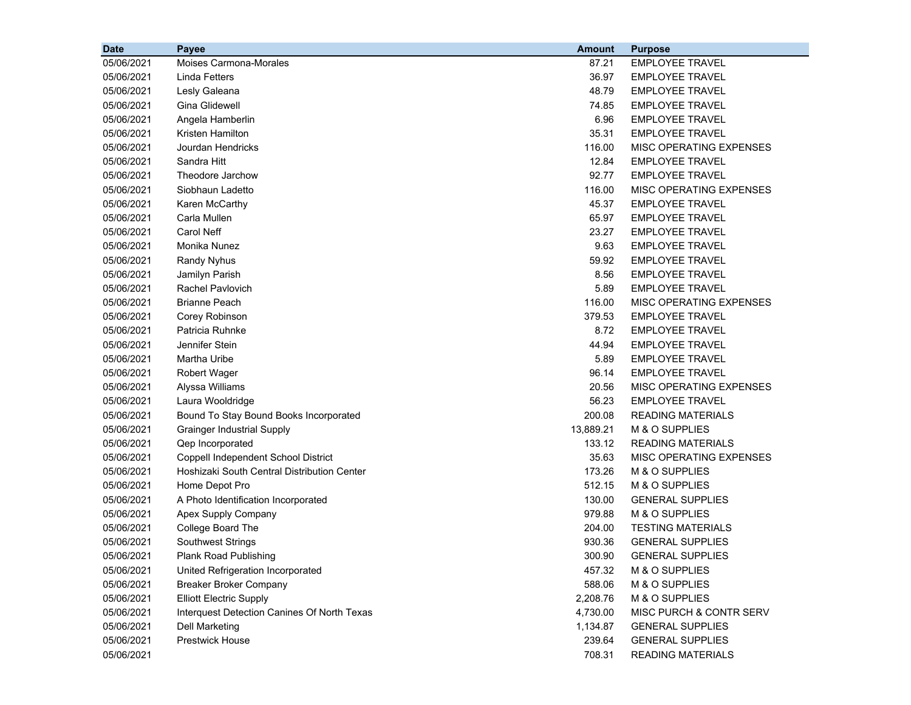| Date | Payee | Amount | Purpose |
|---|---|---|---|
| 05/06/2021 | Moises Carmona-Morales | 87.21 | EMPLOYEE TRAVEL |
| 05/06/2021 | Linda Fetters | 36.97 | EMPLOYEE TRAVEL |
| 05/06/2021 | Lesly Galeana | 48.79 | EMPLOYEE TRAVEL |
| 05/06/2021 | Gina Glidewell | 74.85 | EMPLOYEE TRAVEL |
| 05/06/2021 | Angela Hamberlin | 6.96 | EMPLOYEE TRAVEL |
| 05/06/2021 | Kristen Hamilton | 35.31 | EMPLOYEE TRAVEL |
| 05/06/2021 | Jourdan Hendricks | 116.00 | MISC OPERATING EXPENSES |
| 05/06/2021 | Sandra Hitt | 12.84 | EMPLOYEE TRAVEL |
| 05/06/2021 | Theodore Jarchow | 92.77 | EMPLOYEE TRAVEL |
| 05/06/2021 | Siobhaun Ladetto | 116.00 | MISC OPERATING EXPENSES |
| 05/06/2021 | Karen McCarthy | 45.37 | EMPLOYEE TRAVEL |
| 05/06/2021 | Carla Mullen | 65.97 | EMPLOYEE TRAVEL |
| 05/06/2021 | Carol Neff | 23.27 | EMPLOYEE TRAVEL |
| 05/06/2021 | Monika Nunez | 9.63 | EMPLOYEE TRAVEL |
| 05/06/2021 | Randy Nyhus | 59.92 | EMPLOYEE TRAVEL |
| 05/06/2021 | Jamilyn Parish | 8.56 | EMPLOYEE TRAVEL |
| 05/06/2021 | Rachel Pavlovich | 5.89 | EMPLOYEE TRAVEL |
| 05/06/2021 | Brianne Peach | 116.00 | MISC OPERATING EXPENSES |
| 05/06/2021 | Corey Robinson | 379.53 | EMPLOYEE TRAVEL |
| 05/06/2021 | Patricia Ruhnke | 8.72 | EMPLOYEE TRAVEL |
| 05/06/2021 | Jennifer Stein | 44.94 | EMPLOYEE TRAVEL |
| 05/06/2021 | Martha Uribe | 5.89 | EMPLOYEE TRAVEL |
| 05/06/2021 | Robert Wager | 96.14 | EMPLOYEE TRAVEL |
| 05/06/2021 | Alyssa Williams | 20.56 | MISC OPERATING EXPENSES |
| 05/06/2021 | Laura Wooldridge | 56.23 | EMPLOYEE TRAVEL |
| 05/06/2021 | Bound To Stay Bound Books Incorporated | 200.08 | READING MATERIALS |
| 05/06/2021 | Grainger Industrial Supply | 13,889.21 | M & O SUPPLIES |
| 05/06/2021 | Qep Incorporated | 133.12 | READING MATERIALS |
| 05/06/2021 | Coppell Independent School District | 35.63 | MISC OPERATING EXPENSES |
| 05/06/2021 | Hoshizaki South Central Distribution Center | 173.26 | M & O SUPPLIES |
| 05/06/2021 | Home Depot Pro | 512.15 | M & O SUPPLIES |
| 05/06/2021 | A Photo Identification Incorporated | 130.00 | GENERAL SUPPLIES |
| 05/06/2021 | Apex Supply Company | 979.88 | M & O SUPPLIES |
| 05/06/2021 | College Board The | 204.00 | TESTING MATERIALS |
| 05/06/2021 | Southwest Strings | 930.36 | GENERAL SUPPLIES |
| 05/06/2021 | Plank Road Publishing | 300.90 | GENERAL SUPPLIES |
| 05/06/2021 | United Refrigeration Incorporated | 457.32 | M & O SUPPLIES |
| 05/06/2021 | Breaker Broker Company | 588.06 | M & O SUPPLIES |
| 05/06/2021 | Elliott Electric Supply | 2,208.76 | M & O SUPPLIES |
| 05/06/2021 | Interquest Detection Canines Of North Texas | 4,730.00 | MISC PURCH & CONTR SERV |
| 05/06/2021 | Dell Marketing | 1,134.87 | GENERAL SUPPLIES |
| 05/06/2021 | Prestwick House | 239.64 | GENERAL SUPPLIES |
| 05/06/2021 | | 708.31 | READING MATERIALS |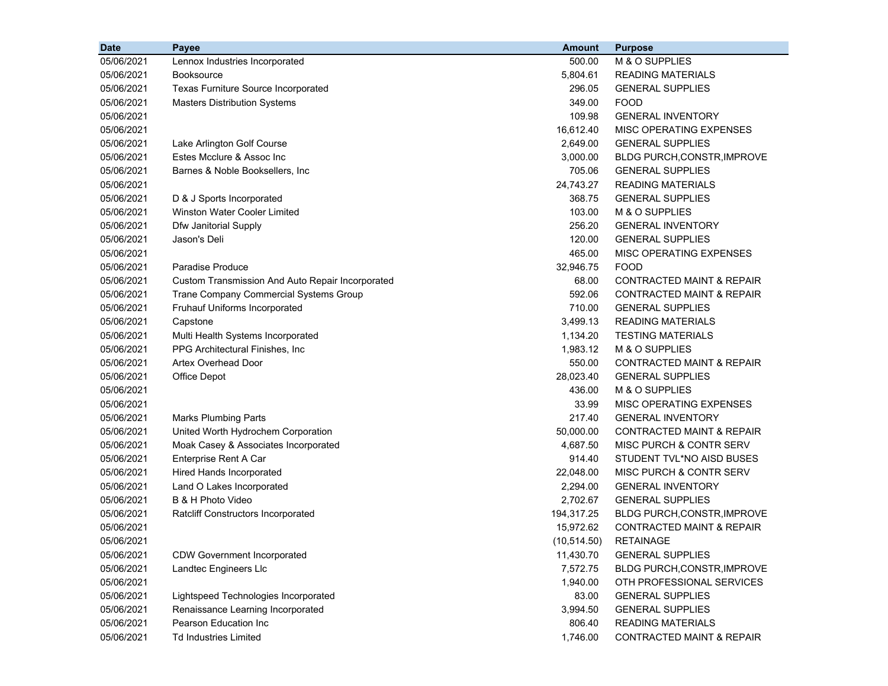| Date | Payee | Amount | Purpose |
|---|---|---|---|
| 05/06/2021 | Lennox Industries Incorporated | 500.00 | M & O SUPPLIES |
| 05/06/2021 | Booksource | 5,804.61 | READING MATERIALS |
| 05/06/2021 | Texas Furniture Source Incorporated | 296.05 | GENERAL SUPPLIES |
| 05/06/2021 | Masters Distribution Systems | 349.00 | FOOD |
| 05/06/2021 | | 109.98 | GENERAL INVENTORY |
| 05/06/2021 | | 16,612.40 | MISC OPERATING EXPENSES |
| 05/06/2021 | Lake Arlington Golf Course | 2,649.00 | GENERAL SUPPLIES |
| 05/06/2021 | Estes Mcclure & Assoc Inc | 3,000.00 | BLDG PURCH,CONSTR,IMPROVE |
| 05/06/2021 | Barnes & Noble Booksellers, Inc | 705.06 | GENERAL SUPPLIES |
| 05/06/2021 | | 24,743.27 | READING MATERIALS |
| 05/06/2021 | D & J Sports Incorporated | 368.75 | GENERAL SUPPLIES |
| 05/06/2021 | Winston Water Cooler Limited | 103.00 | M & O SUPPLIES |
| 05/06/2021 | Dfw Janitorial Supply | 256.20 | GENERAL INVENTORY |
| 05/06/2021 | Jason's Deli | 120.00 | GENERAL SUPPLIES |
| 05/06/2021 | | 465.00 | MISC OPERATING EXPENSES |
| 05/06/2021 | Paradise Produce | 32,946.75 | FOOD |
| 05/06/2021 | Custom Transmission And Auto Repair Incorporated | 68.00 | CONTRACTED MAINT & REPAIR |
| 05/06/2021 | Trane Company Commercial Systems Group | 592.06 | CONTRACTED MAINT & REPAIR |
| 05/06/2021 | Fruhauf Uniforms Incorporated | 710.00 | GENERAL SUPPLIES |
| 05/06/2021 | Capstone | 3,499.13 | READING MATERIALS |
| 05/06/2021 | Multi Health Systems Incorporated | 1,134.20 | TESTING MATERIALS |
| 05/06/2021 | PPG Architectural Finishes, Inc | 1,983.12 | M & O SUPPLIES |
| 05/06/2021 | Artex Overhead Door | 550.00 | CONTRACTED MAINT & REPAIR |
| 05/06/2021 | Office Depot | 28,023.40 | GENERAL SUPPLIES |
| 05/06/2021 | | 436.00 | M & O SUPPLIES |
| 05/06/2021 | | 33.99 | MISC OPERATING EXPENSES |
| 05/06/2021 | Marks Plumbing Parts | 217.40 | GENERAL INVENTORY |
| 05/06/2021 | United Worth Hydrochem Corporation | 50,000.00 | CONTRACTED MAINT & REPAIR |
| 05/06/2021 | Moak Casey & Associates Incorporated | 4,687.50 | MISC PURCH & CONTR SERV |
| 05/06/2021 | Enterprise Rent A Car | 914.40 | STUDENT TVL*NO AISD BUSES |
| 05/06/2021 | Hired Hands Incorporated | 22,048.00 | MISC PURCH & CONTR SERV |
| 05/06/2021 | Land O Lakes Incorporated | 2,294.00 | GENERAL INVENTORY |
| 05/06/2021 | B & H Photo Video | 2,702.67 | GENERAL SUPPLIES |
| 05/06/2021 | Ratcliff Constructors Incorporated | 194,317.25 | BLDG PURCH,CONSTR,IMPROVE |
| 05/06/2021 | | 15,972.62 | CONTRACTED MAINT & REPAIR |
| 05/06/2021 | | (10,514.50) | RETAINAGE |
| 05/06/2021 | CDW Government Incorporated | 11,430.70 | GENERAL SUPPLIES |
| 05/06/2021 | Landtec Engineers Llc | 7,572.75 | BLDG PURCH,CONSTR,IMPROVE |
| 05/06/2021 | | 1,940.00 | OTH PROFESSIONAL SERVICES |
| 05/06/2021 | Lightspeed Technologies Incorporated | 83.00 | GENERAL SUPPLIES |
| 05/06/2021 | Renaissance Learning Incorporated | 3,994.50 | GENERAL SUPPLIES |
| 05/06/2021 | Pearson Education Inc | 806.40 | READING MATERIALS |
| 05/06/2021 | Td Industries Limited | 1,746.00 | CONTRACTED MAINT & REPAIR |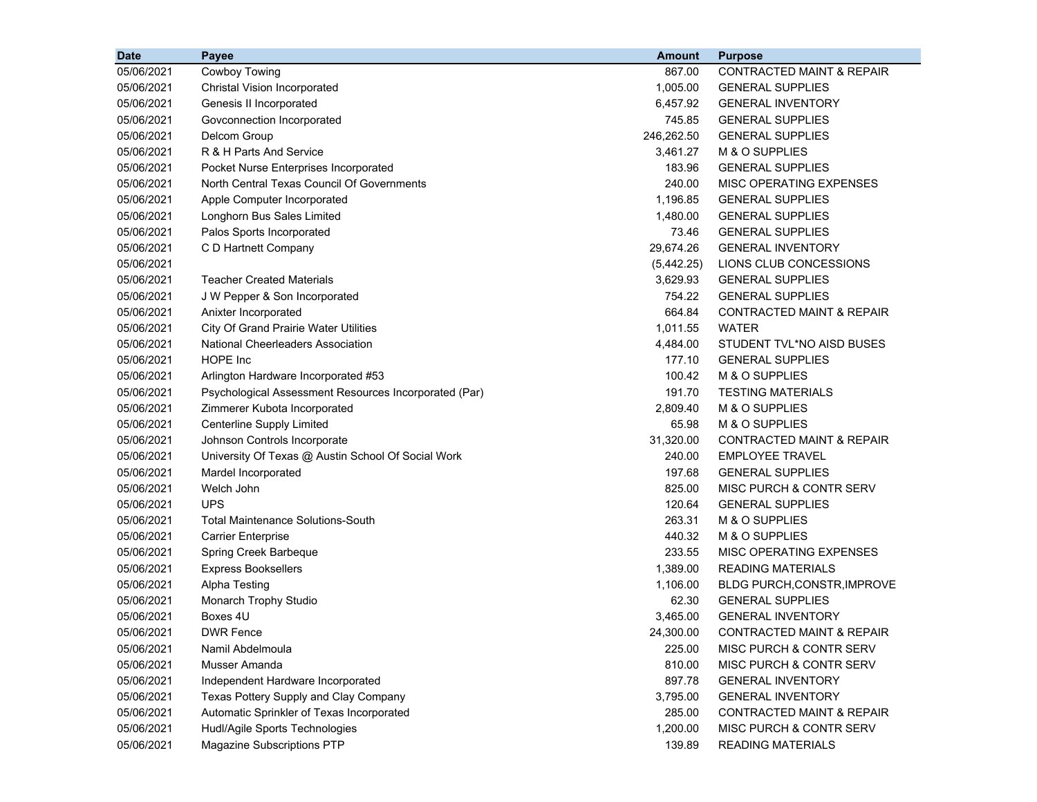| Date | Payee | Amount | Purpose |
|---|---|---|---|
| 05/06/2021 | Cowboy Towing | 867.00 | CONTRACTED MAINT & REPAIR |
| 05/06/2021 | Christal Vision Incorporated | 1,005.00 | GENERAL SUPPLIES |
| 05/06/2021 | Genesis II Incorporated | 6,457.92 | GENERAL INVENTORY |
| 05/06/2021 | Govconnection Incorporated | 745.85 | GENERAL SUPPLIES |
| 05/06/2021 | Delcom Group | 246,262.50 | GENERAL SUPPLIES |
| 05/06/2021 | R & H Parts And Service | 3,461.27 | M & O SUPPLIES |
| 05/06/2021 | Pocket Nurse Enterprises Incorporated | 183.96 | GENERAL SUPPLIES |
| 05/06/2021 | North Central Texas Council Of Governments | 240.00 | MISC OPERATING EXPENSES |
| 05/06/2021 | Apple Computer Incorporated | 1,196.85 | GENERAL SUPPLIES |
| 05/06/2021 | Longhorn Bus Sales Limited | 1,480.00 | GENERAL SUPPLIES |
| 05/06/2021 | Palos Sports Incorporated | 73.46 | GENERAL SUPPLIES |
| 05/06/2021 | C D Hartnett Company | 29,674.26 | GENERAL INVENTORY |
| 05/06/2021 | | (5,442.25) | LIONS CLUB CONCESSIONS |
| 05/06/2021 | Teacher Created Materials | 3,629.93 | GENERAL SUPPLIES |
| 05/06/2021 | J W Pepper & Son Incorporated | 754.22 | GENERAL SUPPLIES |
| 05/06/2021 | Anixter Incorporated | 664.84 | CONTRACTED MAINT & REPAIR |
| 05/06/2021 | City Of Grand Prairie Water Utilities | 1,011.55 | WATER |
| 05/06/2021 | National Cheerleaders Association | 4,484.00 | STUDENT TVL*NO AISD BUSES |
| 05/06/2021 | HOPE Inc | 177.10 | GENERAL SUPPLIES |
| 05/06/2021 | Arlington Hardware Incorporated #53 | 100.42 | M & O SUPPLIES |
| 05/06/2021 | Psychological Assessment Resources Incorporated (Par) | 191.70 | TESTING MATERIALS |
| 05/06/2021 | Zimmerer Kubota Incorporated | 2,809.40 | M & O SUPPLIES |
| 05/06/2021 | Centerline Supply Limited | 65.98 | M & O SUPPLIES |
| 05/06/2021 | Johnson Controls Incorporate | 31,320.00 | CONTRACTED MAINT & REPAIR |
| 05/06/2021 | University Of Texas @ Austin School Of Social Work | 240.00 | EMPLOYEE TRAVEL |
| 05/06/2021 | Mardel Incorporated | 197.68 | GENERAL SUPPLIES |
| 05/06/2021 | Welch John | 825.00 | MISC PURCH & CONTR SERV |
| 05/06/2021 | UPS | 120.64 | GENERAL SUPPLIES |
| 05/06/2021 | Total Maintenance Solutions-South | 263.31 | M & O SUPPLIES |
| 05/06/2021 | Carrier Enterprise | 440.32 | M & O SUPPLIES |
| 05/06/2021 | Spring Creek Barbeque | 233.55 | MISC OPERATING EXPENSES |
| 05/06/2021 | Express Booksellers | 1,389.00 | READING MATERIALS |
| 05/06/2021 | Alpha Testing | 1,106.00 | BLDG PURCH,CONSTR,IMPROVE |
| 05/06/2021 | Monarch Trophy Studio | 62.30 | GENERAL SUPPLIES |
| 05/06/2021 | Boxes 4U | 3,465.00 | GENERAL INVENTORY |
| 05/06/2021 | DWR Fence | 24,300.00 | CONTRACTED MAINT & REPAIR |
| 05/06/2021 | Namil Abdelmoula | 225.00 | MISC PURCH & CONTR SERV |
| 05/06/2021 | Musser Amanda | 810.00 | MISC PURCH & CONTR SERV |
| 05/06/2021 | Independent Hardware Incorporated | 897.78 | GENERAL INVENTORY |
| 05/06/2021 | Texas Pottery Supply and Clay Company | 3,795.00 | GENERAL INVENTORY |
| 05/06/2021 | Automatic Sprinkler of Texas Incorporated | 285.00 | CONTRACTED MAINT & REPAIR |
| 05/06/2021 | Hudl/Agile Sports Technologies | 1,200.00 | MISC PURCH & CONTR SERV |
| 05/06/2021 | Magazine Subscriptions PTP | 139.89 | READING MATERIALS |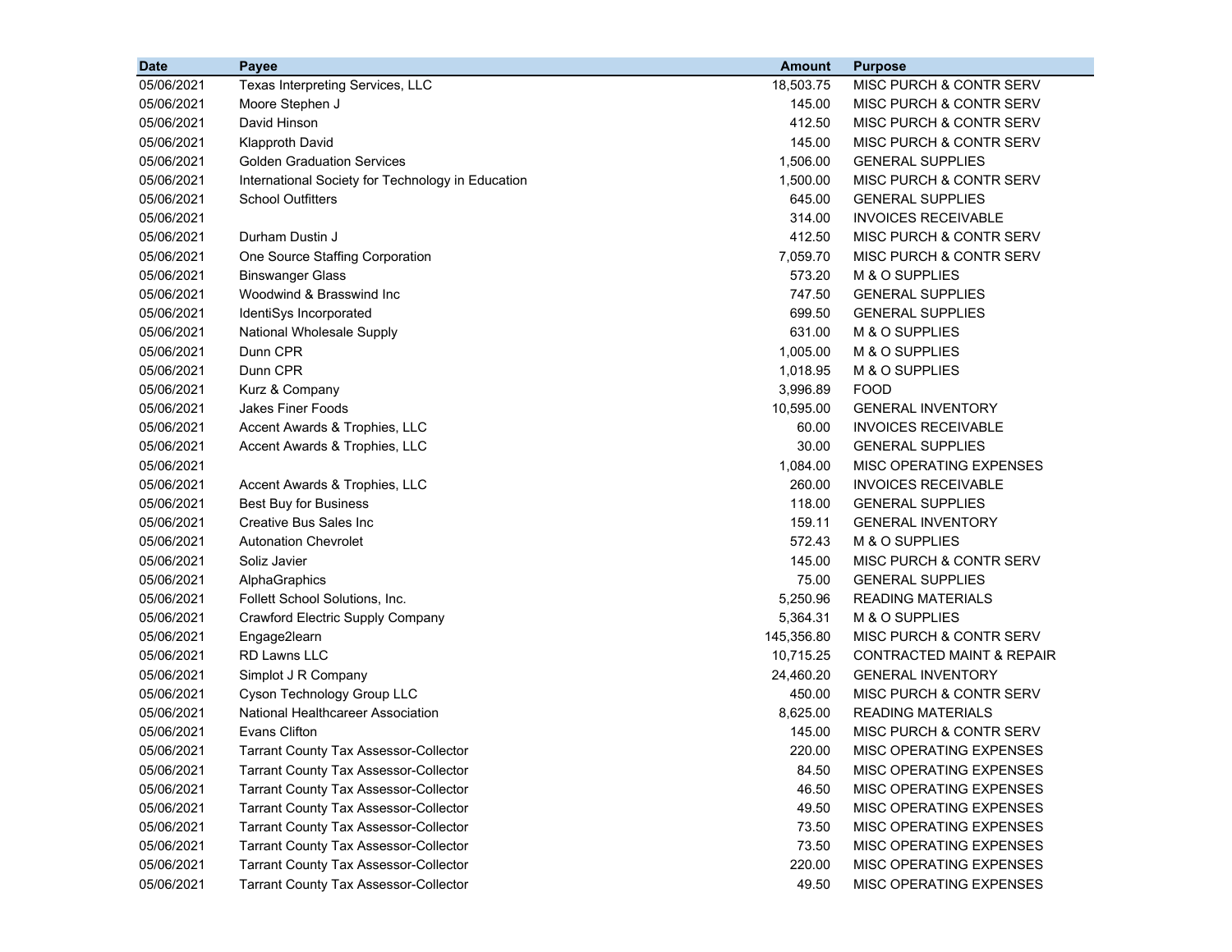| Date | Payee | Amount | Purpose |
|---|---|---|---|
| 05/06/2021 | Texas Interpreting Services, LLC | 18,503.75 | MISC PURCH & CONTR SERV |
| 05/06/2021 | Moore Stephen J | 145.00 | MISC PURCH & CONTR SERV |
| 05/06/2021 | David Hinson | 412.50 | MISC PURCH & CONTR SERV |
| 05/06/2021 | Klapproth David | 145.00 | MISC PURCH & CONTR SERV |
| 05/06/2021 | Golden Graduation Services | 1,506.00 | GENERAL SUPPLIES |
| 05/06/2021 | International Society for Technology in Education | 1,500.00 | MISC PURCH & CONTR SERV |
| 05/06/2021 | School Outfitters | 645.00 | GENERAL SUPPLIES |
| 05/06/2021 | | 314.00 | INVOICES RECEIVABLE |
| 05/06/2021 | Durham Dustin J | 412.50 | MISC PURCH & CONTR SERV |
| 05/06/2021 | One Source Staffing Corporation | 7,059.70 | MISC PURCH & CONTR SERV |
| 05/06/2021 | Binswanger Glass | 573.20 | M & O SUPPLIES |
| 05/06/2021 | Woodwind & Brasswind Inc | 747.50 | GENERAL SUPPLIES |
| 05/06/2021 | IdentiSys Incorporated | 699.50 | GENERAL SUPPLIES |
| 05/06/2021 | National Wholesale Supply | 631.00 | M & O SUPPLIES |
| 05/06/2021 | Dunn CPR | 1,005.00 | M & O SUPPLIES |
| 05/06/2021 | Dunn CPR | 1,018.95 | M & O SUPPLIES |
| 05/06/2021 | Kurz & Company | 3,996.89 | FOOD |
| 05/06/2021 | Jakes Finer Foods | 10,595.00 | GENERAL INVENTORY |
| 05/06/2021 | Accent Awards & Trophies, LLC | 60.00 | INVOICES RECEIVABLE |
| 05/06/2021 | Accent Awards & Trophies, LLC | 30.00 | GENERAL SUPPLIES |
| 05/06/2021 | | 1,084.00 | MISC OPERATING EXPENSES |
| 05/06/2021 | Accent Awards & Trophies, LLC | 260.00 | INVOICES RECEIVABLE |
| 05/06/2021 | Best Buy for Business | 118.00 | GENERAL SUPPLIES |
| 05/06/2021 | Creative Bus Sales Inc | 159.11 | GENERAL INVENTORY |
| 05/06/2021 | Autonation Chevrolet | 572.43 | M & O SUPPLIES |
| 05/06/2021 | Soliz Javier | 145.00 | MISC PURCH & CONTR SERV |
| 05/06/2021 | AlphaGraphics | 75.00 | GENERAL SUPPLIES |
| 05/06/2021 | Follett School Solutions, Inc. | 5,250.96 | READING MATERIALS |
| 05/06/2021 | Crawford Electric Supply Company | 5,364.31 | M & O SUPPLIES |
| 05/06/2021 | Engage2learn | 145,356.80 | MISC PURCH & CONTR SERV |
| 05/06/2021 | RD Lawns LLC | 10,715.25 | CONTRACTED MAINT & REPAIR |
| 05/06/2021 | Simplot J R Company | 24,460.20 | GENERAL INVENTORY |
| 05/06/2021 | Cyson Technology Group LLC | 450.00 | MISC PURCH & CONTR SERV |
| 05/06/2021 | National Healthcareer Association | 8,625.00 | READING MATERIALS |
| 05/06/2021 | Evans Clifton | 145.00 | MISC PURCH & CONTR SERV |
| 05/06/2021 | Tarrant County Tax Assessor-Collector | 220.00 | MISC OPERATING EXPENSES |
| 05/06/2021 | Tarrant County Tax Assessor-Collector | 84.50 | MISC OPERATING EXPENSES |
| 05/06/2021 | Tarrant County Tax Assessor-Collector | 46.50 | MISC OPERATING EXPENSES |
| 05/06/2021 | Tarrant County Tax Assessor-Collector | 49.50 | MISC OPERATING EXPENSES |
| 05/06/2021 | Tarrant County Tax Assessor-Collector | 73.50 | MISC OPERATING EXPENSES |
| 05/06/2021 | Tarrant County Tax Assessor-Collector | 73.50 | MISC OPERATING EXPENSES |
| 05/06/2021 | Tarrant County Tax Assessor-Collector | 220.00 | MISC OPERATING EXPENSES |
| 05/06/2021 | Tarrant County Tax Assessor-Collector | 49.50 | MISC OPERATING EXPENSES |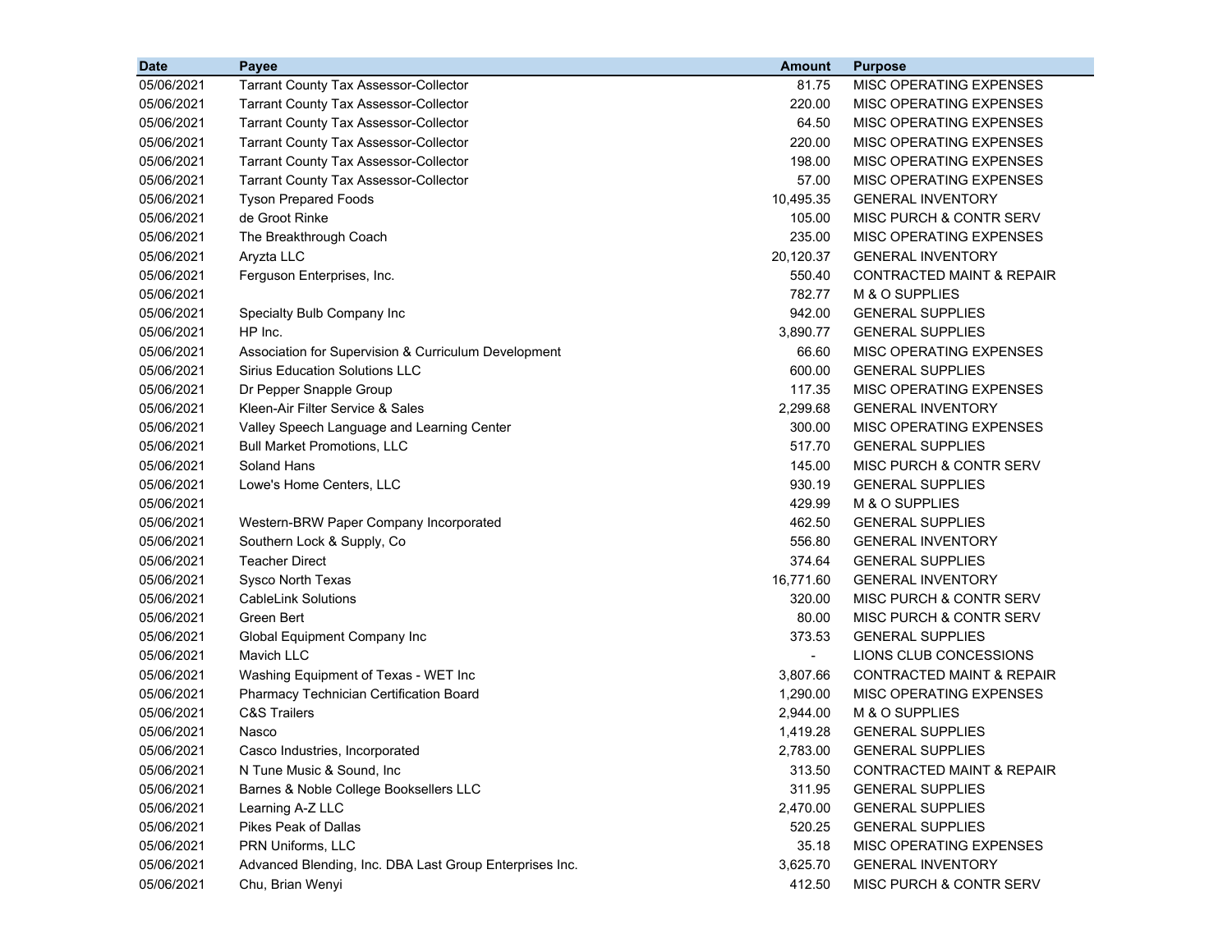| Date | Payee | Amount | Purpose |
|---|---|---|---|
| 05/06/2021 | Tarrant County Tax Assessor-Collector | 81.75 | MISC OPERATING EXPENSES |
| 05/06/2021 | Tarrant County Tax Assessor-Collector | 220.00 | MISC OPERATING EXPENSES |
| 05/06/2021 | Tarrant County Tax Assessor-Collector | 64.50 | MISC OPERATING EXPENSES |
| 05/06/2021 | Tarrant County Tax Assessor-Collector | 220.00 | MISC OPERATING EXPENSES |
| 05/06/2021 | Tarrant County Tax Assessor-Collector | 198.00 | MISC OPERATING EXPENSES |
| 05/06/2021 | Tarrant County Tax Assessor-Collector | 57.00 | MISC OPERATING EXPENSES |
| 05/06/2021 | Tyson Prepared Foods | 10,495.35 | GENERAL INVENTORY |
| 05/06/2021 | de Groot Rinke | 105.00 | MISC PURCH & CONTR SERV |
| 05/06/2021 | The Breakthrough Coach | 235.00 | MISC OPERATING EXPENSES |
| 05/06/2021 | Aryzta LLC | 20,120.37 | GENERAL INVENTORY |
| 05/06/2021 | Ferguson Enterprises, Inc. | 550.40 | CONTRACTED MAINT & REPAIR |
| 05/06/2021 | | 782.77 | M & O SUPPLIES |
| 05/06/2021 | Specialty Bulb Company Inc | 942.00 | GENERAL SUPPLIES |
| 05/06/2021 | HP Inc. | 3,890.77 | GENERAL SUPPLIES |
| 05/06/2021 | Association for Supervision & Curriculum Development | 66.60 | MISC OPERATING EXPENSES |
| 05/06/2021 | Sirius Education Solutions LLC | 600.00 | GENERAL SUPPLIES |
| 05/06/2021 | Dr Pepper Snapple Group | 117.35 | MISC OPERATING EXPENSES |
| 05/06/2021 | Kleen-Air Filter Service & Sales | 2,299.68 | GENERAL INVENTORY |
| 05/06/2021 | Valley Speech Language and Learning Center | 300.00 | MISC OPERATING EXPENSES |
| 05/06/2021 | Bull Market Promotions, LLC | 517.70 | GENERAL SUPPLIES |
| 05/06/2021 | Soland Hans | 145.00 | MISC PURCH & CONTR SERV |
| 05/06/2021 | Lowe's Home Centers, LLC | 930.19 | GENERAL SUPPLIES |
| 05/06/2021 | | 429.99 | M & O SUPPLIES |
| 05/06/2021 | Western-BRW Paper Company Incorporated | 462.50 | GENERAL SUPPLIES |
| 05/06/2021 | Southern Lock & Supply, Co | 556.80 | GENERAL INVENTORY |
| 05/06/2021 | Teacher Direct | 374.64 | GENERAL SUPPLIES |
| 05/06/2021 | Sysco North Texas | 16,771.60 | GENERAL INVENTORY |
| 05/06/2021 | CableLink Solutions | 320.00 | MISC PURCH & CONTR SERV |
| 05/06/2021 | Green Bert | 80.00 | MISC PURCH & CONTR SERV |
| 05/06/2021 | Global Equipment Company Inc | 373.53 | GENERAL SUPPLIES |
| 05/06/2021 | Mavich LLC | - | LIONS CLUB CONCESSIONS |
| 05/06/2021 | Washing Equipment of Texas - WET Inc | 3,807.66 | CONTRACTED MAINT & REPAIR |
| 05/06/2021 | Pharmacy Technician Certification Board | 1,290.00 | MISC OPERATING EXPENSES |
| 05/06/2021 | C&S Trailers | 2,944.00 | M & O SUPPLIES |
| 05/06/2021 | Nasco | 1,419.28 | GENERAL SUPPLIES |
| 05/06/2021 | Casco Industries, Incorporated | 2,783.00 | GENERAL SUPPLIES |
| 05/06/2021 | N Tune Music & Sound, Inc | 313.50 | CONTRACTED MAINT & REPAIR |
| 05/06/2021 | Barnes & Noble College Booksellers LLC | 311.95 | GENERAL SUPPLIES |
| 05/06/2021 | Learning A-Z LLC | 2,470.00 | GENERAL SUPPLIES |
| 05/06/2021 | Pikes Peak of Dallas | 520.25 | GENERAL SUPPLIES |
| 05/06/2021 | PRN Uniforms, LLC | 35.18 | MISC OPERATING EXPENSES |
| 05/06/2021 | Advanced Blending, Inc. DBA Last Group Enterprises Inc. | 3,625.70 | GENERAL INVENTORY |
| 05/06/2021 | Chu, Brian Wenyi | 412.50 | MISC PURCH & CONTR SERV |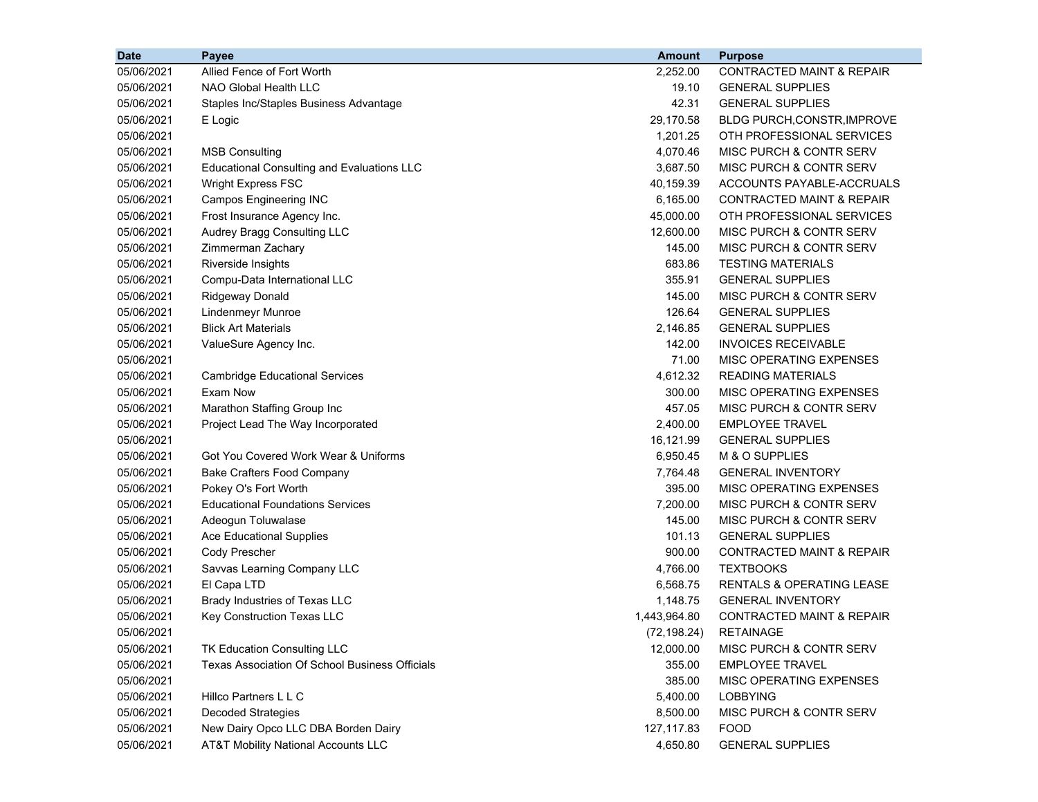| Date | Payee | Amount | Purpose |
|---|---|---|---|
| 05/06/2021 | Allied Fence of Fort Worth | 2,252.00 | CONTRACTED MAINT & REPAIR |
| 05/06/2021 | NAO Global Health LLC | 19.10 | GENERAL SUPPLIES |
| 05/06/2021 | Staples Inc/Staples Business Advantage | 42.31 | GENERAL SUPPLIES |
| 05/06/2021 | E Logic | 29,170.58 | BLDG PURCH,CONSTR,IMPROVE |
| 05/06/2021 | | 1,201.25 | OTH PROFESSIONAL SERVICES |
| 05/06/2021 | MSB Consulting | 4,070.46 | MISC PURCH & CONTR SERV |
| 05/06/2021 | Educational Consulting and Evaluations LLC | 3,687.50 | MISC PURCH & CONTR SERV |
| 05/06/2021 | Wright Express FSC | 40,159.39 | ACCOUNTS PAYABLE-ACCRUALS |
| 05/06/2021 | Campos Engineering INC | 6,165.00 | CONTRACTED MAINT & REPAIR |
| 05/06/2021 | Frost Insurance Agency Inc. | 45,000.00 | OTH PROFESSIONAL SERVICES |
| 05/06/2021 | Audrey Bragg Consulting LLC | 12,600.00 | MISC PURCH & CONTR SERV |
| 05/06/2021 | Zimmerman Zachary | 145.00 | MISC PURCH & CONTR SERV |
| 05/06/2021 | Riverside Insights | 683.86 | TESTING MATERIALS |
| 05/06/2021 | Compu-Data International LLC | 355.91 | GENERAL SUPPLIES |
| 05/06/2021 | Ridgeway Donald | 145.00 | MISC PURCH & CONTR SERV |
| 05/06/2021 | Lindenmeyr Munroe | 126.64 | GENERAL SUPPLIES |
| 05/06/2021 | Blick Art Materials | 2,146.85 | GENERAL SUPPLIES |
| 05/06/2021 | ValueSure Agency Inc. | 142.00 | INVOICES RECEIVABLE |
| 05/06/2021 | | 71.00 | MISC OPERATING EXPENSES |
| 05/06/2021 | Cambridge Educational Services | 4,612.32 | READING MATERIALS |
| 05/06/2021 | Exam Now | 300.00 | MISC OPERATING EXPENSES |
| 05/06/2021 | Marathon Staffing Group Inc | 457.05 | MISC PURCH & CONTR SERV |
| 05/06/2021 | Project Lead The Way Incorporated | 2,400.00 | EMPLOYEE TRAVEL |
| 05/06/2021 | | 16,121.99 | GENERAL SUPPLIES |
| 05/06/2021 | Got You Covered Work Wear & Uniforms | 6,950.45 | M & O SUPPLIES |
| 05/06/2021 | Bake Crafters Food Company | 7,764.48 | GENERAL INVENTORY |
| 05/06/2021 | Pokey O's Fort Worth | 395.00 | MISC OPERATING EXPENSES |
| 05/06/2021 | Educational Foundations Services | 7,200.00 | MISC PURCH & CONTR SERV |
| 05/06/2021 | Adeogun Toluwalase | 145.00 | MISC PURCH & CONTR SERV |
| 05/06/2021 | Ace Educational Supplies | 101.13 | GENERAL SUPPLIES |
| 05/06/2021 | Cody Prescher | 900.00 | CONTRACTED MAINT & REPAIR |
| 05/06/2021 | Savvas Learning Company LLC | 4,766.00 | TEXTBOOKS |
| 05/06/2021 | El Capa LTD | 6,568.75 | RENTALS & OPERATING LEASE |
| 05/06/2021 | Brady Industries of Texas LLC | 1,148.75 | GENERAL INVENTORY |
| 05/06/2021 | Key Construction Texas LLC | 1,443,964.80 | CONTRACTED MAINT & REPAIR |
| 05/06/2021 | | (72,198.24) | RETAINAGE |
| 05/06/2021 | TK Education Consulting LLC | 12,000.00 | MISC PURCH & CONTR SERV |
| 05/06/2021 | Texas Association Of School Business Officials | 355.00 | EMPLOYEE TRAVEL |
| 05/06/2021 | | 385.00 | MISC OPERATING EXPENSES |
| 05/06/2021 | Hillco Partners L L C | 5,400.00 | LOBBYING |
| 05/06/2021 | Decoded Strategies | 8,500.00 | MISC PURCH & CONTR SERV |
| 05/06/2021 | New Dairy Opco LLC DBA Borden Dairy | 127,117.83 | FOOD |
| 05/06/2021 | AT&T Mobility National Accounts LLC | 4,650.80 | GENERAL SUPPLIES |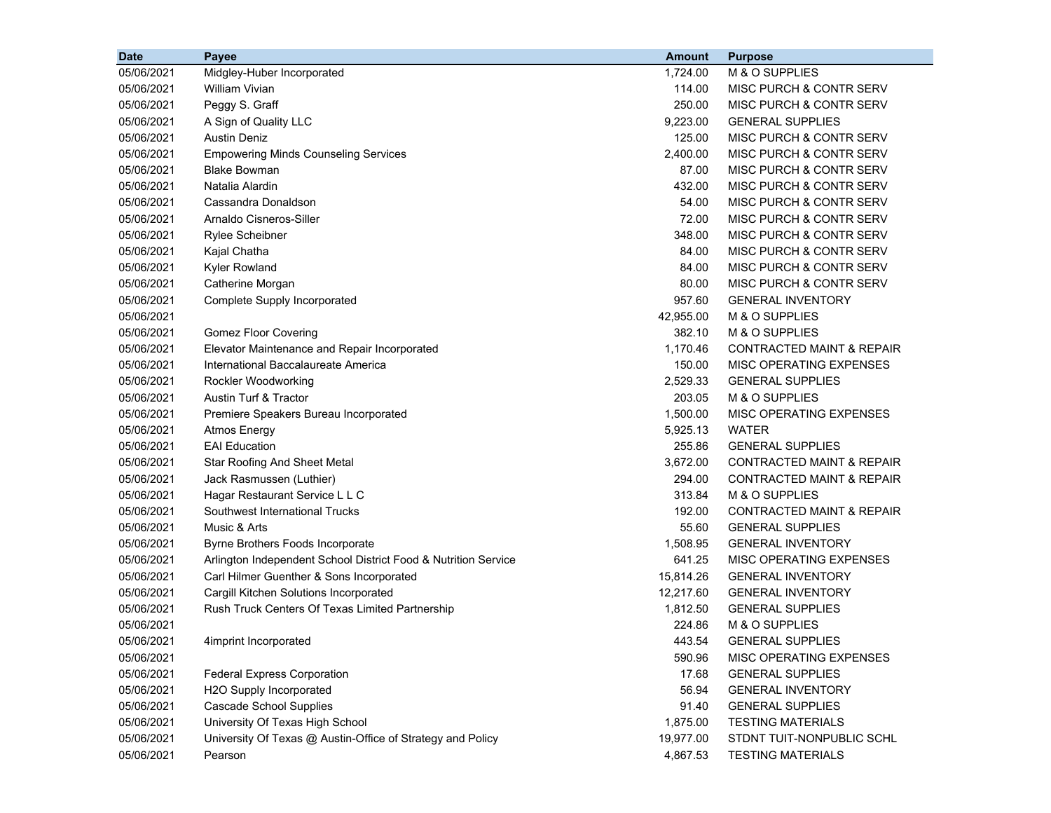| Date | Payee | Amount | Purpose |
|---|---|---|---|
| 05/06/2021 | Midgley-Huber Incorporated | 1,724.00 | M & O SUPPLIES |
| 05/06/2021 | William Vivian | 114.00 | MISC PURCH & CONTR SERV |
| 05/06/2021 | Peggy S. Graff | 250.00 | MISC PURCH & CONTR SERV |
| 05/06/2021 | A Sign of Quality LLC | 9,223.00 | GENERAL SUPPLIES |
| 05/06/2021 | Austin Deniz | 125.00 | MISC PURCH & CONTR SERV |
| 05/06/2021 | Empowering Minds Counseling Services | 2,400.00 | MISC PURCH & CONTR SERV |
| 05/06/2021 | Blake Bowman | 87.00 | MISC PURCH & CONTR SERV |
| 05/06/2021 | Natalia Alardin | 432.00 | MISC PURCH & CONTR SERV |
| 05/06/2021 | Cassandra Donaldson | 54.00 | MISC PURCH & CONTR SERV |
| 05/06/2021 | Arnaldo Cisneros-Siller | 72.00 | MISC PURCH & CONTR SERV |
| 05/06/2021 | Rylee Scheibner | 348.00 | MISC PURCH & CONTR SERV |
| 05/06/2021 | Kajal Chatha | 84.00 | MISC PURCH & CONTR SERV |
| 05/06/2021 | Kyler Rowland | 84.00 | MISC PURCH & CONTR SERV |
| 05/06/2021 | Catherine Morgan | 80.00 | MISC PURCH & CONTR SERV |
| 05/06/2021 | Complete Supply Incorporated | 957.60 | GENERAL INVENTORY |
| 05/06/2021 | | 42,955.00 | M & O SUPPLIES |
| 05/06/2021 | Gomez Floor Covering | 382.10 | M & O SUPPLIES |
| 05/06/2021 | Elevator Maintenance and Repair Incorporated | 1,170.46 | CONTRACTED MAINT & REPAIR |
| 05/06/2021 | International Baccalaureate America | 150.00 | MISC OPERATING EXPENSES |
| 05/06/2021 | Rockler Woodworking | 2,529.33 | GENERAL SUPPLIES |
| 05/06/2021 | Austin Turf & Tractor | 203.05 | M & O SUPPLIES |
| 05/06/2021 | Premiere Speakers Bureau Incorporated | 1,500.00 | MISC OPERATING EXPENSES |
| 05/06/2021 | Atmos Energy | 5,925.13 | WATER |
| 05/06/2021 | EAI Education | 255.86 | GENERAL SUPPLIES |
| 05/06/2021 | Star Roofing And Sheet Metal | 3,672.00 | CONTRACTED MAINT & REPAIR |
| 05/06/2021 | Jack Rasmussen (Luthier) | 294.00 | CONTRACTED MAINT & REPAIR |
| 05/06/2021 | Hagar Restaurant Service L L C | 313.84 | M & O SUPPLIES |
| 05/06/2021 | Southwest International Trucks | 192.00 | CONTRACTED MAINT & REPAIR |
| 05/06/2021 | Music & Arts | 55.60 | GENERAL SUPPLIES |
| 05/06/2021 | Byrne Brothers Foods Incorporate | 1,508.95 | GENERAL INVENTORY |
| 05/06/2021 | Arlington Independent School District Food & Nutrition Service | 641.25 | MISC OPERATING EXPENSES |
| 05/06/2021 | Carl Hilmer Guenther & Sons Incorporated | 15,814.26 | GENERAL INVENTORY |
| 05/06/2021 | Cargill Kitchen Solutions Incorporated | 12,217.60 | GENERAL INVENTORY |
| 05/06/2021 | Rush Truck Centers Of Texas Limited Partnership | 1,812.50 | GENERAL SUPPLIES |
| 05/06/2021 | | 224.86 | M & O SUPPLIES |
| 05/06/2021 | 4imprint Incorporated | 443.54 | GENERAL SUPPLIES |
| 05/06/2021 | | 590.96 | MISC OPERATING EXPENSES |
| 05/06/2021 | Federal Express Corporation | 17.68 | GENERAL SUPPLIES |
| 05/06/2021 | H2O Supply Incorporated | 56.94 | GENERAL INVENTORY |
| 05/06/2021 | Cascade School Supplies | 91.40 | GENERAL SUPPLIES |
| 05/06/2021 | University Of Texas High School | 1,875.00 | TESTING MATERIALS |
| 05/06/2021 | University Of Texas @ Austin-Office of Strategy and Policy | 19,977.00 | STDNT TUIT-NONPUBLIC SCHL |
| 05/06/2021 | Pearson | 4,867.53 | TESTING MATERIALS |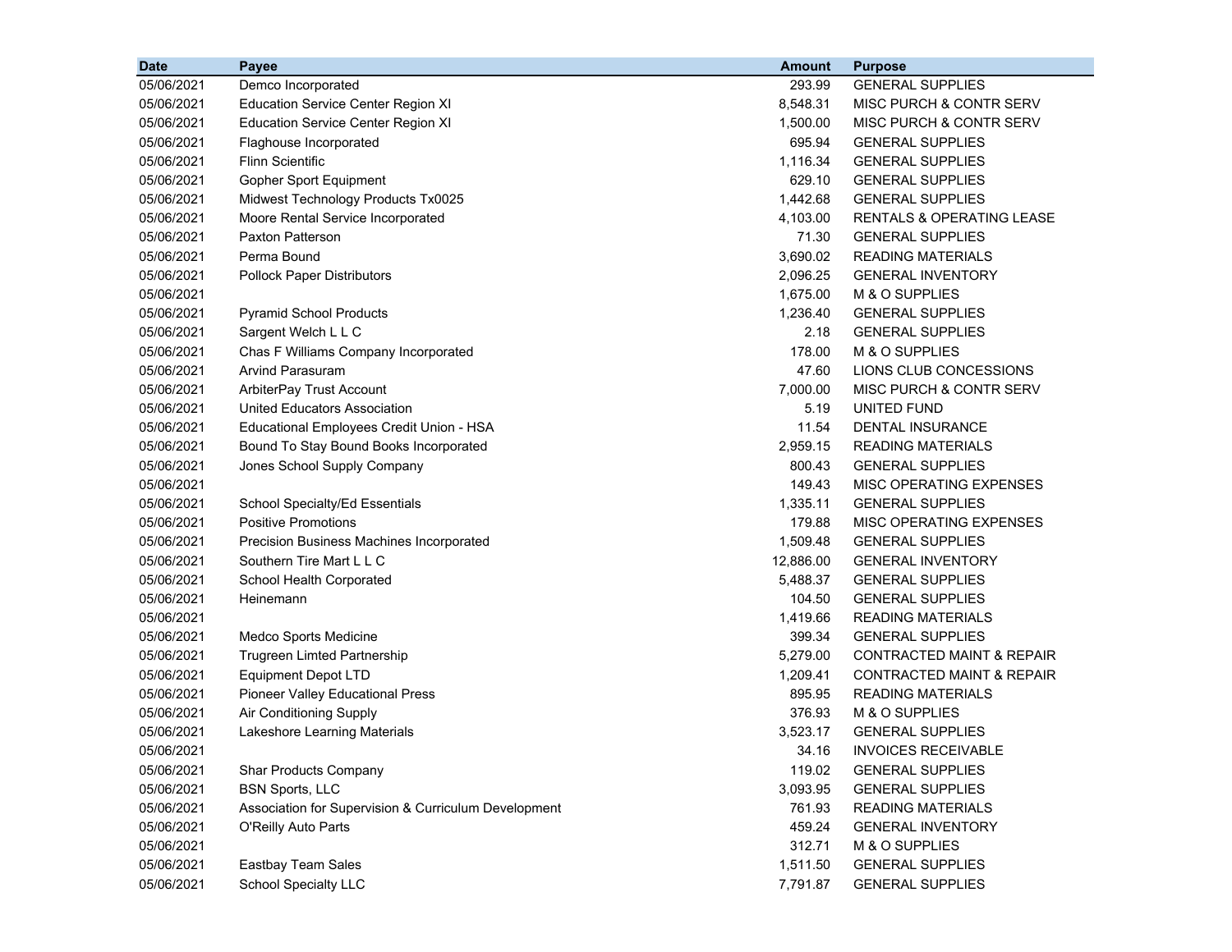| Date | Payee | Amount | Purpose |
|---|---|---|---|
| 05/06/2021 | Demco Incorporated | 293.99 | GENERAL SUPPLIES |
| 05/06/2021 | Education Service Center Region XI | 8,548.31 | MISC PURCH & CONTR SERV |
| 05/06/2021 | Education Service Center Region XI | 1,500.00 | MISC PURCH & CONTR SERV |
| 05/06/2021 | Flaghouse Incorporated | 695.94 | GENERAL SUPPLIES |
| 05/06/2021 | Flinn Scientific | 1,116.34 | GENERAL SUPPLIES |
| 05/06/2021 | Gopher Sport Equipment | 629.10 | GENERAL SUPPLIES |
| 05/06/2021 | Midwest Technology Products Tx0025 | 1,442.68 | GENERAL SUPPLIES |
| 05/06/2021 | Moore Rental Service Incorporated | 4,103.00 | RENTALS & OPERATING LEASE |
| 05/06/2021 | Paxton Patterson | 71.30 | GENERAL SUPPLIES |
| 05/06/2021 | Perma Bound | 3,690.02 | READING MATERIALS |
| 05/06/2021 | Pollock Paper Distributors | 2,096.25 | GENERAL INVENTORY |
| 05/06/2021 | | 1,675.00 | M & O SUPPLIES |
| 05/06/2021 | Pyramid School Products | 1,236.40 | GENERAL SUPPLIES |
| 05/06/2021 | Sargent Welch L L C | 2.18 | GENERAL SUPPLIES |
| 05/06/2021 | Chas F Williams Company Incorporated | 178.00 | M & O SUPPLIES |
| 05/06/2021 | Arvind Parasuram | 47.60 | LIONS CLUB CONCESSIONS |
| 05/06/2021 | ArbiterPay Trust Account | 7,000.00 | MISC PURCH & CONTR SERV |
| 05/06/2021 | United Educators Association | 5.19 | UNITED FUND |
| 05/06/2021 | Educational Employees Credit Union - HSA | 11.54 | DENTAL INSURANCE |
| 05/06/2021 | Bound To Stay Bound Books Incorporated | 2,959.15 | READING MATERIALS |
| 05/06/2021 | Jones School Supply Company | 800.43 | GENERAL SUPPLIES |
| 05/06/2021 | | 149.43 | MISC OPERATING EXPENSES |
| 05/06/2021 | School Specialty/Ed Essentials | 1,335.11 | GENERAL SUPPLIES |
| 05/06/2021 | Positive Promotions | 179.88 | MISC OPERATING EXPENSES |
| 05/06/2021 | Precision Business Machines Incorporated | 1,509.48 | GENERAL SUPPLIES |
| 05/06/2021 | Southern Tire Mart L L C | 12,886.00 | GENERAL INVENTORY |
| 05/06/2021 | School Health Corporated | 5,488.37 | GENERAL SUPPLIES |
| 05/06/2021 | Heinemann | 104.50 | GENERAL SUPPLIES |
| 05/06/2021 | | 1,419.66 | READING MATERIALS |
| 05/06/2021 | Medco Sports Medicine | 399.34 | GENERAL SUPPLIES |
| 05/06/2021 | Trugreen Limted Partnership | 5,279.00 | CONTRACTED MAINT & REPAIR |
| 05/06/2021 | Equipment Depot LTD | 1,209.41 | CONTRACTED MAINT & REPAIR |
| 05/06/2021 | Pioneer Valley Educational Press | 895.95 | READING MATERIALS |
| 05/06/2021 | Air Conditioning Supply | 376.93 | M & O SUPPLIES |
| 05/06/2021 | Lakeshore Learning Materials | 3,523.17 | GENERAL SUPPLIES |
| 05/06/2021 | | 34.16 | INVOICES RECEIVABLE |
| 05/06/2021 | Shar Products Company | 119.02 | GENERAL SUPPLIES |
| 05/06/2021 | BSN Sports, LLC | 3,093.95 | GENERAL SUPPLIES |
| 05/06/2021 | Association for Supervision & Curriculum Development | 761.93 | READING MATERIALS |
| 05/06/2021 | O'Reilly Auto Parts | 459.24 | GENERAL INVENTORY |
| 05/06/2021 | | 312.71 | M & O SUPPLIES |
| 05/06/2021 | Eastbay Team Sales | 1,511.50 | GENERAL SUPPLIES |
| 05/06/2021 | School Specialty LLC | 7,791.87 | GENERAL SUPPLIES |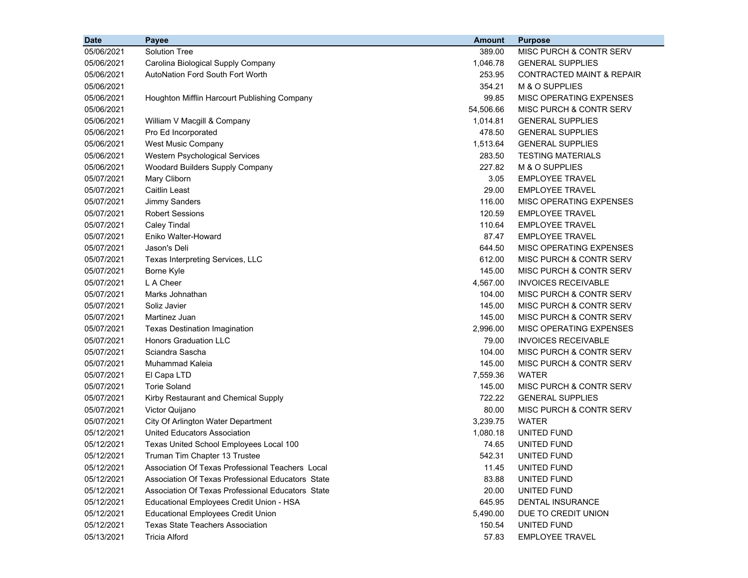| Date | Payee | Amount | Purpose |
|---|---|---|---|
| 05/06/2021 | Solution Tree | 389.00 | MISC PURCH & CONTR SERV |
| 05/06/2021 | Carolina Biological Supply Company | 1,046.78 | GENERAL SUPPLIES |
| 05/06/2021 | AutoNation Ford South Fort Worth | 253.95 | CONTRACTED MAINT & REPAIR |
| 05/06/2021 | | 354.21 | M & O SUPPLIES |
| 05/06/2021 | Houghton Mifflin Harcourt Publishing Company | 99.85 | MISC OPERATING EXPENSES |
| 05/06/2021 | | 54,506.66 | MISC PURCH & CONTR SERV |
| 05/06/2021 | William V Macgill & Company | 1,014.81 | GENERAL SUPPLIES |
| 05/06/2021 | Pro Ed Incorporated | 478.50 | GENERAL SUPPLIES |
| 05/06/2021 | West Music Company | 1,513.64 | GENERAL SUPPLIES |
| 05/06/2021 | Western Psychological Services | 283.50 | TESTING MATERIALS |
| 05/06/2021 | Woodard Builders Supply Company | 227.82 | M & O SUPPLIES |
| 05/07/2021 | Mary Cliborn | 3.05 | EMPLOYEE TRAVEL |
| 05/07/2021 | Caitlin Least | 29.00 | EMPLOYEE TRAVEL |
| 05/07/2021 | Jimmy Sanders | 116.00 | MISC OPERATING EXPENSES |
| 05/07/2021 | Robert Sessions | 120.59 | EMPLOYEE TRAVEL |
| 05/07/2021 | Caley Tindal | 110.64 | EMPLOYEE TRAVEL |
| 05/07/2021 | Eniko Walter-Howard | 87.47 | EMPLOYEE TRAVEL |
| 05/07/2021 | Jason's Deli | 644.50 | MISC OPERATING EXPENSES |
| 05/07/2021 | Texas Interpreting Services, LLC | 612.00 | MISC PURCH & CONTR SERV |
| 05/07/2021 | Borne Kyle | 145.00 | MISC PURCH & CONTR SERV |
| 05/07/2021 | L A Cheer | 4,567.00 | INVOICES RECEIVABLE |
| 05/07/2021 | Marks Johnathan | 104.00 | MISC PURCH & CONTR SERV |
| 05/07/2021 | Soliz Javier | 145.00 | MISC PURCH & CONTR SERV |
| 05/07/2021 | Martinez Juan | 145.00 | MISC PURCH & CONTR SERV |
| 05/07/2021 | Texas Destination Imagination | 2,996.00 | MISC OPERATING EXPENSES |
| 05/07/2021 | Honors Graduation LLC | 79.00 | INVOICES RECEIVABLE |
| 05/07/2021 | Sciandra Sascha | 104.00 | MISC PURCH & CONTR SERV |
| 05/07/2021 | Muhammad Kaleia | 145.00 | MISC PURCH & CONTR SERV |
| 05/07/2021 | El Capa LTD | 7,559.36 | WATER |
| 05/07/2021 | Torie Soland | 145.00 | MISC PURCH & CONTR SERV |
| 05/07/2021 | Kirby Restaurant and Chemical Supply | 722.22 | GENERAL SUPPLIES |
| 05/07/2021 | Victor Quijano | 80.00 | MISC PURCH & CONTR SERV |
| 05/07/2021 | City Of Arlington Water Department | 3,239.75 | WATER |
| 05/12/2021 | United Educators Association | 1,080.18 | UNITED FUND |
| 05/12/2021 | Texas United School Employees Local 100 | 74.65 | UNITED FUND |
| 05/12/2021 | Truman Tim Chapter 13 Trustee | 542.31 | UNITED FUND |
| 05/12/2021 | Association Of Texas Professional Teachers Local | 11.45 | UNITED FUND |
| 05/12/2021 | Association Of Texas Professional Educators State | 83.88 | UNITED FUND |
| 05/12/2021 | Association Of Texas Professional Educators State | 20.00 | UNITED FUND |
| 05/12/2021 | Educational Employees Credit Union - HSA | 645.95 | DENTAL INSURANCE |
| 05/12/2021 | Educational Employees Credit Union | 5,490.00 | DUE TO CREDIT UNION |
| 05/12/2021 | Texas State Teachers Association | 150.54 | UNITED FUND |
| 05/13/2021 | Tricia Alford | 57.83 | EMPLOYEE TRAVEL |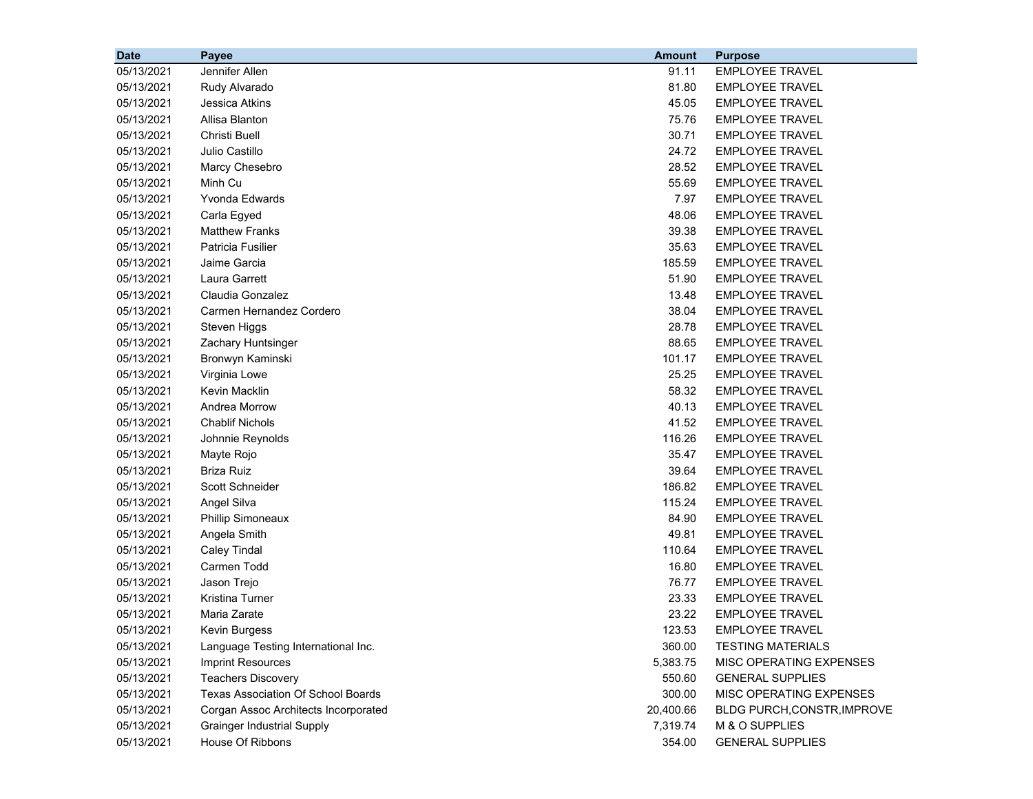| Date | Payee | Amount | Purpose |
|---|---|---|---|
| 05/13/2021 | Jennifer Allen | 91.11 | EMPLOYEE TRAVEL |
| 05/13/2021 | Rudy Alvarado | 81.80 | EMPLOYEE TRAVEL |
| 05/13/2021 | Jessica Atkins | 45.05 | EMPLOYEE TRAVEL |
| 05/13/2021 | Allisa Blanton | 75.76 | EMPLOYEE TRAVEL |
| 05/13/2021 | Christi Buell | 30.71 | EMPLOYEE TRAVEL |
| 05/13/2021 | Julio Castillo | 24.72 | EMPLOYEE TRAVEL |
| 05/13/2021 | Marcy Chesebro | 28.52 | EMPLOYEE TRAVEL |
| 05/13/2021 | Minh Cu | 55.69 | EMPLOYEE TRAVEL |
| 05/13/2021 | Yvonda Edwards | 7.97 | EMPLOYEE TRAVEL |
| 05/13/2021 | Carla Egyed | 48.06 | EMPLOYEE TRAVEL |
| 05/13/2021 | Matthew Franks | 39.38 | EMPLOYEE TRAVEL |
| 05/13/2021 | Patricia Fusilier | 35.63 | EMPLOYEE TRAVEL |
| 05/13/2021 | Jaime Garcia | 185.59 | EMPLOYEE TRAVEL |
| 05/13/2021 | Laura Garrett | 51.90 | EMPLOYEE TRAVEL |
| 05/13/2021 | Claudia Gonzalez | 13.48 | EMPLOYEE TRAVEL |
| 05/13/2021 | Carmen Hernandez Cordero | 38.04 | EMPLOYEE TRAVEL |
| 05/13/2021 | Steven Higgs | 28.78 | EMPLOYEE TRAVEL |
| 05/13/2021 | Zachary Huntsinger | 88.65 | EMPLOYEE TRAVEL |
| 05/13/2021 | Bronwyn Kaminski | 101.17 | EMPLOYEE TRAVEL |
| 05/13/2021 | Virginia Lowe | 25.25 | EMPLOYEE TRAVEL |
| 05/13/2021 | Kevin Macklin | 58.32 | EMPLOYEE TRAVEL |
| 05/13/2021 | Andrea Morrow | 40.13 | EMPLOYEE TRAVEL |
| 05/13/2021 | Chablif Nichols | 41.52 | EMPLOYEE TRAVEL |
| 05/13/2021 | Johnnie Reynolds | 116.26 | EMPLOYEE TRAVEL |
| 05/13/2021 | Mayte Rojo | 35.47 | EMPLOYEE TRAVEL |
| 05/13/2021 | Briza Ruiz | 39.64 | EMPLOYEE TRAVEL |
| 05/13/2021 | Scott Schneider | 186.82 | EMPLOYEE TRAVEL |
| 05/13/2021 | Angel Silva | 115.24 | EMPLOYEE TRAVEL |
| 05/13/2021 | Phillip Simoneaux | 84.90 | EMPLOYEE TRAVEL |
| 05/13/2021 | Angela Smith | 49.81 | EMPLOYEE TRAVEL |
| 05/13/2021 | Caley Tindal | 110.64 | EMPLOYEE TRAVEL |
| 05/13/2021 | Carmen Todd | 16.80 | EMPLOYEE TRAVEL |
| 05/13/2021 | Jason Trejo | 76.77 | EMPLOYEE TRAVEL |
| 05/13/2021 | Kristina Turner | 23.33 | EMPLOYEE TRAVEL |
| 05/13/2021 | Maria Zarate | 23.22 | EMPLOYEE TRAVEL |
| 05/13/2021 | Kevin Burgess | 123.53 | EMPLOYEE TRAVEL |
| 05/13/2021 | Language Testing International Inc. | 360.00 | TESTING MATERIALS |
| 05/13/2021 | Imprint Resources | 5,383.75 | MISC OPERATING EXPENSES |
| 05/13/2021 | Teachers Discovery | 550.60 | GENERAL SUPPLIES |
| 05/13/2021 | Texas Association Of School Boards | 300.00 | MISC OPERATING EXPENSES |
| 05/13/2021 | Corgan Assoc Architects Incorporated | 20,400.66 | BLDG PURCH,CONSTR,IMPROVE |
| 05/13/2021 | Grainger Industrial Supply | 7,319.74 | M & O SUPPLIES |
| 05/13/2021 | House Of Ribbons | 354.00 | GENERAL SUPPLIES |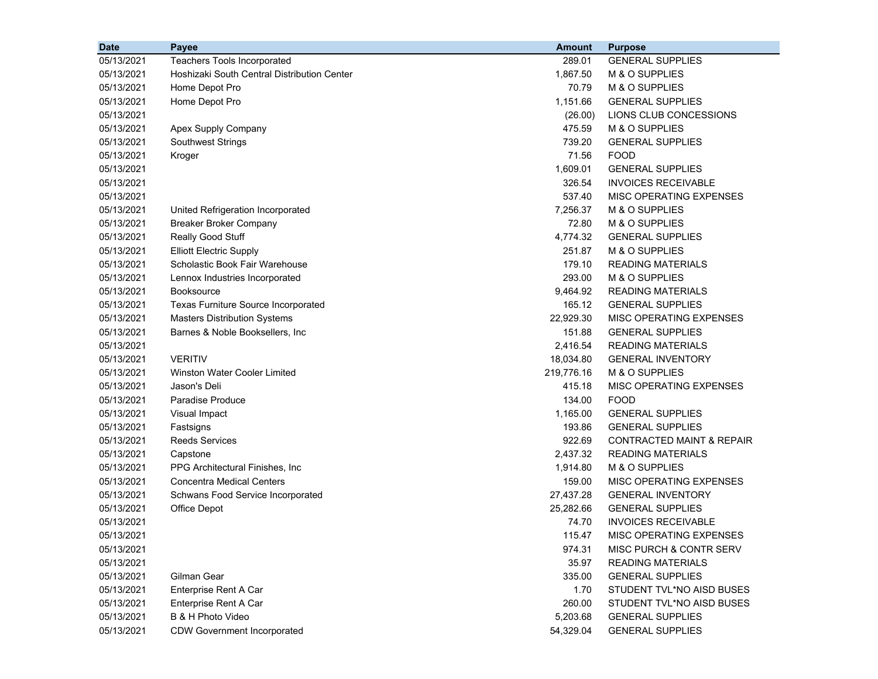| Date | Payee | Amount | Purpose |
|---|---|---|---|
| 05/13/2021 | Teachers Tools Incorporated | 289.01 | GENERAL SUPPLIES |
| 05/13/2021 | Hoshizaki South Central Distribution Center | 1,867.50 | M & O SUPPLIES |
| 05/13/2021 | Home Depot Pro | 70.79 | M & O SUPPLIES |
| 05/13/2021 | Home Depot Pro | 1,151.66 | GENERAL SUPPLIES |
| 05/13/2021 | | (26.00) | LIONS CLUB CONCESSIONS |
| 05/13/2021 | Apex Supply Company | 475.59 | M & O SUPPLIES |
| 05/13/2021 | Southwest Strings | 739.20 | GENERAL SUPPLIES |
| 05/13/2021 | Kroger | 71.56 | FOOD |
| 05/13/2021 | | 1,609.01 | GENERAL SUPPLIES |
| 05/13/2021 | | 326.54 | INVOICES RECEIVABLE |
| 05/13/2021 | | 537.40 | MISC OPERATING EXPENSES |
| 05/13/2021 | United Refrigeration Incorporated | 7,256.37 | M & O SUPPLIES |
| 05/13/2021 | Breaker Broker Company | 72.80 | M & O SUPPLIES |
| 05/13/2021 | Really Good Stuff | 4,774.32 | GENERAL SUPPLIES |
| 05/13/2021 | Elliott Electric Supply | 251.87 | M & O SUPPLIES |
| 05/13/2021 | Scholastic Book Fair Warehouse | 179.10 | READING MATERIALS |
| 05/13/2021 | Lennox Industries Incorporated | 293.00 | M & O SUPPLIES |
| 05/13/2021 | Booksource | 9,464.92 | READING MATERIALS |
| 05/13/2021 | Texas Furniture Source Incorporated | 165.12 | GENERAL SUPPLIES |
| 05/13/2021 | Masters Distribution Systems | 22,929.30 | MISC OPERATING EXPENSES |
| 05/13/2021 | Barnes & Noble Booksellers, Inc | 151.88 | GENERAL SUPPLIES |
| 05/13/2021 | | 2,416.54 | READING MATERIALS |
| 05/13/2021 | VERITIV | 18,034.80 | GENERAL INVENTORY |
| 05/13/2021 | Winston Water Cooler Limited | 219,776.16 | M & O SUPPLIES |
| 05/13/2021 | Jason's Deli | 415.18 | MISC OPERATING EXPENSES |
| 05/13/2021 | Paradise Produce | 134.00 | FOOD |
| 05/13/2021 | Visual Impact | 1,165.00 | GENERAL SUPPLIES |
| 05/13/2021 | Fastsigns | 193.86 | GENERAL SUPPLIES |
| 05/13/2021 | Reeds Services | 922.69 | CONTRACTED MAINT & REPAIR |
| 05/13/2021 | Capstone | 2,437.32 | READING MATERIALS |
| 05/13/2021 | PPG Architectural Finishes, Inc | 1,914.80 | M & O SUPPLIES |
| 05/13/2021 | Concentra Medical Centers | 159.00 | MISC OPERATING EXPENSES |
| 05/13/2021 | Schwans Food Service Incorporated | 27,437.28 | GENERAL INVENTORY |
| 05/13/2021 | Office Depot | 25,282.66 | GENERAL SUPPLIES |
| 05/13/2021 | | 74.70 | INVOICES RECEIVABLE |
| 05/13/2021 | | 115.47 | MISC OPERATING EXPENSES |
| 05/13/2021 | | 974.31 | MISC PURCH & CONTR SERV |
| 05/13/2021 | | 35.97 | READING MATERIALS |
| 05/13/2021 | Gilman Gear | 335.00 | GENERAL SUPPLIES |
| 05/13/2021 | Enterprise Rent A Car | 1.70 | STUDENT TVL*NO AISD BUSES |
| 05/13/2021 | Enterprise Rent A Car | 260.00 | STUDENT TVL*NO AISD BUSES |
| 05/13/2021 | B & H Photo Video | 5,203.68 | GENERAL SUPPLIES |
| 05/13/2021 | CDW Government Incorporated | 54,329.04 | GENERAL SUPPLIES |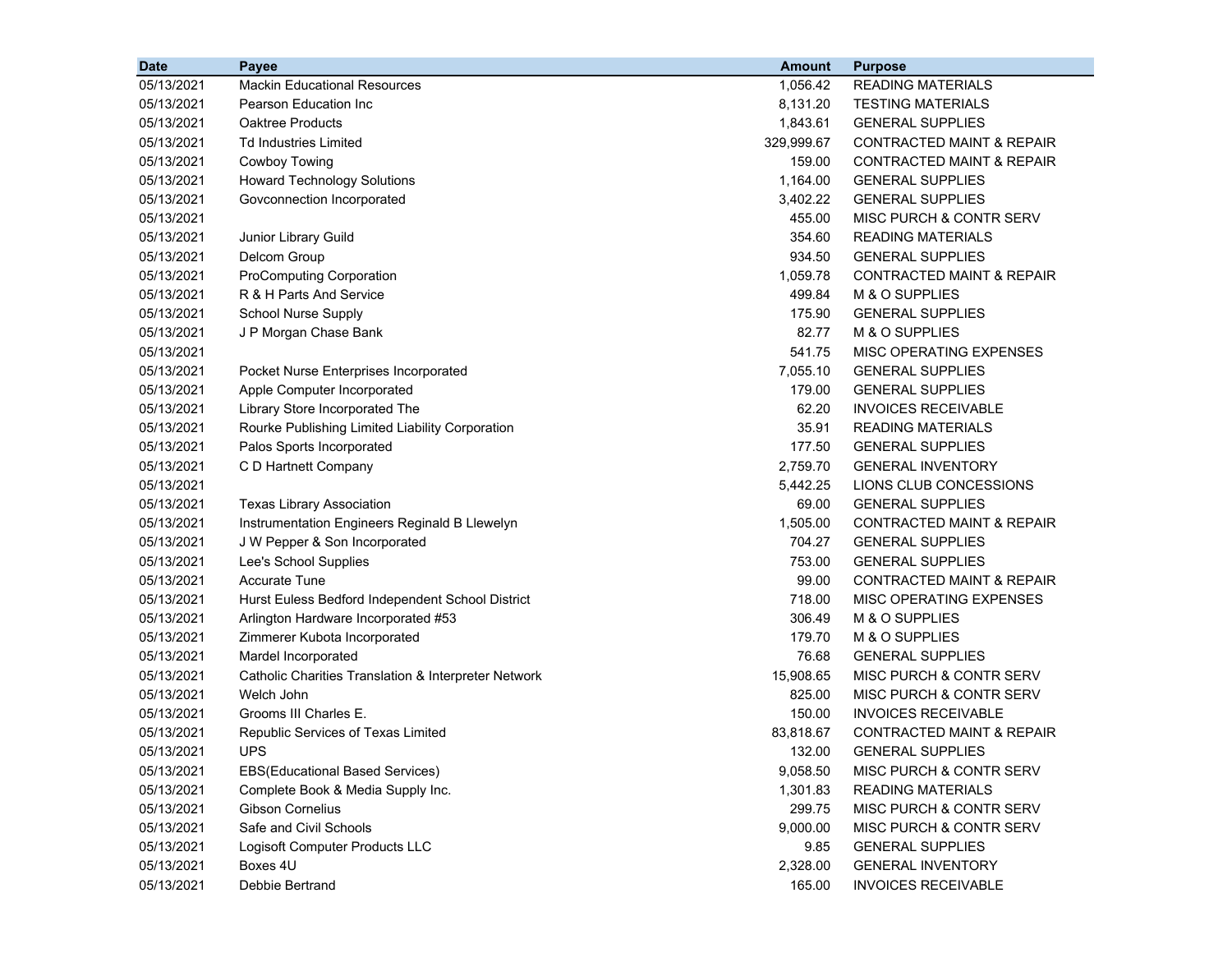| Date | Payee | Amount | Purpose |
|---|---|---|---|
| 05/13/2021 | Mackin Educational Resources | 1,056.42 | READING MATERIALS |
| 05/13/2021 | Pearson Education Inc | 8,131.20 | TESTING MATERIALS |
| 05/13/2021 | Oaktree Products | 1,843.61 | GENERAL SUPPLIES |
| 05/13/2021 | Td Industries Limited | 329,999.67 | CONTRACTED MAINT & REPAIR |
| 05/13/2021 | Cowboy Towing | 159.00 | CONTRACTED MAINT & REPAIR |
| 05/13/2021 | Howard Technology Solutions | 1,164.00 | GENERAL SUPPLIES |
| 05/13/2021 | Govconnection Incorporated | 3,402.22 | GENERAL SUPPLIES |
| 05/13/2021 | | 455.00 | MISC PURCH & CONTR SERV |
| 05/13/2021 | Junior Library Guild | 354.60 | READING MATERIALS |
| 05/13/2021 | Delcom Group | 934.50 | GENERAL SUPPLIES |
| 05/13/2021 | ProComputing Corporation | 1,059.78 | CONTRACTED MAINT & REPAIR |
| 05/13/2021 | R & H Parts And Service | 499.84 | M & O SUPPLIES |
| 05/13/2021 | School Nurse Supply | 175.90 | GENERAL SUPPLIES |
| 05/13/2021 | J P Morgan Chase Bank | 82.77 | M & O SUPPLIES |
| 05/13/2021 | | 541.75 | MISC OPERATING EXPENSES |
| 05/13/2021 | Pocket Nurse Enterprises Incorporated | 7,055.10 | GENERAL SUPPLIES |
| 05/13/2021 | Apple Computer Incorporated | 179.00 | GENERAL SUPPLIES |
| 05/13/2021 | Library Store Incorporated The | 62.20 | INVOICES RECEIVABLE |
| 05/13/2021 | Rourke Publishing Limited Liability Corporation | 35.91 | READING MATERIALS |
| 05/13/2021 | Palos Sports Incorporated | 177.50 | GENERAL SUPPLIES |
| 05/13/2021 | C D Hartnett Company | 2,759.70 | GENERAL INVENTORY |
| 05/13/2021 | | 5,442.25 | LIONS CLUB CONCESSIONS |
| 05/13/2021 | Texas Library Association | 69.00 | GENERAL SUPPLIES |
| 05/13/2021 | Instrumentation Engineers Reginald B Llewelyn | 1,505.00 | CONTRACTED MAINT & REPAIR |
| 05/13/2021 | J W Pepper & Son Incorporated | 704.27 | GENERAL SUPPLIES |
| 05/13/2021 | Lee's School Supplies | 753.00 | GENERAL SUPPLIES |
| 05/13/2021 | Accurate Tune | 99.00 | CONTRACTED MAINT & REPAIR |
| 05/13/2021 | Hurst Euless Bedford Independent School District | 718.00 | MISC OPERATING EXPENSES |
| 05/13/2021 | Arlington Hardware Incorporated #53 | 306.49 | M & O SUPPLIES |
| 05/13/2021 | Zimmerer Kubota Incorporated | 179.70 | M & O SUPPLIES |
| 05/13/2021 | Mardel Incorporated | 76.68 | GENERAL SUPPLIES |
| 05/13/2021 | Catholic Charities Translation & Interpreter Network | 15,908.65 | MISC PURCH & CONTR SERV |
| 05/13/2021 | Welch John | 825.00 | MISC PURCH & CONTR SERV |
| 05/13/2021 | Grooms III Charles E. | 150.00 | INVOICES RECEIVABLE |
| 05/13/2021 | Republic Services of Texas Limited | 83,818.67 | CONTRACTED MAINT & REPAIR |
| 05/13/2021 | UPS | 132.00 | GENERAL SUPPLIES |
| 05/13/2021 | EBS(Educational Based Services) | 9,058.50 | MISC PURCH & CONTR SERV |
| 05/13/2021 | Complete Book & Media Supply Inc. | 1,301.83 | READING MATERIALS |
| 05/13/2021 | Gibson Cornelius | 299.75 | MISC PURCH & CONTR SERV |
| 05/13/2021 | Safe and Civil Schools | 9,000.00 | MISC PURCH & CONTR SERV |
| 05/13/2021 | Logisoft Computer Products LLC | 9.85 | GENERAL SUPPLIES |
| 05/13/2021 | Boxes 4U | 2,328.00 | GENERAL INVENTORY |
| 05/13/2021 | Debbie Bertrand | 165.00 | INVOICES RECEIVABLE |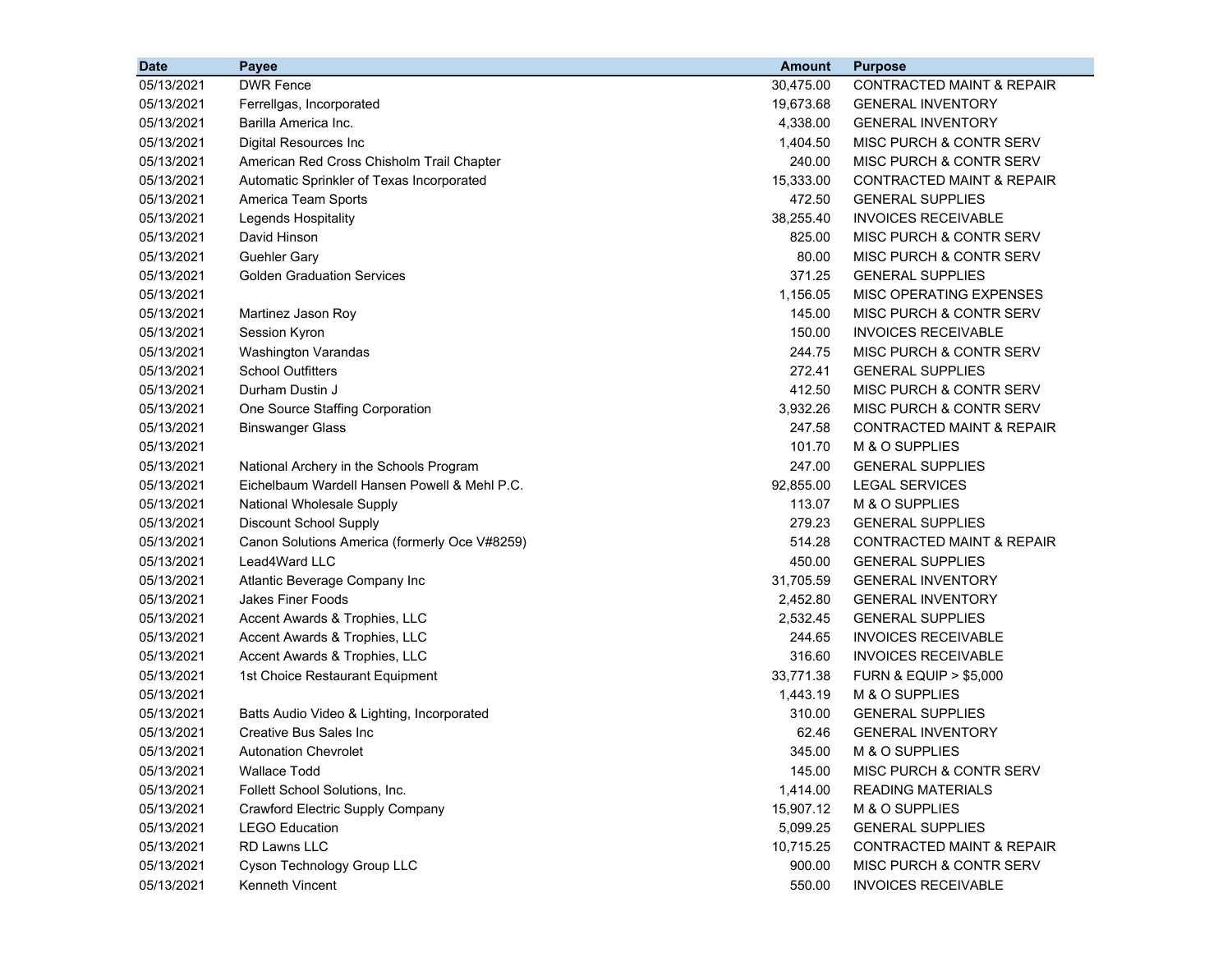| Date | Payee | Amount | Purpose |
|---|---|---|---|
| 05/13/2021 | DWR Fence | 30,475.00 | CONTRACTED MAINT & REPAIR |
| 05/13/2021 | Ferrellgas, Incorporated | 19,673.68 | GENERAL INVENTORY |
| 05/13/2021 | Barilla America Inc. | 4,338.00 | GENERAL INVENTORY |
| 05/13/2021 | Digital Resources Inc | 1,404.50 | MISC PURCH & CONTR SERV |
| 05/13/2021 | American Red Cross Chisholm Trail Chapter | 240.00 | MISC PURCH & CONTR SERV |
| 05/13/2021 | Automatic Sprinkler of Texas Incorporated | 15,333.00 | CONTRACTED MAINT & REPAIR |
| 05/13/2021 | America Team Sports | 472.50 | GENERAL SUPPLIES |
| 05/13/2021 | Legends Hospitality | 38,255.40 | INVOICES RECEIVABLE |
| 05/13/2021 | David Hinson | 825.00 | MISC PURCH & CONTR SERV |
| 05/13/2021 | Guehler Gary | 80.00 | MISC PURCH & CONTR SERV |
| 05/13/2021 | Golden Graduation Services | 371.25 | GENERAL SUPPLIES |
| 05/13/2021 | | 1,156.05 | MISC OPERATING EXPENSES |
| 05/13/2021 | Martinez Jason Roy | 145.00 | MISC PURCH & CONTR SERV |
| 05/13/2021 | Session Kyron | 150.00 | INVOICES RECEIVABLE |
| 05/13/2021 | Washington Varandas | 244.75 | MISC PURCH & CONTR SERV |
| 05/13/2021 | School Outfitters | 272.41 | GENERAL SUPPLIES |
| 05/13/2021 | Durham Dustin J | 412.50 | MISC PURCH & CONTR SERV |
| 05/13/2021 | One Source Staffing Corporation | 3,932.26 | MISC PURCH & CONTR SERV |
| 05/13/2021 | Binswanger Glass | 247.58 | CONTRACTED MAINT & REPAIR |
| 05/13/2021 | | 101.70 | M & O SUPPLIES |
| 05/13/2021 | National Archery in the Schools Program | 247.00 | GENERAL SUPPLIES |
| 05/13/2021 | Eichelbaum Wardell Hansen Powell & Mehl P.C. | 92,855.00 | LEGAL SERVICES |
| 05/13/2021 | National Wholesale Supply | 113.07 | M & O SUPPLIES |
| 05/13/2021 | Discount School Supply | 279.23 | GENERAL SUPPLIES |
| 05/13/2021 | Canon Solutions America (formerly Oce V#8259) | 514.28 | CONTRACTED MAINT & REPAIR |
| 05/13/2021 | Lead4Ward LLC | 450.00 | GENERAL SUPPLIES |
| 05/13/2021 | Atlantic Beverage Company Inc | 31,705.59 | GENERAL INVENTORY |
| 05/13/2021 | Jakes Finer Foods | 2,452.80 | GENERAL INVENTORY |
| 05/13/2021 | Accent Awards & Trophies, LLC | 2,532.45 | GENERAL SUPPLIES |
| 05/13/2021 | Accent Awards & Trophies, LLC | 244.65 | INVOICES RECEIVABLE |
| 05/13/2021 | Accent Awards & Trophies, LLC | 316.60 | INVOICES RECEIVABLE |
| 05/13/2021 | 1st Choice Restaurant Equipment | 33,771.38 | FURN & EQUIP > $5,000 |
| 05/13/2021 | | 1,443.19 | M & O SUPPLIES |
| 05/13/2021 | Batts Audio Video & Lighting, Incorporated | 310.00 | GENERAL SUPPLIES |
| 05/13/2021 | Creative Bus Sales Inc | 62.46 | GENERAL INVENTORY |
| 05/13/2021 | Autonation Chevrolet | 345.00 | M & O SUPPLIES |
| 05/13/2021 | Wallace Todd | 145.00 | MISC PURCH & CONTR SERV |
| 05/13/2021 | Follett School Solutions, Inc. | 1,414.00 | READING MATERIALS |
| 05/13/2021 | Crawford Electric Supply Company | 15,907.12 | M & O SUPPLIES |
| 05/13/2021 | LEGO Education | 5,099.25 | GENERAL SUPPLIES |
| 05/13/2021 | RD Lawns LLC | 10,715.25 | CONTRACTED MAINT & REPAIR |
| 05/13/2021 | Cyson Technology Group LLC | 900.00 | MISC PURCH & CONTR SERV |
| 05/13/2021 | Kenneth Vincent | 550.00 | INVOICES RECEIVABLE |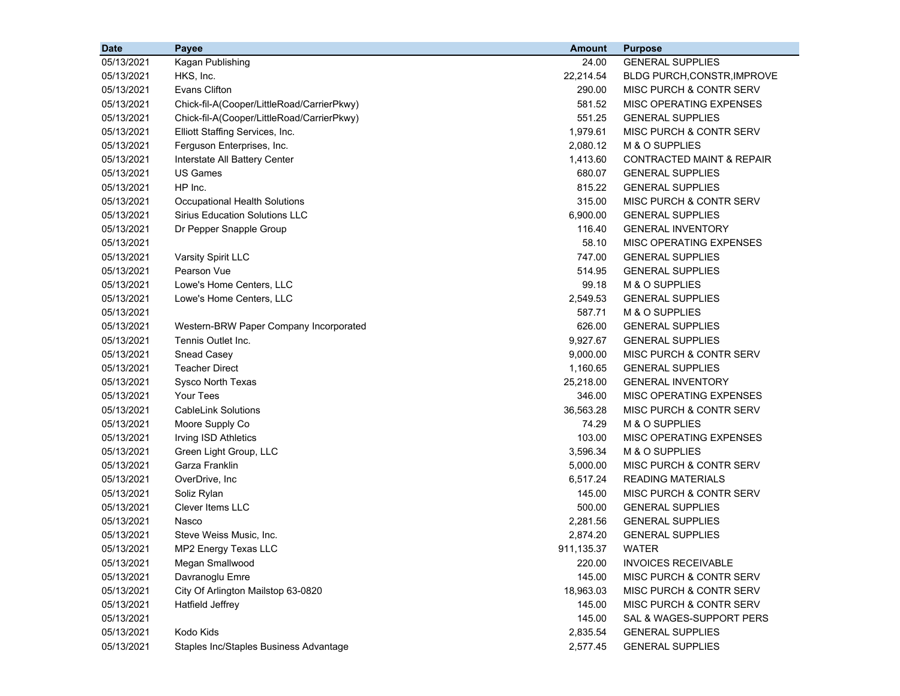| Date | Payee | Amount | Purpose |
|---|---|---|---|
| 05/13/2021 | Kagan Publishing | 24.00 | GENERAL SUPPLIES |
| 05/13/2021 | HKS, Inc. | 22,214.54 | BLDG PURCH,CONSTR,IMPROVE |
| 05/13/2021 | Evans Clifton | 290.00 | MISC PURCH & CONTR SERV |
| 05/13/2021 | Chick-fil-A(Cooper/LittleRoad/CarrierPkwy) | 581.52 | MISC OPERATING EXPENSES |
| 05/13/2021 | Chick-fil-A(Cooper/LittleRoad/CarrierPkwy) | 551.25 | GENERAL SUPPLIES |
| 05/13/2021 | Elliott Staffing Services, Inc. | 1,979.61 | MISC PURCH & CONTR SERV |
| 05/13/2021 | Ferguson Enterprises, Inc. | 2,080.12 | M & O SUPPLIES |
| 05/13/2021 | Interstate All Battery Center | 1,413.60 | CONTRACTED MAINT & REPAIR |
| 05/13/2021 | US Games | 680.07 | GENERAL SUPPLIES |
| 05/13/2021 | HP Inc. | 815.22 | GENERAL SUPPLIES |
| 05/13/2021 | Occupational Health Solutions | 315.00 | MISC PURCH & CONTR SERV |
| 05/13/2021 | Sirius Education Solutions LLC | 6,900.00 | GENERAL SUPPLIES |
| 05/13/2021 | Dr Pepper Snapple Group | 116.40 | GENERAL INVENTORY |
| 05/13/2021 | | 58.10 | MISC OPERATING EXPENSES |
| 05/13/2021 | Varsity Spirit LLC | 747.00 | GENERAL SUPPLIES |
| 05/13/2021 | Pearson Vue | 514.95 | GENERAL SUPPLIES |
| 05/13/2021 | Lowe's Home Centers, LLC | 99.18 | M & O SUPPLIES |
| 05/13/2021 | Lowe's Home Centers, LLC | 2,549.53 | GENERAL SUPPLIES |
| 05/13/2021 | | 587.71 | M & O SUPPLIES |
| 05/13/2021 | Western-BRW Paper Company Incorporated | 626.00 | GENERAL SUPPLIES |
| 05/13/2021 | Tennis Outlet Inc. | 9,927.67 | GENERAL SUPPLIES |
| 05/13/2021 | Snead Casey | 9,000.00 | MISC PURCH & CONTR SERV |
| 05/13/2021 | Teacher Direct | 1,160.65 | GENERAL SUPPLIES |
| 05/13/2021 | Sysco North Texas | 25,218.00 | GENERAL INVENTORY |
| 05/13/2021 | Your Tees | 346.00 | MISC OPERATING EXPENSES |
| 05/13/2021 | CableLink Solutions | 36,563.28 | MISC PURCH & CONTR SERV |
| 05/13/2021 | Moore Supply Co | 74.29 | M & O SUPPLIES |
| 05/13/2021 | Irving ISD Athletics | 103.00 | MISC OPERATING EXPENSES |
| 05/13/2021 | Green Light Group, LLC | 3,596.34 | M & O SUPPLIES |
| 05/13/2021 | Garza Franklin | 5,000.00 | MISC PURCH & CONTR SERV |
| 05/13/2021 | OverDrive, Inc | 6,517.24 | READING MATERIALS |
| 05/13/2021 | Soliz Rylan | 145.00 | MISC PURCH & CONTR SERV |
| 05/13/2021 | Clever Items LLC | 500.00 | GENERAL SUPPLIES |
| 05/13/2021 | Nasco | 2,281.56 | GENERAL SUPPLIES |
| 05/13/2021 | Steve Weiss Music, Inc. | 2,874.20 | GENERAL SUPPLIES |
| 05/13/2021 | MP2 Energy Texas LLC | 911,135.37 | WATER |
| 05/13/2021 | Megan Smallwood | 220.00 | INVOICES RECEIVABLE |
| 05/13/2021 | Davranoglu Emre | 145.00 | MISC PURCH & CONTR SERV |
| 05/13/2021 | City Of Arlington Mailstop 63-0820 | 18,963.03 | MISC PURCH & CONTR SERV |
| 05/13/2021 | Hatfield Jeffrey | 145.00 | MISC PURCH & CONTR SERV |
| 05/13/2021 | | 145.00 | SAL & WAGES-SUPPORT PERS |
| 05/13/2021 | Kodo Kids | 2,835.54 | GENERAL SUPPLIES |
| 05/13/2021 | Staples Inc/Staples Business Advantage | 2,577.45 | GENERAL SUPPLIES |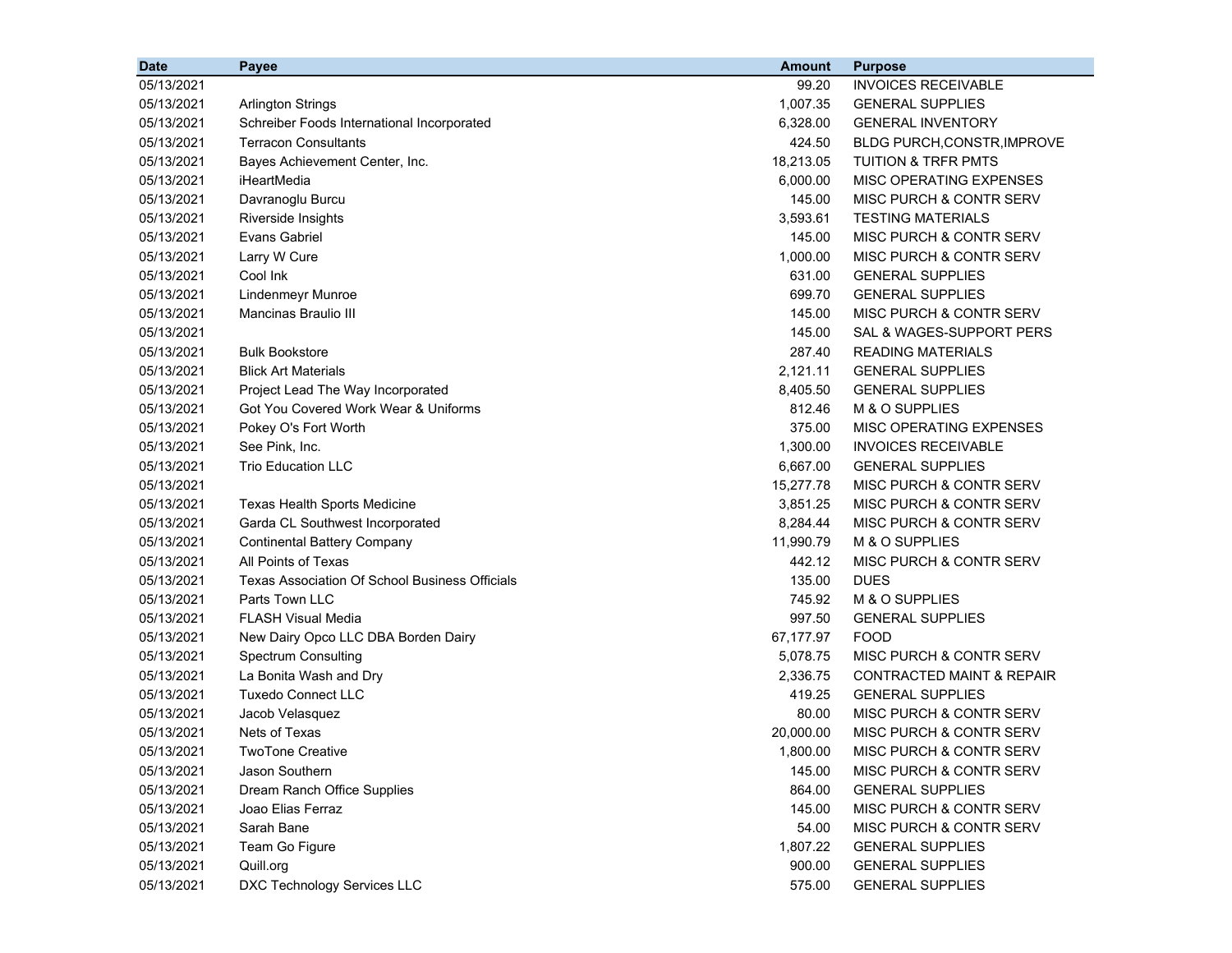| Date | Payee | Amount | Purpose |
|---|---|---|---|
| 05/13/2021 | | 99.20 | INVOICES RECEIVABLE |
| 05/13/2021 | Arlington Strings | 1,007.35 | GENERAL SUPPLIES |
| 05/13/2021 | Schreiber Foods International Incorporated | 6,328.00 | GENERAL INVENTORY |
| 05/13/2021 | Terracon Consultants | 424.50 | BLDG PURCH,CONSTR,IMPROVE |
| 05/13/2021 | Bayes Achievement Center, Inc. | 18,213.05 | TUITION & TRFR PMTS |
| 05/13/2021 | iHeartMedia | 6,000.00 | MISC OPERATING EXPENSES |
| 05/13/2021 | Davranoglu Burcu | 145.00 | MISC PURCH & CONTR SERV |
| 05/13/2021 | Riverside Insights | 3,593.61 | TESTING MATERIALS |
| 05/13/2021 | Evans Gabriel | 145.00 | MISC PURCH & CONTR SERV |
| 05/13/2021 | Larry W Cure | 1,000.00 | MISC PURCH & CONTR SERV |
| 05/13/2021 | Cool Ink | 631.00 | GENERAL SUPPLIES |
| 05/13/2021 | Lindenmeyr Munroe | 699.70 | GENERAL SUPPLIES |
| 05/13/2021 | Mancinas Braulio III | 145.00 | MISC PURCH & CONTR SERV |
| 05/13/2021 | | 145.00 | SAL & WAGES-SUPPORT PERS |
| 05/13/2021 | Bulk Bookstore | 287.40 | READING MATERIALS |
| 05/13/2021 | Blick Art Materials | 2,121.11 | GENERAL SUPPLIES |
| 05/13/2021 | Project Lead The Way Incorporated | 8,405.50 | GENERAL SUPPLIES |
| 05/13/2021 | Got You Covered Work Wear & Uniforms | 812.46 | M & O SUPPLIES |
| 05/13/2021 | Pokey O's Fort Worth | 375.00 | MISC OPERATING EXPENSES |
| 05/13/2021 | See Pink, Inc. | 1,300.00 | INVOICES RECEIVABLE |
| 05/13/2021 | Trio Education LLC | 6,667.00 | GENERAL SUPPLIES |
| 05/13/2021 | | 15,277.78 | MISC PURCH & CONTR SERV |
| 05/13/2021 | Texas Health Sports Medicine | 3,851.25 | MISC PURCH & CONTR SERV |
| 05/13/2021 | Garda CL Southwest Incorporated | 8,284.44 | MISC PURCH & CONTR SERV |
| 05/13/2021 | Continental Battery Company | 11,990.79 | M & O SUPPLIES |
| 05/13/2021 | All Points of Texas | 442.12 | MISC PURCH & CONTR SERV |
| 05/13/2021 | Texas Association Of School Business Officials | 135.00 | DUES |
| 05/13/2021 | Parts Town LLC | 745.92 | M & O SUPPLIES |
| 05/13/2021 | FLASH Visual Media | 997.50 | GENERAL SUPPLIES |
| 05/13/2021 | New Dairy Opco LLC DBA Borden Dairy | 67,177.97 | FOOD |
| 05/13/2021 | Spectrum Consulting | 5,078.75 | MISC PURCH & CONTR SERV |
| 05/13/2021 | La Bonita Wash and Dry | 2,336.75 | CONTRACTED MAINT & REPAIR |
| 05/13/2021 | Tuxedo Connect LLC | 419.25 | GENERAL SUPPLIES |
| 05/13/2021 | Jacob Velasquez | 80.00 | MISC PURCH & CONTR SERV |
| 05/13/2021 | Nets of Texas | 20,000.00 | MISC PURCH & CONTR SERV |
| 05/13/2021 | TwoTone Creative | 1,800.00 | MISC PURCH & CONTR SERV |
| 05/13/2021 | Jason Southern | 145.00 | MISC PURCH & CONTR SERV |
| 05/13/2021 | Dream Ranch Office Supplies | 864.00 | GENERAL SUPPLIES |
| 05/13/2021 | Joao Elias Ferraz | 145.00 | MISC PURCH & CONTR SERV |
| 05/13/2021 | Sarah Bane | 54.00 | MISC PURCH & CONTR SERV |
| 05/13/2021 | Team Go Figure | 1,807.22 | GENERAL SUPPLIES |
| 05/13/2021 | Quill.org | 900.00 | GENERAL SUPPLIES |
| 05/13/2021 | DXC Technology Services LLC | 575.00 | GENERAL SUPPLIES |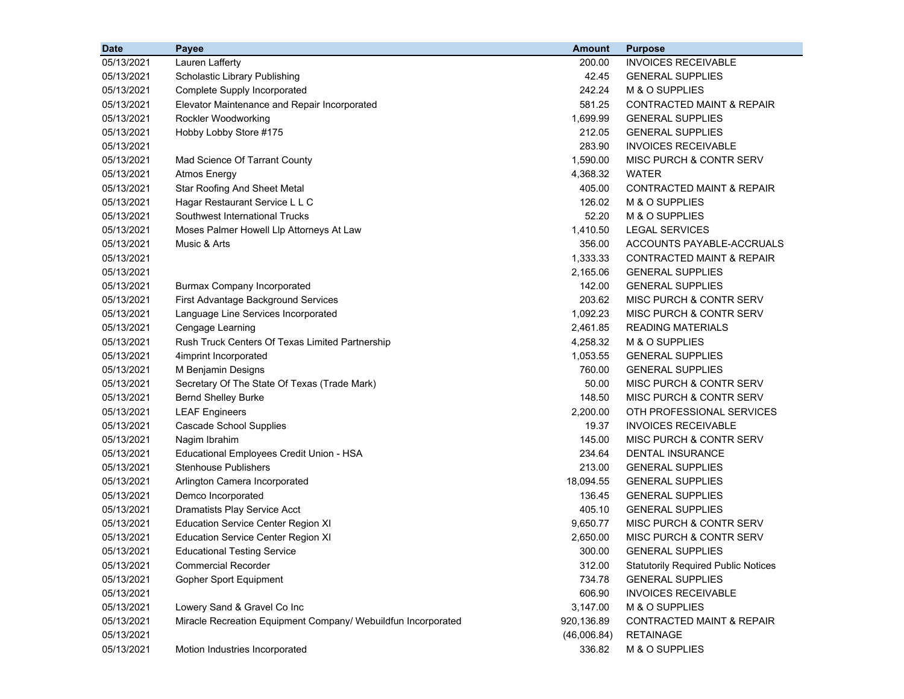| Date | Payee | Amount | Purpose |
|---|---|---|---|
| 05/13/2021 | Lauren Lafferty | 200.00 | INVOICES RECEIVABLE |
| 05/13/2021 | Scholastic Library Publishing | 42.45 | GENERAL SUPPLIES |
| 05/13/2021 | Complete Supply Incorporated | 242.24 | M & O SUPPLIES |
| 05/13/2021 | Elevator Maintenance and Repair Incorporated | 581.25 | CONTRACTED MAINT & REPAIR |
| 05/13/2021 | Rockler Woodworking | 1,699.99 | GENERAL SUPPLIES |
| 05/13/2021 | Hobby Lobby Store #175 | 212.05 | GENERAL SUPPLIES |
| 05/13/2021 | | 283.90 | INVOICES RECEIVABLE |
| 05/13/2021 | Mad Science Of Tarrant County | 1,590.00 | MISC PURCH & CONTR SERV |
| 05/13/2021 | Atmos Energy | 4,368.32 | WATER |
| 05/13/2021 | Star Roofing And Sheet Metal | 405.00 | CONTRACTED MAINT & REPAIR |
| 05/13/2021 | Hagar Restaurant Service L L C | 126.02 | M & O SUPPLIES |
| 05/13/2021 | Southwest International Trucks | 52.20 | M & O SUPPLIES |
| 05/13/2021 | Moses Palmer Howell Llp Attorneys At Law | 1,410.50 | LEGAL SERVICES |
| 05/13/2021 | Music & Arts | 356.00 | ACCOUNTS PAYABLE-ACCRUALS |
| 05/13/2021 | | 1,333.33 | CONTRACTED MAINT & REPAIR |
| 05/13/2021 | | 2,165.06 | GENERAL SUPPLIES |
| 05/13/2021 | Burmax Company Incorporated | 142.00 | GENERAL SUPPLIES |
| 05/13/2021 | First Advantage Background Services | 203.62 | MISC PURCH & CONTR SERV |
| 05/13/2021 | Language Line Services Incorporated | 1,092.23 | MISC PURCH & CONTR SERV |
| 05/13/2021 | Cengage Learning | 2,461.85 | READING MATERIALS |
| 05/13/2021 | Rush Truck Centers Of Texas Limited Partnership | 4,258.32 | M & O SUPPLIES |
| 05/13/2021 | 4imprint Incorporated | 1,053.55 | GENERAL SUPPLIES |
| 05/13/2021 | M Benjamin Designs | 760.00 | GENERAL SUPPLIES |
| 05/13/2021 | Secretary Of The State Of Texas (Trade Mark) | 50.00 | MISC PURCH & CONTR SERV |
| 05/13/2021 | Bernd Shelley Burke | 148.50 | MISC PURCH & CONTR SERV |
| 05/13/2021 | LEAF Engineers | 2,200.00 | OTH PROFESSIONAL SERVICES |
| 05/13/2021 | Cascade School Supplies | 19.37 | INVOICES RECEIVABLE |
| 05/13/2021 | Nagim Ibrahim | 145.00 | MISC PURCH & CONTR SERV |
| 05/13/2021 | Educational Employees Credit Union - HSA | 234.64 | DENTAL INSURANCE |
| 05/13/2021 | Stenhouse Publishers | 213.00 | GENERAL SUPPLIES |
| 05/13/2021 | Arlington Camera Incorporated | 18,094.55 | GENERAL SUPPLIES |
| 05/13/2021 | Demco Incorporated | 136.45 | GENERAL SUPPLIES |
| 05/13/2021 | Dramatists Play Service Acct | 405.10 | GENERAL SUPPLIES |
| 05/13/2021 | Education Service Center Region XI | 9,650.77 | MISC PURCH & CONTR SERV |
| 05/13/2021 | Education Service Center Region XI | 2,650.00 | MISC PURCH & CONTR SERV |
| 05/13/2021 | Educational Testing Service | 300.00 | GENERAL SUPPLIES |
| 05/13/2021 | Commercial Recorder | 312.00 | Statutorily Required Public Notices |
| 05/13/2021 | Gopher Sport Equipment | 734.78 | GENERAL SUPPLIES |
| 05/13/2021 | | 606.90 | INVOICES RECEIVABLE |
| 05/13/2021 | Lowery Sand & Gravel Co Inc | 3,147.00 | M & O SUPPLIES |
| 05/13/2021 | Miracle Recreation Equipment Company/ Webuildfun Incorporated | 920,136.89 | CONTRACTED MAINT & REPAIR |
| 05/13/2021 | | (46,006.84) | RETAINAGE |
| 05/13/2021 | Motion Industries Incorporated | 336.82 | M & O SUPPLIES |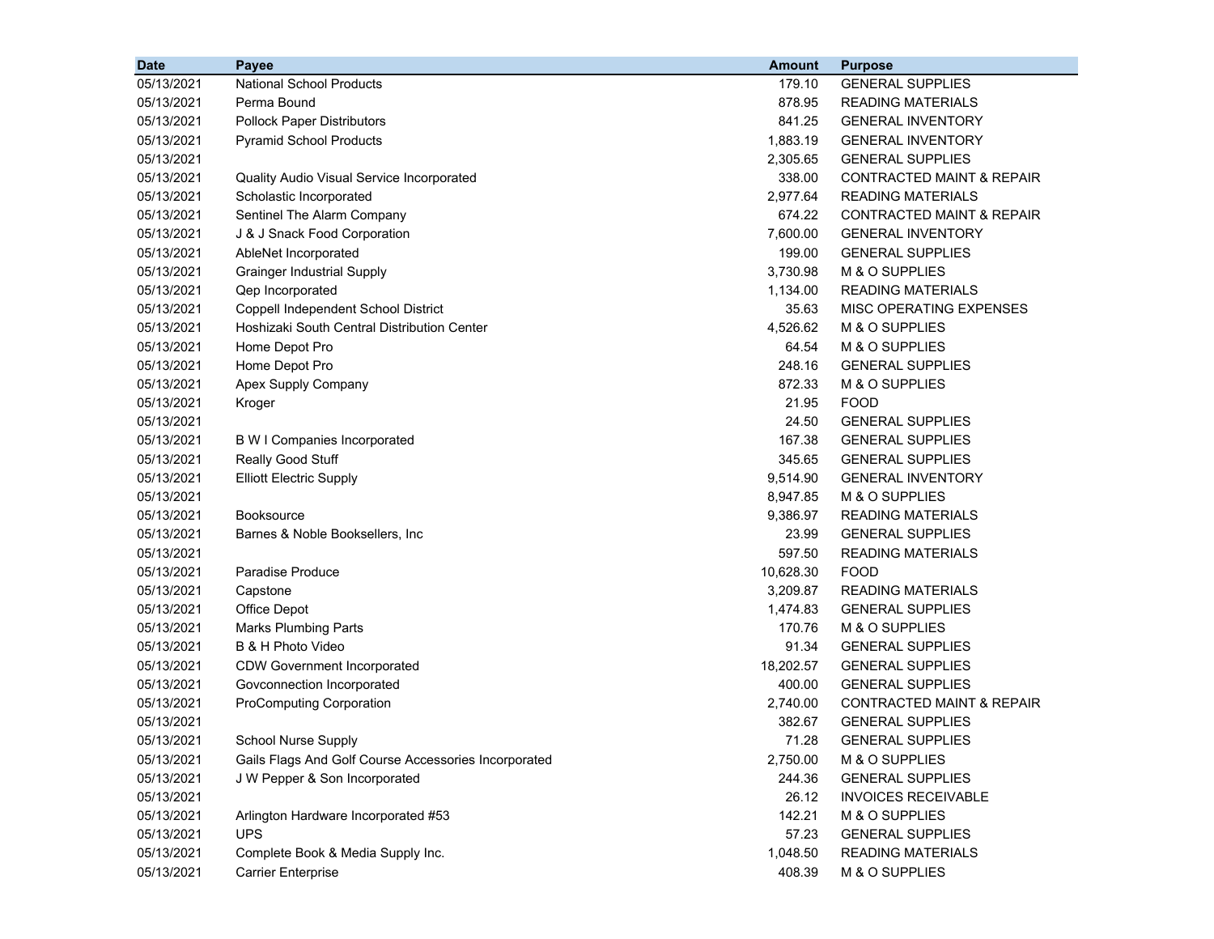| Date | Payee | Amount | Purpose |
|---|---|---|---|
| 05/13/2021 | National School Products | 179.10 | GENERAL SUPPLIES |
| 05/13/2021 | Perma Bound | 878.95 | READING MATERIALS |
| 05/13/2021 | Pollock Paper Distributors | 841.25 | GENERAL INVENTORY |
| 05/13/2021 | Pyramid School Products | 1,883.19 | GENERAL INVENTORY |
| 05/13/2021 | | 2,305.65 | GENERAL SUPPLIES |
| 05/13/2021 | Quality Audio Visual Service Incorporated | 338.00 | CONTRACTED MAINT & REPAIR |
| 05/13/2021 | Scholastic Incorporated | 2,977.64 | READING MATERIALS |
| 05/13/2021 | Sentinel The Alarm Company | 674.22 | CONTRACTED MAINT & REPAIR |
| 05/13/2021 | J & J Snack Food Corporation | 7,600.00 | GENERAL INVENTORY |
| 05/13/2021 | AbleNet Incorporated | 199.00 | GENERAL SUPPLIES |
| 05/13/2021 | Grainger Industrial Supply | 3,730.98 | M & O SUPPLIES |
| 05/13/2021 | Qep Incorporated | 1,134.00 | READING MATERIALS |
| 05/13/2021 | Coppell Independent School District | 35.63 | MISC OPERATING EXPENSES |
| 05/13/2021 | Hoshizaki South Central Distribution Center | 4,526.62 | M & O SUPPLIES |
| 05/13/2021 | Home Depot Pro | 64.54 | M & O SUPPLIES |
| 05/13/2021 | Home Depot Pro | 248.16 | GENERAL SUPPLIES |
| 05/13/2021 | Apex Supply Company | 872.33 | M & O SUPPLIES |
| 05/13/2021 | Kroger | 21.95 | FOOD |
| 05/13/2021 | | 24.50 | GENERAL SUPPLIES |
| 05/13/2021 | B W I Companies Incorporated | 167.38 | GENERAL SUPPLIES |
| 05/13/2021 | Really Good Stuff | 345.65 | GENERAL SUPPLIES |
| 05/13/2021 | Elliott Electric Supply | 9,514.90 | GENERAL INVENTORY |
| 05/13/2021 | | 8,947.85 | M & O SUPPLIES |
| 05/13/2021 | Booksource | 9,386.97 | READING MATERIALS |
| 05/13/2021 | Barnes & Noble Booksellers, Inc | 23.99 | GENERAL SUPPLIES |
| 05/13/2021 | | 597.50 | READING MATERIALS |
| 05/13/2021 | Paradise Produce | 10,628.30 | FOOD |
| 05/13/2021 | Capstone | 3,209.87 | READING MATERIALS |
| 05/13/2021 | Office Depot | 1,474.83 | GENERAL SUPPLIES |
| 05/13/2021 | Marks Plumbing Parts | 170.76 | M & O SUPPLIES |
| 05/13/2021 | B & H Photo Video | 91.34 | GENERAL SUPPLIES |
| 05/13/2021 | CDW Government Incorporated | 18,202.57 | GENERAL SUPPLIES |
| 05/13/2021 | Govconnection Incorporated | 400.00 | GENERAL SUPPLIES |
| 05/13/2021 | ProComputing Corporation | 2,740.00 | CONTRACTED MAINT & REPAIR |
| 05/13/2021 | | 382.67 | GENERAL SUPPLIES |
| 05/13/2021 | School Nurse Supply | 71.28 | GENERAL SUPPLIES |
| 05/13/2021 | Gails Flags And Golf Course Accessories Incorporated | 2,750.00 | M & O SUPPLIES |
| 05/13/2021 | J W Pepper & Son Incorporated | 244.36 | GENERAL SUPPLIES |
| 05/13/2021 | | 26.12 | INVOICES RECEIVABLE |
| 05/13/2021 | Arlington Hardware Incorporated #53 | 142.21 | M & O SUPPLIES |
| 05/13/2021 | UPS | 57.23 | GENERAL SUPPLIES |
| 05/13/2021 | Complete Book & Media Supply Inc. | 1,048.50 | READING MATERIALS |
| 05/13/2021 | Carrier Enterprise | 408.39 | M & O SUPPLIES |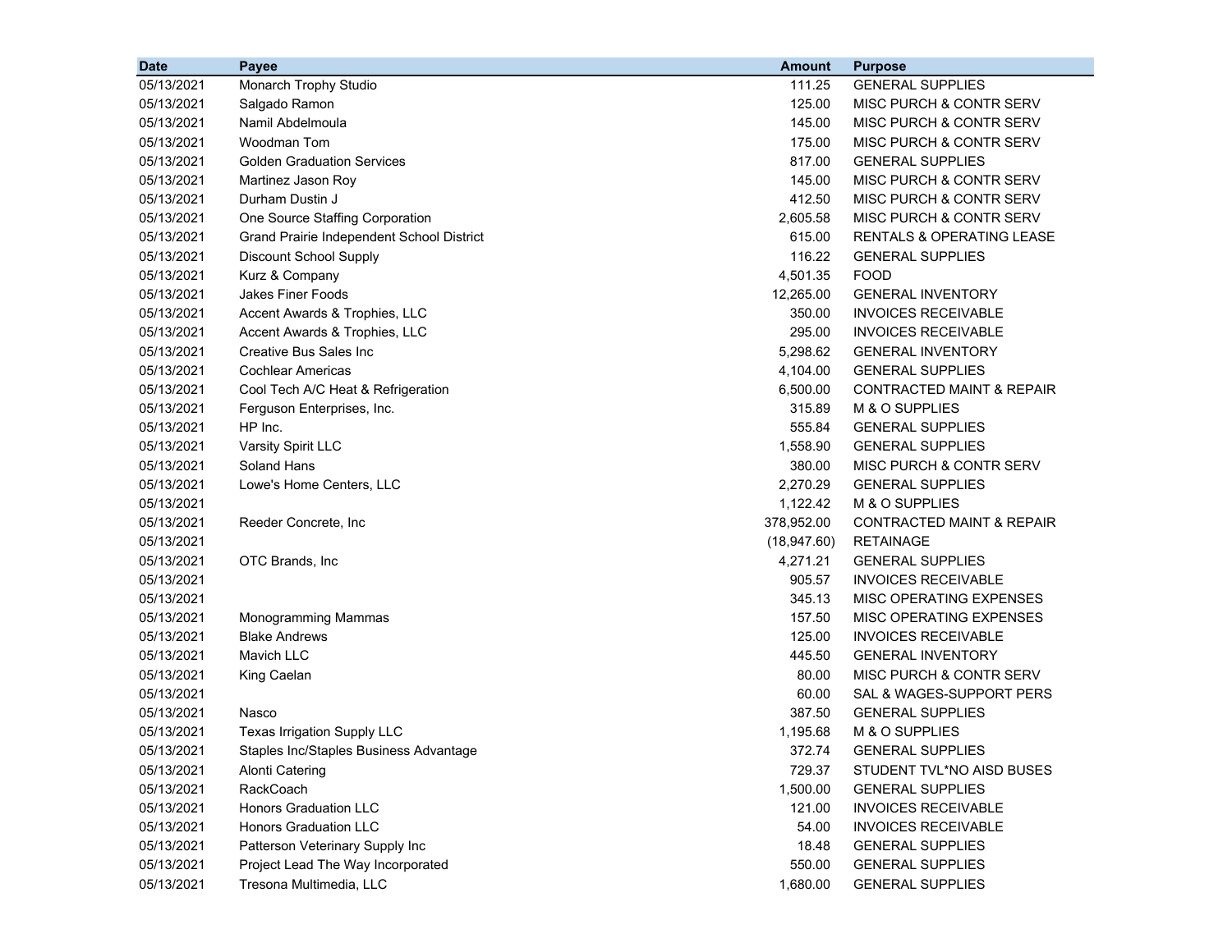| Date | Payee | Amount | Purpose |
| --- | --- | ---: | --- |
| 05/13/2021 | Monarch Trophy Studio | 111.25 | GENERAL SUPPLIES |
| 05/13/2021 | Salgado Ramon | 125.00 | MISC PURCH & CONTR SERV |
| 05/13/2021 | Namil Abdelmoula | 145.00 | MISC PURCH & CONTR SERV |
| 05/13/2021 | Woodman Tom | 175.00 | MISC PURCH & CONTR SERV |
| 05/13/2021 | Golden Graduation Services | 817.00 | GENERAL SUPPLIES |
| 05/13/2021 | Martinez Jason Roy | 145.00 | MISC PURCH & CONTR SERV |
| 05/13/2021 | Durham Dustin J | 412.50 | MISC PURCH & CONTR SERV |
| 05/13/2021 | One Source Staffing Corporation | 2,605.58 | MISC PURCH & CONTR SERV |
| 05/13/2021 | Grand Prairie Independent School District | 615.00 | RENTALS & OPERATING LEASE |
| 05/13/2021 | Discount School Supply | 116.22 | GENERAL SUPPLIES |
| 05/13/2021 | Kurz & Company | 4,501.35 | FOOD |
| 05/13/2021 | Jakes Finer Foods | 12,265.00 | GENERAL INVENTORY |
| 05/13/2021 | Accent Awards & Trophies, LLC | 350.00 | INVOICES RECEIVABLE |
| 05/13/2021 | Accent Awards & Trophies, LLC | 295.00 | INVOICES RECEIVABLE |
| 05/13/2021 | Creative Bus Sales Inc | 5,298.62 | GENERAL INVENTORY |
| 05/13/2021 | Cochlear Americas | 4,104.00 | GENERAL SUPPLIES |
| 05/13/2021 | Cool Tech A/C Heat & Refrigeration | 6,500.00 | CONTRACTED MAINT & REPAIR |
| 05/13/2021 | Ferguson Enterprises, Inc. | 315.89 | M & O SUPPLIES |
| 05/13/2021 | HP Inc. | 555.84 | GENERAL SUPPLIES |
| 05/13/2021 | Varsity Spirit LLC | 1,558.90 | GENERAL SUPPLIES |
| 05/13/2021 | Soland Hans | 380.00 | MISC PURCH & CONTR SERV |
| 05/13/2021 | Lowe's Home Centers, LLC | 2,270.29 | GENERAL SUPPLIES |
| 05/13/2021 | | 1,122.42 | M & O SUPPLIES |
| 05/13/2021 | Reeder Concrete, Inc | 378,952.00 | CONTRACTED MAINT & REPAIR |
| 05/13/2021 | | (18,947.60) | RETAINAGE |
| 05/13/2021 | OTC Brands, Inc | 4,271.21 | GENERAL SUPPLIES |
| 05/13/2021 | | 905.57 | INVOICES RECEIVABLE |
| 05/13/2021 | | 345.13 | MISC OPERATING EXPENSES |
| 05/13/2021 | Monogramming Mammas | 157.50 | MISC OPERATING EXPENSES |
| 05/13/2021 | Blake Andrews | 125.00 | INVOICES RECEIVABLE |
| 05/13/2021 | Mavich LLC | 445.50 | GENERAL INVENTORY |
| 05/13/2021 | King Caelan | 80.00 | MISC PURCH & CONTR SERV |
| 05/13/2021 | | 60.00 | SAL & WAGES-SUPPORT PERS |
| 05/13/2021 | Nasco | 387.50 | GENERAL SUPPLIES |
| 05/13/2021 | Texas Irrigation Supply LLC | 1,195.68 | M & O SUPPLIES |
| 05/13/2021 | Staples Inc/Staples Business Advantage | 372.74 | GENERAL SUPPLIES |
| 05/13/2021 | Alonti Catering | 729.37 | STUDENT TVL*NO AISD BUSES |
| 05/13/2021 | RackCoach | 1,500.00 | GENERAL SUPPLIES |
| 05/13/2021 | Honors Graduation LLC | 121.00 | INVOICES RECEIVABLE |
| 05/13/2021 | Honors Graduation LLC | 54.00 | INVOICES RECEIVABLE |
| 05/13/2021 | Patterson Veterinary Supply Inc | 18.48 | GENERAL SUPPLIES |
| 05/13/2021 | Project Lead The Way Incorporated | 550.00 | GENERAL SUPPLIES |
| 05/13/2021 | Tresona Multimedia, LLC | 1,680.00 | GENERAL SUPPLIES |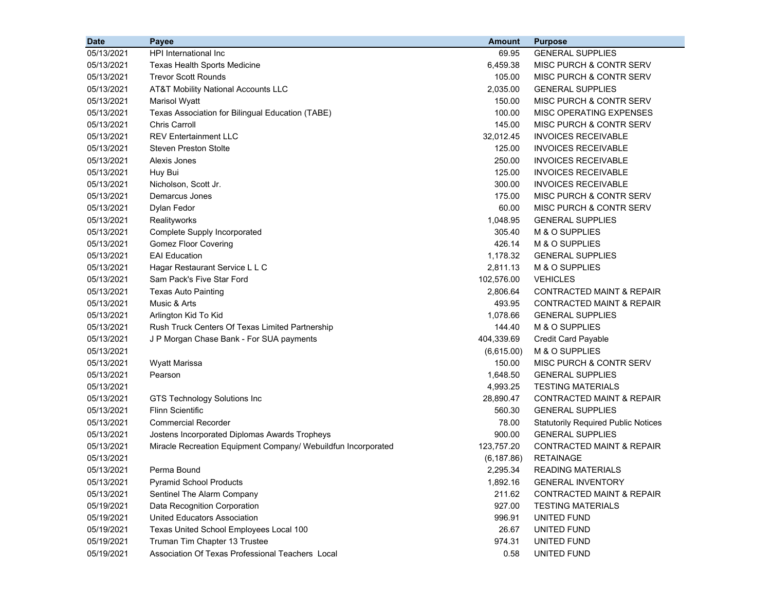| Date | Payee | Amount | Purpose |
|---|---|---|---|
| 05/13/2021 | HPI International Inc | 69.95 | GENERAL SUPPLIES |
| 05/13/2021 | Texas Health Sports Medicine | 6,459.38 | MISC PURCH & CONTR SERV |
| 05/13/2021 | Trevor Scott Rounds | 105.00 | MISC PURCH & CONTR SERV |
| 05/13/2021 | AT&T Mobility National Accounts LLC | 2,035.00 | GENERAL SUPPLIES |
| 05/13/2021 | Marisol Wyatt | 150.00 | MISC PURCH & CONTR SERV |
| 05/13/2021 | Texas Association for Bilingual Education (TABE) | 100.00 | MISC OPERATING EXPENSES |
| 05/13/2021 | Chris Carroll | 145.00 | MISC PURCH & CONTR SERV |
| 05/13/2021 | REV Entertainment LLC | 32,012.45 | INVOICES RECEIVABLE |
| 05/13/2021 | Steven Preston Stolte | 125.00 | INVOICES RECEIVABLE |
| 05/13/2021 | Alexis Jones | 250.00 | INVOICES RECEIVABLE |
| 05/13/2021 | Huy Bui | 125.00 | INVOICES RECEIVABLE |
| 05/13/2021 | Nicholson, Scott Jr. | 300.00 | INVOICES RECEIVABLE |
| 05/13/2021 | Demarcus Jones | 175.00 | MISC PURCH & CONTR SERV |
| 05/13/2021 | Dylan Fedor | 60.00 | MISC PURCH & CONTR SERV |
| 05/13/2021 | Realityworks | 1,048.95 | GENERAL SUPPLIES |
| 05/13/2021 | Complete Supply Incorporated | 305.40 | M & O SUPPLIES |
| 05/13/2021 | Gomez Floor Covering | 426.14 | M & O SUPPLIES |
| 05/13/2021 | EAI Education | 1,178.32 | GENERAL SUPPLIES |
| 05/13/2021 | Hagar Restaurant Service L L C | 2,811.13 | M & O SUPPLIES |
| 05/13/2021 | Sam Pack's Five Star Ford | 102,576.00 | VEHICLES |
| 05/13/2021 | Texas Auto Painting | 2,806.64 | CONTRACTED MAINT & REPAIR |
| 05/13/2021 | Music & Arts | 493.95 | CONTRACTED MAINT & REPAIR |
| 05/13/2021 | Arlington Kid To Kid | 1,078.66 | GENERAL SUPPLIES |
| 05/13/2021 | Rush Truck Centers Of Texas Limited Partnership | 144.40 | M & O SUPPLIES |
| 05/13/2021 | J P Morgan Chase Bank - For SUA payments | 404,339.69 | Credit Card Payable |
| 05/13/2021 | | (6,615.00) | M & O SUPPLIES |
| 05/13/2021 | Wyatt Marissa | 150.00 | MISC PURCH & CONTR SERV |
| 05/13/2021 | Pearson | 1,648.50 | GENERAL SUPPLIES |
| 05/13/2021 | | 4,993.25 | TESTING MATERIALS |
| 05/13/2021 | GTS Technology Solutions Inc | 28,890.47 | CONTRACTED MAINT & REPAIR |
| 05/13/2021 | Flinn Scientific | 560.30 | GENERAL SUPPLIES |
| 05/13/2021 | Commercial Recorder | 78.00 | Statutorily Required Public Notices |
| 05/13/2021 | Jostens Incorporated Diplomas Awards Tropheys | 900.00 | GENERAL SUPPLIES |
| 05/13/2021 | Miracle Recreation Equipment Company/ Webuildfun Incorporated | 123,757.20 | CONTRACTED MAINT & REPAIR |
| 05/13/2021 | | (6,187.86) | RETAINAGE |
| 05/13/2021 | Perma Bound | 2,295.34 | READING MATERIALS |
| 05/13/2021 | Pyramid School Products | 1,892.16 | GENERAL INVENTORY |
| 05/13/2021 | Sentinel The Alarm Company | 211.62 | CONTRACTED MAINT & REPAIR |
| 05/19/2021 | Data Recognition Corporation | 927.00 | TESTING MATERIALS |
| 05/19/2021 | United Educators Association | 996.91 | UNITED FUND |
| 05/19/2021 | Texas United School Employees Local 100 | 26.67 | UNITED FUND |
| 05/19/2021 | Truman Tim Chapter 13 Trustee | 974.31 | UNITED FUND |
| 05/19/2021 | Association Of Texas Professional Teachers Local | 0.58 | UNITED FUND |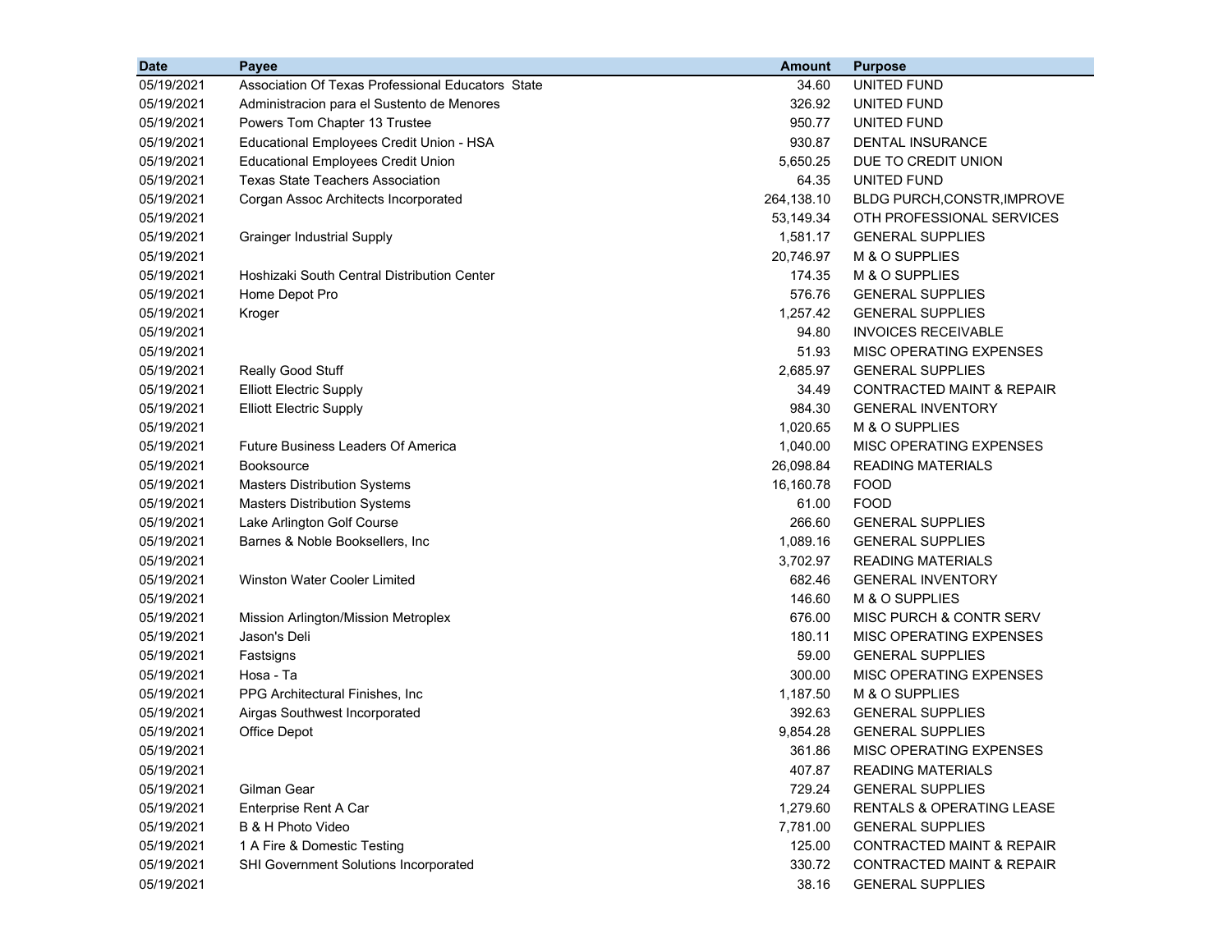| Date | Payee | Amount | Purpose |
|---|---|---|---|
| 05/19/2021 | Association Of Texas Professional Educators State | 34.60 | UNITED FUND |
| 05/19/2021 | Administracion para el Sustento de Menores | 326.92 | UNITED FUND |
| 05/19/2021 | Powers Tom Chapter 13 Trustee | 950.77 | UNITED FUND |
| 05/19/2021 | Educational Employees Credit Union - HSA | 930.87 | DENTAL INSURANCE |
| 05/19/2021 | Educational Employees Credit Union | 5,650.25 | DUE TO CREDIT UNION |
| 05/19/2021 | Texas State Teachers Association | 64.35 | UNITED FUND |
| 05/19/2021 | Corgan Assoc Architects Incorporated | 264,138.10 | BLDG PURCH,CONSTR,IMPROVE |
| 05/19/2021 | | 53,149.34 | OTH PROFESSIONAL SERVICES |
| 05/19/2021 | Grainger Industrial Supply | 1,581.17 | GENERAL SUPPLIES |
| 05/19/2021 | | 20,746.97 | M & O SUPPLIES |
| 05/19/2021 | Hoshizaki South Central Distribution Center | 174.35 | M & O SUPPLIES |
| 05/19/2021 | Home Depot Pro | 576.76 | GENERAL SUPPLIES |
| 05/19/2021 | Kroger | 1,257.42 | GENERAL SUPPLIES |
| 05/19/2021 | | 94.80 | INVOICES RECEIVABLE |
| 05/19/2021 | | 51.93 | MISC OPERATING EXPENSES |
| 05/19/2021 | Really Good Stuff | 2,685.97 | GENERAL SUPPLIES |
| 05/19/2021 | Elliott Electric Supply | 34.49 | CONTRACTED MAINT & REPAIR |
| 05/19/2021 | Elliott Electric Supply | 984.30 | GENERAL INVENTORY |
| 05/19/2021 | | 1,020.65 | M & O SUPPLIES |
| 05/19/2021 | Future Business Leaders Of America | 1,040.00 | MISC OPERATING EXPENSES |
| 05/19/2021 | Booksource | 26,098.84 | READING MATERIALS |
| 05/19/2021 | Masters Distribution Systems | 16,160.78 | FOOD |
| 05/19/2021 | Masters Distribution Systems | 61.00 | FOOD |
| 05/19/2021 | Lake Arlington Golf Course | 266.60 | GENERAL SUPPLIES |
| 05/19/2021 | Barnes & Noble Booksellers, Inc | 1,089.16 | GENERAL SUPPLIES |
| 05/19/2021 | | 3,702.97 | READING MATERIALS |
| 05/19/2021 | Winston Water Cooler Limited | 682.46 | GENERAL INVENTORY |
| 05/19/2021 | | 146.60 | M & O SUPPLIES |
| 05/19/2021 | Mission Arlington/Mission Metroplex | 676.00 | MISC PURCH & CONTR SERV |
| 05/19/2021 | Jason's Deli | 180.11 | MISC OPERATING EXPENSES |
| 05/19/2021 | Fastsigns | 59.00 | GENERAL SUPPLIES |
| 05/19/2021 | Hosa - Ta | 300.00 | MISC OPERATING EXPENSES |
| 05/19/2021 | PPG Architectural Finishes, Inc | 1,187.50 | M & O SUPPLIES |
| 05/19/2021 | Airgas Southwest Incorporated | 392.63 | GENERAL SUPPLIES |
| 05/19/2021 | Office Depot | 9,854.28 | GENERAL SUPPLIES |
| 05/19/2021 | | 361.86 | MISC OPERATING EXPENSES |
| 05/19/2021 | | 407.87 | READING MATERIALS |
| 05/19/2021 | Gilman Gear | 729.24 | GENERAL SUPPLIES |
| 05/19/2021 | Enterprise Rent A Car | 1,279.60 | RENTALS & OPERATING LEASE |
| 05/19/2021 | B & H Photo Video | 7,781.00 | GENERAL SUPPLIES |
| 05/19/2021 | 1 A Fire & Domestic Testing | 125.00 | CONTRACTED MAINT & REPAIR |
| 05/19/2021 | SHI Government Solutions Incorporated | 330.72 | CONTRACTED MAINT & REPAIR |
| 05/19/2021 | | 38.16 | GENERAL SUPPLIES |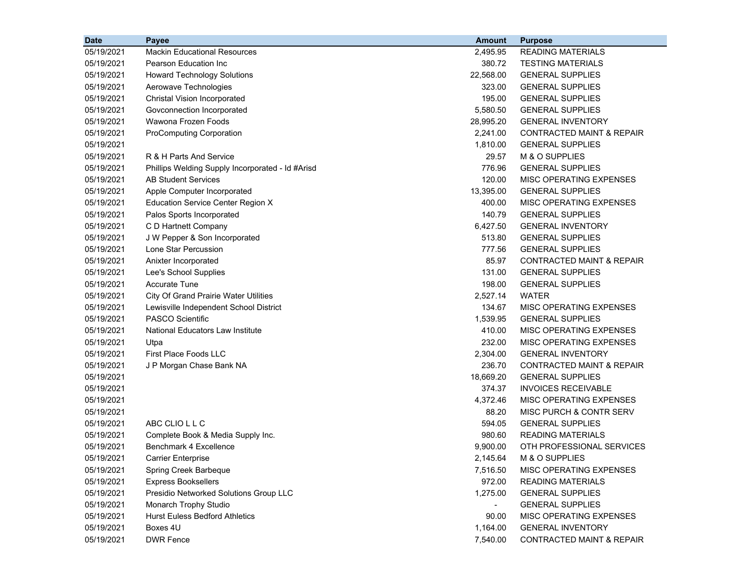| Date | Payee | Amount | Purpose |
|---|---|---|---|
| 05/19/2021 | Mackin Educational Resources | 2,495.95 | READING MATERIALS |
| 05/19/2021 | Pearson Education Inc | 380.72 | TESTING MATERIALS |
| 05/19/2021 | Howard Technology Solutions | 22,568.00 | GENERAL SUPPLIES |
| 05/19/2021 | Aerowave Technologies | 323.00 | GENERAL SUPPLIES |
| 05/19/2021 | Christal Vision Incorporated | 195.00 | GENERAL SUPPLIES |
| 05/19/2021 | Govconnection Incorporated | 5,580.50 | GENERAL SUPPLIES |
| 05/19/2021 | Wawona Frozen Foods | 28,995.20 | GENERAL INVENTORY |
| 05/19/2021 | ProComputing Corporation | 2,241.00 | CONTRACTED MAINT & REPAIR |
| 05/19/2021 | | 1,810.00 | GENERAL SUPPLIES |
| 05/19/2021 | R & H Parts And Service | 29.57 | M & O SUPPLIES |
| 05/19/2021 | Phillips Welding Supply Incorporated - Id #Arisd | 776.96 | GENERAL SUPPLIES |
| 05/19/2021 | AB Student Services | 120.00 | MISC OPERATING EXPENSES |
| 05/19/2021 | Apple Computer Incorporated | 13,395.00 | GENERAL SUPPLIES |
| 05/19/2021 | Education Service Center Region X | 400.00 | MISC OPERATING EXPENSES |
| 05/19/2021 | Palos Sports Incorporated | 140.79 | GENERAL SUPPLIES |
| 05/19/2021 | C D Hartnett Company | 6,427.50 | GENERAL INVENTORY |
| 05/19/2021 | J W Pepper & Son Incorporated | 513.80 | GENERAL SUPPLIES |
| 05/19/2021 | Lone Star Percussion | 777.56 | GENERAL SUPPLIES |
| 05/19/2021 | Anixter Incorporated | 85.97 | CONTRACTED MAINT & REPAIR |
| 05/19/2021 | Lee's School Supplies | 131.00 | GENERAL SUPPLIES |
| 05/19/2021 | Accurate Tune | 198.00 | GENERAL SUPPLIES |
| 05/19/2021 | City Of Grand Prairie Water Utilities | 2,527.14 | WATER |
| 05/19/2021 | Lewisville Independent School District | 134.67 | MISC OPERATING EXPENSES |
| 05/19/2021 | PASCO Scientific | 1,539.95 | GENERAL SUPPLIES |
| 05/19/2021 | National Educators Law Institute | 410.00 | MISC OPERATING EXPENSES |
| 05/19/2021 | Utpa | 232.00 | MISC OPERATING EXPENSES |
| 05/19/2021 | First Place Foods LLC | 2,304.00 | GENERAL INVENTORY |
| 05/19/2021 | J P Morgan Chase Bank NA | 236.70 | CONTRACTED MAINT & REPAIR |
| 05/19/2021 | | 18,669.20 | GENERAL SUPPLIES |
| 05/19/2021 | | 374.37 | INVOICES RECEIVABLE |
| 05/19/2021 | | 4,372.46 | MISC OPERATING EXPENSES |
| 05/19/2021 | | 88.20 | MISC PURCH & CONTR SERV |
| 05/19/2021 | ABC CLIO L L C | 594.05 | GENERAL SUPPLIES |
| 05/19/2021 | Complete Book & Media Supply Inc. | 980.60 | READING MATERIALS |
| 05/19/2021 | Benchmark 4 Excellence | 9,900.00 | OTH PROFESSIONAL SERVICES |
| 05/19/2021 | Carrier Enterprise | 2,145.64 | M & O SUPPLIES |
| 05/19/2021 | Spring Creek Barbeque | 7,516.50 | MISC OPERATING EXPENSES |
| 05/19/2021 | Express Booksellers | 972.00 | READING MATERIALS |
| 05/19/2021 | Presidio Networked Solutions Group LLC | 1,275.00 | GENERAL SUPPLIES |
| 05/19/2021 | Monarch Trophy Studio | - | GENERAL SUPPLIES |
| 05/19/2021 | Hurst Euless Bedford Athletics | 90.00 | MISC OPERATING EXPENSES |
| 05/19/2021 | Boxes 4U | 1,164.00 | GENERAL INVENTORY |
| 05/19/2021 | DWR Fence | 7,540.00 | CONTRACTED MAINT & REPAIR |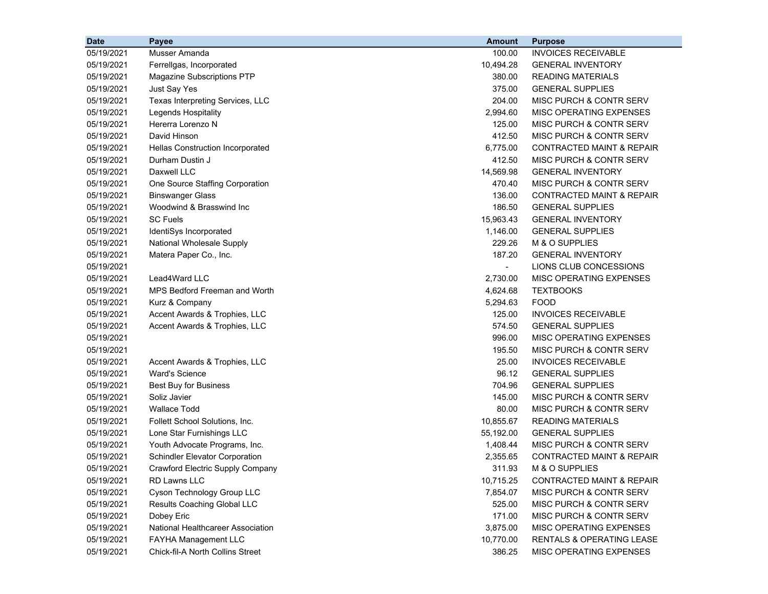| Date | Payee | Amount | Purpose |
|---|---|---|---|
| 05/19/2021 | Musser Amanda | 100.00 | INVOICES RECEIVABLE |
| 05/19/2021 | Ferrellgas, Incorporated | 10,494.28 | GENERAL INVENTORY |
| 05/19/2021 | Magazine Subscriptions PTP | 380.00 | READING MATERIALS |
| 05/19/2021 | Just Say Yes | 375.00 | GENERAL SUPPLIES |
| 05/19/2021 | Texas Interpreting Services, LLC | 204.00 | MISC PURCH & CONTR SERV |
| 05/19/2021 | Legends Hospitality | 2,994.60 | MISC OPERATING EXPENSES |
| 05/19/2021 | Hererra Lorenzo N | 125.00 | MISC PURCH & CONTR SERV |
| 05/19/2021 | David Hinson | 412.50 | MISC PURCH & CONTR SERV |
| 05/19/2021 | Hellas Construction Incorporated | 6,775.00 | CONTRACTED MAINT & REPAIR |
| 05/19/2021 | Durham Dustin J | 412.50 | MISC PURCH & CONTR SERV |
| 05/19/2021 | Daxwell LLC | 14,569.98 | GENERAL INVENTORY |
| 05/19/2021 | One Source Staffing Corporation | 470.40 | MISC PURCH & CONTR SERV |
| 05/19/2021 | Binswanger Glass | 136.00 | CONTRACTED MAINT & REPAIR |
| 05/19/2021 | Woodwind & Brasswind Inc | 186.50 | GENERAL SUPPLIES |
| 05/19/2021 | SC Fuels | 15,963.43 | GENERAL INVENTORY |
| 05/19/2021 | IdentiSys Incorporated | 1,146.00 | GENERAL SUPPLIES |
| 05/19/2021 | National Wholesale Supply | 229.26 | M & O SUPPLIES |
| 05/19/2021 | Matera Paper Co., Inc. | 187.20 | GENERAL INVENTORY |
| 05/19/2021 | | - | LIONS CLUB CONCESSIONS |
| 05/19/2021 | Lead4Ward LLC | 2,730.00 | MISC OPERATING EXPENSES |
| 05/19/2021 | MPS Bedford Freeman and Worth | 4,624.68 | TEXTBOOKS |
| 05/19/2021 | Kurz & Company | 5,294.63 | FOOD |
| 05/19/2021 | Accent Awards & Trophies, LLC | 125.00 | INVOICES RECEIVABLE |
| 05/19/2021 | Accent Awards & Trophies, LLC | 574.50 | GENERAL SUPPLIES |
| 05/19/2021 | | 996.00 | MISC OPERATING EXPENSES |
| 05/19/2021 | | 195.50 | MISC PURCH & CONTR SERV |
| 05/19/2021 | Accent Awards & Trophies, LLC | 25.00 | INVOICES RECEIVABLE |
| 05/19/2021 | Ward's Science | 96.12 | GENERAL SUPPLIES |
| 05/19/2021 | Best Buy for Business | 704.96 | GENERAL SUPPLIES |
| 05/19/2021 | Soliz Javier | 145.00 | MISC PURCH & CONTR SERV |
| 05/19/2021 | Wallace Todd | 80.00 | MISC PURCH & CONTR SERV |
| 05/19/2021 | Follett School Solutions, Inc. | 10,855.67 | READING MATERIALS |
| 05/19/2021 | Lone Star Furnishings LLC | 55,192.00 | GENERAL SUPPLIES |
| 05/19/2021 | Youth Advocate Programs, Inc. | 1,408.44 | MISC PURCH & CONTR SERV |
| 05/19/2021 | Schindler Elevator Corporation | 2,355.65 | CONTRACTED MAINT & REPAIR |
| 05/19/2021 | Crawford Electric Supply Company | 311.93 | M & O SUPPLIES |
| 05/19/2021 | RD Lawns LLC | 10,715.25 | CONTRACTED MAINT & REPAIR |
| 05/19/2021 | Cyson Technology Group LLC | 7,854.07 | MISC PURCH & CONTR SERV |
| 05/19/2021 | Results Coaching Global LLC | 525.00 | MISC PURCH & CONTR SERV |
| 05/19/2021 | Dobey Eric | 171.00 | MISC PURCH & CONTR SERV |
| 05/19/2021 | National Healthcareer Association | 3,875.00 | MISC OPERATING EXPENSES |
| 05/19/2021 | FAYHA Management LLC | 10,770.00 | RENTALS & OPERATING LEASE |
| 05/19/2021 | Chick-fil-A North Collins Street | 386.25 | MISC OPERATING EXPENSES |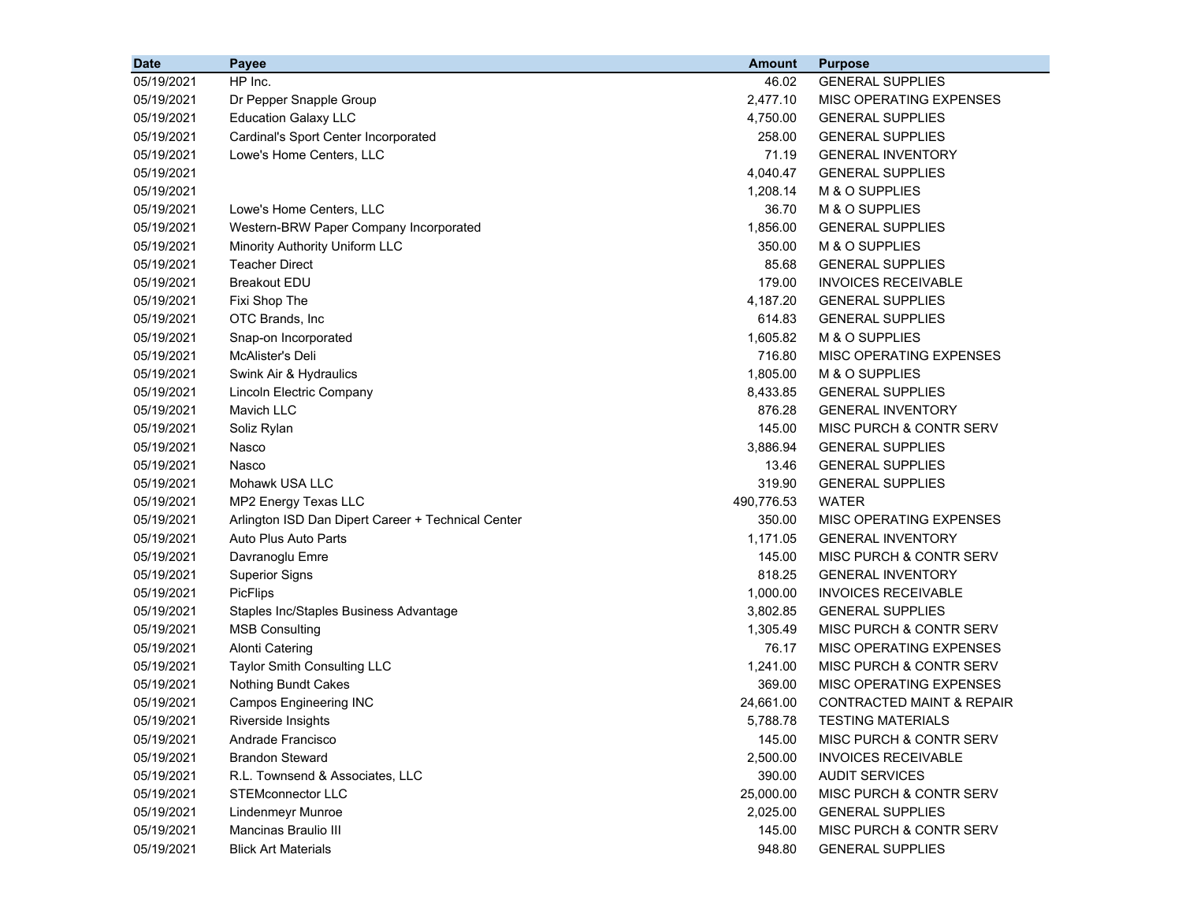| Date | Payee | Amount | Purpose |
|---|---|---|---|
| 05/19/2021 | HP Inc. | 46.02 | GENERAL SUPPLIES |
| 05/19/2021 | Dr Pepper Snapple Group | 2,477.10 | MISC OPERATING EXPENSES |
| 05/19/2021 | Education Galaxy LLC | 4,750.00 | GENERAL SUPPLIES |
| 05/19/2021 | Cardinal's Sport Center Incorporated | 258.00 | GENERAL SUPPLIES |
| 05/19/2021 | Lowe's Home Centers, LLC | 71.19 | GENERAL INVENTORY |
| 05/19/2021 | | 4,040.47 | GENERAL SUPPLIES |
| 05/19/2021 | | 1,208.14 | M & O SUPPLIES |
| 05/19/2021 | Lowe's Home Centers, LLC | 36.70 | M & O SUPPLIES |
| 05/19/2021 | Western-BRW Paper Company Incorporated | 1,856.00 | GENERAL SUPPLIES |
| 05/19/2021 | Minority Authority Uniform LLC | 350.00 | M & O SUPPLIES |
| 05/19/2021 | Teacher Direct | 85.68 | GENERAL SUPPLIES |
| 05/19/2021 | Breakout EDU | 179.00 | INVOICES RECEIVABLE |
| 05/19/2021 | Fixi Shop The | 4,187.20 | GENERAL SUPPLIES |
| 05/19/2021 | OTC Brands, Inc | 614.83 | GENERAL SUPPLIES |
| 05/19/2021 | Snap-on Incorporated | 1,605.82 | M & O SUPPLIES |
| 05/19/2021 | McAlister's Deli | 716.80 | MISC OPERATING EXPENSES |
| 05/19/2021 | Swink Air & Hydraulics | 1,805.00 | M & O SUPPLIES |
| 05/19/2021 | Lincoln Electric Company | 8,433.85 | GENERAL SUPPLIES |
| 05/19/2021 | Mavich LLC | 876.28 | GENERAL INVENTORY |
| 05/19/2021 | Soliz Rylan | 145.00 | MISC PURCH & CONTR SERV |
| 05/19/2021 | Nasco | 3,886.94 | GENERAL SUPPLIES |
| 05/19/2021 | Nasco | 13.46 | GENERAL SUPPLIES |
| 05/19/2021 | Mohawk USA LLC | 319.90 | GENERAL SUPPLIES |
| 05/19/2021 | MP2 Energy Texas LLC | 490,776.53 | WATER |
| 05/19/2021 | Arlington ISD Dan Dipert Career + Technical Center | 350.00 | MISC OPERATING EXPENSES |
| 05/19/2021 | Auto Plus Auto Parts | 1,171.05 | GENERAL INVENTORY |
| 05/19/2021 | Davranoglu Emre | 145.00 | MISC PURCH & CONTR SERV |
| 05/19/2021 | Superior Signs | 818.25 | GENERAL INVENTORY |
| 05/19/2021 | PicFlips | 1,000.00 | INVOICES RECEIVABLE |
| 05/19/2021 | Staples Inc/Staples Business Advantage | 3,802.85 | GENERAL SUPPLIES |
| 05/19/2021 | MSB Consulting | 1,305.49 | MISC PURCH & CONTR SERV |
| 05/19/2021 | Alonti Catering | 76.17 | MISC OPERATING EXPENSES |
| 05/19/2021 | Taylor Smith Consulting LLC | 1,241.00 | MISC PURCH & CONTR SERV |
| 05/19/2021 | Nothing Bundt Cakes | 369.00 | MISC OPERATING EXPENSES |
| 05/19/2021 | Campos Engineering INC | 24,661.00 | CONTRACTED MAINT & REPAIR |
| 05/19/2021 | Riverside Insights | 5,788.78 | TESTING MATERIALS |
| 05/19/2021 | Andrade Francisco | 145.00 | MISC PURCH & CONTR SERV |
| 05/19/2021 | Brandon Steward | 2,500.00 | INVOICES RECEIVABLE |
| 05/19/2021 | R.L. Townsend & Associates, LLC | 390.00 | AUDIT SERVICES |
| 05/19/2021 | STEMconnector LLC | 25,000.00 | MISC PURCH & CONTR SERV |
| 05/19/2021 | Lindenmeyr Munroe | 2,025.00 | GENERAL SUPPLIES |
| 05/19/2021 | Mancinas Braulio III | 145.00 | MISC PURCH & CONTR SERV |
| 05/19/2021 | Blick Art Materials | 948.80 | GENERAL SUPPLIES |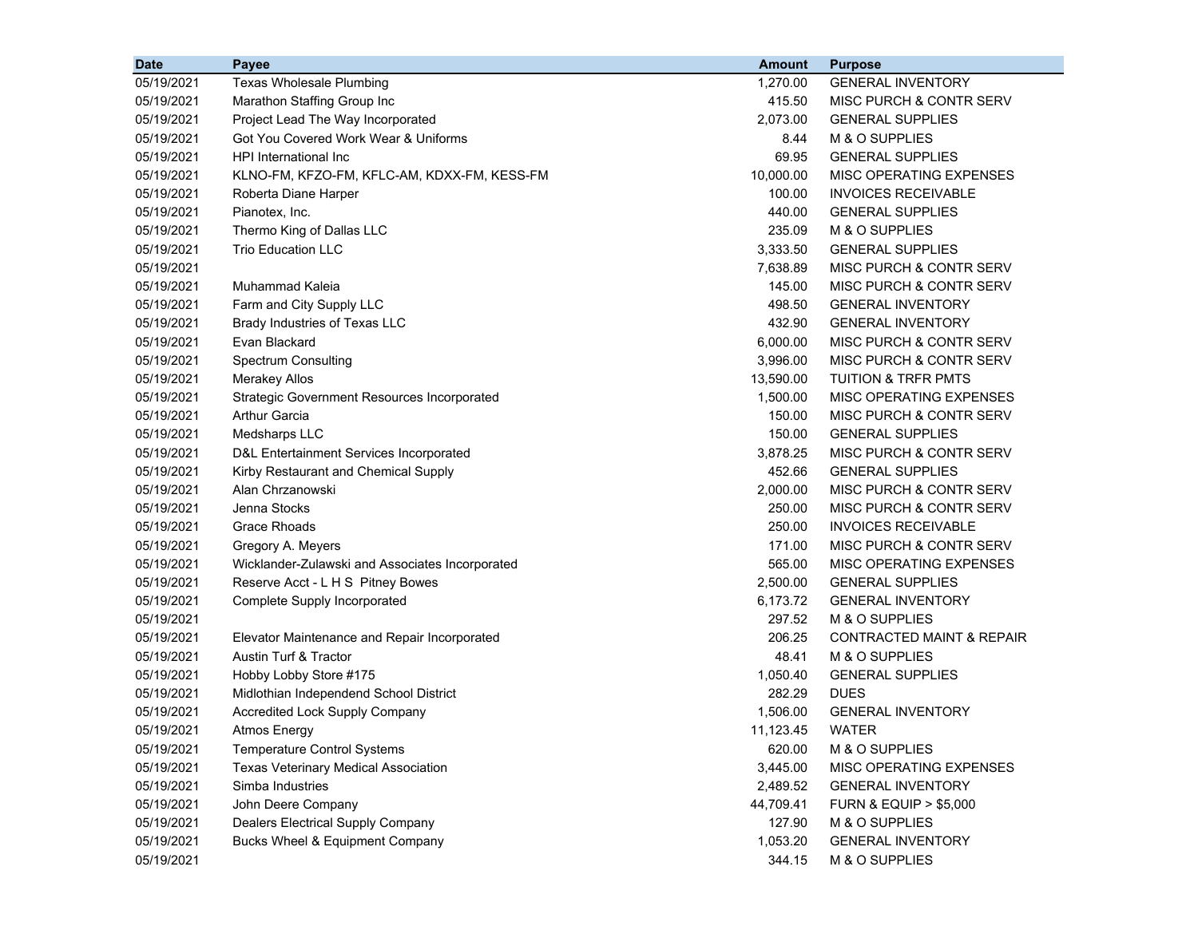| Date | Payee | Amount | Purpose |
|---|---|---|---|
| 05/19/2021 | Texas Wholesale Plumbing | 1,270.00 | GENERAL INVENTORY |
| 05/19/2021 | Marathon Staffing Group Inc | 415.50 | MISC PURCH & CONTR SERV |
| 05/19/2021 | Project Lead The Way Incorporated | 2,073.00 | GENERAL SUPPLIES |
| 05/19/2021 | Got You Covered Work Wear & Uniforms | 8.44 | M & O SUPPLIES |
| 05/19/2021 | HPI International Inc | 69.95 | GENERAL SUPPLIES |
| 05/19/2021 | KLNO-FM, KFZO-FM, KFLC-AM, KDXX-FM, KESS-FM | 10,000.00 | MISC OPERATING EXPENSES |
| 05/19/2021 | Roberta Diane Harper | 100.00 | INVOICES RECEIVABLE |
| 05/19/2021 | Pianotex, Inc. | 440.00 | GENERAL SUPPLIES |
| 05/19/2021 | Thermo King of Dallas LLC | 235.09 | M & O SUPPLIES |
| 05/19/2021 | Trio Education LLC | 3,333.50 | GENERAL SUPPLIES |
| 05/19/2021 | | 7,638.89 | MISC PURCH & CONTR SERV |
| 05/19/2021 | Muhammad Kaleia | 145.00 | MISC PURCH & CONTR SERV |
| 05/19/2021 | Farm and City Supply LLC | 498.50 | GENERAL INVENTORY |
| 05/19/2021 | Brady Industries of Texas LLC | 432.90 | GENERAL INVENTORY |
| 05/19/2021 | Evan Blackard | 6,000.00 | MISC PURCH & CONTR SERV |
| 05/19/2021 | Spectrum Consulting | 3,996.00 | MISC PURCH & CONTR SERV |
| 05/19/2021 | Merakey Allos | 13,590.00 | TUITION & TRFR PMTS |
| 05/19/2021 | Strategic Government Resources Incorporated | 1,500.00 | MISC OPERATING EXPENSES |
| 05/19/2021 | Arthur Garcia | 150.00 | MISC PURCH & CONTR SERV |
| 05/19/2021 | Medsharps LLC | 150.00 | GENERAL SUPPLIES |
| 05/19/2021 | D&L Entertainment Services Incorporated | 3,878.25 | MISC PURCH & CONTR SERV |
| 05/19/2021 | Kirby Restaurant and Chemical Supply | 452.66 | GENERAL SUPPLIES |
| 05/19/2021 | Alan Chrzanowski | 2,000.00 | MISC PURCH & CONTR SERV |
| 05/19/2021 | Jenna Stocks | 250.00 | MISC PURCH & CONTR SERV |
| 05/19/2021 | Grace Rhoads | 250.00 | INVOICES RECEIVABLE |
| 05/19/2021 | Gregory A. Meyers | 171.00 | MISC PURCH & CONTR SERV |
| 05/19/2021 | Wicklander-Zulawski and Associates Incorporated | 565.00 | MISC OPERATING EXPENSES |
| 05/19/2021 | Reserve Acct - L H S Pitney Bowes | 2,500.00 | GENERAL SUPPLIES |
| 05/19/2021 | Complete Supply Incorporated | 6,173.72 | GENERAL INVENTORY |
| 05/19/2021 | | 297.52 | M & O SUPPLIES |
| 05/19/2021 | Elevator Maintenance and Repair Incorporated | 206.25 | CONTRACTED MAINT & REPAIR |
| 05/19/2021 | Austin Turf & Tractor | 48.41 | M & O SUPPLIES |
| 05/19/2021 | Hobby Lobby Store #175 | 1,050.40 | GENERAL SUPPLIES |
| 05/19/2021 | Midlothian Independend School District | 282.29 | DUES |
| 05/19/2021 | Accredited Lock Supply Company | 1,506.00 | GENERAL INVENTORY |
| 05/19/2021 | Atmos Energy | 11,123.45 | WATER |
| 05/19/2021 | Temperature Control Systems | 620.00 | M & O SUPPLIES |
| 05/19/2021 | Texas Veterinary Medical Association | 3,445.00 | MISC OPERATING EXPENSES |
| 05/19/2021 | Simba Industries | 2,489.52 | GENERAL INVENTORY |
| 05/19/2021 | John Deere Company | 44,709.41 | FURN & EQUIP > $5,000 |
| 05/19/2021 | Dealers Electrical Supply Company | 127.90 | M & O SUPPLIES |
| 05/19/2021 | Bucks Wheel & Equipment Company | 1,053.20 | GENERAL INVENTORY |
| 05/19/2021 | | 344.15 | M & O SUPPLIES |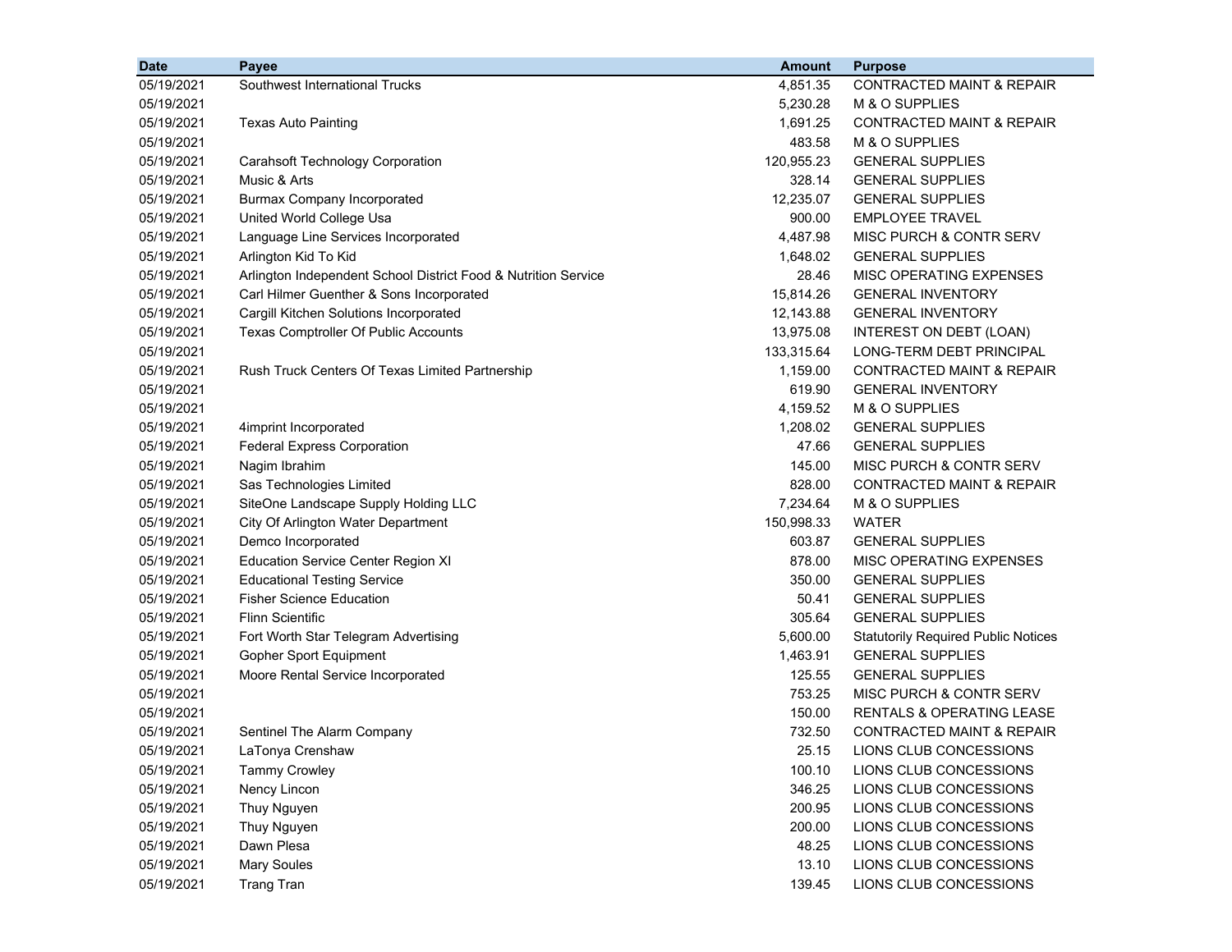| Date | Payee | Amount | Purpose |
| --- | --- | --- | --- |
| 05/19/2021 | Southwest International Trucks | 4,851.35 | CONTRACTED MAINT & REPAIR |
| 05/19/2021 | | 5,230.28 | M & O SUPPLIES |
| 05/19/2021 | Texas Auto Painting | 1,691.25 | CONTRACTED MAINT & REPAIR |
| 05/19/2021 | | 483.58 | M & O SUPPLIES |
| 05/19/2021 | Carahsoft Technology Corporation | 120,955.23 | GENERAL SUPPLIES |
| 05/19/2021 | Music & Arts | 328.14 | GENERAL SUPPLIES |
| 05/19/2021 | Burmax Company Incorporated | 12,235.07 | GENERAL SUPPLIES |
| 05/19/2021 | United World College Usa | 900.00 | EMPLOYEE TRAVEL |
| 05/19/2021 | Language Line Services Incorporated | 4,487.98 | MISC PURCH & CONTR SERV |
| 05/19/2021 | Arlington Kid To Kid | 1,648.02 | GENERAL SUPPLIES |
| 05/19/2021 | Arlington Independent School District Food & Nutrition Service | 28.46 | MISC OPERATING EXPENSES |
| 05/19/2021 | Carl Hilmer Guenther & Sons Incorporated | 15,814.26 | GENERAL INVENTORY |
| 05/19/2021 | Cargill Kitchen Solutions Incorporated | 12,143.88 | GENERAL INVENTORY |
| 05/19/2021 | Texas Comptroller Of Public Accounts | 13,975.08 | INTEREST ON DEBT (LOAN) |
| 05/19/2021 | | 133,315.64 | LONG-TERM DEBT PRINCIPAL |
| 05/19/2021 | Rush Truck Centers Of Texas Limited Partnership | 1,159.00 | CONTRACTED MAINT & REPAIR |
| 05/19/2021 | | 619.90 | GENERAL INVENTORY |
| 05/19/2021 | | 4,159.52 | M & O SUPPLIES |
| 05/19/2021 | 4imprint Incorporated | 1,208.02 | GENERAL SUPPLIES |
| 05/19/2021 | Federal Express Corporation | 47.66 | GENERAL SUPPLIES |
| 05/19/2021 | Nagim Ibrahim | 145.00 | MISC PURCH & CONTR SERV |
| 05/19/2021 | Sas Technologies Limited | 828.00 | CONTRACTED MAINT & REPAIR |
| 05/19/2021 | SiteOne Landscape Supply Holding LLC | 7,234.64 | M & O SUPPLIES |
| 05/19/2021 | City Of Arlington Water Department | 150,998.33 | WATER |
| 05/19/2021 | Demco Incorporated | 603.87 | GENERAL SUPPLIES |
| 05/19/2021 | Education Service Center Region XI | 878.00 | MISC OPERATING EXPENSES |
| 05/19/2021 | Educational Testing Service | 350.00 | GENERAL SUPPLIES |
| 05/19/2021 | Fisher Science Education | 50.41 | GENERAL SUPPLIES |
| 05/19/2021 | Flinn Scientific | 305.64 | GENERAL SUPPLIES |
| 05/19/2021 | Fort Worth Star Telegram Advertising | 5,600.00 | Statutorily Required Public Notices |
| 05/19/2021 | Gopher Sport Equipment | 1,463.91 | GENERAL SUPPLIES |
| 05/19/2021 | Moore Rental Service Incorporated | 125.55 | GENERAL SUPPLIES |
| 05/19/2021 | | 753.25 | MISC PURCH & CONTR SERV |
| 05/19/2021 | | 150.00 | RENTALS & OPERATING LEASE |
| 05/19/2021 | Sentinel The Alarm Company | 732.50 | CONTRACTED MAINT & REPAIR |
| 05/19/2021 | LaTonya Crenshaw | 25.15 | LIONS CLUB CONCESSIONS |
| 05/19/2021 | Tammy Crowley | 100.10 | LIONS CLUB CONCESSIONS |
| 05/19/2021 | Nency Lincon | 346.25 | LIONS CLUB CONCESSIONS |
| 05/19/2021 | Thuy Nguyen | 200.95 | LIONS CLUB CONCESSIONS |
| 05/19/2021 | Thuy Nguyen | 200.00 | LIONS CLUB CONCESSIONS |
| 05/19/2021 | Dawn Plesa | 48.25 | LIONS CLUB CONCESSIONS |
| 05/19/2021 | Mary Soules | 13.10 | LIONS CLUB CONCESSIONS |
| 05/19/2021 | Trang Tran | 139.45 | LIONS CLUB CONCESSIONS |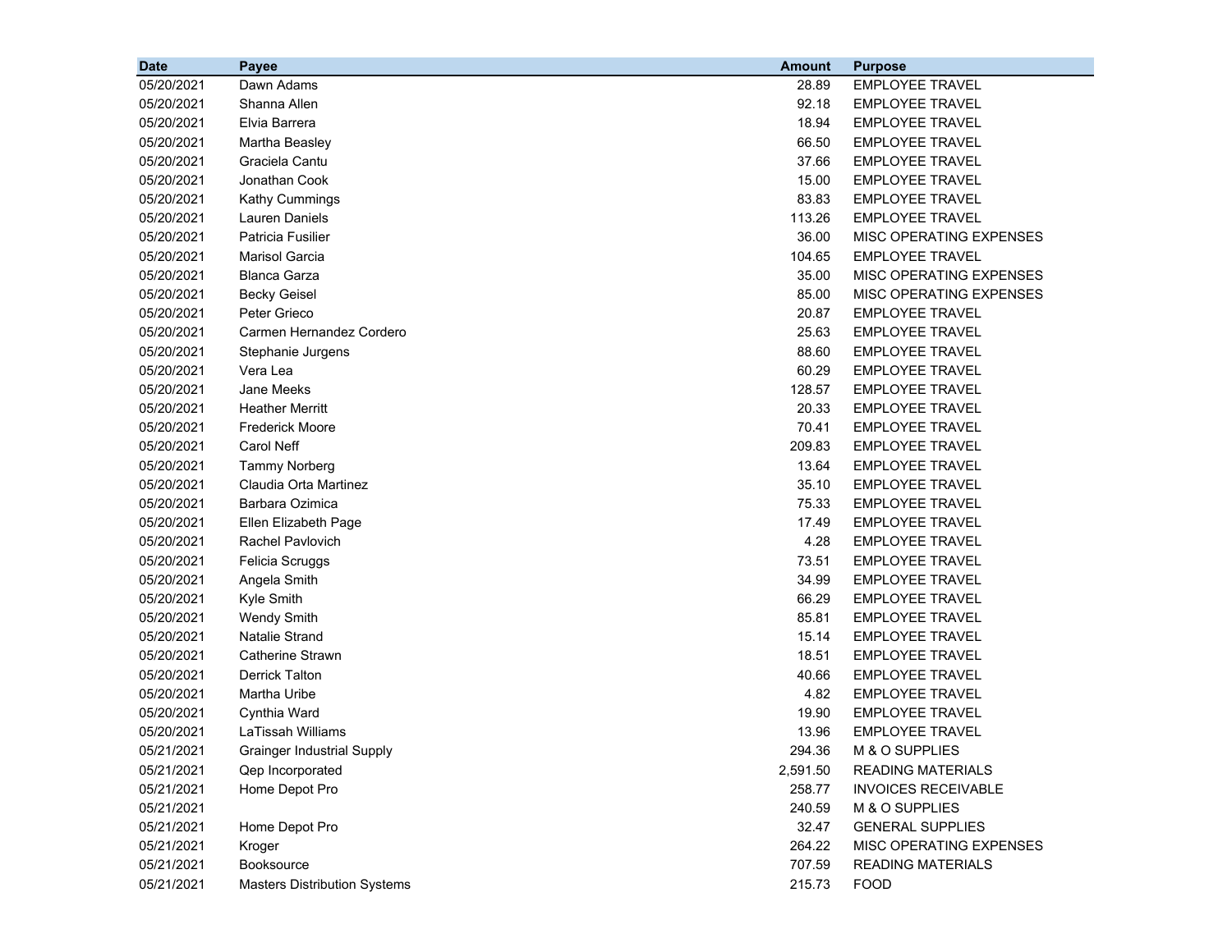| Date | Payee | Amount | Purpose |
|---|---|---|---|
| 05/20/2021 | Dawn Adams | 28.89 | EMPLOYEE TRAVEL |
| 05/20/2021 | Shanna Allen | 92.18 | EMPLOYEE TRAVEL |
| 05/20/2021 | Elvia Barrera | 18.94 | EMPLOYEE TRAVEL |
| 05/20/2021 | Martha Beasley | 66.50 | EMPLOYEE TRAVEL |
| 05/20/2021 | Graciela Cantu | 37.66 | EMPLOYEE TRAVEL |
| 05/20/2021 | Jonathan Cook | 15.00 | EMPLOYEE TRAVEL |
| 05/20/2021 | Kathy Cummings | 83.83 | EMPLOYEE TRAVEL |
| 05/20/2021 | Lauren Daniels | 113.26 | EMPLOYEE TRAVEL |
| 05/20/2021 | Patricia Fusilier | 36.00 | MISC OPERATING EXPENSES |
| 05/20/2021 | Marisol Garcia | 104.65 | EMPLOYEE TRAVEL |
| 05/20/2021 | Blanca Garza | 35.00 | MISC OPERATING EXPENSES |
| 05/20/2021 | Becky Geisel | 85.00 | MISC OPERATING EXPENSES |
| 05/20/2021 | Peter Grieco | 20.87 | EMPLOYEE TRAVEL |
| 05/20/2021 | Carmen Hernandez Cordero | 25.63 | EMPLOYEE TRAVEL |
| 05/20/2021 | Stephanie Jurgens | 88.60 | EMPLOYEE TRAVEL |
| 05/20/2021 | Vera Lea | 60.29 | EMPLOYEE TRAVEL |
| 05/20/2021 | Jane Meeks | 128.57 | EMPLOYEE TRAVEL |
| 05/20/2021 | Heather Merritt | 20.33 | EMPLOYEE TRAVEL |
| 05/20/2021 | Frederick Moore | 70.41 | EMPLOYEE TRAVEL |
| 05/20/2021 | Carol Neff | 209.83 | EMPLOYEE TRAVEL |
| 05/20/2021 | Tammy Norberg | 13.64 | EMPLOYEE TRAVEL |
| 05/20/2021 | Claudia Orta Martinez | 35.10 | EMPLOYEE TRAVEL |
| 05/20/2021 | Barbara Ozimica | 75.33 | EMPLOYEE TRAVEL |
| 05/20/2021 | Ellen Elizabeth Page | 17.49 | EMPLOYEE TRAVEL |
| 05/20/2021 | Rachel Pavlovich | 4.28 | EMPLOYEE TRAVEL |
| 05/20/2021 | Felicia Scruggs | 73.51 | EMPLOYEE TRAVEL |
| 05/20/2021 | Angela Smith | 34.99 | EMPLOYEE TRAVEL |
| 05/20/2021 | Kyle Smith | 66.29 | EMPLOYEE TRAVEL |
| 05/20/2021 | Wendy Smith | 85.81 | EMPLOYEE TRAVEL |
| 05/20/2021 | Natalie Strand | 15.14 | EMPLOYEE TRAVEL |
| 05/20/2021 | Catherine Strawn | 18.51 | EMPLOYEE TRAVEL |
| 05/20/2021 | Derrick Talton | 40.66 | EMPLOYEE TRAVEL |
| 05/20/2021 | Martha Uribe | 4.82 | EMPLOYEE TRAVEL |
| 05/20/2021 | Cynthia Ward | 19.90 | EMPLOYEE TRAVEL |
| 05/20/2021 | LaTissah Williams | 13.96 | EMPLOYEE TRAVEL |
| 05/21/2021 | Grainger Industrial Supply | 294.36 | M & O SUPPLIES |
| 05/21/2021 | Qep Incorporated | 2,591.50 | READING MATERIALS |
| 05/21/2021 | Home Depot Pro | 258.77 | INVOICES RECEIVABLE |
| 05/21/2021 | | 240.59 | M & O SUPPLIES |
| 05/21/2021 | Home Depot Pro | 32.47 | GENERAL SUPPLIES |
| 05/21/2021 | Kroger | 264.22 | MISC OPERATING EXPENSES |
| 05/21/2021 | Booksource | 707.59 | READING MATERIALS |
| 05/21/2021 | Masters Distribution Systems | 215.73 | FOOD |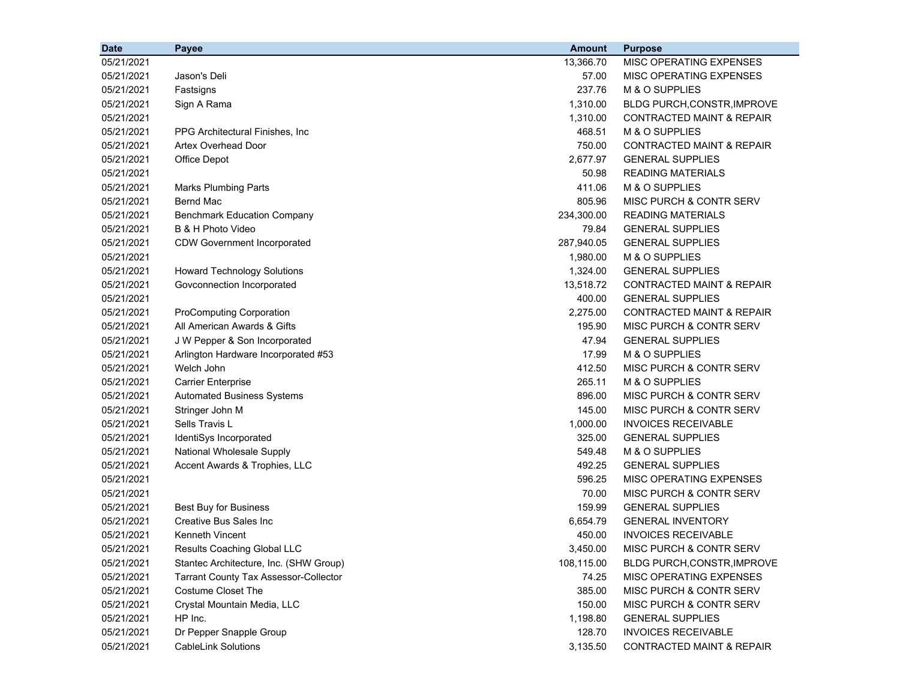| Date | Payee | Amount | Purpose |
|---|---|---|---|
| 05/21/2021 | | 13,366.70 | MISC OPERATING EXPENSES |
| 05/21/2021 | Jason's Deli | 57.00 | MISC OPERATING EXPENSES |
| 05/21/2021 | Fastsigns | 237.76 | M & O SUPPLIES |
| 05/21/2021 | Sign A Rama | 1,310.00 | BLDG PURCH,CONSTR,IMPROVE |
| 05/21/2021 | | 1,310.00 | CONTRACTED MAINT & REPAIR |
| 05/21/2021 | PPG Architectural Finishes, Inc | 468.51 | M & O SUPPLIES |
| 05/21/2021 | Artex Overhead Door | 750.00 | CONTRACTED MAINT & REPAIR |
| 05/21/2021 | Office Depot | 2,677.97 | GENERAL SUPPLIES |
| 05/21/2021 | | 50.98 | READING MATERIALS |
| 05/21/2021 | Marks Plumbing Parts | 411.06 | M & O SUPPLIES |
| 05/21/2021 | Bernd Mac | 805.96 | MISC PURCH & CONTR SERV |
| 05/21/2021 | Benchmark Education Company | 234,300.00 | READING MATERIALS |
| 05/21/2021 | B & H Photo Video | 79.84 | GENERAL SUPPLIES |
| 05/21/2021 | CDW Government Incorporated | 287,940.05 | GENERAL SUPPLIES |
| 05/21/2021 | | 1,980.00 | M & O SUPPLIES |
| 05/21/2021 | Howard Technology Solutions | 1,324.00 | GENERAL SUPPLIES |
| 05/21/2021 | Govconnection Incorporated | 13,518.72 | CONTRACTED MAINT & REPAIR |
| 05/21/2021 | | 400.00 | GENERAL SUPPLIES |
| 05/21/2021 | ProComputing Corporation | 2,275.00 | CONTRACTED MAINT & REPAIR |
| 05/21/2021 | All American Awards & Gifts | 195.90 | MISC PURCH & CONTR SERV |
| 05/21/2021 | J W Pepper & Son Incorporated | 47.94 | GENERAL SUPPLIES |
| 05/21/2021 | Arlington Hardware Incorporated #53 | 17.99 | M & O SUPPLIES |
| 05/21/2021 | Welch John | 412.50 | MISC PURCH & CONTR SERV |
| 05/21/2021 | Carrier Enterprise | 265.11 | M & O SUPPLIES |
| 05/21/2021 | Automated Business Systems | 896.00 | MISC PURCH & CONTR SERV |
| 05/21/2021 | Stringer John M | 145.00 | MISC PURCH & CONTR SERV |
| 05/21/2021 | Sells Travis L | 1,000.00 | INVOICES RECEIVABLE |
| 05/21/2021 | IdentiSys Incorporated | 325.00 | GENERAL SUPPLIES |
| 05/21/2021 | National Wholesale Supply | 549.48 | M & O SUPPLIES |
| 05/21/2021 | Accent Awards & Trophies, LLC | 492.25 | GENERAL SUPPLIES |
| 05/21/2021 | | 596.25 | MISC OPERATING EXPENSES |
| 05/21/2021 | | 70.00 | MISC PURCH & CONTR SERV |
| 05/21/2021 | Best Buy for Business | 159.99 | GENERAL SUPPLIES |
| 05/21/2021 | Creative Bus Sales Inc | 6,654.79 | GENERAL INVENTORY |
| 05/21/2021 | Kenneth Vincent | 450.00 | INVOICES RECEIVABLE |
| 05/21/2021 | Results Coaching Global LLC | 3,450.00 | MISC PURCH & CONTR SERV |
| 05/21/2021 | Stantec Architecture, Inc. (SHW Group) | 108,115.00 | BLDG PURCH,CONSTR,IMPROVE |
| 05/21/2021 | Tarrant County Tax Assessor-Collector | 74.25 | MISC OPERATING EXPENSES |
| 05/21/2021 | Costume Closet The | 385.00 | MISC PURCH & CONTR SERV |
| 05/21/2021 | Crystal Mountain Media, LLC | 150.00 | MISC PURCH & CONTR SERV |
| 05/21/2021 | HP Inc. | 1,198.80 | GENERAL SUPPLIES |
| 05/21/2021 | Dr Pepper Snapple Group | 128.70 | INVOICES RECEIVABLE |
| 05/21/2021 | CableLink Solutions | 3,135.50 | CONTRACTED MAINT & REPAIR |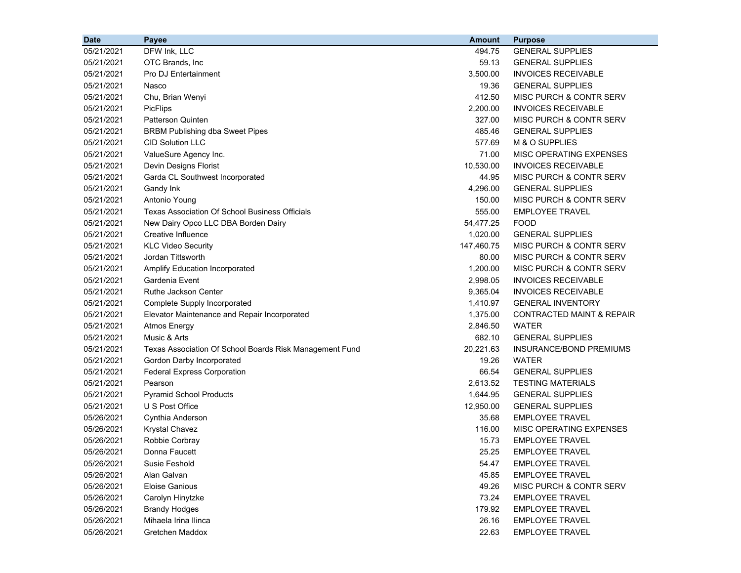| Date | Payee | Amount | Purpose |
|---|---|---|---|
| 05/21/2021 | DFW Ink, LLC | 494.75 | GENERAL SUPPLIES |
| 05/21/2021 | OTC Brands, Inc | 59.13 | GENERAL SUPPLIES |
| 05/21/2021 | Pro DJ Entertainment | 3,500.00 | INVOICES RECEIVABLE |
| 05/21/2021 | Nasco | 19.36 | GENERAL SUPPLIES |
| 05/21/2021 | Chu, Brian Wenyi | 412.50 | MISC PURCH & CONTR SERV |
| 05/21/2021 | PicFlips | 2,200.00 | INVOICES RECEIVABLE |
| 05/21/2021 | Patterson Quinten | 327.00 | MISC PURCH & CONTR SERV |
| 05/21/2021 | BRBM Publishing dba Sweet Pipes | 485.46 | GENERAL SUPPLIES |
| 05/21/2021 | CID Solution LLC | 577.69 | M & O SUPPLIES |
| 05/21/2021 | ValueSure Agency Inc. | 71.00 | MISC OPERATING EXPENSES |
| 05/21/2021 | Devin Designs Florist | 10,530.00 | INVOICES RECEIVABLE |
| 05/21/2021 | Garda CL Southwest Incorporated | 44.95 | MISC PURCH & CONTR SERV |
| 05/21/2021 | Gandy Ink | 4,296.00 | GENERAL SUPPLIES |
| 05/21/2021 | Antonio Young | 150.00 | MISC PURCH & CONTR SERV |
| 05/21/2021 | Texas Association Of School Business Officials | 555.00 | EMPLOYEE TRAVEL |
| 05/21/2021 | New Dairy Opco LLC DBA Borden Dairy | 54,477.25 | FOOD |
| 05/21/2021 | Creative Influence | 1,020.00 | GENERAL SUPPLIES |
| 05/21/2021 | KLC Video Security | 147,460.75 | MISC PURCH & CONTR SERV |
| 05/21/2021 | Jordan Tittsworth | 80.00 | MISC PURCH & CONTR SERV |
| 05/21/2021 | Amplify Education Incorporated | 1,200.00 | MISC PURCH & CONTR SERV |
| 05/21/2021 | Gardenia Event | 2,998.05 | INVOICES RECEIVABLE |
| 05/21/2021 | Ruthe Jackson Center | 9,365.04 | INVOICES RECEIVABLE |
| 05/21/2021 | Complete Supply Incorporated | 1,410.97 | GENERAL INVENTORY |
| 05/21/2021 | Elevator Maintenance and Repair Incorporated | 1,375.00 | CONTRACTED MAINT & REPAIR |
| 05/21/2021 | Atmos Energy | 2,846.50 | WATER |
| 05/21/2021 | Music & Arts | 682.10 | GENERAL SUPPLIES |
| 05/21/2021 | Texas Association Of School Boards Risk Management Fund | 20,221.63 | INSURANCE/BOND PREMIUMS |
| 05/21/2021 | Gordon Darby Incorporated | 19.26 | WATER |
| 05/21/2021 | Federal Express Corporation | 66.54 | GENERAL SUPPLIES |
| 05/21/2021 | Pearson | 2,613.52 | TESTING MATERIALS |
| 05/21/2021 | Pyramid School Products | 1,644.95 | GENERAL SUPPLIES |
| 05/21/2021 | U S Post Office | 12,950.00 | GENERAL SUPPLIES |
| 05/26/2021 | Cynthia Anderson | 35.68 | EMPLOYEE TRAVEL |
| 05/26/2021 | Krystal Chavez | 116.00 | MISC OPERATING EXPENSES |
| 05/26/2021 | Robbie Corbray | 15.73 | EMPLOYEE TRAVEL |
| 05/26/2021 | Donna Faucett | 25.25 | EMPLOYEE TRAVEL |
| 05/26/2021 | Susie Feshold | 54.47 | EMPLOYEE TRAVEL |
| 05/26/2021 | Alan Galvan | 45.85 | EMPLOYEE TRAVEL |
| 05/26/2021 | Eloise Ganious | 49.26 | MISC PURCH & CONTR SERV |
| 05/26/2021 | Carolyn Hinytzke | 73.24 | EMPLOYEE TRAVEL |
| 05/26/2021 | Brandy Hodges | 179.92 | EMPLOYEE TRAVEL |
| 05/26/2021 | Mihaela Irina Ilinca | 26.16 | EMPLOYEE TRAVEL |
| 05/26/2021 | Gretchen Maddox | 22.63 | EMPLOYEE TRAVEL |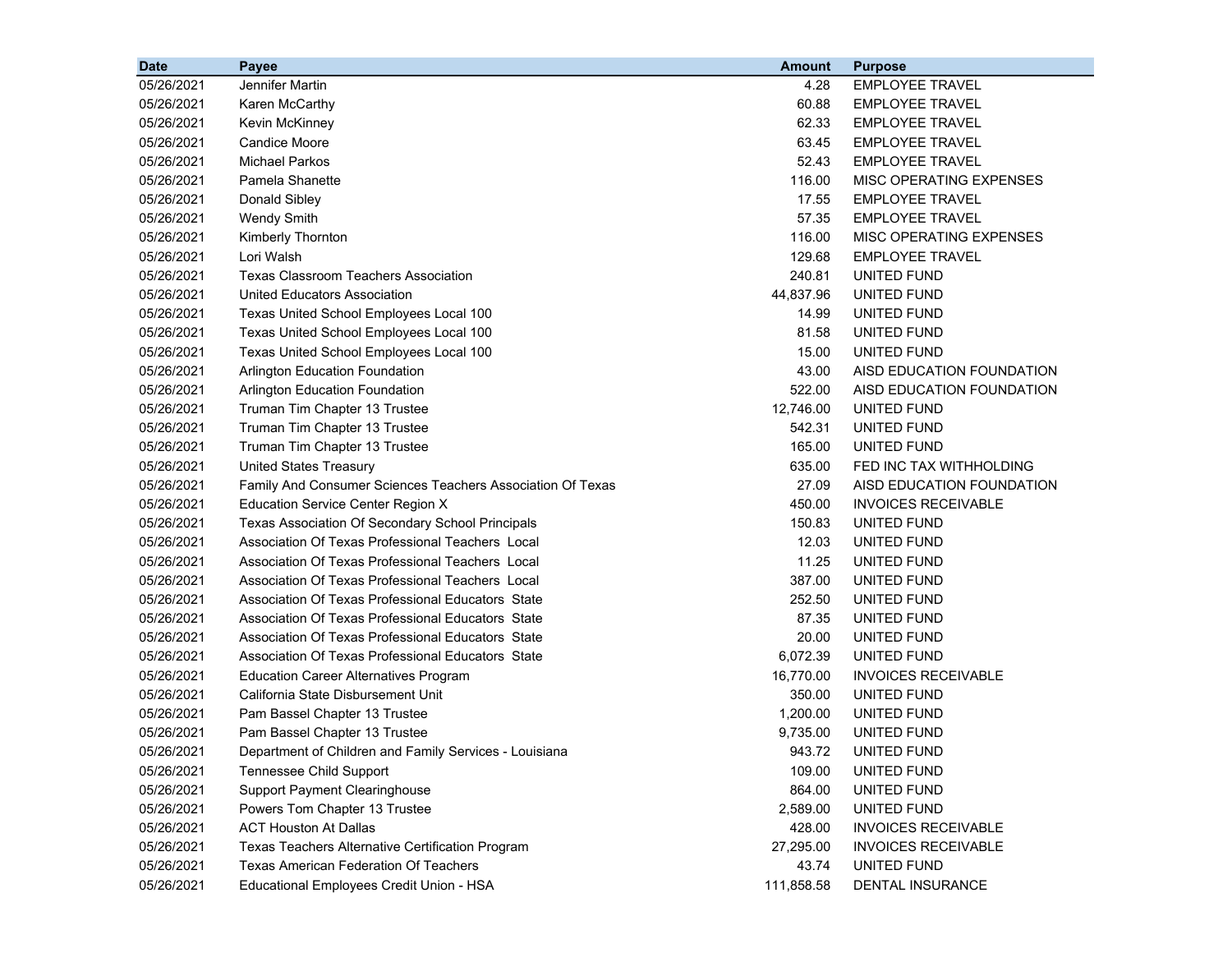| Date | Payee | Amount | Purpose |
|---|---|---|---|
| 05/26/2021 | Jennifer Martin | 4.28 | EMPLOYEE TRAVEL |
| 05/26/2021 | Karen McCarthy | 60.88 | EMPLOYEE TRAVEL |
| 05/26/2021 | Kevin McKinney | 62.33 | EMPLOYEE TRAVEL |
| 05/26/2021 | Candice Moore | 63.45 | EMPLOYEE TRAVEL |
| 05/26/2021 | Michael Parkos | 52.43 | EMPLOYEE TRAVEL |
| 05/26/2021 | Pamela Shanette | 116.00 | MISC OPERATING EXPENSES |
| 05/26/2021 | Donald Sibley | 17.55 | EMPLOYEE TRAVEL |
| 05/26/2021 | Wendy Smith | 57.35 | EMPLOYEE TRAVEL |
| 05/26/2021 | Kimberly Thornton | 116.00 | MISC OPERATING EXPENSES |
| 05/26/2021 | Lori Walsh | 129.68 | EMPLOYEE TRAVEL |
| 05/26/2021 | Texas Classroom Teachers Association | 240.81 | UNITED FUND |
| 05/26/2021 | United Educators Association | 44,837.96 | UNITED FUND |
| 05/26/2021 | Texas United School Employees Local 100 | 14.99 | UNITED FUND |
| 05/26/2021 | Texas United School Employees Local 100 | 81.58 | UNITED FUND |
| 05/26/2021 | Texas United School Employees Local 100 | 15.00 | UNITED FUND |
| 05/26/2021 | Arlington Education Foundation | 43.00 | AISD EDUCATION FOUNDATION |
| 05/26/2021 | Arlington Education Foundation | 522.00 | AISD EDUCATION FOUNDATION |
| 05/26/2021 | Truman Tim Chapter 13 Trustee | 12,746.00 | UNITED FUND |
| 05/26/2021 | Truman Tim Chapter 13 Trustee | 542.31 | UNITED FUND |
| 05/26/2021 | Truman Tim Chapter 13 Trustee | 165.00 | UNITED FUND |
| 05/26/2021 | United States Treasury | 635.00 | FED INC TAX WITHHOLDING |
| 05/26/2021 | Family And Consumer Sciences Teachers Association Of Texas | 27.09 | AISD EDUCATION FOUNDATION |
| 05/26/2021 | Education Service Center Region X | 450.00 | INVOICES RECEIVABLE |
| 05/26/2021 | Texas Association Of Secondary School Principals | 150.83 | UNITED FUND |
| 05/26/2021 | Association Of Texas Professional Teachers Local | 12.03 | UNITED FUND |
| 05/26/2021 | Association Of Texas Professional Teachers Local | 11.25 | UNITED FUND |
| 05/26/2021 | Association Of Texas Professional Teachers Local | 387.00 | UNITED FUND |
| 05/26/2021 | Association Of Texas Professional Educators State | 252.50 | UNITED FUND |
| 05/26/2021 | Association Of Texas Professional Educators State | 87.35 | UNITED FUND |
| 05/26/2021 | Association Of Texas Professional Educators State | 20.00 | UNITED FUND |
| 05/26/2021 | Association Of Texas Professional Educators State | 6,072.39 | UNITED FUND |
| 05/26/2021 | Education Career Alternatives Program | 16,770.00 | INVOICES RECEIVABLE |
| 05/26/2021 | California State Disbursement Unit | 350.00 | UNITED FUND |
| 05/26/2021 | Pam Bassel Chapter 13 Trustee | 1,200.00 | UNITED FUND |
| 05/26/2021 | Pam Bassel Chapter 13 Trustee | 9,735.00 | UNITED FUND |
| 05/26/2021 | Department of Children and Family Services - Louisiana | 943.72 | UNITED FUND |
| 05/26/2021 | Tennessee Child Support | 109.00 | UNITED FUND |
| 05/26/2021 | Support Payment Clearinghouse | 864.00 | UNITED FUND |
| 05/26/2021 | Powers Tom Chapter 13 Trustee | 2,589.00 | UNITED FUND |
| 05/26/2021 | ACT Houston At Dallas | 428.00 | INVOICES RECEIVABLE |
| 05/26/2021 | Texas Teachers Alternative Certification Program | 27,295.00 | INVOICES RECEIVABLE |
| 05/26/2021 | Texas American Federation Of Teachers | 43.74 | UNITED FUND |
| 05/26/2021 | Educational Employees Credit Union - HSA | 111,858.58 | DENTAL INSURANCE |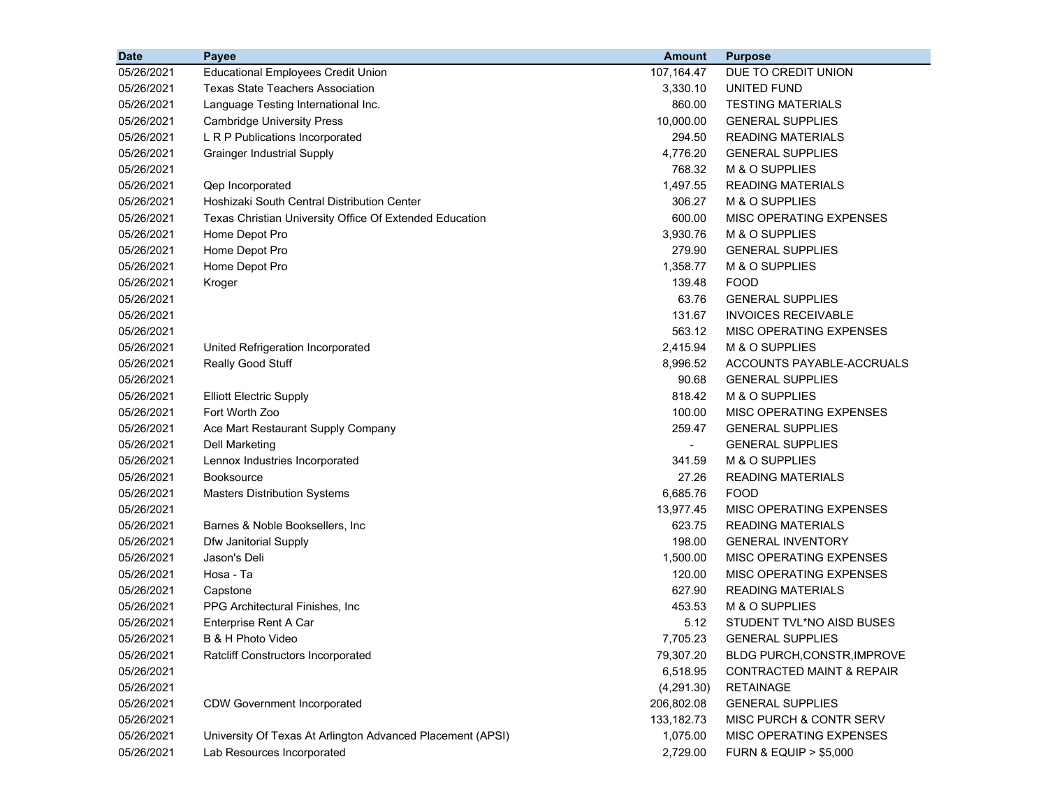| Date | Payee | Amount | Purpose |
|---|---|---|---|
| 05/26/2021 | Educational Employees Credit Union | 107,164.47 | DUE TO CREDIT UNION |
| 05/26/2021 | Texas State Teachers Association | 3,330.10 | UNITED FUND |
| 05/26/2021 | Language Testing International Inc. | 860.00 | TESTING MATERIALS |
| 05/26/2021 | Cambridge University Press | 10,000.00 | GENERAL SUPPLIES |
| 05/26/2021 | L R P Publications Incorporated | 294.50 | READING MATERIALS |
| 05/26/2021 | Grainger Industrial Supply | 4,776.20 | GENERAL SUPPLIES |
| 05/26/2021 | | 768.32 | M & O SUPPLIES |
| 05/26/2021 | Qep Incorporated | 1,497.55 | READING MATERIALS |
| 05/26/2021 | Hoshizaki South Central Distribution Center | 306.27 | M & O SUPPLIES |
| 05/26/2021 | Texas Christian University Office Of Extended Education | 600.00 | MISC OPERATING EXPENSES |
| 05/26/2021 | Home Depot Pro | 3,930.76 | M & O SUPPLIES |
| 05/26/2021 | Home Depot Pro | 279.90 | GENERAL SUPPLIES |
| 05/26/2021 | Home Depot Pro | 1,358.77 | M & O SUPPLIES |
| 05/26/2021 | Kroger | 139.48 | FOOD |
| 05/26/2021 | | 63.76 | GENERAL SUPPLIES |
| 05/26/2021 | | 131.67 | INVOICES RECEIVABLE |
| 05/26/2021 | | 563.12 | MISC OPERATING EXPENSES |
| 05/26/2021 | United Refrigeration Incorporated | 2,415.94 | M & O SUPPLIES |
| 05/26/2021 | Really Good Stuff | 8,996.52 | ACCOUNTS PAYABLE-ACCRUALS |
| 05/26/2021 | | 90.68 | GENERAL SUPPLIES |
| 05/26/2021 | Elliott Electric Supply | 818.42 | M & O SUPPLIES |
| 05/26/2021 | Fort Worth Zoo | 100.00 | MISC OPERATING EXPENSES |
| 05/26/2021 | Ace Mart Restaurant Supply Company | 259.47 | GENERAL SUPPLIES |
| 05/26/2021 | Dell Marketing | - | GENERAL SUPPLIES |
| 05/26/2021 | Lennox Industries Incorporated | 341.59 | M & O SUPPLIES |
| 05/26/2021 | Booksource | 27.26 | READING MATERIALS |
| 05/26/2021 | Masters Distribution Systems | 6,685.76 | FOOD |
| 05/26/2021 | | 13,977.45 | MISC OPERATING EXPENSES |
| 05/26/2021 | Barnes & Noble Booksellers, Inc | 623.75 | READING MATERIALS |
| 05/26/2021 | Dfw Janitorial Supply | 198.00 | GENERAL INVENTORY |
| 05/26/2021 | Jason's Deli | 1,500.00 | MISC OPERATING EXPENSES |
| 05/26/2021 | Hosa - Ta | 120.00 | MISC OPERATING EXPENSES |
| 05/26/2021 | Capstone | 627.90 | READING MATERIALS |
| 05/26/2021 | PPG Architectural Finishes, Inc | 453.53 | M & O SUPPLIES |
| 05/26/2021 | Enterprise Rent A Car | 5.12 | STUDENT TVL*NO AISD BUSES |
| 05/26/2021 | B & H Photo Video | 7,705.23 | GENERAL SUPPLIES |
| 05/26/2021 | Ratcliff Constructors Incorporated | 79,307.20 | BLDG PURCH,CONSTR,IMPROVE |
| 05/26/2021 | | 6,518.95 | CONTRACTED MAINT & REPAIR |
| 05/26/2021 | | (4,291.30) | RETAINAGE |
| 05/26/2021 | CDW Government Incorporated | 206,802.08 | GENERAL SUPPLIES |
| 05/26/2021 | | 133,182.73 | MISC PURCH & CONTR SERV |
| 05/26/2021 | University Of Texas At Arlington Advanced Placement (APSI) | 1,075.00 | MISC OPERATING EXPENSES |
| 05/26/2021 | Lab Resources Incorporated | 2,729.00 | FURN & EQUIP > $5,000 |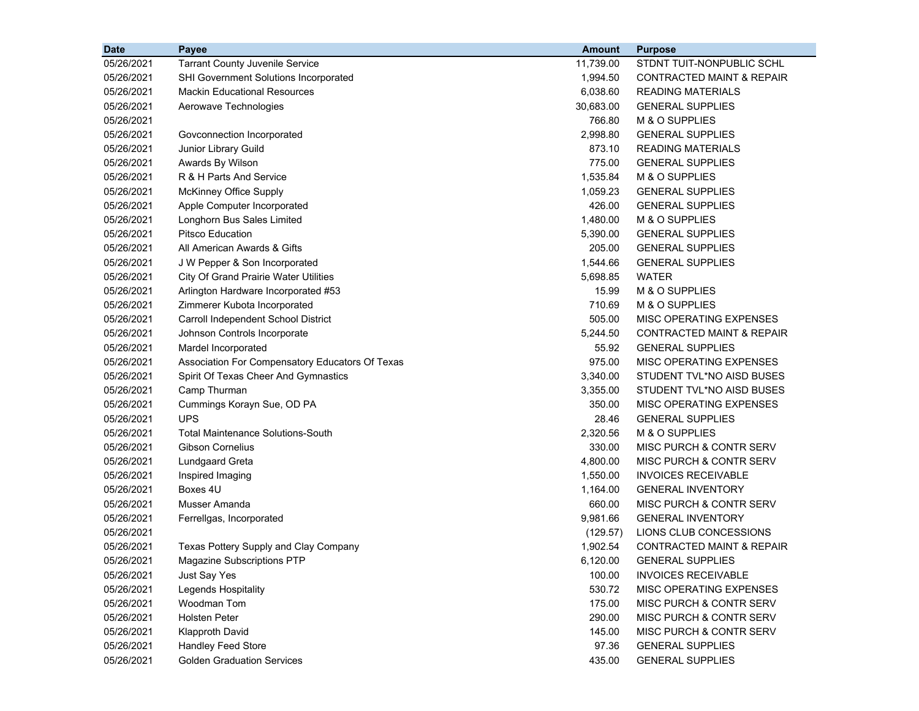| Date | Payee | Amount | Purpose |
|---|---|---|---|
| 05/26/2021 | Tarrant County Juvenile Service | 11,739.00 | STDNT TUIT-NONPUBLIC SCHL |
| 05/26/2021 | SHI Government Solutions Incorporated | 1,994.50 | CONTRACTED MAINT & REPAIR |
| 05/26/2021 | Mackin Educational Resources | 6,038.60 | READING MATERIALS |
| 05/26/2021 | Aerowave Technologies | 30,683.00 | GENERAL SUPPLIES |
| 05/26/2021 | | 766.80 | M & O SUPPLIES |
| 05/26/2021 | Govconnection Incorporated | 2,998.80 | GENERAL SUPPLIES |
| 05/26/2021 | Junior Library Guild | 873.10 | READING MATERIALS |
| 05/26/2021 | Awards By Wilson | 775.00 | GENERAL SUPPLIES |
| 05/26/2021 | R & H Parts And Service | 1,535.84 | M & O SUPPLIES |
| 05/26/2021 | McKinney Office Supply | 1,059.23 | GENERAL SUPPLIES |
| 05/26/2021 | Apple Computer Incorporated | 426.00 | GENERAL SUPPLIES |
| 05/26/2021 | Longhorn Bus Sales Limited | 1,480.00 | M & O SUPPLIES |
| 05/26/2021 | Pitsco Education | 5,390.00 | GENERAL SUPPLIES |
| 05/26/2021 | All American Awards & Gifts | 205.00 | GENERAL SUPPLIES |
| 05/26/2021 | J W Pepper & Son Incorporated | 1,544.66 | GENERAL SUPPLIES |
| 05/26/2021 | City Of Grand Prairie Water Utilities | 5,698.85 | WATER |
| 05/26/2021 | Arlington Hardware Incorporated #53 | 15.99 | M & O SUPPLIES |
| 05/26/2021 | Zimmerer Kubota Incorporated | 710.69 | M & O SUPPLIES |
| 05/26/2021 | Carroll Independent School District | 505.00 | MISC OPERATING EXPENSES |
| 05/26/2021 | Johnson Controls Incorporate | 5,244.50 | CONTRACTED MAINT & REPAIR |
| 05/26/2021 | Mardel Incorporated | 55.92 | GENERAL SUPPLIES |
| 05/26/2021 | Association For Compensatory Educators Of Texas | 975.00 | MISC OPERATING EXPENSES |
| 05/26/2021 | Spirit Of Texas Cheer And Gymnastics | 3,340.00 | STUDENT TVL*NO AISD BUSES |
| 05/26/2021 | Camp Thurman | 3,355.00 | STUDENT TVL*NO AISD BUSES |
| 05/26/2021 | Cummings Korayn Sue, OD PA | 350.00 | MISC OPERATING EXPENSES |
| 05/26/2021 | UPS | 28.46 | GENERAL SUPPLIES |
| 05/26/2021 | Total Maintenance Solutions-South | 2,320.56 | M & O SUPPLIES |
| 05/26/2021 | Gibson Cornelius | 330.00 | MISC PURCH & CONTR SERV |
| 05/26/2021 | Lundgaard Greta | 4,800.00 | MISC PURCH & CONTR SERV |
| 05/26/2021 | Inspired Imaging | 1,550.00 | INVOICES RECEIVABLE |
| 05/26/2021 | Boxes 4U | 1,164.00 | GENERAL INVENTORY |
| 05/26/2021 | Musser Amanda | 660.00 | MISC PURCH & CONTR SERV |
| 05/26/2021 | Ferrellgas, Incorporated | 9,981.66 | GENERAL INVENTORY |
| 05/26/2021 | | (129.57) | LIONS CLUB CONCESSIONS |
| 05/26/2021 | Texas Pottery Supply and Clay Company | 1,902.54 | CONTRACTED MAINT & REPAIR |
| 05/26/2021 | Magazine Subscriptions PTP | 6,120.00 | GENERAL SUPPLIES |
| 05/26/2021 | Just Say Yes | 100.00 | INVOICES RECEIVABLE |
| 05/26/2021 | Legends Hospitality | 530.72 | MISC OPERATING EXPENSES |
| 05/26/2021 | Woodman Tom | 175.00 | MISC PURCH & CONTR SERV |
| 05/26/2021 | Holsten Peter | 290.00 | MISC PURCH & CONTR SERV |
| 05/26/2021 | Klapproth David | 145.00 | MISC PURCH & CONTR SERV |
| 05/26/2021 | Handley Feed Store | 97.36 | GENERAL SUPPLIES |
| 05/26/2021 | Golden Graduation Services | 435.00 | GENERAL SUPPLIES |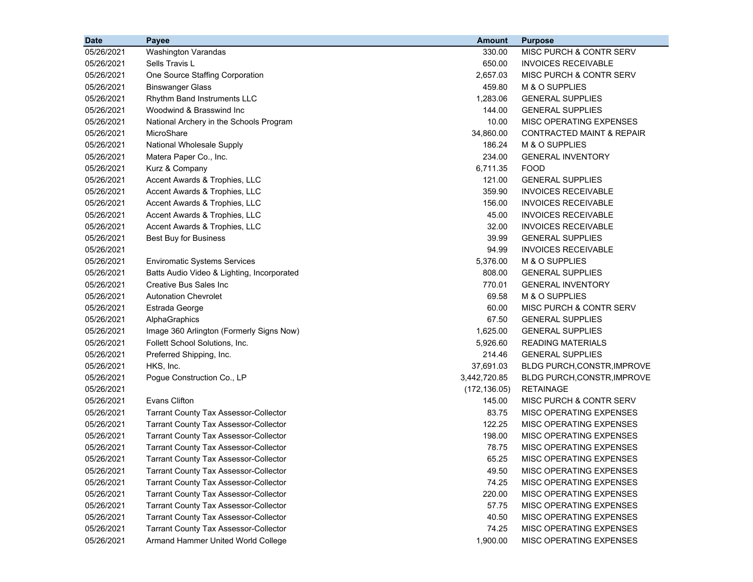| Date | Payee | Amount | Purpose |
|---|---|---|---|
| 05/26/2021 | Washington Varandas | 330.00 | MISC PURCH & CONTR SERV |
| 05/26/2021 | Sells Travis L | 650.00 | INVOICES RECEIVABLE |
| 05/26/2021 | One Source Staffing Corporation | 2,657.03 | MISC PURCH & CONTR SERV |
| 05/26/2021 | Binswanger Glass | 459.80 | M & O SUPPLIES |
| 05/26/2021 | Rhythm Band Instruments LLC | 1,283.06 | GENERAL SUPPLIES |
| 05/26/2021 | Woodwind & Brasswind Inc | 144.00 | GENERAL SUPPLIES |
| 05/26/2021 | National Archery in the Schools Program | 10.00 | MISC OPERATING EXPENSES |
| 05/26/2021 | MicroShare | 34,860.00 | CONTRACTED MAINT & REPAIR |
| 05/26/2021 | National Wholesale Supply | 186.24 | M & O SUPPLIES |
| 05/26/2021 | Matera Paper Co., Inc. | 234.00 | GENERAL INVENTORY |
| 05/26/2021 | Kurz & Company | 6,711.35 | FOOD |
| 05/26/2021 | Accent Awards & Trophies, LLC | 121.00 | GENERAL SUPPLIES |
| 05/26/2021 | Accent Awards & Trophies, LLC | 359.90 | INVOICES RECEIVABLE |
| 05/26/2021 | Accent Awards & Trophies, LLC | 156.00 | INVOICES RECEIVABLE |
| 05/26/2021 | Accent Awards & Trophies, LLC | 45.00 | INVOICES RECEIVABLE |
| 05/26/2021 | Accent Awards & Trophies, LLC | 32.00 | INVOICES RECEIVABLE |
| 05/26/2021 | Best Buy for Business | 39.99 | GENERAL SUPPLIES |
| 05/26/2021 | | 94.99 | INVOICES RECEIVABLE |
| 05/26/2021 | Enviromatic Systems Services | 5,376.00 | M & O SUPPLIES |
| 05/26/2021 | Batts Audio Video & Lighting, Incorporated | 808.00 | GENERAL SUPPLIES |
| 05/26/2021 | Creative Bus Sales Inc | 770.01 | GENERAL INVENTORY |
| 05/26/2021 | Autonation Chevrolet | 69.58 | M & O SUPPLIES |
| 05/26/2021 | Estrada George | 60.00 | MISC PURCH & CONTR SERV |
| 05/26/2021 | AlphaGraphics | 67.50 | GENERAL SUPPLIES |
| 05/26/2021 | Image 360 Arlington (Formerly Signs Now) | 1,625.00 | GENERAL SUPPLIES |
| 05/26/2021 | Follett School Solutions, Inc. | 5,926.60 | READING MATERIALS |
| 05/26/2021 | Preferred Shipping, Inc. | 214.46 | GENERAL SUPPLIES |
| 05/26/2021 | HKS, Inc. | 37,691.03 | BLDG PURCH,CONSTR,IMPROVE |
| 05/26/2021 | Pogue Construction Co., LP | 3,442,720.85 | BLDG PURCH,CONSTR,IMPROVE |
| 05/26/2021 | | (172,136.05) | RETAINAGE |
| 05/26/2021 | Evans Clifton | 145.00 | MISC PURCH & CONTR SERV |
| 05/26/2021 | Tarrant County Tax Assessor-Collector | 83.75 | MISC OPERATING EXPENSES |
| 05/26/2021 | Tarrant County Tax Assessor-Collector | 122.25 | MISC OPERATING EXPENSES |
| 05/26/2021 | Tarrant County Tax Assessor-Collector | 198.00 | MISC OPERATING EXPENSES |
| 05/26/2021 | Tarrant County Tax Assessor-Collector | 78.75 | MISC OPERATING EXPENSES |
| 05/26/2021 | Tarrant County Tax Assessor-Collector | 65.25 | MISC OPERATING EXPENSES |
| 05/26/2021 | Tarrant County Tax Assessor-Collector | 49.50 | MISC OPERATING EXPENSES |
| 05/26/2021 | Tarrant County Tax Assessor-Collector | 74.25 | MISC OPERATING EXPENSES |
| 05/26/2021 | Tarrant County Tax Assessor-Collector | 220.00 | MISC OPERATING EXPENSES |
| 05/26/2021 | Tarrant County Tax Assessor-Collector | 57.75 | MISC OPERATING EXPENSES |
| 05/26/2021 | Tarrant County Tax Assessor-Collector | 40.50 | MISC OPERATING EXPENSES |
| 05/26/2021 | Tarrant County Tax Assessor-Collector | 74.25 | MISC OPERATING EXPENSES |
| 05/26/2021 | Armand Hammer United World College | 1,900.00 | MISC OPERATING EXPENSES |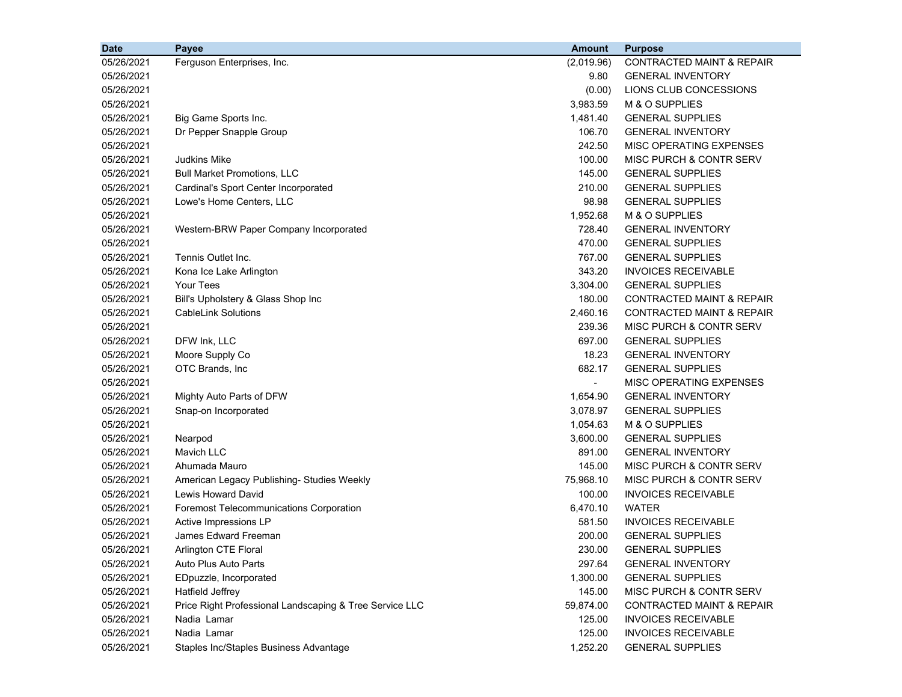| Date | Payee | Amount | Purpose |
|---|---|---|---|
| 05/26/2021 | Ferguson Enterprises, Inc. | (2,019.96) | CONTRACTED MAINT & REPAIR |
| 05/26/2021 | | 9.80 | GENERAL INVENTORY |
| 05/26/2021 | | (0.00) | LIONS CLUB CONCESSIONS |
| 05/26/2021 | | 3,983.59 | M & O SUPPLIES |
| 05/26/2021 | Big Game Sports Inc. | 1,481.40 | GENERAL SUPPLIES |
| 05/26/2021 | Dr Pepper Snapple Group | 106.70 | GENERAL INVENTORY |
| 05/26/2021 | | 242.50 | MISC OPERATING EXPENSES |
| 05/26/2021 | Judkins Mike | 100.00 | MISC PURCH & CONTR SERV |
| 05/26/2021 | Bull Market Promotions, LLC | 145.00 | GENERAL SUPPLIES |
| 05/26/2021 | Cardinal's Sport Center Incorporated | 210.00 | GENERAL SUPPLIES |
| 05/26/2021 | Lowe's Home Centers, LLC | 98.98 | GENERAL SUPPLIES |
| 05/26/2021 | | 1,952.68 | M & O SUPPLIES |
| 05/26/2021 | Western-BRW Paper Company Incorporated | 728.40 | GENERAL INVENTORY |
| 05/26/2021 | | 470.00 | GENERAL SUPPLIES |
| 05/26/2021 | Tennis Outlet Inc. | 767.00 | GENERAL SUPPLIES |
| 05/26/2021 | Kona Ice Lake Arlington | 343.20 | INVOICES RECEIVABLE |
| 05/26/2021 | Your Tees | 3,304.00 | GENERAL SUPPLIES |
| 05/26/2021 | Bill's Upholstery & Glass Shop Inc | 180.00 | CONTRACTED MAINT & REPAIR |
| 05/26/2021 | CableLink Solutions | 2,460.16 | CONTRACTED MAINT & REPAIR |
| 05/26/2021 | | 239.36 | MISC PURCH & CONTR SERV |
| 05/26/2021 | DFW Ink, LLC | 697.00 | GENERAL SUPPLIES |
| 05/26/2021 | Moore Supply Co | 18.23 | GENERAL INVENTORY |
| 05/26/2021 | OTC Brands, Inc | 682.17 | GENERAL SUPPLIES |
| 05/26/2021 | | - | MISC OPERATING EXPENSES |
| 05/26/2021 | Mighty Auto Parts of DFW | 1,654.90 | GENERAL INVENTORY |
| 05/26/2021 | Snap-on Incorporated | 3,078.97 | GENERAL SUPPLIES |
| 05/26/2021 | | 1,054.63 | M & O SUPPLIES |
| 05/26/2021 | Nearpod | 3,600.00 | GENERAL SUPPLIES |
| 05/26/2021 | Mavich LLC | 891.00 | GENERAL INVENTORY |
| 05/26/2021 | Ahumada Mauro | 145.00 | MISC PURCH & CONTR SERV |
| 05/26/2021 | American Legacy Publishing- Studies Weekly | 75,968.10 | MISC PURCH & CONTR SERV |
| 05/26/2021 | Lewis Howard David | 100.00 | INVOICES RECEIVABLE |
| 05/26/2021 | Foremost Telecommunications Corporation | 6,470.10 | WATER |
| 05/26/2021 | Active Impressions LP | 581.50 | INVOICES RECEIVABLE |
| 05/26/2021 | James Edward Freeman | 200.00 | GENERAL SUPPLIES |
| 05/26/2021 | Arlington CTE Floral | 230.00 | GENERAL SUPPLIES |
| 05/26/2021 | Auto Plus Auto Parts | 297.64 | GENERAL INVENTORY |
| 05/26/2021 | EDpuzzle, Incorporated | 1,300.00 | GENERAL SUPPLIES |
| 05/26/2021 | Hatfield Jeffrey | 145.00 | MISC PURCH & CONTR SERV |
| 05/26/2021 | Price Right Professional Landscaping & Tree Service LLC | 59,874.00 | CONTRACTED MAINT & REPAIR |
| 05/26/2021 | Nadia Lamar | 125.00 | INVOICES RECEIVABLE |
| 05/26/2021 | Nadia Lamar | 125.00 | INVOICES RECEIVABLE |
| 05/26/2021 | Staples Inc/Staples Business Advantage | 1,252.20 | GENERAL SUPPLIES |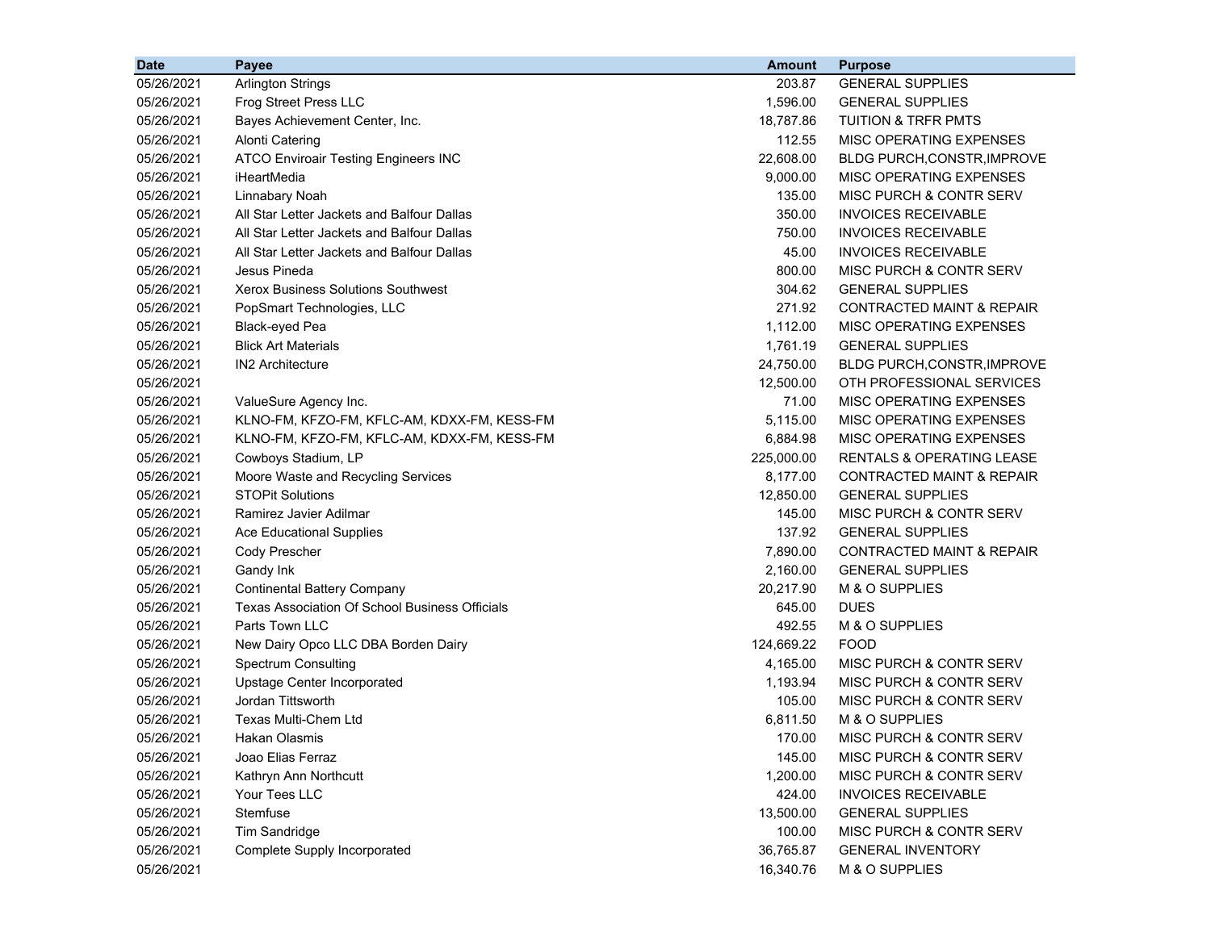| Date | Payee | Amount | Purpose |
|---|---|---|---|
| 05/26/2021 | Arlington Strings | 203.87 | GENERAL SUPPLIES |
| 05/26/2021 | Frog Street Press LLC | 1,596.00 | GENERAL SUPPLIES |
| 05/26/2021 | Bayes Achievement Center, Inc. | 18,787.86 | TUITION & TRFR PMTS |
| 05/26/2021 | Alonti Catering | 112.55 | MISC OPERATING EXPENSES |
| 05/26/2021 | ATCO Enviroair Testing Engineers INC | 22,608.00 | BLDG PURCH,CONSTR,IMPROVE |
| 05/26/2021 | iHeartMedia | 9,000.00 | MISC OPERATING EXPENSES |
| 05/26/2021 | Linnabary Noah | 135.00 | MISC PURCH & CONTR SERV |
| 05/26/2021 | All Star Letter Jackets and Balfour Dallas | 350.00 | INVOICES RECEIVABLE |
| 05/26/2021 | All Star Letter Jackets and Balfour Dallas | 750.00 | INVOICES RECEIVABLE |
| 05/26/2021 | All Star Letter Jackets and Balfour Dallas | 45.00 | INVOICES RECEIVABLE |
| 05/26/2021 | Jesus Pineda | 800.00 | MISC PURCH & CONTR SERV |
| 05/26/2021 | Xerox Business Solutions Southwest | 304.62 | GENERAL SUPPLIES |
| 05/26/2021 | PopSmart Technologies, LLC | 271.92 | CONTRACTED MAINT & REPAIR |
| 05/26/2021 | Black-eyed Pea | 1,112.00 | MISC OPERATING EXPENSES |
| 05/26/2021 | Blick Art Materials | 1,761.19 | GENERAL SUPPLIES |
| 05/26/2021 | IN2 Architecture | 24,750.00 | BLDG PURCH,CONSTR,IMPROVE |
| 05/26/2021 | | 12,500.00 | OTH PROFESSIONAL SERVICES |
| 05/26/2021 | ValueSure Agency Inc. | 71.00 | MISC OPERATING EXPENSES |
| 05/26/2021 | KLNO-FM, KFZO-FM, KFLC-AM, KDXX-FM, KESS-FM | 5,115.00 | MISC OPERATING EXPENSES |
| 05/26/2021 | KLNO-FM, KFZO-FM, KFLC-AM, KDXX-FM, KESS-FM | 6,884.98 | MISC OPERATING EXPENSES |
| 05/26/2021 | Cowboys Stadium, LP | 225,000.00 | RENTALS & OPERATING LEASE |
| 05/26/2021 | Moore Waste and Recycling Services | 8,177.00 | CONTRACTED MAINT & REPAIR |
| 05/26/2021 | STOPit Solutions | 12,850.00 | GENERAL SUPPLIES |
| 05/26/2021 | Ramirez Javier Adilmar | 145.00 | MISC PURCH & CONTR SERV |
| 05/26/2021 | Ace Educational Supplies | 137.92 | GENERAL SUPPLIES |
| 05/26/2021 | Cody Prescher | 7,890.00 | CONTRACTED MAINT & REPAIR |
| 05/26/2021 | Gandy Ink | 2,160.00 | GENERAL SUPPLIES |
| 05/26/2021 | Continental Battery Company | 20,217.90 | M & O SUPPLIES |
| 05/26/2021 | Texas Association Of School Business Officials | 645.00 | DUES |
| 05/26/2021 | Parts Town LLC | 492.55 | M & O SUPPLIES |
| 05/26/2021 | New Dairy Opco LLC DBA Borden Dairy | 124,669.22 | FOOD |
| 05/26/2021 | Spectrum Consulting | 4,165.00 | MISC PURCH & CONTR SERV |
| 05/26/2021 | Upstage Center Incorporated | 1,193.94 | MISC PURCH & CONTR SERV |
| 05/26/2021 | Jordan Tittsworth | 105.00 | MISC PURCH & CONTR SERV |
| 05/26/2021 | Texas Multi-Chem Ltd | 6,811.50 | M & O SUPPLIES |
| 05/26/2021 | Hakan Olasmis | 170.00 | MISC PURCH & CONTR SERV |
| 05/26/2021 | Joao Elias Ferraz | 145.00 | MISC PURCH & CONTR SERV |
| 05/26/2021 | Kathryn Ann Northcutt | 1,200.00 | MISC PURCH & CONTR SERV |
| 05/26/2021 | Your Tees LLC | 424.00 | INVOICES RECEIVABLE |
| 05/26/2021 | Stemfuse | 13,500.00 | GENERAL SUPPLIES |
| 05/26/2021 | Tim Sandridge | 100.00 | MISC PURCH & CONTR SERV |
| 05/26/2021 | Complete Supply Incorporated | 36,765.87 | GENERAL INVENTORY |
| 05/26/2021 | | 16,340.76 | M & O SUPPLIES |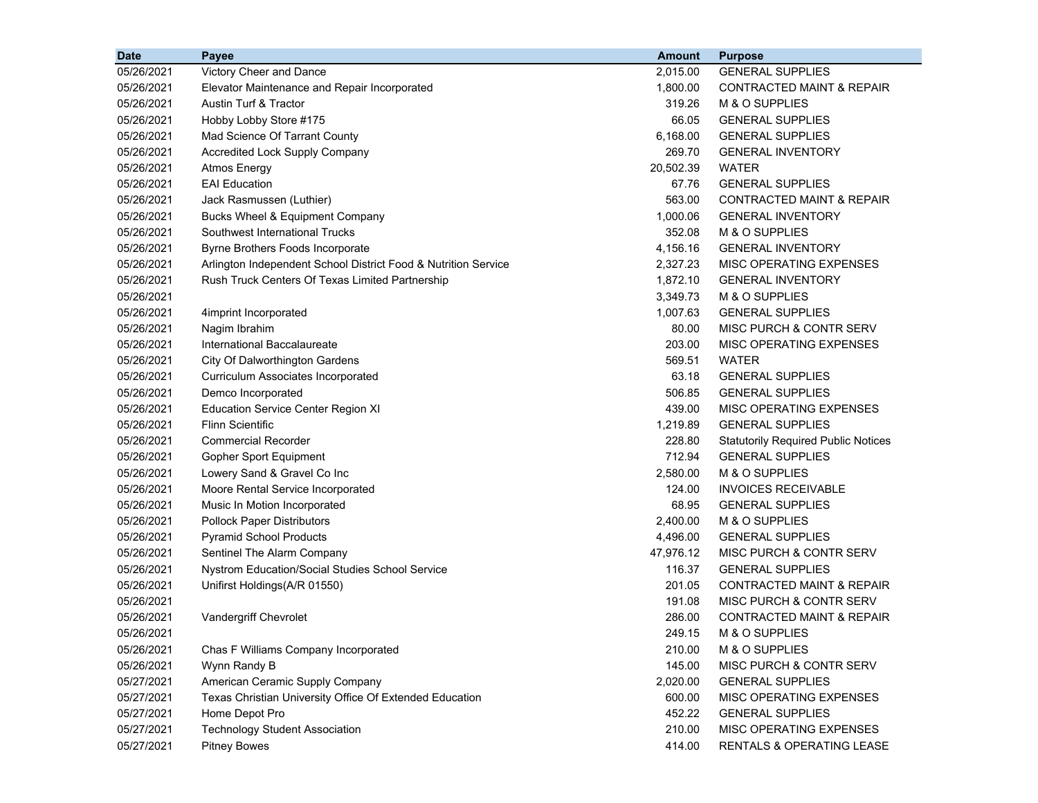| Date | Payee | Amount | Purpose |
|---|---|---|---|
| 05/26/2021 | Victory Cheer and Dance | 2,015.00 | GENERAL SUPPLIES |
| 05/26/2021 | Elevator Maintenance and Repair Incorporated | 1,800.00 | CONTRACTED MAINT & REPAIR |
| 05/26/2021 | Austin Turf & Tractor | 319.26 | M & O SUPPLIES |
| 05/26/2021 | Hobby Lobby Store #175 | 66.05 | GENERAL SUPPLIES |
| 05/26/2021 | Mad Science Of Tarrant County | 6,168.00 | GENERAL SUPPLIES |
| 05/26/2021 | Accredited Lock Supply Company | 269.70 | GENERAL INVENTORY |
| 05/26/2021 | Atmos Energy | 20,502.39 | WATER |
| 05/26/2021 | EAI Education | 67.76 | GENERAL SUPPLIES |
| 05/26/2021 | Jack Rasmussen (Luthier) | 563.00 | CONTRACTED MAINT & REPAIR |
| 05/26/2021 | Bucks Wheel & Equipment Company | 1,000.06 | GENERAL INVENTORY |
| 05/26/2021 | Southwest International Trucks | 352.08 | M & O SUPPLIES |
| 05/26/2021 | Byrne Brothers Foods Incorporate | 4,156.16 | GENERAL INVENTORY |
| 05/26/2021 | Arlington Independent School District Food & Nutrition Service | 2,327.23 | MISC OPERATING EXPENSES |
| 05/26/2021 | Rush Truck Centers Of Texas Limited Partnership | 1,872.10 | GENERAL INVENTORY |
| 05/26/2021 | | 3,349.73 | M & O SUPPLIES |
| 05/26/2021 | 4imprint Incorporated | 1,007.63 | GENERAL SUPPLIES |
| 05/26/2021 | Nagim Ibrahim | 80.00 | MISC PURCH & CONTR SERV |
| 05/26/2021 | International Baccalaureate | 203.00 | MISC OPERATING EXPENSES |
| 05/26/2021 | City Of Dalworthington Gardens | 569.51 | WATER |
| 05/26/2021 | Curriculum Associates Incorporated | 63.18 | GENERAL SUPPLIES |
| 05/26/2021 | Demco Incorporated | 506.85 | GENERAL SUPPLIES |
| 05/26/2021 | Education Service Center Region XI | 439.00 | MISC OPERATING EXPENSES |
| 05/26/2021 | Flinn Scientific | 1,219.89 | GENERAL SUPPLIES |
| 05/26/2021 | Commercial Recorder | 228.80 | Statutorily Required Public Notices |
| 05/26/2021 | Gopher Sport Equipment | 712.94 | GENERAL SUPPLIES |
| 05/26/2021 | Lowery Sand & Gravel Co Inc | 2,580.00 | M & O SUPPLIES |
| 05/26/2021 | Moore Rental Service Incorporated | 124.00 | INVOICES RECEIVABLE |
| 05/26/2021 | Music In Motion Incorporated | 68.95 | GENERAL SUPPLIES |
| 05/26/2021 | Pollock Paper Distributors | 2,400.00 | M & O SUPPLIES |
| 05/26/2021 | Pyramid School Products | 4,496.00 | GENERAL SUPPLIES |
| 05/26/2021 | Sentinel The Alarm Company | 47,976.12 | MISC PURCH & CONTR SERV |
| 05/26/2021 | Nystrom Education/Social Studies School Service | 116.37 | GENERAL SUPPLIES |
| 05/26/2021 | Unifirst Holdings(A/R 01550) | 201.05 | CONTRACTED MAINT & REPAIR |
| 05/26/2021 | | 191.08 | MISC PURCH & CONTR SERV |
| 05/26/2021 | Vandergriff Chevrolet | 286.00 | CONTRACTED MAINT & REPAIR |
| 05/26/2021 | | 249.15 | M & O SUPPLIES |
| 05/26/2021 | Chas F Williams Company Incorporated | 210.00 | M & O SUPPLIES |
| 05/26/2021 | Wynn Randy B | 145.00 | MISC PURCH & CONTR SERV |
| 05/27/2021 | American Ceramic Supply Company | 2,020.00 | GENERAL SUPPLIES |
| 05/27/2021 | Texas Christian University Office Of Extended Education | 600.00 | MISC OPERATING EXPENSES |
| 05/27/2021 | Home Depot Pro | 452.22 | GENERAL SUPPLIES |
| 05/27/2021 | Technology Student Association | 210.00 | MISC OPERATING EXPENSES |
| 05/27/2021 | Pitney Bowes | 414.00 | RENTALS & OPERATING LEASE |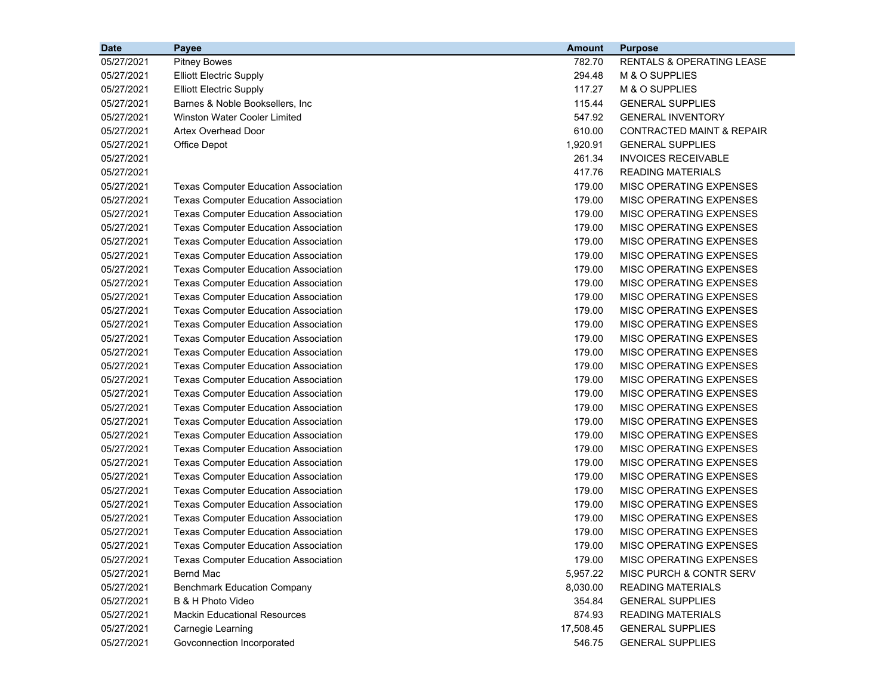| Date | Payee | Amount | Purpose |
|---|---|---|---|
| 05/27/2021 | Pitney Bowes | 782.70 | RENTALS & OPERATING LEASE |
| 05/27/2021 | Elliott Electric Supply | 294.48 | M & O SUPPLIES |
| 05/27/2021 | Elliott Electric Supply | 117.27 | M & O SUPPLIES |
| 05/27/2021 | Barnes & Noble Booksellers, Inc | 115.44 | GENERAL SUPPLIES |
| 05/27/2021 | Winston Water Cooler Limited | 547.92 | GENERAL INVENTORY |
| 05/27/2021 | Artex Overhead Door | 610.00 | CONTRACTED MAINT & REPAIR |
| 05/27/2021 | Office Depot | 1,920.91 | GENERAL SUPPLIES |
| 05/27/2021 | | 261.34 | INVOICES RECEIVABLE |
| 05/27/2021 | | 417.76 | READING MATERIALS |
| 05/27/2021 | Texas Computer Education Association | 179.00 | MISC OPERATING EXPENSES |
| 05/27/2021 | Texas Computer Education Association | 179.00 | MISC OPERATING EXPENSES |
| 05/27/2021 | Texas Computer Education Association | 179.00 | MISC OPERATING EXPENSES |
| 05/27/2021 | Texas Computer Education Association | 179.00 | MISC OPERATING EXPENSES |
| 05/27/2021 | Texas Computer Education Association | 179.00 | MISC OPERATING EXPENSES |
| 05/27/2021 | Texas Computer Education Association | 179.00 | MISC OPERATING EXPENSES |
| 05/27/2021 | Texas Computer Education Association | 179.00 | MISC OPERATING EXPENSES |
| 05/27/2021 | Texas Computer Education Association | 179.00 | MISC OPERATING EXPENSES |
| 05/27/2021 | Texas Computer Education Association | 179.00 | MISC OPERATING EXPENSES |
| 05/27/2021 | Texas Computer Education Association | 179.00 | MISC OPERATING EXPENSES |
| 05/27/2021 | Texas Computer Education Association | 179.00 | MISC OPERATING EXPENSES |
| 05/27/2021 | Texas Computer Education Association | 179.00 | MISC OPERATING EXPENSES |
| 05/27/2021 | Texas Computer Education Association | 179.00 | MISC OPERATING EXPENSES |
| 05/27/2021 | Texas Computer Education Association | 179.00 | MISC OPERATING EXPENSES |
| 05/27/2021 | Texas Computer Education Association | 179.00 | MISC OPERATING EXPENSES |
| 05/27/2021 | Texas Computer Education Association | 179.00 | MISC OPERATING EXPENSES |
| 05/27/2021 | Texas Computer Education Association | 179.00 | MISC OPERATING EXPENSES |
| 05/27/2021 | Texas Computer Education Association | 179.00 | MISC OPERATING EXPENSES |
| 05/27/2021 | Texas Computer Education Association | 179.00 | MISC OPERATING EXPENSES |
| 05/27/2021 | Texas Computer Education Association | 179.00 | MISC OPERATING EXPENSES |
| 05/27/2021 | Texas Computer Education Association | 179.00 | MISC OPERATING EXPENSES |
| 05/27/2021 | Texas Computer Education Association | 179.00 | MISC OPERATING EXPENSES |
| 05/27/2021 | Texas Computer Education Association | 179.00 | MISC OPERATING EXPENSES |
| 05/27/2021 | Texas Computer Education Association | 179.00 | MISC OPERATING EXPENSES |
| 05/27/2021 | Texas Computer Education Association | 179.00 | MISC OPERATING EXPENSES |
| 05/27/2021 | Texas Computer Education Association | 179.00 | MISC OPERATING EXPENSES |
| 05/27/2021 | Bernd Mac | 5,957.22 | MISC PURCH & CONTR SERV |
| 05/27/2021 | Benchmark Education Company | 8,030.00 | READING MATERIALS |
| 05/27/2021 | B & H Photo Video | 354.84 | GENERAL SUPPLIES |
| 05/27/2021 | Mackin Educational Resources | 874.93 | READING MATERIALS |
| 05/27/2021 | Carnegie Learning | 17,508.45 | GENERAL SUPPLIES |
| 05/27/2021 | Govconnection Incorporated | 546.75 | GENERAL SUPPLIES |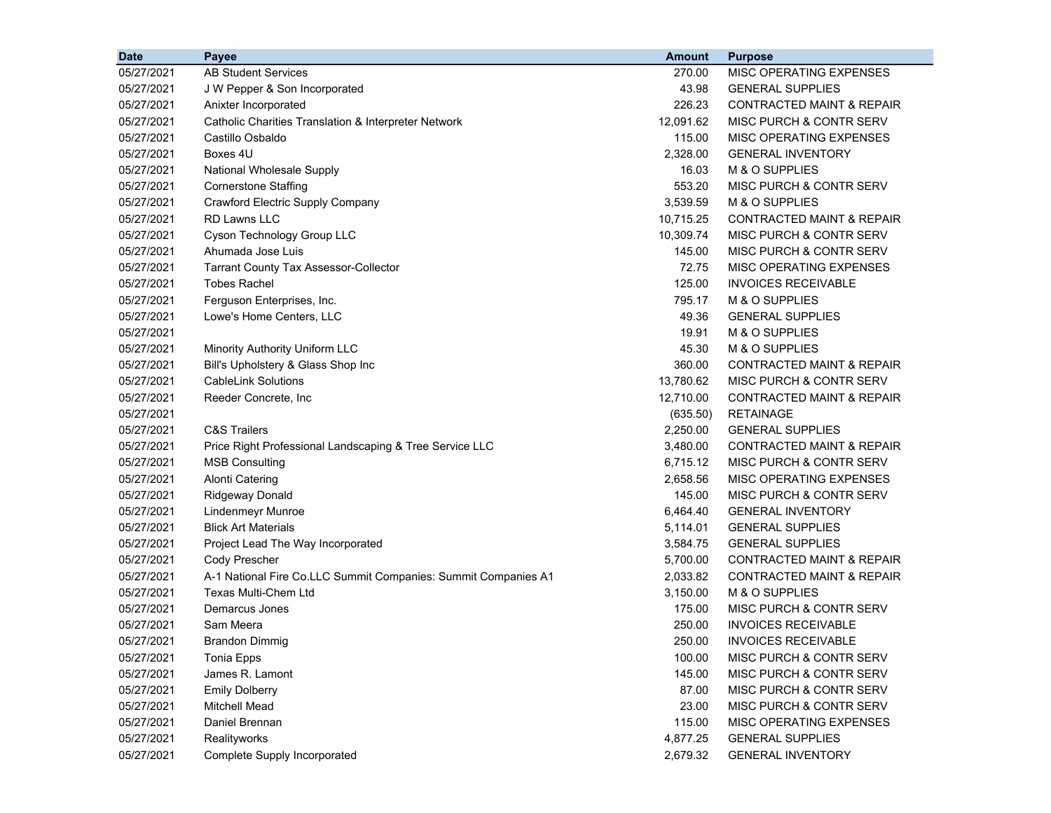| Date | Payee | Amount | Purpose |
|---|---|---|---|
| 05/27/2021 | AB Student Services | 270.00 | MISC OPERATING EXPENSES |
| 05/27/2021 | J W Pepper & Son Incorporated | 43.98 | GENERAL SUPPLIES |
| 05/27/2021 | Anixter Incorporated | 226.23 | CONTRACTED MAINT & REPAIR |
| 05/27/2021 | Catholic Charities Translation & Interpreter Network | 12,091.62 | MISC PURCH & CONTR SERV |
| 05/27/2021 | Castillo Osbaldo | 115.00 | MISC OPERATING EXPENSES |
| 05/27/2021 | Boxes 4U | 2,328.00 | GENERAL INVENTORY |
| 05/27/2021 | National Wholesale Supply | 16.03 | M & O SUPPLIES |
| 05/27/2021 | Cornerstone Staffing | 553.20 | MISC PURCH & CONTR SERV |
| 05/27/2021 | Crawford Electric Supply Company | 3,539.59 | M & O SUPPLIES |
| 05/27/2021 | RD Lawns LLC | 10,715.25 | CONTRACTED MAINT & REPAIR |
| 05/27/2021 | Cyson Technology Group LLC | 10,309.74 | MISC PURCH & CONTR SERV |
| 05/27/2021 | Ahumada Jose Luis | 145.00 | MISC PURCH & CONTR SERV |
| 05/27/2021 | Tarrant County Tax Assessor-Collector | 72.75 | MISC OPERATING EXPENSES |
| 05/27/2021 | Tobes Rachel | 125.00 | INVOICES RECEIVABLE |
| 05/27/2021 | Ferguson Enterprises, Inc. | 795.17 | M & O SUPPLIES |
| 05/27/2021 | Lowe's Home Centers, LLC | 49.36 | GENERAL SUPPLIES |
| 05/27/2021 | | 19.91 | M & O SUPPLIES |
| 05/27/2021 | Minority Authority Uniform LLC | 45.30 | M & O SUPPLIES |
| 05/27/2021 | Bill's Upholstery & Glass Shop Inc | 360.00 | CONTRACTED MAINT & REPAIR |
| 05/27/2021 | CableLink Solutions | 13,780.62 | MISC PURCH & CONTR SERV |
| 05/27/2021 | Reeder Concrete, Inc | 12,710.00 | CONTRACTED MAINT & REPAIR |
| 05/27/2021 | | (635.50) | RETAINAGE |
| 05/27/2021 | C&S Trailers | 2,250.00 | GENERAL SUPPLIES |
| 05/27/2021 | Price Right Professional Landscaping & Tree Service LLC | 3,480.00 | CONTRACTED MAINT & REPAIR |
| 05/27/2021 | MSB Consulting | 6,715.12 | MISC PURCH & CONTR SERV |
| 05/27/2021 | Alonti Catering | 2,658.56 | MISC OPERATING EXPENSES |
| 05/27/2021 | Ridgeway Donald | 145.00 | MISC PURCH & CONTR SERV |
| 05/27/2021 | Lindenmeyr Munroe | 6,464.40 | GENERAL INVENTORY |
| 05/27/2021 | Blick Art Materials | 5,114.01 | GENERAL SUPPLIES |
| 05/27/2021 | Project Lead The Way Incorporated | 3,584.75 | GENERAL SUPPLIES |
| 05/27/2021 | Cody Prescher | 5,700.00 | CONTRACTED MAINT & REPAIR |
| 05/27/2021 | A-1 National Fire Co.LLC Summit Companies: Summit Companies A1 | 2,033.82 | CONTRACTED MAINT & REPAIR |
| 05/27/2021 | Texas Multi-Chem Ltd | 3,150.00 | M & O SUPPLIES |
| 05/27/2021 | Demarcus Jones | 175.00 | MISC PURCH & CONTR SERV |
| 05/27/2021 | Sam Meera | 250.00 | INVOICES RECEIVABLE |
| 05/27/2021 | Brandon Dimmig | 250.00 | INVOICES RECEIVABLE |
| 05/27/2021 | Tonia Epps | 100.00 | MISC PURCH & CONTR SERV |
| 05/27/2021 | James R. Lamont | 145.00 | MISC PURCH & CONTR SERV |
| 05/27/2021 | Emily Dolberry | 87.00 | MISC PURCH & CONTR SERV |
| 05/27/2021 | Mitchell Mead | 23.00 | MISC PURCH & CONTR SERV |
| 05/27/2021 | Daniel Brennan | 115.00 | MISC OPERATING EXPENSES |
| 05/27/2021 | Realityworks | 4,877.25 | GENERAL SUPPLIES |
| 05/27/2021 | Complete Supply Incorporated | 2,679.32 | GENERAL INVENTORY |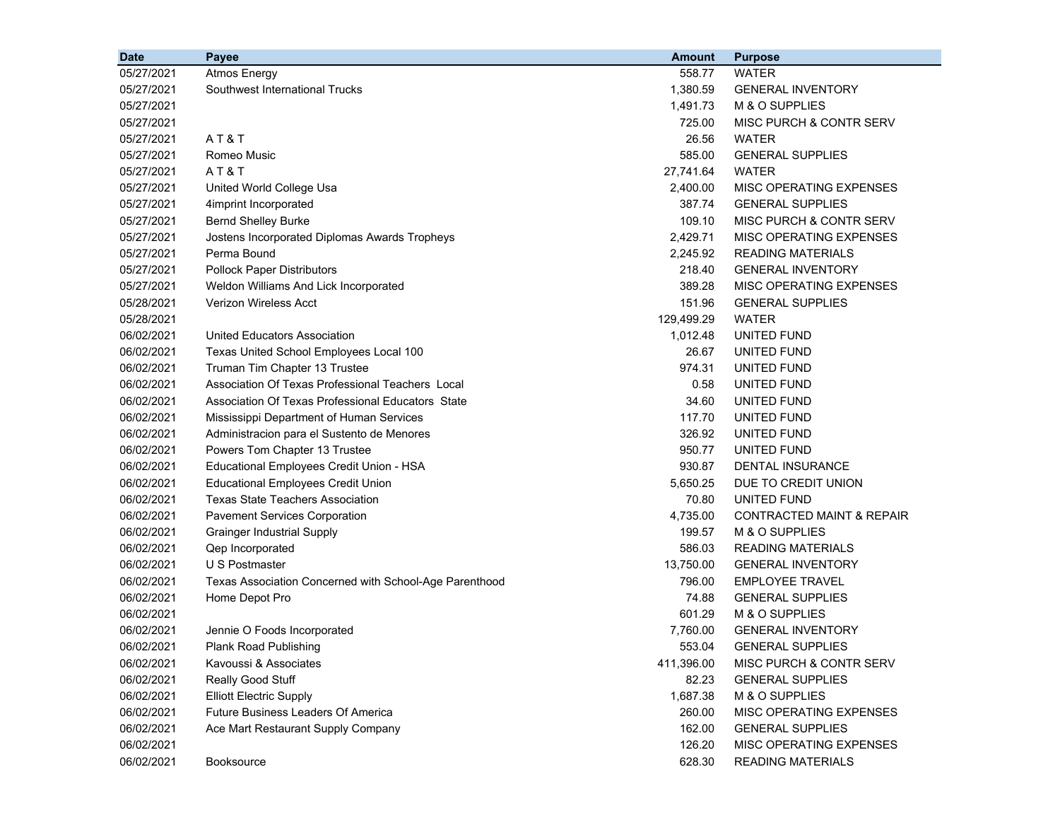| Date | Payee | Amount | Purpose |
|---|---|---:|---|
| 05/27/2021 | Atmos Energy | 558.77 | WATER |
| 05/27/2021 | Southwest International Trucks | 1,380.59 | GENERAL INVENTORY |
| 05/27/2021 | | 1,491.73 | M & O SUPPLIES |
| 05/27/2021 | | 725.00 | MISC PURCH & CONTR SERV |
| 05/27/2021 | A T & T | 26.56 | WATER |
| 05/27/2021 | Romeo Music | 585.00 | GENERAL SUPPLIES |
| 05/27/2021 | A T & T | 27,741.64 | WATER |
| 05/27/2021 | United World College Usa | 2,400.00 | MISC OPERATING EXPENSES |
| 05/27/2021 | 4imprint Incorporated | 387.74 | GENERAL SUPPLIES |
| 05/27/2021 | Bernd Shelley Burke | 109.10 | MISC PURCH & CONTR SERV |
| 05/27/2021 | Jostens Incorporated Diplomas Awards Tropheys | 2,429.71 | MISC OPERATING EXPENSES |
| 05/27/2021 | Perma Bound | 2,245.92 | READING MATERIALS |
| 05/27/2021 | Pollock Paper Distributors | 218.40 | GENERAL INVENTORY |
| 05/27/2021 | Weldon Williams And Lick Incorporated | 389.28 | MISC OPERATING EXPENSES |
| 05/28/2021 | Verizon Wireless Acct | 151.96 | GENERAL SUPPLIES |
| 05/28/2021 | | 129,499.29 | WATER |
| 06/02/2021 | United Educators Association | 1,012.48 | UNITED FUND |
| 06/02/2021 | Texas United School Employees Local 100 | 26.67 | UNITED FUND |
| 06/02/2021 | Truman Tim Chapter 13 Trustee | 974.31 | UNITED FUND |
| 06/02/2021 | Association Of Texas Professional Teachers Local | 0.58 | UNITED FUND |
| 06/02/2021 | Association Of Texas Professional Educators State | 34.60 | UNITED FUND |
| 06/02/2021 | Mississippi Department of Human Services | 117.70 | UNITED FUND |
| 06/02/2021 | Administracion para el Sustento de Menores | 326.92 | UNITED FUND |
| 06/02/2021 | Powers Tom Chapter 13 Trustee | 950.77 | UNITED FUND |
| 06/02/2021 | Educational Employees Credit Union - HSA | 930.87 | DENTAL INSURANCE |
| 06/02/2021 | Educational Employees Credit Union | 5,650.25 | DUE TO CREDIT UNION |
| 06/02/2021 | Texas State Teachers Association | 70.80 | UNITED FUND |
| 06/02/2021 | Pavement Services Corporation | 4,735.00 | CONTRACTED MAINT & REPAIR |
| 06/02/2021 | Grainger Industrial Supply | 199.57 | M & O SUPPLIES |
| 06/02/2021 | Qep Incorporated | 586.03 | READING MATERIALS |
| 06/02/2021 | U S Postmaster | 13,750.00 | GENERAL INVENTORY |
| 06/02/2021 | Texas Association Concerned with School-Age Parenthood | 796.00 | EMPLOYEE TRAVEL |
| 06/02/2021 | Home Depot Pro | 74.88 | GENERAL SUPPLIES |
| 06/02/2021 | | 601.29 | M & O SUPPLIES |
| 06/02/2021 | Jennie O Foods Incorporated | 7,760.00 | GENERAL INVENTORY |
| 06/02/2021 | Plank Road Publishing | 553.04 | GENERAL SUPPLIES |
| 06/02/2021 | Kavoussi & Associates | 411,396.00 | MISC PURCH & CONTR SERV |
| 06/02/2021 | Really Good Stuff | 82.23 | GENERAL SUPPLIES |
| 06/02/2021 | Elliott Electric Supply | 1,687.38 | M & O SUPPLIES |
| 06/02/2021 | Future Business Leaders Of America | 260.00 | MISC OPERATING EXPENSES |
| 06/02/2021 | Ace Mart Restaurant Supply Company | 162.00 | GENERAL SUPPLIES |
| 06/02/2021 | | 126.20 | MISC OPERATING EXPENSES |
| 06/02/2021 | Booksource | 628.30 | READING MATERIALS |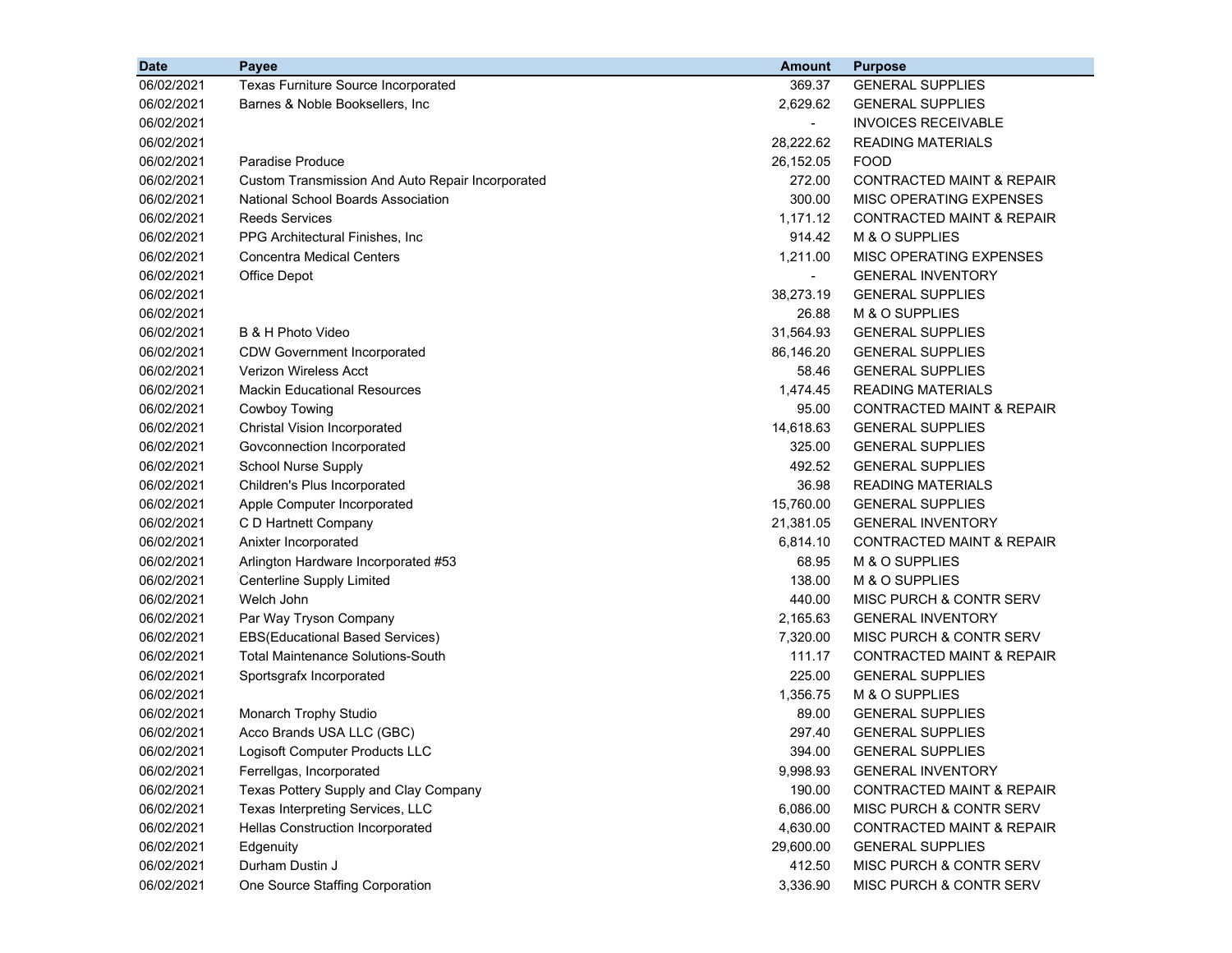| Date | Payee | Amount | Purpose |
|---|---|---|---|
| 06/02/2021 | Texas Furniture Source Incorporated | 369.37 | GENERAL SUPPLIES |
| 06/02/2021 | Barnes & Noble Booksellers, Inc | 2,629.62 | GENERAL SUPPLIES |
| 06/02/2021 | | - | INVOICES RECEIVABLE |
| 06/02/2021 | | 28,222.62 | READING MATERIALS |
| 06/02/2021 | Paradise Produce | 26,152.05 | FOOD |
| 06/02/2021 | Custom Transmission And Auto Repair Incorporated | 272.00 | CONTRACTED MAINT & REPAIR |
| 06/02/2021 | National School Boards Association | 300.00 | MISC OPERATING EXPENSES |
| 06/02/2021 | Reeds Services | 1,171.12 | CONTRACTED MAINT & REPAIR |
| 06/02/2021 | PPG Architectural Finishes, Inc | 914.42 | M & O SUPPLIES |
| 06/02/2021 | Concentra Medical Centers | 1,211.00 | MISC OPERATING EXPENSES |
| 06/02/2021 | Office Depot | - | GENERAL INVENTORY |
| 06/02/2021 | | 38,273.19 | GENERAL SUPPLIES |
| 06/02/2021 | | 26.88 | M & O SUPPLIES |
| 06/02/2021 | B & H Photo Video | 31,564.93 | GENERAL SUPPLIES |
| 06/02/2021 | CDW Government Incorporated | 86,146.20 | GENERAL SUPPLIES |
| 06/02/2021 | Verizon Wireless Acct | 58.46 | GENERAL SUPPLIES |
| 06/02/2021 | Mackin Educational Resources | 1,474.45 | READING MATERIALS |
| 06/02/2021 | Cowboy Towing | 95.00 | CONTRACTED MAINT & REPAIR |
| 06/02/2021 | Christal Vision Incorporated | 14,618.63 | GENERAL SUPPLIES |
| 06/02/2021 | Govconnection Incorporated | 325.00 | GENERAL SUPPLIES |
| 06/02/2021 | School Nurse Supply | 492.52 | GENERAL SUPPLIES |
| 06/02/2021 | Children's Plus Incorporated | 36.98 | READING MATERIALS |
| 06/02/2021 | Apple Computer Incorporated | 15,760.00 | GENERAL SUPPLIES |
| 06/02/2021 | C D Hartnett Company | 21,381.05 | GENERAL INVENTORY |
| 06/02/2021 | Anixter Incorporated | 6,814.10 | CONTRACTED MAINT & REPAIR |
| 06/02/2021 | Arlington Hardware Incorporated #53 | 68.95 | M & O SUPPLIES |
| 06/02/2021 | Centerline Supply Limited | 138.00 | M & O SUPPLIES |
| 06/02/2021 | Welch John | 440.00 | MISC PURCH & CONTR SERV |
| 06/02/2021 | Par Way Tryson Company | 2,165.63 | GENERAL INVENTORY |
| 06/02/2021 | EBS(Educational Based Services) | 7,320.00 | MISC PURCH & CONTR SERV |
| 06/02/2021 | Total Maintenance Solutions-South | 111.17 | CONTRACTED MAINT & REPAIR |
| 06/02/2021 | Sportsgrafx Incorporated | 225.00 | GENERAL SUPPLIES |
| 06/02/2021 | | 1,356.75 | M & O SUPPLIES |
| 06/02/2021 | Monarch Trophy Studio | 89.00 | GENERAL SUPPLIES |
| 06/02/2021 | Acco Brands USA LLC (GBC) | 297.40 | GENERAL SUPPLIES |
| 06/02/2021 | Logisoft Computer Products LLC | 394.00 | GENERAL SUPPLIES |
| 06/02/2021 | Ferrellgas, Incorporated | 9,998.93 | GENERAL INVENTORY |
| 06/02/2021 | Texas Pottery Supply and Clay Company | 190.00 | CONTRACTED MAINT & REPAIR |
| 06/02/2021 | Texas Interpreting Services, LLC | 6,086.00 | MISC PURCH & CONTR SERV |
| 06/02/2021 | Hellas Construction Incorporated | 4,630.00 | CONTRACTED MAINT & REPAIR |
| 06/02/2021 | Edgenuity | 29,600.00 | GENERAL SUPPLIES |
| 06/02/2021 | Durham Dustin J | 412.50 | MISC PURCH & CONTR SERV |
| 06/02/2021 | One Source Staffing Corporation | 3,336.90 | MISC PURCH & CONTR SERV |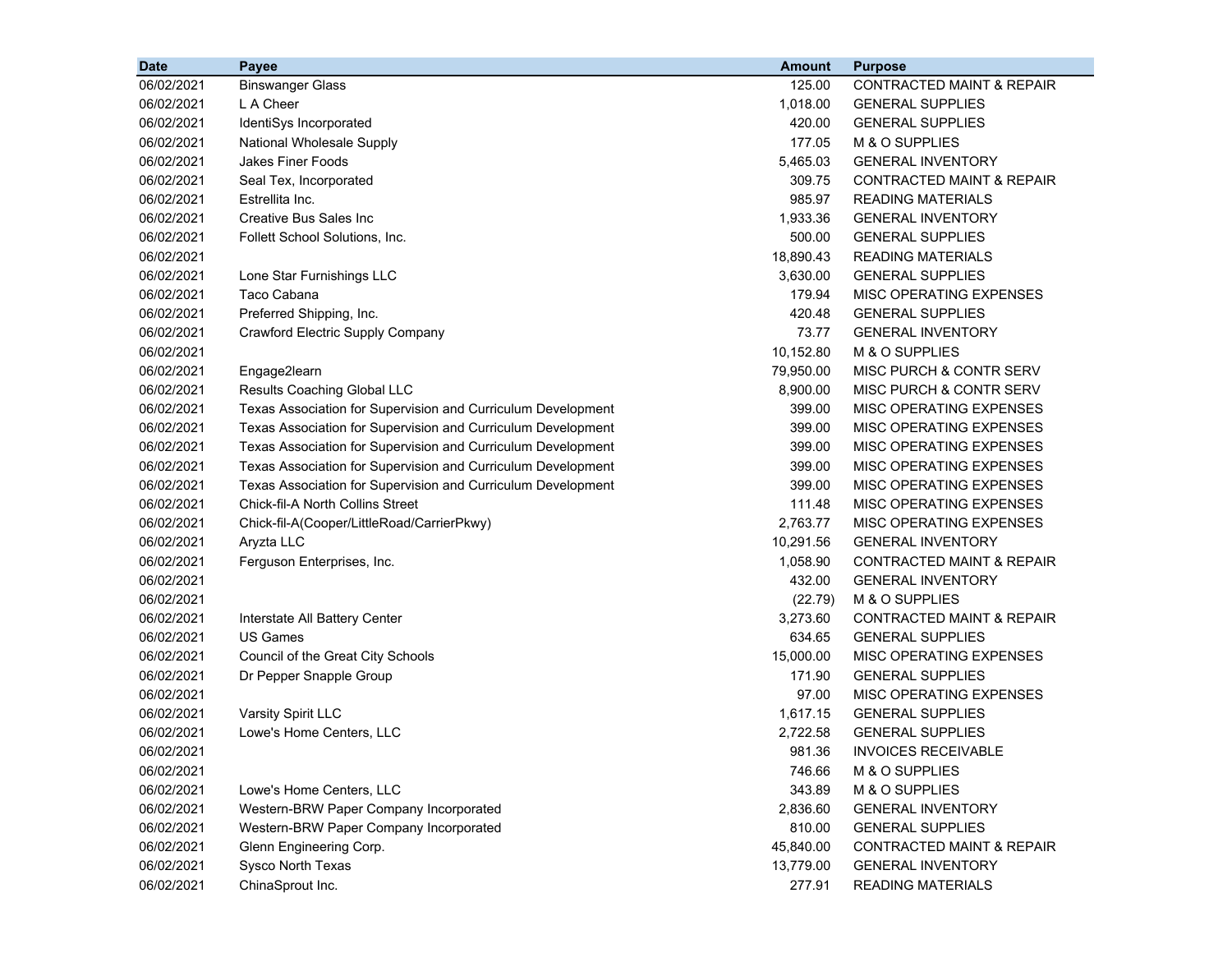| Date | Payee | Amount | Purpose |
|---|---|---|---|
| 06/02/2021 | Binswanger Glass | 125.00 | CONTRACTED MAINT & REPAIR |
| 06/02/2021 | L A Cheer | 1,018.00 | GENERAL SUPPLIES |
| 06/02/2021 | IdentiSys Incorporated | 420.00 | GENERAL SUPPLIES |
| 06/02/2021 | National Wholesale Supply | 177.05 | M & O SUPPLIES |
| 06/02/2021 | Jakes Finer Foods | 5,465.03 | GENERAL INVENTORY |
| 06/02/2021 | Seal Tex, Incorporated | 309.75 | CONTRACTED MAINT & REPAIR |
| 06/02/2021 | Estrellita Inc. | 985.97 | READING MATERIALS |
| 06/02/2021 | Creative Bus Sales Inc | 1,933.36 | GENERAL INVENTORY |
| 06/02/2021 | Follett School Solutions, Inc. | 500.00 | GENERAL SUPPLIES |
| 06/02/2021 | | 18,890.43 | READING MATERIALS |
| 06/02/2021 | Lone Star Furnishings LLC | 3,630.00 | GENERAL SUPPLIES |
| 06/02/2021 | Taco Cabana | 179.94 | MISC OPERATING EXPENSES |
| 06/02/2021 | Preferred Shipping, Inc. | 420.48 | GENERAL SUPPLIES |
| 06/02/2021 | Crawford Electric Supply Company | 73.77 | GENERAL INVENTORY |
| 06/02/2021 | | 10,152.80 | M & O SUPPLIES |
| 06/02/2021 | Engage2learn | 79,950.00 | MISC PURCH & CONTR SERV |
| 06/02/2021 | Results Coaching Global LLC | 8,900.00 | MISC PURCH & CONTR SERV |
| 06/02/2021 | Texas Association for Supervision and Curriculum Development | 399.00 | MISC OPERATING EXPENSES |
| 06/02/2021 | Texas Association for Supervision and Curriculum Development | 399.00 | MISC OPERATING EXPENSES |
| 06/02/2021 | Texas Association for Supervision and Curriculum Development | 399.00 | MISC OPERATING EXPENSES |
| 06/02/2021 | Texas Association for Supervision and Curriculum Development | 399.00 | MISC OPERATING EXPENSES |
| 06/02/2021 | Texas Association for Supervision and Curriculum Development | 399.00 | MISC OPERATING EXPENSES |
| 06/02/2021 | Chick-fil-A North Collins Street | 111.48 | MISC OPERATING EXPENSES |
| 06/02/2021 | Chick-fil-A(Cooper/LittleRoad/CarrierPkwy) | 2,763.77 | MISC OPERATING EXPENSES |
| 06/02/2021 | Aryzta LLC | 10,291.56 | GENERAL INVENTORY |
| 06/02/2021 | Ferguson Enterprises, Inc. | 1,058.90 | CONTRACTED MAINT & REPAIR |
| 06/02/2021 | | 432.00 | GENERAL INVENTORY |
| 06/02/2021 | | (22.79) | M & O SUPPLIES |
| 06/02/2021 | Interstate All Battery Center | 3,273.60 | CONTRACTED MAINT & REPAIR |
| 06/02/2021 | US Games | 634.65 | GENERAL SUPPLIES |
| 06/02/2021 | Council of the Great City Schools | 15,000.00 | MISC OPERATING EXPENSES |
| 06/02/2021 | Dr Pepper Snapple Group | 171.90 | GENERAL SUPPLIES |
| 06/02/2021 | | 97.00 | MISC OPERATING EXPENSES |
| 06/02/2021 | Varsity Spirit LLC | 1,617.15 | GENERAL SUPPLIES |
| 06/02/2021 | Lowe's Home Centers, LLC | 2,722.58 | GENERAL SUPPLIES |
| 06/02/2021 | | 981.36 | INVOICES RECEIVABLE |
| 06/02/2021 | | 746.66 | M & O SUPPLIES |
| 06/02/2021 | Lowe's Home Centers, LLC | 343.89 | M & O SUPPLIES |
| 06/02/2021 | Western-BRW Paper Company Incorporated | 2,836.60 | GENERAL INVENTORY |
| 06/02/2021 | Western-BRW Paper Company Incorporated | 810.00 | GENERAL SUPPLIES |
| 06/02/2021 | Glenn Engineering Corp. | 45,840.00 | CONTRACTED MAINT & REPAIR |
| 06/02/2021 | Sysco North Texas | 13,779.00 | GENERAL INVENTORY |
| 06/02/2021 | ChinaSprout Inc. | 277.91 | READING MATERIALS |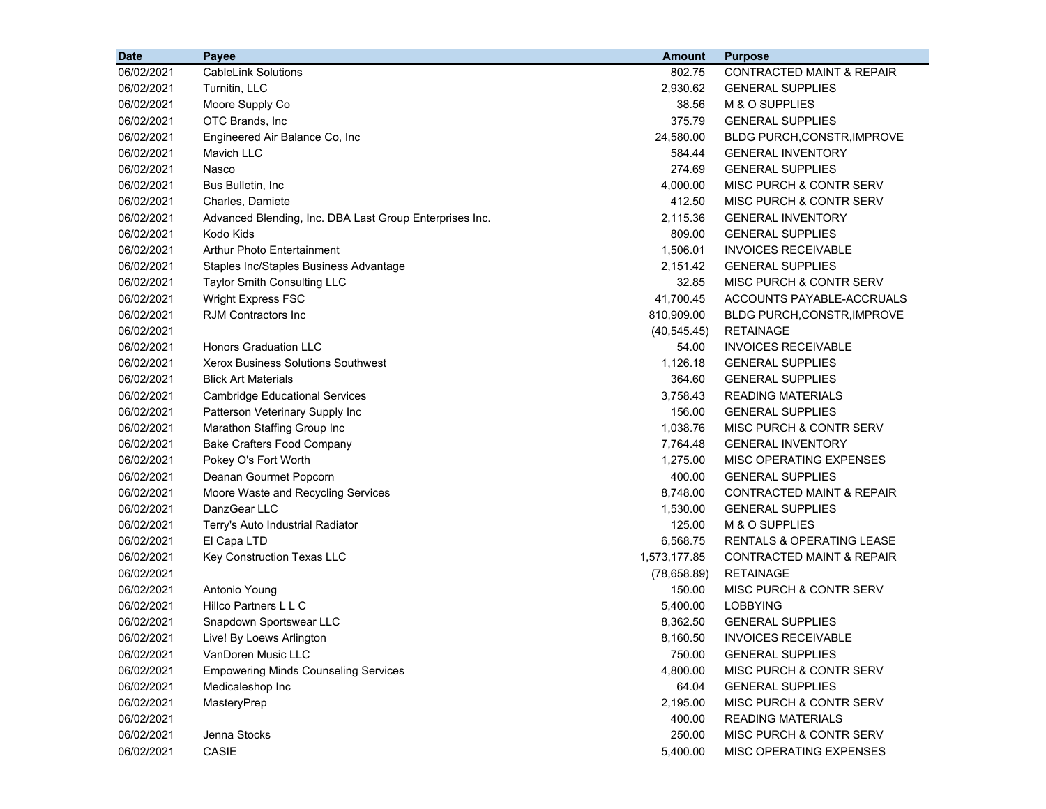| Date | Payee | Amount | Purpose |
|---|---|---|---|
| 06/02/2021 | CableLink Solutions | 802.75 | CONTRACTED MAINT & REPAIR |
| 06/02/2021 | Turnitin, LLC | 2,930.62 | GENERAL SUPPLIES |
| 06/02/2021 | Moore Supply Co | 38.56 | M & O SUPPLIES |
| 06/02/2021 | OTC Brands, Inc | 375.79 | GENERAL SUPPLIES |
| 06/02/2021 | Engineered Air Balance Co, Inc | 24,580.00 | BLDG PURCH,CONSTR,IMPROVE |
| 06/02/2021 | Mavich LLC | 584.44 | GENERAL INVENTORY |
| 06/02/2021 | Nasco | 274.69 | GENERAL SUPPLIES |
| 06/02/2021 | Bus Bulletin, Inc | 4,000.00 | MISC PURCH & CONTR SERV |
| 06/02/2021 | Charles, Damiete | 412.50 | MISC PURCH & CONTR SERV |
| 06/02/2021 | Advanced Blending, Inc. DBA Last Group Enterprises Inc. | 2,115.36 | GENERAL INVENTORY |
| 06/02/2021 | Kodo Kids | 809.00 | GENERAL SUPPLIES |
| 06/02/2021 | Arthur Photo Entertainment | 1,506.01 | INVOICES RECEIVABLE |
| 06/02/2021 | Staples Inc/Staples Business Advantage | 2,151.42 | GENERAL SUPPLIES |
| 06/02/2021 | Taylor Smith Consulting LLC | 32.85 | MISC PURCH & CONTR SERV |
| 06/02/2021 | Wright Express FSC | 41,700.45 | ACCOUNTS PAYABLE-ACCRUALS |
| 06/02/2021 | RJM Contractors Inc | 810,909.00 | BLDG PURCH,CONSTR,IMPROVE |
| 06/02/2021 | | (40,545.45) | RETAINAGE |
| 06/02/2021 | Honors Graduation LLC | 54.00 | INVOICES RECEIVABLE |
| 06/02/2021 | Xerox Business Solutions Southwest | 1,126.18 | GENERAL SUPPLIES |
| 06/02/2021 | Blick Art Materials | 364.60 | GENERAL SUPPLIES |
| 06/02/2021 | Cambridge Educational Services | 3,758.43 | READING MATERIALS |
| 06/02/2021 | Patterson Veterinary Supply Inc | 156.00 | GENERAL SUPPLIES |
| 06/02/2021 | Marathon Staffing Group Inc | 1,038.76 | MISC PURCH & CONTR SERV |
| 06/02/2021 | Bake Crafters Food Company | 7,764.48 | GENERAL INVENTORY |
| 06/02/2021 | Pokey O's Fort Worth | 1,275.00 | MISC OPERATING EXPENSES |
| 06/02/2021 | Deanan Gourmet Popcorn | 400.00 | GENERAL SUPPLIES |
| 06/02/2021 | Moore Waste and Recycling Services | 8,748.00 | CONTRACTED MAINT & REPAIR |
| 06/02/2021 | DanzGear LLC | 1,530.00 | GENERAL SUPPLIES |
| 06/02/2021 | Terry's Auto Industrial Radiator | 125.00 | M & O SUPPLIES |
| 06/02/2021 | El Capa LTD | 6,568.75 | RENTALS & OPERATING LEASE |
| 06/02/2021 | Key Construction Texas LLC | 1,573,177.85 | CONTRACTED MAINT & REPAIR |
| 06/02/2021 | | (78,658.89) | RETAINAGE |
| 06/02/2021 | Antonio Young | 150.00 | MISC PURCH & CONTR SERV |
| 06/02/2021 | Hillco Partners L L C | 5,400.00 | LOBBYING |
| 06/02/2021 | Snapdown Sportswear LLC | 8,362.50 | GENERAL SUPPLIES |
| 06/02/2021 | Live! By Loews Arlington | 8,160.50 | INVOICES RECEIVABLE |
| 06/02/2021 | VanDoren Music LLC | 750.00 | GENERAL SUPPLIES |
| 06/02/2021 | Empowering Minds Counseling Services | 4,800.00 | MISC PURCH & CONTR SERV |
| 06/02/2021 | Medicaleshop Inc | 64.04 | GENERAL SUPPLIES |
| 06/02/2021 | MasteryPrep | 2,195.00 | MISC PURCH & CONTR SERV |
| 06/02/2021 | | 400.00 | READING MATERIALS |
| 06/02/2021 | Jenna Stocks | 250.00 | MISC PURCH & CONTR SERV |
| 06/02/2021 | CASIE | 5,400.00 | MISC OPERATING EXPENSES |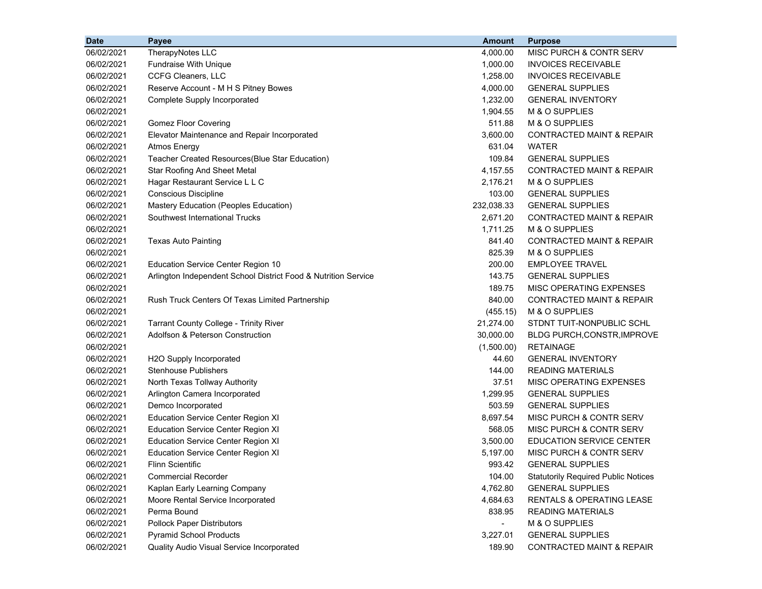| Date | Payee | Amount | Purpose |
|---|---|---|---|
| 06/02/2021 | TherapyNotes LLC | 4,000.00 | MISC PURCH & CONTR SERV |
| 06/02/2021 | Fundraise With Unique | 1,000.00 | INVOICES RECEIVABLE |
| 06/02/2021 | CCFG Cleaners, LLC | 1,258.00 | INVOICES RECEIVABLE |
| 06/02/2021 | Reserve Account - M H S Pitney Bowes | 4,000.00 | GENERAL SUPPLIES |
| 06/02/2021 | Complete Supply Incorporated | 1,232.00 | GENERAL INVENTORY |
| 06/02/2021 | | 1,904.55 | M & O SUPPLIES |
| 06/02/2021 | Gomez Floor Covering | 511.88 | M & O SUPPLIES |
| 06/02/2021 | Elevator Maintenance and Repair Incorporated | 3,600.00 | CONTRACTED MAINT & REPAIR |
| 06/02/2021 | Atmos Energy | 631.04 | WATER |
| 06/02/2021 | Teacher Created Resources(Blue Star Education) | 109.84 | GENERAL SUPPLIES |
| 06/02/2021 | Star Roofing And Sheet Metal | 4,157.55 | CONTRACTED MAINT & REPAIR |
| 06/02/2021 | Hagar Restaurant Service L L C | 2,176.21 | M & O SUPPLIES |
| 06/02/2021 | Conscious Discipline | 103.00 | GENERAL SUPPLIES |
| 06/02/2021 | Mastery Education (Peoples Education) | 232,038.33 | GENERAL SUPPLIES |
| 06/02/2021 | Southwest International Trucks | 2,671.20 | CONTRACTED MAINT & REPAIR |
| 06/02/2021 | | 1,711.25 | M & O SUPPLIES |
| 06/02/2021 | Texas Auto Painting | 841.40 | CONTRACTED MAINT & REPAIR |
| 06/02/2021 | | 825.39 | M & O SUPPLIES |
| 06/02/2021 | Education Service Center Region 10 | 200.00 | EMPLOYEE TRAVEL |
| 06/02/2021 | Arlington Independent School District Food & Nutrition Service | 143.75 | GENERAL SUPPLIES |
| 06/02/2021 | | 189.75 | MISC OPERATING EXPENSES |
| 06/02/2021 | Rush Truck Centers Of Texas Limited Partnership | 840.00 | CONTRACTED MAINT & REPAIR |
| 06/02/2021 | | (455.15) | M & O SUPPLIES |
| 06/02/2021 | Tarrant County College - Trinity River | 21,274.00 | STDNT TUIT-NONPUBLIC SCHL |
| 06/02/2021 | Adolfson & Peterson Construction | 30,000.00 | BLDG PURCH,CONSTR,IMPROVE |
| 06/02/2021 | | (1,500.00) | RETAINAGE |
| 06/02/2021 | H2O Supply Incorporated | 44.60 | GENERAL INVENTORY |
| 06/02/2021 | Stenhouse Publishers | 144.00 | READING MATERIALS |
| 06/02/2021 | North Texas Tollway Authority | 37.51 | MISC OPERATING EXPENSES |
| 06/02/2021 | Arlington Camera Incorporated | 1,299.95 | GENERAL SUPPLIES |
| 06/02/2021 | Demco Incorporated | 503.59 | GENERAL SUPPLIES |
| 06/02/2021 | Education Service Center Region XI | 8,697.54 | MISC PURCH & CONTR SERV |
| 06/02/2021 | Education Service Center Region XI | 568.05 | MISC PURCH & CONTR SERV |
| 06/02/2021 | Education Service Center Region XI | 3,500.00 | EDUCATION SERVICE CENTER |
| 06/02/2021 | Education Service Center Region XI | 5,197.00 | MISC PURCH & CONTR SERV |
| 06/02/2021 | Flinn Scientific | 993.42 | GENERAL SUPPLIES |
| 06/02/2021 | Commercial Recorder | 104.00 | Statutorily Required Public Notices |
| 06/02/2021 | Kaplan Early Learning Company | 4,762.80 | GENERAL SUPPLIES |
| 06/02/2021 | Moore Rental Service Incorporated | 4,684.63 | RENTALS & OPERATING LEASE |
| 06/02/2021 | Perma Bound | 838.95 | READING MATERIALS |
| 06/02/2021 | Pollock Paper Distributors | - | M & O SUPPLIES |
| 06/02/2021 | Pyramid School Products | 3,227.01 | GENERAL SUPPLIES |
| 06/02/2021 | Quality Audio Visual Service Incorporated | 189.90 | CONTRACTED MAINT & REPAIR |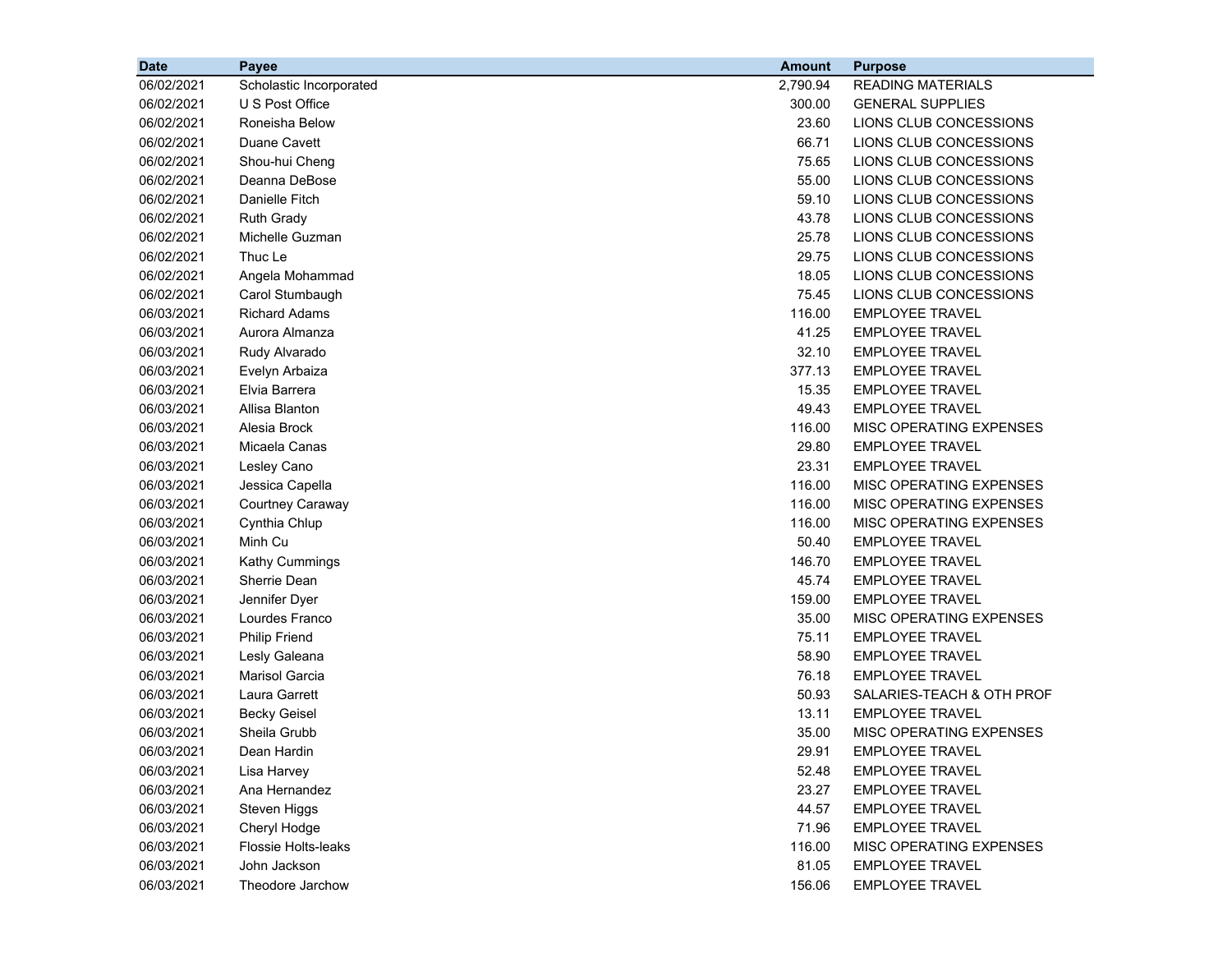| Date | Payee | Amount | Purpose |
|---|---|---|---|
| 06/02/2021 | Scholastic Incorporated | 2,790.94 | READING MATERIALS |
| 06/02/2021 | U S Post Office | 300.00 | GENERAL SUPPLIES |
| 06/02/2021 | Roneisha Below | 23.60 | LIONS CLUB CONCESSIONS |
| 06/02/2021 | Duane Cavett | 66.71 | LIONS CLUB CONCESSIONS |
| 06/02/2021 | Shou-hui Cheng | 75.65 | LIONS CLUB CONCESSIONS |
| 06/02/2021 | Deanna DeBose | 55.00 | LIONS CLUB CONCESSIONS |
| 06/02/2021 | Danielle Fitch | 59.10 | LIONS CLUB CONCESSIONS |
| 06/02/2021 | Ruth Grady | 43.78 | LIONS CLUB CONCESSIONS |
| 06/02/2021 | Michelle Guzman | 25.78 | LIONS CLUB CONCESSIONS |
| 06/02/2021 | Thuc Le | 29.75 | LIONS CLUB CONCESSIONS |
| 06/02/2021 | Angela Mohammad | 18.05 | LIONS CLUB CONCESSIONS |
| 06/02/2021 | Carol Stumbaugh | 75.45 | LIONS CLUB CONCESSIONS |
| 06/03/2021 | Richard Adams | 116.00 | EMPLOYEE TRAVEL |
| 06/03/2021 | Aurora Almanza | 41.25 | EMPLOYEE TRAVEL |
| 06/03/2021 | Rudy Alvarado | 32.10 | EMPLOYEE TRAVEL |
| 06/03/2021 | Evelyn Arbaiza | 377.13 | EMPLOYEE TRAVEL |
| 06/03/2021 | Elvia Barrera | 15.35 | EMPLOYEE TRAVEL |
| 06/03/2021 | Allisa Blanton | 49.43 | EMPLOYEE TRAVEL |
| 06/03/2021 | Alesia Brock | 116.00 | MISC OPERATING EXPENSES |
| 06/03/2021 | Micaela Canas | 29.80 | EMPLOYEE TRAVEL |
| 06/03/2021 | Lesley Cano | 23.31 | EMPLOYEE TRAVEL |
| 06/03/2021 | Jessica Capella | 116.00 | MISC OPERATING EXPENSES |
| 06/03/2021 | Courtney Caraway | 116.00 | MISC OPERATING EXPENSES |
| 06/03/2021 | Cynthia Chlup | 116.00 | MISC OPERATING EXPENSES |
| 06/03/2021 | Minh Cu | 50.40 | EMPLOYEE TRAVEL |
| 06/03/2021 | Kathy Cummings | 146.70 | EMPLOYEE TRAVEL |
| 06/03/2021 | Sherrie Dean | 45.74 | EMPLOYEE TRAVEL |
| 06/03/2021 | Jennifer Dyer | 159.00 | EMPLOYEE TRAVEL |
| 06/03/2021 | Lourdes Franco | 35.00 | MISC OPERATING EXPENSES |
| 06/03/2021 | Philip Friend | 75.11 | EMPLOYEE TRAVEL |
| 06/03/2021 | Lesly Galeana | 58.90 | EMPLOYEE TRAVEL |
| 06/03/2021 | Marisol Garcia | 76.18 | EMPLOYEE TRAVEL |
| 06/03/2021 | Laura Garrett | 50.93 | SALARIES-TEACH & OTH PROF |
| 06/03/2021 | Becky Geisel | 13.11 | EMPLOYEE TRAVEL |
| 06/03/2021 | Sheila Grubb | 35.00 | MISC OPERATING EXPENSES |
| 06/03/2021 | Dean Hardin | 29.91 | EMPLOYEE TRAVEL |
| 06/03/2021 | Lisa Harvey | 52.48 | EMPLOYEE TRAVEL |
| 06/03/2021 | Ana Hernandez | 23.27 | EMPLOYEE TRAVEL |
| 06/03/2021 | Steven Higgs | 44.57 | EMPLOYEE TRAVEL |
| 06/03/2021 | Cheryl Hodge | 71.96 | EMPLOYEE TRAVEL |
| 06/03/2021 | Flossie Holts-leaks | 116.00 | MISC OPERATING EXPENSES |
| 06/03/2021 | John Jackson | 81.05 | EMPLOYEE TRAVEL |
| 06/03/2021 | Theodore Jarchow | 156.06 | EMPLOYEE TRAVEL |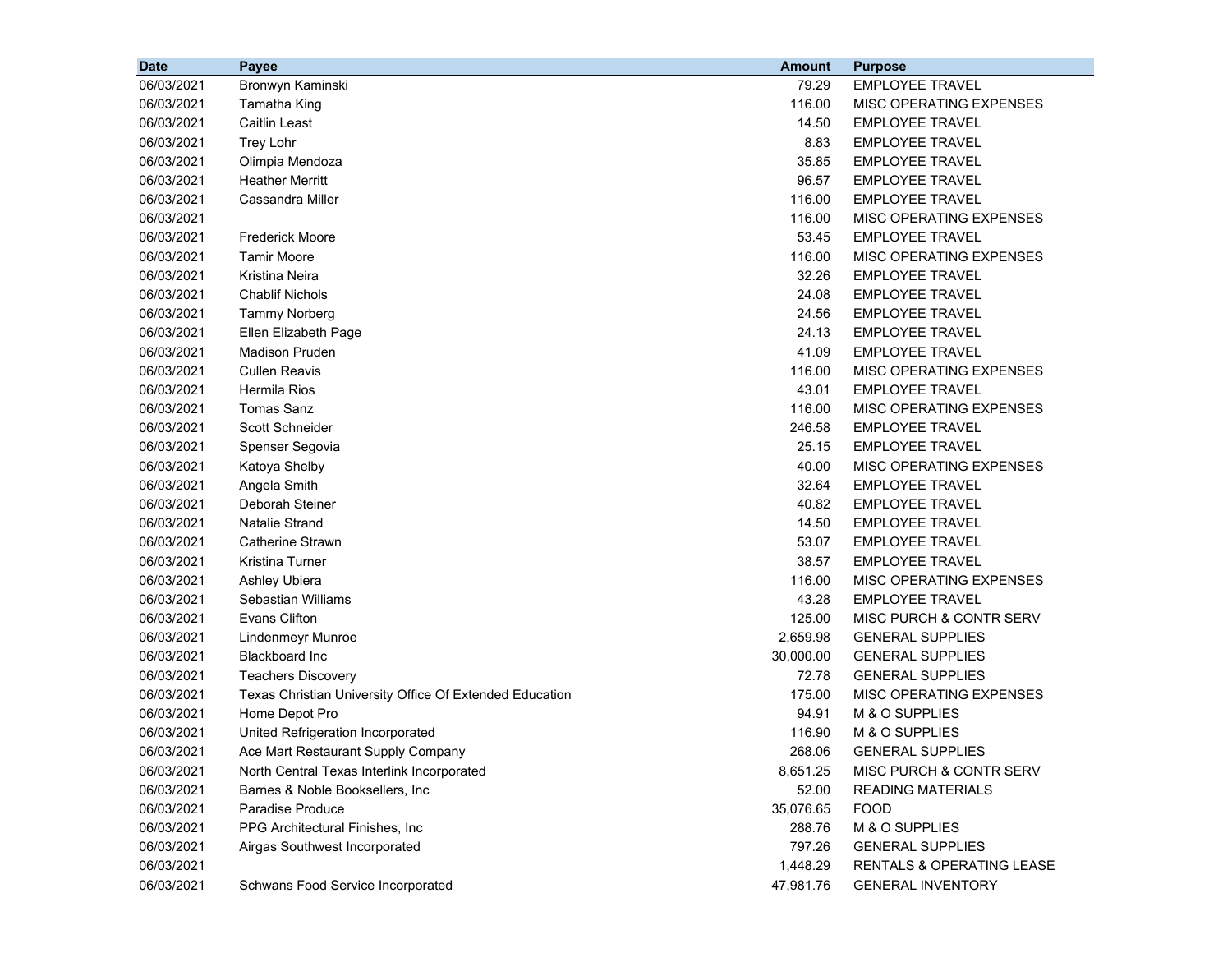| Date | Payee | Amount | Purpose |
|---|---|---|---|
| 06/03/2021 | Bronwyn Kaminski | 79.29 | EMPLOYEE TRAVEL |
| 06/03/2021 | Tamatha King | 116.00 | MISC OPERATING EXPENSES |
| 06/03/2021 | Caitlin Least | 14.50 | EMPLOYEE TRAVEL |
| 06/03/2021 | Trey Lohr | 8.83 | EMPLOYEE TRAVEL |
| 06/03/2021 | Olimpia Mendoza | 35.85 | EMPLOYEE TRAVEL |
| 06/03/2021 | Heather Merritt | 96.57 | EMPLOYEE TRAVEL |
| 06/03/2021 | Cassandra Miller | 116.00 | EMPLOYEE TRAVEL |
| 06/03/2021 | | 116.00 | MISC OPERATING EXPENSES |
| 06/03/2021 | Frederick Moore | 53.45 | EMPLOYEE TRAVEL |
| 06/03/2021 | Tamir Moore | 116.00 | MISC OPERATING EXPENSES |
| 06/03/2021 | Kristina Neira | 32.26 | EMPLOYEE TRAVEL |
| 06/03/2021 | Chablif Nichols | 24.08 | EMPLOYEE TRAVEL |
| 06/03/2021 | Tammy Norberg | 24.56 | EMPLOYEE TRAVEL |
| 06/03/2021 | Ellen Elizabeth Page | 24.13 | EMPLOYEE TRAVEL |
| 06/03/2021 | Madison Pruden | 41.09 | EMPLOYEE TRAVEL |
| 06/03/2021 | Cullen Reavis | 116.00 | MISC OPERATING EXPENSES |
| 06/03/2021 | Hermila Rios | 43.01 | EMPLOYEE TRAVEL |
| 06/03/2021 | Tomas Sanz | 116.00 | MISC OPERATING EXPENSES |
| 06/03/2021 | Scott Schneider | 246.58 | EMPLOYEE TRAVEL |
| 06/03/2021 | Spenser Segovia | 25.15 | EMPLOYEE TRAVEL |
| 06/03/2021 | Katoya Shelby | 40.00 | MISC OPERATING EXPENSES |
| 06/03/2021 | Angela Smith | 32.64 | EMPLOYEE TRAVEL |
| 06/03/2021 | Deborah Steiner | 40.82 | EMPLOYEE TRAVEL |
| 06/03/2021 | Natalie Strand | 14.50 | EMPLOYEE TRAVEL |
| 06/03/2021 | Catherine Strawn | 53.07 | EMPLOYEE TRAVEL |
| 06/03/2021 | Kristina Turner | 38.57 | EMPLOYEE TRAVEL |
| 06/03/2021 | Ashley Ubiera | 116.00 | MISC OPERATING EXPENSES |
| 06/03/2021 | Sebastian Williams | 43.28 | EMPLOYEE TRAVEL |
| 06/03/2021 | Evans Clifton | 125.00 | MISC PURCH & CONTR SERV |
| 06/03/2021 | Lindenmeyr Munroe | 2,659.98 | GENERAL SUPPLIES |
| 06/03/2021 | Blackboard Inc | 30,000.00 | GENERAL SUPPLIES |
| 06/03/2021 | Teachers Discovery | 72.78 | GENERAL SUPPLIES |
| 06/03/2021 | Texas Christian University Office Of Extended Education | 175.00 | MISC OPERATING EXPENSES |
| 06/03/2021 | Home Depot Pro | 94.91 | M & O SUPPLIES |
| 06/03/2021 | United Refrigeration Incorporated | 116.90 | M & O SUPPLIES |
| 06/03/2021 | Ace Mart Restaurant Supply Company | 268.06 | GENERAL SUPPLIES |
| 06/03/2021 | North Central Texas Interlink Incorporated | 8,651.25 | MISC PURCH & CONTR SERV |
| 06/03/2021 | Barnes & Noble Booksellers, Inc | 52.00 | READING MATERIALS |
| 06/03/2021 | Paradise Produce | 35,076.65 | FOOD |
| 06/03/2021 | PPG Architectural Finishes, Inc | 288.76 | M & O SUPPLIES |
| 06/03/2021 | Airgas Southwest Incorporated | 797.26 | GENERAL SUPPLIES |
| 06/03/2021 | | 1,448.29 | RENTALS & OPERATING LEASE |
| 06/03/2021 | Schwans Food Service Incorporated | 47,981.76 | GENERAL INVENTORY |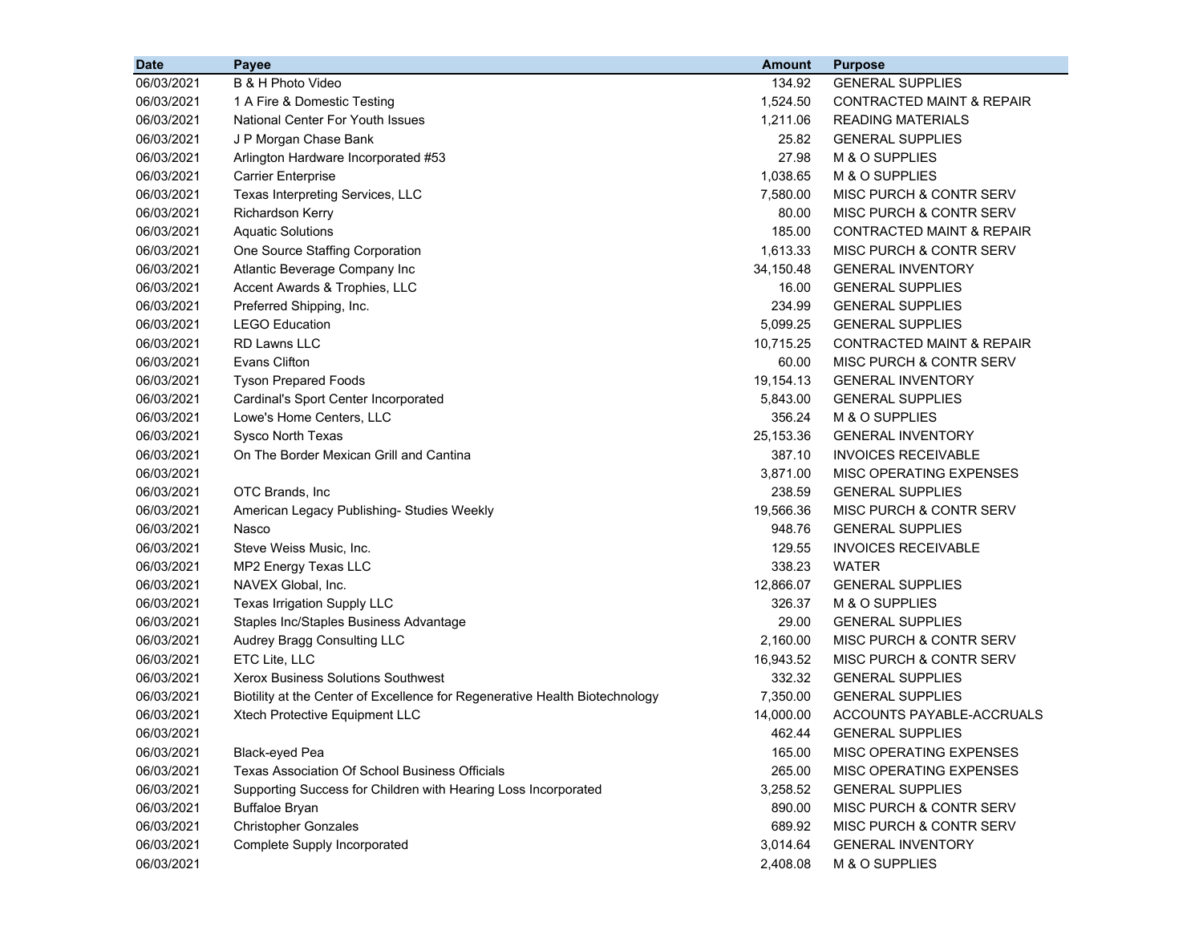| Date | Payee | Amount | Purpose |
|---|---|---|---|
| 06/03/2021 | B & H Photo Video | 134.92 | GENERAL SUPPLIES |
| 06/03/2021 | 1 A Fire & Domestic Testing | 1,524.50 | CONTRACTED MAINT & REPAIR |
| 06/03/2021 | National Center For Youth Issues | 1,211.06 | READING MATERIALS |
| 06/03/2021 | J P Morgan Chase Bank | 25.82 | GENERAL SUPPLIES |
| 06/03/2021 | Arlington Hardware Incorporated #53 | 27.98 | M & O SUPPLIES |
| 06/03/2021 | Carrier Enterprise | 1,038.65 | M & O SUPPLIES |
| 06/03/2021 | Texas Interpreting Services, LLC | 7,580.00 | MISC PURCH & CONTR SERV |
| 06/03/2021 | Richardson Kerry | 80.00 | MISC PURCH & CONTR SERV |
| 06/03/2021 | Aquatic Solutions | 185.00 | CONTRACTED MAINT & REPAIR |
| 06/03/2021 | One Source Staffing Corporation | 1,613.33 | MISC PURCH & CONTR SERV |
| 06/03/2021 | Atlantic Beverage Company Inc | 34,150.48 | GENERAL INVENTORY |
| 06/03/2021 | Accent Awards & Trophies, LLC | 16.00 | GENERAL SUPPLIES |
| 06/03/2021 | Preferred Shipping, Inc. | 234.99 | GENERAL SUPPLIES |
| 06/03/2021 | LEGO Education | 5,099.25 | GENERAL SUPPLIES |
| 06/03/2021 | RD Lawns LLC | 10,715.25 | CONTRACTED MAINT & REPAIR |
| 06/03/2021 | Evans Clifton | 60.00 | MISC PURCH & CONTR SERV |
| 06/03/2021 | Tyson Prepared Foods | 19,154.13 | GENERAL INVENTORY |
| 06/03/2021 | Cardinal's Sport Center Incorporated | 5,843.00 | GENERAL SUPPLIES |
| 06/03/2021 | Lowe's Home Centers, LLC | 356.24 | M & O SUPPLIES |
| 06/03/2021 | Sysco North Texas | 25,153.36 | GENERAL INVENTORY |
| 06/03/2021 | On The Border Mexican Grill and Cantina | 387.10 | INVOICES RECEIVABLE |
| 06/03/2021 | | 3,871.00 | MISC OPERATING EXPENSES |
| 06/03/2021 | OTC Brands, Inc | 238.59 | GENERAL SUPPLIES |
| 06/03/2021 | American Legacy Publishing- Studies Weekly | 19,566.36 | MISC PURCH & CONTR SERV |
| 06/03/2021 | Nasco | 948.76 | GENERAL SUPPLIES |
| 06/03/2021 | Steve Weiss Music, Inc. | 129.55 | INVOICES RECEIVABLE |
| 06/03/2021 | MP2 Energy Texas LLC | 338.23 | WATER |
| 06/03/2021 | NAVEX Global, Inc. | 12,866.07 | GENERAL SUPPLIES |
| 06/03/2021 | Texas Irrigation Supply LLC | 326.37 | M & O SUPPLIES |
| 06/03/2021 | Staples Inc/Staples Business Advantage | 29.00 | GENERAL SUPPLIES |
| 06/03/2021 | Audrey Bragg Consulting LLC | 2,160.00 | MISC PURCH & CONTR SERV |
| 06/03/2021 | ETC Lite, LLC | 16,943.52 | MISC PURCH & CONTR SERV |
| 06/03/2021 | Xerox Business Solutions Southwest | 332.32 | GENERAL SUPPLIES |
| 06/03/2021 | Biotility at the Center of Excellence for Regenerative Health Biotechnology | 7,350.00 | GENERAL SUPPLIES |
| 06/03/2021 | Xtech Protective Equipment LLC | 14,000.00 | ACCOUNTS PAYABLE-ACCRUALS |
| 06/03/2021 | | 462.44 | GENERAL SUPPLIES |
| 06/03/2021 | Black-eyed Pea | 165.00 | MISC OPERATING EXPENSES |
| 06/03/2021 | Texas Association Of School Business Officials | 265.00 | MISC OPERATING EXPENSES |
| 06/03/2021 | Supporting Success for Children with Hearing Loss Incorporated | 3,258.52 | GENERAL SUPPLIES |
| 06/03/2021 | Buffaloe Bryan | 890.00 | MISC PURCH & CONTR SERV |
| 06/03/2021 | Christopher Gonzales | 689.92 | MISC PURCH & CONTR SERV |
| 06/03/2021 | Complete Supply Incorporated | 3,014.64 | GENERAL INVENTORY |
| 06/03/2021 | | 2,408.08 | M & O SUPPLIES |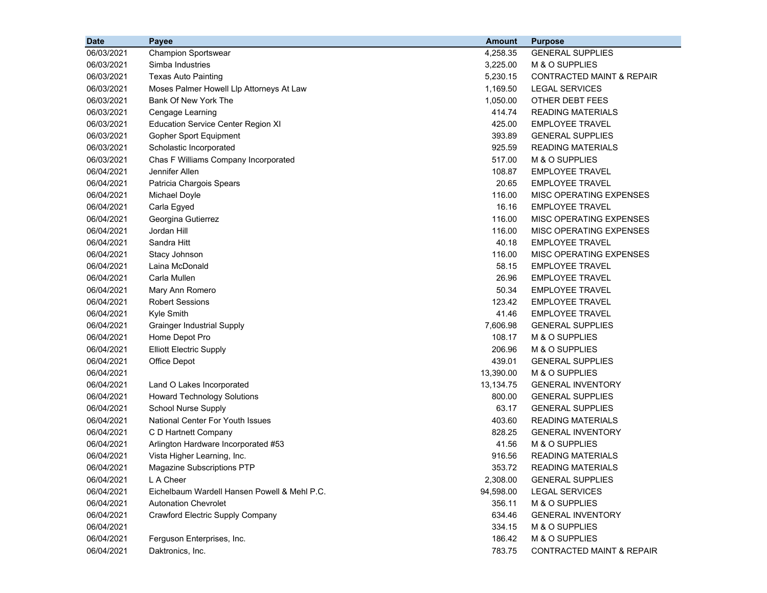| Date | Payee | Amount | Purpose |
|---|---|---|---|
| 06/03/2021 | Champion Sportswear | 4,258.35 | GENERAL SUPPLIES |
| 06/03/2021 | Simba Industries | 3,225.00 | M & O SUPPLIES |
| 06/03/2021 | Texas Auto Painting | 5,230.15 | CONTRACTED MAINT & REPAIR |
| 06/03/2021 | Moses Palmer Howell Llp Attorneys At Law | 1,169.50 | LEGAL SERVICES |
| 06/03/2021 | Bank Of New York The | 1,050.00 | OTHER DEBT FEES |
| 06/03/2021 | Cengage Learning | 414.74 | READING MATERIALS |
| 06/03/2021 | Education Service Center Region XI | 425.00 | EMPLOYEE TRAVEL |
| 06/03/2021 | Gopher Sport Equipment | 393.89 | GENERAL SUPPLIES |
| 06/03/2021 | Scholastic Incorporated | 925.59 | READING MATERIALS |
| 06/03/2021 | Chas F Williams Company Incorporated | 517.00 | M & O SUPPLIES |
| 06/04/2021 | Jennifer Allen | 108.87 | EMPLOYEE TRAVEL |
| 06/04/2021 | Patricia Chargois Spears | 20.65 | EMPLOYEE TRAVEL |
| 06/04/2021 | Michael Doyle | 116.00 | MISC OPERATING EXPENSES |
| 06/04/2021 | Carla Egyed | 16.16 | EMPLOYEE TRAVEL |
| 06/04/2021 | Georgina Gutierrez | 116.00 | MISC OPERATING EXPENSES |
| 06/04/2021 | Jordan Hill | 116.00 | MISC OPERATING EXPENSES |
| 06/04/2021 | Sandra Hitt | 40.18 | EMPLOYEE TRAVEL |
| 06/04/2021 | Stacy Johnson | 116.00 | MISC OPERATING EXPENSES |
| 06/04/2021 | Laina McDonald | 58.15 | EMPLOYEE TRAVEL |
| 06/04/2021 | Carla Mullen | 26.96 | EMPLOYEE TRAVEL |
| 06/04/2021 | Mary Ann Romero | 50.34 | EMPLOYEE TRAVEL |
| 06/04/2021 | Robert Sessions | 123.42 | EMPLOYEE TRAVEL |
| 06/04/2021 | Kyle Smith | 41.46 | EMPLOYEE TRAVEL |
| 06/04/2021 | Grainger Industrial Supply | 7,606.98 | GENERAL SUPPLIES |
| 06/04/2021 | Home Depot Pro | 108.17 | M & O SUPPLIES |
| 06/04/2021 | Elliott Electric Supply | 206.96 | M & O SUPPLIES |
| 06/04/2021 | Office Depot | 439.01 | GENERAL SUPPLIES |
| 06/04/2021 | | 13,390.00 | M & O SUPPLIES |
| 06/04/2021 | Land O Lakes Incorporated | 13,134.75 | GENERAL INVENTORY |
| 06/04/2021 | Howard Technology Solutions | 800.00 | GENERAL SUPPLIES |
| 06/04/2021 | School Nurse Supply | 63.17 | GENERAL SUPPLIES |
| 06/04/2021 | National Center For Youth Issues | 403.60 | READING MATERIALS |
| 06/04/2021 | C D Hartnett Company | 828.25 | GENERAL INVENTORY |
| 06/04/2021 | Arlington Hardware Incorporated #53 | 41.56 | M & O SUPPLIES |
| 06/04/2021 | Vista Higher Learning, Inc. | 916.56 | READING MATERIALS |
| 06/04/2021 | Magazine Subscriptions PTP | 353.72 | READING MATERIALS |
| 06/04/2021 | L A Cheer | 2,308.00 | GENERAL SUPPLIES |
| 06/04/2021 | Eichelbaum Wardell Hansen Powell & Mehl P.C. | 94,598.00 | LEGAL SERVICES |
| 06/04/2021 | Autonation Chevrolet | 356.11 | M & O SUPPLIES |
| 06/04/2021 | Crawford Electric Supply Company | 634.46 | GENERAL INVENTORY |
| 06/04/2021 | | 334.15 | M & O SUPPLIES |
| 06/04/2021 | Ferguson Enterprises, Inc. | 186.42 | M & O SUPPLIES |
| 06/04/2021 | Daktronics, Inc. | 783.75 | CONTRACTED MAINT & REPAIR |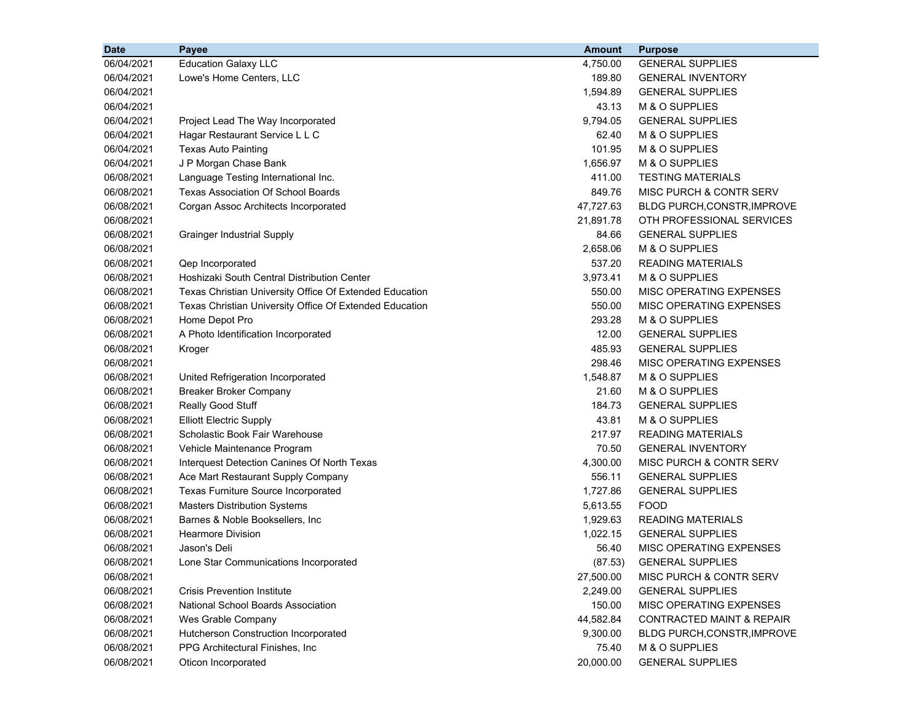| Date | Payee | Amount | Purpose |
|---|---|---|---|
| 06/04/2021 | Education Galaxy LLC | 4,750.00 | GENERAL SUPPLIES |
| 06/04/2021 | Lowe's Home Centers, LLC | 189.80 | GENERAL INVENTORY |
| 06/04/2021 | | 1,594.89 | GENERAL SUPPLIES |
| 06/04/2021 | | 43.13 | M & O SUPPLIES |
| 06/04/2021 | Project Lead The Way Incorporated | 9,794.05 | GENERAL SUPPLIES |
| 06/04/2021 | Hagar Restaurant Service L L C | 62.40 | M & O SUPPLIES |
| 06/04/2021 | Texas Auto Painting | 101.95 | M & O SUPPLIES |
| 06/04/2021 | J P Morgan Chase Bank | 1,656.97 | M & O SUPPLIES |
| 06/08/2021 | Language Testing International Inc. | 411.00 | TESTING MATERIALS |
| 06/08/2021 | Texas Association Of School Boards | 849.76 | MISC PURCH & CONTR SERV |
| 06/08/2021 | Corgan Assoc Architects Incorporated | 47,727.63 | BLDG PURCH,CONSTR,IMPROVE |
| 06/08/2021 | | 21,891.78 | OTH PROFESSIONAL SERVICES |
| 06/08/2021 | Grainger Industrial Supply | 84.66 | GENERAL SUPPLIES |
| 06/08/2021 | | 2,658.06 | M & O SUPPLIES |
| 06/08/2021 | Qep Incorporated | 537.20 | READING MATERIALS |
| 06/08/2021 | Hoshizaki South Central Distribution Center | 3,973.41 | M & O SUPPLIES |
| 06/08/2021 | Texas Christian University Office Of Extended Education | 550.00 | MISC OPERATING EXPENSES |
| 06/08/2021 | Texas Christian University Office Of Extended Education | 550.00 | MISC OPERATING EXPENSES |
| 06/08/2021 | Home Depot Pro | 293.28 | M & O SUPPLIES |
| 06/08/2021 | A Photo Identification Incorporated | 12.00 | GENERAL SUPPLIES |
| 06/08/2021 | Kroger | 485.93 | GENERAL SUPPLIES |
| 06/08/2021 | | 298.46 | MISC OPERATING EXPENSES |
| 06/08/2021 | United Refrigeration Incorporated | 1,548.87 | M & O SUPPLIES |
| 06/08/2021 | Breaker Broker Company | 21.60 | M & O SUPPLIES |
| 06/08/2021 | Really Good Stuff | 184.73 | GENERAL SUPPLIES |
| 06/08/2021 | Elliott Electric Supply | 43.81 | M & O SUPPLIES |
| 06/08/2021 | Scholastic Book Fair Warehouse | 217.97 | READING MATERIALS |
| 06/08/2021 | Vehicle Maintenance Program | 70.50 | GENERAL INVENTORY |
| 06/08/2021 | Interquest Detection Canines Of North Texas | 4,300.00 | MISC PURCH & CONTR SERV |
| 06/08/2021 | Ace Mart Restaurant Supply Company | 556.11 | GENERAL SUPPLIES |
| 06/08/2021 | Texas Furniture Source Incorporated | 1,727.86 | GENERAL SUPPLIES |
| 06/08/2021 | Masters Distribution Systems | 5,613.55 | FOOD |
| 06/08/2021 | Barnes & Noble Booksellers, Inc | 1,929.63 | READING MATERIALS |
| 06/08/2021 | Hearmore Division | 1,022.15 | GENERAL SUPPLIES |
| 06/08/2021 | Jason's Deli | 56.40 | MISC OPERATING EXPENSES |
| 06/08/2021 | Lone Star Communications Incorporated | (87.53) | GENERAL SUPPLIES |
| 06/08/2021 | | 27,500.00 | MISC PURCH & CONTR SERV |
| 06/08/2021 | Crisis Prevention Institute | 2,249.00 | GENERAL SUPPLIES |
| 06/08/2021 | National School Boards Association | 150.00 | MISC OPERATING EXPENSES |
| 06/08/2021 | Wes Grable Company | 44,582.84 | CONTRACTED MAINT & REPAIR |
| 06/08/2021 | Hutcherson Construction Incorporated | 9,300.00 | BLDG PURCH,CONSTR,IMPROVE |
| 06/08/2021 | PPG Architectural Finishes, Inc | 75.40 | M & O SUPPLIES |
| 06/08/2021 | Oticon Incorporated | 20,000.00 | GENERAL SUPPLIES |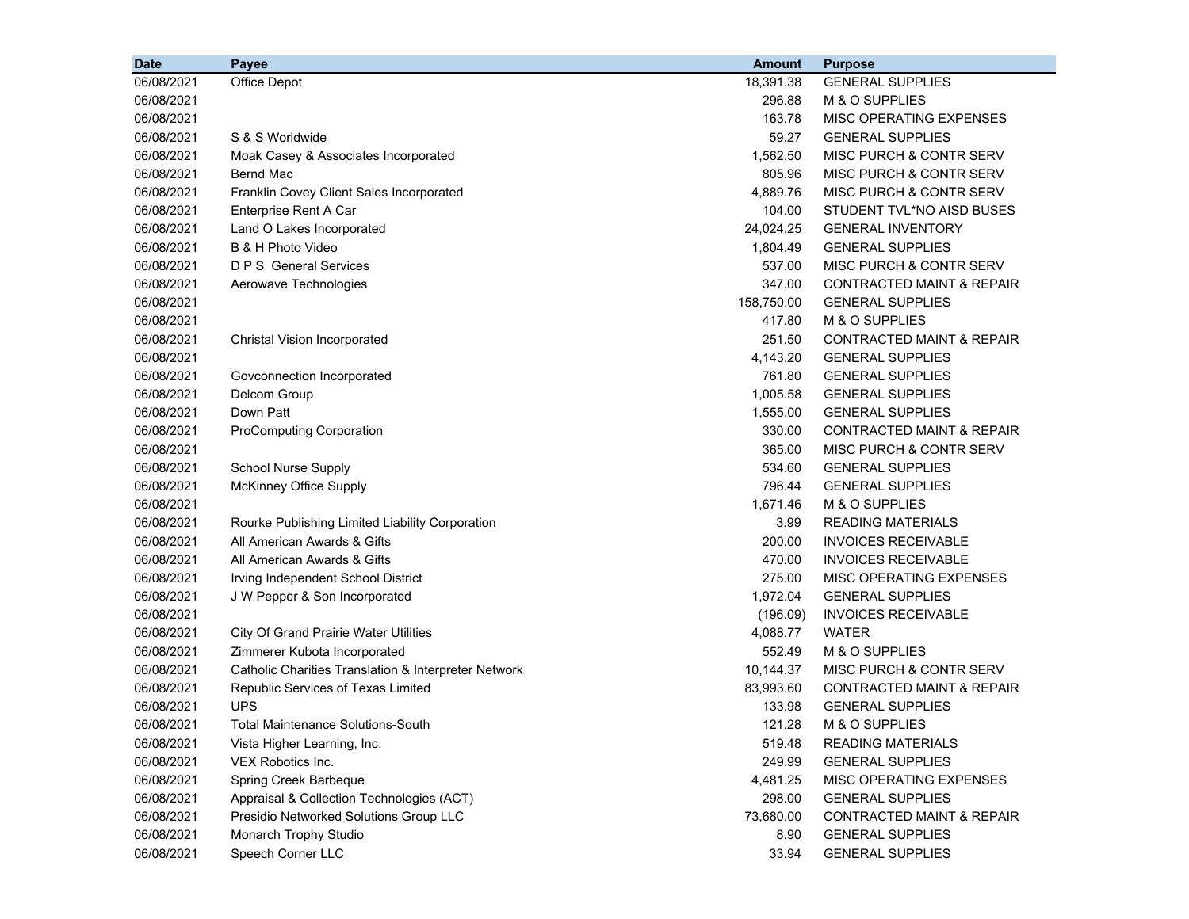| Date | Payee | Amount | Purpose |
|---|---|---|---|
| 06/08/2021 | Office Depot | 18,391.38 | GENERAL SUPPLIES |
| 06/08/2021 | | 296.88 | M & O SUPPLIES |
| 06/08/2021 | | 163.78 | MISC OPERATING EXPENSES |
| 06/08/2021 | S & S Worldwide | 59.27 | GENERAL SUPPLIES |
| 06/08/2021 | Moak Casey & Associates Incorporated | 1,562.50 | MISC PURCH & CONTR SERV |
| 06/08/2021 | Bernd Mac | 805.96 | MISC PURCH & CONTR SERV |
| 06/08/2021 | Franklin Covey Client Sales Incorporated | 4,889.76 | MISC PURCH & CONTR SERV |
| 06/08/2021 | Enterprise Rent A Car | 104.00 | STUDENT TVL*NO AISD BUSES |
| 06/08/2021 | Land O Lakes Incorporated | 24,024.25 | GENERAL INVENTORY |
| 06/08/2021 | B & H Photo Video | 1,804.49 | GENERAL SUPPLIES |
| 06/08/2021 | D P S General Services | 537.00 | MISC PURCH & CONTR SERV |
| 06/08/2021 | Aerowave Technologies | 347.00 | CONTRACTED MAINT & REPAIR |
| 06/08/2021 | | 158,750.00 | GENERAL SUPPLIES |
| 06/08/2021 | | 417.80 | M & O SUPPLIES |
| 06/08/2021 | Christal Vision Incorporated | 251.50 | CONTRACTED MAINT & REPAIR |
| 06/08/2021 | | 4,143.20 | GENERAL SUPPLIES |
| 06/08/2021 | Govconnection Incorporated | 761.80 | GENERAL SUPPLIES |
| 06/08/2021 | Delcom Group | 1,005.58 | GENERAL SUPPLIES |
| 06/08/2021 | Down Patt | 1,555.00 | GENERAL SUPPLIES |
| 06/08/2021 | ProComputing Corporation | 330.00 | CONTRACTED MAINT & REPAIR |
| 06/08/2021 | | 365.00 | MISC PURCH & CONTR SERV |
| 06/08/2021 | School Nurse Supply | 534.60 | GENERAL SUPPLIES |
| 06/08/2021 | McKinney Office Supply | 796.44 | GENERAL SUPPLIES |
| 06/08/2021 | | 1,671.46 | M & O SUPPLIES |
| 06/08/2021 | Rourke Publishing Limited Liability Corporation | 3.99 | READING MATERIALS |
| 06/08/2021 | All American Awards & Gifts | 200.00 | INVOICES RECEIVABLE |
| 06/08/2021 | All American Awards & Gifts | 470.00 | INVOICES RECEIVABLE |
| 06/08/2021 | Irving Independent School District | 275.00 | MISC OPERATING EXPENSES |
| 06/08/2021 | J W Pepper & Son Incorporated | 1,972.04 | GENERAL SUPPLIES |
| 06/08/2021 | | (196.09) | INVOICES RECEIVABLE |
| 06/08/2021 | City Of Grand Prairie Water Utilities | 4,088.77 | WATER |
| 06/08/2021 | Zimmerer Kubota Incorporated | 552.49 | M & O SUPPLIES |
| 06/08/2021 | Catholic Charities Translation & Interpreter Network | 10,144.37 | MISC PURCH & CONTR SERV |
| 06/08/2021 | Republic Services of Texas Limited | 83,993.60 | CONTRACTED MAINT & REPAIR |
| 06/08/2021 | UPS | 133.98 | GENERAL SUPPLIES |
| 06/08/2021 | Total Maintenance Solutions-South | 121.28 | M & O SUPPLIES |
| 06/08/2021 | Vista Higher Learning, Inc. | 519.48 | READING MATERIALS |
| 06/08/2021 | VEX Robotics Inc. | 249.99 | GENERAL SUPPLIES |
| 06/08/2021 | Spring Creek Barbeque | 4,481.25 | MISC OPERATING EXPENSES |
| 06/08/2021 | Appraisal & Collection Technologies (ACT) | 298.00 | GENERAL SUPPLIES |
| 06/08/2021 | Presidio Networked Solutions Group LLC | 73,680.00 | CONTRACTED MAINT & REPAIR |
| 06/08/2021 | Monarch Trophy Studio | 8.90 | GENERAL SUPPLIES |
| 06/08/2021 | Speech Corner LLC | 33.94 | GENERAL SUPPLIES |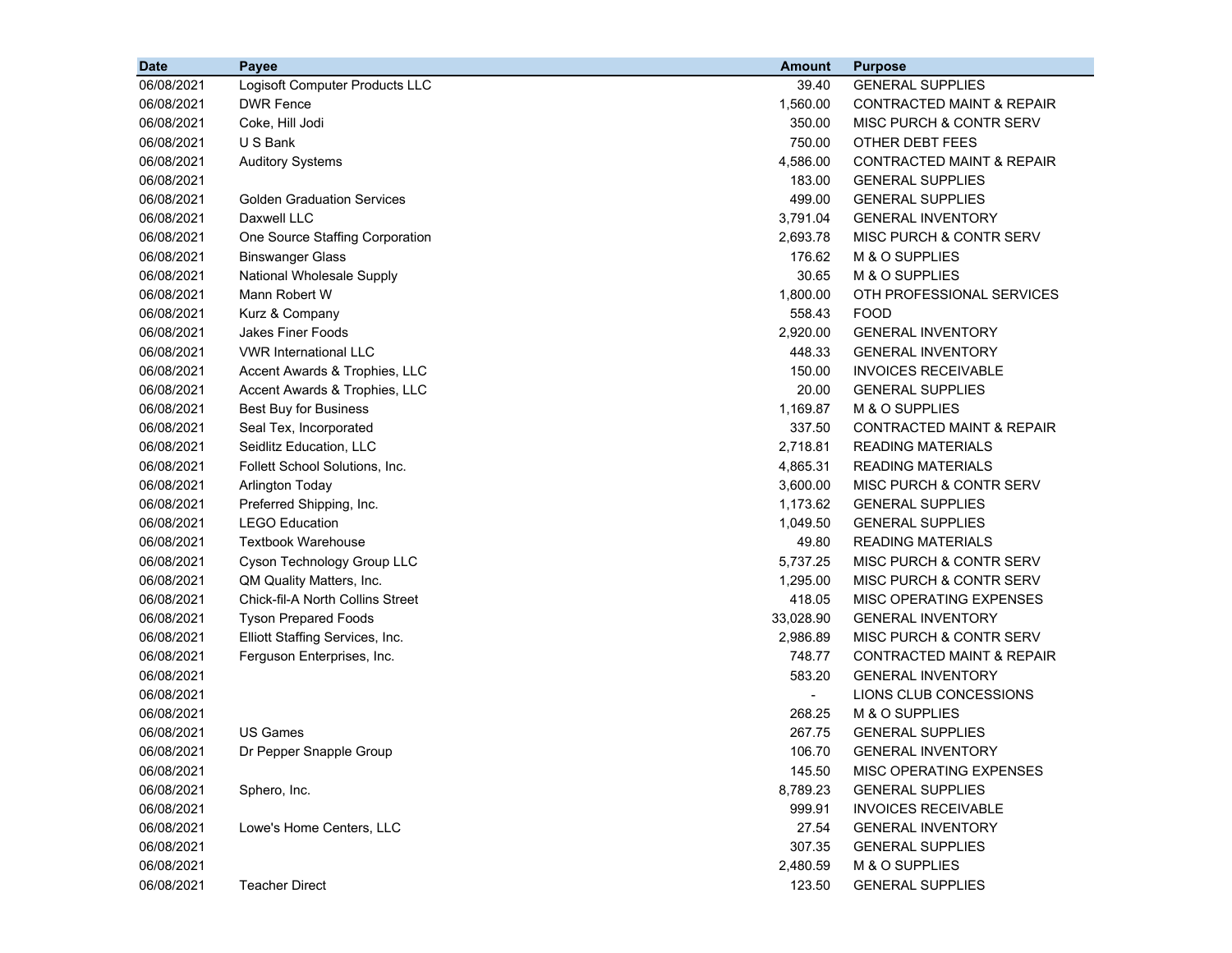| Date | Payee | Amount | Purpose |
|---|---|---|---|
| 06/08/2021 | Logisoft Computer Products LLC | 39.40 | GENERAL SUPPLIES |
| 06/08/2021 | DWR Fence | 1,560.00 | CONTRACTED MAINT & REPAIR |
| 06/08/2021 | Coke, Hill Jodi | 350.00 | MISC PURCH & CONTR SERV |
| 06/08/2021 | U S Bank | 750.00 | OTHER DEBT FEES |
| 06/08/2021 | Auditory Systems | 4,586.00 | CONTRACTED MAINT & REPAIR |
| 06/08/2021 | | 183.00 | GENERAL SUPPLIES |
| 06/08/2021 | Golden Graduation Services | 499.00 | GENERAL SUPPLIES |
| 06/08/2021 | Daxwell LLC | 3,791.04 | GENERAL INVENTORY |
| 06/08/2021 | One Source Staffing Corporation | 2,693.78 | MISC PURCH & CONTR SERV |
| 06/08/2021 | Binswanger Glass | 176.62 | M & O SUPPLIES |
| 06/08/2021 | National Wholesale Supply | 30.65 | M & O SUPPLIES |
| 06/08/2021 | Mann Robert W | 1,800.00 | OTH PROFESSIONAL SERVICES |
| 06/08/2021 | Kurz & Company | 558.43 | FOOD |
| 06/08/2021 | Jakes Finer Foods | 2,920.00 | GENERAL INVENTORY |
| 06/08/2021 | VWR International LLC | 448.33 | GENERAL INVENTORY |
| 06/08/2021 | Accent Awards & Trophies, LLC | 150.00 | INVOICES RECEIVABLE |
| 06/08/2021 | Accent Awards & Trophies, LLC | 20.00 | GENERAL SUPPLIES |
| 06/08/2021 | Best Buy for Business | 1,169.87 | M & O SUPPLIES |
| 06/08/2021 | Seal Tex, Incorporated | 337.50 | CONTRACTED MAINT & REPAIR |
| 06/08/2021 | Seidlitz Education, LLC | 2,718.81 | READING MATERIALS |
| 06/08/2021 | Follett School Solutions, Inc. | 4,865.31 | READING MATERIALS |
| 06/08/2021 | Arlington Today | 3,600.00 | MISC PURCH & CONTR SERV |
| 06/08/2021 | Preferred Shipping, Inc. | 1,173.62 | GENERAL SUPPLIES |
| 06/08/2021 | LEGO Education | 1,049.50 | GENERAL SUPPLIES |
| 06/08/2021 | Textbook Warehouse | 49.80 | READING MATERIALS |
| 06/08/2021 | Cyson Technology Group LLC | 5,737.25 | MISC PURCH & CONTR SERV |
| 06/08/2021 | QM Quality Matters, Inc. | 1,295.00 | MISC PURCH & CONTR SERV |
| 06/08/2021 | Chick-fil-A North Collins Street | 418.05 | MISC OPERATING EXPENSES |
| 06/08/2021 | Tyson Prepared Foods | 33,028.90 | GENERAL INVENTORY |
| 06/08/2021 | Elliott Staffing Services, Inc. | 2,986.89 | MISC PURCH & CONTR SERV |
| 06/08/2021 | Ferguson Enterprises, Inc. | 748.77 | CONTRACTED MAINT & REPAIR |
| 06/08/2021 | | 583.20 | GENERAL INVENTORY |
| 06/08/2021 | | - | LIONS CLUB CONCESSIONS |
| 06/08/2021 | | 268.25 | M & O SUPPLIES |
| 06/08/2021 | US Games | 267.75 | GENERAL SUPPLIES |
| 06/08/2021 | Dr Pepper Snapple Group | 106.70 | GENERAL INVENTORY |
| 06/08/2021 | | 145.50 | MISC OPERATING EXPENSES |
| 06/08/2021 | Sphero, Inc. | 8,789.23 | GENERAL SUPPLIES |
| 06/08/2021 | | 999.91 | INVOICES RECEIVABLE |
| 06/08/2021 | Lowe's Home Centers, LLC | 27.54 | GENERAL INVENTORY |
| 06/08/2021 | | 307.35 | GENERAL SUPPLIES |
| 06/08/2021 | | 2,480.59 | M & O SUPPLIES |
| 06/08/2021 | Teacher Direct | 123.50 | GENERAL SUPPLIES |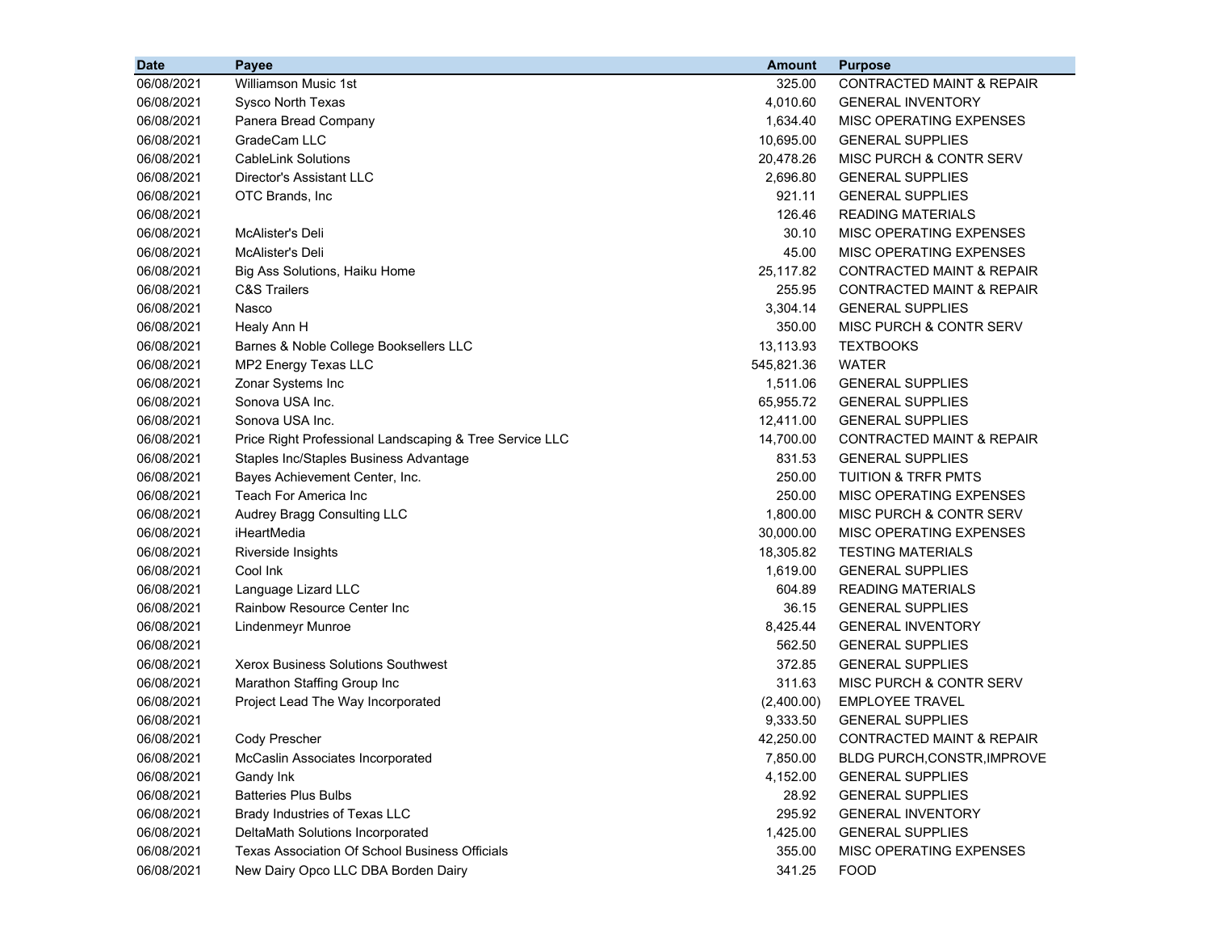| Date | Payee | Amount | Purpose |
|---|---|---|---|
| 06/08/2021 | Williamson Music 1st | 325.00 | CONTRACTED MAINT & REPAIR |
| 06/08/2021 | Sysco North Texas | 4,010.60 | GENERAL INVENTORY |
| 06/08/2021 | Panera Bread Company | 1,634.40 | MISC OPERATING EXPENSES |
| 06/08/2021 | GradeCam LLC | 10,695.00 | GENERAL SUPPLIES |
| 06/08/2021 | CableLink Solutions | 20,478.26 | MISC PURCH & CONTR SERV |
| 06/08/2021 | Director's Assistant LLC | 2,696.80 | GENERAL SUPPLIES |
| 06/08/2021 | OTC Brands, Inc | 921.11 | GENERAL SUPPLIES |
| 06/08/2021 | | 126.46 | READING MATERIALS |
| 06/08/2021 | McAlister's Deli | 30.10 | MISC OPERATING EXPENSES |
| 06/08/2021 | McAlister's Deli | 45.00 | MISC OPERATING EXPENSES |
| 06/08/2021 | Big Ass Solutions, Haiku Home | 25,117.82 | CONTRACTED MAINT & REPAIR |
| 06/08/2021 | C&S Trailers | 255.95 | CONTRACTED MAINT & REPAIR |
| 06/08/2021 | Nasco | 3,304.14 | GENERAL SUPPLIES |
| 06/08/2021 | Healy Ann H | 350.00 | MISC PURCH & CONTR SERV |
| 06/08/2021 | Barnes & Noble College Booksellers LLC | 13,113.93 | TEXTBOOKS |
| 06/08/2021 | MP2 Energy Texas LLC | 545,821.36 | WATER |
| 06/08/2021 | Zonar Systems Inc | 1,511.06 | GENERAL SUPPLIES |
| 06/08/2021 | Sonova USA Inc. | 65,955.72 | GENERAL SUPPLIES |
| 06/08/2021 | Sonova USA Inc. | 12,411.00 | GENERAL SUPPLIES |
| 06/08/2021 | Price Right Professional Landscaping & Tree Service LLC | 14,700.00 | CONTRACTED MAINT & REPAIR |
| 06/08/2021 | Staples Inc/Staples Business Advantage | 831.53 | GENERAL SUPPLIES |
| 06/08/2021 | Bayes Achievement Center, Inc. | 250.00 | TUITION & TRFR PMTS |
| 06/08/2021 | Teach For America Inc | 250.00 | MISC OPERATING EXPENSES |
| 06/08/2021 | Audrey Bragg Consulting LLC | 1,800.00 | MISC PURCH & CONTR SERV |
| 06/08/2021 | iHeartMedia | 30,000.00 | MISC OPERATING EXPENSES |
| 06/08/2021 | Riverside Insights | 18,305.82 | TESTING MATERIALS |
| 06/08/2021 | Cool Ink | 1,619.00 | GENERAL SUPPLIES |
| 06/08/2021 | Language Lizard LLC | 604.89 | READING MATERIALS |
| 06/08/2021 | Rainbow Resource Center Inc | 36.15 | GENERAL SUPPLIES |
| 06/08/2021 | Lindenmeyr Munroe | 8,425.44 | GENERAL INVENTORY |
| 06/08/2021 | | 562.50 | GENERAL SUPPLIES |
| 06/08/2021 | Xerox Business Solutions Southwest | 372.85 | GENERAL SUPPLIES |
| 06/08/2021 | Marathon Staffing Group Inc | 311.63 | MISC PURCH & CONTR SERV |
| 06/08/2021 | Project Lead The Way Incorporated | (2,400.00) | EMPLOYEE TRAVEL |
| 06/08/2021 | | 9,333.50 | GENERAL SUPPLIES |
| 06/08/2021 | Cody Prescher | 42,250.00 | CONTRACTED MAINT & REPAIR |
| 06/08/2021 | McCaslin Associates Incorporated | 7,850.00 | BLDG PURCH,CONSTR,IMPROVE |
| 06/08/2021 | Gandy Ink | 4,152.00 | GENERAL SUPPLIES |
| 06/08/2021 | Batteries Plus Bulbs | 28.92 | GENERAL SUPPLIES |
| 06/08/2021 | Brady Industries of Texas LLC | 295.92 | GENERAL INVENTORY |
| 06/08/2021 | DeltaMath Solutions Incorporated | 1,425.00 | GENERAL SUPPLIES |
| 06/08/2021 | Texas Association Of School Business Officials | 355.00 | MISC OPERATING EXPENSES |
| 06/08/2021 | New Dairy Opco LLC DBA Borden Dairy | 341.25 | FOOD |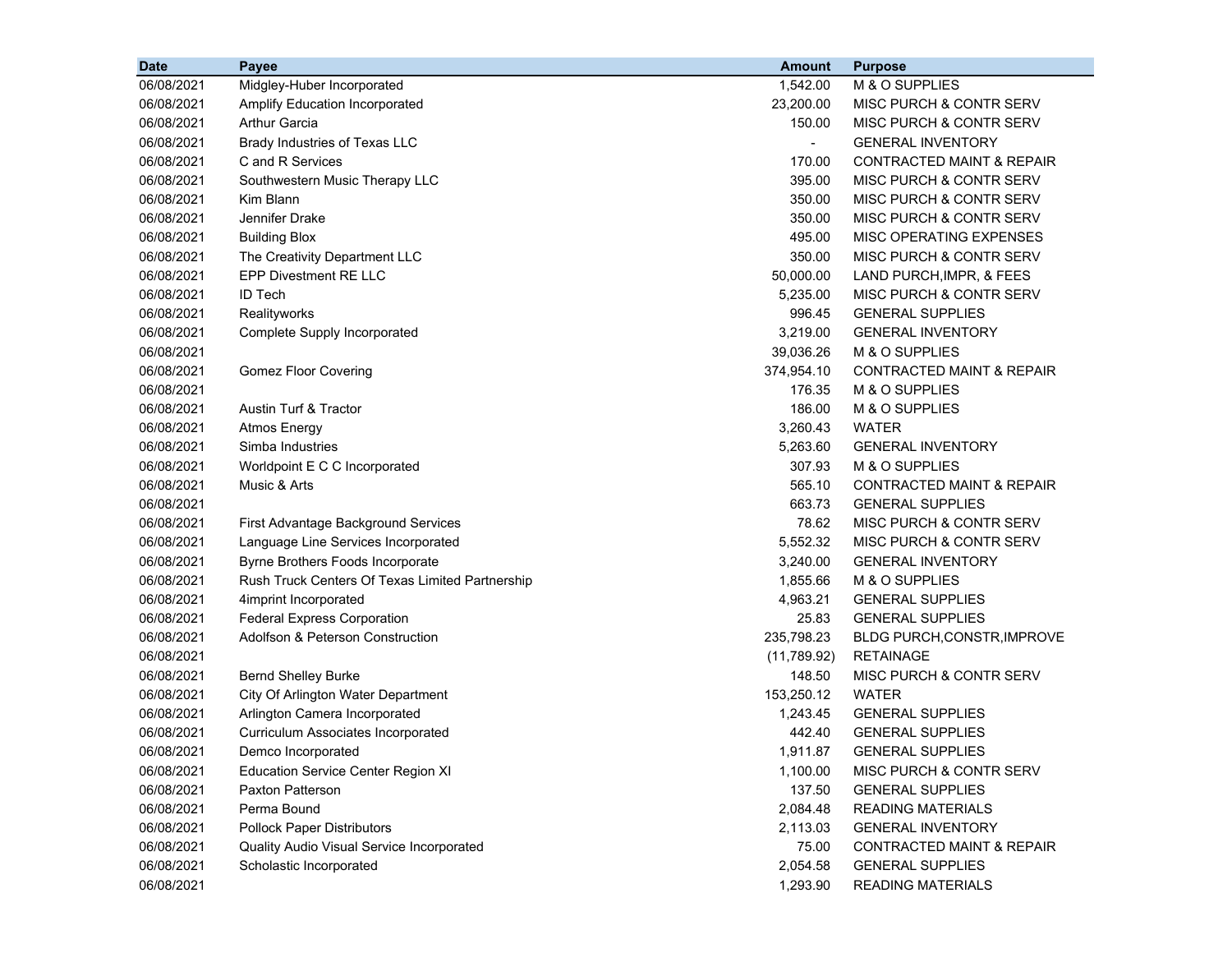| Date | Payee | Amount | Purpose |
|---|---|---|---|
| 06/08/2021 | Midgley-Huber Incorporated | 1,542.00 | M & O SUPPLIES |
| 06/08/2021 | Amplify Education Incorporated | 23,200.00 | MISC PURCH & CONTR SERV |
| 06/08/2021 | Arthur Garcia | 150.00 | MISC PURCH & CONTR SERV |
| 06/08/2021 | Brady Industries of Texas LLC | - | GENERAL INVENTORY |
| 06/08/2021 | C and R Services | 170.00 | CONTRACTED MAINT & REPAIR |
| 06/08/2021 | Southwestern Music Therapy LLC | 395.00 | MISC PURCH & CONTR SERV |
| 06/08/2021 | Kim Blann | 350.00 | MISC PURCH & CONTR SERV |
| 06/08/2021 | Jennifer Drake | 350.00 | MISC PURCH & CONTR SERV |
| 06/08/2021 | Building Blox | 495.00 | MISC OPERATING EXPENSES |
| 06/08/2021 | The Creativity Department LLC | 350.00 | MISC PURCH & CONTR SERV |
| 06/08/2021 | EPP Divestment RE LLC | 50,000.00 | LAND PURCH,IMPR, & FEES |
| 06/08/2021 | ID Tech | 5,235.00 | MISC PURCH & CONTR SERV |
| 06/08/2021 | Realityworks | 996.45 | GENERAL SUPPLIES |
| 06/08/2021 | Complete Supply Incorporated | 3,219.00 | GENERAL INVENTORY |
| 06/08/2021 | | 39,036.26 | M & O SUPPLIES |
| 06/08/2021 | Gomez Floor Covering | 374,954.10 | CONTRACTED MAINT & REPAIR |
| 06/08/2021 | | 176.35 | M & O SUPPLIES |
| 06/08/2021 | Austin Turf & Tractor | 186.00 | M & O SUPPLIES |
| 06/08/2021 | Atmos Energy | 3,260.43 | WATER |
| 06/08/2021 | Simba Industries | 5,263.60 | GENERAL INVENTORY |
| 06/08/2021 | Worldpoint E C C Incorporated | 307.93 | M & O SUPPLIES |
| 06/08/2021 | Music & Arts | 565.10 | CONTRACTED MAINT & REPAIR |
| 06/08/2021 | | 663.73 | GENERAL SUPPLIES |
| 06/08/2021 | First Advantage Background Services | 78.62 | MISC PURCH & CONTR SERV |
| 06/08/2021 | Language Line Services Incorporated | 5,552.32 | MISC PURCH & CONTR SERV |
| 06/08/2021 | Byrne Brothers Foods Incorporate | 3,240.00 | GENERAL INVENTORY |
| 06/08/2021 | Rush Truck Centers Of Texas Limited Partnership | 1,855.66 | M & O SUPPLIES |
| 06/08/2021 | 4imprint Incorporated | 4,963.21 | GENERAL SUPPLIES |
| 06/08/2021 | Federal Express Corporation | 25.83 | GENERAL SUPPLIES |
| 06/08/2021 | Adolfson & Peterson Construction | 235,798.23 | BLDG PURCH,CONSTR,IMPROVE |
| 06/08/2021 | | (11,789.92) | RETAINAGE |
| 06/08/2021 | Bernd Shelley Burke | 148.50 | MISC PURCH & CONTR SERV |
| 06/08/2021 | City Of Arlington Water Department | 153,250.12 | WATER |
| 06/08/2021 | Arlington Camera Incorporated | 1,243.45 | GENERAL SUPPLIES |
| 06/08/2021 | Curriculum Associates Incorporated | 442.40 | GENERAL SUPPLIES |
| 06/08/2021 | Demco Incorporated | 1,911.87 | GENERAL SUPPLIES |
| 06/08/2021 | Education Service Center Region XI | 1,100.00 | MISC PURCH & CONTR SERV |
| 06/08/2021 | Paxton Patterson | 137.50 | GENERAL SUPPLIES |
| 06/08/2021 | Perma Bound | 2,084.48 | READING MATERIALS |
| 06/08/2021 | Pollock Paper Distributors | 2,113.03 | GENERAL INVENTORY |
| 06/08/2021 | Quality Audio Visual Service Incorporated | 75.00 | CONTRACTED MAINT & REPAIR |
| 06/08/2021 | Scholastic Incorporated | 2,054.58 | GENERAL SUPPLIES |
| 06/08/2021 | | 1,293.90 | READING MATERIALS |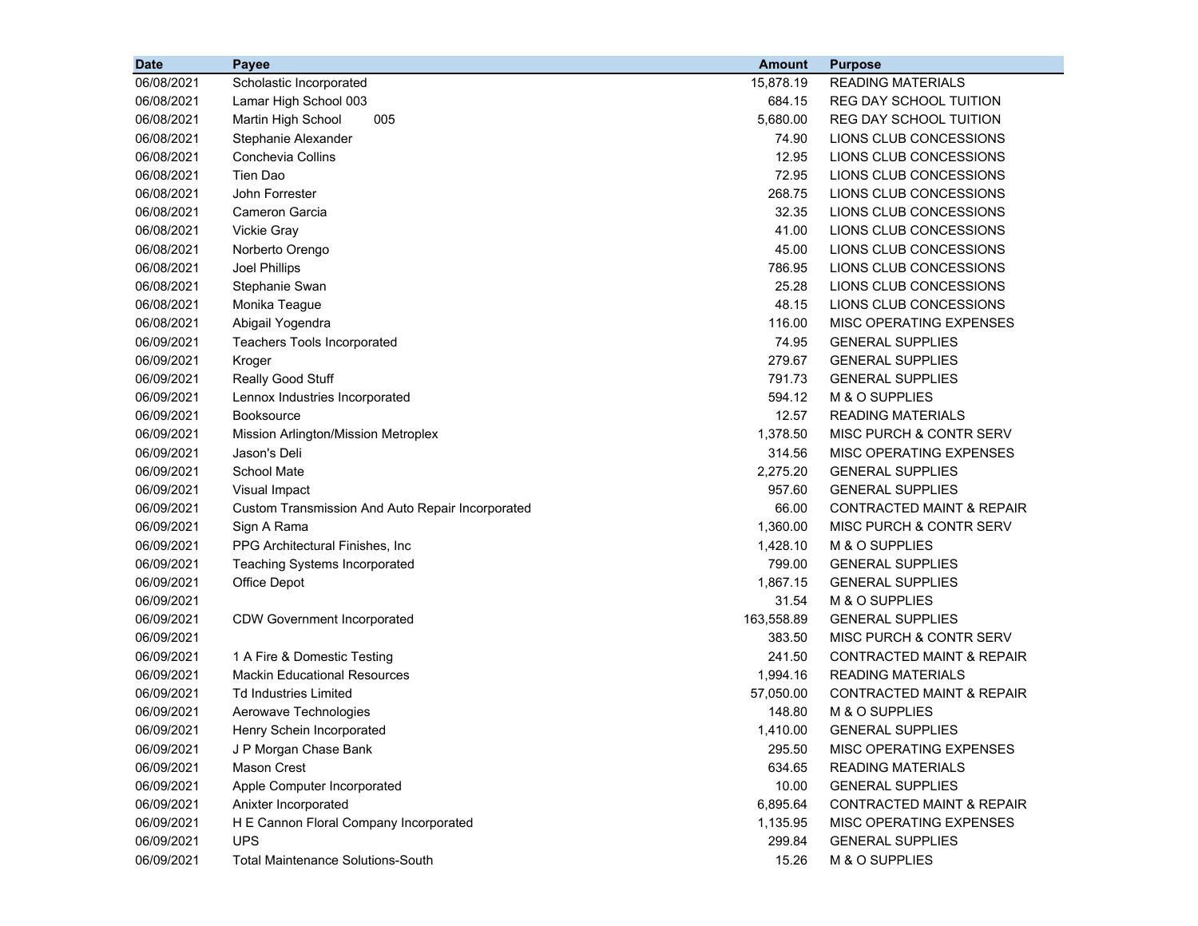| Date | Payee | Amount | Purpose |
|---|---|---|---|
| 06/08/2021 | Scholastic Incorporated | 15,878.19 | READING MATERIALS |
| 06/08/2021 | Lamar High School 003 | 684.15 | REG DAY SCHOOL TUITION |
| 06/08/2021 | Martin High School 005 | 5,680.00 | REG DAY SCHOOL TUITION |
| 06/08/2021 | Stephanie Alexander | 74.90 | LIONS CLUB CONCESSIONS |
| 06/08/2021 | Conchevia Collins | 12.95 | LIONS CLUB CONCESSIONS |
| 06/08/2021 | Tien Dao | 72.95 | LIONS CLUB CONCESSIONS |
| 06/08/2021 | John Forrester | 268.75 | LIONS CLUB CONCESSIONS |
| 06/08/2021 | Cameron Garcia | 32.35 | LIONS CLUB CONCESSIONS |
| 06/08/2021 | Vickie Gray | 41.00 | LIONS CLUB CONCESSIONS |
| 06/08/2021 | Norberto Orengo | 45.00 | LIONS CLUB CONCESSIONS |
| 06/08/2021 | Joel Phillips | 786.95 | LIONS CLUB CONCESSIONS |
| 06/08/2021 | Stephanie Swan | 25.28 | LIONS CLUB CONCESSIONS |
| 06/08/2021 | Monika Teague | 48.15 | LIONS CLUB CONCESSIONS |
| 06/08/2021 | Abigail Yogendra | 116.00 | MISC OPERATING EXPENSES |
| 06/09/2021 | Teachers Tools Incorporated | 74.95 | GENERAL SUPPLIES |
| 06/09/2021 | Kroger | 279.67 | GENERAL SUPPLIES |
| 06/09/2021 | Really Good Stuff | 791.73 | GENERAL SUPPLIES |
| 06/09/2021 | Lennox Industries Incorporated | 594.12 | M & O SUPPLIES |
| 06/09/2021 | Booksource | 12.57 | READING MATERIALS |
| 06/09/2021 | Mission Arlington/Mission Metroplex | 1,378.50 | MISC PURCH & CONTR SERV |
| 06/09/2021 | Jason's Deli | 314.56 | MISC OPERATING EXPENSES |
| 06/09/2021 | School Mate | 2,275.20 | GENERAL SUPPLIES |
| 06/09/2021 | Visual Impact | 957.60 | GENERAL SUPPLIES |
| 06/09/2021 | Custom Transmission And Auto Repair Incorporated | 66.00 | CONTRACTED MAINT & REPAIR |
| 06/09/2021 | Sign A Rama | 1,360.00 | MISC PURCH & CONTR SERV |
| 06/09/2021 | PPG Architectural Finishes, Inc | 1,428.10 | M & O SUPPLIES |
| 06/09/2021 | Teaching Systems Incorporated | 799.00 | GENERAL SUPPLIES |
| 06/09/2021 | Office Depot | 1,867.15 | GENERAL SUPPLIES |
| 06/09/2021 | | 31.54 | M & O SUPPLIES |
| 06/09/2021 | CDW Government Incorporated | 163,558.89 | GENERAL SUPPLIES |
| 06/09/2021 | | 383.50 | MISC PURCH & CONTR SERV |
| 06/09/2021 | 1 A Fire & Domestic Testing | 241.50 | CONTRACTED MAINT & REPAIR |
| 06/09/2021 | Mackin Educational Resources | 1,994.16 | READING MATERIALS |
| 06/09/2021 | Td Industries Limited | 57,050.00 | CONTRACTED MAINT & REPAIR |
| 06/09/2021 | Aerowave Technologies | 148.80 | M & O SUPPLIES |
| 06/09/2021 | Henry Schein Incorporated | 1,410.00 | GENERAL SUPPLIES |
| 06/09/2021 | J P Morgan Chase Bank | 295.50 | MISC OPERATING EXPENSES |
| 06/09/2021 | Mason Crest | 634.65 | READING MATERIALS |
| 06/09/2021 | Apple Computer Incorporated | 10.00 | GENERAL SUPPLIES |
| 06/09/2021 | Anixter Incorporated | 6,895.64 | CONTRACTED MAINT & REPAIR |
| 06/09/2021 | H E Cannon Floral Company Incorporated | 1,135.95 | MISC OPERATING EXPENSES |
| 06/09/2021 | UPS | 299.84 | GENERAL SUPPLIES |
| 06/09/2021 | Total Maintenance Solutions-South | 15.26 | M & O SUPPLIES |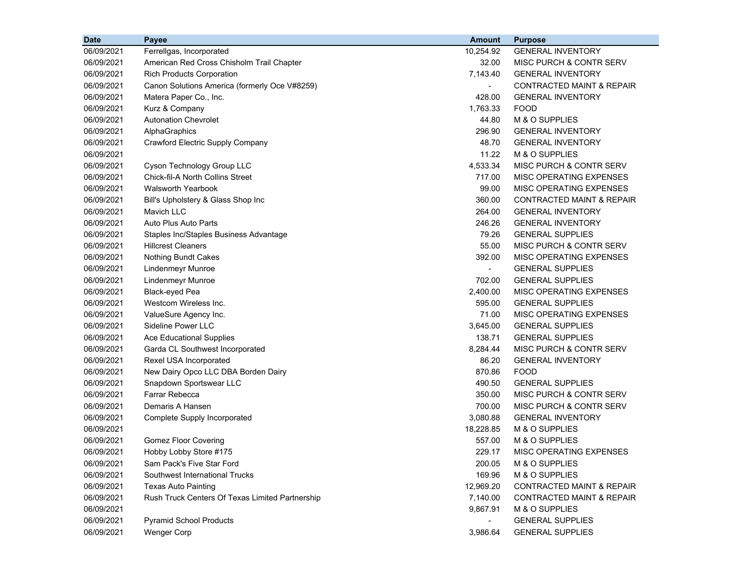| Date | Payee | Amount | Purpose |
|---|---|---|---|
| 06/09/2021 | Ferrellgas, Incorporated | 10,254.92 | GENERAL INVENTORY |
| 06/09/2021 | American Red Cross Chisholm Trail Chapter | 32.00 | MISC PURCH & CONTR SERV |
| 06/09/2021 | Rich Products Corporation | 7,143.40 | GENERAL INVENTORY |
| 06/09/2021 | Canon Solutions America (formerly Oce V#8259) | - | CONTRACTED MAINT & REPAIR |
| 06/09/2021 | Matera Paper Co., Inc. | 428.00 | GENERAL INVENTORY |
| 06/09/2021 | Kurz & Company | 1,763.33 | FOOD |
| 06/09/2021 | Autonation Chevrolet | 44.80 | M & O SUPPLIES |
| 06/09/2021 | AlphaGraphics | 296.90 | GENERAL INVENTORY |
| 06/09/2021 | Crawford Electric Supply Company | 48.70 | GENERAL INVENTORY |
| 06/09/2021 | | 11.22 | M & O SUPPLIES |
| 06/09/2021 | Cyson Technology Group LLC | 4,533.34 | MISC PURCH & CONTR SERV |
| 06/09/2021 | Chick-fil-A North Collins Street | 717.00 | MISC OPERATING EXPENSES |
| 06/09/2021 | Walsworth Yearbook | 99.00 | MISC OPERATING EXPENSES |
| 06/09/2021 | Bill's Upholstery & Glass Shop Inc | 360.00 | CONTRACTED MAINT & REPAIR |
| 06/09/2021 | Mavich LLC | 264.00 | GENERAL INVENTORY |
| 06/09/2021 | Auto Plus Auto Parts | 246.26 | GENERAL INVENTORY |
| 06/09/2021 | Staples Inc/Staples Business Advantage | 79.26 | GENERAL SUPPLIES |
| 06/09/2021 | Hillcrest Cleaners | 55.00 | MISC PURCH & CONTR SERV |
| 06/09/2021 | Nothing Bundt Cakes | 392.00 | MISC OPERATING EXPENSES |
| 06/09/2021 | Lindenmeyr Munroe | - | GENERAL SUPPLIES |
| 06/09/2021 | Lindenmeyr Munroe | 702.00 | GENERAL SUPPLIES |
| 06/09/2021 | Black-eyed Pea | 2,400.00 | MISC OPERATING EXPENSES |
| 06/09/2021 | Westcom Wireless Inc. | 595.00 | GENERAL SUPPLIES |
| 06/09/2021 | ValueSure Agency Inc. | 71.00 | MISC OPERATING EXPENSES |
| 06/09/2021 | Sideline Power LLC | 3,645.00 | GENERAL SUPPLIES |
| 06/09/2021 | Ace Educational Supplies | 138.71 | GENERAL SUPPLIES |
| 06/09/2021 | Garda CL Southwest Incorporated | 8,284.44 | MISC PURCH & CONTR SERV |
| 06/09/2021 | Rexel USA Incorporated | 86.20 | GENERAL INVENTORY |
| 06/09/2021 | New Dairy Opco LLC DBA Borden Dairy | 870.86 | FOOD |
| 06/09/2021 | Snapdown Sportswear LLC | 490.50 | GENERAL SUPPLIES |
| 06/09/2021 | Farrar Rebecca | 350.00 | MISC PURCH & CONTR SERV |
| 06/09/2021 | Demaris A Hansen | 700.00 | MISC PURCH & CONTR SERV |
| 06/09/2021 | Complete Supply Incorporated | 3,080.88 | GENERAL INVENTORY |
| 06/09/2021 | | 18,228.85 | M & O SUPPLIES |
| 06/09/2021 | Gomez Floor Covering | 557.00 | M & O SUPPLIES |
| 06/09/2021 | Hobby Lobby Store #175 | 229.17 | MISC OPERATING EXPENSES |
| 06/09/2021 | Sam Pack's Five Star Ford | 200.05 | M & O SUPPLIES |
| 06/09/2021 | Southwest International Trucks | 169.96 | M & O SUPPLIES |
| 06/09/2021 | Texas Auto Painting | 12,969.20 | CONTRACTED MAINT & REPAIR |
| 06/09/2021 | Rush Truck Centers Of Texas Limited Partnership | 7,140.00 | CONTRACTED MAINT & REPAIR |
| 06/09/2021 | | 9,867.91 | M & O SUPPLIES |
| 06/09/2021 | Pyramid School Products | - | GENERAL SUPPLIES |
| 06/09/2021 | Wenger Corp | 3,986.64 | GENERAL SUPPLIES |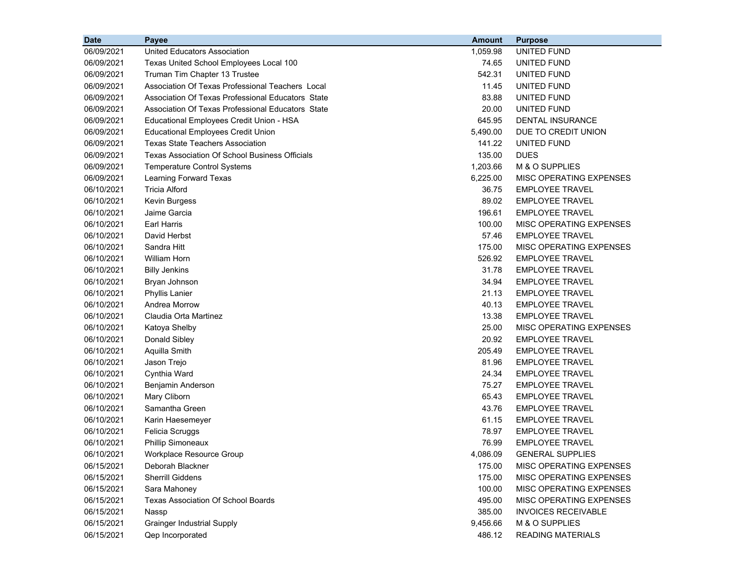| Date | Payee | Amount | Purpose |
|---|---|---|---|
| 06/09/2021 | United Educators Association | 1,059.98 | UNITED FUND |
| 06/09/2021 | Texas United School Employees Local 100 | 74.65 | UNITED FUND |
| 06/09/2021 | Truman Tim Chapter 13 Trustee | 542.31 | UNITED FUND |
| 06/09/2021 | Association Of Texas Professional Teachers Local | 11.45 | UNITED FUND |
| 06/09/2021 | Association Of Texas Professional Educators State | 83.88 | UNITED FUND |
| 06/09/2021 | Association Of Texas Professional Educators State | 20.00 | UNITED FUND |
| 06/09/2021 | Educational Employees Credit Union - HSA | 645.95 | DENTAL INSURANCE |
| 06/09/2021 | Educational Employees Credit Union | 5,490.00 | DUE TO CREDIT UNION |
| 06/09/2021 | Texas State Teachers Association | 141.22 | UNITED FUND |
| 06/09/2021 | Texas Association Of School Business Officials | 135.00 | DUES |
| 06/09/2021 | Temperature Control Systems | 1,203.66 | M & O SUPPLIES |
| 06/09/2021 | Learning Forward Texas | 6,225.00 | MISC OPERATING EXPENSES |
| 06/10/2021 | Tricia Alford | 36.75 | EMPLOYEE TRAVEL |
| 06/10/2021 | Kevin Burgess | 89.02 | EMPLOYEE TRAVEL |
| 06/10/2021 | Jaime Garcia | 196.61 | EMPLOYEE TRAVEL |
| 06/10/2021 | Earl Harris | 100.00 | MISC OPERATING EXPENSES |
| 06/10/2021 | David Herbst | 57.46 | EMPLOYEE TRAVEL |
| 06/10/2021 | Sandra Hitt | 175.00 | MISC OPERATING EXPENSES |
| 06/10/2021 | William Horn | 526.92 | EMPLOYEE TRAVEL |
| 06/10/2021 | Billy Jenkins | 31.78 | EMPLOYEE TRAVEL |
| 06/10/2021 | Bryan Johnson | 34.94 | EMPLOYEE TRAVEL |
| 06/10/2021 | Phyllis Lanier | 21.13 | EMPLOYEE TRAVEL |
| 06/10/2021 | Andrea Morrow | 40.13 | EMPLOYEE TRAVEL |
| 06/10/2021 | Claudia Orta Martinez | 13.38 | EMPLOYEE TRAVEL |
| 06/10/2021 | Katoya Shelby | 25.00 | MISC OPERATING EXPENSES |
| 06/10/2021 | Donald Sibley | 20.92 | EMPLOYEE TRAVEL |
| 06/10/2021 | Aquilla Smith | 205.49 | EMPLOYEE TRAVEL |
| 06/10/2021 | Jason Trejo | 81.96 | EMPLOYEE TRAVEL |
| 06/10/2021 | Cynthia Ward | 24.34 | EMPLOYEE TRAVEL |
| 06/10/2021 | Benjamin Anderson | 75.27 | EMPLOYEE TRAVEL |
| 06/10/2021 | Mary Cliborn | 65.43 | EMPLOYEE TRAVEL |
| 06/10/2021 | Samantha Green | 43.76 | EMPLOYEE TRAVEL |
| 06/10/2021 | Karin Haesemeyer | 61.15 | EMPLOYEE TRAVEL |
| 06/10/2021 | Felicia Scruggs | 78.97 | EMPLOYEE TRAVEL |
| 06/10/2021 | Phillip Simoneaux | 76.99 | EMPLOYEE TRAVEL |
| 06/10/2021 | Workplace Resource Group | 4,086.09 | GENERAL SUPPLIES |
| 06/15/2021 | Deborah Blackner | 175.00 | MISC OPERATING EXPENSES |
| 06/15/2021 | Sherrill Giddens | 175.00 | MISC OPERATING EXPENSES |
| 06/15/2021 | Sara Mahoney | 100.00 | MISC OPERATING EXPENSES |
| 06/15/2021 | Texas Association Of School Boards | 495.00 | MISC OPERATING EXPENSES |
| 06/15/2021 | Nassp | 385.00 | INVOICES RECEIVABLE |
| 06/15/2021 | Grainger Industrial Supply | 9,456.66 | M & O SUPPLIES |
| 06/15/2021 | Qep Incorporated | 486.12 | READING MATERIALS |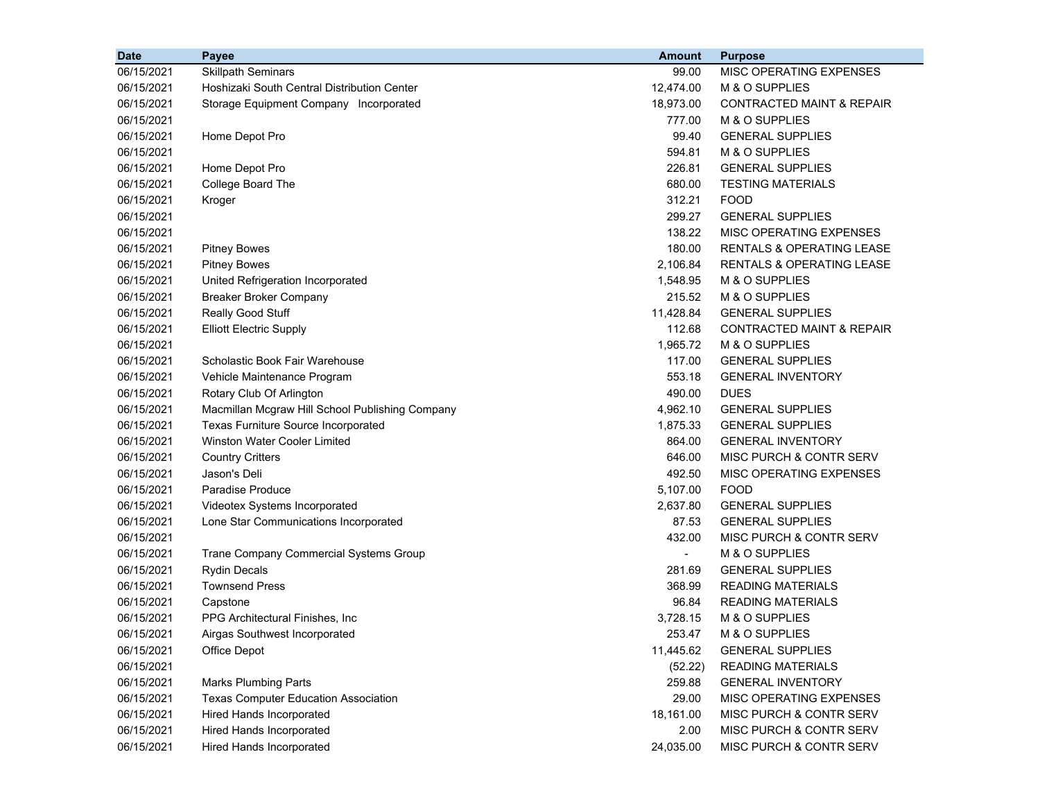| Date | Payee | Amount | Purpose |
|---|---|---|---|
| 06/15/2021 | Skillpath Seminars | 99.00 | MISC OPERATING EXPENSES |
| 06/15/2021 | Hoshizaki South Central Distribution Center | 12,474.00 | M & O SUPPLIES |
| 06/15/2021 | Storage Equipment Company Incorporated | 18,973.00 | CONTRACTED MAINT & REPAIR |
| 06/15/2021 | | 777.00 | M & O SUPPLIES |
| 06/15/2021 | Home Depot Pro | 99.40 | GENERAL SUPPLIES |
| 06/15/2021 | | 594.81 | M & O SUPPLIES |
| 06/15/2021 | Home Depot Pro | 226.81 | GENERAL SUPPLIES |
| 06/15/2021 | College Board The | 680.00 | TESTING MATERIALS |
| 06/15/2021 | Kroger | 312.21 | FOOD |
| 06/15/2021 | | 299.27 | GENERAL SUPPLIES |
| 06/15/2021 | | 138.22 | MISC OPERATING EXPENSES |
| 06/15/2021 | Pitney Bowes | 180.00 | RENTALS & OPERATING LEASE |
| 06/15/2021 | Pitney Bowes | 2,106.84 | RENTALS & OPERATING LEASE |
| 06/15/2021 | United Refrigeration Incorporated | 1,548.95 | M & O SUPPLIES |
| 06/15/2021 | Breaker Broker Company | 215.52 | M & O SUPPLIES |
| 06/15/2021 | Really Good Stuff | 11,428.84 | GENERAL SUPPLIES |
| 06/15/2021 | Elliott Electric Supply | 112.68 | CONTRACTED MAINT & REPAIR |
| 06/15/2021 | | 1,965.72 | M & O SUPPLIES |
| 06/15/2021 | Scholastic Book Fair Warehouse | 117.00 | GENERAL SUPPLIES |
| 06/15/2021 | Vehicle Maintenance Program | 553.18 | GENERAL INVENTORY |
| 06/15/2021 | Rotary Club Of Arlington | 490.00 | DUES |
| 06/15/2021 | Macmillan Mcgraw Hill School Publishing Company | 4,962.10 | GENERAL SUPPLIES |
| 06/15/2021 | Texas Furniture Source Incorporated | 1,875.33 | GENERAL SUPPLIES |
| 06/15/2021 | Winston Water Cooler Limited | 864.00 | GENERAL INVENTORY |
| 06/15/2021 | Country Critters | 646.00 | MISC PURCH & CONTR SERV |
| 06/15/2021 | Jason's Deli | 492.50 | MISC OPERATING EXPENSES |
| 06/15/2021 | Paradise Produce | 5,107.00 | FOOD |
| 06/15/2021 | Videotex Systems Incorporated | 2,637.80 | GENERAL SUPPLIES |
| 06/15/2021 | Lone Star Communications Incorporated | 87.53 | GENERAL SUPPLIES |
| 06/15/2021 | | 432.00 | MISC PURCH & CONTR SERV |
| 06/15/2021 | Trane Company Commercial Systems Group | - | M & O SUPPLIES |
| 06/15/2021 | Rydin Decals | 281.69 | GENERAL SUPPLIES |
| 06/15/2021 | Townsend Press | 368.99 | READING MATERIALS |
| 06/15/2021 | Capstone | 96.84 | READING MATERIALS |
| 06/15/2021 | PPG Architectural Finishes, Inc | 3,728.15 | M & O SUPPLIES |
| 06/15/2021 | Airgas Southwest Incorporated | 253.47 | M & O SUPPLIES |
| 06/15/2021 | Office Depot | 11,445.62 | GENERAL SUPPLIES |
| 06/15/2021 | | (52.22) | READING MATERIALS |
| 06/15/2021 | Marks Plumbing Parts | 259.88 | GENERAL INVENTORY |
| 06/15/2021 | Texas Computer Education Association | 29.00 | MISC OPERATING EXPENSES |
| 06/15/2021 | Hired Hands Incorporated | 18,161.00 | MISC PURCH & CONTR SERV |
| 06/15/2021 | Hired Hands Incorporated | 2.00 | MISC PURCH & CONTR SERV |
| 06/15/2021 | Hired Hands Incorporated | 24,035.00 | MISC PURCH & CONTR SERV |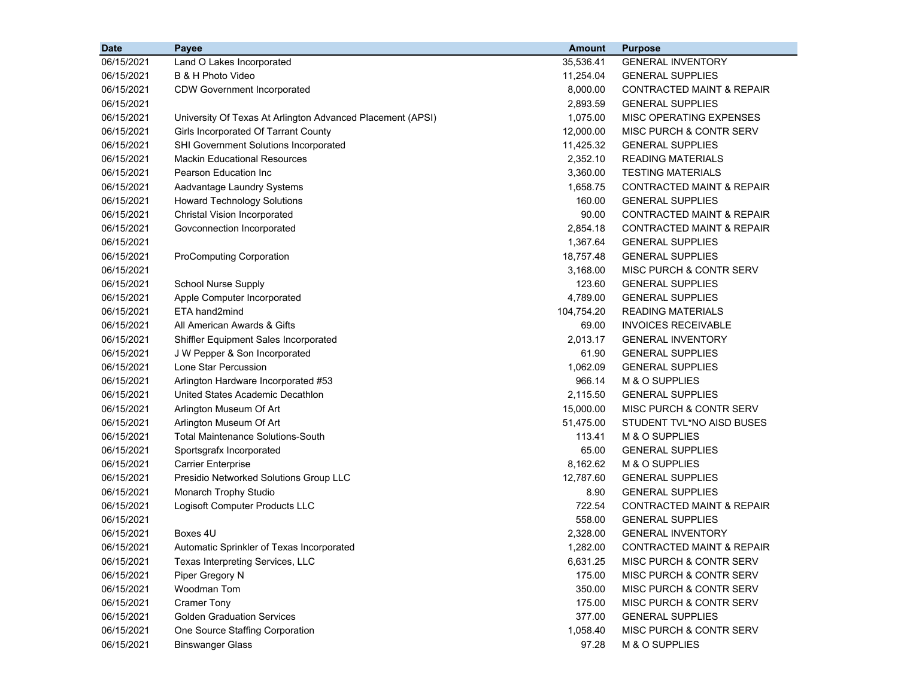| Date | Payee | Amount | Purpose |
|---|---|---|---|
| 06/15/2021 | Land O Lakes Incorporated | 35,536.41 | GENERAL INVENTORY |
| 06/15/2021 | B & H Photo Video | 11,254.04 | GENERAL SUPPLIES |
| 06/15/2021 | CDW Government Incorporated | 8,000.00 | CONTRACTED MAINT & REPAIR |
| 06/15/2021 | | 2,893.59 | GENERAL SUPPLIES |
| 06/15/2021 | University Of Texas At Arlington Advanced Placement (APSI) | 1,075.00 | MISC OPERATING EXPENSES |
| 06/15/2021 | Girls Incorporated Of Tarrant County | 12,000.00 | MISC PURCH & CONTR SERV |
| 06/15/2021 | SHI Government Solutions Incorporated | 11,425.32 | GENERAL SUPPLIES |
| 06/15/2021 | Mackin Educational Resources | 2,352.10 | READING MATERIALS |
| 06/15/2021 | Pearson Education Inc | 3,360.00 | TESTING MATERIALS |
| 06/15/2021 | Aadvantage Laundry Systems | 1,658.75 | CONTRACTED MAINT & REPAIR |
| 06/15/2021 | Howard Technology Solutions | 160.00 | GENERAL SUPPLIES |
| 06/15/2021 | Christal Vision Incorporated | 90.00 | CONTRACTED MAINT & REPAIR |
| 06/15/2021 | Govconnection Incorporated | 2,854.18 | CONTRACTED MAINT & REPAIR |
| 06/15/2021 | | 1,367.64 | GENERAL SUPPLIES |
| 06/15/2021 | ProComputing Corporation | 18,757.48 | GENERAL SUPPLIES |
| 06/15/2021 | | 3,168.00 | MISC PURCH & CONTR SERV |
| 06/15/2021 | School Nurse Supply | 123.60 | GENERAL SUPPLIES |
| 06/15/2021 | Apple Computer Incorporated | 4,789.00 | GENERAL SUPPLIES |
| 06/15/2021 | ETA hand2mind | 104,754.20 | READING MATERIALS |
| 06/15/2021 | All American Awards & Gifts | 69.00 | INVOICES RECEIVABLE |
| 06/15/2021 | Shiffler Equipment Sales Incorporated | 2,013.17 | GENERAL INVENTORY |
| 06/15/2021 | J W Pepper & Son Incorporated | 61.90 | GENERAL SUPPLIES |
| 06/15/2021 | Lone Star Percussion | 1,062.09 | GENERAL SUPPLIES |
| 06/15/2021 | Arlington Hardware Incorporated #53 | 966.14 | M & O SUPPLIES |
| 06/15/2021 | United States Academic Decathlon | 2,115.50 | GENERAL SUPPLIES |
| 06/15/2021 | Arlington Museum Of Art | 15,000.00 | MISC PURCH & CONTR SERV |
| 06/15/2021 | Arlington Museum Of Art | 51,475.00 | STUDENT TVL*NO AISD BUSES |
| 06/15/2021 | Total Maintenance Solutions-South | 113.41 | M & O SUPPLIES |
| 06/15/2021 | Sportsgrafx Incorporated | 65.00 | GENERAL SUPPLIES |
| 06/15/2021 | Carrier Enterprise | 8,162.62 | M & O SUPPLIES |
| 06/15/2021 | Presidio Networked Solutions Group LLC | 12,787.60 | GENERAL SUPPLIES |
| 06/15/2021 | Monarch Trophy Studio | 8.90 | GENERAL SUPPLIES |
| 06/15/2021 | Logisoft Computer Products LLC | 722.54 | CONTRACTED MAINT & REPAIR |
| 06/15/2021 | | 558.00 | GENERAL SUPPLIES |
| 06/15/2021 | Boxes 4U | 2,328.00 | GENERAL INVENTORY |
| 06/15/2021 | Automatic Sprinkler of Texas Incorporated | 1,282.00 | CONTRACTED MAINT & REPAIR |
| 06/15/2021 | Texas Interpreting Services, LLC | 6,631.25 | MISC PURCH & CONTR SERV |
| 06/15/2021 | Piper Gregory N | 175.00 | MISC PURCH & CONTR SERV |
| 06/15/2021 | Woodman Tom | 350.00 | MISC PURCH & CONTR SERV |
| 06/15/2021 | Cramer Tony | 175.00 | MISC PURCH & CONTR SERV |
| 06/15/2021 | Golden Graduation Services | 377.00 | GENERAL SUPPLIES |
| 06/15/2021 | One Source Staffing Corporation | 1,058.40 | MISC PURCH & CONTR SERV |
| 06/15/2021 | Binswanger Glass | 97.28 | M & O SUPPLIES |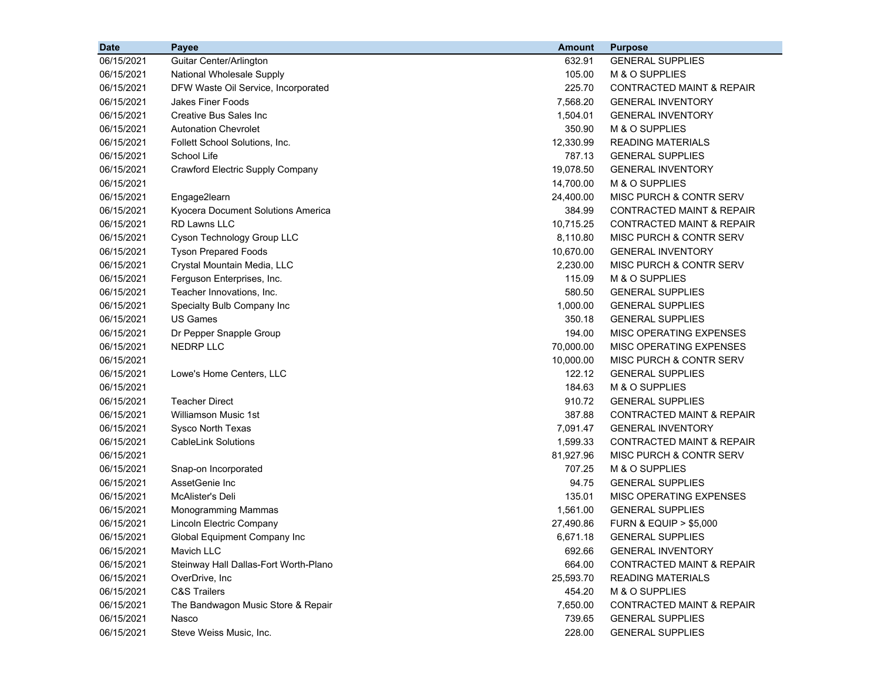| Date | Payee | Amount | Purpose |
|---|---|---|---|
| 06/15/2021 | Guitar Center/Arlington | 632.91 | GENERAL SUPPLIES |
| 06/15/2021 | National Wholesale Supply | 105.00 | M & O SUPPLIES |
| 06/15/2021 | DFW Waste Oil Service, Incorporated | 225.70 | CONTRACTED MAINT & REPAIR |
| 06/15/2021 | Jakes Finer Foods | 7,568.20 | GENERAL INVENTORY |
| 06/15/2021 | Creative Bus Sales Inc | 1,504.01 | GENERAL INVENTORY |
| 06/15/2021 | Autonation Chevrolet | 350.90 | M & O SUPPLIES |
| 06/15/2021 | Follett School Solutions, Inc. | 12,330.99 | READING MATERIALS |
| 06/15/2021 | School Life | 787.13 | GENERAL SUPPLIES |
| 06/15/2021 | Crawford Electric Supply Company | 19,078.50 | GENERAL INVENTORY |
| 06/15/2021 | | 14,700.00 | M & O SUPPLIES |
| 06/15/2021 | Engage2learn | 24,400.00 | MISC PURCH & CONTR SERV |
| 06/15/2021 | Kyocera Document Solutions America | 384.99 | CONTRACTED MAINT & REPAIR |
| 06/15/2021 | RD Lawns LLC | 10,715.25 | CONTRACTED MAINT & REPAIR |
| 06/15/2021 | Cyson Technology Group LLC | 8,110.80 | MISC PURCH & CONTR SERV |
| 06/15/2021 | Tyson Prepared Foods | 10,670.00 | GENERAL INVENTORY |
| 06/15/2021 | Crystal Mountain Media, LLC | 2,230.00 | MISC PURCH & CONTR SERV |
| 06/15/2021 | Ferguson Enterprises, Inc. | 115.09 | M & O SUPPLIES |
| 06/15/2021 | Teacher Innovations, Inc. | 580.50 | GENERAL SUPPLIES |
| 06/15/2021 | Specialty Bulb Company Inc | 1,000.00 | GENERAL SUPPLIES |
| 06/15/2021 | US Games | 350.18 | GENERAL SUPPLIES |
| 06/15/2021 | Dr Pepper Snapple Group | 194.00 | MISC OPERATING EXPENSES |
| 06/15/2021 | NEDRP LLC | 70,000.00 | MISC OPERATING EXPENSES |
| 06/15/2021 | | 10,000.00 | MISC PURCH & CONTR SERV |
| 06/15/2021 | Lowe's Home Centers, LLC | 122.12 | GENERAL SUPPLIES |
| 06/15/2021 | | 184.63 | M & O SUPPLIES |
| 06/15/2021 | Teacher Direct | 910.72 | GENERAL SUPPLIES |
| 06/15/2021 | Williamson Music 1st | 387.88 | CONTRACTED MAINT & REPAIR |
| 06/15/2021 | Sysco North Texas | 7,091.47 | GENERAL INVENTORY |
| 06/15/2021 | CableLink Solutions | 1,599.33 | CONTRACTED MAINT & REPAIR |
| 06/15/2021 | | 81,927.96 | MISC PURCH & CONTR SERV |
| 06/15/2021 | Snap-on Incorporated | 707.25 | M & O SUPPLIES |
| 06/15/2021 | AssetGenie Inc | 94.75 | GENERAL SUPPLIES |
| 06/15/2021 | McAlister's Deli | 135.01 | MISC OPERATING EXPENSES |
| 06/15/2021 | Monogramming Mammas | 1,561.00 | GENERAL SUPPLIES |
| 06/15/2021 | Lincoln Electric Company | 27,490.86 | FURN & EQUIP > $5,000 |
| 06/15/2021 | Global Equipment Company Inc | 6,671.18 | GENERAL SUPPLIES |
| 06/15/2021 | Mavich LLC | 692.66 | GENERAL INVENTORY |
| 06/15/2021 | Steinway Hall Dallas-Fort Worth-Plano | 664.00 | CONTRACTED MAINT & REPAIR |
| 06/15/2021 | OverDrive, Inc | 25,593.70 | READING MATERIALS |
| 06/15/2021 | C&S Trailers | 454.20 | M & O SUPPLIES |
| 06/15/2021 | The Bandwagon Music Store & Repair | 7,650.00 | CONTRACTED MAINT & REPAIR |
| 06/15/2021 | Nasco | 739.65 | GENERAL SUPPLIES |
| 06/15/2021 | Steve Weiss Music, Inc. | 228.00 | GENERAL SUPPLIES |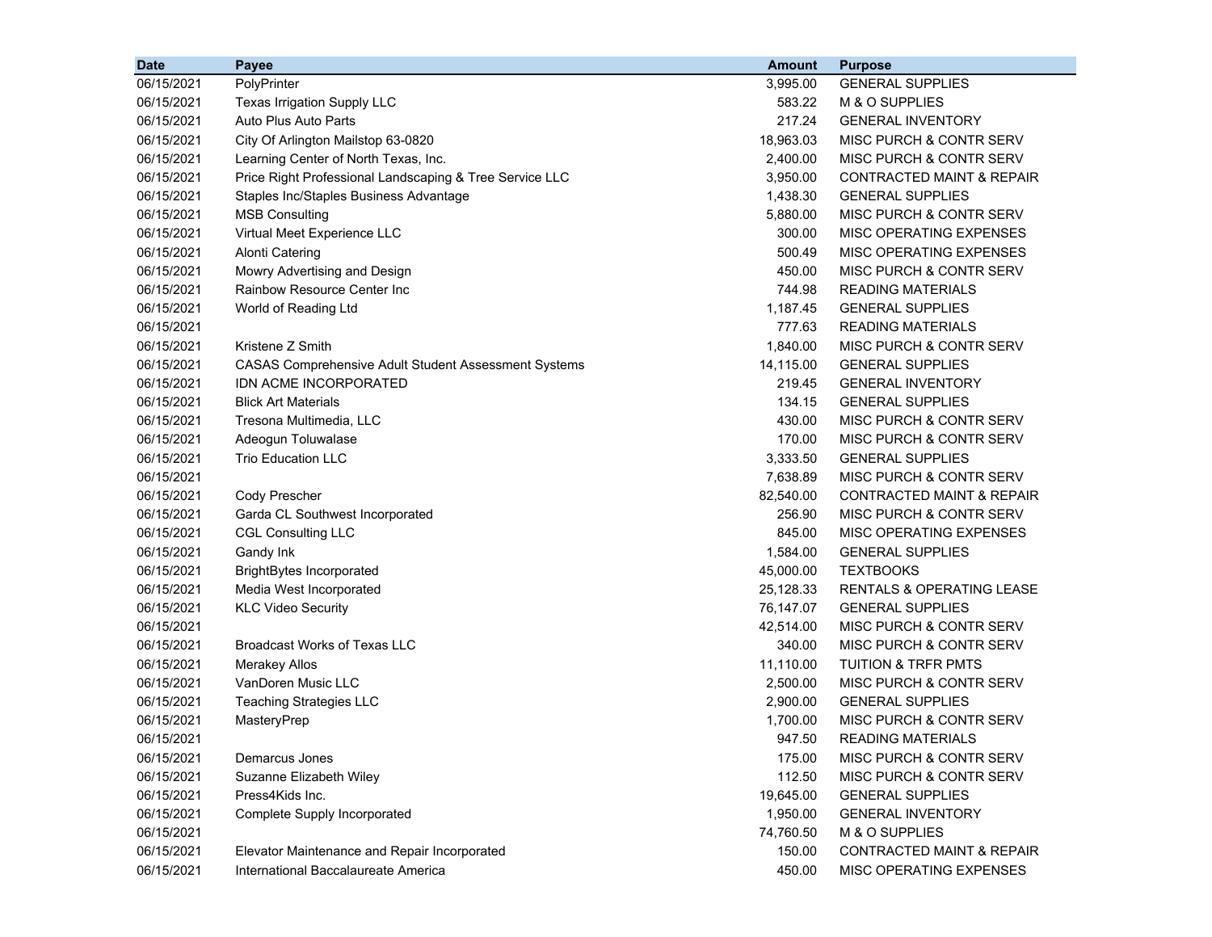| Date | Payee | Amount | Purpose |
|---|---|---|---|
| 06/15/2021 | PolyPrinter | 3,995.00 | GENERAL SUPPLIES |
| 06/15/2021 | Texas Irrigation Supply LLC | 583.22 | M & O SUPPLIES |
| 06/15/2021 | Auto Plus Auto Parts | 217.24 | GENERAL INVENTORY |
| 06/15/2021 | City Of Arlington Mailstop 63-0820 | 18,963.03 | MISC PURCH & CONTR SERV |
| 06/15/2021 | Learning Center of North Texas, Inc. | 2,400.00 | MISC PURCH & CONTR SERV |
| 06/15/2021 | Price Right Professional Landscaping & Tree Service LLC | 3,950.00 | CONTRACTED MAINT & REPAIR |
| 06/15/2021 | Staples Inc/Staples Business Advantage | 1,438.30 | GENERAL SUPPLIES |
| 06/15/2021 | MSB Consulting | 5,880.00 | MISC PURCH & CONTR SERV |
| 06/15/2021 | Virtual Meet Experience LLC | 300.00 | MISC OPERATING EXPENSES |
| 06/15/2021 | Alonti Catering | 500.49 | MISC OPERATING EXPENSES |
| 06/15/2021 | Mowry Advertising and Design | 450.00 | MISC PURCH & CONTR SERV |
| 06/15/2021 | Rainbow Resource Center Inc | 744.98 | READING MATERIALS |
| 06/15/2021 | World of Reading Ltd | 1,187.45 | GENERAL SUPPLIES |
| 06/15/2021 | | 777.63 | READING MATERIALS |
| 06/15/2021 | Kristene Z Smith | 1,840.00 | MISC PURCH & CONTR SERV |
| 06/15/2021 | CASAS Comprehensive Adult Student Assessment Systems | 14,115.00 | GENERAL SUPPLIES |
| 06/15/2021 | IDN ACME INCORPORATED | 219.45 | GENERAL INVENTORY |
| 06/15/2021 | Blick Art Materials | 134.15 | GENERAL SUPPLIES |
| 06/15/2021 | Tresona Multimedia, LLC | 430.00 | MISC PURCH & CONTR SERV |
| 06/15/2021 | Adeogun Toluwalase | 170.00 | MISC PURCH & CONTR SERV |
| 06/15/2021 | Trio Education LLC | 3,333.50 | GENERAL SUPPLIES |
| 06/15/2021 | | 7,638.89 | MISC PURCH & CONTR SERV |
| 06/15/2021 | Cody Prescher | 82,540.00 | CONTRACTED MAINT & REPAIR |
| 06/15/2021 | Garda CL Southwest Incorporated | 256.90 | MISC PURCH & CONTR SERV |
| 06/15/2021 | CGL Consulting LLC | 845.00 | MISC OPERATING EXPENSES |
| 06/15/2021 | Gandy Ink | 1,584.00 | GENERAL SUPPLIES |
| 06/15/2021 | BrightBytes Incorporated | 45,000.00 | TEXTBOOKS |
| 06/15/2021 | Media West Incorporated | 25,128.33 | RENTALS & OPERATING LEASE |
| 06/15/2021 | KLC Video Security | 76,147.07 | GENERAL SUPPLIES |
| 06/15/2021 | | 42,514.00 | MISC PURCH & CONTR SERV |
| 06/15/2021 | Broadcast Works of Texas LLC | 340.00 | MISC PURCH & CONTR SERV |
| 06/15/2021 | Merakey Allos | 11,110.00 | TUITION & TRFR PMTS |
| 06/15/2021 | VanDoren Music LLC | 2,500.00 | MISC PURCH & CONTR SERV |
| 06/15/2021 | Teaching Strategies LLC | 2,900.00 | GENERAL SUPPLIES |
| 06/15/2021 | MasteryPrep | 1,700.00 | MISC PURCH & CONTR SERV |
| 06/15/2021 | | 947.50 | READING MATERIALS |
| 06/15/2021 | Demarcus Jones | 175.00 | MISC PURCH & CONTR SERV |
| 06/15/2021 | Suzanne Elizabeth Wiley | 112.50 | MISC PURCH & CONTR SERV |
| 06/15/2021 | Press4Kids Inc. | 19,645.00 | GENERAL SUPPLIES |
| 06/15/2021 | Complete Supply Incorporated | 1,950.00 | GENERAL INVENTORY |
| 06/15/2021 | | 74,760.50 | M & O SUPPLIES |
| 06/15/2021 | Elevator Maintenance and Repair Incorporated | 150.00 | CONTRACTED MAINT & REPAIR |
| 06/15/2021 | International Baccalaureate America | 450.00 | MISC OPERATING EXPENSES |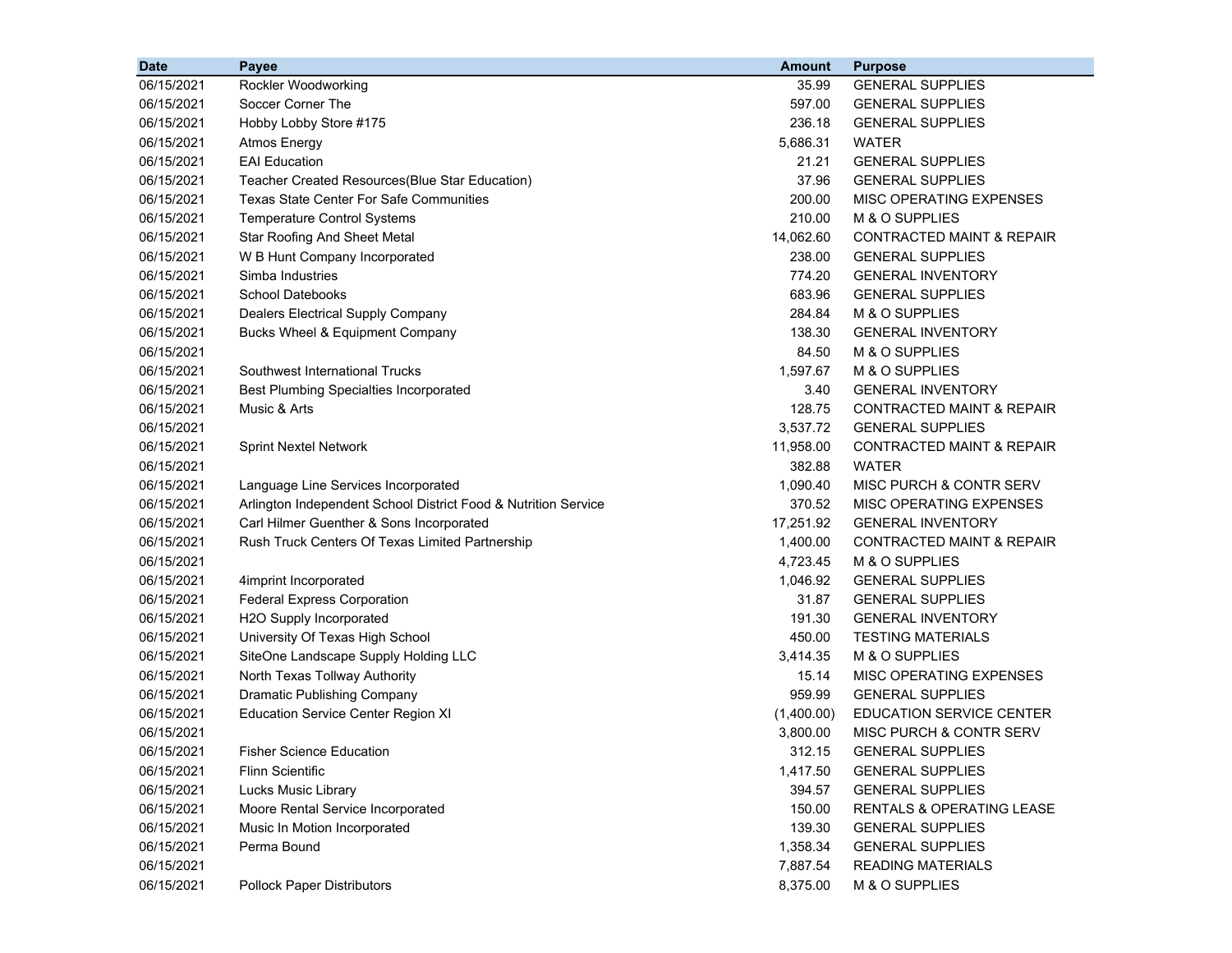| Date | Payee | Amount | Purpose |
|---|---|---|---|
| 06/15/2021 | Rockler Woodworking | 35.99 | GENERAL SUPPLIES |
| 06/15/2021 | Soccer Corner The | 597.00 | GENERAL SUPPLIES |
| 06/15/2021 | Hobby Lobby Store #175 | 236.18 | GENERAL SUPPLIES |
| 06/15/2021 | Atmos Energy | 5,686.31 | WATER |
| 06/15/2021 | EAI Education | 21.21 | GENERAL SUPPLIES |
| 06/15/2021 | Teacher Created Resources(Blue Star Education) | 37.96 | GENERAL SUPPLIES |
| 06/15/2021 | Texas State Center For Safe Communities | 200.00 | MISC OPERATING EXPENSES |
| 06/15/2021 | Temperature Control Systems | 210.00 | M & O SUPPLIES |
| 06/15/2021 | Star Roofing And Sheet Metal | 14,062.60 | CONTRACTED MAINT & REPAIR |
| 06/15/2021 | W B Hunt Company Incorporated | 238.00 | GENERAL SUPPLIES |
| 06/15/2021 | Simba Industries | 774.20 | GENERAL INVENTORY |
| 06/15/2021 | School Datebooks | 683.96 | GENERAL SUPPLIES |
| 06/15/2021 | Dealers Electrical Supply Company | 284.84 | M & O SUPPLIES |
| 06/15/2021 | Bucks Wheel & Equipment Company | 138.30 | GENERAL INVENTORY |
| 06/15/2021 | | 84.50 | M & O SUPPLIES |
| 06/15/2021 | Southwest International Trucks | 1,597.67 | M & O SUPPLIES |
| 06/15/2021 | Best Plumbing Specialties Incorporated | 3.40 | GENERAL INVENTORY |
| 06/15/2021 | Music & Arts | 128.75 | CONTRACTED MAINT & REPAIR |
| 06/15/2021 | | 3,537.72 | GENERAL SUPPLIES |
| 06/15/2021 | Sprint Nextel Network | 11,958.00 | CONTRACTED MAINT & REPAIR |
| 06/15/2021 | | 382.88 | WATER |
| 06/15/2021 | Language Line Services Incorporated | 1,090.40 | MISC PURCH & CONTR SERV |
| 06/15/2021 | Arlington Independent School District Food & Nutrition Service | 370.52 | MISC OPERATING EXPENSES |
| 06/15/2021 | Carl Hilmer Guenther & Sons Incorporated | 17,251.92 | GENERAL INVENTORY |
| 06/15/2021 | Rush Truck Centers Of Texas Limited Partnership | 1,400.00 | CONTRACTED MAINT & REPAIR |
| 06/15/2021 | | 4,723.45 | M & O SUPPLIES |
| 06/15/2021 | 4imprint Incorporated | 1,046.92 | GENERAL SUPPLIES |
| 06/15/2021 | Federal Express Corporation | 31.87 | GENERAL SUPPLIES |
| 06/15/2021 | H2O Supply Incorporated | 191.30 | GENERAL INVENTORY |
| 06/15/2021 | University Of Texas High School | 450.00 | TESTING MATERIALS |
| 06/15/2021 | SiteOne Landscape Supply Holding LLC | 3,414.35 | M & O SUPPLIES |
| 06/15/2021 | North Texas Tollway Authority | 15.14 | MISC OPERATING EXPENSES |
| 06/15/2021 | Dramatic Publishing Company | 959.99 | GENERAL SUPPLIES |
| 06/15/2021 | Education Service Center Region XI | (1,400.00) | EDUCATION SERVICE CENTER |
| 06/15/2021 | | 3,800.00 | MISC PURCH & CONTR SERV |
| 06/15/2021 | Fisher Science Education | 312.15 | GENERAL SUPPLIES |
| 06/15/2021 | Flinn Scientific | 1,417.50 | GENERAL SUPPLIES |
| 06/15/2021 | Lucks Music Library | 394.57 | GENERAL SUPPLIES |
| 06/15/2021 | Moore Rental Service Incorporated | 150.00 | RENTALS & OPERATING LEASE |
| 06/15/2021 | Music In Motion Incorporated | 139.30 | GENERAL SUPPLIES |
| 06/15/2021 | Perma Bound | 1,358.34 | GENERAL SUPPLIES |
| 06/15/2021 | | 7,887.54 | READING MATERIALS |
| 06/15/2021 | Pollock Paper Distributors | 8,375.00 | M & O SUPPLIES |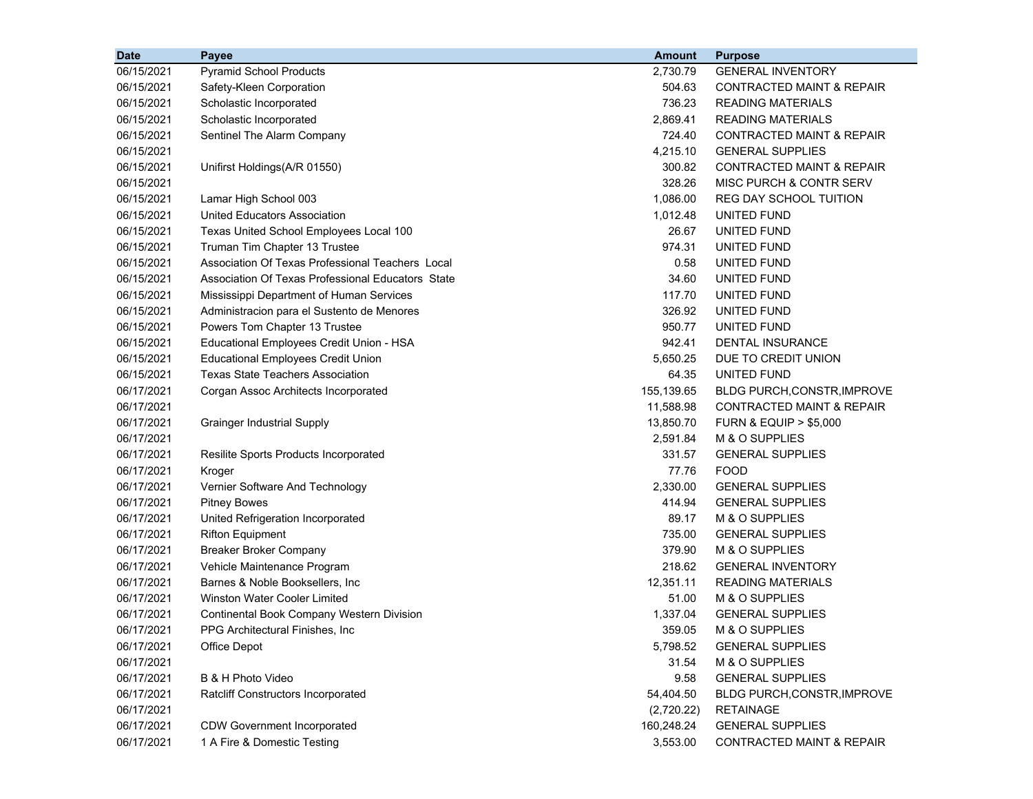| Date | Payee | Amount | Purpose |
|---|---|---|---|
| 06/15/2021 | Pyramid School Products | 2,730.79 | GENERAL INVENTORY |
| 06/15/2021 | Safety-Kleen Corporation | 504.63 | CONTRACTED MAINT & REPAIR |
| 06/15/2021 | Scholastic Incorporated | 736.23 | READING MATERIALS |
| 06/15/2021 | Scholastic Incorporated | 2,869.41 | READING MATERIALS |
| 06/15/2021 | Sentinel The Alarm Company | 724.40 | CONTRACTED MAINT & REPAIR |
| 06/15/2021 | | 4,215.10 | GENERAL SUPPLIES |
| 06/15/2021 | Unifirst Holdings(A/R 01550) | 300.82 | CONTRACTED MAINT & REPAIR |
| 06/15/2021 | | 328.26 | MISC PURCH & CONTR SERV |
| 06/15/2021 | Lamar High School 003 | 1,086.00 | REG DAY SCHOOL TUITION |
| 06/15/2021 | United Educators Association | 1,012.48 | UNITED FUND |
| 06/15/2021 | Texas United School Employees Local 100 | 26.67 | UNITED FUND |
| 06/15/2021 | Truman Tim Chapter 13 Trustee | 974.31 | UNITED FUND |
| 06/15/2021 | Association Of Texas Professional Teachers Local | 0.58 | UNITED FUND |
| 06/15/2021 | Association Of Texas Professional Educators State | 34.60 | UNITED FUND |
| 06/15/2021 | Mississippi Department of Human Services | 117.70 | UNITED FUND |
| 06/15/2021 | Administracion para el Sustento de Menores | 326.92 | UNITED FUND |
| 06/15/2021 | Powers Tom Chapter 13 Trustee | 950.77 | UNITED FUND |
| 06/15/2021 | Educational Employees Credit Union - HSA | 942.41 | DENTAL INSURANCE |
| 06/15/2021 | Educational Employees Credit Union | 5,650.25 | DUE TO CREDIT UNION |
| 06/15/2021 | Texas State Teachers Association | 64.35 | UNITED FUND |
| 06/17/2021 | Corgan Assoc Architects Incorporated | 155,139.65 | BLDG PURCH,CONSTR,IMPROVE |
| 06/17/2021 | | 11,588.98 | CONTRACTED MAINT & REPAIR |
| 06/17/2021 | Grainger Industrial Supply | 13,850.70 | FURN & EQUIP > $5,000 |
| 06/17/2021 | | 2,591.84 | M & O SUPPLIES |
| 06/17/2021 | Resilite Sports Products Incorporated | 331.57 | GENERAL SUPPLIES |
| 06/17/2021 | Kroger | 77.76 | FOOD |
| 06/17/2021 | Vernier Software And Technology | 2,330.00 | GENERAL SUPPLIES |
| 06/17/2021 | Pitney Bowes | 414.94 | GENERAL SUPPLIES |
| 06/17/2021 | United Refrigeration Incorporated | 89.17 | M & O SUPPLIES |
| 06/17/2021 | Rifton Equipment | 735.00 | GENERAL SUPPLIES |
| 06/17/2021 | Breaker Broker Company | 379.90 | M & O SUPPLIES |
| 06/17/2021 | Vehicle Maintenance Program | 218.62 | GENERAL INVENTORY |
| 06/17/2021 | Barnes & Noble Booksellers, Inc | 12,351.11 | READING MATERIALS |
| 06/17/2021 | Winston Water Cooler Limited | 51.00 | M & O SUPPLIES |
| 06/17/2021 | Continental Book Company Western Division | 1,337.04 | GENERAL SUPPLIES |
| 06/17/2021 | PPG Architectural Finishes, Inc | 359.05 | M & O SUPPLIES |
| 06/17/2021 | Office Depot | 5,798.52 | GENERAL SUPPLIES |
| 06/17/2021 | | 31.54 | M & O SUPPLIES |
| 06/17/2021 | B & H Photo Video | 9.58 | GENERAL SUPPLIES |
| 06/17/2021 | Ratcliff Constructors Incorporated | 54,404.50 | BLDG PURCH,CONSTR,IMPROVE |
| 06/17/2021 | | (2,720.22) | RETAINAGE |
| 06/17/2021 | CDW Government Incorporated | 160,248.24 | GENERAL SUPPLIES |
| 06/17/2021 | 1 A Fire & Domestic Testing | 3,553.00 | CONTRACTED MAINT & REPAIR |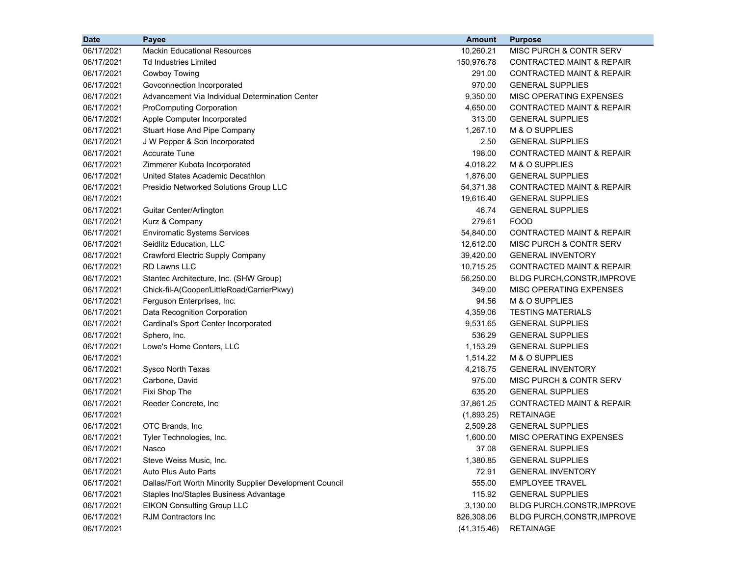| Date | Payee | Amount | Purpose |
| --- | --- | --- | --- |
| 06/17/2021 | Mackin Educational Resources | 10,260.21 | MISC PURCH & CONTR SERV |
| 06/17/2021 | Td Industries Limited | 150,976.78 | CONTRACTED MAINT & REPAIR |
| 06/17/2021 | Cowboy Towing | 291.00 | CONTRACTED MAINT & REPAIR |
| 06/17/2021 | Govconnection Incorporated | 970.00 | GENERAL SUPPLIES |
| 06/17/2021 | Advancement Via Individual Determination Center | 9,350.00 | MISC OPERATING EXPENSES |
| 06/17/2021 | ProComputing Corporation | 4,650.00 | CONTRACTED MAINT & REPAIR |
| 06/17/2021 | Apple Computer Incorporated | 313.00 | GENERAL SUPPLIES |
| 06/17/2021 | Stuart Hose And Pipe Company | 1,267.10 | M & O SUPPLIES |
| 06/17/2021 | J W Pepper & Son Incorporated | 2.50 | GENERAL SUPPLIES |
| 06/17/2021 | Accurate Tune | 198.00 | CONTRACTED MAINT & REPAIR |
| 06/17/2021 | Zimmerer Kubota Incorporated | 4,018.22 | M & O SUPPLIES |
| 06/17/2021 | United States Academic Decathlon | 1,876.00 | GENERAL SUPPLIES |
| 06/17/2021 | Presidio Networked Solutions Group LLC | 54,371.38 | CONTRACTED MAINT & REPAIR |
| 06/17/2021 | | 19,616.40 | GENERAL SUPPLIES |
| 06/17/2021 | Guitar Center/Arlington | 46.74 | GENERAL SUPPLIES |
| 06/17/2021 | Kurz & Company | 279.61 | FOOD |
| 06/17/2021 | Enviromatic Systems Services | 54,840.00 | CONTRACTED MAINT & REPAIR |
| 06/17/2021 | Seidlitz Education, LLC | 12,612.00 | MISC PURCH & CONTR SERV |
| 06/17/2021 | Crawford Electric Supply Company | 39,420.00 | GENERAL INVENTORY |
| 06/17/2021 | RD Lawns LLC | 10,715.25 | CONTRACTED MAINT & REPAIR |
| 06/17/2021 | Stantec Architecture, Inc. (SHW Group) | 56,250.00 | BLDG PURCH,CONSTR,IMPROVE |
| 06/17/2021 | Chick-fil-A(Cooper/LittleRoad/CarrierPkwy) | 349.00 | MISC OPERATING EXPENSES |
| 06/17/2021 | Ferguson Enterprises, Inc. | 94.56 | M & O SUPPLIES |
| 06/17/2021 | Data Recognition Corporation | 4,359.06 | TESTING MATERIALS |
| 06/17/2021 | Cardinal's Sport Center Incorporated | 9,531.65 | GENERAL SUPPLIES |
| 06/17/2021 | Sphero, Inc. | 536.29 | GENERAL SUPPLIES |
| 06/17/2021 | Lowe's Home Centers, LLC | 1,153.29 | GENERAL SUPPLIES |
| 06/17/2021 | | 1,514.22 | M & O SUPPLIES |
| 06/17/2021 | Sysco North Texas | 4,218.75 | GENERAL INVENTORY |
| 06/17/2021 | Carbone, David | 975.00 | MISC PURCH & CONTR SERV |
| 06/17/2021 | Fixi Shop The | 635.20 | GENERAL SUPPLIES |
| 06/17/2021 | Reeder Concrete, Inc | 37,861.25 | CONTRACTED MAINT & REPAIR |
| 06/17/2021 | | (1,893.25) | RETAINAGE |
| 06/17/2021 | OTC Brands, Inc | 2,509.28 | GENERAL SUPPLIES |
| 06/17/2021 | Tyler Technologies, Inc. | 1,600.00 | MISC OPERATING EXPENSES |
| 06/17/2021 | Nasco | 37.08 | GENERAL SUPPLIES |
| 06/17/2021 | Steve Weiss Music, Inc. | 1,380.85 | GENERAL SUPPLIES |
| 06/17/2021 | Auto Plus Auto Parts | 72.91 | GENERAL INVENTORY |
| 06/17/2021 | Dallas/Fort Worth Minority Supplier Development Council | 555.00 | EMPLOYEE TRAVEL |
| 06/17/2021 | Staples Inc/Staples Business Advantage | 115.92 | GENERAL SUPPLIES |
| 06/17/2021 | EIKON Consulting Group LLC | 3,130.00 | BLDG PURCH,CONSTR,IMPROVE |
| 06/17/2021 | RJM Contractors Inc | 826,308.06 | BLDG PURCH,CONSTR,IMPROVE |
| 06/17/2021 | | (41,315.46) | RETAINAGE |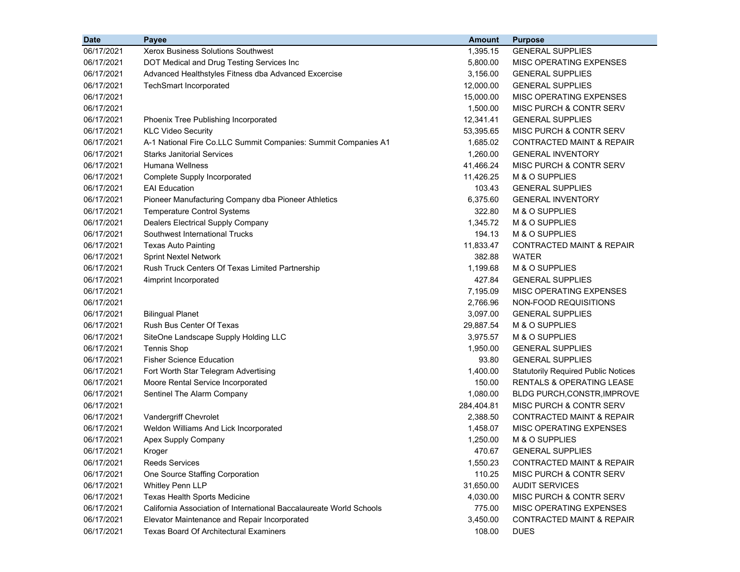| Date | Payee | Amount | Purpose |
|---|---|---|---|
| 06/17/2021 | Xerox Business Solutions Southwest | 1,395.15 | GENERAL SUPPLIES |
| 06/17/2021 | DOT Medical and Drug Testing Services Inc | 5,800.00 | MISC OPERATING EXPENSES |
| 06/17/2021 | Advanced Healthstyles Fitness dba Advanced Excercise | 3,156.00 | GENERAL SUPPLIES |
| 06/17/2021 | TechSmart Incorporated | 12,000.00 | GENERAL SUPPLIES |
| 06/17/2021 | | 15,000.00 | MISC OPERATING EXPENSES |
| 06/17/2021 | | 1,500.00 | MISC PURCH & CONTR SERV |
| 06/17/2021 | Phoenix Tree Publishing Incorporated | 12,341.41 | GENERAL SUPPLIES |
| 06/17/2021 | KLC Video Security | 53,395.65 | MISC PURCH & CONTR SERV |
| 06/17/2021 | A-1 National Fire Co.LLC Summit Companies: Summit Companies A1 | 1,685.02 | CONTRACTED MAINT & REPAIR |
| 06/17/2021 | Starks Janitorial Services | 1,260.00 | GENERAL INVENTORY |
| 06/17/2021 | Humana Wellness | 41,466.24 | MISC PURCH & CONTR SERV |
| 06/17/2021 | Complete Supply Incorporated | 11,426.25 | M & O SUPPLIES |
| 06/17/2021 | EAI Education | 103.43 | GENERAL SUPPLIES |
| 06/17/2021 | Pioneer Manufacturing Company dba Pioneer Athletics | 6,375.60 | GENERAL INVENTORY |
| 06/17/2021 | Temperature Control Systems | 322.80 | M & O SUPPLIES |
| 06/17/2021 | Dealers Electrical Supply Company | 1,345.72 | M & O SUPPLIES |
| 06/17/2021 | Southwest International Trucks | 194.13 | M & O SUPPLIES |
| 06/17/2021 | Texas Auto Painting | 11,833.47 | CONTRACTED MAINT & REPAIR |
| 06/17/2021 | Sprint Nextel Network | 382.88 | WATER |
| 06/17/2021 | Rush Truck Centers Of Texas Limited Partnership | 1,199.68 | M & O SUPPLIES |
| 06/17/2021 | 4imprint Incorporated | 427.84 | GENERAL SUPPLIES |
| 06/17/2021 | | 7,195.09 | MISC OPERATING EXPENSES |
| 06/17/2021 | | 2,766.96 | NON-FOOD REQUISITIONS |
| 06/17/2021 | Bilingual Planet | 3,097.00 | GENERAL SUPPLIES |
| 06/17/2021 | Rush Bus Center Of Texas | 29,887.54 | M & O SUPPLIES |
| 06/17/2021 | SiteOne Landscape Supply Holding LLC | 3,975.57 | M & O SUPPLIES |
| 06/17/2021 | Tennis Shop | 1,950.00 | GENERAL SUPPLIES |
| 06/17/2021 | Fisher Science Education | 93.80 | GENERAL SUPPLIES |
| 06/17/2021 | Fort Worth Star Telegram Advertising | 1,400.00 | Statutorily Required Public Notices |
| 06/17/2021 | Moore Rental Service Incorporated | 150.00 | RENTALS & OPERATING LEASE |
| 06/17/2021 | Sentinel The Alarm Company | 1,080.00 | BLDG PURCH,CONSTR,IMPROVE |
| 06/17/2021 | | 284,404.81 | MISC PURCH & CONTR SERV |
| 06/17/2021 | Vandergriff Chevrolet | 2,388.50 | CONTRACTED MAINT & REPAIR |
| 06/17/2021 | Weldon Williams And Lick Incorporated | 1,458.07 | MISC OPERATING EXPENSES |
| 06/17/2021 | Apex Supply Company | 1,250.00 | M & O SUPPLIES |
| 06/17/2021 | Kroger | 470.67 | GENERAL SUPPLIES |
| 06/17/2021 | Reeds Services | 1,550.23 | CONTRACTED MAINT & REPAIR |
| 06/17/2021 | One Source Staffing Corporation | 110.25 | MISC PURCH & CONTR SERV |
| 06/17/2021 | Whitley Penn LLP | 31,650.00 | AUDIT SERVICES |
| 06/17/2021 | Texas Health Sports Medicine | 4,030.00 | MISC PURCH & CONTR SERV |
| 06/17/2021 | California Association of International Baccalaureate World Schools | 775.00 | MISC OPERATING EXPENSES |
| 06/17/2021 | Elevator Maintenance and Repair Incorporated | 3,450.00 | CONTRACTED MAINT & REPAIR |
| 06/17/2021 | Texas Board Of Architectural Examiners | 108.00 | DUES |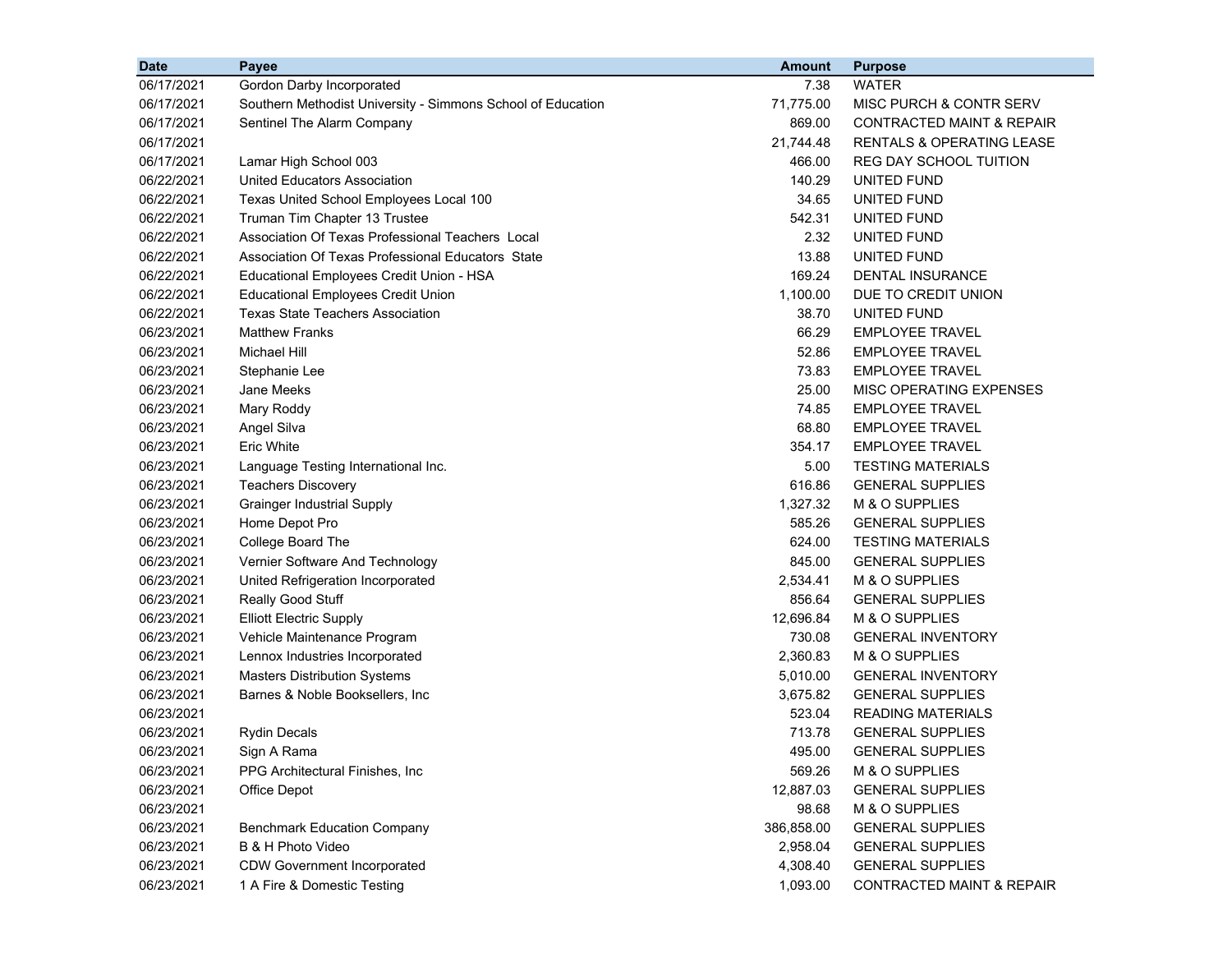| Date | Payee | Amount | Purpose |
|---|---|---|---|
| 06/17/2021 | Gordon Darby Incorporated | 7.38 | WATER |
| 06/17/2021 | Southern Methodist University - Simmons School of Education | 71,775.00 | MISC PURCH & CONTR SERV |
| 06/17/2021 | Sentinel The Alarm Company | 869.00 | CONTRACTED MAINT & REPAIR |
| 06/17/2021 | | 21,744.48 | RENTALS & OPERATING LEASE |
| 06/17/2021 | Lamar High School 003 | 466.00 | REG DAY SCHOOL TUITION |
| 06/22/2021 | United Educators Association | 140.29 | UNITED FUND |
| 06/22/2021 | Texas United School Employees Local 100 | 34.65 | UNITED FUND |
| 06/22/2021 | Truman Tim Chapter 13 Trustee | 542.31 | UNITED FUND |
| 06/22/2021 | Association Of Texas Professional Teachers Local | 2.32 | UNITED FUND |
| 06/22/2021 | Association Of Texas Professional Educators State | 13.88 | UNITED FUND |
| 06/22/2021 | Educational Employees Credit Union - HSA | 169.24 | DENTAL INSURANCE |
| 06/22/2021 | Educational Employees Credit Union | 1,100.00 | DUE TO CREDIT UNION |
| 06/22/2021 | Texas State Teachers Association | 38.70 | UNITED FUND |
| 06/23/2021 | Matthew Franks | 66.29 | EMPLOYEE TRAVEL |
| 06/23/2021 | Michael Hill | 52.86 | EMPLOYEE TRAVEL |
| 06/23/2021 | Stephanie Lee | 73.83 | EMPLOYEE TRAVEL |
| 06/23/2021 | Jane Meeks | 25.00 | MISC OPERATING EXPENSES |
| 06/23/2021 | Mary Roddy | 74.85 | EMPLOYEE TRAVEL |
| 06/23/2021 | Angel Silva | 68.80 | EMPLOYEE TRAVEL |
| 06/23/2021 | Eric White | 354.17 | EMPLOYEE TRAVEL |
| 06/23/2021 | Language Testing International Inc. | 5.00 | TESTING MATERIALS |
| 06/23/2021 | Teachers Discovery | 616.86 | GENERAL SUPPLIES |
| 06/23/2021 | Grainger Industrial Supply | 1,327.32 | M & O SUPPLIES |
| 06/23/2021 | Home Depot Pro | 585.26 | GENERAL SUPPLIES |
| 06/23/2021 | College Board The | 624.00 | TESTING MATERIALS |
| 06/23/2021 | Vernier Software And Technology | 845.00 | GENERAL SUPPLIES |
| 06/23/2021 | United Refrigeration Incorporated | 2,534.41 | M & O SUPPLIES |
| 06/23/2021 | Really Good Stuff | 856.64 | GENERAL SUPPLIES |
| 06/23/2021 | Elliott Electric Supply | 12,696.84 | M & O SUPPLIES |
| 06/23/2021 | Vehicle Maintenance Program | 730.08 | GENERAL INVENTORY |
| 06/23/2021 | Lennox Industries Incorporated | 2,360.83 | M & O SUPPLIES |
| 06/23/2021 | Masters Distribution Systems | 5,010.00 | GENERAL INVENTORY |
| 06/23/2021 | Barnes & Noble Booksellers, Inc | 3,675.82 | GENERAL SUPPLIES |
| 06/23/2021 | | 523.04 | READING MATERIALS |
| 06/23/2021 | Rydin Decals | 713.78 | GENERAL SUPPLIES |
| 06/23/2021 | Sign A Rama | 495.00 | GENERAL SUPPLIES |
| 06/23/2021 | PPG Architectural Finishes, Inc | 569.26 | M & O SUPPLIES |
| 06/23/2021 | Office Depot | 12,887.03 | GENERAL SUPPLIES |
| 06/23/2021 | | 98.68 | M & O SUPPLIES |
| 06/23/2021 | Benchmark Education Company | 386,858.00 | GENERAL SUPPLIES |
| 06/23/2021 | B & H Photo Video | 2,958.04 | GENERAL SUPPLIES |
| 06/23/2021 | CDW Government Incorporated | 4,308.40 | GENERAL SUPPLIES |
| 06/23/2021 | 1 A Fire & Domestic Testing | 1,093.00 | CONTRACTED MAINT & REPAIR |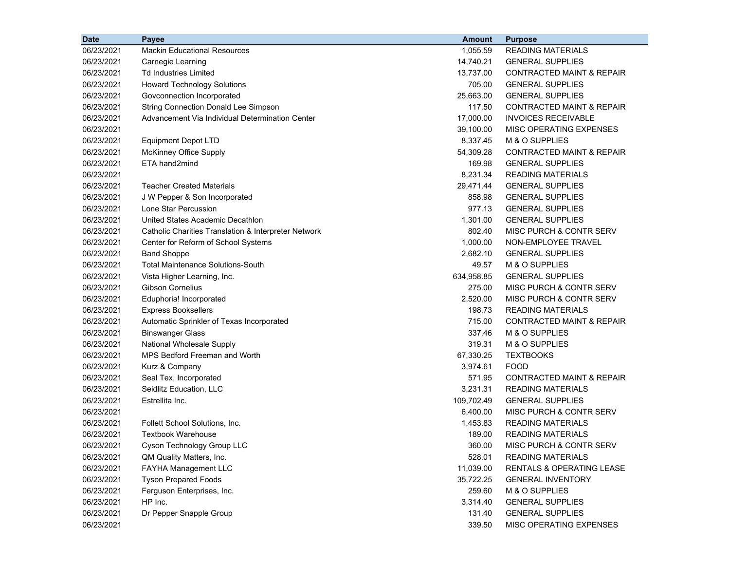| Date | Payee | Amount | Purpose |
|---|---|---|---|
| 06/23/2021 | Mackin Educational Resources | 1,055.59 | READING MATERIALS |
| 06/23/2021 | Carnegie Learning | 14,740.21 | GENERAL SUPPLIES |
| 06/23/2021 | Td Industries Limited | 13,737.00 | CONTRACTED MAINT & REPAIR |
| 06/23/2021 | Howard Technology Solutions | 705.00 | GENERAL SUPPLIES |
| 06/23/2021 | Govconnection Incorporated | 25,663.00 | GENERAL SUPPLIES |
| 06/23/2021 | String Connection Donald Lee Simpson | 117.50 | CONTRACTED MAINT & REPAIR |
| 06/23/2021 | Advancement Via Individual Determination Center | 17,000.00 | INVOICES RECEIVABLE |
| 06/23/2021 | | 39,100.00 | MISC OPERATING EXPENSES |
| 06/23/2021 | Equipment Depot LTD | 8,337.45 | M & O SUPPLIES |
| 06/23/2021 | McKinney Office Supply | 54,309.28 | CONTRACTED MAINT & REPAIR |
| 06/23/2021 | ETA hand2mind | 169.98 | GENERAL SUPPLIES |
| 06/23/2021 | | 8,231.34 | READING MATERIALS |
| 06/23/2021 | Teacher Created Materials | 29,471.44 | GENERAL SUPPLIES |
| 06/23/2021 | J W Pepper & Son Incorporated | 858.98 | GENERAL SUPPLIES |
| 06/23/2021 | Lone Star Percussion | 977.13 | GENERAL SUPPLIES |
| 06/23/2021 | United States Academic Decathlon | 1,301.00 | GENERAL SUPPLIES |
| 06/23/2021 | Catholic Charities Translation & Interpreter Network | 802.40 | MISC PURCH & CONTR SERV |
| 06/23/2021 | Center for Reform of School Systems | 1,000.00 | NON-EMPLOYEE TRAVEL |
| 06/23/2021 | Band Shoppe | 2,682.10 | GENERAL SUPPLIES |
| 06/23/2021 | Total Maintenance Solutions-South | 49.57 | M & O SUPPLIES |
| 06/23/2021 | Vista Higher Learning, Inc. | 634,958.85 | GENERAL SUPPLIES |
| 06/23/2021 | Gibson Cornelius | 275.00 | MISC PURCH & CONTR SERV |
| 06/23/2021 | Eduphoria! Incorporated | 2,520.00 | MISC PURCH & CONTR SERV |
| 06/23/2021 | Express Booksellers | 198.73 | READING MATERIALS |
| 06/23/2021 | Automatic Sprinkler of Texas Incorporated | 715.00 | CONTRACTED MAINT & REPAIR |
| 06/23/2021 | Binswanger Glass | 337.46 | M & O SUPPLIES |
| 06/23/2021 | National Wholesale Supply | 319.31 | M & O SUPPLIES |
| 06/23/2021 | MPS Bedford Freeman and Worth | 67,330.25 | TEXTBOOKS |
| 06/23/2021 | Kurz & Company | 3,974.61 | FOOD |
| 06/23/2021 | Seal Tex, Incorporated | 571.95 | CONTRACTED MAINT & REPAIR |
| 06/23/2021 | Seidlitz Education, LLC | 3,231.31 | READING MATERIALS |
| 06/23/2021 | Estrellita Inc. | 109,702.49 | GENERAL SUPPLIES |
| 06/23/2021 | | 6,400.00 | MISC PURCH & CONTR SERV |
| 06/23/2021 | Follett School Solutions, Inc. | 1,453.83 | READING MATERIALS |
| 06/23/2021 | Textbook Warehouse | 189.00 | READING MATERIALS |
| 06/23/2021 | Cyson Technology Group LLC | 360.00 | MISC PURCH & CONTR SERV |
| 06/23/2021 | QM Quality Matters, Inc. | 528.01 | READING MATERIALS |
| 06/23/2021 | FAYHA Management LLC | 11,039.00 | RENTALS & OPERATING LEASE |
| 06/23/2021 | Tyson Prepared Foods | 35,722.25 | GENERAL INVENTORY |
| 06/23/2021 | Ferguson Enterprises, Inc. | 259.60 | M & O SUPPLIES |
| 06/23/2021 | HP Inc. | 3,314.40 | GENERAL SUPPLIES |
| 06/23/2021 | Dr Pepper Snapple Group | 131.40 | GENERAL SUPPLIES |
| 06/23/2021 | | 339.50 | MISC OPERATING EXPENSES |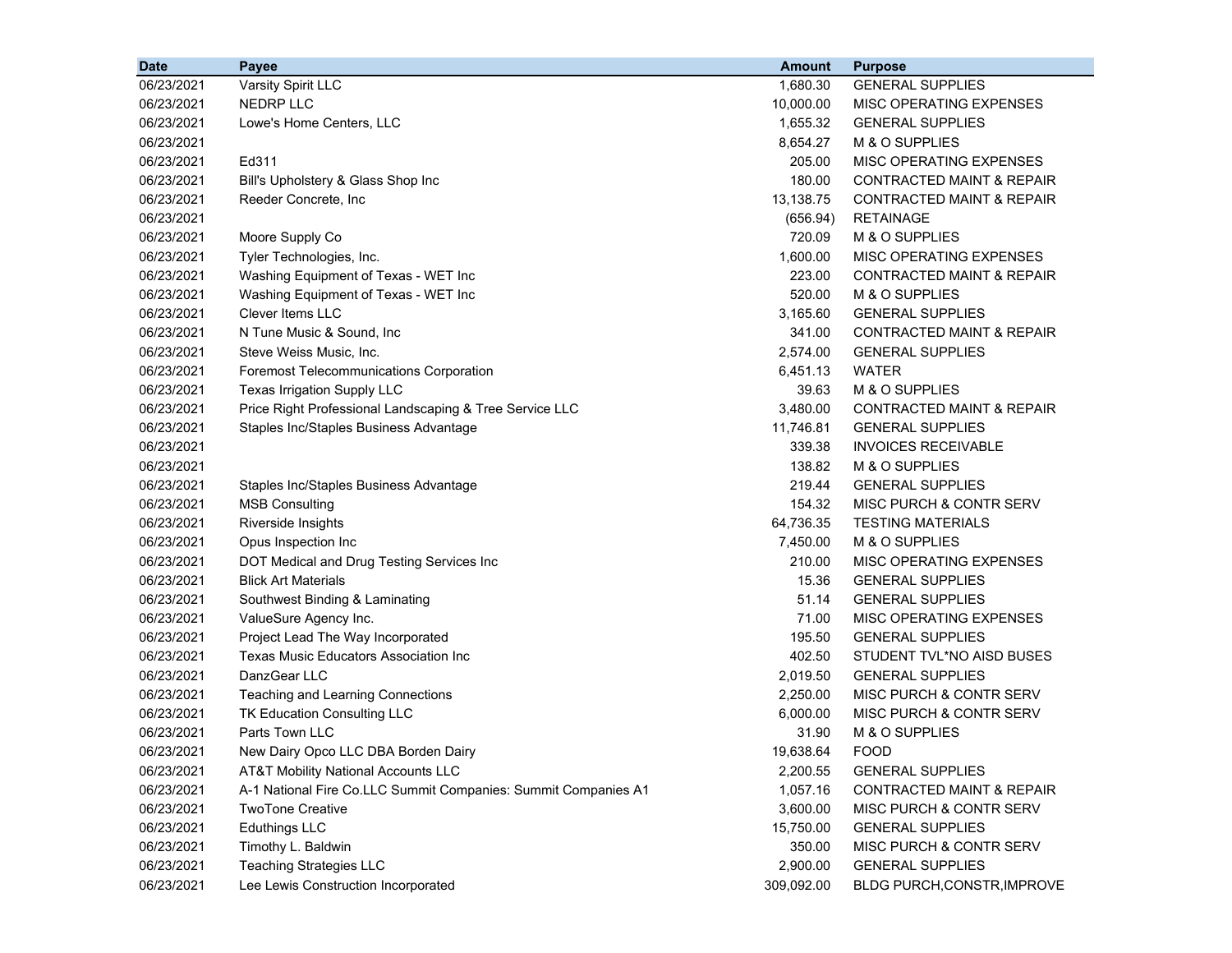| Date | Payee | Amount | Purpose |
|---|---|---|---|
| 06/23/2021 | Varsity Spirit LLC | 1,680.30 | GENERAL SUPPLIES |
| 06/23/2021 | NEDRP LLC | 10,000.00 | MISC OPERATING EXPENSES |
| 06/23/2021 | Lowe's Home Centers, LLC | 1,655.32 | GENERAL SUPPLIES |
| 06/23/2021 | | 8,654.27 | M & O SUPPLIES |
| 06/23/2021 | Ed311 | 205.00 | MISC OPERATING EXPENSES |
| 06/23/2021 | Bill's Upholstery & Glass Shop Inc | 180.00 | CONTRACTED MAINT & REPAIR |
| 06/23/2021 | Reeder Concrete, Inc | 13,138.75 | CONTRACTED MAINT & REPAIR |
| 06/23/2021 | | (656.94) | RETAINAGE |
| 06/23/2021 | Moore Supply Co | 720.09 | M & O SUPPLIES |
| 06/23/2021 | Tyler Technologies, Inc. | 1,600.00 | MISC OPERATING EXPENSES |
| 06/23/2021 | Washing Equipment of Texas - WET Inc | 223.00 | CONTRACTED MAINT & REPAIR |
| 06/23/2021 | Washing Equipment of Texas - WET Inc | 520.00 | M & O SUPPLIES |
| 06/23/2021 | Clever Items LLC | 3,165.60 | GENERAL SUPPLIES |
| 06/23/2021 | N Tune Music & Sound, Inc | 341.00 | CONTRACTED MAINT & REPAIR |
| 06/23/2021 | Steve Weiss Music, Inc. | 2,574.00 | GENERAL SUPPLIES |
| 06/23/2021 | Foremost Telecommunications Corporation | 6,451.13 | WATER |
| 06/23/2021 | Texas Irrigation Supply LLC | 39.63 | M & O SUPPLIES |
| 06/23/2021 | Price Right Professional Landscaping & Tree Service LLC | 3,480.00 | CONTRACTED MAINT & REPAIR |
| 06/23/2021 | Staples Inc/Staples Business Advantage | 11,746.81 | GENERAL SUPPLIES |
| 06/23/2021 | | 339.38 | INVOICES RECEIVABLE |
| 06/23/2021 | | 138.82 | M & O SUPPLIES |
| 06/23/2021 | Staples Inc/Staples Business Advantage | 219.44 | GENERAL SUPPLIES |
| 06/23/2021 | MSB Consulting | 154.32 | MISC PURCH & CONTR SERV |
| 06/23/2021 | Riverside Insights | 64,736.35 | TESTING MATERIALS |
| 06/23/2021 | Opus Inspection Inc | 7,450.00 | M & O SUPPLIES |
| 06/23/2021 | DOT Medical and Drug Testing Services Inc | 210.00 | MISC OPERATING EXPENSES |
| 06/23/2021 | Blick Art Materials | 15.36 | GENERAL SUPPLIES |
| 06/23/2021 | Southwest Binding & Laminating | 51.14 | GENERAL SUPPLIES |
| 06/23/2021 | ValueSure Agency Inc. | 71.00 | MISC OPERATING EXPENSES |
| 06/23/2021 | Project Lead The Way Incorporated | 195.50 | GENERAL SUPPLIES |
| 06/23/2021 | Texas Music Educators Association Inc | 402.50 | STUDENT TVL*NO AISD BUSES |
| 06/23/2021 | DanzGear LLC | 2,019.50 | GENERAL SUPPLIES |
| 06/23/2021 | Teaching and Learning Connections | 2,250.00 | MISC PURCH & CONTR SERV |
| 06/23/2021 | TK Education Consulting LLC | 6,000.00 | MISC PURCH & CONTR SERV |
| 06/23/2021 | Parts Town LLC | 31.90 | M & O SUPPLIES |
| 06/23/2021 | New Dairy Opco LLC DBA Borden Dairy | 19,638.64 | FOOD |
| 06/23/2021 | AT&T Mobility National Accounts LLC | 2,200.55 | GENERAL SUPPLIES |
| 06/23/2021 | A-1 National Fire Co.LLC Summit Companies: Summit Companies A1 | 1,057.16 | CONTRACTED MAINT & REPAIR |
| 06/23/2021 | TwoTone Creative | 3,600.00 | MISC PURCH & CONTR SERV |
| 06/23/2021 | Eduthings LLC | 15,750.00 | GENERAL SUPPLIES |
| 06/23/2021 | Timothy L. Baldwin | 350.00 | MISC PURCH & CONTR SERV |
| 06/23/2021 | Teaching Strategies LLC | 2,900.00 | GENERAL SUPPLIES |
| 06/23/2021 | Lee Lewis Construction Incorporated | 309,092.00 | BLDG PURCH,CONSTR,IMPROVE |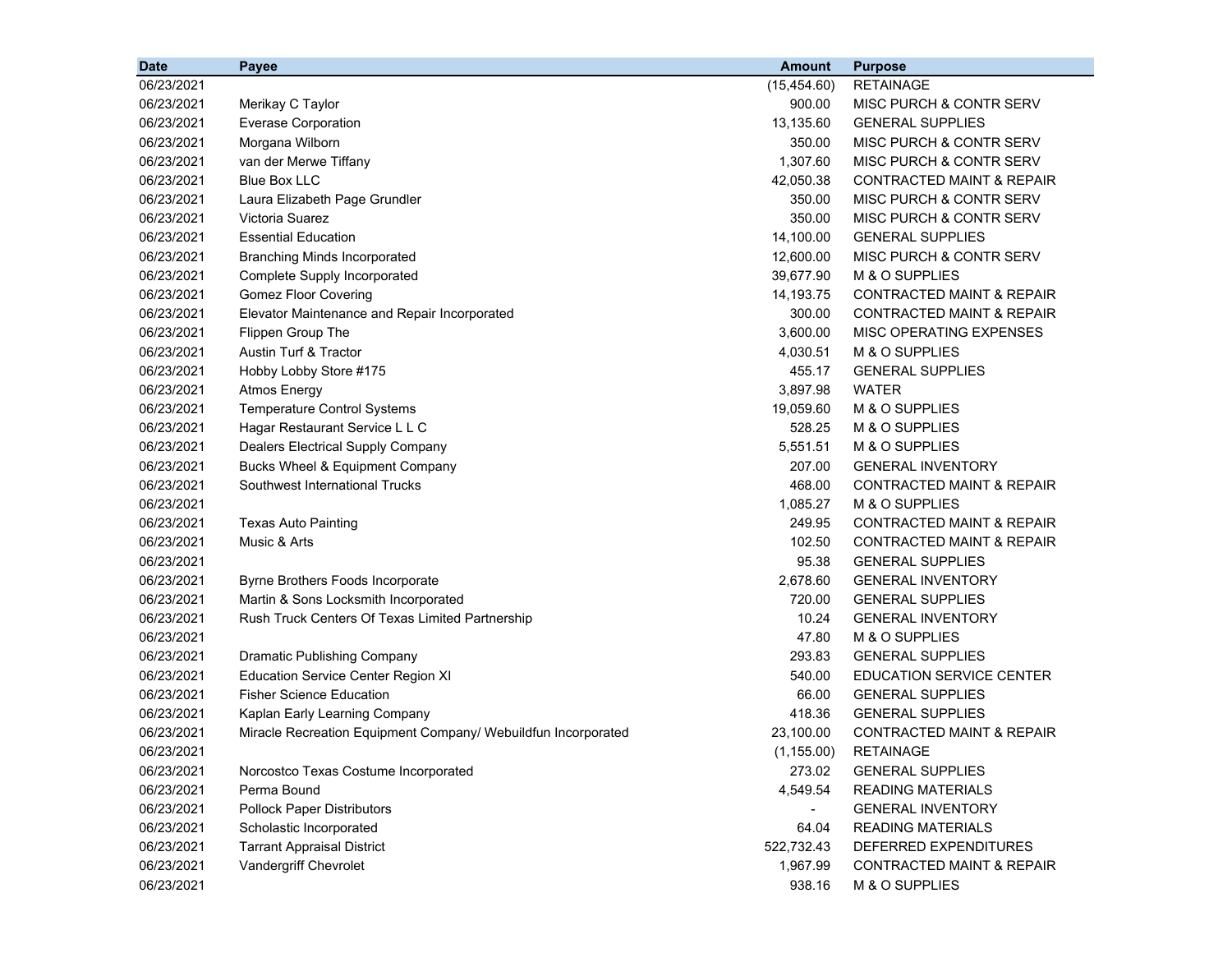| Date | Payee | Amount | Purpose |
|---|---|---|---|
| 06/23/2021 | | (15,454.60) | RETAINAGE |
| 06/23/2021 | Merikay C Taylor | 900.00 | MISC PURCH & CONTR SERV |
| 06/23/2021 | Everase Corporation | 13,135.60 | GENERAL SUPPLIES |
| 06/23/2021 | Morgana Wilborn | 350.00 | MISC PURCH & CONTR SERV |
| 06/23/2021 | van der Merwe Tiffany | 1,307.60 | MISC PURCH & CONTR SERV |
| 06/23/2021 | Blue Box LLC | 42,050.38 | CONTRACTED MAINT & REPAIR |
| 06/23/2021 | Laura Elizabeth Page Grundler | 350.00 | MISC PURCH & CONTR SERV |
| 06/23/2021 | Victoria Suarez | 350.00 | MISC PURCH & CONTR SERV |
| 06/23/2021 | Essential Education | 14,100.00 | GENERAL SUPPLIES |
| 06/23/2021 | Branching Minds Incorporated | 12,600.00 | MISC PURCH & CONTR SERV |
| 06/23/2021 | Complete Supply Incorporated | 39,677.90 | M & O SUPPLIES |
| 06/23/2021 | Gomez Floor Covering | 14,193.75 | CONTRACTED MAINT & REPAIR |
| 06/23/2021 | Elevator Maintenance and Repair Incorporated | 300.00 | CONTRACTED MAINT & REPAIR |
| 06/23/2021 | Flippen Group The | 3,600.00 | MISC OPERATING EXPENSES |
| 06/23/2021 | Austin Turf & Tractor | 4,030.51 | M & O SUPPLIES |
| 06/23/2021 | Hobby Lobby Store #175 | 455.17 | GENERAL SUPPLIES |
| 06/23/2021 | Atmos Energy | 3,897.98 | WATER |
| 06/23/2021 | Temperature Control Systems | 19,059.60 | M & O SUPPLIES |
| 06/23/2021 | Hagar Restaurant Service L L C | 528.25 | M & O SUPPLIES |
| 06/23/2021 | Dealers Electrical Supply Company | 5,551.51 | M & O SUPPLIES |
| 06/23/2021 | Bucks Wheel & Equipment Company | 207.00 | GENERAL INVENTORY |
| 06/23/2021 | Southwest International Trucks | 468.00 | CONTRACTED MAINT & REPAIR |
| 06/23/2021 | | 1,085.27 | M & O SUPPLIES |
| 06/23/2021 | Texas Auto Painting | 249.95 | CONTRACTED MAINT & REPAIR |
| 06/23/2021 | Music & Arts | 102.50 | CONTRACTED MAINT & REPAIR |
| 06/23/2021 | | 95.38 | GENERAL SUPPLIES |
| 06/23/2021 | Byrne Brothers Foods Incorporate | 2,678.60 | GENERAL INVENTORY |
| 06/23/2021 | Martin & Sons Locksmith Incorporated | 720.00 | GENERAL SUPPLIES |
| 06/23/2021 | Rush Truck Centers Of Texas Limited Partnership | 10.24 | GENERAL INVENTORY |
| 06/23/2021 | | 47.80 | M & O SUPPLIES |
| 06/23/2021 | Dramatic Publishing Company | 293.83 | GENERAL SUPPLIES |
| 06/23/2021 | Education Service Center Region XI | 540.00 | EDUCATION SERVICE CENTER |
| 06/23/2021 | Fisher Science Education | 66.00 | GENERAL SUPPLIES |
| 06/23/2021 | Kaplan Early Learning Company | 418.36 | GENERAL SUPPLIES |
| 06/23/2021 | Miracle Recreation Equipment Company/ Webuildfun Incorporated | 23,100.00 | CONTRACTED MAINT & REPAIR |
| 06/23/2021 | | (1,155.00) | RETAINAGE |
| 06/23/2021 | Norcostco Texas Costume Incorporated | 273.02 | GENERAL SUPPLIES |
| 06/23/2021 | Perma Bound | 4,549.54 | READING MATERIALS |
| 06/23/2021 | Pollock Paper Distributors | - | GENERAL INVENTORY |
| 06/23/2021 | Scholastic Incorporated | 64.04 | READING MATERIALS |
| 06/23/2021 | Tarrant Appraisal District | 522,732.43 | DEFERRED EXPENDITURES |
| 06/23/2021 | Vandergriff Chevrolet | 1,967.99 | CONTRACTED MAINT & REPAIR |
| 06/23/2021 | | 938.16 | M & O SUPPLIES |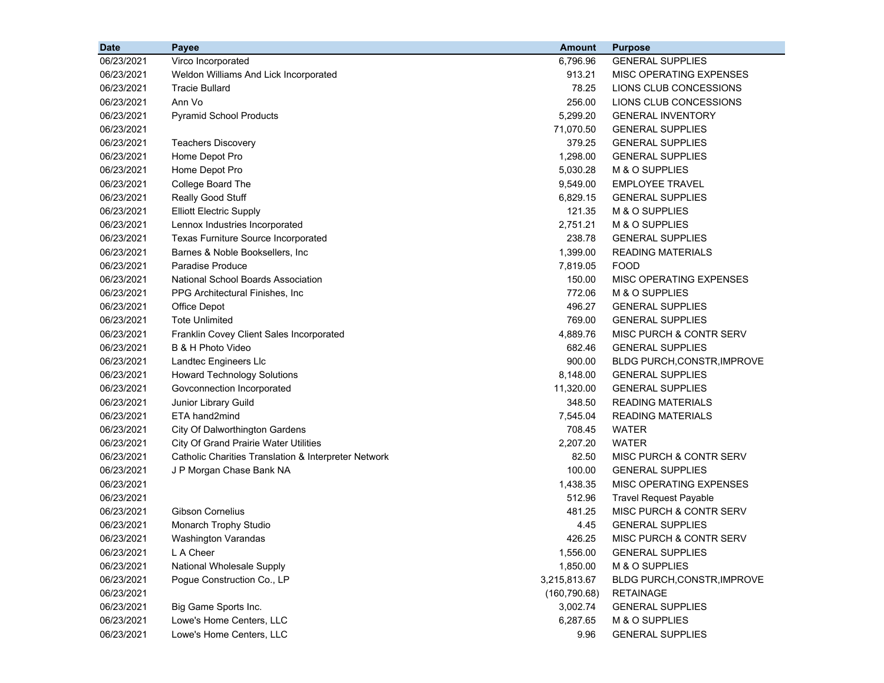| Date | Payee | Amount | Purpose |
|---|---|---|---|
| 06/23/2021 | Virco Incorporated | 6,796.96 | GENERAL SUPPLIES |
| 06/23/2021 | Weldon Williams And Lick Incorporated | 913.21 | MISC OPERATING EXPENSES |
| 06/23/2021 | Tracie Bullard | 78.25 | LIONS CLUB CONCESSIONS |
| 06/23/2021 | Ann Vo | 256.00 | LIONS CLUB CONCESSIONS |
| 06/23/2021 | Pyramid School Products | 5,299.20 | GENERAL INVENTORY |
| 06/23/2021 | | 71,070.50 | GENERAL SUPPLIES |
| 06/23/2021 | Teachers Discovery | 379.25 | GENERAL SUPPLIES |
| 06/23/2021 | Home Depot Pro | 1,298.00 | GENERAL SUPPLIES |
| 06/23/2021 | Home Depot Pro | 5,030.28 | M & O SUPPLIES |
| 06/23/2021 | College Board The | 9,549.00 | EMPLOYEE TRAVEL |
| 06/23/2021 | Really Good Stuff | 6,829.15 | GENERAL SUPPLIES |
| 06/23/2021 | Elliott Electric Supply | 121.35 | M & O SUPPLIES |
| 06/23/2021 | Lennox Industries Incorporated | 2,751.21 | M & O SUPPLIES |
| 06/23/2021 | Texas Furniture Source Incorporated | 238.78 | GENERAL SUPPLIES |
| 06/23/2021 | Barnes & Noble Booksellers, Inc | 1,399.00 | READING MATERIALS |
| 06/23/2021 | Paradise Produce | 7,819.05 | FOOD |
| 06/23/2021 | National School Boards Association | 150.00 | MISC OPERATING EXPENSES |
| 06/23/2021 | PPG Architectural Finishes, Inc | 772.06 | M & O SUPPLIES |
| 06/23/2021 | Office Depot | 496.27 | GENERAL SUPPLIES |
| 06/23/2021 | Tote Unlimited | 769.00 | GENERAL SUPPLIES |
| 06/23/2021 | Franklin Covey Client Sales Incorporated | 4,889.76 | MISC PURCH & CONTR SERV |
| 06/23/2021 | B & H Photo Video | 682.46 | GENERAL SUPPLIES |
| 06/23/2021 | Landtec Engineers Llc | 900.00 | BLDG PURCH,CONSTR,IMPROVE |
| 06/23/2021 | Howard Technology Solutions | 8,148.00 | GENERAL SUPPLIES |
| 06/23/2021 | Govconnection Incorporated | 11,320.00 | GENERAL SUPPLIES |
| 06/23/2021 | Junior Library Guild | 348.50 | READING MATERIALS |
| 06/23/2021 | ETA hand2mind | 7,545.04 | READING MATERIALS |
| 06/23/2021 | City Of Dalworthington Gardens | 708.45 | WATER |
| 06/23/2021 | City Of Grand Prairie Water Utilities | 2,207.20 | WATER |
| 06/23/2021 | Catholic Charities Translation & Interpreter Network | 82.50 | MISC PURCH & CONTR SERV |
| 06/23/2021 | J P Morgan Chase Bank NA | 100.00 | GENERAL SUPPLIES |
| 06/23/2021 | | 1,438.35 | MISC OPERATING EXPENSES |
| 06/23/2021 | | 512.96 | Travel Request Payable |
| 06/23/2021 | Gibson Cornelius | 481.25 | MISC PURCH & CONTR SERV |
| 06/23/2021 | Monarch Trophy Studio | 4.45 | GENERAL SUPPLIES |
| 06/23/2021 | Washington Varandas | 426.25 | MISC PURCH & CONTR SERV |
| 06/23/2021 | L A Cheer | 1,556.00 | GENERAL SUPPLIES |
| 06/23/2021 | National Wholesale Supply | 1,850.00 | M & O SUPPLIES |
| 06/23/2021 | Pogue Construction Co., LP | 3,215,813.67 | BLDG PURCH,CONSTR,IMPROVE |
| 06/23/2021 | | (160,790.68) | RETAINAGE |
| 06/23/2021 | Big Game Sports Inc. | 3,002.74 | GENERAL SUPPLIES |
| 06/23/2021 | Lowe's Home Centers, LLC | 6,287.65 | M & O SUPPLIES |
| 06/23/2021 | Lowe's Home Centers, LLC | 9.96 | GENERAL SUPPLIES |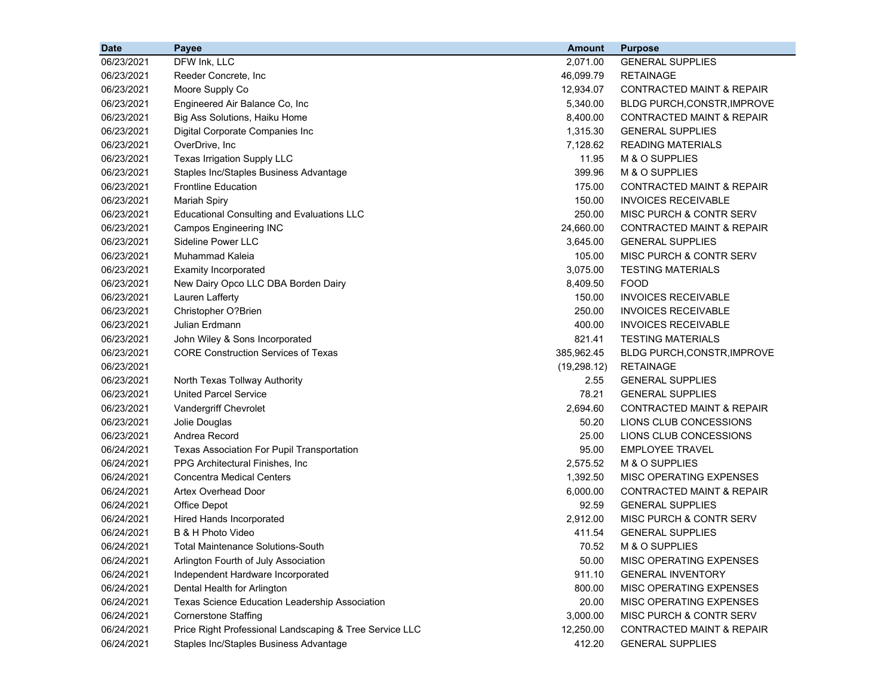| Date | Payee | Amount | Purpose |
|---|---|---|---|
| 06/23/2021 | DFW Ink, LLC | 2,071.00 | GENERAL SUPPLIES |
| 06/23/2021 | Reeder Concrete, Inc | 46,099.79 | RETAINAGE |
| 06/23/2021 | Moore Supply Co | 12,934.07 | CONTRACTED MAINT & REPAIR |
| 06/23/2021 | Engineered Air Balance Co, Inc | 5,340.00 | BLDG PURCH,CONSTR,IMPROVE |
| 06/23/2021 | Big Ass Solutions, Haiku Home | 8,400.00 | CONTRACTED MAINT & REPAIR |
| 06/23/2021 | Digital Corporate Companies Inc | 1,315.30 | GENERAL SUPPLIES |
| 06/23/2021 | OverDrive, Inc | 7,128.62 | READING MATERIALS |
| 06/23/2021 | Texas Irrigation Supply LLC | 11.95 | M & O SUPPLIES |
| 06/23/2021 | Staples Inc/Staples Business Advantage | 399.96 | M & O SUPPLIES |
| 06/23/2021 | Frontline Education | 175.00 | CONTRACTED MAINT & REPAIR |
| 06/23/2021 | Mariah Spiry | 150.00 | INVOICES RECEIVABLE |
| 06/23/2021 | Educational Consulting and Evaluations LLC | 250.00 | MISC PURCH & CONTR SERV |
| 06/23/2021 | Campos Engineering INC | 24,660.00 | CONTRACTED MAINT & REPAIR |
| 06/23/2021 | Sideline Power LLC | 3,645.00 | GENERAL SUPPLIES |
| 06/23/2021 | Muhammad Kaleia | 105.00 | MISC PURCH & CONTR SERV |
| 06/23/2021 | Examity Incorporated | 3,075.00 | TESTING MATERIALS |
| 06/23/2021 | New Dairy Opco LLC DBA Borden Dairy | 8,409.50 | FOOD |
| 06/23/2021 | Lauren Lafferty | 150.00 | INVOICES RECEIVABLE |
| 06/23/2021 | Christopher O?Brien | 250.00 | INVOICES RECEIVABLE |
| 06/23/2021 | Julian Erdmann | 400.00 | INVOICES RECEIVABLE |
| 06/23/2021 | John Wiley & Sons Incorporated | 821.41 | TESTING MATERIALS |
| 06/23/2021 | CORE Construction Services of Texas | 385,962.45 | BLDG PURCH,CONSTR,IMPROVE |
| 06/23/2021 | | (19,298.12) | RETAINAGE |
| 06/23/2021 | North Texas Tollway Authority | 2.55 | GENERAL SUPPLIES |
| 06/23/2021 | United Parcel Service | 78.21 | GENERAL SUPPLIES |
| 06/23/2021 | Vandergriff Chevrolet | 2,694.60 | CONTRACTED MAINT & REPAIR |
| 06/23/2021 | Jolie Douglas | 50.20 | LIONS CLUB CONCESSIONS |
| 06/23/2021 | Andrea Record | 25.00 | LIONS CLUB CONCESSIONS |
| 06/24/2021 | Texas Association For Pupil Transportation | 95.00 | EMPLOYEE TRAVEL |
| 06/24/2021 | PPG Architectural Finishes, Inc | 2,575.52 | M & O SUPPLIES |
| 06/24/2021 | Concentra Medical Centers | 1,392.50 | MISC OPERATING EXPENSES |
| 06/24/2021 | Artex Overhead Door | 6,000.00 | CONTRACTED MAINT & REPAIR |
| 06/24/2021 | Office Depot | 92.59 | GENERAL SUPPLIES |
| 06/24/2021 | Hired Hands Incorporated | 2,912.00 | MISC PURCH & CONTR SERV |
| 06/24/2021 | B & H Photo Video | 411.54 | GENERAL SUPPLIES |
| 06/24/2021 | Total Maintenance Solutions-South | 70.52 | M & O SUPPLIES |
| 06/24/2021 | Arlington Fourth of July Association | 50.00 | MISC OPERATING EXPENSES |
| 06/24/2021 | Independent Hardware Incorporated | 911.10 | GENERAL INVENTORY |
| 06/24/2021 | Dental Health for Arlington | 800.00 | MISC OPERATING EXPENSES |
| 06/24/2021 | Texas Science Education Leadership Association | 20.00 | MISC OPERATING EXPENSES |
| 06/24/2021 | Cornerstone Staffing | 3,000.00 | MISC PURCH & CONTR SERV |
| 06/24/2021 | Price Right Professional Landscaping & Tree Service LLC | 12,250.00 | CONTRACTED MAINT & REPAIR |
| 06/24/2021 | Staples Inc/Staples Business Advantage | 412.20 | GENERAL SUPPLIES |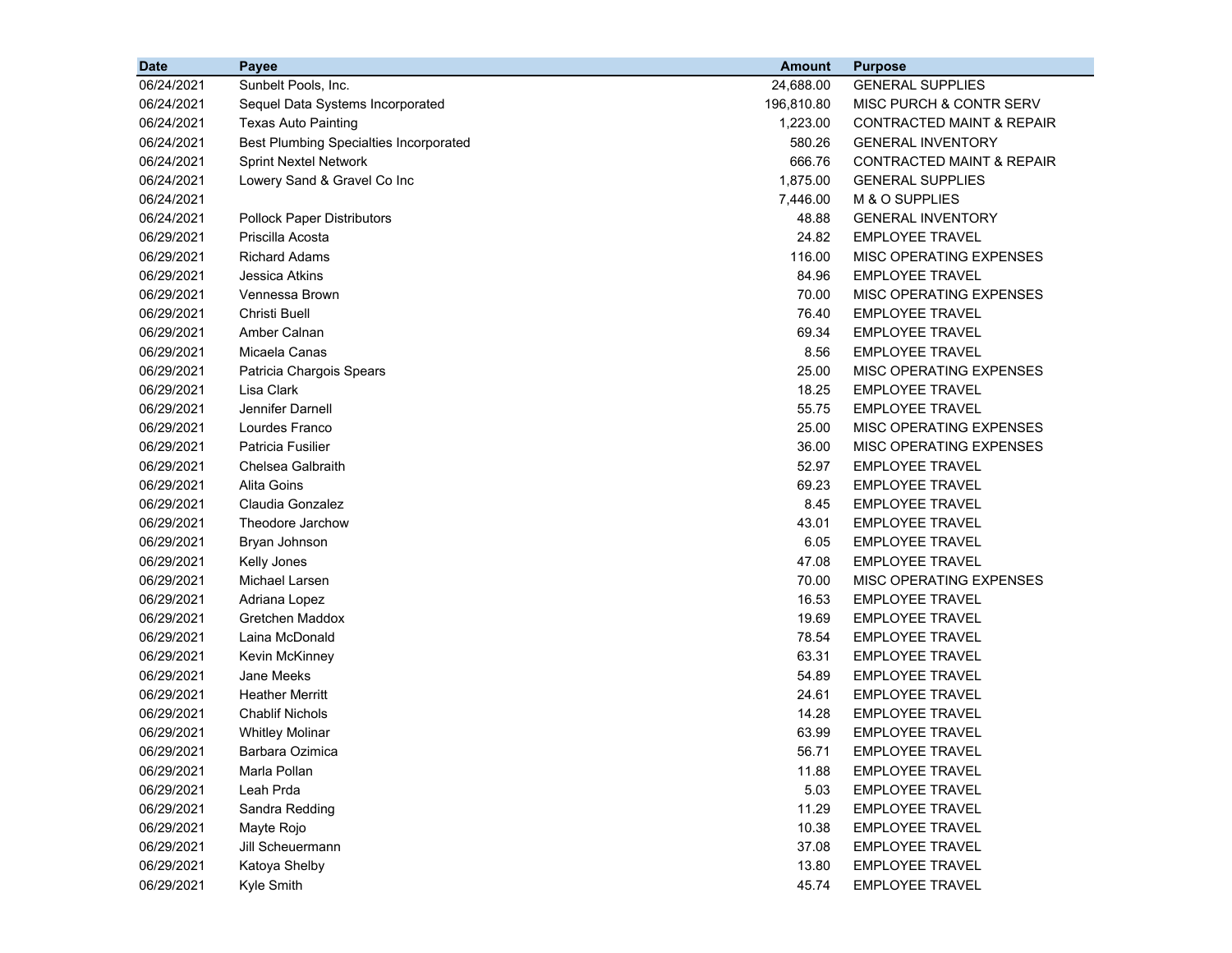| Date | Payee | Amount | Purpose |
|---|---|---|---|
| 06/24/2021 | Sunbelt Pools, Inc. | 24,688.00 | GENERAL SUPPLIES |
| 06/24/2021 | Sequel Data Systems Incorporated | 196,810.80 | MISC PURCH & CONTR SERV |
| 06/24/2021 | Texas Auto Painting | 1,223.00 | CONTRACTED MAINT & REPAIR |
| 06/24/2021 | Best Plumbing Specialties Incorporated | 580.26 | GENERAL INVENTORY |
| 06/24/2021 | Sprint Nextel Network | 666.76 | CONTRACTED MAINT & REPAIR |
| 06/24/2021 | Lowery Sand & Gravel Co Inc | 1,875.00 | GENERAL SUPPLIES |
| 06/24/2021 | | 7,446.00 | M & O SUPPLIES |
| 06/24/2021 | Pollock Paper Distributors | 48.88 | GENERAL INVENTORY |
| 06/29/2021 | Priscilla Acosta | 24.82 | EMPLOYEE TRAVEL |
| 06/29/2021 | Richard Adams | 116.00 | MISC OPERATING EXPENSES |
| 06/29/2021 | Jessica Atkins | 84.96 | EMPLOYEE TRAVEL |
| 06/29/2021 | Vennessa Brown | 70.00 | MISC OPERATING EXPENSES |
| 06/29/2021 | Christi Buell | 76.40 | EMPLOYEE TRAVEL |
| 06/29/2021 | Amber Calnan | 69.34 | EMPLOYEE TRAVEL |
| 06/29/2021 | Micaela Canas | 8.56 | EMPLOYEE TRAVEL |
| 06/29/2021 | Patricia Chargois Spears | 25.00 | MISC OPERATING EXPENSES |
| 06/29/2021 | Lisa Clark | 18.25 | EMPLOYEE TRAVEL |
| 06/29/2021 | Jennifer Darnell | 55.75 | EMPLOYEE TRAVEL |
| 06/29/2021 | Lourdes Franco | 25.00 | MISC OPERATING EXPENSES |
| 06/29/2021 | Patricia Fusilier | 36.00 | MISC OPERATING EXPENSES |
| 06/29/2021 | Chelsea Galbraith | 52.97 | EMPLOYEE TRAVEL |
| 06/29/2021 | Alita Goins | 69.23 | EMPLOYEE TRAVEL |
| 06/29/2021 | Claudia Gonzalez | 8.45 | EMPLOYEE TRAVEL |
| 06/29/2021 | Theodore Jarchow | 43.01 | EMPLOYEE TRAVEL |
| 06/29/2021 | Bryan Johnson | 6.05 | EMPLOYEE TRAVEL |
| 06/29/2021 | Kelly Jones | 47.08 | EMPLOYEE TRAVEL |
| 06/29/2021 | Michael Larsen | 70.00 | MISC OPERATING EXPENSES |
| 06/29/2021 | Adriana Lopez | 16.53 | EMPLOYEE TRAVEL |
| 06/29/2021 | Gretchen Maddox | 19.69 | EMPLOYEE TRAVEL |
| 06/29/2021 | Laina McDonald | 78.54 | EMPLOYEE TRAVEL |
| 06/29/2021 | Kevin McKinney | 63.31 | EMPLOYEE TRAVEL |
| 06/29/2021 | Jane Meeks | 54.89 | EMPLOYEE TRAVEL |
| 06/29/2021 | Heather Merritt | 24.61 | EMPLOYEE TRAVEL |
| 06/29/2021 | Chablif Nichols | 14.28 | EMPLOYEE TRAVEL |
| 06/29/2021 | Whitley Molinar | 63.99 | EMPLOYEE TRAVEL |
| 06/29/2021 | Barbara Ozimica | 56.71 | EMPLOYEE TRAVEL |
| 06/29/2021 | Marla Pollan | 11.88 | EMPLOYEE TRAVEL |
| 06/29/2021 | Leah Prda | 5.03 | EMPLOYEE TRAVEL |
| 06/29/2021 | Sandra Redding | 11.29 | EMPLOYEE TRAVEL |
| 06/29/2021 | Mayte Rojo | 10.38 | EMPLOYEE TRAVEL |
| 06/29/2021 | Jill Scheuermann | 37.08 | EMPLOYEE TRAVEL |
| 06/29/2021 | Katoya Shelby | 13.80 | EMPLOYEE TRAVEL |
| 06/29/2021 | Kyle Smith | 45.74 | EMPLOYEE TRAVEL |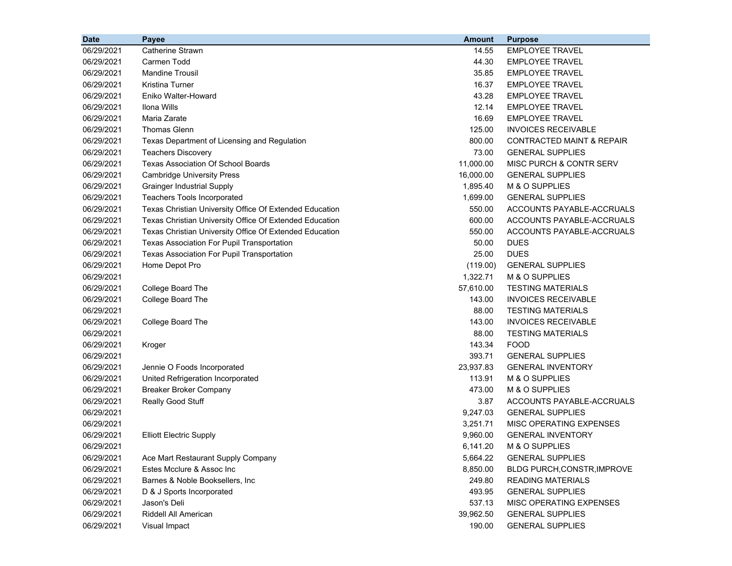| Date | Payee | Amount | Purpose |
|---|---|---|---|
| 06/29/2021 | Catherine Strawn | 14.55 | EMPLOYEE TRAVEL |
| 06/29/2021 | Carmen Todd | 44.30 | EMPLOYEE TRAVEL |
| 06/29/2021 | Mandine Trousil | 35.85 | EMPLOYEE TRAVEL |
| 06/29/2021 | Kristina Turner | 16.37 | EMPLOYEE TRAVEL |
| 06/29/2021 | Eniko Walter-Howard | 43.28 | EMPLOYEE TRAVEL |
| 06/29/2021 | Ilona Wills | 12.14 | EMPLOYEE TRAVEL |
| 06/29/2021 | Maria Zarate | 16.69 | EMPLOYEE TRAVEL |
| 06/29/2021 | Thomas Glenn | 125.00 | INVOICES RECEIVABLE |
| 06/29/2021 | Texas Department of Licensing and Regulation | 800.00 | CONTRACTED MAINT & REPAIR |
| 06/29/2021 | Teachers Discovery | 73.00 | GENERAL SUPPLIES |
| 06/29/2021 | Texas Association Of School Boards | 11,000.00 | MISC PURCH & CONTR SERV |
| 06/29/2021 | Cambridge University Press | 16,000.00 | GENERAL SUPPLIES |
| 06/29/2021 | Grainger Industrial Supply | 1,895.40 | M & O SUPPLIES |
| 06/29/2021 | Teachers Tools Incorporated | 1,699.00 | GENERAL SUPPLIES |
| 06/29/2021 | Texas Christian University Office Of Extended Education | 550.00 | ACCOUNTS PAYABLE-ACCRUALS |
| 06/29/2021 | Texas Christian University Office Of Extended Education | 600.00 | ACCOUNTS PAYABLE-ACCRUALS |
| 06/29/2021 | Texas Christian University Office Of Extended Education | 550.00 | ACCOUNTS PAYABLE-ACCRUALS |
| 06/29/2021 | Texas Association For Pupil Transportation | 50.00 | DUES |
| 06/29/2021 | Texas Association For Pupil Transportation | 25.00 | DUES |
| 06/29/2021 | Home Depot Pro | (119.00) | GENERAL SUPPLIES |
| 06/29/2021 | | 1,322.71 | M & O SUPPLIES |
| 06/29/2021 | College Board The | 57,610.00 | TESTING MATERIALS |
| 06/29/2021 | College Board The | 143.00 | INVOICES RECEIVABLE |
| 06/29/2021 | | 88.00 | TESTING MATERIALS |
| 06/29/2021 | College Board The | 143.00 | INVOICES RECEIVABLE |
| 06/29/2021 | | 88.00 | TESTING MATERIALS |
| 06/29/2021 | Kroger | 143.34 | FOOD |
| 06/29/2021 | | 393.71 | GENERAL SUPPLIES |
| 06/29/2021 | Jennie O Foods Incorporated | 23,937.83 | GENERAL INVENTORY |
| 06/29/2021 | United Refrigeration Incorporated | 113.91 | M & O SUPPLIES |
| 06/29/2021 | Breaker Broker Company | 473.00 | M & O SUPPLIES |
| 06/29/2021 | Really Good Stuff | 3.87 | ACCOUNTS PAYABLE-ACCRUALS |
| 06/29/2021 | | 9,247.03 | GENERAL SUPPLIES |
| 06/29/2021 | | 3,251.71 | MISC OPERATING EXPENSES |
| 06/29/2021 | Elliott Electric Supply | 9,960.00 | GENERAL INVENTORY |
| 06/29/2021 | | 6,141.20 | M & O SUPPLIES |
| 06/29/2021 | Ace Mart Restaurant Supply Company | 5,664.22 | GENERAL SUPPLIES |
| 06/29/2021 | Estes Mcclure & Assoc Inc | 8,850.00 | BLDG PURCH,CONSTR,IMPROVE |
| 06/29/2021 | Barnes & Noble Booksellers, Inc | 249.80 | READING MATERIALS |
| 06/29/2021 | D & J Sports Incorporated | 493.95 | GENERAL SUPPLIES |
| 06/29/2021 | Jason's Deli | 537.13 | MISC OPERATING EXPENSES |
| 06/29/2021 | Riddell All American | 39,962.50 | GENERAL SUPPLIES |
| 06/29/2021 | Visual Impact | 190.00 | GENERAL SUPPLIES |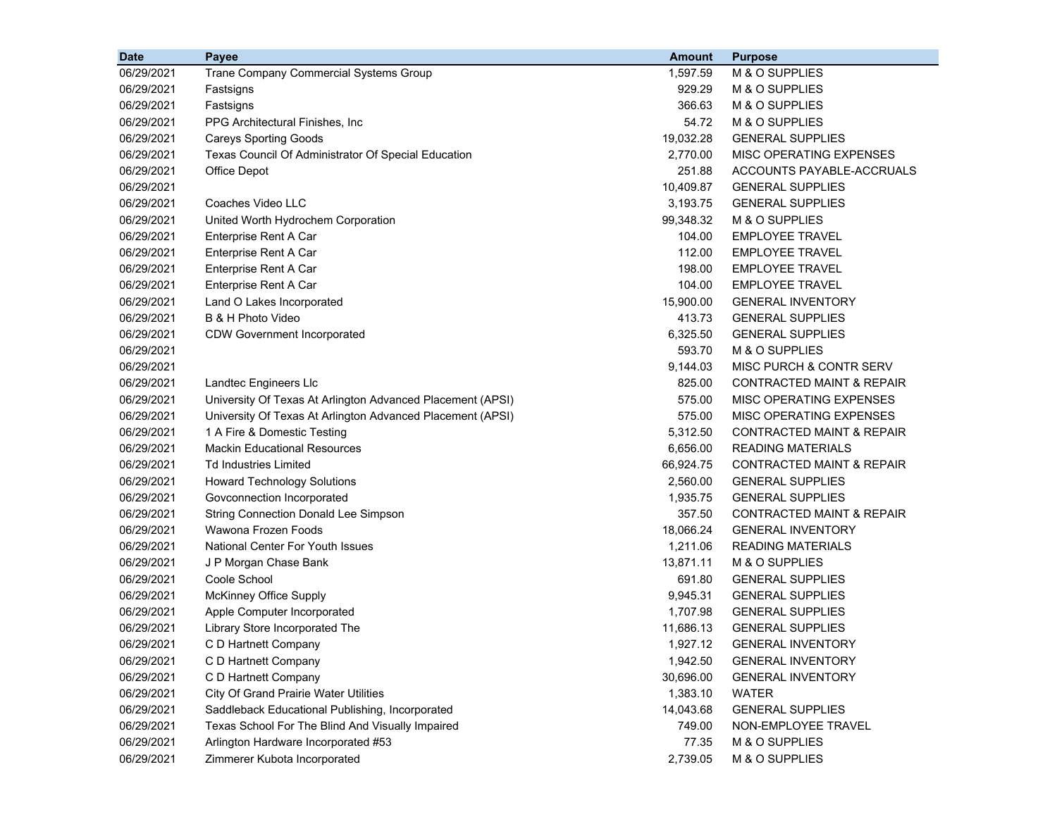| Date | Payee | Amount | Purpose |
|---|---|---|---|
| 06/29/2021 | Trane Company Commercial Systems Group | 1,597.59 | M & O SUPPLIES |
| 06/29/2021 | Fastsigns | 929.29 | M & O SUPPLIES |
| 06/29/2021 | Fastsigns | 366.63 | M & O SUPPLIES |
| 06/29/2021 | PPG Architectural Finishes, Inc | 54.72 | M & O SUPPLIES |
| 06/29/2021 | Careys Sporting Goods | 19,032.28 | GENERAL SUPPLIES |
| 06/29/2021 | Texas Council Of Administrator Of Special Education | 2,770.00 | MISC OPERATING EXPENSES |
| 06/29/2021 | Office Depot | 251.88 | ACCOUNTS PAYABLE-ACCRUALS |
| 06/29/2021 | | 10,409.87 | GENERAL SUPPLIES |
| 06/29/2021 | Coaches Video LLC | 3,193.75 | GENERAL SUPPLIES |
| 06/29/2021 | United Worth Hydrochem Corporation | 99,348.32 | M & O SUPPLIES |
| 06/29/2021 | Enterprise Rent A Car | 104.00 | EMPLOYEE TRAVEL |
| 06/29/2021 | Enterprise Rent A Car | 112.00 | EMPLOYEE TRAVEL |
| 06/29/2021 | Enterprise Rent A Car | 198.00 | EMPLOYEE TRAVEL |
| 06/29/2021 | Enterprise Rent A Car | 104.00 | EMPLOYEE TRAVEL |
| 06/29/2021 | Land O Lakes Incorporated | 15,900.00 | GENERAL INVENTORY |
| 06/29/2021 | B & H Photo Video | 413.73 | GENERAL SUPPLIES |
| 06/29/2021 | CDW Government Incorporated | 6,325.50 | GENERAL SUPPLIES |
| 06/29/2021 | | 593.70 | M & O SUPPLIES |
| 06/29/2021 | | 9,144.03 | MISC PURCH & CONTR SERV |
| 06/29/2021 | Landtec Engineers Llc | 825.00 | CONTRACTED MAINT & REPAIR |
| 06/29/2021 | University Of Texas At Arlington Advanced Placement (APSI) | 575.00 | MISC OPERATING EXPENSES |
| 06/29/2021 | University Of Texas At Arlington Advanced Placement (APSI) | 575.00 | MISC OPERATING EXPENSES |
| 06/29/2021 | 1 A Fire & Domestic Testing | 5,312.50 | CONTRACTED MAINT & REPAIR |
| 06/29/2021 | Mackin Educational Resources | 6,656.00 | READING MATERIALS |
| 06/29/2021 | Td Industries Limited | 66,924.75 | CONTRACTED MAINT & REPAIR |
| 06/29/2021 | Howard Technology Solutions | 2,560.00 | GENERAL SUPPLIES |
| 06/29/2021 | Govconnection Incorporated | 1,935.75 | GENERAL SUPPLIES |
| 06/29/2021 | String Connection Donald Lee Simpson | 357.50 | CONTRACTED MAINT & REPAIR |
| 06/29/2021 | Wawona Frozen Foods | 18,066.24 | GENERAL INVENTORY |
| 06/29/2021 | National Center For Youth Issues | 1,211.06 | READING MATERIALS |
| 06/29/2021 | J P Morgan Chase Bank | 13,871.11 | M & O SUPPLIES |
| 06/29/2021 | Coole School | 691.80 | GENERAL SUPPLIES |
| 06/29/2021 | McKinney Office Supply | 9,945.31 | GENERAL SUPPLIES |
| 06/29/2021 | Apple Computer Incorporated | 1,707.98 | GENERAL SUPPLIES |
| 06/29/2021 | Library Store Incorporated The | 11,686.13 | GENERAL SUPPLIES |
| 06/29/2021 | C D Hartnett Company | 1,927.12 | GENERAL INVENTORY |
| 06/29/2021 | C D Hartnett Company | 1,942.50 | GENERAL INVENTORY |
| 06/29/2021 | C D Hartnett Company | 30,696.00 | GENERAL INVENTORY |
| 06/29/2021 | City Of Grand Prairie Water Utilities | 1,383.10 | WATER |
| 06/29/2021 | Saddleback Educational Publishing, Incorporated | 14,043.68 | GENERAL SUPPLIES |
| 06/29/2021 | Texas School For The Blind And Visually Impaired | 749.00 | NON-EMPLOYEE TRAVEL |
| 06/29/2021 | Arlington Hardware Incorporated #53 | 77.35 | M & O SUPPLIES |
| 06/29/2021 | Zimmerer Kubota Incorporated | 2,739.05 | M & O SUPPLIES |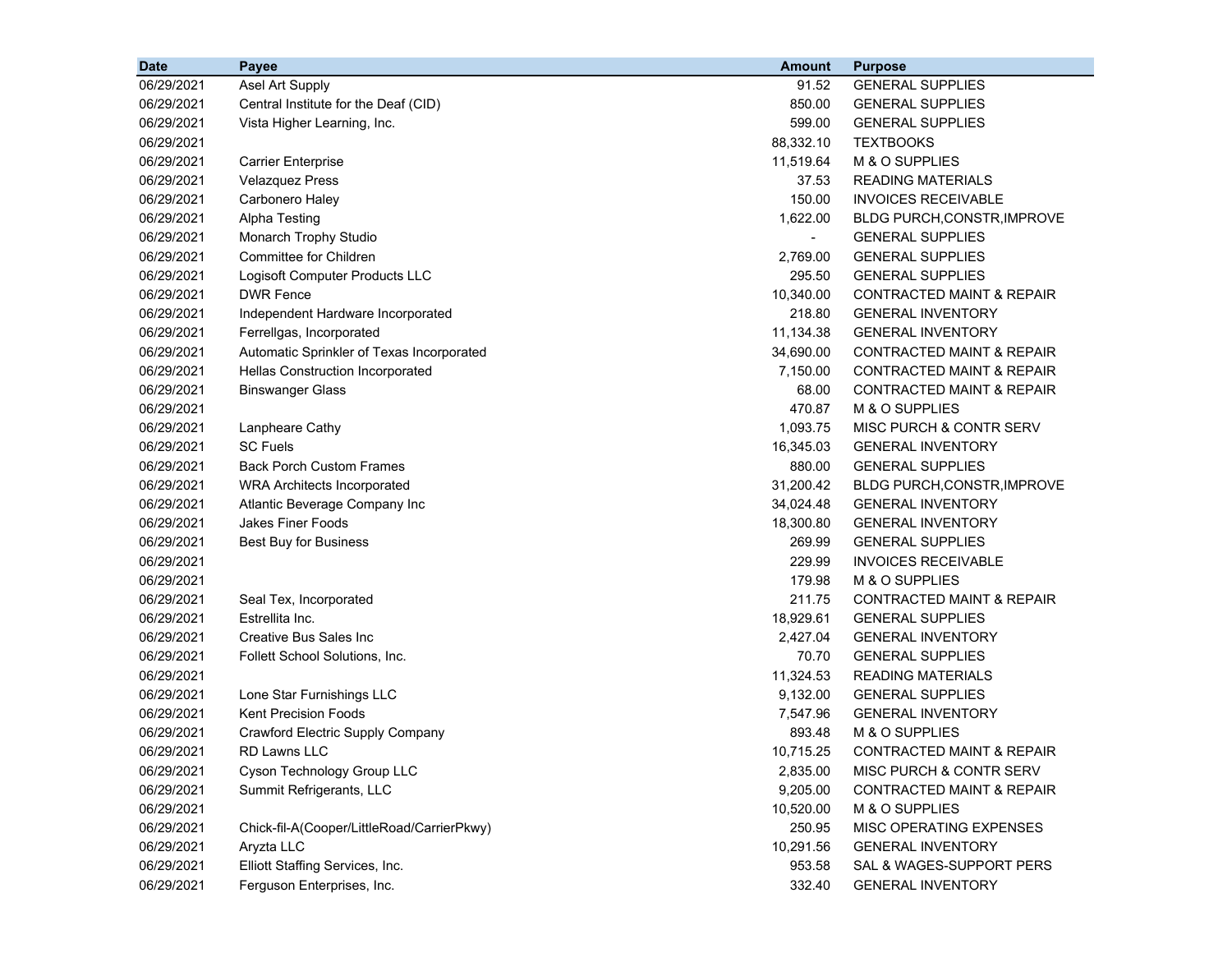| Date | Payee | Amount | Purpose |
|---|---|---|---|
| 06/29/2021 | Asel Art Supply | 91.52 | GENERAL SUPPLIES |
| 06/29/2021 | Central Institute for the Deaf (CID) | 850.00 | GENERAL SUPPLIES |
| 06/29/2021 | Vista Higher Learning, Inc. | 599.00 | GENERAL SUPPLIES |
| 06/29/2021 | | 88,332.10 | TEXTBOOKS |
| 06/29/2021 | Carrier Enterprise | 11,519.64 | M & O SUPPLIES |
| 06/29/2021 | Velazquez Press | 37.53 | READING MATERIALS |
| 06/29/2021 | Carbonero Haley | 150.00 | INVOICES RECEIVABLE |
| 06/29/2021 | Alpha Testing | 1,622.00 | BLDG PURCH,CONSTR,IMPROVE |
| 06/29/2021 | Monarch Trophy Studio | - | GENERAL SUPPLIES |
| 06/29/2021 | Committee for Children | 2,769.00 | GENERAL SUPPLIES |
| 06/29/2021 | Logisoft Computer Products LLC | 295.50 | GENERAL SUPPLIES |
| 06/29/2021 | DWR Fence | 10,340.00 | CONTRACTED MAINT & REPAIR |
| 06/29/2021 | Independent Hardware Incorporated | 218.80 | GENERAL INVENTORY |
| 06/29/2021 | Ferrellgas, Incorporated | 11,134.38 | GENERAL INVENTORY |
| 06/29/2021 | Automatic Sprinkler of Texas Incorporated | 34,690.00 | CONTRACTED MAINT & REPAIR |
| 06/29/2021 | Hellas Construction Incorporated | 7,150.00 | CONTRACTED MAINT & REPAIR |
| 06/29/2021 | Binswanger Glass | 68.00 | CONTRACTED MAINT & REPAIR |
| 06/29/2021 | | 470.87 | M & O SUPPLIES |
| 06/29/2021 | Lanpheare Cathy | 1,093.75 | MISC PURCH & CONTR SERV |
| 06/29/2021 | SC Fuels | 16,345.03 | GENERAL INVENTORY |
| 06/29/2021 | Back Porch Custom Frames | 880.00 | GENERAL SUPPLIES |
| 06/29/2021 | WRA Architects Incorporated | 31,200.42 | BLDG PURCH,CONSTR,IMPROVE |
| 06/29/2021 | Atlantic Beverage Company Inc | 34,024.48 | GENERAL INVENTORY |
| 06/29/2021 | Jakes Finer Foods | 18,300.80 | GENERAL INVENTORY |
| 06/29/2021 | Best Buy for Business | 269.99 | GENERAL SUPPLIES |
| 06/29/2021 | | 229.99 | INVOICES RECEIVABLE |
| 06/29/2021 | | 179.98 | M & O SUPPLIES |
| 06/29/2021 | Seal Tex, Incorporated | 211.75 | CONTRACTED MAINT & REPAIR |
| 06/29/2021 | Estrellita Inc. | 18,929.61 | GENERAL SUPPLIES |
| 06/29/2021 | Creative Bus Sales Inc | 2,427.04 | GENERAL INVENTORY |
| 06/29/2021 | Follett School Solutions, Inc. | 70.70 | GENERAL SUPPLIES |
| 06/29/2021 | | 11,324.53 | READING MATERIALS |
| 06/29/2021 | Lone Star Furnishings LLC | 9,132.00 | GENERAL SUPPLIES |
| 06/29/2021 | Kent Precision Foods | 7,547.96 | GENERAL INVENTORY |
| 06/29/2021 | Crawford Electric Supply Company | 893.48 | M & O SUPPLIES |
| 06/29/2021 | RD Lawns LLC | 10,715.25 | CONTRACTED MAINT & REPAIR |
| 06/29/2021 | Cyson Technology Group LLC | 2,835.00 | MISC PURCH & CONTR SERV |
| 06/29/2021 | Summit Refrigerants, LLC | 9,205.00 | CONTRACTED MAINT & REPAIR |
| 06/29/2021 | | 10,520.00 | M & O SUPPLIES |
| 06/29/2021 | Chick-fil-A(Cooper/LittleRoad/CarrierPkwy) | 250.95 | MISC OPERATING EXPENSES |
| 06/29/2021 | Aryzta LLC | 10,291.56 | GENERAL INVENTORY |
| 06/29/2021 | Elliott Staffing Services, Inc. | 953.58 | SAL & WAGES-SUPPORT PERS |
| 06/29/2021 | Ferguson Enterprises, Inc. | 332.40 | GENERAL INVENTORY |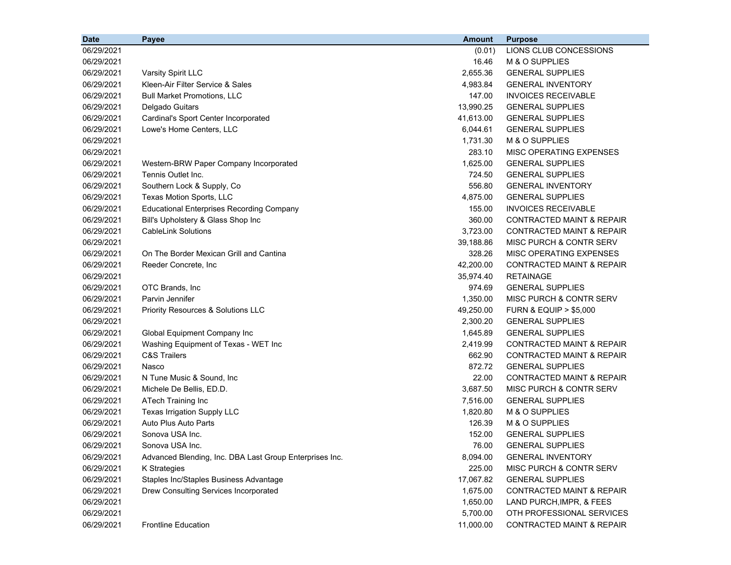| Date | Payee | Amount | Purpose |
|---|---|---|---|
| 06/29/2021 | | (0.01) | LIONS CLUB CONCESSIONS |
| 06/29/2021 | | 16.46 | M & O SUPPLIES |
| 06/29/2021 | Varsity Spirit LLC | 2,655.36 | GENERAL SUPPLIES |
| 06/29/2021 | Kleen-Air Filter Service & Sales | 4,983.84 | GENERAL INVENTORY |
| 06/29/2021 | Bull Market Promotions, LLC | 147.00 | INVOICES RECEIVABLE |
| 06/29/2021 | Delgado Guitars | 13,990.25 | GENERAL SUPPLIES |
| 06/29/2021 | Cardinal's Sport Center Incorporated | 41,613.00 | GENERAL SUPPLIES |
| 06/29/2021 | Lowe's Home Centers, LLC | 6,044.61 | GENERAL SUPPLIES |
| 06/29/2021 | | 1,731.30 | M & O SUPPLIES |
| 06/29/2021 | | 283.10 | MISC OPERATING EXPENSES |
| 06/29/2021 | Western-BRW Paper Company Incorporated | 1,625.00 | GENERAL SUPPLIES |
| 06/29/2021 | Tennis Outlet Inc. | 724.50 | GENERAL SUPPLIES |
| 06/29/2021 | Southern Lock & Supply, Co | 556.80 | GENERAL INVENTORY |
| 06/29/2021 | Texas Motion Sports, LLC | 4,875.00 | GENERAL SUPPLIES |
| 06/29/2021 | Educational Enterprises Recording Company | 155.00 | INVOICES RECEIVABLE |
| 06/29/2021 | Bill's Upholstery & Glass Shop Inc | 360.00 | CONTRACTED MAINT & REPAIR |
| 06/29/2021 | CableLink Solutions | 3,723.00 | CONTRACTED MAINT & REPAIR |
| 06/29/2021 | | 39,188.86 | MISC PURCH & CONTR SERV |
| 06/29/2021 | On The Border Mexican Grill and Cantina | 328.26 | MISC OPERATING EXPENSES |
| 06/29/2021 | Reeder Concrete, Inc | 42,200.00 | CONTRACTED MAINT & REPAIR |
| 06/29/2021 | | 35,974.40 | RETAINAGE |
| 06/29/2021 | OTC Brands, Inc | 974.69 | GENERAL SUPPLIES |
| 06/29/2021 | Parvin Jennifer | 1,350.00 | MISC PURCH & CONTR SERV |
| 06/29/2021 | Priority Resources & Solutions LLC | 49,250.00 | FURN & EQUIP > $5,000 |
| 06/29/2021 | | 2,300.20 | GENERAL SUPPLIES |
| 06/29/2021 | Global Equipment Company Inc | 1,645.89 | GENERAL SUPPLIES |
| 06/29/2021 | Washing Equipment of Texas - WET Inc | 2,419.99 | CONTRACTED MAINT & REPAIR |
| 06/29/2021 | C&S Trailers | 662.90 | CONTRACTED MAINT & REPAIR |
| 06/29/2021 | Nasco | 872.72 | GENERAL SUPPLIES |
| 06/29/2021 | N Tune Music & Sound, Inc | 22.00 | CONTRACTED MAINT & REPAIR |
| 06/29/2021 | Michele De Bellis, ED.D. | 3,687.50 | MISC PURCH & CONTR SERV |
| 06/29/2021 | ATech Training Inc | 7,516.00 | GENERAL SUPPLIES |
| 06/29/2021 | Texas Irrigation Supply LLC | 1,820.80 | M & O SUPPLIES |
| 06/29/2021 | Auto Plus Auto Parts | 126.39 | M & O SUPPLIES |
| 06/29/2021 | Sonova USA Inc. | 152.00 | GENERAL SUPPLIES |
| 06/29/2021 | Sonova USA Inc. | 76.00 | GENERAL SUPPLIES |
| 06/29/2021 | Advanced Blending, Inc. DBA Last Group Enterprises Inc. | 8,094.00 | GENERAL INVENTORY |
| 06/29/2021 | K Strategies | 225.00 | MISC PURCH & CONTR SERV |
| 06/29/2021 | Staples Inc/Staples Business Advantage | 17,067.82 | GENERAL SUPPLIES |
| 06/29/2021 | Drew Consulting Services Incorporated | 1,675.00 | CONTRACTED MAINT & REPAIR |
| 06/29/2021 | | 1,650.00 | LAND PURCH,IMPR, & FEES |
| 06/29/2021 | | 5,700.00 | OTH PROFESSIONAL SERVICES |
| 06/29/2021 | Frontline Education | 11,000.00 | CONTRACTED MAINT & REPAIR |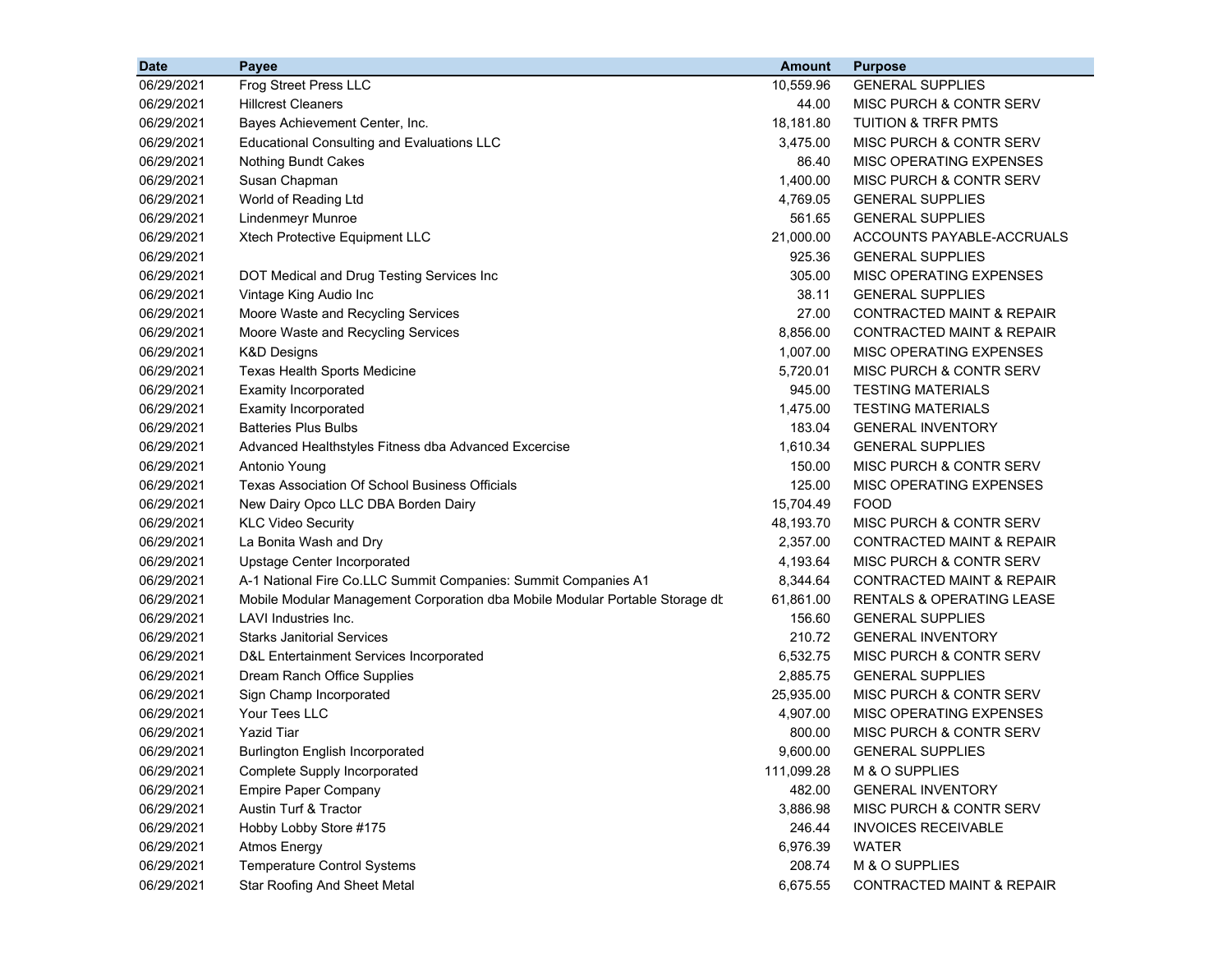| Date | Payee | Amount | Purpose |
|---|---|---|---|
| 06/29/2021 | Frog Street Press LLC | 10,559.96 | GENERAL SUPPLIES |
| 06/29/2021 | Hillcrest Cleaners | 44.00 | MISC PURCH & CONTR SERV |
| 06/29/2021 | Bayes Achievement Center, Inc. | 18,181.80 | TUITION & TRFR PMTS |
| 06/29/2021 | Educational Consulting and Evaluations LLC | 3,475.00 | MISC PURCH & CONTR SERV |
| 06/29/2021 | Nothing Bundt Cakes | 86.40 | MISC OPERATING EXPENSES |
| 06/29/2021 | Susan Chapman | 1,400.00 | MISC PURCH & CONTR SERV |
| 06/29/2021 | World of Reading Ltd | 4,769.05 | GENERAL SUPPLIES |
| 06/29/2021 | Lindenmeyr Munroe | 561.65 | GENERAL SUPPLIES |
| 06/29/2021 | Xtech Protective Equipment LLC | 21,000.00 | ACCOUNTS PAYABLE-ACCRUALS |
| 06/29/2021 | | 925.36 | GENERAL SUPPLIES |
| 06/29/2021 | DOT Medical and Drug Testing Services Inc | 305.00 | MISC OPERATING EXPENSES |
| 06/29/2021 | Vintage King Audio Inc | 38.11 | GENERAL SUPPLIES |
| 06/29/2021 | Moore Waste and Recycling Services | 27.00 | CONTRACTED MAINT & REPAIR |
| 06/29/2021 | Moore Waste and Recycling Services | 8,856.00 | CONTRACTED MAINT & REPAIR |
| 06/29/2021 | K&D Designs | 1,007.00 | MISC OPERATING EXPENSES |
| 06/29/2021 | Texas Health Sports Medicine | 5,720.01 | MISC PURCH & CONTR SERV |
| 06/29/2021 | Examity Incorporated | 945.00 | TESTING MATERIALS |
| 06/29/2021 | Examity Incorporated | 1,475.00 | TESTING MATERIALS |
| 06/29/2021 | Batteries Plus Bulbs | 183.04 | GENERAL INVENTORY |
| 06/29/2021 | Advanced Healthstyles Fitness dba Advanced Excercise | 1,610.34 | GENERAL SUPPLIES |
| 06/29/2021 | Antonio Young | 150.00 | MISC PURCH & CONTR SERV |
| 06/29/2021 | Texas Association Of School Business Officials | 125.00 | MISC OPERATING EXPENSES |
| 06/29/2021 | New Dairy Opco LLC DBA Borden Dairy | 15,704.49 | FOOD |
| 06/29/2021 | KLC Video Security | 48,193.70 | MISC PURCH & CONTR SERV |
| 06/29/2021 | La Bonita Wash and Dry | 2,357.00 | CONTRACTED MAINT & REPAIR |
| 06/29/2021 | Upstage Center Incorporated | 4,193.64 | MISC PURCH & CONTR SERV |
| 06/29/2021 | A-1 National Fire Co.LLC Summit Companies: Summit Companies A1 | 8,344.64 | CONTRACTED MAINT & REPAIR |
| 06/29/2021 | Mobile Modular Management Corporation dba Mobile Modular Portable Storage dt | 61,861.00 | RENTALS & OPERATING LEASE |
| 06/29/2021 | LAVI Industries Inc. | 156.60 | GENERAL SUPPLIES |
| 06/29/2021 | Starks Janitorial Services | 210.72 | GENERAL INVENTORY |
| 06/29/2021 | D&L Entertainment Services Incorporated | 6,532.75 | MISC PURCH & CONTR SERV |
| 06/29/2021 | Dream Ranch Office Supplies | 2,885.75 | GENERAL SUPPLIES |
| 06/29/2021 | Sign Champ Incorporated | 25,935.00 | MISC PURCH & CONTR SERV |
| 06/29/2021 | Your Tees LLC | 4,907.00 | MISC OPERATING EXPENSES |
| 06/29/2021 | Yazid Tiar | 800.00 | MISC PURCH & CONTR SERV |
| 06/29/2021 | Burlington English Incorporated | 9,600.00 | GENERAL SUPPLIES |
| 06/29/2021 | Complete Supply Incorporated | 111,099.28 | M & O SUPPLIES |
| 06/29/2021 | Empire Paper Company | 482.00 | GENERAL INVENTORY |
| 06/29/2021 | Austin Turf & Tractor | 3,886.98 | MISC PURCH & CONTR SERV |
| 06/29/2021 | Hobby Lobby Store #175 | 246.44 | INVOICES RECEIVABLE |
| 06/29/2021 | Atmos Energy | 6,976.39 | WATER |
| 06/29/2021 | Temperature Control Systems | 208.74 | M & O SUPPLIES |
| 06/29/2021 | Star Roofing And Sheet Metal | 6,675.55 | CONTRACTED MAINT & REPAIR |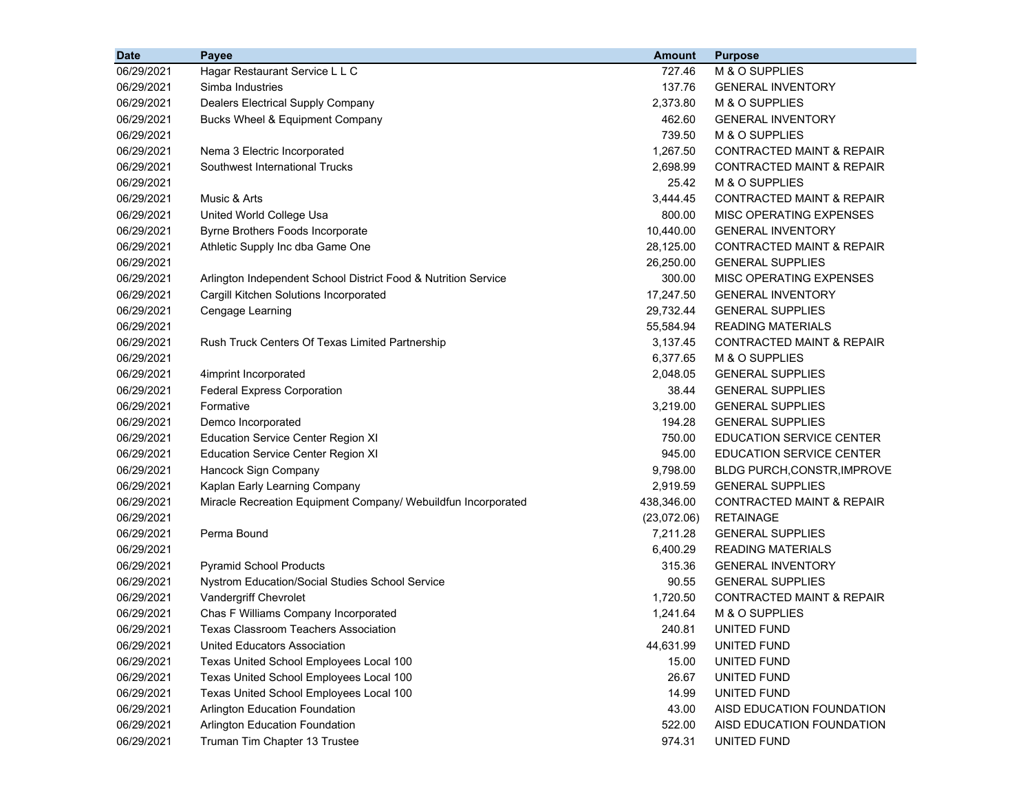| Date | Payee | Amount | Purpose |
|---|---|---|---|
| 06/29/2021 | Hagar Restaurant Service L L C | 727.46 | M & O SUPPLIES |
| 06/29/2021 | Simba Industries | 137.76 | GENERAL INVENTORY |
| 06/29/2021 | Dealers Electrical Supply Company | 2,373.80 | M & O SUPPLIES |
| 06/29/2021 | Bucks Wheel & Equipment Company | 462.60 | GENERAL INVENTORY |
| 06/29/2021 | | 739.50 | M & O SUPPLIES |
| 06/29/2021 | Nema 3 Electric Incorporated | 1,267.50 | CONTRACTED MAINT & REPAIR |
| 06/29/2021 | Southwest International Trucks | 2,698.99 | CONTRACTED MAINT & REPAIR |
| 06/29/2021 | | 25.42 | M & O SUPPLIES |
| 06/29/2021 | Music & Arts | 3,444.45 | CONTRACTED MAINT & REPAIR |
| 06/29/2021 | United World College Usa | 800.00 | MISC OPERATING EXPENSES |
| 06/29/2021 | Byrne Brothers Foods Incorporate | 10,440.00 | GENERAL INVENTORY |
| 06/29/2021 | Athletic Supply Inc dba Game One | 28,125.00 | CONTRACTED MAINT & REPAIR |
| 06/29/2021 | | 26,250.00 | GENERAL SUPPLIES |
| 06/29/2021 | Arlington Independent School District Food & Nutrition Service | 300.00 | MISC OPERATING EXPENSES |
| 06/29/2021 | Cargill Kitchen Solutions Incorporated | 17,247.50 | GENERAL INVENTORY |
| 06/29/2021 | Cengage Learning | 29,732.44 | GENERAL SUPPLIES |
| 06/29/2021 | | 55,584.94 | READING MATERIALS |
| 06/29/2021 | Rush Truck Centers Of Texas Limited Partnership | 3,137.45 | CONTRACTED MAINT & REPAIR |
| 06/29/2021 | | 6,377.65 | M & O SUPPLIES |
| 06/29/2021 | 4imprint Incorporated | 2,048.05 | GENERAL SUPPLIES |
| 06/29/2021 | Federal Express Corporation | 38.44 | GENERAL SUPPLIES |
| 06/29/2021 | Formative | 3,219.00 | GENERAL SUPPLIES |
| 06/29/2021 | Demco Incorporated | 194.28 | GENERAL SUPPLIES |
| 06/29/2021 | Education Service Center Region XI | 750.00 | EDUCATION SERVICE CENTER |
| 06/29/2021 | Education Service Center Region XI | 945.00 | EDUCATION SERVICE CENTER |
| 06/29/2021 | Hancock Sign Company | 9,798.00 | BLDG PURCH,CONSTR,IMPROVE |
| 06/29/2021 | Kaplan Early Learning Company | 2,919.59 | GENERAL SUPPLIES |
| 06/29/2021 | Miracle Recreation Equipment Company/ Webuildfun Incorporated | 438,346.00 | CONTRACTED MAINT & REPAIR |
| 06/29/2021 | | (23,072.06) | RETAINAGE |
| 06/29/2021 | Perma Bound | 7,211.28 | GENERAL SUPPLIES |
| 06/29/2021 | | 6,400.29 | READING MATERIALS |
| 06/29/2021 | Pyramid School Products | 315.36 | GENERAL INVENTORY |
| 06/29/2021 | Nystrom Education/Social Studies School Service | 90.55 | GENERAL SUPPLIES |
| 06/29/2021 | Vandergriff Chevrolet | 1,720.50 | CONTRACTED MAINT & REPAIR |
| 06/29/2021 | Chas F Williams Company Incorporated | 1,241.64 | M & O SUPPLIES |
| 06/29/2021 | Texas Classroom Teachers Association | 240.81 | UNITED FUND |
| 06/29/2021 | United Educators Association | 44,631.99 | UNITED FUND |
| 06/29/2021 | Texas United School Employees Local 100 | 15.00 | UNITED FUND |
| 06/29/2021 | Texas United School Employees Local 100 | 26.67 | UNITED FUND |
| 06/29/2021 | Texas United School Employees Local 100 | 14.99 | UNITED FUND |
| 06/29/2021 | Arlington Education Foundation | 43.00 | AISD EDUCATION FOUNDATION |
| 06/29/2021 | Arlington Education Foundation | 522.00 | AISD EDUCATION FOUNDATION |
| 06/29/2021 | Truman Tim Chapter 13 Trustee | 974.31 | UNITED FUND |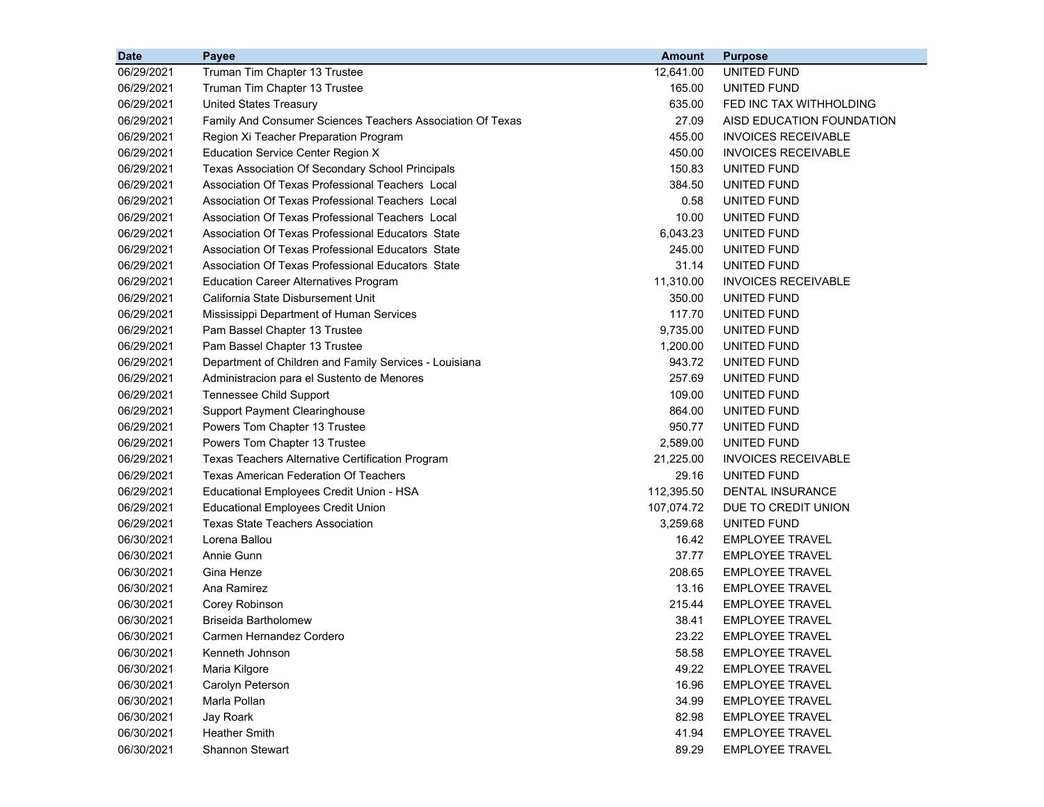| Date | Payee | Amount | Purpose |
|---|---|---|---|
| 06/29/2021 | Truman Tim Chapter 13 Trustee | 12,641.00 | UNITED FUND |
| 06/29/2021 | Truman Tim Chapter 13 Trustee | 165.00 | UNITED FUND |
| 06/29/2021 | United States Treasury | 635.00 | FED INC TAX WITHHOLDING |
| 06/29/2021 | Family And Consumer Sciences Teachers Association Of Texas | 27.09 | AISD EDUCATION FOUNDATION |
| 06/29/2021 | Region Xi Teacher Preparation Program | 455.00 | INVOICES RECEIVABLE |
| 06/29/2021 | Education Service Center Region X | 450.00 | INVOICES RECEIVABLE |
| 06/29/2021 | Texas Association Of Secondary School Principals | 150.83 | UNITED FUND |
| 06/29/2021 | Association Of Texas Professional Teachers Local | 384.50 | UNITED FUND |
| 06/29/2021 | Association Of Texas Professional Teachers Local | 0.58 | UNITED FUND |
| 06/29/2021 | Association Of Texas Professional Teachers Local | 10.00 | UNITED FUND |
| 06/29/2021 | Association Of Texas Professional Educators State | 6,043.23 | UNITED FUND |
| 06/29/2021 | Association Of Texas Professional Educators State | 245.00 | UNITED FUND |
| 06/29/2021 | Association Of Texas Professional Educators State | 31.14 | UNITED FUND |
| 06/29/2021 | Education Career Alternatives Program | 11,310.00 | INVOICES RECEIVABLE |
| 06/29/2021 | California State Disbursement Unit | 350.00 | UNITED FUND |
| 06/29/2021 | Mississippi Department of Human Services | 117.70 | UNITED FUND |
| 06/29/2021 | Pam Bassel Chapter 13 Trustee | 9,735.00 | UNITED FUND |
| 06/29/2021 | Pam Bassel Chapter 13 Trustee | 1,200.00 | UNITED FUND |
| 06/29/2021 | Department of Children and Family Services - Louisiana | 943.72 | UNITED FUND |
| 06/29/2021 | Administracion para el Sustento de Menores | 257.69 | UNITED FUND |
| 06/29/2021 | Tennessee Child Support | 109.00 | UNITED FUND |
| 06/29/2021 | Support Payment Clearinghouse | 864.00 | UNITED FUND |
| 06/29/2021 | Powers Tom Chapter 13 Trustee | 950.77 | UNITED FUND |
| 06/29/2021 | Powers Tom Chapter 13 Trustee | 2,589.00 | UNITED FUND |
| 06/29/2021 | Texas Teachers Alternative Certification Program | 21,225.00 | INVOICES RECEIVABLE |
| 06/29/2021 | Texas American Federation Of Teachers | 29.16 | UNITED FUND |
| 06/29/2021 | Educational Employees Credit Union - HSA | 112,395.50 | DENTAL INSURANCE |
| 06/29/2021 | Educational Employees Credit Union | 107,074.72 | DUE TO CREDIT UNION |
| 06/29/2021 | Texas State Teachers Association | 3,259.68 | UNITED FUND |
| 06/30/2021 | Lorena Ballou | 16.42 | EMPLOYEE TRAVEL |
| 06/30/2021 | Annie Gunn | 37.77 | EMPLOYEE TRAVEL |
| 06/30/2021 | Gina Henze | 208.65 | EMPLOYEE TRAVEL |
| 06/30/2021 | Ana Ramirez | 13.16 | EMPLOYEE TRAVEL |
| 06/30/2021 | Corey Robinson | 215.44 | EMPLOYEE TRAVEL |
| 06/30/2021 | Briseida Bartholomew | 38.41 | EMPLOYEE TRAVEL |
| 06/30/2021 | Carmen Hernandez Cordero | 23.22 | EMPLOYEE TRAVEL |
| 06/30/2021 | Kenneth Johnson | 58.58 | EMPLOYEE TRAVEL |
| 06/30/2021 | Maria Kilgore | 49.22 | EMPLOYEE TRAVEL |
| 06/30/2021 | Carolyn Peterson | 16.96 | EMPLOYEE TRAVEL |
| 06/30/2021 | Marla Pollan | 34.99 | EMPLOYEE TRAVEL |
| 06/30/2021 | Jay Roark | 82.98 | EMPLOYEE TRAVEL |
| 06/30/2021 | Heather Smith | 41.94 | EMPLOYEE TRAVEL |
| 06/30/2021 | Shannon Stewart | 89.29 | EMPLOYEE TRAVEL |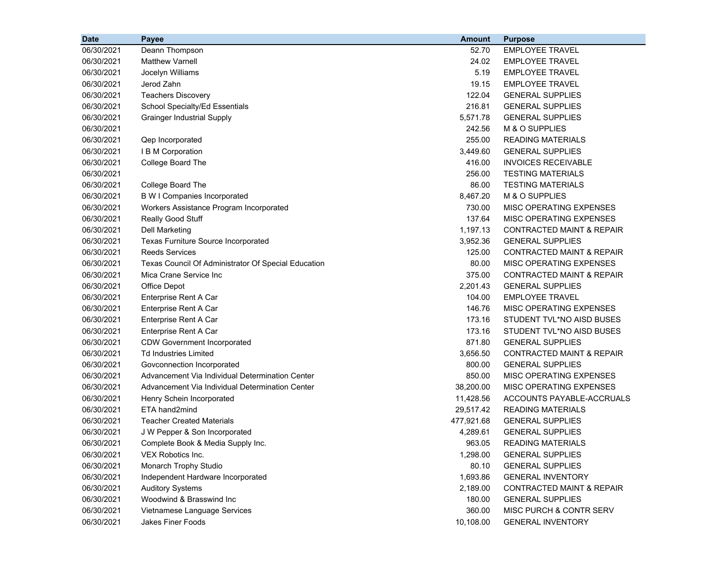| Date | Payee | Amount | Purpose |
|---|---|---|---|
| 06/30/2021 | Deann Thompson | 52.70 | EMPLOYEE TRAVEL |
| 06/30/2021 | Matthew Varnell | 24.02 | EMPLOYEE TRAVEL |
| 06/30/2021 | Jocelyn Williams | 5.19 | EMPLOYEE TRAVEL |
| 06/30/2021 | Jerod Zahn | 19.15 | EMPLOYEE TRAVEL |
| 06/30/2021 | Teachers Discovery | 122.04 | GENERAL SUPPLIES |
| 06/30/2021 | School Specialty/Ed Essentials | 216.81 | GENERAL SUPPLIES |
| 06/30/2021 | Grainger Industrial Supply | 5,571.78 | GENERAL SUPPLIES |
| 06/30/2021 | | 242.56 | M & O SUPPLIES |
| 06/30/2021 | Qep Incorporated | 255.00 | READING MATERIALS |
| 06/30/2021 | I B M Corporation | 3,449.60 | GENERAL SUPPLIES |
| 06/30/2021 | College Board The | 416.00 | INVOICES RECEIVABLE |
| 06/30/2021 | | 256.00 | TESTING MATERIALS |
| 06/30/2021 | College Board The | 86.00 | TESTING MATERIALS |
| 06/30/2021 | B W I Companies Incorporated | 8,467.20 | M & O SUPPLIES |
| 06/30/2021 | Workers Assistance Program Incorporated | 730.00 | MISC OPERATING EXPENSES |
| 06/30/2021 | Really Good Stuff | 137.64 | MISC OPERATING EXPENSES |
| 06/30/2021 | Dell Marketing | 1,197.13 | CONTRACTED MAINT & REPAIR |
| 06/30/2021 | Texas Furniture Source Incorporated | 3,952.36 | GENERAL SUPPLIES |
| 06/30/2021 | Reeds Services | 125.00 | CONTRACTED MAINT & REPAIR |
| 06/30/2021 | Texas Council Of Administrator Of Special Education | 80.00 | MISC OPERATING EXPENSES |
| 06/30/2021 | Mica Crane Service Inc | 375.00 | CONTRACTED MAINT & REPAIR |
| 06/30/2021 | Office Depot | 2,201.43 | GENERAL SUPPLIES |
| 06/30/2021 | Enterprise Rent A Car | 104.00 | EMPLOYEE TRAVEL |
| 06/30/2021 | Enterprise Rent A Car | 146.76 | MISC OPERATING EXPENSES |
| 06/30/2021 | Enterprise Rent A Car | 173.16 | STUDENT TVL*NO AISD BUSES |
| 06/30/2021 | Enterprise Rent A Car | 173.16 | STUDENT TVL*NO AISD BUSES |
| 06/30/2021 | CDW Government Incorporated | 871.80 | GENERAL SUPPLIES |
| 06/30/2021 | Td Industries Limited | 3,656.50 | CONTRACTED MAINT & REPAIR |
| 06/30/2021 | Govconnection Incorporated | 800.00 | GENERAL SUPPLIES |
| 06/30/2021 | Advancement Via Individual Determination Center | 850.00 | MISC OPERATING EXPENSES |
| 06/30/2021 | Advancement Via Individual Determination Center | 38,200.00 | MISC OPERATING EXPENSES |
| 06/30/2021 | Henry Schein Incorporated | 11,428.56 | ACCOUNTS PAYABLE-ACCRUALS |
| 06/30/2021 | ETA hand2mind | 29,517.42 | READING MATERIALS |
| 06/30/2021 | Teacher Created Materials | 477,921.68 | GENERAL SUPPLIES |
| 06/30/2021 | J W Pepper & Son Incorporated | 4,289.61 | GENERAL SUPPLIES |
| 06/30/2021 | Complete Book & Media Supply Inc. | 963.05 | READING MATERIALS |
| 06/30/2021 | VEX Robotics Inc. | 1,298.00 | GENERAL SUPPLIES |
| 06/30/2021 | Monarch Trophy Studio | 80.10 | GENERAL SUPPLIES |
| 06/30/2021 | Independent Hardware Incorporated | 1,693.86 | GENERAL INVENTORY |
| 06/30/2021 | Auditory Systems | 2,189.00 | CONTRACTED MAINT & REPAIR |
| 06/30/2021 | Woodwind & Brasswind Inc | 180.00 | GENERAL SUPPLIES |
| 06/30/2021 | Vietnamese Language Services | 360.00 | MISC PURCH & CONTR SERV |
| 06/30/2021 | Jakes Finer Foods | 10,108.00 | GENERAL INVENTORY |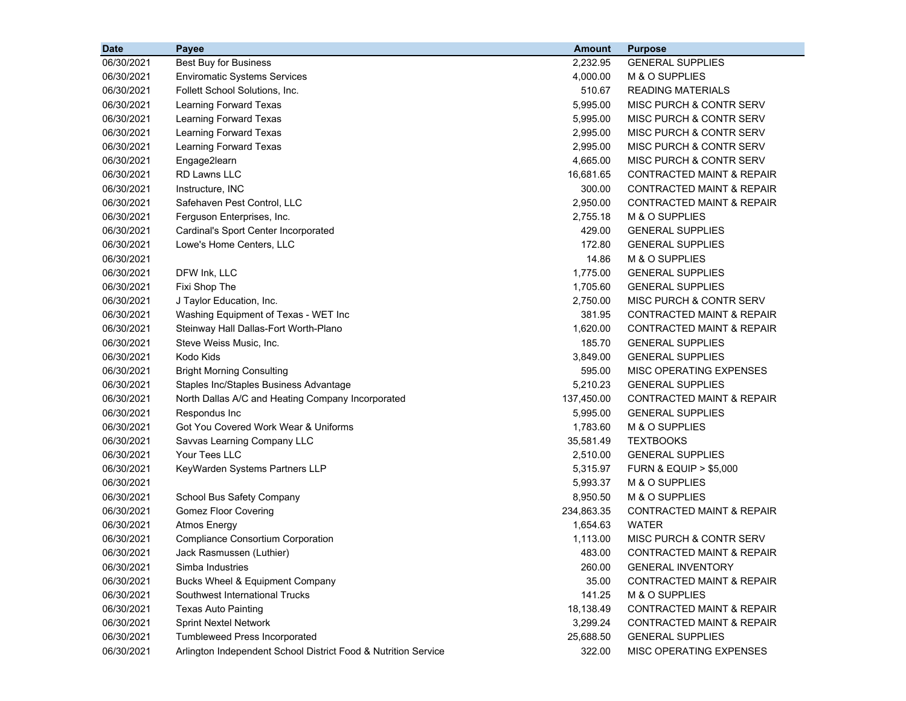| Date | Payee | Amount | Purpose |
|---|---|---|---|
| 06/30/2021 | Best Buy for Business | 2,232.95 | GENERAL SUPPLIES |
| 06/30/2021 | Enviromatic Systems Services | 4,000.00 | M & O SUPPLIES |
| 06/30/2021 | Follett School Solutions, Inc. | 510.67 | READING MATERIALS |
| 06/30/2021 | Learning Forward Texas | 5,995.00 | MISC PURCH & CONTR SERV |
| 06/30/2021 | Learning Forward Texas | 5,995.00 | MISC PURCH & CONTR SERV |
| 06/30/2021 | Learning Forward Texas | 2,995.00 | MISC PURCH & CONTR SERV |
| 06/30/2021 | Learning Forward Texas | 2,995.00 | MISC PURCH & CONTR SERV |
| 06/30/2021 | Engage2learn | 4,665.00 | MISC PURCH & CONTR SERV |
| 06/30/2021 | RD Lawns LLC | 16,681.65 | CONTRACTED MAINT & REPAIR |
| 06/30/2021 | Instructure, INC | 300.00 | CONTRACTED MAINT & REPAIR |
| 06/30/2021 | Safehaven Pest Control, LLC | 2,950.00 | CONTRACTED MAINT & REPAIR |
| 06/30/2021 | Ferguson Enterprises, Inc. | 2,755.18 | M & O SUPPLIES |
| 06/30/2021 | Cardinal's Sport Center Incorporated | 429.00 | GENERAL SUPPLIES |
| 06/30/2021 | Lowe's Home Centers, LLC | 172.80 | GENERAL SUPPLIES |
| 06/30/2021 | | 14.86 | M & O SUPPLIES |
| 06/30/2021 | DFW Ink, LLC | 1,775.00 | GENERAL SUPPLIES |
| 06/30/2021 | Fixi Shop The | 1,705.60 | GENERAL SUPPLIES |
| 06/30/2021 | J Taylor Education, Inc. | 2,750.00 | MISC PURCH & CONTR SERV |
| 06/30/2021 | Washing Equipment of Texas - WET Inc | 381.95 | CONTRACTED MAINT & REPAIR |
| 06/30/2021 | Steinway Hall Dallas-Fort Worth-Plano | 1,620.00 | CONTRACTED MAINT & REPAIR |
| 06/30/2021 | Steve Weiss Music, Inc. | 185.70 | GENERAL SUPPLIES |
| 06/30/2021 | Kodo Kids | 3,849.00 | GENERAL SUPPLIES |
| 06/30/2021 | Bright Morning Consulting | 595.00 | MISC OPERATING EXPENSES |
| 06/30/2021 | Staples Inc/Staples Business Advantage | 5,210.23 | GENERAL SUPPLIES |
| 06/30/2021 | North Dallas A/C and Heating Company Incorporated | 137,450.00 | CONTRACTED MAINT & REPAIR |
| 06/30/2021 | Respondus Inc | 5,995.00 | GENERAL SUPPLIES |
| 06/30/2021 | Got You Covered Work Wear & Uniforms | 1,783.60 | M & O SUPPLIES |
| 06/30/2021 | Savvas Learning Company LLC | 35,581.49 | TEXTBOOKS |
| 06/30/2021 | Your Tees LLC | 2,510.00 | GENERAL SUPPLIES |
| 06/30/2021 | KeyWarden Systems Partners LLP | 5,315.97 | FURN & EQUIP > $5,000 |
| 06/30/2021 | | 5,993.37 | M & O SUPPLIES |
| 06/30/2021 | School Bus Safety Company | 8,950.50 | M & O SUPPLIES |
| 06/30/2021 | Gomez Floor Covering | 234,863.35 | CONTRACTED MAINT & REPAIR |
| 06/30/2021 | Atmos Energy | 1,654.63 | WATER |
| 06/30/2021 | Compliance Consortium Corporation | 1,113.00 | MISC PURCH & CONTR SERV |
| 06/30/2021 | Jack Rasmussen (Luthier) | 483.00 | CONTRACTED MAINT & REPAIR |
| 06/30/2021 | Simba Industries | 260.00 | GENERAL INVENTORY |
| 06/30/2021 | Bucks Wheel & Equipment Company | 35.00 | CONTRACTED MAINT & REPAIR |
| 06/30/2021 | Southwest International Trucks | 141.25 | M & O SUPPLIES |
| 06/30/2021 | Texas Auto Painting | 18,138.49 | CONTRACTED MAINT & REPAIR |
| 06/30/2021 | Sprint Nextel Network | 3,299.24 | CONTRACTED MAINT & REPAIR |
| 06/30/2021 | Tumbleweed Press Incorporated | 25,688.50 | GENERAL SUPPLIES |
| 06/30/2021 | Arlington Independent School District Food & Nutrition Service | 322.00 | MISC OPERATING EXPENSES |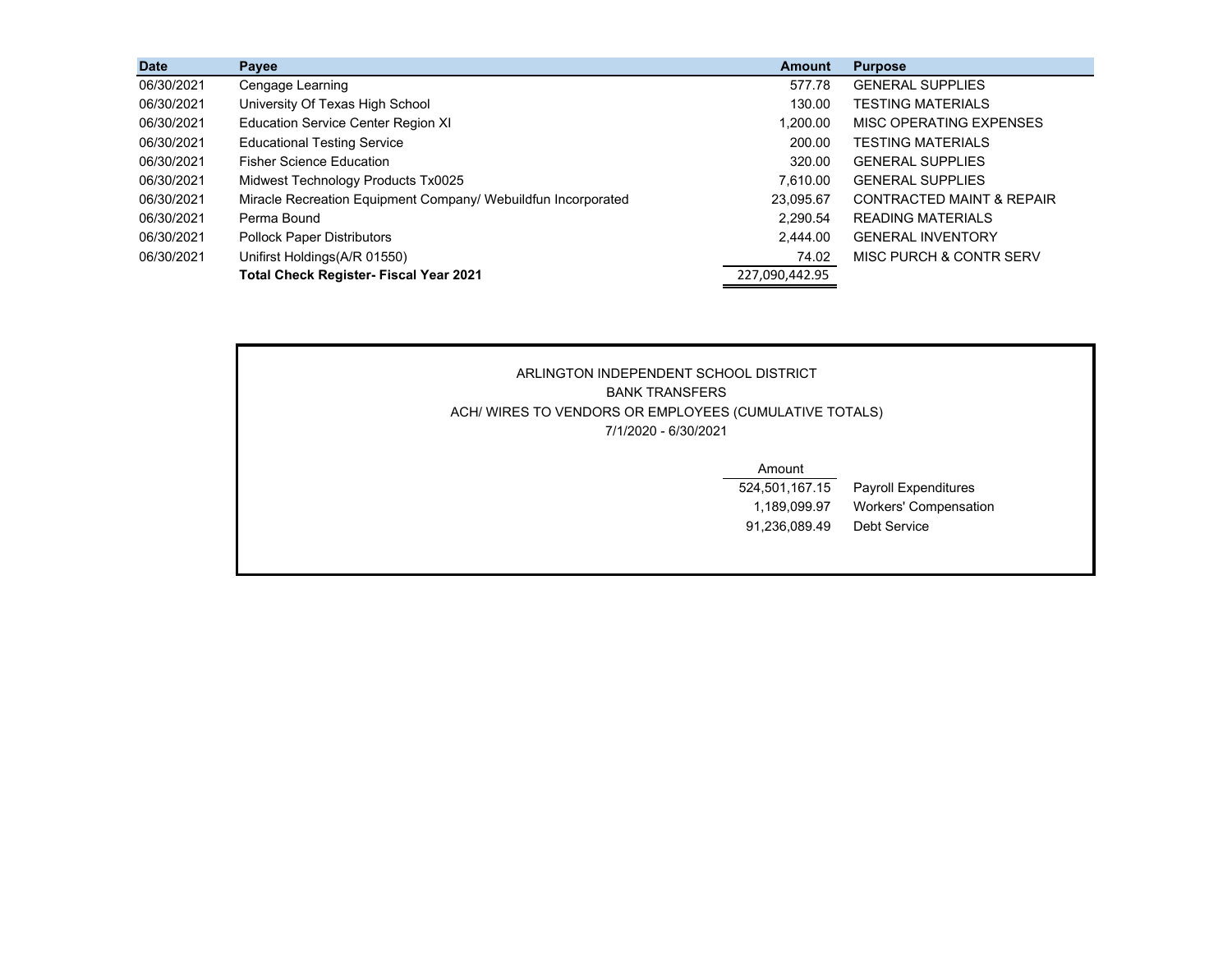| Date | Payee | Amount | Purpose |
|---|---|---|---|
| 06/30/2021 | Cengage Learning | 577.78 | GENERAL SUPPLIES |
| 06/30/2021 | University Of Texas High School | 130.00 | TESTING MATERIALS |
| 06/30/2021 | Education Service Center Region XI | 1,200.00 | MISC OPERATING EXPENSES |
| 06/30/2021 | Educational Testing Service | 200.00 | TESTING MATERIALS |
| 06/30/2021 | Fisher Science Education | 320.00 | GENERAL SUPPLIES |
| 06/30/2021 | Midwest Technology Products Tx0025 | 7,610.00 | GENERAL SUPPLIES |
| 06/30/2021 | Miracle Recreation Equipment Company/ Webuildfun Incorporated | 23,095.67 | CONTRACTED MAINT & REPAIR |
| 06/30/2021 | Perma Bound | 2,290.54 | READING MATERIALS |
| 06/30/2021 | Pollock Paper Distributors | 2,444.00 | GENERAL INVENTORY |
| 06/30/2021 | Unifirst Holdings(A/R 01550) | 74.02 | MISC PURCH & CONTR SERV |
| | **Total Check Register- Fiscal Year 2021** | 227,090,442.95 | |

ARLINGTON INDEPENDENT SCHOOL DISTRICT
BANK TRANSFERS
ACH/ WIRES TO VENDORS OR EMPLOYEES (CUMULATIVE TOTALS)
7/1/2020 - 6/30/2021

| Amount | |
|---|---|
| 524,501,167.15 | Payroll Expenditures |
| 1,189,099.97 | Workers' Compensation |
| 91,236,089.49 | Debt Service |